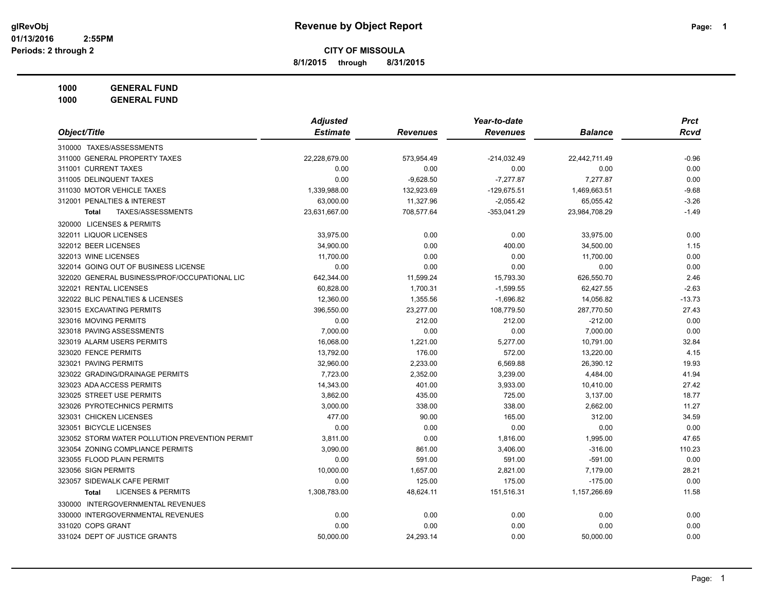# Revenue by Object Report

glRevObj
01/13/2016 2:55PM
Periods: 2 through 2

**CITY OF MISSOULA**

**8/1/2015 through 8/31/2015**

**1000 GENERAL FUND**

**1000 GENERAL FUND**

| Object/Title | Adjusted Estimate | Revenues | Year-to-date Revenues | Balance | Prct Rcvd |
|---|---|---|---|---|---|
| 310000 TAXES/ASSESSMENTS | | | | | |
| 311000 GENERAL PROPERTY TAXES | 22,228,679.00 | 573,954.49 | -214,032.49 | 22,442,711.49 | -0.96 |
| 311001 CURRENT TAXES | 0.00 | 0.00 | 0.00 | 0.00 | 0.00 |
| 311005 DELINQUENT TAXES | 0.00 | -9,628.50 | -7,277.87 | 7,277.87 | 0.00 |
| 311030 MOTOR VEHICLE TAXES | 1,339,988.00 | 132,923.69 | -129,675.51 | 1,469,663.51 | -9.68 |
| 312001 PENALTIES & INTEREST | 63,000.00 | 11,327.96 | -2,055.42 | 65,055.42 | -3.26 |
| **Total** TAXES/ASSESSMENTS | 23,631,667.00 | 708,577.64 | -353,041.29 | 23,984,708.29 | -1.49 |
| 320000 LICENSES & PERMITS | | | | | |
| 322011 LIQUOR LICENSES | 33,975.00 | 0.00 | 0.00 | 33,975.00 | 0.00 |
| 322012 BEER LICENSES | 34,900.00 | 0.00 | 400.00 | 34,500.00 | 1.15 |
| 322013 WINE LICENSES | 11,700.00 | 0.00 | 0.00 | 11,700.00 | 0.00 |
| 322014 GOING OUT OF BUSINESS LICENSE | 0.00 | 0.00 | 0.00 | 0.00 | 0.00 |
| 322020 GENERAL BUSINESS/PROF/OCCUPATIONAL LIC | 642,344.00 | 11,599.24 | 15,793.30 | 626,550.70 | 2.46 |
| 322021 RENTAL LICENSES | 60,828.00 | 1,700.31 | -1,599.55 | 62,427.55 | -2.63 |
| 322022 BLIC PENALTIES & LICENSES | 12,360.00 | 1,355.56 | -1,696.82 | 14,056.82 | -13.73 |
| 323015 EXCAVATING PERMITS | 396,550.00 | 23,277.00 | 108,779.50 | 287,770.50 | 27.43 |
| 323016 MOVING PERMITS | 0.00 | 212.00 | 212.00 | -212.00 | 0.00 |
| 323018 PAVING ASSESSMENTS | 7,000.00 | 0.00 | 0.00 | 7,000.00 | 0.00 |
| 323019 ALARM USERS PERMITS | 16,068.00 | 1,221.00 | 5,277.00 | 10,791.00 | 32.84 |
| 323020 FENCE PERMITS | 13,792.00 | 176.00 | 572.00 | 13,220.00 | 4.15 |
| 323021 PAVING PERMITS | 32,960.00 | 2,233.00 | 6,569.88 | 26,390.12 | 19.93 |
| 323022 GRADING/DRAINAGE PERMITS | 7,723.00 | 2,352.00 | 3,239.00 | 4,484.00 | 41.94 |
| 323023 ADA ACCESS PERMITS | 14,343.00 | 401.00 | 3,933.00 | 10,410.00 | 27.42 |
| 323025 STREET USE PERMITS | 3,862.00 | 435.00 | 725.00 | 3,137.00 | 18.77 |
| 323026 PYROTECHNICS PERMITS | 3,000.00 | 338.00 | 338.00 | 2,662.00 | 11.27 |
| 323031 CHICKEN LICENSES | 477.00 | 90.00 | 165.00 | 312.00 | 34.59 |
| 323051 BICYCLE LICENSES | 0.00 | 0.00 | 0.00 | 0.00 | 0.00 |
| 323052 STORM WATER POLLUTION PREVENTION PERMIT | 3,811.00 | 0.00 | 1,816.00 | 1,995.00 | 47.65 |
| 323054 ZONING COMPLIANCE PERMITS | 3,090.00 | 861.00 | 3,406.00 | -316.00 | 110.23 |
| 323055 FLOOD PLAIN PERMITS | 0.00 | 591.00 | 591.00 | -591.00 | 0.00 |
| 323056 SIGN PERMITS | 10,000.00 | 1,657.00 | 2,821.00 | 7,179.00 | 28.21 |
| 323057 SIDEWALK CAFE PERMIT | 0.00 | 125.00 | 175.00 | -175.00 | 0.00 |
| **Total** LICENSES & PERMITS | 1,308,783.00 | 48,624.11 | 151,516.31 | 1,157,266.69 | 11.58 |
| 330000 INTERGOVERNMENTAL REVENUES | | | | | |
| 330000 INTERGOVERNMENTAL REVENUES | 0.00 | 0.00 | 0.00 | 0.00 | 0.00 |
| 331020 COPS GRANT | 0.00 | 0.00 | 0.00 | 0.00 | 0.00 |
| 331024 DEPT OF JUSTICE GRANTS | 50,000.00 | 24,293.14 | 0.00 | 50,000.00 | 0.00 |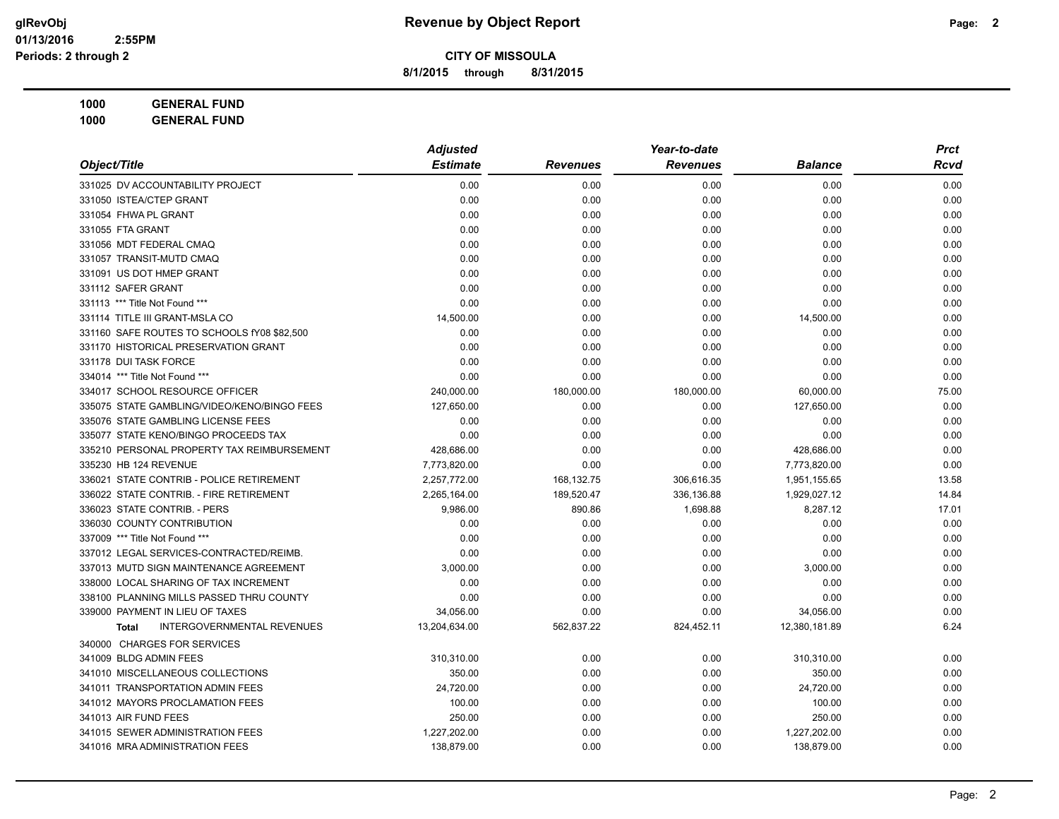**Revenue by Object Report**

**CITY OF MISSOULA**

**8/1/2015 through 8/31/2015**

glRevObj
01/13/2016 2:55PM
Periods: 2 through 2

**1000 GENERAL FUND**
**1000 GENERAL FUND**

| Object/Title | Adjusted Estimate | Revenues | Year-to-date Revenues | Balance | Prct Rcvd |
|---|---|---|---|---|---|
| 331025 DV ACCOUNTABILITY PROJECT | 0.00 | 0.00 | 0.00 | 0.00 | 0.00 |
| 331050 ISTEA/CTEP GRANT | 0.00 | 0.00 | 0.00 | 0.00 | 0.00 |
| 331054 FHWA PL GRANT | 0.00 | 0.00 | 0.00 | 0.00 | 0.00 |
| 331055 FTA GRANT | 0.00 | 0.00 | 0.00 | 0.00 | 0.00 |
| 331056 MDT FEDERAL CMAQ | 0.00 | 0.00 | 0.00 | 0.00 | 0.00 |
| 331057 TRANSIT-MUTD CMAQ | 0.00 | 0.00 | 0.00 | 0.00 | 0.00 |
| 331091 US DOT HMEP GRANT | 0.00 | 0.00 | 0.00 | 0.00 | 0.00 |
| 331112 SAFER GRANT | 0.00 | 0.00 | 0.00 | 0.00 | 0.00 |
| 331113 *** Title Not Found *** | 0.00 | 0.00 | 0.00 | 0.00 | 0.00 |
| 331114 TITLE III GRANT-MSLA CO | 14,500.00 | 0.00 | 0.00 | 14,500.00 | 0.00 |
| 331160 SAFE ROUTES TO SCHOOLS fY08 $82,500 | 0.00 | 0.00 | 0.00 | 0.00 | 0.00 |
| 331170 HISTORICAL PRESERVATION GRANT | 0.00 | 0.00 | 0.00 | 0.00 | 0.00 |
| 331178 DUI TASK FORCE | 0.00 | 0.00 | 0.00 | 0.00 | 0.00 |
| 334014 *** Title Not Found *** | 0.00 | 0.00 | 0.00 | 0.00 | 0.00 |
| 334017 SCHOOL RESOURCE OFFICER | 240,000.00 | 180,000.00 | 180,000.00 | 60,000.00 | 75.00 |
| 335075 STATE GAMBLING/VIDEO/KENO/BINGO FEES | 127,650.00 | 0.00 | 0.00 | 127,650.00 | 0.00 |
| 335076 STATE GAMBLING LICENSE FEES | 0.00 | 0.00 | 0.00 | 0.00 | 0.00 |
| 335077 STATE KENO/BINGO PROCEEDS TAX | 0.00 | 0.00 | 0.00 | 0.00 | 0.00 |
| 335210 PERSONAL PROPERTY TAX REIMBURSEMENT | 428,686.00 | 0.00 | 0.00 | 428,686.00 | 0.00 |
| 335230 HB 124 REVENUE | 7,773,820.00 | 0.00 | 0.00 | 7,773,820.00 | 0.00 |
| 336021 STATE CONTRIB - POLICE RETIREMENT | 2,257,772.00 | 168,132.75 | 306,616.35 | 1,951,155.65 | 13.58 |
| 336022 STATE CONTRIB. - FIRE RETIREMENT | 2,265,164.00 | 189,520.47 | 336,136.88 | 1,929,027.12 | 14.84 |
| 336023 STATE CONTRIB. - PERS | 9,986.00 | 890.86 | 1,698.88 | 8,287.12 | 17.01 |
| 336030 COUNTY CONTRIBUTION | 0.00 | 0.00 | 0.00 | 0.00 | 0.00 |
| 337009 *** Title Not Found *** | 0.00 | 0.00 | 0.00 | 0.00 | 0.00 |
| 337012 LEGAL SERVICES-CONTRACTED/REIMB. | 0.00 | 0.00 | 0.00 | 0.00 | 0.00 |
| 337013 MUTD SIGN MAINTENANCE AGREEMENT | 3,000.00 | 0.00 | 0.00 | 3,000.00 | 0.00 |
| 338000 LOCAL SHARING OF TAX INCREMENT | 0.00 | 0.00 | 0.00 | 0.00 | 0.00 |
| 338100 PLANNING MILLS PASSED THRU COUNTY | 0.00 | 0.00 | 0.00 | 0.00 | 0.00 |
| 339000 PAYMENT IN LIEU OF TAXES | 34,056.00 | 0.00 | 0.00 | 34,056.00 | 0.00 |
| **Total** INTERGOVERNMENTAL REVENUES | 13,204,634.00 | 562,837.22 | 824,452.11 | 12,380,181.89 | 6.24 |
| 340000 CHARGES FOR SERVICES | | | | | |
| 341009 BLDG ADMIN FEES | 310,310.00 | 0.00 | 0.00 | 310,310.00 | 0.00 |
| 341010 MISCELLANEOUS COLLECTIONS | 350.00 | 0.00 | 0.00 | 350.00 | 0.00 |
| 341011 TRANSPORTATION ADMIN FEES | 24,720.00 | 0.00 | 0.00 | 24,720.00 | 0.00 |
| 341012 MAYORS PROCLAMATION FEES | 100.00 | 0.00 | 0.00 | 100.00 | 0.00 |
| 341013 AIR FUND FEES | 250.00 | 0.00 | 0.00 | 250.00 | 0.00 |
| 341015 SEWER ADMINISTRATION FEES | 1,227,202.00 | 0.00 | 0.00 | 1,227,202.00 | 0.00 |
| 341016 MRA ADMINISTRATION FEES | 138,879.00 | 0.00 | 0.00 | 138,879.00 | 0.00 |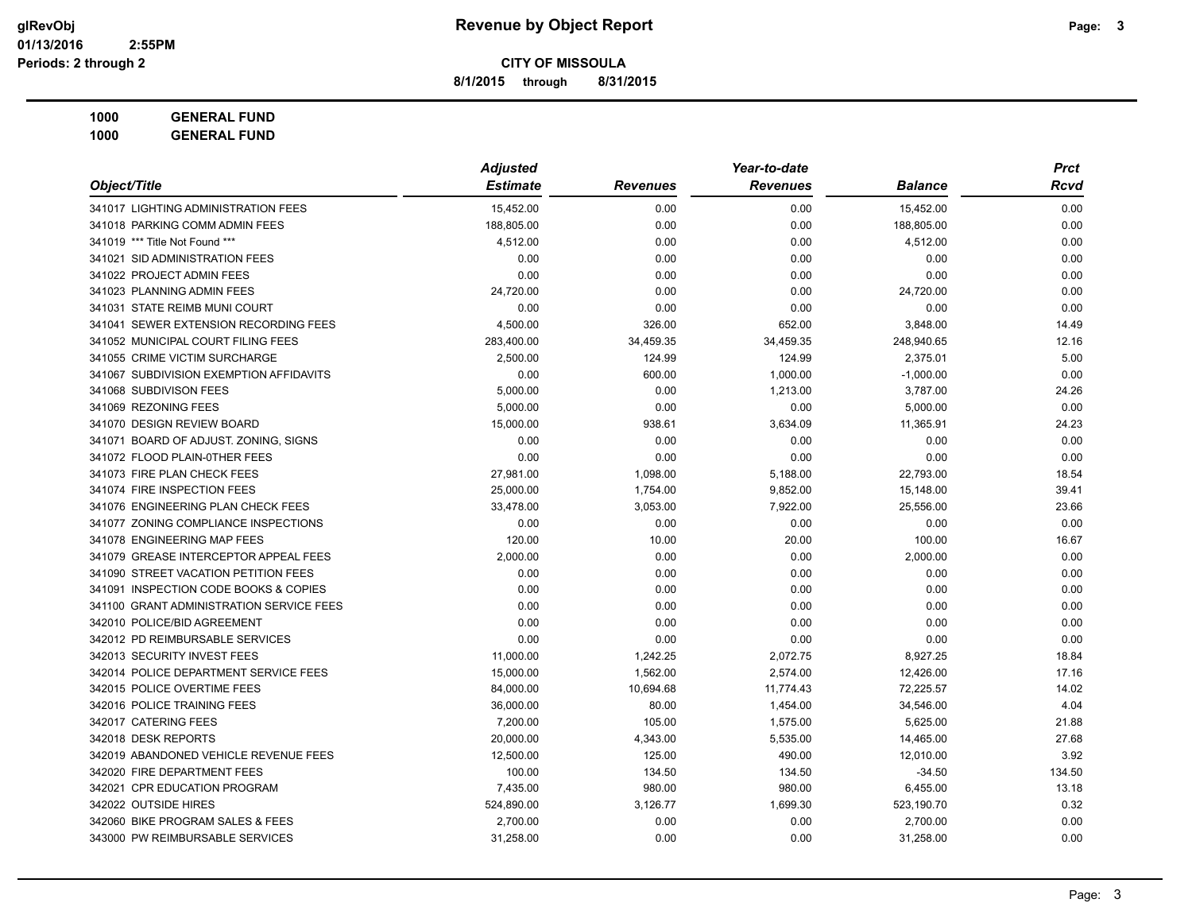**Revenue by Object Report**

**CITY OF MISSOULA**

**8/1/2015 through 8/31/2015**

glRevObj
01/13/2016 2:55PM
Periods: 2 through 2

**1000 GENERAL FUND**

**1000 GENERAL FUND**

| Object/Title | Adjusted Estimate | Revenues | Year-to-date Revenues | Balance | Prct Rcvd |
|---|---|---|---|---|---|
| 341017 LIGHTING ADMINISTRATION FEES | 15,452.00 | 0.00 | 0.00 | 15,452.00 | 0.00 |
| 341018 PARKING COMM ADMIN FEES | 188,805.00 | 0.00 | 0.00 | 188,805.00 | 0.00 |
| 341019 *** Title Not Found *** | 4,512.00 | 0.00 | 0.00 | 4,512.00 | 0.00 |
| 341021 SID ADMINISTRATION FEES | 0.00 | 0.00 | 0.00 | 0.00 | 0.00 |
| 341022 PROJECT ADMIN FEES | 0.00 | 0.00 | 0.00 | 0.00 | 0.00 |
| 341023 PLANNING ADMIN FEES | 24,720.00 | 0.00 | 0.00 | 24,720.00 | 0.00 |
| 341031 STATE REIMB MUNI COURT | 0.00 | 0.00 | 0.00 | 0.00 | 0.00 |
| 341041 SEWER EXTENSION RECORDING FEES | 4,500.00 | 326.00 | 652.00 | 3,848.00 | 14.49 |
| 341052 MUNICIPAL COURT FILING FEES | 283,400.00 | 34,459.35 | 34,459.35 | 248,940.65 | 12.16 |
| 341055 CRIME VICTIM SURCHARGE | 2,500.00 | 124.99 | 124.99 | 2,375.01 | 5.00 |
| 341067 SUBDIVISION EXEMPTION AFFIDAVITS | 0.00 | 600.00 | 1,000.00 | -1,000.00 | 0.00 |
| 341068 SUBDIVISON FEES | 5,000.00 | 0.00 | 1,213.00 | 3,787.00 | 24.26 |
| 341069 REZONING FEES | 5,000.00 | 0.00 | 0.00 | 5,000.00 | 0.00 |
| 341070 DESIGN REVIEW BOARD | 15,000.00 | 938.61 | 3,634.09 | 11,365.91 | 24.23 |
| 341071 BOARD OF ADJUST. ZONING, SIGNS | 0.00 | 0.00 | 0.00 | 0.00 | 0.00 |
| 341072 FLOOD PLAIN-0THER FEES | 0.00 | 0.00 | 0.00 | 0.00 | 0.00 |
| 341073 FIRE PLAN CHECK FEES | 27,981.00 | 1,098.00 | 5,188.00 | 22,793.00 | 18.54 |
| 341074 FIRE INSPECTION FEES | 25,000.00 | 1,754.00 | 9,852.00 | 15,148.00 | 39.41 |
| 341076 ENGINEERING PLAN CHECK FEES | 33,478.00 | 3,053.00 | 7,922.00 | 25,556.00 | 23.66 |
| 341077 ZONING COMPLIANCE INSPECTIONS | 0.00 | 0.00 | 0.00 | 0.00 | 0.00 |
| 341078 ENGINEERING MAP FEES | 120.00 | 10.00 | 20.00 | 100.00 | 16.67 |
| 341079 GREASE INTERCEPTOR APPEAL FEES | 2,000.00 | 0.00 | 0.00 | 2,000.00 | 0.00 |
| 341090 STREET VACATION PETITION FEES | 0.00 | 0.00 | 0.00 | 0.00 | 0.00 |
| 341091 INSPECTION CODE BOOKS & COPIES | 0.00 | 0.00 | 0.00 | 0.00 | 0.00 |
| 341100 GRANT ADMINISTRATION SERVICE FEES | 0.00 | 0.00 | 0.00 | 0.00 | 0.00 |
| 342010 POLICE/BID AGREEMENT | 0.00 | 0.00 | 0.00 | 0.00 | 0.00 |
| 342012 PD REIMBURSABLE SERVICES | 0.00 | 0.00 | 0.00 | 0.00 | 0.00 |
| 342013 SECURITY INVEST FEES | 11,000.00 | 1,242.25 | 2,072.75 | 8,927.25 | 18.84 |
| 342014 POLICE DEPARTMENT SERVICE FEES | 15,000.00 | 1,562.00 | 2,574.00 | 12,426.00 | 17.16 |
| 342015 POLICE OVERTIME FEES | 84,000.00 | 10,694.68 | 11,774.43 | 72,225.57 | 14.02 |
| 342016 POLICE TRAINING FEES | 36,000.00 | 80.00 | 1,454.00 | 34,546.00 | 4.04 |
| 342017 CATERING FEES | 7,200.00 | 105.00 | 1,575.00 | 5,625.00 | 21.88 |
| 342018 DESK REPORTS | 20,000.00 | 4,343.00 | 5,535.00 | 14,465.00 | 27.68 |
| 342019 ABANDONED VEHICLE REVENUE FEES | 12,500.00 | 125.00 | 490.00 | 12,010.00 | 3.92 |
| 342020 FIRE DEPARTMENT FEES | 100.00 | 134.50 | 134.50 | -34.50 | 134.50 |
| 342021 CPR EDUCATION PROGRAM | 7,435.00 | 980.00 | 980.00 | 6,455.00 | 13.18 |
| 342022 OUTSIDE HIRES | 524,890.00 | 3,126.77 | 1,699.30 | 523,190.70 | 0.32 |
| 342060 BIKE PROGRAM SALES & FEES | 2,700.00 | 0.00 | 0.00 | 2,700.00 | 0.00 |
| 343000 PW REIMBURSABLE SERVICES | 31,258.00 | 0.00 | 0.00 | 31,258.00 | 0.00 |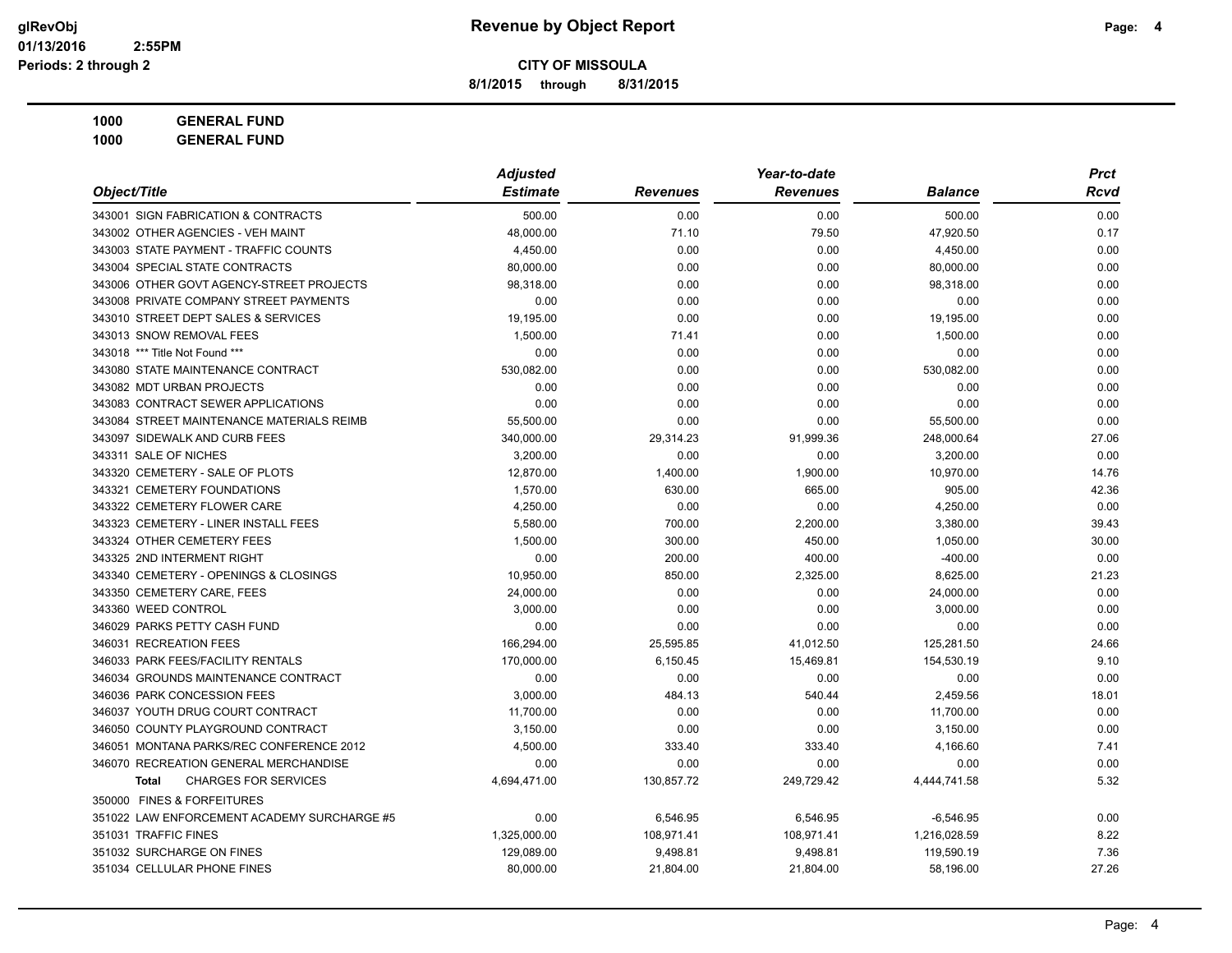# Revenue by Object Report

**CITY OF MISSOULA**

**8/1/2015 through 8/31/2015**

glRevObj
01/13/2016 2:55PM
Periods: 2 through 2

**1000 GENERAL FUND**

**1000 GENERAL FUND**

| Object/Title | Adjusted Estimate | Revenues | Year-to-date Revenues | Balance | Prct Rcvd |
|---|---|---|---|---|---|
| 343001 SIGN FABRICATION & CONTRACTS | 500.00 | 0.00 | 0.00 | 500.00 | 0.00 |
| 343002 OTHER AGENCIES - VEH MAINT | 48,000.00 | 71.10 | 79.50 | 47,920.50 | 0.17 |
| 343003 STATE PAYMENT - TRAFFIC COUNTS | 4,450.00 | 0.00 | 0.00 | 4,450.00 | 0.00 |
| 343004 SPECIAL STATE CONTRACTS | 80,000.00 | 0.00 | 0.00 | 80,000.00 | 0.00 |
| 343006 OTHER GOVT AGENCY-STREET PROJECTS | 98,318.00 | 0.00 | 0.00 | 98,318.00 | 0.00 |
| 343008 PRIVATE COMPANY STREET PAYMENTS | 0.00 | 0.00 | 0.00 | 0.00 | 0.00 |
| 343010 STREET DEPT SALES & SERVICES | 19,195.00 | 0.00 | 0.00 | 19,195.00 | 0.00 |
| 343013 SNOW REMOVAL FEES | 1,500.00 | 71.41 | 0.00 | 1,500.00 | 0.00 |
| 343018 *** Title Not Found *** | 0.00 | 0.00 | 0.00 | 0.00 | 0.00 |
| 343080 STATE MAINTENANCE CONTRACT | 530,082.00 | 0.00 | 0.00 | 530,082.00 | 0.00 |
| 343082 MDT URBAN PROJECTS | 0.00 | 0.00 | 0.00 | 0.00 | 0.00 |
| 343083 CONTRACT SEWER APPLICATIONS | 0.00 | 0.00 | 0.00 | 0.00 | 0.00 |
| 343084 STREET MAINTENANCE MATERIALS REIMB | 55,500.00 | 0.00 | 0.00 | 55,500.00 | 0.00 |
| 343097 SIDEWALK AND CURB FEES | 340,000.00 | 29,314.23 | 91,999.36 | 248,000.64 | 27.06 |
| 343311 SALE OF NICHES | 3,200.00 | 0.00 | 0.00 | 3,200.00 | 0.00 |
| 343320 CEMETERY - SALE OF PLOTS | 12,870.00 | 1,400.00 | 1,900.00 | 10,970.00 | 14.76 |
| 343321 CEMETERY FOUNDATIONS | 1,570.00 | 630.00 | 665.00 | 905.00 | 42.36 |
| 343322 CEMETERY FLOWER CARE | 4,250.00 | 0.00 | 0.00 | 4,250.00 | 0.00 |
| 343323 CEMETERY - LINER INSTALL FEES | 5,580.00 | 700.00 | 2,200.00 | 3,380.00 | 39.43 |
| 343324 OTHER CEMETERY FEES | 1,500.00 | 300.00 | 450.00 | 1,050.00 | 30.00 |
| 343325 2ND INTERMENT RIGHT | 0.00 | 200.00 | 400.00 | -400.00 | 0.00 |
| 343340 CEMETERY - OPENINGS & CLOSINGS | 10,950.00 | 850.00 | 2,325.00 | 8,625.00 | 21.23 |
| 343350 CEMETERY CARE, FEES | 24,000.00 | 0.00 | 0.00 | 24,000.00 | 0.00 |
| 343360 WEED CONTROL | 3,000.00 | 0.00 | 0.00 | 3,000.00 | 0.00 |
| 346029 PARKS PETTY CASH FUND | 0.00 | 0.00 | 0.00 | 0.00 | 0.00 |
| 346031 RECREATION FEES | 166,294.00 | 25,595.85 | 41,012.50 | 125,281.50 | 24.66 |
| 346033 PARK FEES/FACILITY RENTALS | 170,000.00 | 6,150.45 | 15,469.81 | 154,530.19 | 9.10 |
| 346034 GROUNDS MAINTENANCE CONTRACT | 0.00 | 0.00 | 0.00 | 0.00 | 0.00 |
| 346036 PARK CONCESSION FEES | 3,000.00 | 484.13 | 540.44 | 2,459.56 | 18.01 |
| 346037 YOUTH DRUG COURT CONTRACT | 11,700.00 | 0.00 | 0.00 | 11,700.00 | 0.00 |
| 346050 COUNTY PLAYGROUND CONTRACT | 3,150.00 | 0.00 | 0.00 | 3,150.00 | 0.00 |
| 346051 MONTANA PARKS/REC CONFERENCE 2012 | 4,500.00 | 333.40 | 333.40 | 4,166.60 | 7.41 |
| 346070 RECREATION GENERAL MERCHANDISE | 0.00 | 0.00 | 0.00 | 0.00 | 0.00 |
| **Total** CHARGES FOR SERVICES | 4,694,471.00 | 130,857.72 | 249,729.42 | 4,444,741.58 | 5.32 |
| 350000 FINES & FORFEITURES | | | | | |
| 351022 LAW ENFORCEMENT ACADEMY SURCHARGE #5 | 0.00 | 6,546.95 | 6,546.95 | -6,546.95 | 0.00 |
| 351031 TRAFFIC FINES | 1,325,000.00 | 108,971.41 | 108,971.41 | 1,216,028.59 | 8.22 |
| 351032 SURCHARGE ON FINES | 129,089.00 | 9,498.81 | 9,498.81 | 119,590.19 | 7.36 |
| 351034 CELLULAR PHONE FINES | 80,000.00 | 21,804.00 | 21,804.00 | 58,196.00 | 27.26 |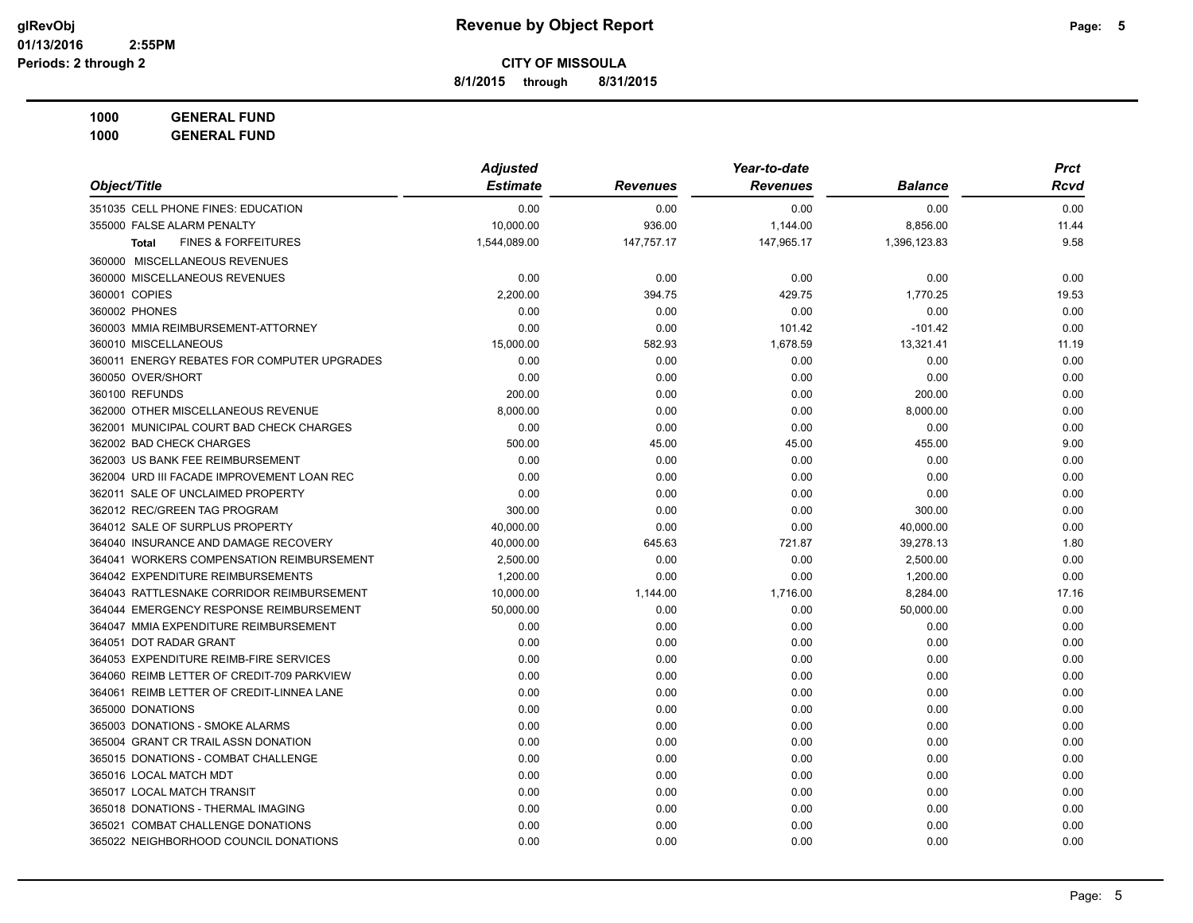**Revenue by Object Report**

**CITY OF MISSOULA**

**8/1/2015 through 8/31/2015**

glRevObj
01/13/2016 2:55PM
Periods: 2 through 2

**1000 GENERAL FUND**

**1000 GENERAL FUND**

| Object/Title | Adjusted Estimate | Revenues | Year-to-date Revenues | Balance | Prct Rcvd |
|---|---|---|---|---|---|
| 351035 CELL PHONE FINES: EDUCATION | 0.00 | 0.00 | 0.00 | 0.00 | 0.00 |
| 355000 FALSE ALARM PENALTY | 10,000.00 | 936.00 | 1,144.00 | 8,856.00 | 11.44 |
| **Total** FINES & FORFEITURES | 1,544,089.00 | 147,757.17 | 147,965.17 | 1,396,123.83 | 9.58 |
| 360000 MISCELLANEOUS REVENUES | | | | | |
| 360000 MISCELLANEOUS REVENUES | 0.00 | 0.00 | 0.00 | 0.00 | 0.00 |
| 360001 COPIES | 2,200.00 | 394.75 | 429.75 | 1,770.25 | 19.53 |
| 360002 PHONES | 0.00 | 0.00 | 0.00 | 0.00 | 0.00 |
| 360003 MMIA REIMBURSEMENT-ATTORNEY | 0.00 | 0.00 | 101.42 | -101.42 | 0.00 |
| 360010 MISCELLANEOUS | 15,000.00 | 582.93 | 1,678.59 | 13,321.41 | 11.19 |
| 360011 ENERGY REBATES FOR COMPUTER UPGRADES | 0.00 | 0.00 | 0.00 | 0.00 | 0.00 |
| 360050 OVER/SHORT | 0.00 | 0.00 | 0.00 | 0.00 | 0.00 |
| 360100 REFUNDS | 200.00 | 0.00 | 0.00 | 200.00 | 0.00 |
| 362000 OTHER MISCELLANEOUS REVENUE | 8,000.00 | 0.00 | 0.00 | 8,000.00 | 0.00 |
| 362001 MUNICIPAL COURT BAD CHECK CHARGES | 0.00 | 0.00 | 0.00 | 0.00 | 0.00 |
| 362002 BAD CHECK CHARGES | 500.00 | 45.00 | 45.00 | 455.00 | 9.00 |
| 362003 US BANK FEE REIMBURSEMENT | 0.00 | 0.00 | 0.00 | 0.00 | 0.00 |
| 362004 URD III FACADE IMPROVEMENT LOAN REC | 0.00 | 0.00 | 0.00 | 0.00 | 0.00 |
| 362011 SALE OF UNCLAIMED PROPERTY | 0.00 | 0.00 | 0.00 | 0.00 | 0.00 |
| 362012 REC/GREEN TAG PROGRAM | 300.00 | 0.00 | 0.00 | 300.00 | 0.00 |
| 364012 SALE OF SURPLUS PROPERTY | 40,000.00 | 0.00 | 0.00 | 40,000.00 | 0.00 |
| 364040 INSURANCE AND DAMAGE RECOVERY | 40,000.00 | 645.63 | 721.87 | 39,278.13 | 1.80 |
| 364041 WORKERS COMPENSATION REIMBURSEMENT | 2,500.00 | 0.00 | 0.00 | 2,500.00 | 0.00 |
| 364042 EXPENDITURE REIMBURSEMENTS | 1,200.00 | 0.00 | 0.00 | 1,200.00 | 0.00 |
| 364043 RATTLESNAKE CORRIDOR REIMBURSEMENT | 10,000.00 | 1,144.00 | 1,716.00 | 8,284.00 | 17.16 |
| 364044 EMERGENCY RESPONSE REIMBURSEMENT | 50,000.00 | 0.00 | 0.00 | 50,000.00 | 0.00 |
| 364047 MMIA EXPENDITURE REIMBURSEMENT | 0.00 | 0.00 | 0.00 | 0.00 | 0.00 |
| 364051 DOT RADAR GRANT | 0.00 | 0.00 | 0.00 | 0.00 | 0.00 |
| 364053 EXPENDITURE REIMB-FIRE SERVICES | 0.00 | 0.00 | 0.00 | 0.00 | 0.00 |
| 364060 REIMB LETTER OF CREDIT-709 PARKVIEW | 0.00 | 0.00 | 0.00 | 0.00 | 0.00 |
| 364061 REIMB LETTER OF CREDIT-LINNEA LANE | 0.00 | 0.00 | 0.00 | 0.00 | 0.00 |
| 365000 DONATIONS | 0.00 | 0.00 | 0.00 | 0.00 | 0.00 |
| 365003 DONATIONS - SMOKE ALARMS | 0.00 | 0.00 | 0.00 | 0.00 | 0.00 |
| 365004 GRANT CR TRAIL ASSN DONATION | 0.00 | 0.00 | 0.00 | 0.00 | 0.00 |
| 365015 DONATIONS - COMBAT CHALLENGE | 0.00 | 0.00 | 0.00 | 0.00 | 0.00 |
| 365016 LOCAL MATCH MDT | 0.00 | 0.00 | 0.00 | 0.00 | 0.00 |
| 365017 LOCAL MATCH TRANSIT | 0.00 | 0.00 | 0.00 | 0.00 | 0.00 |
| 365018 DONATIONS - THERMAL IMAGING | 0.00 | 0.00 | 0.00 | 0.00 | 0.00 |
| 365021 COMBAT CHALLENGE DONATIONS | 0.00 | 0.00 | 0.00 | 0.00 | 0.00 |
| 365022 NEIGHBORHOOD COUNCIL DONATIONS | 0.00 | 0.00 | 0.00 | 0.00 | 0.00 |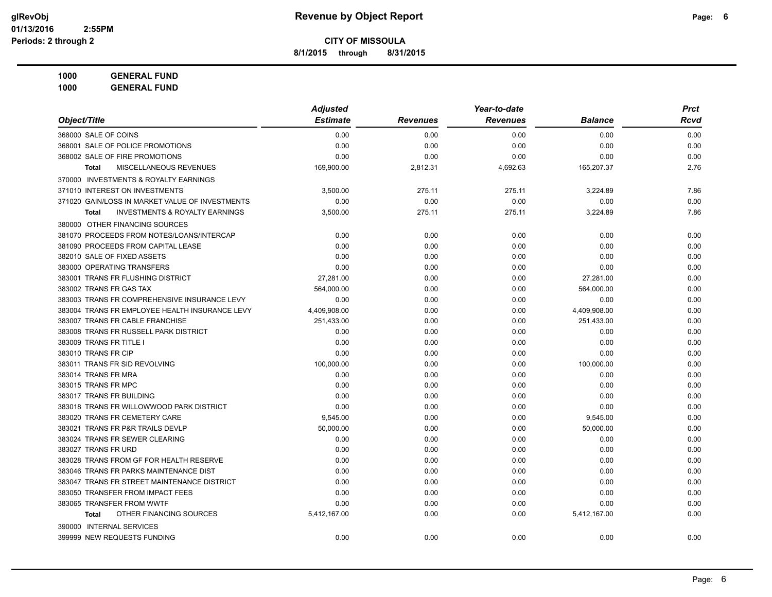# Revenue by Object Report

**CITY OF MISSOULA**

**8/1/2015 through 8/31/2015**

glRevObj
01/13/2016 2:55PM
Periods: 2 through 2

**1000 GENERAL FUND**
**1000 GENERAL FUND**

| Object/Title | Adjusted Estimate | Revenues | Year-to-date Revenues | Balance | Prct Rcvd |
|---|---|---|---|---|---|
| 368000 SALE OF COINS | 0.00 | 0.00 | 0.00 | 0.00 | 0.00 |
| 368001 SALE OF POLICE PROMOTIONS | 0.00 | 0.00 | 0.00 | 0.00 | 0.00 |
| 368002 SALE OF FIRE PROMOTIONS | 0.00 | 0.00 | 0.00 | 0.00 | 0.00 |
| **Total** MISCELLANEOUS REVENUES | 169,900.00 | 2,812.31 | 4,692.63 | 165,207.37 | 2.76 |
| 370000 INVESTMENTS & ROYALTY EARNINGS | | | | | |
| 371010 INTEREST ON INVESTMENTS | 3,500.00 | 275.11 | 275.11 | 3,224.89 | 7.86 |
| 371020 GAIN/LOSS IN MARKET VALUE OF INVESTMENTS | 0.00 | 0.00 | 0.00 | 0.00 | 0.00 |
| **Total** INVESTMENTS & ROYALTY EARNINGS | 3,500.00 | 275.11 | 275.11 | 3,224.89 | 7.86 |
| 380000 OTHER FINANCING SOURCES | | | | | |
| 381070 PROCEEDS FROM NOTES/LOANS/INTERCAP | 0.00 | 0.00 | 0.00 | 0.00 | 0.00 |
| 381090 PROCEEDS FROM CAPITAL LEASE | 0.00 | 0.00 | 0.00 | 0.00 | 0.00 |
| 382010 SALE OF FIXED ASSETS | 0.00 | 0.00 | 0.00 | 0.00 | 0.00 |
| 383000 OPERATING TRANSFERS | 0.00 | 0.00 | 0.00 | 0.00 | 0.00 |
| 383001 TRANS FR FLUSHING DISTRICT | 27,281.00 | 0.00 | 0.00 | 27,281.00 | 0.00 |
| 383002 TRANS FR GAS TAX | 564,000.00 | 0.00 | 0.00 | 564,000.00 | 0.00 |
| 383003 TRANS FR COMPREHENSIVE INSURANCE LEVY | 0.00 | 0.00 | 0.00 | 0.00 | 0.00 |
| 383004 TRANS FR EMPLOYEE HEALTH INSURANCE LEVY | 4,409,908.00 | 0.00 | 0.00 | 4,409,908.00 | 0.00 |
| 383007 TRANS FR CABLE FRANCHISE | 251,433.00 | 0.00 | 0.00 | 251,433.00 | 0.00 |
| 383008 TRANS FR RUSSELL PARK DISTRICT | 0.00 | 0.00 | 0.00 | 0.00 | 0.00 |
| 383009 TRANS FR TITLE I | 0.00 | 0.00 | 0.00 | 0.00 | 0.00 |
| 383010 TRANS FR CIP | 0.00 | 0.00 | 0.00 | 0.00 | 0.00 |
| 383011 TRANS FR SID REVOLVING | 100,000.00 | 0.00 | 0.00 | 100,000.00 | 0.00 |
| 383014 TRANS FR MRA | 0.00 | 0.00 | 0.00 | 0.00 | 0.00 |
| 383015 TRANS FR MPC | 0.00 | 0.00 | 0.00 | 0.00 | 0.00 |
| 383017 TRANS FR BUILDING | 0.00 | 0.00 | 0.00 | 0.00 | 0.00 |
| 383018 TRANS FR WILLOWWOOD PARK DISTRICT | 0.00 | 0.00 | 0.00 | 0.00 | 0.00 |
| 383020 TRANS FR CEMETERY CARE | 9,545.00 | 0.00 | 0.00 | 9,545.00 | 0.00 |
| 383021 TRANS FR P&R TRAILS DEVLP | 50,000.00 | 0.00 | 0.00 | 50,000.00 | 0.00 |
| 383024 TRANS FR SEWER CLEARING | 0.00 | 0.00 | 0.00 | 0.00 | 0.00 |
| 383027 TRANS FR URD | 0.00 | 0.00 | 0.00 | 0.00 | 0.00 |
| 383028 TRANS FROM GF FOR HEALTH RESERVE | 0.00 | 0.00 | 0.00 | 0.00 | 0.00 |
| 383046 TRANS FR PARKS MAINTENANCE DIST | 0.00 | 0.00 | 0.00 | 0.00 | 0.00 |
| 383047 TRANS FR STREET MAINTENANCE DISTRICT | 0.00 | 0.00 | 0.00 | 0.00 | 0.00 |
| 383050 TRANSFER FROM IMPACT FEES | 0.00 | 0.00 | 0.00 | 0.00 | 0.00 |
| 383065 TRANSFER FROM WWTF | 0.00 | 0.00 | 0.00 | 0.00 | 0.00 |
| **Total** OTHER FINANCING SOURCES | 5,412,167.00 | 0.00 | 0.00 | 5,412,167.00 | 0.00 |
| 390000 INTERNAL SERVICES | | | | | |
| 399999 NEW REQUESTS FUNDING | 0.00 | 0.00 | 0.00 | 0.00 | 0.00 |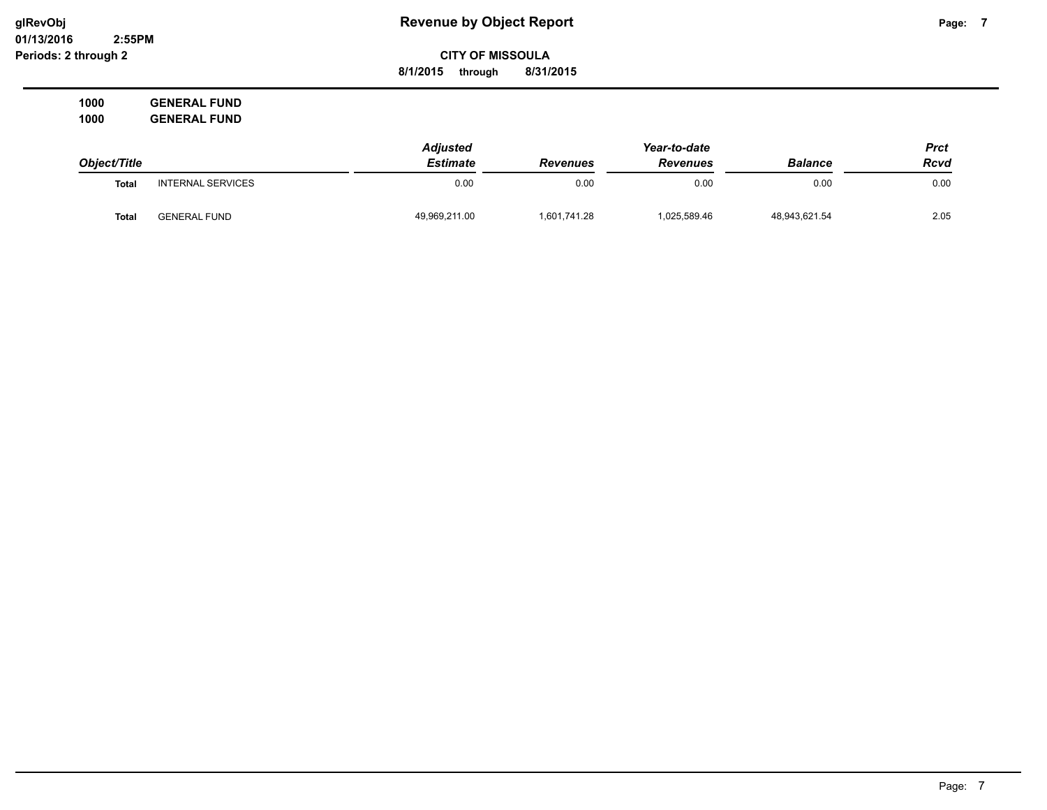# Revenue by Object Report

glRevObj
01/13/2016 2:55PM
Periods: 2 through 2

**CITY OF MISSOULA**

**8/1/2015 through 8/31/2015**

**1000 GENERAL FUND**
**1000 GENERAL FUND**

| Object/Title | | Adjusted Estimate | Revenues | Year-to-date Revenues | Balance | Prct Rcvd |
|---|---|---|---|---|---|---|
| **Total** | INTERNAL SERVICES | 0.00 | 0.00 | 0.00 | 0.00 | 0.00 |
| **Total** | GENERAL FUND | 49,969,211.00 | 1,601,741.28 | 1,025,589.46 | 48,943,621.54 | 2.05 |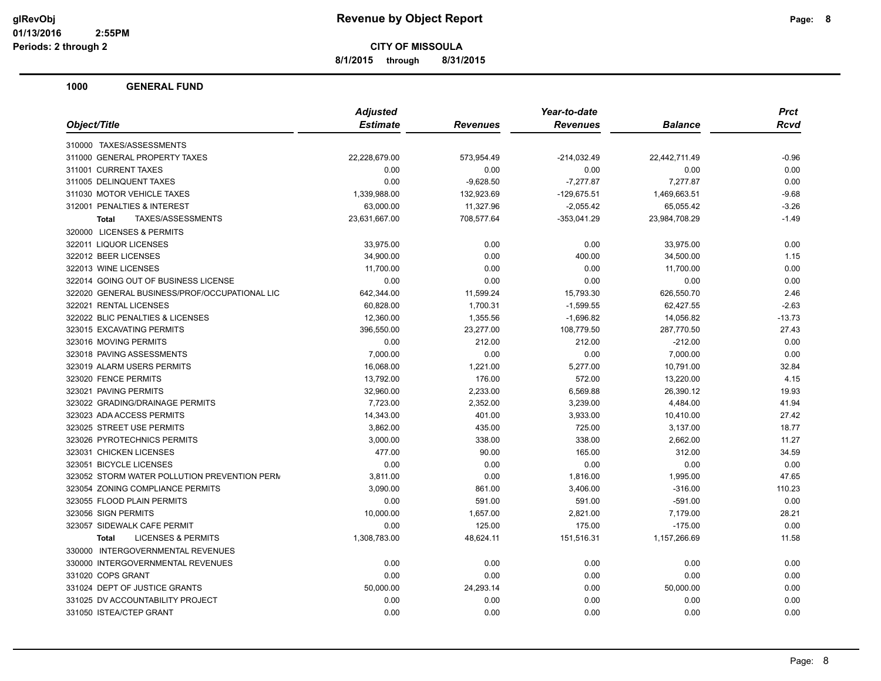**Revenue by Object Report**

**CITY OF MISSOULA**

**8/1/2015 through 8/31/2015**

glRevObj
01/13/2016 2:55PM
Periods: 2 through 2

## 1000 GENERAL FUND

| Object/Title | Adjusted Estimate | Revenues | Year-to-date Revenues | Balance | Prct Rcvd |
|---|---|---|---|---|---|
| 310000 TAXES/ASSESSMENTS | | | | | |
| 311000 GENERAL PROPERTY TAXES | 22,228,679.00 | 573,954.49 | -214,032.49 | 22,442,711.49 | -0.96 |
| 311001 CURRENT TAXES | 0.00 | 0.00 | 0.00 | 0.00 | 0.00 |
| 311005 DELINQUENT TAXES | 0.00 | -9,628.50 | -7,277.87 | 7,277.87 | 0.00 |
| 311030 MOTOR VEHICLE TAXES | 1,339,988.00 | 132,923.69 | -129,675.51 | 1,469,663.51 | -9.68 |
| 312001 PENALTIES & INTEREST | 63,000.00 | 11,327.96 | -2,055.42 | 65,055.42 | -3.26 |
| **Total** TAXES/ASSESSMENTS | 23,631,667.00 | 708,577.64 | -353,041.29 | 23,984,708.29 | -1.49 |
| 320000 LICENSES & PERMITS | | | | | |
| 322011 LIQUOR LICENSES | 33,975.00 | 0.00 | 0.00 | 33,975.00 | 0.00 |
| 322012 BEER LICENSES | 34,900.00 | 0.00 | 400.00 | 34,500.00 | 1.15 |
| 322013 WINE LICENSES | 11,700.00 | 0.00 | 0.00 | 11,700.00 | 0.00 |
| 322014 GOING OUT OF BUSINESS LICENSE | 0.00 | 0.00 | 0.00 | 0.00 | 0.00 |
| 322020 GENERAL BUSINESS/PROF/OCCUPATIONAL LIC | 642,344.00 | 11,599.24 | 15,793.30 | 626,550.70 | 2.46 |
| 322021 RENTAL LICENSES | 60,828.00 | 1,700.31 | -1,599.55 | 62,427.55 | -2.63 |
| 322022 BLIC PENALTIES & LICENSES | 12,360.00 | 1,355.56 | -1,696.82 | 14,056.82 | -13.73 |
| 323015 EXCAVATING PERMITS | 396,550.00 | 23,277.00 | 108,779.50 | 287,770.50 | 27.43 |
| 323016 MOVING PERMITS | 0.00 | 212.00 | 212.00 | -212.00 | 0.00 |
| 323018 PAVING ASSESSMENTS | 7,000.00 | 0.00 | 0.00 | 7,000.00 | 0.00 |
| 323019 ALARM USERS PERMITS | 16,068.00 | 1,221.00 | 5,277.00 | 10,791.00 | 32.84 |
| 323020 FENCE PERMITS | 13,792.00 | 176.00 | 572.00 | 13,220.00 | 4.15 |
| 323021 PAVING PERMITS | 32,960.00 | 2,233.00 | 6,569.88 | 26,390.12 | 19.93 |
| 323022 GRADING/DRAINAGE PERMITS | 7,723.00 | 2,352.00 | 3,239.00 | 4,484.00 | 41.94 |
| 323023 ADA ACCESS PERMITS | 14,343.00 | 401.00 | 3,933.00 | 10,410.00 | 27.42 |
| 323025 STREET USE PERMITS | 3,862.00 | 435.00 | 725.00 | 3,137.00 | 18.77 |
| 323026 PYROTECHNICS PERMITS | 3,000.00 | 338.00 | 338.00 | 2,662.00 | 11.27 |
| 323031 CHICKEN LICENSES | 477.00 | 90.00 | 165.00 | 312.00 | 34.59 |
| 323051 BICYCLE LICENSES | 0.00 | 0.00 | 0.00 | 0.00 | 0.00 |
| 323052 STORM WATER POLLUTION PREVENTION PERM | 3,811.00 | 0.00 | 1,816.00 | 1,995.00 | 47.65 |
| 323054 ZONING COMPLIANCE PERMITS | 3,090.00 | 861.00 | 3,406.00 | -316.00 | 110.23 |
| 323055 FLOOD PLAIN PERMITS | 0.00 | 591.00 | 591.00 | -591.00 | 0.00 |
| 323056 SIGN PERMITS | 10,000.00 | 1,657.00 | 2,821.00 | 7,179.00 | 28.21 |
| 323057 SIDEWALK CAFE PERMIT | 0.00 | 125.00 | 175.00 | -175.00 | 0.00 |
| **Total** LICENSES & PERMITS | 1,308,783.00 | 48,624.11 | 151,516.31 | 1,157,266.69 | 11.58 |
| 330000 INTERGOVERNMENTAL REVENUES | | | | | |
| 330000 INTERGOVERNMENTAL REVENUES | 0.00 | 0.00 | 0.00 | 0.00 | 0.00 |
| 331020 COPS GRANT | 0.00 | 0.00 | 0.00 | 0.00 | 0.00 |
| 331024 DEPT OF JUSTICE GRANTS | 50,000.00 | 24,293.14 | 0.00 | 50,000.00 | 0.00 |
| 331025 DV ACCOUNTABILITY PROJECT | 0.00 | 0.00 | 0.00 | 0.00 | 0.00 |
| 331050 ISTEA/CTEP GRANT | 0.00 | 0.00 | 0.00 | 0.00 | 0.00 |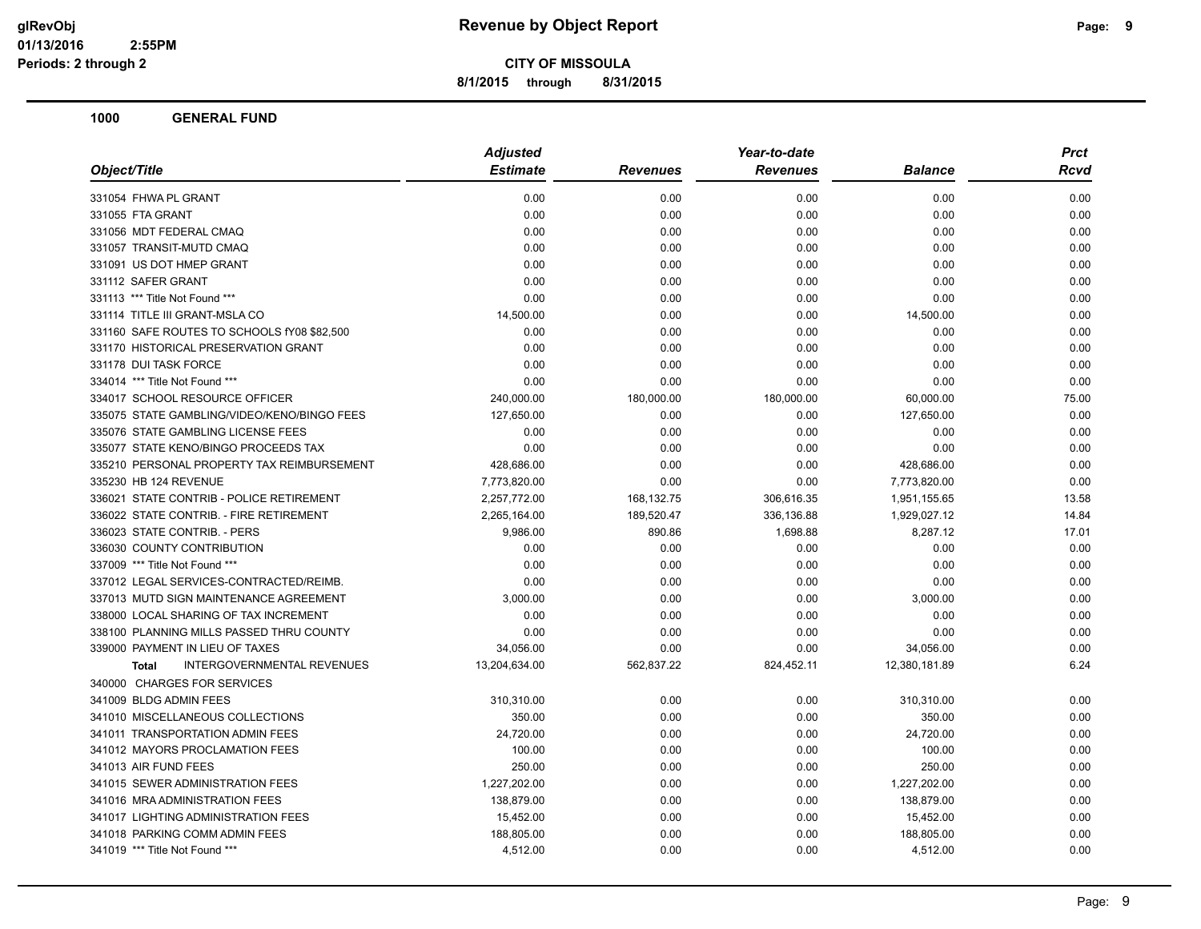# Revenue by Object Report

**CITY OF MISSOULA**

**8/1/2015 through 8/31/2015**

glRevObj
01/13/2016 2:55PM
Periods: 2 through 2

## 1000 GENERAL FUND

| Object/Title | Adjusted Estimate | Revenues | Year-to-date Revenues | Balance | Prct Rcvd |
|---|---|---|---|---|---|
| 331054 FHWA PL GRANT | 0.00 | 0.00 | 0.00 | 0.00 | 0.00 |
| 331055 FTA GRANT | 0.00 | 0.00 | 0.00 | 0.00 | 0.00 |
| 331056 MDT FEDERAL CMAQ | 0.00 | 0.00 | 0.00 | 0.00 | 0.00 |
| 331057 TRANSIT-MUTD CMAQ | 0.00 | 0.00 | 0.00 | 0.00 | 0.00 |
| 331091 US DOT HMEP GRANT | 0.00 | 0.00 | 0.00 | 0.00 | 0.00 |
| 331112 SAFER GRANT | 0.00 | 0.00 | 0.00 | 0.00 | 0.00 |
| 331113 *** Title Not Found *** | 0.00 | 0.00 | 0.00 | 0.00 | 0.00 |
| 331114 TITLE III GRANT-MSLA CO | 14,500.00 | 0.00 | 0.00 | 14,500.00 | 0.00 |
| 331160 SAFE ROUTES TO SCHOOLS fY08 $82,500 | 0.00 | 0.00 | 0.00 | 0.00 | 0.00 |
| 331170 HISTORICAL PRESERVATION GRANT | 0.00 | 0.00 | 0.00 | 0.00 | 0.00 |
| 331178 DUI TASK FORCE | 0.00 | 0.00 | 0.00 | 0.00 | 0.00 |
| 334014 *** Title Not Found *** | 0.00 | 0.00 | 0.00 | 0.00 | 0.00 |
| 334017 SCHOOL RESOURCE OFFICER | 240,000.00 | 180,000.00 | 180,000.00 | 60,000.00 | 75.00 |
| 335075 STATE GAMBLING/VIDEO/KENO/BINGO FEES | 127,650.00 | 0.00 | 0.00 | 127,650.00 | 0.00 |
| 335076 STATE GAMBLING LICENSE FEES | 0.00 | 0.00 | 0.00 | 0.00 | 0.00 |
| 335077 STATE KENO/BINGO PROCEEDS TAX | 0.00 | 0.00 | 0.00 | 0.00 | 0.00 |
| 335210 PERSONAL PROPERTY TAX REIMBURSEMENT | 428,686.00 | 0.00 | 0.00 | 428,686.00 | 0.00 |
| 335230 HB 124 REVENUE | 7,773,820.00 | 0.00 | 0.00 | 7,773,820.00 | 0.00 |
| 336021 STATE CONTRIB - POLICE RETIREMENT | 2,257,772.00 | 168,132.75 | 306,616.35 | 1,951,155.65 | 13.58 |
| 336022 STATE CONTRIB. - FIRE RETIREMENT | 2,265,164.00 | 189,520.47 | 336,136.88 | 1,929,027.12 | 14.84 |
| 336023 STATE CONTRIB. - PERS | 9,986.00 | 890.86 | 1,698.88 | 8,287.12 | 17.01 |
| 336030 COUNTY CONTRIBUTION | 0.00 | 0.00 | 0.00 | 0.00 | 0.00 |
| 337009 *** Title Not Found *** | 0.00 | 0.00 | 0.00 | 0.00 | 0.00 |
| 337012 LEGAL SERVICES-CONTRACTED/REIMB. | 0.00 | 0.00 | 0.00 | 0.00 | 0.00 |
| 337013 MUTD SIGN MAINTENANCE AGREEMENT | 3,000.00 | 0.00 | 0.00 | 3,000.00 | 0.00 |
| 338000 LOCAL SHARING OF TAX INCREMENT | 0.00 | 0.00 | 0.00 | 0.00 | 0.00 |
| 338100 PLANNING MILLS PASSED THRU COUNTY | 0.00 | 0.00 | 0.00 | 0.00 | 0.00 |
| 339000 PAYMENT IN LIEU OF TAXES | 34,056.00 | 0.00 | 0.00 | 34,056.00 | 0.00 |
| **Total** INTERGOVERNMENTAL REVENUES | 13,204,634.00 | 562,837.22 | 824,452.11 | 12,380,181.89 | 6.24 |
| 340000 CHARGES FOR SERVICES | | | | | |
| 341009 BLDG ADMIN FEES | 310,310.00 | 0.00 | 0.00 | 310,310.00 | 0.00 |
| 341010 MISCELLANEOUS COLLECTIONS | 350.00 | 0.00 | 0.00 | 350.00 | 0.00 |
| 341011 TRANSPORTATION ADMIN FEES | 24,720.00 | 0.00 | 0.00 | 24,720.00 | 0.00 |
| 341012 MAYORS PROCLAMATION FEES | 100.00 | 0.00 | 0.00 | 100.00 | 0.00 |
| 341013 AIR FUND FEES | 250.00 | 0.00 | 0.00 | 250.00 | 0.00 |
| 341015 SEWER ADMINISTRATION FEES | 1,227,202.00 | 0.00 | 0.00 | 1,227,202.00 | 0.00 |
| 341016 MRA ADMINISTRATION FEES | 138,879.00 | 0.00 | 0.00 | 138,879.00 | 0.00 |
| 341017 LIGHTING ADMINISTRATION FEES | 15,452.00 | 0.00 | 0.00 | 15,452.00 | 0.00 |
| 341018 PARKING COMM ADMIN FEES | 188,805.00 | 0.00 | 0.00 | 188,805.00 | 0.00 |
| 341019 *** Title Not Found *** | 4,512.00 | 0.00 | 0.00 | 4,512.00 | 0.00 |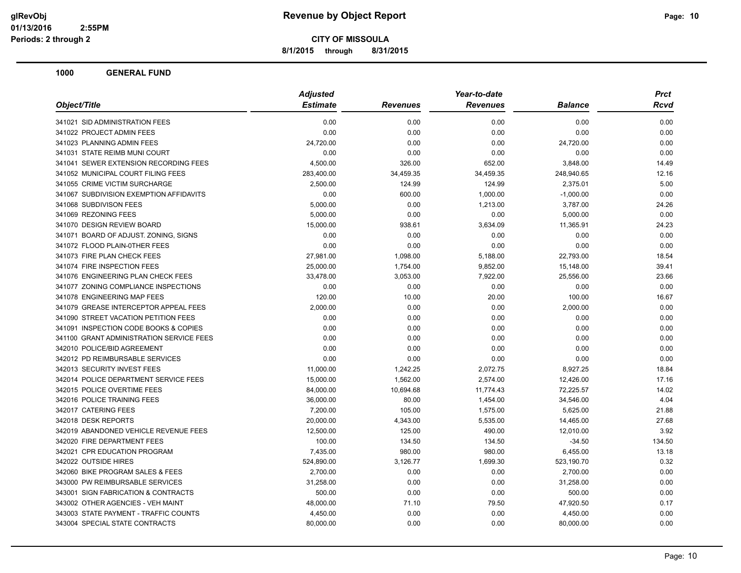**glRevObj**
**01/13/2016 2:55PM**
**Periods: 2 through 2**

# Revenue by Object Report

**CITY OF MISSOULA**

**8/1/2015 through 8/31/2015**

## 1000 GENERAL FUND

| Object/Title | Adjusted Estimate | Revenues | Year-to-date Revenues | Balance | Prct Rcvd |
|---|---|---|---|---|---|
| 341021 SID ADMINISTRATION FEES | 0.00 | 0.00 | 0.00 | 0.00 | 0.00 |
| 341022 PROJECT ADMIN FEES | 0.00 | 0.00 | 0.00 | 0.00 | 0.00 |
| 341023 PLANNING ADMIN FEES | 24,720.00 | 0.00 | 0.00 | 24,720.00 | 0.00 |
| 341031 STATE REIMB MUNI COURT | 0.00 | 0.00 | 0.00 | 0.00 | 0.00 |
| 341041 SEWER EXTENSION RECORDING FEES | 4,500.00 | 326.00 | 652.00 | 3,848.00 | 14.49 |
| 341052 MUNICIPAL COURT FILING FEES | 283,400.00 | 34,459.35 | 34,459.35 | 248,940.65 | 12.16 |
| 341055 CRIME VICTIM SURCHARGE | 2,500.00 | 124.99 | 124.99 | 2,375.01 | 5.00 |
| 341067 SUBDIVISION EXEMPTION AFFIDAVITS | 0.00 | 600.00 | 1,000.00 | -1,000.00 | 0.00 |
| 341068 SUBDIVISON FEES | 5,000.00 | 0.00 | 1,213.00 | 3,787.00 | 24.26 |
| 341069 REZONING FEES | 5,000.00 | 0.00 | 0.00 | 5,000.00 | 0.00 |
| 341070 DESIGN REVIEW BOARD | 15,000.00 | 938.61 | 3,634.09 | 11,365.91 | 24.23 |
| 341071 BOARD OF ADJUST. ZONING, SIGNS | 0.00 | 0.00 | 0.00 | 0.00 | 0.00 |
| 341072 FLOOD PLAIN-0THER FEES | 0.00 | 0.00 | 0.00 | 0.00 | 0.00 |
| 341073 FIRE PLAN CHECK FEES | 27,981.00 | 1,098.00 | 5,188.00 | 22,793.00 | 18.54 |
| 341074 FIRE INSPECTION FEES | 25,000.00 | 1,754.00 | 9,852.00 | 15,148.00 | 39.41 |
| 341076 ENGINEERING PLAN CHECK FEES | 33,478.00 | 3,053.00 | 7,922.00 | 25,556.00 | 23.66 |
| 341077 ZONING COMPLIANCE INSPECTIONS | 0.00 | 0.00 | 0.00 | 0.00 | 0.00 |
| 341078 ENGINEERING MAP FEES | 120.00 | 10.00 | 20.00 | 100.00 | 16.67 |
| 341079 GREASE INTERCEPTOR APPEAL FEES | 2,000.00 | 0.00 | 0.00 | 2,000.00 | 0.00 |
| 341090 STREET VACATION PETITION FEES | 0.00 | 0.00 | 0.00 | 0.00 | 0.00 |
| 341091 INSPECTION CODE BOOKS & COPIES | 0.00 | 0.00 | 0.00 | 0.00 | 0.00 |
| 341100 GRANT ADMINISTRATION SERVICE FEES | 0.00 | 0.00 | 0.00 | 0.00 | 0.00 |
| 342010 POLICE/BID AGREEMENT | 0.00 | 0.00 | 0.00 | 0.00 | 0.00 |
| 342012 PD REIMBURSABLE SERVICES | 0.00 | 0.00 | 0.00 | 0.00 | 0.00 |
| 342013 SECURITY INVEST FEES | 11,000.00 | 1,242.25 | 2,072.75 | 8,927.25 | 18.84 |
| 342014 POLICE DEPARTMENT SERVICE FEES | 15,000.00 | 1,562.00 | 2,574.00 | 12,426.00 | 17.16 |
| 342015 POLICE OVERTIME FEES | 84,000.00 | 10,694.68 | 11,774.43 | 72,225.57 | 14.02 |
| 342016 POLICE TRAINING FEES | 36,000.00 | 80.00 | 1,454.00 | 34,546.00 | 4.04 |
| 342017 CATERING FEES | 7,200.00 | 105.00 | 1,575.00 | 5,625.00 | 21.88 |
| 342018 DESK REPORTS | 20,000.00 | 4,343.00 | 5,535.00 | 14,465.00 | 27.68 |
| 342019 ABANDONED VEHICLE REVENUE FEES | 12,500.00 | 125.00 | 490.00 | 12,010.00 | 3.92 |
| 342020 FIRE DEPARTMENT FEES | 100.00 | 134.50 | 134.50 | -34.50 | 134.50 |
| 342021 CPR EDUCATION PROGRAM | 7,435.00 | 980.00 | 980.00 | 6,455.00 | 13.18 |
| 342022 OUTSIDE HIRES | 524,890.00 | 3,126.77 | 1,699.30 | 523,190.70 | 0.32 |
| 342060 BIKE PROGRAM SALES & FEES | 2,700.00 | 0.00 | 0.00 | 2,700.00 | 0.00 |
| 343000 PW REIMBURSABLE SERVICES | 31,258.00 | 0.00 | 0.00 | 31,258.00 | 0.00 |
| 343001 SIGN FABRICATION & CONTRACTS | 500.00 | 0.00 | 0.00 | 500.00 | 0.00 |
| 343002 OTHER AGENCIES - VEH MAINT | 48,000.00 | 71.10 | 79.50 | 47,920.50 | 0.17 |
| 343003 STATE PAYMENT - TRAFFIC COUNTS | 4,450.00 | 0.00 | 0.00 | 4,450.00 | 0.00 |
| 343004 SPECIAL STATE CONTRACTS | 80,000.00 | 0.00 | 0.00 | 80,000.00 | 0.00 |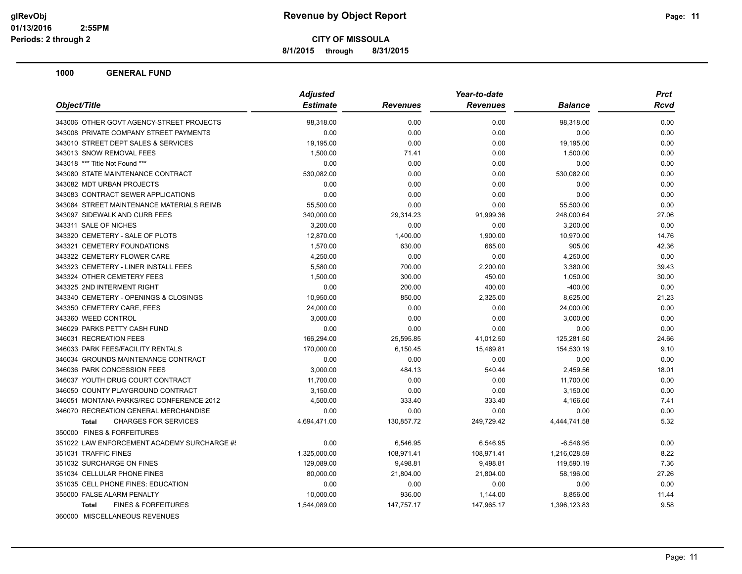**CITY OF MISSOULA**

**8/1/2015 through 8/31/2015**

### 1000 GENERAL FUND

| Object/Title | Adjusted Estimate | Revenues | Year-to-date Revenues | Balance | Prct Rcvd |
|---|---|---|---|---|---|
| 343006 OTHER GOVT AGENCY-STREET PROJECTS | 98,318.00 | 0.00 | 0.00 | 98,318.00 | 0.00 |
| 343008 PRIVATE COMPANY STREET PAYMENTS | 0.00 | 0.00 | 0.00 | 0.00 | 0.00 |
| 343010 STREET DEPT SALES & SERVICES | 19,195.00 | 0.00 | 0.00 | 19,195.00 | 0.00 |
| 343013 SNOW REMOVAL FEES | 1,500.00 | 71.41 | 0.00 | 1,500.00 | 0.00 |
| 343018 *** Title Not Found *** | 0.00 | 0.00 | 0.00 | 0.00 | 0.00 |
| 343080 STATE MAINTENANCE CONTRACT | 530,082.00 | 0.00 | 0.00 | 530,082.00 | 0.00 |
| 343082 MDT URBAN PROJECTS | 0.00 | 0.00 | 0.00 | 0.00 | 0.00 |
| 343083 CONTRACT SEWER APPLICATIONS | 0.00 | 0.00 | 0.00 | 0.00 | 0.00 |
| 343084 STREET MAINTENANCE MATERIALS REIMB | 55,500.00 | 0.00 | 0.00 | 55,500.00 | 0.00 |
| 343097 SIDEWALK AND CURB FEES | 340,000.00 | 29,314.23 | 91,999.36 | 248,000.64 | 27.06 |
| 343311 SALE OF NICHES | 3,200.00 | 0.00 | 0.00 | 3,200.00 | 0.00 |
| 343320 CEMETERY - SALE OF PLOTS | 12,870.00 | 1,400.00 | 1,900.00 | 10,970.00 | 14.76 |
| 343321 CEMETERY FOUNDATIONS | 1,570.00 | 630.00 | 665.00 | 905.00 | 42.36 |
| 343322 CEMETERY FLOWER CARE | 4,250.00 | 0.00 | 0.00 | 4,250.00 | 0.00 |
| 343323 CEMETERY - LINER INSTALL FEES | 5,580.00 | 700.00 | 2,200.00 | 3,380.00 | 39.43 |
| 343324 OTHER CEMETERY FEES | 1,500.00 | 300.00 | 450.00 | 1,050.00 | 30.00 |
| 343325 2ND INTERMENT RIGHT | 0.00 | 200.00 | 400.00 | -400.00 | 0.00 |
| 343340 CEMETERY - OPENINGS & CLOSINGS | 10,950.00 | 850.00 | 2,325.00 | 8,625.00 | 21.23 |
| 343350 CEMETERY CARE, FEES | 24,000.00 | 0.00 | 0.00 | 24,000.00 | 0.00 |
| 343360 WEED CONTROL | 3,000.00 | 0.00 | 0.00 | 3,000.00 | 0.00 |
| 346029 PARKS PETTY CASH FUND | 0.00 | 0.00 | 0.00 | 0.00 | 0.00 |
| 346031 RECREATION FEES | 166,294.00 | 25,595.85 | 41,012.50 | 125,281.50 | 24.66 |
| 346033 PARK FEES/FACILITY RENTALS | 170,000.00 | 6,150.45 | 15,469.81 | 154,530.19 | 9.10 |
| 346034 GROUNDS MAINTENANCE CONTRACT | 0.00 | 0.00 | 0.00 | 0.00 | 0.00 |
| 346036 PARK CONCESSION FEES | 3,000.00 | 484.13 | 540.44 | 2,459.56 | 18.01 |
| 346037 YOUTH DRUG COURT CONTRACT | 11,700.00 | 0.00 | 0.00 | 11,700.00 | 0.00 |
| 346050 COUNTY PLAYGROUND CONTRACT | 3,150.00 | 0.00 | 0.00 | 3,150.00 | 0.00 |
| 346051 MONTANA PARKS/REC CONFERENCE 2012 | 4,500.00 | 333.40 | 333.40 | 4,166.60 | 7.41 |
| 346070 RECREATION GENERAL MERCHANDISE | 0.00 | 0.00 | 0.00 | 0.00 | 0.00 |
| **Total** CHARGES FOR SERVICES | 4,694,471.00 | 130,857.72 | 249,729.42 | 4,444,741.58 | 5.32 |
| 350000 FINES & FORFEITURES | | | | | |
| 351022 LAW ENFORCEMENT ACADEMY SURCHARGE #! | 0.00 | 6,546.95 | 6,546.95 | -6,546.95 | 0.00 |
| 351031 TRAFFIC FINES | 1,325,000.00 | 108,971.41 | 108,971.41 | 1,216,028.59 | 8.22 |
| 351032 SURCHARGE ON FINES | 129,089.00 | 9,498.81 | 9,498.81 | 119,590.19 | 7.36 |
| 351034 CELLULAR PHONE FINES | 80,000.00 | 21,804.00 | 21,804.00 | 58,196.00 | 27.26 |
| 351035 CELL PHONE FINES: EDUCATION | 0.00 | 0.00 | 0.00 | 0.00 | 0.00 |
| 355000 FALSE ALARM PENALTY | 10,000.00 | 936.00 | 1,144.00 | 8,856.00 | 11.44 |
| **Total** FINES & FORFEITURES | 1,544,089.00 | 147,757.17 | 147,965.17 | 1,396,123.83 | 9.58 |
| 360000 MISCELLANEOUS REVENUES | | | | | |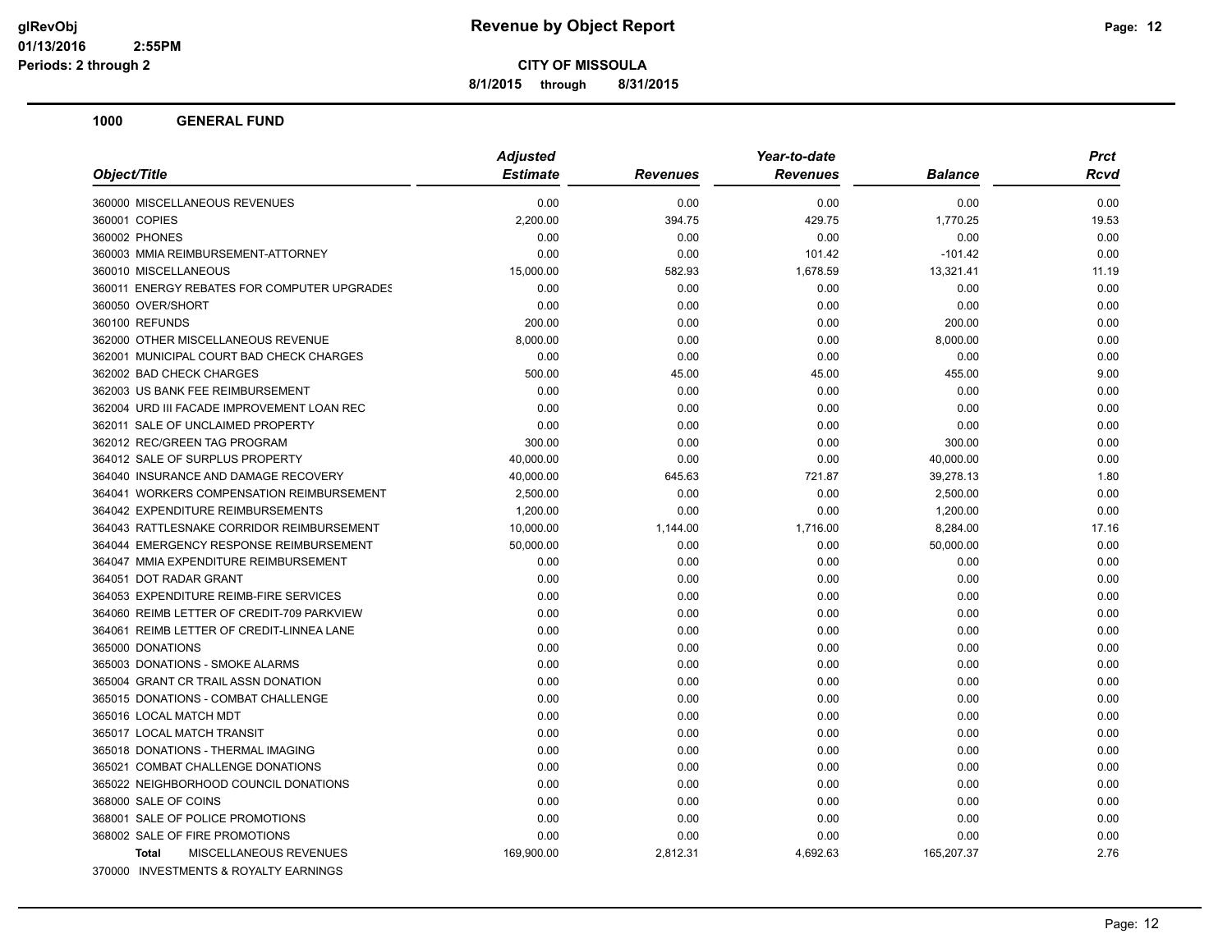**Revenue by Object Report**

**CITY OF MISSOULA**

**8/1/2015 through 8/31/2015**

glRevObj
01/13/2016 2:55PM
Periods: 2 through 2

## 1000 GENERAL FUND

| Object/Title | Adjusted Estimate | Revenues | Year-to-date Revenues | Balance | Prct Rcvd |
|---|---|---|---|---|---|
| 360000 MISCELLANEOUS REVENUES | 0.00 | 0.00 | 0.00 | 0.00 | 0.00 |
| 360001 COPIES | 2,200.00 | 394.75 | 429.75 | 1,770.25 | 19.53 |
| 360002 PHONES | 0.00 | 0.00 | 0.00 | 0.00 | 0.00 |
| 360003 MMIA REIMBURSEMENT-ATTORNEY | 0.00 | 0.00 | 101.42 | -101.42 | 0.00 |
| 360010 MISCELLANEOUS | 15,000.00 | 582.93 | 1,678.59 | 13,321.41 | 11.19 |
| 360011 ENERGY REBATES FOR COMPUTER UPGRADES | 0.00 | 0.00 | 0.00 | 0.00 | 0.00 |
| 360050 OVER/SHORT | 0.00 | 0.00 | 0.00 | 0.00 | 0.00 |
| 360100 REFUNDS | 200.00 | 0.00 | 0.00 | 200.00 | 0.00 |
| 362000 OTHER MISCELLANEOUS REVENUE | 8,000.00 | 0.00 | 0.00 | 8,000.00 | 0.00 |
| 362001 MUNICIPAL COURT BAD CHECK CHARGES | 0.00 | 0.00 | 0.00 | 0.00 | 0.00 |
| 362002 BAD CHECK CHARGES | 500.00 | 45.00 | 45.00 | 455.00 | 9.00 |
| 362003 US BANK FEE REIMBURSEMENT | 0.00 | 0.00 | 0.00 | 0.00 | 0.00 |
| 362004 URD III FACADE IMPROVEMENT LOAN REC | 0.00 | 0.00 | 0.00 | 0.00 | 0.00 |
| 362011 SALE OF UNCLAIMED PROPERTY | 0.00 | 0.00 | 0.00 | 0.00 | 0.00 |
| 362012 REC/GREEN TAG PROGRAM | 300.00 | 0.00 | 0.00 | 300.00 | 0.00 |
| 364012 SALE OF SURPLUS PROPERTY | 40,000.00 | 0.00 | 0.00 | 40,000.00 | 0.00 |
| 364040 INSURANCE AND DAMAGE RECOVERY | 40,000.00 | 645.63 | 721.87 | 39,278.13 | 1.80 |
| 364041 WORKERS COMPENSATION REIMBURSEMENT | 2,500.00 | 0.00 | 0.00 | 2,500.00 | 0.00 |
| 364042 EXPENDITURE REIMBURSEMENTS | 1,200.00 | 0.00 | 0.00 | 1,200.00 | 0.00 |
| 364043 RATTLESNAKE CORRIDOR REIMBURSEMENT | 10,000.00 | 1,144.00 | 1,716.00 | 8,284.00 | 17.16 |
| 364044 EMERGENCY RESPONSE REIMBURSEMENT | 50,000.00 | 0.00 | 0.00 | 50,000.00 | 0.00 |
| 364047 MMIA EXPENDITURE REIMBURSEMENT | 0.00 | 0.00 | 0.00 | 0.00 | 0.00 |
| 364051 DOT RADAR GRANT | 0.00 | 0.00 | 0.00 | 0.00 | 0.00 |
| 364053 EXPENDITURE REIMB-FIRE SERVICES | 0.00 | 0.00 | 0.00 | 0.00 | 0.00 |
| 364060 REIMB LETTER OF CREDIT-709 PARKVIEW | 0.00 | 0.00 | 0.00 | 0.00 | 0.00 |
| 364061 REIMB LETTER OF CREDIT-LINNEA LANE | 0.00 | 0.00 | 0.00 | 0.00 | 0.00 |
| 365000 DONATIONS | 0.00 | 0.00 | 0.00 | 0.00 | 0.00 |
| 365003 DONATIONS - SMOKE ALARMS | 0.00 | 0.00 | 0.00 | 0.00 | 0.00 |
| 365004 GRANT CR TRAIL ASSN DONATION | 0.00 | 0.00 | 0.00 | 0.00 | 0.00 |
| 365015 DONATIONS - COMBAT CHALLENGE | 0.00 | 0.00 | 0.00 | 0.00 | 0.00 |
| 365016 LOCAL MATCH MDT | 0.00 | 0.00 | 0.00 | 0.00 | 0.00 |
| 365017 LOCAL MATCH TRANSIT | 0.00 | 0.00 | 0.00 | 0.00 | 0.00 |
| 365018 DONATIONS - THERMAL IMAGING | 0.00 | 0.00 | 0.00 | 0.00 | 0.00 |
| 365021 COMBAT CHALLENGE DONATIONS | 0.00 | 0.00 | 0.00 | 0.00 | 0.00 |
| 365022 NEIGHBORHOOD COUNCIL DONATIONS | 0.00 | 0.00 | 0.00 | 0.00 | 0.00 |
| 368000 SALE OF COINS | 0.00 | 0.00 | 0.00 | 0.00 | 0.00 |
| 368001 SALE OF POLICE PROMOTIONS | 0.00 | 0.00 | 0.00 | 0.00 | 0.00 |
| 368002 SALE OF FIRE PROMOTIONS | 0.00 | 0.00 | 0.00 | 0.00 | 0.00 |
| **Total** MISCELLANEOUS REVENUES | 169,900.00 | 2,812.31 | 4,692.63 | 165,207.37 | 2.76 |

370000 INVESTMENTS & ROYALTY EARNINGS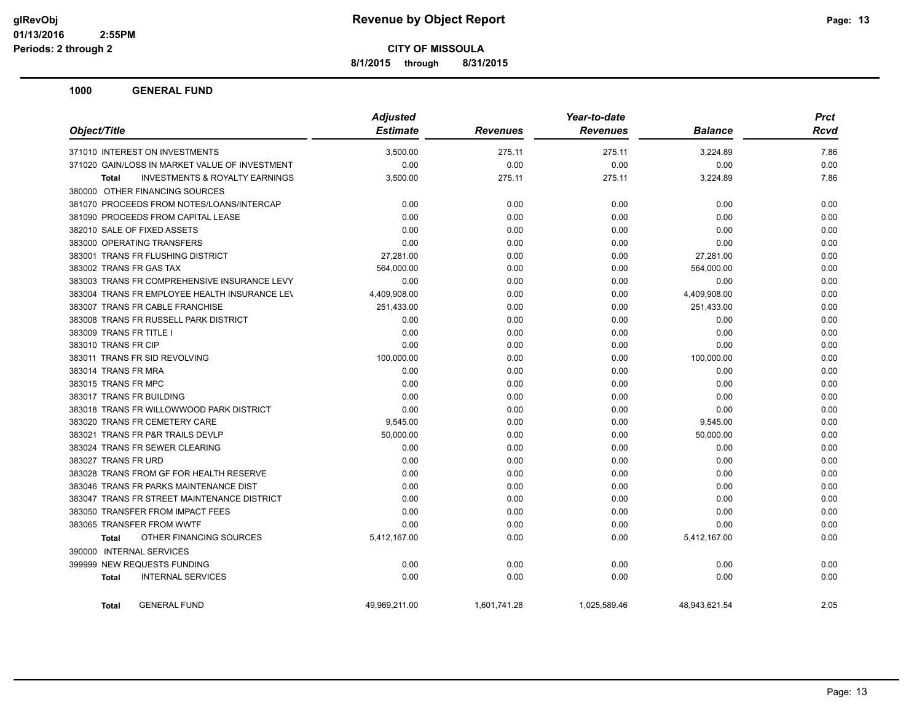**Revenue by Object Report**

**CITY OF MISSOULA**

**8/1/2015 through 8/31/2015**

glRevObj
01/13/2016 2:55PM
Periods: 2 through 2

## 1000 GENERAL FUND

| Object/Title | Adjusted Estimate | Revenues | Year-to-date Revenues | Balance | Prct Rcvd |
|---|---|---|---|---|---|
| 371010 INTEREST ON INVESTMENTS | 3,500.00 | 275.11 | 275.11 | 3,224.89 | 7.86 |
| 371020 GAIN/LOSS IN MARKET VALUE OF INVESTMENT | 0.00 | 0.00 | 0.00 | 0.00 | 0.00 |
| **Total** INVESTMENTS & ROYALTY EARNINGS | 3,500.00 | 275.11 | 275.11 | 3,224.89 | 7.86 |
| 380000 OTHER FINANCING SOURCES | | | | | |
| 381070 PROCEEDS FROM NOTES/LOANS/INTERCAP | 0.00 | 0.00 | 0.00 | 0.00 | 0.00 |
| 381090 PROCEEDS FROM CAPITAL LEASE | 0.00 | 0.00 | 0.00 | 0.00 | 0.00 |
| 382010 SALE OF FIXED ASSETS | 0.00 | 0.00 | 0.00 | 0.00 | 0.00 |
| 383000 OPERATING TRANSFERS | 0.00 | 0.00 | 0.00 | 0.00 | 0.00 |
| 383001 TRANS FR FLUSHING DISTRICT | 27,281.00 | 0.00 | 0.00 | 27,281.00 | 0.00 |
| 383002 TRANS FR GAS TAX | 564,000.00 | 0.00 | 0.00 | 564,000.00 | 0.00 |
| 383003 TRANS FR COMPREHENSIVE INSURANCE LEVY | 0.00 | 0.00 | 0.00 | 0.00 | 0.00 |
| 383004 TRANS FR EMPLOYEE HEALTH INSURANCE LEV | 4,409,908.00 | 0.00 | 0.00 | 4,409,908.00 | 0.00 |
| 383007 TRANS FR CABLE FRANCHISE | 251,433.00 | 0.00 | 0.00 | 251,433.00 | 0.00 |
| 383008 TRANS FR RUSSELL PARK DISTRICT | 0.00 | 0.00 | 0.00 | 0.00 | 0.00 |
| 383009 TRANS FR TITLE I | 0.00 | 0.00 | 0.00 | 0.00 | 0.00 |
| 383010 TRANS FR CIP | 0.00 | 0.00 | 0.00 | 0.00 | 0.00 |
| 383011 TRANS FR SID REVOLVING | 100,000.00 | 0.00 | 0.00 | 100,000.00 | 0.00 |
| 383014 TRANS FR MRA | 0.00 | 0.00 | 0.00 | 0.00 | 0.00 |
| 383015 TRANS FR MPC | 0.00 | 0.00 | 0.00 | 0.00 | 0.00 |
| 383017 TRANS FR BUILDING | 0.00 | 0.00 | 0.00 | 0.00 | 0.00 |
| 383018 TRANS FR WILLOWWOOD PARK DISTRICT | 0.00 | 0.00 | 0.00 | 0.00 | 0.00 |
| 383020 TRANS FR CEMETERY CARE | 9,545.00 | 0.00 | 0.00 | 9,545.00 | 0.00 |
| 383021 TRANS FR P&R TRAILS DEVLP | 50,000.00 | 0.00 | 0.00 | 50,000.00 | 0.00 |
| 383024 TRANS FR SEWER CLEARING | 0.00 | 0.00 | 0.00 | 0.00 | 0.00 |
| 383027 TRANS FR URD | 0.00 | 0.00 | 0.00 | 0.00 | 0.00 |
| 383028 TRANS FROM GF FOR HEALTH RESERVE | 0.00 | 0.00 | 0.00 | 0.00 | 0.00 |
| 383046 TRANS FR PARKS MAINTENANCE DIST | 0.00 | 0.00 | 0.00 | 0.00 | 0.00 |
| 383047 TRANS FR STREET MAINTENANCE DISTRICT | 0.00 | 0.00 | 0.00 | 0.00 | 0.00 |
| 383050 TRANSFER FROM IMPACT FEES | 0.00 | 0.00 | 0.00 | 0.00 | 0.00 |
| 383065 TRANSFER FROM WWTF | 0.00 | 0.00 | 0.00 | 0.00 | 0.00 |
| **Total** OTHER FINANCING SOURCES | 5,412,167.00 | 0.00 | 0.00 | 5,412,167.00 | 0.00 |
| 390000 INTERNAL SERVICES | | | | | |
| 399999 NEW REQUESTS FUNDING | 0.00 | 0.00 | 0.00 | 0.00 | 0.00 |
| **Total** INTERNAL SERVICES | 0.00 | 0.00 | 0.00 | 0.00 | 0.00 |
| **Total** GENERAL FUND | 49,969,211.00 | 1,601,741.28 | 1,025,589.46 | 48,943,621.54 | 2.05 |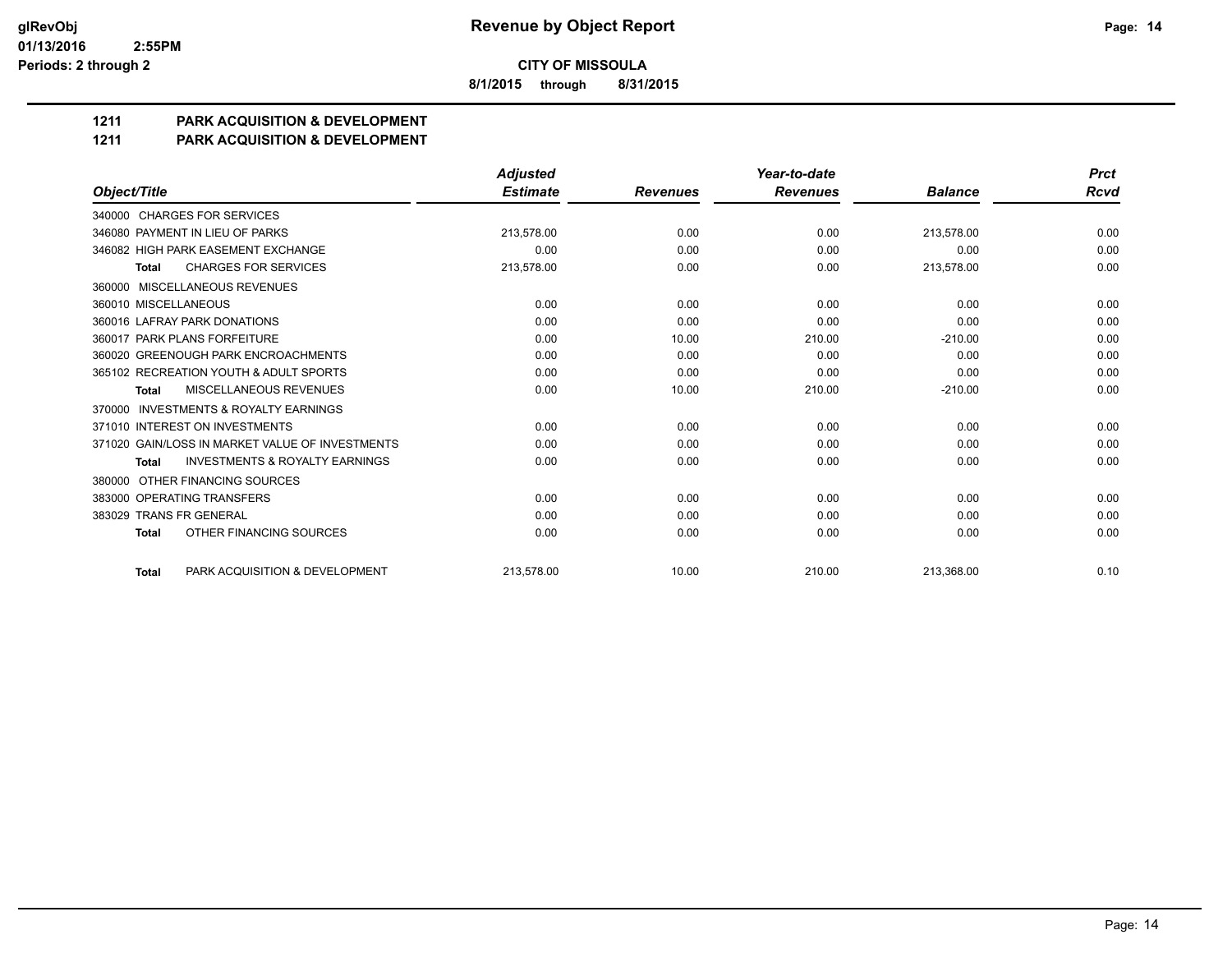**CITY OF MISSOULA**

**8/1/2015 through 8/31/2015**

## 1211 PARK ACQUISITION & DEVELOPMENT
## 1211 PARK ACQUISITION & DEVELOPMENT

| Object/Title | Adjusted Estimate | Revenues | Year-to-date Revenues | Balance | Prct Rcvd |
|---|---|---|---|---|---|
| 340000 CHARGES FOR SERVICES | | | | | |
| 346080 PAYMENT IN LIEU OF PARKS | 213,578.00 | 0.00 | 0.00 | 213,578.00 | 0.00 |
| 346082 HIGH PARK EASEMENT EXCHANGE | 0.00 | 0.00 | 0.00 | 0.00 | 0.00 |
| **Total** CHARGES FOR SERVICES | 213,578.00 | 0.00 | 0.00 | 213,578.00 | 0.00 |
| 360000 MISCELLANEOUS REVENUES | | | | | |
| 360010 MISCELLANEOUS | 0.00 | 0.00 | 0.00 | 0.00 | 0.00 |
| 360016 LAFRAY PARK DONATIONS | 0.00 | 0.00 | 0.00 | 0.00 | 0.00 |
| 360017 PARK PLANS FORFEITURE | 0.00 | 10.00 | 210.00 | -210.00 | 0.00 |
| 360020 GREENOUGH PARK ENCROACHMENTS | 0.00 | 0.00 | 0.00 | 0.00 | 0.00 |
| 365102 RECREATION YOUTH & ADULT SPORTS | 0.00 | 0.00 | 0.00 | 0.00 | 0.00 |
| **Total** MISCELLANEOUS REVENUES | 0.00 | 10.00 | 210.00 | -210.00 | 0.00 |
| 370000 INVESTMENTS & ROYALTY EARNINGS | | | | | |
| 371010 INTEREST ON INVESTMENTS | 0.00 | 0.00 | 0.00 | 0.00 | 0.00 |
| 371020 GAIN/LOSS IN MARKET VALUE OF INVESTMENTS | 0.00 | 0.00 | 0.00 | 0.00 | 0.00 |
| **Total** INVESTMENTS & ROYALTY EARNINGS | 0.00 | 0.00 | 0.00 | 0.00 | 0.00 |
| 380000 OTHER FINANCING SOURCES | | | | | |
| 383000 OPERATING TRANSFERS | 0.00 | 0.00 | 0.00 | 0.00 | 0.00 |
| 383029 TRANS FR GENERAL | 0.00 | 0.00 | 0.00 | 0.00 | 0.00 |
| **Total** OTHER FINANCING SOURCES | 0.00 | 0.00 | 0.00 | 0.00 | 0.00 |
| **Total** PARK ACQUISITION & DEVELOPMENT | 213,578.00 | 10.00 | 210.00 | 213,368.00 | 0.10 |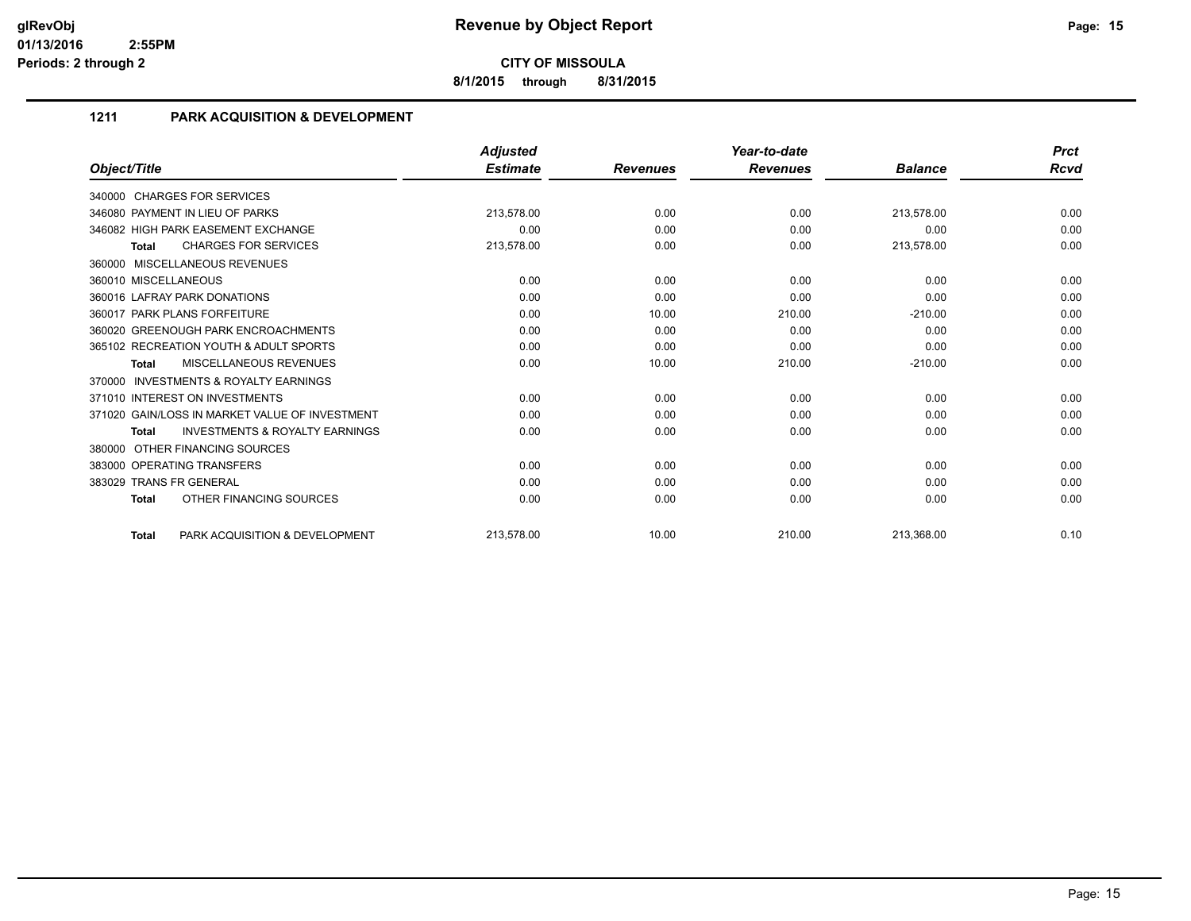**CITY OF MISSOULA**

**8/1/2015 through 8/31/2015**

## 1211 PARK ACQUISITION & DEVELOPMENT

| Object/Title | Adjusted Estimate | Revenues | Year-to-date Revenues | Balance | Prct Rcvd |
|---|---|---|---|---|---|
| 340000 CHARGES FOR SERVICES | | | | | |
| 346080 PAYMENT IN LIEU OF PARKS | 213,578.00 | 0.00 | 0.00 | 213,578.00 | 0.00 |
| 346082 HIGH PARK EASEMENT EXCHANGE | 0.00 | 0.00 | 0.00 | 0.00 | 0.00 |
| **Total** CHARGES FOR SERVICES | 213,578.00 | 0.00 | 0.00 | 213,578.00 | 0.00 |
| 360000 MISCELLANEOUS REVENUES | | | | | |
| 360010 MISCELLANEOUS | 0.00 | 0.00 | 0.00 | 0.00 | 0.00 |
| 360016 LAFRAY PARK DONATIONS | 0.00 | 0.00 | 0.00 | 0.00 | 0.00 |
| 360017 PARK PLANS FORFEITURE | 0.00 | 10.00 | 210.00 | -210.00 | 0.00 |
| 360020 GREENOUGH PARK ENCROACHMENTS | 0.00 | 0.00 | 0.00 | 0.00 | 0.00 |
| 365102 RECREATION YOUTH & ADULT SPORTS | 0.00 | 0.00 | 0.00 | 0.00 | 0.00 |
| **Total** MISCELLANEOUS REVENUES | 0.00 | 10.00 | 210.00 | -210.00 | 0.00 |
| 370000 INVESTMENTS & ROYALTY EARNINGS | | | | | |
| 371010 INTEREST ON INVESTMENTS | 0.00 | 0.00 | 0.00 | 0.00 | 0.00 |
| 371020 GAIN/LOSS IN MARKET VALUE OF INVESTMENT | 0.00 | 0.00 | 0.00 | 0.00 | 0.00 |
| **Total** INVESTMENTS & ROYALTY EARNINGS | 0.00 | 0.00 | 0.00 | 0.00 | 0.00 |
| 380000 OTHER FINANCING SOURCES | | | | | |
| 383000 OPERATING TRANSFERS | 0.00 | 0.00 | 0.00 | 0.00 | 0.00 |
| 383029 TRANS FR GENERAL | 0.00 | 0.00 | 0.00 | 0.00 | 0.00 |
| **Total** OTHER FINANCING SOURCES | 0.00 | 0.00 | 0.00 | 0.00 | 0.00 |
| **Total** PARK ACQUISITION & DEVELOPMENT | 213,578.00 | 10.00 | 210.00 | 213,368.00 | 0.10 |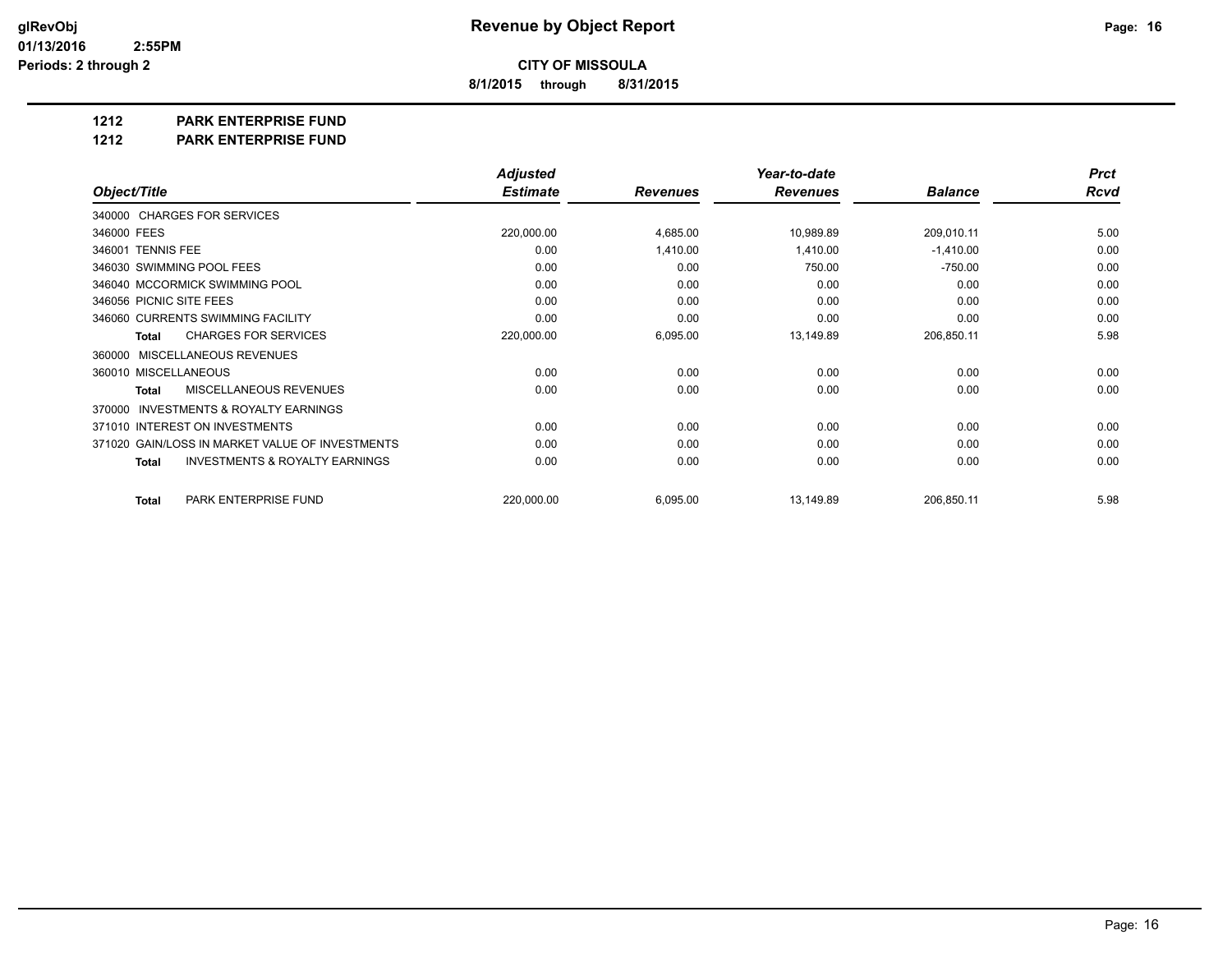# Revenue by Object Report

**CITY OF MISSOULA**

**8/1/2015 through 8/31/2015**

glRevObj
01/13/2016 2:55PM
Periods: 2 through 2

## 1212 PARK ENTERPRISE FUND
## 1212 PARK ENTERPRISE FUND

| Object/Title | Adjusted Estimate | Revenues | Year-to-date Revenues | Balance | Prct Rcvd |
|---|---|---|---|---|---|
| 340000 CHARGES FOR SERVICES | | | | | |
| 346000 FEES | 220,000.00 | 4,685.00 | 10,989.89 | 209,010.11 | 5.00 |
| 346001 TENNIS FEE | 0.00 | 1,410.00 | 1,410.00 | -1,410.00 | 0.00 |
| 346030 SWIMMING POOL FEES | 0.00 | 0.00 | 750.00 | -750.00 | 0.00 |
| 346040 MCCORMICK SWIMMING POOL | 0.00 | 0.00 | 0.00 | 0.00 | 0.00 |
| 346056 PICNIC SITE FEES | 0.00 | 0.00 | 0.00 | 0.00 | 0.00 |
| 346060 CURRENTS SWIMMING FACILITY | 0.00 | 0.00 | 0.00 | 0.00 | 0.00 |
| **Total** CHARGES FOR SERVICES | 220,000.00 | 6,095.00 | 13,149.89 | 206,850.11 | 5.98 |
| 360000 MISCELLANEOUS REVENUES | | | | | |
| 360010 MISCELLANEOUS | 0.00 | 0.00 | 0.00 | 0.00 | 0.00 |
| **Total** MISCELLANEOUS REVENUES | 0.00 | 0.00 | 0.00 | 0.00 | 0.00 |
| 370000 INVESTMENTS & ROYALTY EARNINGS | | | | | |
| 371010 INTEREST ON INVESTMENTS | 0.00 | 0.00 | 0.00 | 0.00 | 0.00 |
| 371020 GAIN/LOSS IN MARKET VALUE OF INVESTMENTS | 0.00 | 0.00 | 0.00 | 0.00 | 0.00 |
| **Total** INVESTMENTS & ROYALTY EARNINGS | 0.00 | 0.00 | 0.00 | 0.00 | 0.00 |
| **Total** PARK ENTERPRISE FUND | 220,000.00 | 6,095.00 | 13,149.89 | 206,850.11 | 5.98 |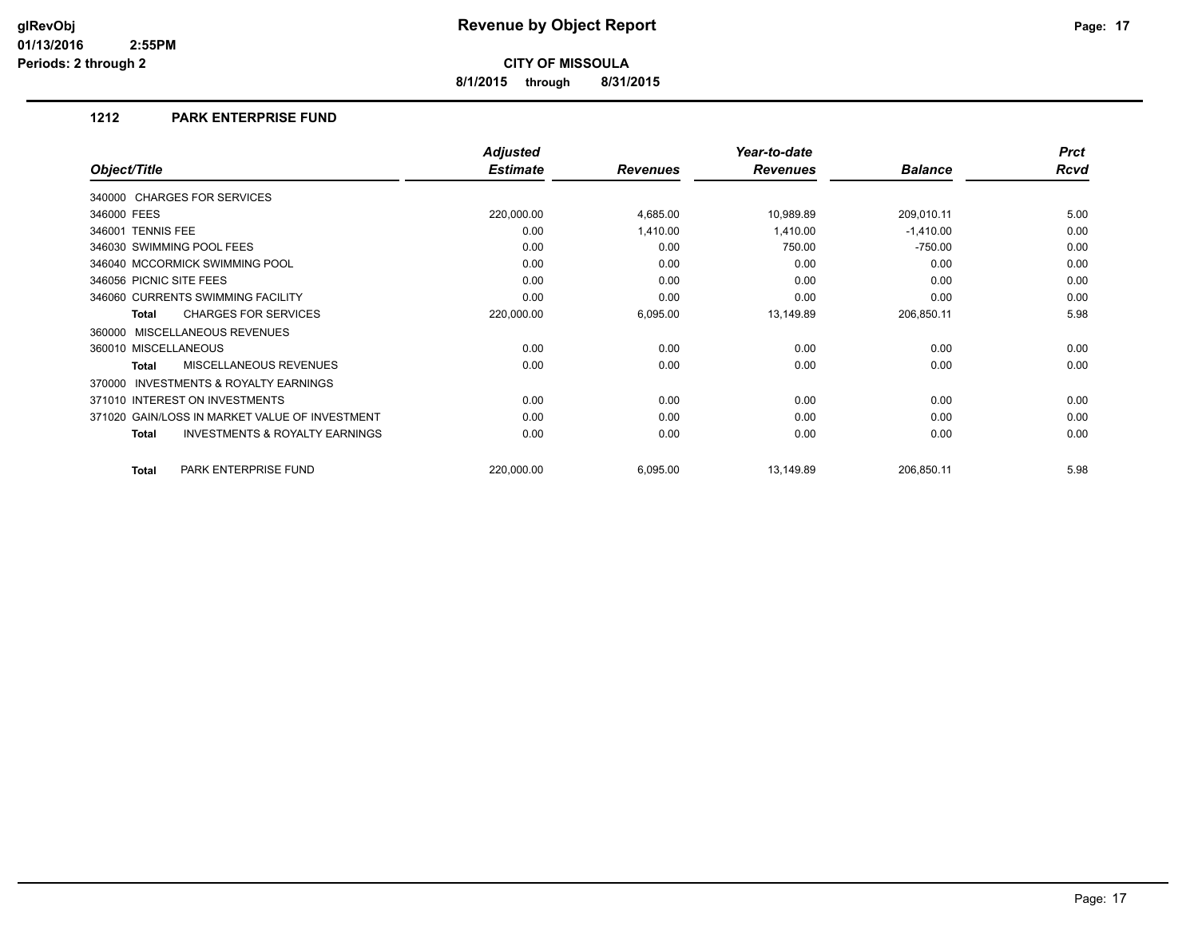# Revenue by Object Report

**CITY OF MISSOULA**

**8/1/2015 through 8/31/2015**

glRevObj
01/13/2016 2:55PM
Periods: 2 through 2

## 1212 PARK ENTERPRISE FUND

| Object/Title | Adjusted Estimate | Revenues | Year-to-date Revenues | Balance | Prct Rcvd |
|---|---|---|---|---|---|
| 340000 CHARGES FOR SERVICES | | | | | |
| 346000 FEES | 220,000.00 | 4,685.00 | 10,989.89 | 209,010.11 | 5.00 |
| 346001 TENNIS FEE | 0.00 | 1,410.00 | 1,410.00 | -1,410.00 | 0.00 |
| 346030 SWIMMING POOL FEES | 0.00 | 0.00 | 750.00 | -750.00 | 0.00 |
| 346040 MCCORMICK SWIMMING POOL | 0.00 | 0.00 | 0.00 | 0.00 | 0.00 |
| 346056 PICNIC SITE FEES | 0.00 | 0.00 | 0.00 | 0.00 | 0.00 |
| 346060 CURRENTS SWIMMING FACILITY | 0.00 | 0.00 | 0.00 | 0.00 | 0.00 |
| **Total** CHARGES FOR SERVICES | 220,000.00 | 6,095.00 | 13,149.89 | 206,850.11 | 5.98 |
| 360000 MISCELLANEOUS REVENUES | | | | | |
| 360010 MISCELLANEOUS | 0.00 | 0.00 | 0.00 | 0.00 | 0.00 |
| **Total** MISCELLANEOUS REVENUES | 0.00 | 0.00 | 0.00 | 0.00 | 0.00 |
| 370000 INVESTMENTS & ROYALTY EARNINGS | | | | | |
| 371010 INTEREST ON INVESTMENTS | 0.00 | 0.00 | 0.00 | 0.00 | 0.00 |
| 371020 GAIN/LOSS IN MARKET VALUE OF INVESTMENT | 0.00 | 0.00 | 0.00 | 0.00 | 0.00 |
| **Total** INVESTMENTS & ROYALTY EARNINGS | 0.00 | 0.00 | 0.00 | 0.00 | 0.00 |
| **Total** PARK ENTERPRISE FUND | 220,000.00 | 6,095.00 | 13,149.89 | 206,850.11 | 5.98 |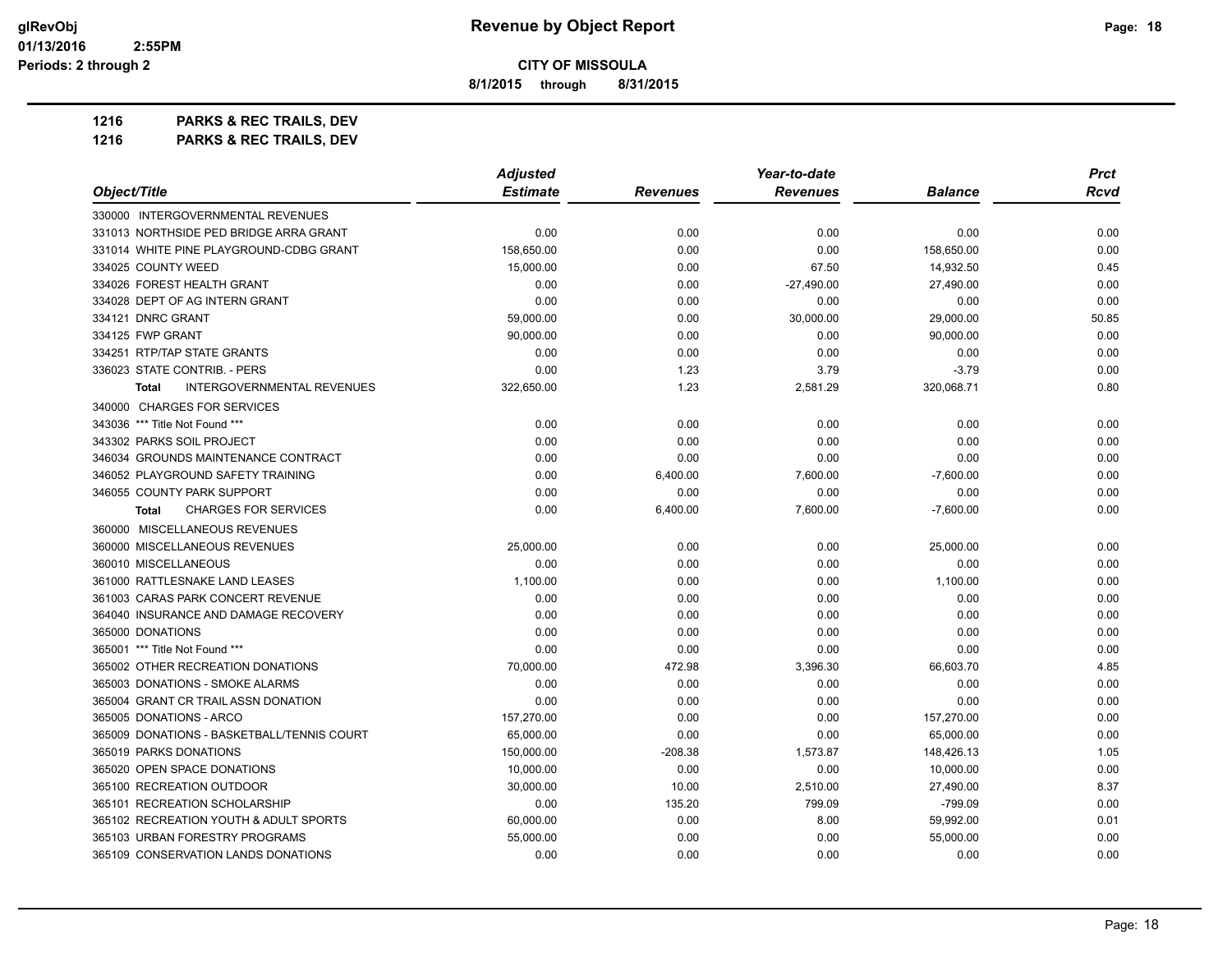**CITY OF MISSOULA**

**8/1/2015 through 8/31/2015**

**1216 PARKS & REC TRAILS, DEV**

**1216 PARKS & REC TRAILS, DEV**

| Object/Title | Adjusted Estimate | Revenues | Year-to-date Revenues | Balance | Prct Rcvd |
|---|---|---|---|---|---|
| 330000 INTERGOVERNMENTAL REVENUES | | | | | |
| 331013 NORTHSIDE PED BRIDGE ARRA GRANT | 0.00 | 0.00 | 0.00 | 0.00 | 0.00 |
| 331014 WHITE PINE PLAYGROUND-CDBG GRANT | 158,650.00 | 0.00 | 0.00 | 158,650.00 | 0.00 |
| 334025 COUNTY WEED | 15,000.00 | 0.00 | 67.50 | 14,932.50 | 0.45 |
| 334026 FOREST HEALTH GRANT | 0.00 | 0.00 | -27,490.00 | 27,490.00 | 0.00 |
| 334028 DEPT OF AG INTERN GRANT | 0.00 | 0.00 | 0.00 | 0.00 | 0.00 |
| 334121 DNRC GRANT | 59,000.00 | 0.00 | 30,000.00 | 29,000.00 | 50.85 |
| 334125 FWP GRANT | 90,000.00 | 0.00 | 0.00 | 90,000.00 | 0.00 |
| 334251 RTP/TAP STATE GRANTS | 0.00 | 0.00 | 0.00 | 0.00 | 0.00 |
| 336023 STATE CONTRIB. - PERS | 0.00 | 1.23 | 3.79 | -3.79 | 0.00 |
| **Total** INTERGOVERNMENTAL REVENUES | 322,650.00 | 1.23 | 2,581.29 | 320,068.71 | 0.80 |
| 340000 CHARGES FOR SERVICES | | | | | |
| 343036 *** Title Not Found *** | 0.00 | 0.00 | 0.00 | 0.00 | 0.00 |
| 343302 PARKS SOIL PROJECT | 0.00 | 0.00 | 0.00 | 0.00 | 0.00 |
| 346034 GROUNDS MAINTENANCE CONTRACT | 0.00 | 0.00 | 0.00 | 0.00 | 0.00 |
| 346052 PLAYGROUND SAFETY TRAINING | 0.00 | 6,400.00 | 7,600.00 | -7,600.00 | 0.00 |
| 346055 COUNTY PARK SUPPORT | 0.00 | 0.00 | 0.00 | 0.00 | 0.00 |
| **Total** CHARGES FOR SERVICES | 0.00 | 6,400.00 | 7,600.00 | -7,600.00 | 0.00 |
| 360000 MISCELLANEOUS REVENUES | | | | | |
| 360000 MISCELLANEOUS REVENUES | 25,000.00 | 0.00 | 0.00 | 25,000.00 | 0.00 |
| 360010 MISCELLANEOUS | 0.00 | 0.00 | 0.00 | 0.00 | 0.00 |
| 361000 RATTLESNAKE LAND LEASES | 1,100.00 | 0.00 | 0.00 | 1,100.00 | 0.00 |
| 361003 CARAS PARK CONCERT REVENUE | 0.00 | 0.00 | 0.00 | 0.00 | 0.00 |
| 364040 INSURANCE AND DAMAGE RECOVERY | 0.00 | 0.00 | 0.00 | 0.00 | 0.00 |
| 365000 DONATIONS | 0.00 | 0.00 | 0.00 | 0.00 | 0.00 |
| 365001 *** Title Not Found *** | 0.00 | 0.00 | 0.00 | 0.00 | 0.00 |
| 365002 OTHER RECREATION DONATIONS | 70,000.00 | 472.98 | 3,396.30 | 66,603.70 | 4.85 |
| 365003 DONATIONS - SMOKE ALARMS | 0.00 | 0.00 | 0.00 | 0.00 | 0.00 |
| 365004 GRANT CR TRAIL ASSN DONATION | 0.00 | 0.00 | 0.00 | 0.00 | 0.00 |
| 365005 DONATIONS - ARCO | 157,270.00 | 0.00 | 0.00 | 157,270.00 | 0.00 |
| 365009 DONATIONS - BASKETBALL/TENNIS COURT | 65,000.00 | 0.00 | 0.00 | 65,000.00 | 0.00 |
| 365019 PARKS DONATIONS | 150,000.00 | -208.38 | 1,573.87 | 148,426.13 | 1.05 |
| 365020 OPEN SPACE DONATIONS | 10,000.00 | 0.00 | 0.00 | 10,000.00 | 0.00 |
| 365100 RECREATION OUTDOOR | 30,000.00 | 10.00 | 2,510.00 | 27,490.00 | 8.37 |
| 365101 RECREATION SCHOLARSHIP | 0.00 | 135.20 | 799.09 | -799.09 | 0.00 |
| 365102 RECREATION YOUTH & ADULT SPORTS | 60,000.00 | 0.00 | 8.00 | 59,992.00 | 0.01 |
| 365103 URBAN FORESTRY PROGRAMS | 55,000.00 | 0.00 | 0.00 | 55,000.00 | 0.00 |
| 365109 CONSERVATION LANDS DONATIONS | 0.00 | 0.00 | 0.00 | 0.00 | 0.00 |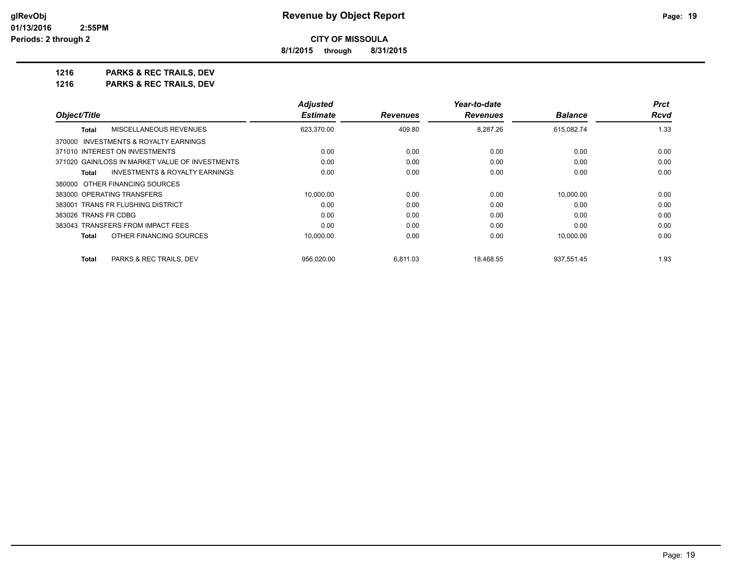**CITY OF MISSOULA**

**8/1/2015 through 8/31/2015**

**1216 PARKS & REC TRAILS, DEV**

**1216 PARKS & REC TRAILS, DEV**

| Object/Title | Adjusted Estimate | Revenues | Year-to-date Revenues | Balance | Prct Rcvd |
|---|---|---|---|---|---|
| **Total** MISCELLANEOUS REVENUES | 623,370.00 | 409.80 | 8,287.26 | 615,082.74 | 1.33 |
| 370000 INVESTMENTS & ROYALTY EARNINGS | | | | | |
| 371010 INTEREST ON INVESTMENTS | 0.00 | 0.00 | 0.00 | 0.00 | 0.00 |
| 371020 GAIN/LOSS IN MARKET VALUE OF INVESTMENTS | 0.00 | 0.00 | 0.00 | 0.00 | 0.00 |
| **Total** INVESTMENTS & ROYALTY EARNINGS | 0.00 | 0.00 | 0.00 | 0.00 | 0.00 |
| 380000 OTHER FINANCING SOURCES | | | | | |
| 383000 OPERATING TRANSFERS | 10,000.00 | 0.00 | 0.00 | 10,000.00 | 0.00 |
| 383001 TRANS FR FLUSHING DISTRICT | 0.00 | 0.00 | 0.00 | 0.00 | 0.00 |
| 383026 TRANS FR CDBG | 0.00 | 0.00 | 0.00 | 0.00 | 0.00 |
| 383043 TRANSFERS FROM IMPACT FEES | 0.00 | 0.00 | 0.00 | 0.00 | 0.00 |
| **Total** OTHER FINANCING SOURCES | 10,000.00 | 0.00 | 0.00 | 10,000.00 | 0.00 |
| **Total** PARKS & REC TRAILS, DEV | 956,020.00 | 6,811.03 | 18,468.55 | 937,551.45 | 1.93 |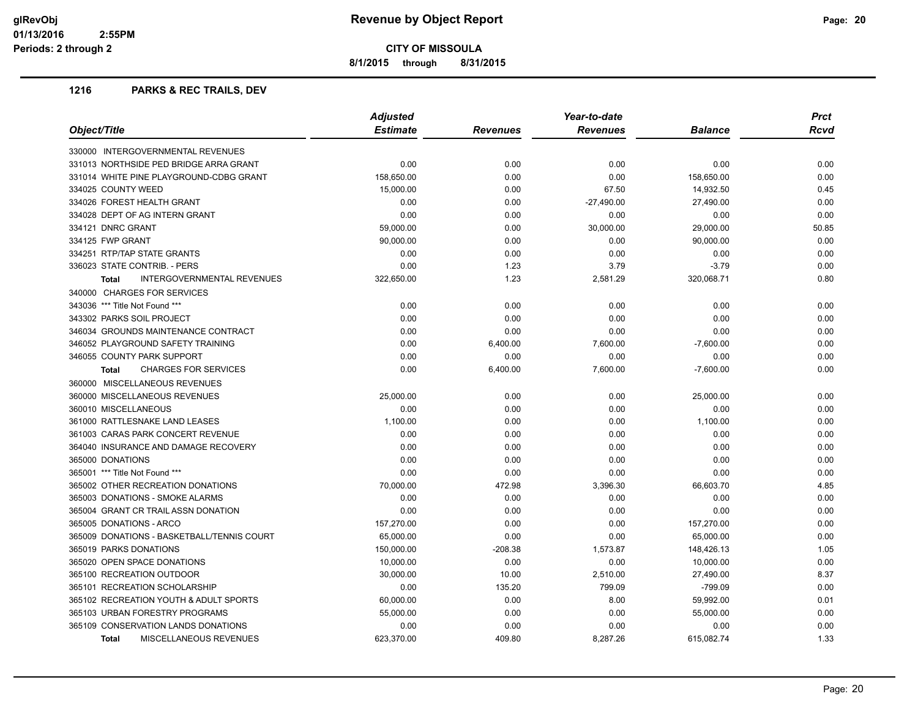# Revenue by Object Report

**CITY OF MISSOULA**

**8/1/2015 through 8/31/2015**

glRevObj
01/13/2016 2:55PM
Periods: 2 through 2

## 1216 PARKS & REC TRAILS, DEV

| Object/Title | Adjusted Estimate | Revenues | Year-to-date Revenues | Balance | Prct Rcvd |
|---|---|---|---|---|---|
| 330000 INTERGOVERNMENTAL REVENUES | | | | | |
| 331013 NORTHSIDE PED BRIDGE ARRA GRANT | 0.00 | 0.00 | 0.00 | 0.00 | 0.00 |
| 331014 WHITE PINE PLAYGROUND-CDBG GRANT | 158,650.00 | 0.00 | 0.00 | 158,650.00 | 0.00 |
| 334025 COUNTY WEED | 15,000.00 | 0.00 | 67.50 | 14,932.50 | 0.45 |
| 334026 FOREST HEALTH GRANT | 0.00 | 0.00 | -27,490.00 | 27,490.00 | 0.00 |
| 334028 DEPT OF AG INTERN GRANT | 0.00 | 0.00 | 0.00 | 0.00 | 0.00 |
| 334121 DNRC GRANT | 59,000.00 | 0.00 | 30,000.00 | 29,000.00 | 50.85 |
| 334125 FWP GRANT | 90,000.00 | 0.00 | 0.00 | 90,000.00 | 0.00 |
| 334251 RTP/TAP STATE GRANTS | 0.00 | 0.00 | 0.00 | 0.00 | 0.00 |
| 336023 STATE CONTRIB. - PERS | 0.00 | 1.23 | 3.79 | -3.79 | 0.00 |
| **Total** INTERGOVERNMENTAL REVENUES | 322,650.00 | 1.23 | 2,581.29 | 320,068.71 | 0.80 |
| 340000 CHARGES FOR SERVICES | | | | | |
| 343036 *** Title Not Found *** | 0.00 | 0.00 | 0.00 | 0.00 | 0.00 |
| 343302 PARKS SOIL PROJECT | 0.00 | 0.00 | 0.00 | 0.00 | 0.00 |
| 346034 GROUNDS MAINTENANCE CONTRACT | 0.00 | 0.00 | 0.00 | 0.00 | 0.00 |
| 346052 PLAYGROUND SAFETY TRAINING | 0.00 | 6,400.00 | 7,600.00 | -7,600.00 | 0.00 |
| 346055 COUNTY PARK SUPPORT | 0.00 | 0.00 | 0.00 | 0.00 | 0.00 |
| **Total** CHARGES FOR SERVICES | 0.00 | 6,400.00 | 7,600.00 | -7,600.00 | 0.00 |
| 360000 MISCELLANEOUS REVENUES | | | | | |
| 360000 MISCELLANEOUS REVENUES | 25,000.00 | 0.00 | 0.00 | 25,000.00 | 0.00 |
| 360010 MISCELLANEOUS | 0.00 | 0.00 | 0.00 | 0.00 | 0.00 |
| 361000 RATTLESNAKE LAND LEASES | 1,100.00 | 0.00 | 0.00 | 1,100.00 | 0.00 |
| 361003 CARAS PARK CONCERT REVENUE | 0.00 | 0.00 | 0.00 | 0.00 | 0.00 |
| 364040 INSURANCE AND DAMAGE RECOVERY | 0.00 | 0.00 | 0.00 | 0.00 | 0.00 |
| 365000 DONATIONS | 0.00 | 0.00 | 0.00 | 0.00 | 0.00 |
| 365001 *** Title Not Found *** | 0.00 | 0.00 | 0.00 | 0.00 | 0.00 |
| 365002 OTHER RECREATION DONATIONS | 70,000.00 | 472.98 | 3,396.30 | 66,603.70 | 4.85 |
| 365003 DONATIONS - SMOKE ALARMS | 0.00 | 0.00 | 0.00 | 0.00 | 0.00 |
| 365004 GRANT CR TRAIL ASSN DONATION | 0.00 | 0.00 | 0.00 | 0.00 | 0.00 |
| 365005 DONATIONS - ARCO | 157,270.00 | 0.00 | 0.00 | 157,270.00 | 0.00 |
| 365009 DONATIONS - BASKETBALL/TENNIS COURT | 65,000.00 | 0.00 | 0.00 | 65,000.00 | 0.00 |
| 365019 PARKS DONATIONS | 150,000.00 | -208.38 | 1,573.87 | 148,426.13 | 1.05 |
| 365020 OPEN SPACE DONATIONS | 10,000.00 | 0.00 | 0.00 | 10,000.00 | 0.00 |
| 365100 RECREATION OUTDOOR | 30,000.00 | 10.00 | 2,510.00 | 27,490.00 | 8.37 |
| 365101 RECREATION SCHOLARSHIP | 0.00 | 135.20 | 799.09 | -799.09 | 0.00 |
| 365102 RECREATION YOUTH & ADULT SPORTS | 60,000.00 | 0.00 | 8.00 | 59,992.00 | 0.01 |
| 365103 URBAN FORESTRY PROGRAMS | 55,000.00 | 0.00 | 0.00 | 55,000.00 | 0.00 |
| 365109 CONSERVATION LANDS DONATIONS | 0.00 | 0.00 | 0.00 | 0.00 | 0.00 |
| **Total** MISCELLANEOUS REVENUES | 623,370.00 | 409.80 | 8,287.26 | 615,082.74 | 1.33 |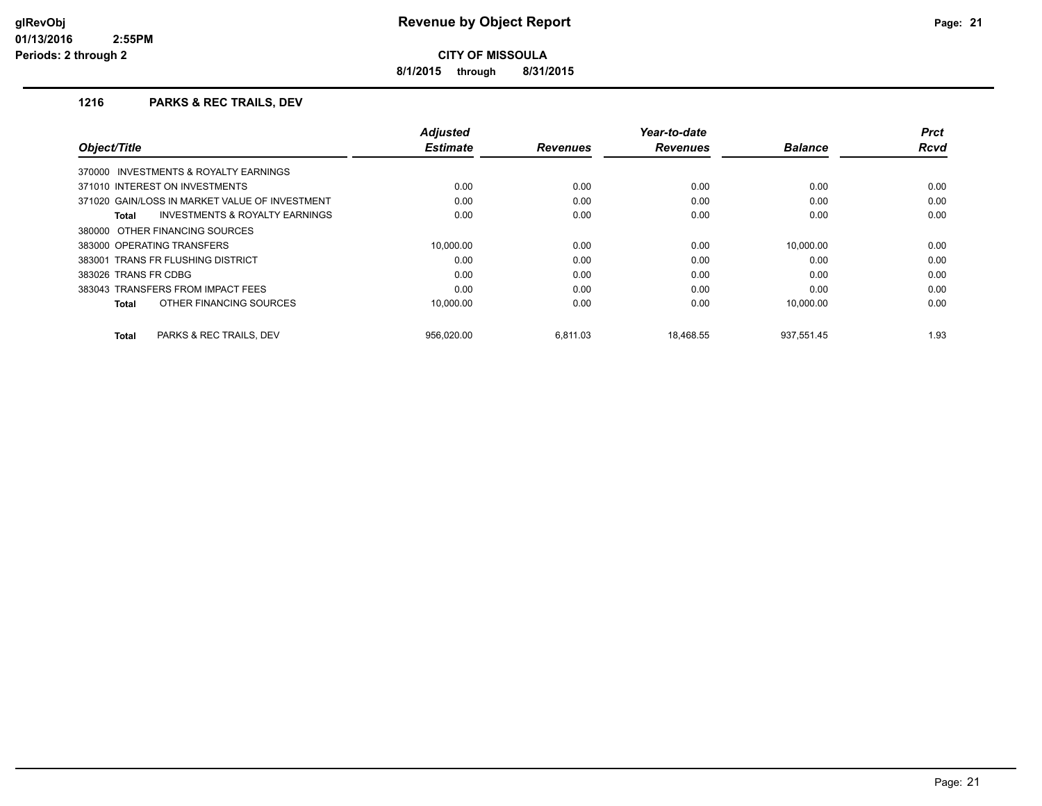# Revenue by Object Report

**CITY OF MISSOULA**

**8/1/2015 through 8/31/2015**

glRevObj
01/13/2016 2:55PM
Periods: 2 through 2

## 1216 PARKS & REC TRAILS, DEV

| Object/Title | Adjusted Estimate | Revenues | Year-to-date Revenues | Balance | Prct Rcvd |
|---|---|---|---|---|---|
| 370000 INVESTMENTS & ROYALTY EARNINGS | | | | | |
| 371010 INTEREST ON INVESTMENTS | 0.00 | 0.00 | 0.00 | 0.00 | 0.00 |
| 371020 GAIN/LOSS IN MARKET VALUE OF INVESTMENT | 0.00 | 0.00 | 0.00 | 0.00 | 0.00 |
| **Total** INVESTMENTS & ROYALTY EARNINGS | 0.00 | 0.00 | 0.00 | 0.00 | 0.00 |
| 380000 OTHER FINANCING SOURCES | | | | | |
| 383000 OPERATING TRANSFERS | 10,000.00 | 0.00 | 0.00 | 10,000.00 | 0.00 |
| 383001 TRANS FR FLUSHING DISTRICT | 0.00 | 0.00 | 0.00 | 0.00 | 0.00 |
| 383026 TRANS FR CDBG | 0.00 | 0.00 | 0.00 | 0.00 | 0.00 |
| 383043 TRANSFERS FROM IMPACT FEES | 0.00 | 0.00 | 0.00 | 0.00 | 0.00 |
| **Total** OTHER FINANCING SOURCES | 10,000.00 | 0.00 | 0.00 | 10,000.00 | 0.00 |
| **Total** PARKS & REC TRAILS, DEV | 956,020.00 | 6,811.03 | 18,468.55 | 937,551.45 | 1.93 |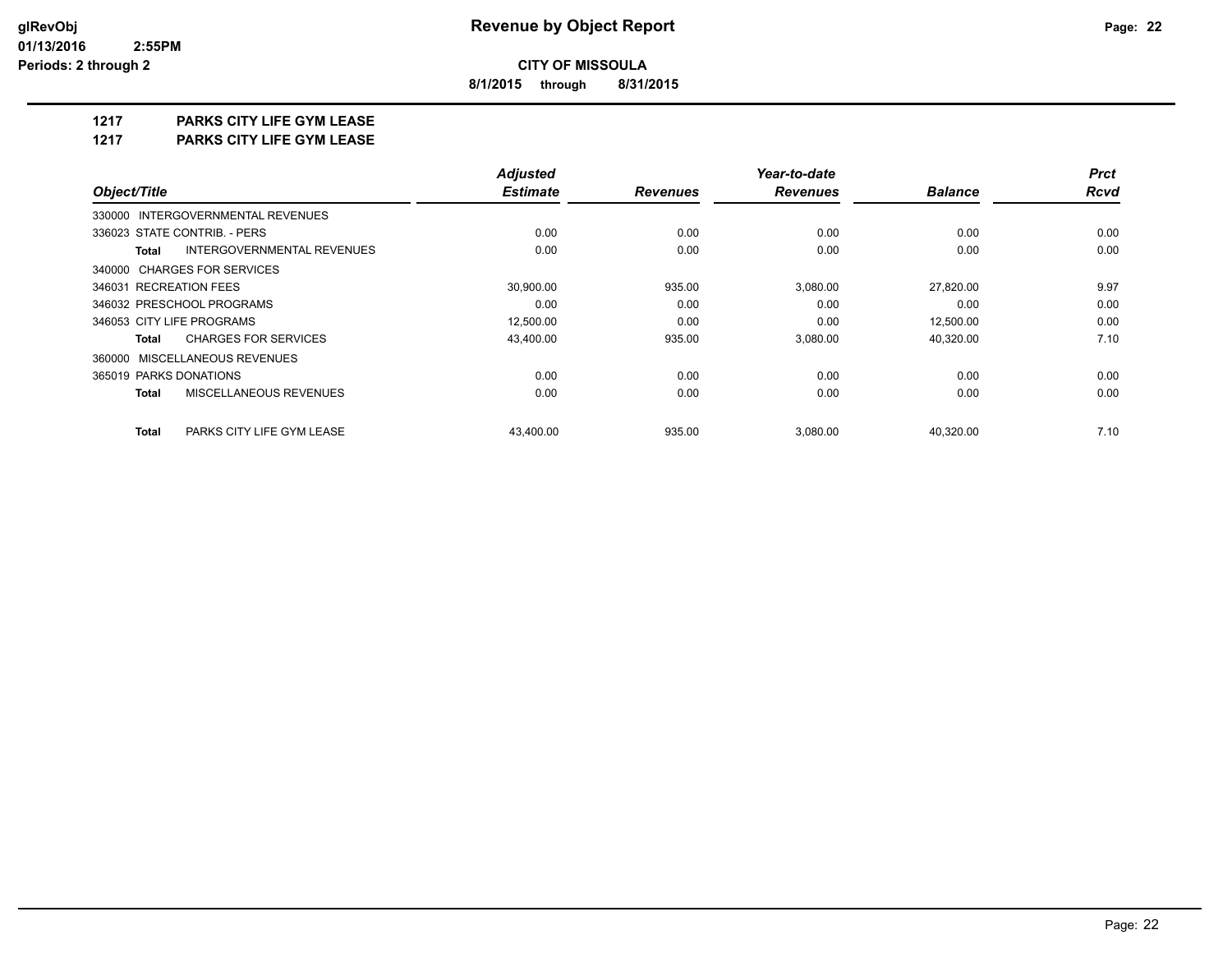# Revenue by Object Report

**CITY OF MISSOULA**

**8/1/2015 through 8/31/2015**

## 1217 PARKS CITY LIFE GYM LEASE

## 1217 PARKS CITY LIFE GYM LEASE

| Object/Title | Adjusted Estimate | Revenues | Year-to-date Revenues | Balance | Prct Rcvd |
|---|---|---|---|---|---|
| 330000 INTERGOVERNMENTAL REVENUES | | | | | |
| 336023 STATE CONTRIB. - PERS | 0.00 | 0.00 | 0.00 | 0.00 | 0.00 |
| **Total** INTERGOVERNMENTAL REVENUES | 0.00 | 0.00 | 0.00 | 0.00 | 0.00 |
| 340000 CHARGES FOR SERVICES | | | | | |
| 346031 RECREATION FEES | 30,900.00 | 935.00 | 3,080.00 | 27,820.00 | 9.97 |
| 346032 PRESCHOOL PROGRAMS | 0.00 | 0.00 | 0.00 | 0.00 | 0.00 |
| 346053 CITY LIFE PROGRAMS | 12,500.00 | 0.00 | 0.00 | 12,500.00 | 0.00 |
| **Total** CHARGES FOR SERVICES | 43,400.00 | 935.00 | 3,080.00 | 40,320.00 | 7.10 |
| 360000 MISCELLANEOUS REVENUES | | | | | |
| 365019 PARKS DONATIONS | 0.00 | 0.00 | 0.00 | 0.00 | 0.00 |
| **Total** MISCELLANEOUS REVENUES | 0.00 | 0.00 | 0.00 | 0.00 | 0.00 |
| **Total** PARKS CITY LIFE GYM LEASE | 43,400.00 | 935.00 | 3,080.00 | 40,320.00 | 7.10 |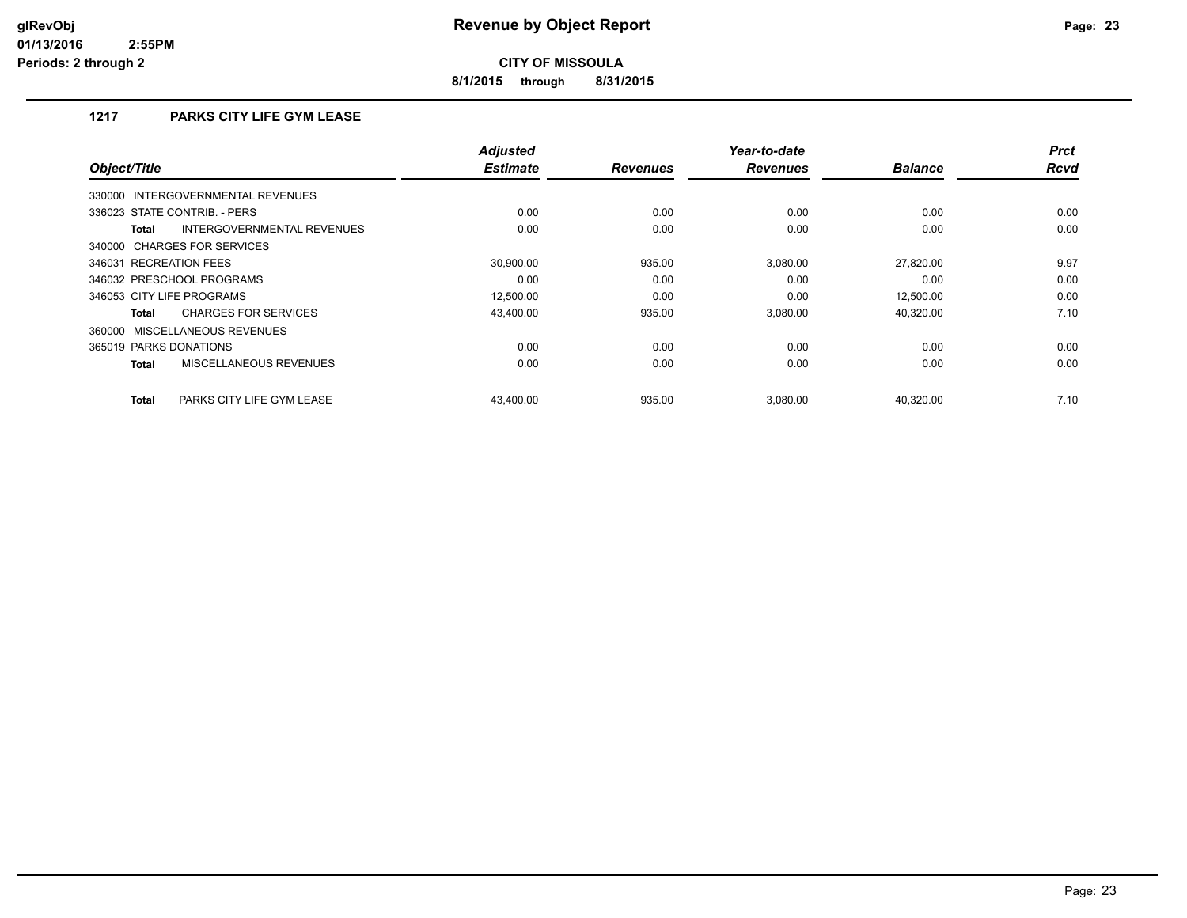# Revenue by Object Report

**CITY OF MISSOULA**

**8/1/2015 through 8/31/2015**

glRevObj
01/13/2016 2:55PM
Periods: 2 through 2

## 1217 PARKS CITY LIFE GYM LEASE

| Object/Title | Adjusted Estimate | Revenues | Year-to-date Revenues | Balance | Prct Rcvd |
|---|---|---|---|---|---|
| 330000 INTERGOVERNMENTAL REVENUES | | | | | |
| 336023 STATE CONTRIB. - PERS | 0.00 | 0.00 | 0.00 | 0.00 | 0.00 |
| **Total** INTERGOVERNMENTAL REVENUES | 0.00 | 0.00 | 0.00 | 0.00 | 0.00 |
| 340000 CHARGES FOR SERVICES | | | | | |
| 346031 RECREATION FEES | 30,900.00 | 935.00 | 3,080.00 | 27,820.00 | 9.97 |
| 346032 PRESCHOOL PROGRAMS | 0.00 | 0.00 | 0.00 | 0.00 | 0.00 |
| 346053 CITY LIFE PROGRAMS | 12,500.00 | 0.00 | 0.00 | 12,500.00 | 0.00 |
| **Total** CHARGES FOR SERVICES | 43,400.00 | 935.00 | 3,080.00 | 40,320.00 | 7.10 |
| 360000 MISCELLANEOUS REVENUES | | | | | |
| 365019 PARKS DONATIONS | 0.00 | 0.00 | 0.00 | 0.00 | 0.00 |
| **Total** MISCELLANEOUS REVENUES | 0.00 | 0.00 | 0.00 | 0.00 | 0.00 |
| **Total** PARKS CITY LIFE GYM LEASE | 43,400.00 | 935.00 | 3,080.00 | 40,320.00 | 7.10 |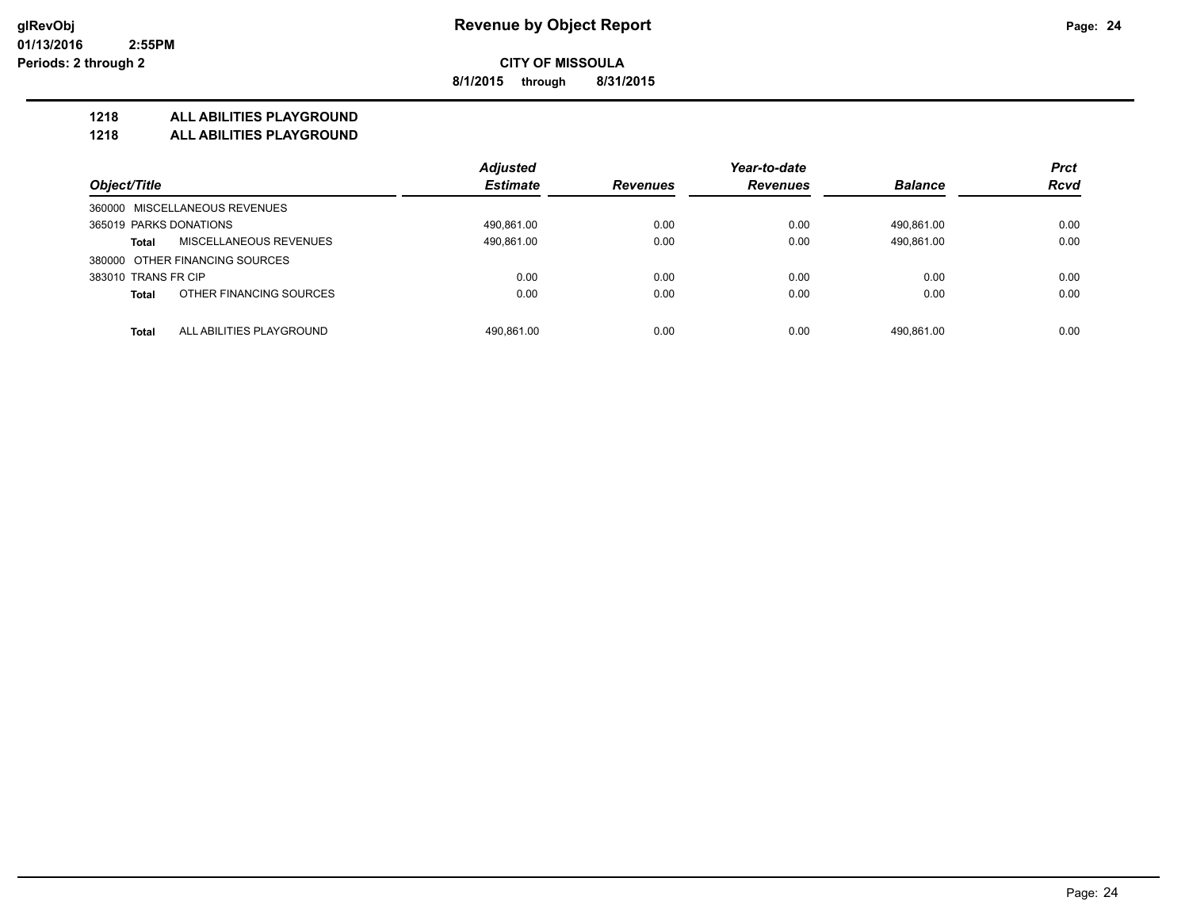# Revenue by Object Report

**CITY OF MISSOULA**

**8/1/2015 through 8/31/2015**

glRevObj
01/13/2016 2:55PM
Periods: 2 through 2

## 1218 ALL ABILITIES PLAYGROUND
## 1218 ALL ABILITIES PLAYGROUND

| Object/Title | Adjusted Estimate | Revenues | Year-to-date Revenues | Balance | Prct Rcvd |
|---|---|---|---|---|---|
| 360000 MISCELLANEOUS REVENUES | | | | | |
| 365019 PARKS DONATIONS | 490,861.00 | 0.00 | 0.00 | 490,861.00 | 0.00 |
| **Total** MISCELLANEOUS REVENUES | 490,861.00 | 0.00 | 0.00 | 490,861.00 | 0.00 |
| 380000 OTHER FINANCING SOURCES | | | | | |
| 383010 TRANS FR CIP | 0.00 | 0.00 | 0.00 | 0.00 | 0.00 |
| **Total** OTHER FINANCING SOURCES | 0.00 | 0.00 | 0.00 | 0.00 | 0.00 |
| **Total** ALL ABILITIES PLAYGROUND | 490,861.00 | 0.00 | 0.00 | 490,861.00 | 0.00 |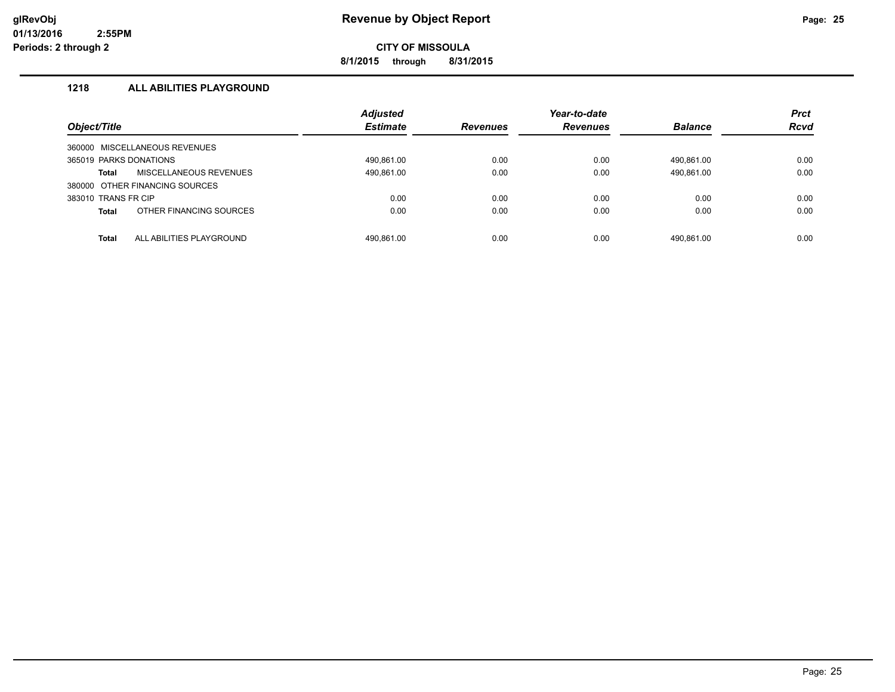# Revenue by Object Report

**CITY OF MISSOULA**

**8/1/2015 through 8/31/2015**

glRevObj
01/13/2016 2:55PM
Periods: 2 through 2

### 1218 ALL ABILITIES PLAYGROUND

| Object/Title | Adjusted Estimate | Revenues | Year-to-date Revenues | Balance | Prct Rcvd |
|---|---|---|---|---|---|
| 360000 MISCELLANEOUS REVENUES | | | | | |
| 365019 PARKS DONATIONS | 490,861.00 | 0.00 | 0.00 | 490,861.00 | 0.00 |
| **Total** MISCELLANEOUS REVENUES | 490,861.00 | 0.00 | 0.00 | 490,861.00 | 0.00 |
| 380000 OTHER FINANCING SOURCES | | | | | |
| 383010 TRANS FR CIP | 0.00 | 0.00 | 0.00 | 0.00 | 0.00 |
| **Total** OTHER FINANCING SOURCES | 0.00 | 0.00 | 0.00 | 0.00 | 0.00 |
| **Total** ALL ABILITIES PLAYGROUND | 490,861.00 | 0.00 | 0.00 | 490,861.00 | 0.00 |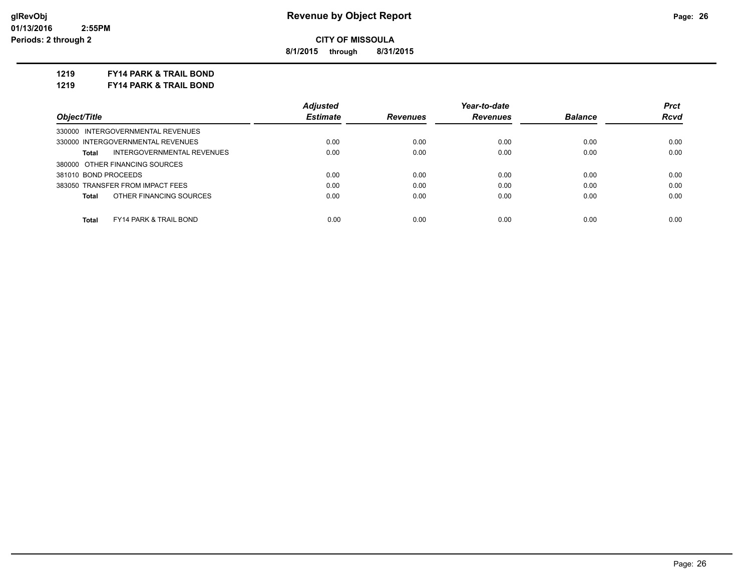**CITY OF MISSOULA**

**8/1/2015 through 8/31/2015**

**1219 FY14 PARK & TRAIL BOND**

**1219 FY14 PARK & TRAIL BOND**

| Object/Title | Adjusted Estimate | Revenues | Year-to-date Revenues | Balance | Prct Rcvd |
|---|---|---|---|---|---|
| 330000 INTERGOVERNMENTAL REVENUES | | | | | |
| 330000 INTERGOVERNMENTAL REVENUES | 0.00 | 0.00 | 0.00 | 0.00 | 0.00 |
| **Total** INTERGOVERNMENTAL REVENUES | 0.00 | 0.00 | 0.00 | 0.00 | 0.00 |
| 380000 OTHER FINANCING SOURCES | | | | | |
| 381010 BOND PROCEEDS | 0.00 | 0.00 | 0.00 | 0.00 | 0.00 |
| 383050 TRANSFER FROM IMPACT FEES | 0.00 | 0.00 | 0.00 | 0.00 | 0.00 |
| **Total** OTHER FINANCING SOURCES | 0.00 | 0.00 | 0.00 | 0.00 | 0.00 |
| **Total** FY14 PARK & TRAIL BOND | 0.00 | 0.00 | 0.00 | 0.00 | 0.00 |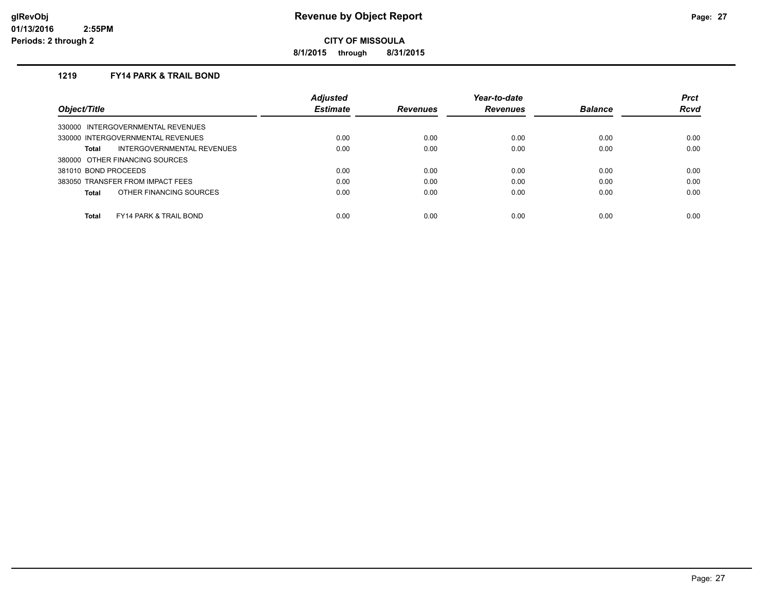# Revenue by Object Report

**CITY OF MISSOULA**

**8/1/2015 through 8/31/2015**

glRevObj
01/13/2016 2:55PM
Periods: 2 through 2

## 1219 FY14 PARK & TRAIL BOND

| Object/Title | Adjusted Estimate | Revenues | Year-to-date Revenues | Balance | Prct Rcvd |
|---|---|---|---|---|---|
| 330000 INTERGOVERNMENTAL REVENUES | | | | | |
| 330000 INTERGOVERNMENTAL REVENUES | 0.00 | 0.00 | 0.00 | 0.00 | 0.00 |
| **Total** INTERGOVERNMENTAL REVENUES | 0.00 | 0.00 | 0.00 | 0.00 | 0.00 |
| 380000 OTHER FINANCING SOURCES | | | | | |
| 381010 BOND PROCEEDS | 0.00 | 0.00 | 0.00 | 0.00 | 0.00 |
| 383050 TRANSFER FROM IMPACT FEES | 0.00 | 0.00 | 0.00 | 0.00 | 0.00 |
| **Total** OTHER FINANCING SOURCES | 0.00 | 0.00 | 0.00 | 0.00 | 0.00 |
| **Total** FY14 PARK & TRAIL BOND | 0.00 | 0.00 | 0.00 | 0.00 | 0.00 |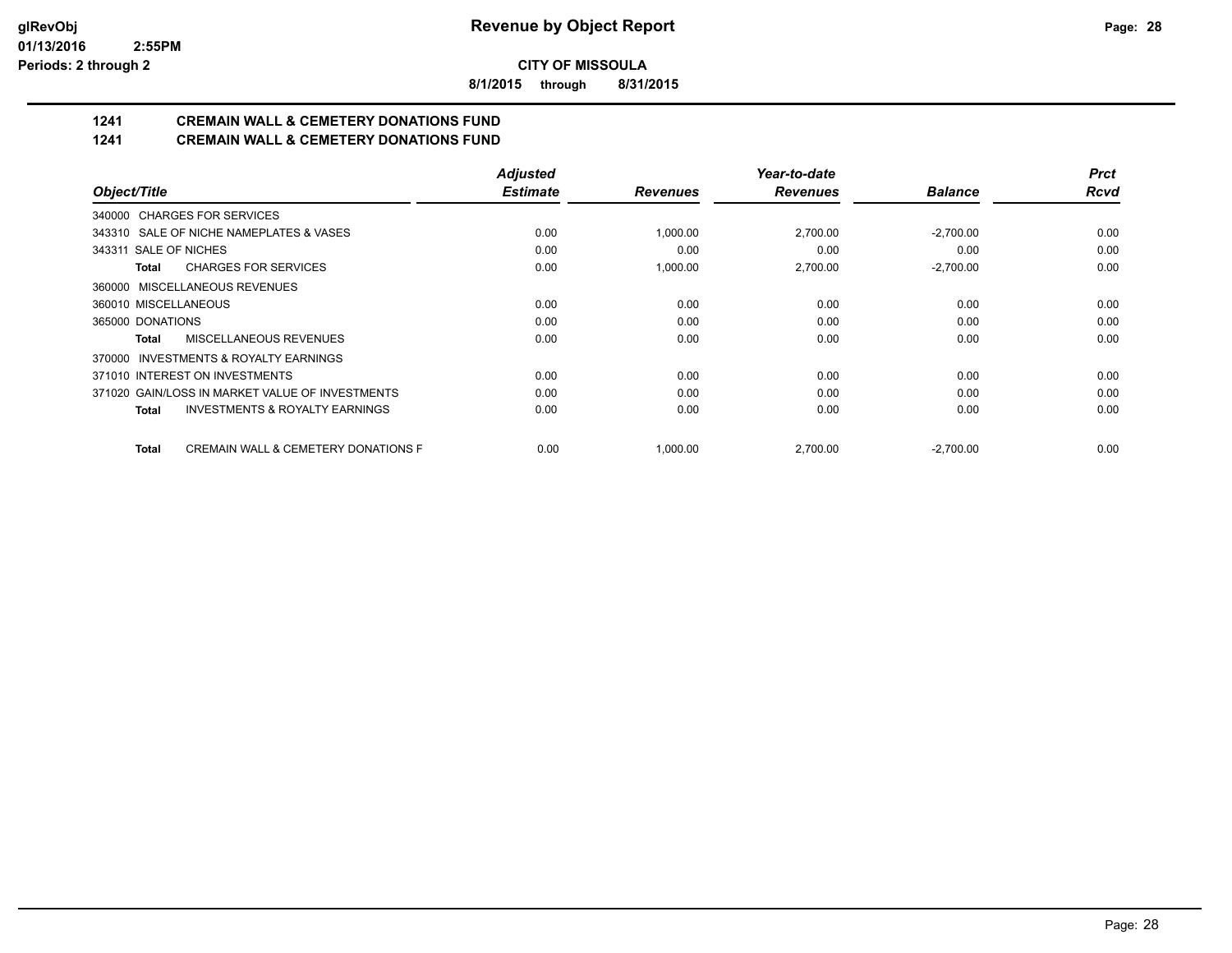**Revenue by Object Report**

**CITY OF MISSOULA**

**8/1/2015 through 8/31/2015**

## 1241 CREMAIN WALL & CEMETERY DONATIONS FUND

## 1241 CREMAIN WALL & CEMETERY DONATIONS FUND

| Object/Title | Adjusted Estimate | Revenues | Year-to-date Revenues | Balance | Prct Rcvd |
|---|---|---|---|---|---|
| 340000 CHARGES FOR SERVICES | | | | | |
| 343310 SALE OF NICHE NAMEPLATES & VASES | 0.00 | 1,000.00 | 2,700.00 | -2,700.00 | 0.00 |
| 343311 SALE OF NICHES | 0.00 | 0.00 | 0.00 | 0.00 | 0.00 |
| **Total** CHARGES FOR SERVICES | 0.00 | 1,000.00 | 2,700.00 | -2,700.00 | 0.00 |
| 360000 MISCELLANEOUS REVENUES | | | | | |
| 360010 MISCELLANEOUS | 0.00 | 0.00 | 0.00 | 0.00 | 0.00 |
| 365000 DONATIONS | 0.00 | 0.00 | 0.00 | 0.00 | 0.00 |
| **Total** MISCELLANEOUS REVENUES | 0.00 | 0.00 | 0.00 | 0.00 | 0.00 |
| 370000 INVESTMENTS & ROYALTY EARNINGS | | | | | |
| 371010 INTEREST ON INVESTMENTS | 0.00 | 0.00 | 0.00 | 0.00 | 0.00 |
| 371020 GAIN/LOSS IN MARKET VALUE OF INVESTMENTS | 0.00 | 0.00 | 0.00 | 0.00 | 0.00 |
| **Total** INVESTMENTS & ROYALTY EARNINGS | 0.00 | 0.00 | 0.00 | 0.00 | 0.00 |
| **Total** CREMAIN WALL & CEMETERY DONATIONS F | 0.00 | 1,000.00 | 2,700.00 | -2,700.00 | 0.00 |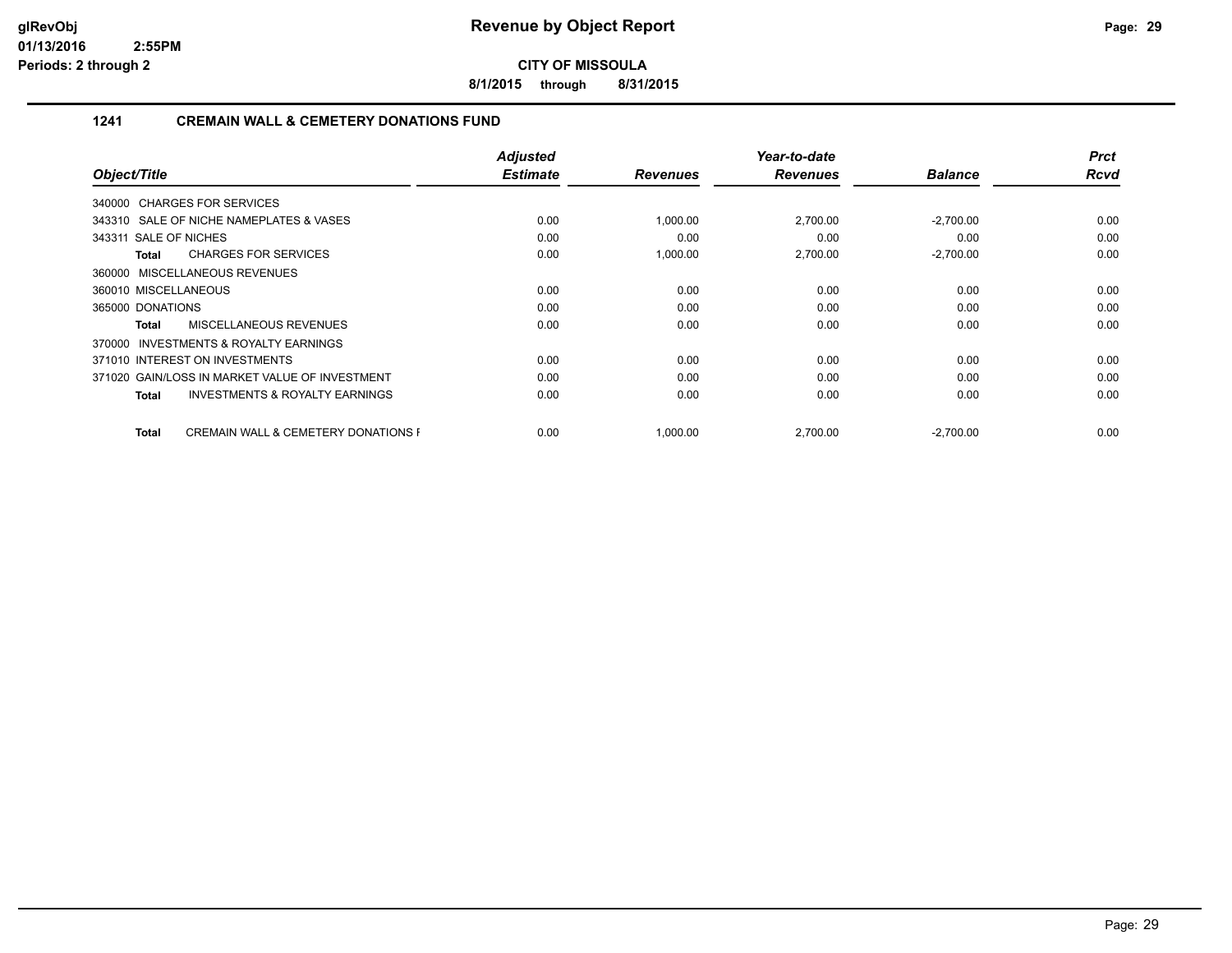**CITY OF MISSOULA**

**8/1/2015 through 8/31/2015**

### 1241 CREMAIN WALL & CEMETERY DONATIONS FUND

| Object/Title | Adjusted Estimate | Revenues | Year-to-date Revenues | Balance | Prct Rcvd |
|---|---|---|---|---|---|
| 340000 CHARGES FOR SERVICES | | | | | |
| 343310 SALE OF NICHE NAMEPLATES & VASES | 0.00 | 1,000.00 | 2,700.00 | -2,700.00 | 0.00 |
| 343311 SALE OF NICHES | 0.00 | 0.00 | 0.00 | 0.00 | 0.00 |
| **Total** CHARGES FOR SERVICES | 0.00 | 1,000.00 | 2,700.00 | -2,700.00 | 0.00 |
| 360000 MISCELLANEOUS REVENUES | | | | | |
| 360010 MISCELLANEOUS | 0.00 | 0.00 | 0.00 | 0.00 | 0.00 |
| 365000 DONATIONS | 0.00 | 0.00 | 0.00 | 0.00 | 0.00 |
| **Total** MISCELLANEOUS REVENUES | 0.00 | 0.00 | 0.00 | 0.00 | 0.00 |
| 370000 INVESTMENTS & ROYALTY EARNINGS | | | | | |
| 371010 INTEREST ON INVESTMENTS | 0.00 | 0.00 | 0.00 | 0.00 | 0.00 |
| 371020 GAIN/LOSS IN MARKET VALUE OF INVESTMENT | 0.00 | 0.00 | 0.00 | 0.00 | 0.00 |
| **Total** INVESTMENTS & ROYALTY EARNINGS | 0.00 | 0.00 | 0.00 | 0.00 | 0.00 |
| **Total** CREMAIN WALL & CEMETERY DONATIONS F | 0.00 | 1,000.00 | 2,700.00 | -2,700.00 | 0.00 |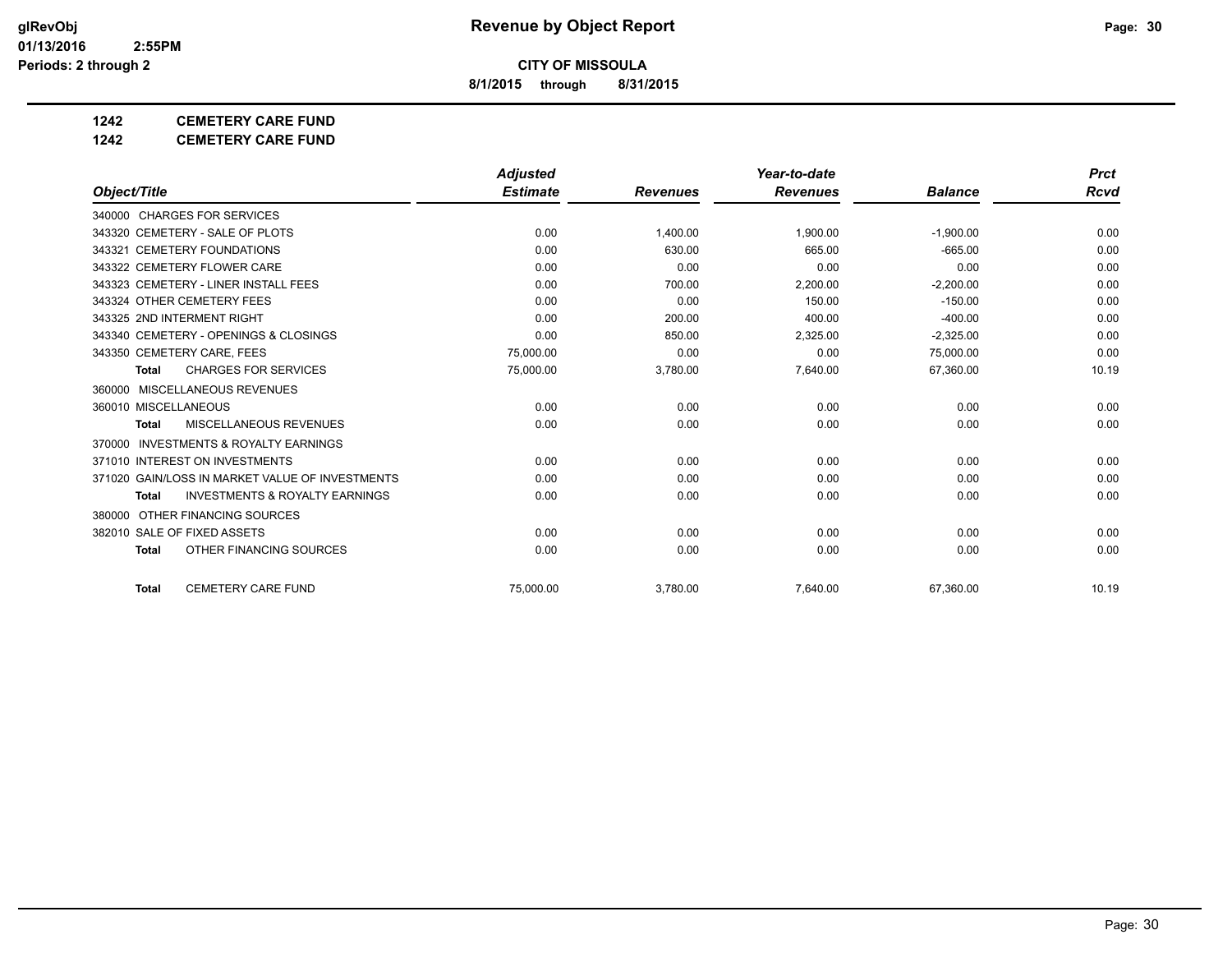**Revenue by Object Report**

**CITY OF MISSOULA**

**8/1/2015 through 8/31/2015**

glRevObj
01/13/2016 2:55PM
Periods: 2 through 2

## 1242 CEMETERY CARE FUND
## 1242 CEMETERY CARE FUND

| Object/Title | Adjusted Estimate | Revenues | Year-to-date Revenues | Balance | Prct Rcvd |
|---|---|---|---|---|---|
| 340000 CHARGES FOR SERVICES | | | | | |
| 343320 CEMETERY - SALE OF PLOTS | 0.00 | 1,400.00 | 1,900.00 | -1,900.00 | 0.00 |
| 343321 CEMETERY FOUNDATIONS | 0.00 | 630.00 | 665.00 | -665.00 | 0.00 |
| 343322 CEMETERY FLOWER CARE | 0.00 | 0.00 | 0.00 | 0.00 | 0.00 |
| 343323 CEMETERY - LINER INSTALL FEES | 0.00 | 700.00 | 2,200.00 | -2,200.00 | 0.00 |
| 343324 OTHER CEMETERY FEES | 0.00 | 0.00 | 150.00 | -150.00 | 0.00 |
| 343325 2ND INTERMENT RIGHT | 0.00 | 200.00 | 400.00 | -400.00 | 0.00 |
| 343340 CEMETERY - OPENINGS & CLOSINGS | 0.00 | 850.00 | 2,325.00 | -2,325.00 | 0.00 |
| 343350 CEMETERY CARE, FEES | 75,000.00 | 0.00 | 0.00 | 75,000.00 | 0.00 |
| **Total** CHARGES FOR SERVICES | 75,000.00 | 3,780.00 | 7,640.00 | 67,360.00 | 10.19 |
| 360000 MISCELLANEOUS REVENUES | | | | | |
| 360010 MISCELLANEOUS | 0.00 | 0.00 | 0.00 | 0.00 | 0.00 |
| **Total** MISCELLANEOUS REVENUES | 0.00 | 0.00 | 0.00 | 0.00 | 0.00 |
| 370000 INVESTMENTS & ROYALTY EARNINGS | | | | | |
| 371010 INTEREST ON INVESTMENTS | 0.00 | 0.00 | 0.00 | 0.00 | 0.00 |
| 371020 GAIN/LOSS IN MARKET VALUE OF INVESTMENTS | 0.00 | 0.00 | 0.00 | 0.00 | 0.00 |
| **Total** INVESTMENTS & ROYALTY EARNINGS | 0.00 | 0.00 | 0.00 | 0.00 | 0.00 |
| 380000 OTHER FINANCING SOURCES | | | | | |
| 382010 SALE OF FIXED ASSETS | 0.00 | 0.00 | 0.00 | 0.00 | 0.00 |
| **Total** OTHER FINANCING SOURCES | 0.00 | 0.00 | 0.00 | 0.00 | 0.00 |
| **Total** CEMETERY CARE FUND | 75,000.00 | 3,780.00 | 7,640.00 | 67,360.00 | 10.19 |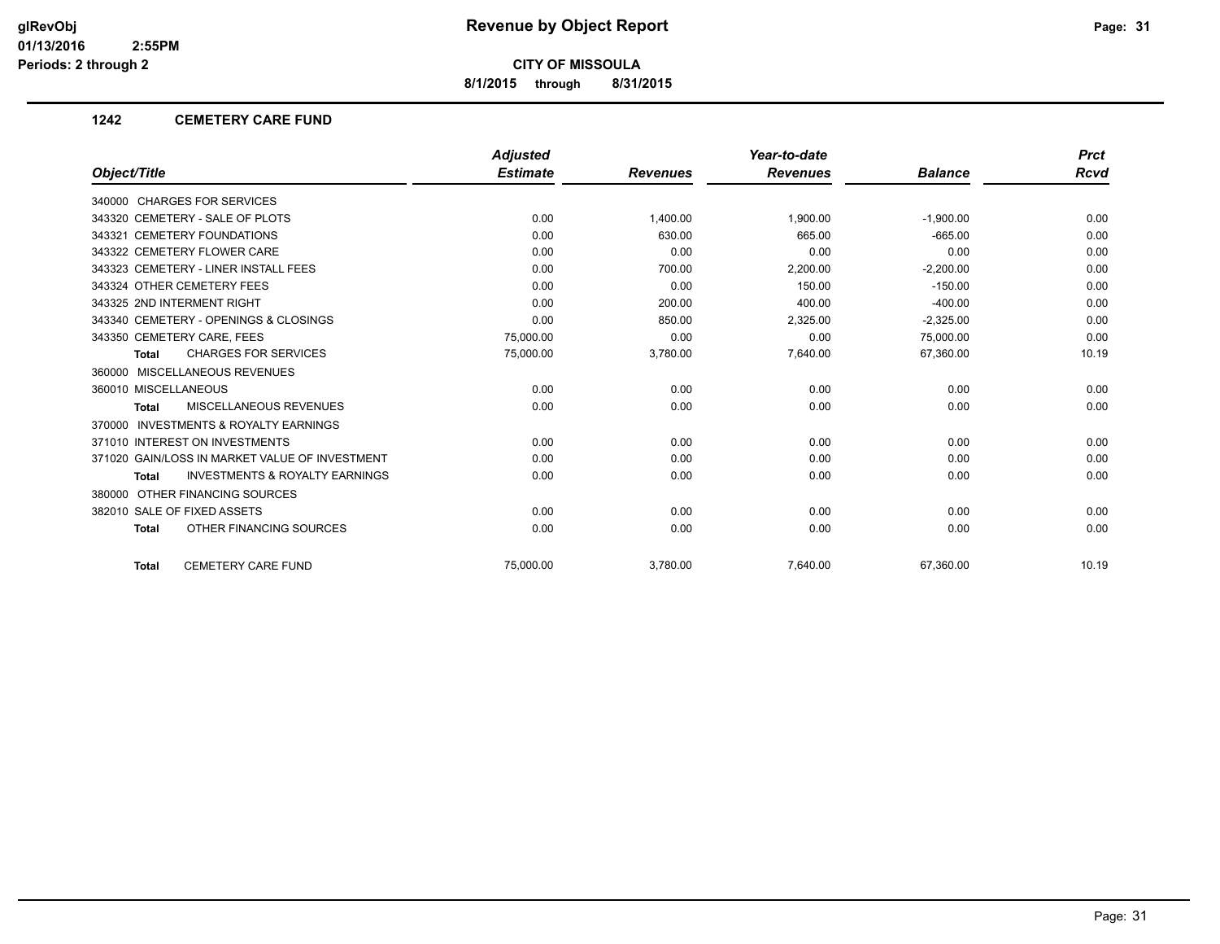# Revenue by Object Report

**CITY OF MISSOULA**

**8/1/2015 through 8/31/2015**

glRevObj
01/13/2016 2:55PM
Periods: 2 through 2

## 1242 CEMETERY CARE FUND

| Object/Title | Adjusted Estimate | Revenues | Year-to-date Revenues | Balance | Prct Rcvd |
|---|---|---|---|---|---|
| 340000 CHARGES FOR SERVICES | | | | | |
| 343320 CEMETERY - SALE OF PLOTS | 0.00 | 1,400.00 | 1,900.00 | -1,900.00 | 0.00 |
| 343321 CEMETERY FOUNDATIONS | 0.00 | 630.00 | 665.00 | -665.00 | 0.00 |
| 343322 CEMETERY FLOWER CARE | 0.00 | 0.00 | 0.00 | 0.00 | 0.00 |
| 343323 CEMETERY - LINER INSTALL FEES | 0.00 | 700.00 | 2,200.00 | -2,200.00 | 0.00 |
| 343324 OTHER CEMETERY FEES | 0.00 | 0.00 | 150.00 | -150.00 | 0.00 |
| 343325 2ND INTERMENT RIGHT | 0.00 | 200.00 | 400.00 | -400.00 | 0.00 |
| 343340 CEMETERY - OPENINGS & CLOSINGS | 0.00 | 850.00 | 2,325.00 | -2,325.00 | 0.00 |
| 343350 CEMETERY CARE, FEES | 75,000.00 | 0.00 | 0.00 | 75,000.00 | 0.00 |
| **Total** CHARGES FOR SERVICES | 75,000.00 | 3,780.00 | 7,640.00 | 67,360.00 | 10.19 |
| 360000 MISCELLANEOUS REVENUES | | | | | |
| 360010 MISCELLANEOUS | 0.00 | 0.00 | 0.00 | 0.00 | 0.00 |
| **Total** MISCELLANEOUS REVENUES | 0.00 | 0.00 | 0.00 | 0.00 | 0.00 |
| 370000 INVESTMENTS & ROYALTY EARNINGS | | | | | |
| 371010 INTEREST ON INVESTMENTS | 0.00 | 0.00 | 0.00 | 0.00 | 0.00 |
| 371020 GAIN/LOSS IN MARKET VALUE OF INVESTMENT | 0.00 | 0.00 | 0.00 | 0.00 | 0.00 |
| **Total** INVESTMENTS & ROYALTY EARNINGS | 0.00 | 0.00 | 0.00 | 0.00 | 0.00 |
| 380000 OTHER FINANCING SOURCES | | | | | |
| 382010 SALE OF FIXED ASSETS | 0.00 | 0.00 | 0.00 | 0.00 | 0.00 |
| **Total** OTHER FINANCING SOURCES | 0.00 | 0.00 | 0.00 | 0.00 | 0.00 |
| **Total** CEMETERY CARE FUND | 75,000.00 | 3,780.00 | 7,640.00 | 67,360.00 | 10.19 |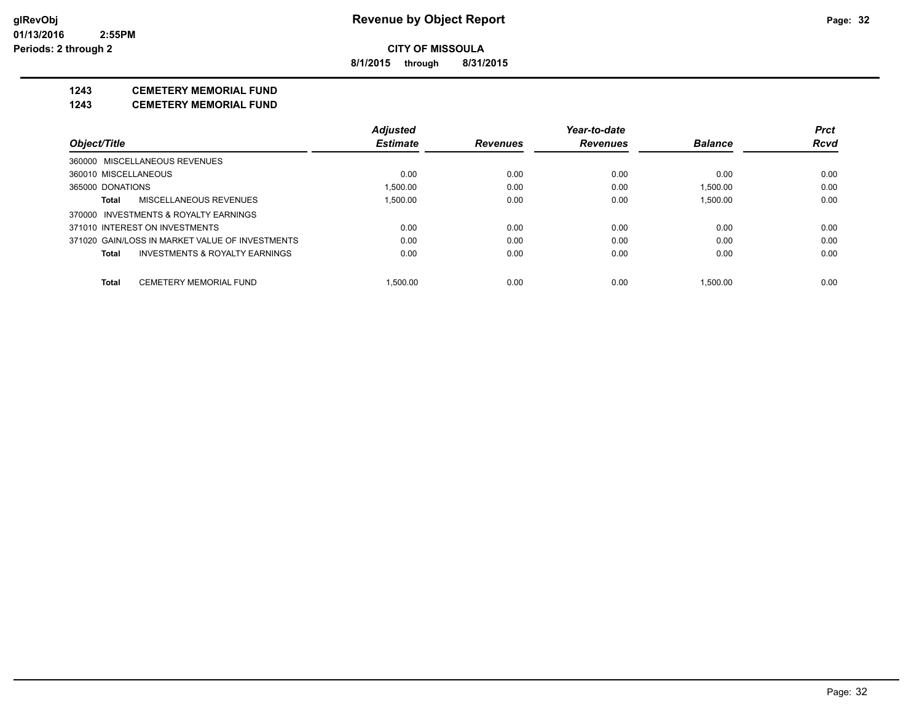# Revenue by Object Report

**CITY OF MISSOULA**

**8/1/2015 through 8/31/2015**

glRevObj
01/13/2016 2:55PM
Periods: 2 through 2

**1243 CEMETERY MEMORIAL FUND**

**1243 CEMETERY MEMORIAL FUND**

| Object/Title | Adjusted Estimate | Revenues | Year-to-date Revenues | Balance | Prct Rcvd |
|---|---|---|---|---|---|
| 360000 MISCELLANEOUS REVENUES | | | | | |
| 360010 MISCELLANEOUS | 0.00 | 0.00 | 0.00 | 0.00 | 0.00 |
| 365000 DONATIONS | 1,500.00 | 0.00 | 0.00 | 1,500.00 | 0.00 |
| **Total** MISCELLANEOUS REVENUES | 1,500.00 | 0.00 | 0.00 | 1,500.00 | 0.00 |
| 370000 INVESTMENTS & ROYALTY EARNINGS | | | | | |
| 371010 INTEREST ON INVESTMENTS | 0.00 | 0.00 | 0.00 | 0.00 | 0.00 |
| 371020 GAIN/LOSS IN MARKET VALUE OF INVESTMENTS | 0.00 | 0.00 | 0.00 | 0.00 | 0.00 |
| **Total** INVESTMENTS & ROYALTY EARNINGS | 0.00 | 0.00 | 0.00 | 0.00 | 0.00 |
| **Total** CEMETERY MEMORIAL FUND | 1,500.00 | 0.00 | 0.00 | 1,500.00 | 0.00 |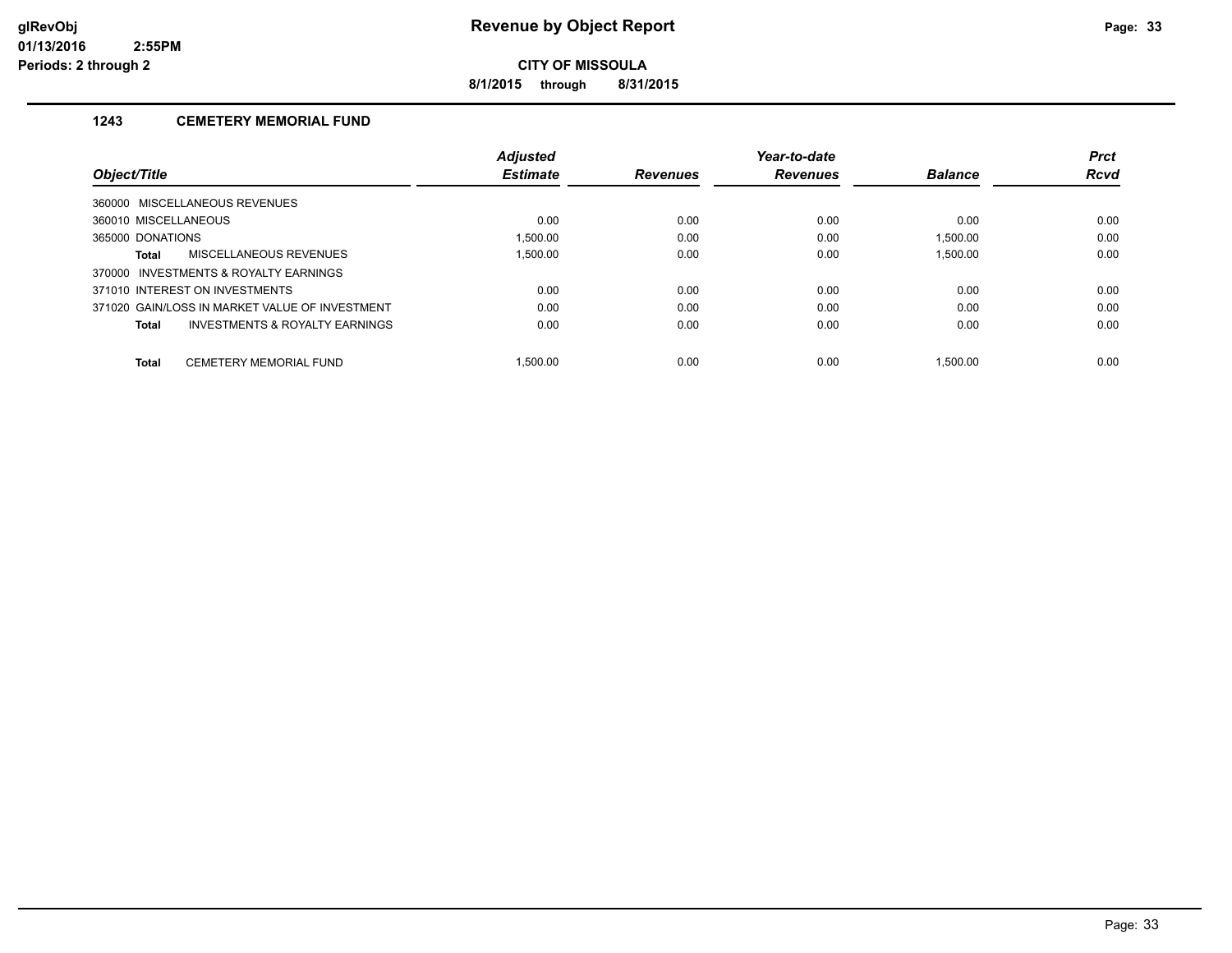# Revenue by Object Report

glRevObj
01/13/2016 2:55PM
Periods: 2 through 2

**CITY OF MISSOULA**

**8/1/2015 through 8/31/2015**

## 1243 CEMETERY MEMORIAL FUND

| Object/Title | Adjusted Estimate | Revenues | Year-to-date Revenues | Balance | Prct Rcvd |
|---|---|---|---|---|---|
| 360000 MISCELLANEOUS REVENUES | | | | | |
| 360010 MISCELLANEOUS | 0.00 | 0.00 | 0.00 | 0.00 | 0.00 |
| 365000 DONATIONS | 1,500.00 | 0.00 | 0.00 | 1,500.00 | 0.00 |
| **Total** MISCELLANEOUS REVENUES | 1,500.00 | 0.00 | 0.00 | 1,500.00 | 0.00 |
| 370000 INVESTMENTS & ROYALTY EARNINGS | | | | | |
| 371010 INTEREST ON INVESTMENTS | 0.00 | 0.00 | 0.00 | 0.00 | 0.00 |
| 371020 GAIN/LOSS IN MARKET VALUE OF INVESTMENT | 0.00 | 0.00 | 0.00 | 0.00 | 0.00 |
| **Total** INVESTMENTS & ROYALTY EARNINGS | 0.00 | 0.00 | 0.00 | 0.00 | 0.00 |
| **Total** CEMETERY MEMORIAL FUND | 1,500.00 | 0.00 | 0.00 | 1,500.00 | 0.00 |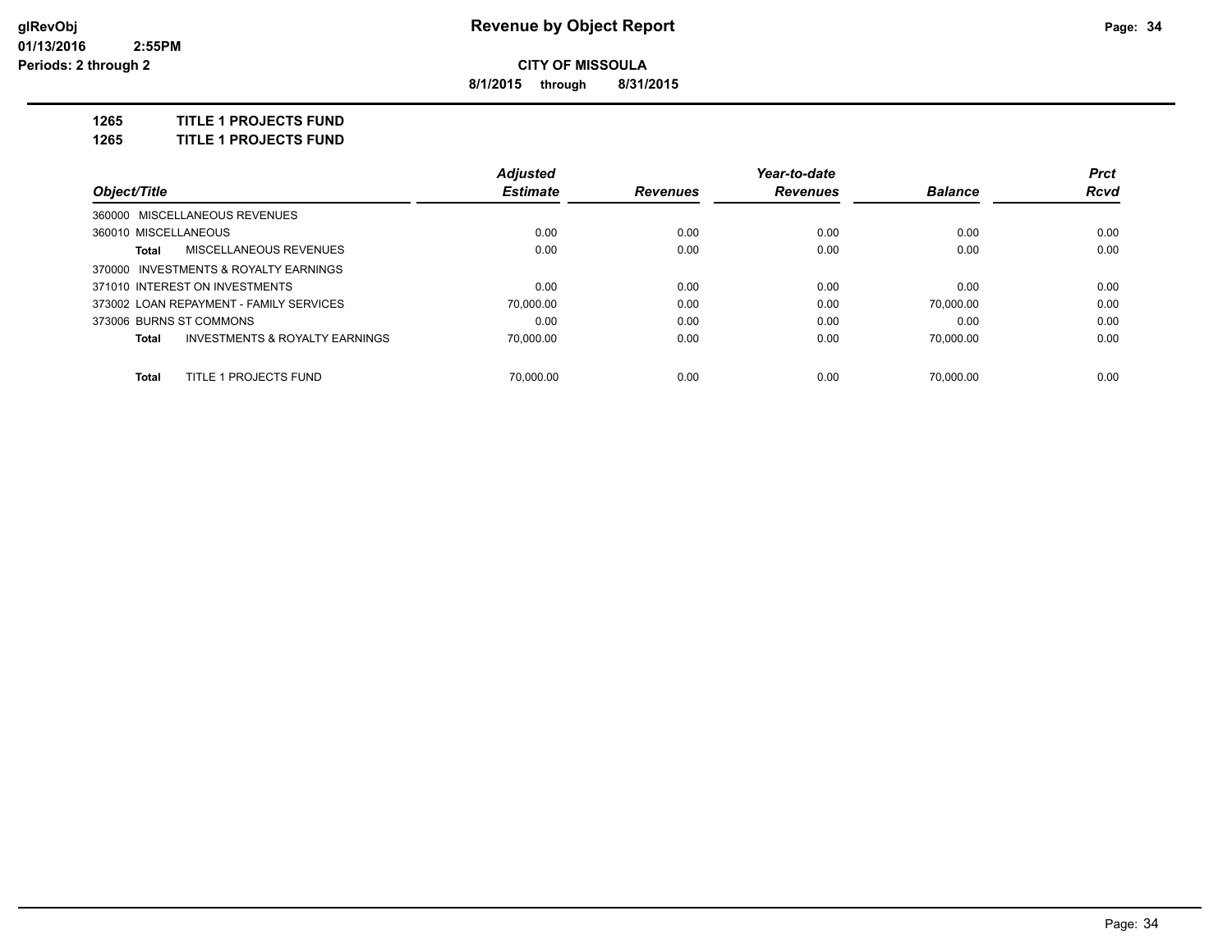**Revenue by Object Report**

**CITY OF MISSOULA**

**8/1/2015 through 8/31/2015**

glRevObj
01/13/2016 2:55PM
Periods: 2 through 2

**1265 TITLE 1 PROJECTS FUND**
**1265 TITLE 1 PROJECTS FUND**

| Object/Title | Adjusted Estimate | Revenues | Year-to-date Revenues | Balance | Prct Rcvd |
|---|---|---|---|---|---|
| 360000 MISCELLANEOUS REVENUES | | | | | |
| 360010 MISCELLANEOUS | 0.00 | 0.00 | 0.00 | 0.00 | 0.00 |
| **Total** MISCELLANEOUS REVENUES | 0.00 | 0.00 | 0.00 | 0.00 | 0.00 |
| 370000 INVESTMENTS & ROYALTY EARNINGS | | | | | |
| 371010 INTEREST ON INVESTMENTS | 0.00 | 0.00 | 0.00 | 0.00 | 0.00 |
| 373002 LOAN REPAYMENT - FAMILY SERVICES | 70,000.00 | 0.00 | 0.00 | 70,000.00 | 0.00 |
| 373006 BURNS ST COMMONS | 0.00 | 0.00 | 0.00 | 0.00 | 0.00 |
| **Total** INVESTMENTS & ROYALTY EARNINGS | 70,000.00 | 0.00 | 0.00 | 70,000.00 | 0.00 |
| **Total** TITLE 1 PROJECTS FUND | 70,000.00 | 0.00 | 0.00 | 70,000.00 | 0.00 |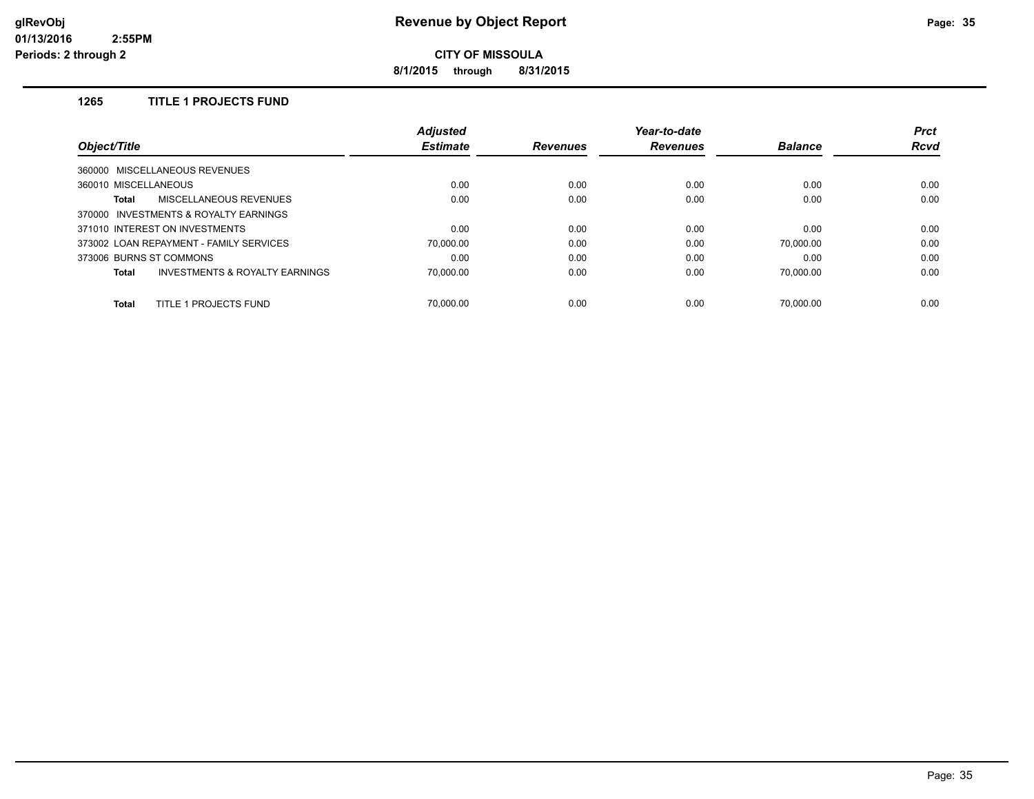# Revenue by Object Report

**CITY OF MISSOULA**

**8/1/2015 through 8/31/2015**

glRevObj
01/13/2016 2:55PM
Periods: 2 through 2

## 1265 TITLE 1 PROJECTS FUND

| Object/Title | Adjusted Estimate | Revenues | Year-to-date Revenues | Balance | Prct Rcvd |
|---|---|---|---|---|---|
| 360000 MISCELLANEOUS REVENUES | | | | | |
| 360010 MISCELLANEOUS | 0.00 | 0.00 | 0.00 | 0.00 | 0.00 |
| **Total** MISCELLANEOUS REVENUES | 0.00 | 0.00 | 0.00 | 0.00 | 0.00 |
| 370000 INVESTMENTS & ROYALTY EARNINGS | | | | | |
| 371010 INTEREST ON INVESTMENTS | 0.00 | 0.00 | 0.00 | 0.00 | 0.00 |
| 373002 LOAN REPAYMENT - FAMILY SERVICES | 70,000.00 | 0.00 | 0.00 | 70,000.00 | 0.00 |
| 373006 BURNS ST COMMONS | 0.00 | 0.00 | 0.00 | 0.00 | 0.00 |
| **Total** INVESTMENTS & ROYALTY EARNINGS | 70,000.00 | 0.00 | 0.00 | 70,000.00 | 0.00 |
| **Total** TITLE 1 PROJECTS FUND | 70,000.00 | 0.00 | 0.00 | 70,000.00 | 0.00 |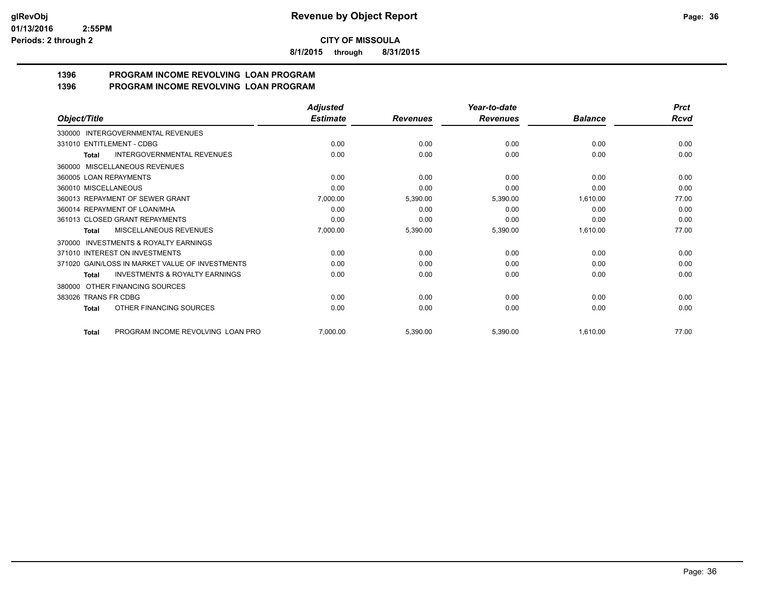**CITY OF MISSOULA**

**8/1/2015 through 8/31/2015**

## 1396 PROGRAM INCOME REVOLVING LOAN PROGRAM
## 1396 PROGRAM INCOME REVOLVING LOAN PROGRAM

| Object/Title | Adjusted Estimate | Revenues | Year-to-date Revenues | Balance | Prct Rcvd |
|---|---|---|---|---|---|
| 330000 INTERGOVERNMENTAL REVENUES | | | | | |
| 331010 ENTITLEMENT - CDBG | 0.00 | 0.00 | 0.00 | 0.00 | 0.00 |
| **Total** INTERGOVERNMENTAL REVENUES | 0.00 | 0.00 | 0.00 | 0.00 | 0.00 |
| 360000 MISCELLANEOUS REVENUES | | | | | |
| 360005 LOAN REPAYMENTS | 0.00 | 0.00 | 0.00 | 0.00 | 0.00 |
| 360010 MISCELLANEOUS | 0.00 | 0.00 | 0.00 | 0.00 | 0.00 |
| 360013 REPAYMENT OF SEWER GRANT | 7,000.00 | 5,390.00 | 5,390.00 | 1,610.00 | 77.00 |
| 360014 REPAYMENT OF LOAN/MHA | 0.00 | 0.00 | 0.00 | 0.00 | 0.00 |
| 361013 CLOSED GRANT REPAYMENTS | 0.00 | 0.00 | 0.00 | 0.00 | 0.00 |
| **Total** MISCELLANEOUS REVENUES | 7,000.00 | 5,390.00 | 5,390.00 | 1,610.00 | 77.00 |
| 370000 INVESTMENTS & ROYALTY EARNINGS | | | | | |
| 371010 INTEREST ON INVESTMENTS | 0.00 | 0.00 | 0.00 | 0.00 | 0.00 |
| 371020 GAIN/LOSS IN MARKET VALUE OF INVESTMENTS | 0.00 | 0.00 | 0.00 | 0.00 | 0.00 |
| **Total** INVESTMENTS & ROYALTY EARNINGS | 0.00 | 0.00 | 0.00 | 0.00 | 0.00 |
| 380000 OTHER FINANCING SOURCES | | | | | |
| 383026 TRANS FR CDBG | 0.00 | 0.00 | 0.00 | 0.00 | 0.00 |
| **Total** OTHER FINANCING SOURCES | 0.00 | 0.00 | 0.00 | 0.00 | 0.00 |
| **Total** PROGRAM INCOME REVOLVING LOAN PRO | 7,000.00 | 5,390.00 | 5,390.00 | 1,610.00 | 77.00 |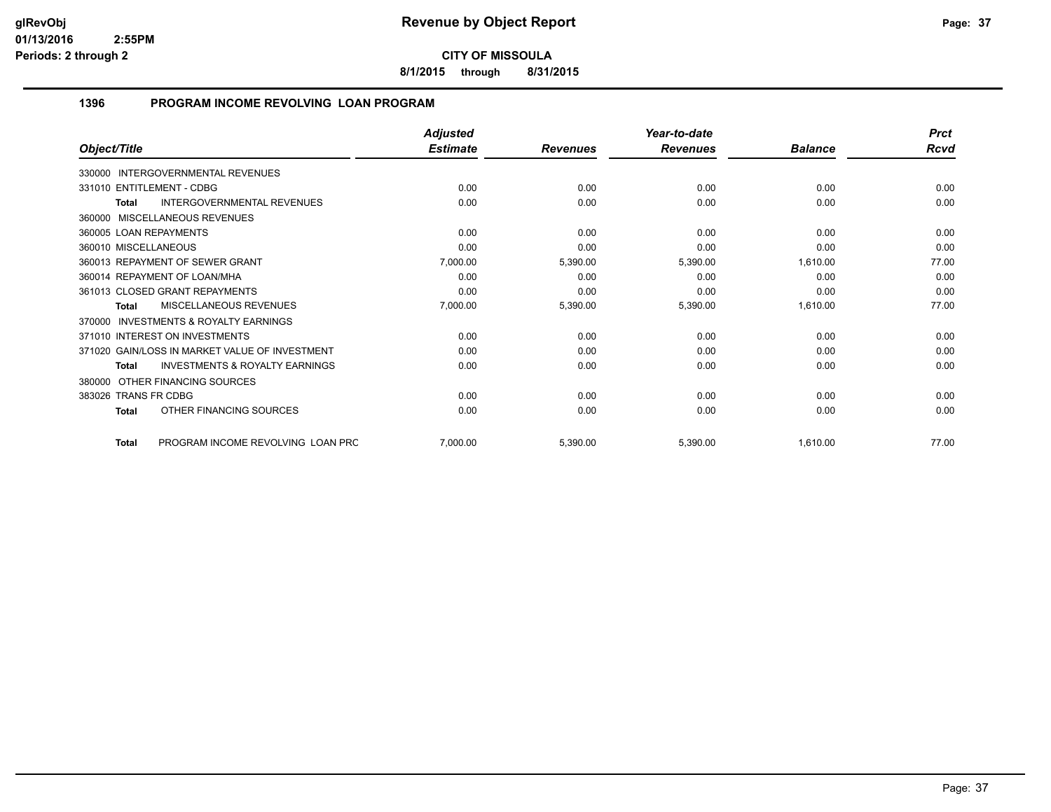# Revenue by Object Report

**CITY OF MISSOULA**

**8/1/2015 through 8/31/2015**

glRevObj
01/13/2016 2:55PM
Periods: 2 through 2

## 1396 PROGRAM INCOME REVOLVING LOAN PROGRAM

| Object/Title | Adjusted Estimate | Revenues | Year-to-date Revenues | Balance | Prct Rcvd |
|---|---|---|---|---|---|
| 330000 INTERGOVERNMENTAL REVENUES | | | | | |
| 331010 ENTITLEMENT - CDBG | 0.00 | 0.00 | 0.00 | 0.00 | 0.00 |
| **Total** INTERGOVERNMENTAL REVENUES | 0.00 | 0.00 | 0.00 | 0.00 | 0.00 |
| 360000 MISCELLANEOUS REVENUES | | | | | |
| 360005 LOAN REPAYMENTS | 0.00 | 0.00 | 0.00 | 0.00 | 0.00 |
| 360010 MISCELLANEOUS | 0.00 | 0.00 | 0.00 | 0.00 | 0.00 |
| 360013 REPAYMENT OF SEWER GRANT | 7,000.00 | 5,390.00 | 5,390.00 | 1,610.00 | 77.00 |
| 360014 REPAYMENT OF LOAN/MHA | 0.00 | 0.00 | 0.00 | 0.00 | 0.00 |
| 361013 CLOSED GRANT REPAYMENTS | 0.00 | 0.00 | 0.00 | 0.00 | 0.00 |
| **Total** MISCELLANEOUS REVENUES | 7,000.00 | 5,390.00 | 5,390.00 | 1,610.00 | 77.00 |
| 370000 INVESTMENTS & ROYALTY EARNINGS | | | | | |
| 371010 INTEREST ON INVESTMENTS | 0.00 | 0.00 | 0.00 | 0.00 | 0.00 |
| 371020 GAIN/LOSS IN MARKET VALUE OF INVESTMENT | 0.00 | 0.00 | 0.00 | 0.00 | 0.00 |
| **Total** INVESTMENTS & ROYALTY EARNINGS | 0.00 | 0.00 | 0.00 | 0.00 | 0.00 |
| 380000 OTHER FINANCING SOURCES | | | | | |
| 383026 TRANS FR CDBG | 0.00 | 0.00 | 0.00 | 0.00 | 0.00 |
| **Total** OTHER FINANCING SOURCES | 0.00 | 0.00 | 0.00 | 0.00 | 0.00 |
| **Total** PROGRAM INCOME REVOLVING LOAN PRC | 7,000.00 | 5,390.00 | 5,390.00 | 1,610.00 | 77.00 |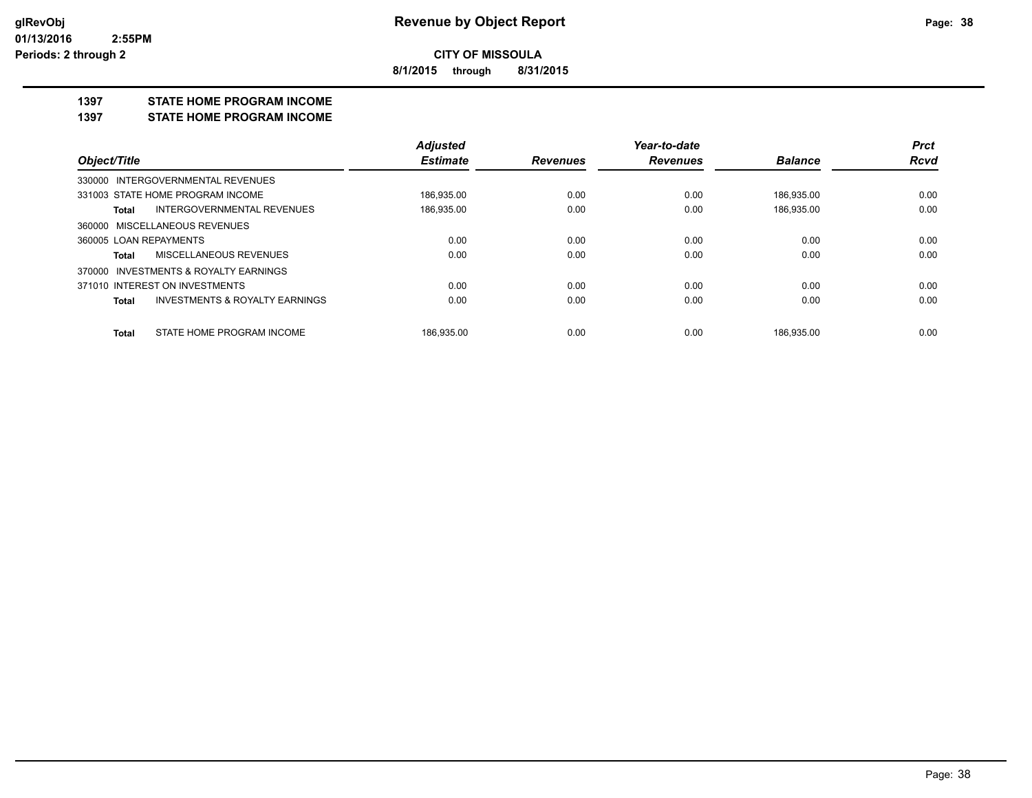**CITY OF MISSOULA**

**8/1/2015 through 8/31/2015**

**Periods: 2 through 2**

## 1397 STATE HOME PROGRAM INCOME

## 1397 STATE HOME PROGRAM INCOME

| Object/Title | Adjusted Estimate | Revenues | Year-to-date Revenues | Balance | Prct Rcvd |
|---|---|---|---|---|---|
| 330000 INTERGOVERNMENTAL REVENUES | | | | | |
| 331003 STATE HOME PROGRAM INCOME | 186,935.00 | 0.00 | 0.00 | 186,935.00 | 0.00 |
| **Total** INTERGOVERNMENTAL REVENUES | 186,935.00 | 0.00 | 0.00 | 186,935.00 | 0.00 |
| 360000 MISCELLANEOUS REVENUES | | | | | |
| 360005 LOAN REPAYMENTS | 0.00 | 0.00 | 0.00 | 0.00 | 0.00 |
| **Total** MISCELLANEOUS REVENUES | 0.00 | 0.00 | 0.00 | 0.00 | 0.00 |
| 370000 INVESTMENTS & ROYALTY EARNINGS | | | | | |
| 371010 INTEREST ON INVESTMENTS | 0.00 | 0.00 | 0.00 | 0.00 | 0.00 |
| **Total** INVESTMENTS & ROYALTY EARNINGS | 0.00 | 0.00 | 0.00 | 0.00 | 0.00 |
| **Total** STATE HOME PROGRAM INCOME | 186,935.00 | 0.00 | 0.00 | 186,935.00 | 0.00 |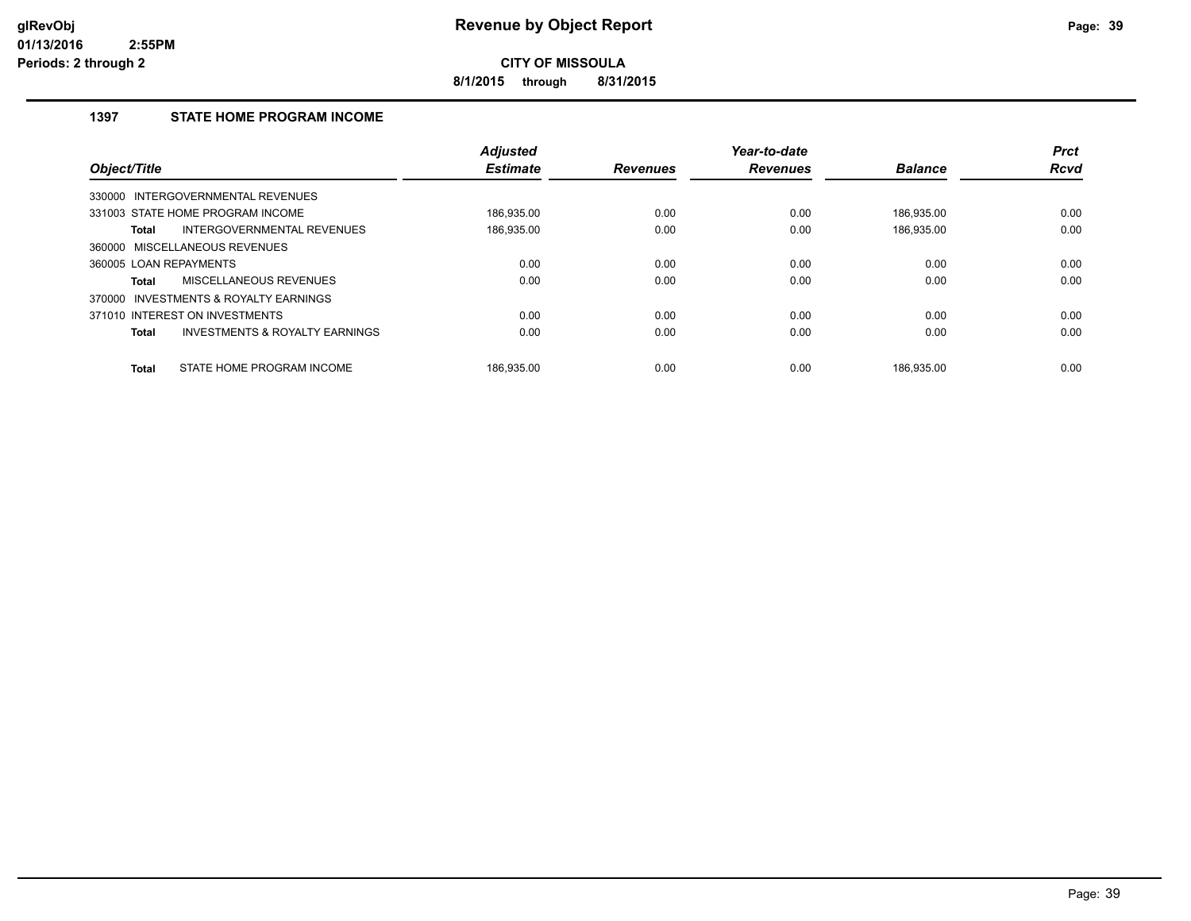# Revenue by Object Report

**CITY OF MISSOULA**

**8/1/2015 through 8/31/2015**

glRevObj
01/13/2016 2:55PM
Periods: 2 through 2

## 1397 STATE HOME PROGRAM INCOME

| Object/Title | Adjusted Estimate | Revenues | Year-to-date Revenues | Balance | Prct Rcvd |
|---|---|---|---|---|---|
| 330000 INTERGOVERNMENTAL REVENUES | | | | | |
| 331003 STATE HOME PROGRAM INCOME | 186,935.00 | 0.00 | 0.00 | 186,935.00 | 0.00 |
| **Total** INTERGOVERNMENTAL REVENUES | 186,935.00 | 0.00 | 0.00 | 186,935.00 | 0.00 |
| 360000 MISCELLANEOUS REVENUES | | | | | |
| 360005 LOAN REPAYMENTS | 0.00 | 0.00 | 0.00 | 0.00 | 0.00 |
| **Total** MISCELLANEOUS REVENUES | 0.00 | 0.00 | 0.00 | 0.00 | 0.00 |
| 370000 INVESTMENTS & ROYALTY EARNINGS | | | | | |
| 371010 INTEREST ON INVESTMENTS | 0.00 | 0.00 | 0.00 | 0.00 | 0.00 |
| **Total** INVESTMENTS & ROYALTY EARNINGS | 0.00 | 0.00 | 0.00 | 0.00 | 0.00 |
| **Total** STATE HOME PROGRAM INCOME | 186,935.00 | 0.00 | 0.00 | 186,935.00 | 0.00 |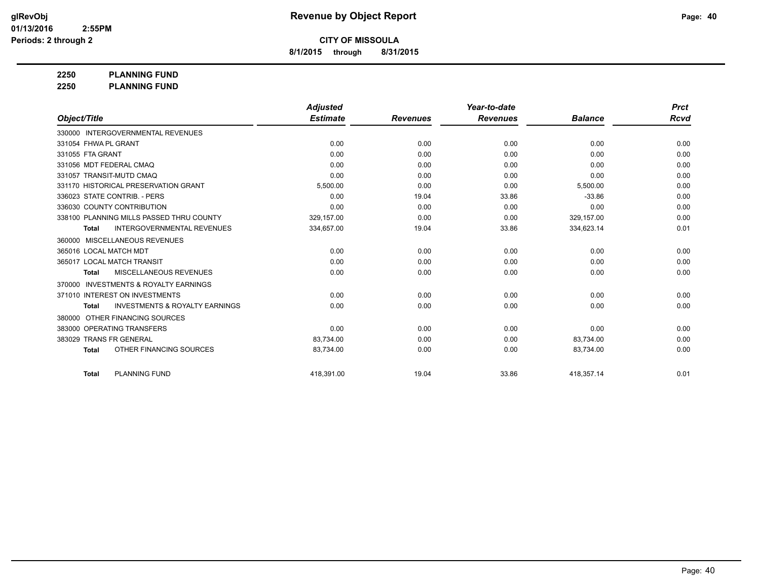# Revenue by Object Report

**CITY OF MISSOULA**

**8/1/2015 through 8/31/2015**

glRevObj
01/13/2016 2:55PM
Periods: 2 through 2

**2250 PLANNING FUND**
**2250 PLANNING FUND**

| Object/Title | Adjusted Estimate | Revenues | Year-to-date Revenues | Balance | Prct Rcvd |
|---|---|---|---|---|---|
| 330000 INTERGOVERNMENTAL REVENUES | | | | | |
| 331054 FHWA PL GRANT | 0.00 | 0.00 | 0.00 | 0.00 | 0.00 |
| 331055 FTA GRANT | 0.00 | 0.00 | 0.00 | 0.00 | 0.00 |
| 331056 MDT FEDERAL CMAQ | 0.00 | 0.00 | 0.00 | 0.00 | 0.00 |
| 331057 TRANSIT-MUTD CMAQ | 0.00 | 0.00 | 0.00 | 0.00 | 0.00 |
| 331170 HISTORICAL PRESERVATION GRANT | 5,500.00 | 0.00 | 0.00 | 5,500.00 | 0.00 |
| 336023 STATE CONTRIB. - PERS | 0.00 | 19.04 | 33.86 | -33.86 | 0.00 |
| 336030 COUNTY CONTRIBUTION | 0.00 | 0.00 | 0.00 | 0.00 | 0.00 |
| 338100 PLANNING MILLS PASSED THRU COUNTY | 329,157.00 | 0.00 | 0.00 | 329,157.00 | 0.00 |
| **Total** INTERGOVERNMENTAL REVENUES | 334,657.00 | 19.04 | 33.86 | 334,623.14 | 0.01 |
| 360000 MISCELLANEOUS REVENUES | | | | | |
| 365016 LOCAL MATCH MDT | 0.00 | 0.00 | 0.00 | 0.00 | 0.00 |
| 365017 LOCAL MATCH TRANSIT | 0.00 | 0.00 | 0.00 | 0.00 | 0.00 |
| **Total** MISCELLANEOUS REVENUES | 0.00 | 0.00 | 0.00 | 0.00 | 0.00 |
| 370000 INVESTMENTS & ROYALTY EARNINGS | | | | | |
| 371010 INTEREST ON INVESTMENTS | 0.00 | 0.00 | 0.00 | 0.00 | 0.00 |
| **Total** INVESTMENTS & ROYALTY EARNINGS | 0.00 | 0.00 | 0.00 | 0.00 | 0.00 |
| 380000 OTHER FINANCING SOURCES | | | | | |
| 383000 OPERATING TRANSFERS | 0.00 | 0.00 | 0.00 | 0.00 | 0.00 |
| 383029 TRANS FR GENERAL | 83,734.00 | 0.00 | 0.00 | 83,734.00 | 0.00 |
| **Total** OTHER FINANCING SOURCES | 83,734.00 | 0.00 | 0.00 | 83,734.00 | 0.00 |
| **Total** PLANNING FUND | 418,391.00 | 19.04 | 33.86 | 418,357.14 | 0.01 |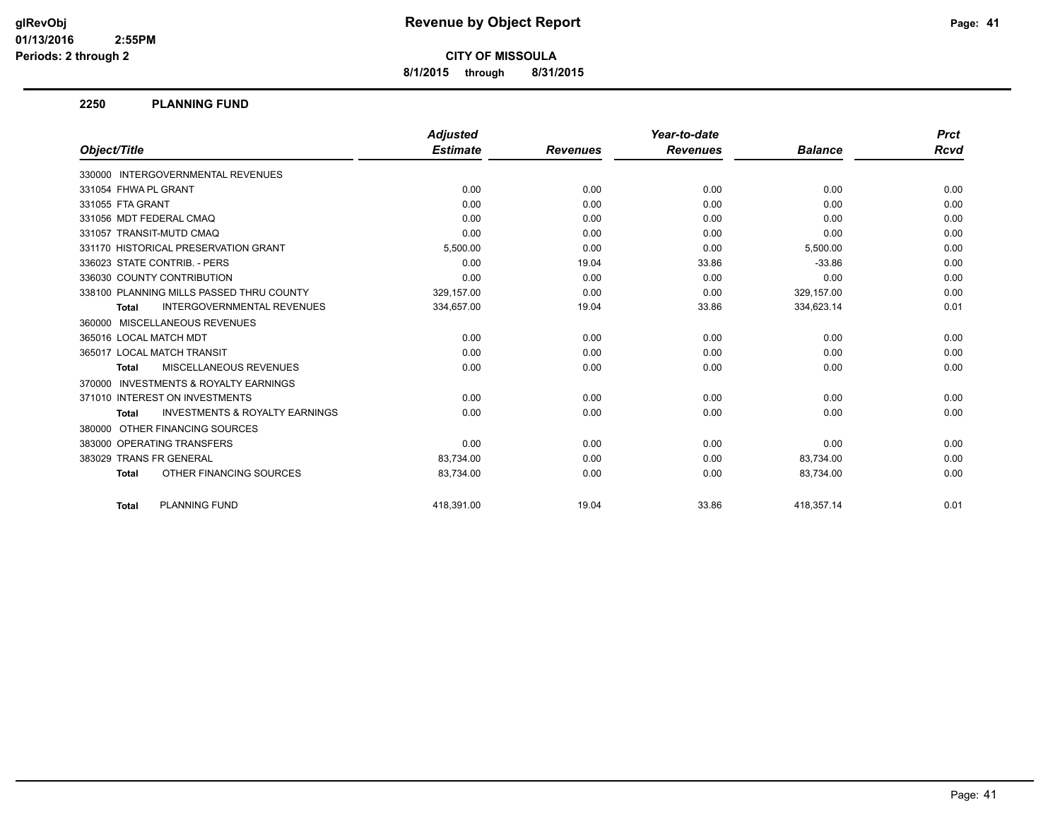# Revenue by Object Report

**CITY OF MISSOULA**

**8/1/2015 through 8/31/2015**

glRevObj
01/13/2016 2:55PM
Periods: 2 through 2

## 2250 PLANNING FUND

| Object/Title | Adjusted Estimate | Revenues | Year-to-date Revenues | Balance | Prct Rcvd |
|---|---|---|---|---|---|
| 330000 INTERGOVERNMENTAL REVENUES | | | | | |
| 331054 FHWA PL GRANT | 0.00 | 0.00 | 0.00 | 0.00 | 0.00 |
| 331055 FTA GRANT | 0.00 | 0.00 | 0.00 | 0.00 | 0.00 |
| 331056 MDT FEDERAL CMAQ | 0.00 | 0.00 | 0.00 | 0.00 | 0.00 |
| 331057 TRANSIT-MUTD CMAQ | 0.00 | 0.00 | 0.00 | 0.00 | 0.00 |
| 331170 HISTORICAL PRESERVATION GRANT | 5,500.00 | 0.00 | 0.00 | 5,500.00 | 0.00 |
| 336023 STATE CONTRIB. - PERS | 0.00 | 19.04 | 33.86 | -33.86 | 0.00 |
| 336030 COUNTY CONTRIBUTION | 0.00 | 0.00 | 0.00 | 0.00 | 0.00 |
| 338100 PLANNING MILLS PASSED THRU COUNTY | 329,157.00 | 0.00 | 0.00 | 329,157.00 | 0.00 |
| **Total** INTERGOVERNMENTAL REVENUES | 334,657.00 | 19.04 | 33.86 | 334,623.14 | 0.01 |
| 360000 MISCELLANEOUS REVENUES | | | | | |
| 365016 LOCAL MATCH MDT | 0.00 | 0.00 | 0.00 | 0.00 | 0.00 |
| 365017 LOCAL MATCH TRANSIT | 0.00 | 0.00 | 0.00 | 0.00 | 0.00 |
| **Total** MISCELLANEOUS REVENUES | 0.00 | 0.00 | 0.00 | 0.00 | 0.00 |
| 370000 INVESTMENTS & ROYALTY EARNINGS | | | | | |
| 371010 INTEREST ON INVESTMENTS | 0.00 | 0.00 | 0.00 | 0.00 | 0.00 |
| **Total** INVESTMENTS & ROYALTY EARNINGS | 0.00 | 0.00 | 0.00 | 0.00 | 0.00 |
| 380000 OTHER FINANCING SOURCES | | | | | |
| 383000 OPERATING TRANSFERS | 0.00 | 0.00 | 0.00 | 0.00 | 0.00 |
| 383029 TRANS FR GENERAL | 83,734.00 | 0.00 | 0.00 | 83,734.00 | 0.00 |
| **Total** OTHER FINANCING SOURCES | 83,734.00 | 0.00 | 0.00 | 83,734.00 | 0.00 |
| **Total** PLANNING FUND | 418,391.00 | 19.04 | 33.86 | 418,357.14 | 0.01 |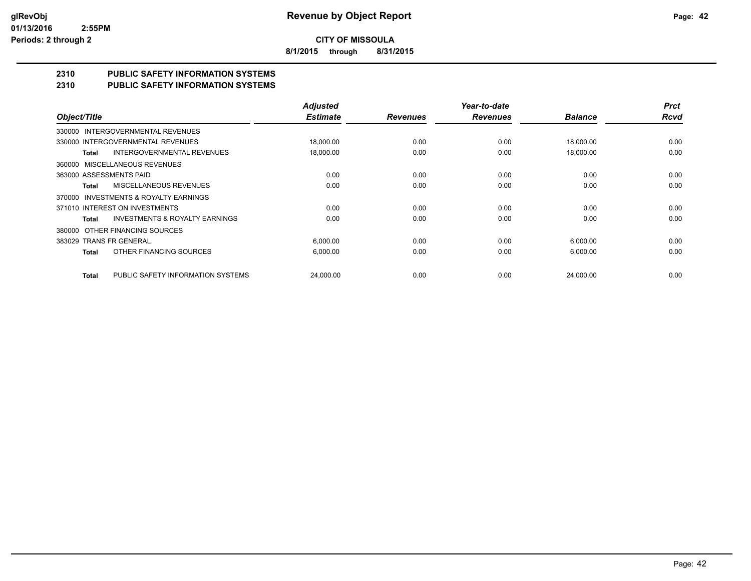# Revenue by Object Report

**CITY OF MISSOULA**

**8/1/2015 through 8/31/2015**

glRevObj
01/13/2016 2:55PM
Periods: 2 through 2

## 2310 PUBLIC SAFETY INFORMATION SYSTEMS
## 2310 PUBLIC SAFETY INFORMATION SYSTEMS

| Object/Title | Adjusted Estimate | Revenues | Year-to-date Revenues | Balance | Prct Rcvd |
|---|---|---|---|---|---|
| 330000 INTERGOVERNMENTAL REVENUES | | | | | |
| 330000 INTERGOVERNMENTAL REVENUES | 18,000.00 | 0.00 | 0.00 | 18,000.00 | 0.00 |
| **Total** INTERGOVERNMENTAL REVENUES | 18,000.00 | 0.00 | 0.00 | 18,000.00 | 0.00 |
| 360000 MISCELLANEOUS REVENUES | | | | | |
| 363000 ASSESSMENTS PAID | 0.00 | 0.00 | 0.00 | 0.00 | 0.00 |
| **Total** MISCELLANEOUS REVENUES | 0.00 | 0.00 | 0.00 | 0.00 | 0.00 |
| 370000 INVESTMENTS & ROYALTY EARNINGS | | | | | |
| 371010 INTEREST ON INVESTMENTS | 0.00 | 0.00 | 0.00 | 0.00 | 0.00 |
| **Total** INVESTMENTS & ROYALTY EARNINGS | 0.00 | 0.00 | 0.00 | 0.00 | 0.00 |
| 380000 OTHER FINANCING SOURCES | | | | | |
| 383029 TRANS FR GENERAL | 6,000.00 | 0.00 | 0.00 | 6,000.00 | 0.00 |
| **Total** OTHER FINANCING SOURCES | 6,000.00 | 0.00 | 0.00 | 6,000.00 | 0.00 |
| **Total** PUBLIC SAFETY INFORMATION SYSTEMS | 24,000.00 | 0.00 | 0.00 | 24,000.00 | 0.00 |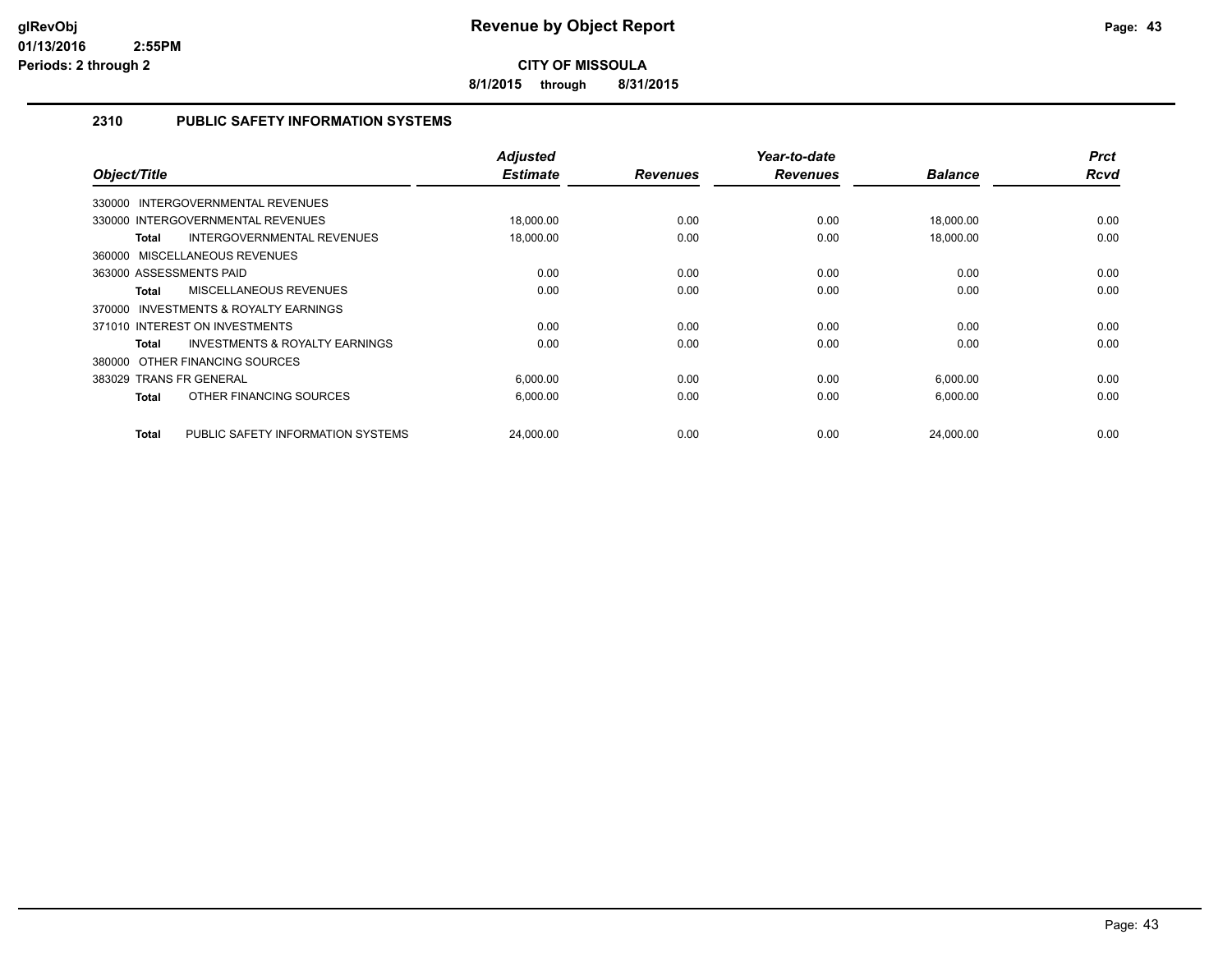# Revenue by Object Report

**CITY OF MISSOULA**

**8/1/2015 through 8/31/2015**

## 2310 PUBLIC SAFETY INFORMATION SYSTEMS

| Object/Title | Adjusted Estimate | Revenues | Year-to-date Revenues | Balance | Prct Rcvd |
|---|---|---|---|---|---|
| 330000 INTERGOVERNMENTAL REVENUES | | | | | |
| 330000 INTERGOVERNMENTAL REVENUES | 18,000.00 | 0.00 | 0.00 | 18,000.00 | 0.00 |
| **Total** INTERGOVERNMENTAL REVENUES | 18,000.00 | 0.00 | 0.00 | 18,000.00 | 0.00 |
| 360000 MISCELLANEOUS REVENUES | | | | | |
| 363000 ASSESSMENTS PAID | 0.00 | 0.00 | 0.00 | 0.00 | 0.00 |
| **Total** MISCELLANEOUS REVENUES | 0.00 | 0.00 | 0.00 | 0.00 | 0.00 |
| 370000 INVESTMENTS & ROYALTY EARNINGS | | | | | |
| 371010 INTEREST ON INVESTMENTS | 0.00 | 0.00 | 0.00 | 0.00 | 0.00 |
| **Total** INVESTMENTS & ROYALTY EARNINGS | 0.00 | 0.00 | 0.00 | 0.00 | 0.00 |
| 380000 OTHER FINANCING SOURCES | | | | | |
| 383029 TRANS FR GENERAL | 6,000.00 | 0.00 | 0.00 | 6,000.00 | 0.00 |
| **Total** OTHER FINANCING SOURCES | 6,000.00 | 0.00 | 0.00 | 6,000.00 | 0.00 |
| **Total** PUBLIC SAFETY INFORMATION SYSTEMS | 24,000.00 | 0.00 | 0.00 | 24,000.00 | 0.00 |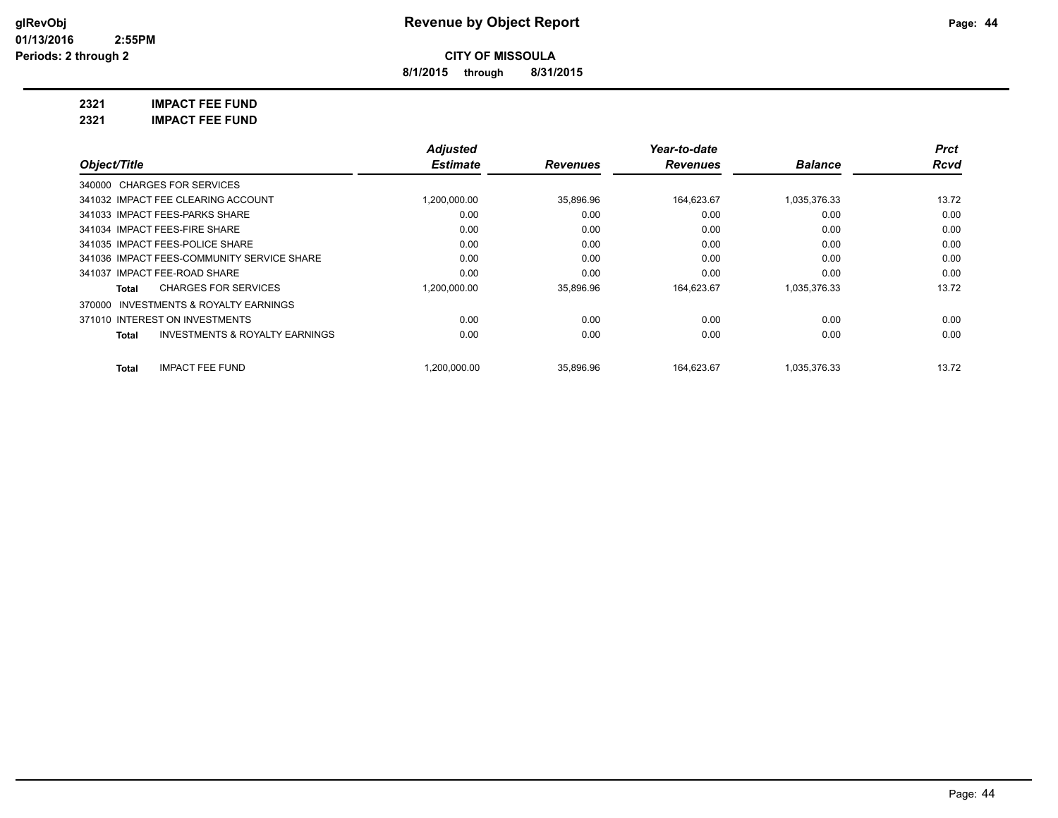# Revenue by Object Report

**CITY OF MISSOULA**

**8/1/2015 through 8/31/2015**

glRevObj
01/13/2016 2:55PM
Periods: 2 through 2

## 2321 IMPACT FEE FUND
## 2321 IMPACT FEE FUND

| Object/Title | Adjusted Estimate | Revenues | Year-to-date Revenues | Balance | Prct Rcvd |
|---|---|---|---|---|---|
| 340000 CHARGES FOR SERVICES | | | | | |
| 341032 IMPACT FEE CLEARING ACCOUNT | 1,200,000.00 | 35,896.96 | 164,623.67 | 1,035,376.33 | 13.72 |
| 341033 IMPACT FEES-PARKS SHARE | 0.00 | 0.00 | 0.00 | 0.00 | 0.00 |
| 341034 IMPACT FEES-FIRE SHARE | 0.00 | 0.00 | 0.00 | 0.00 | 0.00 |
| 341035 IMPACT FEES-POLICE SHARE | 0.00 | 0.00 | 0.00 | 0.00 | 0.00 |
| 341036 IMPACT FEES-COMMUNITY SERVICE SHARE | 0.00 | 0.00 | 0.00 | 0.00 | 0.00 |
| 341037 IMPACT FEE-ROAD SHARE | 0.00 | 0.00 | 0.00 | 0.00 | 0.00 |
| **Total** CHARGES FOR SERVICES | 1,200,000.00 | 35,896.96 | 164,623.67 | 1,035,376.33 | 13.72 |
| 370000 INVESTMENTS & ROYALTY EARNINGS | | | | | |
| 371010 INTEREST ON INVESTMENTS | 0.00 | 0.00 | 0.00 | 0.00 | 0.00 |
| **Total** INVESTMENTS & ROYALTY EARNINGS | 0.00 | 0.00 | 0.00 | 0.00 | 0.00 |
| **Total** IMPACT FEE FUND | 1,200,000.00 | 35,896.96 | 164,623.67 | 1,035,376.33 | 13.72 |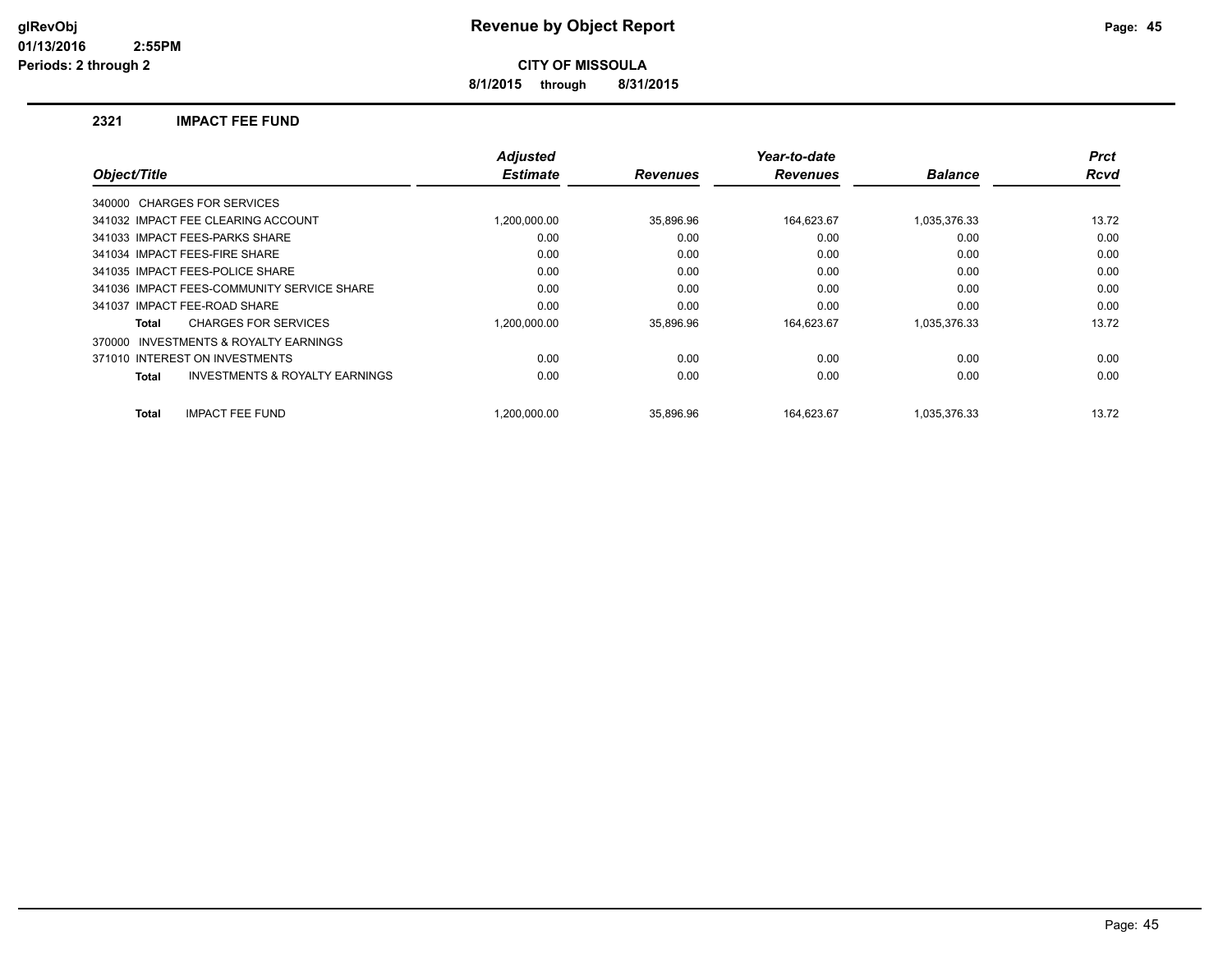# Revenue by Object Report

**CITY OF MISSOULA**

**8/1/2015 through 8/31/2015**

glRevObj
01/13/2016 2:55PM
Periods: 2 through 2

## 2321 IMPACT FEE FUND

| Object/Title | Adjusted Estimate | Revenues | Year-to-date Revenues | Balance | Prct Rcvd |
|---|---|---|---|---|---|
| 340000 CHARGES FOR SERVICES | | | | | |
| 341032 IMPACT FEE CLEARING ACCOUNT | 1,200,000.00 | 35,896.96 | 164,623.67 | 1,035,376.33 | 13.72 |
| 341033 IMPACT FEES-PARKS SHARE | 0.00 | 0.00 | 0.00 | 0.00 | 0.00 |
| 341034 IMPACT FEES-FIRE SHARE | 0.00 | 0.00 | 0.00 | 0.00 | 0.00 |
| 341035 IMPACT FEES-POLICE SHARE | 0.00 | 0.00 | 0.00 | 0.00 | 0.00 |
| 341036 IMPACT FEES-COMMUNITY SERVICE SHARE | 0.00 | 0.00 | 0.00 | 0.00 | 0.00 |
| 341037 IMPACT FEE-ROAD SHARE | 0.00 | 0.00 | 0.00 | 0.00 | 0.00 |
| **Total** CHARGES FOR SERVICES | 1,200,000.00 | 35,896.96 | 164,623.67 | 1,035,376.33 | 13.72 |
| 370000 INVESTMENTS & ROYALTY EARNINGS | | | | | |
| 371010 INTEREST ON INVESTMENTS | 0.00 | 0.00 | 0.00 | 0.00 | 0.00 |
| **Total** INVESTMENTS & ROYALTY EARNINGS | 0.00 | 0.00 | 0.00 | 0.00 | 0.00 |
| **Total** IMPACT FEE FUND | 1,200,000.00 | 35,896.96 | 164,623.67 | 1,035,376.33 | 13.72 |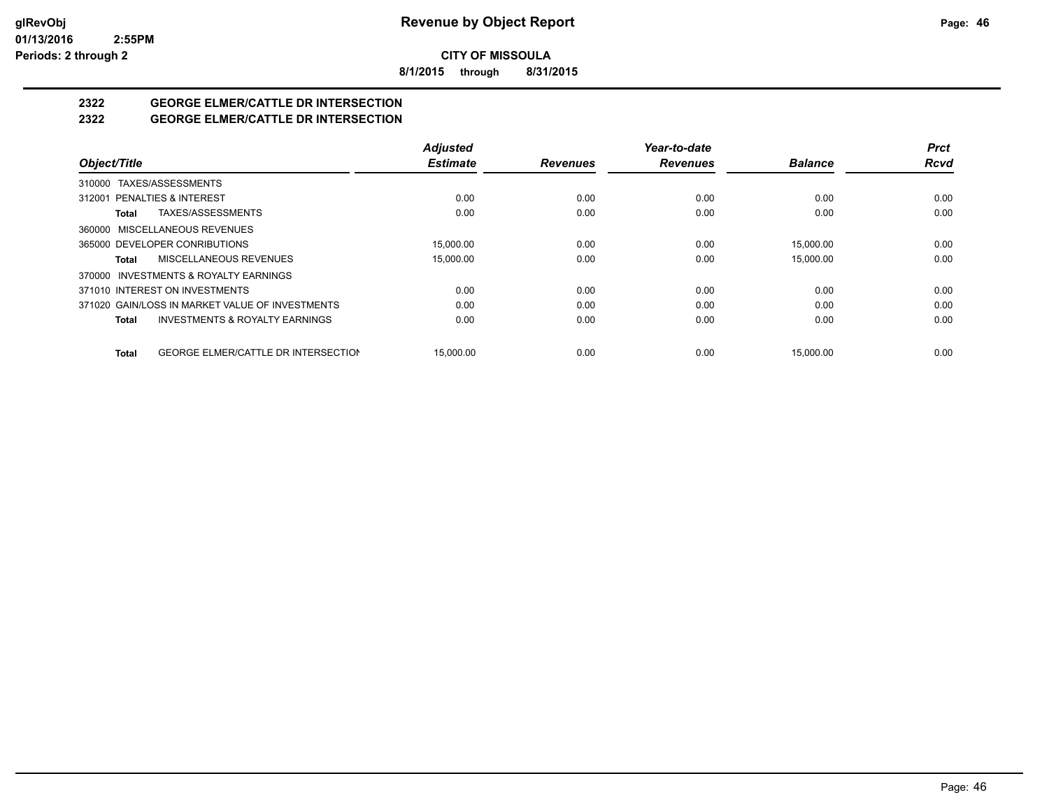# Revenue by Object Report

**glRevObj**
**01/13/2016 2:55PM**
**Periods: 2 through 2**

**CITY OF MISSOULA**

**8/1/2015 through 8/31/2015**

## 2322 GEORGE ELMER/CATTLE DR INTERSECTION
## 2322 GEORGE ELMER/CATTLE DR INTERSECTION

| Object/Title | Adjusted Estimate | Revenues | Year-to-date Revenues | Balance | Prct Rcvd |
|---|---|---|---|---|---|
| 310000 TAXES/ASSESSMENTS | | | | | |
| 312001 PENALTIES & INTEREST | 0.00 | 0.00 | 0.00 | 0.00 | 0.00 |
| **Total** TAXES/ASSESSMENTS | 0.00 | 0.00 | 0.00 | 0.00 | 0.00 |
| 360000 MISCELLANEOUS REVENUES | | | | | |
| 365000 DEVELOPER CONRIBUTIONS | 15,000.00 | 0.00 | 0.00 | 15,000.00 | 0.00 |
| **Total** MISCELLANEOUS REVENUES | 15,000.00 | 0.00 | 0.00 | 15,000.00 | 0.00 |
| 370000 INVESTMENTS & ROYALTY EARNINGS | | | | | |
| 371010 INTEREST ON INVESTMENTS | 0.00 | 0.00 | 0.00 | 0.00 | 0.00 |
| 371020 GAIN/LOSS IN MARKET VALUE OF INVESTMENTS | 0.00 | 0.00 | 0.00 | 0.00 | 0.00 |
| **Total** INVESTMENTS & ROYALTY EARNINGS | 0.00 | 0.00 | 0.00 | 0.00 | 0.00 |
| **Total** GEORGE ELMER/CATTLE DR INTERSECTION | 15,000.00 | 0.00 | 0.00 | 15,000.00 | 0.00 |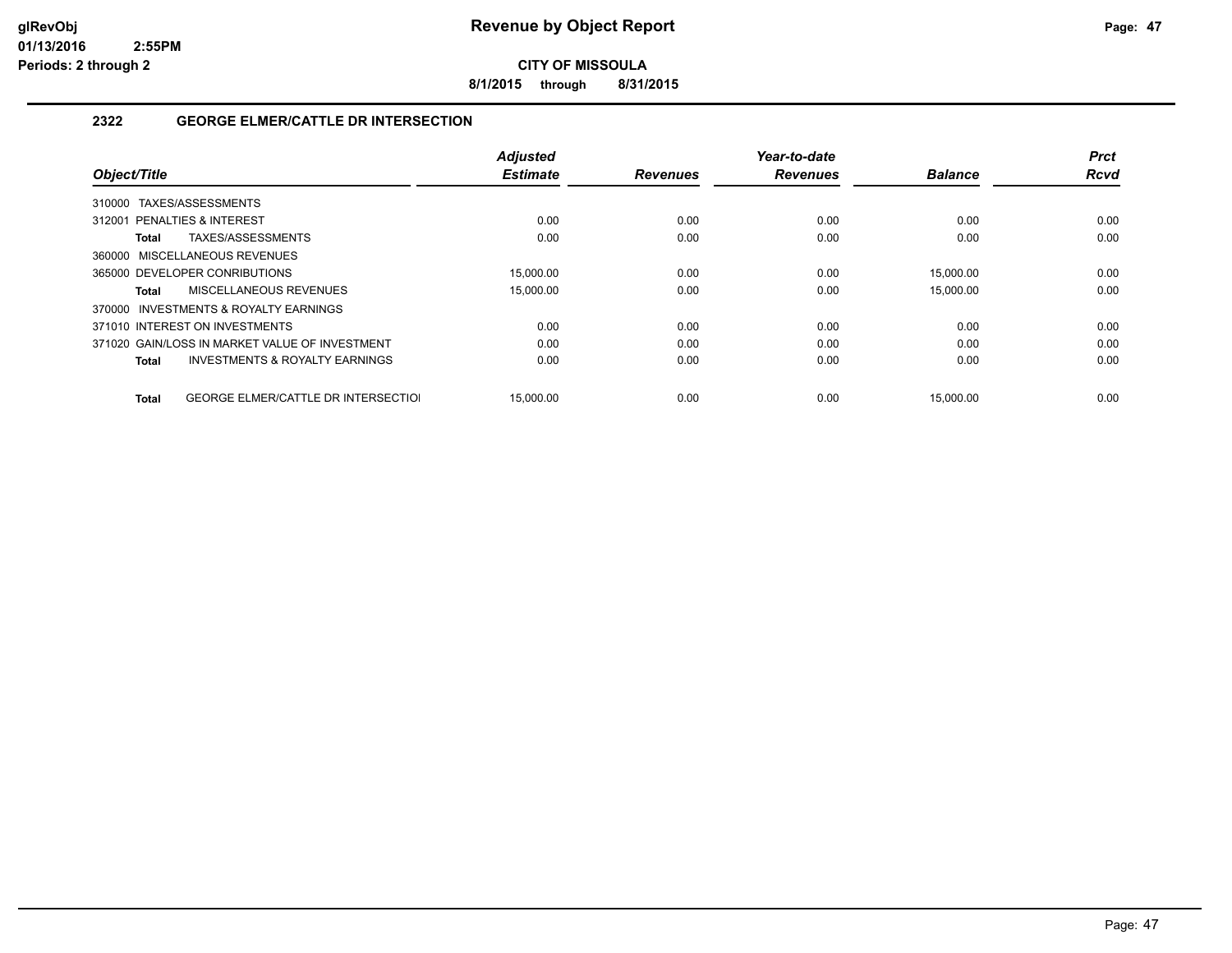# Revenue by Object Report

glRevObj
01/13/2016 2:55PM
Periods: 2 through 2

**CITY OF MISSOULA**

**8/1/2015 through 8/31/2015**

## 2322 GEORGE ELMER/CATTLE DR INTERSECTION

| Object/Title | Adjusted Estimate | Revenues | Year-to-date Revenues | Balance | Prct Rcvd |
|---|---|---|---|---|---|
| 310000 TAXES/ASSESSMENTS | | | | | |
| 312001 PENALTIES & INTEREST | 0.00 | 0.00 | 0.00 | 0.00 | 0.00 |
| **Total** TAXES/ASSESSMENTS | 0.00 | 0.00 | 0.00 | 0.00 | 0.00 |
| 360000 MISCELLANEOUS REVENUES | | | | | |
| 365000 DEVELOPER CONRIBUTIONS | 15,000.00 | 0.00 | 0.00 | 15,000.00 | 0.00 |
| **Total** MISCELLANEOUS REVENUES | 15,000.00 | 0.00 | 0.00 | 15,000.00 | 0.00 |
| 370000 INVESTMENTS & ROYALTY EARNINGS | | | | | |
| 371010 INTEREST ON INVESTMENTS | 0.00 | 0.00 | 0.00 | 0.00 | 0.00 |
| 371020 GAIN/LOSS IN MARKET VALUE OF INVESTMENT | 0.00 | 0.00 | 0.00 | 0.00 | 0.00 |
| **Total** INVESTMENTS & ROYALTY EARNINGS | 0.00 | 0.00 | 0.00 | 0.00 | 0.00 |
| **Total** GEORGE ELMER/CATTLE DR INTERSECTIOI | 15,000.00 | 0.00 | 0.00 | 15,000.00 | 0.00 |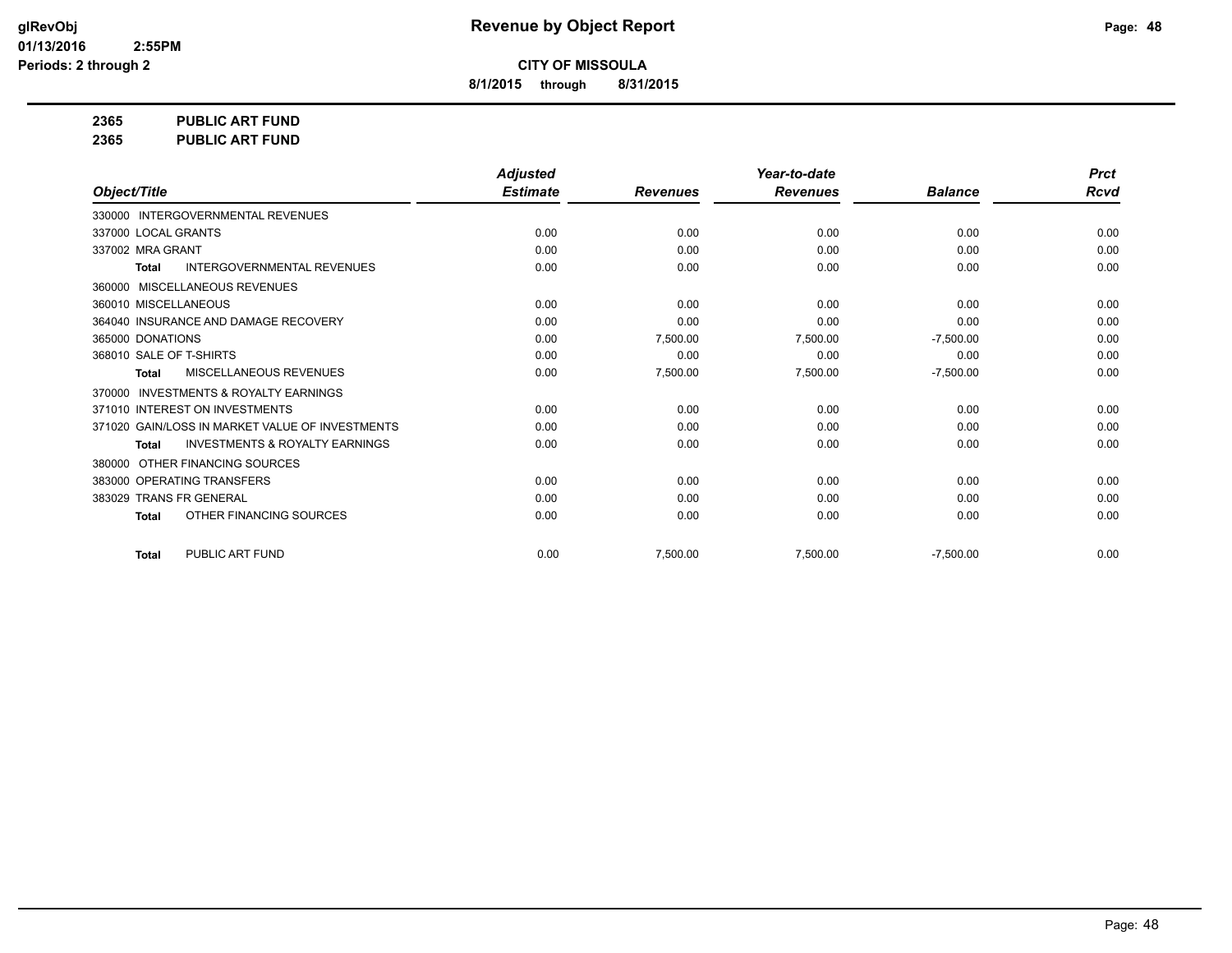**CITY OF MISSOULA**

**8/1/2015 through 8/31/2015**

**2365 PUBLIC ART FUND**

**2365 PUBLIC ART FUND**

| Object/Title | Adjusted Estimate | Revenues | Year-to-date Revenues | Balance | Prct Rcvd |
|---|---|---|---|---|---|
| 330000 INTERGOVERNMENTAL REVENUES | | | | | |
| 337000 LOCAL GRANTS | 0.00 | 0.00 | 0.00 | 0.00 | 0.00 |
| 337002 MRA GRANT | 0.00 | 0.00 | 0.00 | 0.00 | 0.00 |
| **Total** INTERGOVERNMENTAL REVENUES | 0.00 | 0.00 | 0.00 | 0.00 | 0.00 |
| 360000 MISCELLANEOUS REVENUES | | | | | |
| 360010 MISCELLANEOUS | 0.00 | 0.00 | 0.00 | 0.00 | 0.00 |
| 364040 INSURANCE AND DAMAGE RECOVERY | 0.00 | 0.00 | 0.00 | 0.00 | 0.00 |
| 365000 DONATIONS | 0.00 | 7,500.00 | 7,500.00 | -7,500.00 | 0.00 |
| 368010 SALE OF T-SHIRTS | 0.00 | 0.00 | 0.00 | 0.00 | 0.00 |
| **Total** MISCELLANEOUS REVENUES | 0.00 | 7,500.00 | 7,500.00 | -7,500.00 | 0.00 |
| 370000 INVESTMENTS & ROYALTY EARNINGS | | | | | |
| 371010 INTEREST ON INVESTMENTS | 0.00 | 0.00 | 0.00 | 0.00 | 0.00 |
| 371020 GAIN/LOSS IN MARKET VALUE OF INVESTMENTS | 0.00 | 0.00 | 0.00 | 0.00 | 0.00 |
| **Total** INVESTMENTS & ROYALTY EARNINGS | 0.00 | 0.00 | 0.00 | 0.00 | 0.00 |
| 380000 OTHER FINANCING SOURCES | | | | | |
| 383000 OPERATING TRANSFERS | 0.00 | 0.00 | 0.00 | 0.00 | 0.00 |
| 383029 TRANS FR GENERAL | 0.00 | 0.00 | 0.00 | 0.00 | 0.00 |
| **Total** OTHER FINANCING SOURCES | 0.00 | 0.00 | 0.00 | 0.00 | 0.00 |
| **Total** PUBLIC ART FUND | 0.00 | 7,500.00 | 7,500.00 | -7,500.00 | 0.00 |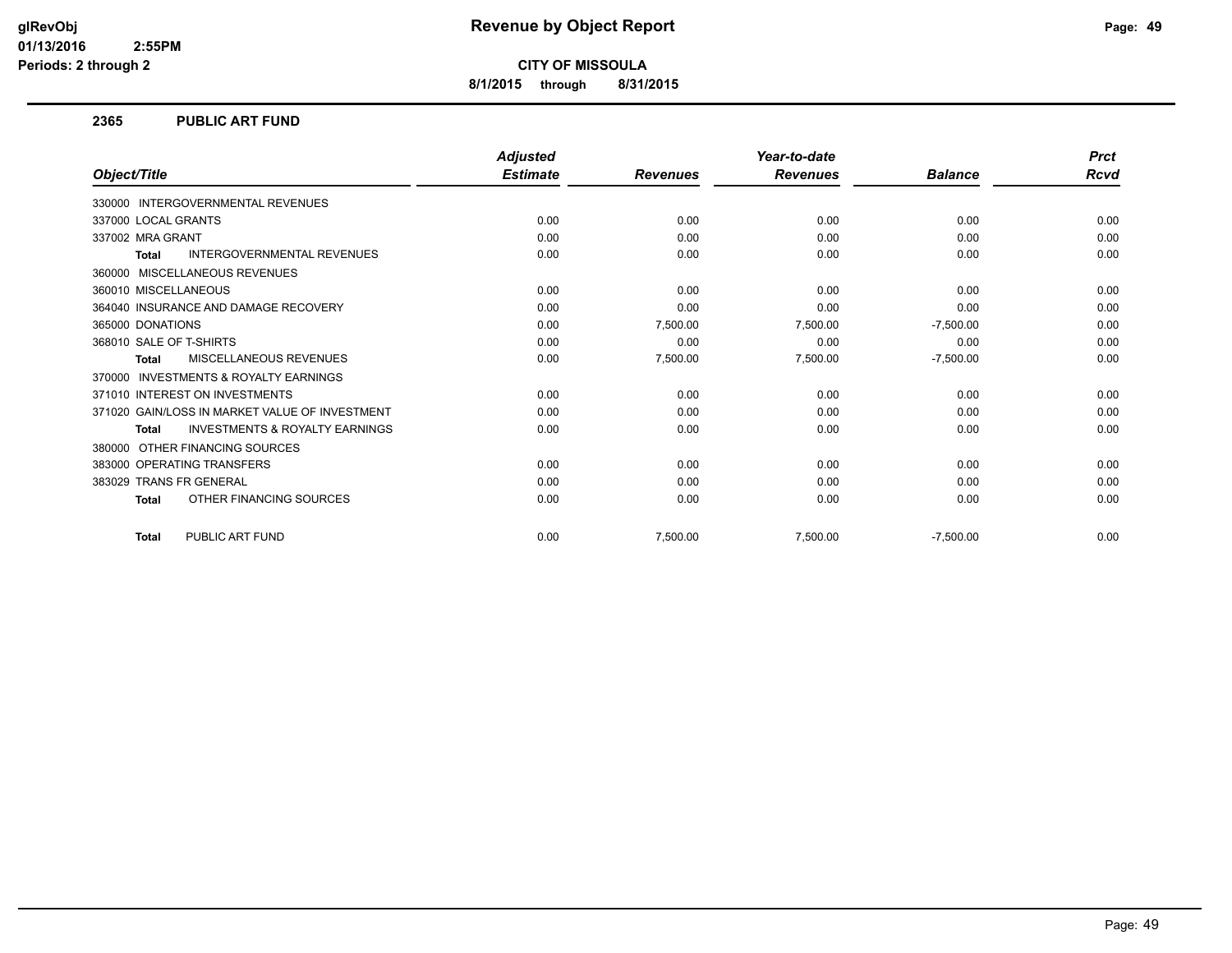# Revenue by Object Report

glRevObj
01/13/2016 2:55PM
Periods: 2 through 2

**CITY OF MISSOULA**

**8/1/2015 through 8/31/2015**

## 2365 PUBLIC ART FUND

| Object/Title | Adjusted Estimate | Revenues | Year-to-date Revenues | Balance | Prct Rcvd |
|---|---|---|---|---|---|
| 330000 INTERGOVERNMENTAL REVENUES | | | | | |
| 337000 LOCAL GRANTS | 0.00 | 0.00 | 0.00 | 0.00 | 0.00 |
| 337002 MRA GRANT | 0.00 | 0.00 | 0.00 | 0.00 | 0.00 |
| **Total** INTERGOVERNMENTAL REVENUES | 0.00 | 0.00 | 0.00 | 0.00 | 0.00 |
| 360000 MISCELLANEOUS REVENUES | | | | | |
| 360010 MISCELLANEOUS | 0.00 | 0.00 | 0.00 | 0.00 | 0.00 |
| 364040 INSURANCE AND DAMAGE RECOVERY | 0.00 | 0.00 | 0.00 | 0.00 | 0.00 |
| 365000 DONATIONS | 0.00 | 7,500.00 | 7,500.00 | -7,500.00 | 0.00 |
| 368010 SALE OF T-SHIRTS | 0.00 | 0.00 | 0.00 | 0.00 | 0.00 |
| **Total** MISCELLANEOUS REVENUES | 0.00 | 7,500.00 | 7,500.00 | -7,500.00 | 0.00 |
| 370000 INVESTMENTS & ROYALTY EARNINGS | | | | | |
| 371010 INTEREST ON INVESTMENTS | 0.00 | 0.00 | 0.00 | 0.00 | 0.00 |
| 371020 GAIN/LOSS IN MARKET VALUE OF INVESTMENT | 0.00 | 0.00 | 0.00 | 0.00 | 0.00 |
| **Total** INVESTMENTS & ROYALTY EARNINGS | 0.00 | 0.00 | 0.00 | 0.00 | 0.00 |
| 380000 OTHER FINANCING SOURCES | | | | | |
| 383000 OPERATING TRANSFERS | 0.00 | 0.00 | 0.00 | 0.00 | 0.00 |
| 383029 TRANS FR GENERAL | 0.00 | 0.00 | 0.00 | 0.00 | 0.00 |
| **Total** OTHER FINANCING SOURCES | 0.00 | 0.00 | 0.00 | 0.00 | 0.00 |
| **Total** PUBLIC ART FUND | 0.00 | 7,500.00 | 7,500.00 | -7,500.00 | 0.00 |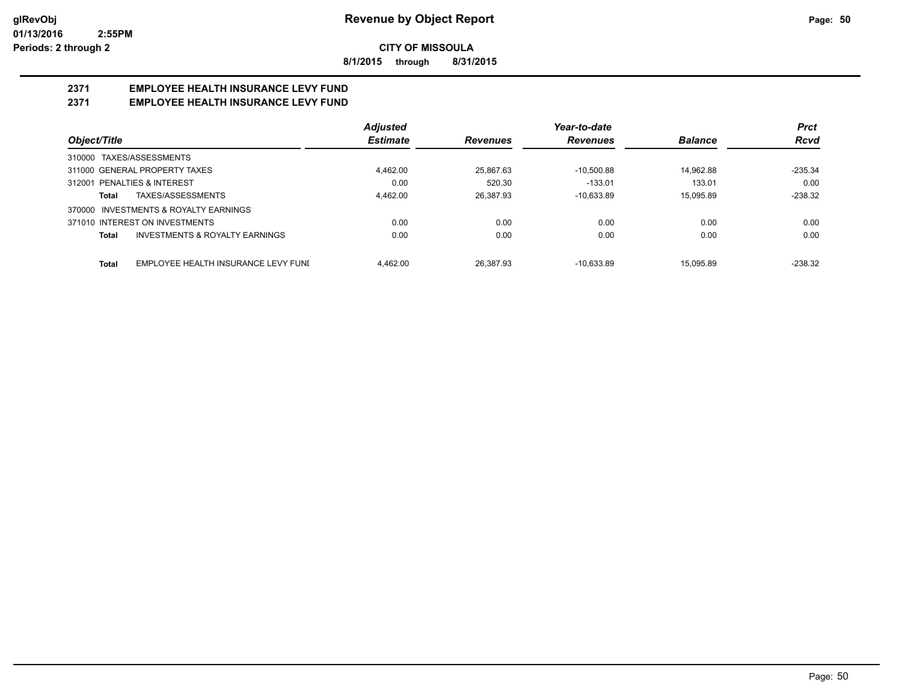# Revenue by Object Report

glRevObj
01/13/2016 2:55PM
Periods: 2 through 2

**CITY OF MISSOULA**

**8/1/2015 through 8/31/2015**

## 2371 EMPLOYEE HEALTH INSURANCE LEVY FUND
## 2371 EMPLOYEE HEALTH INSURANCE LEVY FUND

| Object/Title | Adjusted Estimate | Revenues | Year-to-date Revenues | Balance | Prct Rcvd |
|---|---|---|---|---|---|
| 310000 TAXES/ASSESSMENTS | | | | | |
| 311000 GENERAL PROPERTY TAXES | 4,462.00 | 25,867.63 | -10,500.88 | 14,962.88 | -235.34 |
| 312001 PENALTIES & INTEREST | 0.00 | 520.30 | -133.01 | 133.01 | 0.00 |
| **Total** TAXES/ASSESSMENTS | 4,462.00 | 26,387.93 | -10,633.89 | 15,095.89 | -238.32 |
| 370000 INVESTMENTS & ROYALTY EARNINGS | | | | | |
| 371010 INTEREST ON INVESTMENTS | 0.00 | 0.00 | 0.00 | 0.00 | 0.00 |
| **Total** INVESTMENTS & ROYALTY EARNINGS | 0.00 | 0.00 | 0.00 | 0.00 | 0.00 |
| **Total** EMPLOYEE HEALTH INSURANCE LEVY FUNI | 4,462.00 | 26,387.93 | -10,633.89 | 15,095.89 | -238.32 |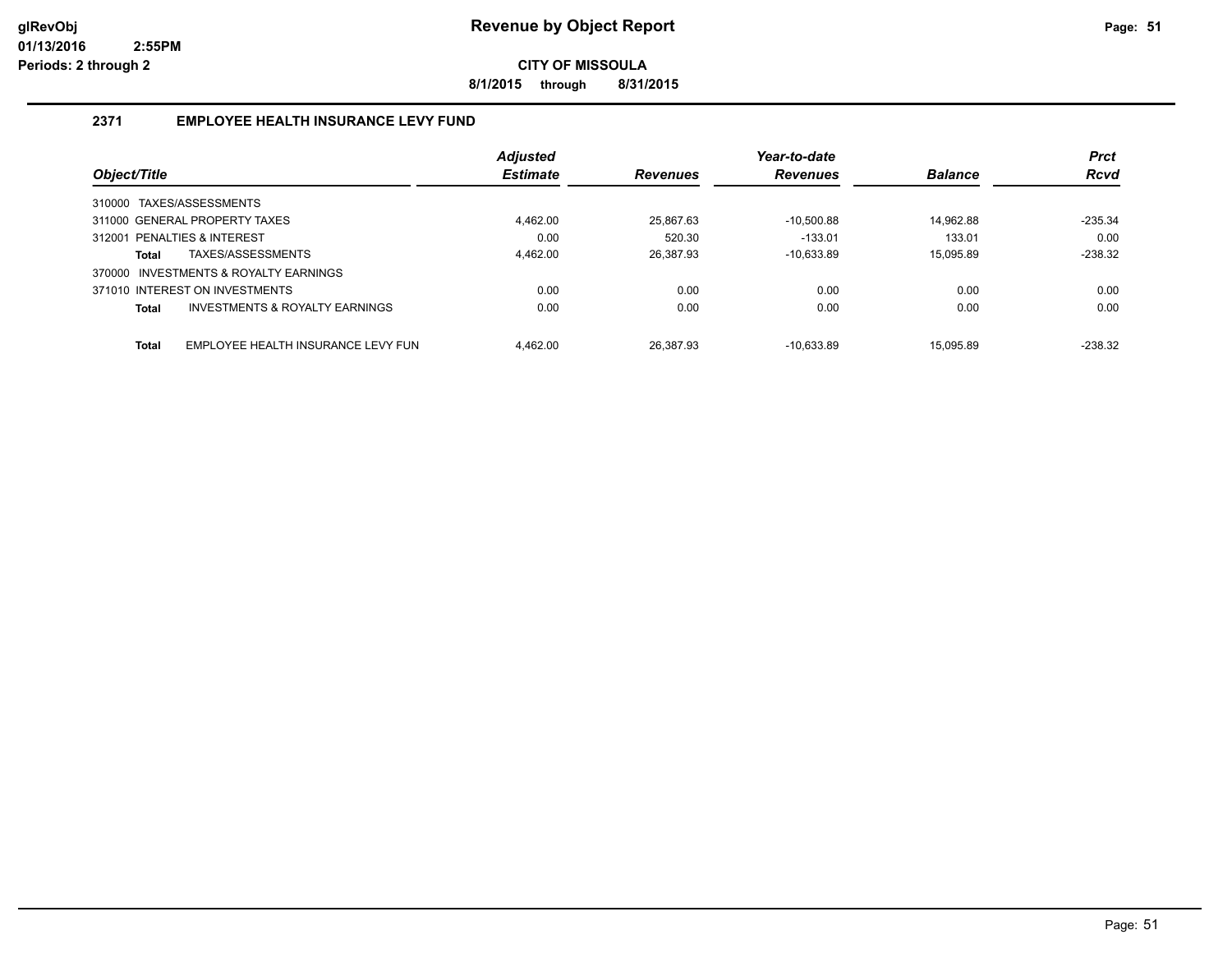# Revenue by Object Report

**CITY OF MISSOULA**

**8/1/2015 through 8/31/2015**

glRevObj
01/13/2016 2:55PM
Periods: 2 through 2

## 2371 EMPLOYEE HEALTH INSURANCE LEVY FUND

| Object/Title | | Adjusted Estimate | Revenues | Year-to-date Revenues | Balance | Prct Rcvd |
|---|---|---|---|---|---|---|
| 310000 TAXES/ASSESSMENTS | | | | | | |
| 311000 GENERAL PROPERTY TAXES | | 4,462.00 | 25,867.63 | -10,500.88 | 14,962.88 | -235.34 |
| 312001 PENALTIES & INTEREST | | 0.00 | 520.30 | -133.01 | 133.01 | 0.00 |
| **Total** | TAXES/ASSESSMENTS | 4,462.00 | 26,387.93 | -10,633.89 | 15,095.89 | -238.32 |
| 370000 INVESTMENTS & ROYALTY EARNINGS | | | | | | |
| 371010 INTEREST ON INVESTMENTS | | 0.00 | 0.00 | 0.00 | 0.00 | 0.00 |
| **Total** | INVESTMENTS & ROYALTY EARNINGS | 0.00 | 0.00 | 0.00 | 0.00 | 0.00 |
| **Total** | EMPLOYEE HEALTH INSURANCE LEVY FUN | 4,462.00 | 26,387.93 | -10,633.89 | 15,095.89 | -238.32 |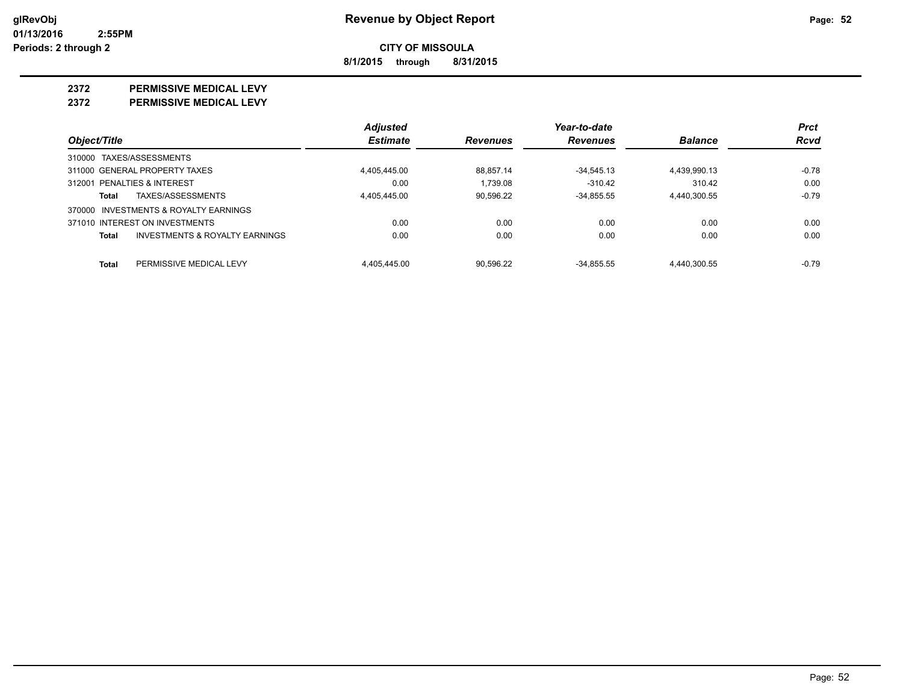# Revenue by Object Report

**CITY OF MISSOULA**

**8/1/2015 through 8/31/2015**

glRevObj
01/13/2016 2:55PM
Periods: 2 through 2

## 2372 PERMISSIVE MEDICAL LEVY
## 2372 PERMISSIVE MEDICAL LEVY

| Object/Title | | Adjusted Estimate | Revenues | Year-to-date Revenues | Balance | Prct Rcvd |
|---|---|---|---|---|---|---|
| 310000 TAXES/ASSESSMENTS | | | | | | |
| 311000 GENERAL PROPERTY TAXES | | 4,405,445.00 | 88,857.14 | -34,545.13 | 4,439,990.13 | -0.78 |
| 312001 PENALTIES & INTEREST | | 0.00 | 1,739.08 | -310.42 | 310.42 | 0.00 |
| Total | TAXES/ASSESSMENTS | 4,405,445.00 | 90,596.22 | -34,855.55 | 4,440,300.55 | -0.79 |
| 370000 INVESTMENTS & ROYALTY EARNINGS | | | | | | |
| 371010 INTEREST ON INVESTMENTS | | 0.00 | 0.00 | 0.00 | 0.00 | 0.00 |
| Total | INVESTMENTS & ROYALTY EARNINGS | 0.00 | 0.00 | 0.00 | 0.00 | 0.00 |
| Total | PERMISSIVE MEDICAL LEVY | 4,405,445.00 | 90,596.22 | -34,855.55 | 4,440,300.55 | -0.79 |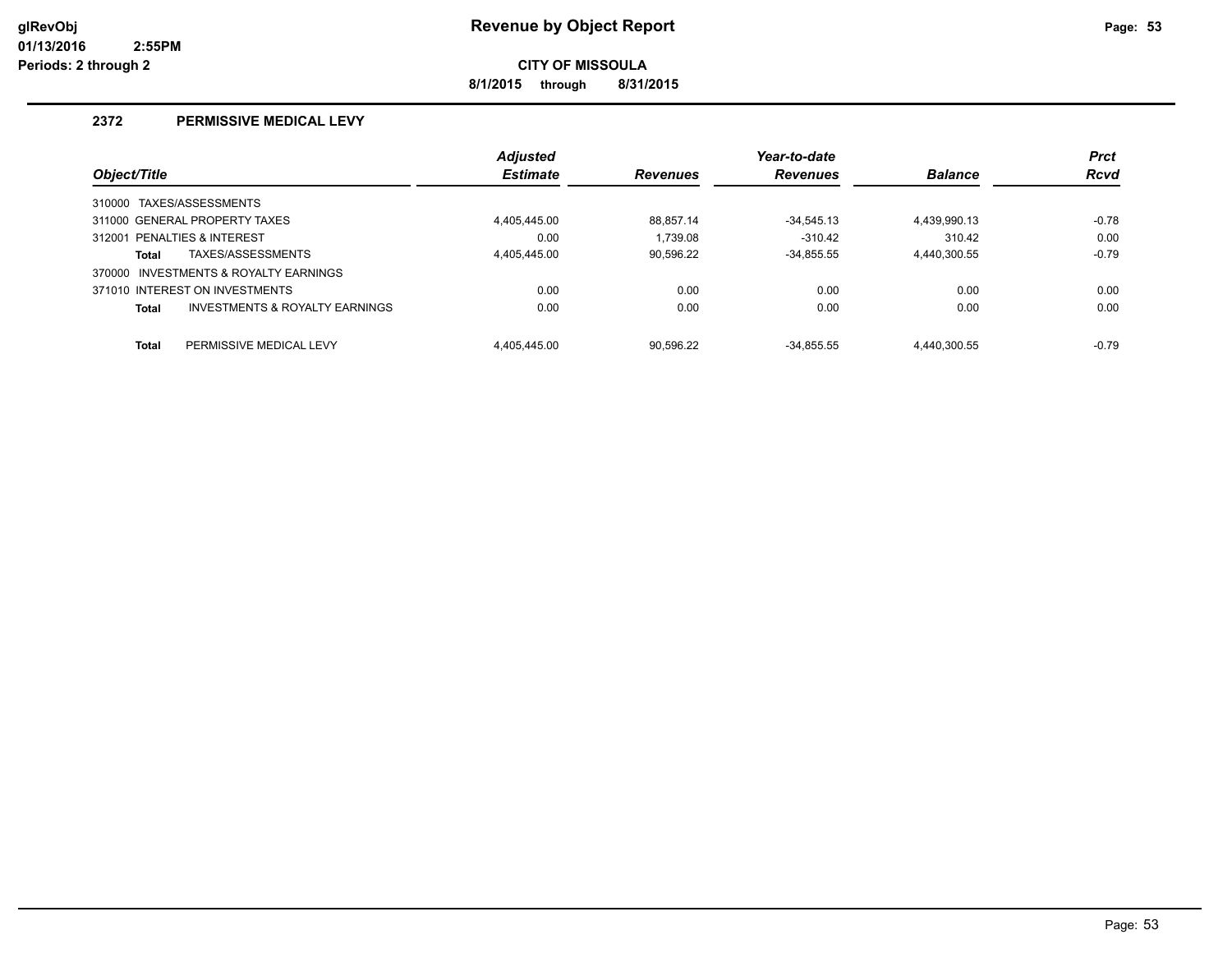**Revenue by Object Report**

**CITY OF MISSOULA**

**8/1/2015 through 8/31/2015**

glRevObj
01/13/2016 2:55PM
Periods: 2 through 2

## 2372 PERMISSIVE MEDICAL LEVY

| Object/Title | Adjusted Estimate | Revenues | Year-to-date Revenues | Balance | Prct Rcvd |
|---|---|---|---|---|---|
| 310000 TAXES/ASSESSMENTS | | | | | |
| 311000 GENERAL PROPERTY TAXES | 4,405,445.00 | 88,857.14 | -34,545.13 | 4,439,990.13 | -0.78 |
| 312001 PENALTIES & INTEREST | 0.00 | 1,739.08 | -310.42 | 310.42 | 0.00 |
| **Total** TAXES/ASSESSMENTS | 4,405,445.00 | 90,596.22 | -34,855.55 | 4,440,300.55 | -0.79 |
| 370000 INVESTMENTS & ROYALTY EARNINGS | | | | | |
| 371010 INTEREST ON INVESTMENTS | 0.00 | 0.00 | 0.00 | 0.00 | 0.00 |
| **Total** INVESTMENTS & ROYALTY EARNINGS | 0.00 | 0.00 | 0.00 | 0.00 | 0.00 |
| **Total** PERMISSIVE MEDICAL LEVY | 4,405,445.00 | 90,596.22 | -34,855.55 | 4,440,300.55 | -0.79 |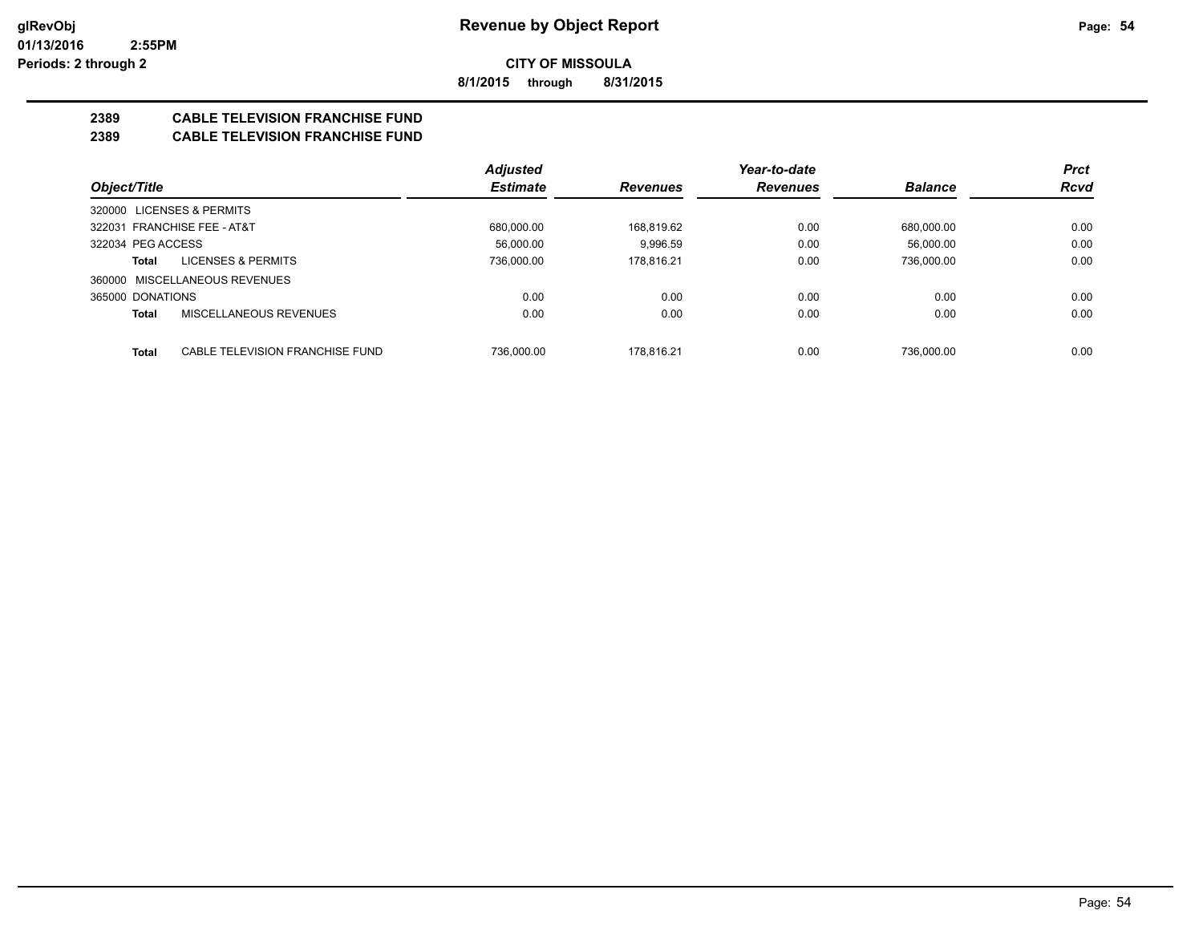**glRevObj**
**01/13/2016 2:55PM**
**Periods: 2 through 2**

# Revenue by Object Report

**CITY OF MISSOULA**

**8/1/2015 through 8/31/2015**

## 2389 CABLE TELEVISION FRANCHISE FUND
## 2389 CABLE TELEVISION FRANCHISE FUND

| Object/Title | Adjusted Estimate | Revenues | Year-to-date Revenues | Balance | Prct Rcvd |
|---|---|---|---|---|---|
| 320000 LICENSES & PERMITS | | | | | |
| 322031 FRANCHISE FEE - AT&T | 680,000.00 | 168,819.62 | 0.00 | 680,000.00 | 0.00 |
| 322034 PEG ACCESS | 56,000.00 | 9,996.59 | 0.00 | 56,000.00 | 0.00 |
| **Total** LICENSES & PERMITS | 736,000.00 | 178,816.21 | 0.00 | 736,000.00 | 0.00 |
| 360000 MISCELLANEOUS REVENUES | | | | | |
| 365000 DONATIONS | 0.00 | 0.00 | 0.00 | 0.00 | 0.00 |
| **Total** MISCELLANEOUS REVENUES | 0.00 | 0.00 | 0.00 | 0.00 | 0.00 |
| **Total** CABLE TELEVISION FRANCHISE FUND | 736,000.00 | 178,816.21 | 0.00 | 736,000.00 | 0.00 |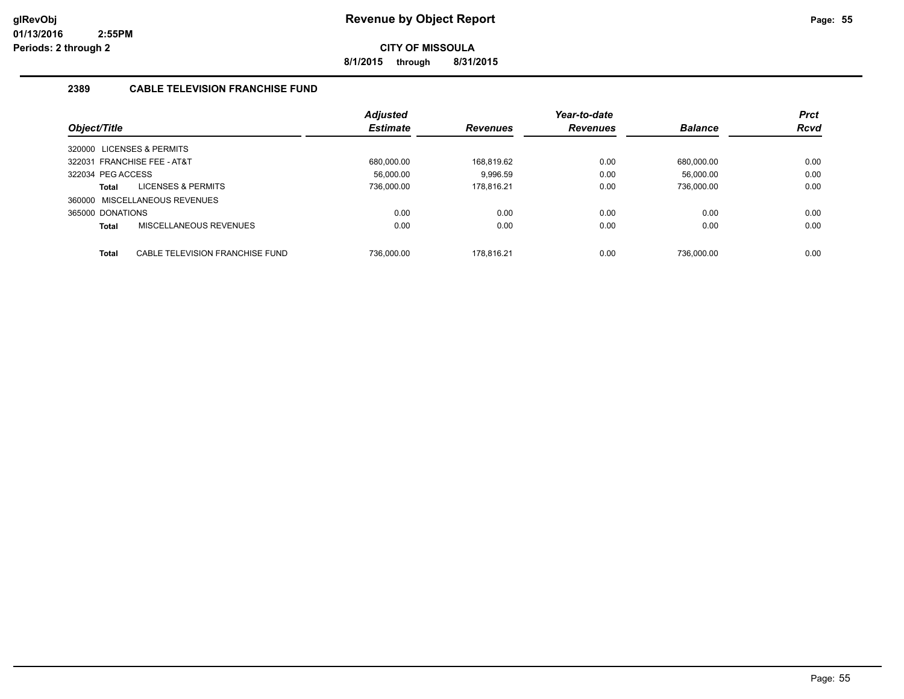glRevObj
01/13/2016 2:55PM
Periods: 2 through 2

# Revenue by Object Report

**CITY OF MISSOULA**

**8/1/2015 through 8/31/2015**

## 2389 CABLE TELEVISION FRANCHISE FUND

| Object/Title | Adjusted Estimate | Revenues | Year-to-date Revenues | Balance | Prct Rcvd |
|---|---|---|---|---|---|
| 320000 LICENSES & PERMITS | | | | | |
| 322031 FRANCHISE FEE - AT&T | 680,000.00 | 168,819.62 | 0.00 | 680,000.00 | 0.00 |
| 322034 PEG ACCESS | 56,000.00 | 9,996.59 | 0.00 | 56,000.00 | 0.00 |
| **Total** LICENSES & PERMITS | 736,000.00 | 178,816.21 | 0.00 | 736,000.00 | 0.00 |
| 360000 MISCELLANEOUS REVENUES | | | | | |
| 365000 DONATIONS | 0.00 | 0.00 | 0.00 | 0.00 | 0.00 |
| **Total** MISCELLANEOUS REVENUES | 0.00 | 0.00 | 0.00 | 0.00 | 0.00 |
| **Total** CABLE TELEVISION FRANCHISE FUND | 736,000.00 | 178,816.21 | 0.00 | 736,000.00 | 0.00 |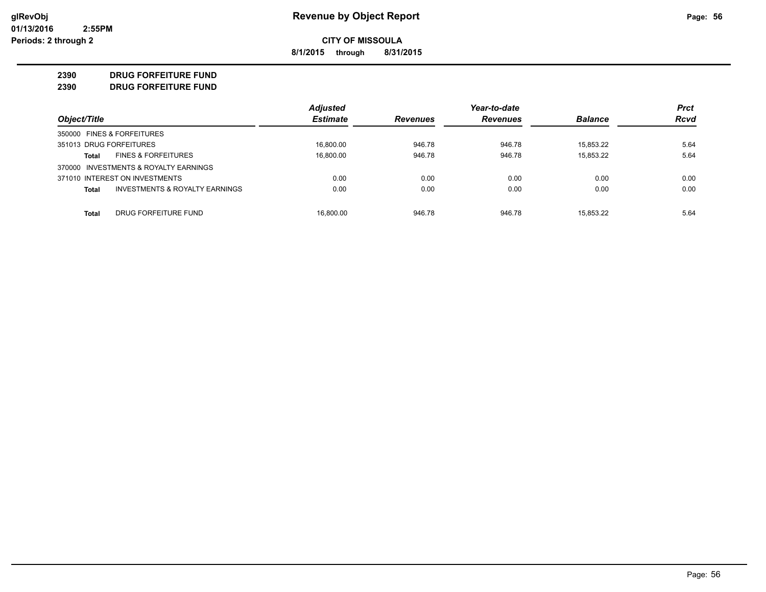# Revenue by Object Report

**CITY OF MISSOULA**

**8/1/2015 through 8/31/2015**

glRevObj
01/13/2016 2:55PM
Periods: 2 through 2

**2390 DRUG FORFEITURE FUND**

**2390 DRUG FORFEITURE FUND**

| Object/Title | Adjusted Estimate | Revenues | Year-to-date Revenues | Balance | Prct Rcvd |
|---|---|---|---|---|---|
| 350000 FINES & FORFEITURES | | | | | |
| 351013 DRUG FORFEITURES | 16,800.00 | 946.78 | 946.78 | 15,853.22 | 5.64 |
| **Total** FINES & FORFEITURES | 16,800.00 | 946.78 | 946.78 | 15,853.22 | 5.64 |
| 370000 INVESTMENTS & ROYALTY EARNINGS | | | | | |
| 371010 INTEREST ON INVESTMENTS | 0.00 | 0.00 | 0.00 | 0.00 | 0.00 |
| **Total** INVESTMENTS & ROYALTY EARNINGS | 0.00 | 0.00 | 0.00 | 0.00 | 0.00 |
| **Total** DRUG FORFEITURE FUND | 16,800.00 | 946.78 | 946.78 | 15,853.22 | 5.64 |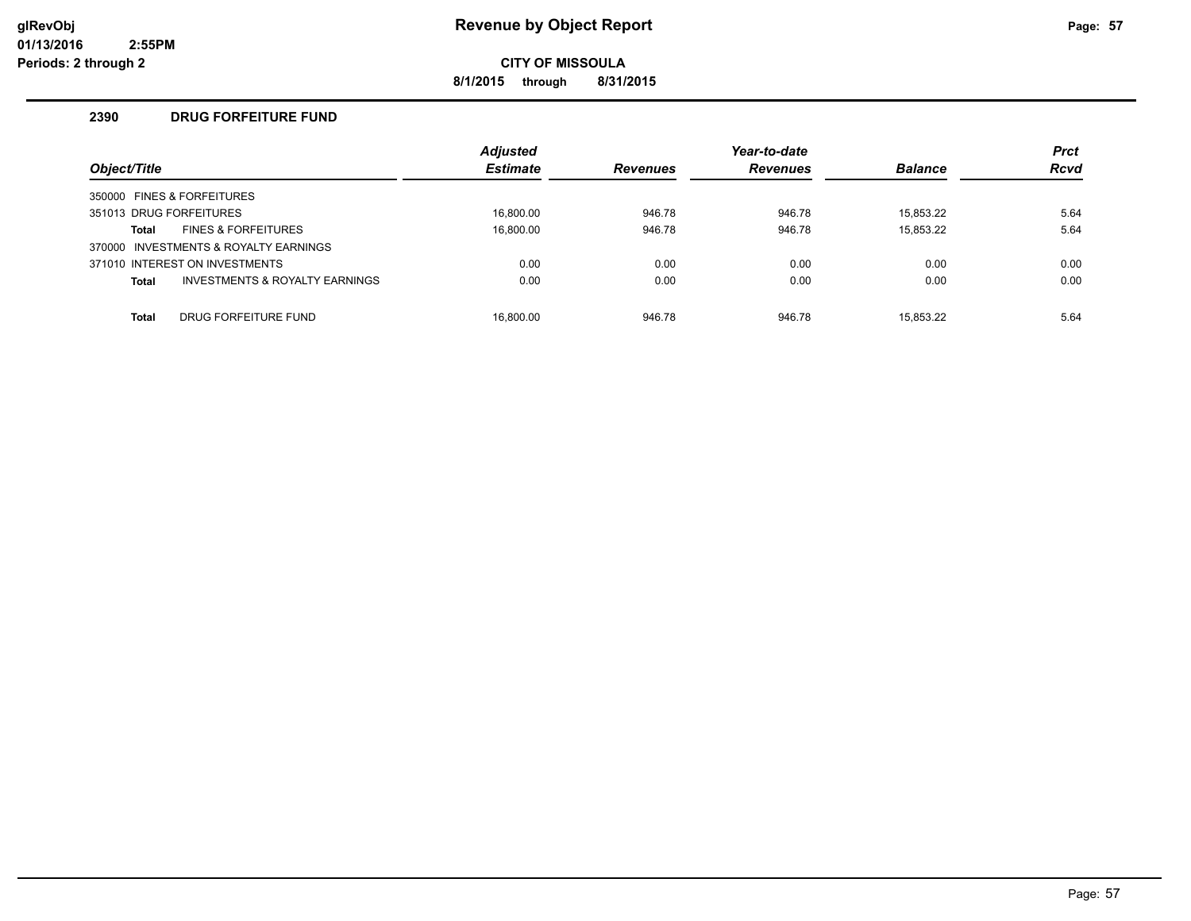# Revenue by Object Report

**CITY OF MISSOULA**

**8/1/2015 through 8/31/2015**

glRevObj
01/13/2016 2:55PM
Periods: 2 through 2

## 2390 DRUG FORFEITURE FUND

| Object/Title | Adjusted Estimate | Revenues | Year-to-date Revenues | Balance | Prct Rcvd |
|---|---|---|---|---|---|
| 350000 FINES & FORFEITURES | | | | | |
| 351013 DRUG FORFEITURES | 16,800.00 | 946.78 | 946.78 | 15,853.22 | 5.64 |
| **Total** FINES & FORFEITURES | 16,800.00 | 946.78 | 946.78 | 15,853.22 | 5.64 |
| 370000 INVESTMENTS & ROYALTY EARNINGS | | | | | |
| 371010 INTEREST ON INVESTMENTS | 0.00 | 0.00 | 0.00 | 0.00 | 0.00 |
| **Total** INVESTMENTS & ROYALTY EARNINGS | 0.00 | 0.00 | 0.00 | 0.00 | 0.00 |
| **Total** DRUG FORFEITURE FUND | 16,800.00 | 946.78 | 946.78 | 15,853.22 | 5.64 |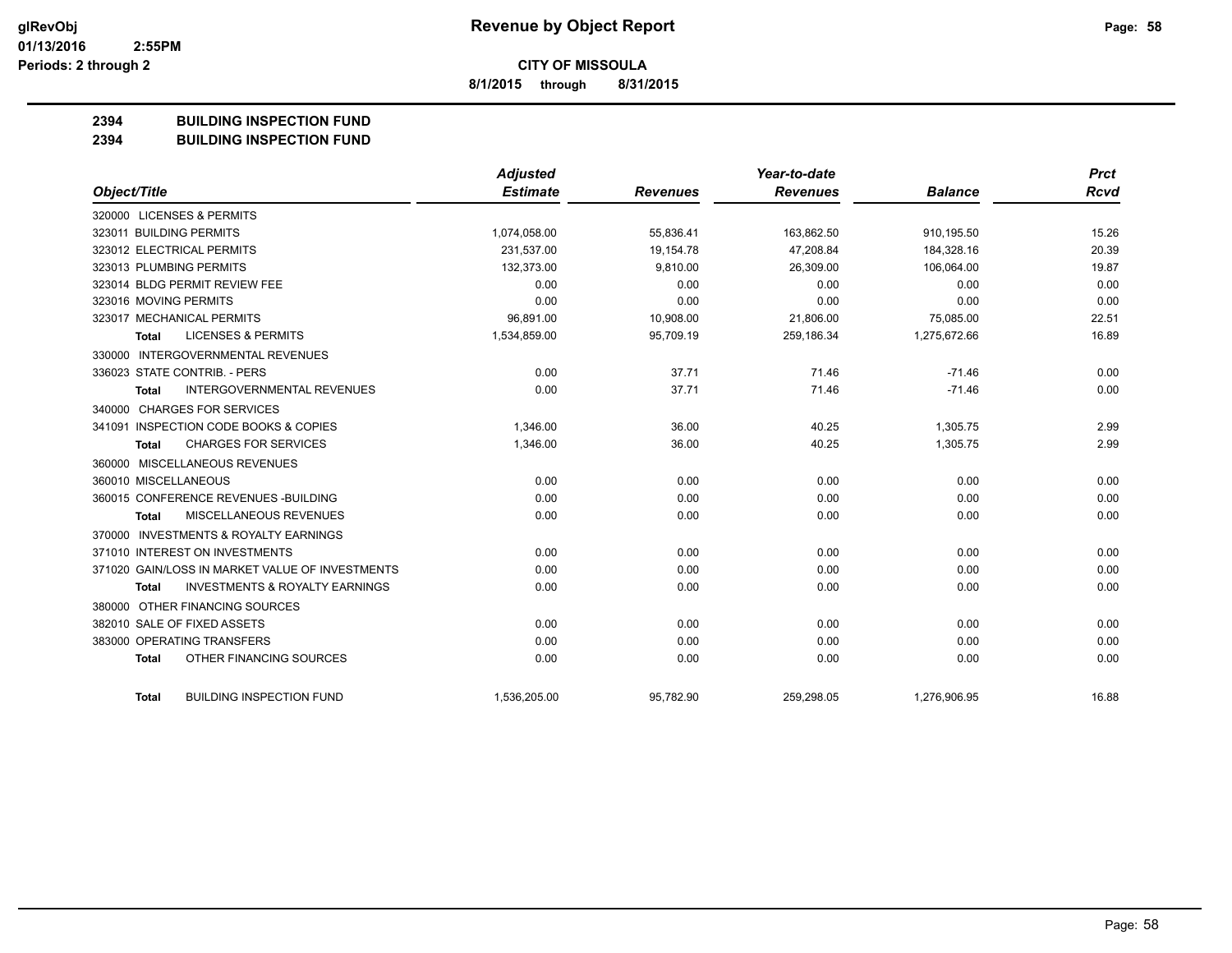# Revenue by Object Report

**CITY OF MISSOULA**

8/1/2015 through 8/31/2015

glRevObj
01/13/2016 2:55PM
Periods: 2 through 2

**2394 BUILDING INSPECTION FUND**
**2394 BUILDING INSPECTION FUND**

| Object/Title | Adjusted Estimate | Revenues | Year-to-date Revenues | Balance | Prct Rcvd |
|---|---|---|---|---|---|
| 320000 LICENSES & PERMITS | | | | | |
| 323011 BUILDING PERMITS | 1,074,058.00 | 55,836.41 | 163,862.50 | 910,195.50 | 15.26 |
| 323012 ELECTRICAL PERMITS | 231,537.00 | 19,154.78 | 47,208.84 | 184,328.16 | 20.39 |
| 323013 PLUMBING PERMITS | 132,373.00 | 9,810.00 | 26,309.00 | 106,064.00 | 19.87 |
| 323014 BLDG PERMIT REVIEW FEE | 0.00 | 0.00 | 0.00 | 0.00 | 0.00 |
| 323016 MOVING PERMITS | 0.00 | 0.00 | 0.00 | 0.00 | 0.00 |
| 323017 MECHANICAL PERMITS | 96,891.00 | 10,908.00 | 21,806.00 | 75,085.00 | 22.51 |
| **Total** LICENSES & PERMITS | 1,534,859.00 | 95,709.19 | 259,186.34 | 1,275,672.66 | 16.89 |
| 330000 INTERGOVERNMENTAL REVENUES | | | | | |
| 336023 STATE CONTRIB. - PERS | 0.00 | 37.71 | 71.46 | -71.46 | 0.00 |
| **Total** INTERGOVERNMENTAL REVENUES | 0.00 | 37.71 | 71.46 | -71.46 | 0.00 |
| 340000 CHARGES FOR SERVICES | | | | | |
| 341091 INSPECTION CODE BOOKS & COPIES | 1,346.00 | 36.00 | 40.25 | 1,305.75 | 2.99 |
| **Total** CHARGES FOR SERVICES | 1,346.00 | 36.00 | 40.25 | 1,305.75 | 2.99 |
| 360000 MISCELLANEOUS REVENUES | | | | | |
| 360010 MISCELLANEOUS | 0.00 | 0.00 | 0.00 | 0.00 | 0.00 |
| 360015 CONFERENCE REVENUES -BUILDING | 0.00 | 0.00 | 0.00 | 0.00 | 0.00 |
| **Total** MISCELLANEOUS REVENUES | 0.00 | 0.00 | 0.00 | 0.00 | 0.00 |
| 370000 INVESTMENTS & ROYALTY EARNINGS | | | | | |
| 371010 INTEREST ON INVESTMENTS | 0.00 | 0.00 | 0.00 | 0.00 | 0.00 |
| 371020 GAIN/LOSS IN MARKET VALUE OF INVESTMENTS | 0.00 | 0.00 | 0.00 | 0.00 | 0.00 |
| **Total** INVESTMENTS & ROYALTY EARNINGS | 0.00 | 0.00 | 0.00 | 0.00 | 0.00 |
| 380000 OTHER FINANCING SOURCES | | | | | |
| 382010 SALE OF FIXED ASSETS | 0.00 | 0.00 | 0.00 | 0.00 | 0.00 |
| 383000 OPERATING TRANSFERS | 0.00 | 0.00 | 0.00 | 0.00 | 0.00 |
| **Total** OTHER FINANCING SOURCES | 0.00 | 0.00 | 0.00 | 0.00 | 0.00 |
| **Total** BUILDING INSPECTION FUND | 1,536,205.00 | 95,782.90 | 259,298.05 | 1,276,906.95 | 16.88 |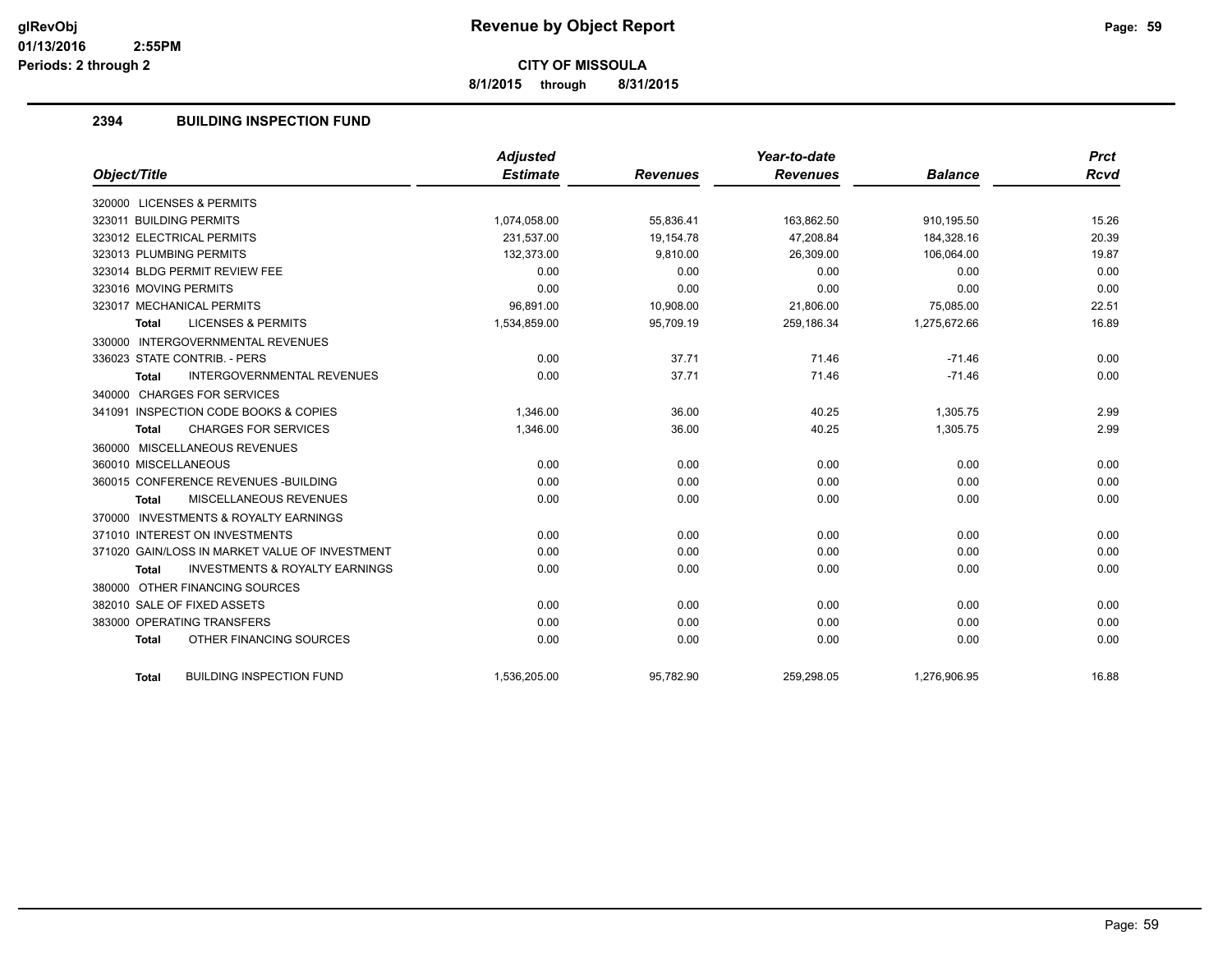# Revenue by Object Report

**CITY OF MISSOULA**

**8/1/2015 through 8/31/2015**

glRevObj
01/13/2016 2:55PM
Periods: 2 through 2

## 2394 BUILDING INSPECTION FUND

| Object/Title | Adjusted Estimate | Revenues | Year-to-date Revenues | Balance | Prct Rcvd |
|---|---|---|---|---|---|
| 320000 LICENSES & PERMITS | | | | | |
| 323011 BUILDING PERMITS | 1,074,058.00 | 55,836.41 | 163,862.50 | 910,195.50 | 15.26 |
| 323012 ELECTRICAL PERMITS | 231,537.00 | 19,154.78 | 47,208.84 | 184,328.16 | 20.39 |
| 323013 PLUMBING PERMITS | 132,373.00 | 9,810.00 | 26,309.00 | 106,064.00 | 19.87 |
| 323014 BLDG PERMIT REVIEW FEE | 0.00 | 0.00 | 0.00 | 0.00 | 0.00 |
| 323016 MOVING PERMITS | 0.00 | 0.00 | 0.00 | 0.00 | 0.00 |
| 323017 MECHANICAL PERMITS | 96,891.00 | 10,908.00 | 21,806.00 | 75,085.00 | 22.51 |
| **Total** LICENSES & PERMITS | 1,534,859.00 | 95,709.19 | 259,186.34 | 1,275,672.66 | 16.89 |
| 330000 INTERGOVERNMENTAL REVENUES | | | | | |
| 336023 STATE CONTRIB. - PERS | 0.00 | 37.71 | 71.46 | -71.46 | 0.00 |
| **Total** INTERGOVERNMENTAL REVENUES | 0.00 | 37.71 | 71.46 | -71.46 | 0.00 |
| 340000 CHARGES FOR SERVICES | | | | | |
| 341091 INSPECTION CODE BOOKS & COPIES | 1,346.00 | 36.00 | 40.25 | 1,305.75 | 2.99 |
| **Total** CHARGES FOR SERVICES | 1,346.00 | 36.00 | 40.25 | 1,305.75 | 2.99 |
| 360000 MISCELLANEOUS REVENUES | | | | | |
| 360010 MISCELLANEOUS | 0.00 | 0.00 | 0.00 | 0.00 | 0.00 |
| 360015 CONFERENCE REVENUES -BUILDING | 0.00 | 0.00 | 0.00 | 0.00 | 0.00 |
| **Total** MISCELLANEOUS REVENUES | 0.00 | 0.00 | 0.00 | 0.00 | 0.00 |
| 370000 INVESTMENTS & ROYALTY EARNINGS | | | | | |
| 371010 INTEREST ON INVESTMENTS | 0.00 | 0.00 | 0.00 | 0.00 | 0.00 |
| 371020 GAIN/LOSS IN MARKET VALUE OF INVESTMENT | 0.00 | 0.00 | 0.00 | 0.00 | 0.00 |
| **Total** INVESTMENTS & ROYALTY EARNINGS | 0.00 | 0.00 | 0.00 | 0.00 | 0.00 |
| 380000 OTHER FINANCING SOURCES | | | | | |
| 382010 SALE OF FIXED ASSETS | 0.00 | 0.00 | 0.00 | 0.00 | 0.00 |
| 383000 OPERATING TRANSFERS | 0.00 | 0.00 | 0.00 | 0.00 | 0.00 |
| **Total** OTHER FINANCING SOURCES | 0.00 | 0.00 | 0.00 | 0.00 | 0.00 |
| **Total** BUILDING INSPECTION FUND | 1,536,205.00 | 95,782.90 | 259,298.05 | 1,276,906.95 | 16.88 |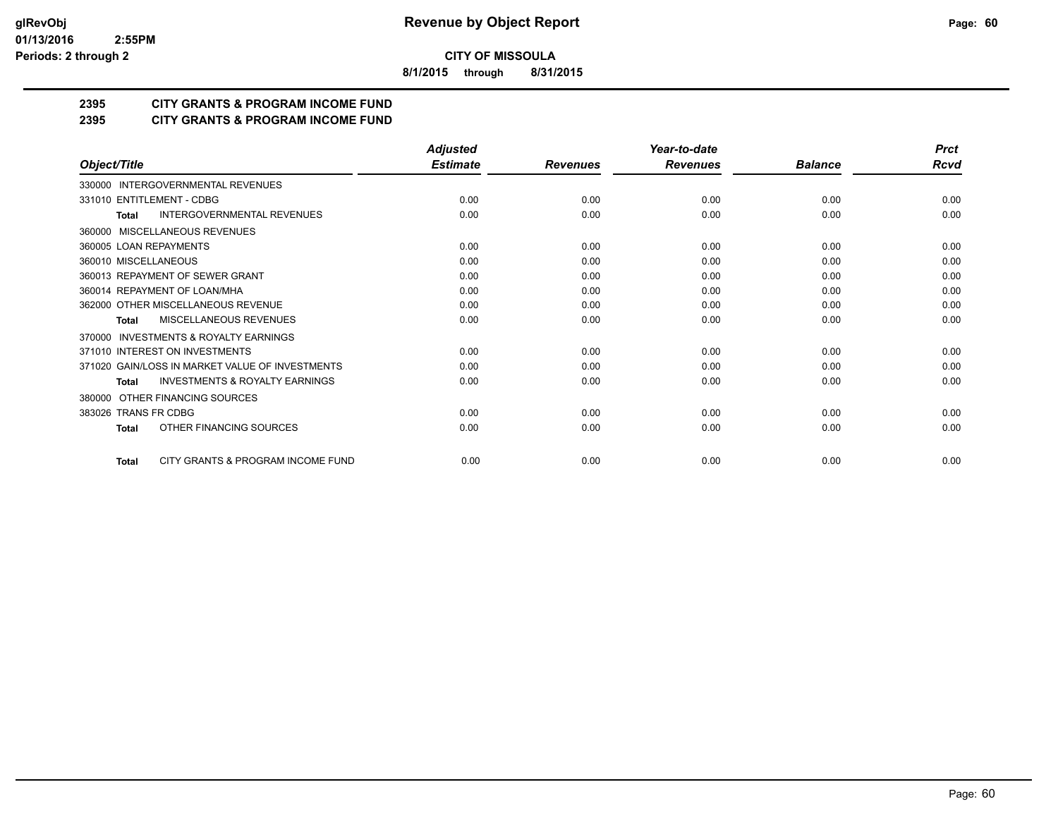**CITY OF MISSOULA**

**8/1/2015 through 8/31/2015**

## 2395 CITY GRANTS & PROGRAM INCOME FUND
## 2395 CITY GRANTS & PROGRAM INCOME FUND

| Object/Title | Adjusted Estimate | Revenues | Year-to-date Revenues | Balance | Prct Rcvd |
|---|---|---|---|---|---|
| 330000 INTERGOVERNMENTAL REVENUES | | | | | |
| 331010 ENTITLEMENT - CDBG | 0.00 | 0.00 | 0.00 | 0.00 | 0.00 |
| **Total** INTERGOVERNMENTAL REVENUES | 0.00 | 0.00 | 0.00 | 0.00 | 0.00 |
| 360000 MISCELLANEOUS REVENUES | | | | | |
| 360005 LOAN REPAYMENTS | 0.00 | 0.00 | 0.00 | 0.00 | 0.00 |
| 360010 MISCELLANEOUS | 0.00 | 0.00 | 0.00 | 0.00 | 0.00 |
| 360013 REPAYMENT OF SEWER GRANT | 0.00 | 0.00 | 0.00 | 0.00 | 0.00 |
| 360014 REPAYMENT OF LOAN/MHA | 0.00 | 0.00 | 0.00 | 0.00 | 0.00 |
| 362000 OTHER MISCELLANEOUS REVENUE | 0.00 | 0.00 | 0.00 | 0.00 | 0.00 |
| **Total** MISCELLANEOUS REVENUES | 0.00 | 0.00 | 0.00 | 0.00 | 0.00 |
| 370000 INVESTMENTS & ROYALTY EARNINGS | | | | | |
| 371010 INTEREST ON INVESTMENTS | 0.00 | 0.00 | 0.00 | 0.00 | 0.00 |
| 371020 GAIN/LOSS IN MARKET VALUE OF INVESTMENTS | 0.00 | 0.00 | 0.00 | 0.00 | 0.00 |
| **Total** INVESTMENTS & ROYALTY EARNINGS | 0.00 | 0.00 | 0.00 | 0.00 | 0.00 |
| 380000 OTHER FINANCING SOURCES | | | | | |
| 383026 TRANS FR CDBG | 0.00 | 0.00 | 0.00 | 0.00 | 0.00 |
| **Total** OTHER FINANCING SOURCES | 0.00 | 0.00 | 0.00 | 0.00 | 0.00 |
| **Total** CITY GRANTS & PROGRAM INCOME FUND | 0.00 | 0.00 | 0.00 | 0.00 | 0.00 |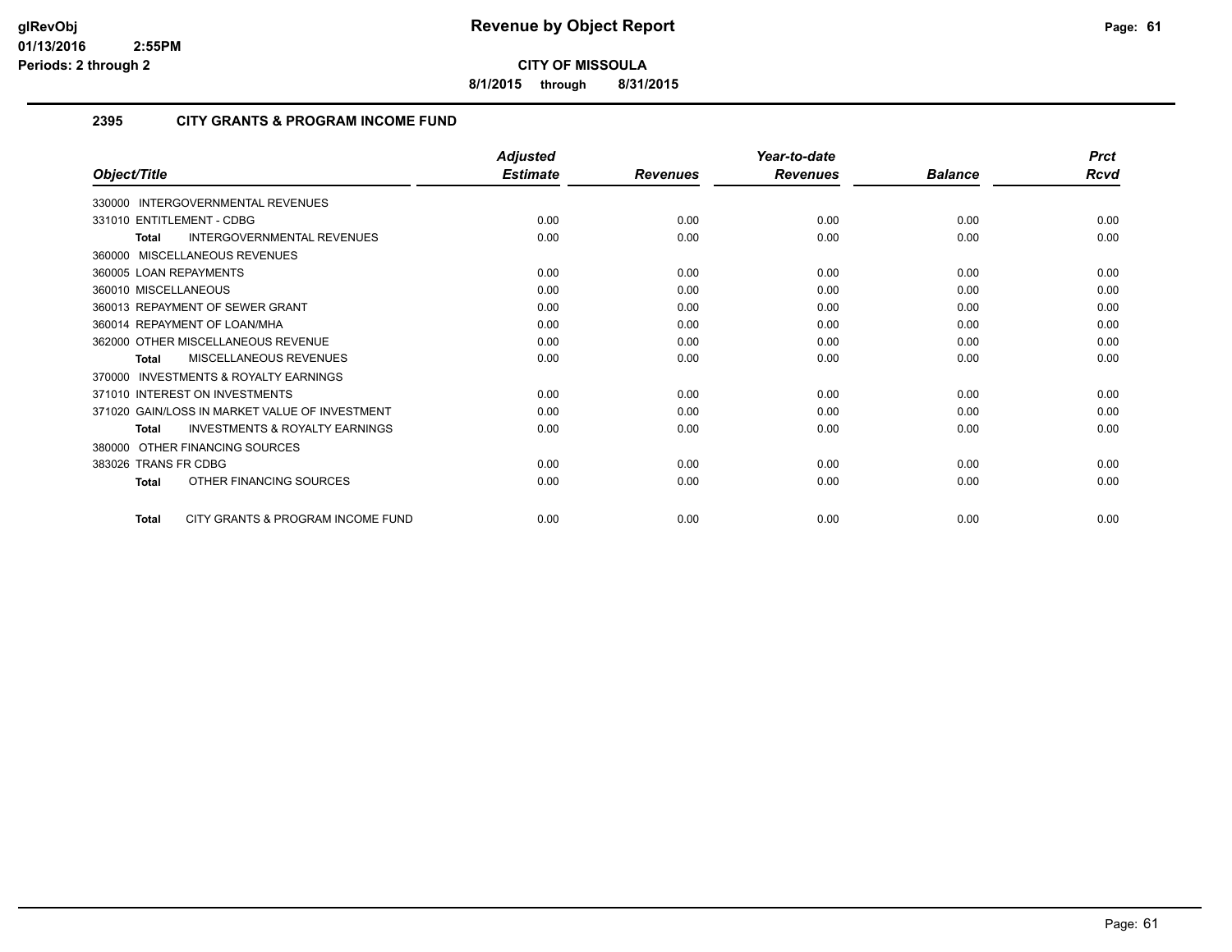# Revenue by Object Report

**CITY OF MISSOULA**

**8/1/2015 through 8/31/2015**

glRevObj
01/13/2016 2:55PM
Periods: 2 through 2

## 2395 CITY GRANTS & PROGRAM INCOME FUND

| Object/Title | Adjusted Estimate | Revenues | Year-to-date Revenues | Balance | Prct Rcvd |
|---|---|---|---|---|---|
| 330000 INTERGOVERNMENTAL REVENUES | | | | | |
| 331010 ENTITLEMENT - CDBG | 0.00 | 0.00 | 0.00 | 0.00 | 0.00 |
| **Total** INTERGOVERNMENTAL REVENUES | 0.00 | 0.00 | 0.00 | 0.00 | 0.00 |
| 360000 MISCELLANEOUS REVENUES | | | | | |
| 360005 LOAN REPAYMENTS | 0.00 | 0.00 | 0.00 | 0.00 | 0.00 |
| 360010 MISCELLANEOUS | 0.00 | 0.00 | 0.00 | 0.00 | 0.00 |
| 360013 REPAYMENT OF SEWER GRANT | 0.00 | 0.00 | 0.00 | 0.00 | 0.00 |
| 360014 REPAYMENT OF LOAN/MHA | 0.00 | 0.00 | 0.00 | 0.00 | 0.00 |
| 362000 OTHER MISCELLANEOUS REVENUE | 0.00 | 0.00 | 0.00 | 0.00 | 0.00 |
| **Total** MISCELLANEOUS REVENUES | 0.00 | 0.00 | 0.00 | 0.00 | 0.00 |
| 370000 INVESTMENTS & ROYALTY EARNINGS | | | | | |
| 371010 INTEREST ON INVESTMENTS | 0.00 | 0.00 | 0.00 | 0.00 | 0.00 |
| 371020 GAIN/LOSS IN MARKET VALUE OF INVESTMENT | 0.00 | 0.00 | 0.00 | 0.00 | 0.00 |
| **Total** INVESTMENTS & ROYALTY EARNINGS | 0.00 | 0.00 | 0.00 | 0.00 | 0.00 |
| 380000 OTHER FINANCING SOURCES | | | | | |
| 383026 TRANS FR CDBG | 0.00 | 0.00 | 0.00 | 0.00 | 0.00 |
| **Total** OTHER FINANCING SOURCES | 0.00 | 0.00 | 0.00 | 0.00 | 0.00 |
| **Total** CITY GRANTS & PROGRAM INCOME FUND | 0.00 | 0.00 | 0.00 | 0.00 | 0.00 |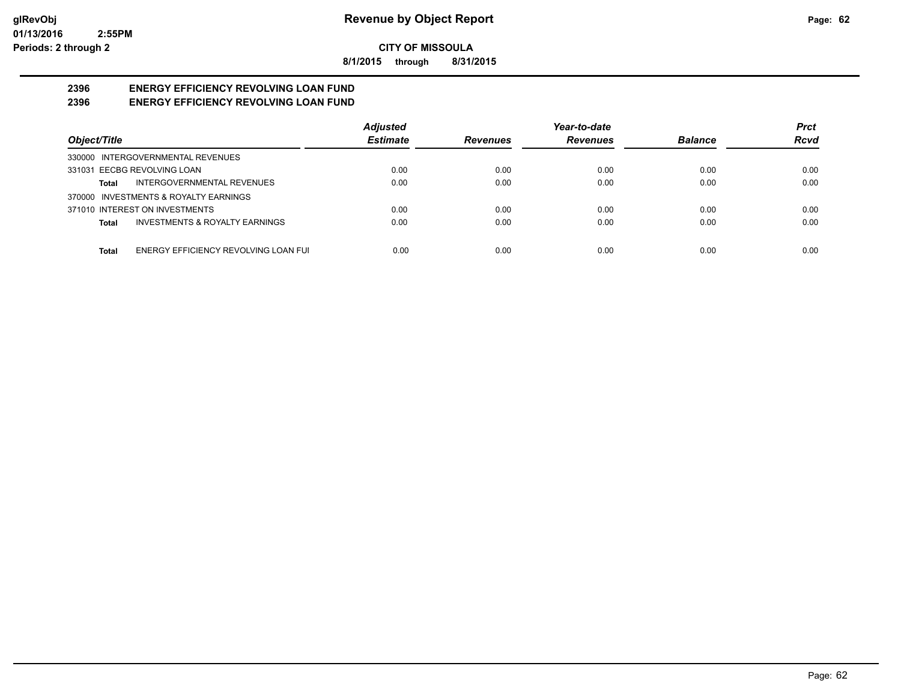**Revenue by Object Report**

**CITY OF MISSOULA**

**8/1/2015 through 8/31/2015**

glRevObj
01/13/2016 2:55PM
Periods: 2 through 2

## 2396 ENERGY EFFICIENCY REVOLVING LOAN FUND
## 2396 ENERGY EFFICIENCY REVOLVING LOAN FUND

| Object/Title | Adjusted Estimate | Revenues | Year-to-date Revenues | Balance | Prct Rcvd |
|---|---|---|---|---|---|
| 330000 INTERGOVERNMENTAL REVENUES | | | | | |
| 331031 EECBG REVOLVING LOAN | 0.00 | 0.00 | 0.00 | 0.00 | 0.00 |
| **Total** INTERGOVERNMENTAL REVENUES | 0.00 | 0.00 | 0.00 | 0.00 | 0.00 |
| 370000 INVESTMENTS & ROYALTY EARNINGS | | | | | |
| 371010 INTEREST ON INVESTMENTS | 0.00 | 0.00 | 0.00 | 0.00 | 0.00 |
| **Total** INVESTMENTS & ROYALTY EARNINGS | 0.00 | 0.00 | 0.00 | 0.00 | 0.00 |
| **Total** ENERGY EFFICIENCY REVOLVING LOAN FUI | 0.00 | 0.00 | 0.00 | 0.00 | 0.00 |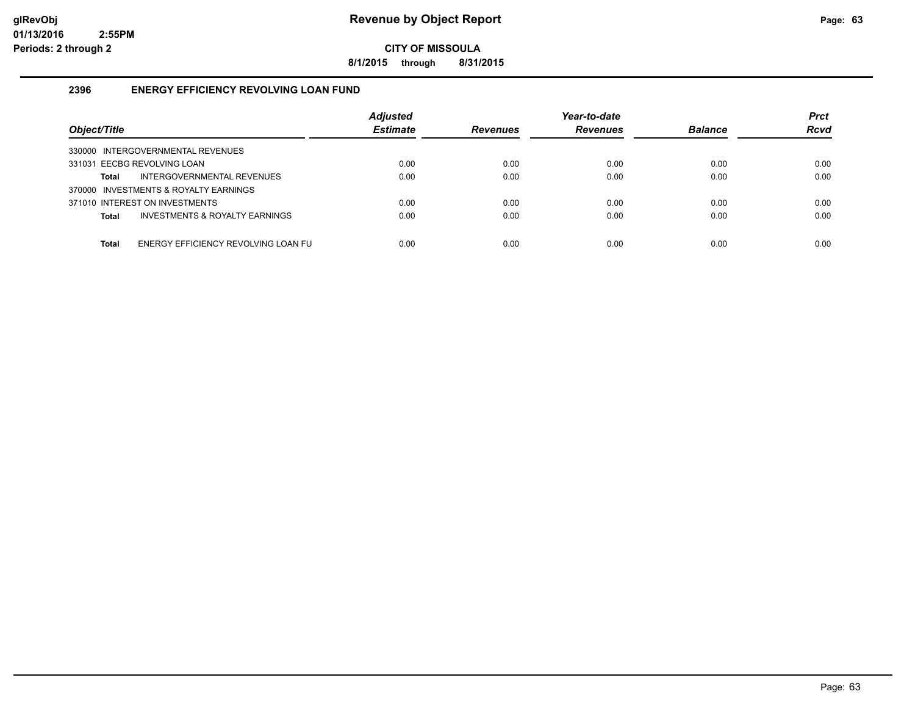# Revenue by Object Report

**CITY OF MISSOULA**

**8/1/2015 through 8/31/2015**

glRevObj
01/13/2016 2:55PM
Periods: 2 through 2

## 2396 ENERGY EFFICIENCY REVOLVING LOAN FUND

| Object/Title | Adjusted Estimate | Revenues | Year-to-date Revenues | Balance | Prct Rcvd |
|---|---|---|---|---|---|
| 330000 INTERGOVERNMENTAL REVENUES | | | | | |
| 331031 EECBG REVOLVING LOAN | 0.00 | 0.00 | 0.00 | 0.00 | 0.00 |
| **Total** INTERGOVERNMENTAL REVENUES | 0.00 | 0.00 | 0.00 | 0.00 | 0.00 |
| 370000 INVESTMENTS & ROYALTY EARNINGS | | | | | |
| 371010 INTEREST ON INVESTMENTS | 0.00 | 0.00 | 0.00 | 0.00 | 0.00 |
| **Total** INVESTMENTS & ROYALTY EARNINGS | 0.00 | 0.00 | 0.00 | 0.00 | 0.00 |
| **Total** ENERGY EFFICIENCY REVOLVING LOAN FU | 0.00 | 0.00 | 0.00 | 0.00 | 0.00 |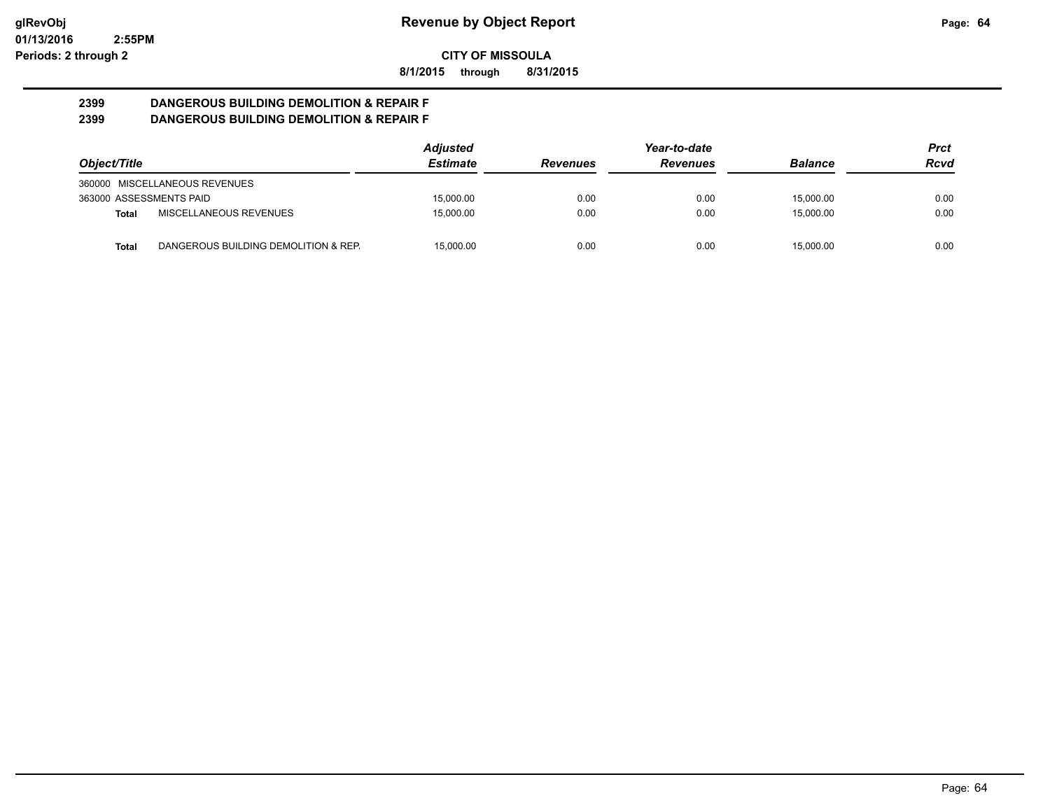# Revenue by Object Report

**CITY OF MISSOULA**

**8/1/2015 through 8/31/2015**

glRevObj
01/13/2016 2:55PM
Periods: 2 through 2

## 2399 DANGEROUS BUILDING DEMOLITION & REPAIR F
## 2399 DANGEROUS BUILDING DEMOLITION & REPAIR F

| Object/Title | | Adjusted Estimate | Revenues | Year-to-date Revenues | Balance | Prct Rcvd |
|---|---|---|---|---|---|---|
| 360000 MISCELLANEOUS REVENUES | | | | | | |
| 363000 ASSESSMENTS PAID | | 15,000.00 | 0.00 | 0.00 | 15,000.00 | 0.00 |
| **Total** | MISCELLANEOUS REVENUES | 15,000.00 | 0.00 | 0.00 | 15,000.00 | 0.00 |
| **Total** | DANGEROUS BUILDING DEMOLITION & REP. | 15,000.00 | 0.00 | 0.00 | 15,000.00 | 0.00 |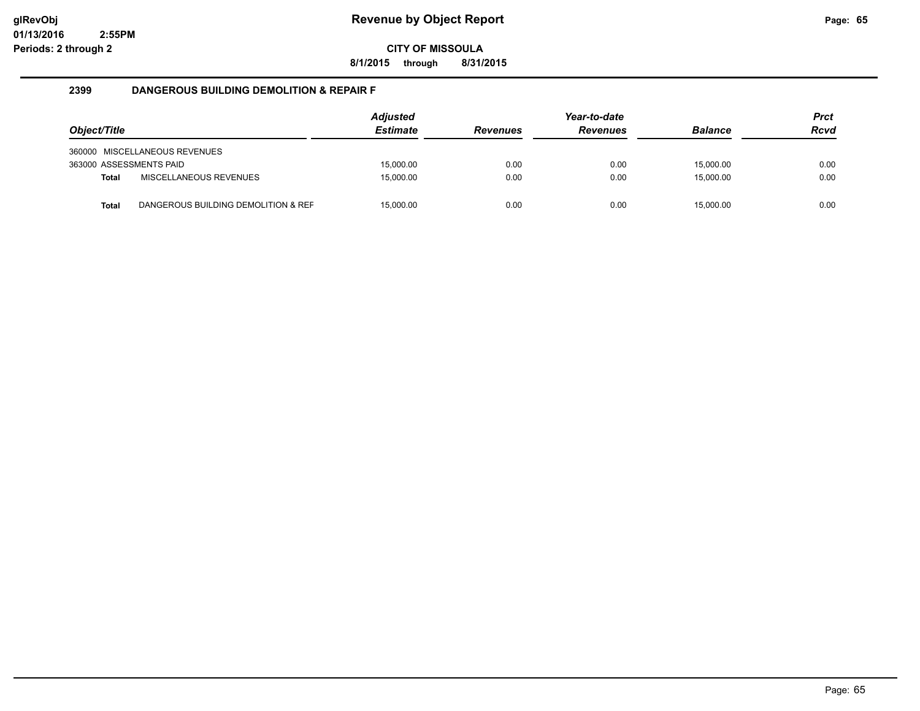# Revenue by Object Report

glRevObj
01/13/2016 2:55PM
Periods: 2 through 2

**CITY OF MISSOULA**

**8/1/2015 through 8/31/2015**

## 2399 DANGEROUS BUILDING DEMOLITION & REPAIR F

| Object/Title | Adjusted Estimate | Revenues | Year-to-date Revenues | Balance | Prct Rcvd |
|---|---|---|---|---|---|
| 360000 MISCELLANEOUS REVENUES | | | | | |
| 363000 ASSESSMENTS PAID | 15,000.00 | 0.00 | 0.00 | 15,000.00 | 0.00 |
| **Total** MISCELLANEOUS REVENUES | 15,000.00 | 0.00 | 0.00 | 15,000.00 | 0.00 |
| **Total** DANGEROUS BUILDING DEMOLITION & REF | 15,000.00 | 0.00 | 0.00 | 15,000.00 | 0.00 |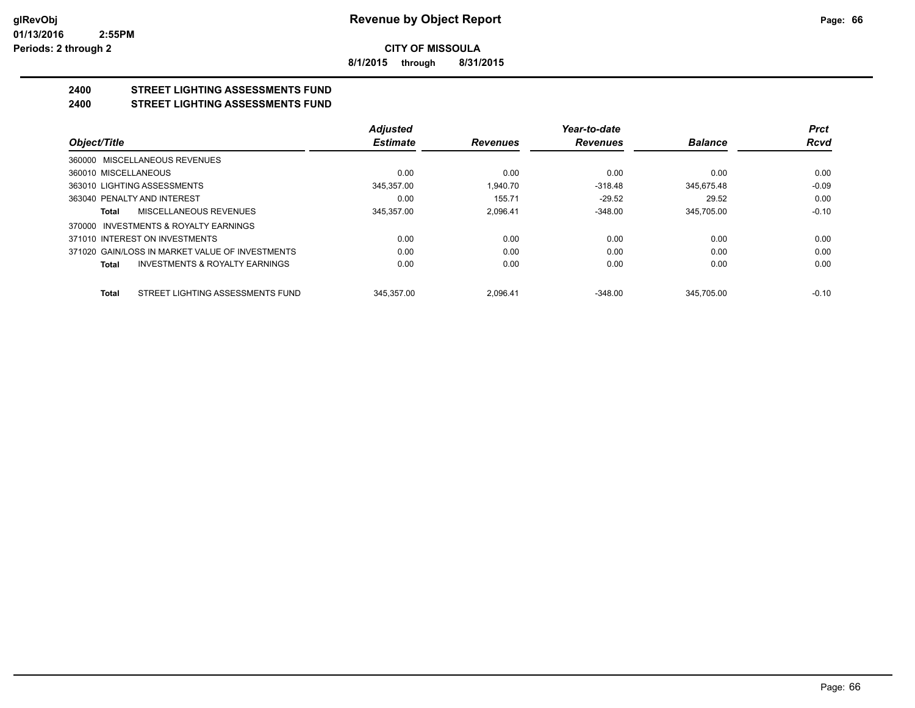**Revenue by Object Report**

**CITY OF MISSOULA**

**8/1/2015 through 8/31/2015**

glRevObj
01/13/2016 2:55PM
Periods: 2 through 2

## 2400 STREET LIGHTING ASSESSMENTS FUND
## 2400 STREET LIGHTING ASSESSMENTS FUND

| Object/Title | Adjusted Estimate | Revenues | Year-to-date Revenues | Balance | Prct Rcvd |
|---|---|---|---|---|---|
| 360000 MISCELLANEOUS REVENUES | | | | | |
| 360010 MISCELLANEOUS | 0.00 | 0.00 | 0.00 | 0.00 | 0.00 |
| 363010 LIGHTING ASSESSMENTS | 345,357.00 | 1,940.70 | -318.48 | 345,675.48 | -0.09 |
| 363040 PENALTY AND INTEREST | 0.00 | 155.71 | -29.52 | 29.52 | 0.00 |
| **Total** MISCELLANEOUS REVENUES | 345,357.00 | 2,096.41 | -348.00 | 345,705.00 | -0.10 |
| 370000 INVESTMENTS & ROYALTY EARNINGS | | | | | |
| 371010 INTEREST ON INVESTMENTS | 0.00 | 0.00 | 0.00 | 0.00 | 0.00 |
| 371020 GAIN/LOSS IN MARKET VALUE OF INVESTMENTS | 0.00 | 0.00 | 0.00 | 0.00 | 0.00 |
| **Total** INVESTMENTS & ROYALTY EARNINGS | 0.00 | 0.00 | 0.00 | 0.00 | 0.00 |
| **Total** STREET LIGHTING ASSESSMENTS FUND | 345,357.00 | 2,096.41 | -348.00 | 345,705.00 | -0.10 |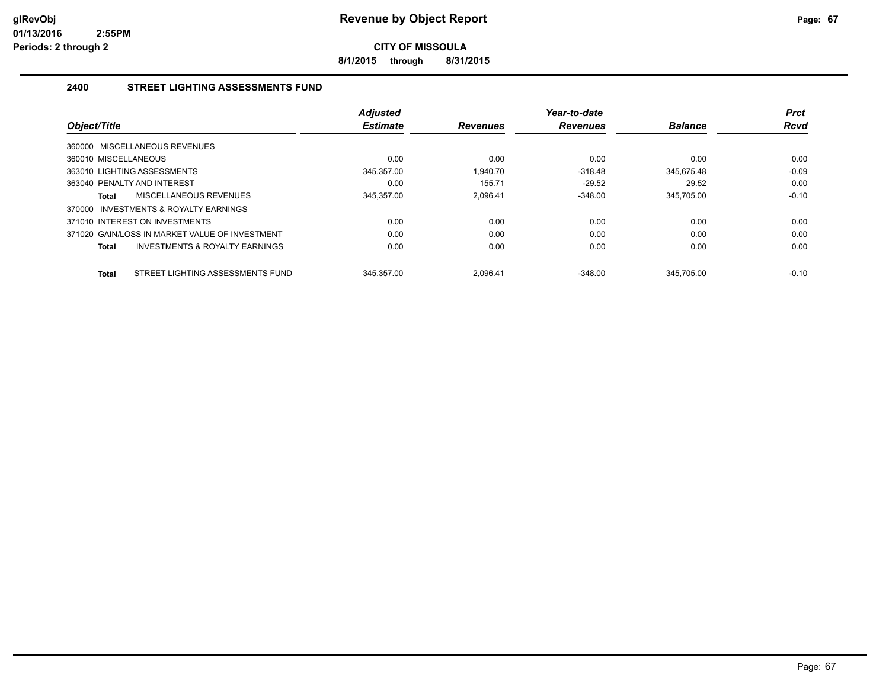# Revenue by Object Report

glRevObj
01/13/2016 2:55PM
Periods: 2 through 2

**CITY OF MISSOULA**

**8/1/2015 through 8/31/2015**

## 2400 STREET LIGHTING ASSESSMENTS FUND

| Object/Title | Adjusted Estimate | Revenues | Year-to-date Revenues | Balance | Prct Rcvd |
|---|---|---|---|---|---|
| 360000 MISCELLANEOUS REVENUES | | | | | |
| 360010 MISCELLANEOUS | 0.00 | 0.00 | 0.00 | 0.00 | 0.00 |
| 363010 LIGHTING ASSESSMENTS | 345,357.00 | 1,940.70 | -318.48 | 345,675.48 | -0.09 |
| 363040 PENALTY AND INTEREST | 0.00 | 155.71 | -29.52 | 29.52 | 0.00 |
| **Total** MISCELLANEOUS REVENUES | 345,357.00 | 2,096.41 | -348.00 | 345,705.00 | -0.10 |
| 370000 INVESTMENTS & ROYALTY EARNINGS | | | | | |
| 371010 INTEREST ON INVESTMENTS | 0.00 | 0.00 | 0.00 | 0.00 | 0.00 |
| 371020 GAIN/LOSS IN MARKET VALUE OF INVESTMENT | 0.00 | 0.00 | 0.00 | 0.00 | 0.00 |
| **Total** INVESTMENTS & ROYALTY EARNINGS | 0.00 | 0.00 | 0.00 | 0.00 | 0.00 |
| **Total** STREET LIGHTING ASSESSMENTS FUND | 345,357.00 | 2,096.41 | -348.00 | 345,705.00 | -0.10 |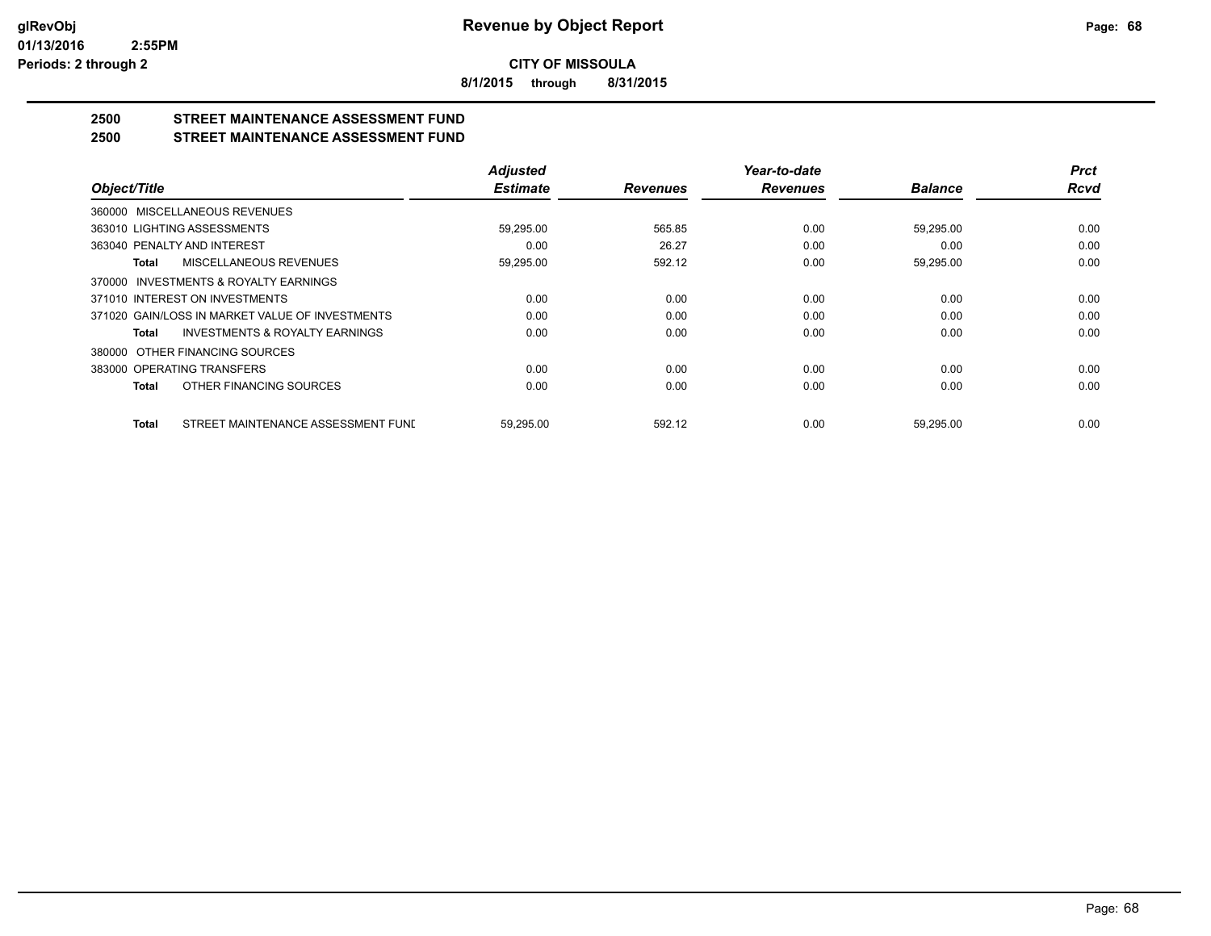**Revenue by Object Report**

**CITY OF MISSOULA**

**8/1/2015 through 8/31/2015**

glRevObj
01/13/2016 2:55PM
Periods: 2 through 2

## 2500 STREET MAINTENANCE ASSESSMENT FUND

## 2500 STREET MAINTENANCE ASSESSMENT FUND

| Object/Title | Adjusted Estimate | Revenues | Year-to-date Revenues | Balance | Prct Rcvd |
|---|---|---|---|---|---|
| 360000 MISCELLANEOUS REVENUES | | | | | |
| 363010 LIGHTING ASSESSMENTS | 59,295.00 | 565.85 | 0.00 | 59,295.00 | 0.00 |
| 363040 PENALTY AND INTEREST | 0.00 | 26.27 | 0.00 | 0.00 | 0.00 |
| **Total** MISCELLANEOUS REVENUES | 59,295.00 | 592.12 | 0.00 | 59,295.00 | 0.00 |
| 370000 INVESTMENTS & ROYALTY EARNINGS | | | | | |
| 371010 INTEREST ON INVESTMENTS | 0.00 | 0.00 | 0.00 | 0.00 | 0.00 |
| 371020 GAIN/LOSS IN MARKET VALUE OF INVESTMENTS | 0.00 | 0.00 | 0.00 | 0.00 | 0.00 |
| **Total** INVESTMENTS & ROYALTY EARNINGS | 0.00 | 0.00 | 0.00 | 0.00 | 0.00 |
| 380000 OTHER FINANCING SOURCES | | | | | |
| 383000 OPERATING TRANSFERS | 0.00 | 0.00 | 0.00 | 0.00 | 0.00 |
| **Total** OTHER FINANCING SOURCES | 0.00 | 0.00 | 0.00 | 0.00 | 0.00 |
| **Total** STREET MAINTENANCE ASSESSMENT FUNI | 59,295.00 | 592.12 | 0.00 | 59,295.00 | 0.00 |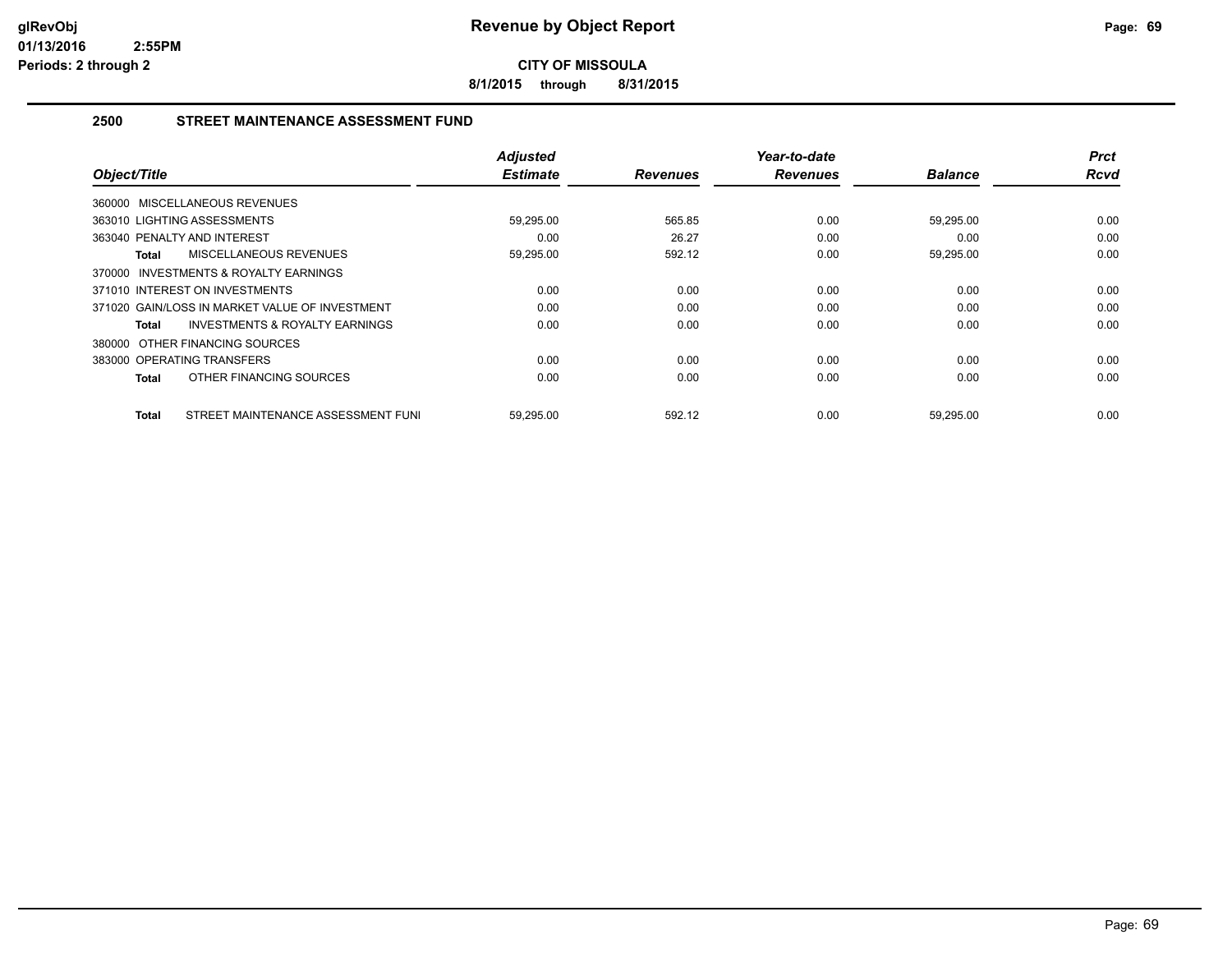# Revenue by Object Report

**CITY OF MISSOULA**

**8/1/2015 through 8/31/2015**

glRevObj
01/13/2016 2:55PM
Periods: 2 through 2

## 2500 STREET MAINTENANCE ASSESSMENT FUND

| Object/Title | Adjusted Estimate | Revenues | Year-to-date Revenues | Balance | Prct Rcvd |
|---|---|---|---|---|---|
| 360000 MISCELLANEOUS REVENUES | | | | | |
| 363010 LIGHTING ASSESSMENTS | 59,295.00 | 565.85 | 0.00 | 59,295.00 | 0.00 |
| 363040 PENALTY AND INTEREST | 0.00 | 26.27 | 0.00 | 0.00 | 0.00 |
| **Total** MISCELLANEOUS REVENUES | 59,295.00 | 592.12 | 0.00 | 59,295.00 | 0.00 |
| 370000 INVESTMENTS & ROYALTY EARNINGS | | | | | |
| 371010 INTEREST ON INVESTMENTS | 0.00 | 0.00 | 0.00 | 0.00 | 0.00 |
| 371020 GAIN/LOSS IN MARKET VALUE OF INVESTMENT | 0.00 | 0.00 | 0.00 | 0.00 | 0.00 |
| **Total** INVESTMENTS & ROYALTY EARNINGS | 0.00 | 0.00 | 0.00 | 0.00 | 0.00 |
| 380000 OTHER FINANCING SOURCES | | | | | |
| 383000 OPERATING TRANSFERS | 0.00 | 0.00 | 0.00 | 0.00 | 0.00 |
| **Total** OTHER FINANCING SOURCES | 0.00 | 0.00 | 0.00 | 0.00 | 0.00 |
| **Total** STREET MAINTENANCE ASSESSMENT FUNI | 59,295.00 | 592.12 | 0.00 | 59,295.00 | 0.00 |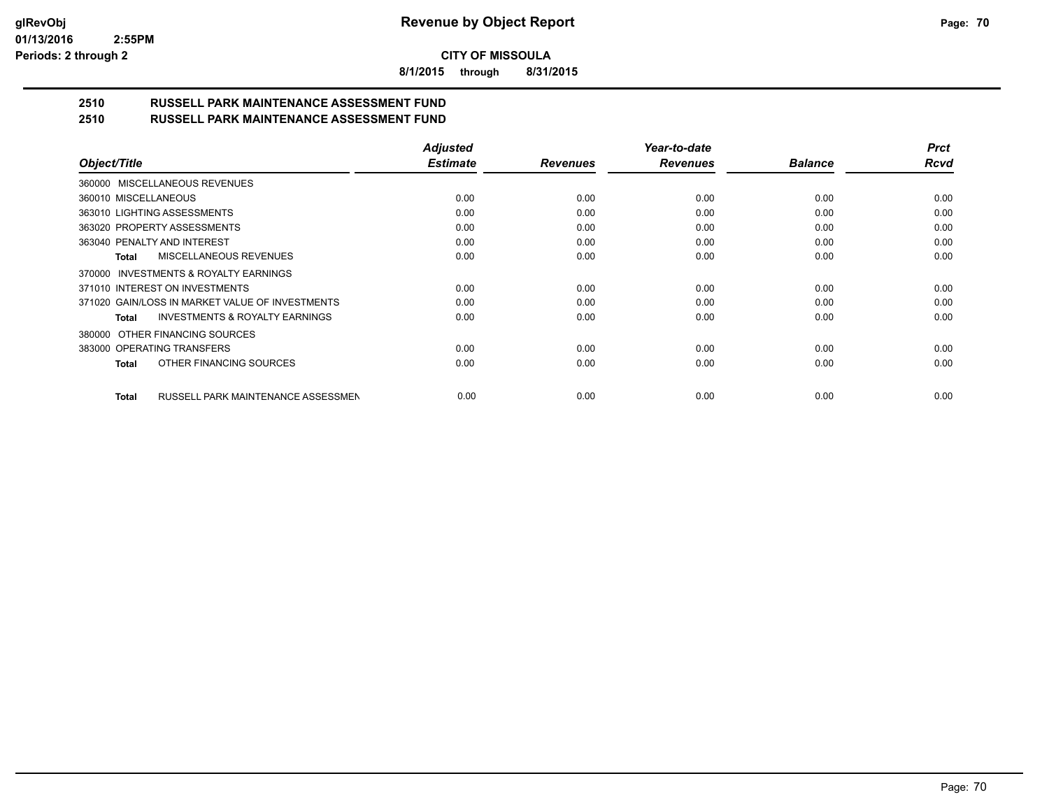**CITY OF MISSOULA**

**8/1/2015 through 8/31/2015**

## 2510 RUSSELL PARK MAINTENANCE ASSESSMENT FUND

## 2510 RUSSELL PARK MAINTENANCE ASSESSMENT FUND

| Object/Title | Adjusted Estimate | Revenues | Year-to-date Revenues | Balance | Prct Rcvd |
|---|---|---|---|---|---|
| 360000 MISCELLANEOUS REVENUES | | | | | |
| 360010 MISCELLANEOUS | 0.00 | 0.00 | 0.00 | 0.00 | 0.00 |
| 363010 LIGHTING ASSESSMENTS | 0.00 | 0.00 | 0.00 | 0.00 | 0.00 |
| 363020 PROPERTY ASSESSMENTS | 0.00 | 0.00 | 0.00 | 0.00 | 0.00 |
| 363040 PENALTY AND INTEREST | 0.00 | 0.00 | 0.00 | 0.00 | 0.00 |
| **Total** MISCELLANEOUS REVENUES | 0.00 | 0.00 | 0.00 | 0.00 | 0.00 |
| 370000 INVESTMENTS & ROYALTY EARNINGS | | | | | |
| 371010 INTEREST ON INVESTMENTS | 0.00 | 0.00 | 0.00 | 0.00 | 0.00 |
| 371020 GAIN/LOSS IN MARKET VALUE OF INVESTMENTS | 0.00 | 0.00 | 0.00 | 0.00 | 0.00 |
| **Total** INVESTMENTS & ROYALTY EARNINGS | 0.00 | 0.00 | 0.00 | 0.00 | 0.00 |
| 380000 OTHER FINANCING SOURCES | | | | | |
| 383000 OPERATING TRANSFERS | 0.00 | 0.00 | 0.00 | 0.00 | 0.00 |
| **Total** OTHER FINANCING SOURCES | 0.00 | 0.00 | 0.00 | 0.00 | 0.00 |
| **Total** RUSSELL PARK MAINTENANCE ASSESSMEN | 0.00 | 0.00 | 0.00 | 0.00 | 0.00 |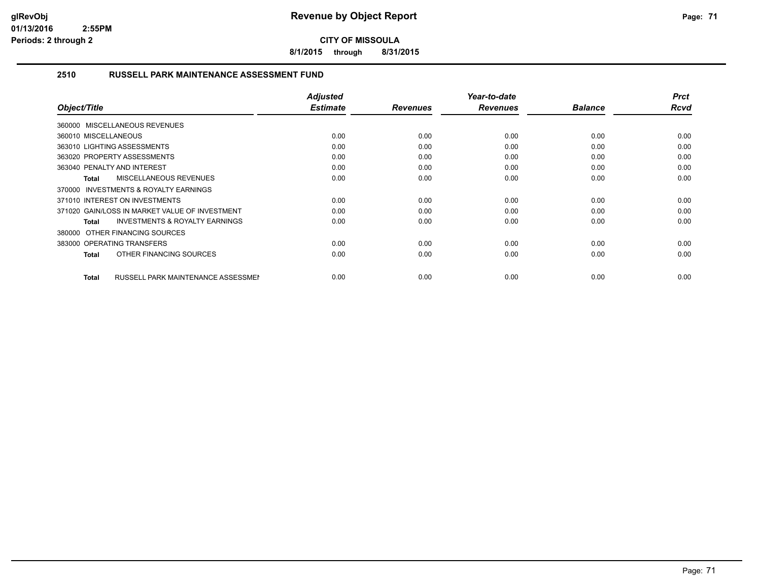# Revenue by Object Report

**CITY OF MISSOULA**

**8/1/2015 through 8/31/2015**

glRevObj
01/13/2016 2:55PM
Periods: 2 through 2

## 2510 RUSSELL PARK MAINTENANCE ASSESSMENT FUND

| Object/Title | Adjusted Estimate | Revenues | Year-to-date Revenues | Balance | Prct Rcvd |
|---|---|---|---|---|---|
| 360000 MISCELLANEOUS REVENUES | | | | | |
| 360010 MISCELLANEOUS | 0.00 | 0.00 | 0.00 | 0.00 | 0.00 |
| 363010 LIGHTING ASSESSMENTS | 0.00 | 0.00 | 0.00 | 0.00 | 0.00 |
| 363020 PROPERTY ASSESSMENTS | 0.00 | 0.00 | 0.00 | 0.00 | 0.00 |
| 363040 PENALTY AND INTEREST | 0.00 | 0.00 | 0.00 | 0.00 | 0.00 |
| **Total** MISCELLANEOUS REVENUES | 0.00 | 0.00 | 0.00 | 0.00 | 0.00 |
| 370000 INVESTMENTS & ROYALTY EARNINGS | | | | | |
| 371010 INTEREST ON INVESTMENTS | 0.00 | 0.00 | 0.00 | 0.00 | 0.00 |
| 371020 GAIN/LOSS IN MARKET VALUE OF INVESTMENT | 0.00 | 0.00 | 0.00 | 0.00 | 0.00 |
| **Total** INVESTMENTS & ROYALTY EARNINGS | 0.00 | 0.00 | 0.00 | 0.00 | 0.00 |
| 380000 OTHER FINANCING SOURCES | | | | | |
| 383000 OPERATING TRANSFERS | 0.00 | 0.00 | 0.00 | 0.00 | 0.00 |
| **Total** OTHER FINANCING SOURCES | 0.00 | 0.00 | 0.00 | 0.00 | 0.00 |
| **Total** RUSSELL PARK MAINTENANCE ASSESSMEN | 0.00 | 0.00 | 0.00 | 0.00 | 0.00 |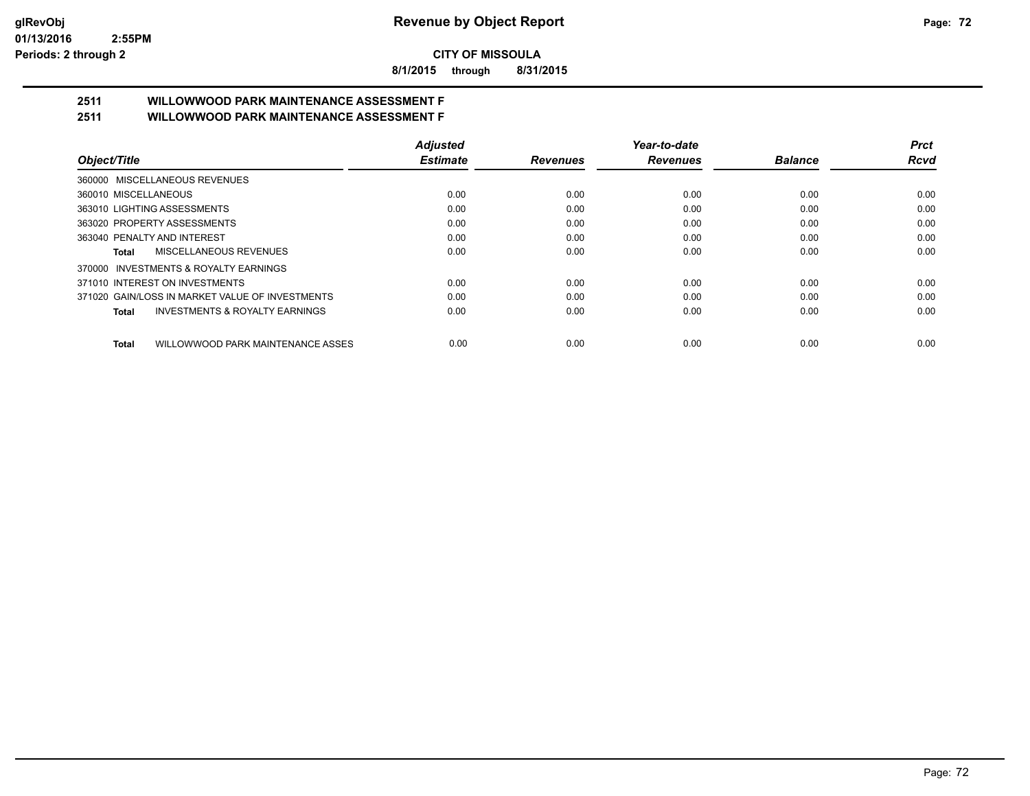# Revenue by Object Report

**CITY OF MISSOULA**

**8/1/2015 through 8/31/2015**

glRevObj
01/13/2016 2:55PM
Periods: 2 through 2

## 2511 WILLOWWOOD PARK MAINTENANCE ASSESSMENT F
## 2511 WILLOWWOOD PARK MAINTENANCE ASSESSMENT F

| Object/Title | Adjusted Estimate | Revenues | Year-to-date Revenues | Balance | Prct Rcvd |
|---|---|---|---|---|---|
| 360000 MISCELLANEOUS REVENUES | | | | | |
| 360010 MISCELLANEOUS | 0.00 | 0.00 | 0.00 | 0.00 | 0.00 |
| 363010 LIGHTING ASSESSMENTS | 0.00 | 0.00 | 0.00 | 0.00 | 0.00 |
| 363020 PROPERTY ASSESSMENTS | 0.00 | 0.00 | 0.00 | 0.00 | 0.00 |
| 363040 PENALTY AND INTEREST | 0.00 | 0.00 | 0.00 | 0.00 | 0.00 |
| **Total** MISCELLANEOUS REVENUES | 0.00 | 0.00 | 0.00 | 0.00 | 0.00 |
| 370000 INVESTMENTS & ROYALTY EARNINGS | | | | | |
| 371010 INTEREST ON INVESTMENTS | 0.00 | 0.00 | 0.00 | 0.00 | 0.00 |
| 371020 GAIN/LOSS IN MARKET VALUE OF INVESTMENTS | 0.00 | 0.00 | 0.00 | 0.00 | 0.00 |
| **Total** INVESTMENTS & ROYALTY EARNINGS | 0.00 | 0.00 | 0.00 | 0.00 | 0.00 |
| **Total** WILLOWWOOD PARK MAINTENANCE ASSES | 0.00 | 0.00 | 0.00 | 0.00 | 0.00 |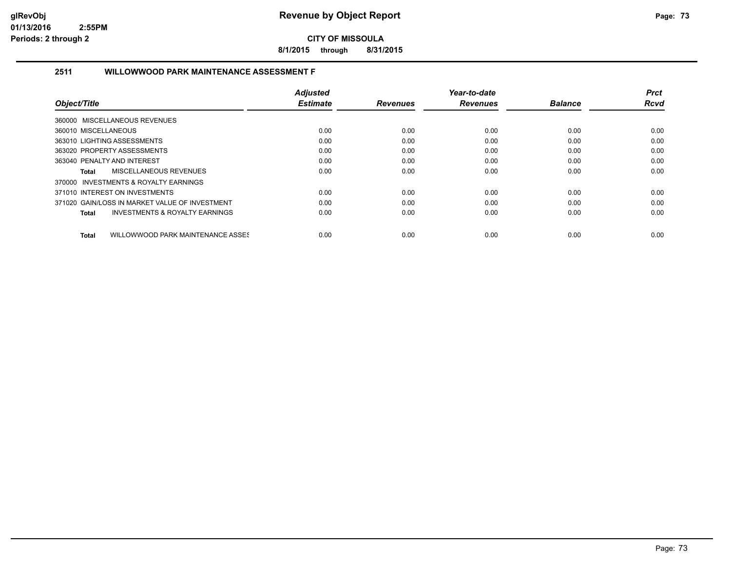**Revenue by Object Report**

**CITY OF MISSOULA**

**8/1/2015 through 8/31/2015**

glRevObj
01/13/2016 2:55PM
Periods: 2 through 2

## 2511 WILLOWWOOD PARK MAINTENANCE ASSESSMENT F

| Object/Title | Adjusted Estimate | Revenues | Year-to-date Revenues | Balance | Prct Rcvd |
|---|---|---|---|---|---|
| 360000 MISCELLANEOUS REVENUES | | | | | |
| 360010 MISCELLANEOUS | 0.00 | 0.00 | 0.00 | 0.00 | 0.00 |
| 363010 LIGHTING ASSESSMENTS | 0.00 | 0.00 | 0.00 | 0.00 | 0.00 |
| 363020 PROPERTY ASSESSMENTS | 0.00 | 0.00 | 0.00 | 0.00 | 0.00 |
| 363040 PENALTY AND INTEREST | 0.00 | 0.00 | 0.00 | 0.00 | 0.00 |
| **Total** MISCELLANEOUS REVENUES | 0.00 | 0.00 | 0.00 | 0.00 | 0.00 |
| 370000 INVESTMENTS & ROYALTY EARNINGS | | | | | |
| 371010 INTEREST ON INVESTMENTS | 0.00 | 0.00 | 0.00 | 0.00 | 0.00 |
| 371020 GAIN/LOSS IN MARKET VALUE OF INVESTMENT | 0.00 | 0.00 | 0.00 | 0.00 | 0.00 |
| **Total** INVESTMENTS & ROYALTY EARNINGS | 0.00 | 0.00 | 0.00 | 0.00 | 0.00 |
| **Total** WILLOWWOOD PARK MAINTENANCE ASSES | 0.00 | 0.00 | 0.00 | 0.00 | 0.00 |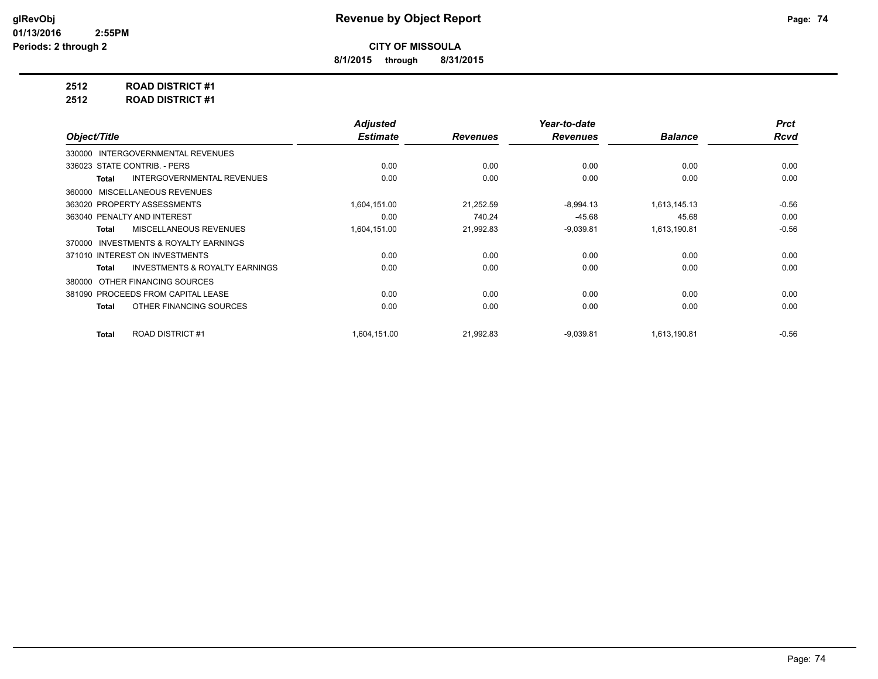# Revenue by Object Report

**CITY OF MISSOULA**

**8/1/2015 through 8/31/2015**

glRevObj
01/13/2016 2:55PM
Periods: 2 through 2

**2512 ROAD DISTRICT #1**

**2512 ROAD DISTRICT #1**

| Object/Title | Adjusted Estimate | Revenues | Year-to-date Revenues | Balance | Prct Rcvd |
|---|---|---|---|---|---|
| 330000 INTERGOVERNMENTAL REVENUES | | | | | |
| 336023 STATE CONTRIB. - PERS | 0.00 | 0.00 | 0.00 | 0.00 | 0.00 |
| **Total** INTERGOVERNMENTAL REVENUES | 0.00 | 0.00 | 0.00 | 0.00 | 0.00 |
| 360000 MISCELLANEOUS REVENUES | | | | | |
| 363020 PROPERTY ASSESSMENTS | 1,604,151.00 | 21,252.59 | -8,994.13 | 1,613,145.13 | -0.56 |
| 363040 PENALTY AND INTEREST | 0.00 | 740.24 | -45.68 | 45.68 | 0.00 |
| **Total** MISCELLANEOUS REVENUES | 1,604,151.00 | 21,992.83 | -9,039.81 | 1,613,190.81 | -0.56 |
| 370000 INVESTMENTS & ROYALTY EARNINGS | | | | | |
| 371010 INTEREST ON INVESTMENTS | 0.00 | 0.00 | 0.00 | 0.00 | 0.00 |
| **Total** INVESTMENTS & ROYALTY EARNINGS | 0.00 | 0.00 | 0.00 | 0.00 | 0.00 |
| 380000 OTHER FINANCING SOURCES | | | | | |
| 381090 PROCEEDS FROM CAPITAL LEASE | 0.00 | 0.00 | 0.00 | 0.00 | 0.00 |
| **Total** OTHER FINANCING SOURCES | 0.00 | 0.00 | 0.00 | 0.00 | 0.00 |
| **Total** ROAD DISTRICT #1 | 1,604,151.00 | 21,992.83 | -9,039.81 | 1,613,190.81 | -0.56 |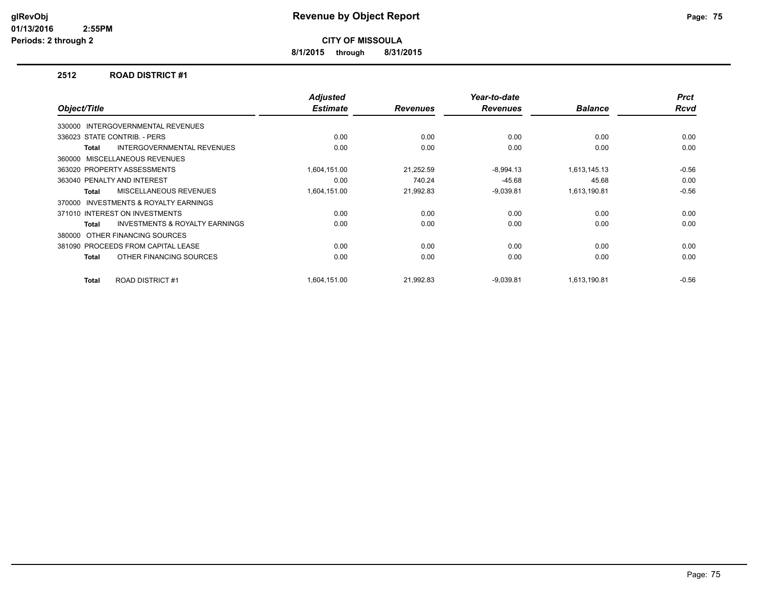# Revenue by Object Report

**CITY OF MISSOULA**

**8/1/2015 through 8/31/2015**

glRevObj
01/13/2016 2:55PM
Periods: 2 through 2

## 2512 ROAD DISTRICT #1

| Object/Title | Adjusted Estimate | Revenues | Year-to-date Revenues | Balance | Prct Rcvd |
|---|---|---|---|---|---|
| 330000 INTERGOVERNMENTAL REVENUES | | | | | |
| 336023 STATE CONTRIB. - PERS | 0.00 | 0.00 | 0.00 | 0.00 | 0.00 |
| **Total** INTERGOVERNMENTAL REVENUES | 0.00 | 0.00 | 0.00 | 0.00 | 0.00 |
| 360000 MISCELLANEOUS REVENUES | | | | | |
| 363020 PROPERTY ASSESSMENTS | 1,604,151.00 | 21,252.59 | -8,994.13 | 1,613,145.13 | -0.56 |
| 363040 PENALTY AND INTEREST | 0.00 | 740.24 | -45.68 | 45.68 | 0.00 |
| **Total** MISCELLANEOUS REVENUES | 1,604,151.00 | 21,992.83 | -9,039.81 | 1,613,190.81 | -0.56 |
| 370000 INVESTMENTS & ROYALTY EARNINGS | | | | | |
| 371010 INTEREST ON INVESTMENTS | 0.00 | 0.00 | 0.00 | 0.00 | 0.00 |
| **Total** INVESTMENTS & ROYALTY EARNINGS | 0.00 | 0.00 | 0.00 | 0.00 | 0.00 |
| 380000 OTHER FINANCING SOURCES | | | | | |
| 381090 PROCEEDS FROM CAPITAL LEASE | 0.00 | 0.00 | 0.00 | 0.00 | 0.00 |
| **Total** OTHER FINANCING SOURCES | 0.00 | 0.00 | 0.00 | 0.00 | 0.00 |
| **Total** ROAD DISTRICT #1 | 1,604,151.00 | 21,992.83 | -9,039.81 | 1,613,190.81 | -0.56 |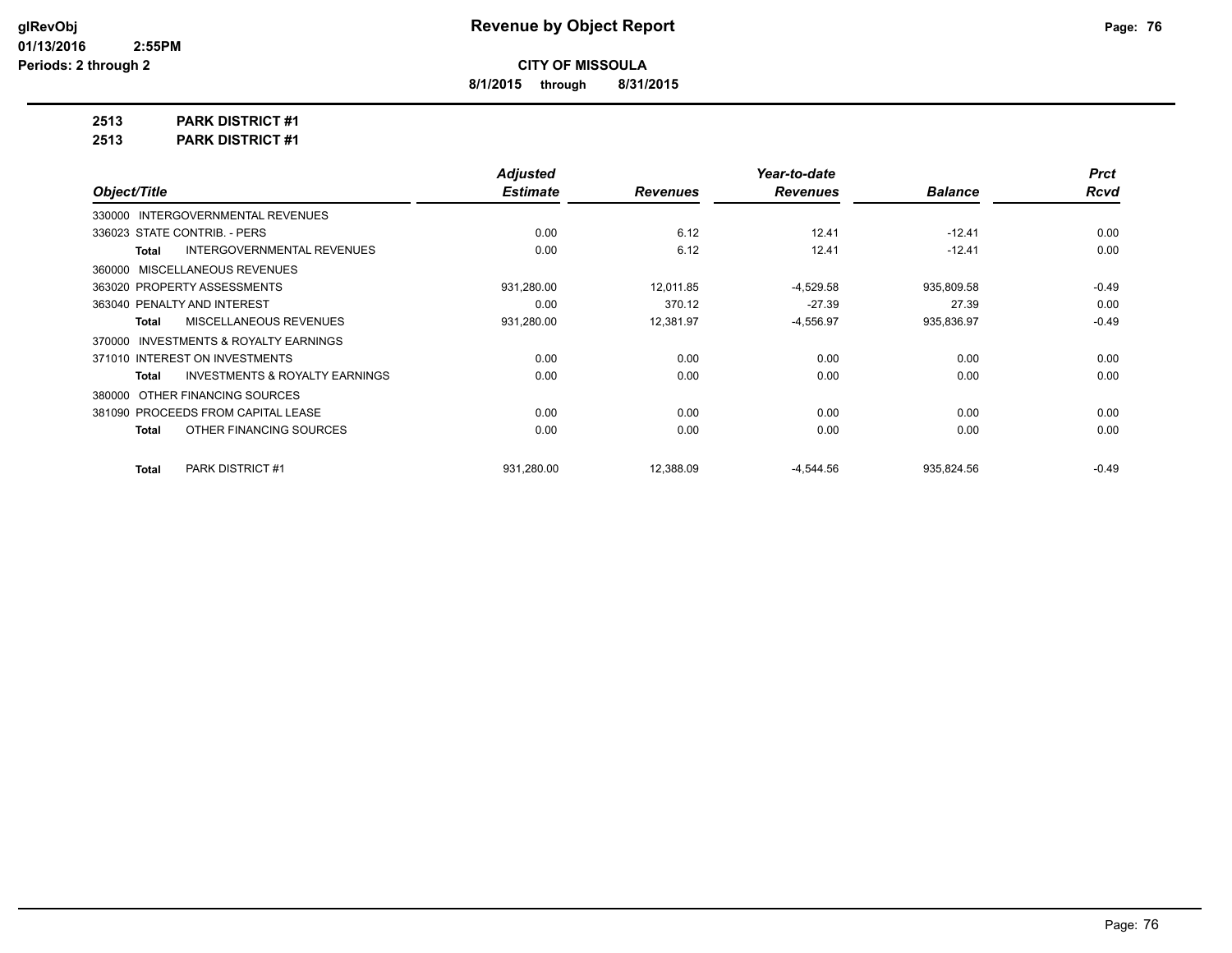**Revenue by Object Report**

**CITY OF MISSOULA**

**8/1/2015 through 8/31/2015**

glRevObj
01/13/2016 2:55PM
Periods: 2 through 2

**2513 PARK DISTRICT #1**

**2513 PARK DISTRICT #1**

| Object/Title | Adjusted Estimate | Revenues | Year-to-date Revenues | Balance | Prct Rcvd |
|---|---|---|---|---|---|
| 330000 INTERGOVERNMENTAL REVENUES | | | | | |
| 336023 STATE CONTRIB. - PERS | 0.00 | 6.12 | 12.41 | -12.41 | 0.00 |
| **Total** INTERGOVERNMENTAL REVENUES | 0.00 | 6.12 | 12.41 | -12.41 | 0.00 |
| 360000 MISCELLANEOUS REVENUES | | | | | |
| 363020 PROPERTY ASSESSMENTS | 931,280.00 | 12,011.85 | -4,529.58 | 935,809.58 | -0.49 |
| 363040 PENALTY AND INTEREST | 0.00 | 370.12 | -27.39 | 27.39 | 0.00 |
| **Total** MISCELLANEOUS REVENUES | 931,280.00 | 12,381.97 | -4,556.97 | 935,836.97 | -0.49 |
| 370000 INVESTMENTS & ROYALTY EARNINGS | | | | | |
| 371010 INTEREST ON INVESTMENTS | 0.00 | 0.00 | 0.00 | 0.00 | 0.00 |
| **Total** INVESTMENTS & ROYALTY EARNINGS | 0.00 | 0.00 | 0.00 | 0.00 | 0.00 |
| 380000 OTHER FINANCING SOURCES | | | | | |
| 381090 PROCEEDS FROM CAPITAL LEASE | 0.00 | 0.00 | 0.00 | 0.00 | 0.00 |
| **Total** OTHER FINANCING SOURCES | 0.00 | 0.00 | 0.00 | 0.00 | 0.00 |
| **Total** PARK DISTRICT #1 | 931,280.00 | 12,388.09 | -4,544.56 | 935,824.56 | -0.49 |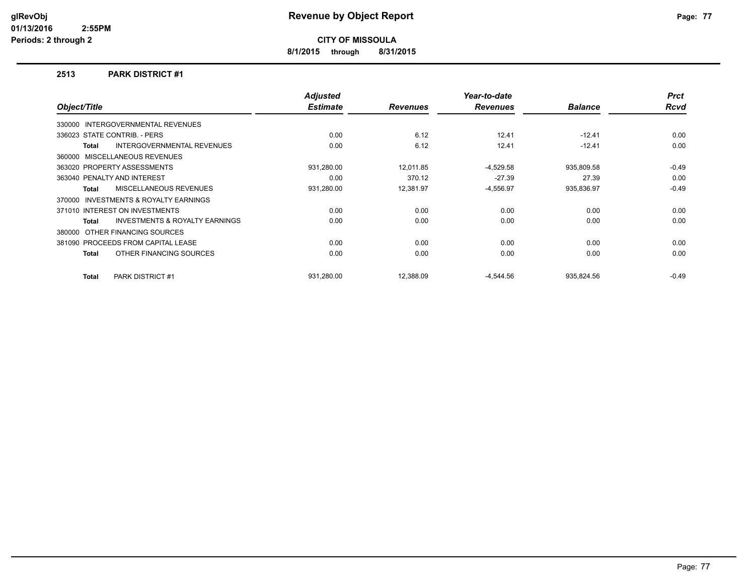**Revenue by Object Report**

**CITY OF MISSOULA**

**8/1/2015 through 8/31/2015**

glRevObj
01/13/2016 2:55PM
Periods: 2 through 2

## 2513 PARK DISTRICT #1

| Object/Title | Adjusted Estimate | Revenues | Year-to-date Revenues | Balance | Prct Rcvd |
|---|---|---|---|---|---|
| 330000 INTERGOVERNMENTAL REVENUES | | | | | |
| 336023 STATE CONTRIB. - PERS | 0.00 | 6.12 | 12.41 | -12.41 | 0.00 |
| **Total** INTERGOVERNMENTAL REVENUES | 0.00 | 6.12 | 12.41 | -12.41 | 0.00 |
| 360000 MISCELLANEOUS REVENUES | | | | | |
| 363020 PROPERTY ASSESSMENTS | 931,280.00 | 12,011.85 | -4,529.58 | 935,809.58 | -0.49 |
| 363040 PENALTY AND INTEREST | 0.00 | 370.12 | -27.39 | 27.39 | 0.00 |
| **Total** MISCELLANEOUS REVENUES | 931,280.00 | 12,381.97 | -4,556.97 | 935,836.97 | -0.49 |
| 370000 INVESTMENTS & ROYALTY EARNINGS | | | | | |
| 371010 INTEREST ON INVESTMENTS | 0.00 | 0.00 | 0.00 | 0.00 | 0.00 |
| **Total** INVESTMENTS & ROYALTY EARNINGS | 0.00 | 0.00 | 0.00 | 0.00 | 0.00 |
| 380000 OTHER FINANCING SOURCES | | | | | |
| 381090 PROCEEDS FROM CAPITAL LEASE | 0.00 | 0.00 | 0.00 | 0.00 | 0.00 |
| **Total** OTHER FINANCING SOURCES | 0.00 | 0.00 | 0.00 | 0.00 | 0.00 |
| **Total** PARK DISTRICT #1 | 931,280.00 | 12,388.09 | -4,544.56 | 935,824.56 | -0.49 |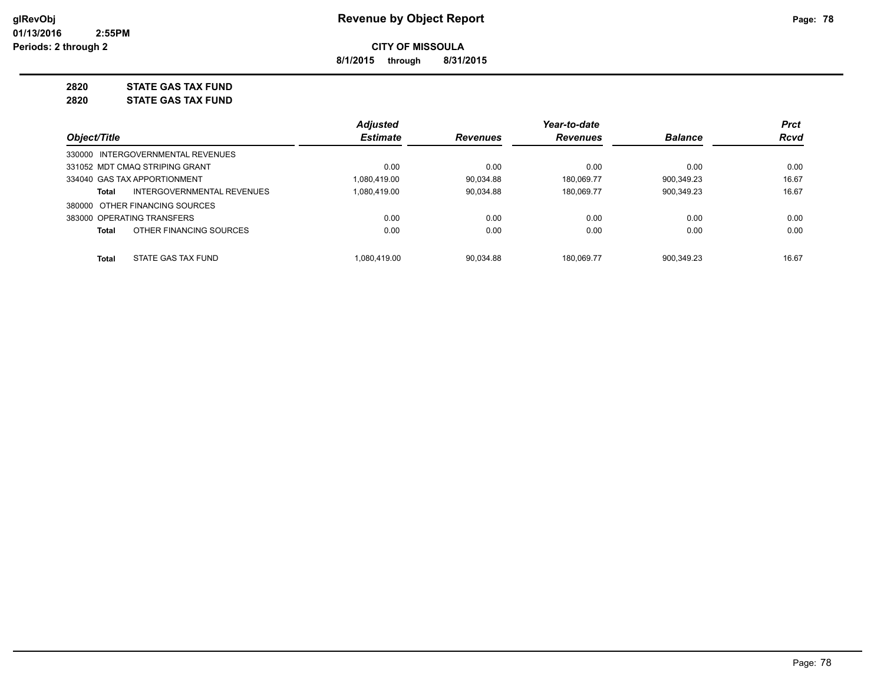**CITY OF MISSOULA**

**8/1/2015 through 8/31/2015**

**2820 STATE GAS TAX FUND**

**2820 STATE GAS TAX FUND**

| Object/Title | Adjusted Estimate | Revenues | Year-to-date Revenues | Balance | Prct Rcvd |
|---|---|---|---|---|---|
| 330000 INTERGOVERNMENTAL REVENUES | | | | | |
| 331052 MDT CMAQ STRIPING GRANT | 0.00 | 0.00 | 0.00 | 0.00 | 0.00 |
| 334040 GAS TAX APPORTIONMENT | 1,080,419.00 | 90,034.88 | 180,069.77 | 900,349.23 | 16.67 |
| **Total** INTERGOVERNMENTAL REVENUES | 1,080,419.00 | 90,034.88 | 180,069.77 | 900,349.23 | 16.67 |
| 380000 OTHER FINANCING SOURCES | | | | | |
| 383000 OPERATING TRANSFERS | 0.00 | 0.00 | 0.00 | 0.00 | 0.00 |
| **Total** OTHER FINANCING SOURCES | 0.00 | 0.00 | 0.00 | 0.00 | 0.00 |
| **Total** STATE GAS TAX FUND | 1,080,419.00 | 90,034.88 | 180,069.77 | 900,349.23 | 16.67 |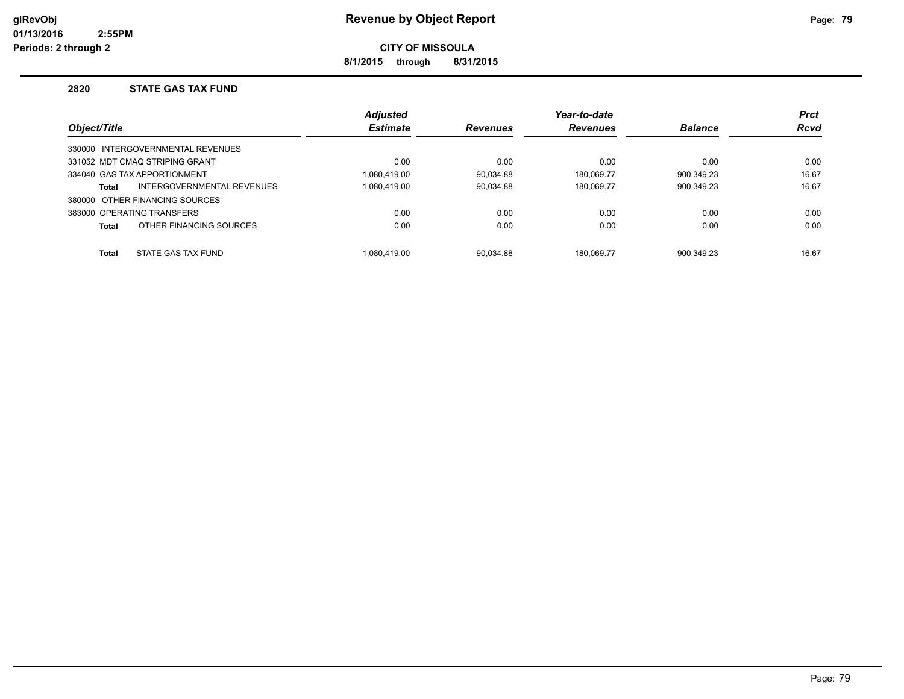# Revenue by Object Report

**CITY OF MISSOULA**

**8/1/2015 through 8/31/2015**

glRevObj
01/13/2016 2:55PM
Periods: 2 through 2

## 2820 STATE GAS TAX FUND

| Object/Title | Adjusted Estimate | Revenues | Year-to-date Revenues | Balance | Prct Rcvd |
|---|---|---|---|---|---|
| 330000 INTERGOVERNMENTAL REVENUES | | | | | |
| 331052 MDT CMAQ STRIPING GRANT | 0.00 | 0.00 | 0.00 | 0.00 | 0.00 |
| 334040 GAS TAX APPORTIONMENT | 1,080,419.00 | 90,034.88 | 180,069.77 | 900,349.23 | 16.67 |
| **Total** INTERGOVERNMENTAL REVENUES | 1,080,419.00 | 90,034.88 | 180,069.77 | 900,349.23 | 16.67 |
| 380000 OTHER FINANCING SOURCES | | | | | |
| 383000 OPERATING TRANSFERS | 0.00 | 0.00 | 0.00 | 0.00 | 0.00 |
| **Total** OTHER FINANCING SOURCES | 0.00 | 0.00 | 0.00 | 0.00 | 0.00 |
| **Total** STATE GAS TAX FUND | 1,080,419.00 | 90,034.88 | 180,069.77 | 900,349.23 | 16.67 |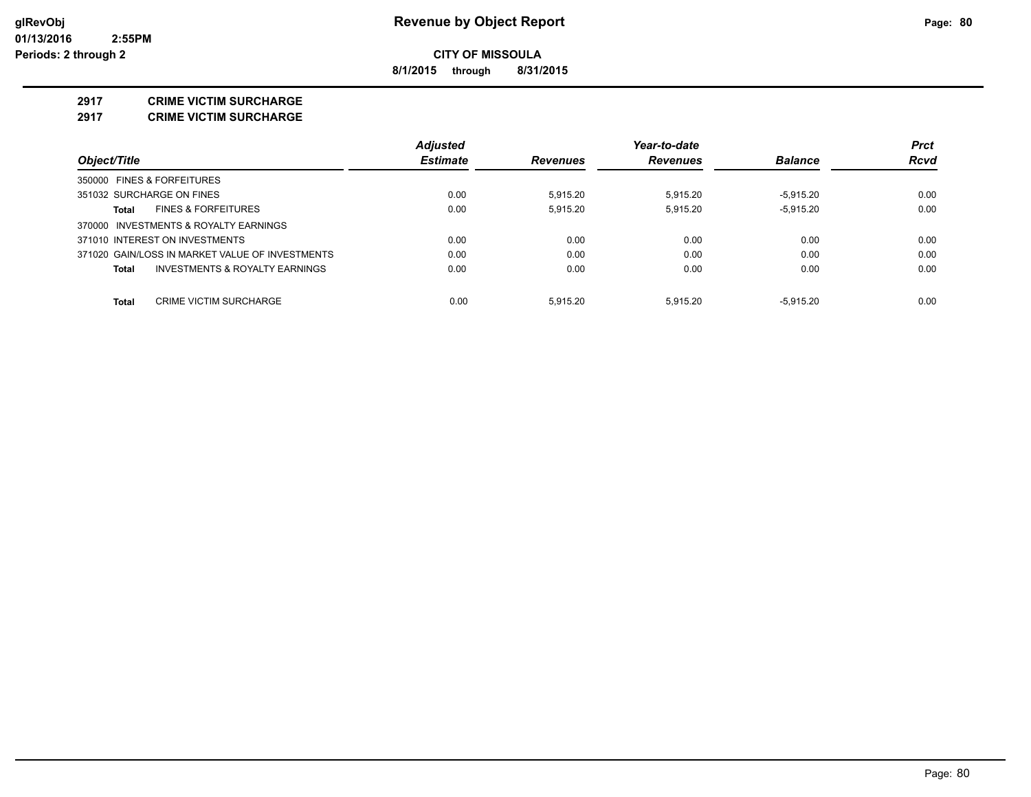**Revenue by Object Report**

**CITY OF MISSOULA**

**8/1/2015 through 8/31/2015**

glRevObj
01/13/2016 2:55PM
Periods: 2 through 2

## 2917 CRIME VICTIM SURCHARGE
## 2917 CRIME VICTIM SURCHARGE

| Object/Title | Adjusted Estimate | Revenues | Year-to-date Revenues | Balance | Prct Rcvd |
|---|---|---|---|---|---|
| 350000 FINES & FORFEITURES | | | | | |
| 351032 SURCHARGE ON FINES | 0.00 | 5,915.20 | 5,915.20 | -5,915.20 | 0.00 |
| **Total** FINES & FORFEITURES | 0.00 | 5,915.20 | 5,915.20 | -5,915.20 | 0.00 |
| 370000 INVESTMENTS & ROYALTY EARNINGS | | | | | |
| 371010 INTEREST ON INVESTMENTS | 0.00 | 0.00 | 0.00 | 0.00 | 0.00 |
| 371020 GAIN/LOSS IN MARKET VALUE OF INVESTMENTS | 0.00 | 0.00 | 0.00 | 0.00 | 0.00 |
| **Total** INVESTMENTS & ROYALTY EARNINGS | 0.00 | 0.00 | 0.00 | 0.00 | 0.00 |
| **Total** CRIME VICTIM SURCHARGE | 0.00 | 5,915.20 | 5,915.20 | -5,915.20 | 0.00 |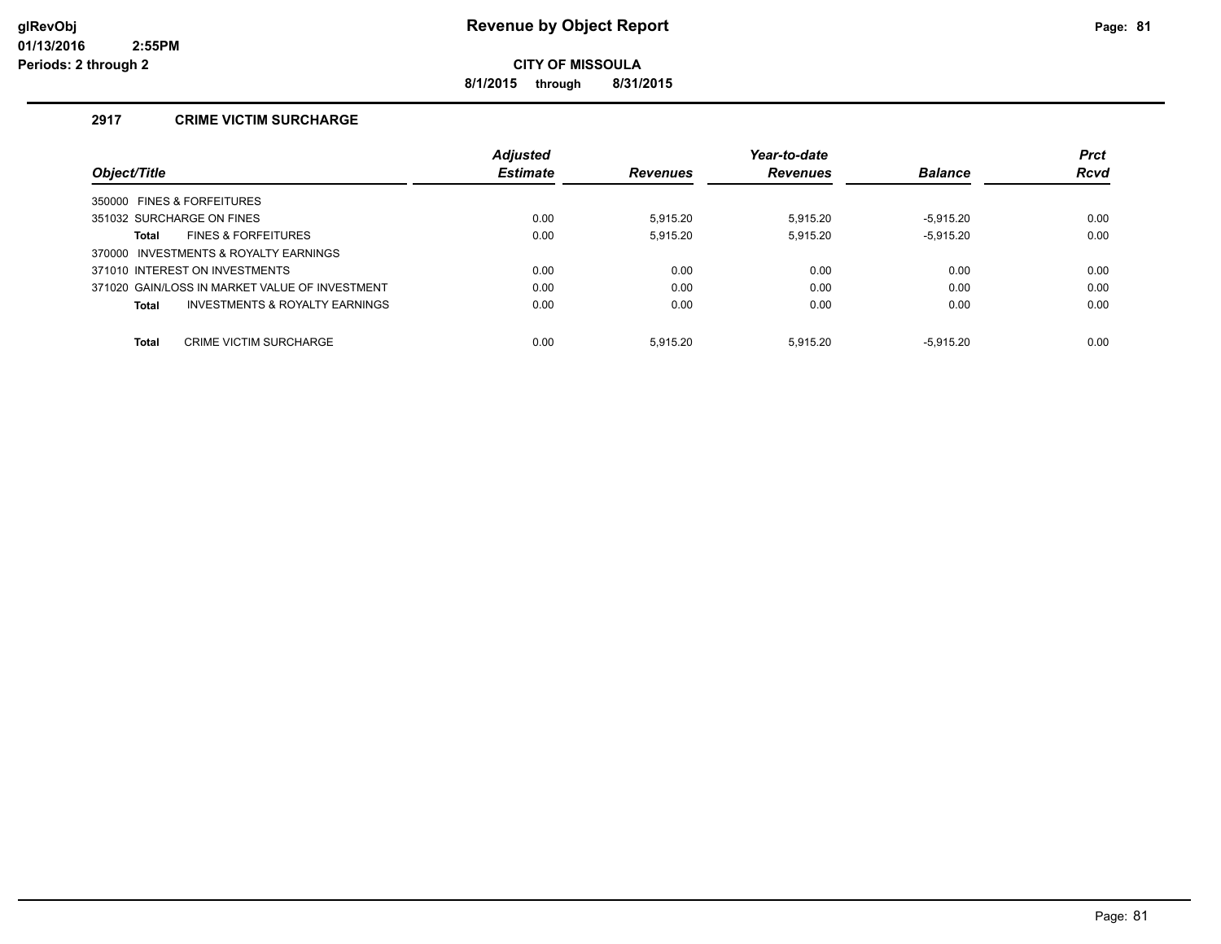# Revenue by Object Report

**CITY OF MISSOULA**

**8/1/2015 through 8/31/2015**

glRevObj
01/13/2016 2:55PM
Periods: 2 through 2

## 2917 CRIME VICTIM SURCHARGE

| Object/Title | Adjusted Estimate | Revenues | Year-to-date Revenues | Balance | Prct Rcvd |
|---|---|---|---|---|---|
| 350000 FINES & FORFEITURES | | | | | |
| 351032 SURCHARGE ON FINES | 0.00 | 5,915.20 | 5,915.20 | -5,915.20 | 0.00 |
| **Total** FINES & FORFEITURES | 0.00 | 5,915.20 | 5,915.20 | -5,915.20 | 0.00 |
| 370000 INVESTMENTS & ROYALTY EARNINGS | | | | | |
| 371010 INTEREST ON INVESTMENTS | 0.00 | 0.00 | 0.00 | 0.00 | 0.00 |
| 371020 GAIN/LOSS IN MARKET VALUE OF INVESTMENT | 0.00 | 0.00 | 0.00 | 0.00 | 0.00 |
| **Total** INVESTMENTS & ROYALTY EARNINGS | 0.00 | 0.00 | 0.00 | 0.00 | 0.00 |
| **Total** CRIME VICTIM SURCHARGE | 0.00 | 5,915.20 | 5,915.20 | -5,915.20 | 0.00 |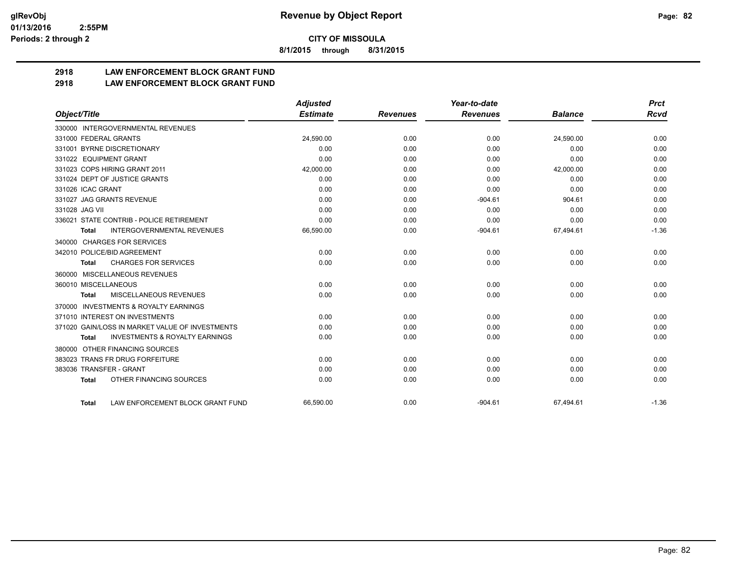**CITY OF MISSOULA**

**8/1/2015 through 8/31/2015**

## 2918 LAW ENFORCEMENT BLOCK GRANT FUND

## 2918 LAW ENFORCEMENT BLOCK GRANT FUND

| Object/Title | Adjusted Estimate | Revenues | Year-to-date Revenues | Balance | Prct Rcvd |
|---|---|---|---|---|---|
| 330000 INTERGOVERNMENTAL REVENUES | | | | | |
| 331000 FEDERAL GRANTS | 24,590.00 | 0.00 | 0.00 | 24,590.00 | 0.00 |
| 331001 BYRNE DISCRETIONARY | 0.00 | 0.00 | 0.00 | 0.00 | 0.00 |
| 331022 EQUIPMENT GRANT | 0.00 | 0.00 | 0.00 | 0.00 | 0.00 |
| 331023 COPS HIRING GRANT 2011 | 42,000.00 | 0.00 | 0.00 | 42,000.00 | 0.00 |
| 331024 DEPT OF JUSTICE GRANTS | 0.00 | 0.00 | 0.00 | 0.00 | 0.00 |
| 331026 ICAC GRANT | 0.00 | 0.00 | 0.00 | 0.00 | 0.00 |
| 331027 JAG GRANTS REVENUE | 0.00 | 0.00 | -904.61 | 904.61 | 0.00 |
| 331028 JAG VII | 0.00 | 0.00 | 0.00 | 0.00 | 0.00 |
| 336021 STATE CONTRIB - POLICE RETIREMENT | 0.00 | 0.00 | 0.00 | 0.00 | 0.00 |
| **Total** INTERGOVERNMENTAL REVENUES | 66,590.00 | 0.00 | -904.61 | 67,494.61 | -1.36 |
| 340000 CHARGES FOR SERVICES | | | | | |
| 342010 POLICE/BID AGREEMENT | 0.00 | 0.00 | 0.00 | 0.00 | 0.00 |
| **Total** CHARGES FOR SERVICES | 0.00 | 0.00 | 0.00 | 0.00 | 0.00 |
| 360000 MISCELLANEOUS REVENUES | | | | | |
| 360010 MISCELLANEOUS | 0.00 | 0.00 | 0.00 | 0.00 | 0.00 |
| **Total** MISCELLANEOUS REVENUES | 0.00 | 0.00 | 0.00 | 0.00 | 0.00 |
| 370000 INVESTMENTS & ROYALTY EARNINGS | | | | | |
| 371010 INTEREST ON INVESTMENTS | 0.00 | 0.00 | 0.00 | 0.00 | 0.00 |
| 371020 GAIN/LOSS IN MARKET VALUE OF INVESTMENTS | 0.00 | 0.00 | 0.00 | 0.00 | 0.00 |
| **Total** INVESTMENTS & ROYALTY EARNINGS | 0.00 | 0.00 | 0.00 | 0.00 | 0.00 |
| 380000 OTHER FINANCING SOURCES | | | | | |
| 383023 TRANS FR DRUG FORFEITURE | 0.00 | 0.00 | 0.00 | 0.00 | 0.00 |
| 383036 TRANSFER - GRANT | 0.00 | 0.00 | 0.00 | 0.00 | 0.00 |
| **Total** OTHER FINANCING SOURCES | 0.00 | 0.00 | 0.00 | 0.00 | 0.00 |
| **Total** LAW ENFORCEMENT BLOCK GRANT FUND | 66,590.00 | 0.00 | -904.61 | 67,494.61 | -1.36 |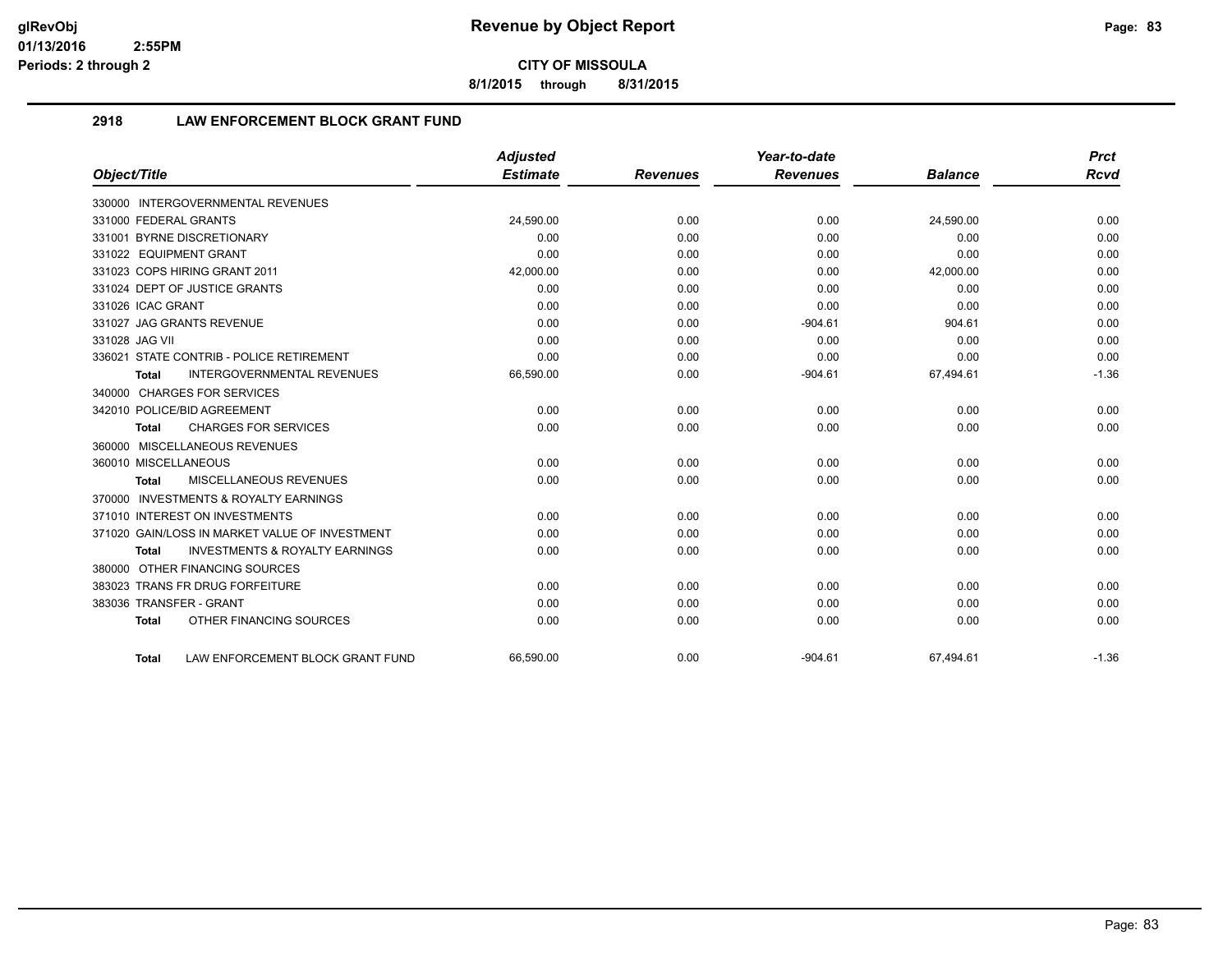# Revenue by Object Report

**CITY OF MISSOULA**

8/1/2015 through 8/31/2015

glRevObj
01/13/2016 2:55PM
Periods: 2 through 2

## 2918 LAW ENFORCEMENT BLOCK GRANT FUND

| Object/Title | Adjusted Estimate | Revenues | Year-to-date Revenues | Balance | Prct Rcvd |
|---|---|---|---|---|---|
| 330000 INTERGOVERNMENTAL REVENUES | | | | | |
| 331000 FEDERAL GRANTS | 24,590.00 | 0.00 | 0.00 | 24,590.00 | 0.00 |
| 331001 BYRNE DISCRETIONARY | 0.00 | 0.00 | 0.00 | 0.00 | 0.00 |
| 331022 EQUIPMENT GRANT | 0.00 | 0.00 | 0.00 | 0.00 | 0.00 |
| 331023 COPS HIRING GRANT 2011 | 42,000.00 | 0.00 | 0.00 | 42,000.00 | 0.00 |
| 331024 DEPT OF JUSTICE GRANTS | 0.00 | 0.00 | 0.00 | 0.00 | 0.00 |
| 331026 ICAC GRANT | 0.00 | 0.00 | 0.00 | 0.00 | 0.00 |
| 331027 JAG GRANTS REVENUE | 0.00 | 0.00 | -904.61 | 904.61 | 0.00 |
| 331028 JAG VII | 0.00 | 0.00 | 0.00 | 0.00 | 0.00 |
| 336021 STATE CONTRIB - POLICE RETIREMENT | 0.00 | 0.00 | 0.00 | 0.00 | 0.00 |
| **Total** INTERGOVERNMENTAL REVENUES | 66,590.00 | 0.00 | -904.61 | 67,494.61 | -1.36 |
| 340000 CHARGES FOR SERVICES | | | | | |
| 342010 POLICE/BID AGREEMENT | 0.00 | 0.00 | 0.00 | 0.00 | 0.00 |
| **Total** CHARGES FOR SERVICES | 0.00 | 0.00 | 0.00 | 0.00 | 0.00 |
| 360000 MISCELLANEOUS REVENUES | | | | | |
| 360010 MISCELLANEOUS | 0.00 | 0.00 | 0.00 | 0.00 | 0.00 |
| **Total** MISCELLANEOUS REVENUES | 0.00 | 0.00 | 0.00 | 0.00 | 0.00 |
| 370000 INVESTMENTS & ROYALTY EARNINGS | | | | | |
| 371010 INTEREST ON INVESTMENTS | 0.00 | 0.00 | 0.00 | 0.00 | 0.00 |
| 371020 GAIN/LOSS IN MARKET VALUE OF INVESTMENT | 0.00 | 0.00 | 0.00 | 0.00 | 0.00 |
| **Total** INVESTMENTS & ROYALTY EARNINGS | 0.00 | 0.00 | 0.00 | 0.00 | 0.00 |
| 380000 OTHER FINANCING SOURCES | | | | | |
| 383023 TRANS FR DRUG FORFEITURE | 0.00 | 0.00 | 0.00 | 0.00 | 0.00 |
| 383036 TRANSFER - GRANT | 0.00 | 0.00 | 0.00 | 0.00 | 0.00 |
| **Total** OTHER FINANCING SOURCES | 0.00 | 0.00 | 0.00 | 0.00 | 0.00 |
| **Total** LAW ENFORCEMENT BLOCK GRANT FUND | 66,590.00 | 0.00 | -904.61 | 67,494.61 | -1.36 |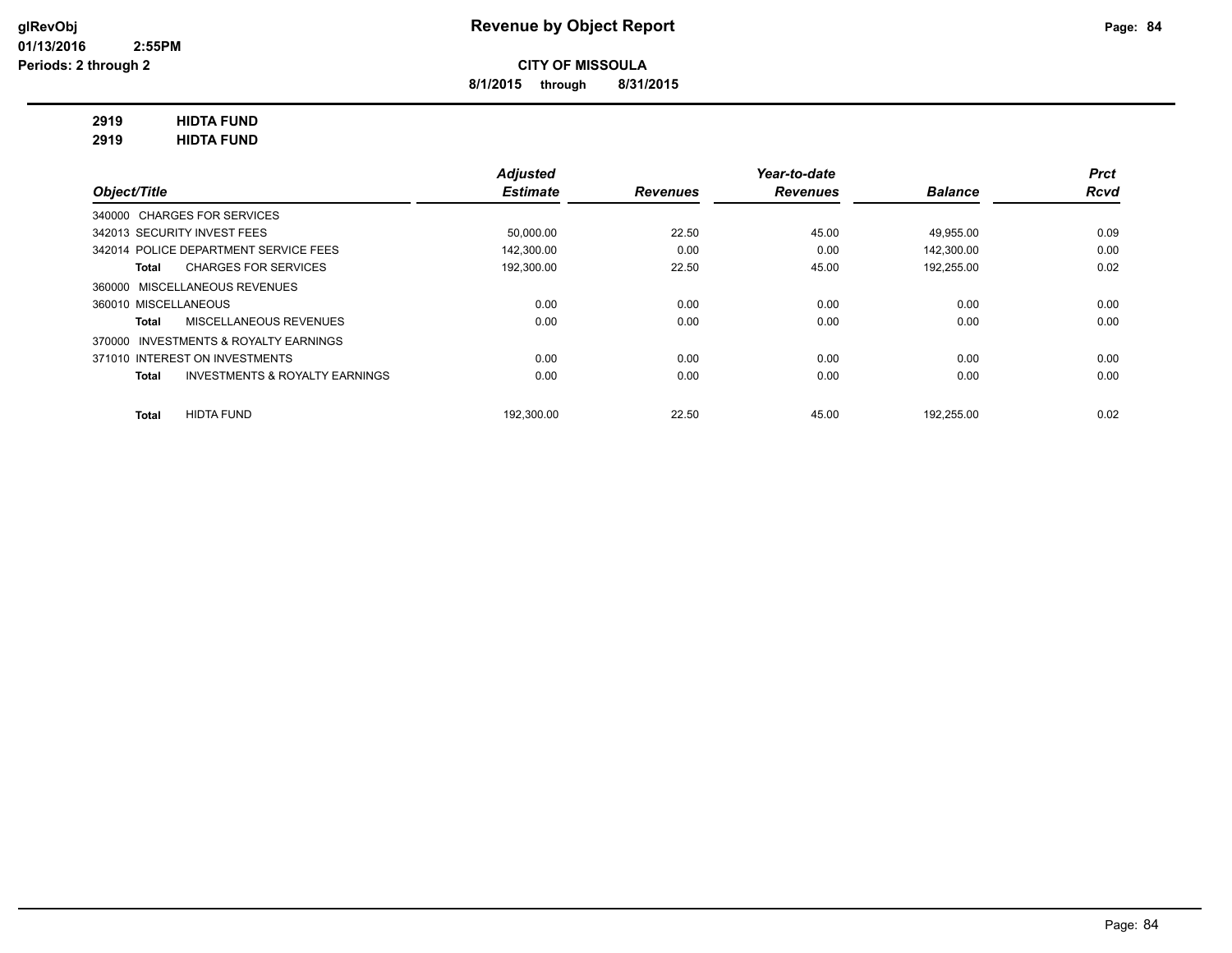**glRevObj**
**01/13/2016 2:55PM**
**Periods: 2 through 2**

# Revenue by Object Report

**CITY OF MISSOULA**

**8/1/2015 through 8/31/2015**

**2919 HIDTA FUND**
**2919 HIDTA FUND**

| Object/Title | Adjusted Estimate | Revenues | Year-to-date Revenues | Balance | Prct Rcvd |
|---|---|---|---|---|---|
| 340000 CHARGES FOR SERVICES | | | | | |
| 342013 SECURITY INVEST FEES | 50,000.00 | 22.50 | 45.00 | 49,955.00 | 0.09 |
| 342014 POLICE DEPARTMENT SERVICE FEES | 142,300.00 | 0.00 | 0.00 | 142,300.00 | 0.00 |
| **Total** CHARGES FOR SERVICES | 192,300.00 | 22.50 | 45.00 | 192,255.00 | 0.02 |
| 360000 MISCELLANEOUS REVENUES | | | | | |
| 360010 MISCELLANEOUS | 0.00 | 0.00 | 0.00 | 0.00 | 0.00 |
| **Total** MISCELLANEOUS REVENUES | 0.00 | 0.00 | 0.00 | 0.00 | 0.00 |
| 370000 INVESTMENTS & ROYALTY EARNINGS | | | | | |
| 371010 INTEREST ON INVESTMENTS | 0.00 | 0.00 | 0.00 | 0.00 | 0.00 |
| **Total** INVESTMENTS & ROYALTY EARNINGS | 0.00 | 0.00 | 0.00 | 0.00 | 0.00 |
| **Total** HIDTA FUND | 192,300.00 | 22.50 | 45.00 | 192,255.00 | 0.02 |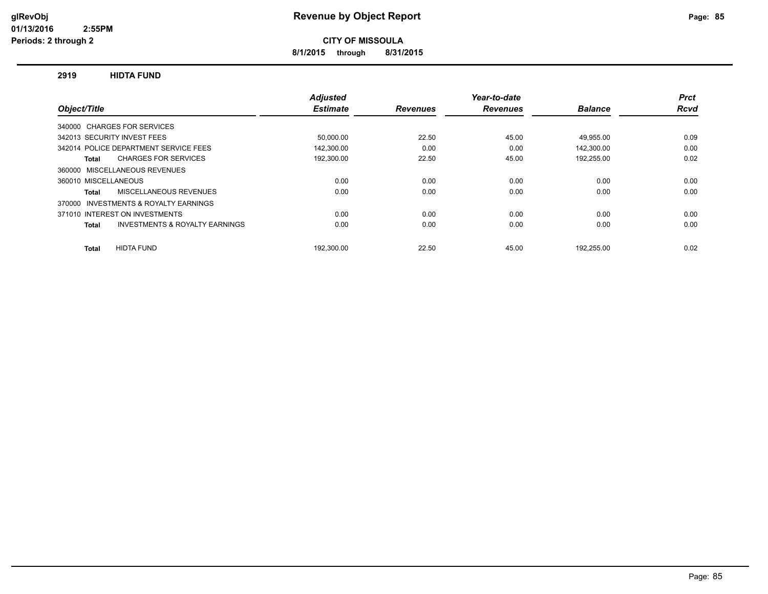# Revenue by Object Report

**CITY OF MISSOULA**

**8/1/2015 through 8/31/2015**

glRevObj
01/13/2016 2:55PM
Periods: 2 through 2

## 2919 HIDTA FUND

| Object/Title | Adjusted Estimate | Revenues | Year-to-date Revenues | Balance | Prct Rcvd |
|---|---|---|---|---|---|
| 340000 CHARGES FOR SERVICES | | | | | |
| 342013 SECURITY INVEST FEES | 50,000.00 | 22.50 | 45.00 | 49,955.00 | 0.09 |
| 342014 POLICE DEPARTMENT SERVICE FEES | 142,300.00 | 0.00 | 0.00 | 142,300.00 | 0.00 |
| **Total** CHARGES FOR SERVICES | 192,300.00 | 22.50 | 45.00 | 192,255.00 | 0.02 |
| 360000 MISCELLANEOUS REVENUES | | | | | |
| 360010 MISCELLANEOUS | 0.00 | 0.00 | 0.00 | 0.00 | 0.00 |
| **Total** MISCELLANEOUS REVENUES | 0.00 | 0.00 | 0.00 | 0.00 | 0.00 |
| 370000 INVESTMENTS & ROYALTY EARNINGS | | | | | |
| 371010 INTEREST ON INVESTMENTS | 0.00 | 0.00 | 0.00 | 0.00 | 0.00 |
| **Total** INVESTMENTS & ROYALTY EARNINGS | 0.00 | 0.00 | 0.00 | 0.00 | 0.00 |
| **Total** HIDTA FUND | 192,300.00 | 22.50 | 45.00 | 192,255.00 | 0.02 |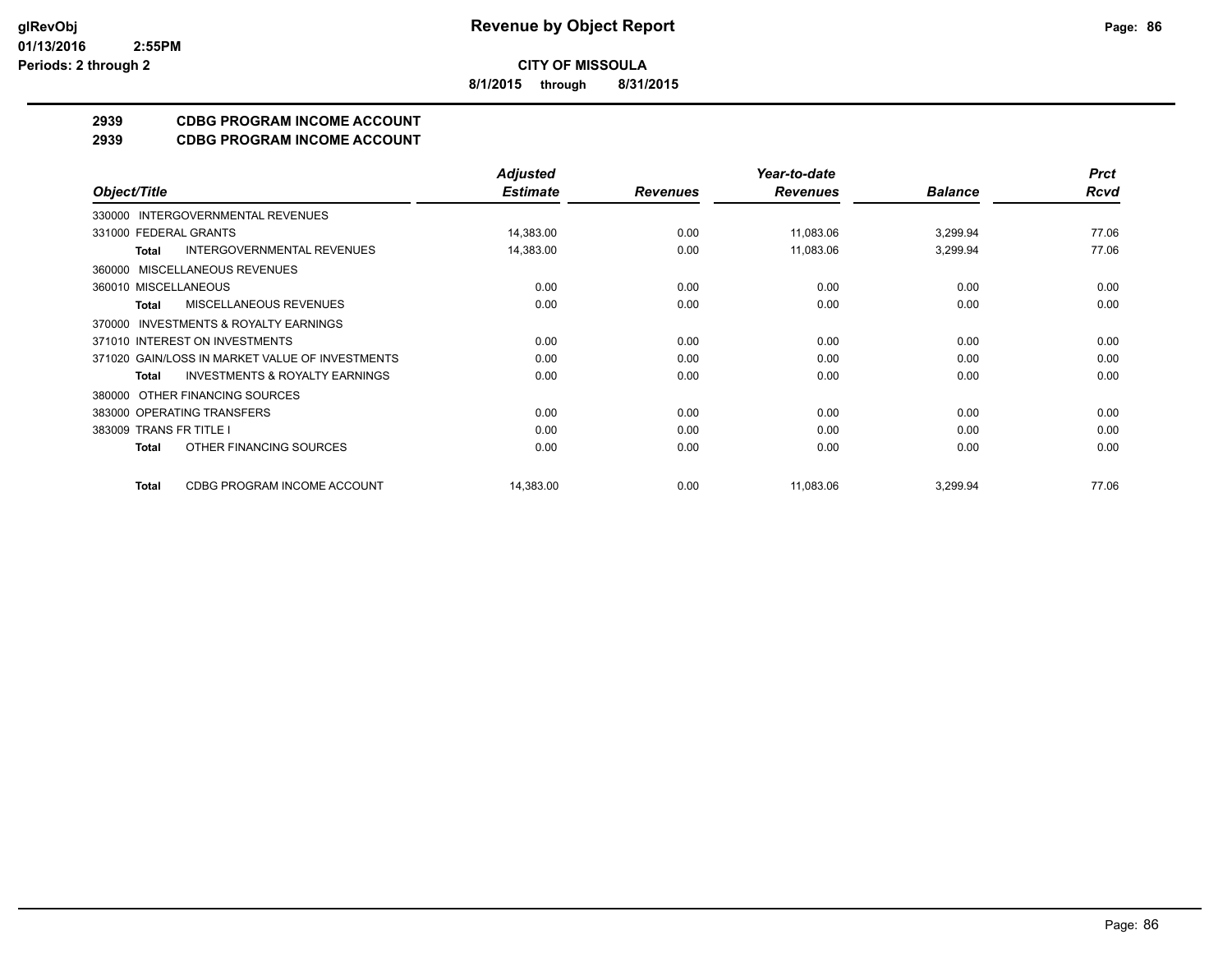**CITY OF MISSOULA**

**8/1/2015 through 8/31/2015**

## 2939 CDBG PROGRAM INCOME ACCOUNT

## 2939 CDBG PROGRAM INCOME ACCOUNT

| Object/Title | | Adjusted Estimate | Revenues | Year-to-date Revenues | Balance | Prct Rcvd |
|---|---|---|---|---|---|---|
| 330000 INTERGOVERNMENTAL REVENUES | | | | | | |
| 331000 FEDERAL GRANTS | | 14,383.00 | 0.00 | 11,083.06 | 3,299.94 | 77.06 |
| Total | INTERGOVERNMENTAL REVENUES | 14,383.00 | 0.00 | 11,083.06 | 3,299.94 | 77.06 |
| 360000 MISCELLANEOUS REVENUES | | | | | | |
| 360010 MISCELLANEOUS | | 0.00 | 0.00 | 0.00 | 0.00 | 0.00 |
| Total | MISCELLANEOUS REVENUES | 0.00 | 0.00 | 0.00 | 0.00 | 0.00 |
| 370000 INVESTMENTS & ROYALTY EARNINGS | | | | | | |
| 371010 INTEREST ON INVESTMENTS | | 0.00 | 0.00 | 0.00 | 0.00 | 0.00 |
| 371020 GAIN/LOSS IN MARKET VALUE OF INVESTMENTS | | 0.00 | 0.00 | 0.00 | 0.00 | 0.00 |
| Total | INVESTMENTS & ROYALTY EARNINGS | 0.00 | 0.00 | 0.00 | 0.00 | 0.00 |
| 380000 OTHER FINANCING SOURCES | | | | | | |
| 383000 OPERATING TRANSFERS | | 0.00 | 0.00 | 0.00 | 0.00 | 0.00 |
| 383009 TRANS FR TITLE I | | 0.00 | 0.00 | 0.00 | 0.00 | 0.00 |
| Total | OTHER FINANCING SOURCES | 0.00 | 0.00 | 0.00 | 0.00 | 0.00 |
| Total | CDBG PROGRAM INCOME ACCOUNT | 14,383.00 | 0.00 | 11,083.06 | 3,299.94 | 77.06 |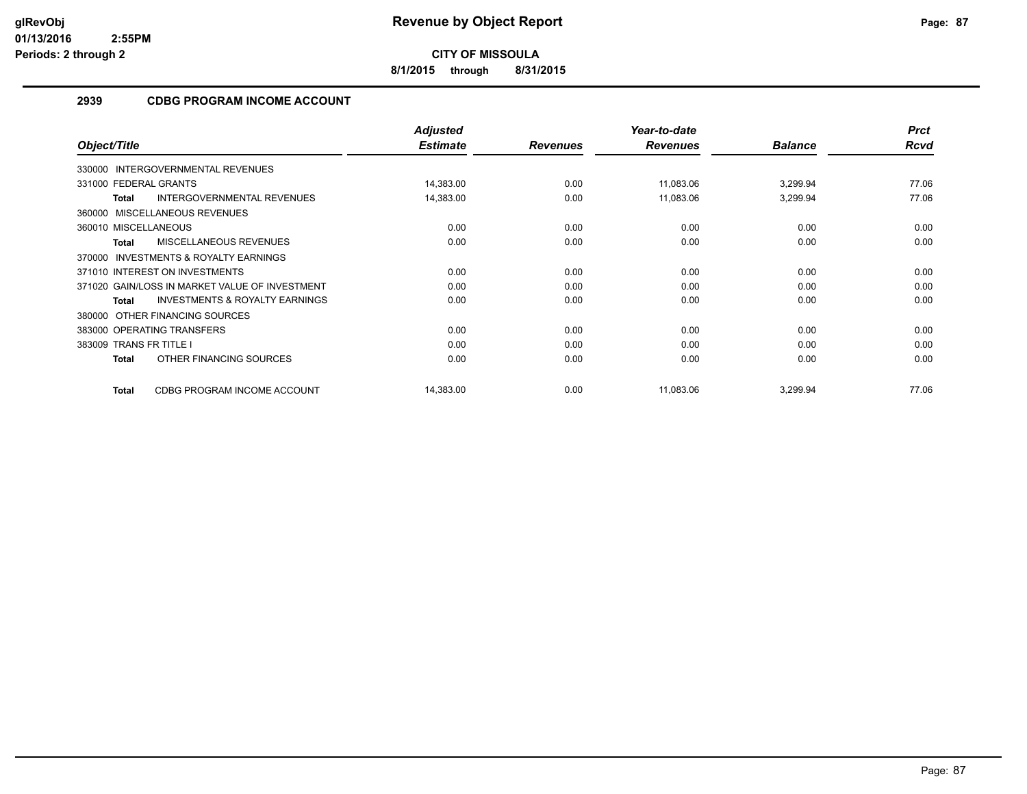# Revenue by Object Report

**CITY OF MISSOULA**

**8/1/2015 through 8/31/2015**

glRevObj
01/13/2016 2:55PM
Periods: 2 through 2

## 2939 CDBG PROGRAM INCOME ACCOUNT

| Object/Title | Adjusted Estimate | Revenues | Year-to-date Revenues | Balance | Prct Rcvd |
|---|---|---|---|---|---|
| 330000 INTERGOVERNMENTAL REVENUES | | | | | |
| 331000 FEDERAL GRANTS | 14,383.00 | 0.00 | 11,083.06 | 3,299.94 | 77.06 |
| **Total** INTERGOVERNMENTAL REVENUES | 14,383.00 | 0.00 | 11,083.06 | 3,299.94 | 77.06 |
| 360000 MISCELLANEOUS REVENUES | | | | | |
| 360010 MISCELLANEOUS | 0.00 | 0.00 | 0.00 | 0.00 | 0.00 |
| **Total** MISCELLANEOUS REVENUES | 0.00 | 0.00 | 0.00 | 0.00 | 0.00 |
| 370000 INVESTMENTS & ROYALTY EARNINGS | | | | | |
| 371010 INTEREST ON INVESTMENTS | 0.00 | 0.00 | 0.00 | 0.00 | 0.00 |
| 371020 GAIN/LOSS IN MARKET VALUE OF INVESTMENT | 0.00 | 0.00 | 0.00 | 0.00 | 0.00 |
| **Total** INVESTMENTS & ROYALTY EARNINGS | 0.00 | 0.00 | 0.00 | 0.00 | 0.00 |
| 380000 OTHER FINANCING SOURCES | | | | | |
| 383000 OPERATING TRANSFERS | 0.00 | 0.00 | 0.00 | 0.00 | 0.00 |
| 383009 TRANS FR TITLE I | 0.00 | 0.00 | 0.00 | 0.00 | 0.00 |
| **Total** OTHER FINANCING SOURCES | 0.00 | 0.00 | 0.00 | 0.00 | 0.00 |
| **Total** CDBG PROGRAM INCOME ACCOUNT | 14,383.00 | 0.00 | 11,083.06 | 3,299.94 | 77.06 |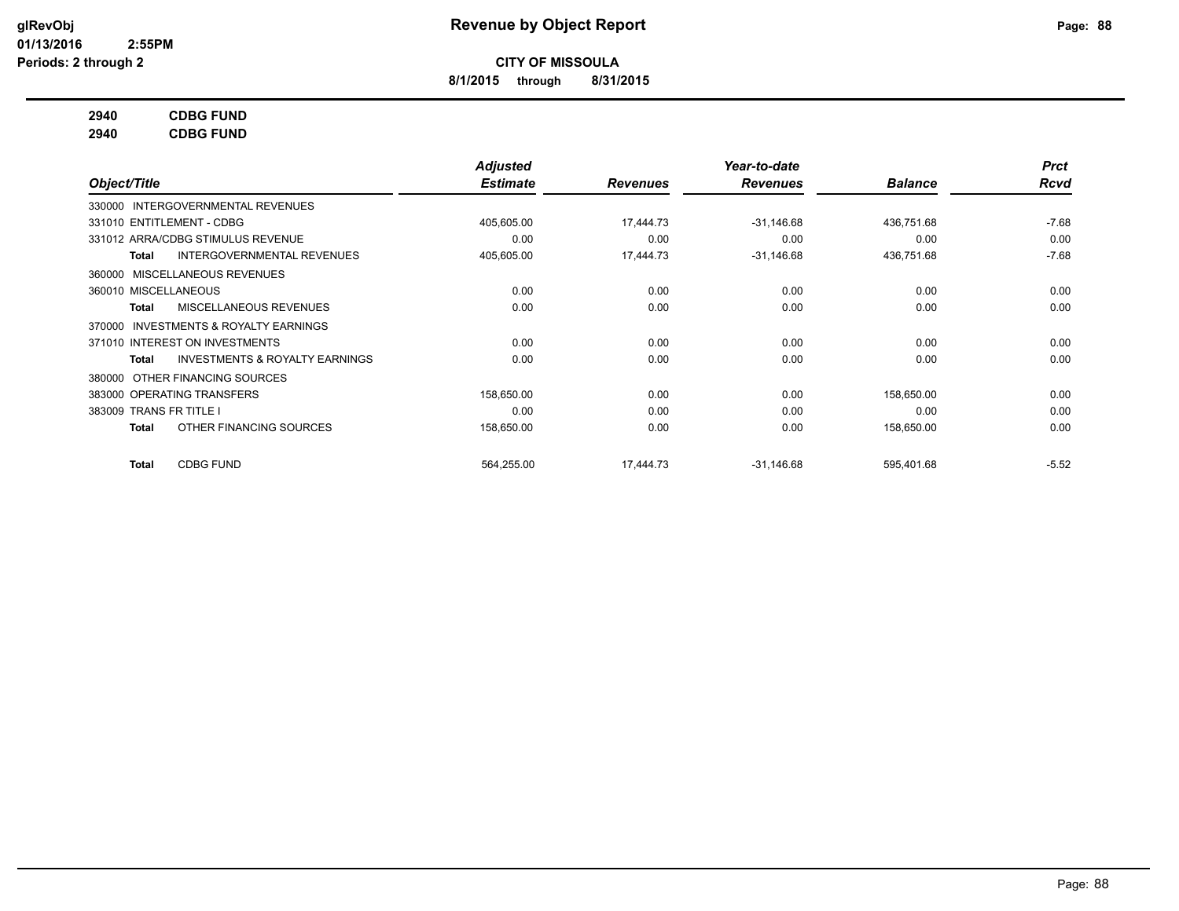**CITY OF MISSOULA**

**8/1/2015 through 8/31/2015**

**2940 CDBG FUND**
**2940 CDBG FUND**

| Object/Title | Adjusted Estimate | Revenues | Year-to-date Revenues | Balance | Prct Rcvd |
|---|---|---|---|---|---|
| 330000 INTERGOVERNMENTAL REVENUES | | | | | |
| 331010 ENTITLEMENT - CDBG | 405,605.00 | 17,444.73 | -31,146.68 | 436,751.68 | -7.68 |
| 331012 ARRA/CDBG STIMULUS REVENUE | 0.00 | 0.00 | 0.00 | 0.00 | 0.00 |
| **Total** INTERGOVERNMENTAL REVENUES | 405,605.00 | 17,444.73 | -31,146.68 | 436,751.68 | -7.68 |
| 360000 MISCELLANEOUS REVENUES | | | | | |
| 360010 MISCELLANEOUS | 0.00 | 0.00 | 0.00 | 0.00 | 0.00 |
| **Total** MISCELLANEOUS REVENUES | 0.00 | 0.00 | 0.00 | 0.00 | 0.00 |
| 370000 INVESTMENTS & ROYALTY EARNINGS | | | | | |
| 371010 INTEREST ON INVESTMENTS | 0.00 | 0.00 | 0.00 | 0.00 | 0.00 |
| **Total** INVESTMENTS & ROYALTY EARNINGS | 0.00 | 0.00 | 0.00 | 0.00 | 0.00 |
| 380000 OTHER FINANCING SOURCES | | | | | |
| 383000 OPERATING TRANSFERS | 158,650.00 | 0.00 | 0.00 | 158,650.00 | 0.00 |
| 383009 TRANS FR TITLE I | 0.00 | 0.00 | 0.00 | 0.00 | 0.00 |
| **Total** OTHER FINANCING SOURCES | 158,650.00 | 0.00 | 0.00 | 158,650.00 | 0.00 |
| **Total** CDBG FUND | 564,255.00 | 17,444.73 | -31,146.68 | 595,401.68 | -5.52 |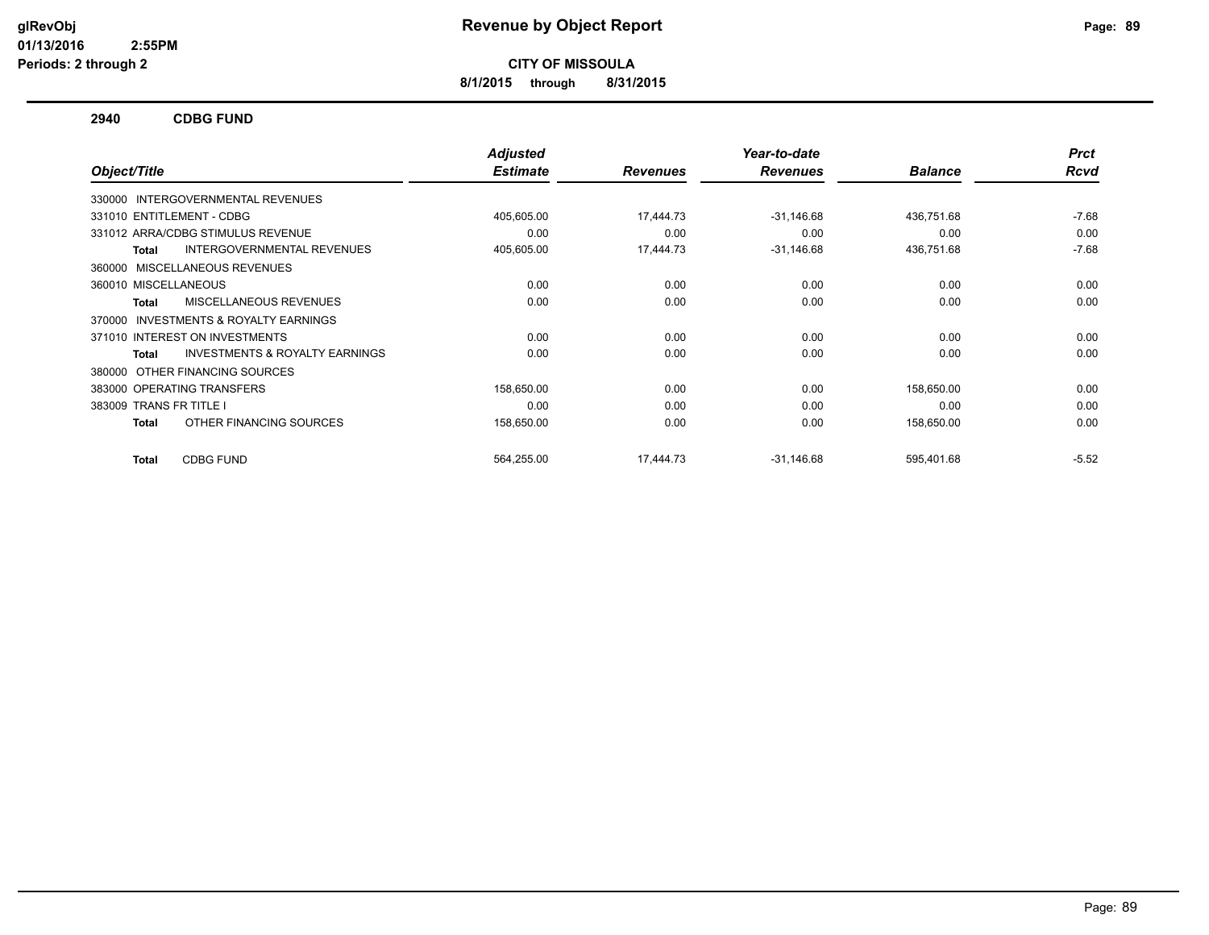# Revenue by Object Report

glRevObj
01/13/2016 2:55PM
Periods: 2 through 2

**CITY OF MISSOULA**

**8/1/2015 through 8/31/2015**

## 2940 CDBG FUND

| Object/Title | Adjusted Estimate | Revenues | Year-to-date Revenues | Balance | Prct Rcvd |
|---|---|---|---|---|---|
| 330000 INTERGOVERNMENTAL REVENUES | | | | | |
| 331010 ENTITLEMENT - CDBG | 405,605.00 | 17,444.73 | -31,146.68 | 436,751.68 | -7.68 |
| 331012 ARRA/CDBG STIMULUS REVENUE | 0.00 | 0.00 | 0.00 | 0.00 | 0.00 |
| **Total** INTERGOVERNMENTAL REVENUES | 405,605.00 | 17,444.73 | -31,146.68 | 436,751.68 | -7.68 |
| 360000 MISCELLANEOUS REVENUES | | | | | |
| 360010 MISCELLANEOUS | 0.00 | 0.00 | 0.00 | 0.00 | 0.00 |
| **Total** MISCELLANEOUS REVENUES | 0.00 | 0.00 | 0.00 | 0.00 | 0.00 |
| 370000 INVESTMENTS & ROYALTY EARNINGS | | | | | |
| 371010 INTEREST ON INVESTMENTS | 0.00 | 0.00 | 0.00 | 0.00 | 0.00 |
| **Total** INVESTMENTS & ROYALTY EARNINGS | 0.00 | 0.00 | 0.00 | 0.00 | 0.00 |
| 380000 OTHER FINANCING SOURCES | | | | | |
| 383000 OPERATING TRANSFERS | 158,650.00 | 0.00 | 0.00 | 158,650.00 | 0.00 |
| 383009 TRANS FR TITLE I | 0.00 | 0.00 | 0.00 | 0.00 | 0.00 |
| **Total** OTHER FINANCING SOURCES | 158,650.00 | 0.00 | 0.00 | 158,650.00 | 0.00 |
| **Total** CDBG FUND | 564,255.00 | 17,444.73 | -31,146.68 | 595,401.68 | -5.52 |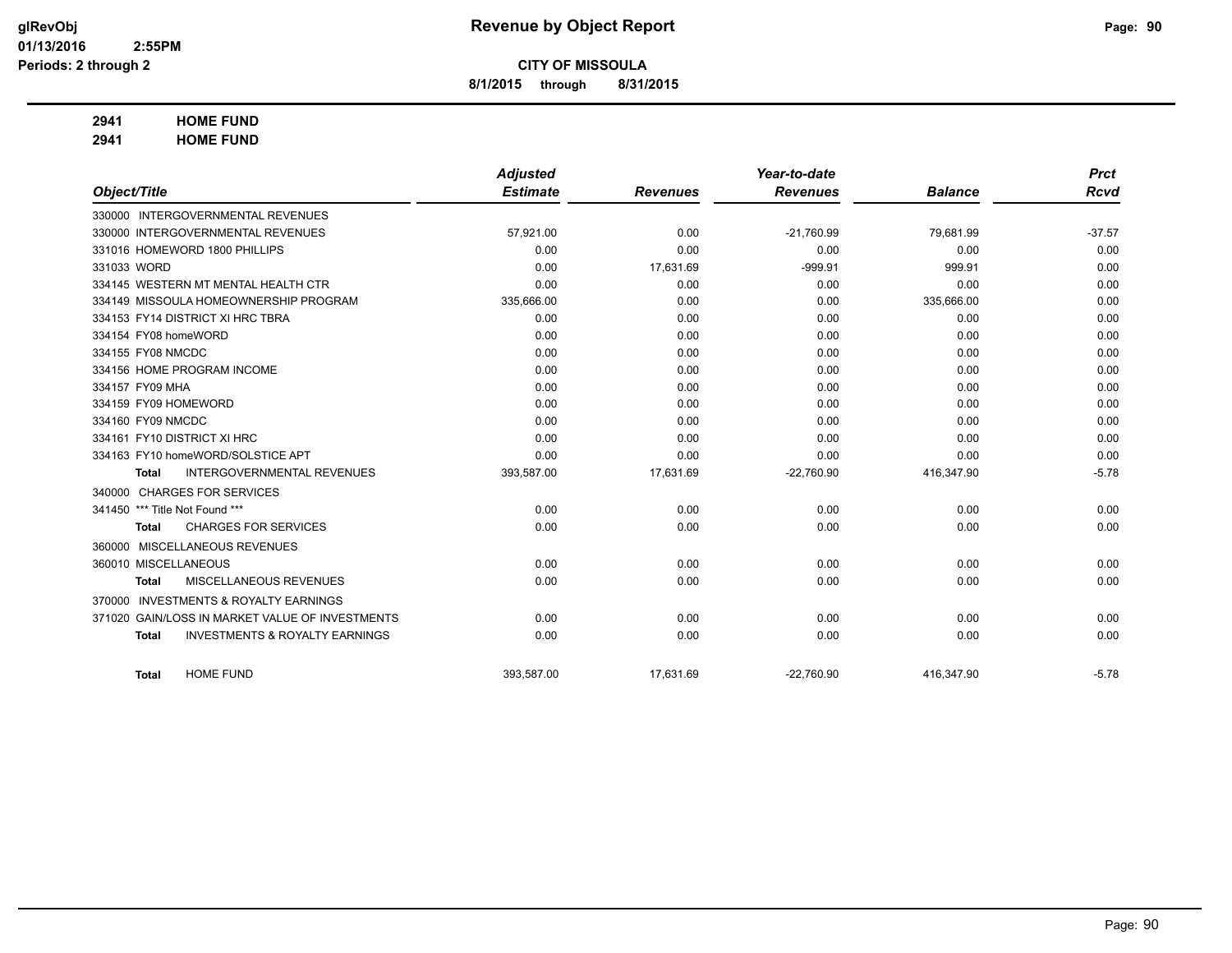**CITY OF MISSOULA**

**8/1/2015 through 8/31/2015**

**2941 HOME FUND**

**2941 HOME FUND**

| Object/Title | Adjusted Estimate | Revenues | Year-to-date Revenues | Balance | Prct Rcvd |
|---|---|---|---|---|---|
| 330000 INTERGOVERNMENTAL REVENUES | | | | | |
| 330000 INTERGOVERNMENTAL REVENUES | 57,921.00 | 0.00 | -21,760.99 | 79,681.99 | -37.57 |
| 331016 HOMEWORD 1800 PHILLIPS | 0.00 | 0.00 | 0.00 | 0.00 | 0.00 |
| 331033 WORD | 0.00 | 17,631.69 | -999.91 | 999.91 | 0.00 |
| 334145 WESTERN MT MENTAL HEALTH CTR | 0.00 | 0.00 | 0.00 | 0.00 | 0.00 |
| 334149 MISSOULA HOMEOWNERSHIP PROGRAM | 335,666.00 | 0.00 | 0.00 | 335,666.00 | 0.00 |
| 334153 FY14 DISTRICT XI HRC TBRA | 0.00 | 0.00 | 0.00 | 0.00 | 0.00 |
| 334154 FY08 homeWORD | 0.00 | 0.00 | 0.00 | 0.00 | 0.00 |
| 334155 FY08 NMCDC | 0.00 | 0.00 | 0.00 | 0.00 | 0.00 |
| 334156 HOME PROGRAM INCOME | 0.00 | 0.00 | 0.00 | 0.00 | 0.00 |
| 334157 FY09 MHA | 0.00 | 0.00 | 0.00 | 0.00 | 0.00 |
| 334159 FY09 HOMEWORD | 0.00 | 0.00 | 0.00 | 0.00 | 0.00 |
| 334160 FY09 NMCDC | 0.00 | 0.00 | 0.00 | 0.00 | 0.00 |
| 334161 FY10 DISTRICT XI HRC | 0.00 | 0.00 | 0.00 | 0.00 | 0.00 |
| 334163 FY10 homeWORD/SOLSTICE APT | 0.00 | 0.00 | 0.00 | 0.00 | 0.00 |
| **Total** INTERGOVERNMENTAL REVENUES | 393,587.00 | 17,631.69 | -22,760.90 | 416,347.90 | -5.78 |
| 340000 CHARGES FOR SERVICES | | | | | |
| 341450 *** Title Not Found *** | 0.00 | 0.00 | 0.00 | 0.00 | 0.00 |
| **Total** CHARGES FOR SERVICES | 0.00 | 0.00 | 0.00 | 0.00 | 0.00 |
| 360000 MISCELLANEOUS REVENUES | | | | | |
| 360010 MISCELLANEOUS | 0.00 | 0.00 | 0.00 | 0.00 | 0.00 |
| **Total** MISCELLANEOUS REVENUES | 0.00 | 0.00 | 0.00 | 0.00 | 0.00 |
| 370000 INVESTMENTS & ROYALTY EARNINGS | | | | | |
| 371020 GAIN/LOSS IN MARKET VALUE OF INVESTMENTS | 0.00 | 0.00 | 0.00 | 0.00 | 0.00 |
| **Total** INVESTMENTS & ROYALTY EARNINGS | 0.00 | 0.00 | 0.00 | 0.00 | 0.00 |
| **Total** HOME FUND | 393,587.00 | 17,631.69 | -22,760.90 | 416,347.90 | -5.78 |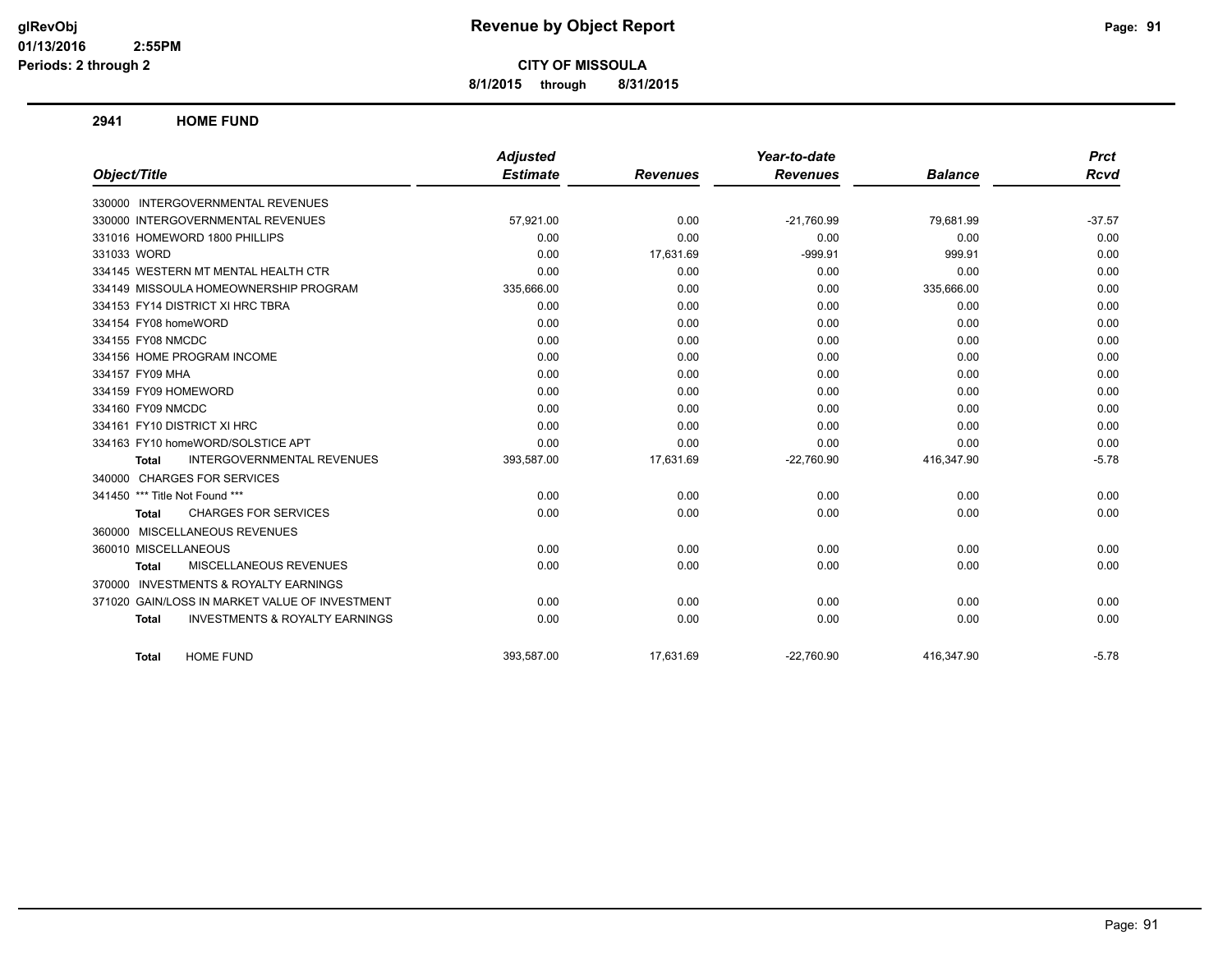# Revenue by Object Report

**CITY OF MISSOULA**

**8/1/2015 through 8/31/2015**

glRevObj
01/13/2016 2:55PM
Periods: 2 through 2

## 2941 HOME FUND

| Object/Title | Adjusted Estimate | Revenues | Year-to-date Revenues | Balance | Prct Rcvd |
|---|---|---|---|---|---|
| 330000 INTERGOVERNMENTAL REVENUES | | | | | |
| 330000 INTERGOVERNMENTAL REVENUES | 57,921.00 | 0.00 | -21,760.99 | 79,681.99 | -37.57 |
| 331016 HOMEWORD 1800 PHILLIPS | 0.00 | 0.00 | 0.00 | 0.00 | 0.00 |
| 331033 WORD | 0.00 | 17,631.69 | -999.91 | 999.91 | 0.00 |
| 334145 WESTERN MT MENTAL HEALTH CTR | 0.00 | 0.00 | 0.00 | 0.00 | 0.00 |
| 334149 MISSOULA HOMEOWNERSHIP PROGRAM | 335,666.00 | 0.00 | 0.00 | 335,666.00 | 0.00 |
| 334153 FY14 DISTRICT XI HRC TBRA | 0.00 | 0.00 | 0.00 | 0.00 | 0.00 |
| 334154 FY08 homeWORD | 0.00 | 0.00 | 0.00 | 0.00 | 0.00 |
| 334155 FY08 NMCDC | 0.00 | 0.00 | 0.00 | 0.00 | 0.00 |
| 334156 HOME PROGRAM INCOME | 0.00 | 0.00 | 0.00 | 0.00 | 0.00 |
| 334157 FY09 MHA | 0.00 | 0.00 | 0.00 | 0.00 | 0.00 |
| 334159 FY09 HOMEWORD | 0.00 | 0.00 | 0.00 | 0.00 | 0.00 |
| 334160 FY09 NMCDC | 0.00 | 0.00 | 0.00 | 0.00 | 0.00 |
| 334161 FY10 DISTRICT XI HRC | 0.00 | 0.00 | 0.00 | 0.00 | 0.00 |
| 334163 FY10 homeWORD/SOLSTICE APT | 0.00 | 0.00 | 0.00 | 0.00 | 0.00 |
| **Total** INTERGOVERNMENTAL REVENUES | 393,587.00 | 17,631.69 | -22,760.90 | 416,347.90 | -5.78 |
| 340000 CHARGES FOR SERVICES | | | | | |
| 341450 *** Title Not Found *** | 0.00 | 0.00 | 0.00 | 0.00 | 0.00 |
| **Total** CHARGES FOR SERVICES | 0.00 | 0.00 | 0.00 | 0.00 | 0.00 |
| 360000 MISCELLANEOUS REVENUES | | | | | |
| 360010 MISCELLANEOUS | 0.00 | 0.00 | 0.00 | 0.00 | 0.00 |
| **Total** MISCELLANEOUS REVENUES | 0.00 | 0.00 | 0.00 | 0.00 | 0.00 |
| 370000 INVESTMENTS & ROYALTY EARNINGS | | | | | |
| 371020 GAIN/LOSS IN MARKET VALUE OF INVESTMENT | 0.00 | 0.00 | 0.00 | 0.00 | 0.00 |
| **Total** INVESTMENTS & ROYALTY EARNINGS | 0.00 | 0.00 | 0.00 | 0.00 | 0.00 |
| **Total** HOME FUND | 393,587.00 | 17,631.69 | -22,760.90 | 416,347.90 | -5.78 |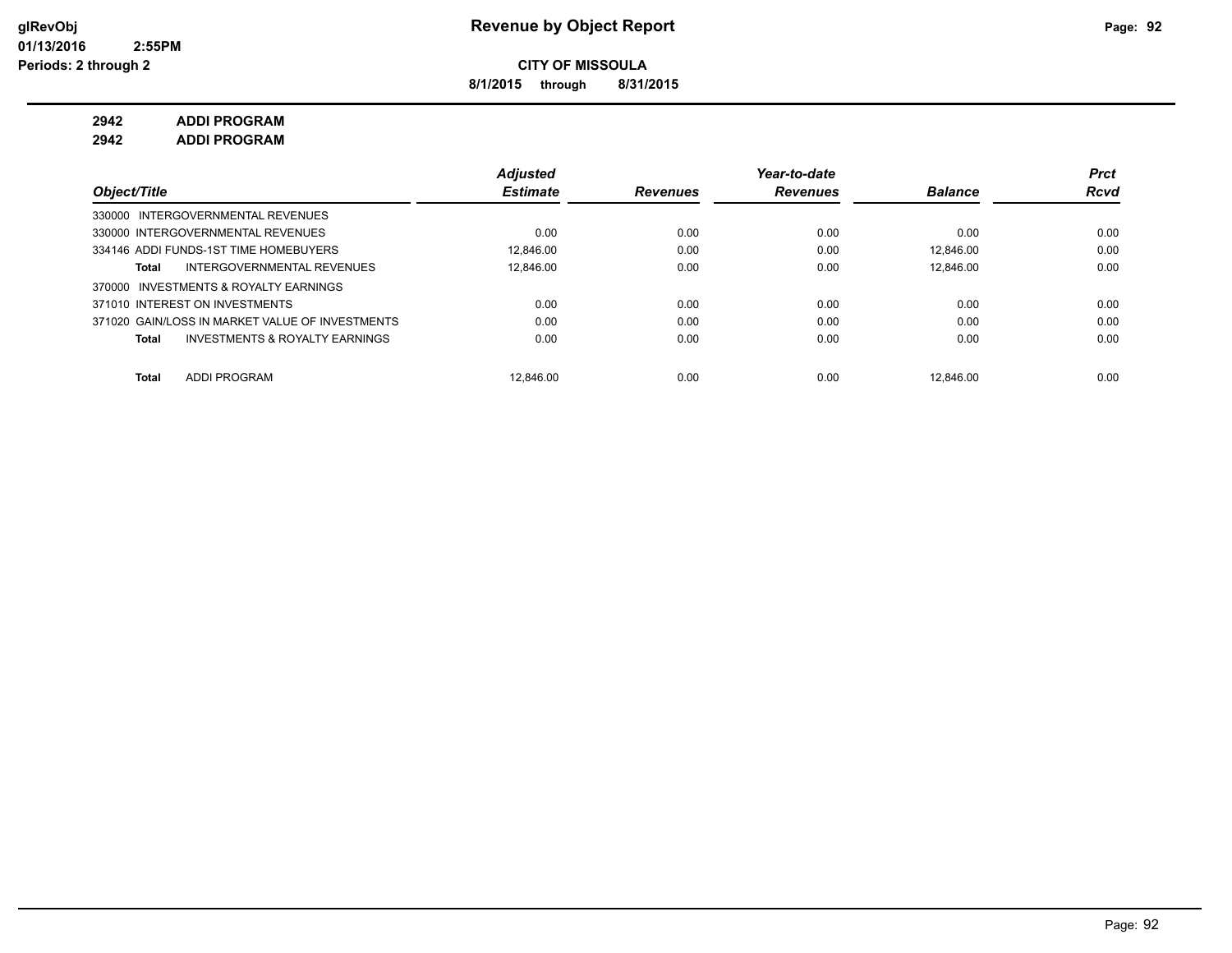**CITY OF MISSOULA**

**8/1/2015 through 8/31/2015**

**2942 ADDI PROGRAM**

**2942 ADDI PROGRAM**

| Object/Title | Adjusted Estimate | Revenues | Year-to-date Revenues | Balance | Prct Rcvd |
|---|---|---|---|---|---|
| 330000 INTERGOVERNMENTAL REVENUES | | | | | |
| 330000 INTERGOVERNMENTAL REVENUES | 0.00 | 0.00 | 0.00 | 0.00 | 0.00 |
| 334146 ADDI FUNDS-1ST TIME HOMEBUYERS | 12,846.00 | 0.00 | 0.00 | 12,846.00 | 0.00 |
| **Total** INTERGOVERNMENTAL REVENUES | 12,846.00 | 0.00 | 0.00 | 12,846.00 | 0.00 |
| 370000 INVESTMENTS & ROYALTY EARNINGS | | | | | |
| 371010 INTEREST ON INVESTMENTS | 0.00 | 0.00 | 0.00 | 0.00 | 0.00 |
| 371020 GAIN/LOSS IN MARKET VALUE OF INVESTMENTS | 0.00 | 0.00 | 0.00 | 0.00 | 0.00 |
| **Total** INVESTMENTS & ROYALTY EARNINGS | 0.00 | 0.00 | 0.00 | 0.00 | 0.00 |
| **Total** ADDI PROGRAM | 12,846.00 | 0.00 | 0.00 | 12,846.00 | 0.00 |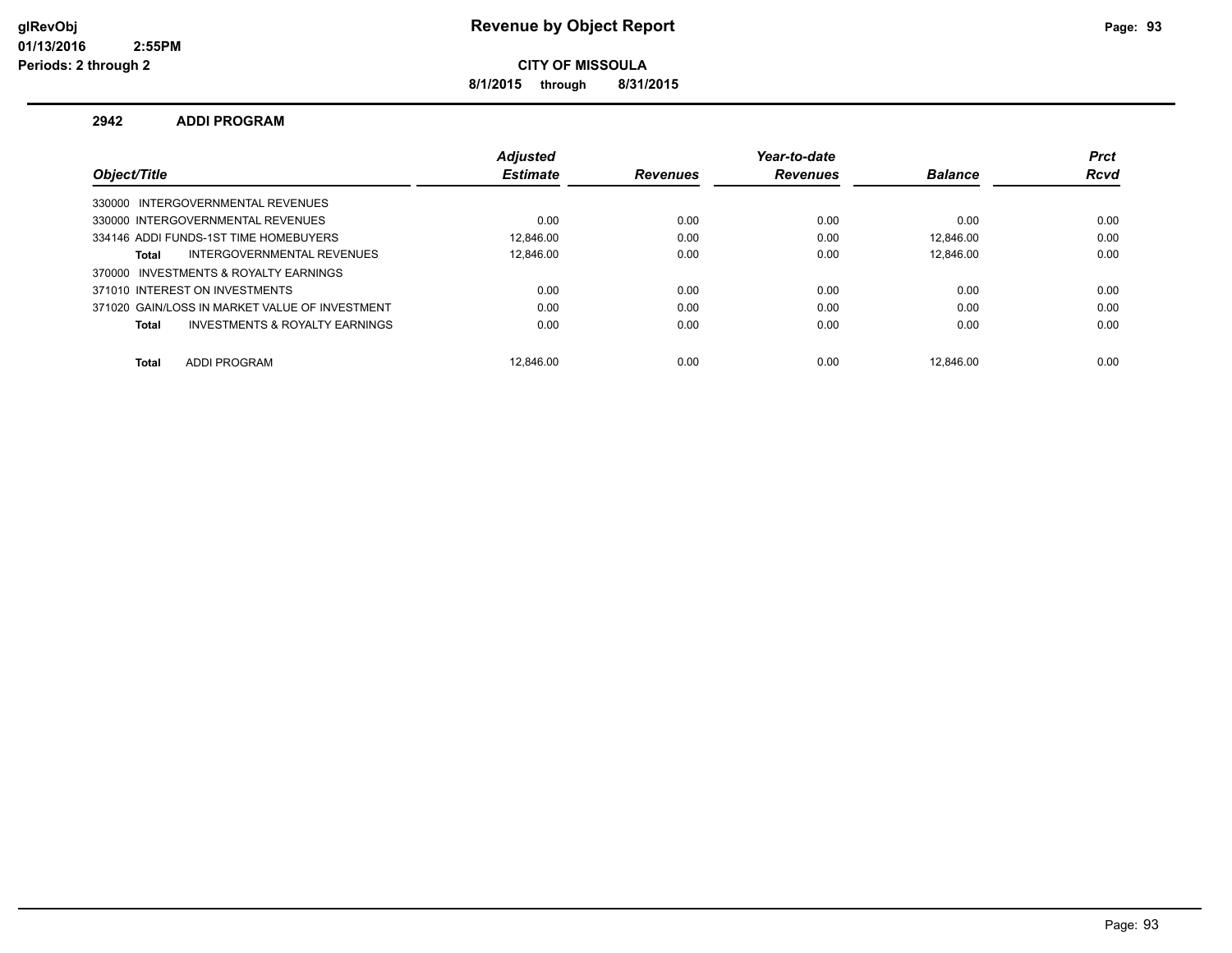# Revenue by Object Report

**CITY OF MISSOULA**

**8/1/2015 through 8/31/2015**

glRevObj
01/13/2016 2:55PM
Periods: 2 through 2

### 2942 ADDI PROGRAM

| Object/Title | Adjusted Estimate | Revenues | Year-to-date Revenues | Balance | Prct Rcvd |
|---|---|---|---|---|---|
| 330000 INTERGOVERNMENTAL REVENUES | | | | | |
| 330000 INTERGOVERNMENTAL REVENUES | 0.00 | 0.00 | 0.00 | 0.00 | 0.00 |
| 334146 ADDI FUNDS-1ST TIME HOMEBUYERS | 12,846.00 | 0.00 | 0.00 | 12,846.00 | 0.00 |
| **Total** INTERGOVERNMENTAL REVENUES | 12,846.00 | 0.00 | 0.00 | 12,846.00 | 0.00 |
| 370000 INVESTMENTS & ROYALTY EARNINGS | | | | | |
| 371010 INTEREST ON INVESTMENTS | 0.00 | 0.00 | 0.00 | 0.00 | 0.00 |
| 371020 GAIN/LOSS IN MARKET VALUE OF INVESTMENT | 0.00 | 0.00 | 0.00 | 0.00 | 0.00 |
| **Total** INVESTMENTS & ROYALTY EARNINGS | 0.00 | 0.00 | 0.00 | 0.00 | 0.00 |
| **Total** ADDI PROGRAM | 12,846.00 | 0.00 | 0.00 | 12,846.00 | 0.00 |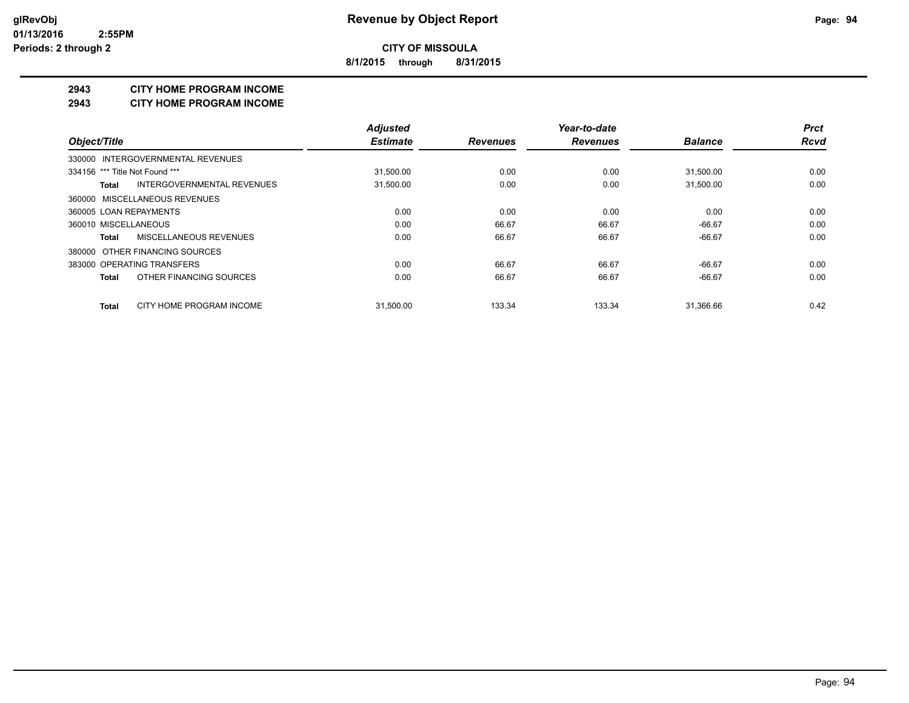**CITY OF MISSOULA**

**8/1/2015 through 8/31/2015**

## 2943 CITY HOME PROGRAM INCOME

## 2943 CITY HOME PROGRAM INCOME

| Object/Title | | Adjusted Estimate | Revenues | Year-to-date Revenues | Balance | Prct Rcvd |
|---|---|---|---|---|---|---|
| 330000 INTERGOVERNMENTAL REVENUES | | | | | | |
| 334156 *** Title Not Found *** | | 31,500.00 | 0.00 | 0.00 | 31,500.00 | 0.00 |
| **Total** | INTERGOVERNMENTAL REVENUES | 31,500.00 | 0.00 | 0.00 | 31,500.00 | 0.00 |
| 360000 MISCELLANEOUS REVENUES | | | | | | |
| 360005 LOAN REPAYMENTS | | 0.00 | 0.00 | 0.00 | 0.00 | 0.00 |
| 360010 MISCELLANEOUS | | 0.00 | 66.67 | 66.67 | -66.67 | 0.00 |
| **Total** | MISCELLANEOUS REVENUES | 0.00 | 66.67 | 66.67 | -66.67 | 0.00 |
| 380000 OTHER FINANCING SOURCES | | | | | | |
| 383000 OPERATING TRANSFERS | | 0.00 | 66.67 | 66.67 | -66.67 | 0.00 |
| **Total** | OTHER FINANCING SOURCES | 0.00 | 66.67 | 66.67 | -66.67 | 0.00 |
| **Total** | CITY HOME PROGRAM INCOME | 31,500.00 | 133.34 | 133.34 | 31,366.66 | 0.42 |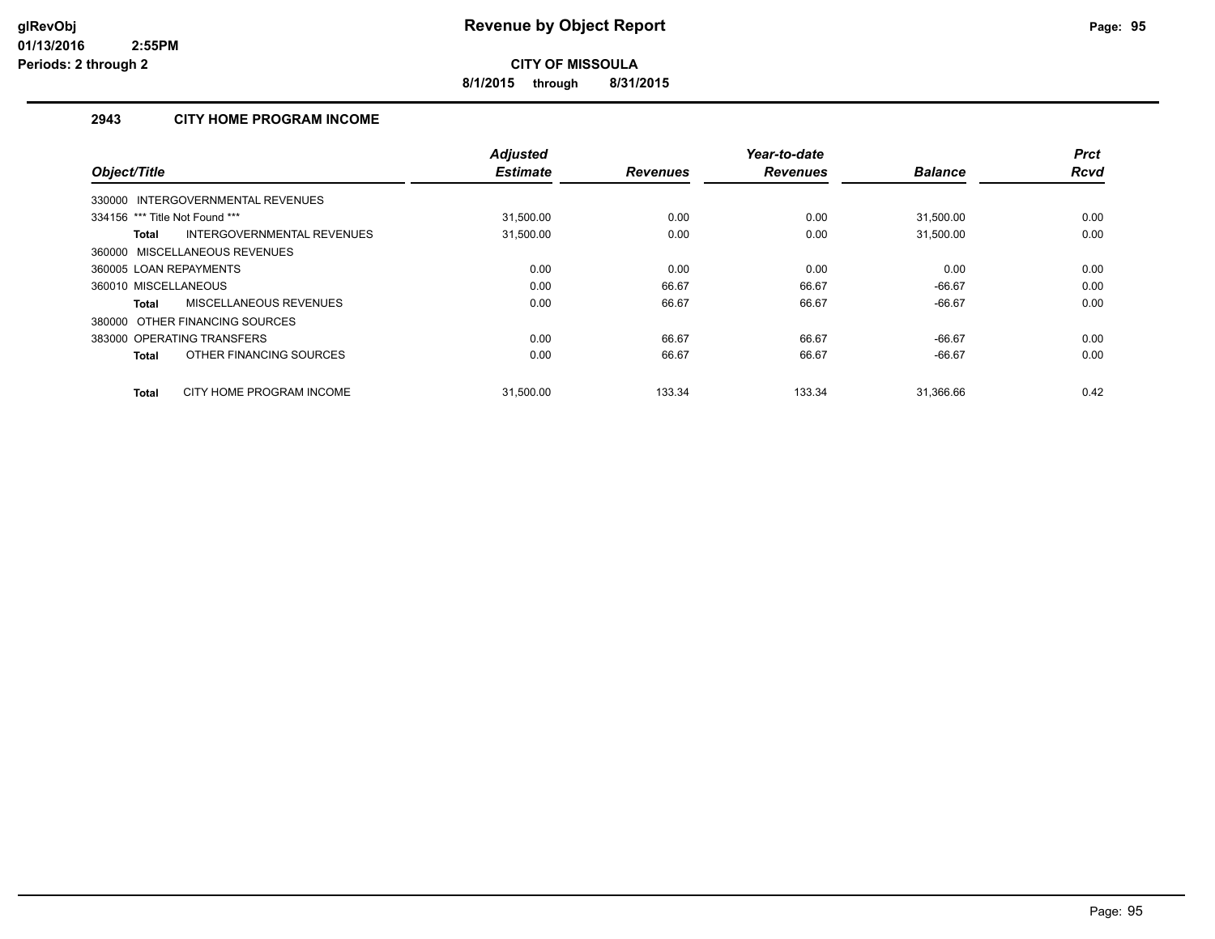# Revenue by Object Report

**CITY OF MISSOULA**

**8/1/2015 through 8/31/2015**

glRevObj
01/13/2016 2:55PM
Periods: 2 through 2

## 2943 CITY HOME PROGRAM INCOME

| Object/Title | Adjusted Estimate | Revenues | Year-to-date Revenues | Balance | Prct Rcvd |
|---|---|---|---|---|---|
| 330000 INTERGOVERNMENTAL REVENUES | | | | | |
| 334156 *** Title Not Found *** | 31,500.00 | 0.00 | 0.00 | 31,500.00 | 0.00 |
| **Total** INTERGOVERNMENTAL REVENUES | 31,500.00 | 0.00 | 0.00 | 31,500.00 | 0.00 |
| 360000 MISCELLANEOUS REVENUES | | | | | |
| 360005 LOAN REPAYMENTS | 0.00 | 0.00 | 0.00 | 0.00 | 0.00 |
| 360010 MISCELLANEOUS | 0.00 | 66.67 | 66.67 | -66.67 | 0.00 |
| **Total** MISCELLANEOUS REVENUES | 0.00 | 66.67 | 66.67 | -66.67 | 0.00 |
| 380000 OTHER FINANCING SOURCES | | | | | |
| 383000 OPERATING TRANSFERS | 0.00 | 66.67 | 66.67 | -66.67 | 0.00 |
| **Total** OTHER FINANCING SOURCES | 0.00 | 66.67 | 66.67 | -66.67 | 0.00 |
| **Total** CITY HOME PROGRAM INCOME | 31,500.00 | 133.34 | 133.34 | 31,366.66 | 0.42 |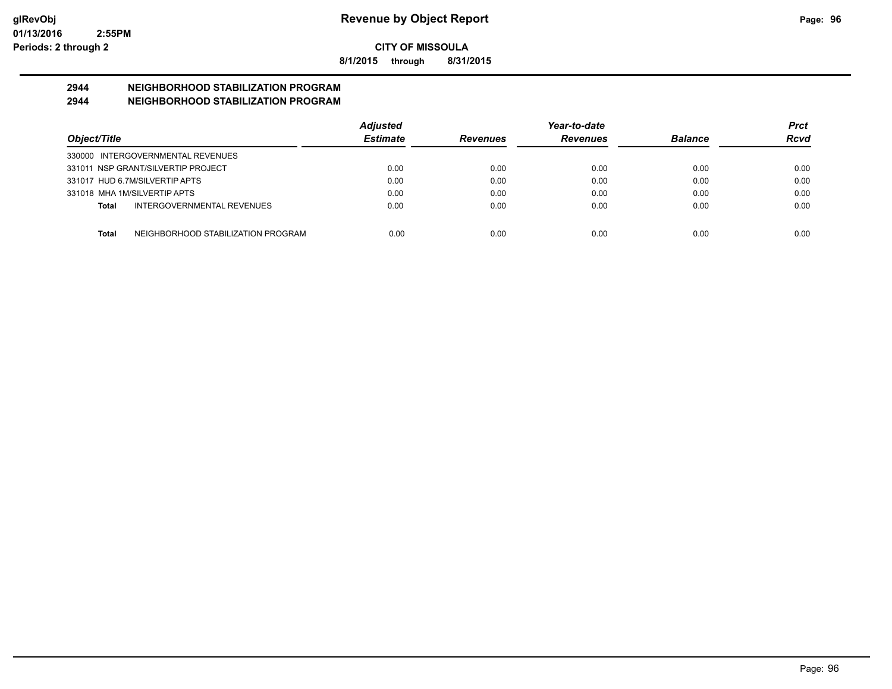# Revenue by Object Report

**CITY OF MISSOULA**

**8/1/2015 through 8/31/2015**

glRevObj
01/13/2016 2:55PM
Periods: 2 through 2

## 2944 NEIGHBORHOOD STABILIZATION PROGRAM
## 2944 NEIGHBORHOOD STABILIZATION PROGRAM

| Object/Title | Adjusted Estimate | Revenues | Year-to-date Revenues | Balance | Prct Rcvd |
|---|---|---|---|---|---|
| 330000 INTERGOVERNMENTAL REVENUES | | | | | |
| 331011 NSP GRANT/SILVERTIP PROJECT | 0.00 | 0.00 | 0.00 | 0.00 | 0.00 |
| 331017 HUD 6.7M/SILVERTIP APTS | 0.00 | 0.00 | 0.00 | 0.00 | 0.00 |
| 331018 MHA 1M/SILVERTIP APTS | 0.00 | 0.00 | 0.00 | 0.00 | 0.00 |
| **Total** INTERGOVERNMENTAL REVENUES | 0.00 | 0.00 | 0.00 | 0.00 | 0.00 |
| **Total** NEIGHBORHOOD STABILIZATION PROGRAM | 0.00 | 0.00 | 0.00 | 0.00 | 0.00 |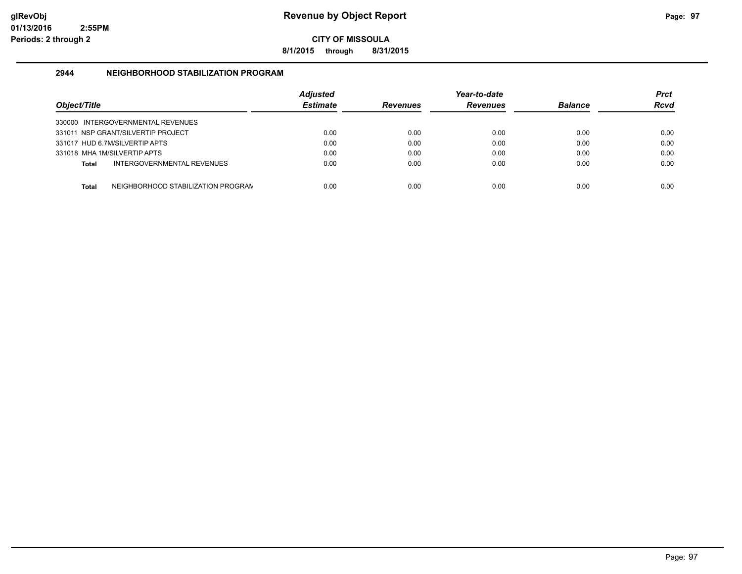# Revenue by Object Report

**CITY OF MISSOULA**

**8/1/2015 through 8/31/2015**

glRevObj
01/13/2016 2:55PM
Periods: 2 through 2

## 2944 NEIGHBORHOOD STABILIZATION PROGRAM

| Object/Title | Adjusted Estimate | Revenues | Year-to-date Revenues | Balance | Prct Rcvd |
|---|---|---|---|---|---|
| 330000 INTERGOVERNMENTAL REVENUES | | | | | |
| 331011 NSP GRANT/SILVERTIP PROJECT | 0.00 | 0.00 | 0.00 | 0.00 | 0.00 |
| 331017 HUD 6.7M/SILVERTIP APTS | 0.00 | 0.00 | 0.00 | 0.00 | 0.00 |
| 331018 MHA 1M/SILVERTIP APTS | 0.00 | 0.00 | 0.00 | 0.00 | 0.00 |
| **Total** INTERGOVERNMENTAL REVENUES | 0.00 | 0.00 | 0.00 | 0.00 | 0.00 |
| **Total** NEIGHBORHOOD STABILIZATION PROGRAM | 0.00 | 0.00 | 0.00 | 0.00 | 0.00 |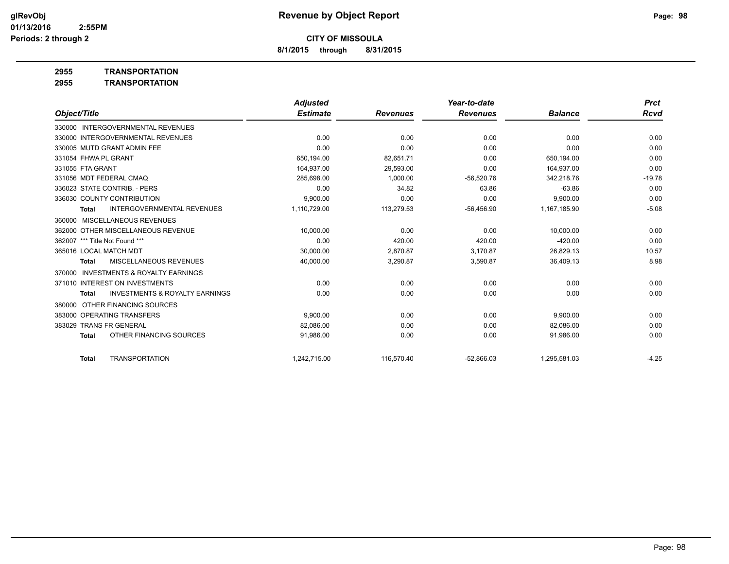# Revenue by Object Report

**CITY OF MISSOULA**

**8/1/2015 through 8/31/2015**

glRevObj
01/13/2016 2:55PM
Periods: 2 through 2

## 2955 TRANSPORTATION
## 2955 TRANSPORTATION

| Object/Title | Adjusted Estimate | Revenues | Year-to-date Revenues | Balance | Prct Rcvd |
|---|---|---|---|---|---|
| 330000 INTERGOVERNMENTAL REVENUES | | | | | |
| 330000 INTERGOVERNMENTAL REVENUES | 0.00 | 0.00 | 0.00 | 0.00 | 0.00 |
| 330005 MUTD GRANT ADMIN FEE | 0.00 | 0.00 | 0.00 | 0.00 | 0.00 |
| 331054 FHWA PL GRANT | 650,194.00 | 82,651.71 | 0.00 | 650,194.00 | 0.00 |
| 331055 FTA GRANT | 164,937.00 | 29,593.00 | 0.00 | 164,937.00 | 0.00 |
| 331056 MDT FEDERAL CMAQ | 285,698.00 | 1,000.00 | -56,520.76 | 342,218.76 | -19.78 |
| 336023 STATE CONTRIB. - PERS | 0.00 | 34.82 | 63.86 | -63.86 | 0.00 |
| 336030 COUNTY CONTRIBUTION | 9,900.00 | 0.00 | 0.00 | 9,900.00 | 0.00 |
| **Total** INTERGOVERNMENTAL REVENUES | 1,110,729.00 | 113,279.53 | -56,456.90 | 1,167,185.90 | -5.08 |
| 360000 MISCELLANEOUS REVENUES | | | | | |
| 362000 OTHER MISCELLANEOUS REVENUE | 10,000.00 | 0.00 | 0.00 | 10,000.00 | 0.00 |
| 362007 *** Title Not Found *** | 0.00 | 420.00 | 420.00 | -420.00 | 0.00 |
| 365016 LOCAL MATCH MDT | 30,000.00 | 2,870.87 | 3,170.87 | 26,829.13 | 10.57 |
| **Total** MISCELLANEOUS REVENUES | 40,000.00 | 3,290.87 | 3,590.87 | 36,409.13 | 8.98 |
| 370000 INVESTMENTS & ROYALTY EARNINGS | | | | | |
| 371010 INTEREST ON INVESTMENTS | 0.00 | 0.00 | 0.00 | 0.00 | 0.00 |
| **Total** INVESTMENTS & ROYALTY EARNINGS | 0.00 | 0.00 | 0.00 | 0.00 | 0.00 |
| 380000 OTHER FINANCING SOURCES | | | | | |
| 383000 OPERATING TRANSFERS | 9,900.00 | 0.00 | 0.00 | 9,900.00 | 0.00 |
| 383029 TRANS FR GENERAL | 82,086.00 | 0.00 | 0.00 | 82,086.00 | 0.00 |
| **Total** OTHER FINANCING SOURCES | 91,986.00 | 0.00 | 0.00 | 91,986.00 | 0.00 |
| **Total** TRANSPORTATION | 1,242,715.00 | 116,570.40 | -52,866.03 | 1,295,581.03 | -4.25 |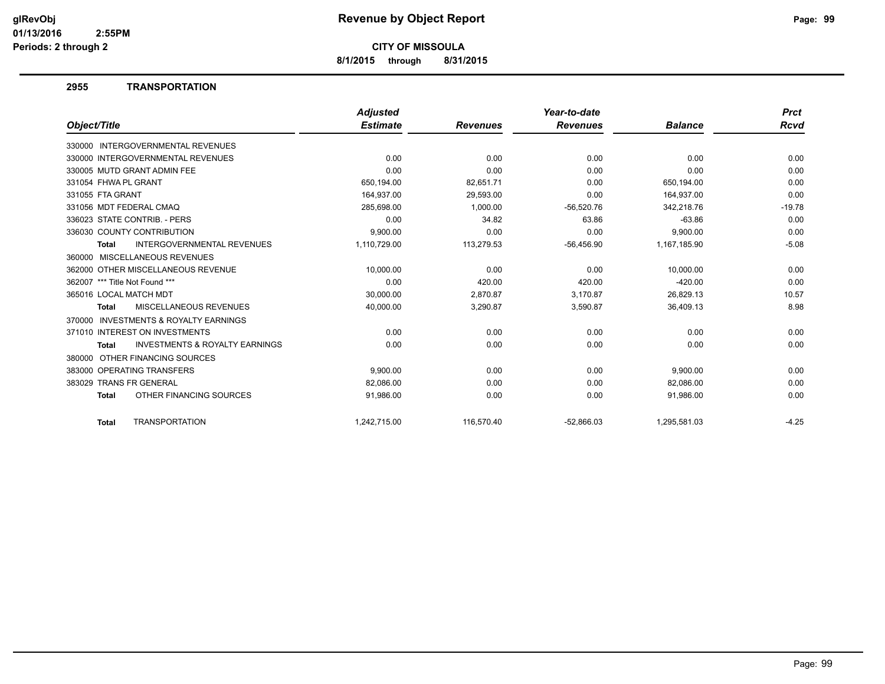# Revenue by Object Report

**CITY OF MISSOULA**

**8/1/2015 through 8/31/2015**

glRevObj
01/13/2016 2:55PM
Periods: 2 through 2

## 2955 TRANSPORTATION

| Object/Title | Adjusted Estimate | Revenues | Year-to-date Revenues | Balance | Prct Rcvd |
|---|---|---|---|---|---|
| 330000 INTERGOVERNMENTAL REVENUES | | | | | |
| 330000 INTERGOVERNMENTAL REVENUES | 0.00 | 0.00 | 0.00 | 0.00 | 0.00 |
| 330005 MUTD GRANT ADMIN FEE | 0.00 | 0.00 | 0.00 | 0.00 | 0.00 |
| 331054 FHWA PL GRANT | 650,194.00 | 82,651.71 | 0.00 | 650,194.00 | 0.00 |
| 331055 FTA GRANT | 164,937.00 | 29,593.00 | 0.00 | 164,937.00 | 0.00 |
| 331056 MDT FEDERAL CMAQ | 285,698.00 | 1,000.00 | -56,520.76 | 342,218.76 | -19.78 |
| 336023 STATE CONTRIB. - PERS | 0.00 | 34.82 | 63.86 | -63.86 | 0.00 |
| 336030 COUNTY CONTRIBUTION | 9,900.00 | 0.00 | 0.00 | 9,900.00 | 0.00 |
| **Total** INTERGOVERNMENTAL REVENUES | 1,110,729.00 | 113,279.53 | -56,456.90 | 1,167,185.90 | -5.08 |
| 360000 MISCELLANEOUS REVENUES | | | | | |
| 362000 OTHER MISCELLANEOUS REVENUE | 10,000.00 | 0.00 | 0.00 | 10,000.00 | 0.00 |
| 362007 *** Title Not Found *** | 0.00 | 420.00 | 420.00 | -420.00 | 0.00 |
| 365016 LOCAL MATCH MDT | 30,000.00 | 2,870.87 | 3,170.87 | 26,829.13 | 10.57 |
| **Total** MISCELLANEOUS REVENUES | 40,000.00 | 3,290.87 | 3,590.87 | 36,409.13 | 8.98 |
| 370000 INVESTMENTS & ROYALTY EARNINGS | | | | | |
| 371010 INTEREST ON INVESTMENTS | 0.00 | 0.00 | 0.00 | 0.00 | 0.00 |
| **Total** INVESTMENTS & ROYALTY EARNINGS | 0.00 | 0.00 | 0.00 | 0.00 | 0.00 |
| 380000 OTHER FINANCING SOURCES | | | | | |
| 383000 OPERATING TRANSFERS | 9,900.00 | 0.00 | 0.00 | 9,900.00 | 0.00 |
| 383029 TRANS FR GENERAL | 82,086.00 | 0.00 | 0.00 | 82,086.00 | 0.00 |
| **Total** OTHER FINANCING SOURCES | 91,986.00 | 0.00 | 0.00 | 91,986.00 | 0.00 |
| **Total** TRANSPORTATION | 1,242,715.00 | 116,570.40 | -52,866.03 | 1,295,581.03 | -4.25 |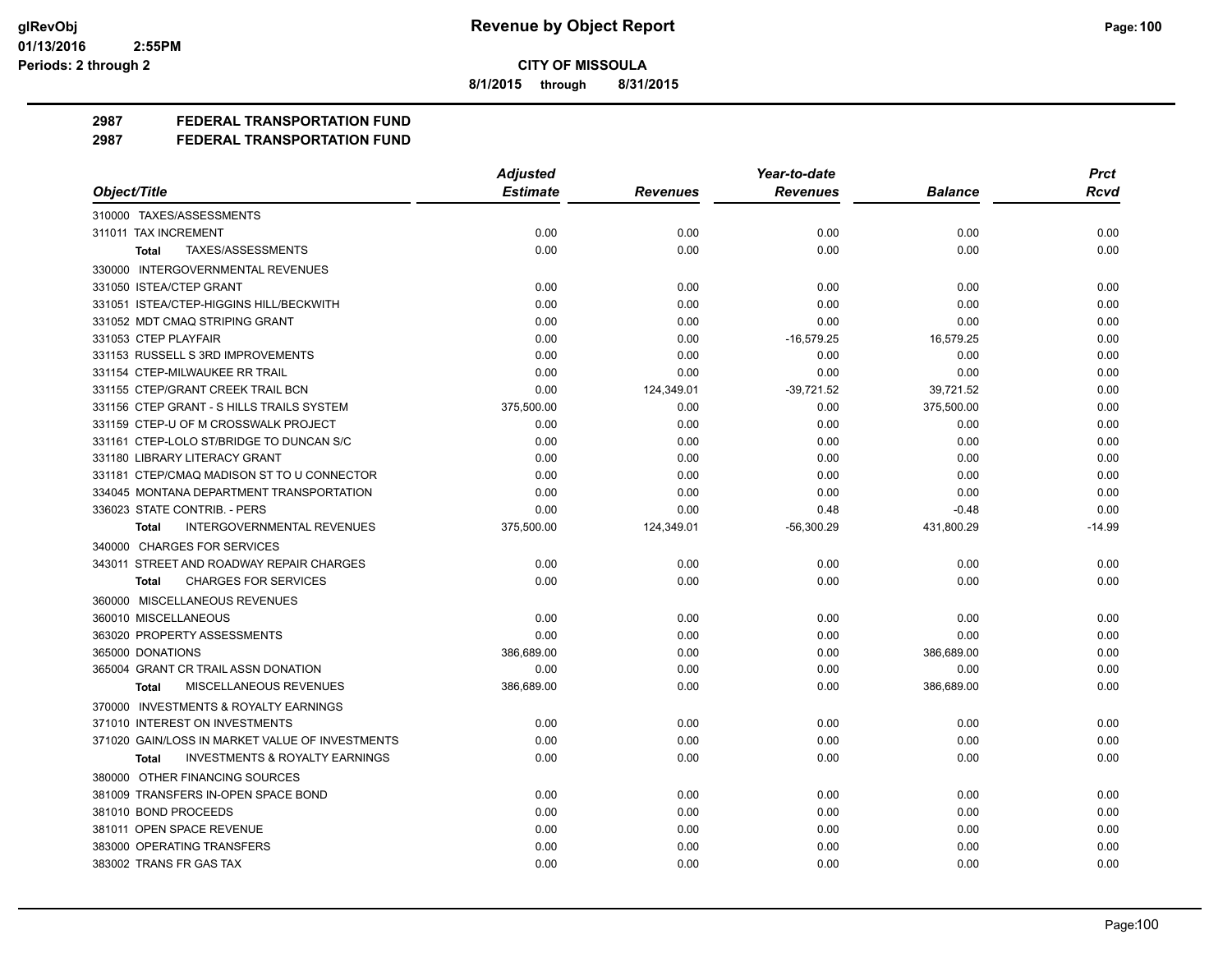# Revenue by Object Report

**CITY OF MISSOULA**

8/1/2015 through 8/31/2015

glRevObj
01/13/2016 2:55PM
Periods: 2 through 2

## 2987 FEDERAL TRANSPORTATION FUND
## 2987 FEDERAL TRANSPORTATION FUND

| Object/Title | Adjusted Estimate | Revenues | Year-to-date Revenues | Balance | Prct Rcvd |
|---|---|---|---|---|---|
| 310000 TAXES/ASSESSMENTS | | | | | |
| 311011 TAX INCREMENT | 0.00 | 0.00 | 0.00 | 0.00 | 0.00 |
| **Total** TAXES/ASSESSMENTS | 0.00 | 0.00 | 0.00 | 0.00 | 0.00 |
| 330000 INTERGOVERNMENTAL REVENUES | | | | | |
| 331050 ISTEA/CTEP GRANT | 0.00 | 0.00 | 0.00 | 0.00 | 0.00 |
| 331051 ISTEA/CTEP-HIGGINS HILL/BECKWITH | 0.00 | 0.00 | 0.00 | 0.00 | 0.00 |
| 331052 MDT CMAQ STRIPING GRANT | 0.00 | 0.00 | 0.00 | 0.00 | 0.00 |
| 331053 CTEP PLAYFAIR | 0.00 | 0.00 | -16,579.25 | 16,579.25 | 0.00 |
| 331153 RUSSELL S 3RD IMPROVEMENTS | 0.00 | 0.00 | 0.00 | 0.00 | 0.00 |
| 331154 CTEP-MILWAUKEE RR TRAIL | 0.00 | 0.00 | 0.00 | 0.00 | 0.00 |
| 331155 CTEP/GRANT CREEK TRAIL BCN | 0.00 | 124,349.01 | -39,721.52 | 39,721.52 | 0.00 |
| 331156 CTEP GRANT - S HILLS TRAILS SYSTEM | 375,500.00 | 0.00 | 0.00 | 375,500.00 | 0.00 |
| 331159 CTEP-U OF M CROSSWALK PROJECT | 0.00 | 0.00 | 0.00 | 0.00 | 0.00 |
| 331161 CTEP-LOLO ST/BRIDGE TO DUNCAN S/C | 0.00 | 0.00 | 0.00 | 0.00 | 0.00 |
| 331180 LIBRARY LITERACY GRANT | 0.00 | 0.00 | 0.00 | 0.00 | 0.00 |
| 331181 CTEP/CMAQ MADISON ST TO U CONNECTOR | 0.00 | 0.00 | 0.00 | 0.00 | 0.00 |
| 334045 MONTANA DEPARTMENT TRANSPORTATION | 0.00 | 0.00 | 0.00 | 0.00 | 0.00 |
| 336023 STATE CONTRIB. - PERS | 0.00 | 0.00 | 0.48 | -0.48 | 0.00 |
| **Total** INTERGOVERNMENTAL REVENUES | 375,500.00 | 124,349.01 | -56,300.29 | 431,800.29 | -14.99 |
| 340000 CHARGES FOR SERVICES | | | | | |
| 343011 STREET AND ROADWAY REPAIR CHARGES | 0.00 | 0.00 | 0.00 | 0.00 | 0.00 |
| **Total** CHARGES FOR SERVICES | 0.00 | 0.00 | 0.00 | 0.00 | 0.00 |
| 360000 MISCELLANEOUS REVENUES | | | | | |
| 360010 MISCELLANEOUS | 0.00 | 0.00 | 0.00 | 0.00 | 0.00 |
| 363020 PROPERTY ASSESSMENTS | 0.00 | 0.00 | 0.00 | 0.00 | 0.00 |
| 365000 DONATIONS | 386,689.00 | 0.00 | 0.00 | 386,689.00 | 0.00 |
| 365004 GRANT CR TRAIL ASSN DONATION | 0.00 | 0.00 | 0.00 | 0.00 | 0.00 |
| **Total** MISCELLANEOUS REVENUES | 386,689.00 | 0.00 | 0.00 | 386,689.00 | 0.00 |
| 370000 INVESTMENTS & ROYALTY EARNINGS | | | | | |
| 371010 INTEREST ON INVESTMENTS | 0.00 | 0.00 | 0.00 | 0.00 | 0.00 |
| 371020 GAIN/LOSS IN MARKET VALUE OF INVESTMENTS | 0.00 | 0.00 | 0.00 | 0.00 | 0.00 |
| **Total** INVESTMENTS & ROYALTY EARNINGS | 0.00 | 0.00 | 0.00 | 0.00 | 0.00 |
| 380000 OTHER FINANCING SOURCES | | | | | |
| 381009 TRANSFERS IN-OPEN SPACE BOND | 0.00 | 0.00 | 0.00 | 0.00 | 0.00 |
| 381010 BOND PROCEEDS | 0.00 | 0.00 | 0.00 | 0.00 | 0.00 |
| 381011 OPEN SPACE REVENUE | 0.00 | 0.00 | 0.00 | 0.00 | 0.00 |
| 383000 OPERATING TRANSFERS | 0.00 | 0.00 | 0.00 | 0.00 | 0.00 |
| 383002 TRANS FR GAS TAX | 0.00 | 0.00 | 0.00 | 0.00 | 0.00 |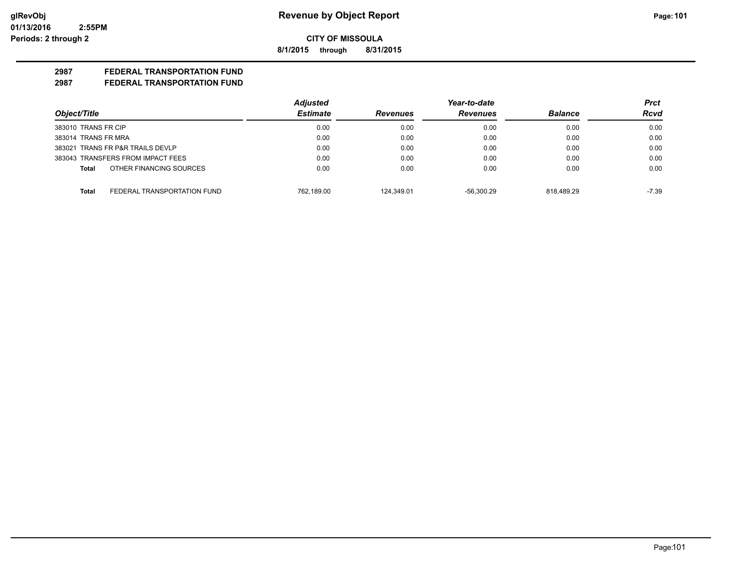**CITY OF MISSOULA**

**8/1/2015 through 8/31/2015**

**2987 FEDERAL TRANSPORTATION FUND**

**2987 FEDERAL TRANSPORTATION FUND**

| Object/Title | Adjusted Estimate | Revenues | Year-to-date Revenues | Balance | Prct Rcvd |
|---|---|---|---|---|---|
| 383010 TRANS FR CIP | 0.00 | 0.00 | 0.00 | 0.00 | 0.00 |
| 383014 TRANS FR MRA | 0.00 | 0.00 | 0.00 | 0.00 | 0.00 |
| 383021 TRANS FR P&R TRAILS DEVLP | 0.00 | 0.00 | 0.00 | 0.00 | 0.00 |
| 383043 TRANSFERS FROM IMPACT FEES | 0.00 | 0.00 | 0.00 | 0.00 | 0.00 |
| **Total** OTHER FINANCING SOURCES | 0.00 | 0.00 | 0.00 | 0.00 | 0.00 |
| **Total** FEDERAL TRANSPORTATION FUND | 762,189.00 | 124,349.01 | -56,300.29 | 818,489.29 | -7.39 |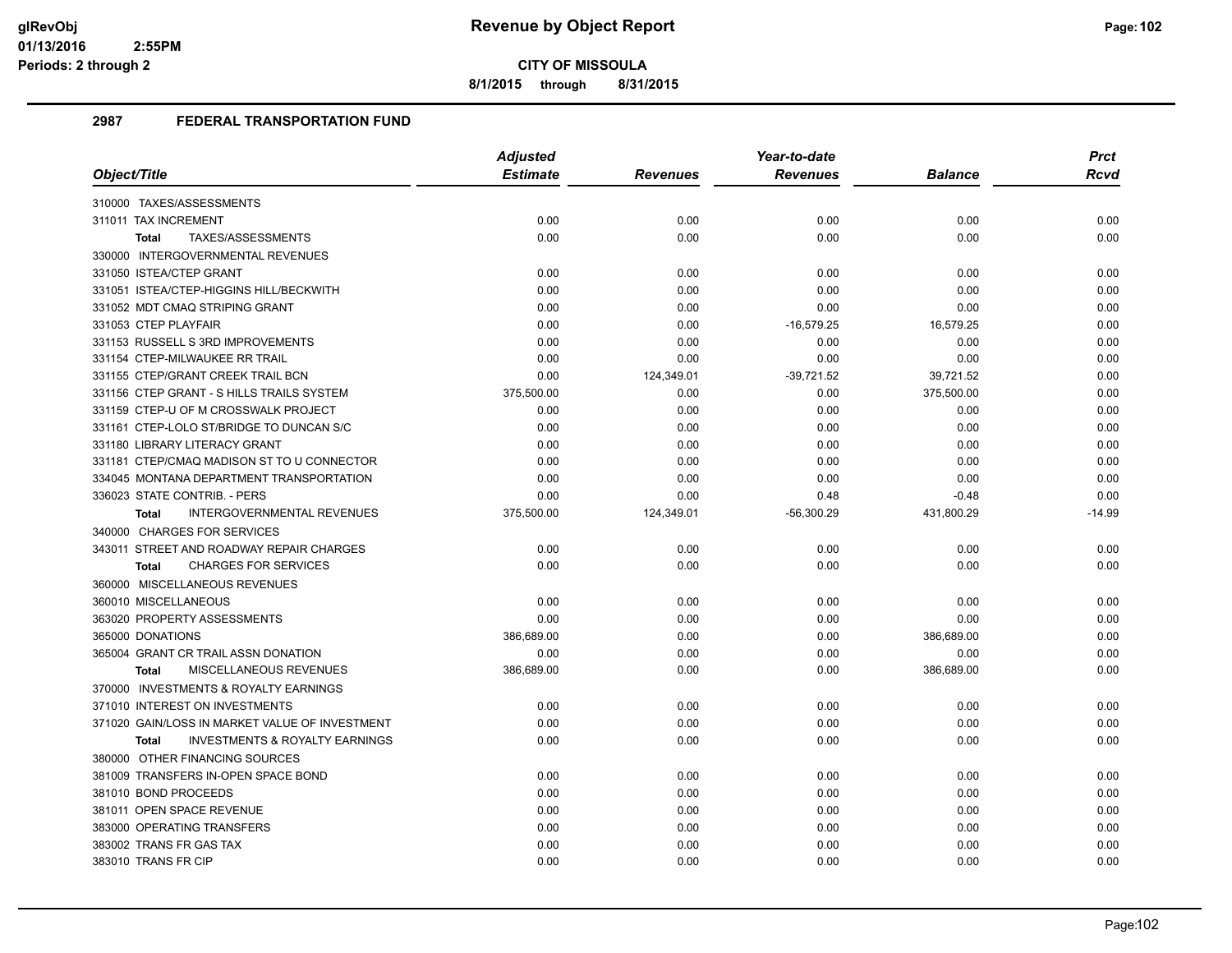# Revenue by Object Report

**CITY OF MISSOULA**

**8/1/2015 through 8/31/2015**

glRevObj
01/13/2016 2:55PM
Periods: 2 through 2

## 2987 FEDERAL TRANSPORTATION FUND

| Object/Title | Adjusted Estimate | Revenues | Year-to-date Revenues | Balance | Prct Rcvd |
|---|---|---|---|---|---|
| 310000 TAXES/ASSESSMENTS | | | | | |
| 311011 TAX INCREMENT | 0.00 | 0.00 | 0.00 | 0.00 | 0.00 |
| **Total** TAXES/ASSESSMENTS | 0.00 | 0.00 | 0.00 | 0.00 | 0.00 |
| 330000 INTERGOVERNMENTAL REVENUES | | | | | |
| 331050 ISTEA/CTEP GRANT | 0.00 | 0.00 | 0.00 | 0.00 | 0.00 |
| 331051 ISTEA/CTEP-HIGGINS HILL/BECKWITH | 0.00 | 0.00 | 0.00 | 0.00 | 0.00 |
| 331052 MDT CMAQ STRIPING GRANT | 0.00 | 0.00 | 0.00 | 0.00 | 0.00 |
| 331053 CTEP PLAYFAIR | 0.00 | 0.00 | -16,579.25 | 16,579.25 | 0.00 |
| 331153 RUSSELL S 3RD IMPROVEMENTS | 0.00 | 0.00 | 0.00 | 0.00 | 0.00 |
| 331154 CTEP-MILWAUKEE RR TRAIL | 0.00 | 0.00 | 0.00 | 0.00 | 0.00 |
| 331155 CTEP/GRANT CREEK TRAIL BCN | 0.00 | 124,349.01 | -39,721.52 | 39,721.52 | 0.00 |
| 331156 CTEP GRANT - S HILLS TRAILS SYSTEM | 375,500.00 | 0.00 | 0.00 | 375,500.00 | 0.00 |
| 331159 CTEP-U OF M CROSSWALK PROJECT | 0.00 | 0.00 | 0.00 | 0.00 | 0.00 |
| 331161 CTEP-LOLO ST/BRIDGE TO DUNCAN S/C | 0.00 | 0.00 | 0.00 | 0.00 | 0.00 |
| 331180 LIBRARY LITERACY GRANT | 0.00 | 0.00 | 0.00 | 0.00 | 0.00 |
| 331181 CTEP/CMAQ MADISON ST TO U CONNECTOR | 0.00 | 0.00 | 0.00 | 0.00 | 0.00 |
| 334045 MONTANA DEPARTMENT TRANSPORTATION | 0.00 | 0.00 | 0.00 | 0.00 | 0.00 |
| 336023 STATE CONTRIB. - PERS | 0.00 | 0.00 | 0.48 | -0.48 | 0.00 |
| **Total** INTERGOVERNMENTAL REVENUES | 375,500.00 | 124,349.01 | -56,300.29 | 431,800.29 | -14.99 |
| 340000 CHARGES FOR SERVICES | | | | | |
| 343011 STREET AND ROADWAY REPAIR CHARGES | 0.00 | 0.00 | 0.00 | 0.00 | 0.00 |
| **Total** CHARGES FOR SERVICES | 0.00 | 0.00 | 0.00 | 0.00 | 0.00 |
| 360000 MISCELLANEOUS REVENUES | | | | | |
| 360010 MISCELLANEOUS | 0.00 | 0.00 | 0.00 | 0.00 | 0.00 |
| 363020 PROPERTY ASSESSMENTS | 0.00 | 0.00 | 0.00 | 0.00 | 0.00 |
| 365000 DONATIONS | 386,689.00 | 0.00 | 0.00 | 386,689.00 | 0.00 |
| 365004 GRANT CR TRAIL ASSN DONATION | 0.00 | 0.00 | 0.00 | 0.00 | 0.00 |
| **Total** MISCELLANEOUS REVENUES | 386,689.00 | 0.00 | 0.00 | 386,689.00 | 0.00 |
| 370000 INVESTMENTS & ROYALTY EARNINGS | | | | | |
| 371010 INTEREST ON INVESTMENTS | 0.00 | 0.00 | 0.00 | 0.00 | 0.00 |
| 371020 GAIN/LOSS IN MARKET VALUE OF INVESTMENT | 0.00 | 0.00 | 0.00 | 0.00 | 0.00 |
| **Total** INVESTMENTS & ROYALTY EARNINGS | 0.00 | 0.00 | 0.00 | 0.00 | 0.00 |
| 380000 OTHER FINANCING SOURCES | | | | | |
| 381009 TRANSFERS IN-OPEN SPACE BOND | 0.00 | 0.00 | 0.00 | 0.00 | 0.00 |
| 381010 BOND PROCEEDS | 0.00 | 0.00 | 0.00 | 0.00 | 0.00 |
| 381011 OPEN SPACE REVENUE | 0.00 | 0.00 | 0.00 | 0.00 | 0.00 |
| 383000 OPERATING TRANSFERS | 0.00 | 0.00 | 0.00 | 0.00 | 0.00 |
| 383002 TRANS FR GAS TAX | 0.00 | 0.00 | 0.00 | 0.00 | 0.00 |
| 383010 TRANS FR CIP | 0.00 | 0.00 | 0.00 | 0.00 | 0.00 |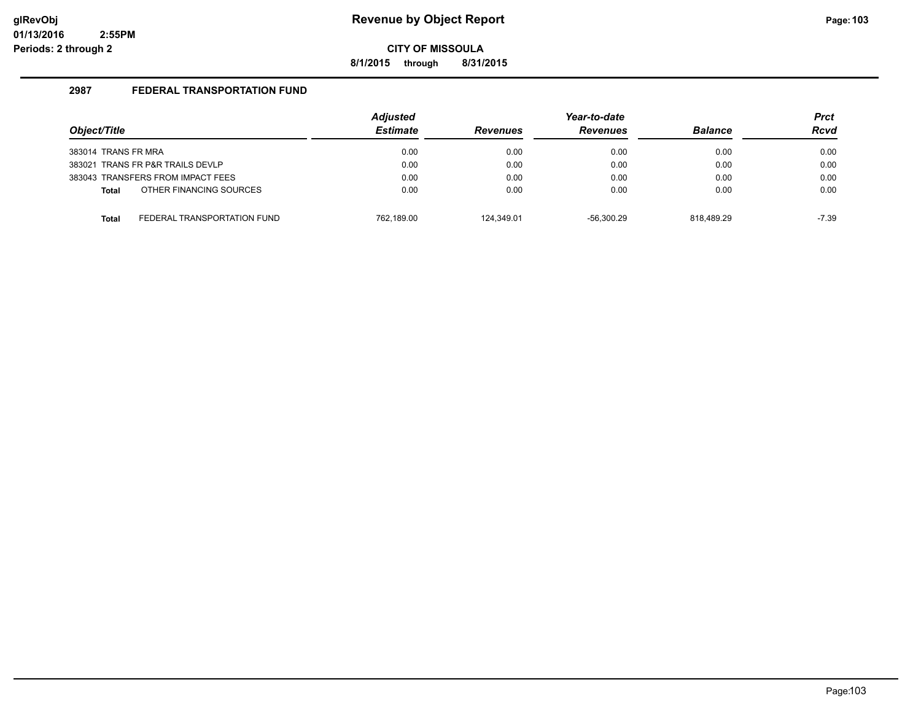# Revenue by Object Report

**CITY OF MISSOULA**

**8/1/2015 through 8/31/2015**

## 2987 FEDERAL TRANSPORTATION FUND

| Object/Title | Adjusted Estimate | Revenues | Year-to-date Revenues | Balance | Prct Rcvd |
|---|---|---|---|---|---|
| 383014 TRANS FR MRA | 0.00 | 0.00 | 0.00 | 0.00 | 0.00 |
| 383021 TRANS FR P&R TRAILS DEVLP | 0.00 | 0.00 | 0.00 | 0.00 | 0.00 |
| 383043 TRANSFERS FROM IMPACT FEES | 0.00 | 0.00 | 0.00 | 0.00 | 0.00 |
| **Total** OTHER FINANCING SOURCES | 0.00 | 0.00 | 0.00 | 0.00 | 0.00 |
| **Total** FEDERAL TRANSPORTATION FUND | 762,189.00 | 124,349.01 | -56,300.29 | 818,489.29 | -7.39 |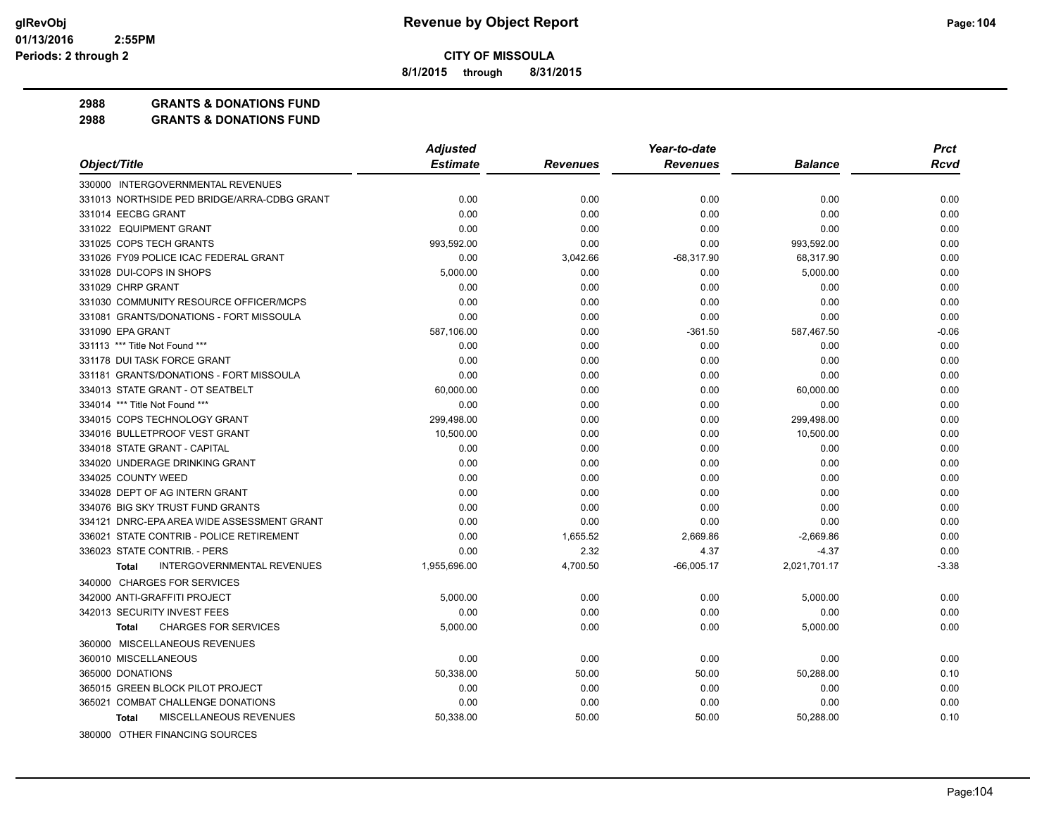# Revenue by Object Report

**CITY OF MISSOULA**

8/1/2015 through 8/31/2015

glRevObj
01/13/2016 2:55PM
Periods: 2 through 2

**2988 GRANTS & DONATIONS FUND**
**2988 GRANTS & DONATIONS FUND**

| Object/Title | Adjusted Estimate | Revenues | Year-to-date Revenues | Balance | Prct Rcvd |
|---|---|---|---|---|---|
| 330000 INTERGOVERNMENTAL REVENUES | | | | | |
| 331013 NORTHSIDE PED BRIDGE/ARRA-CDBG GRANT | 0.00 | 0.00 | 0.00 | 0.00 | 0.00 |
| 331014 EECBG GRANT | 0.00 | 0.00 | 0.00 | 0.00 | 0.00 |
| 331022 EQUIPMENT GRANT | 0.00 | 0.00 | 0.00 | 0.00 | 0.00 |
| 331025 COPS TECH GRANTS | 993,592.00 | 0.00 | 0.00 | 993,592.00 | 0.00 |
| 331026 FY09 POLICE ICAC FEDERAL GRANT | 0.00 | 3,042.66 | -68,317.90 | 68,317.90 | 0.00 |
| 331028 DUI-COPS IN SHOPS | 5,000.00 | 0.00 | 0.00 | 5,000.00 | 0.00 |
| 331029 CHRP GRANT | 0.00 | 0.00 | 0.00 | 0.00 | 0.00 |
| 331030 COMMUNITY RESOURCE OFFICER/MCPS | 0.00 | 0.00 | 0.00 | 0.00 | 0.00 |
| 331081 GRANTS/DONATIONS - FORT MISSOULA | 0.00 | 0.00 | 0.00 | 0.00 | 0.00 |
| 331090 EPA GRANT | 587,106.00 | 0.00 | -361.50 | 587,467.50 | -0.06 |
| 331113 *** Title Not Found *** | 0.00 | 0.00 | 0.00 | 0.00 | 0.00 |
| 331178 DUI TASK FORCE GRANT | 0.00 | 0.00 | 0.00 | 0.00 | 0.00 |
| 331181 GRANTS/DONATIONS - FORT MISSOULA | 0.00 | 0.00 | 0.00 | 0.00 | 0.00 |
| 334013 STATE GRANT - OT SEATBELT | 60,000.00 | 0.00 | 0.00 | 60,000.00 | 0.00 |
| 334014 *** Title Not Found *** | 0.00 | 0.00 | 0.00 | 0.00 | 0.00 |
| 334015 COPS TECHNOLOGY GRANT | 299,498.00 | 0.00 | 0.00 | 299,498.00 | 0.00 |
| 334016 BULLETPROOF VEST GRANT | 10,500.00 | 0.00 | 0.00 | 10,500.00 | 0.00 |
| 334018 STATE GRANT - CAPITAL | 0.00 | 0.00 | 0.00 | 0.00 | 0.00 |
| 334020 UNDERAGE DRINKING GRANT | 0.00 | 0.00 | 0.00 | 0.00 | 0.00 |
| 334025 COUNTY WEED | 0.00 | 0.00 | 0.00 | 0.00 | 0.00 |
| 334028 DEPT OF AG INTERN GRANT | 0.00 | 0.00 | 0.00 | 0.00 | 0.00 |
| 334076 BIG SKY TRUST FUND GRANTS | 0.00 | 0.00 | 0.00 | 0.00 | 0.00 |
| 334121 DNRC-EPA AREA WIDE ASSESSMENT GRANT | 0.00 | 0.00 | 0.00 | 0.00 | 0.00 |
| 336021 STATE CONTRIB - POLICE RETIREMENT | 0.00 | 1,655.52 | 2,669.86 | -2,669.86 | 0.00 |
| 336023 STATE CONTRIB. - PERS | 0.00 | 2.32 | 4.37 | -4.37 | 0.00 |
| **Total** INTERGOVERNMENTAL REVENUES | 1,955,696.00 | 4,700.50 | -66,005.17 | 2,021,701.17 | -3.38 |
| 340000 CHARGES FOR SERVICES | | | | | |
| 342000 ANTI-GRAFFITI PROJECT | 5,000.00 | 0.00 | 0.00 | 5,000.00 | 0.00 |
| 342013 SECURITY INVEST FEES | 0.00 | 0.00 | 0.00 | 0.00 | 0.00 |
| **Total** CHARGES FOR SERVICES | 5,000.00 | 0.00 | 0.00 | 5,000.00 | 0.00 |
| 360000 MISCELLANEOUS REVENUES | | | | | |
| 360010 MISCELLANEOUS | 0.00 | 0.00 | 0.00 | 0.00 | 0.00 |
| 365000 DONATIONS | 50,338.00 | 50.00 | 50.00 | 50,288.00 | 0.10 |
| 365015 GREEN BLOCK PILOT PROJECT | 0.00 | 0.00 | 0.00 | 0.00 | 0.00 |
| 365021 COMBAT CHALLENGE DONATIONS | 0.00 | 0.00 | 0.00 | 0.00 | 0.00 |
| **Total** MISCELLANEOUS REVENUES | 50,338.00 | 50.00 | 50.00 | 50,288.00 | 0.10 |
| 380000 OTHER FINANCING SOURCES | | | | | |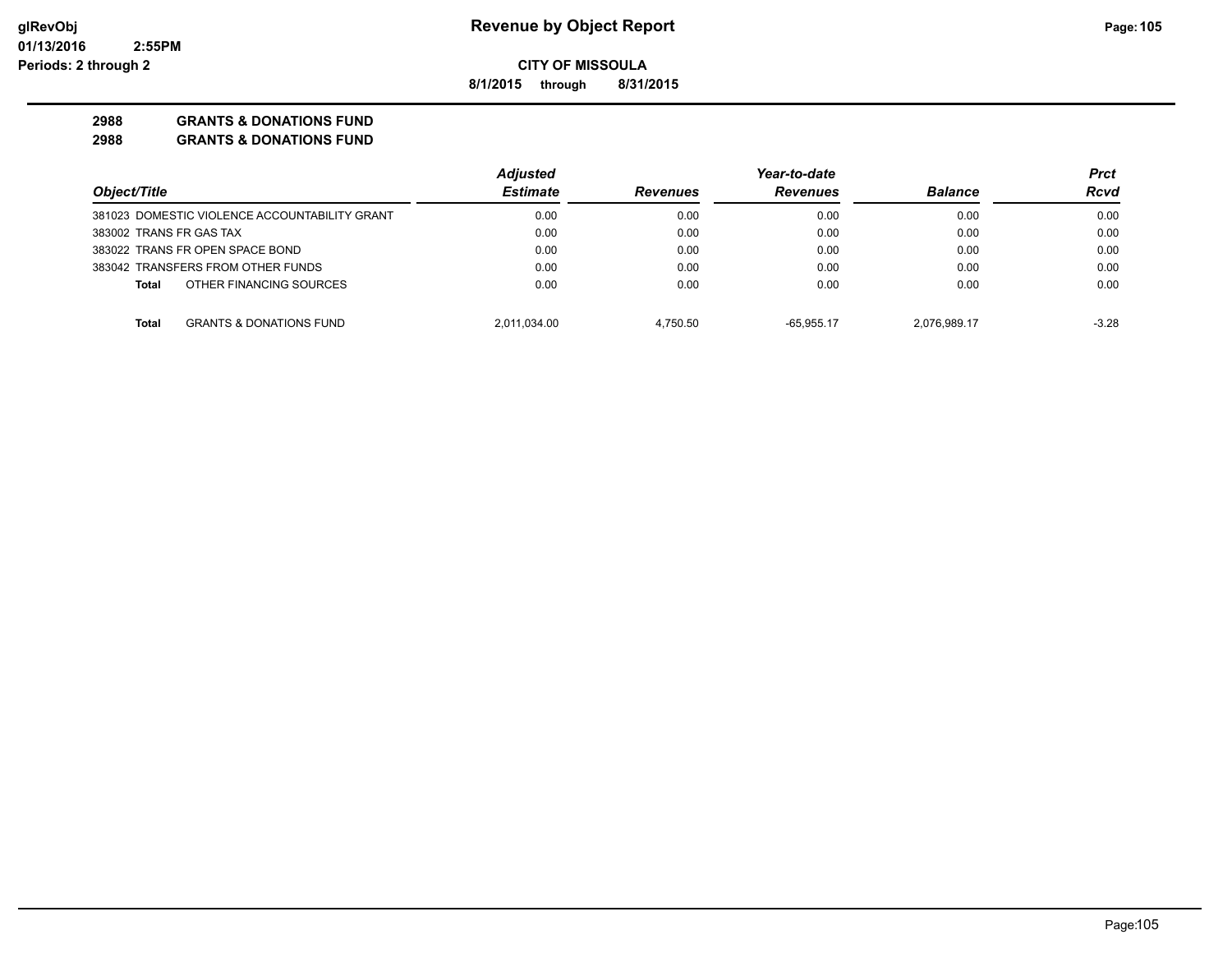**CITY OF MISSOULA**

**8/1/2015 through 8/31/2015**

**2988 GRANTS & DONATIONS FUND**

**2988 GRANTS & DONATIONS FUND**

| Object/Title | Adjusted Estimate | Revenues | Year-to-date Revenues | Balance | Prct Rcvd |
|---|---|---|---|---|---|
| 381023 DOMESTIC VIOLENCE ACCOUNTABILITY GRANT | 0.00 | 0.00 | 0.00 | 0.00 | 0.00 |
| 383002 TRANS FR GAS TAX | 0.00 | 0.00 | 0.00 | 0.00 | 0.00 |
| 383022 TRANS FR OPEN SPACE BOND | 0.00 | 0.00 | 0.00 | 0.00 | 0.00 |
| 383042 TRANSFERS FROM OTHER FUNDS | 0.00 | 0.00 | 0.00 | 0.00 | 0.00 |
| **Total** OTHER FINANCING SOURCES | 0.00 | 0.00 | 0.00 | 0.00 | 0.00 |
| **Total** GRANTS & DONATIONS FUND | 2,011,034.00 | 4,750.50 | -65,955.17 | 2,076,989.17 | -3.28 |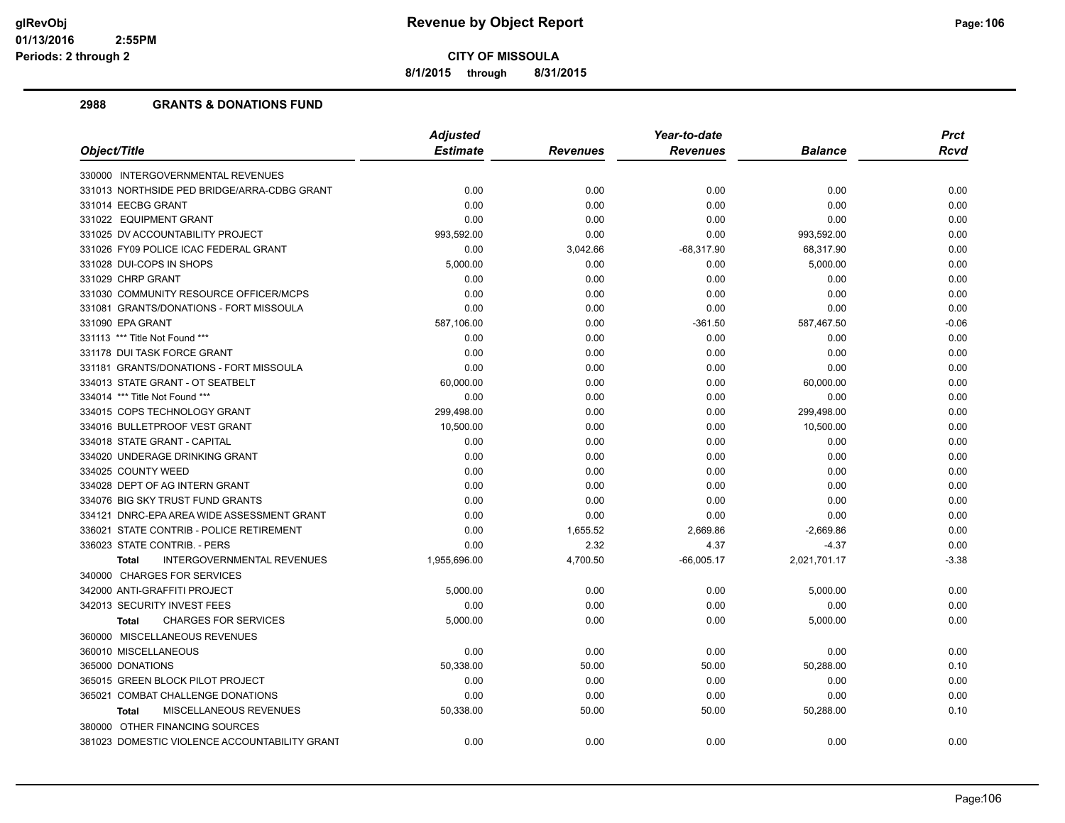# Revenue by Object Report

glRevObj
01/13/2016 2:55PM
Periods: 2 through 2

**CITY OF MISSOULA**

8/1/2015 through 8/31/2015

## 2988 GRANTS & DONATIONS FUND

| Object/Title | Adjusted Estimate | Revenues | Year-to-date Revenues | Balance | Prct Rcvd |
|---|---|---|---|---|---|
| 330000 INTERGOVERNMENTAL REVENUES | | | | | |
| 331013 NORTHSIDE PED BRIDGE/ARRA-CDBG GRANT | 0.00 | 0.00 | 0.00 | 0.00 | 0.00 |
| 331014 EECBG GRANT | 0.00 | 0.00 | 0.00 | 0.00 | 0.00 |
| 331022 EQUIPMENT GRANT | 0.00 | 0.00 | 0.00 | 0.00 | 0.00 |
| 331025 DV ACCOUNTABILITY PROJECT | 993,592.00 | 0.00 | 0.00 | 993,592.00 | 0.00 |
| 331026 FY09 POLICE ICAC FEDERAL GRANT | 0.00 | 3,042.66 | -68,317.90 | 68,317.90 | 0.00 |
| 331028 DUI-COPS IN SHOPS | 5,000.00 | 0.00 | 0.00 | 5,000.00 | 0.00 |
| 331029 CHRP GRANT | 0.00 | 0.00 | 0.00 | 0.00 | 0.00 |
| 331030 COMMUNITY RESOURCE OFFICER/MCPS | 0.00 | 0.00 | 0.00 | 0.00 | 0.00 |
| 331081 GRANTS/DONATIONS - FORT MISSOULA | 0.00 | 0.00 | 0.00 | 0.00 | 0.00 |
| 331090 EPA GRANT | 587,106.00 | 0.00 | -361.50 | 587,467.50 | -0.06 |
| 331113 *** Title Not Found *** | 0.00 | 0.00 | 0.00 | 0.00 | 0.00 |
| 331178 DUI TASK FORCE GRANT | 0.00 | 0.00 | 0.00 | 0.00 | 0.00 |
| 331181 GRANTS/DONATIONS - FORT MISSOULA | 0.00 | 0.00 | 0.00 | 0.00 | 0.00 |
| 334013 STATE GRANT - OT SEATBELT | 60,000.00 | 0.00 | 0.00 | 60,000.00 | 0.00 |
| 334014 *** Title Not Found *** | 0.00 | 0.00 | 0.00 | 0.00 | 0.00 |
| 334015 COPS TECHNOLOGY GRANT | 299,498.00 | 0.00 | 0.00 | 299,498.00 | 0.00 |
| 334016 BULLETPROOF VEST GRANT | 10,500.00 | 0.00 | 0.00 | 10,500.00 | 0.00 |
| 334018 STATE GRANT - CAPITAL | 0.00 | 0.00 | 0.00 | 0.00 | 0.00 |
| 334020 UNDERAGE DRINKING GRANT | 0.00 | 0.00 | 0.00 | 0.00 | 0.00 |
| 334025 COUNTY WEED | 0.00 | 0.00 | 0.00 | 0.00 | 0.00 |
| 334028 DEPT OF AG INTERN GRANT | 0.00 | 0.00 | 0.00 | 0.00 | 0.00 |
| 334076 BIG SKY TRUST FUND GRANTS | 0.00 | 0.00 | 0.00 | 0.00 | 0.00 |
| 334121 DNRC-EPA AREA WIDE ASSESSMENT GRANT | 0.00 | 0.00 | 0.00 | 0.00 | 0.00 |
| 336021 STATE CONTRIB - POLICE RETIREMENT | 0.00 | 1,655.52 | 2,669.86 | -2,669.86 | 0.00 |
| 336023 STATE CONTRIB. - PERS | 0.00 | 2.32 | 4.37 | -4.37 | 0.00 |
| **Total** INTERGOVERNMENTAL REVENUES | 1,955,696.00 | 4,700.50 | -66,005.17 | 2,021,701.17 | -3.38 |
| 340000 CHARGES FOR SERVICES | | | | | |
| 342000 ANTI-GRAFFITI PROJECT | 5,000.00 | 0.00 | 0.00 | 5,000.00 | 0.00 |
| 342013 SECURITY INVEST FEES | 0.00 | 0.00 | 0.00 | 0.00 | 0.00 |
| **Total** CHARGES FOR SERVICES | 5,000.00 | 0.00 | 0.00 | 5,000.00 | 0.00 |
| 360000 MISCELLANEOUS REVENUES | | | | | |
| 360010 MISCELLANEOUS | 0.00 | 0.00 | 0.00 | 0.00 | 0.00 |
| 365000 DONATIONS | 50,338.00 | 50.00 | 50.00 | 50,288.00 | 0.10 |
| 365015 GREEN BLOCK PILOT PROJECT | 0.00 | 0.00 | 0.00 | 0.00 | 0.00 |
| 365021 COMBAT CHALLENGE DONATIONS | 0.00 | 0.00 | 0.00 | 0.00 | 0.00 |
| **Total** MISCELLANEOUS REVENUES | 50,338.00 | 50.00 | 50.00 | 50,288.00 | 0.10 |
| 380000 OTHER FINANCING SOURCES | | | | | |
| 381023 DOMESTIC VIOLENCE ACCOUNTABILITY GRANT | 0.00 | 0.00 | 0.00 | 0.00 | 0.00 |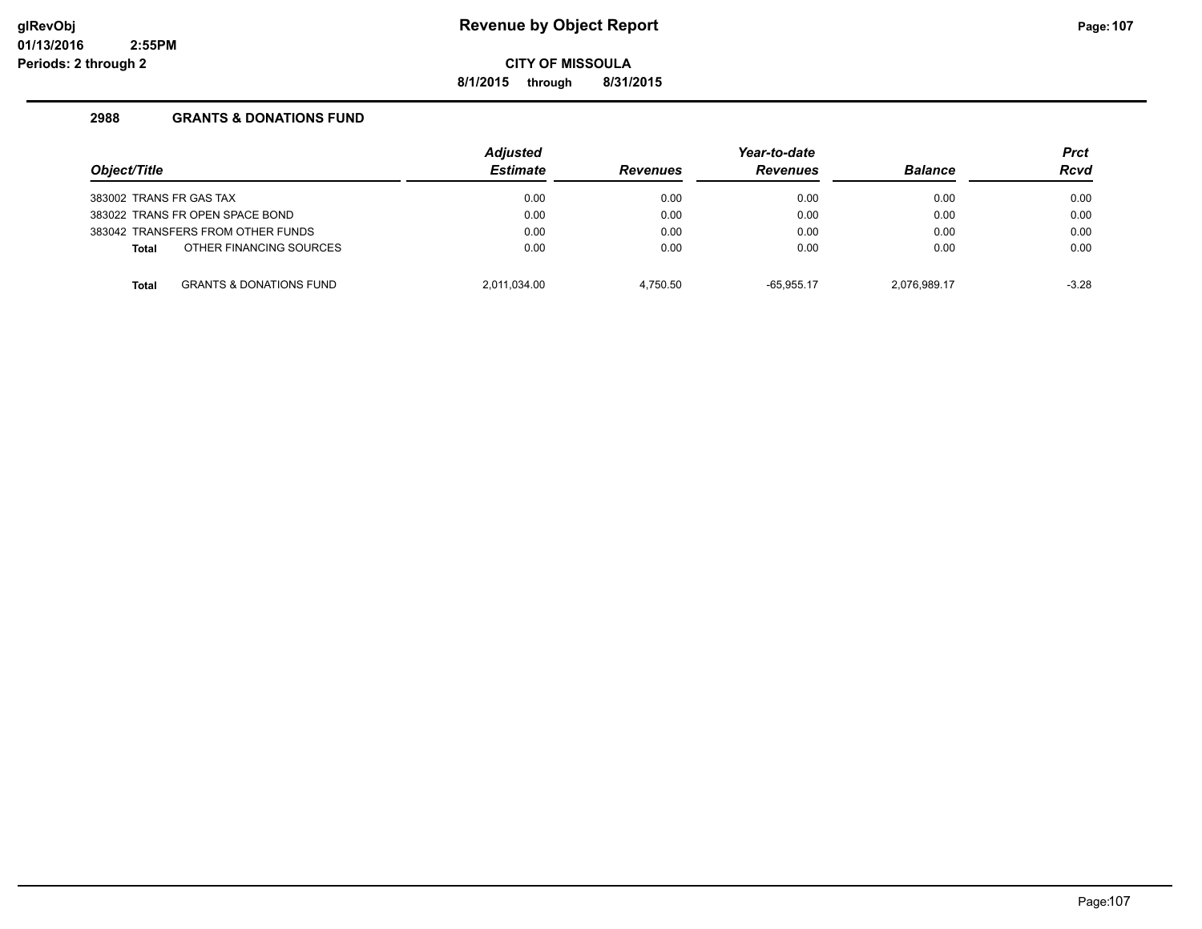# Revenue by Object Report

**CITY OF MISSOULA**

**8/1/2015 through 8/31/2015**

## 2988 GRANTS & DONATIONS FUND

| Object/Title | Adjusted Estimate | Revenues | Year-to-date Revenues | Balance | Prct Rcvd |
|---|---|---|---|---|---|
| 383002 TRANS FR GAS TAX | 0.00 | 0.00 | 0.00 | 0.00 | 0.00 |
| 383022 TRANS FR OPEN SPACE BOND | 0.00 | 0.00 | 0.00 | 0.00 | 0.00 |
| 383042 TRANSFERS FROM OTHER FUNDS | 0.00 | 0.00 | 0.00 | 0.00 | 0.00 |
| **Total** OTHER FINANCING SOURCES | 0.00 | 0.00 | 0.00 | 0.00 | 0.00 |
| **Total** GRANTS & DONATIONS FUND | 2,011,034.00 | 4,750.50 | -65,955.17 | 2,076,989.17 | -3.28 |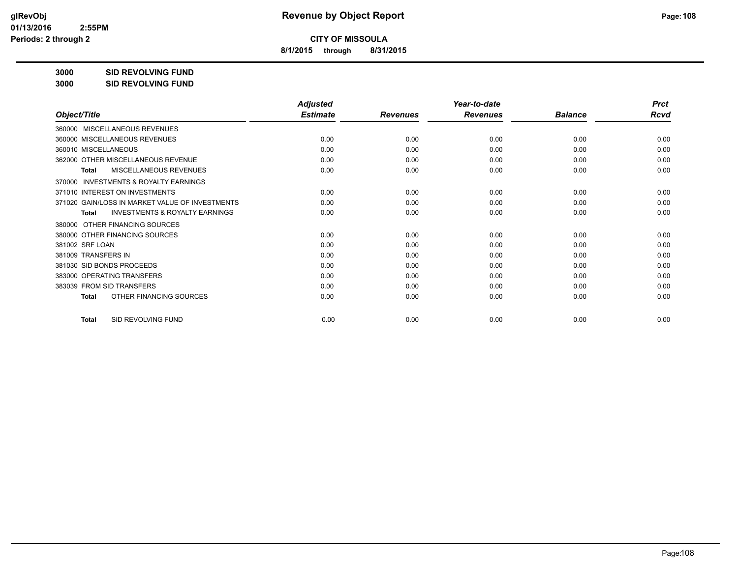# Revenue by Object Report

**CITY OF MISSOULA**

**8/1/2015 through 8/31/2015**

**3000 SID REVOLVING FUND**

**3000 SID REVOLVING FUND**

| Object/Title | Adjusted Estimate | Revenues | Year-to-date Revenues | Balance | Prct Rcvd |
|---|---|---|---|---|---|
| 360000 MISCELLANEOUS REVENUES | | | | | |
| 360000 MISCELLANEOUS REVENUES | 0.00 | 0.00 | 0.00 | 0.00 | 0.00 |
| 360010 MISCELLANEOUS | 0.00 | 0.00 | 0.00 | 0.00 | 0.00 |
| 362000 OTHER MISCELLANEOUS REVENUE | 0.00 | 0.00 | 0.00 | 0.00 | 0.00 |
| **Total** MISCELLANEOUS REVENUES | 0.00 | 0.00 | 0.00 | 0.00 | 0.00 |
| 370000 INVESTMENTS & ROYALTY EARNINGS | | | | | |
| 371010 INTEREST ON INVESTMENTS | 0.00 | 0.00 | 0.00 | 0.00 | 0.00 |
| 371020 GAIN/LOSS IN MARKET VALUE OF INVESTMENTS | 0.00 | 0.00 | 0.00 | 0.00 | 0.00 |
| **Total** INVESTMENTS & ROYALTY EARNINGS | 0.00 | 0.00 | 0.00 | 0.00 | 0.00 |
| 380000 OTHER FINANCING SOURCES | | | | | |
| 380000 OTHER FINANCING SOURCES | 0.00 | 0.00 | 0.00 | 0.00 | 0.00 |
| 381002 SRF LOAN | 0.00 | 0.00 | 0.00 | 0.00 | 0.00 |
| 381009 TRANSFERS IN | 0.00 | 0.00 | 0.00 | 0.00 | 0.00 |
| 381030 SID BONDS PROCEEDS | 0.00 | 0.00 | 0.00 | 0.00 | 0.00 |
| 383000 OPERATING TRANSFERS | 0.00 | 0.00 | 0.00 | 0.00 | 0.00 |
| 383039 FROM SID TRANSFERS | 0.00 | 0.00 | 0.00 | 0.00 | 0.00 |
| **Total** OTHER FINANCING SOURCES | 0.00 | 0.00 | 0.00 | 0.00 | 0.00 |
| **Total** SID REVOLVING FUND | 0.00 | 0.00 | 0.00 | 0.00 | 0.00 |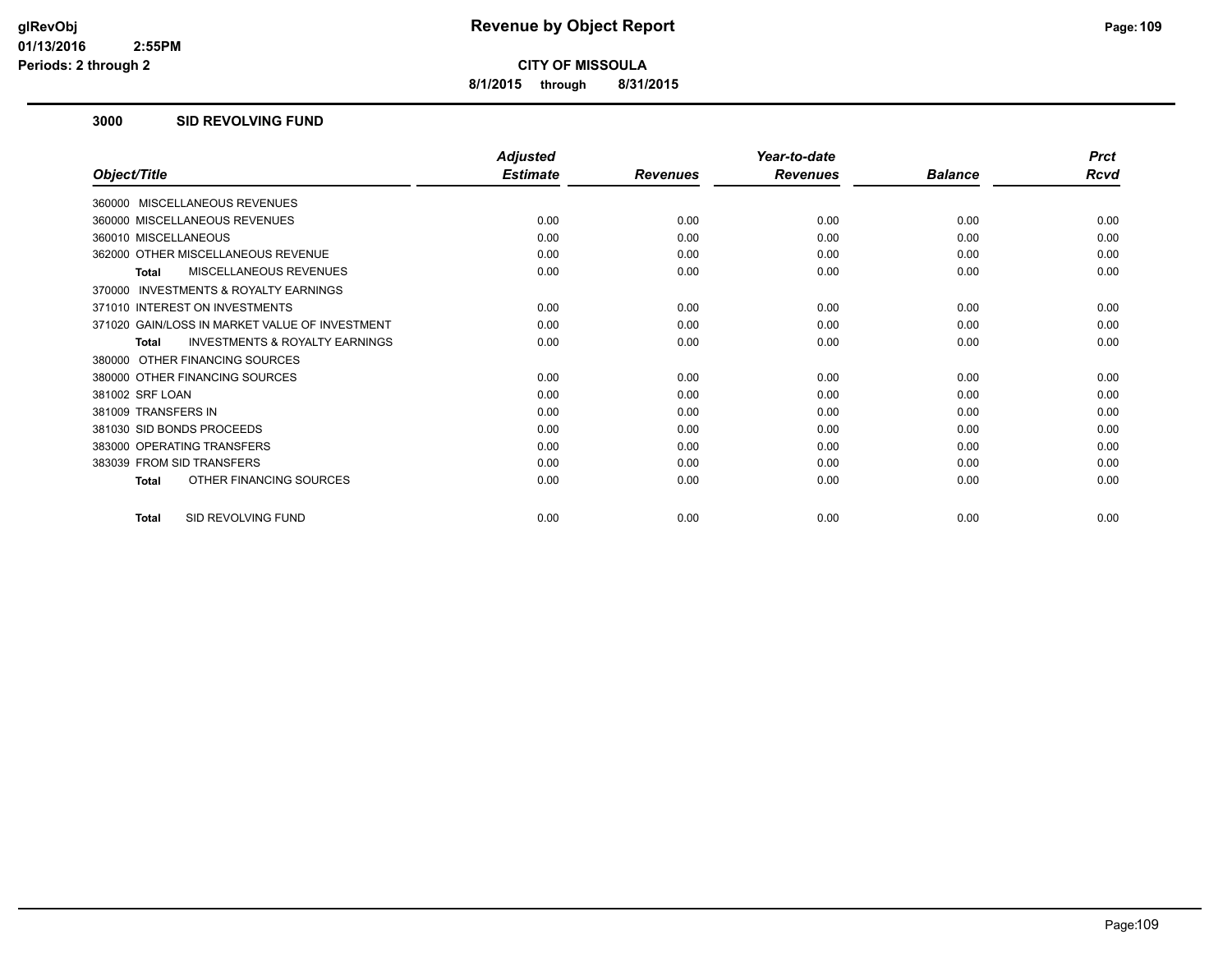# Revenue by Object Report

**CITY OF MISSOULA**

**8/1/2015 through 8/31/2015**

glRevObj
01/13/2016 2:55PM
Periods: 2 through 2

## 3000 SID REVOLVING FUND

| Object/Title | Adjusted Estimate | Revenues | Year-to-date Revenues | Balance | Prct Rcvd |
|---|---|---|---|---|---|
| 360000 MISCELLANEOUS REVENUES | | | | | |
| 360000 MISCELLANEOUS REVENUES | 0.00 | 0.00 | 0.00 | 0.00 | 0.00 |
| 360010 MISCELLANEOUS | 0.00 | 0.00 | 0.00 | 0.00 | 0.00 |
| 362000 OTHER MISCELLANEOUS REVENUE | 0.00 | 0.00 | 0.00 | 0.00 | 0.00 |
| **Total** MISCELLANEOUS REVENUES | 0.00 | 0.00 | 0.00 | 0.00 | 0.00 |
| 370000 INVESTMENTS & ROYALTY EARNINGS | | | | | |
| 371010 INTEREST ON INVESTMENTS | 0.00 | 0.00 | 0.00 | 0.00 | 0.00 |
| 371020 GAIN/LOSS IN MARKET VALUE OF INVESTMENT | 0.00 | 0.00 | 0.00 | 0.00 | 0.00 |
| **Total** INVESTMENTS & ROYALTY EARNINGS | 0.00 | 0.00 | 0.00 | 0.00 | 0.00 |
| 380000 OTHER FINANCING SOURCES | | | | | |
| 380000 OTHER FINANCING SOURCES | 0.00 | 0.00 | 0.00 | 0.00 | 0.00 |
| 381002 SRF LOAN | 0.00 | 0.00 | 0.00 | 0.00 | 0.00 |
| 381009 TRANSFERS IN | 0.00 | 0.00 | 0.00 | 0.00 | 0.00 |
| 381030 SID BONDS PROCEEDS | 0.00 | 0.00 | 0.00 | 0.00 | 0.00 |
| 383000 OPERATING TRANSFERS | 0.00 | 0.00 | 0.00 | 0.00 | 0.00 |
| 383039 FROM SID TRANSFERS | 0.00 | 0.00 | 0.00 | 0.00 | 0.00 |
| **Total** OTHER FINANCING SOURCES | 0.00 | 0.00 | 0.00 | 0.00 | 0.00 |
| **Total** SID REVOLVING FUND | 0.00 | 0.00 | 0.00 | 0.00 | 0.00 |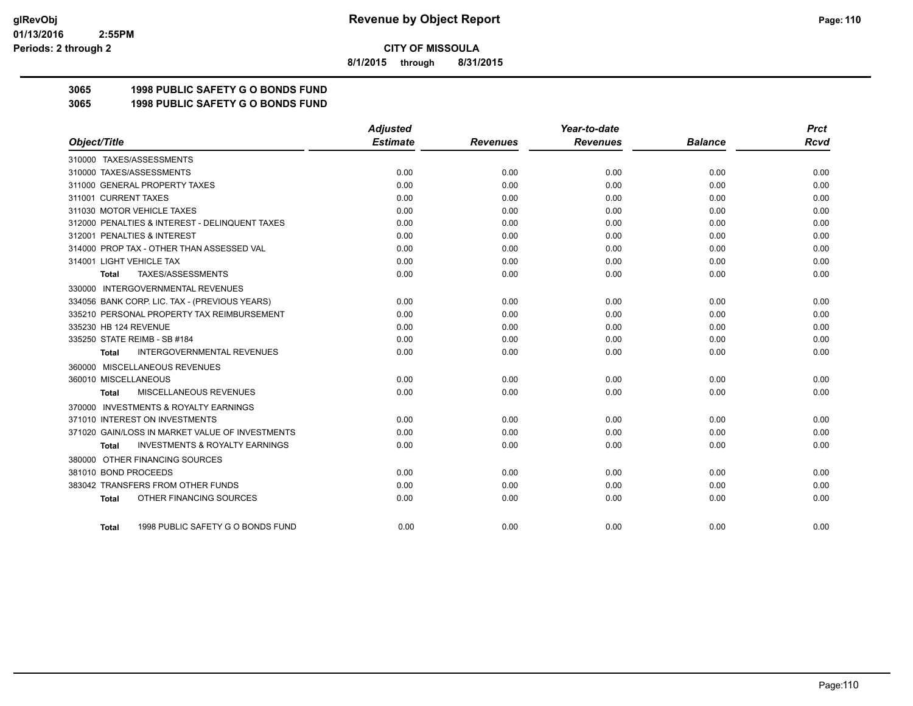**glRevObj**
**01/13/2016 2:55PM**
**Periods: 2 through 2**

# Revenue by Object Report

**CITY OF MISSOULA**

**8/1/2015 through 8/31/2015**

## 3065 1998 PUBLIC SAFETY G O BONDS FUND
## 3065 1998 PUBLIC SAFETY G O BONDS FUND

| Object/Title | Adjusted Estimate | Revenues | Year-to-date Revenues | Balance | Prct Rcvd |
|---|---|---|---|---|---|
| 310000 TAXES/ASSESSMENTS | | | | | |
| 310000 TAXES/ASSESSMENTS | 0.00 | 0.00 | 0.00 | 0.00 | 0.00 |
| 311000 GENERAL PROPERTY TAXES | 0.00 | 0.00 | 0.00 | 0.00 | 0.00 |
| 311001 CURRENT TAXES | 0.00 | 0.00 | 0.00 | 0.00 | 0.00 |
| 311030 MOTOR VEHICLE TAXES | 0.00 | 0.00 | 0.00 | 0.00 | 0.00 |
| 312000 PENALTIES & INTEREST - DELINQUENT TAXES | 0.00 | 0.00 | 0.00 | 0.00 | 0.00 |
| 312001 PENALTIES & INTEREST | 0.00 | 0.00 | 0.00 | 0.00 | 0.00 |
| 314000 PROP TAX - OTHER THAN ASSESSED VAL | 0.00 | 0.00 | 0.00 | 0.00 | 0.00 |
| 314001 LIGHT VEHICLE TAX | 0.00 | 0.00 | 0.00 | 0.00 | 0.00 |
| **Total** TAXES/ASSESSMENTS | 0.00 | 0.00 | 0.00 | 0.00 | 0.00 |
| 330000 INTERGOVERNMENTAL REVENUES | | | | | |
| 334056 BANK CORP. LIC. TAX - (PREVIOUS YEARS) | 0.00 | 0.00 | 0.00 | 0.00 | 0.00 |
| 335210 PERSONAL PROPERTY TAX REIMBURSEMENT | 0.00 | 0.00 | 0.00 | 0.00 | 0.00 |
| 335230 HB 124 REVENUE | 0.00 | 0.00 | 0.00 | 0.00 | 0.00 |
| 335250 STATE REIMB - SB #184 | 0.00 | 0.00 | 0.00 | 0.00 | 0.00 |
| **Total** INTERGOVERNMENTAL REVENUES | 0.00 | 0.00 | 0.00 | 0.00 | 0.00 |
| 360000 MISCELLANEOUS REVENUES | | | | | |
| 360010 MISCELLANEOUS | 0.00 | 0.00 | 0.00 | 0.00 | 0.00 |
| **Total** MISCELLANEOUS REVENUES | 0.00 | 0.00 | 0.00 | 0.00 | 0.00 |
| 370000 INVESTMENTS & ROYALTY EARNINGS | | | | | |
| 371010 INTEREST ON INVESTMENTS | 0.00 | 0.00 | 0.00 | 0.00 | 0.00 |
| 371020 GAIN/LOSS IN MARKET VALUE OF INVESTMENTS | 0.00 | 0.00 | 0.00 | 0.00 | 0.00 |
| **Total** INVESTMENTS & ROYALTY EARNINGS | 0.00 | 0.00 | 0.00 | 0.00 | 0.00 |
| 380000 OTHER FINANCING SOURCES | | | | | |
| 381010 BOND PROCEEDS | 0.00 | 0.00 | 0.00 | 0.00 | 0.00 |
| 383042 TRANSFERS FROM OTHER FUNDS | 0.00 | 0.00 | 0.00 | 0.00 | 0.00 |
| **Total** OTHER FINANCING SOURCES | 0.00 | 0.00 | 0.00 | 0.00 | 0.00 |
| **Total** 1998 PUBLIC SAFETY G O BONDS FUND | 0.00 | 0.00 | 0.00 | 0.00 | 0.00 |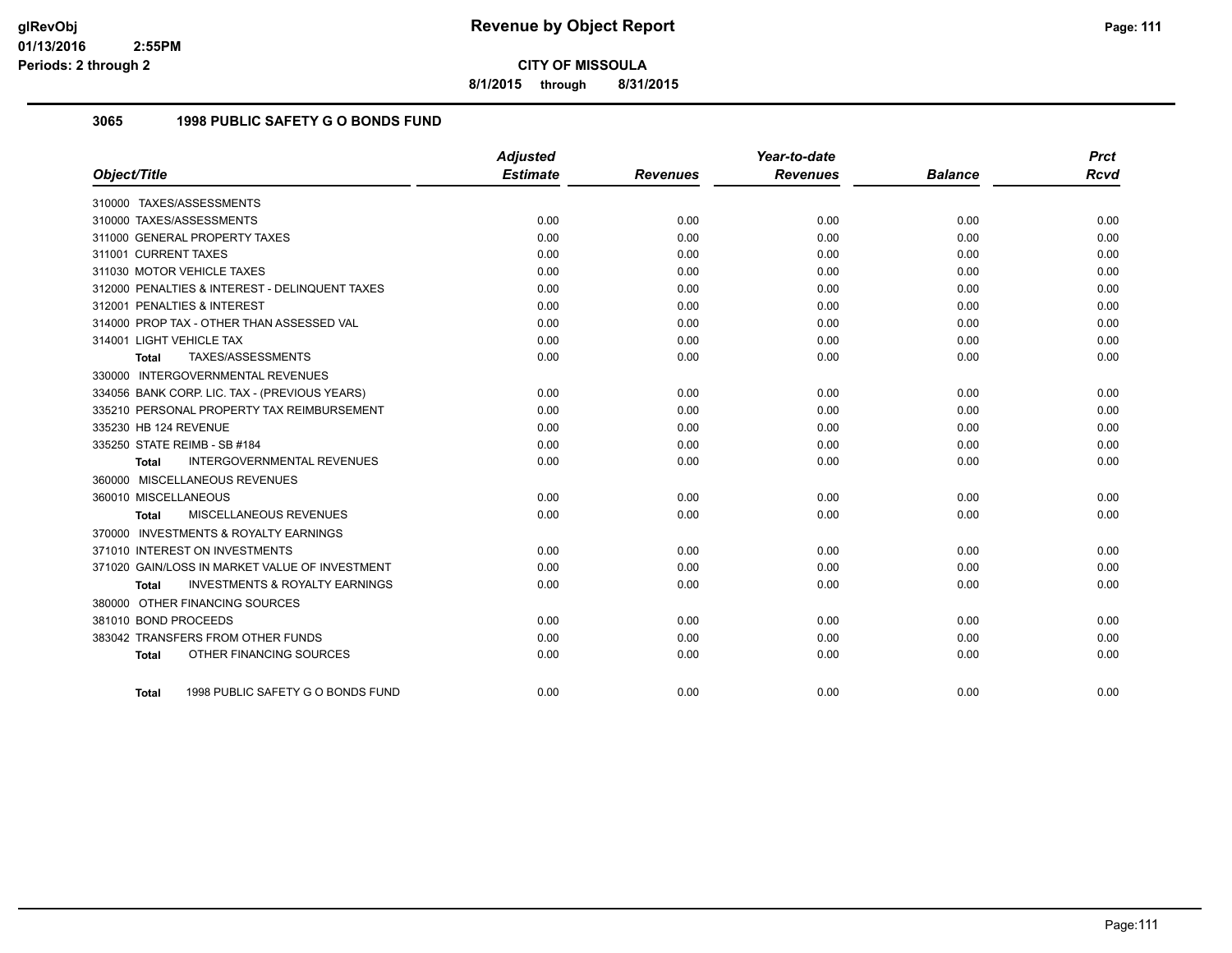# CITY OF MISSOULA

**Revenue by Object Report**

8/1/2015 through 8/31/2015

Periods: 2 through 2

## 3065 1998 PUBLIC SAFETY G O BONDS FUND

| Object/Title | Adjusted Estimate | Revenues | Year-to-date Revenues | Balance | Prct Rcvd |
|---|---|---|---|---|---|
| 310000 TAXES/ASSESSMENTS | | | | | |
| 310000 TAXES/ASSESSMENTS | 0.00 | 0.00 | 0.00 | 0.00 | 0.00 |
| 311000 GENERAL PROPERTY TAXES | 0.00 | 0.00 | 0.00 | 0.00 | 0.00 |
| 311001 CURRENT TAXES | 0.00 | 0.00 | 0.00 | 0.00 | 0.00 |
| 311030 MOTOR VEHICLE TAXES | 0.00 | 0.00 | 0.00 | 0.00 | 0.00 |
| 312000 PENALTIES & INTEREST - DELINQUENT TAXES | 0.00 | 0.00 | 0.00 | 0.00 | 0.00 |
| 312001 PENALTIES & INTEREST | 0.00 | 0.00 | 0.00 | 0.00 | 0.00 |
| 314000 PROP TAX - OTHER THAN ASSESSED VAL | 0.00 | 0.00 | 0.00 | 0.00 | 0.00 |
| 314001 LIGHT VEHICLE TAX | 0.00 | 0.00 | 0.00 | 0.00 | 0.00 |
| **Total** TAXES/ASSESSMENTS | 0.00 | 0.00 | 0.00 | 0.00 | 0.00 |
| 330000 INTERGOVERNMENTAL REVENUES | | | | | |
| 334056 BANK CORP. LIC. TAX - (PREVIOUS YEARS) | 0.00 | 0.00 | 0.00 | 0.00 | 0.00 |
| 335210 PERSONAL PROPERTY TAX REIMBURSEMENT | 0.00 | 0.00 | 0.00 | 0.00 | 0.00 |
| 335230 HB 124 REVENUE | 0.00 | 0.00 | 0.00 | 0.00 | 0.00 |
| 335250 STATE REIMB - SB #184 | 0.00 | 0.00 | 0.00 | 0.00 | 0.00 |
| **Total** INTERGOVERNMENTAL REVENUES | 0.00 | 0.00 | 0.00 | 0.00 | 0.00 |
| 360000 MISCELLANEOUS REVENUES | | | | | |
| 360010 MISCELLANEOUS | 0.00 | 0.00 | 0.00 | 0.00 | 0.00 |
| **Total** MISCELLANEOUS REVENUES | 0.00 | 0.00 | 0.00 | 0.00 | 0.00 |
| 370000 INVESTMENTS & ROYALTY EARNINGS | | | | | |
| 371010 INTEREST ON INVESTMENTS | 0.00 | 0.00 | 0.00 | 0.00 | 0.00 |
| 371020 GAIN/LOSS IN MARKET VALUE OF INVESTMENT | 0.00 | 0.00 | 0.00 | 0.00 | 0.00 |
| **Total** INVESTMENTS & ROYALTY EARNINGS | 0.00 | 0.00 | 0.00 | 0.00 | 0.00 |
| 380000 OTHER FINANCING SOURCES | | | | | |
| 381010 BOND PROCEEDS | 0.00 | 0.00 | 0.00 | 0.00 | 0.00 |
| 383042 TRANSFERS FROM OTHER FUNDS | 0.00 | 0.00 | 0.00 | 0.00 | 0.00 |
| **Total** OTHER FINANCING SOURCES | 0.00 | 0.00 | 0.00 | 0.00 | 0.00 |
| **Total** 1998 PUBLIC SAFETY G O BONDS FUND | 0.00 | 0.00 | 0.00 | 0.00 | 0.00 |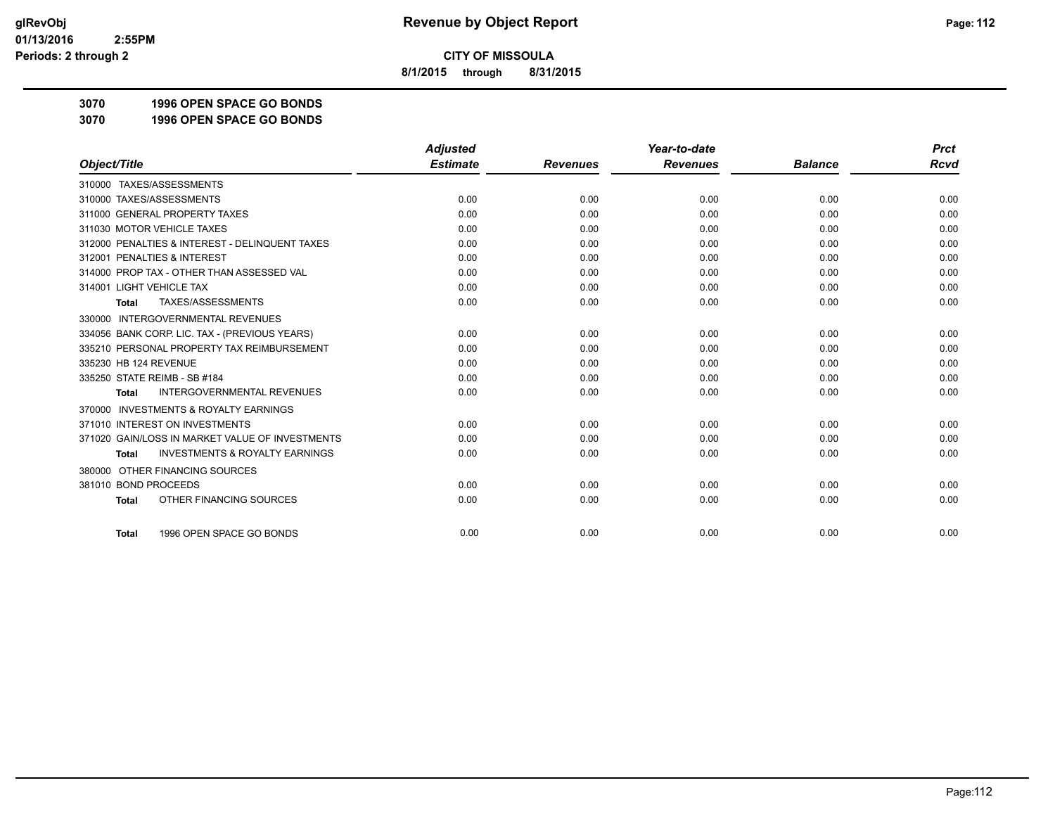# Revenue by Object Report

**CITY OF MISSOULA**

**8/1/2015 through 8/31/2015**

glRevObj
01/13/2016 2:55PM
Periods: 2 through 2

## 3070 1996 OPEN SPACE GO BONDS
## 3070 1996 OPEN SPACE GO BONDS

| Object/Title | Adjusted Estimate | Revenues | Year-to-date Revenues | Balance | Prct Rcvd |
|---|---|---|---|---|---|
| 310000 TAXES/ASSESSMENTS | | | | | |
| 310000 TAXES/ASSESSMENTS | 0.00 | 0.00 | 0.00 | 0.00 | 0.00 |
| 311000 GENERAL PROPERTY TAXES | 0.00 | 0.00 | 0.00 | 0.00 | 0.00 |
| 311030 MOTOR VEHICLE TAXES | 0.00 | 0.00 | 0.00 | 0.00 | 0.00 |
| 312000 PENALTIES & INTEREST - DELINQUENT TAXES | 0.00 | 0.00 | 0.00 | 0.00 | 0.00 |
| 312001 PENALTIES & INTEREST | 0.00 | 0.00 | 0.00 | 0.00 | 0.00 |
| 314000 PROP TAX - OTHER THAN ASSESSED VAL | 0.00 | 0.00 | 0.00 | 0.00 | 0.00 |
| 314001 LIGHT VEHICLE TAX | 0.00 | 0.00 | 0.00 | 0.00 | 0.00 |
| **Total** TAXES/ASSESSMENTS | 0.00 | 0.00 | 0.00 | 0.00 | 0.00 |
| 330000 INTERGOVERNMENTAL REVENUES | | | | | |
| 334056 BANK CORP. LIC. TAX - (PREVIOUS YEARS) | 0.00 | 0.00 | 0.00 | 0.00 | 0.00 |
| 335210 PERSONAL PROPERTY TAX REIMBURSEMENT | 0.00 | 0.00 | 0.00 | 0.00 | 0.00 |
| 335230 HB 124 REVENUE | 0.00 | 0.00 | 0.00 | 0.00 | 0.00 |
| 335250 STATE REIMB - SB #184 | 0.00 | 0.00 | 0.00 | 0.00 | 0.00 |
| **Total** INTERGOVERNMENTAL REVENUES | 0.00 | 0.00 | 0.00 | 0.00 | 0.00 |
| 370000 INVESTMENTS & ROYALTY EARNINGS | | | | | |
| 371010 INTEREST ON INVESTMENTS | 0.00 | 0.00 | 0.00 | 0.00 | 0.00 |
| 371020 GAIN/LOSS IN MARKET VALUE OF INVESTMENTS | 0.00 | 0.00 | 0.00 | 0.00 | 0.00 |
| **Total** INVESTMENTS & ROYALTY EARNINGS | 0.00 | 0.00 | 0.00 | 0.00 | 0.00 |
| 380000 OTHER FINANCING SOURCES | | | | | |
| 381010 BOND PROCEEDS | 0.00 | 0.00 | 0.00 | 0.00 | 0.00 |
| **Total** OTHER FINANCING SOURCES | 0.00 | 0.00 | 0.00 | 0.00 | 0.00 |
| **Total** 1996 OPEN SPACE GO BONDS | 0.00 | 0.00 | 0.00 | 0.00 | 0.00 |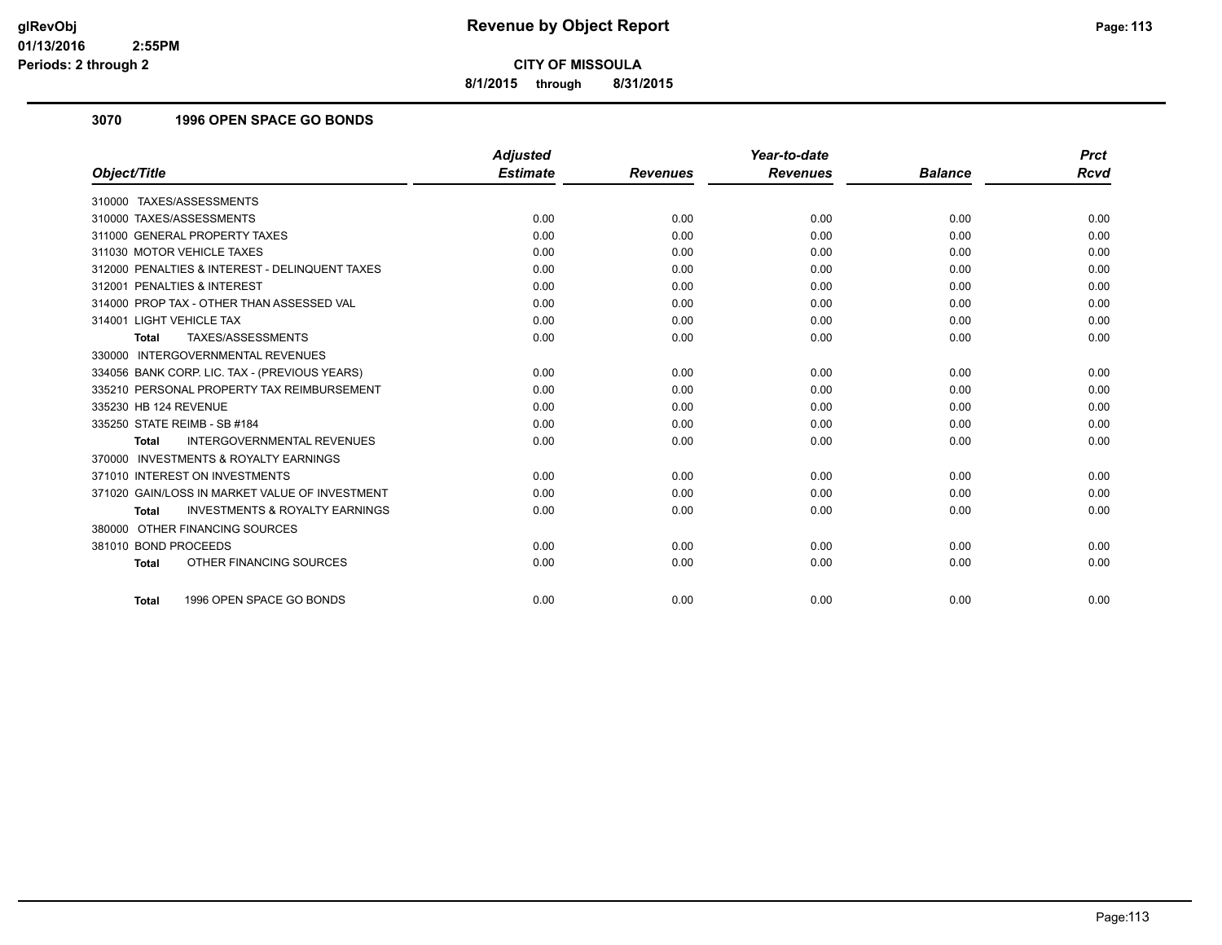**CITY OF MISSOULA**

**8/1/2015 through 8/31/2015**

### 3070 1996 OPEN SPACE GO BONDS

| Object/Title | Adjusted Estimate | Revenues | Year-to-date Revenues | Balance | Prct Rcvd |
|---|---|---|---|---|---|
| 310000 TAXES/ASSESSMENTS | | | | | |
| 310000 TAXES/ASSESSMENTS | 0.00 | 0.00 | 0.00 | 0.00 | 0.00 |
| 311000 GENERAL PROPERTY TAXES | 0.00 | 0.00 | 0.00 | 0.00 | 0.00 |
| 311030 MOTOR VEHICLE TAXES | 0.00 | 0.00 | 0.00 | 0.00 | 0.00 |
| 312000 PENALTIES & INTEREST - DELINQUENT TAXES | 0.00 | 0.00 | 0.00 | 0.00 | 0.00 |
| 312001 PENALTIES & INTEREST | 0.00 | 0.00 | 0.00 | 0.00 | 0.00 |
| 314000 PROP TAX - OTHER THAN ASSESSED VAL | 0.00 | 0.00 | 0.00 | 0.00 | 0.00 |
| 314001 LIGHT VEHICLE TAX | 0.00 | 0.00 | 0.00 | 0.00 | 0.00 |
| **Total** TAXES/ASSESSMENTS | 0.00 | 0.00 | 0.00 | 0.00 | 0.00 |
| 330000 INTERGOVERNMENTAL REVENUES | | | | | |
| 334056 BANK CORP. LIC. TAX - (PREVIOUS YEARS) | 0.00 | 0.00 | 0.00 | 0.00 | 0.00 |
| 335210 PERSONAL PROPERTY TAX REIMBURSEMENT | 0.00 | 0.00 | 0.00 | 0.00 | 0.00 |
| 335230 HB 124 REVENUE | 0.00 | 0.00 | 0.00 | 0.00 | 0.00 |
| 335250 STATE REIMB - SB #184 | 0.00 | 0.00 | 0.00 | 0.00 | 0.00 |
| **Total** INTERGOVERNMENTAL REVENUES | 0.00 | 0.00 | 0.00 | 0.00 | 0.00 |
| 370000 INVESTMENTS & ROYALTY EARNINGS | | | | | |
| 371010 INTEREST ON INVESTMENTS | 0.00 | 0.00 | 0.00 | 0.00 | 0.00 |
| 371020 GAIN/LOSS IN MARKET VALUE OF INVESTMENT | 0.00 | 0.00 | 0.00 | 0.00 | 0.00 |
| **Total** INVESTMENTS & ROYALTY EARNINGS | 0.00 | 0.00 | 0.00 | 0.00 | 0.00 |
| 380000 OTHER FINANCING SOURCES | | | | | |
| 381010 BOND PROCEEDS | 0.00 | 0.00 | 0.00 | 0.00 | 0.00 |
| **Total** OTHER FINANCING SOURCES | 0.00 | 0.00 | 0.00 | 0.00 | 0.00 |
| **Total** 1996 OPEN SPACE GO BONDS | 0.00 | 0.00 | 0.00 | 0.00 | 0.00 |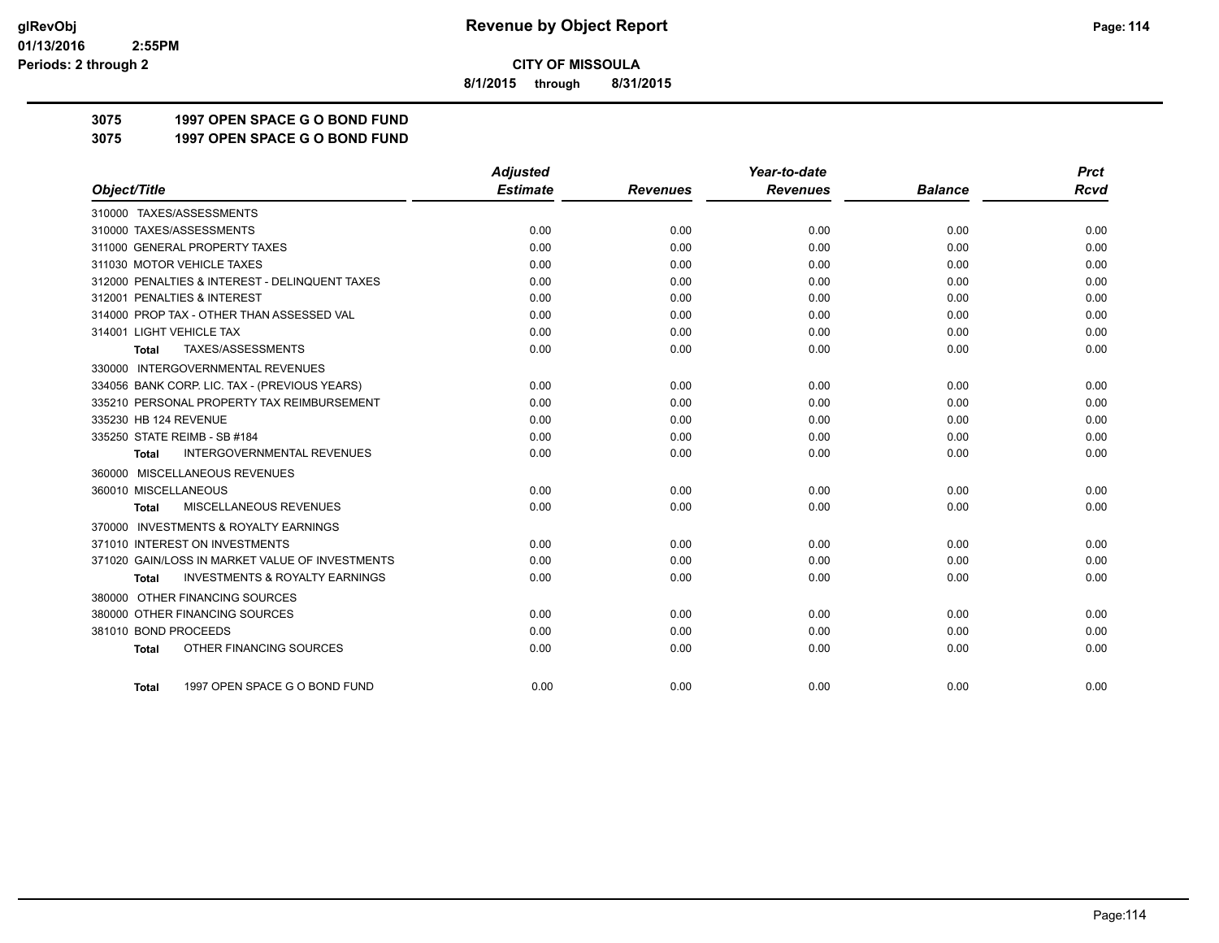**CITY OF MISSOULA**

**8/1/2015 through 8/31/2015**

**3075 1997 OPEN SPACE G O BOND FUND**
**3075 1997 OPEN SPACE G O BOND FUND**

| Object/Title | Adjusted Estimate | Revenues | Year-to-date Revenues | Balance | Prct Rcvd |
|---|---|---|---|---|---|
| 310000 TAXES/ASSESSMENTS | | | | | |
| 310000 TAXES/ASSESSMENTS | 0.00 | 0.00 | 0.00 | 0.00 | 0.00 |
| 311000 GENERAL PROPERTY TAXES | 0.00 | 0.00 | 0.00 | 0.00 | 0.00 |
| 311030 MOTOR VEHICLE TAXES | 0.00 | 0.00 | 0.00 | 0.00 | 0.00 |
| 312000 PENALTIES & INTEREST - DELINQUENT TAXES | 0.00 | 0.00 | 0.00 | 0.00 | 0.00 |
| 312001 PENALTIES & INTEREST | 0.00 | 0.00 | 0.00 | 0.00 | 0.00 |
| 314000 PROP TAX - OTHER THAN ASSESSED VAL | 0.00 | 0.00 | 0.00 | 0.00 | 0.00 |
| 314001 LIGHT VEHICLE TAX | 0.00 | 0.00 | 0.00 | 0.00 | 0.00 |
| **Total** TAXES/ASSESSMENTS | 0.00 | 0.00 | 0.00 | 0.00 | 0.00 |
| 330000 INTERGOVERNMENTAL REVENUES | | | | | |
| 334056 BANK CORP. LIC. TAX - (PREVIOUS YEARS) | 0.00 | 0.00 | 0.00 | 0.00 | 0.00 |
| 335210 PERSONAL PROPERTY TAX REIMBURSEMENT | 0.00 | 0.00 | 0.00 | 0.00 | 0.00 |
| 335230 HB 124 REVENUE | 0.00 | 0.00 | 0.00 | 0.00 | 0.00 |
| 335250 STATE REIMB - SB #184 | 0.00 | 0.00 | 0.00 | 0.00 | 0.00 |
| **Total** INTERGOVERNMENTAL REVENUES | 0.00 | 0.00 | 0.00 | 0.00 | 0.00 |
| 360000 MISCELLANEOUS REVENUES | | | | | |
| 360010 MISCELLANEOUS | 0.00 | 0.00 | 0.00 | 0.00 | 0.00 |
| **Total** MISCELLANEOUS REVENUES | 0.00 | 0.00 | 0.00 | 0.00 | 0.00 |
| 370000 INVESTMENTS & ROYALTY EARNINGS | | | | | |
| 371010 INTEREST ON INVESTMENTS | 0.00 | 0.00 | 0.00 | 0.00 | 0.00 |
| 371020 GAIN/LOSS IN MARKET VALUE OF INVESTMENTS | 0.00 | 0.00 | 0.00 | 0.00 | 0.00 |
| **Total** INVESTMENTS & ROYALTY EARNINGS | 0.00 | 0.00 | 0.00 | 0.00 | 0.00 |
| 380000 OTHER FINANCING SOURCES | | | | | |
| 380000 OTHER FINANCING SOURCES | 0.00 | 0.00 | 0.00 | 0.00 | 0.00 |
| 381010 BOND PROCEEDS | 0.00 | 0.00 | 0.00 | 0.00 | 0.00 |
| **Total** OTHER FINANCING SOURCES | 0.00 | 0.00 | 0.00 | 0.00 | 0.00 |
| **Total** 1997 OPEN SPACE G O BOND FUND | 0.00 | 0.00 | 0.00 | 0.00 | 0.00 |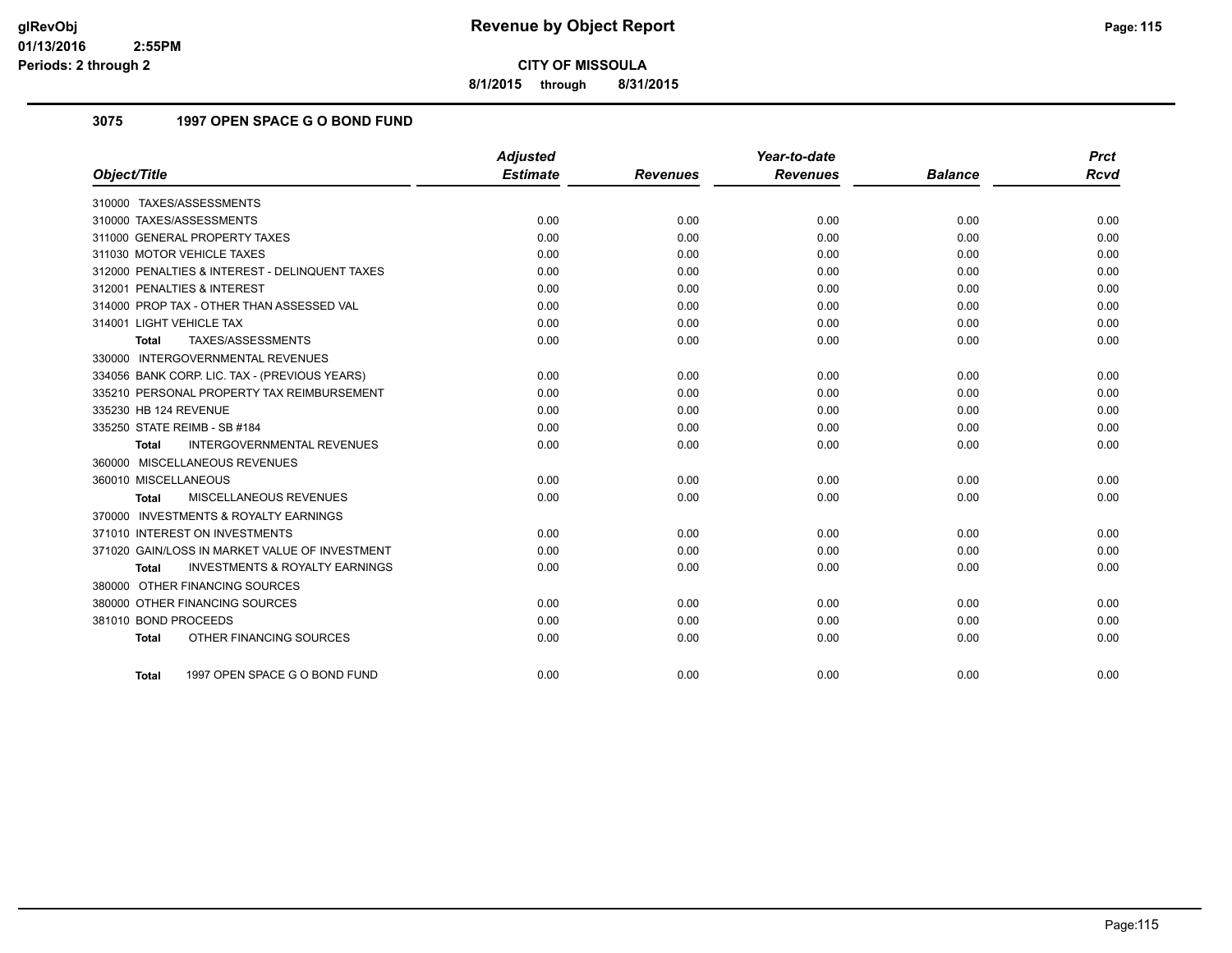**CITY OF MISSOULA**

**8/1/2015 through 8/31/2015**

### 3075 1997 OPEN SPACE G O BOND FUND

| Object/Title | Adjusted Estimate | Revenues | Year-to-date Revenues | Balance | Prct Rcvd |
|---|---|---|---|---|---|
| 310000 TAXES/ASSESSMENTS | | | | | |
| 310000 TAXES/ASSESSMENTS | 0.00 | 0.00 | 0.00 | 0.00 | 0.00 |
| 311000 GENERAL PROPERTY TAXES | 0.00 | 0.00 | 0.00 | 0.00 | 0.00 |
| 311030 MOTOR VEHICLE TAXES | 0.00 | 0.00 | 0.00 | 0.00 | 0.00 |
| 312000 PENALTIES & INTEREST - DELINQUENT TAXES | 0.00 | 0.00 | 0.00 | 0.00 | 0.00 |
| 312001 PENALTIES & INTEREST | 0.00 | 0.00 | 0.00 | 0.00 | 0.00 |
| 314000 PROP TAX - OTHER THAN ASSESSED VAL | 0.00 | 0.00 | 0.00 | 0.00 | 0.00 |
| 314001 LIGHT VEHICLE TAX | 0.00 | 0.00 | 0.00 | 0.00 | 0.00 |
| **Total** TAXES/ASSESSMENTS | 0.00 | 0.00 | 0.00 | 0.00 | 0.00 |
| 330000 INTERGOVERNMENTAL REVENUES | | | | | |
| 334056 BANK CORP. LIC. TAX - (PREVIOUS YEARS) | 0.00 | 0.00 | 0.00 | 0.00 | 0.00 |
| 335210 PERSONAL PROPERTY TAX REIMBURSEMENT | 0.00 | 0.00 | 0.00 | 0.00 | 0.00 |
| 335230 HB 124 REVENUE | 0.00 | 0.00 | 0.00 | 0.00 | 0.00 |
| 335250 STATE REIMB - SB #184 | 0.00 | 0.00 | 0.00 | 0.00 | 0.00 |
| **Total** INTERGOVERNMENTAL REVENUES | 0.00 | 0.00 | 0.00 | 0.00 | 0.00 |
| 360000 MISCELLANEOUS REVENUES | | | | | |
| 360010 MISCELLANEOUS | 0.00 | 0.00 | 0.00 | 0.00 | 0.00 |
| **Total** MISCELLANEOUS REVENUES | 0.00 | 0.00 | 0.00 | 0.00 | 0.00 |
| 370000 INVESTMENTS & ROYALTY EARNINGS | | | | | |
| 371010 INTEREST ON INVESTMENTS | 0.00 | 0.00 | 0.00 | 0.00 | 0.00 |
| 371020 GAIN/LOSS IN MARKET VALUE OF INVESTMENT | 0.00 | 0.00 | 0.00 | 0.00 | 0.00 |
| **Total** INVESTMENTS & ROYALTY EARNINGS | 0.00 | 0.00 | 0.00 | 0.00 | 0.00 |
| 380000 OTHER FINANCING SOURCES | | | | | |
| 380000 OTHER FINANCING SOURCES | 0.00 | 0.00 | 0.00 | 0.00 | 0.00 |
| 381010 BOND PROCEEDS | 0.00 | 0.00 | 0.00 | 0.00 | 0.00 |
| **Total** OTHER FINANCING SOURCES | 0.00 | 0.00 | 0.00 | 0.00 | 0.00 |
| **Total** 1997 OPEN SPACE G O BOND FUND | 0.00 | 0.00 | 0.00 | 0.00 | 0.00 |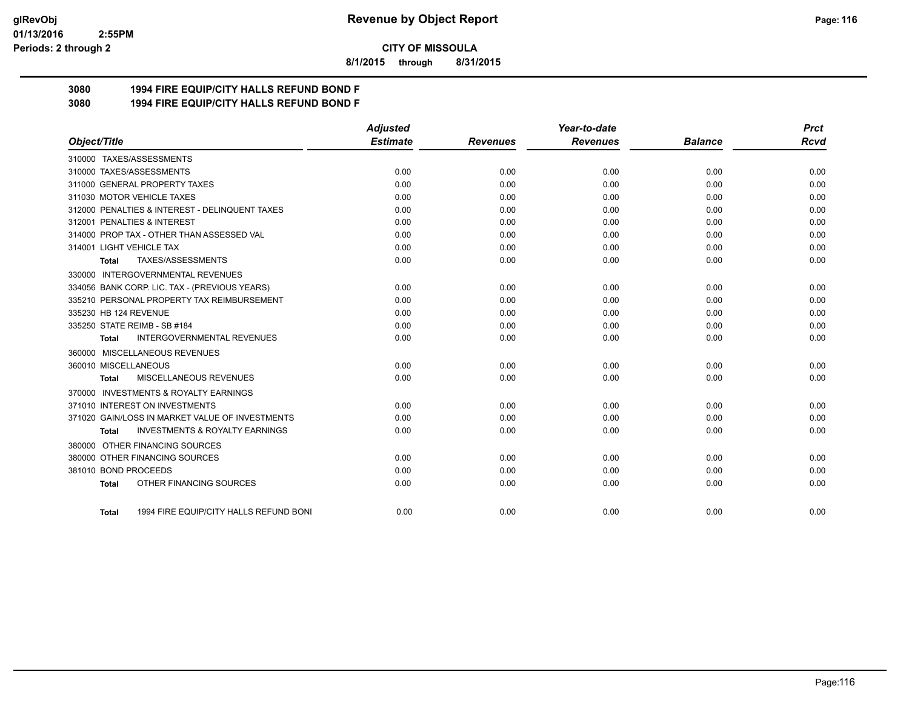# Revenue by Object Report

**CITY OF MISSOULA**

**8/1/2015 through 8/31/2015**

glRevObj
01/13/2016 2:55PM
Periods: 2 through 2

**3080 1994 FIRE EQUIP/CITY HALLS REFUND BOND F**
**3080 1994 FIRE EQUIP/CITY HALLS REFUND BOND F**

| Object/Title | Adjusted Estimate | Revenues | Year-to-date Revenues | Balance | Prct Rcvd |
|---|---|---|---|---|---|
| 310000 TAXES/ASSESSMENTS | | | | | |
| 310000 TAXES/ASSESSMENTS | 0.00 | 0.00 | 0.00 | 0.00 | 0.00 |
| 311000 GENERAL PROPERTY TAXES | 0.00 | 0.00 | 0.00 | 0.00 | 0.00 |
| 311030 MOTOR VEHICLE TAXES | 0.00 | 0.00 | 0.00 | 0.00 | 0.00 |
| 312000 PENALTIES & INTEREST - DELINQUENT TAXES | 0.00 | 0.00 | 0.00 | 0.00 | 0.00 |
| 312001 PENALTIES & INTEREST | 0.00 | 0.00 | 0.00 | 0.00 | 0.00 |
| 314000 PROP TAX - OTHER THAN ASSESSED VAL | 0.00 | 0.00 | 0.00 | 0.00 | 0.00 |
| 314001 LIGHT VEHICLE TAX | 0.00 | 0.00 | 0.00 | 0.00 | 0.00 |
| **Total** TAXES/ASSESSMENTS | 0.00 | 0.00 | 0.00 | 0.00 | 0.00 |
| 330000 INTERGOVERNMENTAL REVENUES | | | | | |
| 334056 BANK CORP. LIC. TAX - (PREVIOUS YEARS) | 0.00 | 0.00 | 0.00 | 0.00 | 0.00 |
| 335210 PERSONAL PROPERTY TAX REIMBURSEMENT | 0.00 | 0.00 | 0.00 | 0.00 | 0.00 |
| 335230 HB 124 REVENUE | 0.00 | 0.00 | 0.00 | 0.00 | 0.00 |
| 335250 STATE REIMB - SB #184 | 0.00 | 0.00 | 0.00 | 0.00 | 0.00 |
| **Total** INTERGOVERNMENTAL REVENUES | 0.00 | 0.00 | 0.00 | 0.00 | 0.00 |
| 360000 MISCELLANEOUS REVENUES | | | | | |
| 360010 MISCELLANEOUS | 0.00 | 0.00 | 0.00 | 0.00 | 0.00 |
| **Total** MISCELLANEOUS REVENUES | 0.00 | 0.00 | 0.00 | 0.00 | 0.00 |
| 370000 INVESTMENTS & ROYALTY EARNINGS | | | | | |
| 371010 INTEREST ON INVESTMENTS | 0.00 | 0.00 | 0.00 | 0.00 | 0.00 |
| 371020 GAIN/LOSS IN MARKET VALUE OF INVESTMENTS | 0.00 | 0.00 | 0.00 | 0.00 | 0.00 |
| **Total** INVESTMENTS & ROYALTY EARNINGS | 0.00 | 0.00 | 0.00 | 0.00 | 0.00 |
| 380000 OTHER FINANCING SOURCES | | | | | |
| 380000 OTHER FINANCING SOURCES | 0.00 | 0.00 | 0.00 | 0.00 | 0.00 |
| 381010 BOND PROCEEDS | 0.00 | 0.00 | 0.00 | 0.00 | 0.00 |
| **Total** OTHER FINANCING SOURCES | 0.00 | 0.00 | 0.00 | 0.00 | 0.00 |
| **Total** 1994 FIRE EQUIP/CITY HALLS REFUND BONI | 0.00 | 0.00 | 0.00 | 0.00 | 0.00 |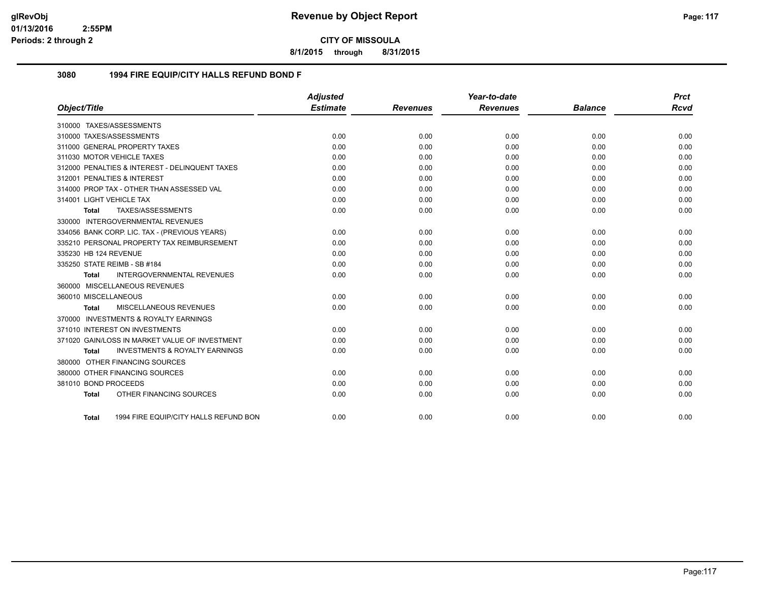**Revenue by Object Report**

**CITY OF MISSOULA**

**8/1/2015 through 8/31/2015**

glRevObj
01/13/2016 2:55PM
Periods: 2 through 2

## 3080 1994 FIRE EQUIP/CITY HALLS REFUND BOND F

| Object/Title | Adjusted Estimate | Revenues | Year-to-date Revenues | Balance | Prct Rcvd |
|---|---|---|---|---|---|
| 310000 TAXES/ASSESSMENTS | | | | | |
| 310000 TAXES/ASSESSMENTS | 0.00 | 0.00 | 0.00 | 0.00 | 0.00 |
| 311000 GENERAL PROPERTY TAXES | 0.00 | 0.00 | 0.00 | 0.00 | 0.00 |
| 311030 MOTOR VEHICLE TAXES | 0.00 | 0.00 | 0.00 | 0.00 | 0.00 |
| 312000 PENALTIES & INTEREST - DELINQUENT TAXES | 0.00 | 0.00 | 0.00 | 0.00 | 0.00 |
| 312001 PENALTIES & INTEREST | 0.00 | 0.00 | 0.00 | 0.00 | 0.00 |
| 314000 PROP TAX - OTHER THAN ASSESSED VAL | 0.00 | 0.00 | 0.00 | 0.00 | 0.00 |
| 314001 LIGHT VEHICLE TAX | 0.00 | 0.00 | 0.00 | 0.00 | 0.00 |
| **Total** TAXES/ASSESSMENTS | 0.00 | 0.00 | 0.00 | 0.00 | 0.00 |
| 330000 INTERGOVERNMENTAL REVENUES | | | | | |
| 334056 BANK CORP. LIC. TAX - (PREVIOUS YEARS) | 0.00 | 0.00 | 0.00 | 0.00 | 0.00 |
| 335210 PERSONAL PROPERTY TAX REIMBURSEMENT | 0.00 | 0.00 | 0.00 | 0.00 | 0.00 |
| 335230 HB 124 REVENUE | 0.00 | 0.00 | 0.00 | 0.00 | 0.00 |
| 335250 STATE REIMB - SB #184 | 0.00 | 0.00 | 0.00 | 0.00 | 0.00 |
| **Total** INTERGOVERNMENTAL REVENUES | 0.00 | 0.00 | 0.00 | 0.00 | 0.00 |
| 360000 MISCELLANEOUS REVENUES | | | | | |
| 360010 MISCELLANEOUS | 0.00 | 0.00 | 0.00 | 0.00 | 0.00 |
| **Total** MISCELLANEOUS REVENUES | 0.00 | 0.00 | 0.00 | 0.00 | 0.00 |
| 370000 INVESTMENTS & ROYALTY EARNINGS | | | | | |
| 371010 INTEREST ON INVESTMENTS | 0.00 | 0.00 | 0.00 | 0.00 | 0.00 |
| 371020 GAIN/LOSS IN MARKET VALUE OF INVESTMENT | 0.00 | 0.00 | 0.00 | 0.00 | 0.00 |
| **Total** INVESTMENTS & ROYALTY EARNINGS | 0.00 | 0.00 | 0.00 | 0.00 | 0.00 |
| 380000 OTHER FINANCING SOURCES | | | | | |
| 380000 OTHER FINANCING SOURCES | 0.00 | 0.00 | 0.00 | 0.00 | 0.00 |
| 381010 BOND PROCEEDS | 0.00 | 0.00 | 0.00 | 0.00 | 0.00 |
| **Total** OTHER FINANCING SOURCES | 0.00 | 0.00 | 0.00 | 0.00 | 0.00 |
| **Total** 1994 FIRE EQUIP/CITY HALLS REFUND BON | 0.00 | 0.00 | 0.00 | 0.00 | 0.00 |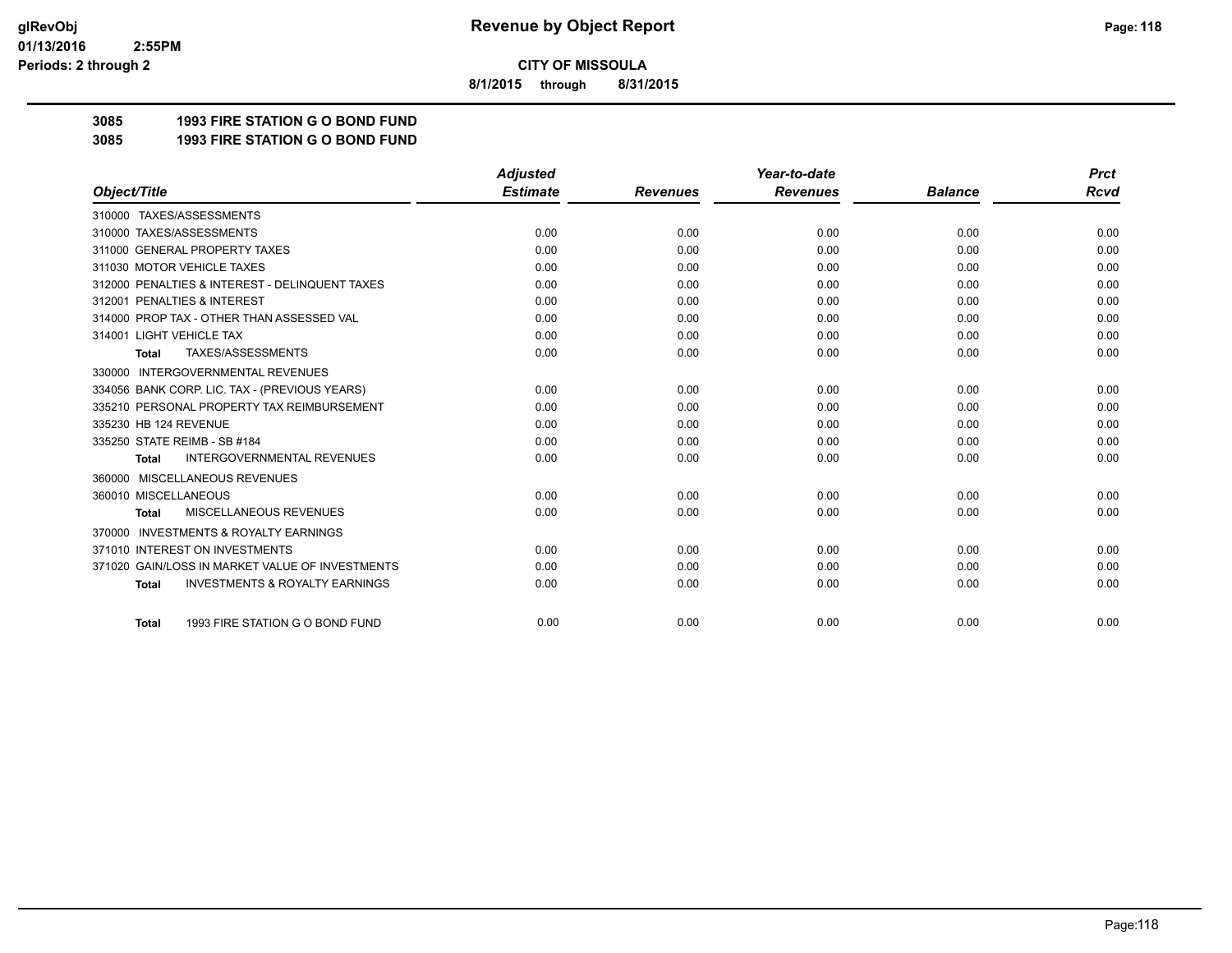**CITY OF MISSOULA**

**8/1/2015 through 8/31/2015**

**Revenue by Object Report**

**Periods: 2 through 2**

## 3085 1993 FIRE STATION G O BOND FUND

## 3085 1993 FIRE STATION G O BOND FUND

| Object/Title | Adjusted Estimate | Revenues | Year-to-date Revenues | Balance | Prct Rcvd |
|---|---|---|---|---|---|
| 310000 TAXES/ASSESSMENTS | | | | | |
| 310000 TAXES/ASSESSMENTS | 0.00 | 0.00 | 0.00 | 0.00 | 0.00 |
| 311000 GENERAL PROPERTY TAXES | 0.00 | 0.00 | 0.00 | 0.00 | 0.00 |
| 311030 MOTOR VEHICLE TAXES | 0.00 | 0.00 | 0.00 | 0.00 | 0.00 |
| 312000 PENALTIES & INTEREST - DELINQUENT TAXES | 0.00 | 0.00 | 0.00 | 0.00 | 0.00 |
| 312001 PENALTIES & INTEREST | 0.00 | 0.00 | 0.00 | 0.00 | 0.00 |
| 314000 PROP TAX - OTHER THAN ASSESSED VAL | 0.00 | 0.00 | 0.00 | 0.00 | 0.00 |
| 314001 LIGHT VEHICLE TAX | 0.00 | 0.00 | 0.00 | 0.00 | 0.00 |
| **Total** TAXES/ASSESSMENTS | 0.00 | 0.00 | 0.00 | 0.00 | 0.00 |
| 330000 INTERGOVERNMENTAL REVENUES | | | | | |
| 334056 BANK CORP. LIC. TAX - (PREVIOUS YEARS) | 0.00 | 0.00 | 0.00 | 0.00 | 0.00 |
| 335210 PERSONAL PROPERTY TAX REIMBURSEMENT | 0.00 | 0.00 | 0.00 | 0.00 | 0.00 |
| 335230 HB 124 REVENUE | 0.00 | 0.00 | 0.00 | 0.00 | 0.00 |
| 335250 STATE REIMB - SB #184 | 0.00 | 0.00 | 0.00 | 0.00 | 0.00 |
| **Total** INTERGOVERNMENTAL REVENUES | 0.00 | 0.00 | 0.00 | 0.00 | 0.00 |
| 360000 MISCELLANEOUS REVENUES | | | | | |
| 360010 MISCELLANEOUS | 0.00 | 0.00 | 0.00 | 0.00 | 0.00 |
| **Total** MISCELLANEOUS REVENUES | 0.00 | 0.00 | 0.00 | 0.00 | 0.00 |
| 370000 INVESTMENTS & ROYALTY EARNINGS | | | | | |
| 371010 INTEREST ON INVESTMENTS | 0.00 | 0.00 | 0.00 | 0.00 | 0.00 |
| 371020 GAIN/LOSS IN MARKET VALUE OF INVESTMENTS | 0.00 | 0.00 | 0.00 | 0.00 | 0.00 |
| **Total** INVESTMENTS & ROYALTY EARNINGS | 0.00 | 0.00 | 0.00 | 0.00 | 0.00 |
| **Total** 1993 FIRE STATION G O BOND FUND | 0.00 | 0.00 | 0.00 | 0.00 | 0.00 |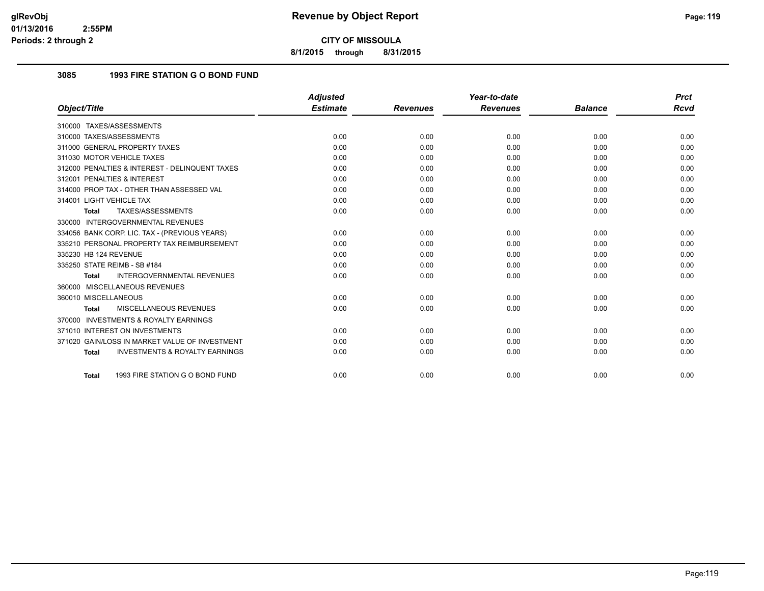# Revenue by Object Report

**CITY OF MISSOULA**

**8/1/2015 through 8/31/2015**

glRevObj
01/13/2016 2:55PM
Periods: 2 through 2

## 3085 1993 FIRE STATION G O BOND FUND

| Object/Title | Adjusted Estimate | Revenues | Year-to-date Revenues | Balance | Prct Rcvd |
|---|---|---|---|---|---|
| 310000 TAXES/ASSESSMENTS | | | | | |
| 310000 TAXES/ASSESSMENTS | 0.00 | 0.00 | 0.00 | 0.00 | 0.00 |
| 311000 GENERAL PROPERTY TAXES | 0.00 | 0.00 | 0.00 | 0.00 | 0.00 |
| 311030 MOTOR VEHICLE TAXES | 0.00 | 0.00 | 0.00 | 0.00 | 0.00 |
| 312000 PENALTIES & INTEREST - DELINQUENT TAXES | 0.00 | 0.00 | 0.00 | 0.00 | 0.00 |
| 312001 PENALTIES & INTEREST | 0.00 | 0.00 | 0.00 | 0.00 | 0.00 |
| 314000 PROP TAX - OTHER THAN ASSESSED VAL | 0.00 | 0.00 | 0.00 | 0.00 | 0.00 |
| 314001 LIGHT VEHICLE TAX | 0.00 | 0.00 | 0.00 | 0.00 | 0.00 |
| **Total** TAXES/ASSESSMENTS | 0.00 | 0.00 | 0.00 | 0.00 | 0.00 |
| 330000 INTERGOVERNMENTAL REVENUES | | | | | |
| 334056 BANK CORP. LIC. TAX - (PREVIOUS YEARS) | 0.00 | 0.00 | 0.00 | 0.00 | 0.00 |
| 335210 PERSONAL PROPERTY TAX REIMBURSEMENT | 0.00 | 0.00 | 0.00 | 0.00 | 0.00 |
| 335230 HB 124 REVENUE | 0.00 | 0.00 | 0.00 | 0.00 | 0.00 |
| 335250 STATE REIMB - SB #184 | 0.00 | 0.00 | 0.00 | 0.00 | 0.00 |
| **Total** INTERGOVERNMENTAL REVENUES | 0.00 | 0.00 | 0.00 | 0.00 | 0.00 |
| 360000 MISCELLANEOUS REVENUES | | | | | |
| 360010 MISCELLANEOUS | 0.00 | 0.00 | 0.00 | 0.00 | 0.00 |
| **Total** MISCELLANEOUS REVENUES | 0.00 | 0.00 | 0.00 | 0.00 | 0.00 |
| 370000 INVESTMENTS & ROYALTY EARNINGS | | | | | |
| 371010 INTEREST ON INVESTMENTS | 0.00 | 0.00 | 0.00 | 0.00 | 0.00 |
| 371020 GAIN/LOSS IN MARKET VALUE OF INVESTMENT | 0.00 | 0.00 | 0.00 | 0.00 | 0.00 |
| **Total** INVESTMENTS & ROYALTY EARNINGS | 0.00 | 0.00 | 0.00 | 0.00 | 0.00 |
| **Total** 1993 FIRE STATION G O BOND FUND | 0.00 | 0.00 | 0.00 | 0.00 | 0.00 |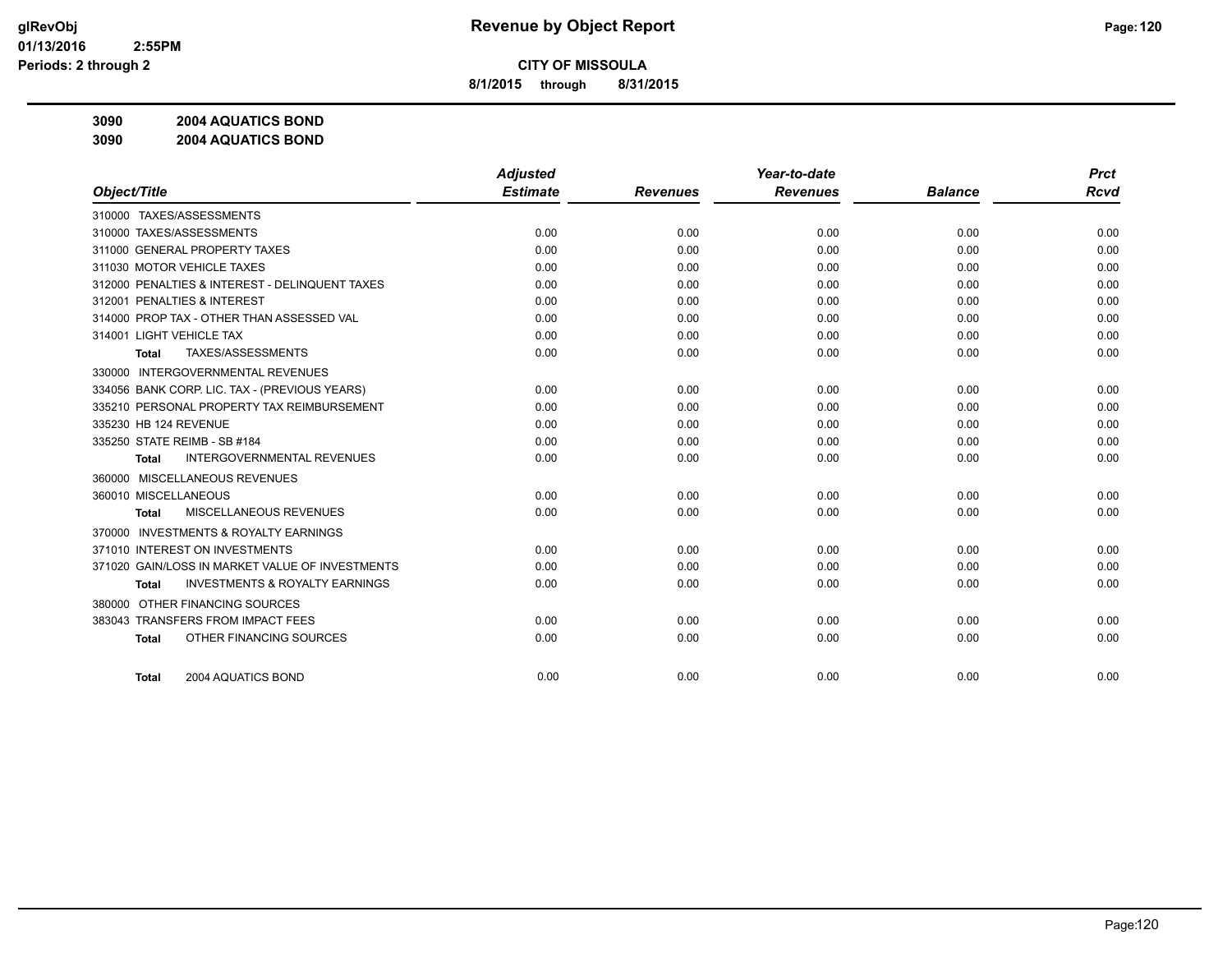# Revenue by Object Report

**CITY OF MISSOULA**

**8/1/2015 through 8/31/2015**

glRevObj
01/13/2016 2:55PM
Periods: 2 through 2

## 3090 2004 AQUATICS BOND

## 3090 2004 AQUATICS BOND

| Object/Title | Adjusted Estimate | Revenues | Year-to-date Revenues | Balance | Prct Rcvd |
|---|---|---|---|---|---|
| 310000 TAXES/ASSESSMENTS | | | | | |
| 310000 TAXES/ASSESSMENTS | 0.00 | 0.00 | 0.00 | 0.00 | 0.00 |
| 311000 GENERAL PROPERTY TAXES | 0.00 | 0.00 | 0.00 | 0.00 | 0.00 |
| 311030 MOTOR VEHICLE TAXES | 0.00 | 0.00 | 0.00 | 0.00 | 0.00 |
| 312000 PENALTIES & INTEREST - DELINQUENT TAXES | 0.00 | 0.00 | 0.00 | 0.00 | 0.00 |
| 312001 PENALTIES & INTEREST | 0.00 | 0.00 | 0.00 | 0.00 | 0.00 |
| 314000 PROP TAX - OTHER THAN ASSESSED VAL | 0.00 | 0.00 | 0.00 | 0.00 | 0.00 |
| 314001 LIGHT VEHICLE TAX | 0.00 | 0.00 | 0.00 | 0.00 | 0.00 |
| **Total** TAXES/ASSESSMENTS | 0.00 | 0.00 | 0.00 | 0.00 | 0.00 |
| 330000 INTERGOVERNMENTAL REVENUES | | | | | |
| 334056 BANK CORP. LIC. TAX - (PREVIOUS YEARS) | 0.00 | 0.00 | 0.00 | 0.00 | 0.00 |
| 335210 PERSONAL PROPERTY TAX REIMBURSEMENT | 0.00 | 0.00 | 0.00 | 0.00 | 0.00 |
| 335230 HB 124 REVENUE | 0.00 | 0.00 | 0.00 | 0.00 | 0.00 |
| 335250 STATE REIMB - SB #184 | 0.00 | 0.00 | 0.00 | 0.00 | 0.00 |
| **Total** INTERGOVERNMENTAL REVENUES | 0.00 | 0.00 | 0.00 | 0.00 | 0.00 |
| 360000 MISCELLANEOUS REVENUES | | | | | |
| 360010 MISCELLANEOUS | 0.00 | 0.00 | 0.00 | 0.00 | 0.00 |
| **Total** MISCELLANEOUS REVENUES | 0.00 | 0.00 | 0.00 | 0.00 | 0.00 |
| 370000 INVESTMENTS & ROYALTY EARNINGS | | | | | |
| 371010 INTEREST ON INVESTMENTS | 0.00 | 0.00 | 0.00 | 0.00 | 0.00 |
| 371020 GAIN/LOSS IN MARKET VALUE OF INVESTMENTS | 0.00 | 0.00 | 0.00 | 0.00 | 0.00 |
| **Total** INVESTMENTS & ROYALTY EARNINGS | 0.00 | 0.00 | 0.00 | 0.00 | 0.00 |
| 380000 OTHER FINANCING SOURCES | | | | | |
| 383043 TRANSFERS FROM IMPACT FEES | 0.00 | 0.00 | 0.00 | 0.00 | 0.00 |
| **Total** OTHER FINANCING SOURCES | 0.00 | 0.00 | 0.00 | 0.00 | 0.00 |
| **Total** 2004 AQUATICS BOND | 0.00 | 0.00 | 0.00 | 0.00 | 0.00 |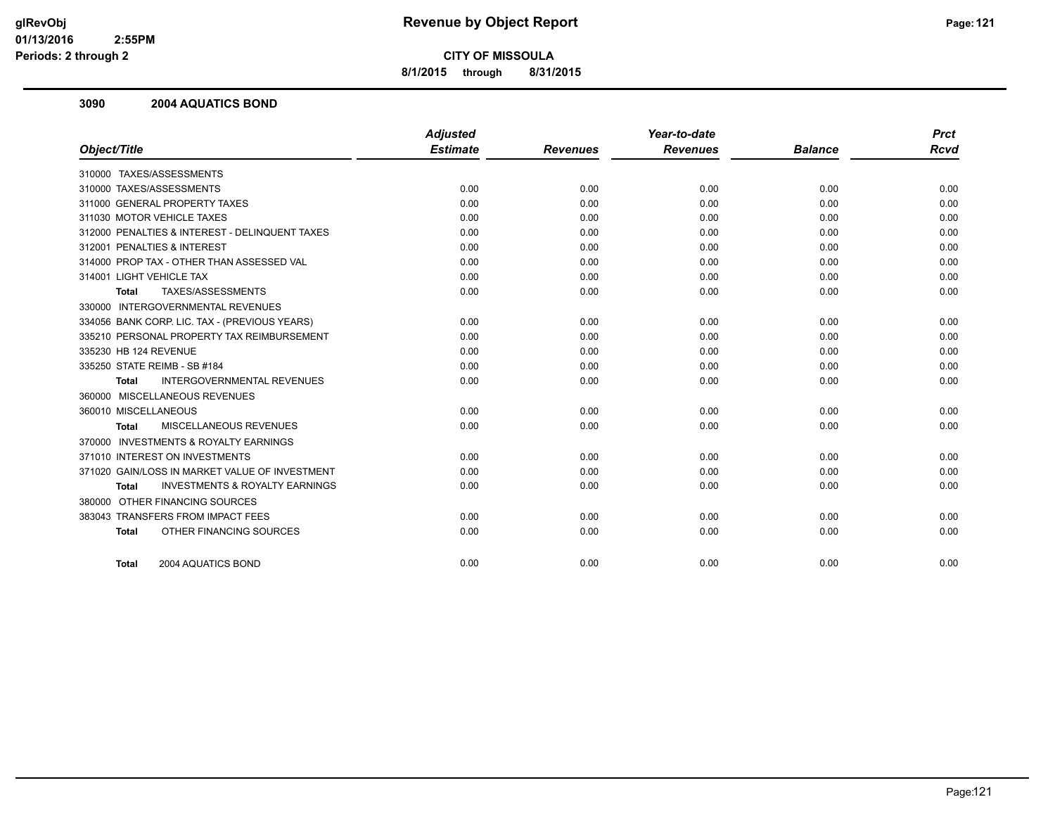**CITY OF MISSOULA**

**8/1/2015 through 8/31/2015**

### 3090 2004 AQUATICS BOND

| Object/Title | Adjusted Estimate | Revenues | Year-to-date Revenues | Balance | Prct Rcvd |
|---|---|---|---|---|---|
| 310000 TAXES/ASSESSMENTS | | | | | |
| 310000 TAXES/ASSESSMENTS | 0.00 | 0.00 | 0.00 | 0.00 | 0.00 |
| 311000 GENERAL PROPERTY TAXES | 0.00 | 0.00 | 0.00 | 0.00 | 0.00 |
| 311030 MOTOR VEHICLE TAXES | 0.00 | 0.00 | 0.00 | 0.00 | 0.00 |
| 312000 PENALTIES & INTEREST - DELINQUENT TAXES | 0.00 | 0.00 | 0.00 | 0.00 | 0.00 |
| 312001 PENALTIES & INTEREST | 0.00 | 0.00 | 0.00 | 0.00 | 0.00 |
| 314000 PROP TAX - OTHER THAN ASSESSED VAL | 0.00 | 0.00 | 0.00 | 0.00 | 0.00 |
| 314001 LIGHT VEHICLE TAX | 0.00 | 0.00 | 0.00 | 0.00 | 0.00 |
| **Total** TAXES/ASSESSMENTS | 0.00 | 0.00 | 0.00 | 0.00 | 0.00 |
| 330000 INTERGOVERNMENTAL REVENUES | | | | | |
| 334056 BANK CORP. LIC. TAX - (PREVIOUS YEARS) | 0.00 | 0.00 | 0.00 | 0.00 | 0.00 |
| 335210 PERSONAL PROPERTY TAX REIMBURSEMENT | 0.00 | 0.00 | 0.00 | 0.00 | 0.00 |
| 335230 HB 124 REVENUE | 0.00 | 0.00 | 0.00 | 0.00 | 0.00 |
| 335250 STATE REIMB - SB #184 | 0.00 | 0.00 | 0.00 | 0.00 | 0.00 |
| **Total** INTERGOVERNMENTAL REVENUES | 0.00 | 0.00 | 0.00 | 0.00 | 0.00 |
| 360000 MISCELLANEOUS REVENUES | | | | | |
| 360010 MISCELLANEOUS | 0.00 | 0.00 | 0.00 | 0.00 | 0.00 |
| **Total** MISCELLANEOUS REVENUES | 0.00 | 0.00 | 0.00 | 0.00 | 0.00 |
| 370000 INVESTMENTS & ROYALTY EARNINGS | | | | | |
| 371010 INTEREST ON INVESTMENTS | 0.00 | 0.00 | 0.00 | 0.00 | 0.00 |
| 371020 GAIN/LOSS IN MARKET VALUE OF INVESTMENT | 0.00 | 0.00 | 0.00 | 0.00 | 0.00 |
| **Total** INVESTMENTS & ROYALTY EARNINGS | 0.00 | 0.00 | 0.00 | 0.00 | 0.00 |
| 380000 OTHER FINANCING SOURCES | | | | | |
| 383043 TRANSFERS FROM IMPACT FEES | 0.00 | 0.00 | 0.00 | 0.00 | 0.00 |
| **Total** OTHER FINANCING SOURCES | 0.00 | 0.00 | 0.00 | 0.00 | 0.00 |
| **Total** 2004 AQUATICS BOND | 0.00 | 0.00 | 0.00 | 0.00 | 0.00 |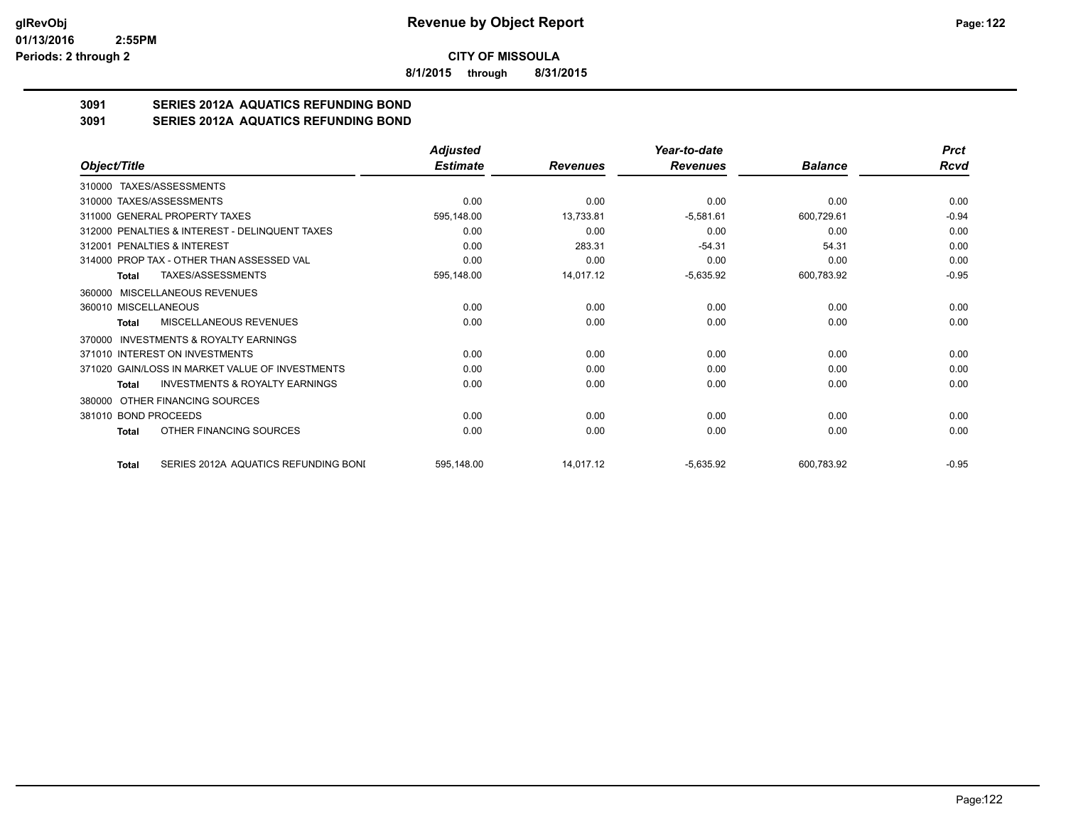**CITY OF MISSOULA**

**8/1/2015 through 8/31/2015**

**Revenue by Object Report**

glRevObj
01/13/2016 2:55PM
Periods: 2 through 2

## 3091 SERIES 2012A AQUATICS REFUNDING BOND
## 3091 SERIES 2012A AQUATICS REFUNDING BOND

| Object/Title | Adjusted Estimate | Revenues | Year-to-date Revenues | Balance | Prct Rcvd |
|---|---|---|---|---|---|
| 310000 TAXES/ASSESSMENTS | | | | | |
| 310000 TAXES/ASSESSMENTS | 0.00 | 0.00 | 0.00 | 0.00 | 0.00 |
| 311000 GENERAL PROPERTY TAXES | 595,148.00 | 13,733.81 | -5,581.61 | 600,729.61 | -0.94 |
| 312000 PENALTIES & INTEREST - DELINQUENT TAXES | 0.00 | 0.00 | 0.00 | 0.00 | 0.00 |
| 312001 PENALTIES & INTEREST | 0.00 | 283.31 | -54.31 | 54.31 | 0.00 |
| 314000 PROP TAX - OTHER THAN ASSESSED VAL | 0.00 | 0.00 | 0.00 | 0.00 | 0.00 |
| **Total** TAXES/ASSESSMENTS | 595,148.00 | 14,017.12 | -5,635.92 | 600,783.92 | -0.95 |
| 360000 MISCELLANEOUS REVENUES | | | | | |
| 360010 MISCELLANEOUS | 0.00 | 0.00 | 0.00 | 0.00 | 0.00 |
| **Total** MISCELLANEOUS REVENUES | 0.00 | 0.00 | 0.00 | 0.00 | 0.00 |
| 370000 INVESTMENTS & ROYALTY EARNINGS | | | | | |
| 371010 INTEREST ON INVESTMENTS | 0.00 | 0.00 | 0.00 | 0.00 | 0.00 |
| 371020 GAIN/LOSS IN MARKET VALUE OF INVESTMENTS | 0.00 | 0.00 | 0.00 | 0.00 | 0.00 |
| **Total** INVESTMENTS & ROYALTY EARNINGS | 0.00 | 0.00 | 0.00 | 0.00 | 0.00 |
| 380000 OTHER FINANCING SOURCES | | | | | |
| 381010 BOND PROCEEDS | 0.00 | 0.00 | 0.00 | 0.00 | 0.00 |
| **Total** OTHER FINANCING SOURCES | 0.00 | 0.00 | 0.00 | 0.00 | 0.00 |
| **Total** SERIES 2012A AQUATICS REFUNDING BONI | 595,148.00 | 14,017.12 | -5,635.92 | 600,783.92 | -0.95 |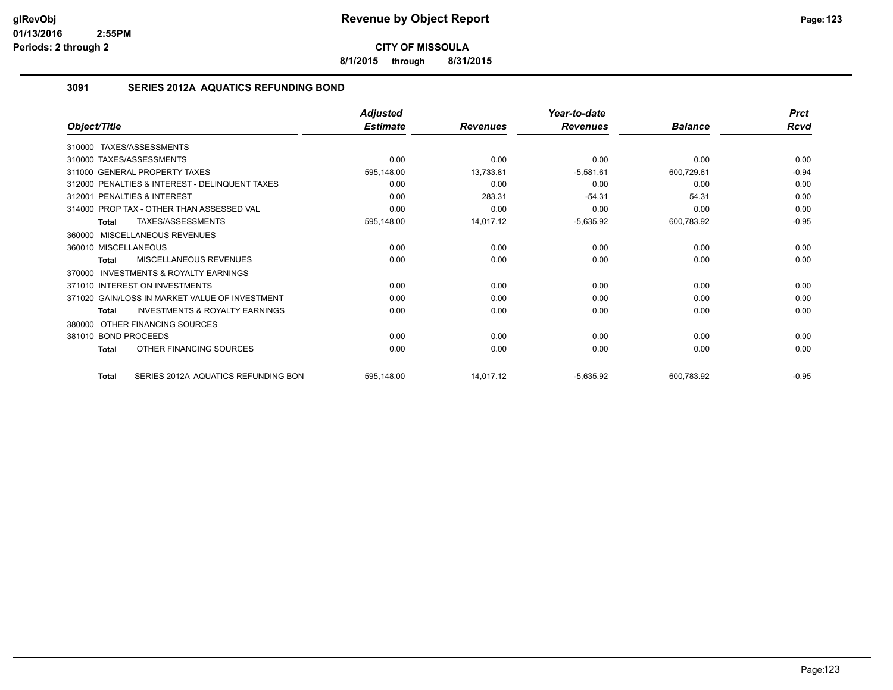**CITY OF MISSOULA**

**8/1/2015 through 8/31/2015**

## 3091 SERIES 2012A AQUATICS REFUNDING BOND

| Object/Title | Adjusted Estimate | Revenues | Year-to-date Revenues | Balance | Prct Rcvd |
|---|---|---|---|---|---|
| 310000 TAXES/ASSESSMENTS | | | | | |
| 310000 TAXES/ASSESSMENTS | 0.00 | 0.00 | 0.00 | 0.00 | 0.00 |
| 311000 GENERAL PROPERTY TAXES | 595,148.00 | 13,733.81 | -5,581.61 | 600,729.61 | -0.94 |
| 312000 PENALTIES & INTEREST - DELINQUENT TAXES | 0.00 | 0.00 | 0.00 | 0.00 | 0.00 |
| 312001 PENALTIES & INTEREST | 0.00 | 283.31 | -54.31 | 54.31 | 0.00 |
| 314000 PROP TAX - OTHER THAN ASSESSED VAL | 0.00 | 0.00 | 0.00 | 0.00 | 0.00 |
| **Total** TAXES/ASSESSMENTS | 595,148.00 | 14,017.12 | -5,635.92 | 600,783.92 | -0.95 |
| 360000 MISCELLANEOUS REVENUES | | | | | |
| 360010 MISCELLANEOUS | 0.00 | 0.00 | 0.00 | 0.00 | 0.00 |
| **Total** MISCELLANEOUS REVENUES | 0.00 | 0.00 | 0.00 | 0.00 | 0.00 |
| 370000 INVESTMENTS & ROYALTY EARNINGS | | | | | |
| 371010 INTEREST ON INVESTMENTS | 0.00 | 0.00 | 0.00 | 0.00 | 0.00 |
| 371020 GAIN/LOSS IN MARKET VALUE OF INVESTMENT | 0.00 | 0.00 | 0.00 | 0.00 | 0.00 |
| **Total** INVESTMENTS & ROYALTY EARNINGS | 0.00 | 0.00 | 0.00 | 0.00 | 0.00 |
| 380000 OTHER FINANCING SOURCES | | | | | |
| 381010 BOND PROCEEDS | 0.00 | 0.00 | 0.00 | 0.00 | 0.00 |
| **Total** OTHER FINANCING SOURCES | 0.00 | 0.00 | 0.00 | 0.00 | 0.00 |
| **Total** SERIES 2012A AQUATICS REFUNDING BON | 595,148.00 | 14,017.12 | -5,635.92 | 600,783.92 | -0.95 |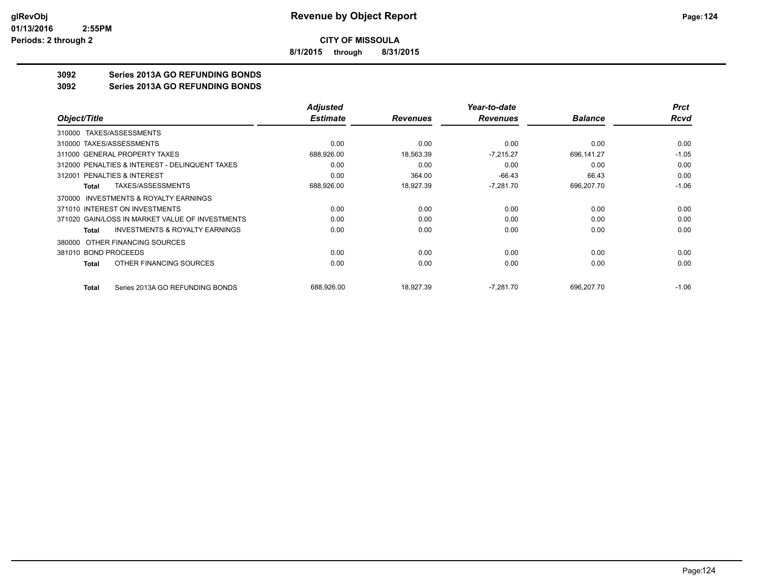**CITY OF MISSOULA**

**8/1/2015 through 8/31/2015**

**3092 Series 2013A GO REFUNDING BONDS**

**3092 Series 2013A GO REFUNDING BONDS**

| Object/Title | Adjusted Estimate | Revenues | Year-to-date Revenues | Balance | Prct Rcvd |
|---|---|---|---|---|---|
| 310000 TAXES/ASSESSMENTS | | | | | |
| 310000 TAXES/ASSESSMENTS | 0.00 | 0.00 | 0.00 | 0.00 | 0.00 |
| 311000 GENERAL PROPERTY TAXES | 688,926.00 | 18,563.39 | -7,215.27 | 696,141.27 | -1.05 |
| 312000 PENALTIES & INTEREST - DELINQUENT TAXES | 0.00 | 0.00 | 0.00 | 0.00 | 0.00 |
| 312001 PENALTIES & INTEREST | 0.00 | 364.00 | -66.43 | 66.43 | 0.00 |
| **Total** TAXES/ASSESSMENTS | 688,926.00 | 18,927.39 | -7,281.70 | 696,207.70 | -1.06 |
| 370000 INVESTMENTS & ROYALTY EARNINGS | | | | | |
| 371010 INTEREST ON INVESTMENTS | 0.00 | 0.00 | 0.00 | 0.00 | 0.00 |
| 371020 GAIN/LOSS IN MARKET VALUE OF INVESTMENTS | 0.00 | 0.00 | 0.00 | 0.00 | 0.00 |
| **Total** INVESTMENTS & ROYALTY EARNINGS | 0.00 | 0.00 | 0.00 | 0.00 | 0.00 |
| 380000 OTHER FINANCING SOURCES | | | | | |
| 381010 BOND PROCEEDS | 0.00 | 0.00 | 0.00 | 0.00 | 0.00 |
| **Total** OTHER FINANCING SOURCES | 0.00 | 0.00 | 0.00 | 0.00 | 0.00 |
| **Total** Series 2013A GO REFUNDING BONDS | 688,926.00 | 18,927.39 | -7,281.70 | 696,207.70 | -1.06 |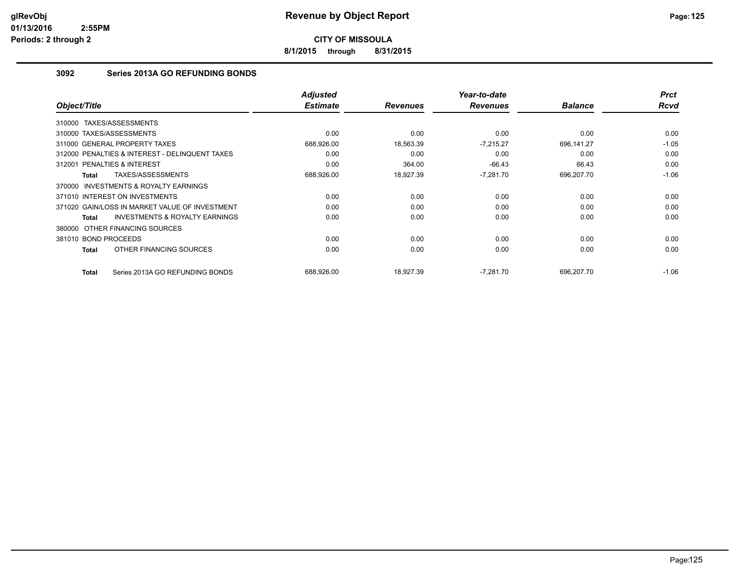# Revenue by Object Report

**CITY OF MISSOULA**

**8/1/2015 through 8/31/2015**

glRevObj
01/13/2016 2:55PM
Periods: 2 through 2

### 3092 Series 2013A GO REFUNDING BONDS

| Object/Title | Adjusted Estimate | Revenues | Year-to-date Revenues | Balance | Prct Rcvd |
|---|---|---|---|---|---|
| 310000 TAXES/ASSESSMENTS | | | | | |
| 310000 TAXES/ASSESSMENTS | 0.00 | 0.00 | 0.00 | 0.00 | 0.00 |
| 311000 GENERAL PROPERTY TAXES | 688,926.00 | 18,563.39 | -7,215.27 | 696,141.27 | -1.05 |
| 312000 PENALTIES & INTEREST - DELINQUENT TAXES | 0.00 | 0.00 | 0.00 | 0.00 | 0.00 |
| 312001 PENALTIES & INTEREST | 0.00 | 364.00 | -66.43 | 66.43 | 0.00 |
| **Total** TAXES/ASSESSMENTS | 688,926.00 | 18,927.39 | -7,281.70 | 696,207.70 | -1.06 |
| 370000 INVESTMENTS & ROYALTY EARNINGS | | | | | |
| 371010 INTEREST ON INVESTMENTS | 0.00 | 0.00 | 0.00 | 0.00 | 0.00 |
| 371020 GAIN/LOSS IN MARKET VALUE OF INVESTMENT | 0.00 | 0.00 | 0.00 | 0.00 | 0.00 |
| **Total** INVESTMENTS & ROYALTY EARNINGS | 0.00 | 0.00 | 0.00 | 0.00 | 0.00 |
| 380000 OTHER FINANCING SOURCES | | | | | |
| 381010 BOND PROCEEDS | 0.00 | 0.00 | 0.00 | 0.00 | 0.00 |
| **Total** OTHER FINANCING SOURCES | 0.00 | 0.00 | 0.00 | 0.00 | 0.00 |
| **Total** Series 2013A GO REFUNDING BONDS | 688,926.00 | 18,927.39 | -7,281.70 | 696,207.70 | -1.06 |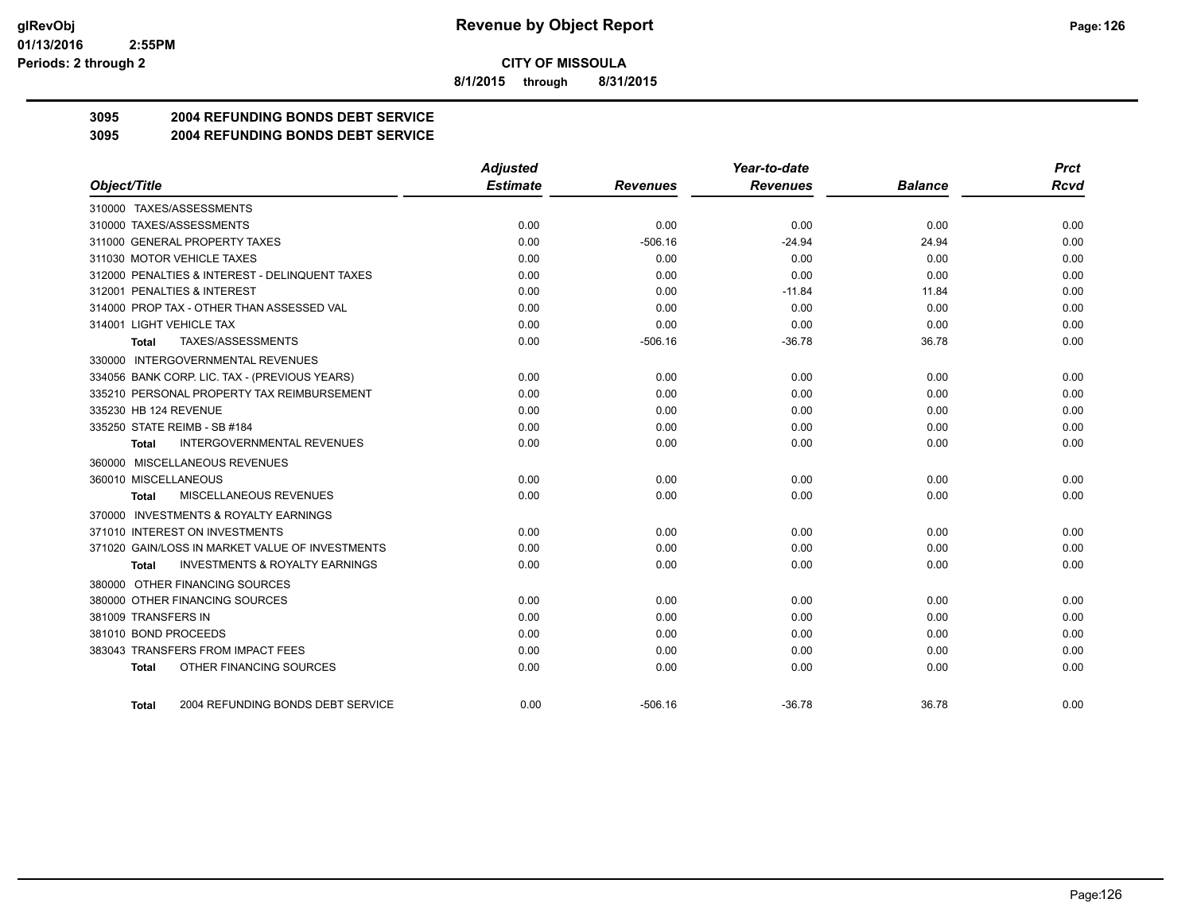**CITY OF MISSOULA**

**8/1/2015 through 8/31/2015**

## 3095 2004 REFUNDING BONDS DEBT SERVICE

## 3095 2004 REFUNDING BONDS DEBT SERVICE

| Object/Title | Adjusted Estimate | Revenues | Year-to-date Revenues | Balance | Prct Rcvd |
|---|---|---|---|---|---|
| 310000 TAXES/ASSESSMENTS | | | | | |
| 310000 TAXES/ASSESSMENTS | 0.00 | 0.00 | 0.00 | 0.00 | 0.00 |
| 311000 GENERAL PROPERTY TAXES | 0.00 | -506.16 | -24.94 | 24.94 | 0.00 |
| 311030 MOTOR VEHICLE TAXES | 0.00 | 0.00 | 0.00 | 0.00 | 0.00 |
| 312000 PENALTIES & INTEREST - DELINQUENT TAXES | 0.00 | 0.00 | 0.00 | 0.00 | 0.00 |
| 312001 PENALTIES & INTEREST | 0.00 | 0.00 | -11.84 | 11.84 | 0.00 |
| 314000 PROP TAX - OTHER THAN ASSESSED VAL | 0.00 | 0.00 | 0.00 | 0.00 | 0.00 |
| 314001 LIGHT VEHICLE TAX | 0.00 | 0.00 | 0.00 | 0.00 | 0.00 |
| **Total** TAXES/ASSESSMENTS | 0.00 | -506.16 | -36.78 | 36.78 | 0.00 |
| 330000 INTERGOVERNMENTAL REVENUES | | | | | |
| 334056 BANK CORP. LIC. TAX - (PREVIOUS YEARS) | 0.00 | 0.00 | 0.00 | 0.00 | 0.00 |
| 335210 PERSONAL PROPERTY TAX REIMBURSEMENT | 0.00 | 0.00 | 0.00 | 0.00 | 0.00 |
| 335230 HB 124 REVENUE | 0.00 | 0.00 | 0.00 | 0.00 | 0.00 |
| 335250 STATE REIMB - SB #184 | 0.00 | 0.00 | 0.00 | 0.00 | 0.00 |
| **Total** INTERGOVERNMENTAL REVENUES | 0.00 | 0.00 | 0.00 | 0.00 | 0.00 |
| 360000 MISCELLANEOUS REVENUES | | | | | |
| 360010 MISCELLANEOUS | 0.00 | 0.00 | 0.00 | 0.00 | 0.00 |
| **Total** MISCELLANEOUS REVENUES | 0.00 | 0.00 | 0.00 | 0.00 | 0.00 |
| 370000 INVESTMENTS & ROYALTY EARNINGS | | | | | |
| 371010 INTEREST ON INVESTMENTS | 0.00 | 0.00 | 0.00 | 0.00 | 0.00 |
| 371020 GAIN/LOSS IN MARKET VALUE OF INVESTMENTS | 0.00 | 0.00 | 0.00 | 0.00 | 0.00 |
| **Total** INVESTMENTS & ROYALTY EARNINGS | 0.00 | 0.00 | 0.00 | 0.00 | 0.00 |
| 380000 OTHER FINANCING SOURCES | | | | | |
| 380000 OTHER FINANCING SOURCES | 0.00 | 0.00 | 0.00 | 0.00 | 0.00 |
| 381009 TRANSFERS IN | 0.00 | 0.00 | 0.00 | 0.00 | 0.00 |
| 381010 BOND PROCEEDS | 0.00 | 0.00 | 0.00 | 0.00 | 0.00 |
| 383043 TRANSFERS FROM IMPACT FEES | 0.00 | 0.00 | 0.00 | 0.00 | 0.00 |
| **Total** OTHER FINANCING SOURCES | 0.00 | 0.00 | 0.00 | 0.00 | 0.00 |
| **Total** 2004 REFUNDING BONDS DEBT SERVICE | 0.00 | -506.16 | -36.78 | 36.78 | 0.00 |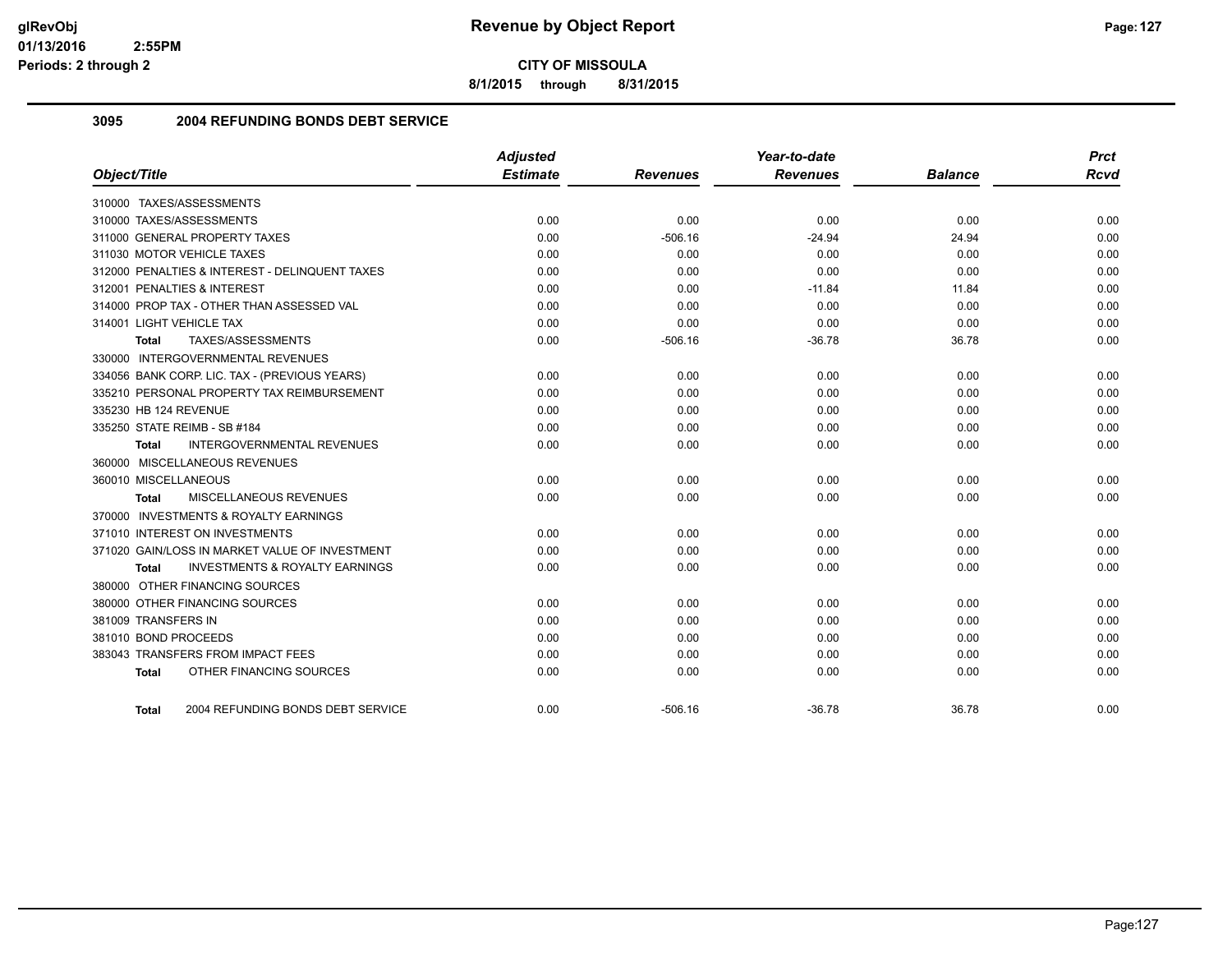# CITY OF MISSOULA

**8/1/2015 through 8/31/2015**

## 3095 2004 REFUNDING BONDS DEBT SERVICE

| Object/Title | Adjusted Estimate | Revenues | Year-to-date Revenues | Balance | Prct Rcvd |
|---|---|---|---|---|---|
| 310000 TAXES/ASSESSMENTS | | | | | |
| 310000 TAXES/ASSESSMENTS | 0.00 | 0.00 | 0.00 | 0.00 | 0.00 |
| 311000 GENERAL PROPERTY TAXES | 0.00 | -506.16 | -24.94 | 24.94 | 0.00 |
| 311030 MOTOR VEHICLE TAXES | 0.00 | 0.00 | 0.00 | 0.00 | 0.00 |
| 312000 PENALTIES & INTEREST - DELINQUENT TAXES | 0.00 | 0.00 | 0.00 | 0.00 | 0.00 |
| 312001 PENALTIES & INTEREST | 0.00 | 0.00 | -11.84 | 11.84 | 0.00 |
| 314000 PROP TAX - OTHER THAN ASSESSED VAL | 0.00 | 0.00 | 0.00 | 0.00 | 0.00 |
| 314001 LIGHT VEHICLE TAX | 0.00 | 0.00 | 0.00 | 0.00 | 0.00 |
| **Total** TAXES/ASSESSMENTS | 0.00 | -506.16 | -36.78 | 36.78 | 0.00 |
| 330000 INTERGOVERNMENTAL REVENUES | | | | | |
| 334056 BANK CORP. LIC. TAX - (PREVIOUS YEARS) | 0.00 | 0.00 | 0.00 | 0.00 | 0.00 |
| 335210 PERSONAL PROPERTY TAX REIMBURSEMENT | 0.00 | 0.00 | 0.00 | 0.00 | 0.00 |
| 335230 HB 124 REVENUE | 0.00 | 0.00 | 0.00 | 0.00 | 0.00 |
| 335250 STATE REIMB - SB #184 | 0.00 | 0.00 | 0.00 | 0.00 | 0.00 |
| **Total** INTERGOVERNMENTAL REVENUES | 0.00 | 0.00 | 0.00 | 0.00 | 0.00 |
| 360000 MISCELLANEOUS REVENUES | | | | | |
| 360010 MISCELLANEOUS | 0.00 | 0.00 | 0.00 | 0.00 | 0.00 |
| **Total** MISCELLANEOUS REVENUES | 0.00 | 0.00 | 0.00 | 0.00 | 0.00 |
| 370000 INVESTMENTS & ROYALTY EARNINGS | | | | | |
| 371010 INTEREST ON INVESTMENTS | 0.00 | 0.00 | 0.00 | 0.00 | 0.00 |
| 371020 GAIN/LOSS IN MARKET VALUE OF INVESTMENT | 0.00 | 0.00 | 0.00 | 0.00 | 0.00 |
| **Total** INVESTMENTS & ROYALTY EARNINGS | 0.00 | 0.00 | 0.00 | 0.00 | 0.00 |
| 380000 OTHER FINANCING SOURCES | | | | | |
| 380000 OTHER FINANCING SOURCES | 0.00 | 0.00 | 0.00 | 0.00 | 0.00 |
| 381009 TRANSFERS IN | 0.00 | 0.00 | 0.00 | 0.00 | 0.00 |
| 381010 BOND PROCEEDS | 0.00 | 0.00 | 0.00 | 0.00 | 0.00 |
| 383043 TRANSFERS FROM IMPACT FEES | 0.00 | 0.00 | 0.00 | 0.00 | 0.00 |
| **Total** OTHER FINANCING SOURCES | 0.00 | 0.00 | 0.00 | 0.00 | 0.00 |
| **Total** 2004 REFUNDING BONDS DEBT SERVICE | 0.00 | -506.16 | -36.78 | 36.78 | 0.00 |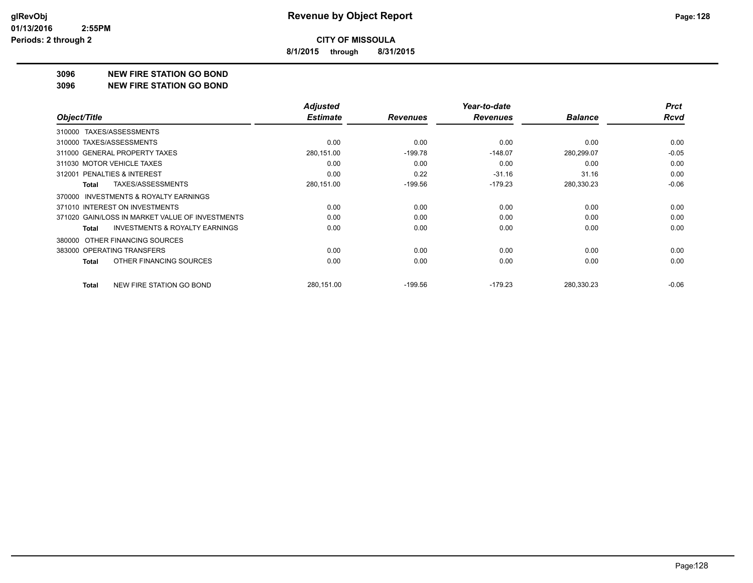**CITY OF MISSOULA**

**8/1/2015 through 8/31/2015**

**3096 NEW FIRE STATION GO BOND**

**3096 NEW FIRE STATION GO BOND**

| Object/Title | Adjusted Estimate | Revenues | Year-to-date Revenues | Balance | Prct Rcvd |
|---|---|---|---|---|---|
| 310000 TAXES/ASSESSMENTS | | | | | |
| 310000 TAXES/ASSESSMENTS | 0.00 | 0.00 | 0.00 | 0.00 | 0.00 |
| 311000 GENERAL PROPERTY TAXES | 280,151.00 | -199.78 | -148.07 | 280,299.07 | -0.05 |
| 311030 MOTOR VEHICLE TAXES | 0.00 | 0.00 | 0.00 | 0.00 | 0.00 |
| 312001 PENALTIES & INTEREST | 0.00 | 0.22 | -31.16 | 31.16 | 0.00 |
| **Total** TAXES/ASSESSMENTS | 280,151.00 | -199.56 | -179.23 | 280,330.23 | -0.06 |
| 370000 INVESTMENTS & ROYALTY EARNINGS | | | | | |
| 371010 INTEREST ON INVESTMENTS | 0.00 | 0.00 | 0.00 | 0.00 | 0.00 |
| 371020 GAIN/LOSS IN MARKET VALUE OF INVESTMENTS | 0.00 | 0.00 | 0.00 | 0.00 | 0.00 |
| **Total** INVESTMENTS & ROYALTY EARNINGS | 0.00 | 0.00 | 0.00 | 0.00 | 0.00 |
| 380000 OTHER FINANCING SOURCES | | | | | |
| 383000 OPERATING TRANSFERS | 0.00 | 0.00 | 0.00 | 0.00 | 0.00 |
| **Total** OTHER FINANCING SOURCES | 0.00 | 0.00 | 0.00 | 0.00 | 0.00 |
| **Total** NEW FIRE STATION GO BOND | 280,151.00 | -199.56 | -179.23 | 280,330.23 | -0.06 |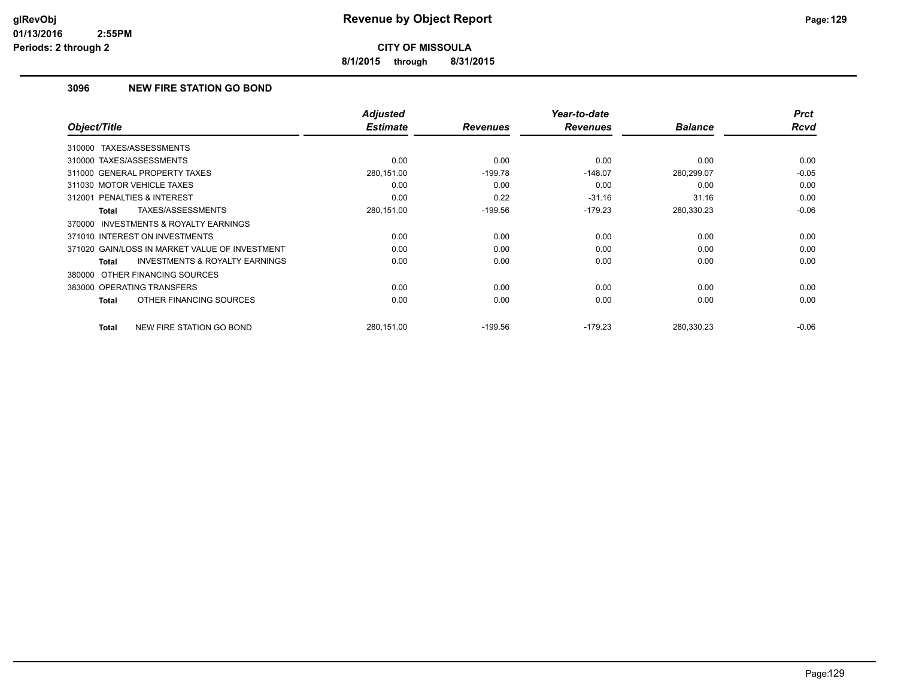**CITY OF MISSOULA**

**8/1/2015 through 8/31/2015**

### 3096 NEW FIRE STATION GO BOND

| Object/Title | Adjusted Estimate | Revenues | Year-to-date Revenues | Balance | Prct Rcvd |
|---|---|---|---|---|---|
| 310000 TAXES/ASSESSMENTS | | | | | |
| 310000 TAXES/ASSESSMENTS | 0.00 | 0.00 | 0.00 | 0.00 | 0.00 |
| 311000 GENERAL PROPERTY TAXES | 280,151.00 | -199.78 | -148.07 | 280,299.07 | -0.05 |
| 311030 MOTOR VEHICLE TAXES | 0.00 | 0.00 | 0.00 | 0.00 | 0.00 |
| 312001 PENALTIES & INTEREST | 0.00 | 0.22 | -31.16 | 31.16 | 0.00 |
| **Total** TAXES/ASSESSMENTS | 280,151.00 | -199.56 | -179.23 | 280,330.23 | -0.06 |
| 370000 INVESTMENTS & ROYALTY EARNINGS | | | | | |
| 371010 INTEREST ON INVESTMENTS | 0.00 | 0.00 | 0.00 | 0.00 | 0.00 |
| 371020 GAIN/LOSS IN MARKET VALUE OF INVESTMENT | 0.00 | 0.00 | 0.00 | 0.00 | 0.00 |
| **Total** INVESTMENTS & ROYALTY EARNINGS | 0.00 | 0.00 | 0.00 | 0.00 | 0.00 |
| 380000 OTHER FINANCING SOURCES | | | | | |
| 383000 OPERATING TRANSFERS | 0.00 | 0.00 | 0.00 | 0.00 | 0.00 |
| **Total** OTHER FINANCING SOURCES | 0.00 | 0.00 | 0.00 | 0.00 | 0.00 |
| **Total** NEW FIRE STATION GO BOND | 280,151.00 | -199.56 | -179.23 | 280,330.23 | -0.06 |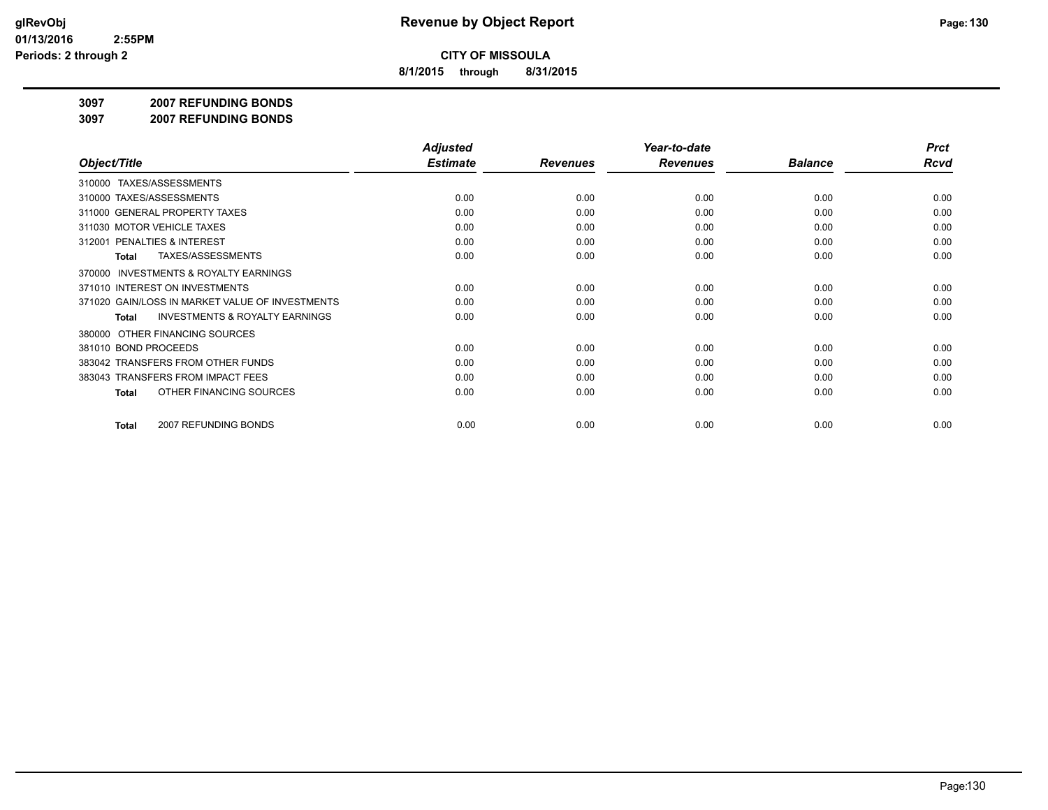# Revenue by Object Report

**CITY OF MISSOULA**

**8/1/2015 through 8/31/2015**

**3097 2007 REFUNDING BONDS**

**3097 2007 REFUNDING BONDS**

| Object/Title | Adjusted Estimate | Revenues | Year-to-date Revenues | Balance | Prct Rcvd |
|---|---|---|---|---|---|
| 310000 TAXES/ASSESSMENTS | | | | | |
| 310000 TAXES/ASSESSMENTS | 0.00 | 0.00 | 0.00 | 0.00 | 0.00 |
| 311000 GENERAL PROPERTY TAXES | 0.00 | 0.00 | 0.00 | 0.00 | 0.00 |
| 311030 MOTOR VEHICLE TAXES | 0.00 | 0.00 | 0.00 | 0.00 | 0.00 |
| 312001 PENALTIES & INTEREST | 0.00 | 0.00 | 0.00 | 0.00 | 0.00 |
| **Total** TAXES/ASSESSMENTS | 0.00 | 0.00 | 0.00 | 0.00 | 0.00 |
| 370000 INVESTMENTS & ROYALTY EARNINGS | | | | | |
| 371010 INTEREST ON INVESTMENTS | 0.00 | 0.00 | 0.00 | 0.00 | 0.00 |
| 371020 GAIN/LOSS IN MARKET VALUE OF INVESTMENTS | 0.00 | 0.00 | 0.00 | 0.00 | 0.00 |
| **Total** INVESTMENTS & ROYALTY EARNINGS | 0.00 | 0.00 | 0.00 | 0.00 | 0.00 |
| 380000 OTHER FINANCING SOURCES | | | | | |
| 381010 BOND PROCEEDS | 0.00 | 0.00 | 0.00 | 0.00 | 0.00 |
| 383042 TRANSFERS FROM OTHER FUNDS | 0.00 | 0.00 | 0.00 | 0.00 | 0.00 |
| 383043 TRANSFERS FROM IMPACT FEES | 0.00 | 0.00 | 0.00 | 0.00 | 0.00 |
| **Total** OTHER FINANCING SOURCES | 0.00 | 0.00 | 0.00 | 0.00 | 0.00 |
| **Total** 2007 REFUNDING BONDS | 0.00 | 0.00 | 0.00 | 0.00 | 0.00 |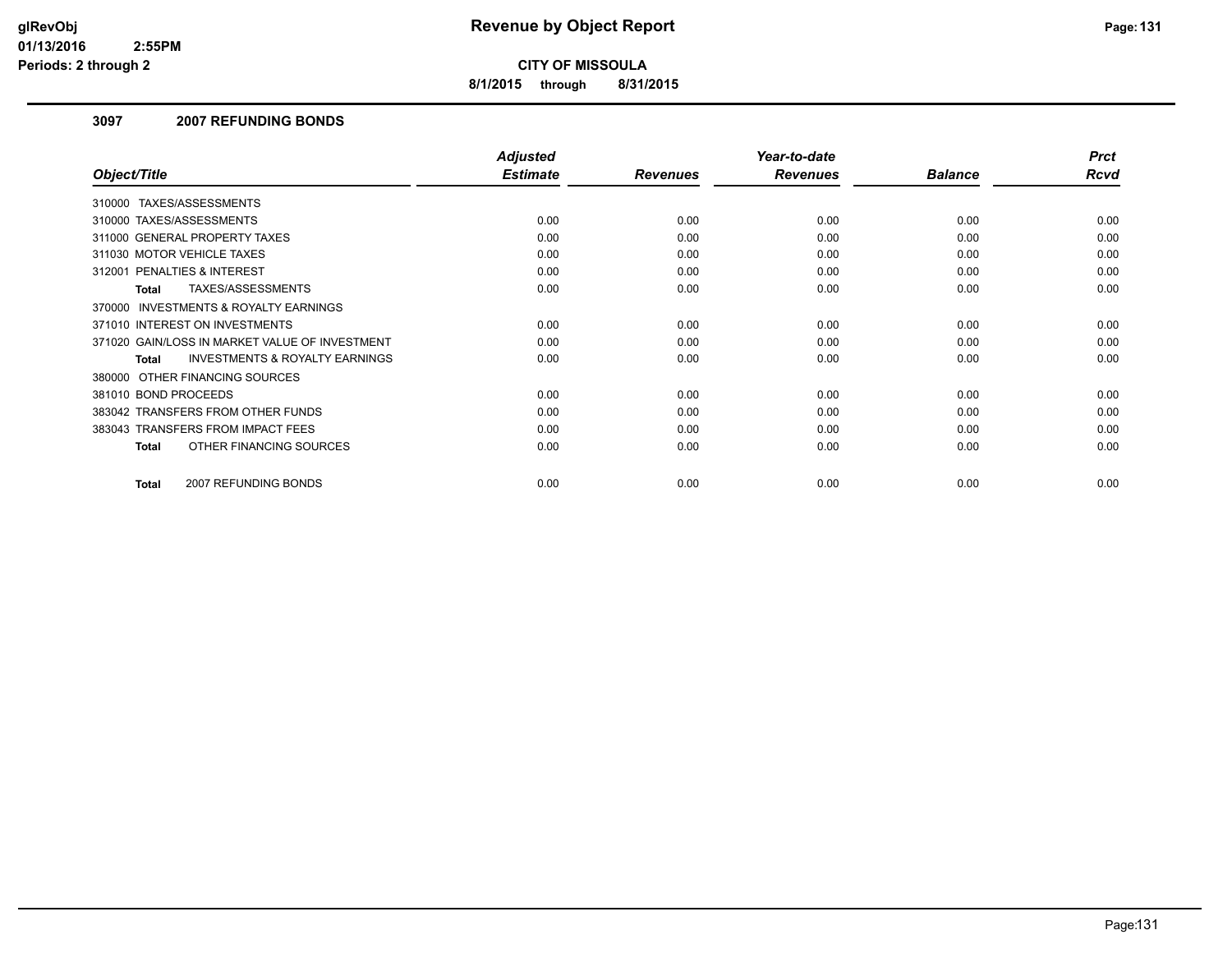# Revenue by Object Report

**CITY OF MISSOULA**

**8/1/2015 through 8/31/2015**

### 3097 2007 REFUNDING BONDS

| Object/Title | Adjusted Estimate | Revenues | Year-to-date Revenues | Balance | Prct Rcvd |
|---|---|---|---|---|---|
| 310000 TAXES/ASSESSMENTS | | | | | |
| 310000 TAXES/ASSESSMENTS | 0.00 | 0.00 | 0.00 | 0.00 | 0.00 |
| 311000 GENERAL PROPERTY TAXES | 0.00 | 0.00 | 0.00 | 0.00 | 0.00 |
| 311030 MOTOR VEHICLE TAXES | 0.00 | 0.00 | 0.00 | 0.00 | 0.00 |
| 312001 PENALTIES & INTEREST | 0.00 | 0.00 | 0.00 | 0.00 | 0.00 |
| **Total** TAXES/ASSESSMENTS | 0.00 | 0.00 | 0.00 | 0.00 | 0.00 |
| 370000 INVESTMENTS & ROYALTY EARNINGS | | | | | |
| 371010 INTEREST ON INVESTMENTS | 0.00 | 0.00 | 0.00 | 0.00 | 0.00 |
| 371020 GAIN/LOSS IN MARKET VALUE OF INVESTMENT | 0.00 | 0.00 | 0.00 | 0.00 | 0.00 |
| **Total** INVESTMENTS & ROYALTY EARNINGS | 0.00 | 0.00 | 0.00 | 0.00 | 0.00 |
| 380000 OTHER FINANCING SOURCES | | | | | |
| 381010 BOND PROCEEDS | 0.00 | 0.00 | 0.00 | 0.00 | 0.00 |
| 383042 TRANSFERS FROM OTHER FUNDS | 0.00 | 0.00 | 0.00 | 0.00 | 0.00 |
| 383043 TRANSFERS FROM IMPACT FEES | 0.00 | 0.00 | 0.00 | 0.00 | 0.00 |
| **Total** OTHER FINANCING SOURCES | 0.00 | 0.00 | 0.00 | 0.00 | 0.00 |
| **Total** 2007 REFUNDING BONDS | 0.00 | 0.00 | 0.00 | 0.00 | 0.00 |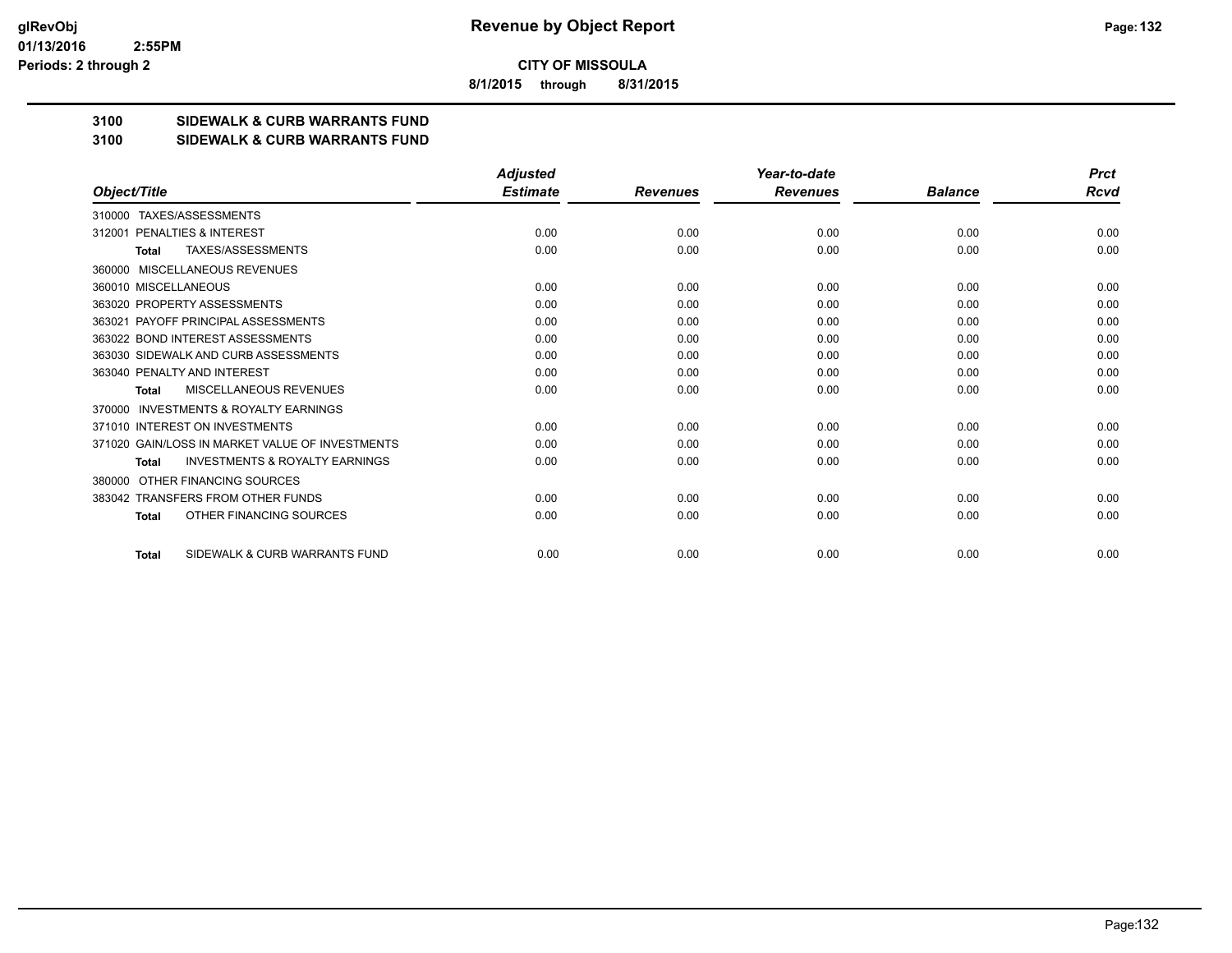# Revenue by Object Report

**CITY OF MISSOULA**

**8/1/2015 through 8/31/2015**

glRevObj
01/13/2016 2:55PM
Periods: 2 through 2

## 3100 SIDEWALK & CURB WARRANTS FUND
## 3100 SIDEWALK & CURB WARRANTS FUND

| Object/Title | Adjusted Estimate | Revenues | Year-to-date Revenues | Balance | Prct Rcvd |
|---|---|---|---|---|---|
| 310000 TAXES/ASSESSMENTS | | | | | |
| 312001 PENALTIES & INTEREST | 0.00 | 0.00 | 0.00 | 0.00 | 0.00 |
| **Total** TAXES/ASSESSMENTS | 0.00 | 0.00 | 0.00 | 0.00 | 0.00 |
| 360000 MISCELLANEOUS REVENUES | | | | | |
| 360010 MISCELLANEOUS | 0.00 | 0.00 | 0.00 | 0.00 | 0.00 |
| 363020 PROPERTY ASSESSMENTS | 0.00 | 0.00 | 0.00 | 0.00 | 0.00 |
| 363021 PAYOFF PRINCIPAL ASSESSMENTS | 0.00 | 0.00 | 0.00 | 0.00 | 0.00 |
| 363022 BOND INTEREST ASSESSMENTS | 0.00 | 0.00 | 0.00 | 0.00 | 0.00 |
| 363030 SIDEWALK AND CURB ASSESSMENTS | 0.00 | 0.00 | 0.00 | 0.00 | 0.00 |
| 363040 PENALTY AND INTEREST | 0.00 | 0.00 | 0.00 | 0.00 | 0.00 |
| **Total** MISCELLANEOUS REVENUES | 0.00 | 0.00 | 0.00 | 0.00 | 0.00 |
| 370000 INVESTMENTS & ROYALTY EARNINGS | | | | | |
| 371010 INTEREST ON INVESTMENTS | 0.00 | 0.00 | 0.00 | 0.00 | 0.00 |
| 371020 GAIN/LOSS IN MARKET VALUE OF INVESTMENTS | 0.00 | 0.00 | 0.00 | 0.00 | 0.00 |
| **Total** INVESTMENTS & ROYALTY EARNINGS | 0.00 | 0.00 | 0.00 | 0.00 | 0.00 |
| 380000 OTHER FINANCING SOURCES | | | | | |
| 383042 TRANSFERS FROM OTHER FUNDS | 0.00 | 0.00 | 0.00 | 0.00 | 0.00 |
| **Total** OTHER FINANCING SOURCES | 0.00 | 0.00 | 0.00 | 0.00 | 0.00 |
| **Total** SIDEWALK & CURB WARRANTS FUND | 0.00 | 0.00 | 0.00 | 0.00 | 0.00 |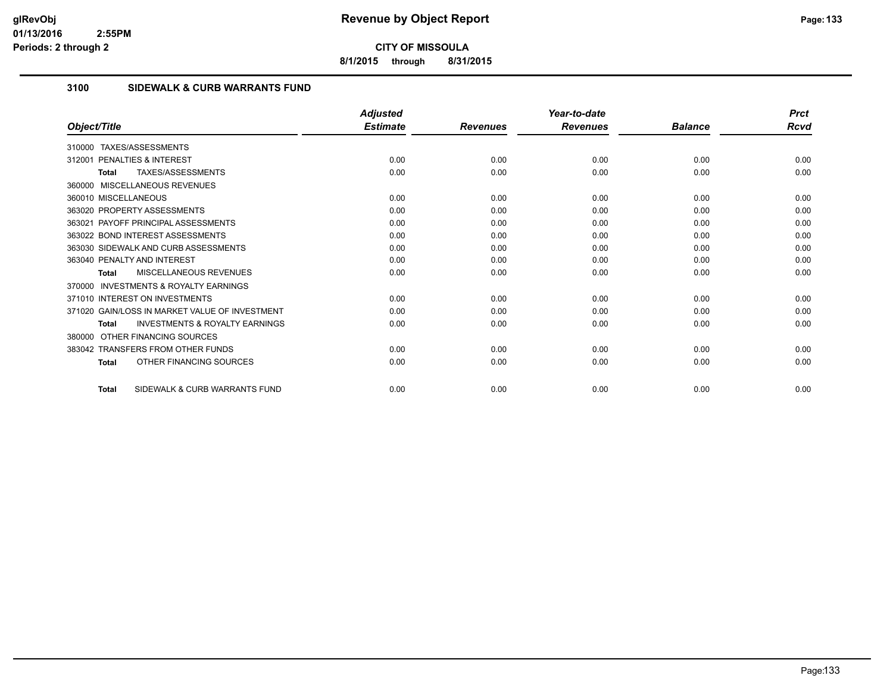# Revenue by Object Report

**CITY OF MISSOULA**

**8/1/2015 through 8/31/2015**

glRevObj
01/13/2016 2:55PM
Periods: 2 through 2

## 3100 SIDEWALK & CURB WARRANTS FUND

| Object/Title | Adjusted Estimate | Revenues | Year-to-date Revenues | Balance | Prct Rcvd |
|---|---|---|---|---|---|
| 310000 TAXES/ASSESSMENTS | | | | | |
| 312001 PENALTIES & INTEREST | 0.00 | 0.00 | 0.00 | 0.00 | 0.00 |
| **Total** TAXES/ASSESSMENTS | 0.00 | 0.00 | 0.00 | 0.00 | 0.00 |
| 360000 MISCELLANEOUS REVENUES | | | | | |
| 360010 MISCELLANEOUS | 0.00 | 0.00 | 0.00 | 0.00 | 0.00 |
| 363020 PROPERTY ASSESSMENTS | 0.00 | 0.00 | 0.00 | 0.00 | 0.00 |
| 363021 PAYOFF PRINCIPAL ASSESSMENTS | 0.00 | 0.00 | 0.00 | 0.00 | 0.00 |
| 363022 BOND INTEREST ASSESSMENTS | 0.00 | 0.00 | 0.00 | 0.00 | 0.00 |
| 363030 SIDEWALK AND CURB ASSESSMENTS | 0.00 | 0.00 | 0.00 | 0.00 | 0.00 |
| 363040 PENALTY AND INTEREST | 0.00 | 0.00 | 0.00 | 0.00 | 0.00 |
| **Total** MISCELLANEOUS REVENUES | 0.00 | 0.00 | 0.00 | 0.00 | 0.00 |
| 370000 INVESTMENTS & ROYALTY EARNINGS | | | | | |
| 371010 INTEREST ON INVESTMENTS | 0.00 | 0.00 | 0.00 | 0.00 | 0.00 |
| 371020 GAIN/LOSS IN MARKET VALUE OF INVESTMENT | 0.00 | 0.00 | 0.00 | 0.00 | 0.00 |
| **Total** INVESTMENTS & ROYALTY EARNINGS | 0.00 | 0.00 | 0.00 | 0.00 | 0.00 |
| 380000 OTHER FINANCING SOURCES | | | | | |
| 383042 TRANSFERS FROM OTHER FUNDS | 0.00 | 0.00 | 0.00 | 0.00 | 0.00 |
| **Total** OTHER FINANCING SOURCES | 0.00 | 0.00 | 0.00 | 0.00 | 0.00 |
| **Total** SIDEWALK & CURB WARRANTS FUND | 0.00 | 0.00 | 0.00 | 0.00 | 0.00 |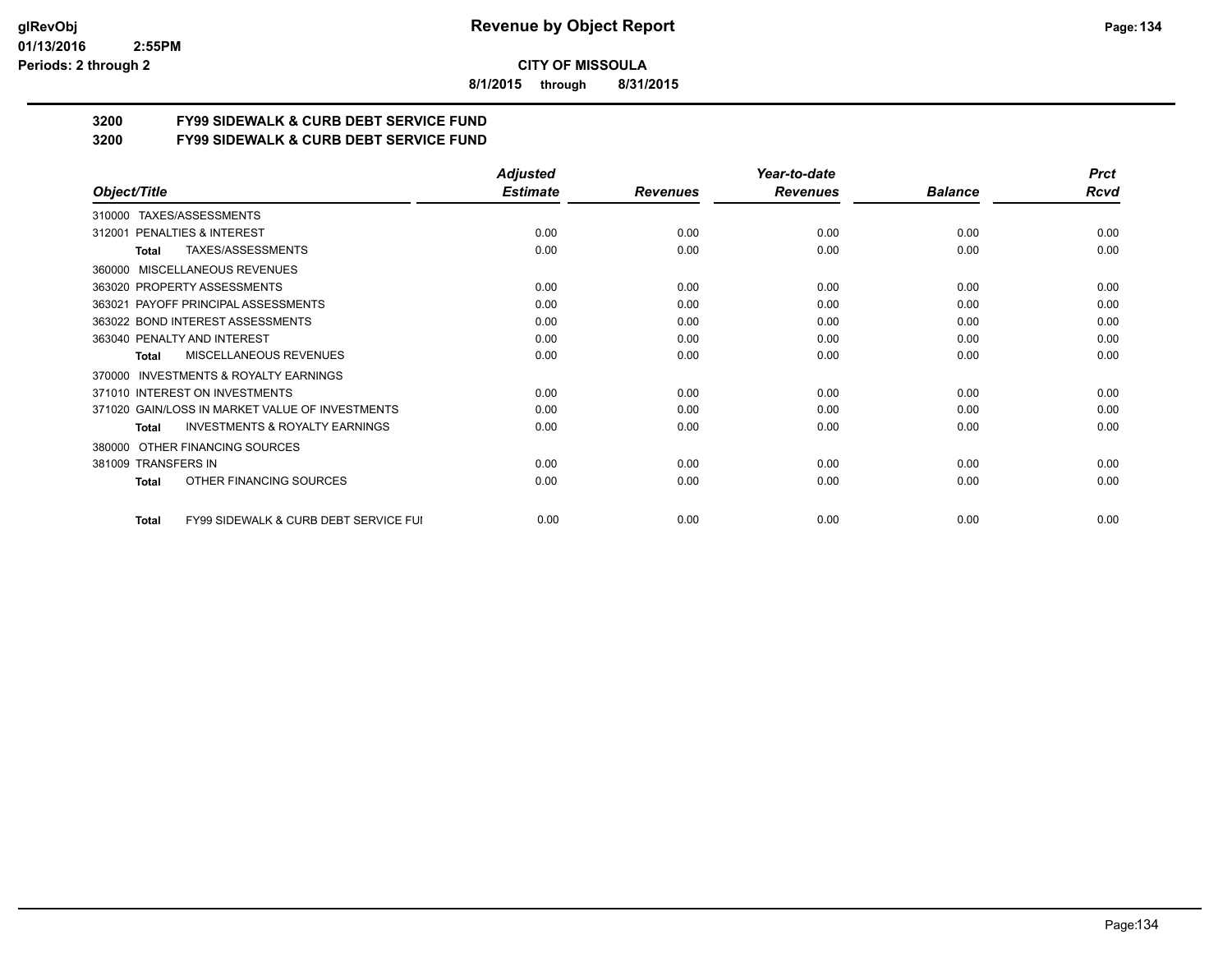**CITY OF MISSOULA**

**8/1/2015 through 8/31/2015**

## 3200 FY99 SIDEWALK & CURB DEBT SERVICE FUND
## 3200 FY99 SIDEWALK & CURB DEBT SERVICE FUND

| Object/Title | Adjusted Estimate | Revenues | Year-to-date Revenues | Balance | Prct Rcvd |
|---|---|---|---|---|---|
| 310000 TAXES/ASSESSMENTS | | | | | |
| 312001 PENALTIES & INTEREST | 0.00 | 0.00 | 0.00 | 0.00 | 0.00 |
| **Total** TAXES/ASSESSMENTS | 0.00 | 0.00 | 0.00 | 0.00 | 0.00 |
| 360000 MISCELLANEOUS REVENUES | | | | | |
| 363020 PROPERTY ASSESSMENTS | 0.00 | 0.00 | 0.00 | 0.00 | 0.00 |
| 363021 PAYOFF PRINCIPAL ASSESSMENTS | 0.00 | 0.00 | 0.00 | 0.00 | 0.00 |
| 363022 BOND INTEREST ASSESSMENTS | 0.00 | 0.00 | 0.00 | 0.00 | 0.00 |
| 363040 PENALTY AND INTEREST | 0.00 | 0.00 | 0.00 | 0.00 | 0.00 |
| **Total** MISCELLANEOUS REVENUES | 0.00 | 0.00 | 0.00 | 0.00 | 0.00 |
| 370000 INVESTMENTS & ROYALTY EARNINGS | | | | | |
| 371010 INTEREST ON INVESTMENTS | 0.00 | 0.00 | 0.00 | 0.00 | 0.00 |
| 371020 GAIN/LOSS IN MARKET VALUE OF INVESTMENTS | 0.00 | 0.00 | 0.00 | 0.00 | 0.00 |
| **Total** INVESTMENTS & ROYALTY EARNINGS | 0.00 | 0.00 | 0.00 | 0.00 | 0.00 |
| 380000 OTHER FINANCING SOURCES | | | | | |
| 381009 TRANSFERS IN | 0.00 | 0.00 | 0.00 | 0.00 | 0.00 |
| **Total** OTHER FINANCING SOURCES | 0.00 | 0.00 | 0.00 | 0.00 | 0.00 |
| **Total** FY99 SIDEWALK & CURB DEBT SERVICE FUI | 0.00 | 0.00 | 0.00 | 0.00 | 0.00 |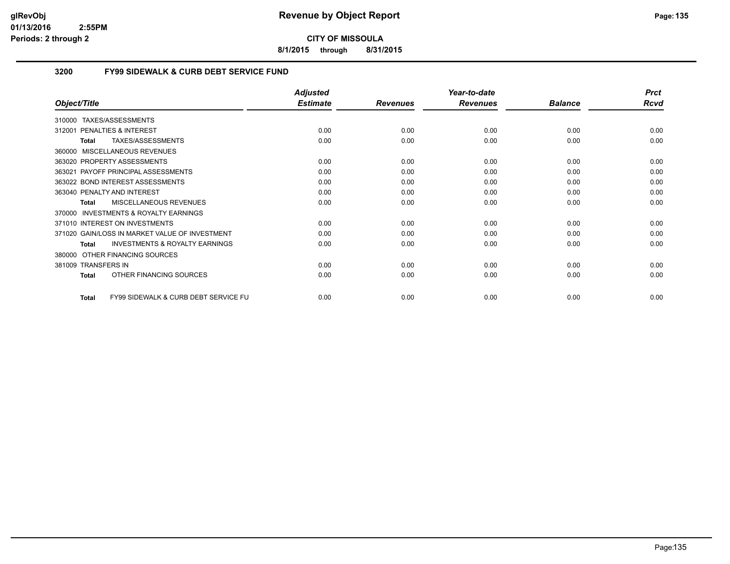CITY OF MISSOULA

8/1/2015 through 8/31/2015

### 3200 FY99 SIDEWALK & CURB DEBT SERVICE FUND

| Object/Title | Adjusted Estimate | Revenues | Year-to-date Revenues | Balance | Prct Rcvd |
|---|---|---|---|---|---|
| 310000 TAXES/ASSESSMENTS | | | | | |
| 312001 PENALTIES & INTEREST | 0.00 | 0.00 | 0.00 | 0.00 | 0.00 |
| **Total** TAXES/ASSESSMENTS | 0.00 | 0.00 | 0.00 | 0.00 | 0.00 |
| 360000 MISCELLANEOUS REVENUES | | | | | |
| 363020 PROPERTY ASSESSMENTS | 0.00 | 0.00 | 0.00 | 0.00 | 0.00 |
| 363021 PAYOFF PRINCIPAL ASSESSMENTS | 0.00 | 0.00 | 0.00 | 0.00 | 0.00 |
| 363022 BOND INTEREST ASSESSMENTS | 0.00 | 0.00 | 0.00 | 0.00 | 0.00 |
| 363040 PENALTY AND INTEREST | 0.00 | 0.00 | 0.00 | 0.00 | 0.00 |
| **Total** MISCELLANEOUS REVENUES | 0.00 | 0.00 | 0.00 | 0.00 | 0.00 |
| 370000 INVESTMENTS & ROYALTY EARNINGS | | | | | |
| 371010 INTEREST ON INVESTMENTS | 0.00 | 0.00 | 0.00 | 0.00 | 0.00 |
| 371020 GAIN/LOSS IN MARKET VALUE OF INVESTMENT | 0.00 | 0.00 | 0.00 | 0.00 | 0.00 |
| **Total** INVESTMENTS & ROYALTY EARNINGS | 0.00 | 0.00 | 0.00 | 0.00 | 0.00 |
| 380000 OTHER FINANCING SOURCES | | | | | |
| 381009 TRANSFERS IN | 0.00 | 0.00 | 0.00 | 0.00 | 0.00 |
| **Total** OTHER FINANCING SOURCES | 0.00 | 0.00 | 0.00 | 0.00 | 0.00 |
| **Total** FY99 SIDEWALK & CURB DEBT SERVICE FU | 0.00 | 0.00 | 0.00 | 0.00 | 0.00 |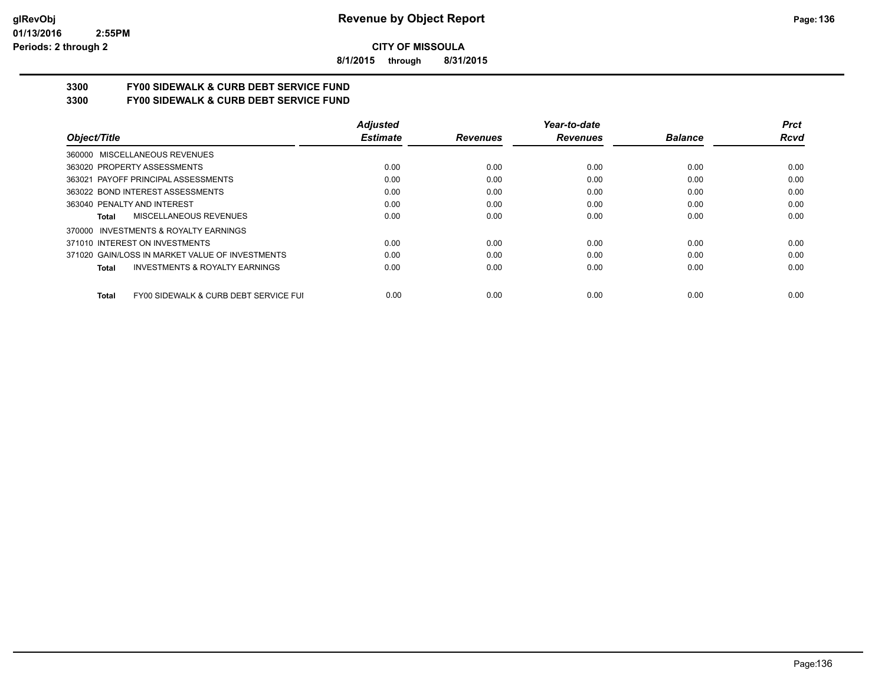**CITY OF MISSOULA**

**8/1/2015 through 8/31/2015**

## 3300 FY00 SIDEWALK & CURB DEBT SERVICE FUND

## 3300 FY00 SIDEWALK & CURB DEBT SERVICE FUND

| Object/Title | Adjusted Estimate | Revenues | Year-to-date Revenues | Balance | Prct Rcvd |
|---|---|---|---|---|---|
| 360000 MISCELLANEOUS REVENUES | | | | | |
| 363020 PROPERTY ASSESSMENTS | 0.00 | 0.00 | 0.00 | 0.00 | 0.00 |
| 363021 PAYOFF PRINCIPAL ASSESSMENTS | 0.00 | 0.00 | 0.00 | 0.00 | 0.00 |
| 363022 BOND INTEREST ASSESSMENTS | 0.00 | 0.00 | 0.00 | 0.00 | 0.00 |
| 363040 PENALTY AND INTEREST | 0.00 | 0.00 | 0.00 | 0.00 | 0.00 |
| **Total** MISCELLANEOUS REVENUES | 0.00 | 0.00 | 0.00 | 0.00 | 0.00 |
| 370000 INVESTMENTS & ROYALTY EARNINGS | | | | | |
| 371010 INTEREST ON INVESTMENTS | 0.00 | 0.00 | 0.00 | 0.00 | 0.00 |
| 371020 GAIN/LOSS IN MARKET VALUE OF INVESTMENTS | 0.00 | 0.00 | 0.00 | 0.00 | 0.00 |
| **Total** INVESTMENTS & ROYALTY EARNINGS | 0.00 | 0.00 | 0.00 | 0.00 | 0.00 |
| **Total** FY00 SIDEWALK & CURB DEBT SERVICE FUI | 0.00 | 0.00 | 0.00 | 0.00 | 0.00 |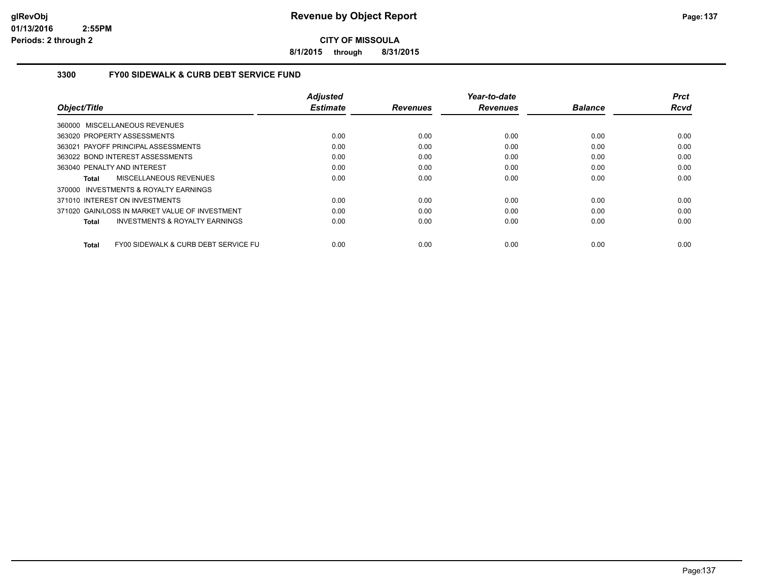# Revenue by Object Report

**CITY OF MISSOULA**

**8/1/2015 through 8/31/2015**

## 3300 FY00 SIDEWALK & CURB DEBT SERVICE FUND

| Object/Title | Adjusted Estimate | Revenues | Year-to-date Revenues | Balance | Prct Rcvd |
|---|---|---|---|---|---|
| 360000 MISCELLANEOUS REVENUES | | | | | |
| 363020 PROPERTY ASSESSMENTS | 0.00 | 0.00 | 0.00 | 0.00 | 0.00 |
| 363021 PAYOFF PRINCIPAL ASSESSMENTS | 0.00 | 0.00 | 0.00 | 0.00 | 0.00 |
| 363022 BOND INTEREST ASSESSMENTS | 0.00 | 0.00 | 0.00 | 0.00 | 0.00 |
| 363040 PENALTY AND INTEREST | 0.00 | 0.00 | 0.00 | 0.00 | 0.00 |
| **Total** MISCELLANEOUS REVENUES | 0.00 | 0.00 | 0.00 | 0.00 | 0.00 |
| 370000 INVESTMENTS & ROYALTY EARNINGS | | | | | |
| 371010 INTEREST ON INVESTMENTS | 0.00 | 0.00 | 0.00 | 0.00 | 0.00 |
| 371020 GAIN/LOSS IN MARKET VALUE OF INVESTMENT | 0.00 | 0.00 | 0.00 | 0.00 | 0.00 |
| **Total** INVESTMENTS & ROYALTY EARNINGS | 0.00 | 0.00 | 0.00 | 0.00 | 0.00 |
| **Total** FY00 SIDEWALK & CURB DEBT SERVICE FU | 0.00 | 0.00 | 0.00 | 0.00 | 0.00 |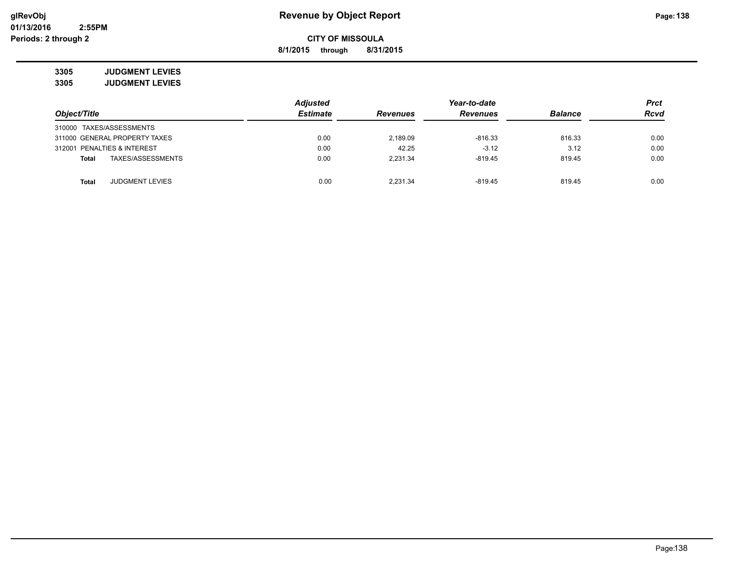**Revenue by Object Report**

**CITY OF MISSOULA**

**8/1/2015 through 8/31/2015**

glRevObj
01/13/2016 2:55PM
Periods: 2 through 2

**3305 JUDGMENT LEVIES**
**3305 JUDGMENT LEVIES**

| Object/Title | Adjusted Estimate | Revenues | Year-to-date Revenues | Balance | Prct Rcvd |
|---|---|---|---|---|---|
| 310000 TAXES/ASSESSMENTS | | | | | |
| 311000 GENERAL PROPERTY TAXES | 0.00 | 2,189.09 | -816.33 | 816.33 | 0.00 |
| 312001 PENALTIES & INTEREST | 0.00 | 42.25 | -3.12 | 3.12 | 0.00 |
| **Total** TAXES/ASSESSMENTS | 0.00 | 2,231.34 | -819.45 | 819.45 | 0.00 |
| **Total** JUDGMENT LEVIES | 0.00 | 2,231.34 | -819.45 | 819.45 | 0.00 |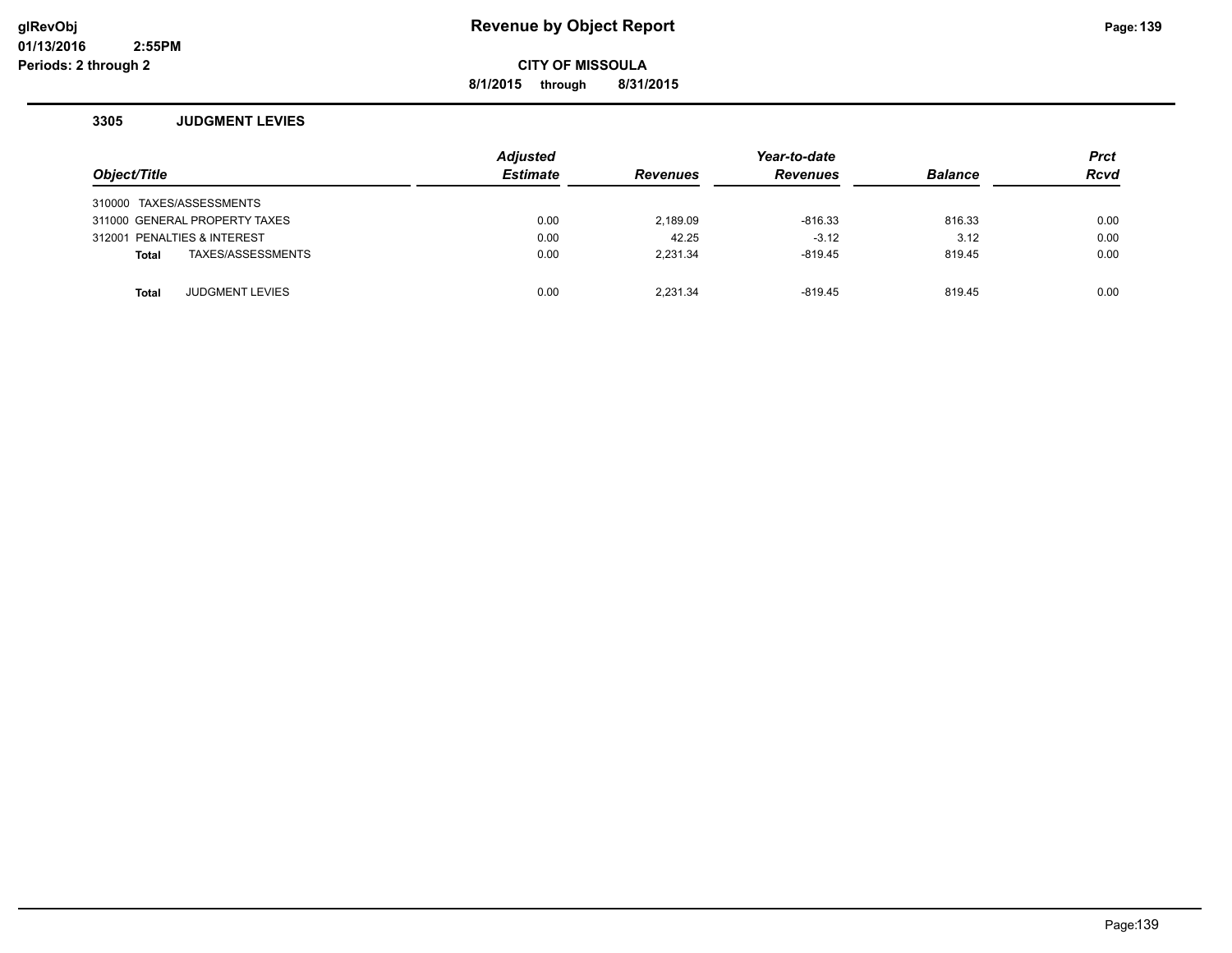# Revenue by Object Report

**CITY OF MISSOULA**

**8/1/2015 through 8/31/2015**

glRevObj
01/13/2016 2:55PM
Periods: 2 through 2

### 3305 JUDGMENT LEVIES

| Object/Title | Adjusted Estimate | Revenues | Year-to-date Revenues | Balance | Prct Rcvd |
|---|---|---|---|---|---|
| 310000 TAXES/ASSESSMENTS | | | | | |
| 311000 GENERAL PROPERTY TAXES | 0.00 | 2,189.09 | -816.33 | 816.33 | 0.00 |
| 312001 PENALTIES & INTEREST | 0.00 | 42.25 | -3.12 | 3.12 | 0.00 |
| **Total** TAXES/ASSESSMENTS | 0.00 | 2,231.34 | -819.45 | 819.45 | 0.00 |
| | | | | | |
| **Total** JUDGMENT LEVIES | 0.00 | 2,231.34 | -819.45 | 819.45 | 0.00 |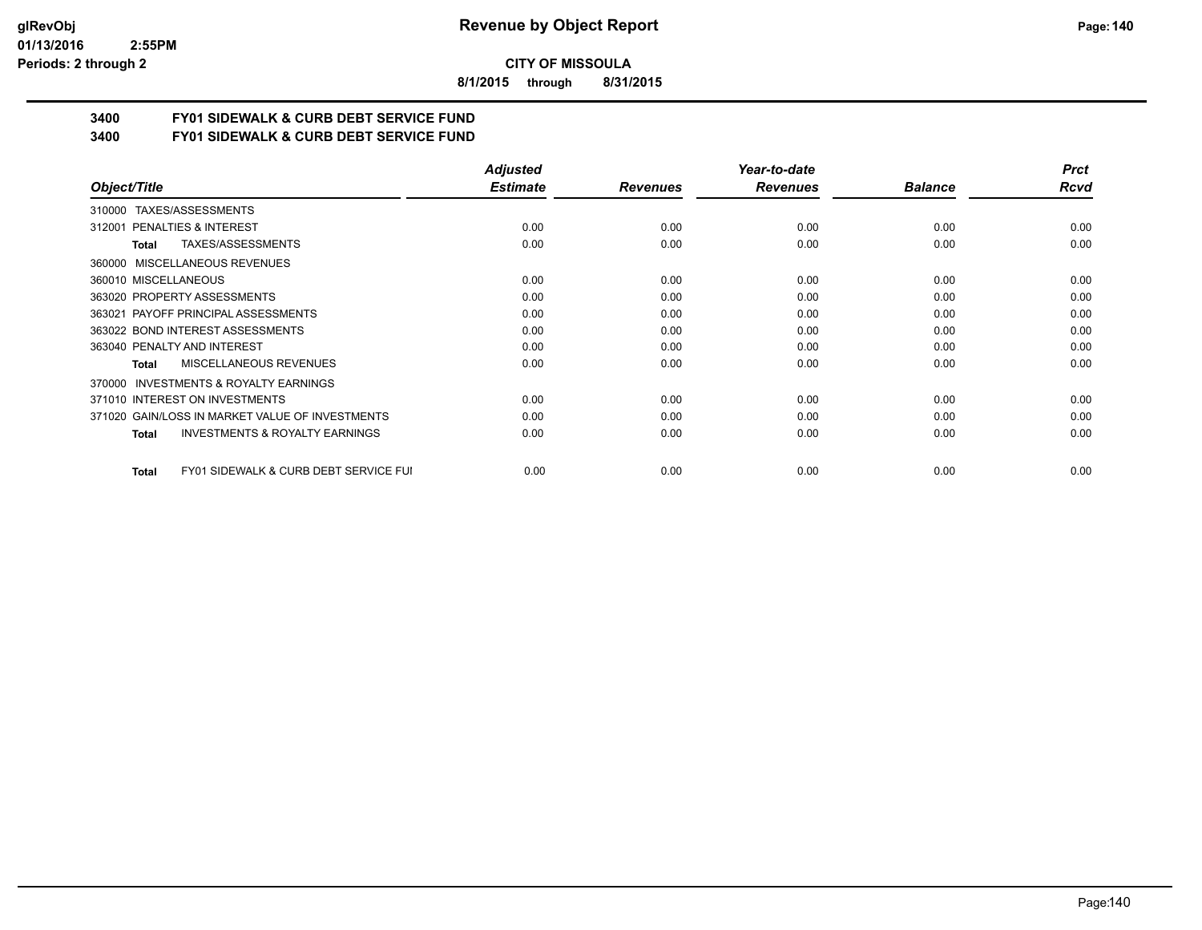# Revenue by Object Report

**CITY OF MISSOULA**

**8/1/2015 through 8/31/2015**

## 3400 FY01 SIDEWALK & CURB DEBT SERVICE FUND
## 3400 FY01 SIDEWALK & CURB DEBT SERVICE FUND

| Object/Title | Adjusted Estimate | Revenues | Year-to-date Revenues | Balance | Prct Rcvd |
|---|---|---|---|---|---|
| 310000 TAXES/ASSESSMENTS | | | | | |
| 312001 PENALTIES & INTEREST | 0.00 | 0.00 | 0.00 | 0.00 | 0.00 |
| **Total** TAXES/ASSESSMENTS | 0.00 | 0.00 | 0.00 | 0.00 | 0.00 |
| 360000 MISCELLANEOUS REVENUES | | | | | |
| 360010 MISCELLANEOUS | 0.00 | 0.00 | 0.00 | 0.00 | 0.00 |
| 363020 PROPERTY ASSESSMENTS | 0.00 | 0.00 | 0.00 | 0.00 | 0.00 |
| 363021 PAYOFF PRINCIPAL ASSESSMENTS | 0.00 | 0.00 | 0.00 | 0.00 | 0.00 |
| 363022 BOND INTEREST ASSESSMENTS | 0.00 | 0.00 | 0.00 | 0.00 | 0.00 |
| 363040 PENALTY AND INTEREST | 0.00 | 0.00 | 0.00 | 0.00 | 0.00 |
| **Total** MISCELLANEOUS REVENUES | 0.00 | 0.00 | 0.00 | 0.00 | 0.00 |
| 370000 INVESTMENTS & ROYALTY EARNINGS | | | | | |
| 371010 INTEREST ON INVESTMENTS | 0.00 | 0.00 | 0.00 | 0.00 | 0.00 |
| 371020 GAIN/LOSS IN MARKET VALUE OF INVESTMENTS | 0.00 | 0.00 | 0.00 | 0.00 | 0.00 |
| **Total** INVESTMENTS & ROYALTY EARNINGS | 0.00 | 0.00 | 0.00 | 0.00 | 0.00 |
| **Total** FY01 SIDEWALK & CURB DEBT SERVICE FUI | 0.00 | 0.00 | 0.00 | 0.00 | 0.00 |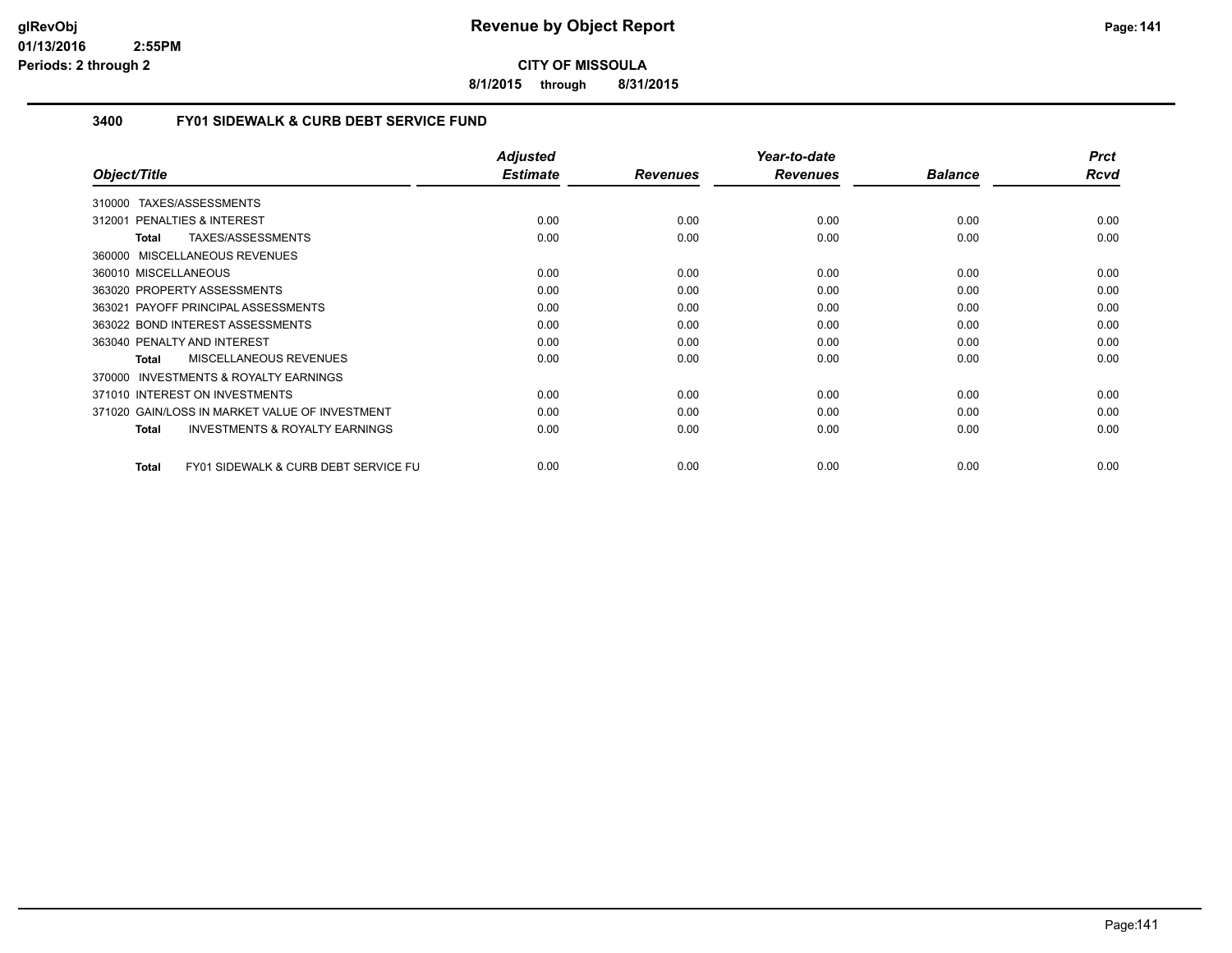# Revenue by Object Report

**CITY OF MISSOULA**

**8/1/2015 through 8/31/2015**

### 3400 FY01 SIDEWALK & CURB DEBT SERVICE FUND

| Object/Title | Adjusted Estimate | Revenues | Year-to-date Revenues | Balance | Prct Rcvd |
|---|---|---|---|---|---|
| 310000 TAXES/ASSESSMENTS | | | | | |
| 312001 PENALTIES & INTEREST | 0.00 | 0.00 | 0.00 | 0.00 | 0.00 |
| **Total** TAXES/ASSESSMENTS | 0.00 | 0.00 | 0.00 | 0.00 | 0.00 |
| 360000 MISCELLANEOUS REVENUES | | | | | |
| 360010 MISCELLANEOUS | 0.00 | 0.00 | 0.00 | 0.00 | 0.00 |
| 363020 PROPERTY ASSESSMENTS | 0.00 | 0.00 | 0.00 | 0.00 | 0.00 |
| 363021 PAYOFF PRINCIPAL ASSESSMENTS | 0.00 | 0.00 | 0.00 | 0.00 | 0.00 |
| 363022 BOND INTEREST ASSESSMENTS | 0.00 | 0.00 | 0.00 | 0.00 | 0.00 |
| 363040 PENALTY AND INTEREST | 0.00 | 0.00 | 0.00 | 0.00 | 0.00 |
| **Total** MISCELLANEOUS REVENUES | 0.00 | 0.00 | 0.00 | 0.00 | 0.00 |
| 370000 INVESTMENTS & ROYALTY EARNINGS | | | | | |
| 371010 INTEREST ON INVESTMENTS | 0.00 | 0.00 | 0.00 | 0.00 | 0.00 |
| 371020 GAIN/LOSS IN MARKET VALUE OF INVESTMENT | 0.00 | 0.00 | 0.00 | 0.00 | 0.00 |
| **Total** INVESTMENTS & ROYALTY EARNINGS | 0.00 | 0.00 | 0.00 | 0.00 | 0.00 |
| **Total** FY01 SIDEWALK & CURB DEBT SERVICE FU | 0.00 | 0.00 | 0.00 | 0.00 | 0.00 |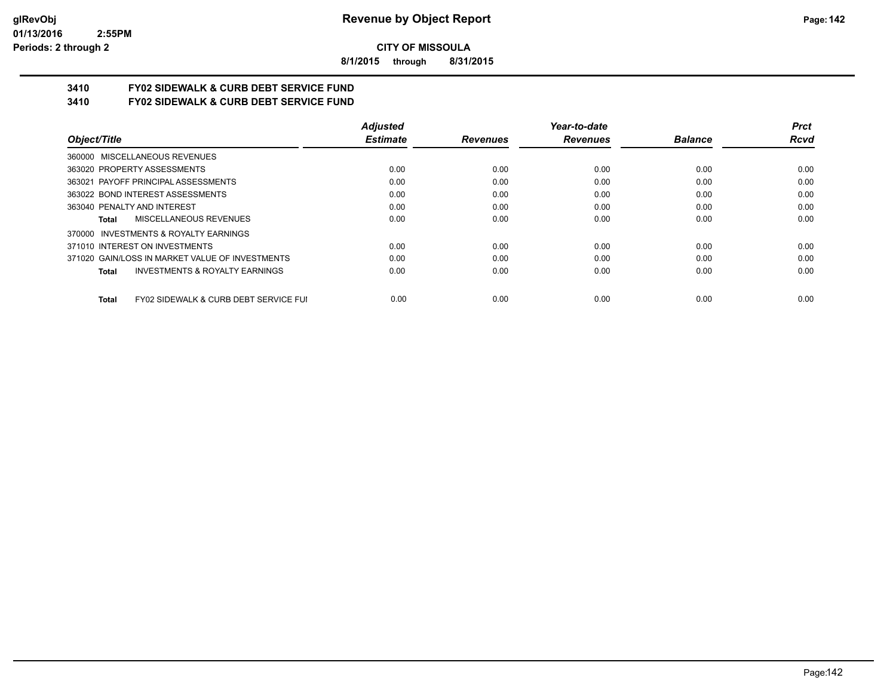**CITY OF MISSOULA**

**8/1/2015 through 8/31/2015**

## 3410 FY02 SIDEWALK & CURB DEBT SERVICE FUND

## 3410 FY02 SIDEWALK & CURB DEBT SERVICE FUND

| Object/Title | Adjusted Estimate | Revenues | Year-to-date Revenues | Balance | Prct Rcvd |
|---|---|---|---|---|---|
| 360000 MISCELLANEOUS REVENUES | | | | | |
| 363020 PROPERTY ASSESSMENTS | 0.00 | 0.00 | 0.00 | 0.00 | 0.00 |
| 363021 PAYOFF PRINCIPAL ASSESSMENTS | 0.00 | 0.00 | 0.00 | 0.00 | 0.00 |
| 363022 BOND INTEREST ASSESSMENTS | 0.00 | 0.00 | 0.00 | 0.00 | 0.00 |
| 363040 PENALTY AND INTEREST | 0.00 | 0.00 | 0.00 | 0.00 | 0.00 |
| **Total** MISCELLANEOUS REVENUES | 0.00 | 0.00 | 0.00 | 0.00 | 0.00 |
| 370000 INVESTMENTS & ROYALTY EARNINGS | | | | | |
| 371010 INTEREST ON INVESTMENTS | 0.00 | 0.00 | 0.00 | 0.00 | 0.00 |
| 371020 GAIN/LOSS IN MARKET VALUE OF INVESTMENTS | 0.00 | 0.00 | 0.00 | 0.00 | 0.00 |
| **Total** INVESTMENTS & ROYALTY EARNINGS | 0.00 | 0.00 | 0.00 | 0.00 | 0.00 |
| **Total** FY02 SIDEWALK & CURB DEBT SERVICE FUI | 0.00 | 0.00 | 0.00 | 0.00 | 0.00 |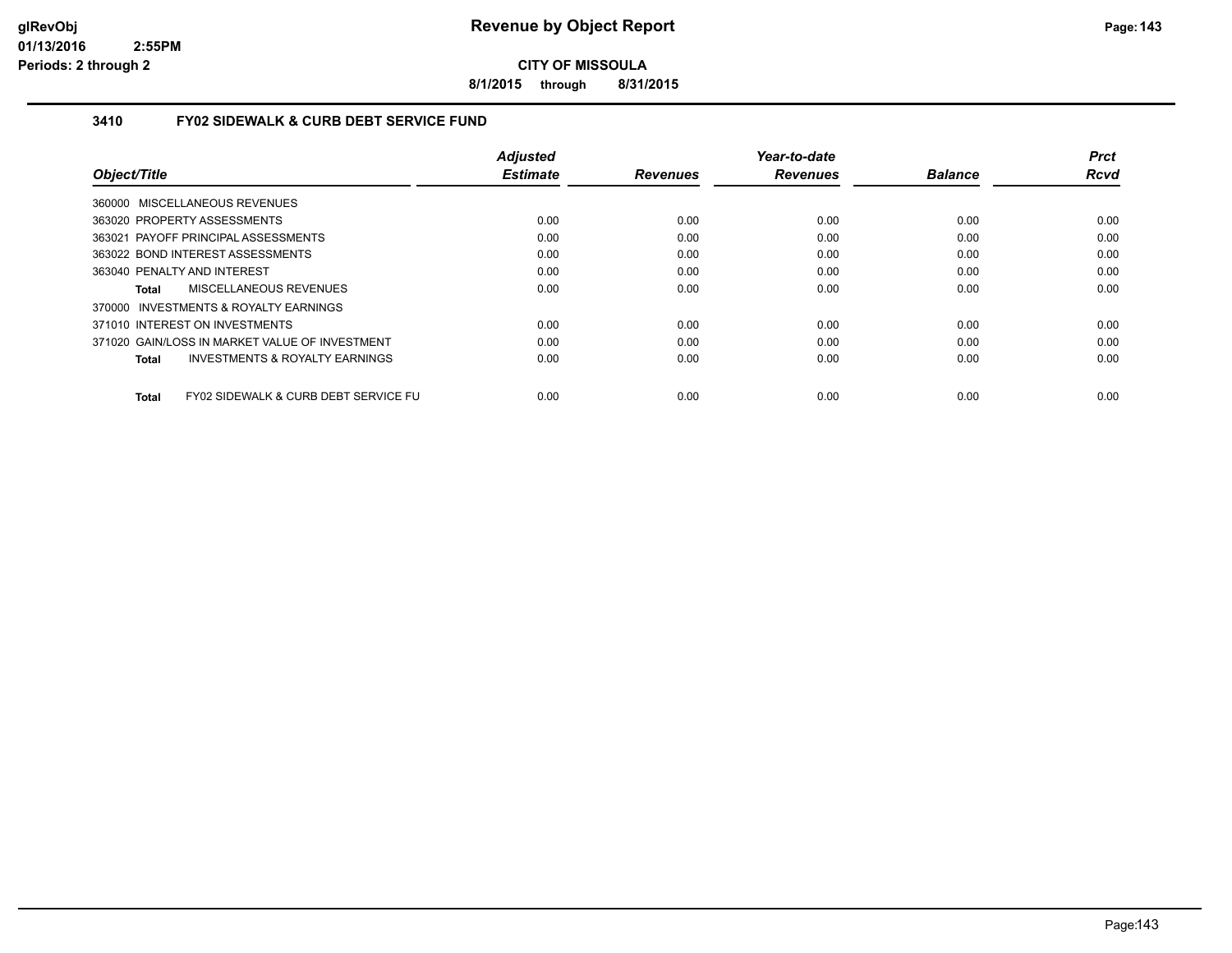# CITY OF MISSOULA

**8/1/2015 through 8/31/2015**

## 3410 FY02 SIDEWALK & CURB DEBT SERVICE FUND

| Object/Title | Adjusted Estimate | Revenues | Year-to-date Revenues | Balance | Prct Rcvd |
|---|---|---|---|---|---|
| 360000 MISCELLANEOUS REVENUES | | | | | |
| 363020 PROPERTY ASSESSMENTS | 0.00 | 0.00 | 0.00 | 0.00 | 0.00 |
| 363021 PAYOFF PRINCIPAL ASSESSMENTS | 0.00 | 0.00 | 0.00 | 0.00 | 0.00 |
| 363022 BOND INTEREST ASSESSMENTS | 0.00 | 0.00 | 0.00 | 0.00 | 0.00 |
| 363040 PENALTY AND INTEREST | 0.00 | 0.00 | 0.00 | 0.00 | 0.00 |
| **Total** MISCELLANEOUS REVENUES | 0.00 | 0.00 | 0.00 | 0.00 | 0.00 |
| 370000 INVESTMENTS & ROYALTY EARNINGS | | | | | |
| 371010 INTEREST ON INVESTMENTS | 0.00 | 0.00 | 0.00 | 0.00 | 0.00 |
| 371020 GAIN/LOSS IN MARKET VALUE OF INVESTMENT | 0.00 | 0.00 | 0.00 | 0.00 | 0.00 |
| **Total** INVESTMENTS & ROYALTY EARNINGS | 0.00 | 0.00 | 0.00 | 0.00 | 0.00 |
| **Total** FY02 SIDEWALK & CURB DEBT SERVICE FU | 0.00 | 0.00 | 0.00 | 0.00 | 0.00 |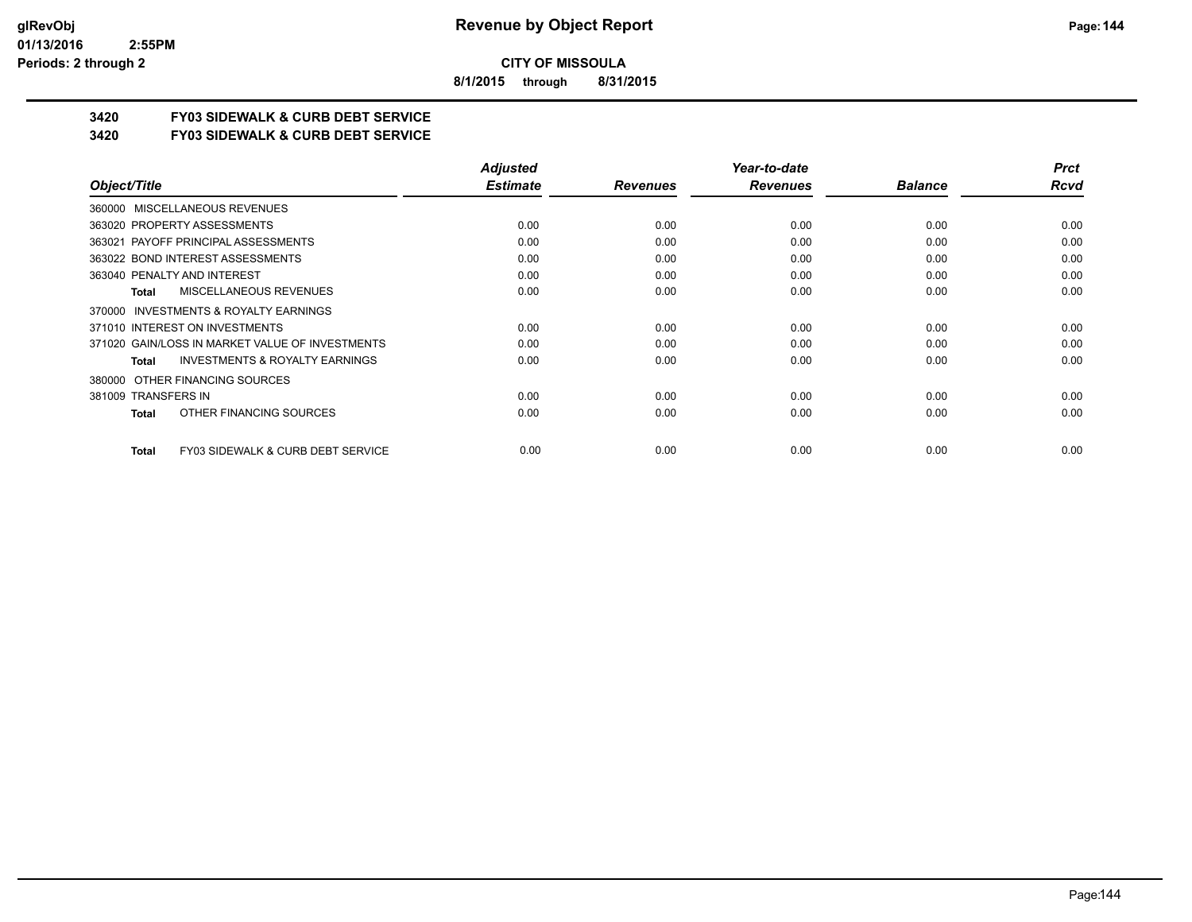# CITY OF MISSOULA

**8/1/2015 through 8/31/2015**

## 3420 FY03 SIDEWALK & CURB DEBT SERVICE
## 3420 FY03 SIDEWALK & CURB DEBT SERVICE

| Object/Title | Adjusted Estimate | Revenues | Year-to-date Revenues | Balance | Prct Rcvd |
|---|---|---|---|---|---|
| 360000 MISCELLANEOUS REVENUES | | | | | |
| 363020 PROPERTY ASSESSMENTS | 0.00 | 0.00 | 0.00 | 0.00 | 0.00 |
| 363021 PAYOFF PRINCIPAL ASSESSMENTS | 0.00 | 0.00 | 0.00 | 0.00 | 0.00 |
| 363022 BOND INTEREST ASSESSMENTS | 0.00 | 0.00 | 0.00 | 0.00 | 0.00 |
| 363040 PENALTY AND INTEREST | 0.00 | 0.00 | 0.00 | 0.00 | 0.00 |
| **Total** MISCELLANEOUS REVENUES | 0.00 | 0.00 | 0.00 | 0.00 | 0.00 |
| 370000 INVESTMENTS & ROYALTY EARNINGS | | | | | |
| 371010 INTEREST ON INVESTMENTS | 0.00 | 0.00 | 0.00 | 0.00 | 0.00 |
| 371020 GAIN/LOSS IN MARKET VALUE OF INVESTMENTS | 0.00 | 0.00 | 0.00 | 0.00 | 0.00 |
| **Total** INVESTMENTS & ROYALTY EARNINGS | 0.00 | 0.00 | 0.00 | 0.00 | 0.00 |
| 380000 OTHER FINANCING SOURCES | | | | | |
| 381009 TRANSFERS IN | 0.00 | 0.00 | 0.00 | 0.00 | 0.00 |
| **Total** OTHER FINANCING SOURCES | 0.00 | 0.00 | 0.00 | 0.00 | 0.00 |
| **Total** FY03 SIDEWALK & CURB DEBT SERVICE | 0.00 | 0.00 | 0.00 | 0.00 | 0.00 |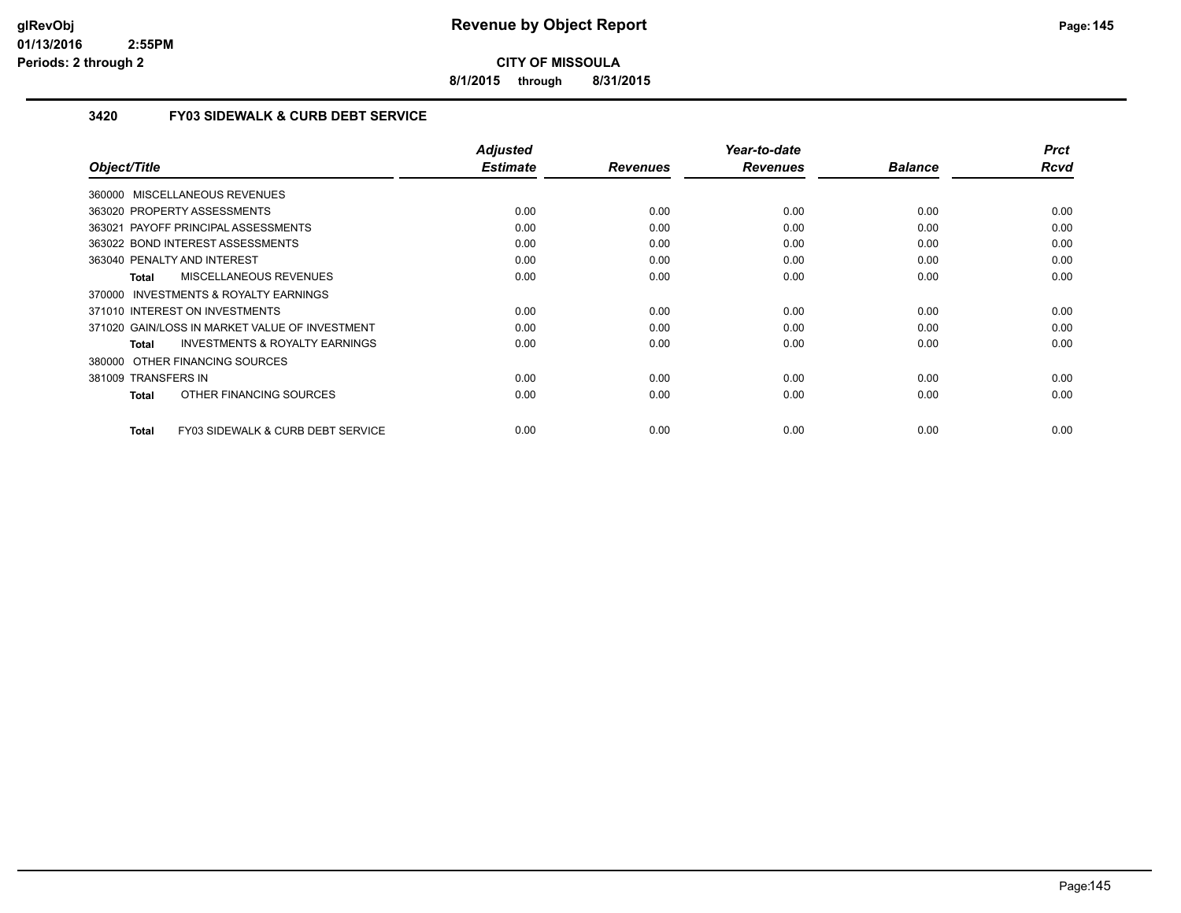**Revenue by Object Report**

**CITY OF MISSOULA**

**8/1/2015 through 8/31/2015**

### 3420 FY03 SIDEWALK & CURB DEBT SERVICE

| Object/Title | Adjusted Estimate | Revenues | Year-to-date Revenues | Balance | Prct Rcvd |
|---|---|---|---|---|---|
| 360000 MISCELLANEOUS REVENUES | | | | | |
| 363020 PROPERTY ASSESSMENTS | 0.00 | 0.00 | 0.00 | 0.00 | 0.00 |
| 363021 PAYOFF PRINCIPAL ASSESSMENTS | 0.00 | 0.00 | 0.00 | 0.00 | 0.00 |
| 363022 BOND INTEREST ASSESSMENTS | 0.00 | 0.00 | 0.00 | 0.00 | 0.00 |
| 363040 PENALTY AND INTEREST | 0.00 | 0.00 | 0.00 | 0.00 | 0.00 |
| **Total** MISCELLANEOUS REVENUES | 0.00 | 0.00 | 0.00 | 0.00 | 0.00 |
| 370000 INVESTMENTS & ROYALTY EARNINGS | | | | | |
| 371010 INTEREST ON INVESTMENTS | 0.00 | 0.00 | 0.00 | 0.00 | 0.00 |
| 371020 GAIN/LOSS IN MARKET VALUE OF INVESTMENT | 0.00 | 0.00 | 0.00 | 0.00 | 0.00 |
| **Total** INVESTMENTS & ROYALTY EARNINGS | 0.00 | 0.00 | 0.00 | 0.00 | 0.00 |
| 380000 OTHER FINANCING SOURCES | | | | | |
| 381009 TRANSFERS IN | 0.00 | 0.00 | 0.00 | 0.00 | 0.00 |
| **Total** OTHER FINANCING SOURCES | 0.00 | 0.00 | 0.00 | 0.00 | 0.00 |
| **Total** FY03 SIDEWALK & CURB DEBT SERVICE | 0.00 | 0.00 | 0.00 | 0.00 | 0.00 |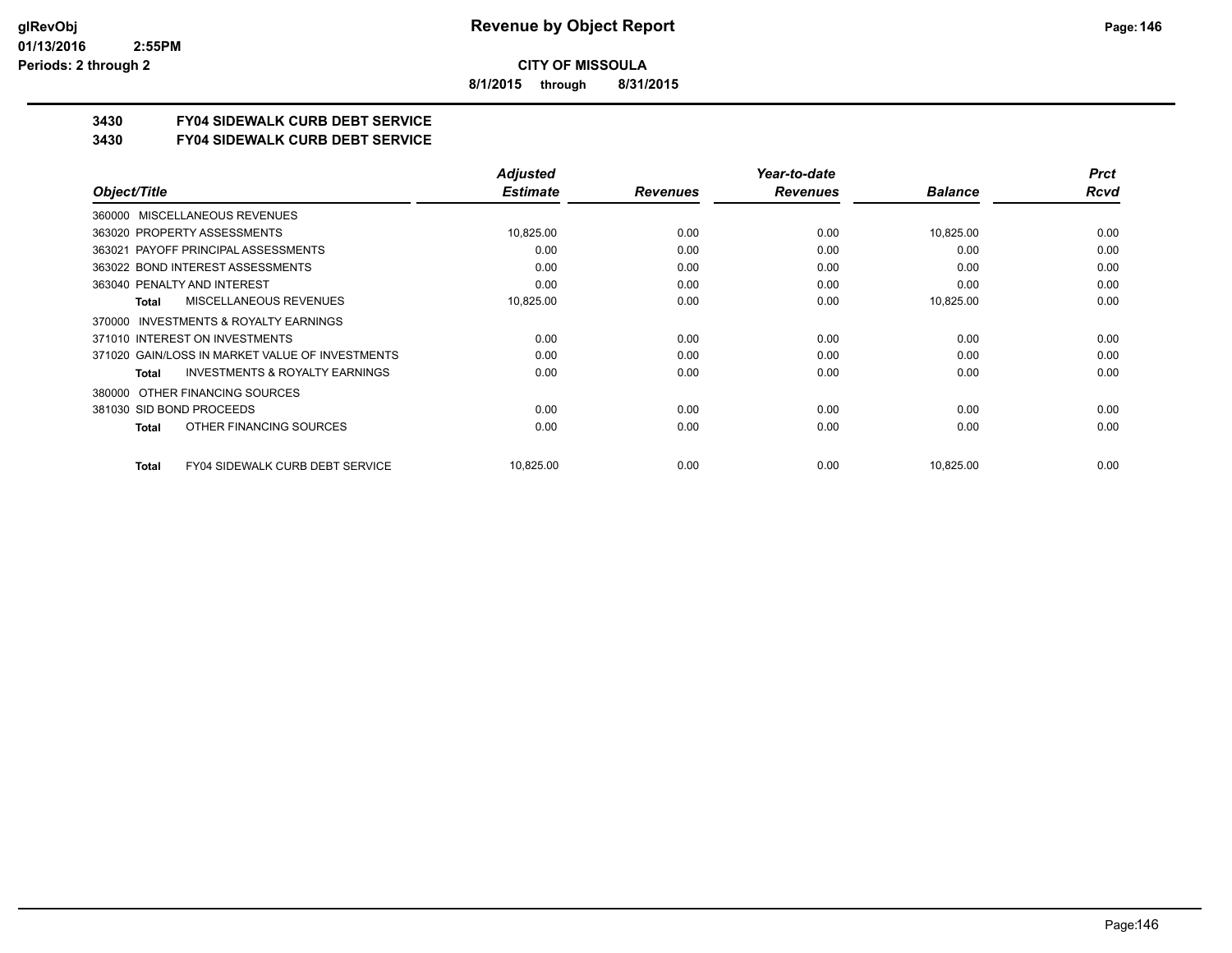# CITY OF MISSOULA

**8/1/2015 through 8/31/2015**

## 3430 FY04 SIDEWALK CURB DEBT SERVICE
## 3430 FY04 SIDEWALK CURB DEBT SERVICE

| Object/Title | Adjusted Estimate | Revenues | Year-to-date Revenues | Balance | Prct Rcvd |
|---|---|---|---|---|---|
| 360000 MISCELLANEOUS REVENUES | | | | | |
| 363020 PROPERTY ASSESSMENTS | 10,825.00 | 0.00 | 0.00 | 10,825.00 | 0.00 |
| 363021 PAYOFF PRINCIPAL ASSESSMENTS | 0.00 | 0.00 | 0.00 | 0.00 | 0.00 |
| 363022 BOND INTEREST ASSESSMENTS | 0.00 | 0.00 | 0.00 | 0.00 | 0.00 |
| 363040 PENALTY AND INTEREST | 0.00 | 0.00 | 0.00 | 0.00 | 0.00 |
| **Total** MISCELLANEOUS REVENUES | 10,825.00 | 0.00 | 0.00 | 10,825.00 | 0.00 |
| 370000 INVESTMENTS & ROYALTY EARNINGS | | | | | |
| 371010 INTEREST ON INVESTMENTS | 0.00 | 0.00 | 0.00 | 0.00 | 0.00 |
| 371020 GAIN/LOSS IN MARKET VALUE OF INVESTMENTS | 0.00 | 0.00 | 0.00 | 0.00 | 0.00 |
| **Total** INVESTMENTS & ROYALTY EARNINGS | 0.00 | 0.00 | 0.00 | 0.00 | 0.00 |
| 380000 OTHER FINANCING SOURCES | | | | | |
| 381030 SID BOND PROCEEDS | 0.00 | 0.00 | 0.00 | 0.00 | 0.00 |
| **Total** OTHER FINANCING SOURCES | 0.00 | 0.00 | 0.00 | 0.00 | 0.00 |
| **Total** FY04 SIDEWALK CURB DEBT SERVICE | 10,825.00 | 0.00 | 0.00 | 10,825.00 | 0.00 |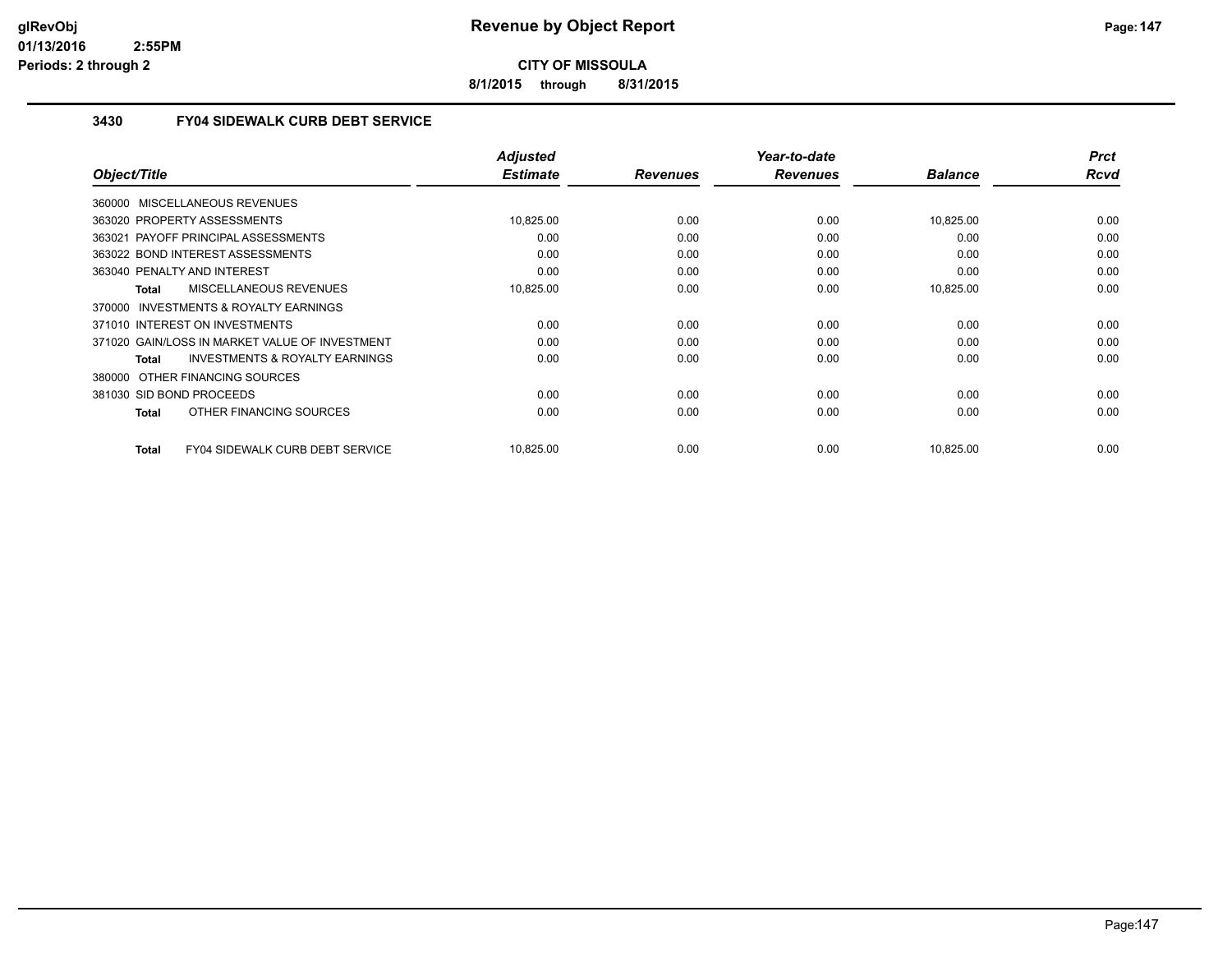# Revenue by Object Report

**CITY OF MISSOULA**

**8/1/2015 through 8/31/2015**

glRevObj
01/13/2016 2:55PM
Periods: 2 through 2

### 3430 FY04 SIDEWALK CURB DEBT SERVICE

| Object/Title | Adjusted Estimate | Revenues | Year-to-date Revenues | Balance | Prct Rcvd |
|---|---|---|---|---|---|
| 360000 MISCELLANEOUS REVENUES | | | | | |
| 363020 PROPERTY ASSESSMENTS | 10,825.00 | 0.00 | 0.00 | 10,825.00 | 0.00 |
| 363021 PAYOFF PRINCIPAL ASSESSMENTS | 0.00 | 0.00 | 0.00 | 0.00 | 0.00 |
| 363022 BOND INTEREST ASSESSMENTS | 0.00 | 0.00 | 0.00 | 0.00 | 0.00 |
| 363040 PENALTY AND INTEREST | 0.00 | 0.00 | 0.00 | 0.00 | 0.00 |
| **Total** MISCELLANEOUS REVENUES | 10,825.00 | 0.00 | 0.00 | 10,825.00 | 0.00 |
| 370000 INVESTMENTS & ROYALTY EARNINGS | | | | | |
| 371010 INTEREST ON INVESTMENTS | 0.00 | 0.00 | 0.00 | 0.00 | 0.00 |
| 371020 GAIN/LOSS IN MARKET VALUE OF INVESTMENT | 0.00 | 0.00 | 0.00 | 0.00 | 0.00 |
| **Total** INVESTMENTS & ROYALTY EARNINGS | 0.00 | 0.00 | 0.00 | 0.00 | 0.00 |
| 380000 OTHER FINANCING SOURCES | | | | | |
| 381030 SID BOND PROCEEDS | 0.00 | 0.00 | 0.00 | 0.00 | 0.00 |
| **Total** OTHER FINANCING SOURCES | 0.00 | 0.00 | 0.00 | 0.00 | 0.00 |
| **Total** FY04 SIDEWALK CURB DEBT SERVICE | 10,825.00 | 0.00 | 0.00 | 10,825.00 | 0.00 |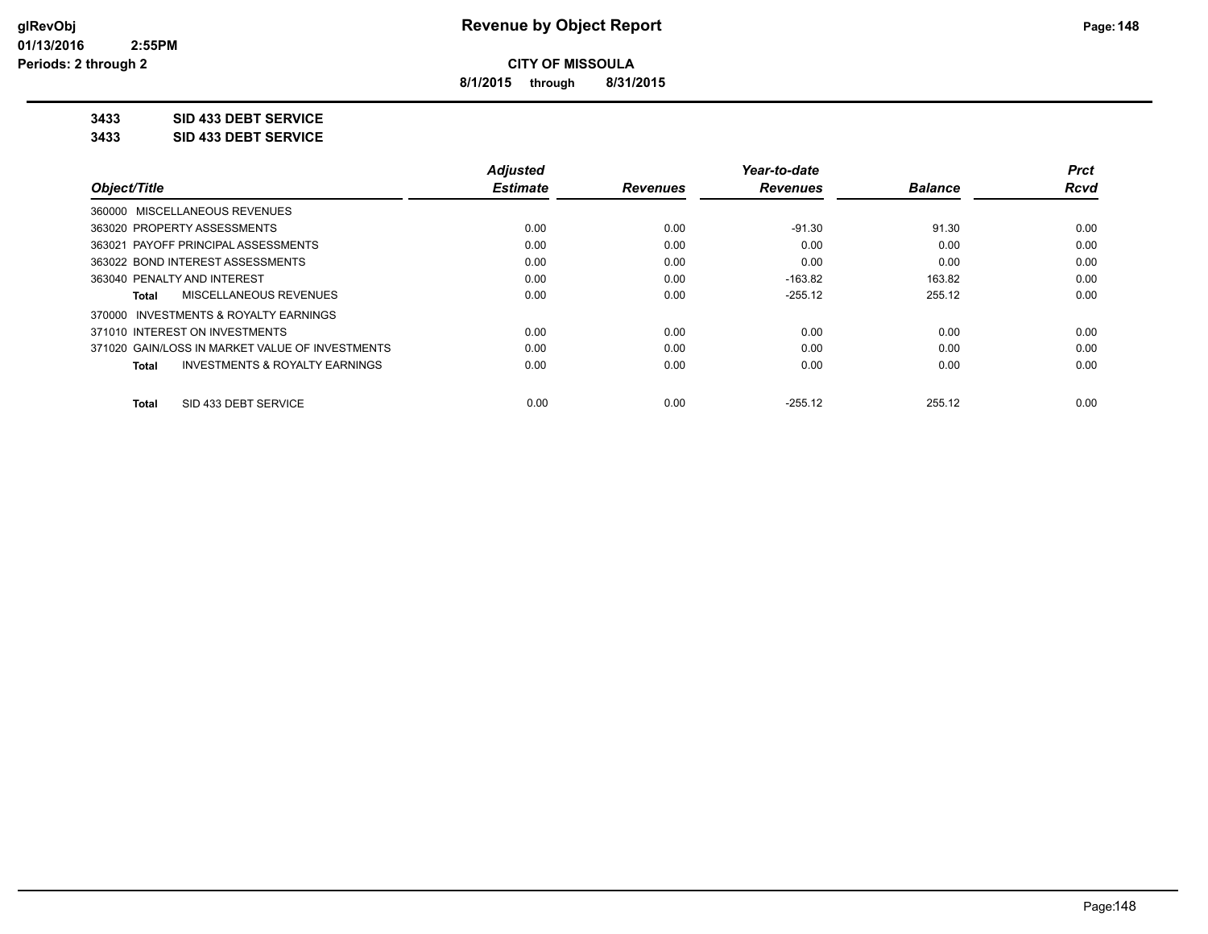# Revenue by Object Report

**CITY OF MISSOULA**

**8/1/2015 through 8/31/2015**

glRevObj
01/13/2016 2:55PM
Periods: 2 through 2

**3433 SID 433 DEBT SERVICE**

**3433 SID 433 DEBT SERVICE**

| Object/Title | Adjusted Estimate | Revenues | Year-to-date Revenues | Balance | Prct Rcvd |
|---|---|---|---|---|---|
| 360000 MISCELLANEOUS REVENUES | | | | | |
| 363020 PROPERTY ASSESSMENTS | 0.00 | 0.00 | -91.30 | 91.30 | 0.00 |
| 363021 PAYOFF PRINCIPAL ASSESSMENTS | 0.00 | 0.00 | 0.00 | 0.00 | 0.00 |
| 363022 BOND INTEREST ASSESSMENTS | 0.00 | 0.00 | 0.00 | 0.00 | 0.00 |
| 363040 PENALTY AND INTEREST | 0.00 | 0.00 | -163.82 | 163.82 | 0.00 |
| **Total** MISCELLANEOUS REVENUES | 0.00 | 0.00 | -255.12 | 255.12 | 0.00 |
| 370000 INVESTMENTS & ROYALTY EARNINGS | | | | | |
| 371010 INTEREST ON INVESTMENTS | 0.00 | 0.00 | 0.00 | 0.00 | 0.00 |
| 371020 GAIN/LOSS IN MARKET VALUE OF INVESTMENTS | 0.00 | 0.00 | 0.00 | 0.00 | 0.00 |
| **Total** INVESTMENTS & ROYALTY EARNINGS | 0.00 | 0.00 | 0.00 | 0.00 | 0.00 |
| **Total** SID 433 DEBT SERVICE | 0.00 | 0.00 | -255.12 | 255.12 | 0.00 |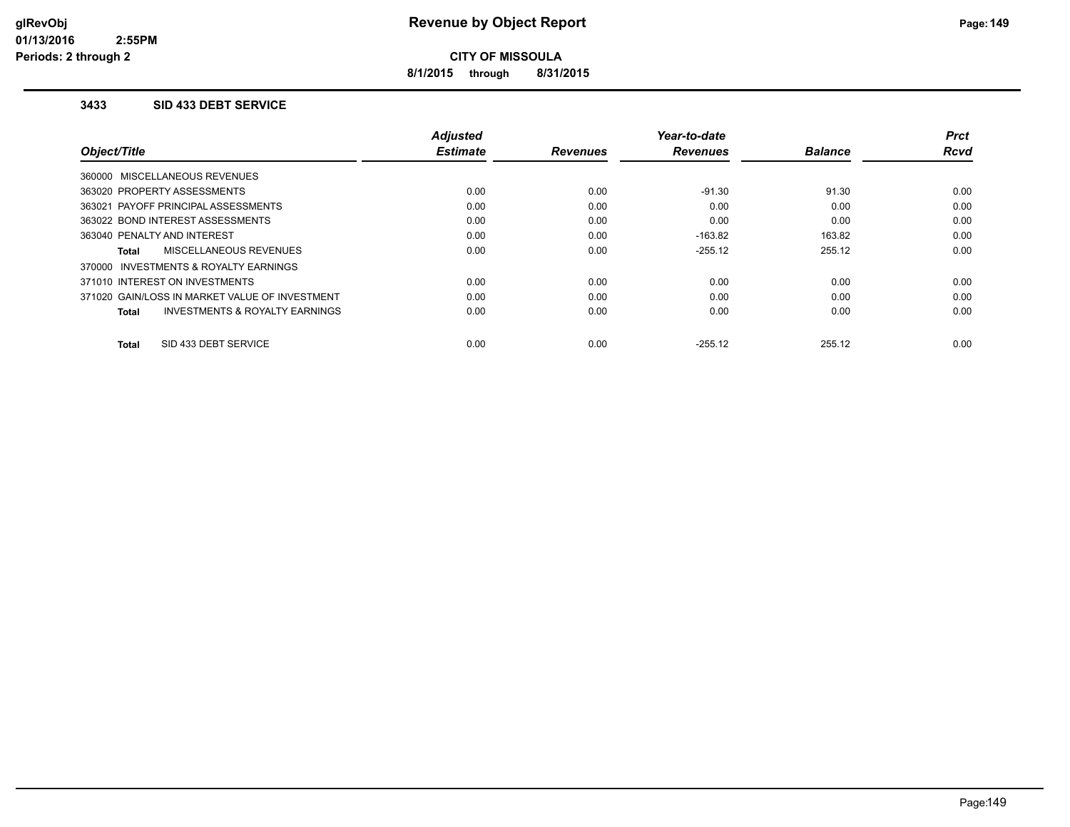# Revenue by Object Report

**CITY OF MISSOULA**

**8/1/2015 through 8/31/2015**

glRevObj
01/13/2016 2:55PM
Periods: 2 through 2

### 3433 SID 433 DEBT SERVICE

| Object/Title | Adjusted Estimate | Revenues | Year-to-date Revenues | Balance | Prct Rcvd |
|---|---|---|---|---|---|
| 360000 MISCELLANEOUS REVENUES | | | | | |
| 363020 PROPERTY ASSESSMENTS | 0.00 | 0.00 | -91.30 | 91.30 | 0.00 |
| 363021 PAYOFF PRINCIPAL ASSESSMENTS | 0.00 | 0.00 | 0.00 | 0.00 | 0.00 |
| 363022 BOND INTEREST ASSESSMENTS | 0.00 | 0.00 | 0.00 | 0.00 | 0.00 |
| 363040 PENALTY AND INTEREST | 0.00 | 0.00 | -163.82 | 163.82 | 0.00 |
| **Total** MISCELLANEOUS REVENUES | 0.00 | 0.00 | -255.12 | 255.12 | 0.00 |
| 370000 INVESTMENTS & ROYALTY EARNINGS | | | | | |
| 371010 INTEREST ON INVESTMENTS | 0.00 | 0.00 | 0.00 | 0.00 | 0.00 |
| 371020 GAIN/LOSS IN MARKET VALUE OF INVESTMENT | 0.00 | 0.00 | 0.00 | 0.00 | 0.00 |
| **Total** INVESTMENTS & ROYALTY EARNINGS | 0.00 | 0.00 | 0.00 | 0.00 | 0.00 |
| **Total** SID 433 DEBT SERVICE | 0.00 | 0.00 | -255.12 | 255.12 | 0.00 |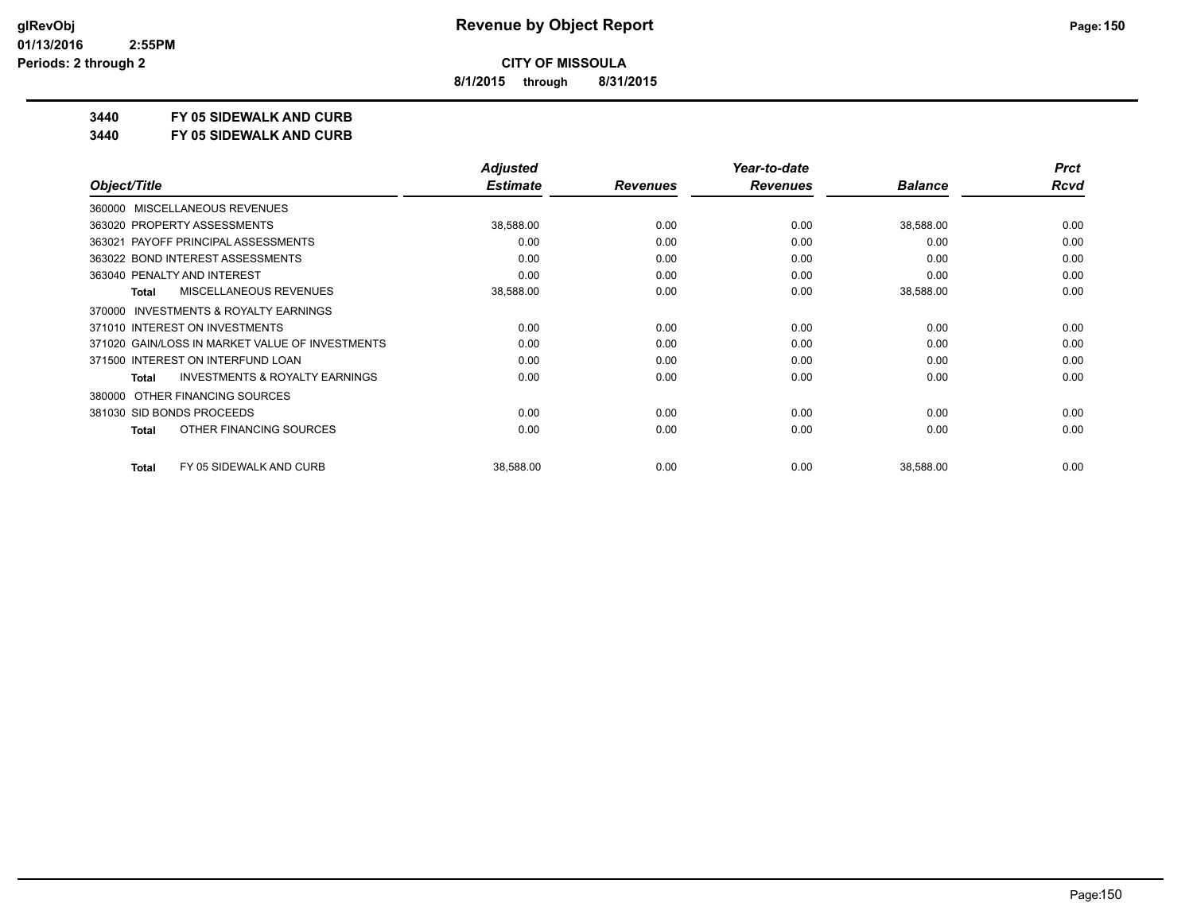# Revenue by Object Report

**CITY OF MISSOULA**

**8/1/2015 through 8/31/2015**

**3440 FY 05 SIDEWALK AND CURB**

**3440 FY 05 SIDEWALK AND CURB**

| Object/Title | Adjusted Estimate | Revenues | Year-to-date Revenues | Balance | Prct Rcvd |
|---|---|---|---|---|---|
| 360000 MISCELLANEOUS REVENUES | | | | | |
| 363020 PROPERTY ASSESSMENTS | 38,588.00 | 0.00 | 0.00 | 38,588.00 | 0.00 |
| 363021 PAYOFF PRINCIPAL ASSESSMENTS | 0.00 | 0.00 | 0.00 | 0.00 | 0.00 |
| 363022 BOND INTEREST ASSESSMENTS | 0.00 | 0.00 | 0.00 | 0.00 | 0.00 |
| 363040 PENALTY AND INTEREST | 0.00 | 0.00 | 0.00 | 0.00 | 0.00 |
| **Total** MISCELLANEOUS REVENUES | 38,588.00 | 0.00 | 0.00 | 38,588.00 | 0.00 |
| 370000 INVESTMENTS & ROYALTY EARNINGS | | | | | |
| 371010 INTEREST ON INVESTMENTS | 0.00 | 0.00 | 0.00 | 0.00 | 0.00 |
| 371020 GAIN/LOSS IN MARKET VALUE OF INVESTMENTS | 0.00 | 0.00 | 0.00 | 0.00 | 0.00 |
| 371500 INTEREST ON INTERFUND LOAN | 0.00 | 0.00 | 0.00 | 0.00 | 0.00 |
| **Total** INVESTMENTS & ROYALTY EARNINGS | 0.00 | 0.00 | 0.00 | 0.00 | 0.00 |
| 380000 OTHER FINANCING SOURCES | | | | | |
| 381030 SID BONDS PROCEEDS | 0.00 | 0.00 | 0.00 | 0.00 | 0.00 |
| **Total** OTHER FINANCING SOURCES | 0.00 | 0.00 | 0.00 | 0.00 | 0.00 |
| **Total** FY 05 SIDEWALK AND CURB | 38,588.00 | 0.00 | 0.00 | 38,588.00 | 0.00 |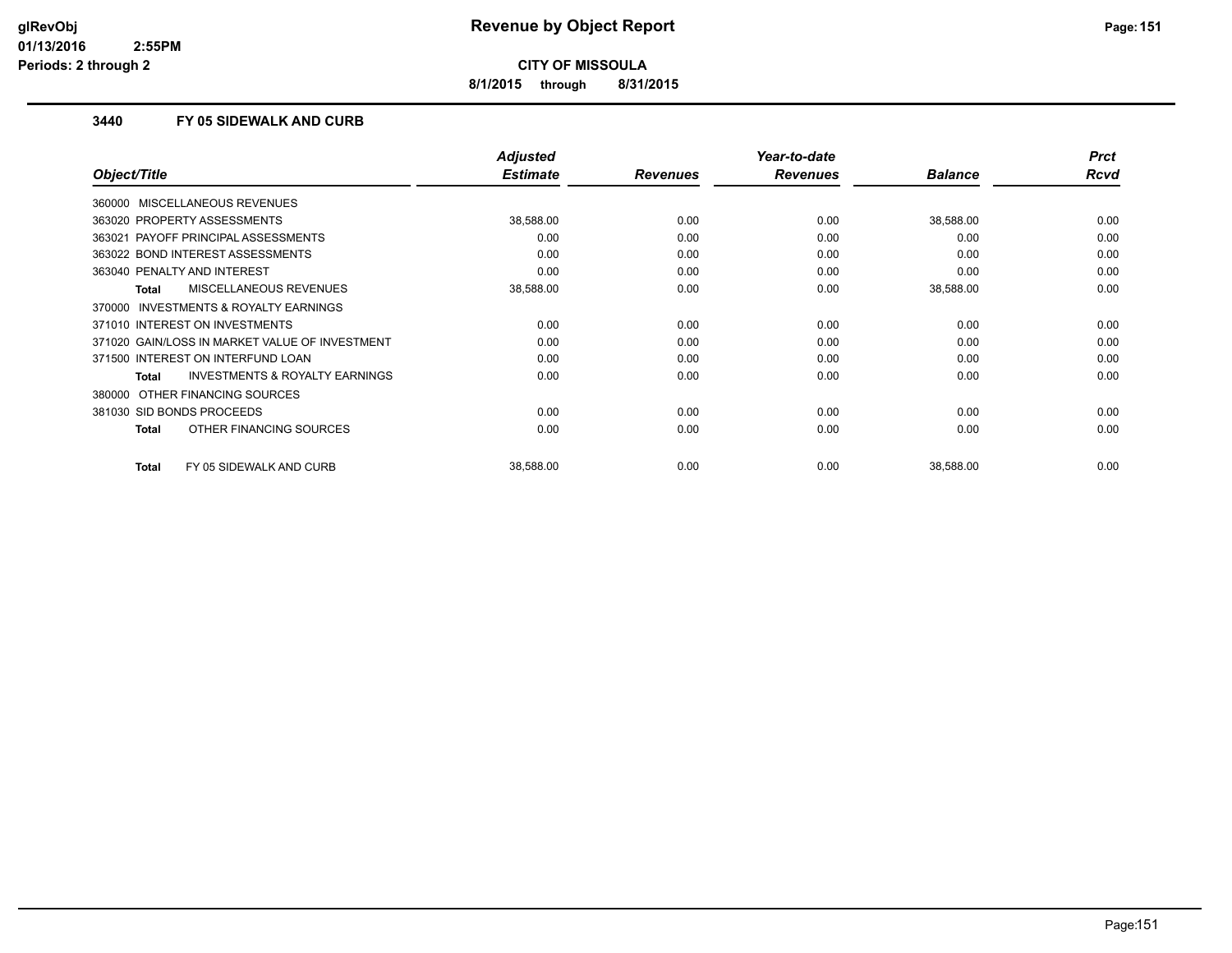# Revenue by Object Report

**CITY OF MISSOULA**

**8/1/2015 through 8/31/2015**

glRevObj
01/13/2016 2:55PM
Periods: 2 through 2

### 3440 FY 05 SIDEWALK AND CURB

| Object/Title | Adjusted Estimate | Revenues | Year-to-date Revenues | Balance | Prct Rcvd |
|---|---|---|---|---|---|
| 360000 MISCELLANEOUS REVENUES | | | | | |
| 363020 PROPERTY ASSESSMENTS | 38,588.00 | 0.00 | 0.00 | 38,588.00 | 0.00 |
| 363021 PAYOFF PRINCIPAL ASSESSMENTS | 0.00 | 0.00 | 0.00 | 0.00 | 0.00 |
| 363022 BOND INTEREST ASSESSMENTS | 0.00 | 0.00 | 0.00 | 0.00 | 0.00 |
| 363040 PENALTY AND INTEREST | 0.00 | 0.00 | 0.00 | 0.00 | 0.00 |
| **Total** MISCELLANEOUS REVENUES | 38,588.00 | 0.00 | 0.00 | 38,588.00 | 0.00 |
| 370000 INVESTMENTS & ROYALTY EARNINGS | | | | | |
| 371010 INTEREST ON INVESTMENTS | 0.00 | 0.00 | 0.00 | 0.00 | 0.00 |
| 371020 GAIN/LOSS IN MARKET VALUE OF INVESTMENT | 0.00 | 0.00 | 0.00 | 0.00 | 0.00 |
| 371500 INTEREST ON INTERFUND LOAN | 0.00 | 0.00 | 0.00 | 0.00 | 0.00 |
| **Total** INVESTMENTS & ROYALTY EARNINGS | 0.00 | 0.00 | 0.00 | 0.00 | 0.00 |
| 380000 OTHER FINANCING SOURCES | | | | | |
| 381030 SID BONDS PROCEEDS | 0.00 | 0.00 | 0.00 | 0.00 | 0.00 |
| **Total** OTHER FINANCING SOURCES | 0.00 | 0.00 | 0.00 | 0.00 | 0.00 |
| **Total** FY 05 SIDEWALK AND CURB | 38,588.00 | 0.00 | 0.00 | 38,588.00 | 0.00 |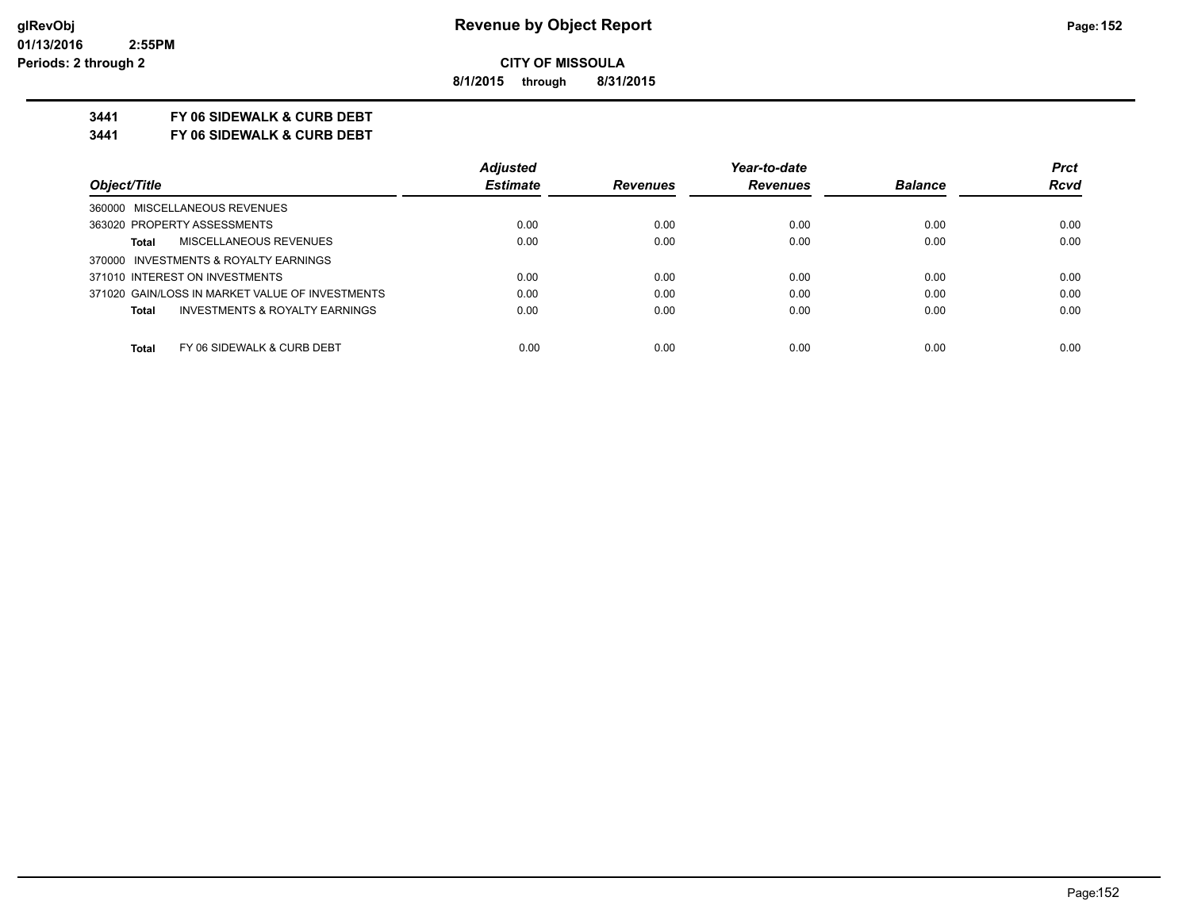# Revenue by Object Report

**CITY OF MISSOULA**

**8/1/2015 through 8/31/2015**

glRevObj
01/13/2016 2:55PM
Periods: 2 through 2

## 3441 FY 06 SIDEWALK & CURB DEBT
## 3441 FY 06 SIDEWALK & CURB DEBT

| Object/Title | Adjusted Estimate | Revenues | Year-to-date Revenues | Balance | Prct Rcvd |
|---|---|---|---|---|---|
| 360000 MISCELLANEOUS REVENUES | | | | | |
| 363020 PROPERTY ASSESSMENTS | 0.00 | 0.00 | 0.00 | 0.00 | 0.00 |
| **Total** MISCELLANEOUS REVENUES | 0.00 | 0.00 | 0.00 | 0.00 | 0.00 |
| 370000 INVESTMENTS & ROYALTY EARNINGS | | | | | |
| 371010 INTEREST ON INVESTMENTS | 0.00 | 0.00 | 0.00 | 0.00 | 0.00 |
| 371020 GAIN/LOSS IN MARKET VALUE OF INVESTMENTS | 0.00 | 0.00 | 0.00 | 0.00 | 0.00 |
| **Total** INVESTMENTS & ROYALTY EARNINGS | 0.00 | 0.00 | 0.00 | 0.00 | 0.00 |
| **Total** FY 06 SIDEWALK & CURB DEBT | 0.00 | 0.00 | 0.00 | 0.00 | 0.00 |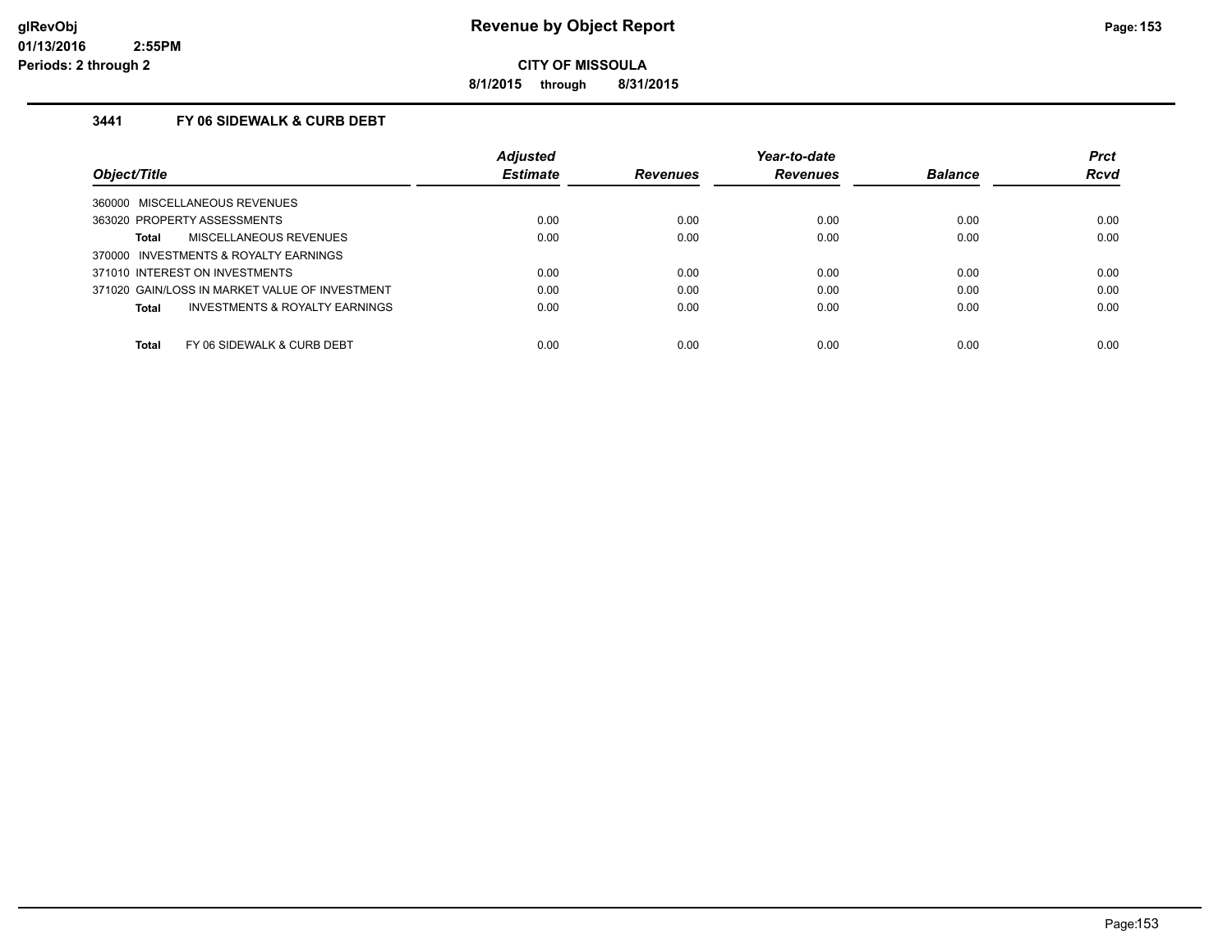# Revenue by Object Report

**CITY OF MISSOULA**

**8/1/2015 through 8/31/2015**

glRevObj
01/13/2016 2:55PM
Periods: 2 through 2

### 3441 FY 06 SIDEWALK & CURB DEBT

| Object/Title | Adjusted Estimate | Revenues | Year-to-date Revenues | Balance | Prct Rcvd |
|---|---|---|---|---|---|
| 360000 MISCELLANEOUS REVENUES | | | | | |
| 363020 PROPERTY ASSESSMENTS | 0.00 | 0.00 | 0.00 | 0.00 | 0.00 |
| **Total** MISCELLANEOUS REVENUES | 0.00 | 0.00 | 0.00 | 0.00 | 0.00 |
| 370000 INVESTMENTS & ROYALTY EARNINGS | | | | | |
| 371010 INTEREST ON INVESTMENTS | 0.00 | 0.00 | 0.00 | 0.00 | 0.00 |
| 371020 GAIN/LOSS IN MARKET VALUE OF INVESTMENT | 0.00 | 0.00 | 0.00 | 0.00 | 0.00 |
| **Total** INVESTMENTS & ROYALTY EARNINGS | 0.00 | 0.00 | 0.00 | 0.00 | 0.00 |
| **Total** FY 06 SIDEWALK & CURB DEBT | 0.00 | 0.00 | 0.00 | 0.00 | 0.00 |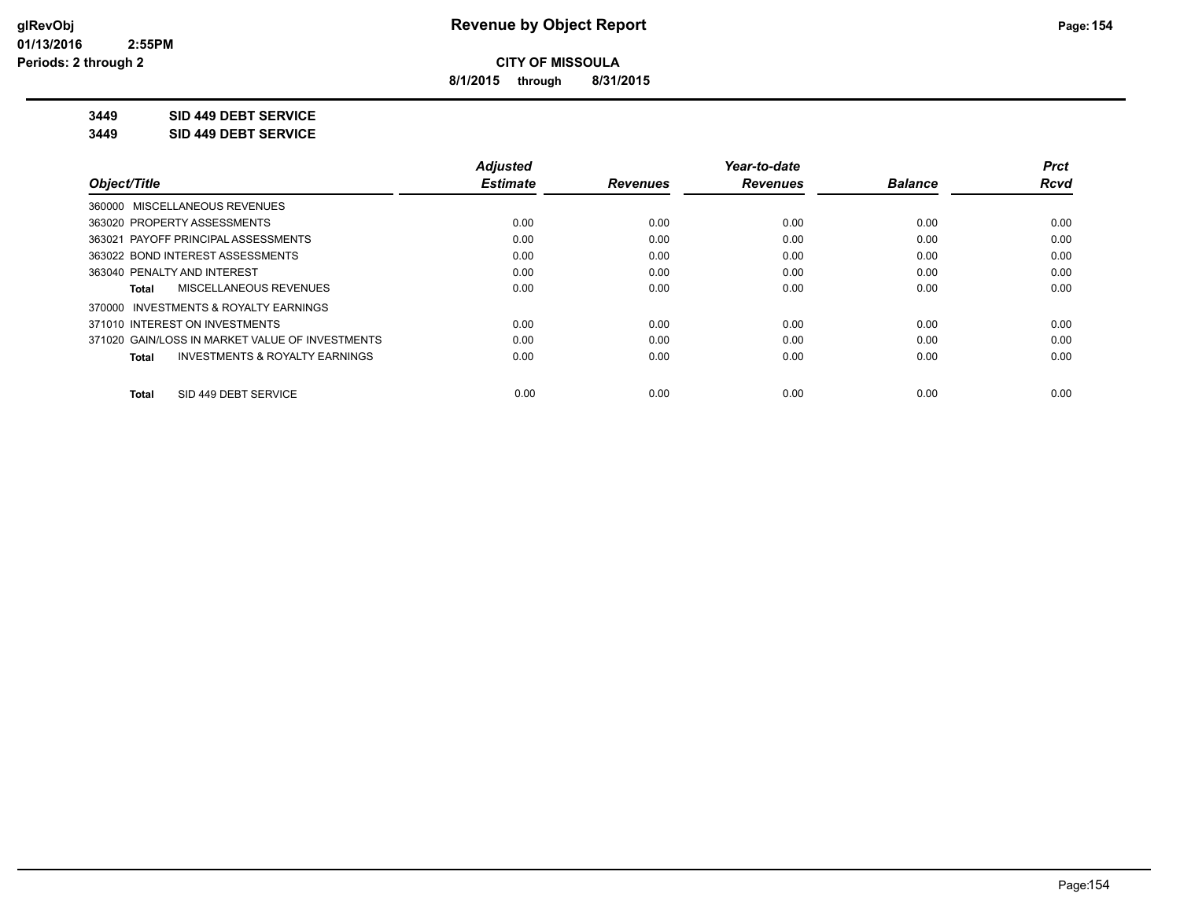**Revenue by Object Report**

**CITY OF MISSOULA**

**8/1/2015 through 8/31/2015**

glRevObj
01/13/2016 2:55PM
Periods: 2 through 2

**3449 SID 449 DEBT SERVICE**

**3449 SID 449 DEBT SERVICE**

| Object/Title | Adjusted Estimate | Revenues | Year-to-date Revenues | Balance | Prct Rcvd |
|---|---|---|---|---|---|
| 360000 MISCELLANEOUS REVENUES | | | | | |
| 363020 PROPERTY ASSESSMENTS | 0.00 | 0.00 | 0.00 | 0.00 | 0.00 |
| 363021 PAYOFF PRINCIPAL ASSESSMENTS | 0.00 | 0.00 | 0.00 | 0.00 | 0.00 |
| 363022 BOND INTEREST ASSESSMENTS | 0.00 | 0.00 | 0.00 | 0.00 | 0.00 |
| 363040 PENALTY AND INTEREST | 0.00 | 0.00 | 0.00 | 0.00 | 0.00 |
| **Total** MISCELLANEOUS REVENUES | 0.00 | 0.00 | 0.00 | 0.00 | 0.00 |
| 370000 INVESTMENTS & ROYALTY EARNINGS | | | | | |
| 371010 INTEREST ON INVESTMENTS | 0.00 | 0.00 | 0.00 | 0.00 | 0.00 |
| 371020 GAIN/LOSS IN MARKET VALUE OF INVESTMENTS | 0.00 | 0.00 | 0.00 | 0.00 | 0.00 |
| **Total** INVESTMENTS & ROYALTY EARNINGS | 0.00 | 0.00 | 0.00 | 0.00 | 0.00 |
| **Total** SID 449 DEBT SERVICE | 0.00 | 0.00 | 0.00 | 0.00 | 0.00 |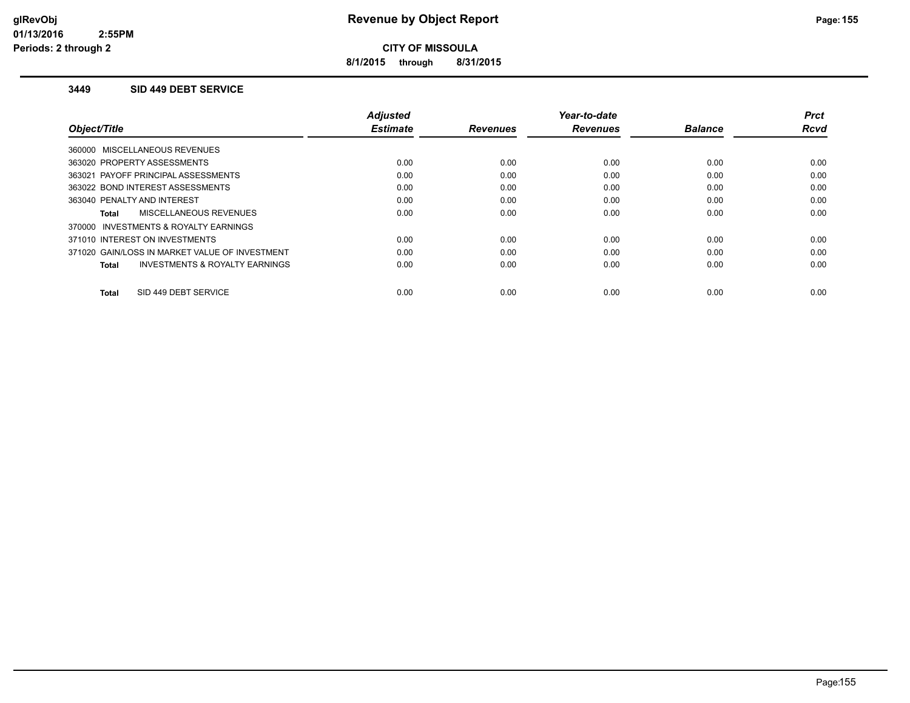# Revenue by Object Report

**CITY OF MISSOULA**

**8/1/2015 through 8/31/2015**

glRevObj
01/13/2016 2:55PM
Periods: 2 through 2

## 3449 SID 449 DEBT SERVICE

| Object/Title | Adjusted Estimate | Revenues | Year-to-date Revenues | Balance | Prct Rcvd |
|---|---|---|---|---|---|
| 360000 MISCELLANEOUS REVENUES | | | | | |
| 363020 PROPERTY ASSESSMENTS | 0.00 | 0.00 | 0.00 | 0.00 | 0.00 |
| 363021 PAYOFF PRINCIPAL ASSESSMENTS | 0.00 | 0.00 | 0.00 | 0.00 | 0.00 |
| 363022 BOND INTEREST ASSESSMENTS | 0.00 | 0.00 | 0.00 | 0.00 | 0.00 |
| 363040 PENALTY AND INTEREST | 0.00 | 0.00 | 0.00 | 0.00 | 0.00 |
| **Total** MISCELLANEOUS REVENUES | 0.00 | 0.00 | 0.00 | 0.00 | 0.00 |
| 370000 INVESTMENTS & ROYALTY EARNINGS | | | | | |
| 371010 INTEREST ON INVESTMENTS | 0.00 | 0.00 | 0.00 | 0.00 | 0.00 |
| 371020 GAIN/LOSS IN MARKET VALUE OF INVESTMENT | 0.00 | 0.00 | 0.00 | 0.00 | 0.00 |
| **Total** INVESTMENTS & ROYALTY EARNINGS | 0.00 | 0.00 | 0.00 | 0.00 | 0.00 |
| **Total** SID 449 DEBT SERVICE | 0.00 | 0.00 | 0.00 | 0.00 | 0.00 |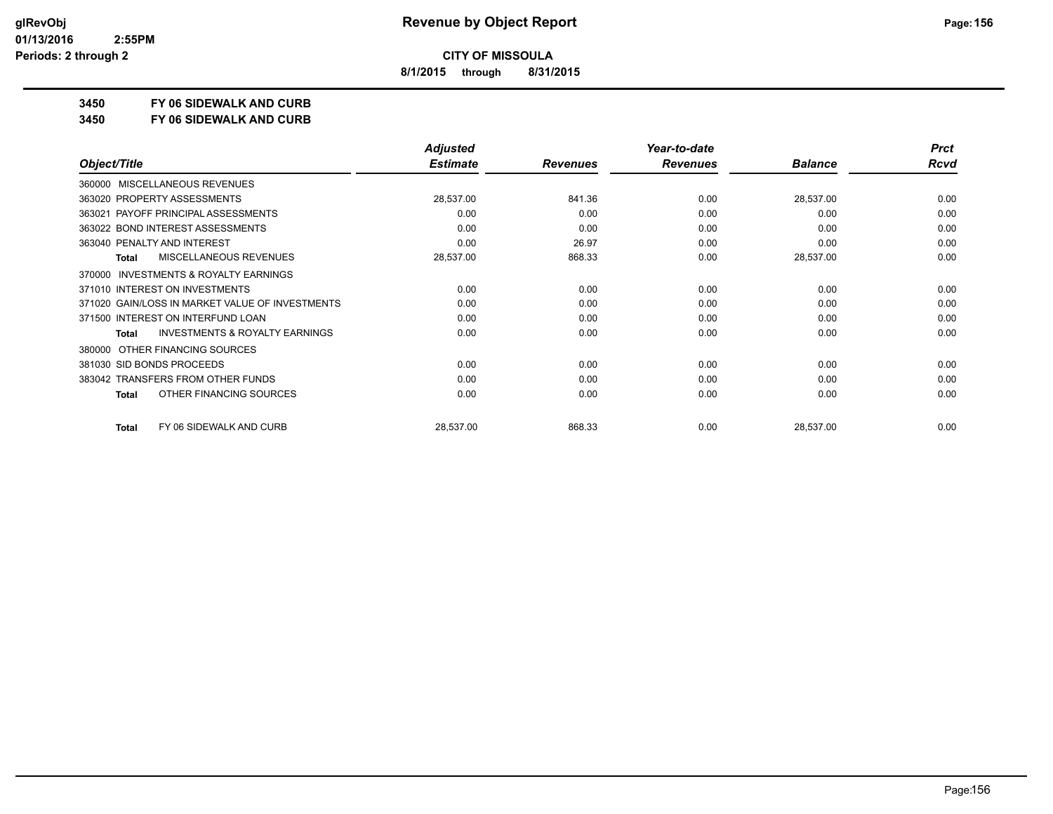**CITY OF MISSOULA**

**8/1/2015 through 8/31/2015**

## 3450 FY 06 SIDEWALK AND CURB

## 3450 FY 06 SIDEWALK AND CURB

| Object/Title | Adjusted Estimate | Revenues | Year-to-date Revenues | Balance | Prct Rcvd |
|---|---|---|---|---|---|
| 360000 MISCELLANEOUS REVENUES | | | | | |
| 363020 PROPERTY ASSESSMENTS | 28,537.00 | 841.36 | 0.00 | 28,537.00 | 0.00 |
| 363021 PAYOFF PRINCIPAL ASSESSMENTS | 0.00 | 0.00 | 0.00 | 0.00 | 0.00 |
| 363022 BOND INTEREST ASSESSMENTS | 0.00 | 0.00 | 0.00 | 0.00 | 0.00 |
| 363040 PENALTY AND INTEREST | 0.00 | 26.97 | 0.00 | 0.00 | 0.00 |
| **Total** MISCELLANEOUS REVENUES | 28,537.00 | 868.33 | 0.00 | 28,537.00 | 0.00 |
| 370000 INVESTMENTS & ROYALTY EARNINGS | | | | | |
| 371010 INTEREST ON INVESTMENTS | 0.00 | 0.00 | 0.00 | 0.00 | 0.00 |
| 371020 GAIN/LOSS IN MARKET VALUE OF INVESTMENTS | 0.00 | 0.00 | 0.00 | 0.00 | 0.00 |
| 371500 INTEREST ON INTERFUND LOAN | 0.00 | 0.00 | 0.00 | 0.00 | 0.00 |
| **Total** INVESTMENTS & ROYALTY EARNINGS | 0.00 | 0.00 | 0.00 | 0.00 | 0.00 |
| 380000 OTHER FINANCING SOURCES | | | | | |
| 381030 SID BONDS PROCEEDS | 0.00 | 0.00 | 0.00 | 0.00 | 0.00 |
| 383042 TRANSFERS FROM OTHER FUNDS | 0.00 | 0.00 | 0.00 | 0.00 | 0.00 |
| **Total** OTHER FINANCING SOURCES | 0.00 | 0.00 | 0.00 | 0.00 | 0.00 |
| **Total** FY 06 SIDEWALK AND CURB | 28,537.00 | 868.33 | 0.00 | 28,537.00 | 0.00 |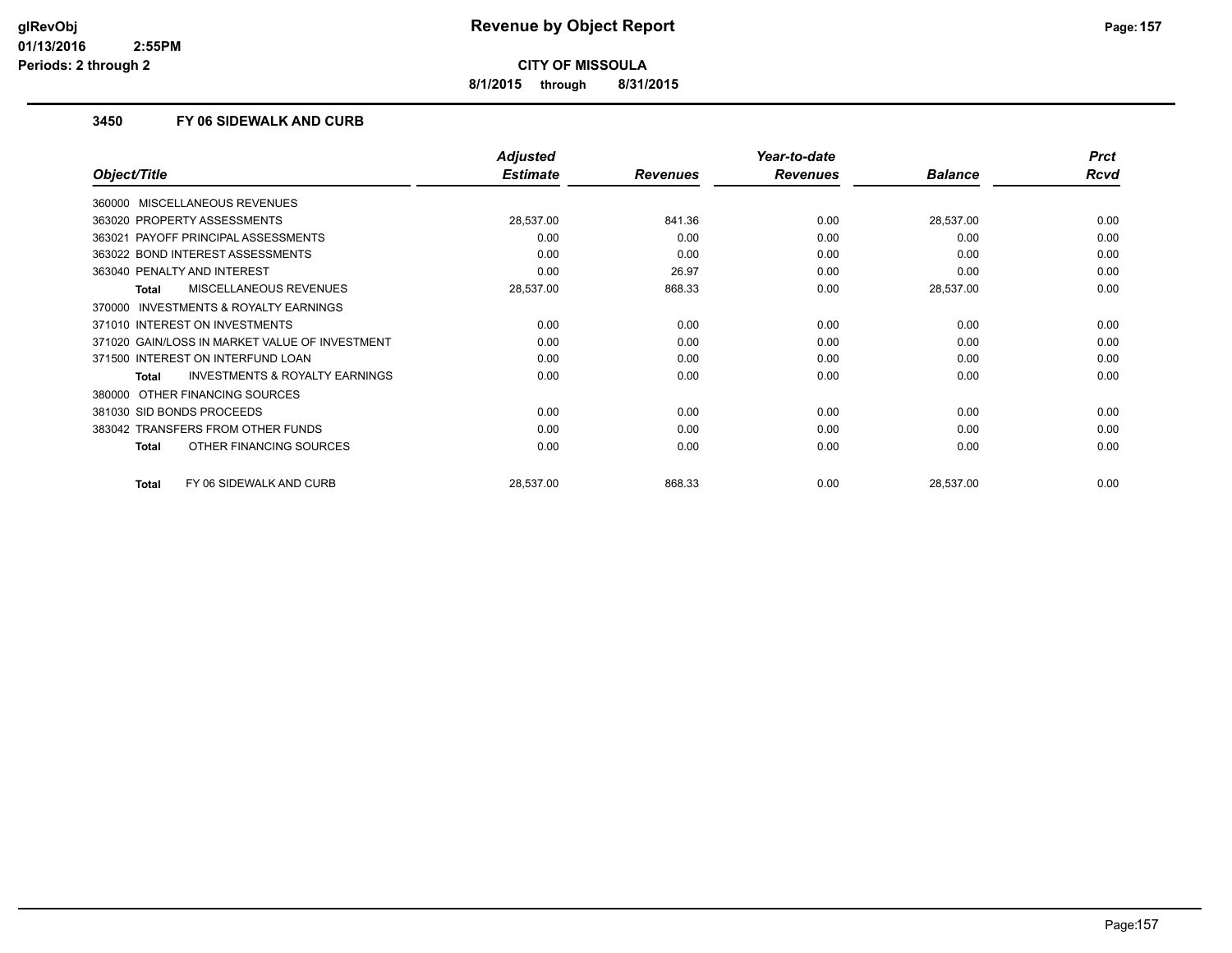**CITY OF MISSOULA**

**8/1/2015 through 8/31/2015**

### 3450 FY 06 SIDEWALK AND CURB

| Object/Title | Adjusted Estimate | Revenues | Year-to-date Revenues | Balance | Prct Rcvd |
|---|---|---|---|---|---|
| 360000 MISCELLANEOUS REVENUES | | | | | |
| 363020 PROPERTY ASSESSMENTS | 28,537.00 | 841.36 | 0.00 | 28,537.00 | 0.00 |
| 363021 PAYOFF PRINCIPAL ASSESSMENTS | 0.00 | 0.00 | 0.00 | 0.00 | 0.00 |
| 363022 BOND INTEREST ASSESSMENTS | 0.00 | 0.00 | 0.00 | 0.00 | 0.00 |
| 363040 PENALTY AND INTEREST | 0.00 | 26.97 | 0.00 | 0.00 | 0.00 |
| **Total** MISCELLANEOUS REVENUES | 28,537.00 | 868.33 | 0.00 | 28,537.00 | 0.00 |
| 370000 INVESTMENTS & ROYALTY EARNINGS | | | | | |
| 371010 INTEREST ON INVESTMENTS | 0.00 | 0.00 | 0.00 | 0.00 | 0.00 |
| 371020 GAIN/LOSS IN MARKET VALUE OF INVESTMENT | 0.00 | 0.00 | 0.00 | 0.00 | 0.00 |
| 371500 INTEREST ON INTERFUND LOAN | 0.00 | 0.00 | 0.00 | 0.00 | 0.00 |
| **Total** INVESTMENTS & ROYALTY EARNINGS | 0.00 | 0.00 | 0.00 | 0.00 | 0.00 |
| 380000 OTHER FINANCING SOURCES | | | | | |
| 381030 SID BONDS PROCEEDS | 0.00 | 0.00 | 0.00 | 0.00 | 0.00 |
| 383042 TRANSFERS FROM OTHER FUNDS | 0.00 | 0.00 | 0.00 | 0.00 | 0.00 |
| **Total** OTHER FINANCING SOURCES | 0.00 | 0.00 | 0.00 | 0.00 | 0.00 |
| **Total** FY 06 SIDEWALK AND CURB | 28,537.00 | 868.33 | 0.00 | 28,537.00 | 0.00 |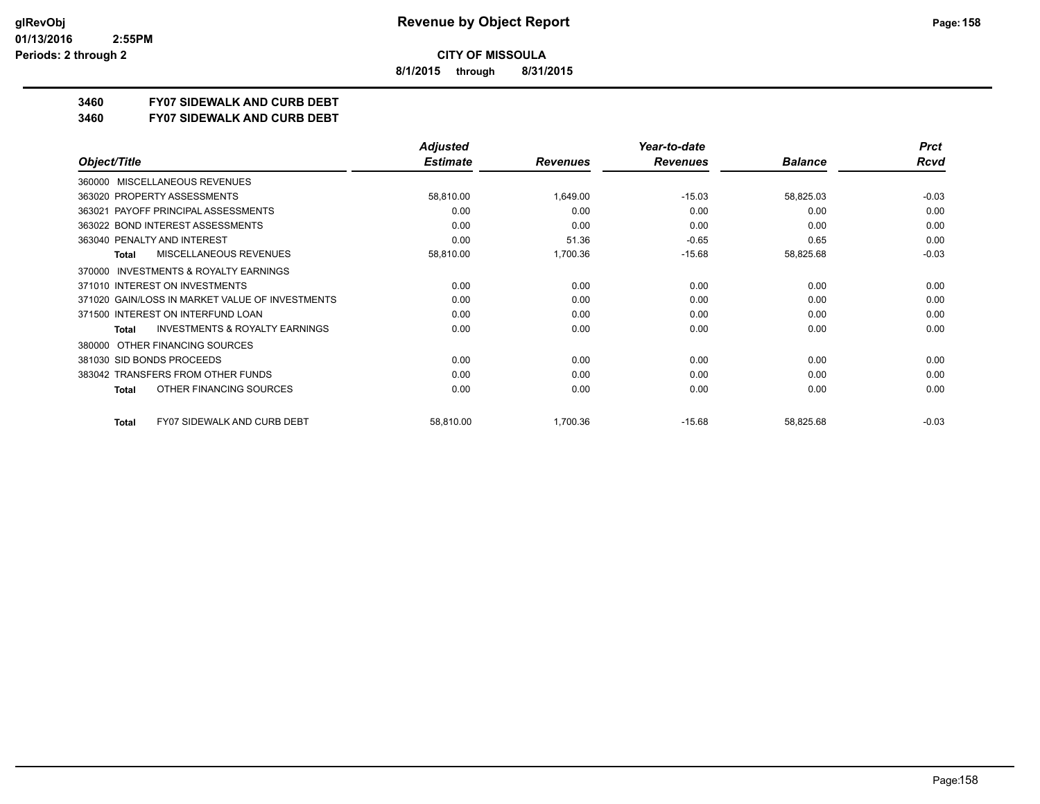**CITY OF MISSOULA**

**8/1/2015 through 8/31/2015**

## 3460 FY07 SIDEWALK AND CURB DEBT
## 3460 FY07 SIDEWALK AND CURB DEBT

| Object/Title | Adjusted Estimate | Revenues | Year-to-date Revenues | Balance | Prct Rcvd |
|---|---|---|---|---|---|
| 360000 MISCELLANEOUS REVENUES | | | | | |
| 363020 PROPERTY ASSESSMENTS | 58,810.00 | 1,649.00 | -15.03 | 58,825.03 | -0.03 |
| 363021 PAYOFF PRINCIPAL ASSESSMENTS | 0.00 | 0.00 | 0.00 | 0.00 | 0.00 |
| 363022 BOND INTEREST ASSESSMENTS | 0.00 | 0.00 | 0.00 | 0.00 | 0.00 |
| 363040 PENALTY AND INTEREST | 0.00 | 51.36 | -0.65 | 0.65 | 0.00 |
| **Total** MISCELLANEOUS REVENUES | 58,810.00 | 1,700.36 | -15.68 | 58,825.68 | -0.03 |
| 370000 INVESTMENTS & ROYALTY EARNINGS | | | | | |
| 371010 INTEREST ON INVESTMENTS | 0.00 | 0.00 | 0.00 | 0.00 | 0.00 |
| 371020 GAIN/LOSS IN MARKET VALUE OF INVESTMENTS | 0.00 | 0.00 | 0.00 | 0.00 | 0.00 |
| 371500 INTEREST ON INTERFUND LOAN | 0.00 | 0.00 | 0.00 | 0.00 | 0.00 |
| **Total** INVESTMENTS & ROYALTY EARNINGS | 0.00 | 0.00 | 0.00 | 0.00 | 0.00 |
| 380000 OTHER FINANCING SOURCES | | | | | |
| 381030 SID BONDS PROCEEDS | 0.00 | 0.00 | 0.00 | 0.00 | 0.00 |
| 383042 TRANSFERS FROM OTHER FUNDS | 0.00 | 0.00 | 0.00 | 0.00 | 0.00 |
| **Total** OTHER FINANCING SOURCES | 0.00 | 0.00 | 0.00 | 0.00 | 0.00 |
| **Total** FY07 SIDEWALK AND CURB DEBT | 58,810.00 | 1,700.36 | -15.68 | 58,825.68 | -0.03 |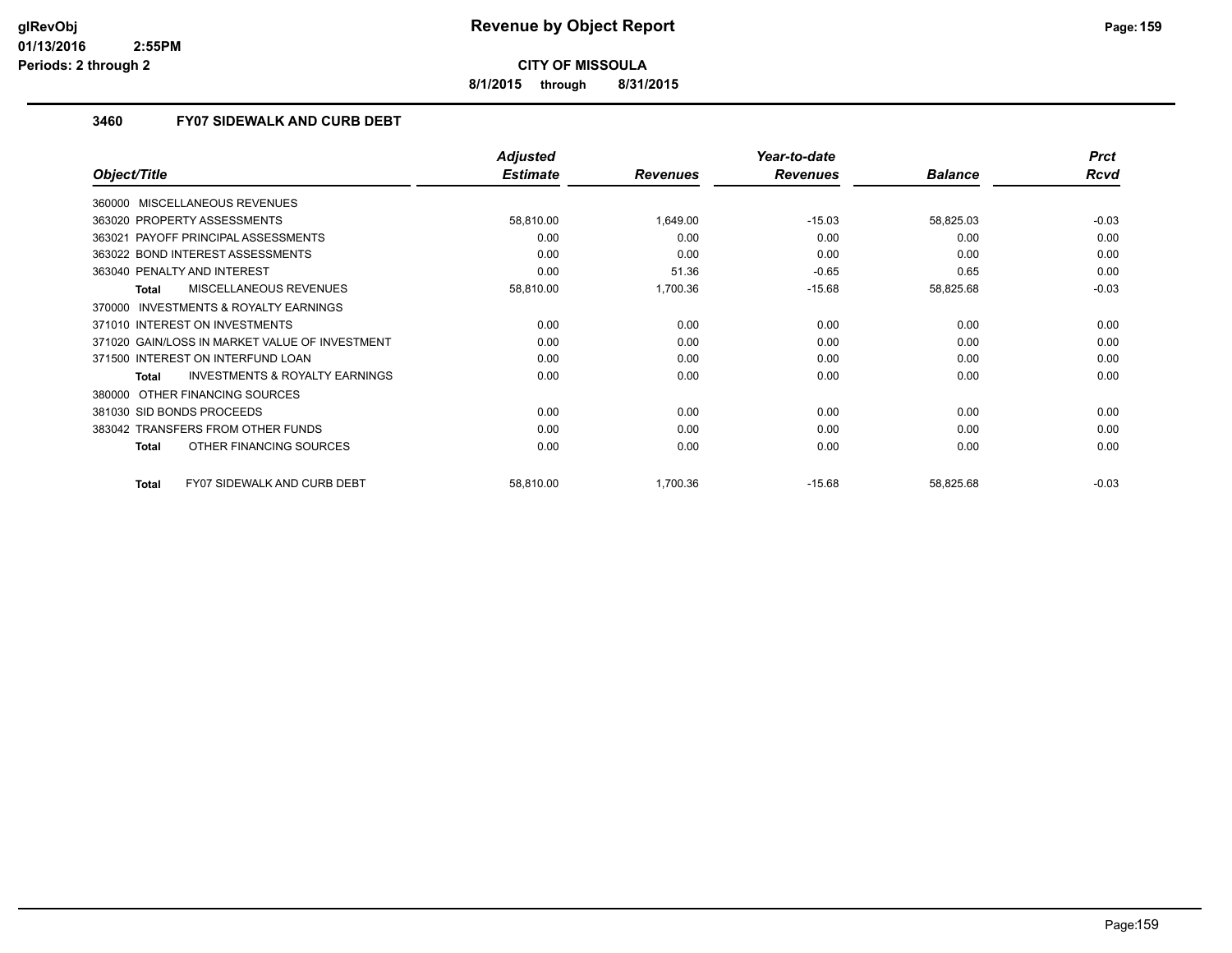# Revenue by Object Report

**CITY OF MISSOULA**

**8/1/2015 through 8/31/2015**

glRevObj
01/13/2016 2:55PM
Periods: 2 through 2

### 3460 FY07 SIDEWALK AND CURB DEBT

| Object/Title | Adjusted Estimate | Revenues | Year-to-date Revenues | Balance | Prct Rcvd |
|---|---|---|---|---|---|
| 360000 MISCELLANEOUS REVENUES | | | | | |
| 363020 PROPERTY ASSESSMENTS | 58,810.00 | 1,649.00 | -15.03 | 58,825.03 | -0.03 |
| 363021 PAYOFF PRINCIPAL ASSESSMENTS | 0.00 | 0.00 | 0.00 | 0.00 | 0.00 |
| 363022 BOND INTEREST ASSESSMENTS | 0.00 | 0.00 | 0.00 | 0.00 | 0.00 |
| 363040 PENALTY AND INTEREST | 0.00 | 51.36 | -0.65 | 0.65 | 0.00 |
| **Total** MISCELLANEOUS REVENUES | 58,810.00 | 1,700.36 | -15.68 | 58,825.68 | -0.03 |
| 370000 INVESTMENTS & ROYALTY EARNINGS | | | | | |
| 371010 INTEREST ON INVESTMENTS | 0.00 | 0.00 | 0.00 | 0.00 | 0.00 |
| 371020 GAIN/LOSS IN MARKET VALUE OF INVESTMENT | 0.00 | 0.00 | 0.00 | 0.00 | 0.00 |
| 371500 INTEREST ON INTERFUND LOAN | 0.00 | 0.00 | 0.00 | 0.00 | 0.00 |
| **Total** INVESTMENTS & ROYALTY EARNINGS | 0.00 | 0.00 | 0.00 | 0.00 | 0.00 |
| 380000 OTHER FINANCING SOURCES | | | | | |
| 381030 SID BONDS PROCEEDS | 0.00 | 0.00 | 0.00 | 0.00 | 0.00 |
| 383042 TRANSFERS FROM OTHER FUNDS | 0.00 | 0.00 | 0.00 | 0.00 | 0.00 |
| **Total** OTHER FINANCING SOURCES | 0.00 | 0.00 | 0.00 | 0.00 | 0.00 |
| **Total** FY07 SIDEWALK AND CURB DEBT | 58,810.00 | 1,700.36 | -15.68 | 58,825.68 | -0.03 |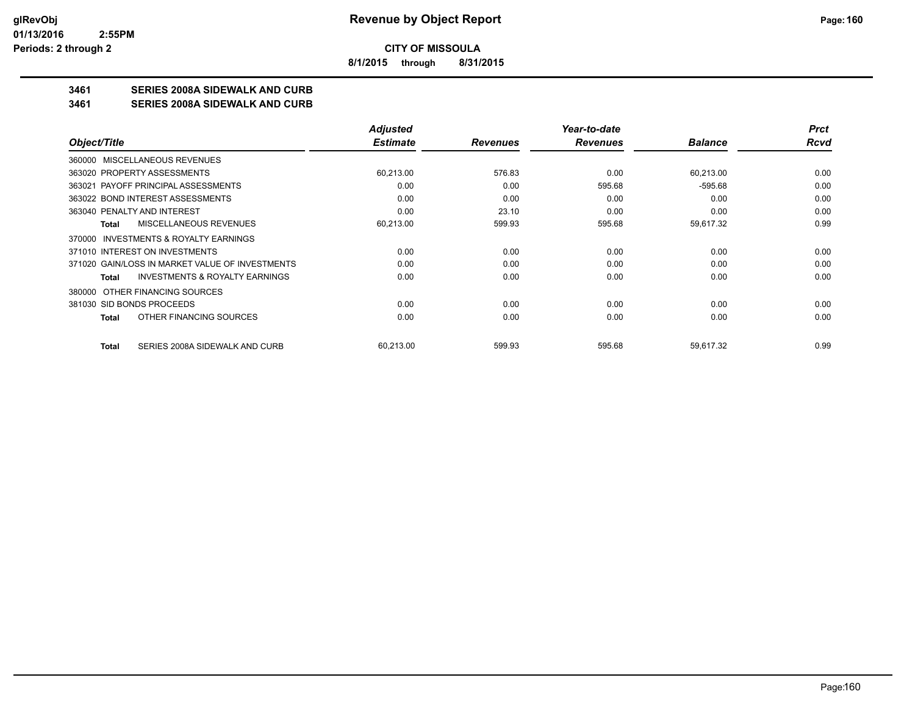**CITY OF MISSOULA**

**8/1/2015 through 8/31/2015**

## 3461 SERIES 2008A SIDEWALK AND CURB

## 3461 SERIES 2008A SIDEWALK AND CURB

| Object/Title | Adjusted Estimate | Revenues | Year-to-date Revenues | Balance | Prct Rcvd |
|---|---|---|---|---|---|
| 360000 MISCELLANEOUS REVENUES | | | | | |
| 363020 PROPERTY ASSESSMENTS | 60,213.00 | 576.83 | 0.00 | 60,213.00 | 0.00 |
| 363021 PAYOFF PRINCIPAL ASSESSMENTS | 0.00 | 0.00 | 595.68 | -595.68 | 0.00 |
| 363022 BOND INTEREST ASSESSMENTS | 0.00 | 0.00 | 0.00 | 0.00 | 0.00 |
| 363040 PENALTY AND INTEREST | 0.00 | 23.10 | 0.00 | 0.00 | 0.00 |
| **Total** MISCELLANEOUS REVENUES | 60,213.00 | 599.93 | 595.68 | 59,617.32 | 0.99 |
| 370000 INVESTMENTS & ROYALTY EARNINGS | | | | | |
| 371010 INTEREST ON INVESTMENTS | 0.00 | 0.00 | 0.00 | 0.00 | 0.00 |
| 371020 GAIN/LOSS IN MARKET VALUE OF INVESTMENTS | 0.00 | 0.00 | 0.00 | 0.00 | 0.00 |
| **Total** INVESTMENTS & ROYALTY EARNINGS | 0.00 | 0.00 | 0.00 | 0.00 | 0.00 |
| 380000 OTHER FINANCING SOURCES | | | | | |
| 381030 SID BONDS PROCEEDS | 0.00 | 0.00 | 0.00 | 0.00 | 0.00 |
| **Total** OTHER FINANCING SOURCES | 0.00 | 0.00 | 0.00 | 0.00 | 0.00 |
| **Total** SERIES 2008A SIDEWALK AND CURB | 60,213.00 | 599.93 | 595.68 | 59,617.32 | 0.99 |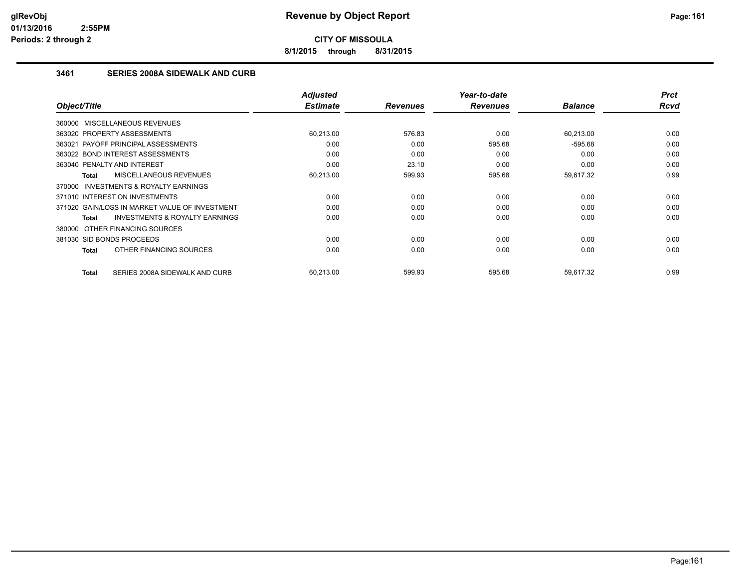# Revenue by Object Report

**CITY OF MISSOULA**

**8/1/2015 through 8/31/2015**

glRevObj
01/13/2016 2:55PM
Periods: 2 through 2

## 3461 SERIES 2008A SIDEWALK AND CURB

| Object/Title | Adjusted Estimate | Revenues | Year-to-date Revenues | Balance | Prct Rcvd |
|---|---|---|---|---|---|
| 360000 MISCELLANEOUS REVENUES | | | | | |
| 363020 PROPERTY ASSESSMENTS | 60,213.00 | 576.83 | 0.00 | 60,213.00 | 0.00 |
| 363021 PAYOFF PRINCIPAL ASSESSMENTS | 0.00 | 0.00 | 595.68 | -595.68 | 0.00 |
| 363022 BOND INTEREST ASSESSMENTS | 0.00 | 0.00 | 0.00 | 0.00 | 0.00 |
| 363040 PENALTY AND INTEREST | 0.00 | 23.10 | 0.00 | 0.00 | 0.00 |
| **Total** MISCELLANEOUS REVENUES | 60,213.00 | 599.93 | 595.68 | 59,617.32 | 0.99 |
| 370000 INVESTMENTS & ROYALTY EARNINGS | | | | | |
| 371010 INTEREST ON INVESTMENTS | 0.00 | 0.00 | 0.00 | 0.00 | 0.00 |
| 371020 GAIN/LOSS IN MARKET VALUE OF INVESTMENT | 0.00 | 0.00 | 0.00 | 0.00 | 0.00 |
| **Total** INVESTMENTS & ROYALTY EARNINGS | 0.00 | 0.00 | 0.00 | 0.00 | 0.00 |
| 380000 OTHER FINANCING SOURCES | | | | | |
| 381030 SID BONDS PROCEEDS | 0.00 | 0.00 | 0.00 | 0.00 | 0.00 |
| **Total** OTHER FINANCING SOURCES | 0.00 | 0.00 | 0.00 | 0.00 | 0.00 |
| **Total** SERIES 2008A SIDEWALK AND CURB | 60,213.00 | 599.93 | 595.68 | 59,617.32 | 0.99 |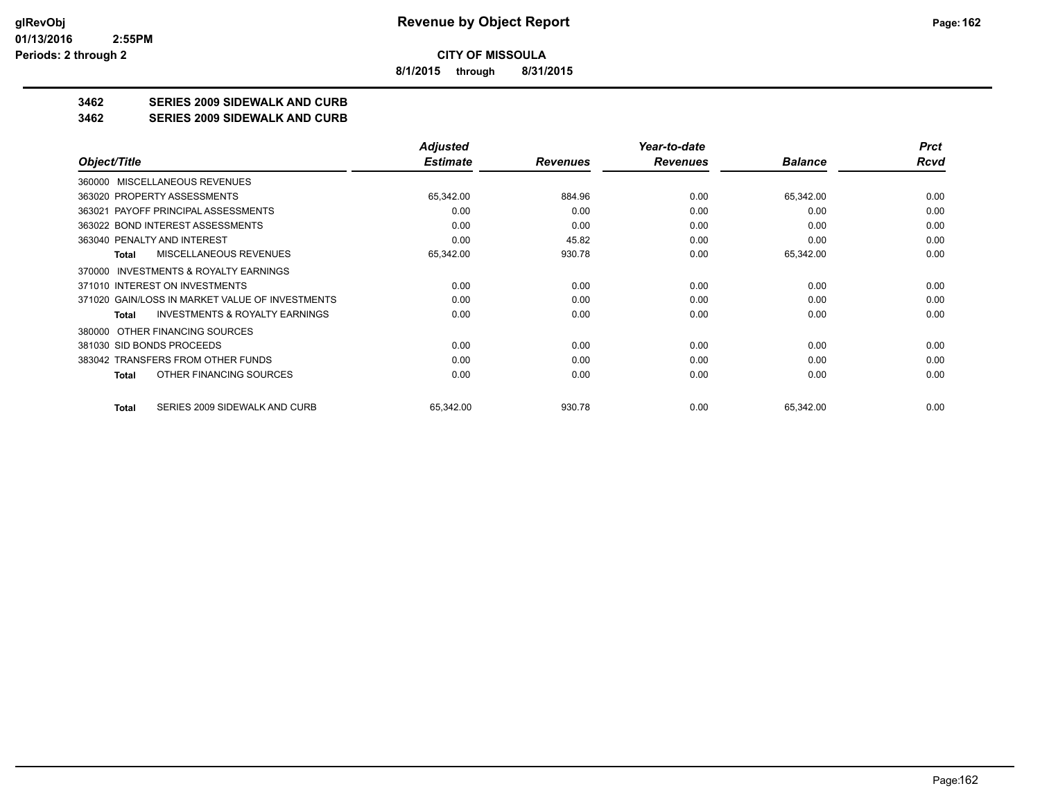**CITY OF MISSOULA**

**8/1/2015 through 8/31/2015**

## 3462 SERIES 2009 SIDEWALK AND CURB

## 3462 SERIES 2009 SIDEWALK AND CURB

| Object/Title | Adjusted Estimate | Revenues | Year-to-date Revenues | Balance | Prct Rcvd |
|---|---|---|---|---|---|
| 360000 MISCELLANEOUS REVENUES | | | | | |
| 363020 PROPERTY ASSESSMENTS | 65,342.00 | 884.96 | 0.00 | 65,342.00 | 0.00 |
| 363021 PAYOFF PRINCIPAL ASSESSMENTS | 0.00 | 0.00 | 0.00 | 0.00 | 0.00 |
| 363022 BOND INTEREST ASSESSMENTS | 0.00 | 0.00 | 0.00 | 0.00 | 0.00 |
| 363040 PENALTY AND INTEREST | 0.00 | 45.82 | 0.00 | 0.00 | 0.00 |
| **Total** MISCELLANEOUS REVENUES | 65,342.00 | 930.78 | 0.00 | 65,342.00 | 0.00 |
| 370000 INVESTMENTS & ROYALTY EARNINGS | | | | | |
| 371010 INTEREST ON INVESTMENTS | 0.00 | 0.00 | 0.00 | 0.00 | 0.00 |
| 371020 GAIN/LOSS IN MARKET VALUE OF INVESTMENTS | 0.00 | 0.00 | 0.00 | 0.00 | 0.00 |
| **Total** INVESTMENTS & ROYALTY EARNINGS | 0.00 | 0.00 | 0.00 | 0.00 | 0.00 |
| 380000 OTHER FINANCING SOURCES | | | | | |
| 381030 SID BONDS PROCEEDS | 0.00 | 0.00 | 0.00 | 0.00 | 0.00 |
| 383042 TRANSFERS FROM OTHER FUNDS | 0.00 | 0.00 | 0.00 | 0.00 | 0.00 |
| **Total** OTHER FINANCING SOURCES | 0.00 | 0.00 | 0.00 | 0.00 | 0.00 |
| **Total** SERIES 2009 SIDEWALK AND CURB | 65,342.00 | 930.78 | 0.00 | 65,342.00 | 0.00 |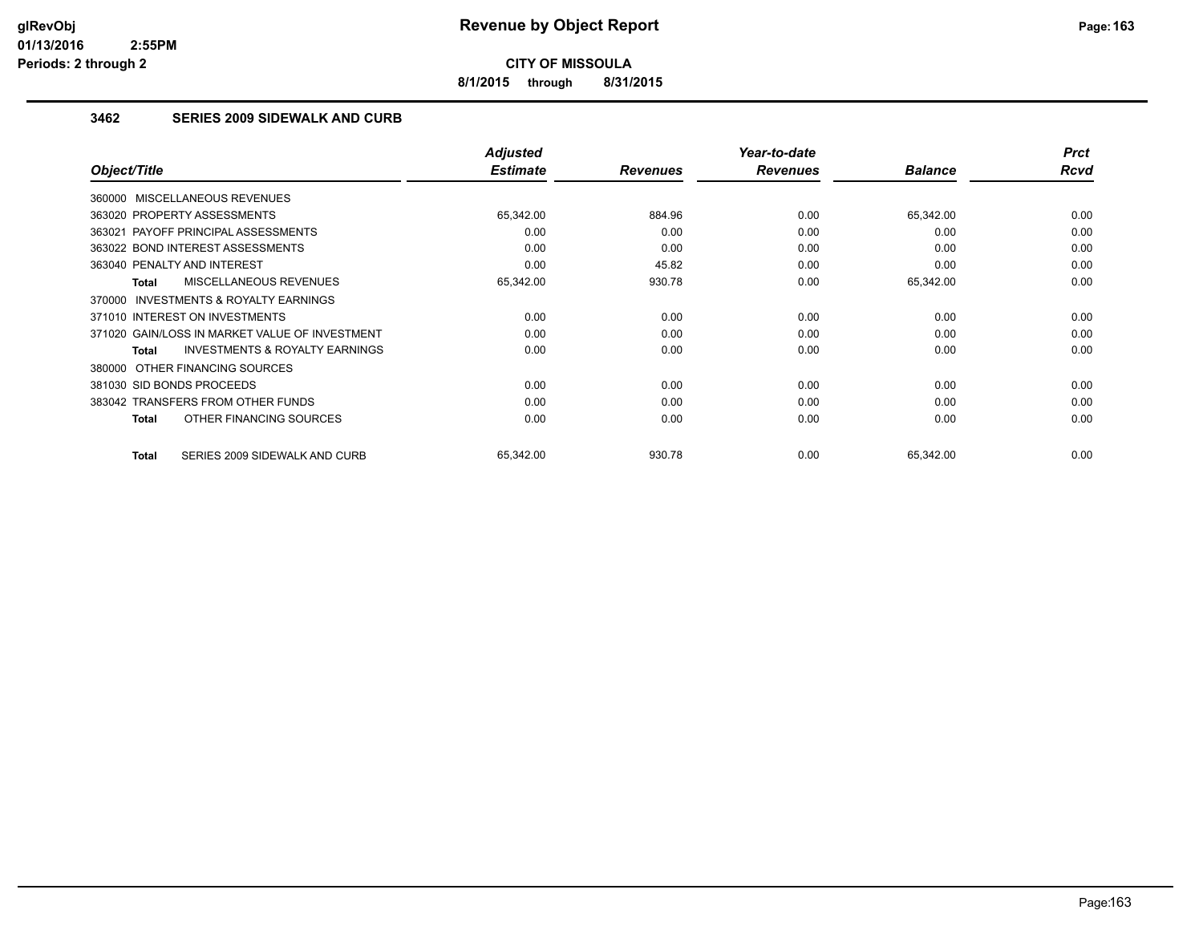# Revenue by Object Report

**CITY OF MISSOULA**

**8/1/2015 through 8/31/2015**

glRevObj
01/13/2016 2:55PM
Periods: 2 through 2

### 3462 SERIES 2009 SIDEWALK AND CURB

| Object/Title | Adjusted Estimate | Revenues | Year-to-date Revenues | Balance | Prct Rcvd |
|---|---|---|---|---|---|
| 360000 MISCELLANEOUS REVENUES | | | | | |
| 363020 PROPERTY ASSESSMENTS | 65,342.00 | 884.96 | 0.00 | 65,342.00 | 0.00 |
| 363021 PAYOFF PRINCIPAL ASSESSMENTS | 0.00 | 0.00 | 0.00 | 0.00 | 0.00 |
| 363022 BOND INTEREST ASSESSMENTS | 0.00 | 0.00 | 0.00 | 0.00 | 0.00 |
| 363040 PENALTY AND INTEREST | 0.00 | 45.82 | 0.00 | 0.00 | 0.00 |
| **Total** MISCELLANEOUS REVENUES | 65,342.00 | 930.78 | 0.00 | 65,342.00 | 0.00 |
| 370000 INVESTMENTS & ROYALTY EARNINGS | | | | | |
| 371010 INTEREST ON INVESTMENTS | 0.00 | 0.00 | 0.00 | 0.00 | 0.00 |
| 371020 GAIN/LOSS IN MARKET VALUE OF INVESTMENT | 0.00 | 0.00 | 0.00 | 0.00 | 0.00 |
| **Total** INVESTMENTS & ROYALTY EARNINGS | 0.00 | 0.00 | 0.00 | 0.00 | 0.00 |
| 380000 OTHER FINANCING SOURCES | | | | | |
| 381030 SID BONDS PROCEEDS | 0.00 | 0.00 | 0.00 | 0.00 | 0.00 |
| 383042 TRANSFERS FROM OTHER FUNDS | 0.00 | 0.00 | 0.00 | 0.00 | 0.00 |
| **Total** OTHER FINANCING SOURCES | 0.00 | 0.00 | 0.00 | 0.00 | 0.00 |
| **Total** SERIES 2009 SIDEWALK AND CURB | 65,342.00 | 930.78 | 0.00 | 65,342.00 | 0.00 |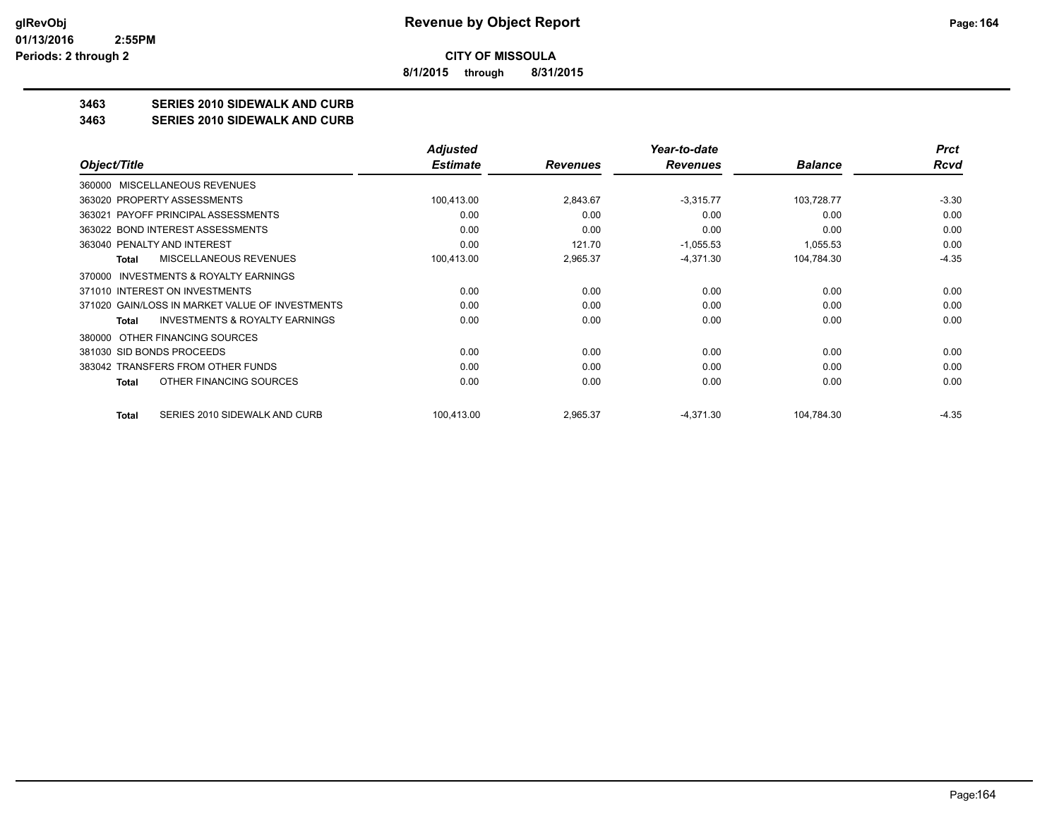**CITY OF MISSOULA**

**8/1/2015 through 8/31/2015**

**Revenue by Object Report**

**3463 SERIES 2010 SIDEWALK AND CURB**

**3463 SERIES 2010 SIDEWALK AND CURB**

| Object/Title | Adjusted Estimate | Revenues | Year-to-date Revenues | Balance | Prct Rcvd |
|---|---|---|---|---|---|
| 360000 MISCELLANEOUS REVENUES | | | | | |
| 363020 PROPERTY ASSESSMENTS | 100,413.00 | 2,843.67 | -3,315.77 | 103,728.77 | -3.30 |
| 363021 PAYOFF PRINCIPAL ASSESSMENTS | 0.00 | 0.00 | 0.00 | 0.00 | 0.00 |
| 363022 BOND INTEREST ASSESSMENTS | 0.00 | 0.00 | 0.00 | 0.00 | 0.00 |
| 363040 PENALTY AND INTEREST | 0.00 | 121.70 | -1,055.53 | 1,055.53 | 0.00 |
| **Total** MISCELLANEOUS REVENUES | 100,413.00 | 2,965.37 | -4,371.30 | 104,784.30 | -4.35 |
| 370000 INVESTMENTS & ROYALTY EARNINGS | | | | | |
| 371010 INTEREST ON INVESTMENTS | 0.00 | 0.00 | 0.00 | 0.00 | 0.00 |
| 371020 GAIN/LOSS IN MARKET VALUE OF INVESTMENTS | 0.00 | 0.00 | 0.00 | 0.00 | 0.00 |
| **Total** INVESTMENTS & ROYALTY EARNINGS | 0.00 | 0.00 | 0.00 | 0.00 | 0.00 |
| 380000 OTHER FINANCING SOURCES | | | | | |
| 381030 SID BONDS PROCEEDS | 0.00 | 0.00 | 0.00 | 0.00 | 0.00 |
| 383042 TRANSFERS FROM OTHER FUNDS | 0.00 | 0.00 | 0.00 | 0.00 | 0.00 |
| **Total** OTHER FINANCING SOURCES | 0.00 | 0.00 | 0.00 | 0.00 | 0.00 |
| **Total** SERIES 2010 SIDEWALK AND CURB | 100,413.00 | 2,965.37 | -4,371.30 | 104,784.30 | -4.35 |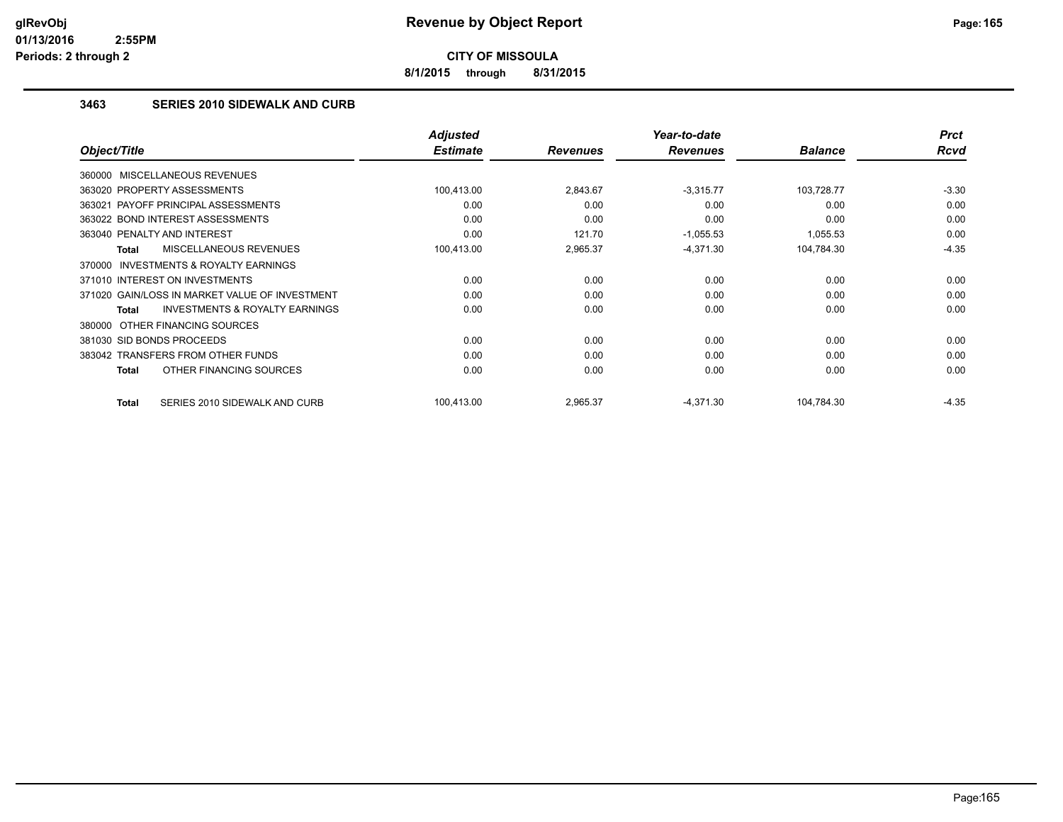# Revenue by Object Report

**CITY OF MISSOULA**

**8/1/2015 through 8/31/2015**

### 3463 SERIES 2010 SIDEWALK AND CURB

| Object/Title | Adjusted Estimate | Revenues | Year-to-date Revenues | Balance | Prct Rcvd |
|---|---|---|---|---|---|
| 360000 MISCELLANEOUS REVENUES | | | | | |
| 363020 PROPERTY ASSESSMENTS | 100,413.00 | 2,843.67 | -3,315.77 | 103,728.77 | -3.30 |
| 363021 PAYOFF PRINCIPAL ASSESSMENTS | 0.00 | 0.00 | 0.00 | 0.00 | 0.00 |
| 363022 BOND INTEREST ASSESSMENTS | 0.00 | 0.00 | 0.00 | 0.00 | 0.00 |
| 363040 PENALTY AND INTEREST | 0.00 | 121.70 | -1,055.53 | 1,055.53 | 0.00 |
| **Total** MISCELLANEOUS REVENUES | 100,413.00 | 2,965.37 | -4,371.30 | 104,784.30 | -4.35 |
| 370000 INVESTMENTS & ROYALTY EARNINGS | | | | | |
| 371010 INTEREST ON INVESTMENTS | 0.00 | 0.00 | 0.00 | 0.00 | 0.00 |
| 371020 GAIN/LOSS IN MARKET VALUE OF INVESTMENT | 0.00 | 0.00 | 0.00 | 0.00 | 0.00 |
| **Total** INVESTMENTS & ROYALTY EARNINGS | 0.00 | 0.00 | 0.00 | 0.00 | 0.00 |
| 380000 OTHER FINANCING SOURCES | | | | | |
| 381030 SID BONDS PROCEEDS | 0.00 | 0.00 | 0.00 | 0.00 | 0.00 |
| 383042 TRANSFERS FROM OTHER FUNDS | 0.00 | 0.00 | 0.00 | 0.00 | 0.00 |
| **Total** OTHER FINANCING SOURCES | 0.00 | 0.00 | 0.00 | 0.00 | 0.00 |
| **Total** SERIES 2010 SIDEWALK AND CURB | 100,413.00 | 2,965.37 | -4,371.30 | 104,784.30 | -4.35 |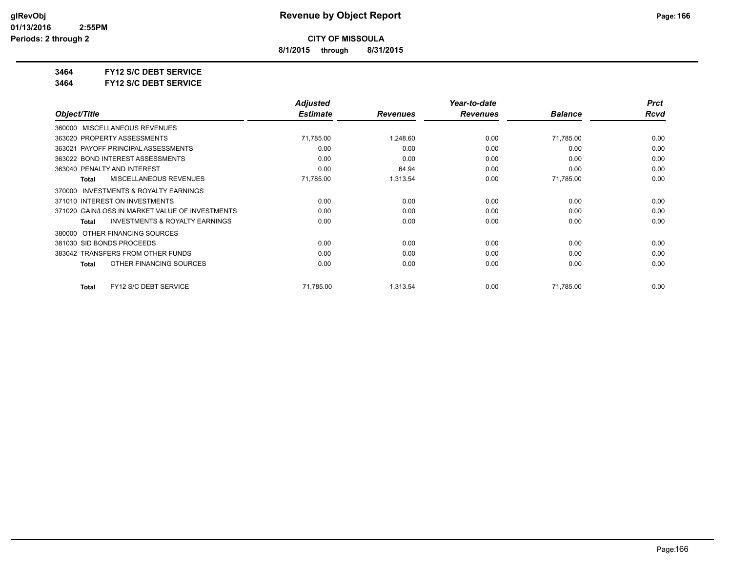**CITY OF MISSOULA**

**8/1/2015 through 8/31/2015**

**3464 FY12 S/C DEBT SERVICE**

**3464 FY12 S/C DEBT SERVICE**

| Object/Title | Adjusted Estimate | Revenues | Year-to-date Revenues | Balance | Prct Rcvd |
|---|---|---|---|---|---|
| 360000 MISCELLANEOUS REVENUES | | | | | |
| 363020 PROPERTY ASSESSMENTS | 71,785.00 | 1,248.60 | 0.00 | 71,785.00 | 0.00 |
| 363021 PAYOFF PRINCIPAL ASSESSMENTS | 0.00 | 0.00 | 0.00 | 0.00 | 0.00 |
| 363022 BOND INTEREST ASSESSMENTS | 0.00 | 0.00 | 0.00 | 0.00 | 0.00 |
| 363040 PENALTY AND INTEREST | 0.00 | 64.94 | 0.00 | 0.00 | 0.00 |
| **Total** MISCELLANEOUS REVENUES | 71,785.00 | 1,313.54 | 0.00 | 71,785.00 | 0.00 |
| 370000 INVESTMENTS & ROYALTY EARNINGS | | | | | |
| 371010 INTEREST ON INVESTMENTS | 0.00 | 0.00 | 0.00 | 0.00 | 0.00 |
| 371020 GAIN/LOSS IN MARKET VALUE OF INVESTMENTS | 0.00 | 0.00 | 0.00 | 0.00 | 0.00 |
| **Total** INVESTMENTS & ROYALTY EARNINGS | 0.00 | 0.00 | 0.00 | 0.00 | 0.00 |
| 380000 OTHER FINANCING SOURCES | | | | | |
| 381030 SID BONDS PROCEEDS | 0.00 | 0.00 | 0.00 | 0.00 | 0.00 |
| 383042 TRANSFERS FROM OTHER FUNDS | 0.00 | 0.00 | 0.00 | 0.00 | 0.00 |
| **Total** OTHER FINANCING SOURCES | 0.00 | 0.00 | 0.00 | 0.00 | 0.00 |
| **Total** FY12 S/C DEBT SERVICE | 71,785.00 | 1,313.54 | 0.00 | 71,785.00 | 0.00 |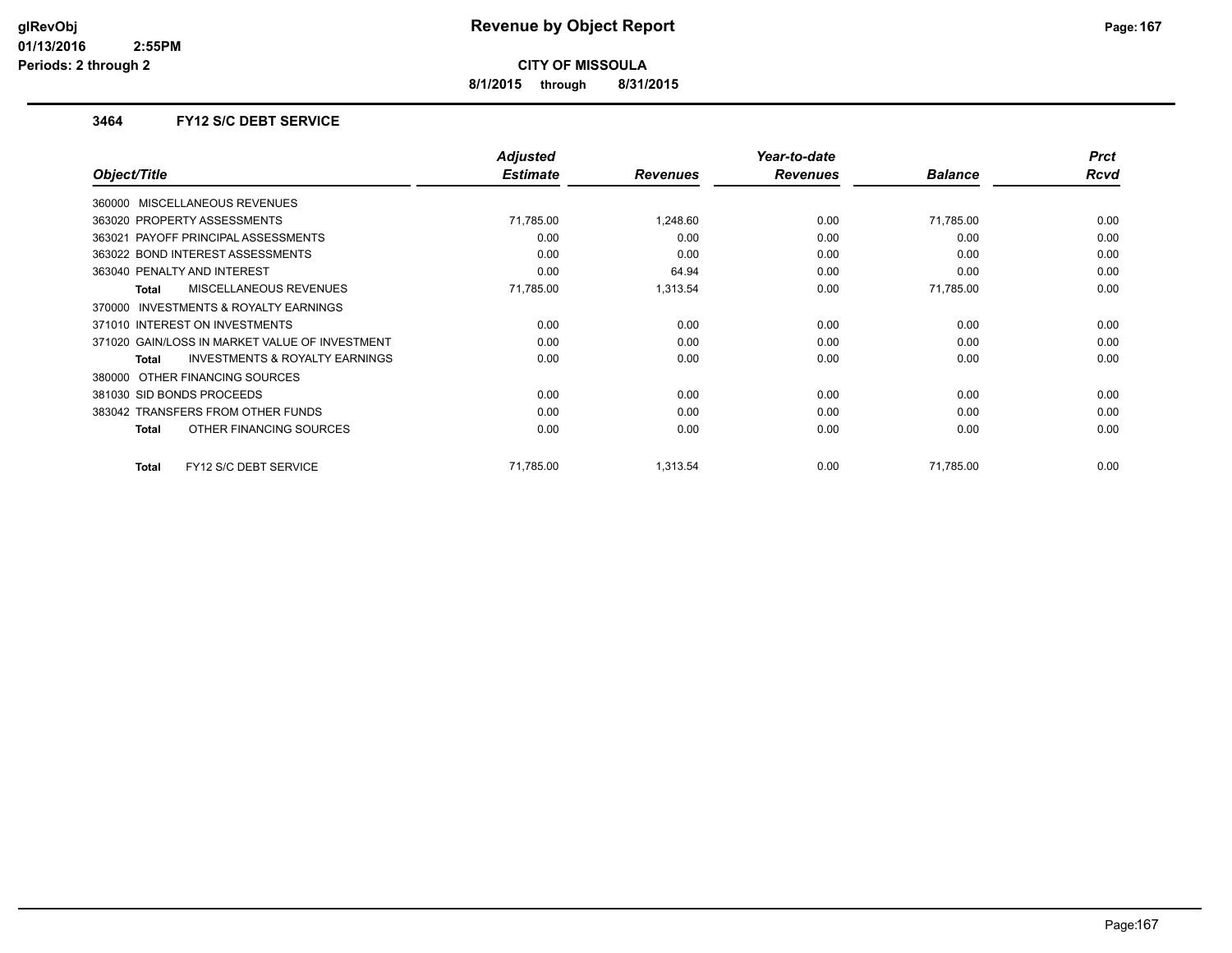# Revenue by Object Report

**CITY OF MISSOULA**

**8/1/2015 through 8/31/2015**

### 3464 FY12 S/C DEBT SERVICE

| Object/Title | Adjusted Estimate | Revenues | Year-to-date Revenues | Balance | Prct Rcvd |
|---|---|---|---|---|---|
| 360000 MISCELLANEOUS REVENUES | | | | | |
| 363020 PROPERTY ASSESSMENTS | 71,785.00 | 1,248.60 | 0.00 | 71,785.00 | 0.00 |
| 363021 PAYOFF PRINCIPAL ASSESSMENTS | 0.00 | 0.00 | 0.00 | 0.00 | 0.00 |
| 363022 BOND INTEREST ASSESSMENTS | 0.00 | 0.00 | 0.00 | 0.00 | 0.00 |
| 363040 PENALTY AND INTEREST | 0.00 | 64.94 | 0.00 | 0.00 | 0.00 |
| **Total** MISCELLANEOUS REVENUES | 71,785.00 | 1,313.54 | 0.00 | 71,785.00 | 0.00 |
| 370000 INVESTMENTS & ROYALTY EARNINGS | | | | | |
| 371010 INTEREST ON INVESTMENTS | 0.00 | 0.00 | 0.00 | 0.00 | 0.00 |
| 371020 GAIN/LOSS IN MARKET VALUE OF INVESTMENT | 0.00 | 0.00 | 0.00 | 0.00 | 0.00 |
| **Total** INVESTMENTS & ROYALTY EARNINGS | 0.00 | 0.00 | 0.00 | 0.00 | 0.00 |
| 380000 OTHER FINANCING SOURCES | | | | | |
| 381030 SID BONDS PROCEEDS | 0.00 | 0.00 | 0.00 | 0.00 | 0.00 |
| 383042 TRANSFERS FROM OTHER FUNDS | 0.00 | 0.00 | 0.00 | 0.00 | 0.00 |
| **Total** OTHER FINANCING SOURCES | 0.00 | 0.00 | 0.00 | 0.00 | 0.00 |
| **Total** FY12 S/C DEBT SERVICE | 71,785.00 | 1,313.54 | 0.00 | 71,785.00 | 0.00 |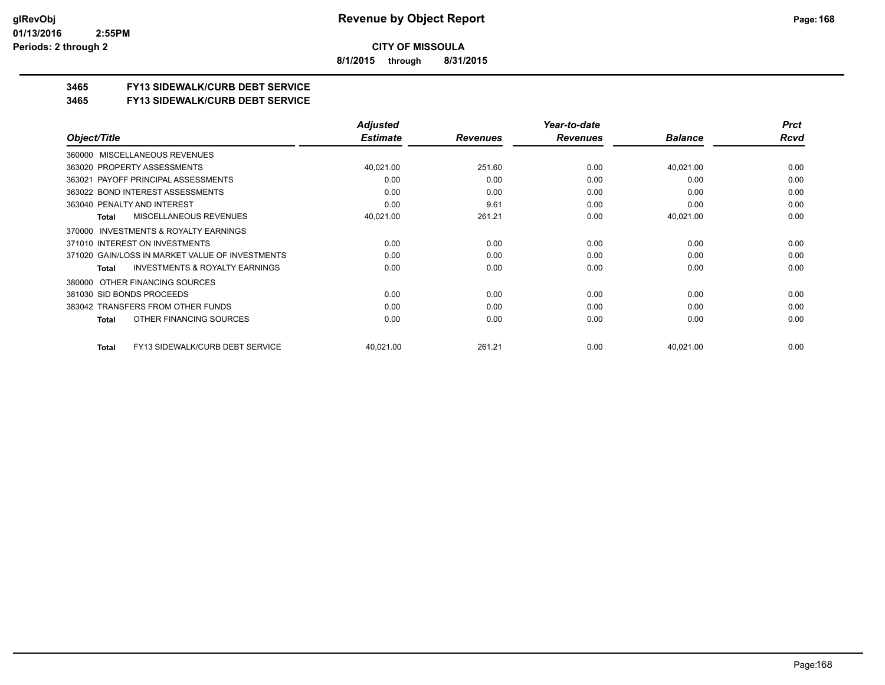# Revenue by Object Report

**CITY OF MISSOULA**

**8/1/2015 through 8/31/2015**

glRevObj
01/13/2016 2:55PM
Periods: 2 through 2

## 3465 FY13 SIDEWALK/CURB DEBT SERVICE
## 3465 FY13 SIDEWALK/CURB DEBT SERVICE

| Object/Title | Adjusted Estimate | Revenues | Year-to-date Revenues | Balance | Prct Rcvd |
|---|---|---|---|---|---|
| 360000 MISCELLANEOUS REVENUES | | | | | |
| 363020 PROPERTY ASSESSMENTS | 40,021.00 | 251.60 | 0.00 | 40,021.00 | 0.00 |
| 363021 PAYOFF PRINCIPAL ASSESSMENTS | 0.00 | 0.00 | 0.00 | 0.00 | 0.00 |
| 363022 BOND INTEREST ASSESSMENTS | 0.00 | 0.00 | 0.00 | 0.00 | 0.00 |
| 363040 PENALTY AND INTEREST | 0.00 | 9.61 | 0.00 | 0.00 | 0.00 |
| **Total** MISCELLANEOUS REVENUES | 40,021.00 | 261.21 | 0.00 | 40,021.00 | 0.00 |
| 370000 INVESTMENTS & ROYALTY EARNINGS | | | | | |
| 371010 INTEREST ON INVESTMENTS | 0.00 | 0.00 | 0.00 | 0.00 | 0.00 |
| 371020 GAIN/LOSS IN MARKET VALUE OF INVESTMENTS | 0.00 | 0.00 | 0.00 | 0.00 | 0.00 |
| **Total** INVESTMENTS & ROYALTY EARNINGS | 0.00 | 0.00 | 0.00 | 0.00 | 0.00 |
| 380000 OTHER FINANCING SOURCES | | | | | |
| 381030 SID BONDS PROCEEDS | 0.00 | 0.00 | 0.00 | 0.00 | 0.00 |
| 383042 TRANSFERS FROM OTHER FUNDS | 0.00 | 0.00 | 0.00 | 0.00 | 0.00 |
| **Total** OTHER FINANCING SOURCES | 0.00 | 0.00 | 0.00 | 0.00 | 0.00 |
| **Total** FY13 SIDEWALK/CURB DEBT SERVICE | 40,021.00 | 261.21 | 0.00 | 40,021.00 | 0.00 |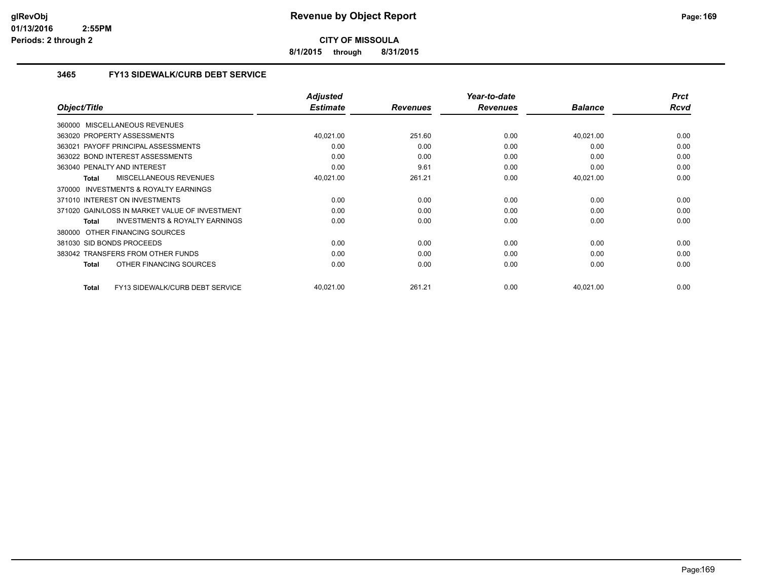**CITY OF MISSOULA**

**8/1/2015 through 8/31/2015**

### 3465 FY13 SIDEWALK/CURB DEBT SERVICE

| Object/Title | Adjusted Estimate | Revenues | Year-to-date Revenues | Balance | Prct Rcvd |
|---|---|---|---|---|---|
| 360000 MISCELLANEOUS REVENUES | | | | | |
| 363020 PROPERTY ASSESSMENTS | 40,021.00 | 251.60 | 0.00 | 40,021.00 | 0.00 |
| 363021 PAYOFF PRINCIPAL ASSESSMENTS | 0.00 | 0.00 | 0.00 | 0.00 | 0.00 |
| 363022 BOND INTEREST ASSESSMENTS | 0.00 | 0.00 | 0.00 | 0.00 | 0.00 |
| 363040 PENALTY AND INTEREST | 0.00 | 9.61 | 0.00 | 0.00 | 0.00 |
| **Total** MISCELLANEOUS REVENUES | 40,021.00 | 261.21 | 0.00 | 40,021.00 | 0.00 |
| 370000 INVESTMENTS & ROYALTY EARNINGS | | | | | |
| 371010 INTEREST ON INVESTMENTS | 0.00 | 0.00 | 0.00 | 0.00 | 0.00 |
| 371020 GAIN/LOSS IN MARKET VALUE OF INVESTMENT | 0.00 | 0.00 | 0.00 | 0.00 | 0.00 |
| **Total** INVESTMENTS & ROYALTY EARNINGS | 0.00 | 0.00 | 0.00 | 0.00 | 0.00 |
| 380000 OTHER FINANCING SOURCES | | | | | |
| 381030 SID BONDS PROCEEDS | 0.00 | 0.00 | 0.00 | 0.00 | 0.00 |
| 383042 TRANSFERS FROM OTHER FUNDS | 0.00 | 0.00 | 0.00 | 0.00 | 0.00 |
| **Total** OTHER FINANCING SOURCES | 0.00 | 0.00 | 0.00 | 0.00 | 0.00 |
| **Total** FY13 SIDEWALK/CURB DEBT SERVICE | 40,021.00 | 261.21 | 0.00 | 40,021.00 | 0.00 |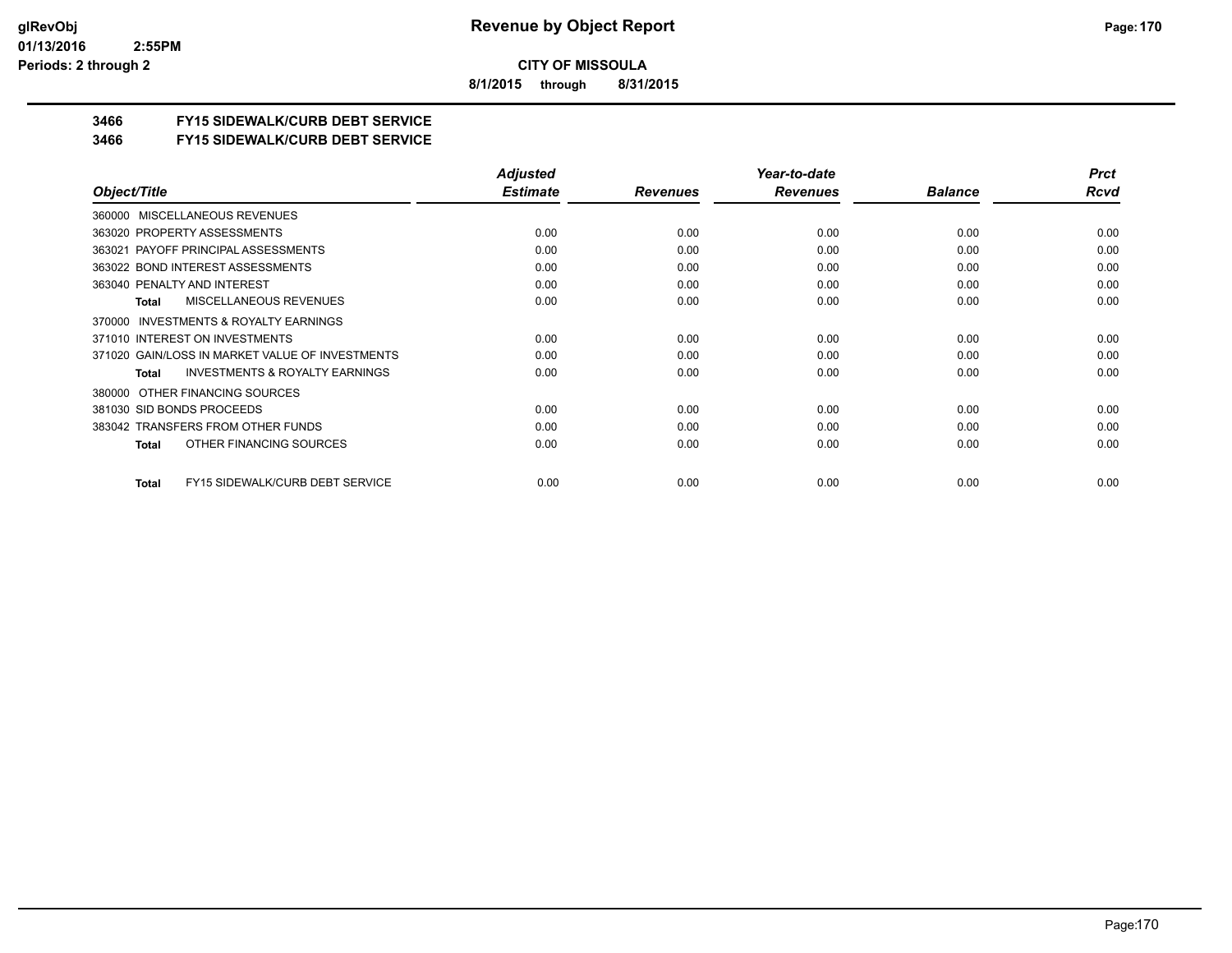**CITY OF MISSOULA**

**8/1/2015 through 8/31/2015**

## 3466 FY15 SIDEWALK/CURB DEBT SERVICE

## 3466 FY15 SIDEWALK/CURB DEBT SERVICE

| Object/Title | Adjusted Estimate | Revenues | Year-to-date Revenues | Balance | Prct Rcvd |
|---|---|---|---|---|---|
| 360000 MISCELLANEOUS REVENUES | | | | | |
| 363020 PROPERTY ASSESSMENTS | 0.00 | 0.00 | 0.00 | 0.00 | 0.00 |
| 363021 PAYOFF PRINCIPAL ASSESSMENTS | 0.00 | 0.00 | 0.00 | 0.00 | 0.00 |
| 363022 BOND INTEREST ASSESSMENTS | 0.00 | 0.00 | 0.00 | 0.00 | 0.00 |
| 363040 PENALTY AND INTEREST | 0.00 | 0.00 | 0.00 | 0.00 | 0.00 |
| **Total** MISCELLANEOUS REVENUES | 0.00 | 0.00 | 0.00 | 0.00 | 0.00 |
| 370000 INVESTMENTS & ROYALTY EARNINGS | | | | | |
| 371010 INTEREST ON INVESTMENTS | 0.00 | 0.00 | 0.00 | 0.00 | 0.00 |
| 371020 GAIN/LOSS IN MARKET VALUE OF INVESTMENTS | 0.00 | 0.00 | 0.00 | 0.00 | 0.00 |
| **Total** INVESTMENTS & ROYALTY EARNINGS | 0.00 | 0.00 | 0.00 | 0.00 | 0.00 |
| 380000 OTHER FINANCING SOURCES | | | | | |
| 381030 SID BONDS PROCEEDS | 0.00 | 0.00 | 0.00 | 0.00 | 0.00 |
| 383042 TRANSFERS FROM OTHER FUNDS | 0.00 | 0.00 | 0.00 | 0.00 | 0.00 |
| **Total** OTHER FINANCING SOURCES | 0.00 | 0.00 | 0.00 | 0.00 | 0.00 |
| **Total** FY15 SIDEWALK/CURB DEBT SERVICE | 0.00 | 0.00 | 0.00 | 0.00 | 0.00 |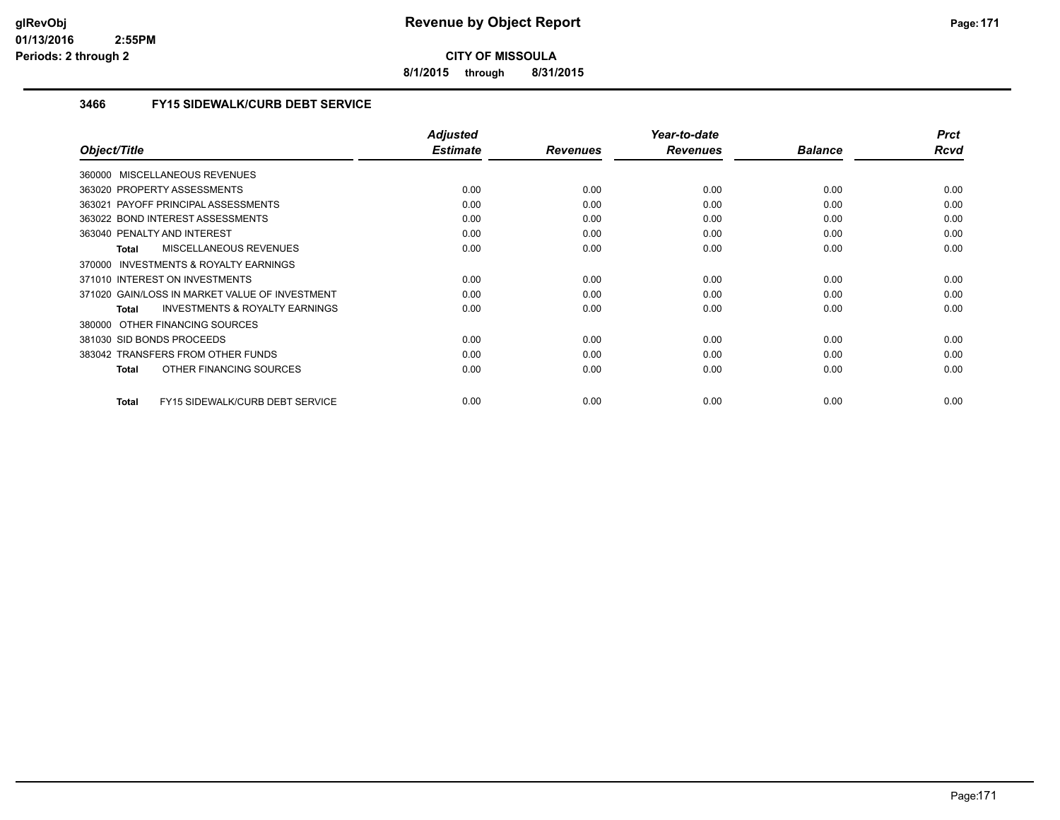# Revenue by Object Report

**CITY OF MISSOULA**

**8/1/2015 through 8/31/2015**

glRevObj
01/13/2016 2:55PM
Periods: 2 through 2

## 3466 FY15 SIDEWALK/CURB DEBT SERVICE

| Object/Title | Adjusted Estimate | Revenues | Year-to-date Revenues | Balance | Prct Rcvd |
|---|---|---|---|---|---|
| 360000 MISCELLANEOUS REVENUES | | | | | |
| 363020 PROPERTY ASSESSMENTS | 0.00 | 0.00 | 0.00 | 0.00 | 0.00 |
| 363021 PAYOFF PRINCIPAL ASSESSMENTS | 0.00 | 0.00 | 0.00 | 0.00 | 0.00 |
| 363022 BOND INTEREST ASSESSMENTS | 0.00 | 0.00 | 0.00 | 0.00 | 0.00 |
| 363040 PENALTY AND INTEREST | 0.00 | 0.00 | 0.00 | 0.00 | 0.00 |
| **Total** MISCELLANEOUS REVENUES | 0.00 | 0.00 | 0.00 | 0.00 | 0.00 |
| 370000 INVESTMENTS & ROYALTY EARNINGS | | | | | |
| 371010 INTEREST ON INVESTMENTS | 0.00 | 0.00 | 0.00 | 0.00 | 0.00 |
| 371020 GAIN/LOSS IN MARKET VALUE OF INVESTMENT | 0.00 | 0.00 | 0.00 | 0.00 | 0.00 |
| **Total** INVESTMENTS & ROYALTY EARNINGS | 0.00 | 0.00 | 0.00 | 0.00 | 0.00 |
| 380000 OTHER FINANCING SOURCES | | | | | |
| 381030 SID BONDS PROCEEDS | 0.00 | 0.00 | 0.00 | 0.00 | 0.00 |
| 383042 TRANSFERS FROM OTHER FUNDS | 0.00 | 0.00 | 0.00 | 0.00 | 0.00 |
| **Total** OTHER FINANCING SOURCES | 0.00 | 0.00 | 0.00 | 0.00 | 0.00 |
| **Total** FY15 SIDEWALK/CURB DEBT SERVICE | 0.00 | 0.00 | 0.00 | 0.00 | 0.00 |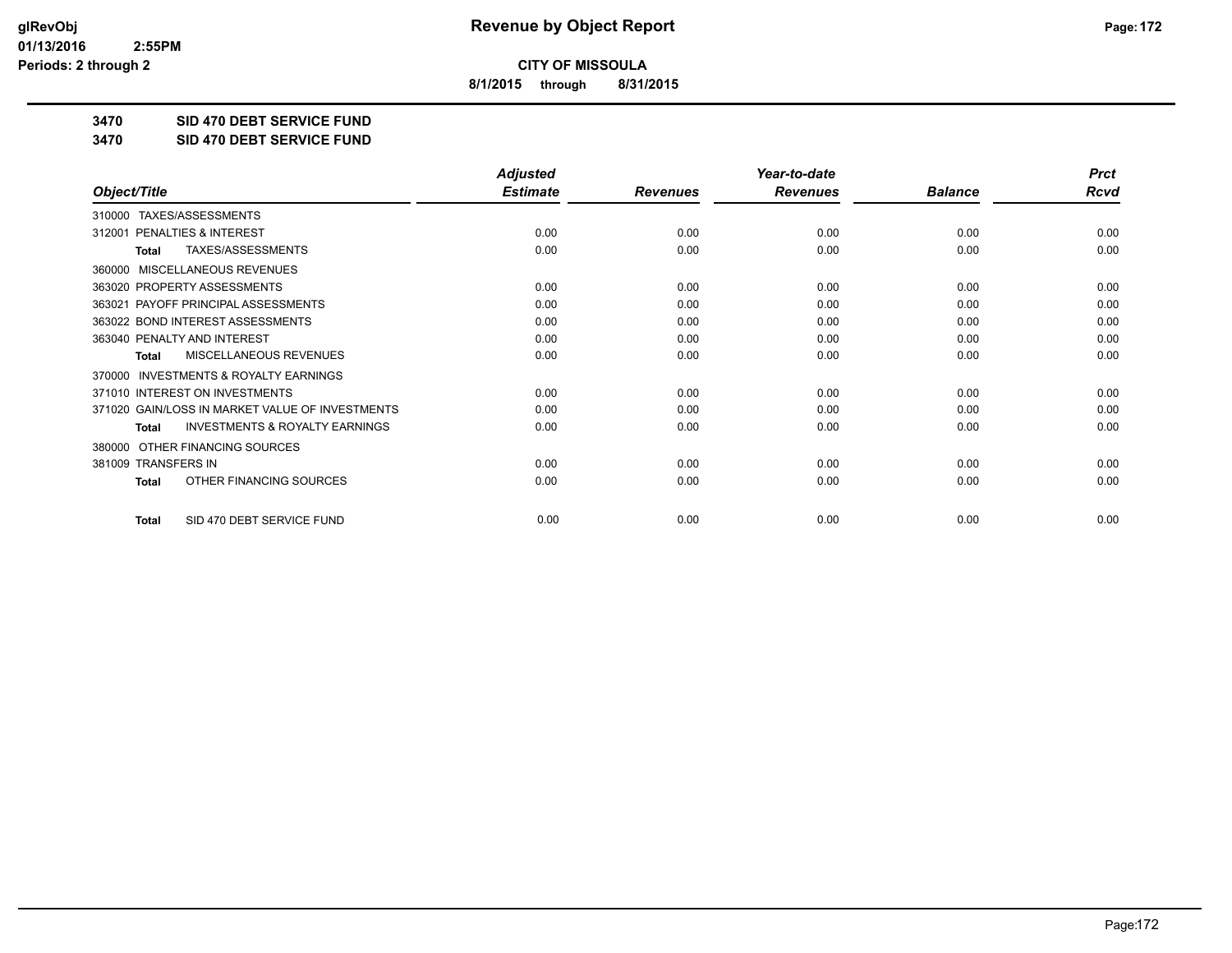# Revenue by Object Report

**CITY OF MISSOULA**

**8/1/2015 through 8/31/2015**

glRevObj
01/13/2016 2:55PM
Periods: 2 through 2

**3470 SID 470 DEBT SERVICE FUND**

**3470 SID 470 DEBT SERVICE FUND**

| Object/Title | Adjusted Estimate | Revenues | Year-to-date Revenues | Balance | Prct Rcvd |
|---|---|---|---|---|---|
| 310000 TAXES/ASSESSMENTS | | | | | |
| 312001 PENALTIES & INTEREST | 0.00 | 0.00 | 0.00 | 0.00 | 0.00 |
| **Total** TAXES/ASSESSMENTS | 0.00 | 0.00 | 0.00 | 0.00 | 0.00 |
| 360000 MISCELLANEOUS REVENUES | | | | | |
| 363020 PROPERTY ASSESSMENTS | 0.00 | 0.00 | 0.00 | 0.00 | 0.00 |
| 363021 PAYOFF PRINCIPAL ASSESSMENTS | 0.00 | 0.00 | 0.00 | 0.00 | 0.00 |
| 363022 BOND INTEREST ASSESSMENTS | 0.00 | 0.00 | 0.00 | 0.00 | 0.00 |
| 363040 PENALTY AND INTEREST | 0.00 | 0.00 | 0.00 | 0.00 | 0.00 |
| **Total** MISCELLANEOUS REVENUES | 0.00 | 0.00 | 0.00 | 0.00 | 0.00 |
| 370000 INVESTMENTS & ROYALTY EARNINGS | | | | | |
| 371010 INTEREST ON INVESTMENTS | 0.00 | 0.00 | 0.00 | 0.00 | 0.00 |
| 371020 GAIN/LOSS IN MARKET VALUE OF INVESTMENTS | 0.00 | 0.00 | 0.00 | 0.00 | 0.00 |
| **Total** INVESTMENTS & ROYALTY EARNINGS | 0.00 | 0.00 | 0.00 | 0.00 | 0.00 |
| 380000 OTHER FINANCING SOURCES | | | | | |
| 381009 TRANSFERS IN | 0.00 | 0.00 | 0.00 | 0.00 | 0.00 |
| **Total** OTHER FINANCING SOURCES | 0.00 | 0.00 | 0.00 | 0.00 | 0.00 |
| **Total** SID 470 DEBT SERVICE FUND | 0.00 | 0.00 | 0.00 | 0.00 | 0.00 |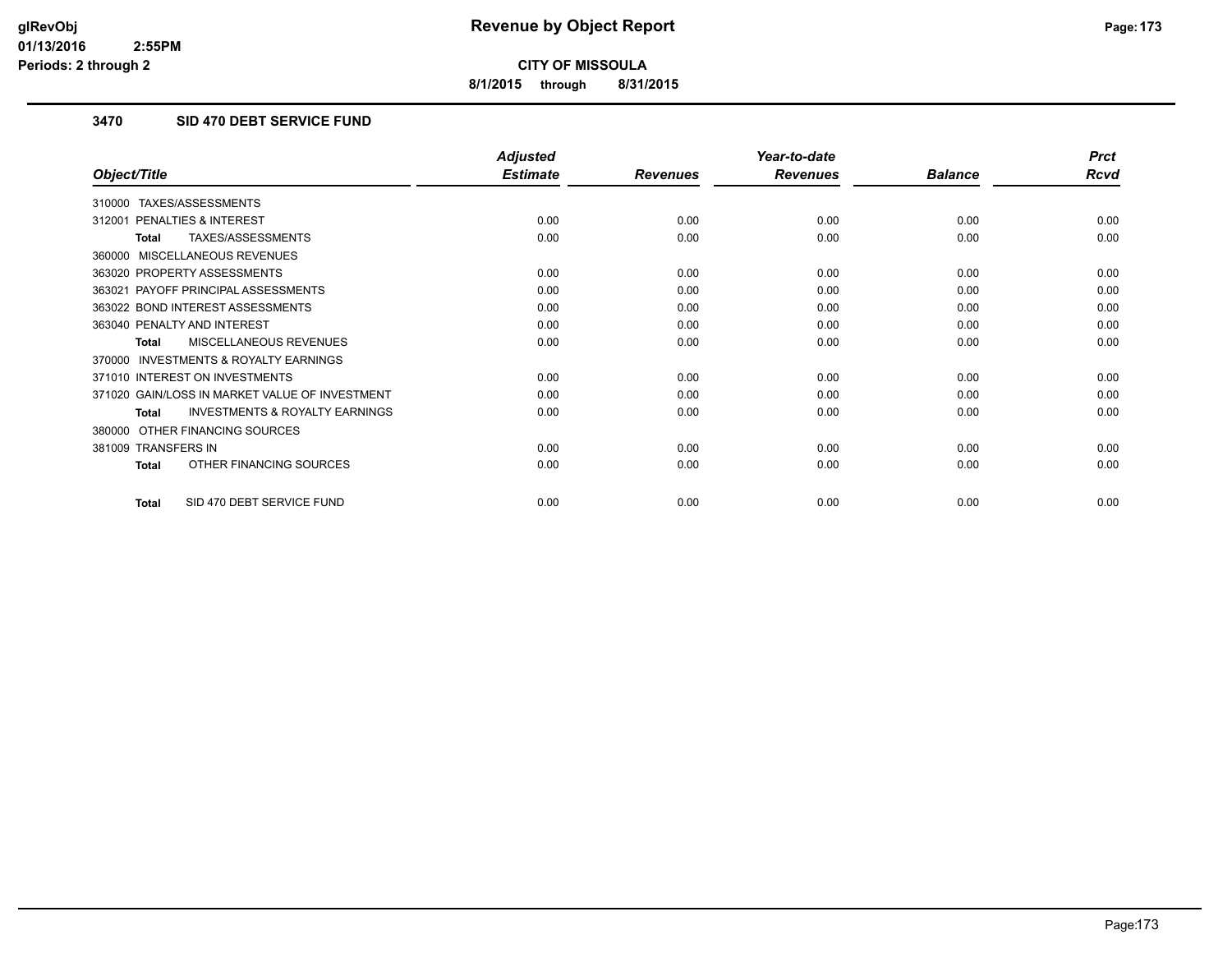**CITY OF MISSOULA**

**8/1/2015 through 8/31/2015**

### 3470 SID 470 DEBT SERVICE FUND

| Object/Title | Adjusted Estimate | Revenues | Year-to-date Revenues | Balance | Prct Rcvd |
|---|---|---|---|---|---|
| 310000 TAXES/ASSESSMENTS | | | | | |
| 312001 PENALTIES & INTEREST | 0.00 | 0.00 | 0.00 | 0.00 | 0.00 |
| **Total** TAXES/ASSESSMENTS | 0.00 | 0.00 | 0.00 | 0.00 | 0.00 |
| 360000 MISCELLANEOUS REVENUES | | | | | |
| 363020 PROPERTY ASSESSMENTS | 0.00 | 0.00 | 0.00 | 0.00 | 0.00 |
| 363021 PAYOFF PRINCIPAL ASSESSMENTS | 0.00 | 0.00 | 0.00 | 0.00 | 0.00 |
| 363022 BOND INTEREST ASSESSMENTS | 0.00 | 0.00 | 0.00 | 0.00 | 0.00 |
| 363040 PENALTY AND INTEREST | 0.00 | 0.00 | 0.00 | 0.00 | 0.00 |
| **Total** MISCELLANEOUS REVENUES | 0.00 | 0.00 | 0.00 | 0.00 | 0.00 |
| 370000 INVESTMENTS & ROYALTY EARNINGS | | | | | |
| 371010 INTEREST ON INVESTMENTS | 0.00 | 0.00 | 0.00 | 0.00 | 0.00 |
| 371020 GAIN/LOSS IN MARKET VALUE OF INVESTMENT | 0.00 | 0.00 | 0.00 | 0.00 | 0.00 |
| **Total** INVESTMENTS & ROYALTY EARNINGS | 0.00 | 0.00 | 0.00 | 0.00 | 0.00 |
| 380000 OTHER FINANCING SOURCES | | | | | |
| 381009 TRANSFERS IN | 0.00 | 0.00 | 0.00 | 0.00 | 0.00 |
| **Total** OTHER FINANCING SOURCES | 0.00 | 0.00 | 0.00 | 0.00 | 0.00 |
| **Total** SID 470 DEBT SERVICE FUND | 0.00 | 0.00 | 0.00 | 0.00 | 0.00 |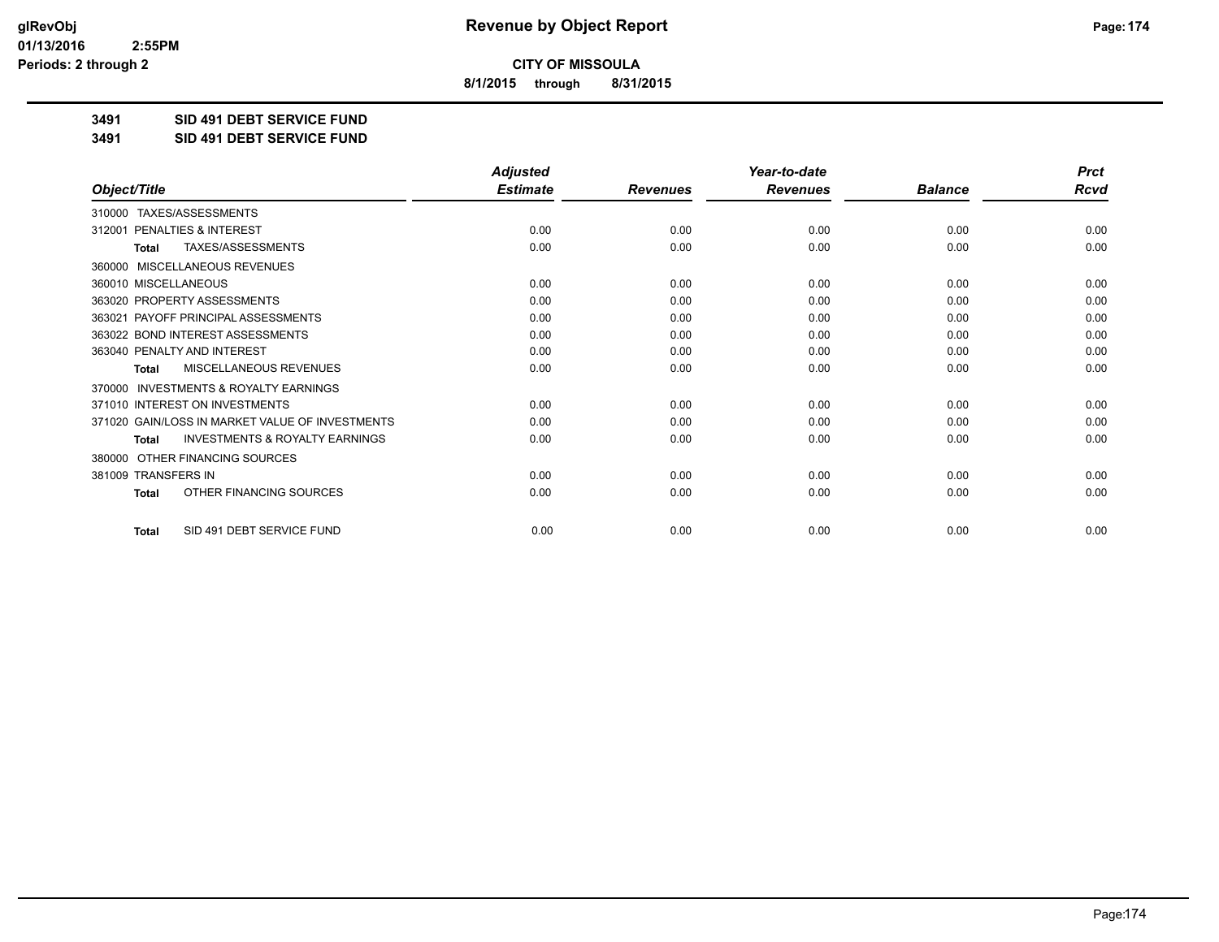**CITY OF MISSOULA**

**8/1/2015 through 8/31/2015**

**3491 SID 491 DEBT SERVICE FUND**

**3491 SID 491 DEBT SERVICE FUND**

| Object/Title | Adjusted Estimate | Revenues | Year-to-date Revenues | Balance | Prct Rcvd |
|---|---|---|---|---|---|
| 310000 TAXES/ASSESSMENTS | | | | | |
| 312001 PENALTIES & INTEREST | 0.00 | 0.00 | 0.00 | 0.00 | 0.00 |
| **Total** TAXES/ASSESSMENTS | 0.00 | 0.00 | 0.00 | 0.00 | 0.00 |
| 360000 MISCELLANEOUS REVENUES | | | | | |
| 360010 MISCELLANEOUS | 0.00 | 0.00 | 0.00 | 0.00 | 0.00 |
| 363020 PROPERTY ASSESSMENTS | 0.00 | 0.00 | 0.00 | 0.00 | 0.00 |
| 363021 PAYOFF PRINCIPAL ASSESSMENTS | 0.00 | 0.00 | 0.00 | 0.00 | 0.00 |
| 363022 BOND INTEREST ASSESSMENTS | 0.00 | 0.00 | 0.00 | 0.00 | 0.00 |
| 363040 PENALTY AND INTEREST | 0.00 | 0.00 | 0.00 | 0.00 | 0.00 |
| **Total** MISCELLANEOUS REVENUES | 0.00 | 0.00 | 0.00 | 0.00 | 0.00 |
| 370000 INVESTMENTS & ROYALTY EARNINGS | | | | | |
| 371010 INTEREST ON INVESTMENTS | 0.00 | 0.00 | 0.00 | 0.00 | 0.00 |
| 371020 GAIN/LOSS IN MARKET VALUE OF INVESTMENTS | 0.00 | 0.00 | 0.00 | 0.00 | 0.00 |
| **Total** INVESTMENTS & ROYALTY EARNINGS | 0.00 | 0.00 | 0.00 | 0.00 | 0.00 |
| 380000 OTHER FINANCING SOURCES | | | | | |
| 381009 TRANSFERS IN | 0.00 | 0.00 | 0.00 | 0.00 | 0.00 |
| **Total** OTHER FINANCING SOURCES | 0.00 | 0.00 | 0.00 | 0.00 | 0.00 |
| **Total** SID 491 DEBT SERVICE FUND | 0.00 | 0.00 | 0.00 | 0.00 | 0.00 |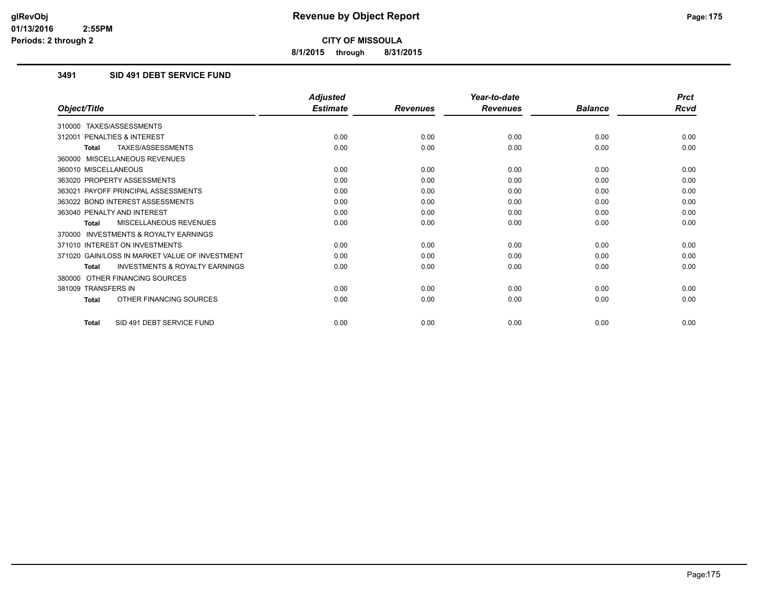# Revenue by Object Report

**CITY OF MISSOULA**

**8/1/2015 through 8/31/2015**

glRevObj
01/13/2016 2:55PM
Periods: 2 through 2

### 3491 SID 491 DEBT SERVICE FUND

| Object/Title | Adjusted Estimate | Revenues | Year-to-date Revenues | Balance | Prct Rcvd |
|---|---|---|---|---|---|
| 310000 TAXES/ASSESSMENTS | | | | | |
| 312001 PENALTIES & INTEREST | 0.00 | 0.00 | 0.00 | 0.00 | 0.00 |
| **Total** TAXES/ASSESSMENTS | 0.00 | 0.00 | 0.00 | 0.00 | 0.00 |
| 360000 MISCELLANEOUS REVENUES | | | | | |
| 360010 MISCELLANEOUS | 0.00 | 0.00 | 0.00 | 0.00 | 0.00 |
| 363020 PROPERTY ASSESSMENTS | 0.00 | 0.00 | 0.00 | 0.00 | 0.00 |
| 363021 PAYOFF PRINCIPAL ASSESSMENTS | 0.00 | 0.00 | 0.00 | 0.00 | 0.00 |
| 363022 BOND INTEREST ASSESSMENTS | 0.00 | 0.00 | 0.00 | 0.00 | 0.00 |
| 363040 PENALTY AND INTEREST | 0.00 | 0.00 | 0.00 | 0.00 | 0.00 |
| **Total** MISCELLANEOUS REVENUES | 0.00 | 0.00 | 0.00 | 0.00 | 0.00 |
| 370000 INVESTMENTS & ROYALTY EARNINGS | | | | | |
| 371010 INTEREST ON INVESTMENTS | 0.00 | 0.00 | 0.00 | 0.00 | 0.00 |
| 371020 GAIN/LOSS IN MARKET VALUE OF INVESTMENT | 0.00 | 0.00 | 0.00 | 0.00 | 0.00 |
| **Total** INVESTMENTS & ROYALTY EARNINGS | 0.00 | 0.00 | 0.00 | 0.00 | 0.00 |
| 380000 OTHER FINANCING SOURCES | | | | | |
| 381009 TRANSFERS IN | 0.00 | 0.00 | 0.00 | 0.00 | 0.00 |
| **Total** OTHER FINANCING SOURCES | 0.00 | 0.00 | 0.00 | 0.00 | 0.00 |
| **Total** SID 491 DEBT SERVICE FUND | 0.00 | 0.00 | 0.00 | 0.00 | 0.00 |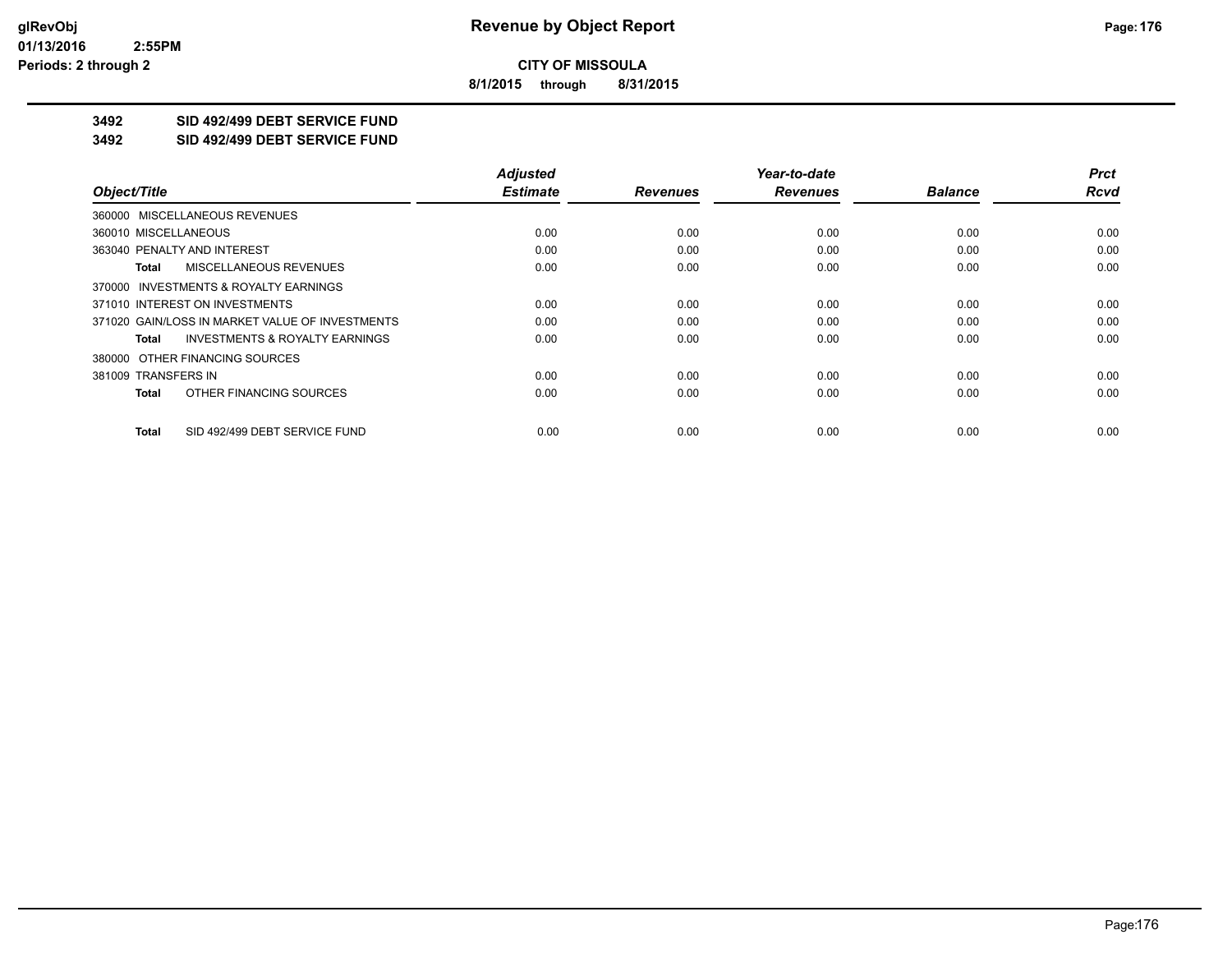**CITY OF MISSOULA**

**8/1/2015 through 8/31/2015**

**Revenue by Object Report**

glRevObj
01/13/2016 2:55PM
Periods: 2 through 2

**3492 SID 492/499 DEBT SERVICE FUND**

**3492 SID 492/499 DEBT SERVICE FUND**

| Object/Title | Adjusted Estimate | Revenues | Year-to-date Revenues | Balance | Prct Rcvd |
|---|---|---|---|---|---|
| 360000 MISCELLANEOUS REVENUES | | | | | |
| 360010 MISCELLANEOUS | 0.00 | 0.00 | 0.00 | 0.00 | 0.00 |
| 363040 PENALTY AND INTEREST | 0.00 | 0.00 | 0.00 | 0.00 | 0.00 |
| **Total** MISCELLANEOUS REVENUES | 0.00 | 0.00 | 0.00 | 0.00 | 0.00 |
| 370000 INVESTMENTS & ROYALTY EARNINGS | | | | | |
| 371010 INTEREST ON INVESTMENTS | 0.00 | 0.00 | 0.00 | 0.00 | 0.00 |
| 371020 GAIN/LOSS IN MARKET VALUE OF INVESTMENTS | 0.00 | 0.00 | 0.00 | 0.00 | 0.00 |
| **Total** INVESTMENTS & ROYALTY EARNINGS | 0.00 | 0.00 | 0.00 | 0.00 | 0.00 |
| 380000 OTHER FINANCING SOURCES | | | | | |
| 381009 TRANSFERS IN | 0.00 | 0.00 | 0.00 | 0.00 | 0.00 |
| **Total** OTHER FINANCING SOURCES | 0.00 | 0.00 | 0.00 | 0.00 | 0.00 |
| **Total** SID 492/499 DEBT SERVICE FUND | 0.00 | 0.00 | 0.00 | 0.00 | 0.00 |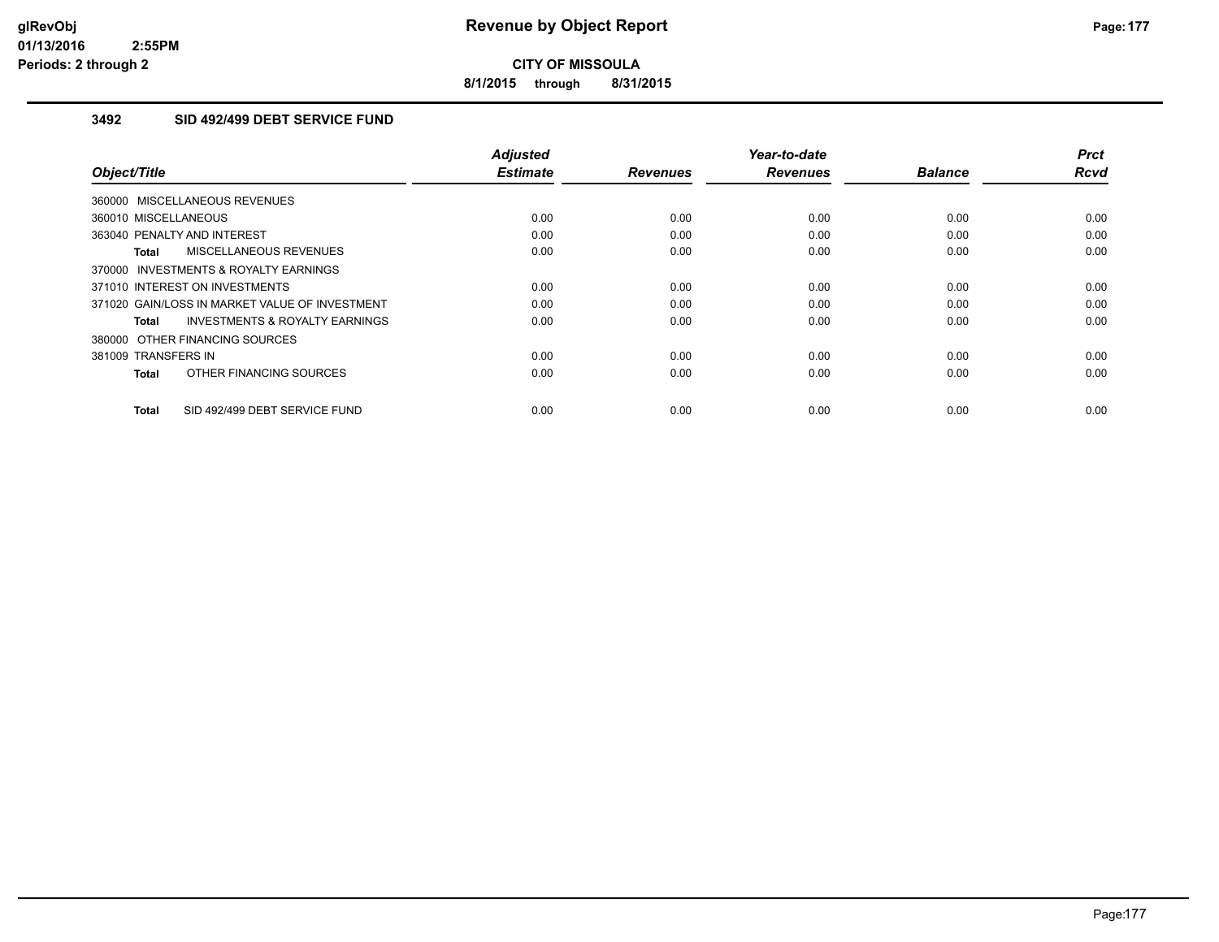**CITY OF MISSOULA**

**8/1/2015 through 8/31/2015**

### 3492 SID 492/499 DEBT SERVICE FUND

| Object/Title | Adjusted Estimate | Revenues | Year-to-date Revenues | Balance | Prct Rcvd |
|---|---|---|---|---|---|
| 360000 MISCELLANEOUS REVENUES | | | | | |
| 360010 MISCELLANEOUS | 0.00 | 0.00 | 0.00 | 0.00 | 0.00 |
| 363040 PENALTY AND INTEREST | 0.00 | 0.00 | 0.00 | 0.00 | 0.00 |
| **Total** MISCELLANEOUS REVENUES | 0.00 | 0.00 | 0.00 | 0.00 | 0.00 |
| 370000 INVESTMENTS & ROYALTY EARNINGS | | | | | |
| 371010 INTEREST ON INVESTMENTS | 0.00 | 0.00 | 0.00 | 0.00 | 0.00 |
| 371020 GAIN/LOSS IN MARKET VALUE OF INVESTMENT | 0.00 | 0.00 | 0.00 | 0.00 | 0.00 |
| **Total** INVESTMENTS & ROYALTY EARNINGS | 0.00 | 0.00 | 0.00 | 0.00 | 0.00 |
| 380000 OTHER FINANCING SOURCES | | | | | |
| 381009 TRANSFERS IN | 0.00 | 0.00 | 0.00 | 0.00 | 0.00 |
| **Total** OTHER FINANCING SOURCES | 0.00 | 0.00 | 0.00 | 0.00 | 0.00 |
| **Total** SID 492/499 DEBT SERVICE FUND | 0.00 | 0.00 | 0.00 | 0.00 | 0.00 |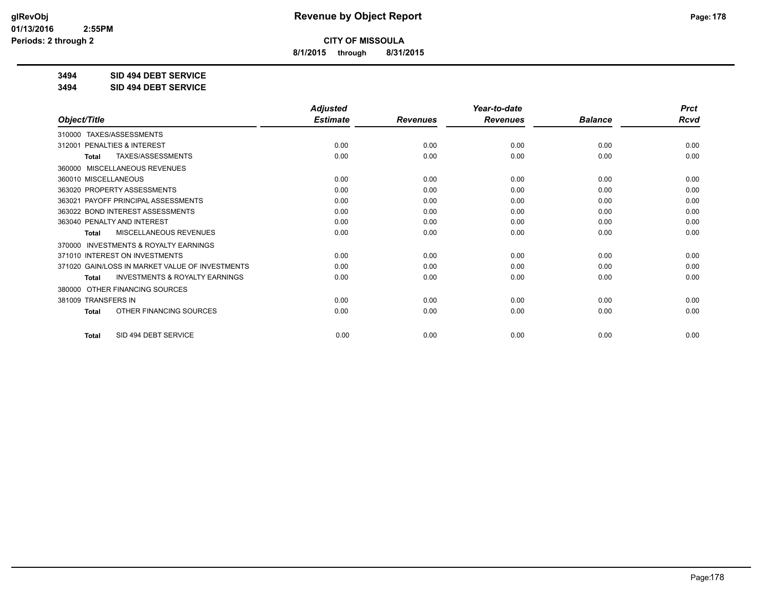**Revenue by Object Report**

**CITY OF MISSOULA**

**8/1/2015 through 8/31/2015**

**3494 SID 494 DEBT SERVICE**

**3494 SID 494 DEBT SERVICE**

| Object/Title | Adjusted Estimate | Revenues | Year-to-date Revenues | Balance | Prct Rcvd |
|---|---|---|---|---|---|
| 310000 TAXES/ASSESSMENTS | | | | | |
| 312001 PENALTIES & INTEREST | 0.00 | 0.00 | 0.00 | 0.00 | 0.00 |
| **Total** TAXES/ASSESSMENTS | 0.00 | 0.00 | 0.00 | 0.00 | 0.00 |
| 360000 MISCELLANEOUS REVENUES | | | | | |
| 360010 MISCELLANEOUS | 0.00 | 0.00 | 0.00 | 0.00 | 0.00 |
| 363020 PROPERTY ASSESSMENTS | 0.00 | 0.00 | 0.00 | 0.00 | 0.00 |
| 363021 PAYOFF PRINCIPAL ASSESSMENTS | 0.00 | 0.00 | 0.00 | 0.00 | 0.00 |
| 363022 BOND INTEREST ASSESSMENTS | 0.00 | 0.00 | 0.00 | 0.00 | 0.00 |
| 363040 PENALTY AND INTEREST | 0.00 | 0.00 | 0.00 | 0.00 | 0.00 |
| **Total** MISCELLANEOUS REVENUES | 0.00 | 0.00 | 0.00 | 0.00 | 0.00 |
| 370000 INVESTMENTS & ROYALTY EARNINGS | | | | | |
| 371010 INTEREST ON INVESTMENTS | 0.00 | 0.00 | 0.00 | 0.00 | 0.00 |
| 371020 GAIN/LOSS IN MARKET VALUE OF INVESTMENTS | 0.00 | 0.00 | 0.00 | 0.00 | 0.00 |
| **Total** INVESTMENTS & ROYALTY EARNINGS | 0.00 | 0.00 | 0.00 | 0.00 | 0.00 |
| 380000 OTHER FINANCING SOURCES | | | | | |
| 381009 TRANSFERS IN | 0.00 | 0.00 | 0.00 | 0.00 | 0.00 |
| **Total** OTHER FINANCING SOURCES | 0.00 | 0.00 | 0.00 | 0.00 | 0.00 |
| **Total** SID 494 DEBT SERVICE | 0.00 | 0.00 | 0.00 | 0.00 | 0.00 |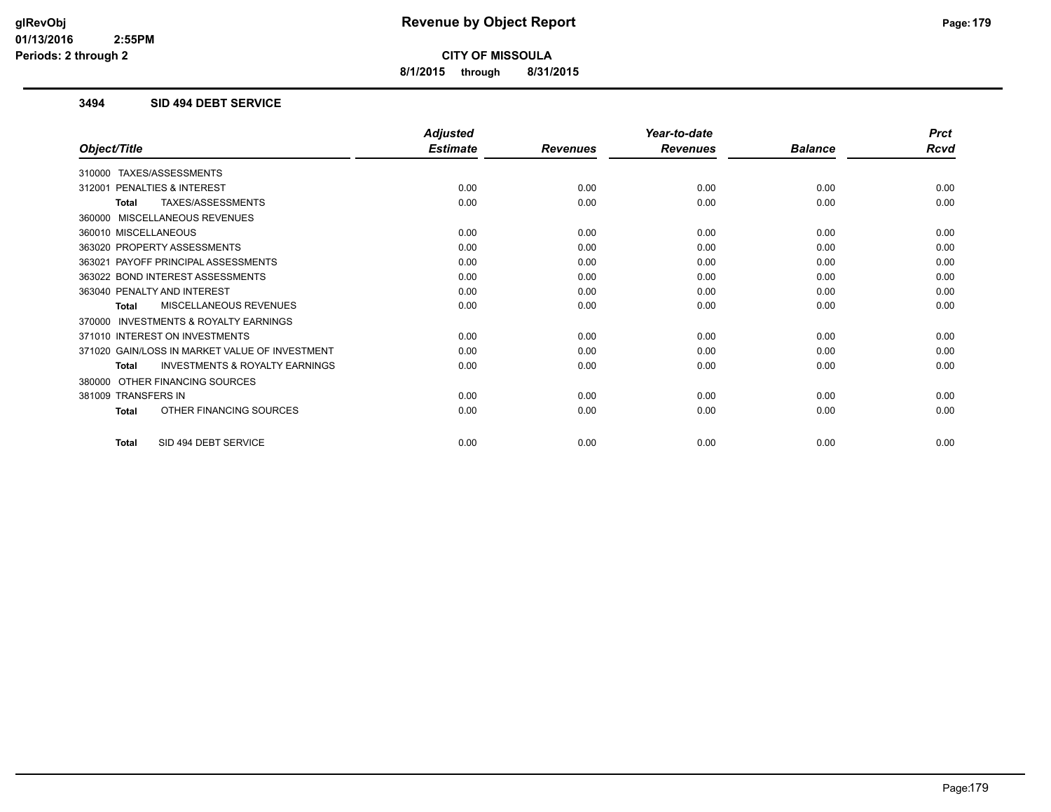# Revenue by Object Report

**CITY OF MISSOULA**

**8/1/2015 through 8/31/2015**

glRevObj
01/13/2016 2:55PM
Periods: 2 through 2

### 3494 SID 494 DEBT SERVICE

| Object/Title | Adjusted Estimate | Revenues | Year-to-date Revenues | Balance | Prct Rcvd |
|---|---|---|---|---|---|
| 310000 TAXES/ASSESSMENTS | | | | | |
| 312001 PENALTIES & INTEREST | 0.00 | 0.00 | 0.00 | 0.00 | 0.00 |
| **Total** TAXES/ASSESSMENTS | 0.00 | 0.00 | 0.00 | 0.00 | 0.00 |
| 360000 MISCELLANEOUS REVENUES | | | | | |
| 360010 MISCELLANEOUS | 0.00 | 0.00 | 0.00 | 0.00 | 0.00 |
| 363020 PROPERTY ASSESSMENTS | 0.00 | 0.00 | 0.00 | 0.00 | 0.00 |
| 363021 PAYOFF PRINCIPAL ASSESSMENTS | 0.00 | 0.00 | 0.00 | 0.00 | 0.00 |
| 363022 BOND INTEREST ASSESSMENTS | 0.00 | 0.00 | 0.00 | 0.00 | 0.00 |
| 363040 PENALTY AND INTEREST | 0.00 | 0.00 | 0.00 | 0.00 | 0.00 |
| **Total** MISCELLANEOUS REVENUES | 0.00 | 0.00 | 0.00 | 0.00 | 0.00 |
| 370000 INVESTMENTS & ROYALTY EARNINGS | | | | | |
| 371010 INTEREST ON INVESTMENTS | 0.00 | 0.00 | 0.00 | 0.00 | 0.00 |
| 371020 GAIN/LOSS IN MARKET VALUE OF INVESTMENT | 0.00 | 0.00 | 0.00 | 0.00 | 0.00 |
| **Total** INVESTMENTS & ROYALTY EARNINGS | 0.00 | 0.00 | 0.00 | 0.00 | 0.00 |
| 380000 OTHER FINANCING SOURCES | | | | | |
| 381009 TRANSFERS IN | 0.00 | 0.00 | 0.00 | 0.00 | 0.00 |
| **Total** OTHER FINANCING SOURCES | 0.00 | 0.00 | 0.00 | 0.00 | 0.00 |
| **Total** SID 494 DEBT SERVICE | 0.00 | 0.00 | 0.00 | 0.00 | 0.00 |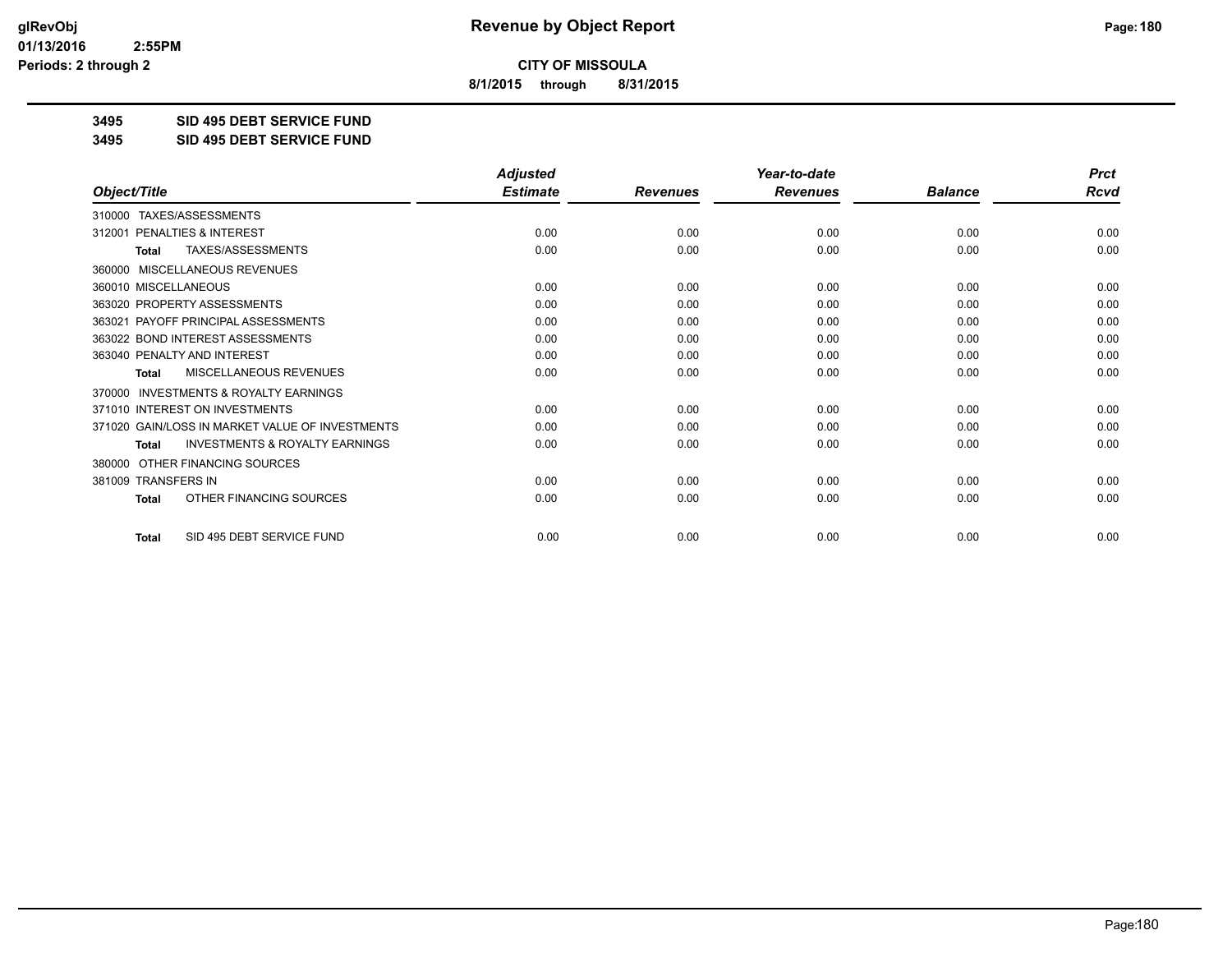**CITY OF MISSOULA**

**8/1/2015 through 8/31/2015**

**3495 SID 495 DEBT SERVICE FUND**

**3495 SID 495 DEBT SERVICE FUND**

| Object/Title | Adjusted Estimate | Revenues | Year-to-date Revenues | Balance | Prct Rcvd |
|---|---|---|---|---|---|
| 310000 TAXES/ASSESSMENTS | | | | | |
| 312001 PENALTIES & INTEREST | 0.00 | 0.00 | 0.00 | 0.00 | 0.00 |
| **Total** TAXES/ASSESSMENTS | 0.00 | 0.00 | 0.00 | 0.00 | 0.00 |
| 360000 MISCELLANEOUS REVENUES | | | | | |
| 360010 MISCELLANEOUS | 0.00 | 0.00 | 0.00 | 0.00 | 0.00 |
| 363020 PROPERTY ASSESSMENTS | 0.00 | 0.00 | 0.00 | 0.00 | 0.00 |
| 363021 PAYOFF PRINCIPAL ASSESSMENTS | 0.00 | 0.00 | 0.00 | 0.00 | 0.00 |
| 363022 BOND INTEREST ASSESSMENTS | 0.00 | 0.00 | 0.00 | 0.00 | 0.00 |
| 363040 PENALTY AND INTEREST | 0.00 | 0.00 | 0.00 | 0.00 | 0.00 |
| **Total** MISCELLANEOUS REVENUES | 0.00 | 0.00 | 0.00 | 0.00 | 0.00 |
| 370000 INVESTMENTS & ROYALTY EARNINGS | | | | | |
| 371010 INTEREST ON INVESTMENTS | 0.00 | 0.00 | 0.00 | 0.00 | 0.00 |
| 371020 GAIN/LOSS IN MARKET VALUE OF INVESTMENTS | 0.00 | 0.00 | 0.00 | 0.00 | 0.00 |
| **Total** INVESTMENTS & ROYALTY EARNINGS | 0.00 | 0.00 | 0.00 | 0.00 | 0.00 |
| 380000 OTHER FINANCING SOURCES | | | | | |
| 381009 TRANSFERS IN | 0.00 | 0.00 | 0.00 | 0.00 | 0.00 |
| **Total** OTHER FINANCING SOURCES | 0.00 | 0.00 | 0.00 | 0.00 | 0.00 |
| **Total** SID 495 DEBT SERVICE FUND | 0.00 | 0.00 | 0.00 | 0.00 | 0.00 |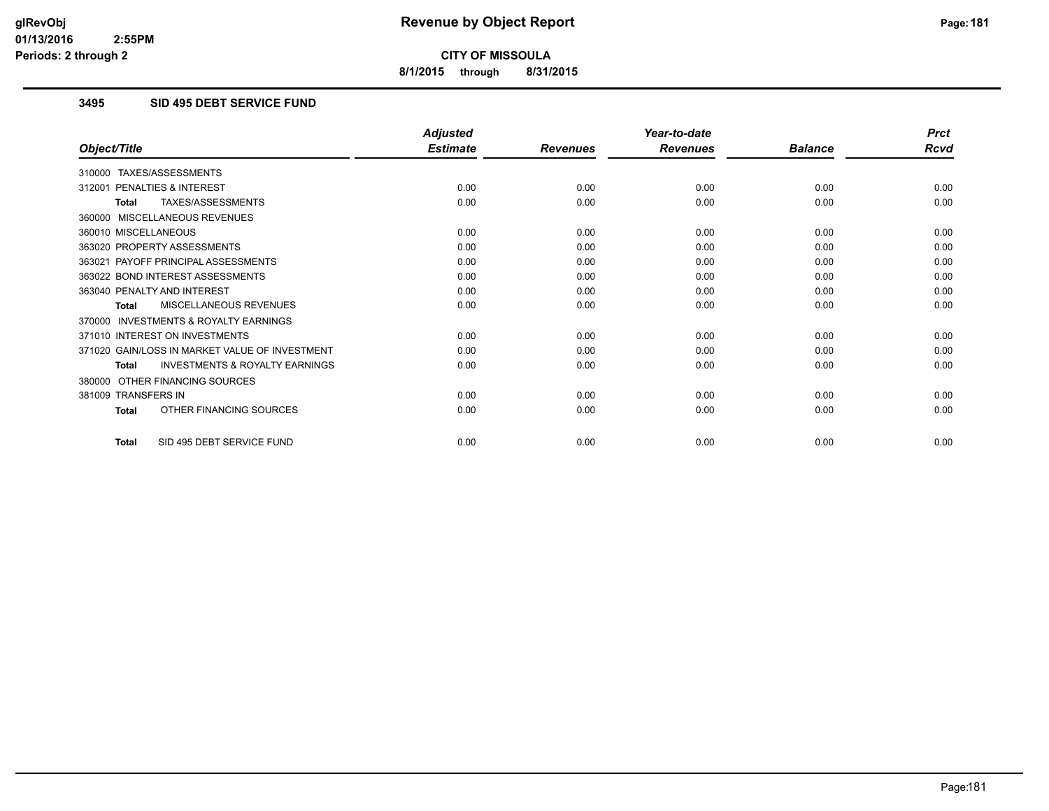# Revenue by Object Report

**CITY OF MISSOULA**

**8/1/2015 through 8/31/2015**

glRevObj
01/13/2016 2:55PM
Periods: 2 through 2

### 3495 SID 495 DEBT SERVICE FUND

| Object/Title | Adjusted Estimate | Revenues | Year-to-date Revenues | Balance | Prct Rcvd |
|---|---|---|---|---|---|
| 310000 TAXES/ASSESSMENTS | | | | | |
| 312001 PENALTIES & INTEREST | 0.00 | 0.00 | 0.00 | 0.00 | 0.00 |
| **Total** TAXES/ASSESSMENTS | 0.00 | 0.00 | 0.00 | 0.00 | 0.00 |
| 360000 MISCELLANEOUS REVENUES | | | | | |
| 360010 MISCELLANEOUS | 0.00 | 0.00 | 0.00 | 0.00 | 0.00 |
| 363020 PROPERTY ASSESSMENTS | 0.00 | 0.00 | 0.00 | 0.00 | 0.00 |
| 363021 PAYOFF PRINCIPAL ASSESSMENTS | 0.00 | 0.00 | 0.00 | 0.00 | 0.00 |
| 363022 BOND INTEREST ASSESSMENTS | 0.00 | 0.00 | 0.00 | 0.00 | 0.00 |
| 363040 PENALTY AND INTEREST | 0.00 | 0.00 | 0.00 | 0.00 | 0.00 |
| **Total** MISCELLANEOUS REVENUES | 0.00 | 0.00 | 0.00 | 0.00 | 0.00 |
| 370000 INVESTMENTS & ROYALTY EARNINGS | | | | | |
| 371010 INTEREST ON INVESTMENTS | 0.00 | 0.00 | 0.00 | 0.00 | 0.00 |
| 371020 GAIN/LOSS IN MARKET VALUE OF INVESTMENT | 0.00 | 0.00 | 0.00 | 0.00 | 0.00 |
| **Total** INVESTMENTS & ROYALTY EARNINGS | 0.00 | 0.00 | 0.00 | 0.00 | 0.00 |
| 380000 OTHER FINANCING SOURCES | | | | | |
| 381009 TRANSFERS IN | 0.00 | 0.00 | 0.00 | 0.00 | 0.00 |
| **Total** OTHER FINANCING SOURCES | 0.00 | 0.00 | 0.00 | 0.00 | 0.00 |
| **Total** SID 495 DEBT SERVICE FUND | 0.00 | 0.00 | 0.00 | 0.00 | 0.00 |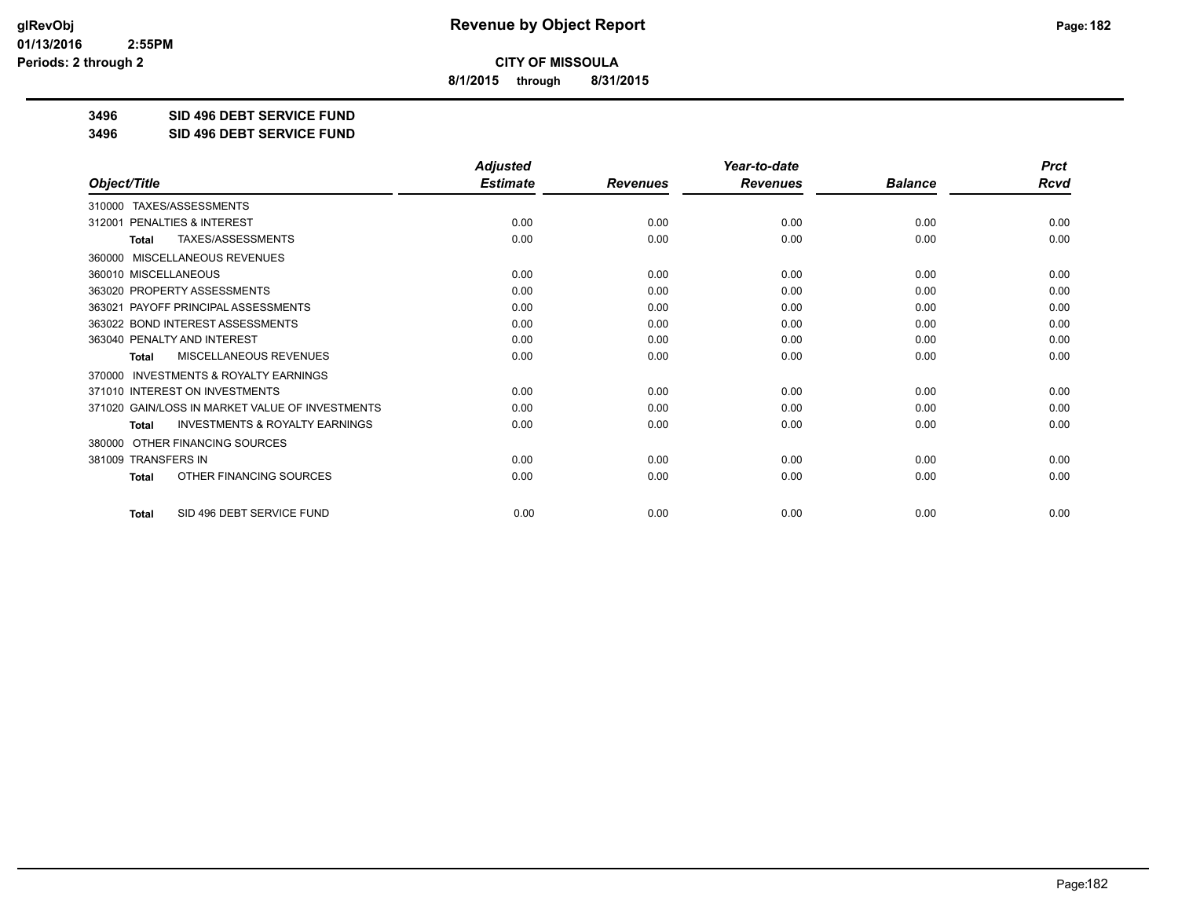# CITY OF MISSOULA

**8/1/2015 through 8/31/2015**

## 3496 SID 496 DEBT SERVICE FUND
## 3496 SID 496 DEBT SERVICE FUND

| Object/Title | Adjusted Estimate | Revenues | Year-to-date Revenues | Balance | Prct Rcvd |
|---|---|---|---|---|---|
| 310000 TAXES/ASSESSMENTS | | | | | |
| 312001 PENALTIES & INTEREST | 0.00 | 0.00 | 0.00 | 0.00 | 0.00 |
| **Total** TAXES/ASSESSMENTS | 0.00 | 0.00 | 0.00 | 0.00 | 0.00 |
| 360000 MISCELLANEOUS REVENUES | | | | | |
| 360010 MISCELLANEOUS | 0.00 | 0.00 | 0.00 | 0.00 | 0.00 |
| 363020 PROPERTY ASSESSMENTS | 0.00 | 0.00 | 0.00 | 0.00 | 0.00 |
| 363021 PAYOFF PRINCIPAL ASSESSMENTS | 0.00 | 0.00 | 0.00 | 0.00 | 0.00 |
| 363022 BOND INTEREST ASSESSMENTS | 0.00 | 0.00 | 0.00 | 0.00 | 0.00 |
| 363040 PENALTY AND INTEREST | 0.00 | 0.00 | 0.00 | 0.00 | 0.00 |
| **Total** MISCELLANEOUS REVENUES | 0.00 | 0.00 | 0.00 | 0.00 | 0.00 |
| 370000 INVESTMENTS & ROYALTY EARNINGS | | | | | |
| 371010 INTEREST ON INVESTMENTS | 0.00 | 0.00 | 0.00 | 0.00 | 0.00 |
| 371020 GAIN/LOSS IN MARKET VALUE OF INVESTMENTS | 0.00 | 0.00 | 0.00 | 0.00 | 0.00 |
| **Total** INVESTMENTS & ROYALTY EARNINGS | 0.00 | 0.00 | 0.00 | 0.00 | 0.00 |
| 380000 OTHER FINANCING SOURCES | | | | | |
| 381009 TRANSFERS IN | 0.00 | 0.00 | 0.00 | 0.00 | 0.00 |
| **Total** OTHER FINANCING SOURCES | 0.00 | 0.00 | 0.00 | 0.00 | 0.00 |
| **Total** SID 496 DEBT SERVICE FUND | 0.00 | 0.00 | 0.00 | 0.00 | 0.00 |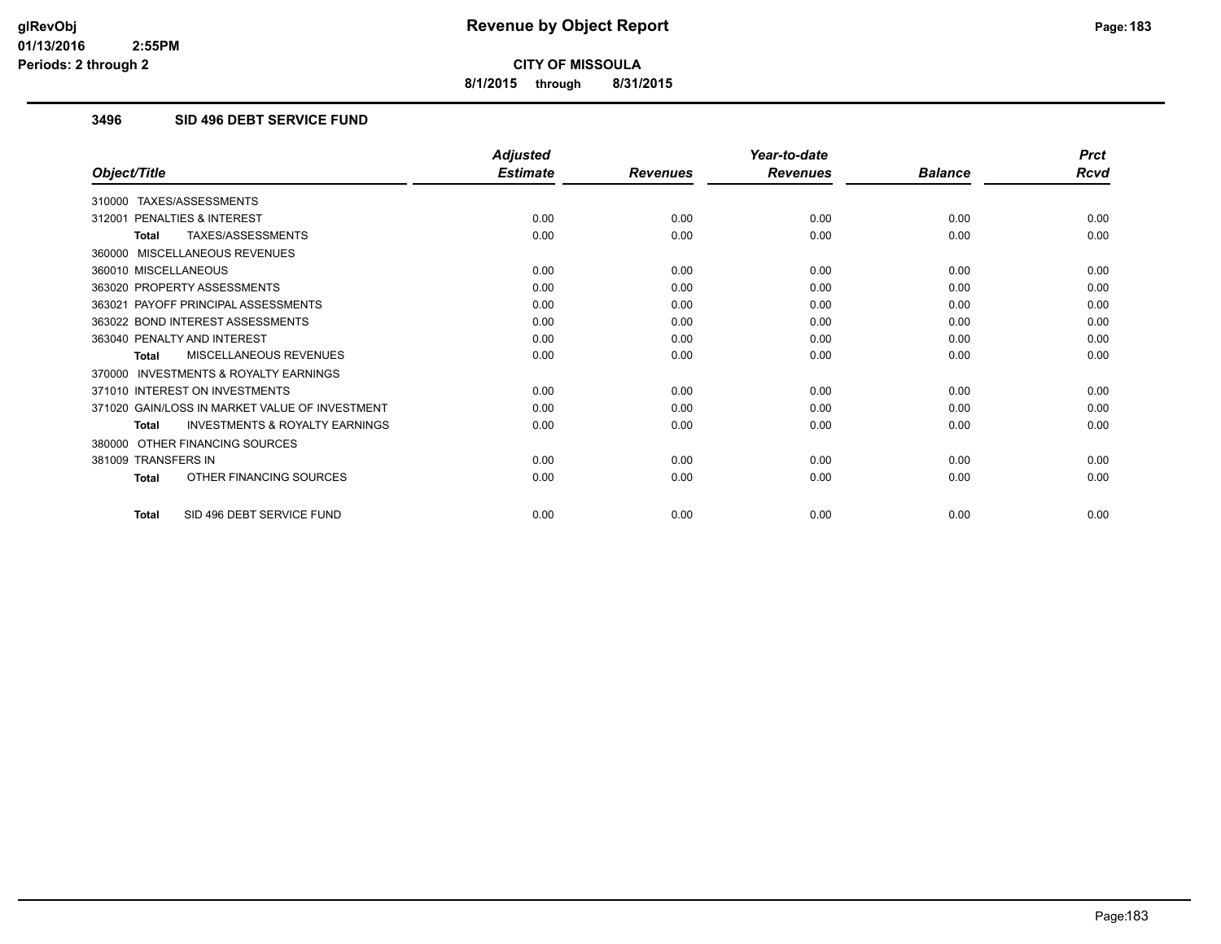**CITY OF MISSOULA**

**8/1/2015 through 8/31/2015**

## 3496 SID 496 DEBT SERVICE FUND

| Object/Title | Adjusted Estimate | Revenues | Year-to-date Revenues | Balance | Prct Rcvd |
|---|---|---|---|---|---|
| 310000 TAXES/ASSESSMENTS | | | | | |
| 312001 PENALTIES & INTEREST | 0.00 | 0.00 | 0.00 | 0.00 | 0.00 |
| **Total** TAXES/ASSESSMENTS | 0.00 | 0.00 | 0.00 | 0.00 | 0.00 |
| 360000 MISCELLANEOUS REVENUES | | | | | |
| 360010 MISCELLANEOUS | 0.00 | 0.00 | 0.00 | 0.00 | 0.00 |
| 363020 PROPERTY ASSESSMENTS | 0.00 | 0.00 | 0.00 | 0.00 | 0.00 |
| 363021 PAYOFF PRINCIPAL ASSESSMENTS | 0.00 | 0.00 | 0.00 | 0.00 | 0.00 |
| 363022 BOND INTEREST ASSESSMENTS | 0.00 | 0.00 | 0.00 | 0.00 | 0.00 |
| 363040 PENALTY AND INTEREST | 0.00 | 0.00 | 0.00 | 0.00 | 0.00 |
| **Total** MISCELLANEOUS REVENUES | 0.00 | 0.00 | 0.00 | 0.00 | 0.00 |
| 370000 INVESTMENTS & ROYALTY EARNINGS | | | | | |
| 371010 INTEREST ON INVESTMENTS | 0.00 | 0.00 | 0.00 | 0.00 | 0.00 |
| 371020 GAIN/LOSS IN MARKET VALUE OF INVESTMENT | 0.00 | 0.00 | 0.00 | 0.00 | 0.00 |
| **Total** INVESTMENTS & ROYALTY EARNINGS | 0.00 | 0.00 | 0.00 | 0.00 | 0.00 |
| 380000 OTHER FINANCING SOURCES | | | | | |
| 381009 TRANSFERS IN | 0.00 | 0.00 | 0.00 | 0.00 | 0.00 |
| **Total** OTHER FINANCING SOURCES | 0.00 | 0.00 | 0.00 | 0.00 | 0.00 |
| **Total** SID 496 DEBT SERVICE FUND | 0.00 | 0.00 | 0.00 | 0.00 | 0.00 |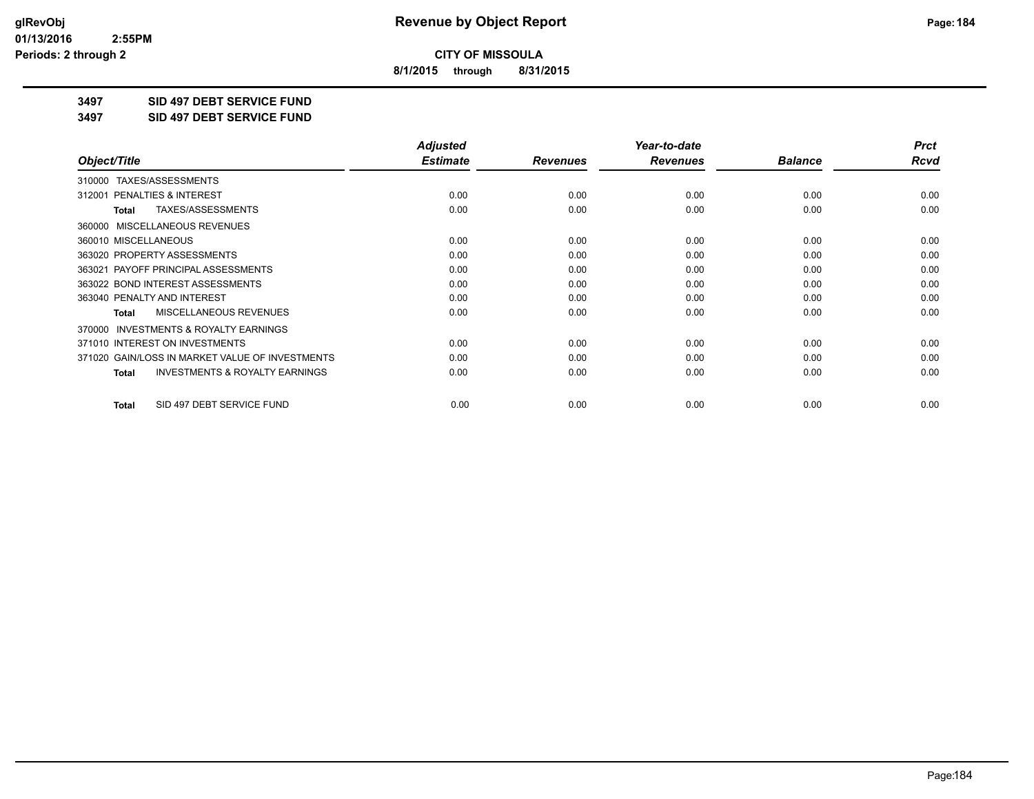**CITY OF MISSOULA**

**8/1/2015 through 8/31/2015**

**3497 SID 497 DEBT SERVICE FUND**

**3497 SID 497 DEBT SERVICE FUND**

| Object/Title | Adjusted Estimate | Revenues | Year-to-date Revenues | Balance | Prct Rcvd |
|---|---|---|---|---|---|
| 310000 TAXES/ASSESSMENTS | | | | | |
| 312001 PENALTIES & INTEREST | 0.00 | 0.00 | 0.00 | 0.00 | 0.00 |
| **Total** TAXES/ASSESSMENTS | 0.00 | 0.00 | 0.00 | 0.00 | 0.00 |
| 360000 MISCELLANEOUS REVENUES | | | | | |
| 360010 MISCELLANEOUS | 0.00 | 0.00 | 0.00 | 0.00 | 0.00 |
| 363020 PROPERTY ASSESSMENTS | 0.00 | 0.00 | 0.00 | 0.00 | 0.00 |
| 363021 PAYOFF PRINCIPAL ASSESSMENTS | 0.00 | 0.00 | 0.00 | 0.00 | 0.00 |
| 363022 BOND INTEREST ASSESSMENTS | 0.00 | 0.00 | 0.00 | 0.00 | 0.00 |
| 363040 PENALTY AND INTEREST | 0.00 | 0.00 | 0.00 | 0.00 | 0.00 |
| **Total** MISCELLANEOUS REVENUES | 0.00 | 0.00 | 0.00 | 0.00 | 0.00 |
| 370000 INVESTMENTS & ROYALTY EARNINGS | | | | | |
| 371010 INTEREST ON INVESTMENTS | 0.00 | 0.00 | 0.00 | 0.00 | 0.00 |
| 371020 GAIN/LOSS IN MARKET VALUE OF INVESTMENTS | 0.00 | 0.00 | 0.00 | 0.00 | 0.00 |
| **Total** INVESTMENTS & ROYALTY EARNINGS | 0.00 | 0.00 | 0.00 | 0.00 | 0.00 |
| **Total** SID 497 DEBT SERVICE FUND | 0.00 | 0.00 | 0.00 | 0.00 | 0.00 |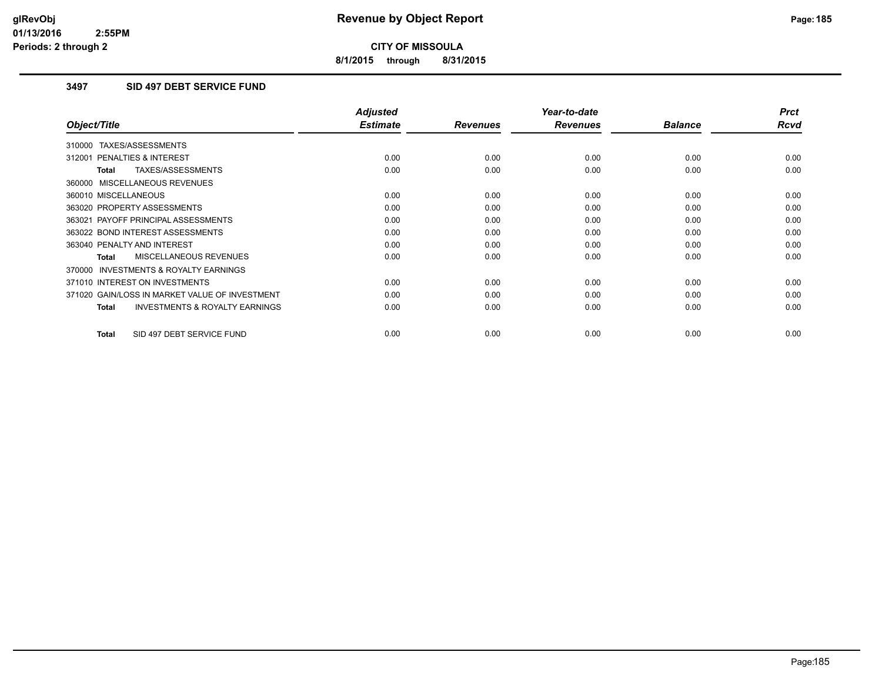# CITY OF MISSOULA

**8/1/2015 through 8/31/2015**

### 3497 SID 497 DEBT SERVICE FUND

| Object/Title | Adjusted Estimate | Revenues | Year-to-date Revenues | Balance | Prct Rcvd |
|---|---|---|---|---|---|
| 310000 TAXES/ASSESSMENTS | | | | | |
| 312001 PENALTIES & INTEREST | 0.00 | 0.00 | 0.00 | 0.00 | 0.00 |
| **Total** TAXES/ASSESSMENTS | 0.00 | 0.00 | 0.00 | 0.00 | 0.00 |
| 360000 MISCELLANEOUS REVENUES | | | | | |
| 360010 MISCELLANEOUS | 0.00 | 0.00 | 0.00 | 0.00 | 0.00 |
| 363020 PROPERTY ASSESSMENTS | 0.00 | 0.00 | 0.00 | 0.00 | 0.00 |
| 363021 PAYOFF PRINCIPAL ASSESSMENTS | 0.00 | 0.00 | 0.00 | 0.00 | 0.00 |
| 363022 BOND INTEREST ASSESSMENTS | 0.00 | 0.00 | 0.00 | 0.00 | 0.00 |
| 363040 PENALTY AND INTEREST | 0.00 | 0.00 | 0.00 | 0.00 | 0.00 |
| **Total** MISCELLANEOUS REVENUES | 0.00 | 0.00 | 0.00 | 0.00 | 0.00 |
| 370000 INVESTMENTS & ROYALTY EARNINGS | | | | | |
| 371010 INTEREST ON INVESTMENTS | 0.00 | 0.00 | 0.00 | 0.00 | 0.00 |
| 371020 GAIN/LOSS IN MARKET VALUE OF INVESTMENT | 0.00 | 0.00 | 0.00 | 0.00 | 0.00 |
| **Total** INVESTMENTS & ROYALTY EARNINGS | 0.00 | 0.00 | 0.00 | 0.00 | 0.00 |
| **Total** SID 497 DEBT SERVICE FUND | 0.00 | 0.00 | 0.00 | 0.00 | 0.00 |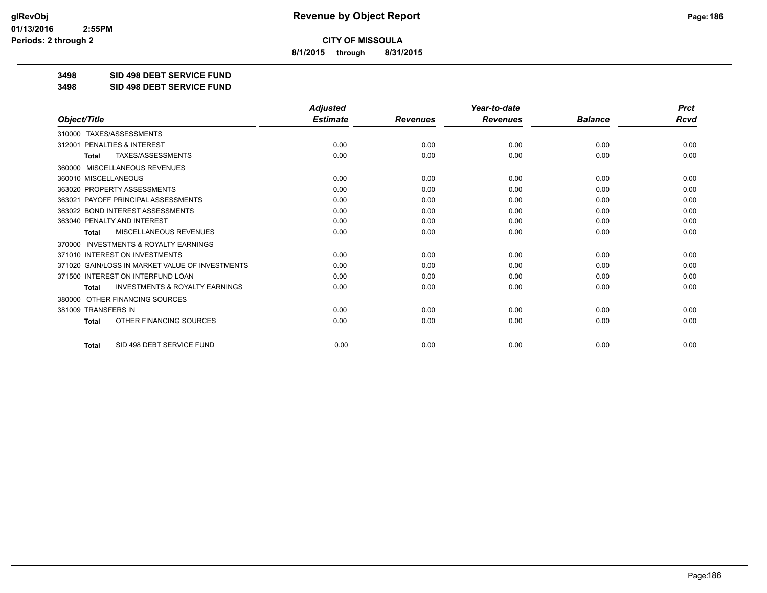**CITY OF MISSOULA**

**8/1/2015 through 8/31/2015**

**3498 SID 498 DEBT SERVICE FUND**

**3498 SID 498 DEBT SERVICE FUND**

| Object/Title | Adjusted Estimate | Revenues | Year-to-date Revenues | Balance | Prct Rcvd |
|---|---|---|---|---|---|
| 310000 TAXES/ASSESSMENTS | | | | | |
| 312001 PENALTIES & INTEREST | 0.00 | 0.00 | 0.00 | 0.00 | 0.00 |
| **Total** TAXES/ASSESSMENTS | 0.00 | 0.00 | 0.00 | 0.00 | 0.00 |
| 360000 MISCELLANEOUS REVENUES | | | | | |
| 360010 MISCELLANEOUS | 0.00 | 0.00 | 0.00 | 0.00 | 0.00 |
| 363020 PROPERTY ASSESSMENTS | 0.00 | 0.00 | 0.00 | 0.00 | 0.00 |
| 363021 PAYOFF PRINCIPAL ASSESSMENTS | 0.00 | 0.00 | 0.00 | 0.00 | 0.00 |
| 363022 BOND INTEREST ASSESSMENTS | 0.00 | 0.00 | 0.00 | 0.00 | 0.00 |
| 363040 PENALTY AND INTEREST | 0.00 | 0.00 | 0.00 | 0.00 | 0.00 |
| **Total** MISCELLANEOUS REVENUES | 0.00 | 0.00 | 0.00 | 0.00 | 0.00 |
| 370000 INVESTMENTS & ROYALTY EARNINGS | | | | | |
| 371010 INTEREST ON INVESTMENTS | 0.00 | 0.00 | 0.00 | 0.00 | 0.00 |
| 371020 GAIN/LOSS IN MARKET VALUE OF INVESTMENTS | 0.00 | 0.00 | 0.00 | 0.00 | 0.00 |
| 371500 INTEREST ON INTERFUND LOAN | 0.00 | 0.00 | 0.00 | 0.00 | 0.00 |
| **Total** INVESTMENTS & ROYALTY EARNINGS | 0.00 | 0.00 | 0.00 | 0.00 | 0.00 |
| 380000 OTHER FINANCING SOURCES | | | | | |
| 381009 TRANSFERS IN | 0.00 | 0.00 | 0.00 | 0.00 | 0.00 |
| **Total** OTHER FINANCING SOURCES | 0.00 | 0.00 | 0.00 | 0.00 | 0.00 |
| **Total** SID 498 DEBT SERVICE FUND | 0.00 | 0.00 | 0.00 | 0.00 | 0.00 |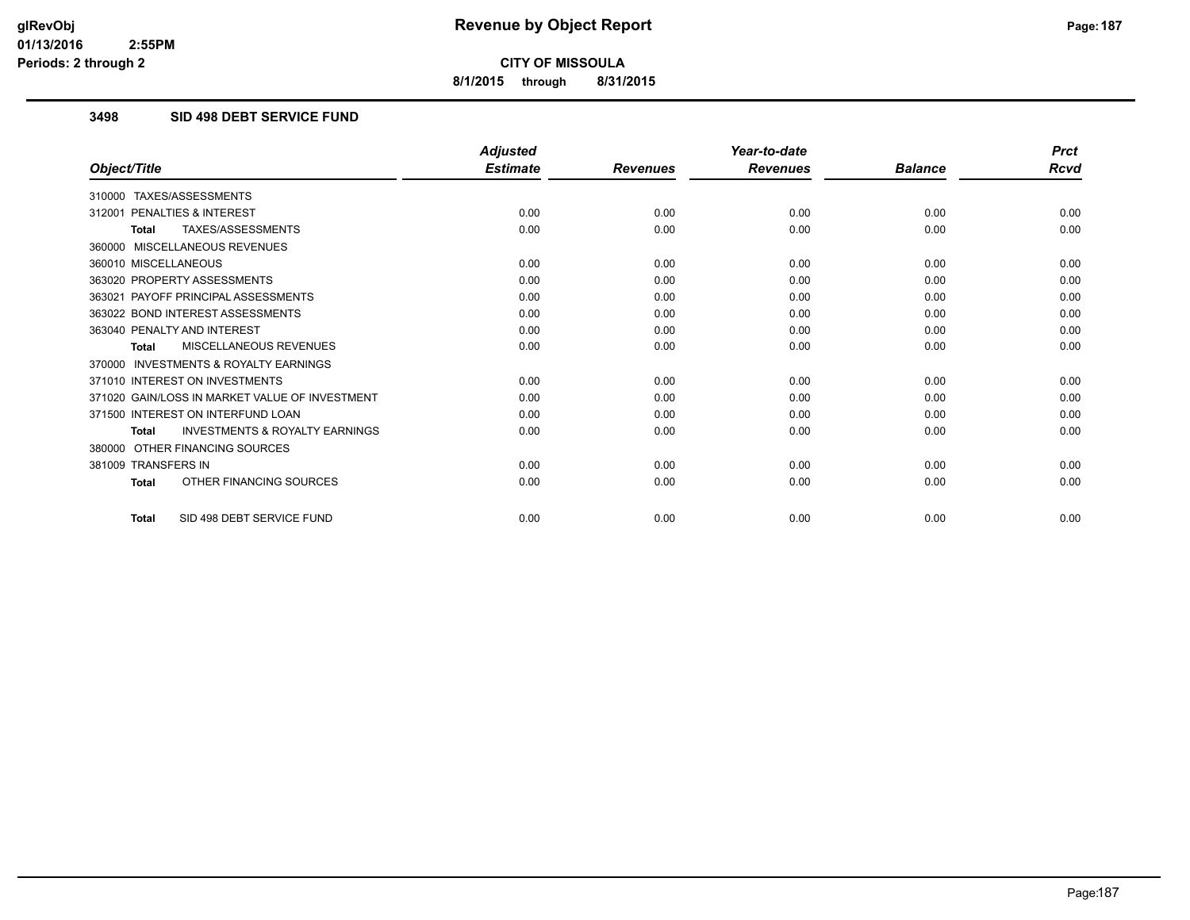**CITY OF MISSOULA**

**8/1/2015 through 8/31/2015**

### 3498 SID 498 DEBT SERVICE FUND

| Object/Title | Adjusted Estimate | Revenues | Year-to-date Revenues | Balance | Prct Rcvd |
|---|---|---|---|---|---|
| 310000 TAXES/ASSESSMENTS | | | | | |
| 312001 PENALTIES & INTEREST | 0.00 | 0.00 | 0.00 | 0.00 | 0.00 |
| **Total** TAXES/ASSESSMENTS | 0.00 | 0.00 | 0.00 | 0.00 | 0.00 |
| 360000 MISCELLANEOUS REVENUES | | | | | |
| 360010 MISCELLANEOUS | 0.00 | 0.00 | 0.00 | 0.00 | 0.00 |
| 363020 PROPERTY ASSESSMENTS | 0.00 | 0.00 | 0.00 | 0.00 | 0.00 |
| 363021 PAYOFF PRINCIPAL ASSESSMENTS | 0.00 | 0.00 | 0.00 | 0.00 | 0.00 |
| 363022 BOND INTEREST ASSESSMENTS | 0.00 | 0.00 | 0.00 | 0.00 | 0.00 |
| 363040 PENALTY AND INTEREST | 0.00 | 0.00 | 0.00 | 0.00 | 0.00 |
| **Total** MISCELLANEOUS REVENUES | 0.00 | 0.00 | 0.00 | 0.00 | 0.00 |
| 370000 INVESTMENTS & ROYALTY EARNINGS | | | | | |
| 371010 INTEREST ON INVESTMENTS | 0.00 | 0.00 | 0.00 | 0.00 | 0.00 |
| 371020 GAIN/LOSS IN MARKET VALUE OF INVESTMENT | 0.00 | 0.00 | 0.00 | 0.00 | 0.00 |
| 371500 INTEREST ON INTERFUND LOAN | 0.00 | 0.00 | 0.00 | 0.00 | 0.00 |
| **Total** INVESTMENTS & ROYALTY EARNINGS | 0.00 | 0.00 | 0.00 | 0.00 | 0.00 |
| 380000 OTHER FINANCING SOURCES | | | | | |
| 381009 TRANSFERS IN | 0.00 | 0.00 | 0.00 | 0.00 | 0.00 |
| **Total** OTHER FINANCING SOURCES | 0.00 | 0.00 | 0.00 | 0.00 | 0.00 |
| **Total** SID 498 DEBT SERVICE FUND | 0.00 | 0.00 | 0.00 | 0.00 | 0.00 |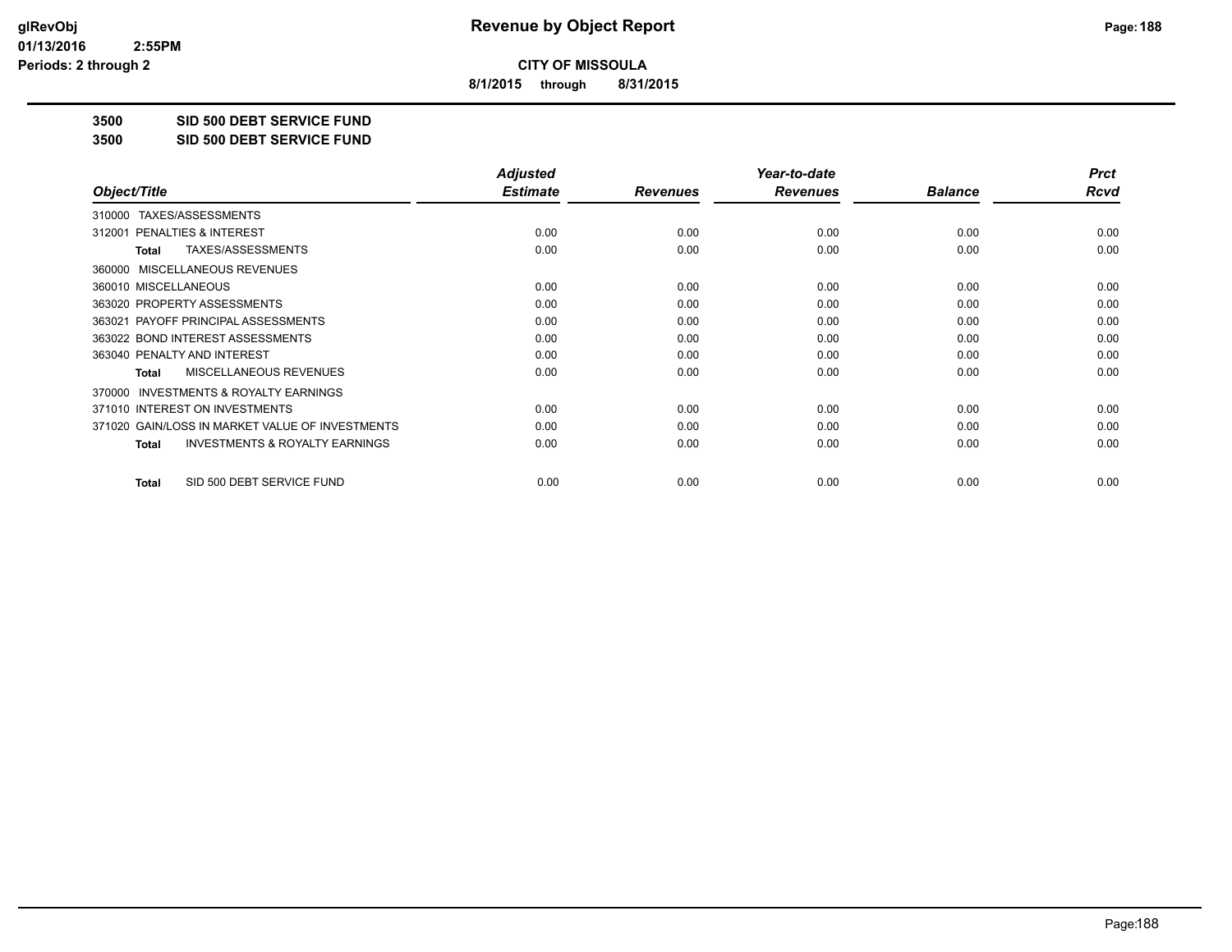**CITY OF MISSOULA**

**8/1/2015 through 8/31/2015**

## 3500 SID 500 DEBT SERVICE FUND

## 3500 SID 500 DEBT SERVICE FUND

| Object/Title | Adjusted Estimate | Revenues | Year-to-date Revenues | Balance | Prct Rcvd |
|---|---|---|---|---|---|
| 310000 TAXES/ASSESSMENTS | | | | | |
| 312001 PENALTIES & INTEREST | 0.00 | 0.00 | 0.00 | 0.00 | 0.00 |
| **Total** TAXES/ASSESSMENTS | 0.00 | 0.00 | 0.00 | 0.00 | 0.00 |
| 360000 MISCELLANEOUS REVENUES | | | | | |
| 360010 MISCELLANEOUS | 0.00 | 0.00 | 0.00 | 0.00 | 0.00 |
| 363020 PROPERTY ASSESSMENTS | 0.00 | 0.00 | 0.00 | 0.00 | 0.00 |
| 363021 PAYOFF PRINCIPAL ASSESSMENTS | 0.00 | 0.00 | 0.00 | 0.00 | 0.00 |
| 363022 BOND INTEREST ASSESSMENTS | 0.00 | 0.00 | 0.00 | 0.00 | 0.00 |
| 363040 PENALTY AND INTEREST | 0.00 | 0.00 | 0.00 | 0.00 | 0.00 |
| **Total** MISCELLANEOUS REVENUES | 0.00 | 0.00 | 0.00 | 0.00 | 0.00 |
| 370000 INVESTMENTS & ROYALTY EARNINGS | | | | | |
| 371010 INTEREST ON INVESTMENTS | 0.00 | 0.00 | 0.00 | 0.00 | 0.00 |
| 371020 GAIN/LOSS IN MARKET VALUE OF INVESTMENTS | 0.00 | 0.00 | 0.00 | 0.00 | 0.00 |
| **Total** INVESTMENTS & ROYALTY EARNINGS | 0.00 | 0.00 | 0.00 | 0.00 | 0.00 |
| **Total** SID 500 DEBT SERVICE FUND | 0.00 | 0.00 | 0.00 | 0.00 | 0.00 |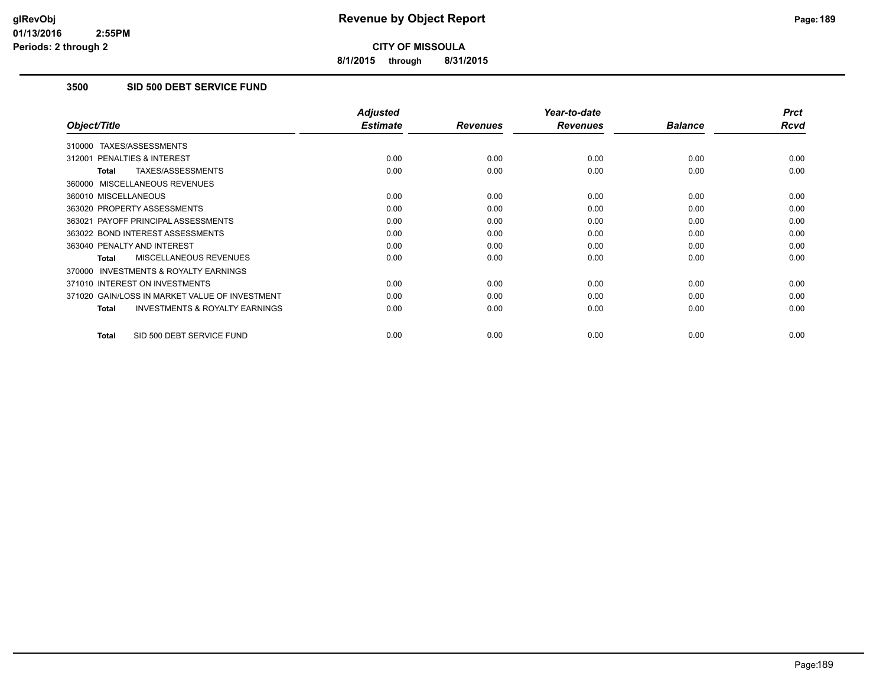# Revenue by Object Report

**CITY OF MISSOULA**

**8/1/2015 through 8/31/2015**

glRevObj
01/13/2016 2:55PM
Periods: 2 through 2

### 3500 SID 500 DEBT SERVICE FUND

| Object/Title | Adjusted Estimate | Revenues | Year-to-date Revenues | Balance | Prct Rcvd |
|---|---|---|---|---|---|
| 310000 TAXES/ASSESSMENTS | | | | | |
| 312001 PENALTIES & INTEREST | 0.00 | 0.00 | 0.00 | 0.00 | 0.00 |
| **Total** TAXES/ASSESSMENTS | 0.00 | 0.00 | 0.00 | 0.00 | 0.00 |
| 360000 MISCELLANEOUS REVENUES | | | | | |
| 360010 MISCELLANEOUS | 0.00 | 0.00 | 0.00 | 0.00 | 0.00 |
| 363020 PROPERTY ASSESSMENTS | 0.00 | 0.00 | 0.00 | 0.00 | 0.00 |
| 363021 PAYOFF PRINCIPAL ASSESSMENTS | 0.00 | 0.00 | 0.00 | 0.00 | 0.00 |
| 363022 BOND INTEREST ASSESSMENTS | 0.00 | 0.00 | 0.00 | 0.00 | 0.00 |
| 363040 PENALTY AND INTEREST | 0.00 | 0.00 | 0.00 | 0.00 | 0.00 |
| **Total** MISCELLANEOUS REVENUES | 0.00 | 0.00 | 0.00 | 0.00 | 0.00 |
| 370000 INVESTMENTS & ROYALTY EARNINGS | | | | | |
| 371010 INTEREST ON INVESTMENTS | 0.00 | 0.00 | 0.00 | 0.00 | 0.00 |
| 371020 GAIN/LOSS IN MARKET VALUE OF INVESTMENT | 0.00 | 0.00 | 0.00 | 0.00 | 0.00 |
| **Total** INVESTMENTS & ROYALTY EARNINGS | 0.00 | 0.00 | 0.00 | 0.00 | 0.00 |
| **Total** SID 500 DEBT SERVICE FUND | 0.00 | 0.00 | 0.00 | 0.00 | 0.00 |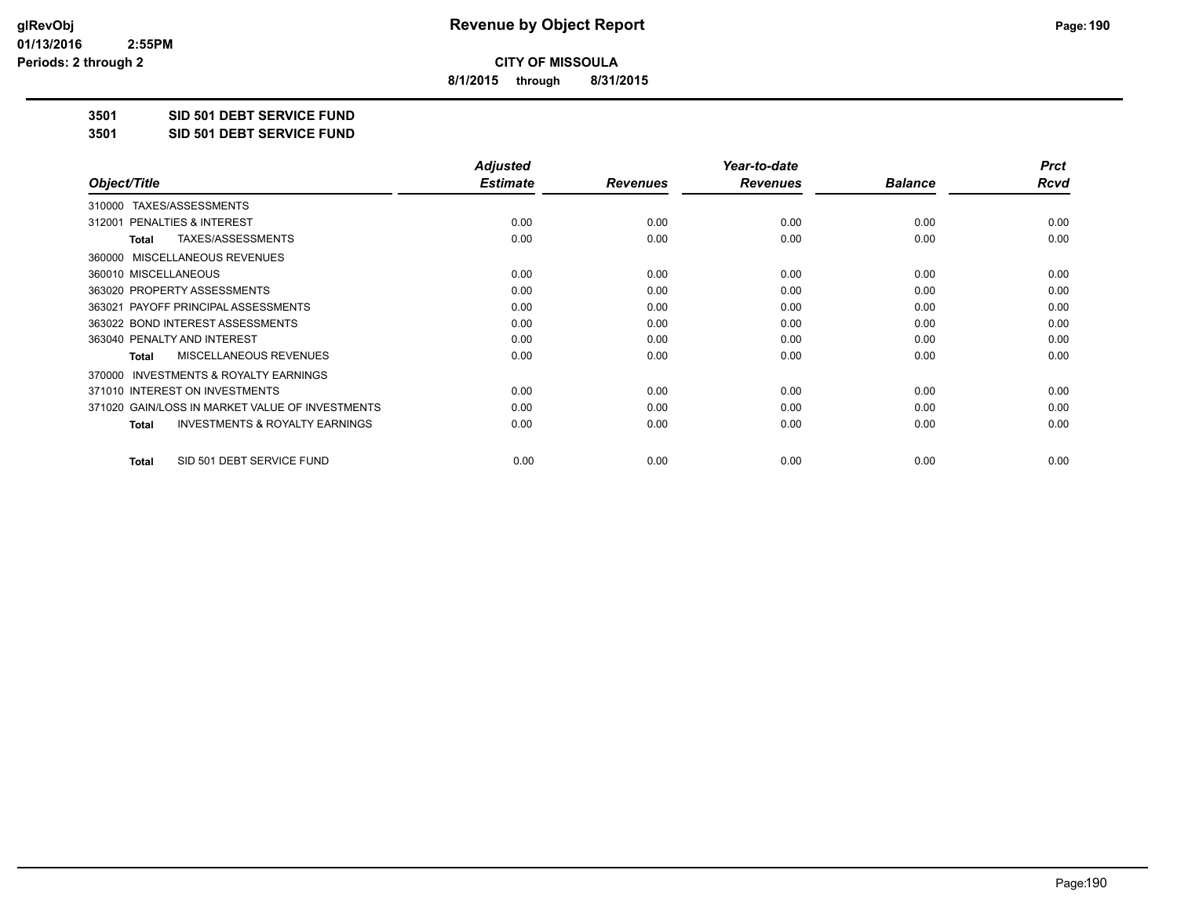**CITY OF MISSOULA**

**8/1/2015 through 8/31/2015**

**3501 SID 501 DEBT SERVICE FUND**

**3501 SID 501 DEBT SERVICE FUND**

| Object/Title | Adjusted Estimate | Revenues | Year-to-date Revenues | Balance | Prct Rcvd |
|---|---|---|---|---|---|
| 310000 TAXES/ASSESSMENTS | | | | | |
| 312001 PENALTIES & INTEREST | 0.00 | 0.00 | 0.00 | 0.00 | 0.00 |
| **Total** TAXES/ASSESSMENTS | 0.00 | 0.00 | 0.00 | 0.00 | 0.00 |
| 360000 MISCELLANEOUS REVENUES | | | | | |
| 360010 MISCELLANEOUS | 0.00 | 0.00 | 0.00 | 0.00 | 0.00 |
| 363020 PROPERTY ASSESSMENTS | 0.00 | 0.00 | 0.00 | 0.00 | 0.00 |
| 363021 PAYOFF PRINCIPAL ASSESSMENTS | 0.00 | 0.00 | 0.00 | 0.00 | 0.00 |
| 363022 BOND INTEREST ASSESSMENTS | 0.00 | 0.00 | 0.00 | 0.00 | 0.00 |
| 363040 PENALTY AND INTEREST | 0.00 | 0.00 | 0.00 | 0.00 | 0.00 |
| **Total** MISCELLANEOUS REVENUES | 0.00 | 0.00 | 0.00 | 0.00 | 0.00 |
| 370000 INVESTMENTS & ROYALTY EARNINGS | | | | | |
| 371010 INTEREST ON INVESTMENTS | 0.00 | 0.00 | 0.00 | 0.00 | 0.00 |
| 371020 GAIN/LOSS IN MARKET VALUE OF INVESTMENTS | 0.00 | 0.00 | 0.00 | 0.00 | 0.00 |
| **Total** INVESTMENTS & ROYALTY EARNINGS | 0.00 | 0.00 | 0.00 | 0.00 | 0.00 |
| **Total** SID 501 DEBT SERVICE FUND | 0.00 | 0.00 | 0.00 | 0.00 | 0.00 |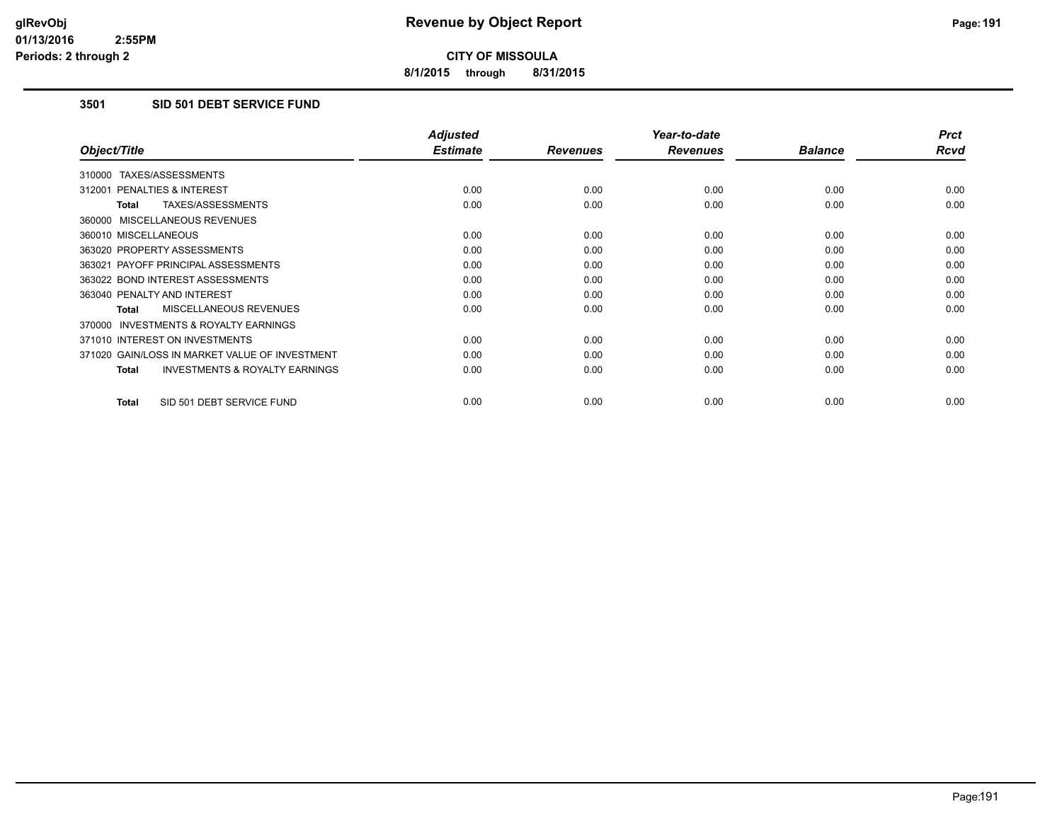**CITY OF MISSOULA**

**8/1/2015 through 8/31/2015**

### 3501 SID 501 DEBT SERVICE FUND

| Object/Title | Adjusted Estimate | Revenues | Year-to-date Revenues | Balance | Prct Rcvd |
|---|---|---|---|---|---|
| 310000 TAXES/ASSESSMENTS | | | | | |
| 312001 PENALTIES & INTEREST | 0.00 | 0.00 | 0.00 | 0.00 | 0.00 |
| **Total** TAXES/ASSESSMENTS | 0.00 | 0.00 | 0.00 | 0.00 | 0.00 |
| 360000 MISCELLANEOUS REVENUES | | | | | |
| 360010 MISCELLANEOUS | 0.00 | 0.00 | 0.00 | 0.00 | 0.00 |
| 363020 PROPERTY ASSESSMENTS | 0.00 | 0.00 | 0.00 | 0.00 | 0.00 |
| 363021 PAYOFF PRINCIPAL ASSESSMENTS | 0.00 | 0.00 | 0.00 | 0.00 | 0.00 |
| 363022 BOND INTEREST ASSESSMENTS | 0.00 | 0.00 | 0.00 | 0.00 | 0.00 |
| 363040 PENALTY AND INTEREST | 0.00 | 0.00 | 0.00 | 0.00 | 0.00 |
| **Total** MISCELLANEOUS REVENUES | 0.00 | 0.00 | 0.00 | 0.00 | 0.00 |
| 370000 INVESTMENTS & ROYALTY EARNINGS | | | | | |
| 371010 INTEREST ON INVESTMENTS | 0.00 | 0.00 | 0.00 | 0.00 | 0.00 |
| 371020 GAIN/LOSS IN MARKET VALUE OF INVESTMENT | 0.00 | 0.00 | 0.00 | 0.00 | 0.00 |
| **Total** INVESTMENTS & ROYALTY EARNINGS | 0.00 | 0.00 | 0.00 | 0.00 | 0.00 |
| **Total** SID 501 DEBT SERVICE FUND | 0.00 | 0.00 | 0.00 | 0.00 | 0.00 |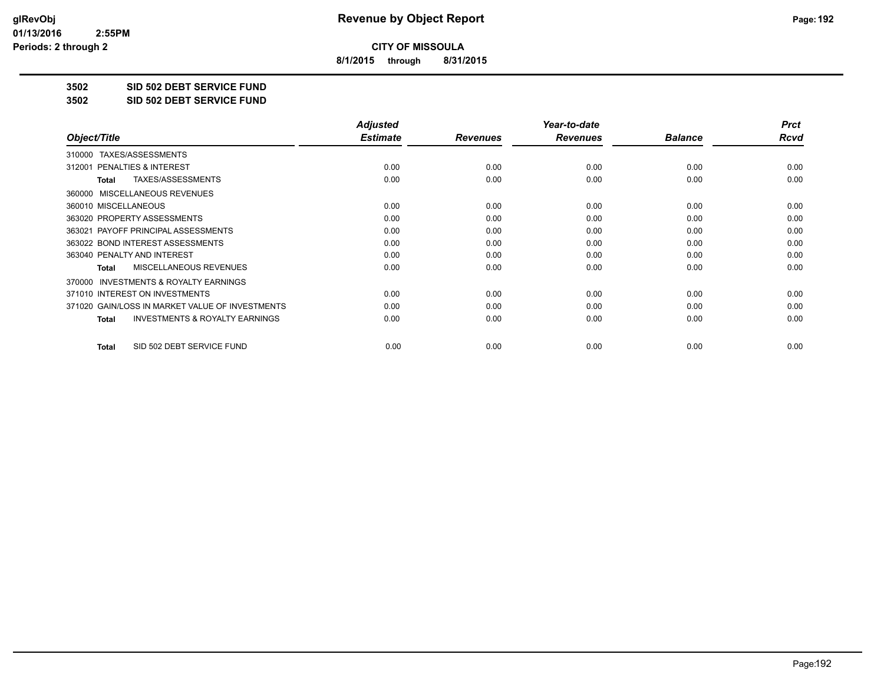**CITY OF MISSOULA**

**8/1/2015 through 8/31/2015**

**3502 SID 502 DEBT SERVICE FUND**

**3502 SID 502 DEBT SERVICE FUND**

| Object/Title | Adjusted Estimate | Revenues | Year-to-date Revenues | Balance | Prct Rcvd |
|---|---|---|---|---|---|
| 310000 TAXES/ASSESSMENTS | | | | | |
| 312001 PENALTIES & INTEREST | 0.00 | 0.00 | 0.00 | 0.00 | 0.00 |
| **Total** TAXES/ASSESSMENTS | 0.00 | 0.00 | 0.00 | 0.00 | 0.00 |
| 360000 MISCELLANEOUS REVENUES | | | | | |
| 360010 MISCELLANEOUS | 0.00 | 0.00 | 0.00 | 0.00 | 0.00 |
| 363020 PROPERTY ASSESSMENTS | 0.00 | 0.00 | 0.00 | 0.00 | 0.00 |
| 363021 PAYOFF PRINCIPAL ASSESSMENTS | 0.00 | 0.00 | 0.00 | 0.00 | 0.00 |
| 363022 BOND INTEREST ASSESSMENTS | 0.00 | 0.00 | 0.00 | 0.00 | 0.00 |
| 363040 PENALTY AND INTEREST | 0.00 | 0.00 | 0.00 | 0.00 | 0.00 |
| **Total** MISCELLANEOUS REVENUES | 0.00 | 0.00 | 0.00 | 0.00 | 0.00 |
| 370000 INVESTMENTS & ROYALTY EARNINGS | | | | | |
| 371010 INTEREST ON INVESTMENTS | 0.00 | 0.00 | 0.00 | 0.00 | 0.00 |
| 371020 GAIN/LOSS IN MARKET VALUE OF INVESTMENTS | 0.00 | 0.00 | 0.00 | 0.00 | 0.00 |
| **Total** INVESTMENTS & ROYALTY EARNINGS | 0.00 | 0.00 | 0.00 | 0.00 | 0.00 |
| **Total** SID 502 DEBT SERVICE FUND | 0.00 | 0.00 | 0.00 | 0.00 | 0.00 |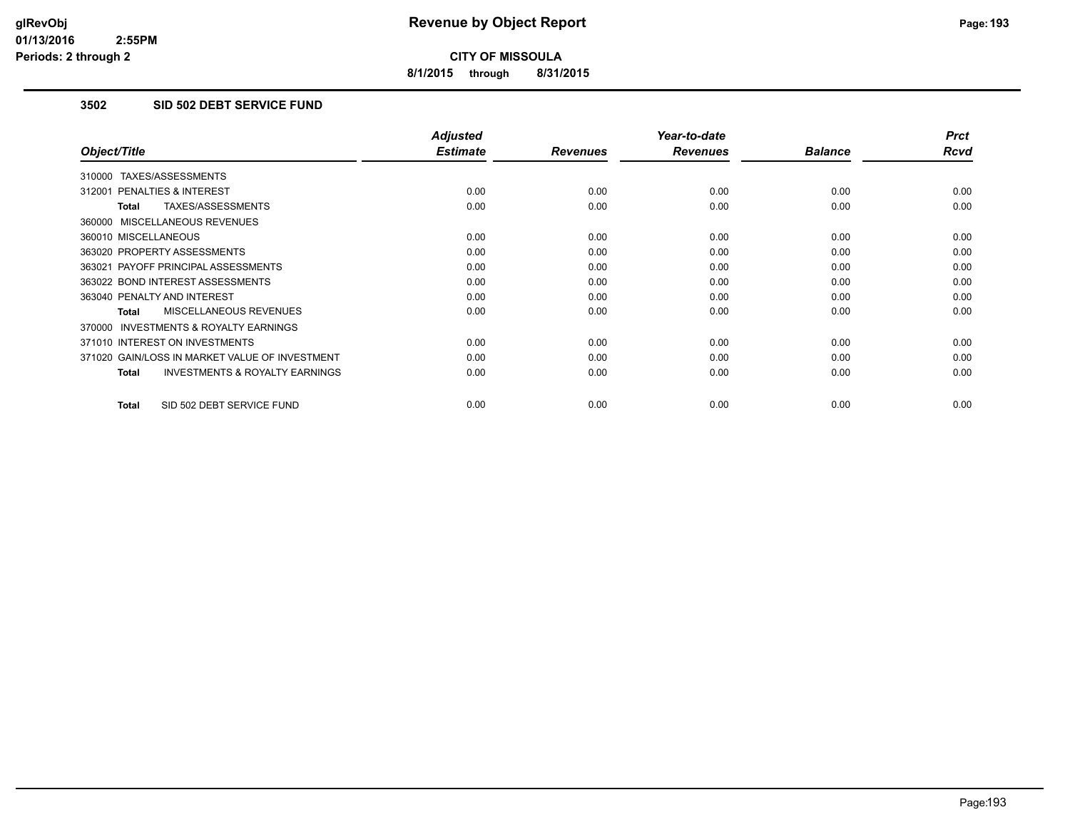# Revenue by Object Report

**CITY OF MISSOULA**

**8/1/2015 through 8/31/2015**

glRevObj
01/13/2016 2:55PM
Periods: 2 through 2

## 3502 SID 502 DEBT SERVICE FUND

| Object/Title | Adjusted Estimate | Revenues | Year-to-date Revenues | Balance | Prct Rcvd |
|---|---|---|---|---|---|
| 310000 TAXES/ASSESSMENTS | | | | | |
| 312001 PENALTIES & INTEREST | 0.00 | 0.00 | 0.00 | 0.00 | 0.00 |
| **Total** TAXES/ASSESSMENTS | 0.00 | 0.00 | 0.00 | 0.00 | 0.00 |
| 360000 MISCELLANEOUS REVENUES | | | | | |
| 360010 MISCELLANEOUS | 0.00 | 0.00 | 0.00 | 0.00 | 0.00 |
| 363020 PROPERTY ASSESSMENTS | 0.00 | 0.00 | 0.00 | 0.00 | 0.00 |
| 363021 PAYOFF PRINCIPAL ASSESSMENTS | 0.00 | 0.00 | 0.00 | 0.00 | 0.00 |
| 363022 BOND INTEREST ASSESSMENTS | 0.00 | 0.00 | 0.00 | 0.00 | 0.00 |
| 363040 PENALTY AND INTEREST | 0.00 | 0.00 | 0.00 | 0.00 | 0.00 |
| **Total** MISCELLANEOUS REVENUES | 0.00 | 0.00 | 0.00 | 0.00 | 0.00 |
| 370000 INVESTMENTS & ROYALTY EARNINGS | | | | | |
| 371010 INTEREST ON INVESTMENTS | 0.00 | 0.00 | 0.00 | 0.00 | 0.00 |
| 371020 GAIN/LOSS IN MARKET VALUE OF INVESTMENT | 0.00 | 0.00 | 0.00 | 0.00 | 0.00 |
| **Total** INVESTMENTS & ROYALTY EARNINGS | 0.00 | 0.00 | 0.00 | 0.00 | 0.00 |
| **Total** SID 502 DEBT SERVICE FUND | 0.00 | 0.00 | 0.00 | 0.00 | 0.00 |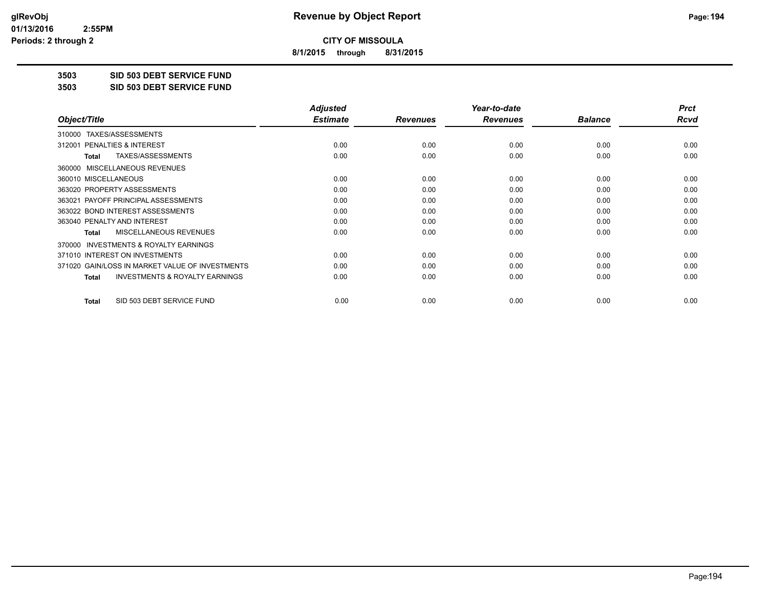# Revenue by Object Report

**CITY OF MISSOULA**

**8/1/2015 through 8/31/2015**

**3503 SID 503 DEBT SERVICE FUND**

**3503 SID 503 DEBT SERVICE FUND**

| Object/Title | Adjusted Estimate | Revenues | Year-to-date Revenues | Balance | Prct Rcvd |
|---|---|---|---|---|---|
| 310000 TAXES/ASSESSMENTS | | | | | |
| 312001 PENALTIES & INTEREST | 0.00 | 0.00 | 0.00 | 0.00 | 0.00 |
| **Total** TAXES/ASSESSMENTS | 0.00 | 0.00 | 0.00 | 0.00 | 0.00 |
| 360000 MISCELLANEOUS REVENUES | | | | | |
| 360010 MISCELLANEOUS | 0.00 | 0.00 | 0.00 | 0.00 | 0.00 |
| 363020 PROPERTY ASSESSMENTS | 0.00 | 0.00 | 0.00 | 0.00 | 0.00 |
| 363021 PAYOFF PRINCIPAL ASSESSMENTS | 0.00 | 0.00 | 0.00 | 0.00 | 0.00 |
| 363022 BOND INTEREST ASSESSMENTS | 0.00 | 0.00 | 0.00 | 0.00 | 0.00 |
| 363040 PENALTY AND INTEREST | 0.00 | 0.00 | 0.00 | 0.00 | 0.00 |
| **Total** MISCELLANEOUS REVENUES | 0.00 | 0.00 | 0.00 | 0.00 | 0.00 |
| 370000 INVESTMENTS & ROYALTY EARNINGS | | | | | |
| 371010 INTEREST ON INVESTMENTS | 0.00 | 0.00 | 0.00 | 0.00 | 0.00 |
| 371020 GAIN/LOSS IN MARKET VALUE OF INVESTMENTS | 0.00 | 0.00 | 0.00 | 0.00 | 0.00 |
| **Total** INVESTMENTS & ROYALTY EARNINGS | 0.00 | 0.00 | 0.00 | 0.00 | 0.00 |
| **Total** SID 503 DEBT SERVICE FUND | 0.00 | 0.00 | 0.00 | 0.00 | 0.00 |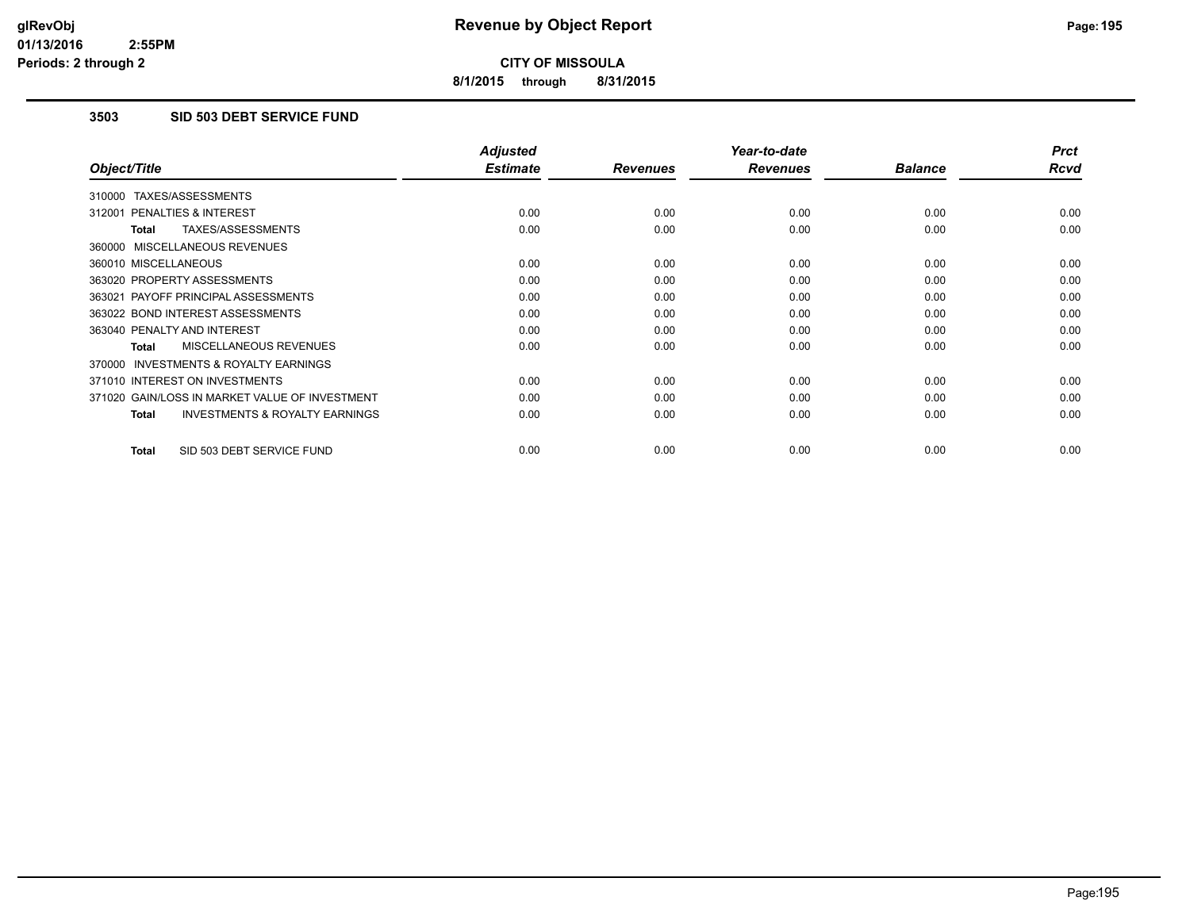**CITY OF MISSOULA**

**8/1/2015 through 8/31/2015**

### 3503 SID 503 DEBT SERVICE FUND

| Object/Title | Adjusted Estimate | Revenues | Year-to-date Revenues | Balance | Prct Rcvd |
|---|---|---|---|---|---|
| 310000 TAXES/ASSESSMENTS | | | | | |
| 312001 PENALTIES & INTEREST | 0.00 | 0.00 | 0.00 | 0.00 | 0.00 |
| **Total** TAXES/ASSESSMENTS | 0.00 | 0.00 | 0.00 | 0.00 | 0.00 |
| 360000 MISCELLANEOUS REVENUES | | | | | |
| 360010 MISCELLANEOUS | 0.00 | 0.00 | 0.00 | 0.00 | 0.00 |
| 363020 PROPERTY ASSESSMENTS | 0.00 | 0.00 | 0.00 | 0.00 | 0.00 |
| 363021 PAYOFF PRINCIPAL ASSESSMENTS | 0.00 | 0.00 | 0.00 | 0.00 | 0.00 |
| 363022 BOND INTEREST ASSESSMENTS | 0.00 | 0.00 | 0.00 | 0.00 | 0.00 |
| 363040 PENALTY AND INTEREST | 0.00 | 0.00 | 0.00 | 0.00 | 0.00 |
| **Total** MISCELLANEOUS REVENUES | 0.00 | 0.00 | 0.00 | 0.00 | 0.00 |
| 370000 INVESTMENTS & ROYALTY EARNINGS | | | | | |
| 371010 INTEREST ON INVESTMENTS | 0.00 | 0.00 | 0.00 | 0.00 | 0.00 |
| 371020 GAIN/LOSS IN MARKET VALUE OF INVESTMENT | 0.00 | 0.00 | 0.00 | 0.00 | 0.00 |
| **Total** INVESTMENTS & ROYALTY EARNINGS | 0.00 | 0.00 | 0.00 | 0.00 | 0.00 |
| **Total** SID 503 DEBT SERVICE FUND | 0.00 | 0.00 | 0.00 | 0.00 | 0.00 |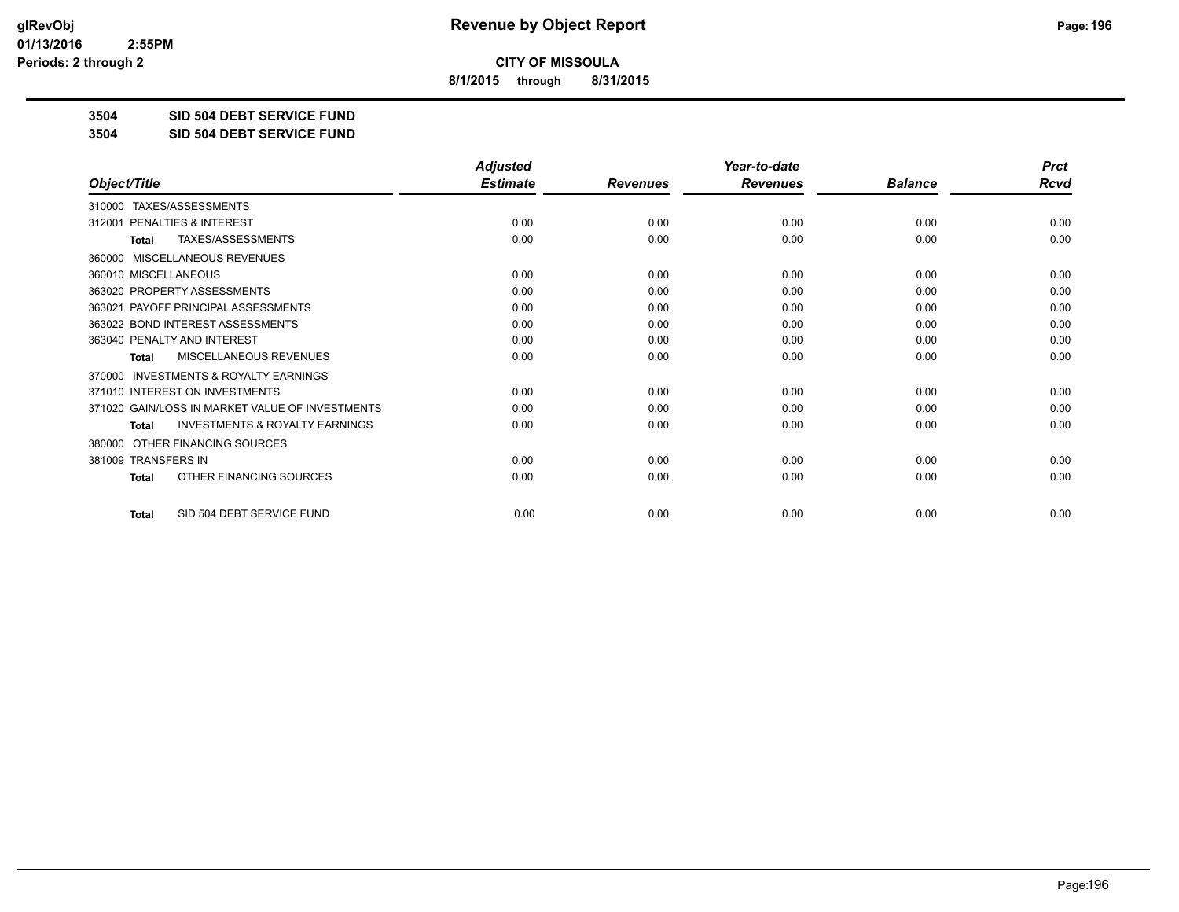**CITY OF MISSOULA**

**8/1/2015 through 8/31/2015**

**3504 SID 504 DEBT SERVICE FUND**

**3504 SID 504 DEBT SERVICE FUND**

| Object/Title | Adjusted Estimate | Revenues | Year-to-date Revenues | Balance | Prct Rcvd |
|---|---|---|---|---|---|
| 310000 TAXES/ASSESSMENTS | | | | | |
| 312001 PENALTIES & INTEREST | 0.00 | 0.00 | 0.00 | 0.00 | 0.00 |
| Total TAXES/ASSESSMENTS | 0.00 | 0.00 | 0.00 | 0.00 | 0.00 |
| 360000 MISCELLANEOUS REVENUES | | | | | |
| 360010 MISCELLANEOUS | 0.00 | 0.00 | 0.00 | 0.00 | 0.00 |
| 363020 PROPERTY ASSESSMENTS | 0.00 | 0.00 | 0.00 | 0.00 | 0.00 |
| 363021 PAYOFF PRINCIPAL ASSESSMENTS | 0.00 | 0.00 | 0.00 | 0.00 | 0.00 |
| 363022 BOND INTEREST ASSESSMENTS | 0.00 | 0.00 | 0.00 | 0.00 | 0.00 |
| 363040 PENALTY AND INTEREST | 0.00 | 0.00 | 0.00 | 0.00 | 0.00 |
| Total MISCELLANEOUS REVENUES | 0.00 | 0.00 | 0.00 | 0.00 | 0.00 |
| 370000 INVESTMENTS & ROYALTY EARNINGS | | | | | |
| 371010 INTEREST ON INVESTMENTS | 0.00 | 0.00 | 0.00 | 0.00 | 0.00 |
| 371020 GAIN/LOSS IN MARKET VALUE OF INVESTMENTS | 0.00 | 0.00 | 0.00 | 0.00 | 0.00 |
| Total INVESTMENTS & ROYALTY EARNINGS | 0.00 | 0.00 | 0.00 | 0.00 | 0.00 |
| 380000 OTHER FINANCING SOURCES | | | | | |
| 381009 TRANSFERS IN | 0.00 | 0.00 | 0.00 | 0.00 | 0.00 |
| Total OTHER FINANCING SOURCES | 0.00 | 0.00 | 0.00 | 0.00 | 0.00 |
| Total SID 504 DEBT SERVICE FUND | 0.00 | 0.00 | 0.00 | 0.00 | 0.00 |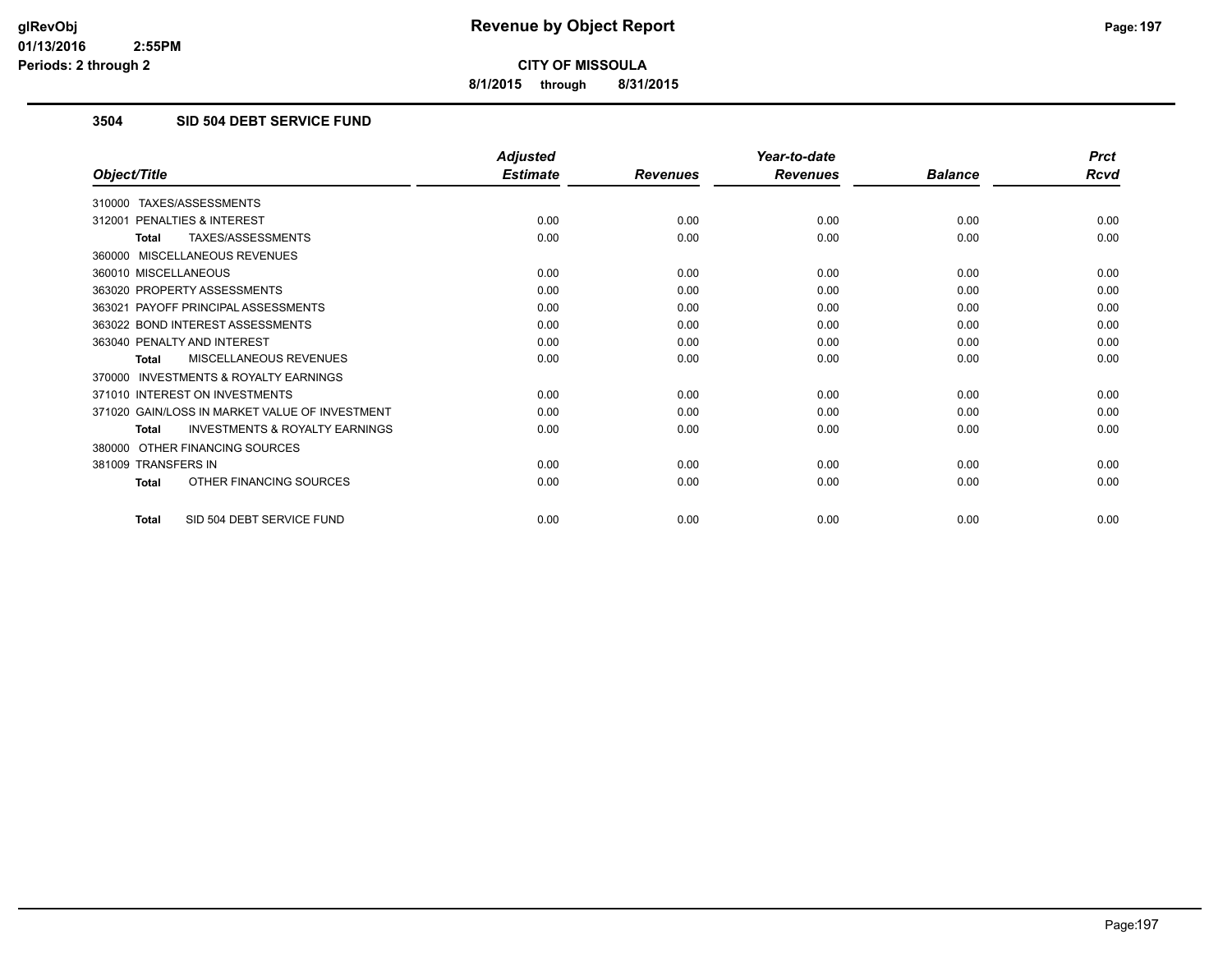# Revenue by Object Report

**CITY OF MISSOULA**

**8/1/2015 through 8/31/2015**

glRevObj
01/13/2016 2:55PM
Periods: 2 through 2

## 3504 SID 504 DEBT SERVICE FUND

| Object/Title | Adjusted Estimate | Revenues | Year-to-date Revenues | Balance | Prct Rcvd |
|---|---|---|---|---|---|
| 310000 TAXES/ASSESSMENTS | | | | | |
| 312001 PENALTIES & INTEREST | 0.00 | 0.00 | 0.00 | 0.00 | 0.00 |
| **Total** TAXES/ASSESSMENTS | 0.00 | 0.00 | 0.00 | 0.00 | 0.00 |
| 360000 MISCELLANEOUS REVENUES | | | | | |
| 360010 MISCELLANEOUS | 0.00 | 0.00 | 0.00 | 0.00 | 0.00 |
| 363020 PROPERTY ASSESSMENTS | 0.00 | 0.00 | 0.00 | 0.00 | 0.00 |
| 363021 PAYOFF PRINCIPAL ASSESSMENTS | 0.00 | 0.00 | 0.00 | 0.00 | 0.00 |
| 363022 BOND INTEREST ASSESSMENTS | 0.00 | 0.00 | 0.00 | 0.00 | 0.00 |
| 363040 PENALTY AND INTEREST | 0.00 | 0.00 | 0.00 | 0.00 | 0.00 |
| **Total** MISCELLANEOUS REVENUES | 0.00 | 0.00 | 0.00 | 0.00 | 0.00 |
| 370000 INVESTMENTS & ROYALTY EARNINGS | | | | | |
| 371010 INTEREST ON INVESTMENTS | 0.00 | 0.00 | 0.00 | 0.00 | 0.00 |
| 371020 GAIN/LOSS IN MARKET VALUE OF INVESTMENT | 0.00 | 0.00 | 0.00 | 0.00 | 0.00 |
| **Total** INVESTMENTS & ROYALTY EARNINGS | 0.00 | 0.00 | 0.00 | 0.00 | 0.00 |
| 380000 OTHER FINANCING SOURCES | | | | | |
| 381009 TRANSFERS IN | 0.00 | 0.00 | 0.00 | 0.00 | 0.00 |
| **Total** OTHER FINANCING SOURCES | 0.00 | 0.00 | 0.00 | 0.00 | 0.00 |
| **Total** SID 504 DEBT SERVICE FUND | 0.00 | 0.00 | 0.00 | 0.00 | 0.00 |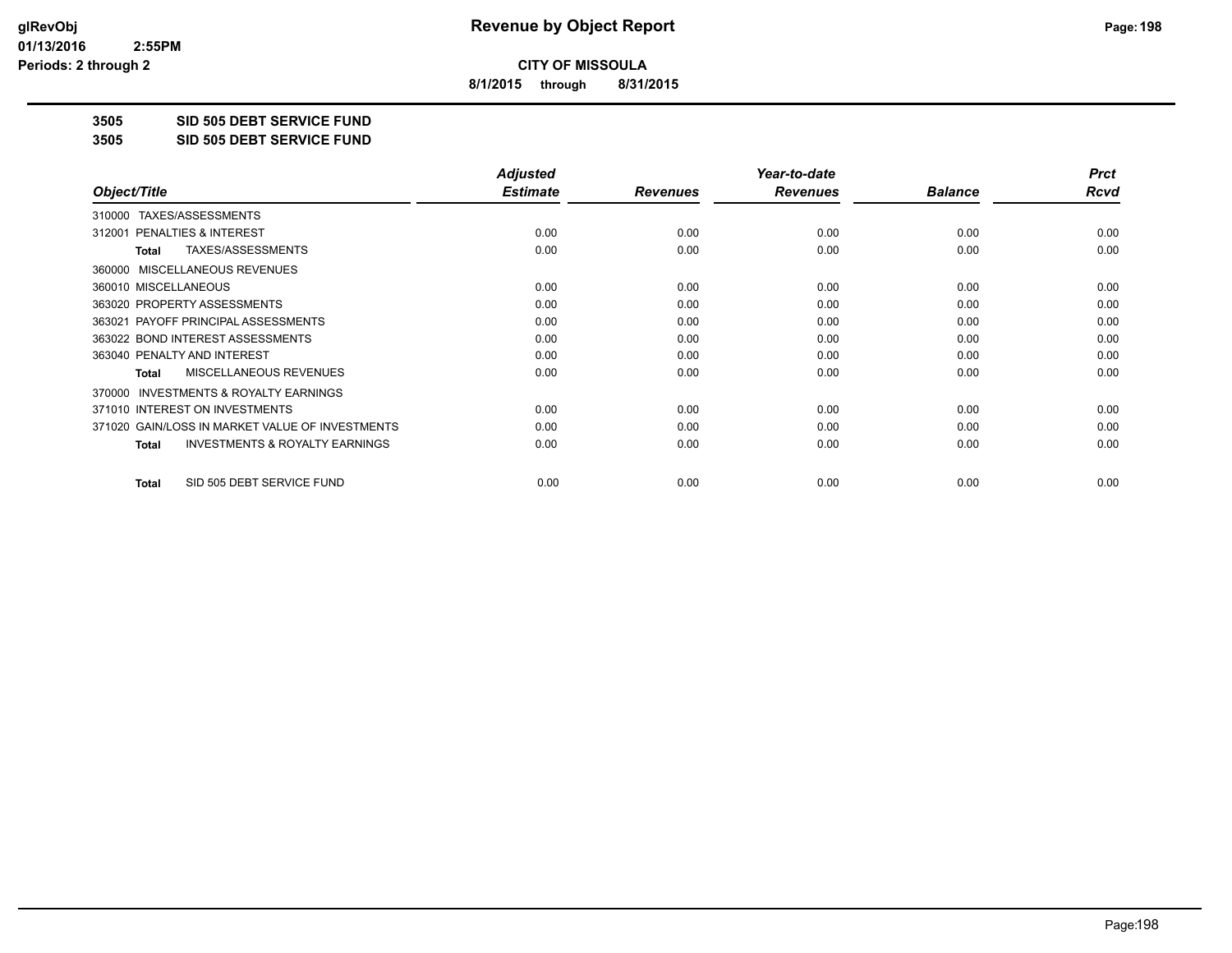**CITY OF MISSOULA**

**8/1/2015 through 8/31/2015**

## 3505 SID 505 DEBT SERVICE FUND
## 3505 SID 505 DEBT SERVICE FUND

| Object/Title | Adjusted Estimate | Revenues | Year-to-date Revenues | Balance | Prct Rcvd |
|---|---|---|---|---|---|
| 310000 TAXES/ASSESSMENTS | | | | | |
| 312001 PENALTIES & INTEREST | 0.00 | 0.00 | 0.00 | 0.00 | 0.00 |
| **Total** TAXES/ASSESSMENTS | 0.00 | 0.00 | 0.00 | 0.00 | 0.00 |
| 360000 MISCELLANEOUS REVENUES | | | | | |
| 360010 MISCELLANEOUS | 0.00 | 0.00 | 0.00 | 0.00 | 0.00 |
| 363020 PROPERTY ASSESSMENTS | 0.00 | 0.00 | 0.00 | 0.00 | 0.00 |
| 363021 PAYOFF PRINCIPAL ASSESSMENTS | 0.00 | 0.00 | 0.00 | 0.00 | 0.00 |
| 363022 BOND INTEREST ASSESSMENTS | 0.00 | 0.00 | 0.00 | 0.00 | 0.00 |
| 363040 PENALTY AND INTEREST | 0.00 | 0.00 | 0.00 | 0.00 | 0.00 |
| **Total** MISCELLANEOUS REVENUES | 0.00 | 0.00 | 0.00 | 0.00 | 0.00 |
| 370000 INVESTMENTS & ROYALTY EARNINGS | | | | | |
| 371010 INTEREST ON INVESTMENTS | 0.00 | 0.00 | 0.00 | 0.00 | 0.00 |
| 371020 GAIN/LOSS IN MARKET VALUE OF INVESTMENTS | 0.00 | 0.00 | 0.00 | 0.00 | 0.00 |
| **Total** INVESTMENTS & ROYALTY EARNINGS | 0.00 | 0.00 | 0.00 | 0.00 | 0.00 |
| **Total** SID 505 DEBT SERVICE FUND | 0.00 | 0.00 | 0.00 | 0.00 | 0.00 |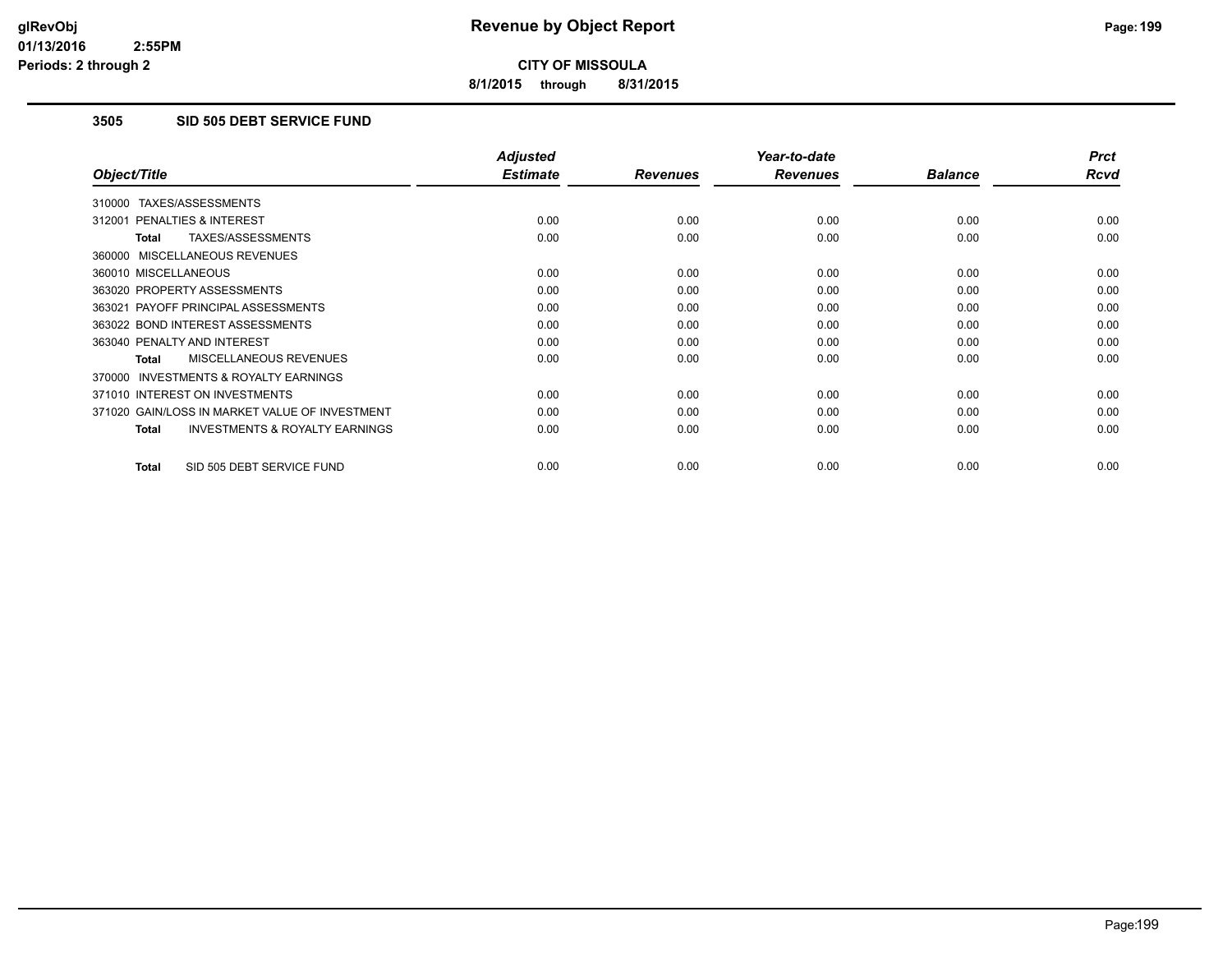**CITY OF MISSOULA**

**8/1/2015 through 8/31/2015**

## 3505 SID 505 DEBT SERVICE FUND

| Object/Title | Adjusted Estimate | Revenues | Year-to-date Revenues | Balance | Prct Rcvd |
|---|---|---|---|---|---|
| 310000 TAXES/ASSESSMENTS | | | | | |
| 312001 PENALTIES & INTEREST | 0.00 | 0.00 | 0.00 | 0.00 | 0.00 |
| **Total** TAXES/ASSESSMENTS | 0.00 | 0.00 | 0.00 | 0.00 | 0.00 |
| 360000 MISCELLANEOUS REVENUES | | | | | |
| 360010 MISCELLANEOUS | 0.00 | 0.00 | 0.00 | 0.00 | 0.00 |
| 363020 PROPERTY ASSESSMENTS | 0.00 | 0.00 | 0.00 | 0.00 | 0.00 |
| 363021 PAYOFF PRINCIPAL ASSESSMENTS | 0.00 | 0.00 | 0.00 | 0.00 | 0.00 |
| 363022 BOND INTEREST ASSESSMENTS | 0.00 | 0.00 | 0.00 | 0.00 | 0.00 |
| 363040 PENALTY AND INTEREST | 0.00 | 0.00 | 0.00 | 0.00 | 0.00 |
| **Total** MISCELLANEOUS REVENUES | 0.00 | 0.00 | 0.00 | 0.00 | 0.00 |
| 370000 INVESTMENTS & ROYALTY EARNINGS | | | | | |
| 371010 INTEREST ON INVESTMENTS | 0.00 | 0.00 | 0.00 | 0.00 | 0.00 |
| 371020 GAIN/LOSS IN MARKET VALUE OF INVESTMENT | 0.00 | 0.00 | 0.00 | 0.00 | 0.00 |
| **Total** INVESTMENTS & ROYALTY EARNINGS | 0.00 | 0.00 | 0.00 | 0.00 | 0.00 |
| **Total** SID 505 DEBT SERVICE FUND | 0.00 | 0.00 | 0.00 | 0.00 | 0.00 |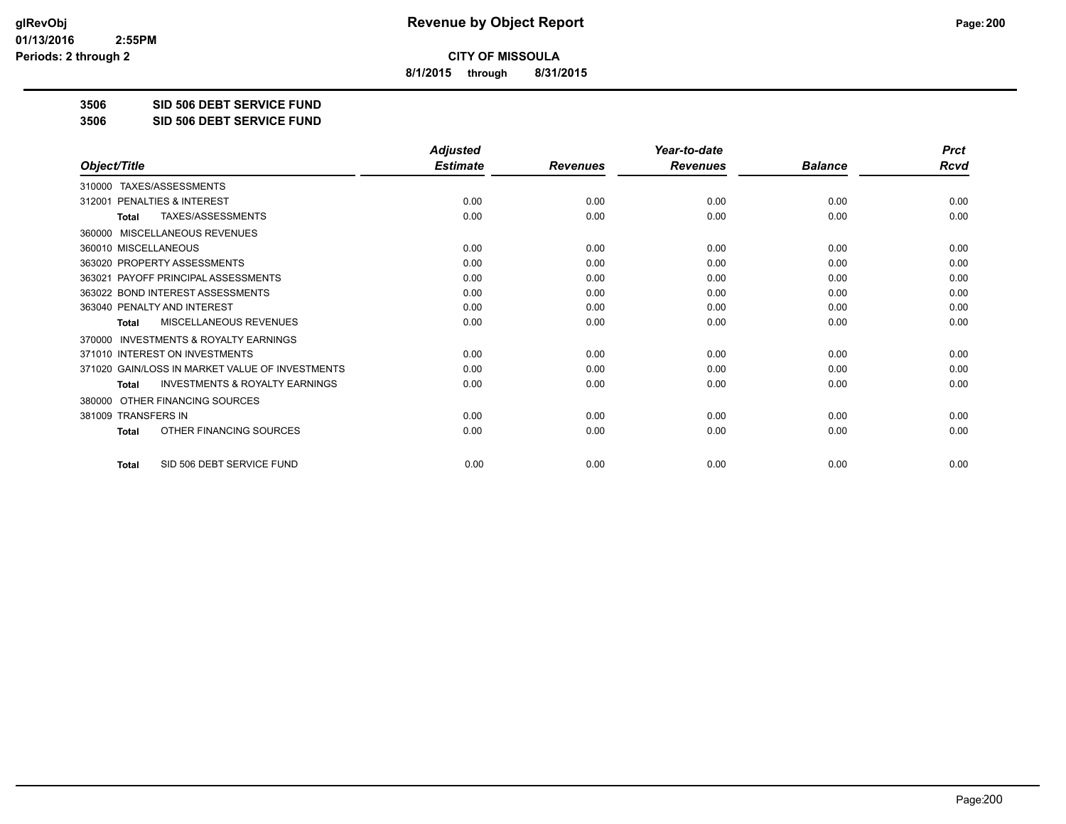# Revenue by Object Report

**CITY OF MISSOULA**

**8/1/2015 through 8/31/2015**

glRevObj
01/13/2016 2:55PM
Periods: 2 through 2

**3506 SID 506 DEBT SERVICE FUND**

**3506 SID 506 DEBT SERVICE FUND**

| Object/Title | Adjusted Estimate | Revenues | Year-to-date Revenues | Balance | Prct Rcvd |
|---|---|---|---|---|---|
| 310000 TAXES/ASSESSMENTS | | | | | |
| 312001 PENALTIES & INTEREST | 0.00 | 0.00 | 0.00 | 0.00 | 0.00 |
| **Total** TAXES/ASSESSMENTS | 0.00 | 0.00 | 0.00 | 0.00 | 0.00 |
| 360000 MISCELLANEOUS REVENUES | | | | | |
| 360010 MISCELLANEOUS | 0.00 | 0.00 | 0.00 | 0.00 | 0.00 |
| 363020 PROPERTY ASSESSMENTS | 0.00 | 0.00 | 0.00 | 0.00 | 0.00 |
| 363021 PAYOFF PRINCIPAL ASSESSMENTS | 0.00 | 0.00 | 0.00 | 0.00 | 0.00 |
| 363022 BOND INTEREST ASSESSMENTS | 0.00 | 0.00 | 0.00 | 0.00 | 0.00 |
| 363040 PENALTY AND INTEREST | 0.00 | 0.00 | 0.00 | 0.00 | 0.00 |
| **Total** MISCELLANEOUS REVENUES | 0.00 | 0.00 | 0.00 | 0.00 | 0.00 |
| 370000 INVESTMENTS & ROYALTY EARNINGS | | | | | |
| 371010 INTEREST ON INVESTMENTS | 0.00 | 0.00 | 0.00 | 0.00 | 0.00 |
| 371020 GAIN/LOSS IN MARKET VALUE OF INVESTMENTS | 0.00 | 0.00 | 0.00 | 0.00 | 0.00 |
| **Total** INVESTMENTS & ROYALTY EARNINGS | 0.00 | 0.00 | 0.00 | 0.00 | 0.00 |
| 380000 OTHER FINANCING SOURCES | | | | | |
| 381009 TRANSFERS IN | 0.00 | 0.00 | 0.00 | 0.00 | 0.00 |
| **Total** OTHER FINANCING SOURCES | 0.00 | 0.00 | 0.00 | 0.00 | 0.00 |
| **Total** SID 506 DEBT SERVICE FUND | 0.00 | 0.00 | 0.00 | 0.00 | 0.00 |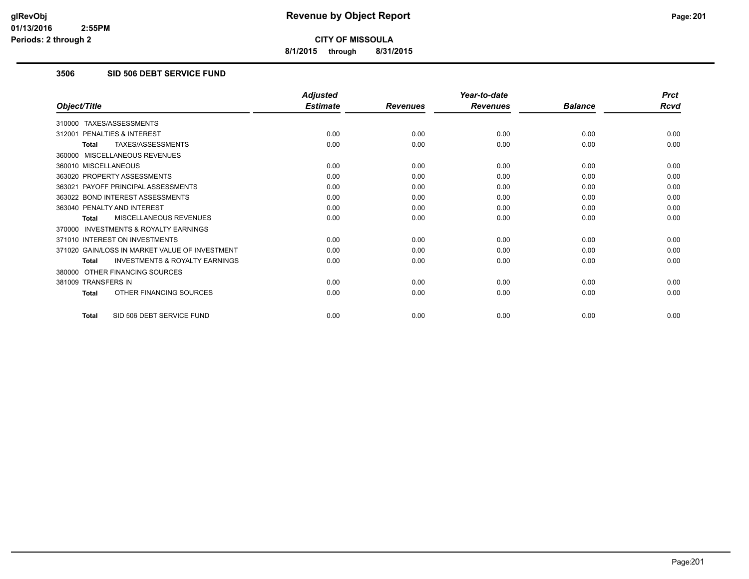# Revenue by Object Report

**CITY OF MISSOULA**

**8/1/2015 through 8/31/2015**

glRevObj
01/13/2016 2:55PM
Periods: 2 through 2

### 3506 SID 506 DEBT SERVICE FUND

| Object/Title | Adjusted Estimate | Revenues | Year-to-date Revenues | Balance | Prct Rcvd |
|---|---|---|---|---|---|
| 310000 TAXES/ASSESSMENTS | | | | | |
| 312001 PENALTIES & INTEREST | 0.00 | 0.00 | 0.00 | 0.00 | 0.00 |
| **Total** TAXES/ASSESSMENTS | 0.00 | 0.00 | 0.00 | 0.00 | 0.00 |
| 360000 MISCELLANEOUS REVENUES | | | | | |
| 360010 MISCELLANEOUS | 0.00 | 0.00 | 0.00 | 0.00 | 0.00 |
| 363020 PROPERTY ASSESSMENTS | 0.00 | 0.00 | 0.00 | 0.00 | 0.00 |
| 363021 PAYOFF PRINCIPAL ASSESSMENTS | 0.00 | 0.00 | 0.00 | 0.00 | 0.00 |
| 363022 BOND INTEREST ASSESSMENTS | 0.00 | 0.00 | 0.00 | 0.00 | 0.00 |
| 363040 PENALTY AND INTEREST | 0.00 | 0.00 | 0.00 | 0.00 | 0.00 |
| **Total** MISCELLANEOUS REVENUES | 0.00 | 0.00 | 0.00 | 0.00 | 0.00 |
| 370000 INVESTMENTS & ROYALTY EARNINGS | | | | | |
| 371010 INTEREST ON INVESTMENTS | 0.00 | 0.00 | 0.00 | 0.00 | 0.00 |
| 371020 GAIN/LOSS IN MARKET VALUE OF INVESTMENT | 0.00 | 0.00 | 0.00 | 0.00 | 0.00 |
| **Total** INVESTMENTS & ROYALTY EARNINGS | 0.00 | 0.00 | 0.00 | 0.00 | 0.00 |
| 380000 OTHER FINANCING SOURCES | | | | | |
| 381009 TRANSFERS IN | 0.00 | 0.00 | 0.00 | 0.00 | 0.00 |
| **Total** OTHER FINANCING SOURCES | 0.00 | 0.00 | 0.00 | 0.00 | 0.00 |
| **Total** SID 506 DEBT SERVICE FUND | 0.00 | 0.00 | 0.00 | 0.00 | 0.00 |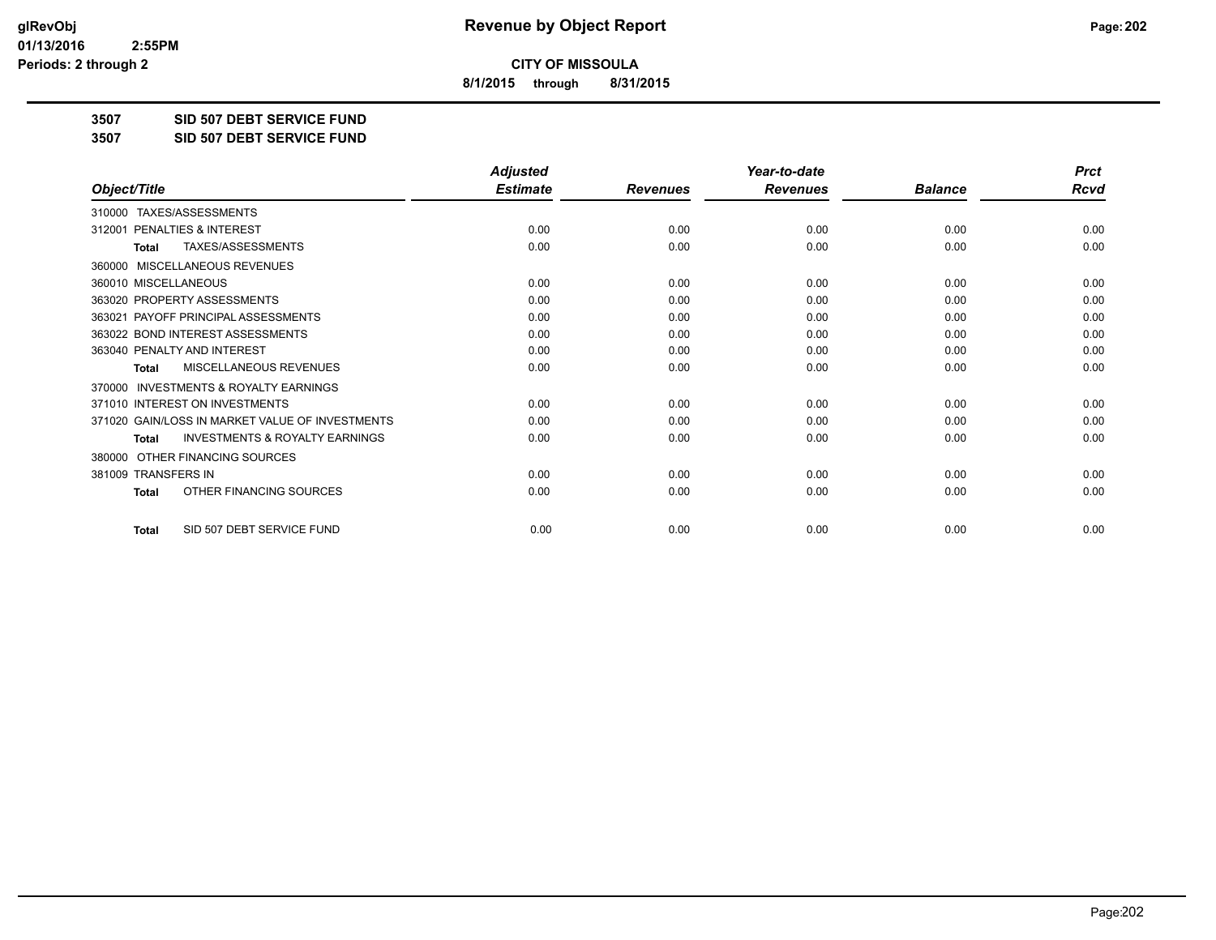## CITY OF MISSOULA

**8/1/2015 through 8/31/2015**

### 3507 SID 507 DEBT SERVICE FUND

### 3507 SID 507 DEBT SERVICE FUND

| Object/Title | Adjusted Estimate | Revenues | Year-to-date Revenues | Balance | Prct Rcvd |
|---|---|---|---|---|---|
| 310000 TAXES/ASSESSMENTS | | | | | |
| 312001 PENALTIES & INTEREST | 0.00 | 0.00 | 0.00 | 0.00 | 0.00 |
| **Total** TAXES/ASSESSMENTS | 0.00 | 0.00 | 0.00 | 0.00 | 0.00 |
| 360000 MISCELLANEOUS REVENUES | | | | | |
| 360010 MISCELLANEOUS | 0.00 | 0.00 | 0.00 | 0.00 | 0.00 |
| 363020 PROPERTY ASSESSMENTS | 0.00 | 0.00 | 0.00 | 0.00 | 0.00 |
| 363021 PAYOFF PRINCIPAL ASSESSMENTS | 0.00 | 0.00 | 0.00 | 0.00 | 0.00 |
| 363022 BOND INTEREST ASSESSMENTS | 0.00 | 0.00 | 0.00 | 0.00 | 0.00 |
| 363040 PENALTY AND INTEREST | 0.00 | 0.00 | 0.00 | 0.00 | 0.00 |
| **Total** MISCELLANEOUS REVENUES | 0.00 | 0.00 | 0.00 | 0.00 | 0.00 |
| 370000 INVESTMENTS & ROYALTY EARNINGS | | | | | |
| 371010 INTEREST ON INVESTMENTS | 0.00 | 0.00 | 0.00 | 0.00 | 0.00 |
| 371020 GAIN/LOSS IN MARKET VALUE OF INVESTMENTS | 0.00 | 0.00 | 0.00 | 0.00 | 0.00 |
| **Total** INVESTMENTS & ROYALTY EARNINGS | 0.00 | 0.00 | 0.00 | 0.00 | 0.00 |
| 380000 OTHER FINANCING SOURCES | | | | | |
| 381009 TRANSFERS IN | 0.00 | 0.00 | 0.00 | 0.00 | 0.00 |
| **Total** OTHER FINANCING SOURCES | 0.00 | 0.00 | 0.00 | 0.00 | 0.00 |
| **Total** SID 507 DEBT SERVICE FUND | 0.00 | 0.00 | 0.00 | 0.00 | 0.00 |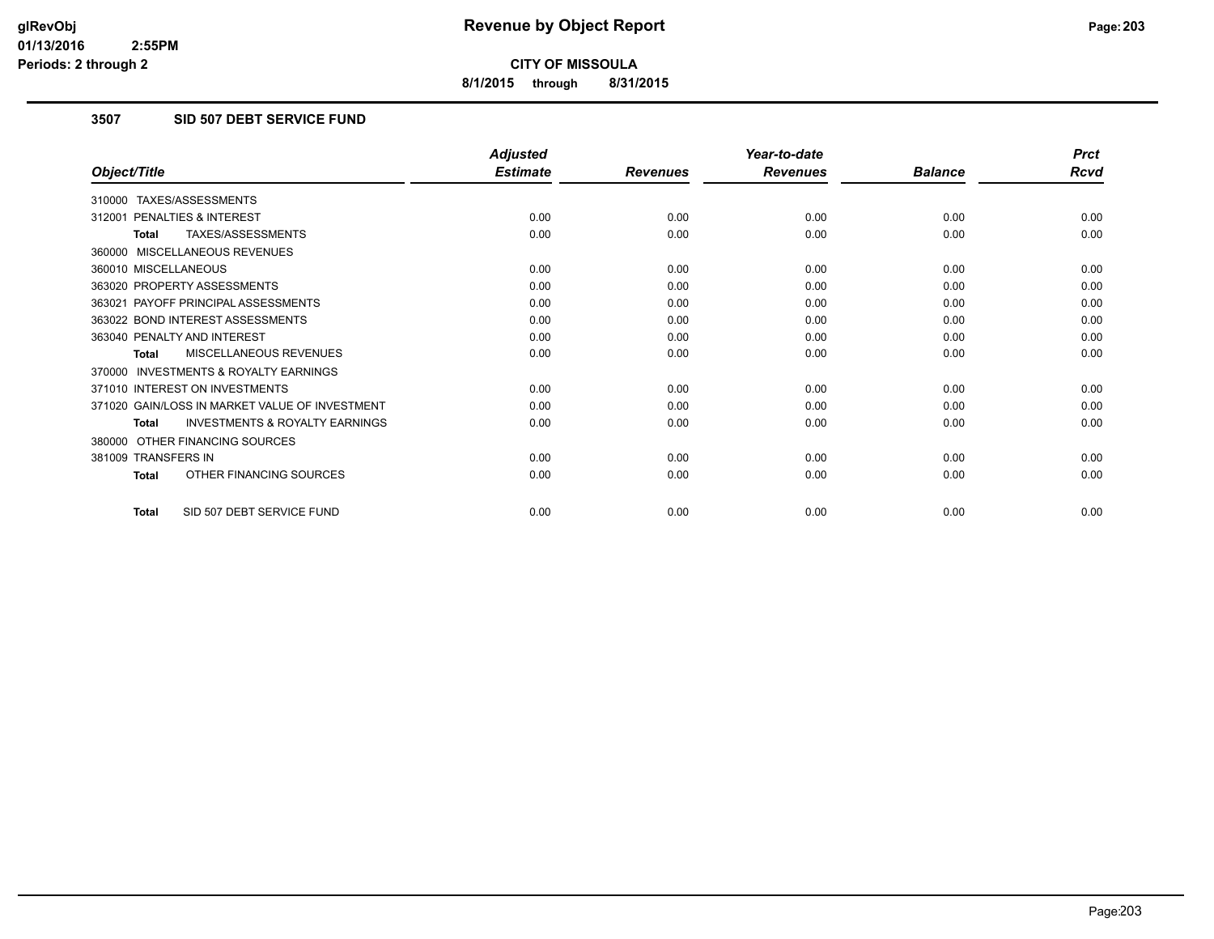**CITY OF MISSOULA**

**8/1/2015 through 8/31/2015**

### 3507 SID 507 DEBT SERVICE FUND

| Object/Title | Adjusted Estimate | Revenues | Year-to-date Revenues | Balance | Prct Rcvd |
|---|---|---|---|---|---|
| 310000 TAXES/ASSESSMENTS | | | | | |
| 312001 PENALTIES & INTEREST | 0.00 | 0.00 | 0.00 | 0.00 | 0.00 |
| **Total** TAXES/ASSESSMENTS | 0.00 | 0.00 | 0.00 | 0.00 | 0.00 |
| 360000 MISCELLANEOUS REVENUES | | | | | |
| 360010 MISCELLANEOUS | 0.00 | 0.00 | 0.00 | 0.00 | 0.00 |
| 363020 PROPERTY ASSESSMENTS | 0.00 | 0.00 | 0.00 | 0.00 | 0.00 |
| 363021 PAYOFF PRINCIPAL ASSESSMENTS | 0.00 | 0.00 | 0.00 | 0.00 | 0.00 |
| 363022 BOND INTEREST ASSESSMENTS | 0.00 | 0.00 | 0.00 | 0.00 | 0.00 |
| 363040 PENALTY AND INTEREST | 0.00 | 0.00 | 0.00 | 0.00 | 0.00 |
| **Total** MISCELLANEOUS REVENUES | 0.00 | 0.00 | 0.00 | 0.00 | 0.00 |
| 370000 INVESTMENTS & ROYALTY EARNINGS | | | | | |
| 371010 INTEREST ON INVESTMENTS | 0.00 | 0.00 | 0.00 | 0.00 | 0.00 |
| 371020 GAIN/LOSS IN MARKET VALUE OF INVESTMENT | 0.00 | 0.00 | 0.00 | 0.00 | 0.00 |
| **Total** INVESTMENTS & ROYALTY EARNINGS | 0.00 | 0.00 | 0.00 | 0.00 | 0.00 |
| 380000 OTHER FINANCING SOURCES | | | | | |
| 381009 TRANSFERS IN | 0.00 | 0.00 | 0.00 | 0.00 | 0.00 |
| **Total** OTHER FINANCING SOURCES | 0.00 | 0.00 | 0.00 | 0.00 | 0.00 |
| **Total** SID 507 DEBT SERVICE FUND | 0.00 | 0.00 | 0.00 | 0.00 | 0.00 |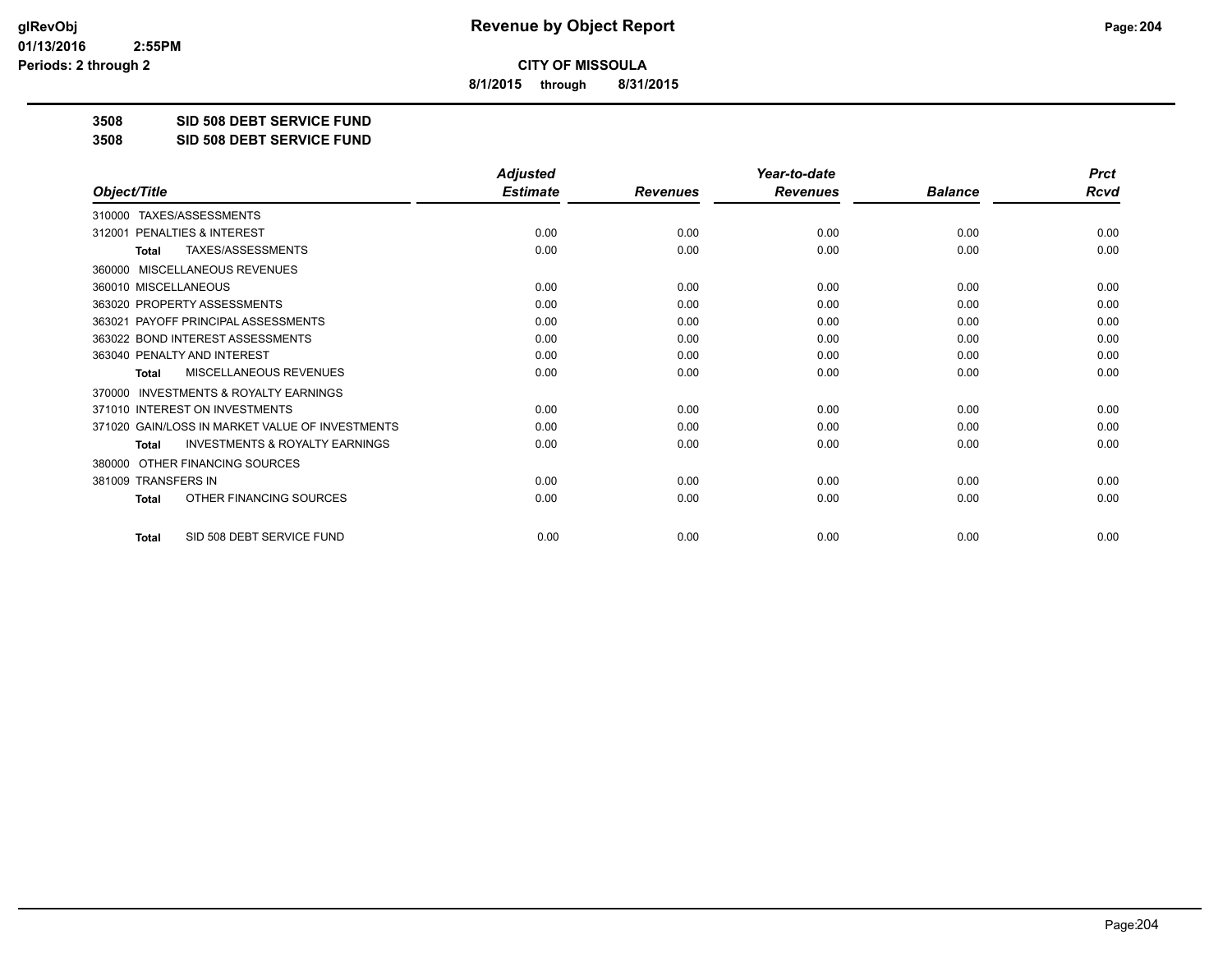# Revenue by Object Report

**CITY OF MISSOULA**

**8/1/2015 through 8/31/2015**

**3508 SID 508 DEBT SERVICE FUND**

**3508 SID 508 DEBT SERVICE FUND**

| Object/Title | Adjusted Estimate | Revenues | Year-to-date Revenues | Balance | Prct Rcvd |
|---|---|---|---|---|---|
| 310000 TAXES/ASSESSMENTS | | | | | |
| 312001 PENALTIES & INTEREST | 0.00 | 0.00 | 0.00 | 0.00 | 0.00 |
| **Total** TAXES/ASSESSMENTS | 0.00 | 0.00 | 0.00 | 0.00 | 0.00 |
| 360000 MISCELLANEOUS REVENUES | | | | | |
| 360010 MISCELLANEOUS | 0.00 | 0.00 | 0.00 | 0.00 | 0.00 |
| 363020 PROPERTY ASSESSMENTS | 0.00 | 0.00 | 0.00 | 0.00 | 0.00 |
| 363021 PAYOFF PRINCIPAL ASSESSMENTS | 0.00 | 0.00 | 0.00 | 0.00 | 0.00 |
| 363022 BOND INTEREST ASSESSMENTS | 0.00 | 0.00 | 0.00 | 0.00 | 0.00 |
| 363040 PENALTY AND INTEREST | 0.00 | 0.00 | 0.00 | 0.00 | 0.00 |
| **Total** MISCELLANEOUS REVENUES | 0.00 | 0.00 | 0.00 | 0.00 | 0.00 |
| 370000 INVESTMENTS & ROYALTY EARNINGS | | | | | |
| 371010 INTEREST ON INVESTMENTS | 0.00 | 0.00 | 0.00 | 0.00 | 0.00 |
| 371020 GAIN/LOSS IN MARKET VALUE OF INVESTMENTS | 0.00 | 0.00 | 0.00 | 0.00 | 0.00 |
| **Total** INVESTMENTS & ROYALTY EARNINGS | 0.00 | 0.00 | 0.00 | 0.00 | 0.00 |
| 380000 OTHER FINANCING SOURCES | | | | | |
| 381009 TRANSFERS IN | 0.00 | 0.00 | 0.00 | 0.00 | 0.00 |
| **Total** OTHER FINANCING SOURCES | 0.00 | 0.00 | 0.00 | 0.00 | 0.00 |
| **Total** SID 508 DEBT SERVICE FUND | 0.00 | 0.00 | 0.00 | 0.00 | 0.00 |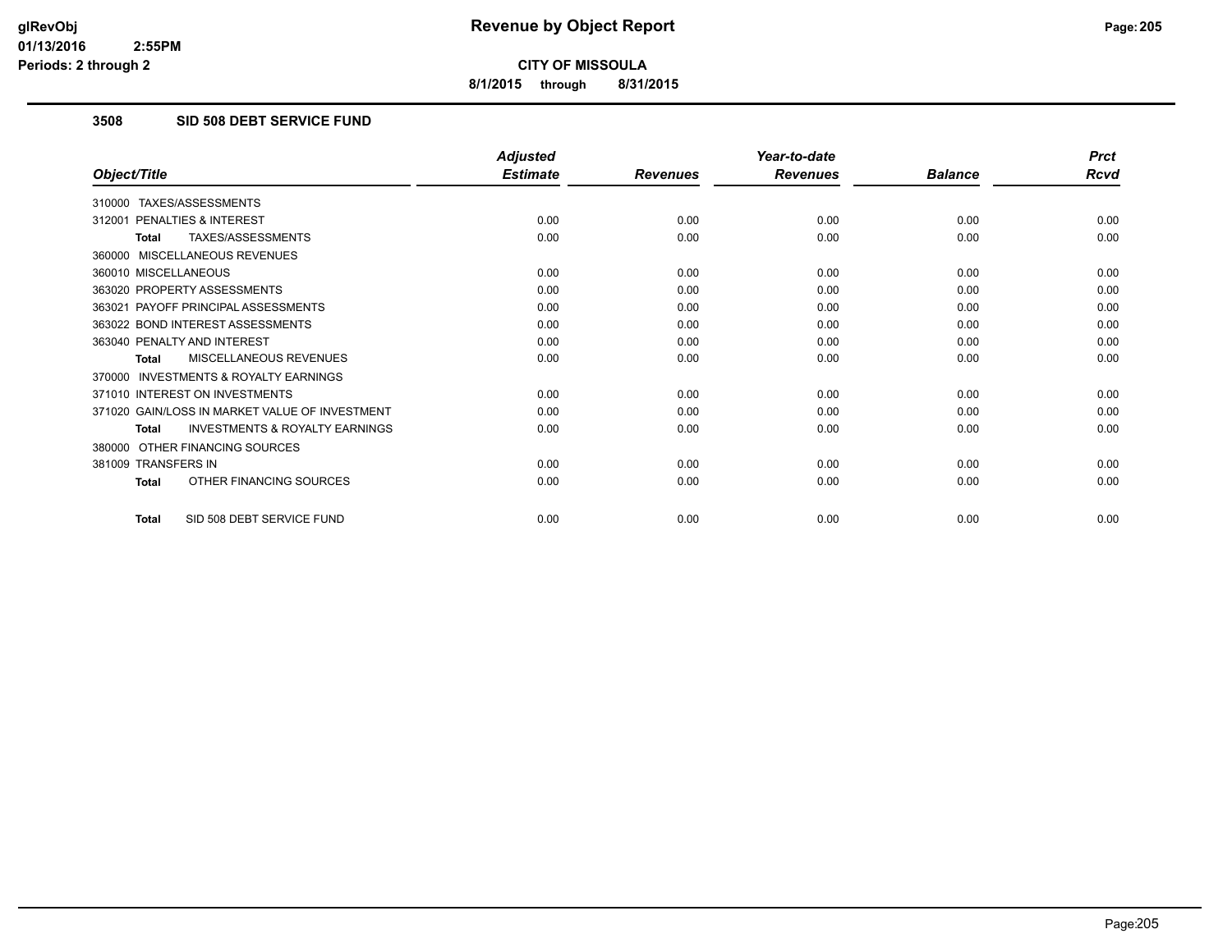**glRevObj**
**01/13/2016 2:55PM**
**Periods: 2 through 2**

# Revenue by Object Report

**CITY OF MISSOULA**

**8/1/2015 through 8/31/2015**

## 3508 SID 508 DEBT SERVICE FUND

| Object/Title | Adjusted Estimate | Revenues | Year-to-date Revenues | Balance | Prct Rcvd |
|---|---|---|---|---|---|
| 310000 TAXES/ASSESSMENTS | | | | | |
| 312001 PENALTIES & INTEREST | 0.00 | 0.00 | 0.00 | 0.00 | 0.00 |
| **Total** TAXES/ASSESSMENTS | 0.00 | 0.00 | 0.00 | 0.00 | 0.00 |
| 360000 MISCELLANEOUS REVENUES | | | | | |
| 360010 MISCELLANEOUS | 0.00 | 0.00 | 0.00 | 0.00 | 0.00 |
| 363020 PROPERTY ASSESSMENTS | 0.00 | 0.00 | 0.00 | 0.00 | 0.00 |
| 363021 PAYOFF PRINCIPAL ASSESSMENTS | 0.00 | 0.00 | 0.00 | 0.00 | 0.00 |
| 363022 BOND INTEREST ASSESSMENTS | 0.00 | 0.00 | 0.00 | 0.00 | 0.00 |
| 363040 PENALTY AND INTEREST | 0.00 | 0.00 | 0.00 | 0.00 | 0.00 |
| **Total** MISCELLANEOUS REVENUES | 0.00 | 0.00 | 0.00 | 0.00 | 0.00 |
| 370000 INVESTMENTS & ROYALTY EARNINGS | | | | | |
| 371010 INTEREST ON INVESTMENTS | 0.00 | 0.00 | 0.00 | 0.00 | 0.00 |
| 371020 GAIN/LOSS IN MARKET VALUE OF INVESTMENT | 0.00 | 0.00 | 0.00 | 0.00 | 0.00 |
| **Total** INVESTMENTS & ROYALTY EARNINGS | 0.00 | 0.00 | 0.00 | 0.00 | 0.00 |
| 380000 OTHER FINANCING SOURCES | | | | | |
| 381009 TRANSFERS IN | 0.00 | 0.00 | 0.00 | 0.00 | 0.00 |
| **Total** OTHER FINANCING SOURCES | 0.00 | 0.00 | 0.00 | 0.00 | 0.00 |
| **Total** SID 508 DEBT SERVICE FUND | 0.00 | 0.00 | 0.00 | 0.00 | 0.00 |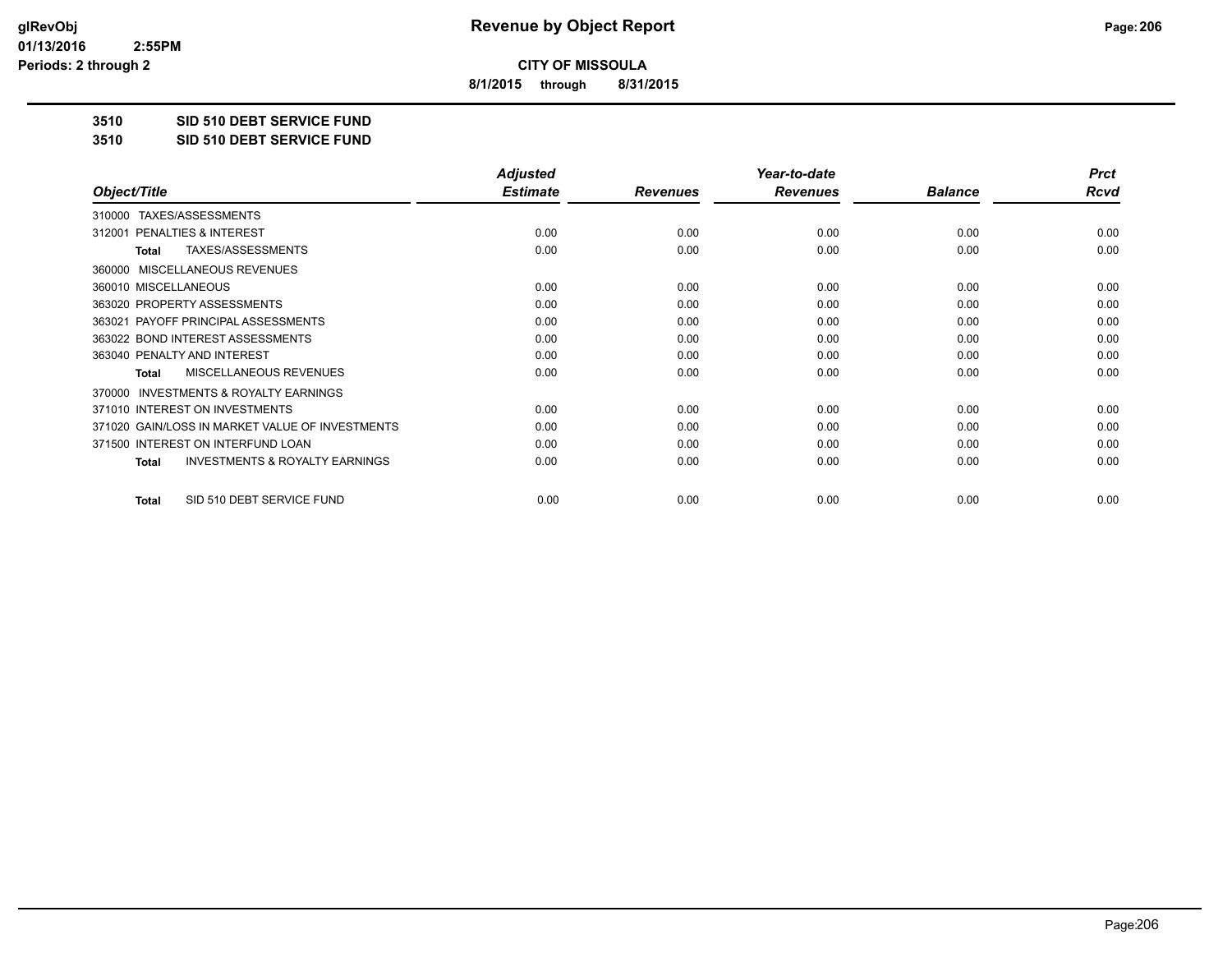# Revenue by Object Report

**CITY OF MISSOULA**

**8/1/2015 through 8/31/2015**

glRevObj
01/13/2016 2:55PM
Periods: 2 through 2

**3510 SID 510 DEBT SERVICE FUND**

**3510 SID 510 DEBT SERVICE FUND**

| Object/Title | Adjusted Estimate | Revenues | Year-to-date Revenues | Balance | Prct Rcvd |
|---|---|---|---|---|---|
| 310000 TAXES/ASSESSMENTS | | | | | |
| 312001 PENALTIES & INTEREST | 0.00 | 0.00 | 0.00 | 0.00 | 0.00 |
| **Total** TAXES/ASSESSMENTS | 0.00 | 0.00 | 0.00 | 0.00 | 0.00 |
| 360000 MISCELLANEOUS REVENUES | | | | | |
| 360010 MISCELLANEOUS | 0.00 | 0.00 | 0.00 | 0.00 | 0.00 |
| 363020 PROPERTY ASSESSMENTS | 0.00 | 0.00 | 0.00 | 0.00 | 0.00 |
| 363021 PAYOFF PRINCIPAL ASSESSMENTS | 0.00 | 0.00 | 0.00 | 0.00 | 0.00 |
| 363022 BOND INTEREST ASSESSMENTS | 0.00 | 0.00 | 0.00 | 0.00 | 0.00 |
| 363040 PENALTY AND INTEREST | 0.00 | 0.00 | 0.00 | 0.00 | 0.00 |
| **Total** MISCELLANEOUS REVENUES | 0.00 | 0.00 | 0.00 | 0.00 | 0.00 |
| 370000 INVESTMENTS & ROYALTY EARNINGS | | | | | |
| 371010 INTEREST ON INVESTMENTS | 0.00 | 0.00 | 0.00 | 0.00 | 0.00 |
| 371020 GAIN/LOSS IN MARKET VALUE OF INVESTMENTS | 0.00 | 0.00 | 0.00 | 0.00 | 0.00 |
| 371500 INTEREST ON INTERFUND LOAN | 0.00 | 0.00 | 0.00 | 0.00 | 0.00 |
| **Total** INVESTMENTS & ROYALTY EARNINGS | 0.00 | 0.00 | 0.00 | 0.00 | 0.00 |
| **Total** SID 510 DEBT SERVICE FUND | 0.00 | 0.00 | 0.00 | 0.00 | 0.00 |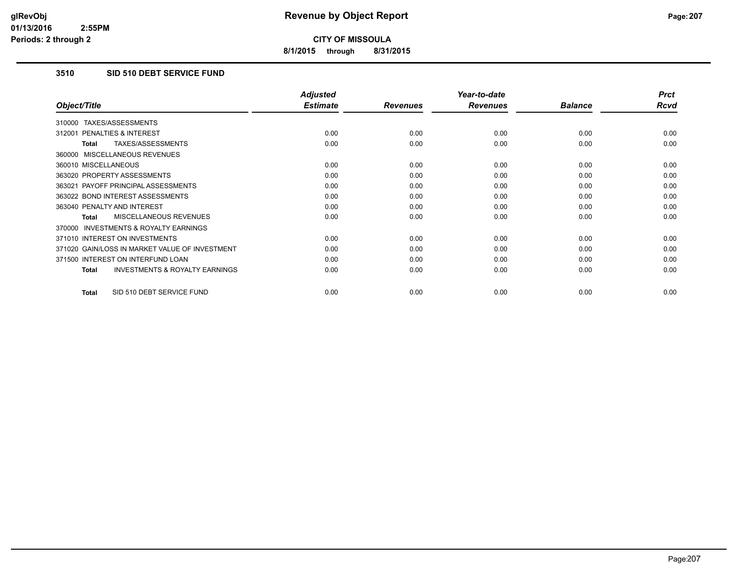# Revenue by Object Report

**CITY OF MISSOULA**

**8/1/2015 through 8/31/2015**

glRevObj
01/13/2016 2:55PM
Periods: 2 through 2

### 3510 SID 510 DEBT SERVICE FUND

| Object/Title | Adjusted Estimate | Revenues | Year-to-date Revenues | Balance | Prct Rcvd |
|---|---|---|---|---|---|
| 310000 TAXES/ASSESSMENTS | | | | | |
| 312001 PENALTIES & INTEREST | 0.00 | 0.00 | 0.00 | 0.00 | 0.00 |
| **Total** TAXES/ASSESSMENTS | 0.00 | 0.00 | 0.00 | 0.00 | 0.00 |
| 360000 MISCELLANEOUS REVENUES | | | | | |
| 360010 MISCELLANEOUS | 0.00 | 0.00 | 0.00 | 0.00 | 0.00 |
| 363020 PROPERTY ASSESSMENTS | 0.00 | 0.00 | 0.00 | 0.00 | 0.00 |
| 363021 PAYOFF PRINCIPAL ASSESSMENTS | 0.00 | 0.00 | 0.00 | 0.00 | 0.00 |
| 363022 BOND INTEREST ASSESSMENTS | 0.00 | 0.00 | 0.00 | 0.00 | 0.00 |
| 363040 PENALTY AND INTEREST | 0.00 | 0.00 | 0.00 | 0.00 | 0.00 |
| **Total** MISCELLANEOUS REVENUES | 0.00 | 0.00 | 0.00 | 0.00 | 0.00 |
| 370000 INVESTMENTS & ROYALTY EARNINGS | | | | | |
| 371010 INTEREST ON INVESTMENTS | 0.00 | 0.00 | 0.00 | 0.00 | 0.00 |
| 371020 GAIN/LOSS IN MARKET VALUE OF INVESTMENT | 0.00 | 0.00 | 0.00 | 0.00 | 0.00 |
| 371500 INTEREST ON INTERFUND LOAN | 0.00 | 0.00 | 0.00 | 0.00 | 0.00 |
| **Total** INVESTMENTS & ROYALTY EARNINGS | 0.00 | 0.00 | 0.00 | 0.00 | 0.00 |
| **Total** SID 510 DEBT SERVICE FUND | 0.00 | 0.00 | 0.00 | 0.00 | 0.00 |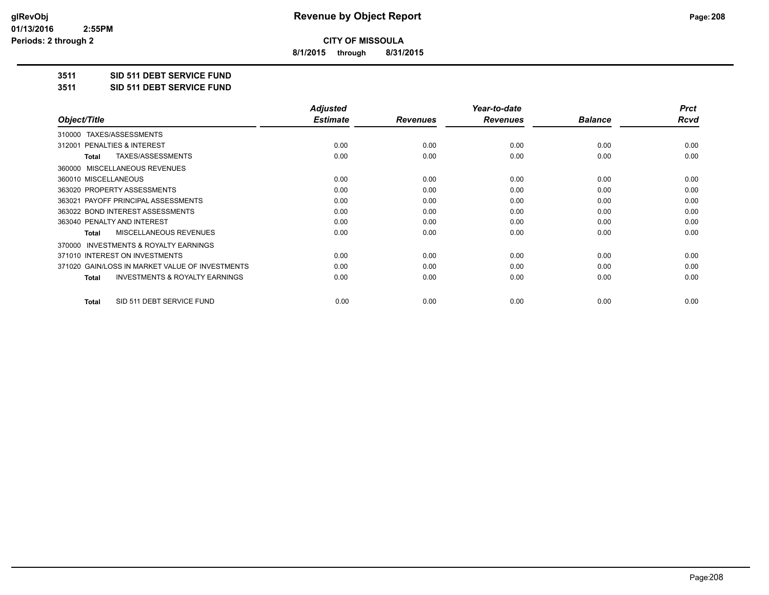# Revenue by Object Report

**CITY OF MISSOULA**

**8/1/2015 through 8/31/2015**

**3511 SID 511 DEBT SERVICE FUND**

**3511 SID 511 DEBT SERVICE FUND**

| Object/Title | Adjusted Estimate | Revenues | Year-to-date Revenues | Balance | Prct Rcvd |
|---|---|---|---|---|---|
| 310000 TAXES/ASSESSMENTS | | | | | |
| 312001 PENALTIES & INTEREST | 0.00 | 0.00 | 0.00 | 0.00 | 0.00 |
| **Total** TAXES/ASSESSMENTS | 0.00 | 0.00 | 0.00 | 0.00 | 0.00 |
| 360000 MISCELLANEOUS REVENUES | | | | | |
| 360010 MISCELLANEOUS | 0.00 | 0.00 | 0.00 | 0.00 | 0.00 |
| 363020 PROPERTY ASSESSMENTS | 0.00 | 0.00 | 0.00 | 0.00 | 0.00 |
| 363021 PAYOFF PRINCIPAL ASSESSMENTS | 0.00 | 0.00 | 0.00 | 0.00 | 0.00 |
| 363022 BOND INTEREST ASSESSMENTS | 0.00 | 0.00 | 0.00 | 0.00 | 0.00 |
| 363040 PENALTY AND INTEREST | 0.00 | 0.00 | 0.00 | 0.00 | 0.00 |
| **Total** MISCELLANEOUS REVENUES | 0.00 | 0.00 | 0.00 | 0.00 | 0.00 |
| 370000 INVESTMENTS & ROYALTY EARNINGS | | | | | |
| 371010 INTEREST ON INVESTMENTS | 0.00 | 0.00 | 0.00 | 0.00 | 0.00 |
| 371020 GAIN/LOSS IN MARKET VALUE OF INVESTMENTS | 0.00 | 0.00 | 0.00 | 0.00 | 0.00 |
| **Total** INVESTMENTS & ROYALTY EARNINGS | 0.00 | 0.00 | 0.00 | 0.00 | 0.00 |
| **Total** SID 511 DEBT SERVICE FUND | 0.00 | 0.00 | 0.00 | 0.00 | 0.00 |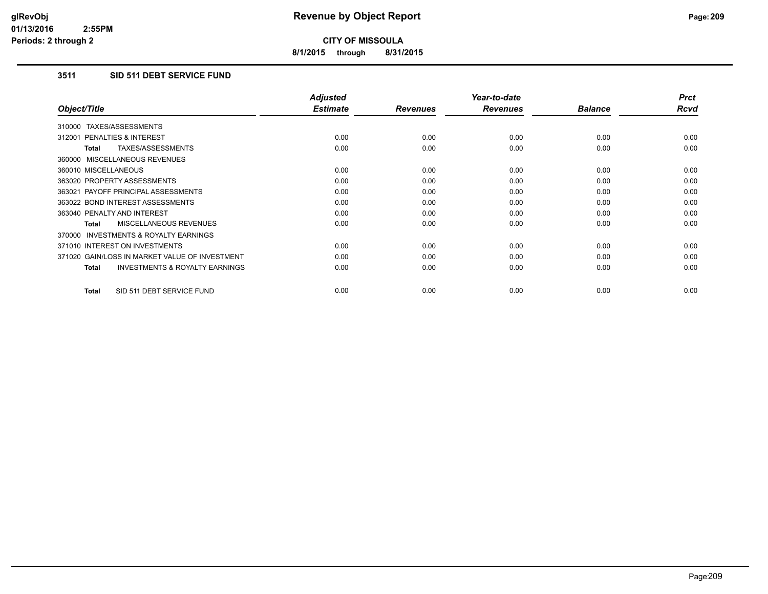# Revenue by Object Report

**CITY OF MISSOULA**

**8/1/2015 through 8/31/2015**

glRevObj
01/13/2016 2:55PM
Periods: 2 through 2

### 3511 SID 511 DEBT SERVICE FUND

| Object/Title | Adjusted Estimate | Revenues | Year-to-date Revenues | Balance | Prct Rcvd |
|---|---|---|---|---|---|
| 310000 TAXES/ASSESSMENTS | | | | | |
| 312001 PENALTIES & INTEREST | 0.00 | 0.00 | 0.00 | 0.00 | 0.00 |
| **Total** TAXES/ASSESSMENTS | 0.00 | 0.00 | 0.00 | 0.00 | 0.00 |
| 360000 MISCELLANEOUS REVENUES | | | | | |
| 360010 MISCELLANEOUS | 0.00 | 0.00 | 0.00 | 0.00 | 0.00 |
| 363020 PROPERTY ASSESSMENTS | 0.00 | 0.00 | 0.00 | 0.00 | 0.00 |
| 363021 PAYOFF PRINCIPAL ASSESSMENTS | 0.00 | 0.00 | 0.00 | 0.00 | 0.00 |
| 363022 BOND INTEREST ASSESSMENTS | 0.00 | 0.00 | 0.00 | 0.00 | 0.00 |
| 363040 PENALTY AND INTEREST | 0.00 | 0.00 | 0.00 | 0.00 | 0.00 |
| **Total** MISCELLANEOUS REVENUES | 0.00 | 0.00 | 0.00 | 0.00 | 0.00 |
| 370000 INVESTMENTS & ROYALTY EARNINGS | | | | | |
| 371010 INTEREST ON INVESTMENTS | 0.00 | 0.00 | 0.00 | 0.00 | 0.00 |
| 371020 GAIN/LOSS IN MARKET VALUE OF INVESTMENT | 0.00 | 0.00 | 0.00 | 0.00 | 0.00 |
| **Total** INVESTMENTS & ROYALTY EARNINGS | 0.00 | 0.00 | 0.00 | 0.00 | 0.00 |
| **Total** SID 511 DEBT SERVICE FUND | 0.00 | 0.00 | 0.00 | 0.00 | 0.00 |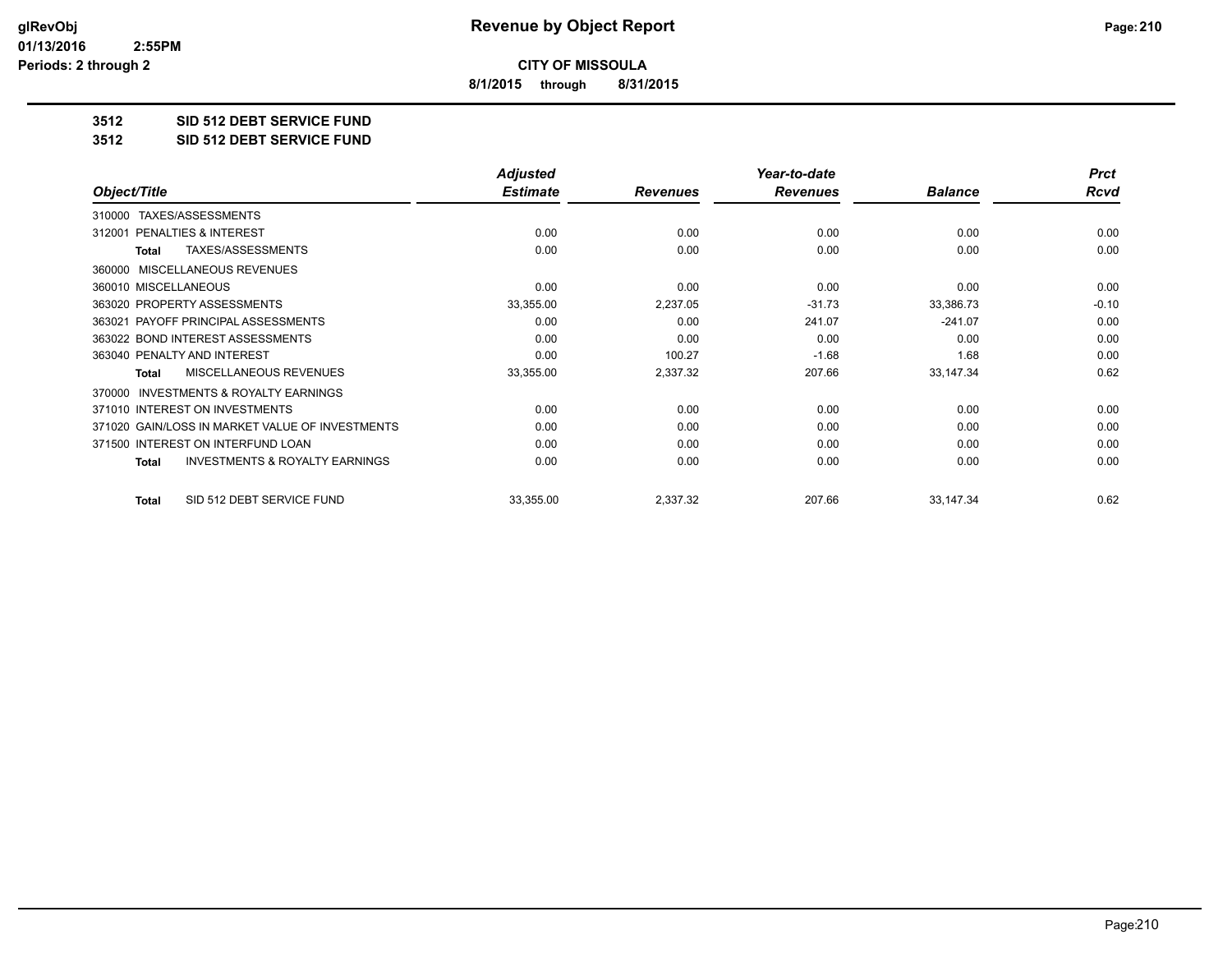**CITY OF MISSOULA**

**8/1/2015 through 8/31/2015**

## 3512 SID 512 DEBT SERVICE FUND

## 3512 SID 512 DEBT SERVICE FUND

| Object/Title | Adjusted Estimate | Revenues | Year-to-date Revenues | Balance | Prct Rcvd |
|---|---|---|---|---|---|
| 310000 TAXES/ASSESSMENTS | | | | | |
| 312001 PENALTIES & INTEREST | 0.00 | 0.00 | 0.00 | 0.00 | 0.00 |
| **Total** TAXES/ASSESSMENTS | 0.00 | 0.00 | 0.00 | 0.00 | 0.00 |
| 360000 MISCELLANEOUS REVENUES | | | | | |
| 360010 MISCELLANEOUS | 0.00 | 0.00 | 0.00 | 0.00 | 0.00 |
| 363020 PROPERTY ASSESSMENTS | 33,355.00 | 2,237.05 | -31.73 | 33,386.73 | -0.10 |
| 363021 PAYOFF PRINCIPAL ASSESSMENTS | 0.00 | 0.00 | 241.07 | -241.07 | 0.00 |
| 363022 BOND INTEREST ASSESSMENTS | 0.00 | 0.00 | 0.00 | 0.00 | 0.00 |
| 363040 PENALTY AND INTEREST | 0.00 | 100.27 | -1.68 | 1.68 | 0.00 |
| **Total** MISCELLANEOUS REVENUES | 33,355.00 | 2,337.32 | 207.66 | 33,147.34 | 0.62 |
| 370000 INVESTMENTS & ROYALTY EARNINGS | | | | | |
| 371010 INTEREST ON INVESTMENTS | 0.00 | 0.00 | 0.00 | 0.00 | 0.00 |
| 371020 GAIN/LOSS IN MARKET VALUE OF INVESTMENTS | 0.00 | 0.00 | 0.00 | 0.00 | 0.00 |
| 371500 INTEREST ON INTERFUND LOAN | 0.00 | 0.00 | 0.00 | 0.00 | 0.00 |
| **Total** INVESTMENTS & ROYALTY EARNINGS | 0.00 | 0.00 | 0.00 | 0.00 | 0.00 |
| **Total** SID 512 DEBT SERVICE FUND | 33,355.00 | 2,337.32 | 207.66 | 33,147.34 | 0.62 |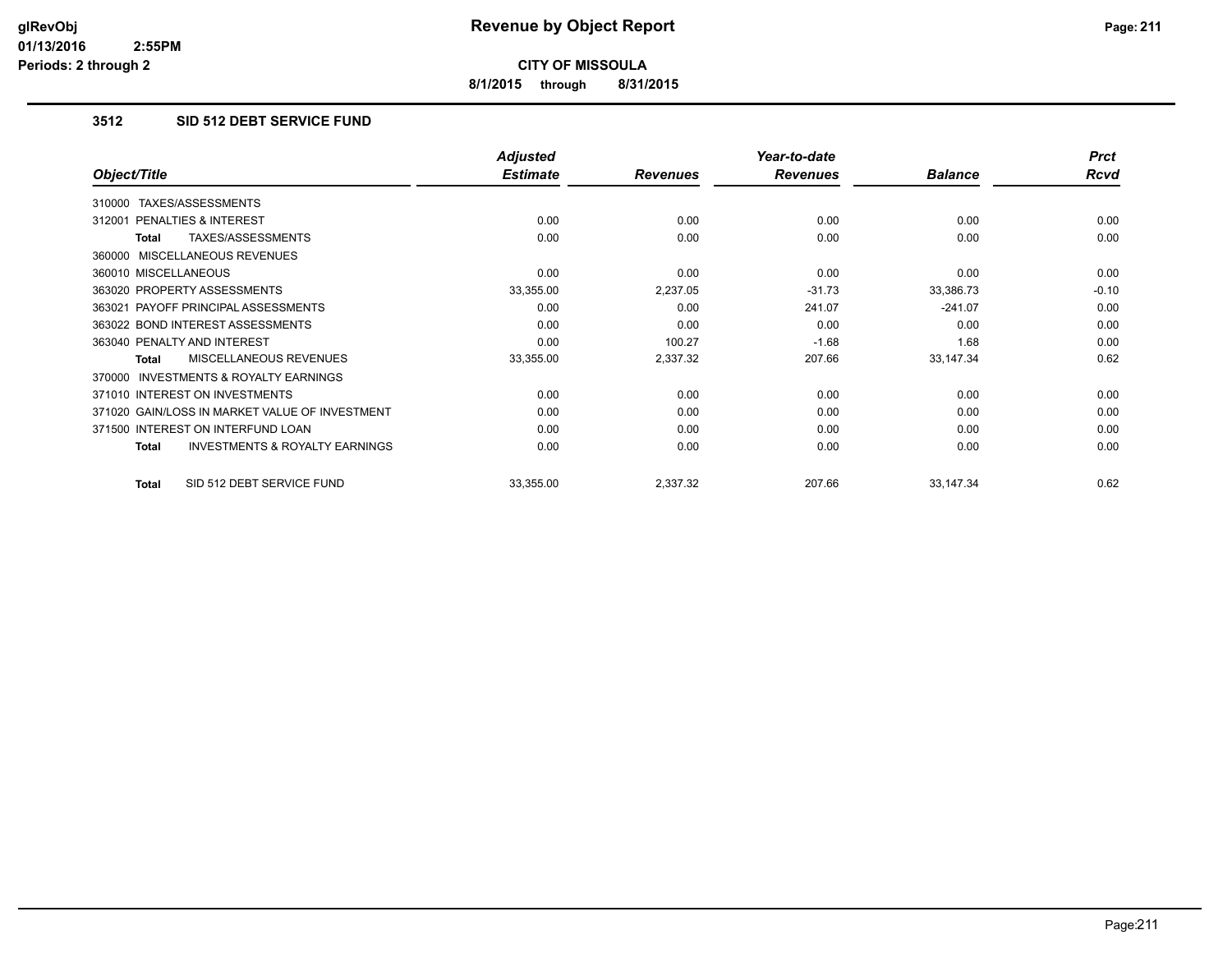# Revenue by Object Report

**CITY OF MISSOULA**

**8/1/2015 through 8/31/2015**

glRevObj
01/13/2016 2:55PM
Periods: 2 through 2

### 3512 SID 512 DEBT SERVICE FUND

| Object/Title | Adjusted Estimate | Revenues | Year-to-date Revenues | Balance | Prct Rcvd |
|---|---|---|---|---|---|
| 310000 TAXES/ASSESSMENTS | | | | | |
| 312001 PENALTIES & INTEREST | 0.00 | 0.00 | 0.00 | 0.00 | 0.00 |
| **Total** TAXES/ASSESSMENTS | 0.00 | 0.00 | 0.00 | 0.00 | 0.00 |
| 360000 MISCELLANEOUS REVENUES | | | | | |
| 360010 MISCELLANEOUS | 0.00 | 0.00 | 0.00 | 0.00 | 0.00 |
| 363020 PROPERTY ASSESSMENTS | 33,355.00 | 2,237.05 | -31.73 | 33,386.73 | -0.10 |
| 363021 PAYOFF PRINCIPAL ASSESSMENTS | 0.00 | 0.00 | 241.07 | -241.07 | 0.00 |
| 363022 BOND INTEREST ASSESSMENTS | 0.00 | 0.00 | 0.00 | 0.00 | 0.00 |
| 363040 PENALTY AND INTEREST | 0.00 | 100.27 | -1.68 | 1.68 | 0.00 |
| **Total** MISCELLANEOUS REVENUES | 33,355.00 | 2,337.32 | 207.66 | 33,147.34 | 0.62 |
| 370000 INVESTMENTS & ROYALTY EARNINGS | | | | | |
| 371010 INTEREST ON INVESTMENTS | 0.00 | 0.00 | 0.00 | 0.00 | 0.00 |
| 371020 GAIN/LOSS IN MARKET VALUE OF INVESTMENT | 0.00 | 0.00 | 0.00 | 0.00 | 0.00 |
| 371500 INTEREST ON INTERFUND LOAN | 0.00 | 0.00 | 0.00 | 0.00 | 0.00 |
| **Total** INVESTMENTS & ROYALTY EARNINGS | 0.00 | 0.00 | 0.00 | 0.00 | 0.00 |
| **Total** SID 512 DEBT SERVICE FUND | 33,355.00 | 2,337.32 | 207.66 | 33,147.34 | 0.62 |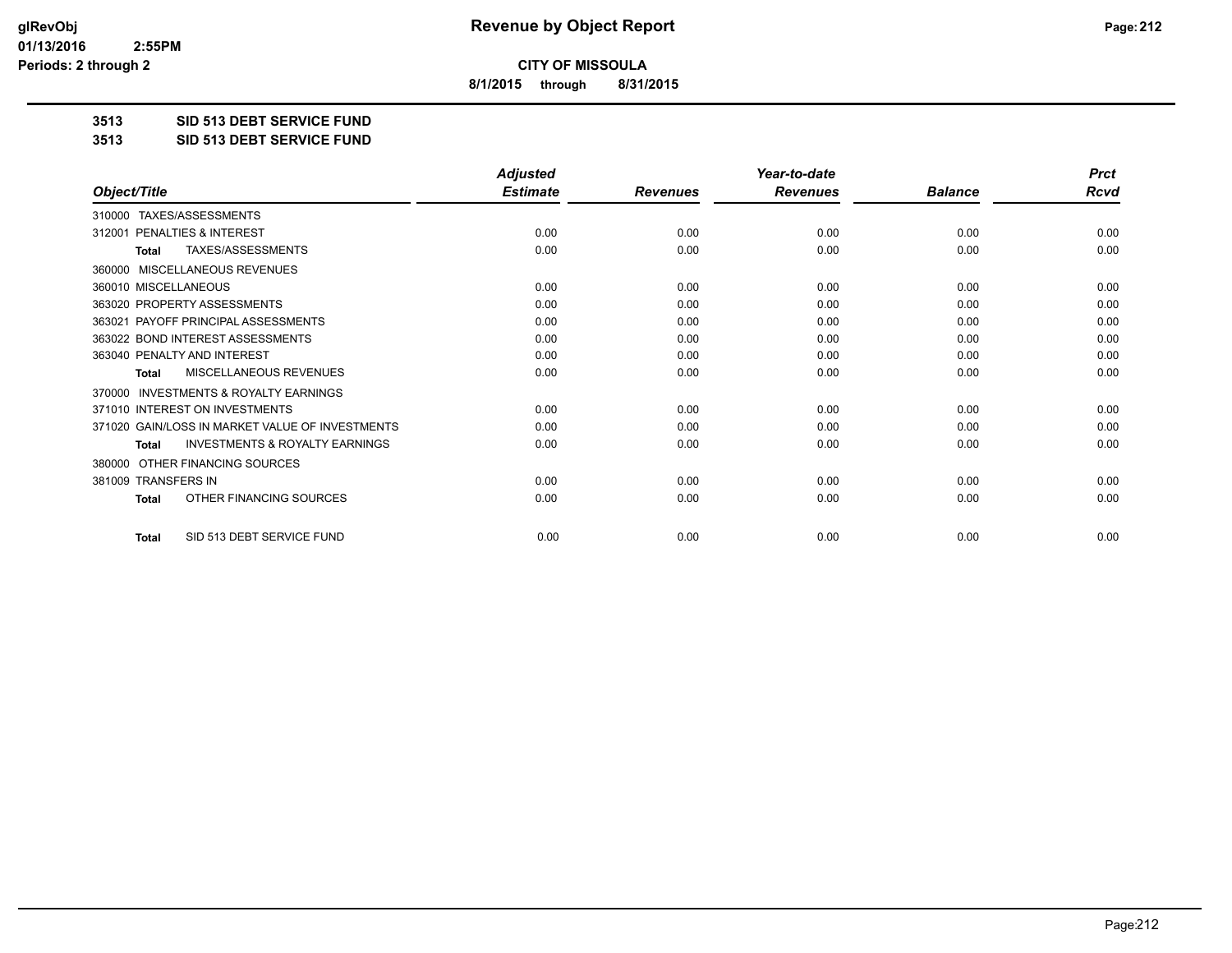# Revenue by Object Report

**CITY OF MISSOULA**

**8/1/2015 through 8/31/2015**

glRevObj
01/13/2016 2:55PM
Periods: 2 through 2

**3513 SID 513 DEBT SERVICE FUND**

**3513 SID 513 DEBT SERVICE FUND**

| Object/Title | Adjusted Estimate | Revenues | Year-to-date Revenues | Balance | Prct Rcvd |
|---|---|---|---|---|---|
| 310000 TAXES/ASSESSMENTS | | | | | |
| 312001 PENALTIES & INTEREST | 0.00 | 0.00 | 0.00 | 0.00 | 0.00 |
| **Total** TAXES/ASSESSMENTS | 0.00 | 0.00 | 0.00 | 0.00 | 0.00 |
| 360000 MISCELLANEOUS REVENUES | | | | | |
| 360010 MISCELLANEOUS | 0.00 | 0.00 | 0.00 | 0.00 | 0.00 |
| 363020 PROPERTY ASSESSMENTS | 0.00 | 0.00 | 0.00 | 0.00 | 0.00 |
| 363021 PAYOFF PRINCIPAL ASSESSMENTS | 0.00 | 0.00 | 0.00 | 0.00 | 0.00 |
| 363022 BOND INTEREST ASSESSMENTS | 0.00 | 0.00 | 0.00 | 0.00 | 0.00 |
| 363040 PENALTY AND INTEREST | 0.00 | 0.00 | 0.00 | 0.00 | 0.00 |
| **Total** MISCELLANEOUS REVENUES | 0.00 | 0.00 | 0.00 | 0.00 | 0.00 |
| 370000 INVESTMENTS & ROYALTY EARNINGS | | | | | |
| 371010 INTEREST ON INVESTMENTS | 0.00 | 0.00 | 0.00 | 0.00 | 0.00 |
| 371020 GAIN/LOSS IN MARKET VALUE OF INVESTMENTS | 0.00 | 0.00 | 0.00 | 0.00 | 0.00 |
| **Total** INVESTMENTS & ROYALTY EARNINGS | 0.00 | 0.00 | 0.00 | 0.00 | 0.00 |
| 380000 OTHER FINANCING SOURCES | | | | | |
| 381009 TRANSFERS IN | 0.00 | 0.00 | 0.00 | 0.00 | 0.00 |
| **Total** OTHER FINANCING SOURCES | 0.00 | 0.00 | 0.00 | 0.00 | 0.00 |
| **Total** SID 513 DEBT SERVICE FUND | 0.00 | 0.00 | 0.00 | 0.00 | 0.00 |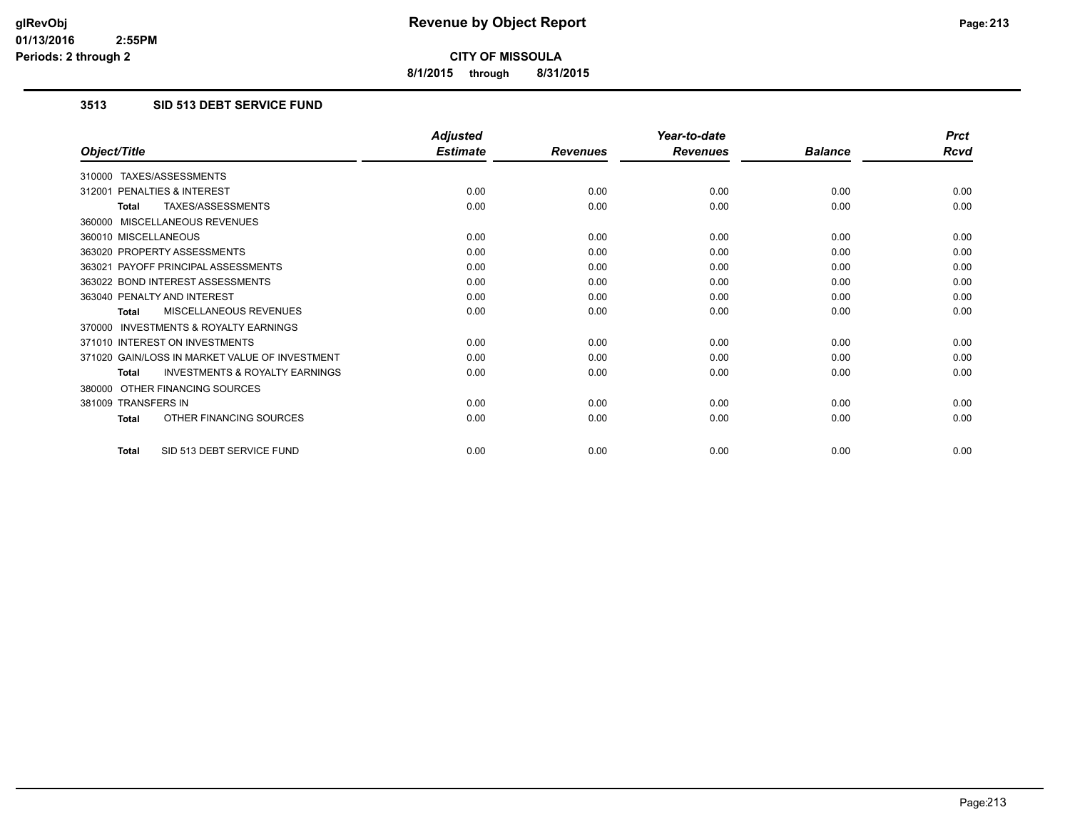# Revenue by Object Report

**CITY OF MISSOULA**

**8/1/2015 through 8/31/2015**

glRevObj
01/13/2016 2:55PM
Periods: 2 through 2

### 3513 SID 513 DEBT SERVICE FUND

| Object/Title | Adjusted Estimate | Revenues | Year-to-date Revenues | Balance | Prct Rcvd |
|---|---|---|---|---|---|
| 310000 TAXES/ASSESSMENTS | | | | | |
| 312001 PENALTIES & INTEREST | 0.00 | 0.00 | 0.00 | 0.00 | 0.00 |
| **Total** TAXES/ASSESSMENTS | 0.00 | 0.00 | 0.00 | 0.00 | 0.00 |
| 360000 MISCELLANEOUS REVENUES | | | | | |
| 360010 MISCELLANEOUS | 0.00 | 0.00 | 0.00 | 0.00 | 0.00 |
| 363020 PROPERTY ASSESSMENTS | 0.00 | 0.00 | 0.00 | 0.00 | 0.00 |
| 363021 PAYOFF PRINCIPAL ASSESSMENTS | 0.00 | 0.00 | 0.00 | 0.00 | 0.00 |
| 363022 BOND INTEREST ASSESSMENTS | 0.00 | 0.00 | 0.00 | 0.00 | 0.00 |
| 363040 PENALTY AND INTEREST | 0.00 | 0.00 | 0.00 | 0.00 | 0.00 |
| **Total** MISCELLANEOUS REVENUES | 0.00 | 0.00 | 0.00 | 0.00 | 0.00 |
| 370000 INVESTMENTS & ROYALTY EARNINGS | | | | | |
| 371010 INTEREST ON INVESTMENTS | 0.00 | 0.00 | 0.00 | 0.00 | 0.00 |
| 371020 GAIN/LOSS IN MARKET VALUE OF INVESTMENT | 0.00 | 0.00 | 0.00 | 0.00 | 0.00 |
| **Total** INVESTMENTS & ROYALTY EARNINGS | 0.00 | 0.00 | 0.00 | 0.00 | 0.00 |
| 380000 OTHER FINANCING SOURCES | | | | | |
| 381009 TRANSFERS IN | 0.00 | 0.00 | 0.00 | 0.00 | 0.00 |
| **Total** OTHER FINANCING SOURCES | 0.00 | 0.00 | 0.00 | 0.00 | 0.00 |
| **Total** SID 513 DEBT SERVICE FUND | 0.00 | 0.00 | 0.00 | 0.00 | 0.00 |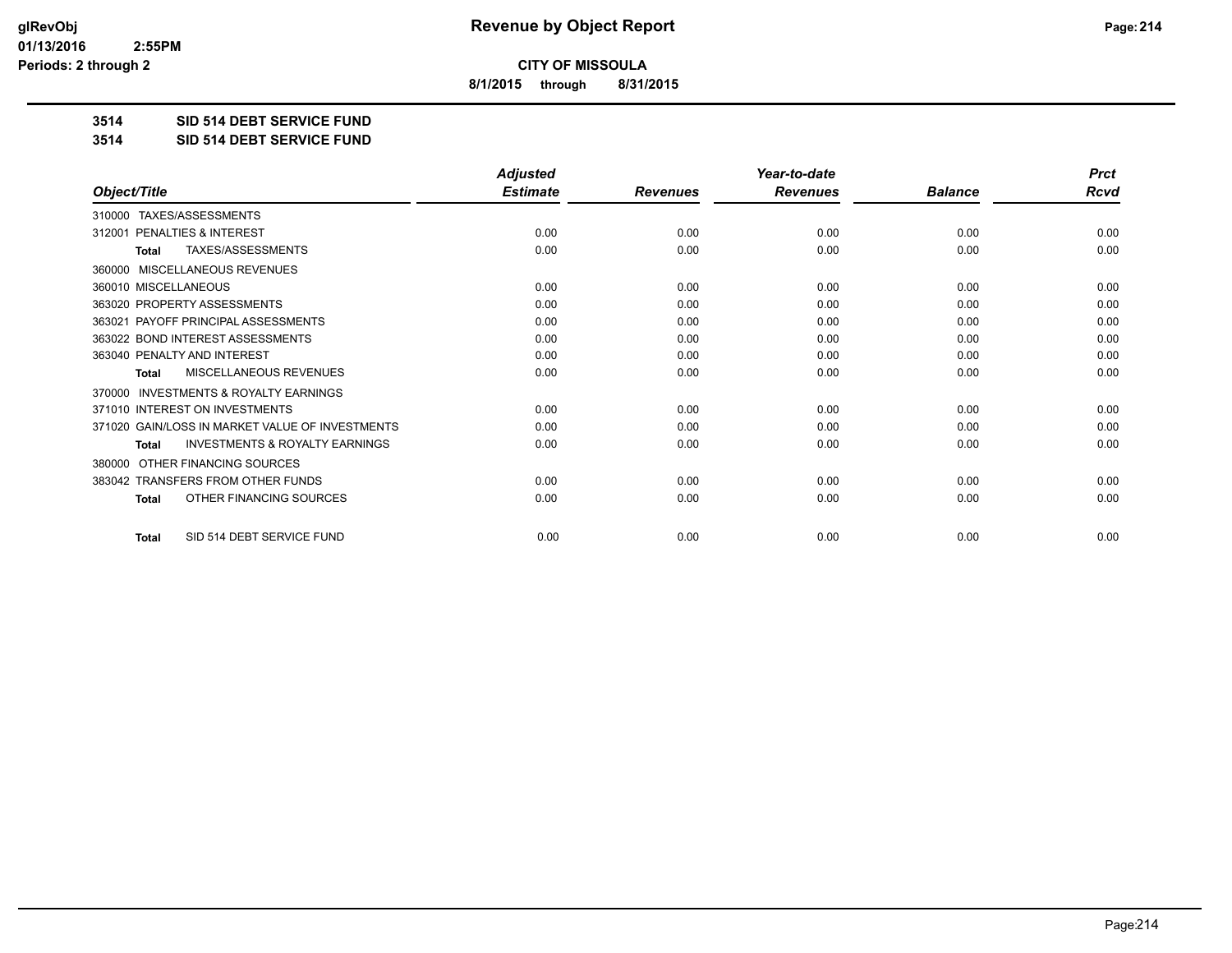**CITY OF MISSOULA**

**8/1/2015 through 8/31/2015**

**3514 SID 514 DEBT SERVICE FUND**

**3514 SID 514 DEBT SERVICE FUND**

| Object/Title | Adjusted Estimate | Revenues | Year-to-date Revenues | Balance | Prct Rcvd |
|---|---|---|---|---|---|
| 310000 TAXES/ASSESSMENTS | | | | | |
| 312001 PENALTIES & INTEREST | 0.00 | 0.00 | 0.00 | 0.00 | 0.00 |
| **Total** TAXES/ASSESSMENTS | 0.00 | 0.00 | 0.00 | 0.00 | 0.00 |
| 360000 MISCELLANEOUS REVENUES | | | | | |
| 360010 MISCELLANEOUS | 0.00 | 0.00 | 0.00 | 0.00 | 0.00 |
| 363020 PROPERTY ASSESSMENTS | 0.00 | 0.00 | 0.00 | 0.00 | 0.00 |
| 363021 PAYOFF PRINCIPAL ASSESSMENTS | 0.00 | 0.00 | 0.00 | 0.00 | 0.00 |
| 363022 BOND INTEREST ASSESSMENTS | 0.00 | 0.00 | 0.00 | 0.00 | 0.00 |
| 363040 PENALTY AND INTEREST | 0.00 | 0.00 | 0.00 | 0.00 | 0.00 |
| **Total** MISCELLANEOUS REVENUES | 0.00 | 0.00 | 0.00 | 0.00 | 0.00 |
| 370000 INVESTMENTS & ROYALTY EARNINGS | | | | | |
| 371010 INTEREST ON INVESTMENTS | 0.00 | 0.00 | 0.00 | 0.00 | 0.00 |
| 371020 GAIN/LOSS IN MARKET VALUE OF INVESTMENTS | 0.00 | 0.00 | 0.00 | 0.00 | 0.00 |
| **Total** INVESTMENTS & ROYALTY EARNINGS | 0.00 | 0.00 | 0.00 | 0.00 | 0.00 |
| 380000 OTHER FINANCING SOURCES | | | | | |
| 383042 TRANSFERS FROM OTHER FUNDS | 0.00 | 0.00 | 0.00 | 0.00 | 0.00 |
| **Total** OTHER FINANCING SOURCES | 0.00 | 0.00 | 0.00 | 0.00 | 0.00 |
| **Total** SID 514 DEBT SERVICE FUND | 0.00 | 0.00 | 0.00 | 0.00 | 0.00 |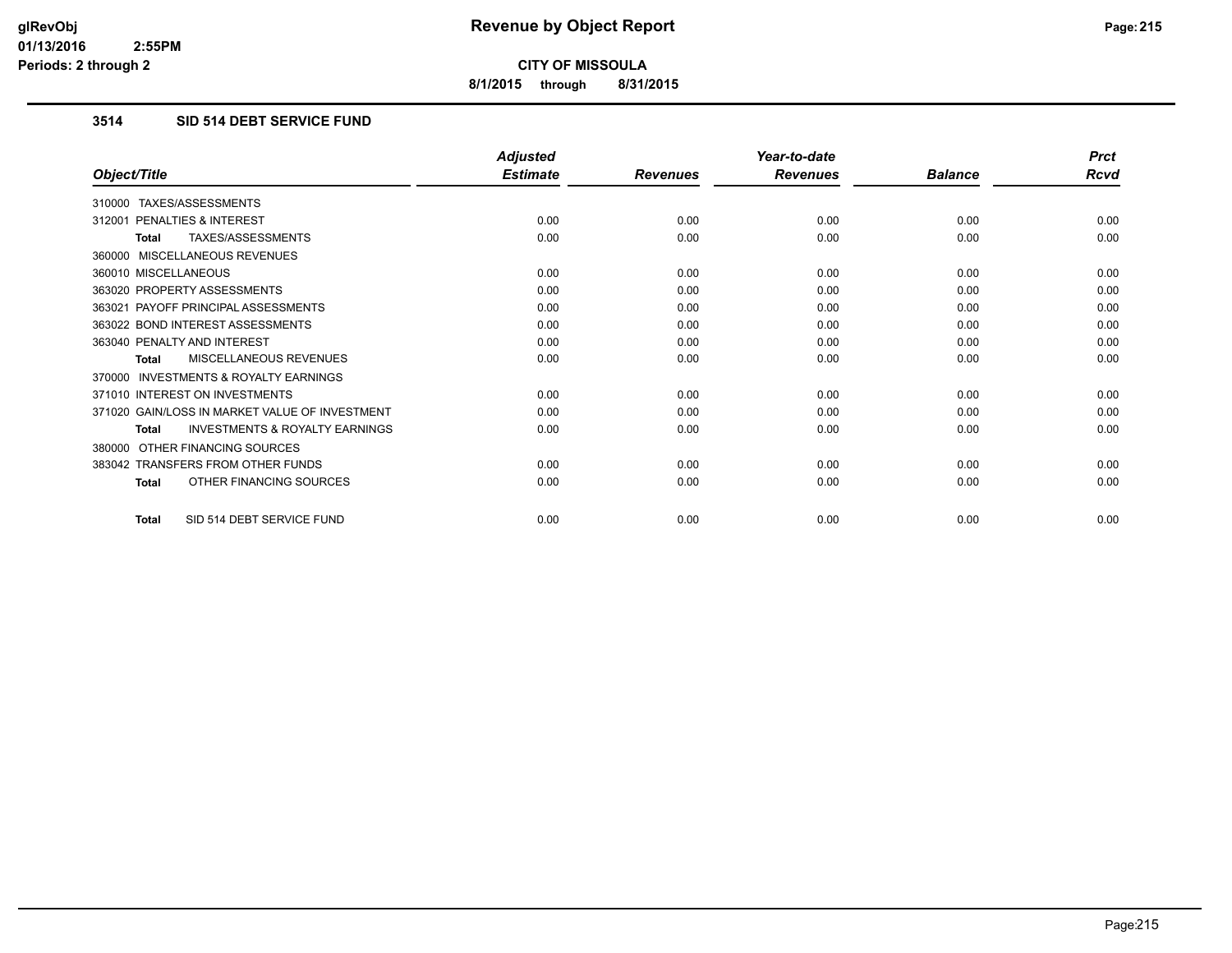**CITY OF MISSOULA**

**8/1/2015 through 8/31/2015**

### 3514 SID 514 DEBT SERVICE FUND

| Object/Title | Adjusted Estimate | Revenues | Year-to-date Revenues | Balance | Prct Rcvd |
|---|---|---|---|---|---|
| 310000 TAXES/ASSESSMENTS | | | | | |
| 312001 PENALTIES & INTEREST | 0.00 | 0.00 | 0.00 | 0.00 | 0.00 |
| **Total** TAXES/ASSESSMENTS | 0.00 | 0.00 | 0.00 | 0.00 | 0.00 |
| 360000 MISCELLANEOUS REVENUES | | | | | |
| 360010 MISCELLANEOUS | 0.00 | 0.00 | 0.00 | 0.00 | 0.00 |
| 363020 PROPERTY ASSESSMENTS | 0.00 | 0.00 | 0.00 | 0.00 | 0.00 |
| 363021 PAYOFF PRINCIPAL ASSESSMENTS | 0.00 | 0.00 | 0.00 | 0.00 | 0.00 |
| 363022 BOND INTEREST ASSESSMENTS | 0.00 | 0.00 | 0.00 | 0.00 | 0.00 |
| 363040 PENALTY AND INTEREST | 0.00 | 0.00 | 0.00 | 0.00 | 0.00 |
| **Total** MISCELLANEOUS REVENUES | 0.00 | 0.00 | 0.00 | 0.00 | 0.00 |
| 370000 INVESTMENTS & ROYALTY EARNINGS | | | | | |
| 371010 INTEREST ON INVESTMENTS | 0.00 | 0.00 | 0.00 | 0.00 | 0.00 |
| 371020 GAIN/LOSS IN MARKET VALUE OF INVESTMENT | 0.00 | 0.00 | 0.00 | 0.00 | 0.00 |
| **Total** INVESTMENTS & ROYALTY EARNINGS | 0.00 | 0.00 | 0.00 | 0.00 | 0.00 |
| 380000 OTHER FINANCING SOURCES | | | | | |
| 383042 TRANSFERS FROM OTHER FUNDS | 0.00 | 0.00 | 0.00 | 0.00 | 0.00 |
| **Total** OTHER FINANCING SOURCES | 0.00 | 0.00 | 0.00 | 0.00 | 0.00 |
| **Total** SID 514 DEBT SERVICE FUND | 0.00 | 0.00 | 0.00 | 0.00 | 0.00 |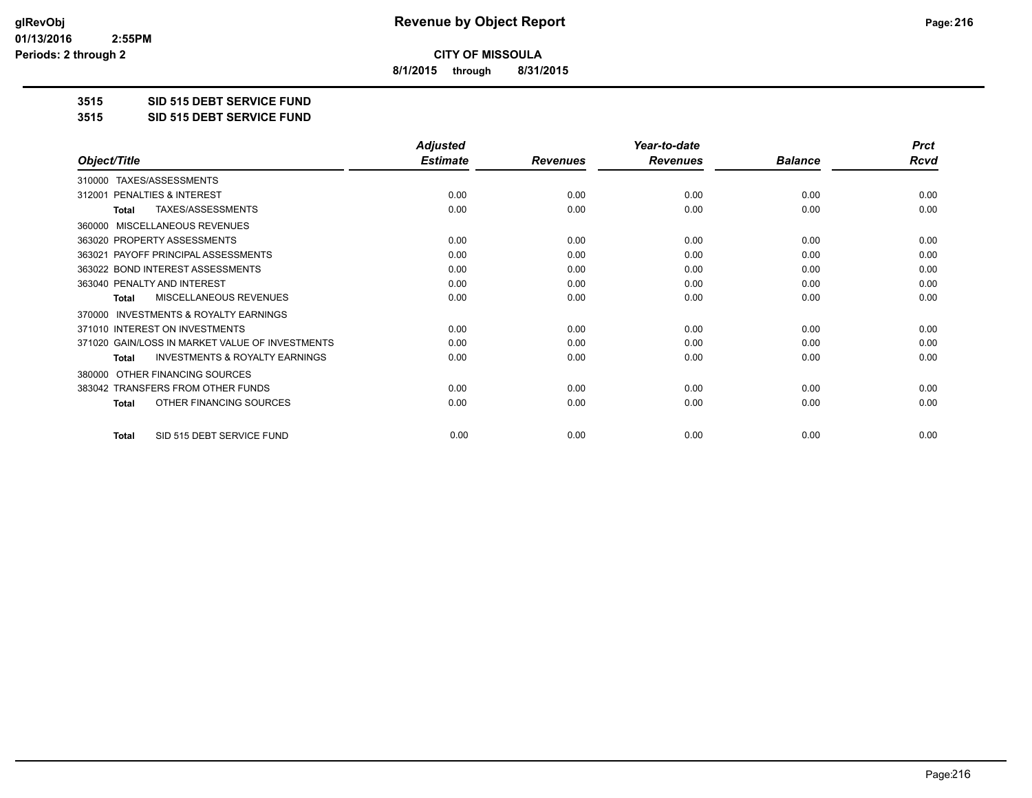# Revenue by Object Report

**CITY OF MISSOULA**

**8/1/2015 through 8/31/2015**

**3515 SID 515 DEBT SERVICE FUND**

**3515 SID 515 DEBT SERVICE FUND**

| Object/Title | Adjusted Estimate | Revenues | Year-to-date Revenues | Balance | Prct Rcvd |
|---|---|---|---|---|---|
| 310000 TAXES/ASSESSMENTS | | | | | |
| 312001 PENALTIES & INTEREST | 0.00 | 0.00 | 0.00 | 0.00 | 0.00 |
| **Total** TAXES/ASSESSMENTS | 0.00 | 0.00 | 0.00 | 0.00 | 0.00 |
| 360000 MISCELLANEOUS REVENUES | | | | | |
| 363020 PROPERTY ASSESSMENTS | 0.00 | 0.00 | 0.00 | 0.00 | 0.00 |
| 363021 PAYOFF PRINCIPAL ASSESSMENTS | 0.00 | 0.00 | 0.00 | 0.00 | 0.00 |
| 363022 BOND INTEREST ASSESSMENTS | 0.00 | 0.00 | 0.00 | 0.00 | 0.00 |
| 363040 PENALTY AND INTEREST | 0.00 | 0.00 | 0.00 | 0.00 | 0.00 |
| **Total** MISCELLANEOUS REVENUES | 0.00 | 0.00 | 0.00 | 0.00 | 0.00 |
| 370000 INVESTMENTS & ROYALTY EARNINGS | | | | | |
| 371010 INTEREST ON INVESTMENTS | 0.00 | 0.00 | 0.00 | 0.00 | 0.00 |
| 371020 GAIN/LOSS IN MARKET VALUE OF INVESTMENTS | 0.00 | 0.00 | 0.00 | 0.00 | 0.00 |
| **Total** INVESTMENTS & ROYALTY EARNINGS | 0.00 | 0.00 | 0.00 | 0.00 | 0.00 |
| 380000 OTHER FINANCING SOURCES | | | | | |
| 383042 TRANSFERS FROM OTHER FUNDS | 0.00 | 0.00 | 0.00 | 0.00 | 0.00 |
| **Total** OTHER FINANCING SOURCES | 0.00 | 0.00 | 0.00 | 0.00 | 0.00 |
| **Total** SID 515 DEBT SERVICE FUND | 0.00 | 0.00 | 0.00 | 0.00 | 0.00 |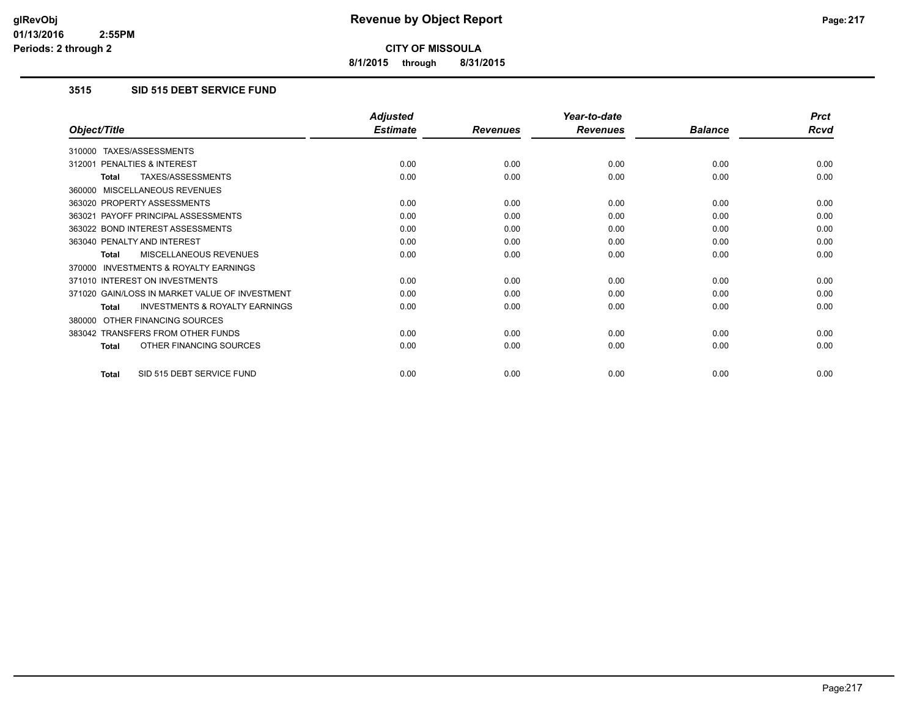**CITY OF MISSOULA**

**8/1/2015 through 8/31/2015**

## 3515 SID 515 DEBT SERVICE FUND

| Object/Title | Adjusted Estimate | Revenues | Year-to-date Revenues | Balance | Prct Rcvd |
|---|---|---|---|---|---|
| 310000 TAXES/ASSESSMENTS | | | | | |
| 312001 PENALTIES & INTEREST | 0.00 | 0.00 | 0.00 | 0.00 | 0.00 |
| **Total** TAXES/ASSESSMENTS | 0.00 | 0.00 | 0.00 | 0.00 | 0.00 |
| 360000 MISCELLANEOUS REVENUES | | | | | |
| 363020 PROPERTY ASSESSMENTS | 0.00 | 0.00 | 0.00 | 0.00 | 0.00 |
| 363021 PAYOFF PRINCIPAL ASSESSMENTS | 0.00 | 0.00 | 0.00 | 0.00 | 0.00 |
| 363022 BOND INTEREST ASSESSMENTS | 0.00 | 0.00 | 0.00 | 0.00 | 0.00 |
| 363040 PENALTY AND INTEREST | 0.00 | 0.00 | 0.00 | 0.00 | 0.00 |
| **Total** MISCELLANEOUS REVENUES | 0.00 | 0.00 | 0.00 | 0.00 | 0.00 |
| 370000 INVESTMENTS & ROYALTY EARNINGS | | | | | |
| 371010 INTEREST ON INVESTMENTS | 0.00 | 0.00 | 0.00 | 0.00 | 0.00 |
| 371020 GAIN/LOSS IN MARKET VALUE OF INVESTMENT | 0.00 | 0.00 | 0.00 | 0.00 | 0.00 |
| **Total** INVESTMENTS & ROYALTY EARNINGS | 0.00 | 0.00 | 0.00 | 0.00 | 0.00 |
| 380000 OTHER FINANCING SOURCES | | | | | |
| 383042 TRANSFERS FROM OTHER FUNDS | 0.00 | 0.00 | 0.00 | 0.00 | 0.00 |
| **Total** OTHER FINANCING SOURCES | 0.00 | 0.00 | 0.00 | 0.00 | 0.00 |
| **Total** SID 515 DEBT SERVICE FUND | 0.00 | 0.00 | 0.00 | 0.00 | 0.00 |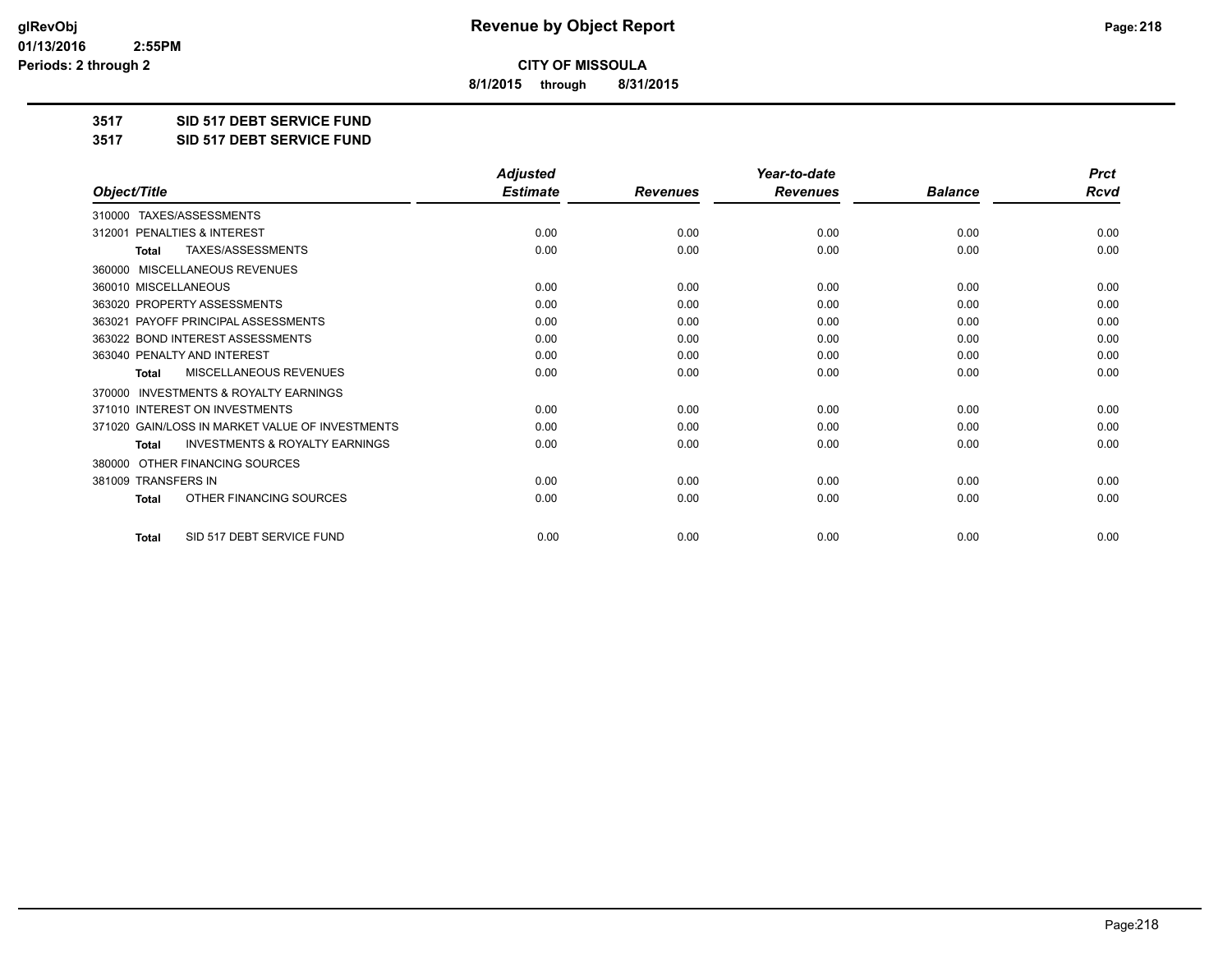**CITY OF MISSOULA**

**8/1/2015 through 8/31/2015**

**3517 SID 517 DEBT SERVICE FUND**

**3517 SID 517 DEBT SERVICE FUND**

| Object/Title | Adjusted Estimate | Revenues | Year-to-date Revenues | Balance | Prct Rcvd |
|---|---|---|---|---|---|
| 310000 TAXES/ASSESSMENTS | | | | | |
| 312001 PENALTIES & INTEREST | 0.00 | 0.00 | 0.00 | 0.00 | 0.00 |
| **Total** TAXES/ASSESSMENTS | 0.00 | 0.00 | 0.00 | 0.00 | 0.00 |
| 360000 MISCELLANEOUS REVENUES | | | | | |
| 360010 MISCELLANEOUS | 0.00 | 0.00 | 0.00 | 0.00 | 0.00 |
| 363020 PROPERTY ASSESSMENTS | 0.00 | 0.00 | 0.00 | 0.00 | 0.00 |
| 363021 PAYOFF PRINCIPAL ASSESSMENTS | 0.00 | 0.00 | 0.00 | 0.00 | 0.00 |
| 363022 BOND INTEREST ASSESSMENTS | 0.00 | 0.00 | 0.00 | 0.00 | 0.00 |
| 363040 PENALTY AND INTEREST | 0.00 | 0.00 | 0.00 | 0.00 | 0.00 |
| **Total** MISCELLANEOUS REVENUES | 0.00 | 0.00 | 0.00 | 0.00 | 0.00 |
| 370000 INVESTMENTS & ROYALTY EARNINGS | | | | | |
| 371010 INTEREST ON INVESTMENTS | 0.00 | 0.00 | 0.00 | 0.00 | 0.00 |
| 371020 GAIN/LOSS IN MARKET VALUE OF INVESTMENTS | 0.00 | 0.00 | 0.00 | 0.00 | 0.00 |
| **Total** INVESTMENTS & ROYALTY EARNINGS | 0.00 | 0.00 | 0.00 | 0.00 | 0.00 |
| 380000 OTHER FINANCING SOURCES | | | | | |
| 381009 TRANSFERS IN | 0.00 | 0.00 | 0.00 | 0.00 | 0.00 |
| **Total** OTHER FINANCING SOURCES | 0.00 | 0.00 | 0.00 | 0.00 | 0.00 |
| **Total** SID 517 DEBT SERVICE FUND | 0.00 | 0.00 | 0.00 | 0.00 | 0.00 |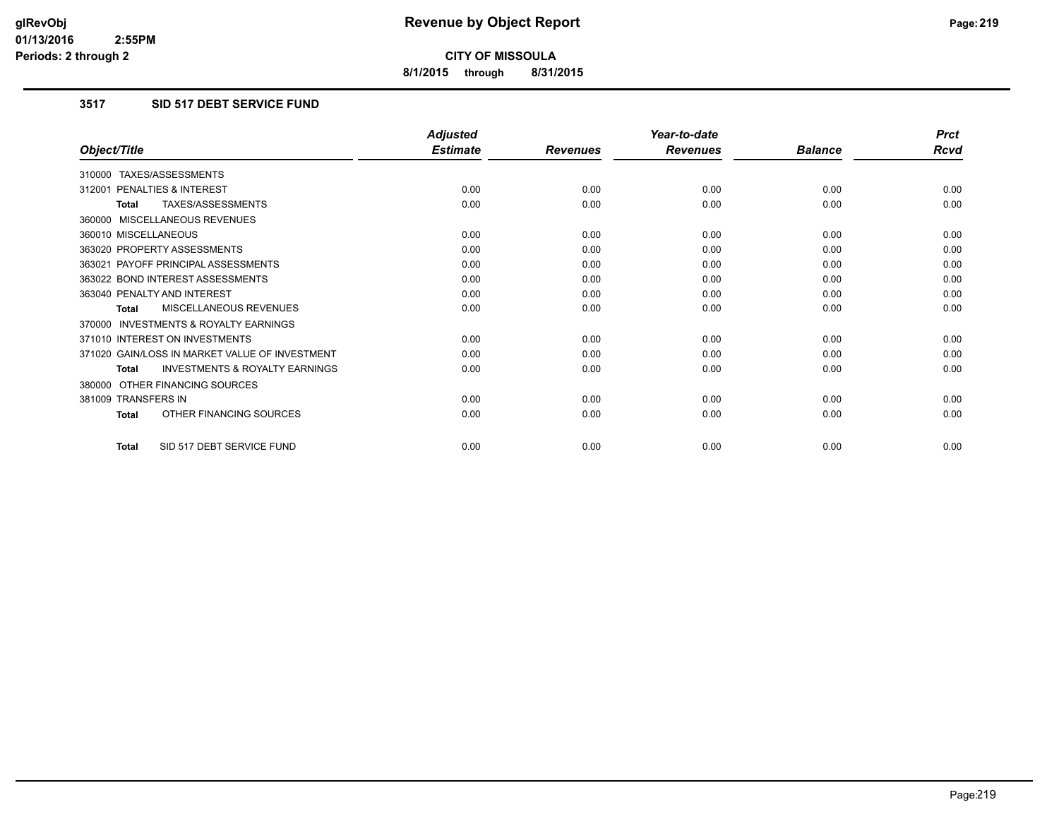**CITY OF MISSOULA**

**8/1/2015 through 8/31/2015**

### 3517 SID 517 DEBT SERVICE FUND

| Object/Title | Adjusted Estimate | Revenues | Year-to-date Revenues | Balance | Prct Rcvd |
|---|---|---|---|---|---|
| 310000 TAXES/ASSESSMENTS | | | | | |
| 312001 PENALTIES & INTEREST | 0.00 | 0.00 | 0.00 | 0.00 | 0.00 |
| **Total** TAXES/ASSESSMENTS | 0.00 | 0.00 | 0.00 | 0.00 | 0.00 |
| 360000 MISCELLANEOUS REVENUES | | | | | |
| 360010 MISCELLANEOUS | 0.00 | 0.00 | 0.00 | 0.00 | 0.00 |
| 363020 PROPERTY ASSESSMENTS | 0.00 | 0.00 | 0.00 | 0.00 | 0.00 |
| 363021 PAYOFF PRINCIPAL ASSESSMENTS | 0.00 | 0.00 | 0.00 | 0.00 | 0.00 |
| 363022 BOND INTEREST ASSESSMENTS | 0.00 | 0.00 | 0.00 | 0.00 | 0.00 |
| 363040 PENALTY AND INTEREST | 0.00 | 0.00 | 0.00 | 0.00 | 0.00 |
| **Total** MISCELLANEOUS REVENUES | 0.00 | 0.00 | 0.00 | 0.00 | 0.00 |
| 370000 INVESTMENTS & ROYALTY EARNINGS | | | | | |
| 371010 INTEREST ON INVESTMENTS | 0.00 | 0.00 | 0.00 | 0.00 | 0.00 |
| 371020 GAIN/LOSS IN MARKET VALUE OF INVESTMENT | 0.00 | 0.00 | 0.00 | 0.00 | 0.00 |
| **Total** INVESTMENTS & ROYALTY EARNINGS | 0.00 | 0.00 | 0.00 | 0.00 | 0.00 |
| 380000 OTHER FINANCING SOURCES | | | | | |
| 381009 TRANSFERS IN | 0.00 | 0.00 | 0.00 | 0.00 | 0.00 |
| **Total** OTHER FINANCING SOURCES | 0.00 | 0.00 | 0.00 | 0.00 | 0.00 |
| **Total** SID 517 DEBT SERVICE FUND | 0.00 | 0.00 | 0.00 | 0.00 | 0.00 |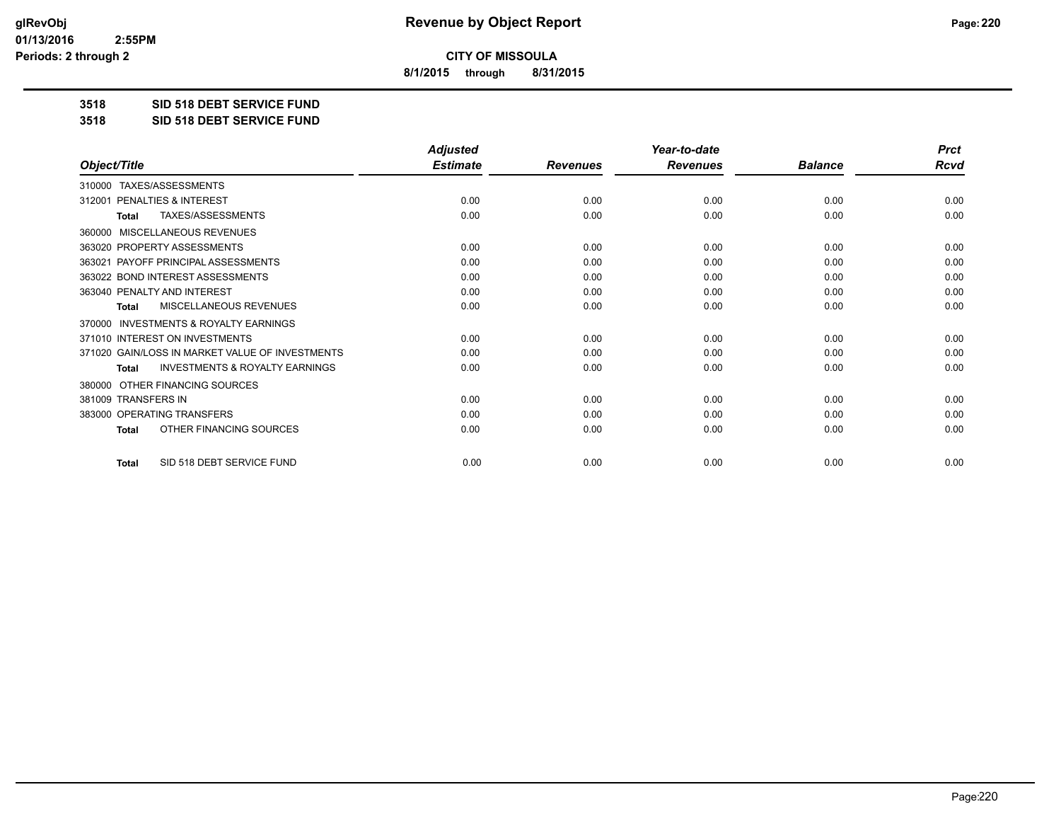# Revenue by Object Report

**CITY OF MISSOULA**

**8/1/2015 through 8/31/2015**

glRevObj
01/13/2016 2:55PM
Periods: 2 through 2

## 3518 SID 518 DEBT SERVICE FUND
## 3518 SID 518 DEBT SERVICE FUND

| Object/Title | Adjusted Estimate | Revenues | Year-to-date Revenues | Balance | Prct Rcvd |
|---|---|---|---|---|---|
| 310000 TAXES/ASSESSMENTS | | | | | |
| 312001 PENALTIES & INTEREST | 0.00 | 0.00 | 0.00 | 0.00 | 0.00 |
| **Total** TAXES/ASSESSMENTS | 0.00 | 0.00 | 0.00 | 0.00 | 0.00 |
| 360000 MISCELLANEOUS REVENUES | | | | | |
| 363020 PROPERTY ASSESSMENTS | 0.00 | 0.00 | 0.00 | 0.00 | 0.00 |
| 363021 PAYOFF PRINCIPAL ASSESSMENTS | 0.00 | 0.00 | 0.00 | 0.00 | 0.00 |
| 363022 BOND INTEREST ASSESSMENTS | 0.00 | 0.00 | 0.00 | 0.00 | 0.00 |
| 363040 PENALTY AND INTEREST | 0.00 | 0.00 | 0.00 | 0.00 | 0.00 |
| **Total** MISCELLANEOUS REVENUES | 0.00 | 0.00 | 0.00 | 0.00 | 0.00 |
| 370000 INVESTMENTS & ROYALTY EARNINGS | | | | | |
| 371010 INTEREST ON INVESTMENTS | 0.00 | 0.00 | 0.00 | 0.00 | 0.00 |
| 371020 GAIN/LOSS IN MARKET VALUE OF INVESTMENTS | 0.00 | 0.00 | 0.00 | 0.00 | 0.00 |
| **Total** INVESTMENTS & ROYALTY EARNINGS | 0.00 | 0.00 | 0.00 | 0.00 | 0.00 |
| 380000 OTHER FINANCING SOURCES | | | | | |
| 381009 TRANSFERS IN | 0.00 | 0.00 | 0.00 | 0.00 | 0.00 |
| 383000 OPERATING TRANSFERS | 0.00 | 0.00 | 0.00 | 0.00 | 0.00 |
| **Total** OTHER FINANCING SOURCES | 0.00 | 0.00 | 0.00 | 0.00 | 0.00 |
| **Total** SID 518 DEBT SERVICE FUND | 0.00 | 0.00 | 0.00 | 0.00 | 0.00 |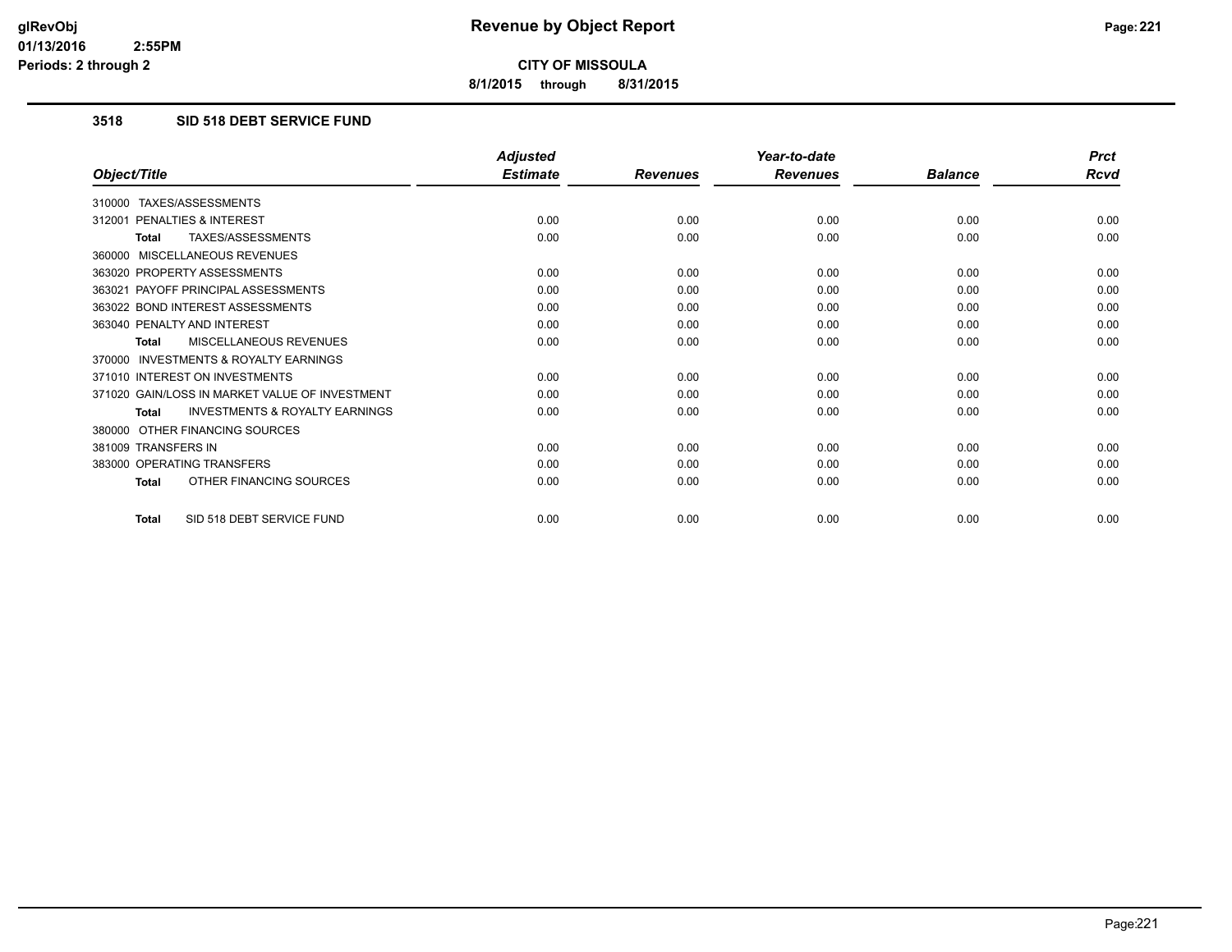# Revenue by Object Report

**CITY OF MISSOULA**

**8/1/2015 through 8/31/2015**

glRevObj
01/13/2016 2:55PM
Periods: 2 through 2

### 3518 SID 518 DEBT SERVICE FUND

| Object/Title | Adjusted Estimate | Revenues | Year-to-date Revenues | Balance | Prct Rcvd |
|---|---|---|---|---|---|
| 310000 TAXES/ASSESSMENTS | | | | | |
| 312001 PENALTIES & INTEREST | 0.00 | 0.00 | 0.00 | 0.00 | 0.00 |
| **Total** TAXES/ASSESSMENTS | 0.00 | 0.00 | 0.00 | 0.00 | 0.00 |
| 360000 MISCELLANEOUS REVENUES | | | | | |
| 363020 PROPERTY ASSESSMENTS | 0.00 | 0.00 | 0.00 | 0.00 | 0.00 |
| 363021 PAYOFF PRINCIPAL ASSESSMENTS | 0.00 | 0.00 | 0.00 | 0.00 | 0.00 |
| 363022 BOND INTEREST ASSESSMENTS | 0.00 | 0.00 | 0.00 | 0.00 | 0.00 |
| 363040 PENALTY AND INTEREST | 0.00 | 0.00 | 0.00 | 0.00 | 0.00 |
| **Total** MISCELLANEOUS REVENUES | 0.00 | 0.00 | 0.00 | 0.00 | 0.00 |
| 370000 INVESTMENTS & ROYALTY EARNINGS | | | | | |
| 371010 INTEREST ON INVESTMENTS | 0.00 | 0.00 | 0.00 | 0.00 | 0.00 |
| 371020 GAIN/LOSS IN MARKET VALUE OF INVESTMENT | 0.00 | 0.00 | 0.00 | 0.00 | 0.00 |
| **Total** INVESTMENTS & ROYALTY EARNINGS | 0.00 | 0.00 | 0.00 | 0.00 | 0.00 |
| 380000 OTHER FINANCING SOURCES | | | | | |
| 381009 TRANSFERS IN | 0.00 | 0.00 | 0.00 | 0.00 | 0.00 |
| 383000 OPERATING TRANSFERS | 0.00 | 0.00 | 0.00 | 0.00 | 0.00 |
| **Total** OTHER FINANCING SOURCES | 0.00 | 0.00 | 0.00 | 0.00 | 0.00 |
| **Total** SID 518 DEBT SERVICE FUND | 0.00 | 0.00 | 0.00 | 0.00 | 0.00 |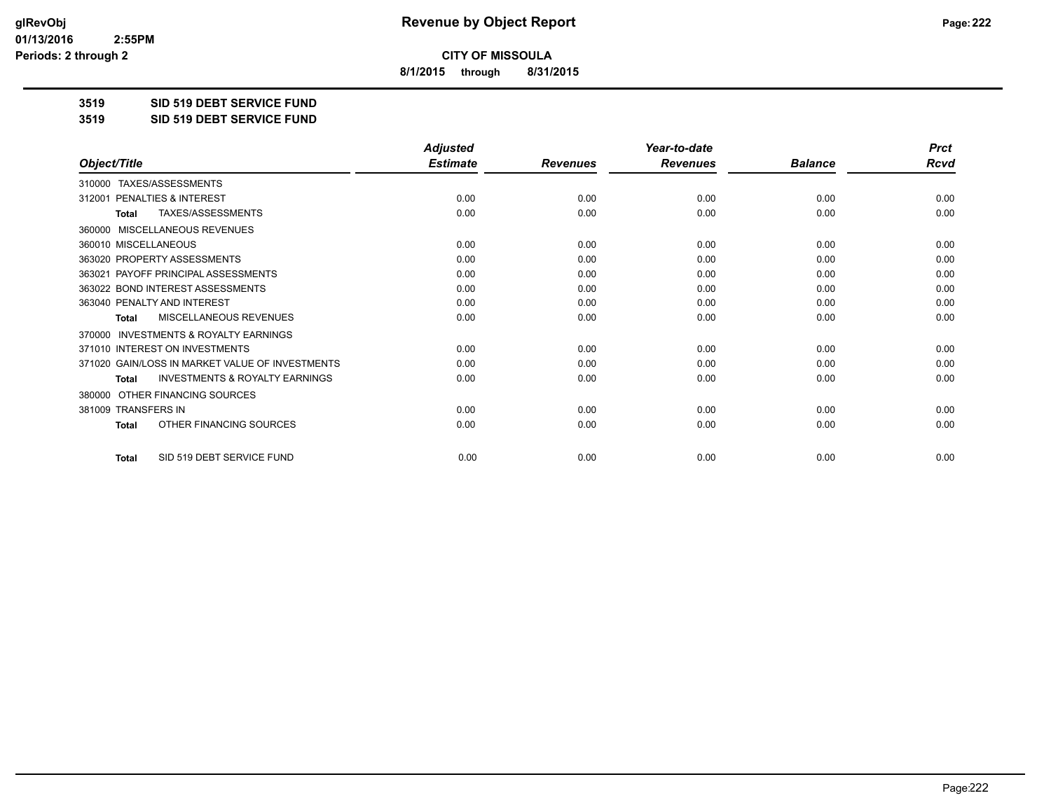**Revenue by Object Report**

**CITY OF MISSOULA**

**8/1/2015 through 8/31/2015**

glRevObj
01/13/2016 2:55PM
Periods: 2 through 2

## 3519 SID 519 DEBT SERVICE FUND

## 3519 SID 519 DEBT SERVICE FUND

| Object/Title | Adjusted Estimate | Revenues | Year-to-date Revenues | Balance | Prct Rcvd |
|---|---|---|---|---|---|
| 310000 TAXES/ASSESSMENTS | | | | | |
| 312001 PENALTIES & INTEREST | 0.00 | 0.00 | 0.00 | 0.00 | 0.00 |
| **Total** TAXES/ASSESSMENTS | 0.00 | 0.00 | 0.00 | 0.00 | 0.00 |
| 360000 MISCELLANEOUS REVENUES | | | | | |
| 360010 MISCELLANEOUS | 0.00 | 0.00 | 0.00 | 0.00 | 0.00 |
| 363020 PROPERTY ASSESSMENTS | 0.00 | 0.00 | 0.00 | 0.00 | 0.00 |
| 363021 PAYOFF PRINCIPAL ASSESSMENTS | 0.00 | 0.00 | 0.00 | 0.00 | 0.00 |
| 363022 BOND INTEREST ASSESSMENTS | 0.00 | 0.00 | 0.00 | 0.00 | 0.00 |
| 363040 PENALTY AND INTEREST | 0.00 | 0.00 | 0.00 | 0.00 | 0.00 |
| **Total** MISCELLANEOUS REVENUES | 0.00 | 0.00 | 0.00 | 0.00 | 0.00 |
| 370000 INVESTMENTS & ROYALTY EARNINGS | | | | | |
| 371010 INTEREST ON INVESTMENTS | 0.00 | 0.00 | 0.00 | 0.00 | 0.00 |
| 371020 GAIN/LOSS IN MARKET VALUE OF INVESTMENTS | 0.00 | 0.00 | 0.00 | 0.00 | 0.00 |
| **Total** INVESTMENTS & ROYALTY EARNINGS | 0.00 | 0.00 | 0.00 | 0.00 | 0.00 |
| 380000 OTHER FINANCING SOURCES | | | | | |
| 381009 TRANSFERS IN | 0.00 | 0.00 | 0.00 | 0.00 | 0.00 |
| **Total** OTHER FINANCING SOURCES | 0.00 | 0.00 | 0.00 | 0.00 | 0.00 |
| **Total** SID 519 DEBT SERVICE FUND | 0.00 | 0.00 | 0.00 | 0.00 | 0.00 |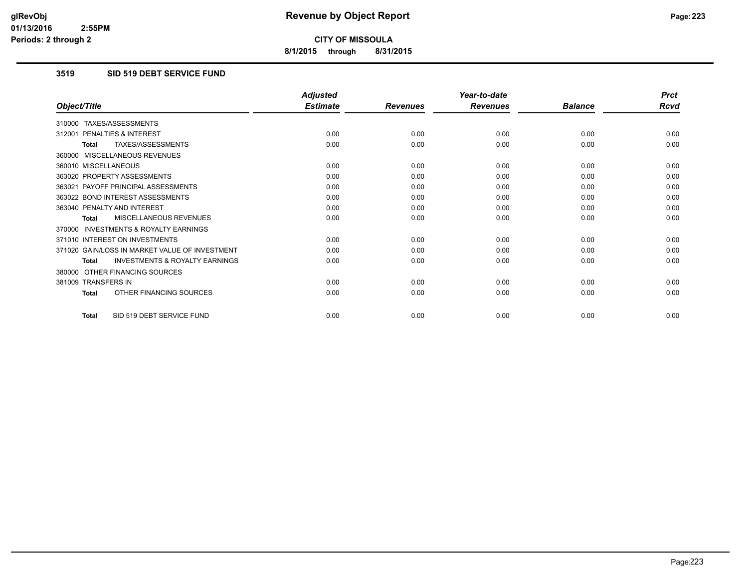**CITY OF MISSOULA**

**8/1/2015 through 8/31/2015**

### 3519 SID 519 DEBT SERVICE FUND

| Object/Title | Adjusted Estimate | Revenues | Year-to-date Revenues | Balance | Prct Rcvd |
|---|---|---|---|---|---|
| 310000 TAXES/ASSESSMENTS | | | | | |
| 312001 PENALTIES & INTEREST | 0.00 | 0.00 | 0.00 | 0.00 | 0.00 |
| **Total** TAXES/ASSESSMENTS | 0.00 | 0.00 | 0.00 | 0.00 | 0.00 |
| 360000 MISCELLANEOUS REVENUES | | | | | |
| 360010 MISCELLANEOUS | 0.00 | 0.00 | 0.00 | 0.00 | 0.00 |
| 363020 PROPERTY ASSESSMENTS | 0.00 | 0.00 | 0.00 | 0.00 | 0.00 |
| 363021 PAYOFF PRINCIPAL ASSESSMENTS | 0.00 | 0.00 | 0.00 | 0.00 | 0.00 |
| 363022 BOND INTEREST ASSESSMENTS | 0.00 | 0.00 | 0.00 | 0.00 | 0.00 |
| 363040 PENALTY AND INTEREST | 0.00 | 0.00 | 0.00 | 0.00 | 0.00 |
| **Total** MISCELLANEOUS REVENUES | 0.00 | 0.00 | 0.00 | 0.00 | 0.00 |
| 370000 INVESTMENTS & ROYALTY EARNINGS | | | | | |
| 371010 INTEREST ON INVESTMENTS | 0.00 | 0.00 | 0.00 | 0.00 | 0.00 |
| 371020 GAIN/LOSS IN MARKET VALUE OF INVESTMENT | 0.00 | 0.00 | 0.00 | 0.00 | 0.00 |
| **Total** INVESTMENTS & ROYALTY EARNINGS | 0.00 | 0.00 | 0.00 | 0.00 | 0.00 |
| 380000 OTHER FINANCING SOURCES | | | | | |
| 381009 TRANSFERS IN | 0.00 | 0.00 | 0.00 | 0.00 | 0.00 |
| **Total** OTHER FINANCING SOURCES | 0.00 | 0.00 | 0.00 | 0.00 | 0.00 |
| **Total** SID 519 DEBT SERVICE FUND | 0.00 | 0.00 | 0.00 | 0.00 | 0.00 |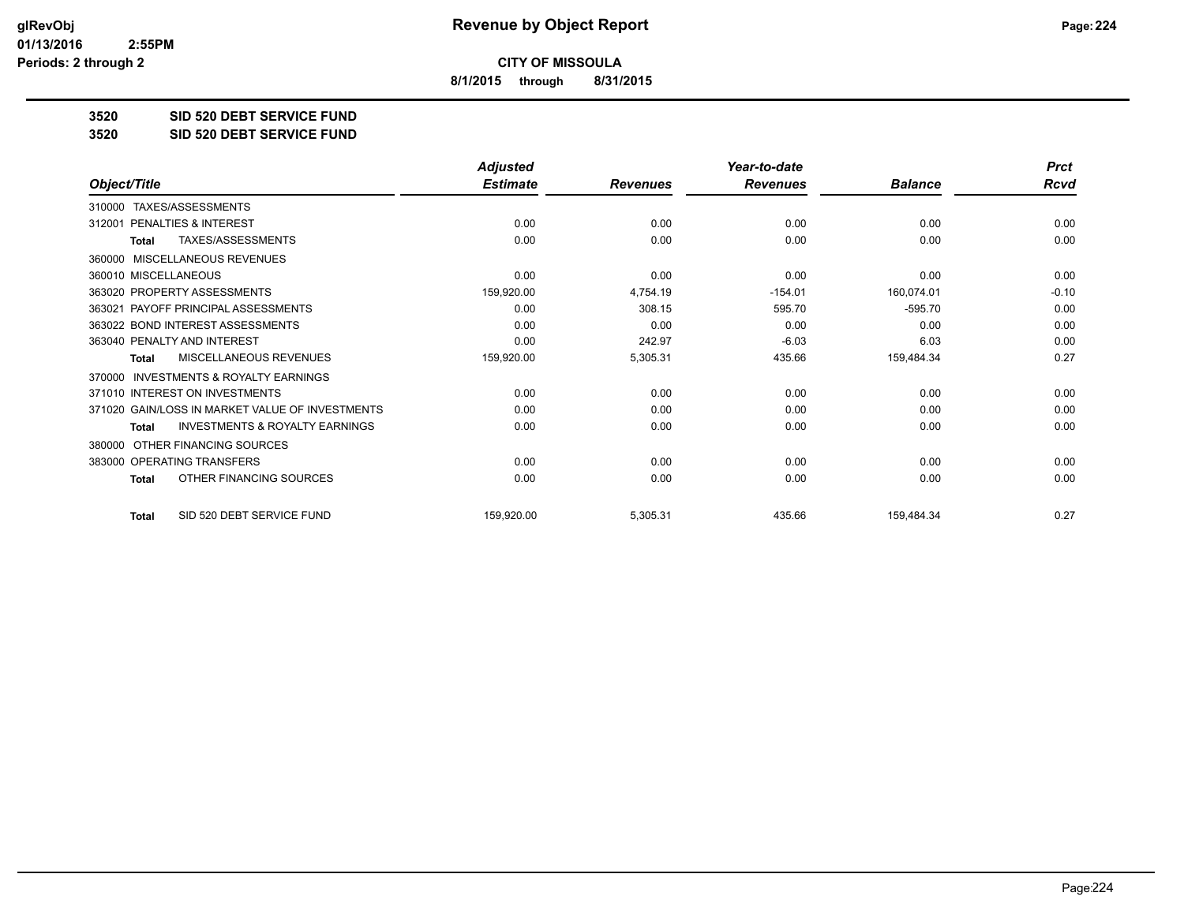**Revenue by Object Report**

**CITY OF MISSOULA**

**8/1/2015 through 8/31/2015**

glRevObj
01/13/2016 2:55PM
Periods: 2 through 2

**3520 SID 520 DEBT SERVICE FUND**

**3520 SID 520 DEBT SERVICE FUND**

| Object/Title | Adjusted Estimate | Revenues | Year-to-date Revenues | Balance | Prct Rcvd |
|---|---|---|---|---|---|
| 310000 TAXES/ASSESSMENTS | | | | | |
| 312001 PENALTIES & INTEREST | 0.00 | 0.00 | 0.00 | 0.00 | 0.00 |
| **Total** TAXES/ASSESSMENTS | 0.00 | 0.00 | 0.00 | 0.00 | 0.00 |
| 360000 MISCELLANEOUS REVENUES | | | | | |
| 360010 MISCELLANEOUS | 0.00 | 0.00 | 0.00 | 0.00 | 0.00 |
| 363020 PROPERTY ASSESSMENTS | 159,920.00 | 4,754.19 | -154.01 | 160,074.01 | -0.10 |
| 363021 PAYOFF PRINCIPAL ASSESSMENTS | 0.00 | 308.15 | 595.70 | -595.70 | 0.00 |
| 363022 BOND INTEREST ASSESSMENTS | 0.00 | 0.00 | 0.00 | 0.00 | 0.00 |
| 363040 PENALTY AND INTEREST | 0.00 | 242.97 | -6.03 | 6.03 | 0.00 |
| **Total** MISCELLANEOUS REVENUES | 159,920.00 | 5,305.31 | 435.66 | 159,484.34 | 0.27 |
| 370000 INVESTMENTS & ROYALTY EARNINGS | | | | | |
| 371010 INTEREST ON INVESTMENTS | 0.00 | 0.00 | 0.00 | 0.00 | 0.00 |
| 371020 GAIN/LOSS IN MARKET VALUE OF INVESTMENTS | 0.00 | 0.00 | 0.00 | 0.00 | 0.00 |
| **Total** INVESTMENTS & ROYALTY EARNINGS | 0.00 | 0.00 | 0.00 | 0.00 | 0.00 |
| 380000 OTHER FINANCING SOURCES | | | | | |
| 383000 OPERATING TRANSFERS | 0.00 | 0.00 | 0.00 | 0.00 | 0.00 |
| **Total** OTHER FINANCING SOURCES | 0.00 | 0.00 | 0.00 | 0.00 | 0.00 |
| **Total** SID 520 DEBT SERVICE FUND | 159,920.00 | 5,305.31 | 435.66 | 159,484.34 | 0.27 |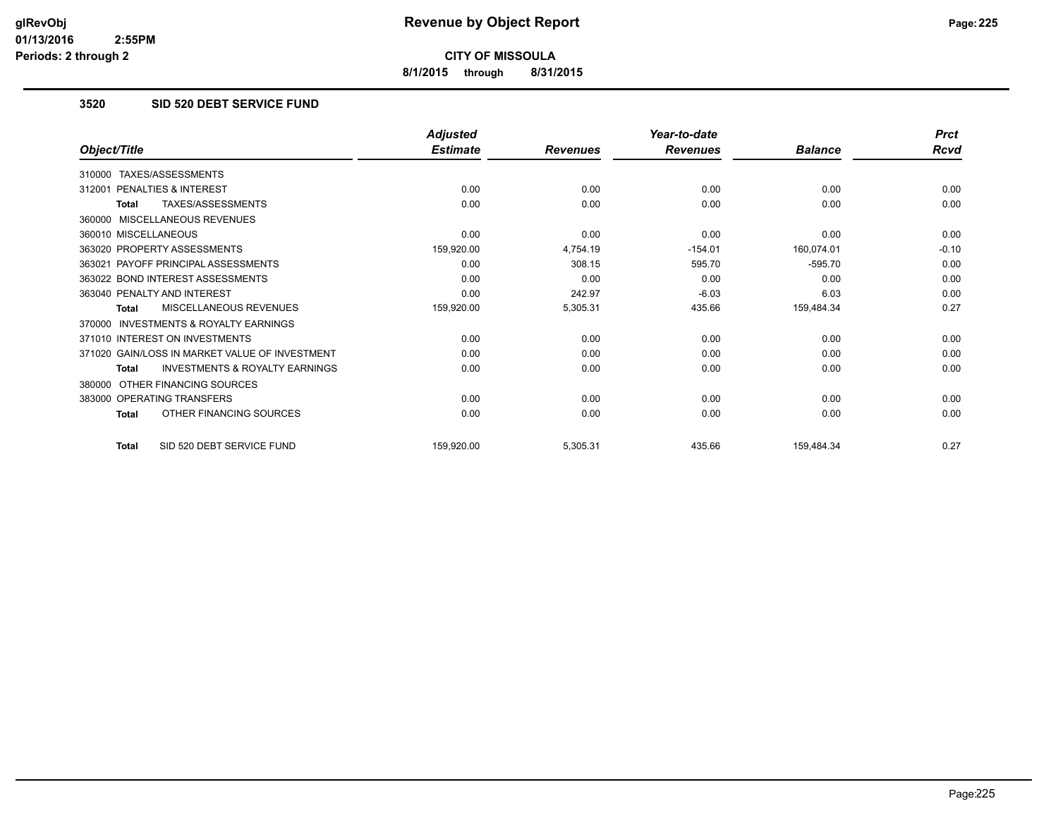**CITY OF MISSOULA**

**8/1/2015 through 8/31/2015**

### 3520 SID 520 DEBT SERVICE FUND

| Object/Title | Adjusted Estimate | Revenues | Year-to-date Revenues | Balance | Prct Rcvd |
|---|---|---|---|---|---|
| 310000 TAXES/ASSESSMENTS | | | | | |
| 312001 PENALTIES & INTEREST | 0.00 | 0.00 | 0.00 | 0.00 | 0.00 |
| **Total** TAXES/ASSESSMENTS | 0.00 | 0.00 | 0.00 | 0.00 | 0.00 |
| 360000 MISCELLANEOUS REVENUES | | | | | |
| 360010 MISCELLANEOUS | 0.00 | 0.00 | 0.00 | 0.00 | 0.00 |
| 363020 PROPERTY ASSESSMENTS | 159,920.00 | 4,754.19 | -154.01 | 160,074.01 | -0.10 |
| 363021 PAYOFF PRINCIPAL ASSESSMENTS | 0.00 | 308.15 | 595.70 | -595.70 | 0.00 |
| 363022 BOND INTEREST ASSESSMENTS | 0.00 | 0.00 | 0.00 | 0.00 | 0.00 |
| 363040 PENALTY AND INTEREST | 0.00 | 242.97 | -6.03 | 6.03 | 0.00 |
| **Total** MISCELLANEOUS REVENUES | 159,920.00 | 5,305.31 | 435.66 | 159,484.34 | 0.27 |
| 370000 INVESTMENTS & ROYALTY EARNINGS | | | | | |
| 371010 INTEREST ON INVESTMENTS | 0.00 | 0.00 | 0.00 | 0.00 | 0.00 |
| 371020 GAIN/LOSS IN MARKET VALUE OF INVESTMENT | 0.00 | 0.00 | 0.00 | 0.00 | 0.00 |
| **Total** INVESTMENTS & ROYALTY EARNINGS | 0.00 | 0.00 | 0.00 | 0.00 | 0.00 |
| 380000 OTHER FINANCING SOURCES | | | | | |
| 383000 OPERATING TRANSFERS | 0.00 | 0.00 | 0.00 | 0.00 | 0.00 |
| **Total** OTHER FINANCING SOURCES | 0.00 | 0.00 | 0.00 | 0.00 | 0.00 |
| **Total** SID 520 DEBT SERVICE FUND | 159,920.00 | 5,305.31 | 435.66 | 159,484.34 | 0.27 |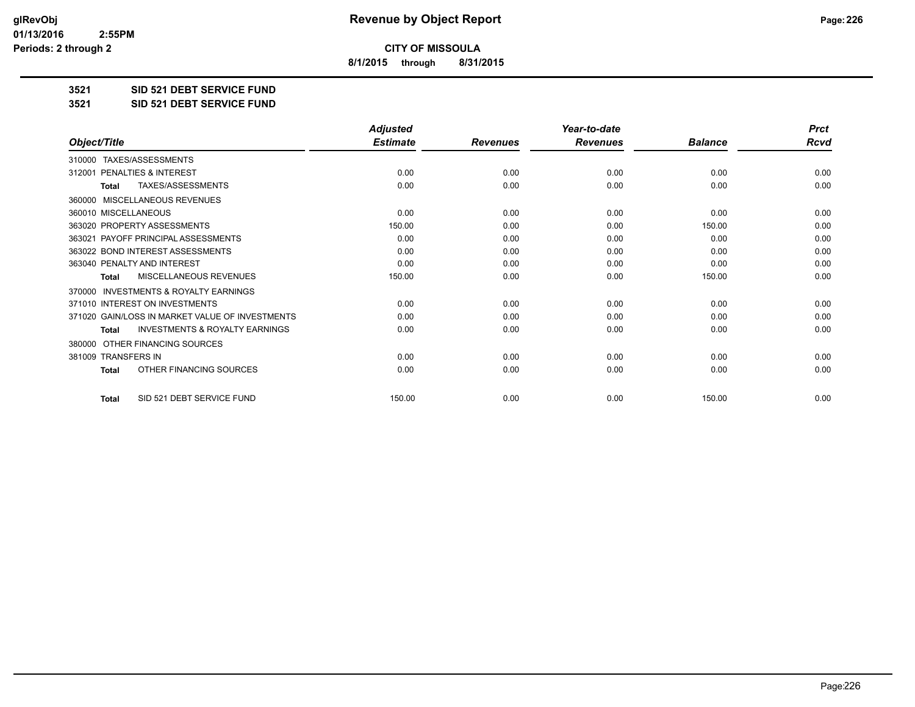# Revenue by Object Report

**CITY OF MISSOULA**

**8/1/2015 through 8/31/2015**

glRevObj
01/13/2016 2:55PM
Periods: 2 through 2

## 3521 SID 521 DEBT SERVICE FUND

## 3521 SID 521 DEBT SERVICE FUND

| Object/Title | Adjusted Estimate | Revenues | Year-to-date Revenues | Balance | Prct Rcvd |
|---|---|---|---|---|---|
| 310000 TAXES/ASSESSMENTS | | | | | |
| 312001 PENALTIES & INTEREST | 0.00 | 0.00 | 0.00 | 0.00 | 0.00 |
| **Total** TAXES/ASSESSMENTS | 0.00 | 0.00 | 0.00 | 0.00 | 0.00 |
| 360000 MISCELLANEOUS REVENUES | | | | | |
| 360010 MISCELLANEOUS | 0.00 | 0.00 | 0.00 | 0.00 | 0.00 |
| 363020 PROPERTY ASSESSMENTS | 150.00 | 0.00 | 0.00 | 150.00 | 0.00 |
| 363021 PAYOFF PRINCIPAL ASSESSMENTS | 0.00 | 0.00 | 0.00 | 0.00 | 0.00 |
| 363022 BOND INTEREST ASSESSMENTS | 0.00 | 0.00 | 0.00 | 0.00 | 0.00 |
| 363040 PENALTY AND INTEREST | 0.00 | 0.00 | 0.00 | 0.00 | 0.00 |
| **Total** MISCELLANEOUS REVENUES | 150.00 | 0.00 | 0.00 | 150.00 | 0.00 |
| 370000 INVESTMENTS & ROYALTY EARNINGS | | | | | |
| 371010 INTEREST ON INVESTMENTS | 0.00 | 0.00 | 0.00 | 0.00 | 0.00 |
| 371020 GAIN/LOSS IN MARKET VALUE OF INVESTMENTS | 0.00 | 0.00 | 0.00 | 0.00 | 0.00 |
| **Total** INVESTMENTS & ROYALTY EARNINGS | 0.00 | 0.00 | 0.00 | 0.00 | 0.00 |
| 380000 OTHER FINANCING SOURCES | | | | | |
| 381009 TRANSFERS IN | 0.00 | 0.00 | 0.00 | 0.00 | 0.00 |
| **Total** OTHER FINANCING SOURCES | 0.00 | 0.00 | 0.00 | 0.00 | 0.00 |
| **Total** SID 521 DEBT SERVICE FUND | 150.00 | 0.00 | 0.00 | 150.00 | 0.00 |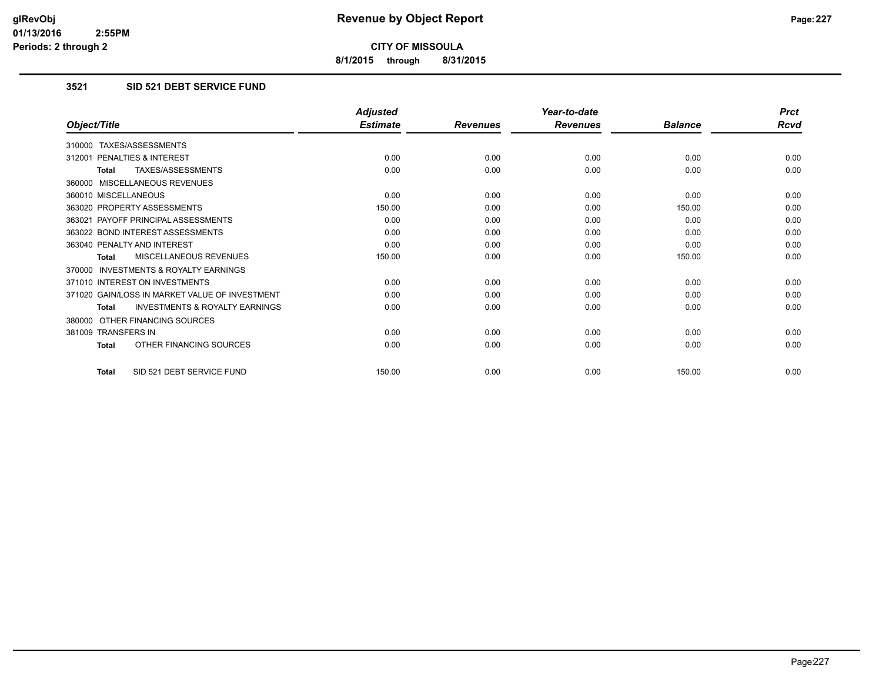**CITY OF MISSOULA**

**8/1/2015 through 8/31/2015**

### 3521 SID 521 DEBT SERVICE FUND

| Object/Title | Adjusted Estimate | Revenues | Year-to-date Revenues | Balance | Prct Rcvd |
|---|---|---|---|---|---|
| 310000 TAXES/ASSESSMENTS | | | | | |
| 312001 PENALTIES & INTEREST | 0.00 | 0.00 | 0.00 | 0.00 | 0.00 |
| **Total** TAXES/ASSESSMENTS | 0.00 | 0.00 | 0.00 | 0.00 | 0.00 |
| 360000 MISCELLANEOUS REVENUES | | | | | |
| 360010 MISCELLANEOUS | 0.00 | 0.00 | 0.00 | 0.00 | 0.00 |
| 363020 PROPERTY ASSESSMENTS | 150.00 | 0.00 | 0.00 | 150.00 | 0.00 |
| 363021 PAYOFF PRINCIPAL ASSESSMENTS | 0.00 | 0.00 | 0.00 | 0.00 | 0.00 |
| 363022 BOND INTEREST ASSESSMENTS | 0.00 | 0.00 | 0.00 | 0.00 | 0.00 |
| 363040 PENALTY AND INTEREST | 0.00 | 0.00 | 0.00 | 0.00 | 0.00 |
| **Total** MISCELLANEOUS REVENUES | 150.00 | 0.00 | 0.00 | 150.00 | 0.00 |
| 370000 INVESTMENTS & ROYALTY EARNINGS | | | | | |
| 371010 INTEREST ON INVESTMENTS | 0.00 | 0.00 | 0.00 | 0.00 | 0.00 |
| 371020 GAIN/LOSS IN MARKET VALUE OF INVESTMENT | 0.00 | 0.00 | 0.00 | 0.00 | 0.00 |
| **Total** INVESTMENTS & ROYALTY EARNINGS | 0.00 | 0.00 | 0.00 | 0.00 | 0.00 |
| 380000 OTHER FINANCING SOURCES | | | | | |
| 381009 TRANSFERS IN | 0.00 | 0.00 | 0.00 | 0.00 | 0.00 |
| **Total** OTHER FINANCING SOURCES | 0.00 | 0.00 | 0.00 | 0.00 | 0.00 |
| **Total** SID 521 DEBT SERVICE FUND | 150.00 | 0.00 | 0.00 | 150.00 | 0.00 |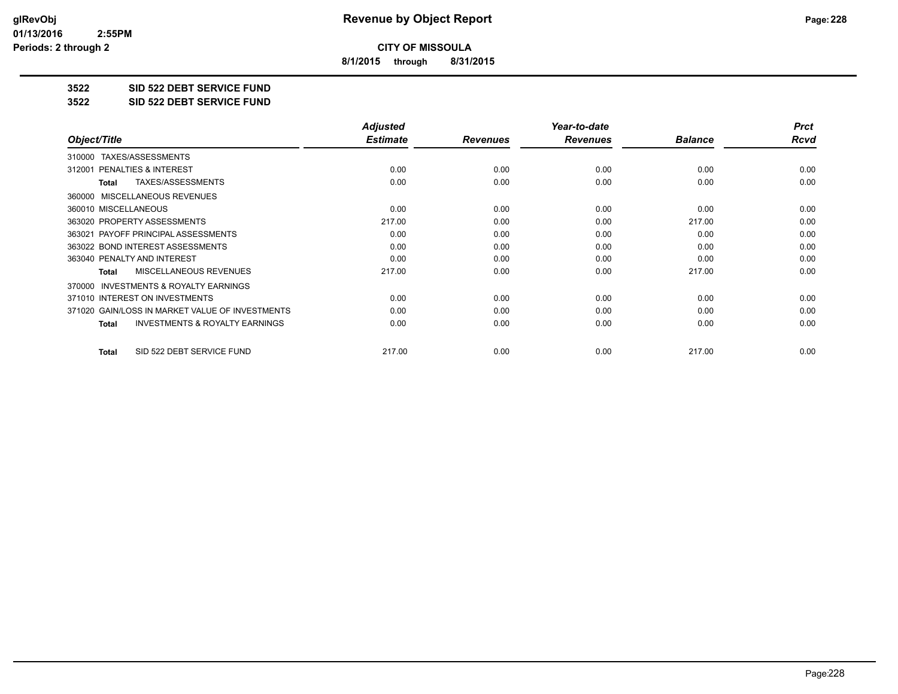**CITY OF MISSOULA**

**8/1/2015 through 8/31/2015**

## 3522 SID 522 DEBT SERVICE FUND

## 3522 SID 522 DEBT SERVICE FUND

| Object/Title | Adjusted Estimate | Revenues | Year-to-date Revenues | Balance | Prct Rcvd |
|---|---|---|---|---|---|
| 310000 TAXES/ASSESSMENTS | | | | | |
| 312001 PENALTIES & INTEREST | 0.00 | 0.00 | 0.00 | 0.00 | 0.00 |
| **Total** TAXES/ASSESSMENTS | 0.00 | 0.00 | 0.00 | 0.00 | 0.00 |
| 360000 MISCELLANEOUS REVENUES | | | | | |
| 360010 MISCELLANEOUS | 0.00 | 0.00 | 0.00 | 0.00 | 0.00 |
| 363020 PROPERTY ASSESSMENTS | 217.00 | 0.00 | 0.00 | 217.00 | 0.00 |
| 363021 PAYOFF PRINCIPAL ASSESSMENTS | 0.00 | 0.00 | 0.00 | 0.00 | 0.00 |
| 363022 BOND INTEREST ASSESSMENTS | 0.00 | 0.00 | 0.00 | 0.00 | 0.00 |
| 363040 PENALTY AND INTEREST | 0.00 | 0.00 | 0.00 | 0.00 | 0.00 |
| **Total** MISCELLANEOUS REVENUES | 217.00 | 0.00 | 0.00 | 217.00 | 0.00 |
| 370000 INVESTMENTS & ROYALTY EARNINGS | | | | | |
| 371010 INTEREST ON INVESTMENTS | 0.00 | 0.00 | 0.00 | 0.00 | 0.00 |
| 371020 GAIN/LOSS IN MARKET VALUE OF INVESTMENTS | 0.00 | 0.00 | 0.00 | 0.00 | 0.00 |
| **Total** INVESTMENTS & ROYALTY EARNINGS | 0.00 | 0.00 | 0.00 | 0.00 | 0.00 |
| **Total** SID 522 DEBT SERVICE FUND | 217.00 | 0.00 | 0.00 | 217.00 | 0.00 |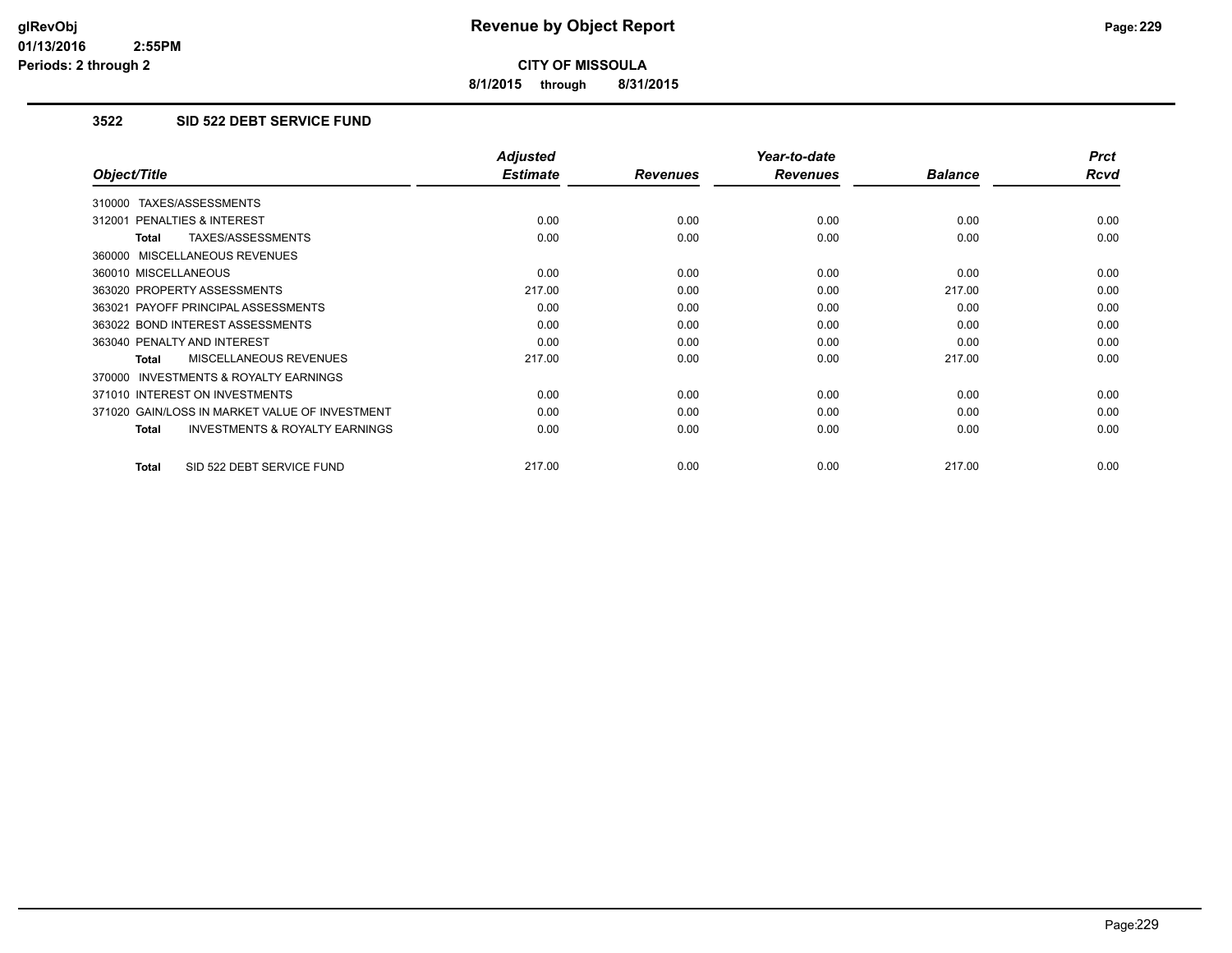# Revenue by Object Report

**CITY OF MISSOULA**

**8/1/2015 through 8/31/2015**

glRevObj
01/13/2016 2:55PM
Periods: 2 through 2

## 3522 SID 522 DEBT SERVICE FUND

| Object/Title | Adjusted Estimate | Revenues | Year-to-date Revenues | Balance | Prct Rcvd |
|---|---|---|---|---|---|
| 310000 TAXES/ASSESSMENTS | | | | | |
| 312001 PENALTIES & INTEREST | 0.00 | 0.00 | 0.00 | 0.00 | 0.00 |
| **Total** TAXES/ASSESSMENTS | 0.00 | 0.00 | 0.00 | 0.00 | 0.00 |
| 360000 MISCELLANEOUS REVENUES | | | | | |
| 360010 MISCELLANEOUS | 0.00 | 0.00 | 0.00 | 0.00 | 0.00 |
| 363020 PROPERTY ASSESSMENTS | 217.00 | 0.00 | 0.00 | 217.00 | 0.00 |
| 363021 PAYOFF PRINCIPAL ASSESSMENTS | 0.00 | 0.00 | 0.00 | 0.00 | 0.00 |
| 363022 BOND INTEREST ASSESSMENTS | 0.00 | 0.00 | 0.00 | 0.00 | 0.00 |
| 363040 PENALTY AND INTEREST | 0.00 | 0.00 | 0.00 | 0.00 | 0.00 |
| **Total** MISCELLANEOUS REVENUES | 217.00 | 0.00 | 0.00 | 217.00 | 0.00 |
| 370000 INVESTMENTS & ROYALTY EARNINGS | | | | | |
| 371010 INTEREST ON INVESTMENTS | 0.00 | 0.00 | 0.00 | 0.00 | 0.00 |
| 371020 GAIN/LOSS IN MARKET VALUE OF INVESTMENT | 0.00 | 0.00 | 0.00 | 0.00 | 0.00 |
| **Total** INVESTMENTS & ROYALTY EARNINGS | 0.00 | 0.00 | 0.00 | 0.00 | 0.00 |
| **Total** SID 522 DEBT SERVICE FUND | 217.00 | 0.00 | 0.00 | 217.00 | 0.00 |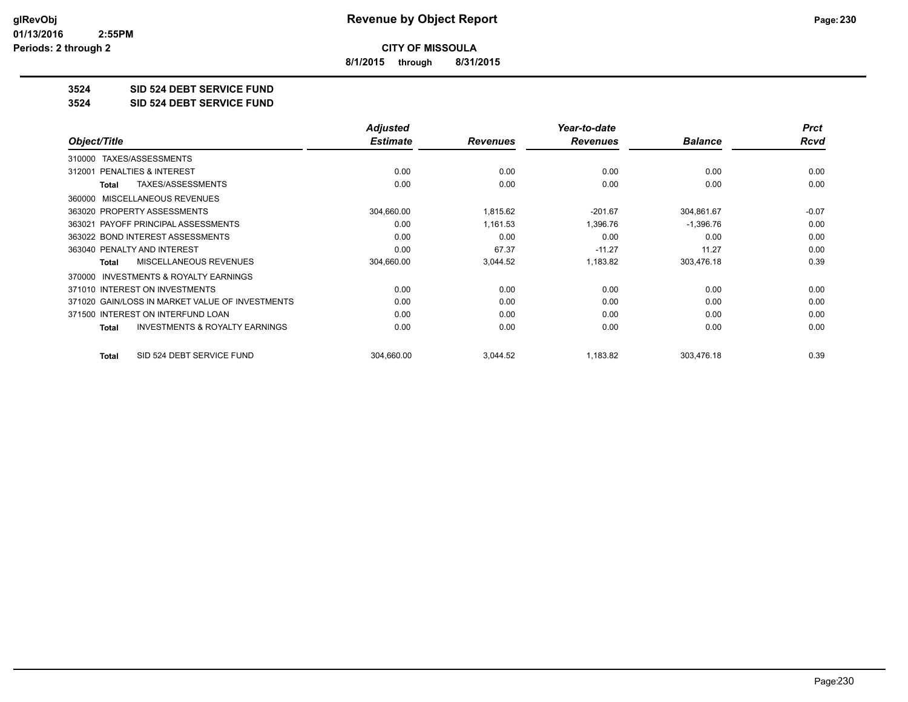# Revenue by Object Report

**CITY OF MISSOULA**

**8/1/2015 through 8/31/2015**

glRevObj
01/13/2016 2:55PM
Periods: 2 through 2

## 3524 SID 524 DEBT SERVICE FUND
## 3524 SID 524 DEBT SERVICE FUND

| Object/Title | Adjusted Estimate | Revenues | Year-to-date Revenues | Balance | Prct Rcvd |
|---|---|---|---|---|---|
| 310000 TAXES/ASSESSMENTS | | | | | |
| 312001 PENALTIES & INTEREST | 0.00 | 0.00 | 0.00 | 0.00 | 0.00 |
| **Total** TAXES/ASSESSMENTS | 0.00 | 0.00 | 0.00 | 0.00 | 0.00 |
| 360000 MISCELLANEOUS REVENUES | | | | | |
| 363020 PROPERTY ASSESSMENTS | 304,660.00 | 1,815.62 | -201.67 | 304,861.67 | -0.07 |
| 363021 PAYOFF PRINCIPAL ASSESSMENTS | 0.00 | 1,161.53 | 1,396.76 | -1,396.76 | 0.00 |
| 363022 BOND INTEREST ASSESSMENTS | 0.00 | 0.00 | 0.00 | 0.00 | 0.00 |
| 363040 PENALTY AND INTEREST | 0.00 | 67.37 | -11.27 | 11.27 | 0.00 |
| **Total** MISCELLANEOUS REVENUES | 304,660.00 | 3,044.52 | 1,183.82 | 303,476.18 | 0.39 |
| 370000 INVESTMENTS & ROYALTY EARNINGS | | | | | |
| 371010 INTEREST ON INVESTMENTS | 0.00 | 0.00 | 0.00 | 0.00 | 0.00 |
| 371020 GAIN/LOSS IN MARKET VALUE OF INVESTMENTS | 0.00 | 0.00 | 0.00 | 0.00 | 0.00 |
| 371500 INTEREST ON INTERFUND LOAN | 0.00 | 0.00 | 0.00 | 0.00 | 0.00 |
| **Total** INVESTMENTS & ROYALTY EARNINGS | 0.00 | 0.00 | 0.00 | 0.00 | 0.00 |
| **Total** SID 524 DEBT SERVICE FUND | 304,660.00 | 3,044.52 | 1,183.82 | 303,476.18 | 0.39 |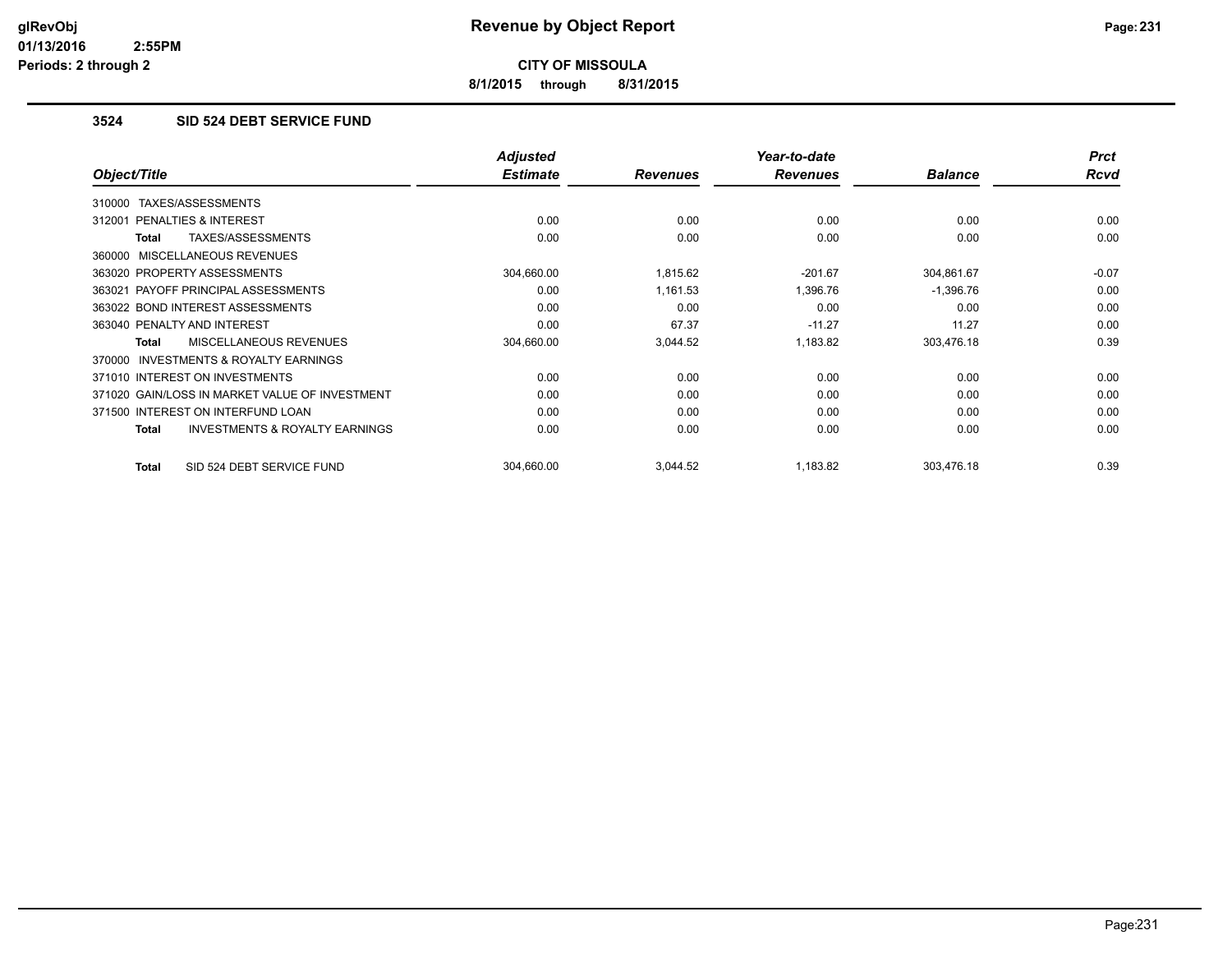# Revenue by Object Report

**CITY OF MISSOULA**

**8/1/2015 through 8/31/2015**

### 3524 SID 524 DEBT SERVICE FUND

| Object/Title | Adjusted Estimate | Revenues | Year-to-date Revenues | Balance | Prct Rcvd |
|---|---|---|---|---|---|
| 310000 TAXES/ASSESSMENTS | | | | | |
| 312001 PENALTIES & INTEREST | 0.00 | 0.00 | 0.00 | 0.00 | 0.00 |
| **Total** TAXES/ASSESSMENTS | 0.00 | 0.00 | 0.00 | 0.00 | 0.00 |
| 360000 MISCELLANEOUS REVENUES | | | | | |
| 363020 PROPERTY ASSESSMENTS | 304,660.00 | 1,815.62 | -201.67 | 304,861.67 | -0.07 |
| 363021 PAYOFF PRINCIPAL ASSESSMENTS | 0.00 | 1,161.53 | 1,396.76 | -1,396.76 | 0.00 |
| 363022 BOND INTEREST ASSESSMENTS | 0.00 | 0.00 | 0.00 | 0.00 | 0.00 |
| 363040 PENALTY AND INTEREST | 0.00 | 67.37 | -11.27 | 11.27 | 0.00 |
| **Total** MISCELLANEOUS REVENUES | 304,660.00 | 3,044.52 | 1,183.82 | 303,476.18 | 0.39 |
| 370000 INVESTMENTS & ROYALTY EARNINGS | | | | | |
| 371010 INTEREST ON INVESTMENTS | 0.00 | 0.00 | 0.00 | 0.00 | 0.00 |
| 371020 GAIN/LOSS IN MARKET VALUE OF INVESTMENT | 0.00 | 0.00 | 0.00 | 0.00 | 0.00 |
| 371500 INTEREST ON INTERFUND LOAN | 0.00 | 0.00 | 0.00 | 0.00 | 0.00 |
| **Total** INVESTMENTS & ROYALTY EARNINGS | 0.00 | 0.00 | 0.00 | 0.00 | 0.00 |
| **Total** SID 524 DEBT SERVICE FUND | 304,660.00 | 3,044.52 | 1,183.82 | 303,476.18 | 0.39 |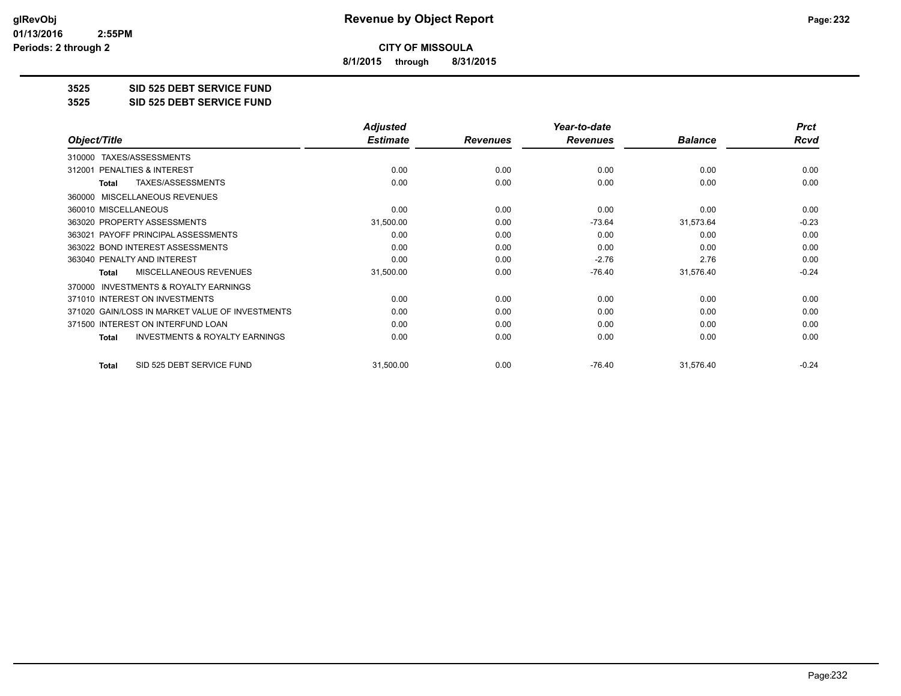# Revenue by Object Report

**CITY OF MISSOULA**

**8/1/2015 through 8/31/2015**

glRevObj
01/13/2016 2:55PM
Periods: 2 through 2

**3525 SID 525 DEBT SERVICE FUND**

**3525 SID 525 DEBT SERVICE FUND**

| Object/Title | Adjusted Estimate | Revenues | Year-to-date Revenues | Balance | Prct Rcvd |
|---|---|---|---|---|---|
| 310000 TAXES/ASSESSMENTS | | | | | |
| 312001 PENALTIES & INTEREST | 0.00 | 0.00 | 0.00 | 0.00 | 0.00 |
| **Total** TAXES/ASSESSMENTS | 0.00 | 0.00 | 0.00 | 0.00 | 0.00 |
| 360000 MISCELLANEOUS REVENUES | | | | | |
| 360010 MISCELLANEOUS | 0.00 | 0.00 | 0.00 | 0.00 | 0.00 |
| 363020 PROPERTY ASSESSMENTS | 31,500.00 | 0.00 | -73.64 | 31,573.64 | -0.23 |
| 363021 PAYOFF PRINCIPAL ASSESSMENTS | 0.00 | 0.00 | 0.00 | 0.00 | 0.00 |
| 363022 BOND INTEREST ASSESSMENTS | 0.00 | 0.00 | 0.00 | 0.00 | 0.00 |
| 363040 PENALTY AND INTEREST | 0.00 | 0.00 | -2.76 | 2.76 | 0.00 |
| **Total** MISCELLANEOUS REVENUES | 31,500.00 | 0.00 | -76.40 | 31,576.40 | -0.24 |
| 370000 INVESTMENTS & ROYALTY EARNINGS | | | | | |
| 371010 INTEREST ON INVESTMENTS | 0.00 | 0.00 | 0.00 | 0.00 | 0.00 |
| 371020 GAIN/LOSS IN MARKET VALUE OF INVESTMENTS | 0.00 | 0.00 | 0.00 | 0.00 | 0.00 |
| 371500 INTEREST ON INTERFUND LOAN | 0.00 | 0.00 | 0.00 | 0.00 | 0.00 |
| **Total** INVESTMENTS & ROYALTY EARNINGS | 0.00 | 0.00 | 0.00 | 0.00 | 0.00 |
| **Total** SID 525 DEBT SERVICE FUND | 31,500.00 | 0.00 | -76.40 | 31,576.40 | -0.24 |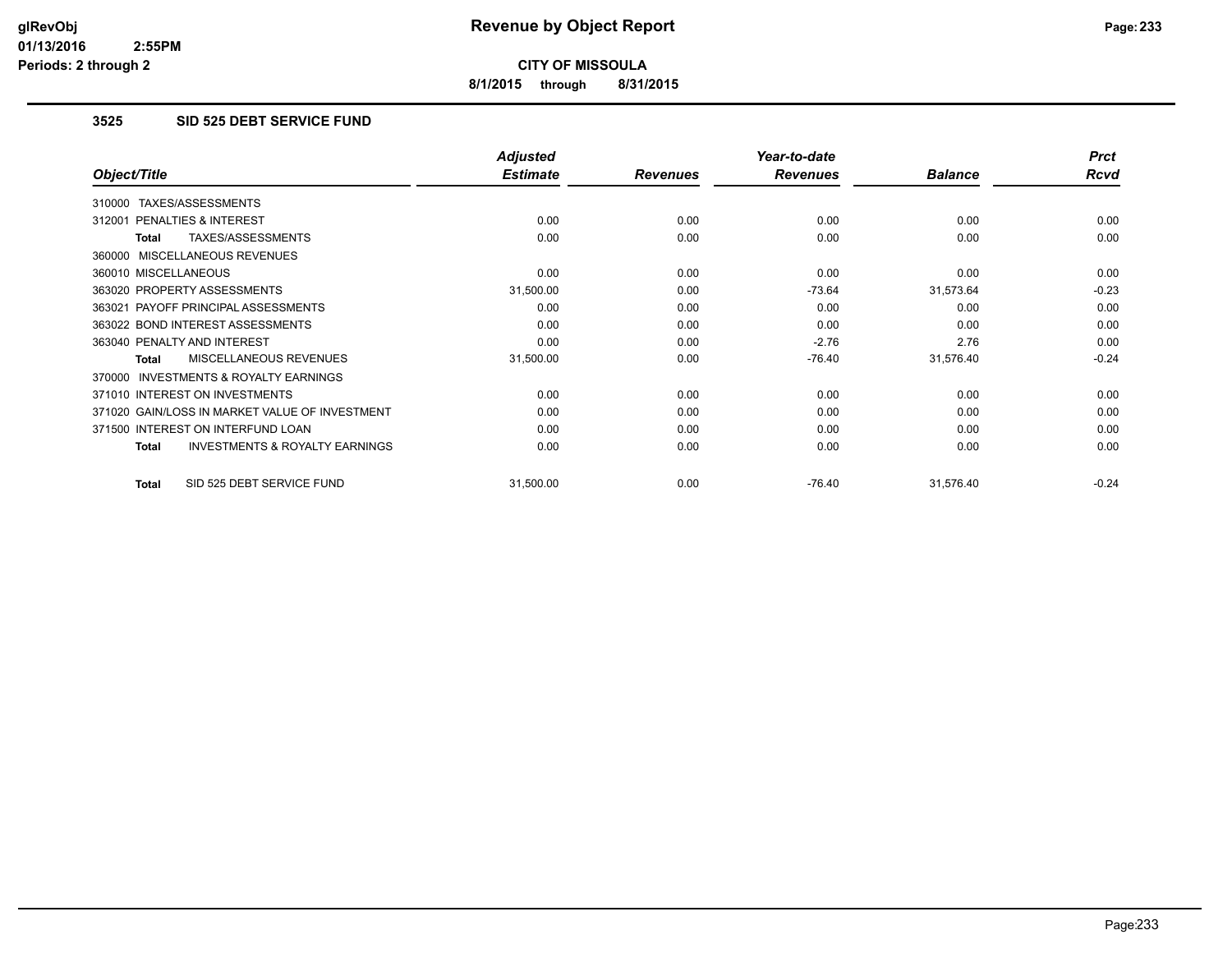**CITY OF MISSOULA**

**8/1/2015 through 8/31/2015**

### 3525 SID 525 DEBT SERVICE FUND

| Object/Title | Adjusted Estimate | Revenues | Year-to-date Revenues | Balance | Prct Rcvd |
|---|---|---|---|---|---|
| 310000 TAXES/ASSESSMENTS | | | | | |
| 312001 PENALTIES & INTEREST | 0.00 | 0.00 | 0.00 | 0.00 | 0.00 |
| **Total** TAXES/ASSESSMENTS | 0.00 | 0.00 | 0.00 | 0.00 | 0.00 |
| 360000 MISCELLANEOUS REVENUES | | | | | |
| 360010 MISCELLANEOUS | 0.00 | 0.00 | 0.00 | 0.00 | 0.00 |
| 363020 PROPERTY ASSESSMENTS | 31,500.00 | 0.00 | -73.64 | 31,573.64 | -0.23 |
| 363021 PAYOFF PRINCIPAL ASSESSMENTS | 0.00 | 0.00 | 0.00 | 0.00 | 0.00 |
| 363022 BOND INTEREST ASSESSMENTS | 0.00 | 0.00 | 0.00 | 0.00 | 0.00 |
| 363040 PENALTY AND INTEREST | 0.00 | 0.00 | -2.76 | 2.76 | 0.00 |
| **Total** MISCELLANEOUS REVENUES | 31,500.00 | 0.00 | -76.40 | 31,576.40 | -0.24 |
| 370000 INVESTMENTS & ROYALTY EARNINGS | | | | | |
| 371010 INTEREST ON INVESTMENTS | 0.00 | 0.00 | 0.00 | 0.00 | 0.00 |
| 371020 GAIN/LOSS IN MARKET VALUE OF INVESTMENT | 0.00 | 0.00 | 0.00 | 0.00 | 0.00 |
| 371500 INTEREST ON INTERFUND LOAN | 0.00 | 0.00 | 0.00 | 0.00 | 0.00 |
| **Total** INVESTMENTS & ROYALTY EARNINGS | 0.00 | 0.00 | 0.00 | 0.00 | 0.00 |
| **Total** SID 525 DEBT SERVICE FUND | 31,500.00 | 0.00 | -76.40 | 31,576.40 | -0.24 |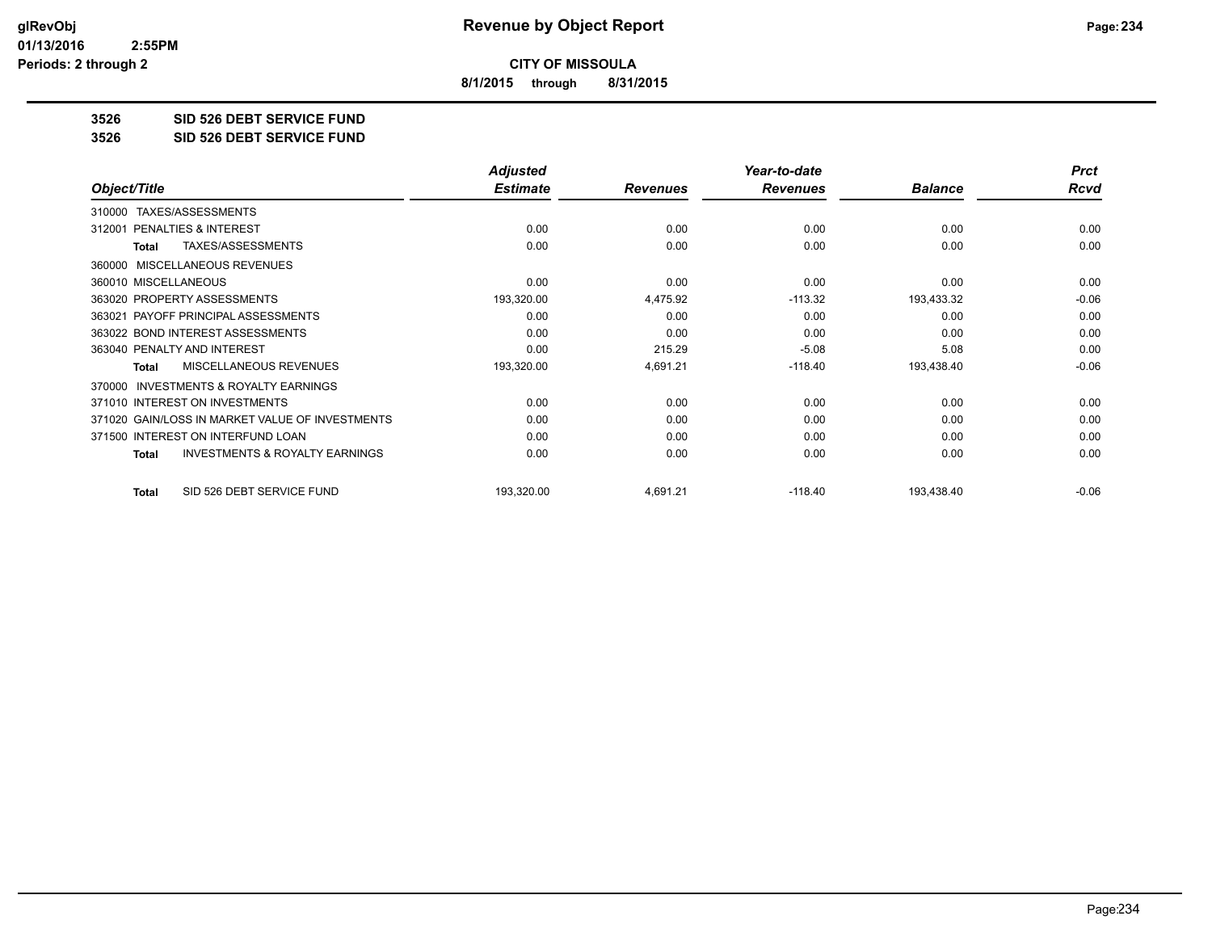**CITY OF MISSOULA**

**8/1/2015 through 8/31/2015**

**3526 SID 526 DEBT SERVICE FUND**

**3526 SID 526 DEBT SERVICE FUND**

| Object/Title | Adjusted Estimate | Revenues | Year-to-date Revenues | Balance | Prct Rcvd |
|---|---|---|---|---|---|
| 310000 TAXES/ASSESSMENTS | | | | | |
| 312001 PENALTIES & INTEREST | 0.00 | 0.00 | 0.00 | 0.00 | 0.00 |
| Total TAXES/ASSESSMENTS | 0.00 | 0.00 | 0.00 | 0.00 | 0.00 |
| 360000 MISCELLANEOUS REVENUES | | | | | |
| 360010 MISCELLANEOUS | 0.00 | 0.00 | 0.00 | 0.00 | 0.00 |
| 363020 PROPERTY ASSESSMENTS | 193,320.00 | 4,475.92 | -113.32 | 193,433.32 | -0.06 |
| 363021 PAYOFF PRINCIPAL ASSESSMENTS | 0.00 | 0.00 | 0.00 | 0.00 | 0.00 |
| 363022 BOND INTEREST ASSESSMENTS | 0.00 | 0.00 | 0.00 | 0.00 | 0.00 |
| 363040 PENALTY AND INTEREST | 0.00 | 215.29 | -5.08 | 5.08 | 0.00 |
| Total MISCELLANEOUS REVENUES | 193,320.00 | 4,691.21 | -118.40 | 193,438.40 | -0.06 |
| 370000 INVESTMENTS & ROYALTY EARNINGS | | | | | |
| 371010 INTEREST ON INVESTMENTS | 0.00 | 0.00 | 0.00 | 0.00 | 0.00 |
| 371020 GAIN/LOSS IN MARKET VALUE OF INVESTMENTS | 0.00 | 0.00 | 0.00 | 0.00 | 0.00 |
| 371500 INTEREST ON INTERFUND LOAN | 0.00 | 0.00 | 0.00 | 0.00 | 0.00 |
| Total INVESTMENTS & ROYALTY EARNINGS | 0.00 | 0.00 | 0.00 | 0.00 | 0.00 |
| Total SID 526 DEBT SERVICE FUND | 193,320.00 | 4,691.21 | -118.40 | 193,438.40 | -0.06 |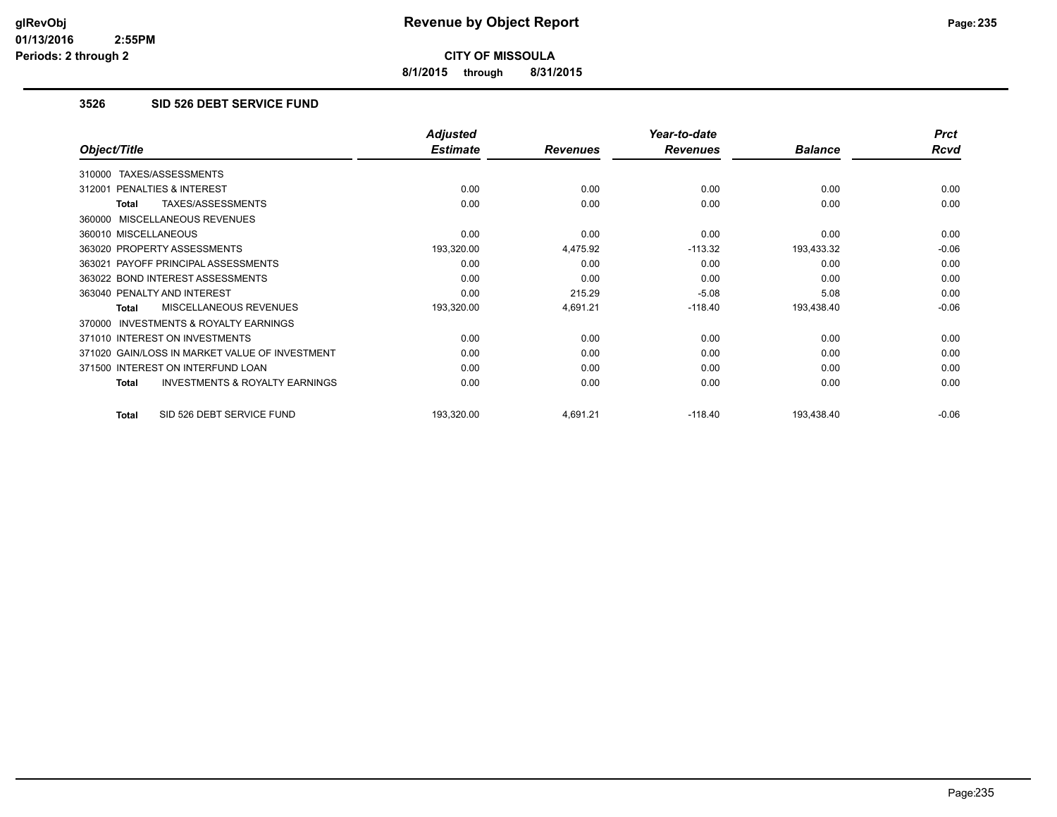**CITY OF MISSOULA**

**8/1/2015 through 8/31/2015**

### 3526 SID 526 DEBT SERVICE FUND

| Object/Title | Adjusted Estimate | Revenues | Year-to-date Revenues | Balance | Prct Rcvd |
|---|---|---|---|---|---|
| 310000 TAXES/ASSESSMENTS | | | | | |
| 312001 PENALTIES & INTEREST | 0.00 | 0.00 | 0.00 | 0.00 | 0.00 |
| **Total** TAXES/ASSESSMENTS | 0.00 | 0.00 | 0.00 | 0.00 | 0.00 |
| 360000 MISCELLANEOUS REVENUES | | | | | |
| 360010 MISCELLANEOUS | 0.00 | 0.00 | 0.00 | 0.00 | 0.00 |
| 363020 PROPERTY ASSESSMENTS | 193,320.00 | 4,475.92 | -113.32 | 193,433.32 | -0.06 |
| 363021 PAYOFF PRINCIPAL ASSESSMENTS | 0.00 | 0.00 | 0.00 | 0.00 | 0.00 |
| 363022 BOND INTEREST ASSESSMENTS | 0.00 | 0.00 | 0.00 | 0.00 | 0.00 |
| 363040 PENALTY AND INTEREST | 0.00 | 215.29 | -5.08 | 5.08 | 0.00 |
| **Total** MISCELLANEOUS REVENUES | 193,320.00 | 4,691.21 | -118.40 | 193,438.40 | -0.06 |
| 370000 INVESTMENTS & ROYALTY EARNINGS | | | | | |
| 371010 INTEREST ON INVESTMENTS | 0.00 | 0.00 | 0.00 | 0.00 | 0.00 |
| 371020 GAIN/LOSS IN MARKET VALUE OF INVESTMENT | 0.00 | 0.00 | 0.00 | 0.00 | 0.00 |
| 371500 INTEREST ON INTERFUND LOAN | 0.00 | 0.00 | 0.00 | 0.00 | 0.00 |
| **Total** INVESTMENTS & ROYALTY EARNINGS | 0.00 | 0.00 | 0.00 | 0.00 | 0.00 |
| **Total** SID 526 DEBT SERVICE FUND | 193,320.00 | 4,691.21 | -118.40 | 193,438.40 | -0.06 |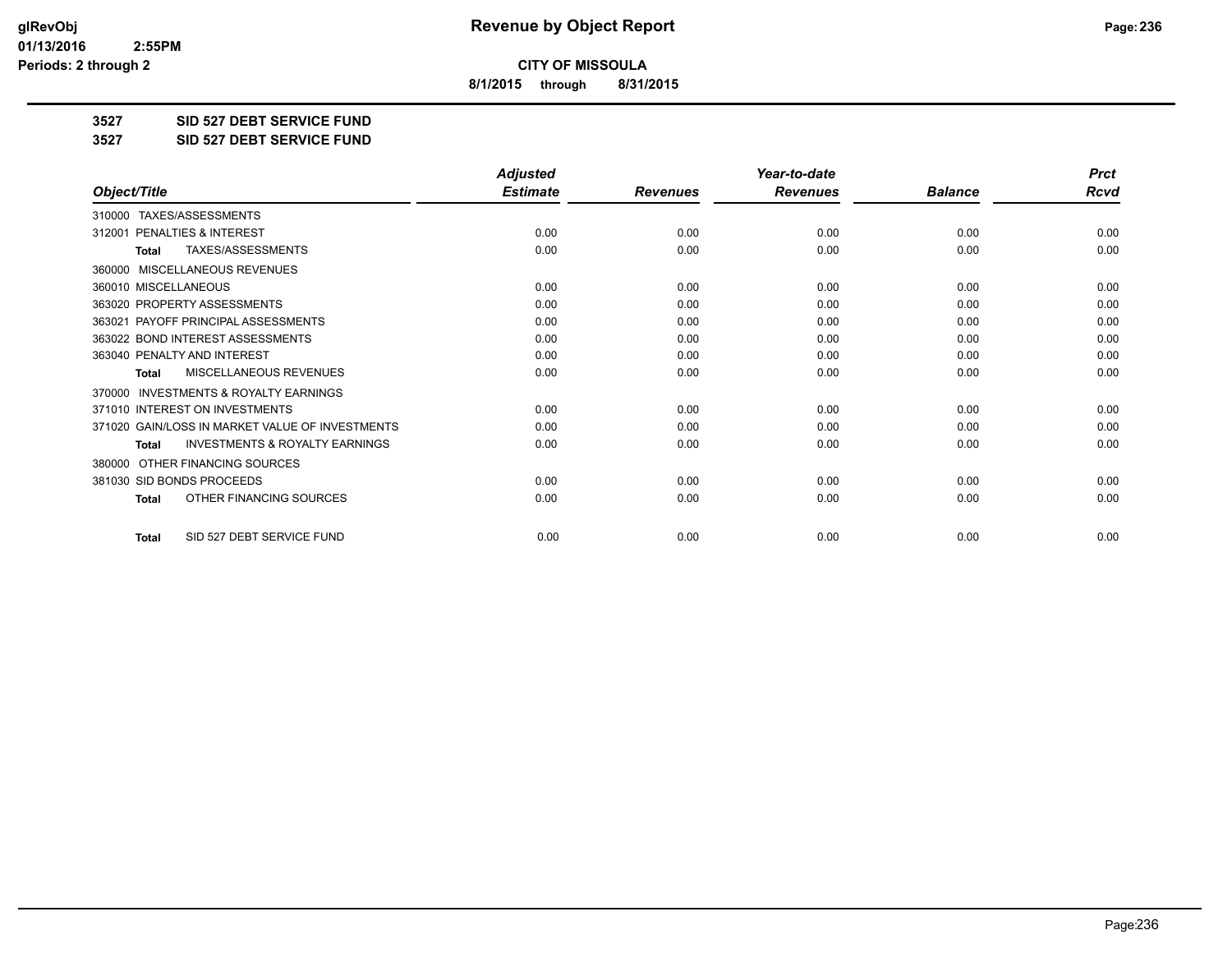**CITY OF MISSOULA**

**8/1/2015 through 8/31/2015**

**3527 SID 527 DEBT SERVICE FUND**

**3527 SID 527 DEBT SERVICE FUND**

| Object/Title | Adjusted Estimate | Revenues | Year-to-date Revenues | Balance | Prct Rcvd |
|---|---|---|---|---|---|
| 310000 TAXES/ASSESSMENTS | | | | | |
| 312001 PENALTIES & INTEREST | 0.00 | 0.00 | 0.00 | 0.00 | 0.00 |
| **Total** TAXES/ASSESSMENTS | 0.00 | 0.00 | 0.00 | 0.00 | 0.00 |
| 360000 MISCELLANEOUS REVENUES | | | | | |
| 360010 MISCELLANEOUS | 0.00 | 0.00 | 0.00 | 0.00 | 0.00 |
| 363020 PROPERTY ASSESSMENTS | 0.00 | 0.00 | 0.00 | 0.00 | 0.00 |
| 363021 PAYOFF PRINCIPAL ASSESSMENTS | 0.00 | 0.00 | 0.00 | 0.00 | 0.00 |
| 363022 BOND INTEREST ASSESSMENTS | 0.00 | 0.00 | 0.00 | 0.00 | 0.00 |
| 363040 PENALTY AND INTEREST | 0.00 | 0.00 | 0.00 | 0.00 | 0.00 |
| **Total** MISCELLANEOUS REVENUES | 0.00 | 0.00 | 0.00 | 0.00 | 0.00 |
| 370000 INVESTMENTS & ROYALTY EARNINGS | | | | | |
| 371010 INTEREST ON INVESTMENTS | 0.00 | 0.00 | 0.00 | 0.00 | 0.00 |
| 371020 GAIN/LOSS IN MARKET VALUE OF INVESTMENTS | 0.00 | 0.00 | 0.00 | 0.00 | 0.00 |
| **Total** INVESTMENTS & ROYALTY EARNINGS | 0.00 | 0.00 | 0.00 | 0.00 | 0.00 |
| 380000 OTHER FINANCING SOURCES | | | | | |
| 381030 SID BONDS PROCEEDS | 0.00 | 0.00 | 0.00 | 0.00 | 0.00 |
| **Total** OTHER FINANCING SOURCES | 0.00 | 0.00 | 0.00 | 0.00 | 0.00 |
| **Total** SID 527 DEBT SERVICE FUND | 0.00 | 0.00 | 0.00 | 0.00 | 0.00 |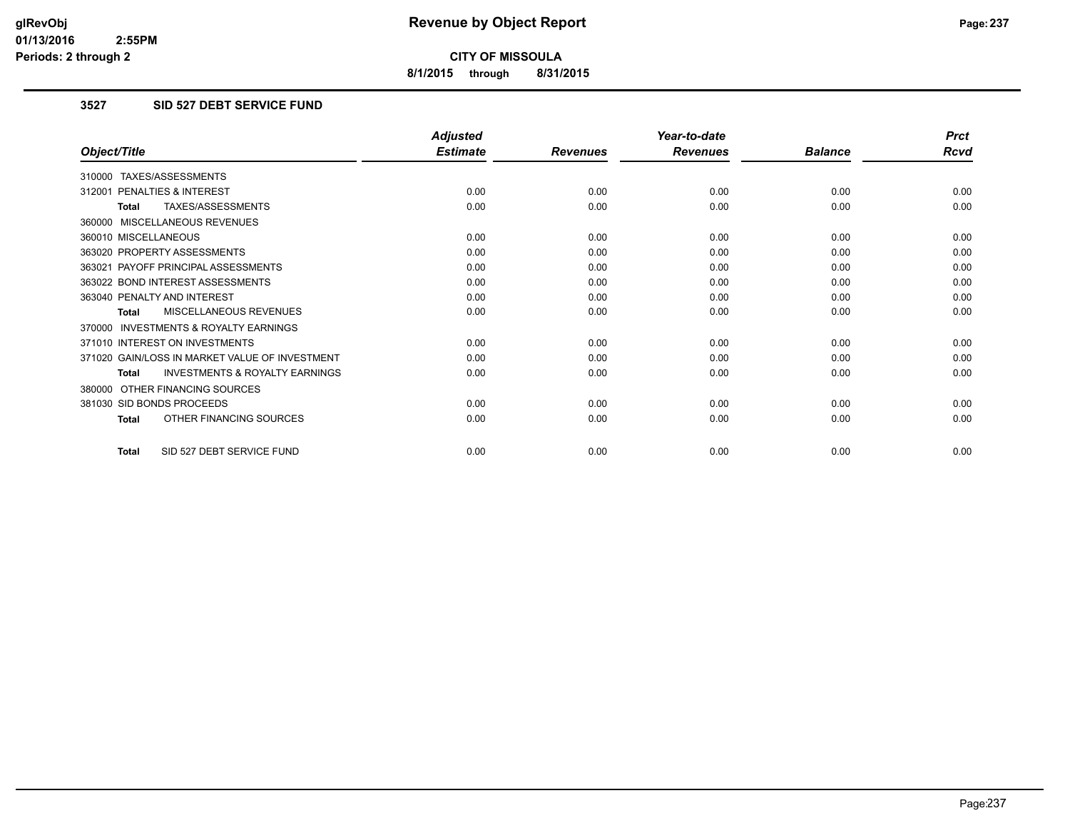# Revenue by Object Report

**CITY OF MISSOULA**

**8/1/2015 through 8/31/2015**

glRevObj
01/13/2016 2:55PM
Periods: 2 through 2

### 3527 SID 527 DEBT SERVICE FUND

| Object/Title | Adjusted Estimate | Revenues | Year-to-date Revenues | Balance | Prct Rcvd |
|---|---|---|---|---|---|
| 310000 TAXES/ASSESSMENTS | | | | | |
| 312001 PENALTIES & INTEREST | 0.00 | 0.00 | 0.00 | 0.00 | 0.00 |
| **Total** TAXES/ASSESSMENTS | 0.00 | 0.00 | 0.00 | 0.00 | 0.00 |
| 360000 MISCELLANEOUS REVENUES | | | | | |
| 360010 MISCELLANEOUS | 0.00 | 0.00 | 0.00 | 0.00 | 0.00 |
| 363020 PROPERTY ASSESSMENTS | 0.00 | 0.00 | 0.00 | 0.00 | 0.00 |
| 363021 PAYOFF PRINCIPAL ASSESSMENTS | 0.00 | 0.00 | 0.00 | 0.00 | 0.00 |
| 363022 BOND INTEREST ASSESSMENTS | 0.00 | 0.00 | 0.00 | 0.00 | 0.00 |
| 363040 PENALTY AND INTEREST | 0.00 | 0.00 | 0.00 | 0.00 | 0.00 |
| **Total** MISCELLANEOUS REVENUES | 0.00 | 0.00 | 0.00 | 0.00 | 0.00 |
| 370000 INVESTMENTS & ROYALTY EARNINGS | | | | | |
| 371010 INTEREST ON INVESTMENTS | 0.00 | 0.00 | 0.00 | 0.00 | 0.00 |
| 371020 GAIN/LOSS IN MARKET VALUE OF INVESTMENT | 0.00 | 0.00 | 0.00 | 0.00 | 0.00 |
| **Total** INVESTMENTS & ROYALTY EARNINGS | 0.00 | 0.00 | 0.00 | 0.00 | 0.00 |
| 380000 OTHER FINANCING SOURCES | | | | | |
| 381030 SID BONDS PROCEEDS | 0.00 | 0.00 | 0.00 | 0.00 | 0.00 |
| **Total** OTHER FINANCING SOURCES | 0.00 | 0.00 | 0.00 | 0.00 | 0.00 |
| **Total** SID 527 DEBT SERVICE FUND | 0.00 | 0.00 | 0.00 | 0.00 | 0.00 |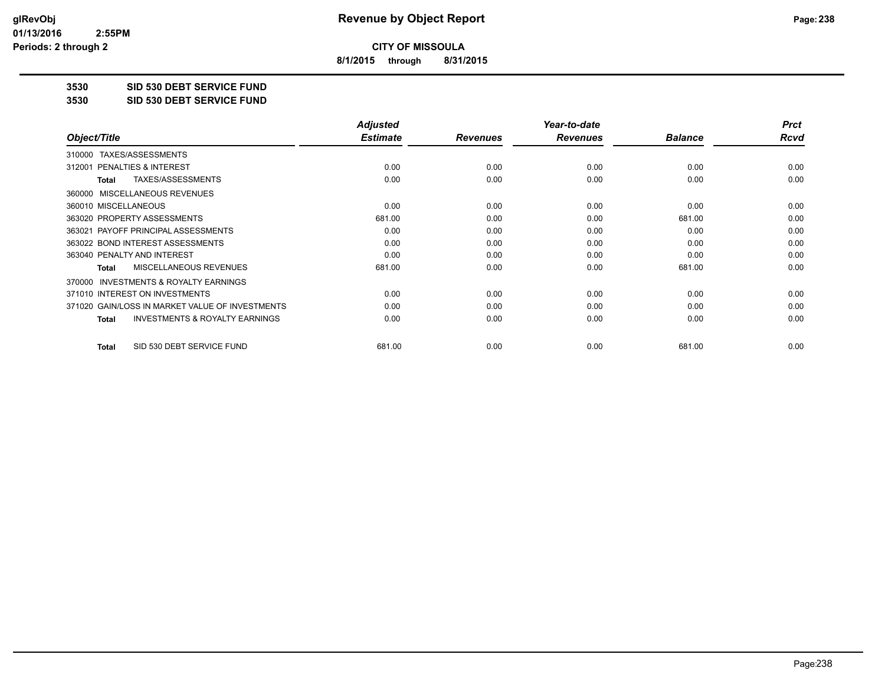# CITY OF MISSOULA

**8/1/2015 through 8/31/2015**

## 3530 SID 530 DEBT SERVICE FUND

## 3530 SID 530 DEBT SERVICE FUND

| Object/Title | Adjusted Estimate | Revenues | Year-to-date Revenues | Balance | Prct Rcvd |
|---|---|---|---|---|---|
| 310000 TAXES/ASSESSMENTS | | | | | |
| 312001 PENALTIES & INTEREST | 0.00 | 0.00 | 0.00 | 0.00 | 0.00 |
| **Total** TAXES/ASSESSMENTS | 0.00 | 0.00 | 0.00 | 0.00 | 0.00 |
| 360000 MISCELLANEOUS REVENUES | | | | | |
| 360010 MISCELLANEOUS | 0.00 | 0.00 | 0.00 | 0.00 | 0.00 |
| 363020 PROPERTY ASSESSMENTS | 681.00 | 0.00 | 0.00 | 681.00 | 0.00 |
| 363021 PAYOFF PRINCIPAL ASSESSMENTS | 0.00 | 0.00 | 0.00 | 0.00 | 0.00 |
| 363022 BOND INTEREST ASSESSMENTS | 0.00 | 0.00 | 0.00 | 0.00 | 0.00 |
| 363040 PENALTY AND INTEREST | 0.00 | 0.00 | 0.00 | 0.00 | 0.00 |
| **Total** MISCELLANEOUS REVENUES | 681.00 | 0.00 | 0.00 | 681.00 | 0.00 |
| 370000 INVESTMENTS & ROYALTY EARNINGS | | | | | |
| 371010 INTEREST ON INVESTMENTS | 0.00 | 0.00 | 0.00 | 0.00 | 0.00 |
| 371020 GAIN/LOSS IN MARKET VALUE OF INVESTMENTS | 0.00 | 0.00 | 0.00 | 0.00 | 0.00 |
| **Total** INVESTMENTS & ROYALTY EARNINGS | 0.00 | 0.00 | 0.00 | 0.00 | 0.00 |
| **Total** SID 530 DEBT SERVICE FUND | 681.00 | 0.00 | 0.00 | 681.00 | 0.00 |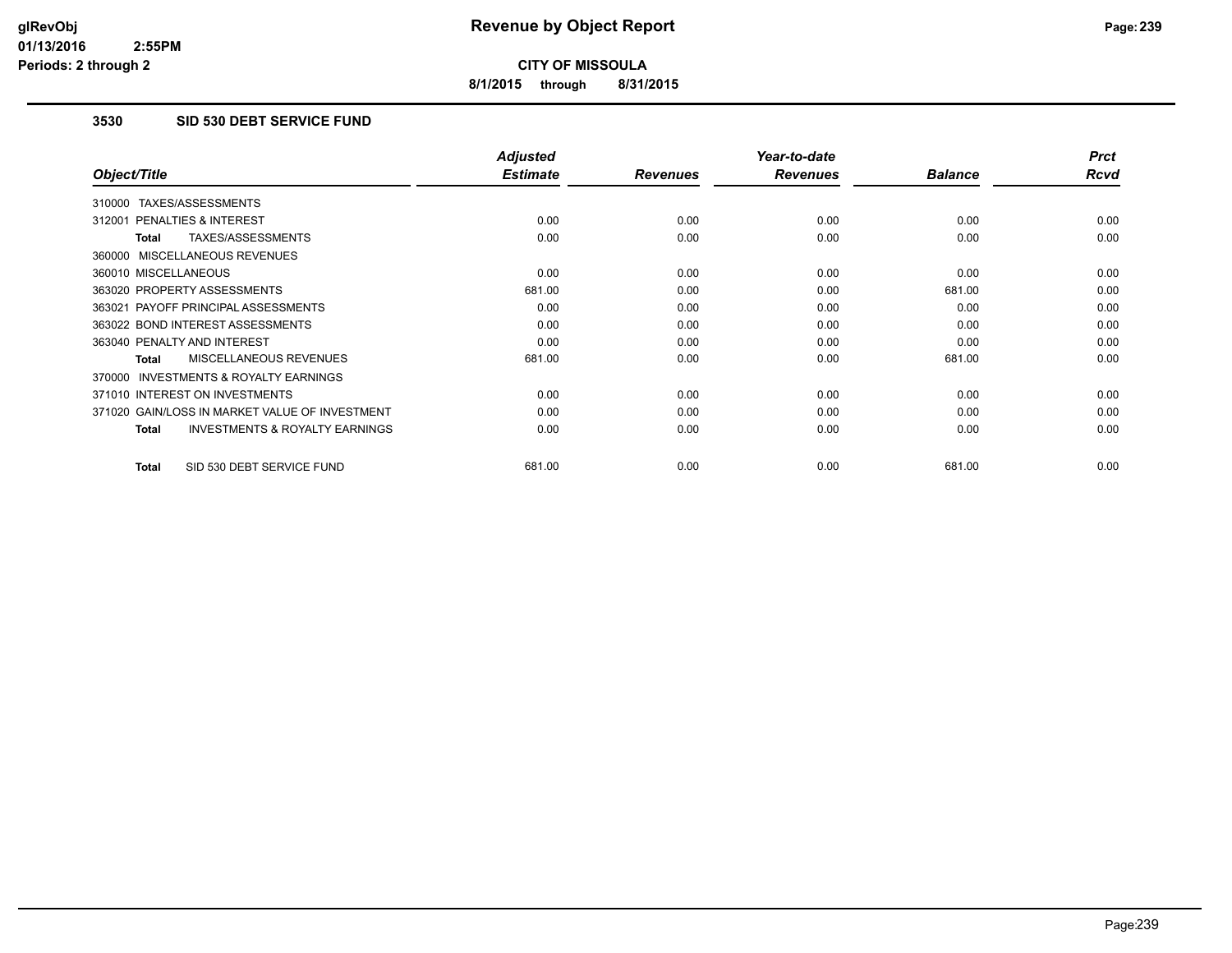# Revenue by Object Report

**CITY OF MISSOULA**

**8/1/2015 through 8/31/2015**

### 3530 SID 530 DEBT SERVICE FUND

| Object/Title | Adjusted Estimate | Revenues | Year-to-date Revenues | Balance | Prct Rcvd |
|---|---|---|---|---|---|
| 310000 TAXES/ASSESSMENTS | | | | | |
| 312001 PENALTIES & INTEREST | 0.00 | 0.00 | 0.00 | 0.00 | 0.00 |
| **Total** TAXES/ASSESSMENTS | 0.00 | 0.00 | 0.00 | 0.00 | 0.00 |
| 360000 MISCELLANEOUS REVENUES | | | | | |
| 360010 MISCELLANEOUS | 0.00 | 0.00 | 0.00 | 0.00 | 0.00 |
| 363020 PROPERTY ASSESSMENTS | 681.00 | 0.00 | 0.00 | 681.00 | 0.00 |
| 363021 PAYOFF PRINCIPAL ASSESSMENTS | 0.00 | 0.00 | 0.00 | 0.00 | 0.00 |
| 363022 BOND INTEREST ASSESSMENTS | 0.00 | 0.00 | 0.00 | 0.00 | 0.00 |
| 363040 PENALTY AND INTEREST | 0.00 | 0.00 | 0.00 | 0.00 | 0.00 |
| **Total** MISCELLANEOUS REVENUES | 681.00 | 0.00 | 0.00 | 681.00 | 0.00 |
| 370000 INVESTMENTS & ROYALTY EARNINGS | | | | | |
| 371010 INTEREST ON INVESTMENTS | 0.00 | 0.00 | 0.00 | 0.00 | 0.00 |
| 371020 GAIN/LOSS IN MARKET VALUE OF INVESTMENT | 0.00 | 0.00 | 0.00 | 0.00 | 0.00 |
| **Total** INVESTMENTS & ROYALTY EARNINGS | 0.00 | 0.00 | 0.00 | 0.00 | 0.00 |
| **Total** SID 530 DEBT SERVICE FUND | 681.00 | 0.00 | 0.00 | 681.00 | 0.00 |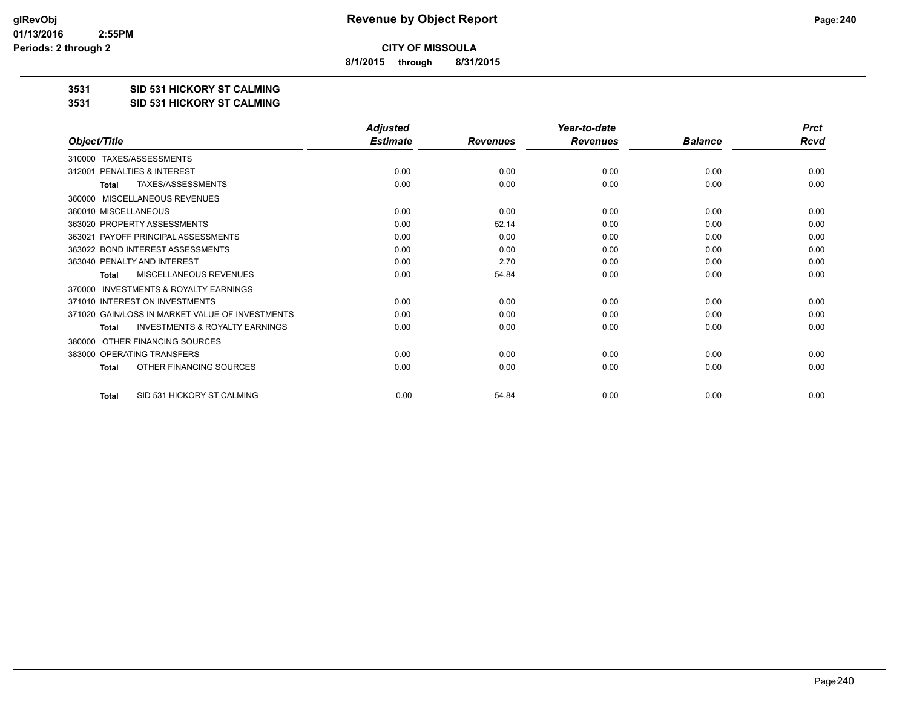**CITY OF MISSOULA**

**8/1/2015 through 8/31/2015**

**3531 SID 531 HICKORY ST CALMING**

**3531 SID 531 HICKORY ST CALMING**

| Object/Title | Adjusted Estimate | Revenues | Year-to-date Revenues | Balance | Prct Rcvd |
|---|---|---|---|---|---|
| 310000 TAXES/ASSESSMENTS | | | | | |
| 312001 PENALTIES & INTEREST | 0.00 | 0.00 | 0.00 | 0.00 | 0.00 |
| **Total** TAXES/ASSESSMENTS | 0.00 | 0.00 | 0.00 | 0.00 | 0.00 |
| 360000 MISCELLANEOUS REVENUES | | | | | |
| 360010 MISCELLANEOUS | 0.00 | 0.00 | 0.00 | 0.00 | 0.00 |
| 363020 PROPERTY ASSESSMENTS | 0.00 | 52.14 | 0.00 | 0.00 | 0.00 |
| 363021 PAYOFF PRINCIPAL ASSESSMENTS | 0.00 | 0.00 | 0.00 | 0.00 | 0.00 |
| 363022 BOND INTEREST ASSESSMENTS | 0.00 | 0.00 | 0.00 | 0.00 | 0.00 |
| 363040 PENALTY AND INTEREST | 0.00 | 2.70 | 0.00 | 0.00 | 0.00 |
| **Total** MISCELLANEOUS REVENUES | 0.00 | 54.84 | 0.00 | 0.00 | 0.00 |
| 370000 INVESTMENTS & ROYALTY EARNINGS | | | | | |
| 371010 INTEREST ON INVESTMENTS | 0.00 | 0.00 | 0.00 | 0.00 | 0.00 |
| 371020 GAIN/LOSS IN MARKET VALUE OF INVESTMENTS | 0.00 | 0.00 | 0.00 | 0.00 | 0.00 |
| **Total** INVESTMENTS & ROYALTY EARNINGS | 0.00 | 0.00 | 0.00 | 0.00 | 0.00 |
| 380000 OTHER FINANCING SOURCES | | | | | |
| 383000 OPERATING TRANSFERS | 0.00 | 0.00 | 0.00 | 0.00 | 0.00 |
| **Total** OTHER FINANCING SOURCES | 0.00 | 0.00 | 0.00 | 0.00 | 0.00 |
| **Total** SID 531 HICKORY ST CALMING | 0.00 | 54.84 | 0.00 | 0.00 | 0.00 |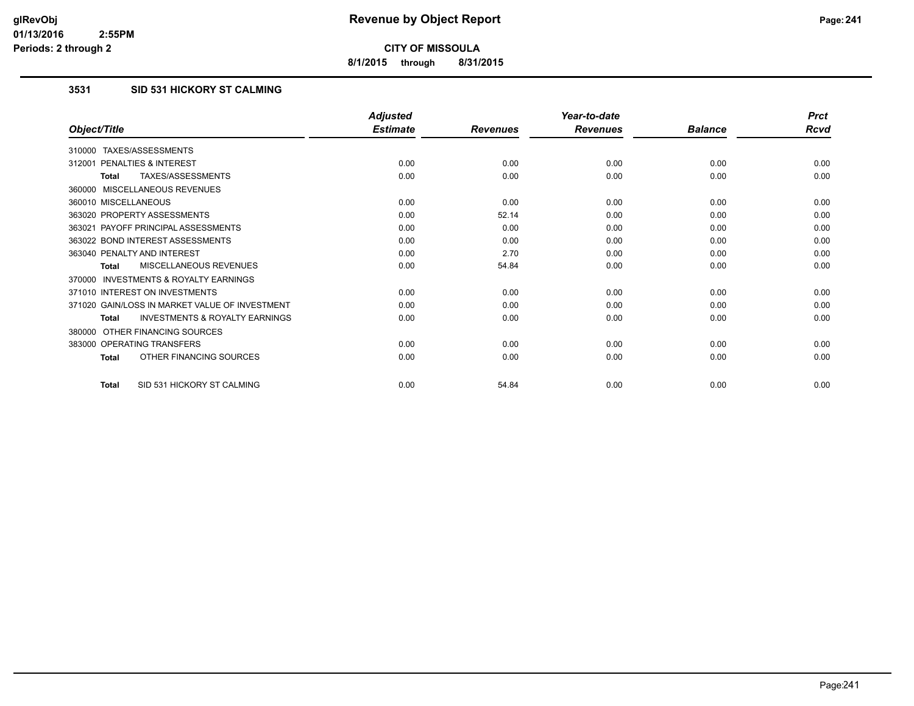# Revenue by Object Report

**CITY OF MISSOULA**

**8/1/2015 through 8/31/2015**

### 3531 SID 531 HICKORY ST CALMING

| Object/Title | Adjusted Estimate | Revenues | Year-to-date Revenues | Balance | Prct Rcvd |
|---|---|---|---|---|---|
| 310000 TAXES/ASSESSMENTS | | | | | |
| 312001 PENALTIES & INTEREST | 0.00 | 0.00 | 0.00 | 0.00 | 0.00 |
| **Total** TAXES/ASSESSMENTS | 0.00 | 0.00 | 0.00 | 0.00 | 0.00 |
| 360000 MISCELLANEOUS REVENUES | | | | | |
| 360010 MISCELLANEOUS | 0.00 | 0.00 | 0.00 | 0.00 | 0.00 |
| 363020 PROPERTY ASSESSMENTS | 0.00 | 52.14 | 0.00 | 0.00 | 0.00 |
| 363021 PAYOFF PRINCIPAL ASSESSMENTS | 0.00 | 0.00 | 0.00 | 0.00 | 0.00 |
| 363022 BOND INTEREST ASSESSMENTS | 0.00 | 0.00 | 0.00 | 0.00 | 0.00 |
| 363040 PENALTY AND INTEREST | 0.00 | 2.70 | 0.00 | 0.00 | 0.00 |
| **Total** MISCELLANEOUS REVENUES | 0.00 | 54.84 | 0.00 | 0.00 | 0.00 |
| 370000 INVESTMENTS & ROYALTY EARNINGS | | | | | |
| 371010 INTEREST ON INVESTMENTS | 0.00 | 0.00 | 0.00 | 0.00 | 0.00 |
| 371020 GAIN/LOSS IN MARKET VALUE OF INVESTMENT | 0.00 | 0.00 | 0.00 | 0.00 | 0.00 |
| **Total** INVESTMENTS & ROYALTY EARNINGS | 0.00 | 0.00 | 0.00 | 0.00 | 0.00 |
| 380000 OTHER FINANCING SOURCES | | | | | |
| 383000 OPERATING TRANSFERS | 0.00 | 0.00 | 0.00 | 0.00 | 0.00 |
| **Total** OTHER FINANCING SOURCES | 0.00 | 0.00 | 0.00 | 0.00 | 0.00 |
| **Total** SID 531 HICKORY ST CALMING | 0.00 | 54.84 | 0.00 | 0.00 | 0.00 |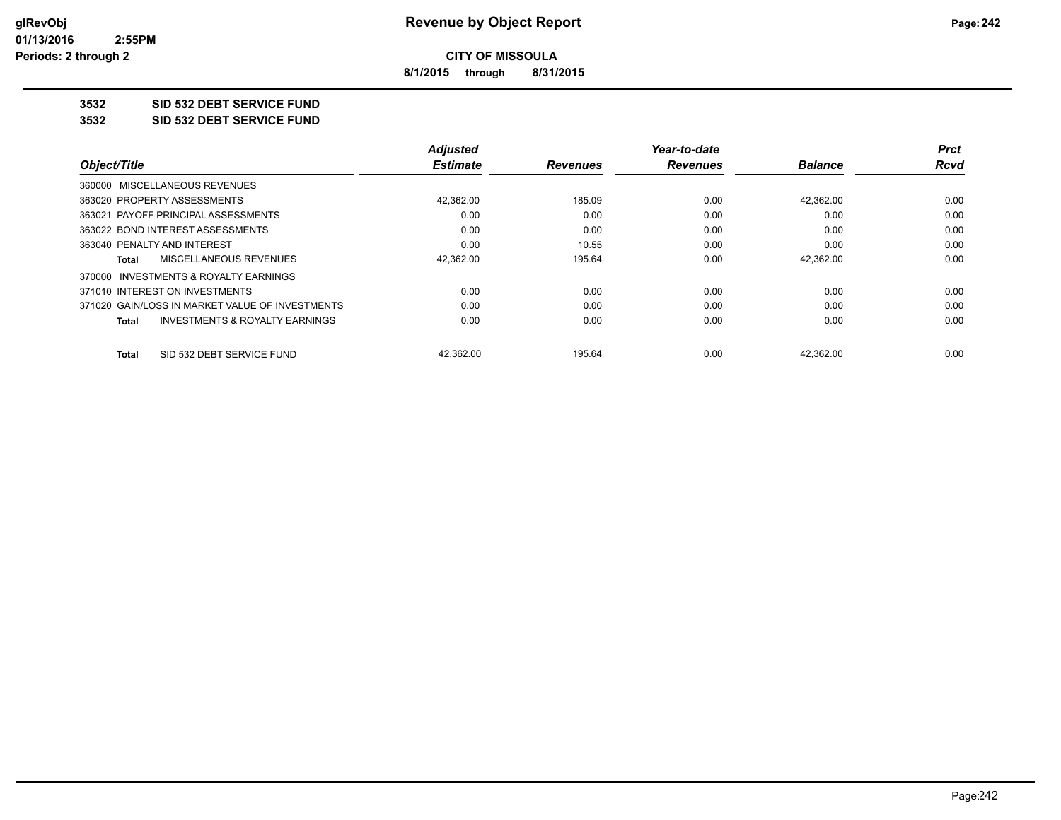**CITY OF MISSOULA**

**8/1/2015 through 8/31/2015**

## 3532 SID 532 DEBT SERVICE FUND
## 3532 SID 532 DEBT SERVICE FUND

| Object/Title | Adjusted Estimate | Revenues | Year-to-date Revenues | Balance | Prct Rcvd |
|---|---|---|---|---|---|
| 360000 MISCELLANEOUS REVENUES | | | | | |
| 363020 PROPERTY ASSESSMENTS | 42,362.00 | 185.09 | 0.00 | 42,362.00 | 0.00 |
| 363021 PAYOFF PRINCIPAL ASSESSMENTS | 0.00 | 0.00 | 0.00 | 0.00 | 0.00 |
| 363022 BOND INTEREST ASSESSMENTS | 0.00 | 0.00 | 0.00 | 0.00 | 0.00 |
| 363040 PENALTY AND INTEREST | 0.00 | 10.55 | 0.00 | 0.00 | 0.00 |
| **Total** MISCELLANEOUS REVENUES | 42,362.00 | 195.64 | 0.00 | 42,362.00 | 0.00 |
| 370000 INVESTMENTS & ROYALTY EARNINGS | | | | | |
| 371010 INTEREST ON INVESTMENTS | 0.00 | 0.00 | 0.00 | 0.00 | 0.00 |
| 371020 GAIN/LOSS IN MARKET VALUE OF INVESTMENTS | 0.00 | 0.00 | 0.00 | 0.00 | 0.00 |
| **Total** INVESTMENTS & ROYALTY EARNINGS | 0.00 | 0.00 | 0.00 | 0.00 | 0.00 |
| **Total** SID 532 DEBT SERVICE FUND | 42,362.00 | 195.64 | 0.00 | 42,362.00 | 0.00 |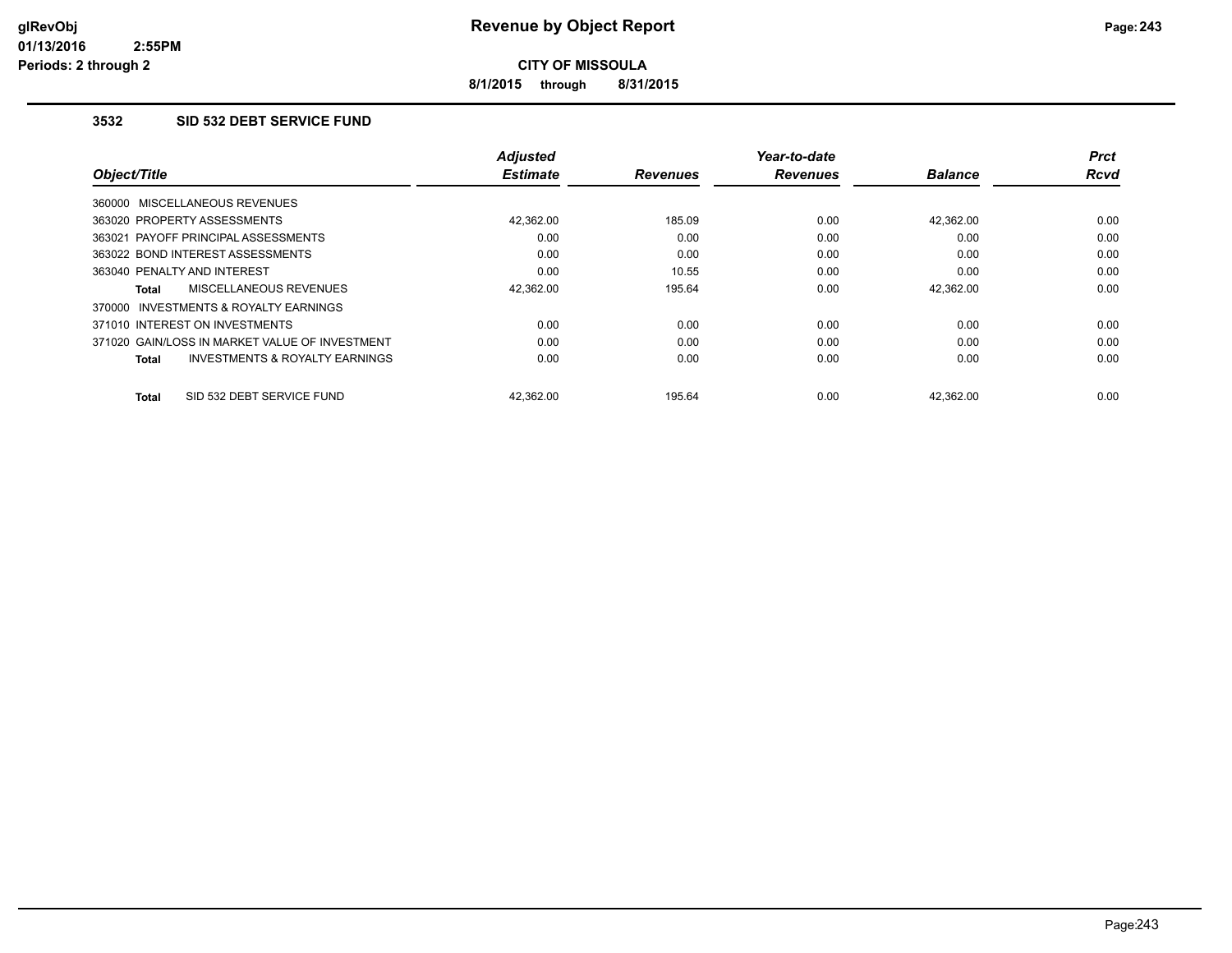**Revenue by Object Report**

**CITY OF MISSOULA**

**8/1/2015 through 8/31/2015**

glRevObj
01/13/2016 2:55PM
Periods: 2 through 2

## 3532 SID 532 DEBT SERVICE FUND

| Object/Title | Adjusted Estimate | Revenues | Year-to-date Revenues | Balance | Prct Rcvd |
|---|---|---|---|---|---|
| 360000 MISCELLANEOUS REVENUES | | | | | |
| 363020 PROPERTY ASSESSMENTS | 42,362.00 | 185.09 | 0.00 | 42,362.00 | 0.00 |
| 363021 PAYOFF PRINCIPAL ASSESSMENTS | 0.00 | 0.00 | 0.00 | 0.00 | 0.00 |
| 363022 BOND INTEREST ASSESSMENTS | 0.00 | 0.00 | 0.00 | 0.00 | 0.00 |
| 363040 PENALTY AND INTEREST | 0.00 | 10.55 | 0.00 | 0.00 | 0.00 |
| **Total** MISCELLANEOUS REVENUES | 42,362.00 | 195.64 | 0.00 | 42,362.00 | 0.00 |
| 370000 INVESTMENTS & ROYALTY EARNINGS | | | | | |
| 371010 INTEREST ON INVESTMENTS | 0.00 | 0.00 | 0.00 | 0.00 | 0.00 |
| 371020 GAIN/LOSS IN MARKET VALUE OF INVESTMENT | 0.00 | 0.00 | 0.00 | 0.00 | 0.00 |
| **Total** INVESTMENTS & ROYALTY EARNINGS | 0.00 | 0.00 | 0.00 | 0.00 | 0.00 |
| **Total** SID 532 DEBT SERVICE FUND | 42,362.00 | 195.64 | 0.00 | 42,362.00 | 0.00 |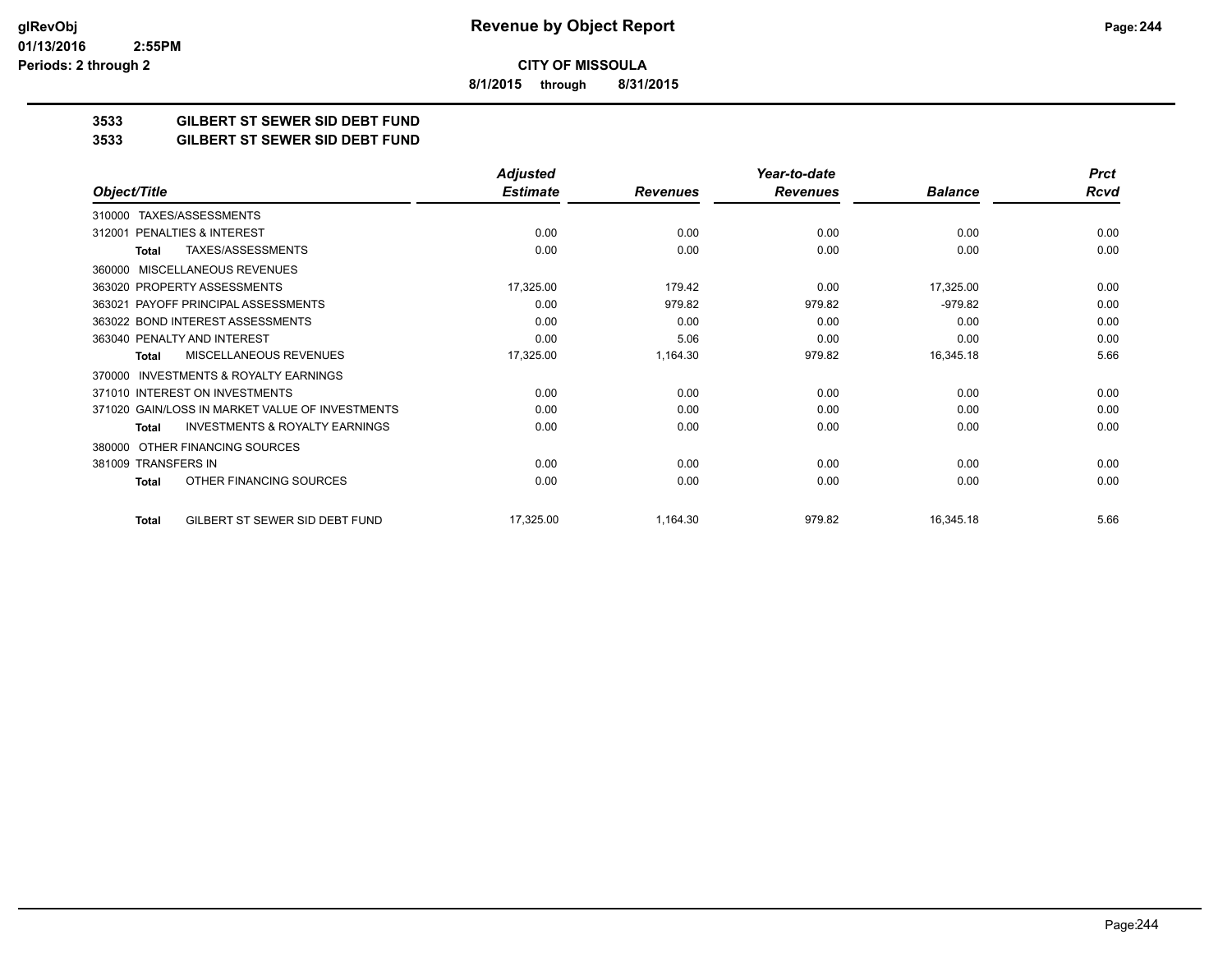# Revenue by Object Report

glRevObj
01/13/2016 2:55PM
Periods: 2 through 2

**CITY OF MISSOULA**

**8/1/2015 through 8/31/2015**

## 3533 GILBERT ST SEWER SID DEBT FUND
## 3533 GILBERT ST SEWER SID DEBT FUND

| Object/Title | Adjusted Estimate | Revenues | Year-to-date Revenues | Balance | Prct Rcvd |
|---|---|---|---|---|---|
| 310000 TAXES/ASSESSMENTS | | | | | |
| 312001 PENALTIES & INTEREST | 0.00 | 0.00 | 0.00 | 0.00 | 0.00 |
| **Total** TAXES/ASSESSMENTS | 0.00 | 0.00 | 0.00 | 0.00 | 0.00 |
| 360000 MISCELLANEOUS REVENUES | | | | | |
| 363020 PROPERTY ASSESSMENTS | 17,325.00 | 179.42 | 0.00 | 17,325.00 | 0.00 |
| 363021 PAYOFF PRINCIPAL ASSESSMENTS | 0.00 | 979.82 | 979.82 | -979.82 | 0.00 |
| 363022 BOND INTEREST ASSESSMENTS | 0.00 | 0.00 | 0.00 | 0.00 | 0.00 |
| 363040 PENALTY AND INTEREST | 0.00 | 5.06 | 0.00 | 0.00 | 0.00 |
| **Total** MISCELLANEOUS REVENUES | 17,325.00 | 1,164.30 | 979.82 | 16,345.18 | 5.66 |
| 370000 INVESTMENTS & ROYALTY EARNINGS | | | | | |
| 371010 INTEREST ON INVESTMENTS | 0.00 | 0.00 | 0.00 | 0.00 | 0.00 |
| 371020 GAIN/LOSS IN MARKET VALUE OF INVESTMENTS | 0.00 | 0.00 | 0.00 | 0.00 | 0.00 |
| **Total** INVESTMENTS & ROYALTY EARNINGS | 0.00 | 0.00 | 0.00 | 0.00 | 0.00 |
| 380000 OTHER FINANCING SOURCES | | | | | |
| 381009 TRANSFERS IN | 0.00 | 0.00 | 0.00 | 0.00 | 0.00 |
| **Total** OTHER FINANCING SOURCES | 0.00 | 0.00 | 0.00 | 0.00 | 0.00 |
| **Total** GILBERT ST SEWER SID DEBT FUND | 17,325.00 | 1,164.30 | 979.82 | 16,345.18 | 5.66 |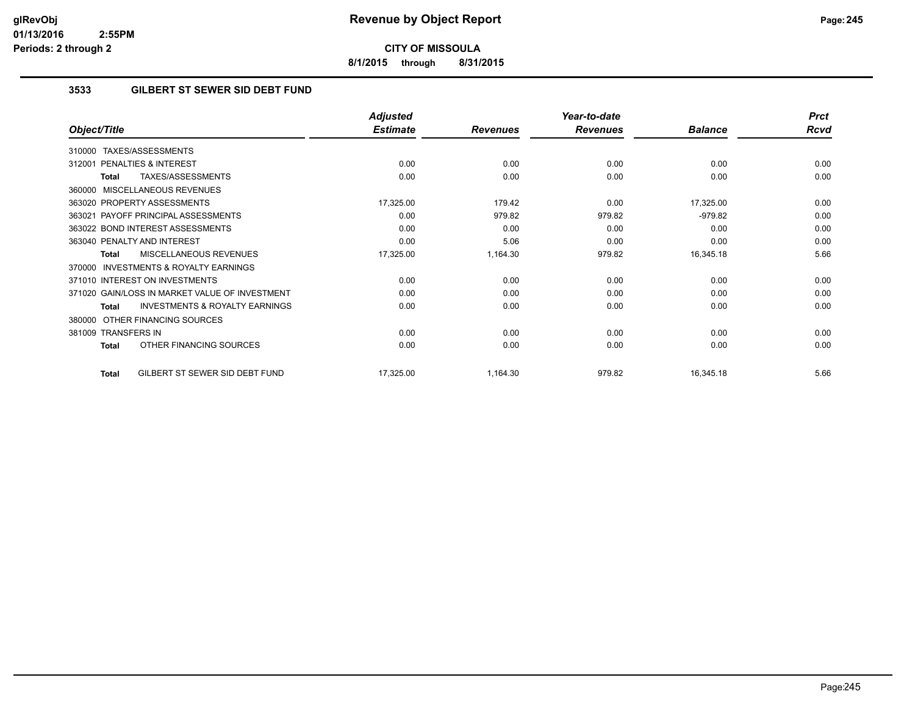# Revenue by Object Report

**CITY OF MISSOULA**

**8/1/2015 through 8/31/2015**

### 3533 GILBERT ST SEWER SID DEBT FUND

| Object/Title | Adjusted Estimate | Revenues | Year-to-date Revenues | Balance | Prct Rcvd |
|---|---|---|---|---|---|
| 310000 TAXES/ASSESSMENTS | | | | | |
| 312001 PENALTIES & INTEREST | 0.00 | 0.00 | 0.00 | 0.00 | 0.00 |
| **Total** TAXES/ASSESSMENTS | 0.00 | 0.00 | 0.00 | 0.00 | 0.00 |
| 360000 MISCELLANEOUS REVENUES | | | | | |
| 363020 PROPERTY ASSESSMENTS | 17,325.00 | 179.42 | 0.00 | 17,325.00 | 0.00 |
| 363021 PAYOFF PRINCIPAL ASSESSMENTS | 0.00 | 979.82 | 979.82 | -979.82 | 0.00 |
| 363022 BOND INTEREST ASSESSMENTS | 0.00 | 0.00 | 0.00 | 0.00 | 0.00 |
| 363040 PENALTY AND INTEREST | 0.00 | 5.06 | 0.00 | 0.00 | 0.00 |
| **Total** MISCELLANEOUS REVENUES | 17,325.00 | 1,164.30 | 979.82 | 16,345.18 | 5.66 |
| 370000 INVESTMENTS & ROYALTY EARNINGS | | | | | |
| 371010 INTEREST ON INVESTMENTS | 0.00 | 0.00 | 0.00 | 0.00 | 0.00 |
| 371020 GAIN/LOSS IN MARKET VALUE OF INVESTMENT | 0.00 | 0.00 | 0.00 | 0.00 | 0.00 |
| **Total** INVESTMENTS & ROYALTY EARNINGS | 0.00 | 0.00 | 0.00 | 0.00 | 0.00 |
| 380000 OTHER FINANCING SOURCES | | | | | |
| 381009 TRANSFERS IN | 0.00 | 0.00 | 0.00 | 0.00 | 0.00 |
| **Total** OTHER FINANCING SOURCES | 0.00 | 0.00 | 0.00 | 0.00 | 0.00 |
| **Total** GILBERT ST SEWER SID DEBT FUND | 17,325.00 | 1,164.30 | 979.82 | 16,345.18 | 5.66 |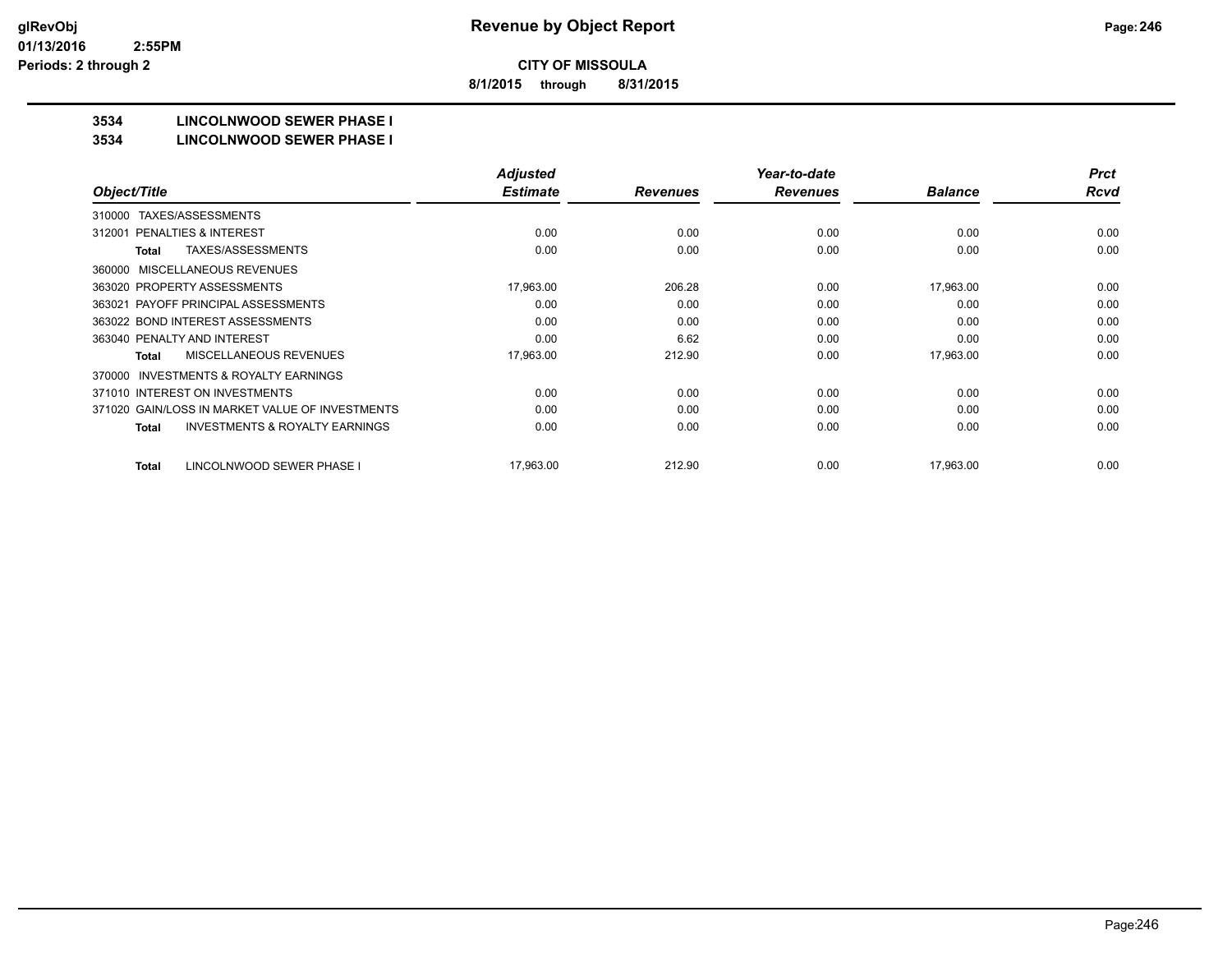# CITY OF MISSOULA

**8/1/2015 through 8/31/2015**

## 3534 LINCOLNWOOD SEWER PHASE I

## 3534 LINCOLNWOOD SEWER PHASE I

| Object/Title | Adjusted Estimate | Revenues | Year-to-date Revenues | Balance | Prct Rcvd |
|---|---|---|---|---|---|
| 310000 TAXES/ASSESSMENTS | | | | | |
| 312001 PENALTIES & INTEREST | 0.00 | 0.00 | 0.00 | 0.00 | 0.00 |
| **Total** TAXES/ASSESSMENTS | 0.00 | 0.00 | 0.00 | 0.00 | 0.00 |
| 360000 MISCELLANEOUS REVENUES | | | | | |
| 363020 PROPERTY ASSESSMENTS | 17,963.00 | 206.28 | 0.00 | 17,963.00 | 0.00 |
| 363021 PAYOFF PRINCIPAL ASSESSMENTS | 0.00 | 0.00 | 0.00 | 0.00 | 0.00 |
| 363022 BOND INTEREST ASSESSMENTS | 0.00 | 0.00 | 0.00 | 0.00 | 0.00 |
| 363040 PENALTY AND INTEREST | 0.00 | 6.62 | 0.00 | 0.00 | 0.00 |
| **Total** MISCELLANEOUS REVENUES | 17,963.00 | 212.90 | 0.00 | 17,963.00 | 0.00 |
| 370000 INVESTMENTS & ROYALTY EARNINGS | | | | | |
| 371010 INTEREST ON INVESTMENTS | 0.00 | 0.00 | 0.00 | 0.00 | 0.00 |
| 371020 GAIN/LOSS IN MARKET VALUE OF INVESTMENTS | 0.00 | 0.00 | 0.00 | 0.00 | 0.00 |
| **Total** INVESTMENTS & ROYALTY EARNINGS | 0.00 | 0.00 | 0.00 | 0.00 | 0.00 |
| **Total** LINCOLNWOOD SEWER PHASE I | 17,963.00 | 212.90 | 0.00 | 17,963.00 | 0.00 |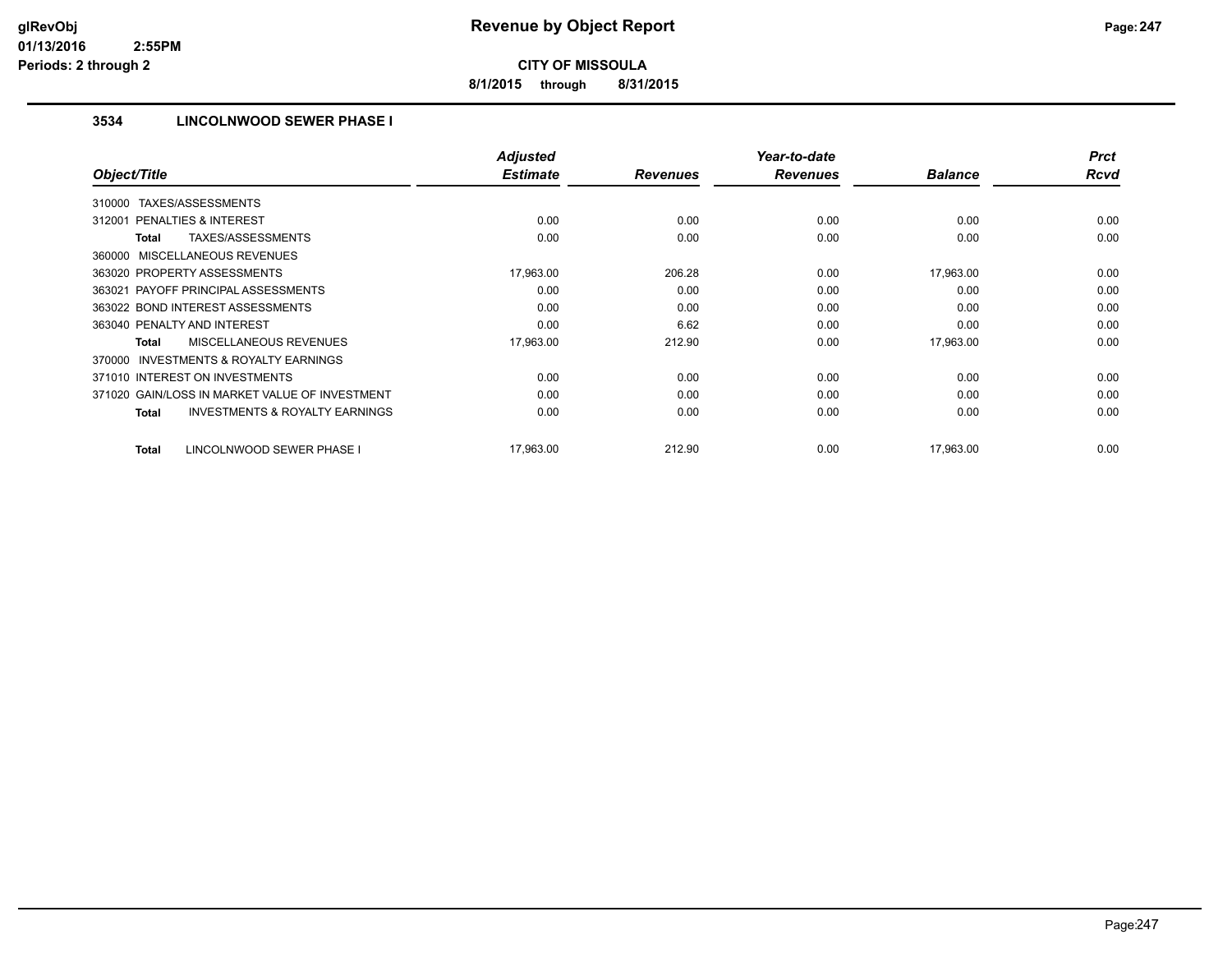**CITY OF MISSOULA**

**8/1/2015 through 8/31/2015**

### 3534 LINCOLNWOOD SEWER PHASE I

| Object/Title | Adjusted Estimate | Revenues | Year-to-date Revenues | Balance | Prct Rcvd |
|---|---|---|---|---|---|
| 310000 TAXES/ASSESSMENTS | | | | | |
| 312001 PENALTIES & INTEREST | 0.00 | 0.00 | 0.00 | 0.00 | 0.00 |
| **Total** TAXES/ASSESSMENTS | 0.00 | 0.00 | 0.00 | 0.00 | 0.00 |
| 360000 MISCELLANEOUS REVENUES | | | | | |
| 363020 PROPERTY ASSESSMENTS | 17,963.00 | 206.28 | 0.00 | 17,963.00 | 0.00 |
| 363021 PAYOFF PRINCIPAL ASSESSMENTS | 0.00 | 0.00 | 0.00 | 0.00 | 0.00 |
| 363022 BOND INTEREST ASSESSMENTS | 0.00 | 0.00 | 0.00 | 0.00 | 0.00 |
| 363040 PENALTY AND INTEREST | 0.00 | 6.62 | 0.00 | 0.00 | 0.00 |
| **Total** MISCELLANEOUS REVENUES | 17,963.00 | 212.90 | 0.00 | 17,963.00 | 0.00 |
| 370000 INVESTMENTS & ROYALTY EARNINGS | | | | | |
| 371010 INTEREST ON INVESTMENTS | 0.00 | 0.00 | 0.00 | 0.00 | 0.00 |
| 371020 GAIN/LOSS IN MARKET VALUE OF INVESTMENT | 0.00 | 0.00 | 0.00 | 0.00 | 0.00 |
| **Total** INVESTMENTS & ROYALTY EARNINGS | 0.00 | 0.00 | 0.00 | 0.00 | 0.00 |
| **Total** LINCOLNWOOD SEWER PHASE I | 17,963.00 | 212.90 | 0.00 | 17,963.00 | 0.00 |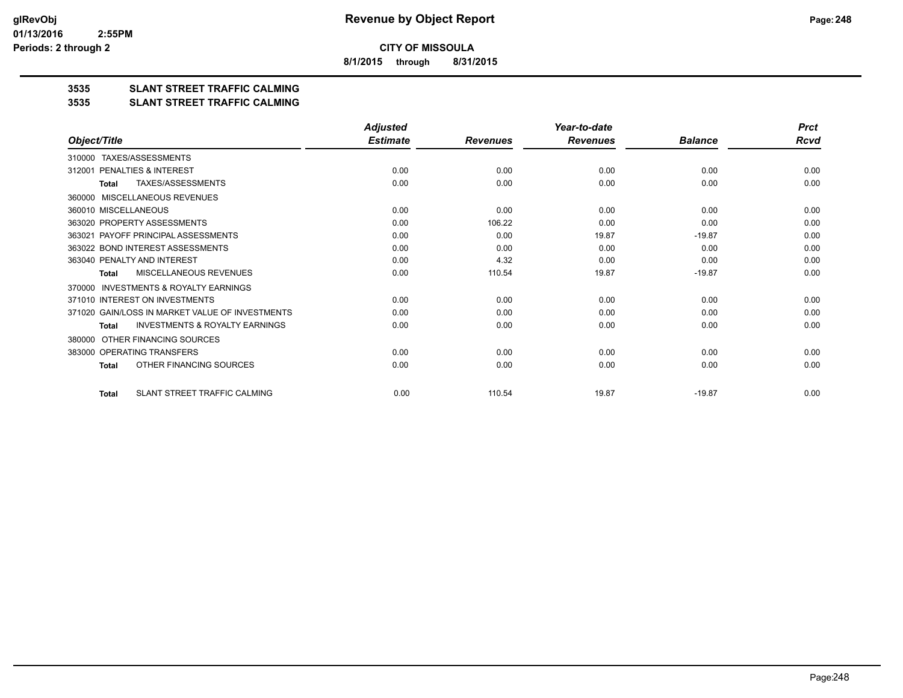**Revenue by Object Report**

**CITY OF MISSOULA**

**8/1/2015 through 8/31/2015**

glRevObj
01/13/2016 2:55PM
Periods: 2 through 2

## 3535 SLANT STREET TRAFFIC CALMING
## 3535 SLANT STREET TRAFFIC CALMING

| Object/Title | Adjusted Estimate | Revenues | Year-to-date Revenues | Balance | Prct Rcvd |
|---|---|---|---|---|---|
| 310000 TAXES/ASSESSMENTS | | | | | |
| 312001 PENALTIES & INTEREST | 0.00 | 0.00 | 0.00 | 0.00 | 0.00 |
| **Total** TAXES/ASSESSMENTS | 0.00 | 0.00 | 0.00 | 0.00 | 0.00 |
| 360000 MISCELLANEOUS REVENUES | | | | | |
| 360010 MISCELLANEOUS | 0.00 | 0.00 | 0.00 | 0.00 | 0.00 |
| 363020 PROPERTY ASSESSMENTS | 0.00 | 106.22 | 0.00 | 0.00 | 0.00 |
| 363021 PAYOFF PRINCIPAL ASSESSMENTS | 0.00 | 0.00 | 19.87 | -19.87 | 0.00 |
| 363022 BOND INTEREST ASSESSMENTS | 0.00 | 0.00 | 0.00 | 0.00 | 0.00 |
| 363040 PENALTY AND INTEREST | 0.00 | 4.32 | 0.00 | 0.00 | 0.00 |
| **Total** MISCELLANEOUS REVENUES | 0.00 | 110.54 | 19.87 | -19.87 | 0.00 |
| 370000 INVESTMENTS & ROYALTY EARNINGS | | | | | |
| 371010 INTEREST ON INVESTMENTS | 0.00 | 0.00 | 0.00 | 0.00 | 0.00 |
| 371020 GAIN/LOSS IN MARKET VALUE OF INVESTMENTS | 0.00 | 0.00 | 0.00 | 0.00 | 0.00 |
| **Total** INVESTMENTS & ROYALTY EARNINGS | 0.00 | 0.00 | 0.00 | 0.00 | 0.00 |
| 380000 OTHER FINANCING SOURCES | | | | | |
| 383000 OPERATING TRANSFERS | 0.00 | 0.00 | 0.00 | 0.00 | 0.00 |
| **Total** OTHER FINANCING SOURCES | 0.00 | 0.00 | 0.00 | 0.00 | 0.00 |
| **Total** SLANT STREET TRAFFIC CALMING | 0.00 | 110.54 | 19.87 | -19.87 | 0.00 |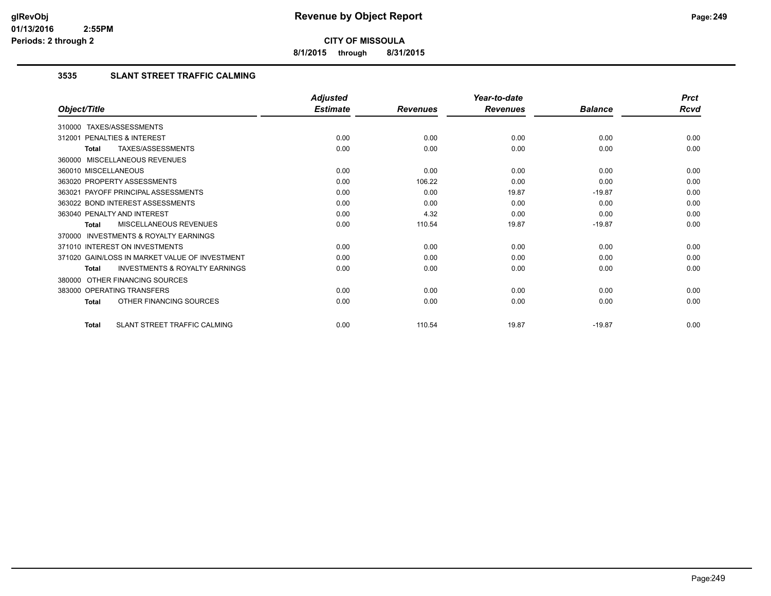# Revenue by Object Report

**CITY OF MISSOULA**

**8/1/2015 through 8/31/2015**

glRevObj
01/13/2016 2:55PM
Periods: 2 through 2

### 3535 SLANT STREET TRAFFIC CALMING

| Object/Title | Adjusted Estimate | Revenues | Year-to-date Revenues | Balance | Prct Rcvd |
|---|---|---|---|---|---|
| 310000 TAXES/ASSESSMENTS | | | | | |
| 312001 PENALTIES & INTEREST | 0.00 | 0.00 | 0.00 | 0.00 | 0.00 |
| **Total** TAXES/ASSESSMENTS | 0.00 | 0.00 | 0.00 | 0.00 | 0.00 |
| 360000 MISCELLANEOUS REVENUES | | | | | |
| 360010 MISCELLANEOUS | 0.00 | 0.00 | 0.00 | 0.00 | 0.00 |
| 363020 PROPERTY ASSESSMENTS | 0.00 | 106.22 | 0.00 | 0.00 | 0.00 |
| 363021 PAYOFF PRINCIPAL ASSESSMENTS | 0.00 | 0.00 | 19.87 | -19.87 | 0.00 |
| 363022 BOND INTEREST ASSESSMENTS | 0.00 | 0.00 | 0.00 | 0.00 | 0.00 |
| 363040 PENALTY AND INTEREST | 0.00 | 4.32 | 0.00 | 0.00 | 0.00 |
| **Total** MISCELLANEOUS REVENUES | 0.00 | 110.54 | 19.87 | -19.87 | 0.00 |
| 370000 INVESTMENTS & ROYALTY EARNINGS | | | | | |
| 371010 INTEREST ON INVESTMENTS | 0.00 | 0.00 | 0.00 | 0.00 | 0.00 |
| 371020 GAIN/LOSS IN MARKET VALUE OF INVESTMENT | 0.00 | 0.00 | 0.00 | 0.00 | 0.00 |
| **Total** INVESTMENTS & ROYALTY EARNINGS | 0.00 | 0.00 | 0.00 | 0.00 | 0.00 |
| 380000 OTHER FINANCING SOURCES | | | | | |
| 383000 OPERATING TRANSFERS | 0.00 | 0.00 | 0.00 | 0.00 | 0.00 |
| **Total** OTHER FINANCING SOURCES | 0.00 | 0.00 | 0.00 | 0.00 | 0.00 |
| **Total** SLANT STREET TRAFFIC CALMING | 0.00 | 110.54 | 19.87 | -19.87 | 0.00 |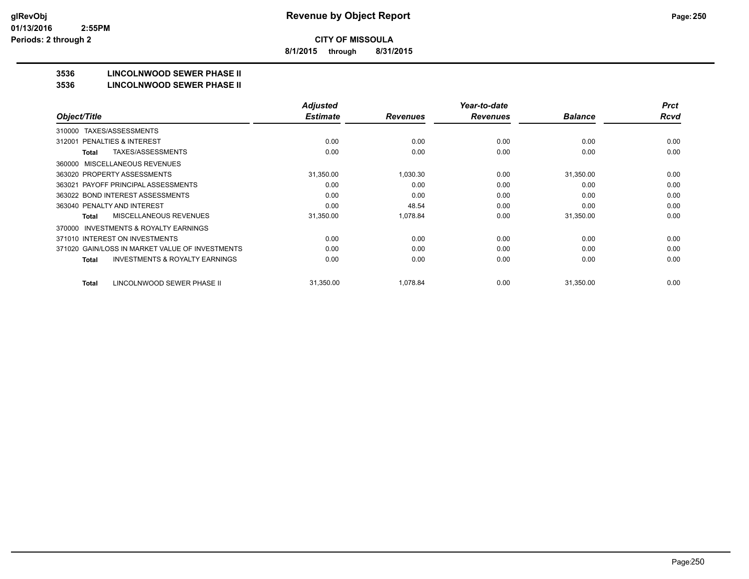**CITY OF MISSOULA**

**8/1/2015 through 8/31/2015**

## 3536 LINCOLNWOOD SEWER PHASE II

## 3536 LINCOLNWOOD SEWER PHASE II

| Object/Title | Adjusted Estimate | Revenues | Year-to-date Revenues | Balance | Prct Rcvd |
|---|---|---|---|---|---|
| 310000 TAXES/ASSESSMENTS | | | | | |
| 312001 PENALTIES & INTEREST | 0.00 | 0.00 | 0.00 | 0.00 | 0.00 |
| **Total** TAXES/ASSESSMENTS | 0.00 | 0.00 | 0.00 | 0.00 | 0.00 |
| 360000 MISCELLANEOUS REVENUES | | | | | |
| 363020 PROPERTY ASSESSMENTS | 31,350.00 | 1,030.30 | 0.00 | 31,350.00 | 0.00 |
| 363021 PAYOFF PRINCIPAL ASSESSMENTS | 0.00 | 0.00 | 0.00 | 0.00 | 0.00 |
| 363022 BOND INTEREST ASSESSMENTS | 0.00 | 0.00 | 0.00 | 0.00 | 0.00 |
| 363040 PENALTY AND INTEREST | 0.00 | 48.54 | 0.00 | 0.00 | 0.00 |
| **Total** MISCELLANEOUS REVENUES | 31,350.00 | 1,078.84 | 0.00 | 31,350.00 | 0.00 |
| 370000 INVESTMENTS & ROYALTY EARNINGS | | | | | |
| 371010 INTEREST ON INVESTMENTS | 0.00 | 0.00 | 0.00 | 0.00 | 0.00 |
| 371020 GAIN/LOSS IN MARKET VALUE OF INVESTMENTS | 0.00 | 0.00 | 0.00 | 0.00 | 0.00 |
| **Total** INVESTMENTS & ROYALTY EARNINGS | 0.00 | 0.00 | 0.00 | 0.00 | 0.00 |
| **Total** LINCOLNWOOD SEWER PHASE II | 31,350.00 | 1,078.84 | 0.00 | 31,350.00 | 0.00 |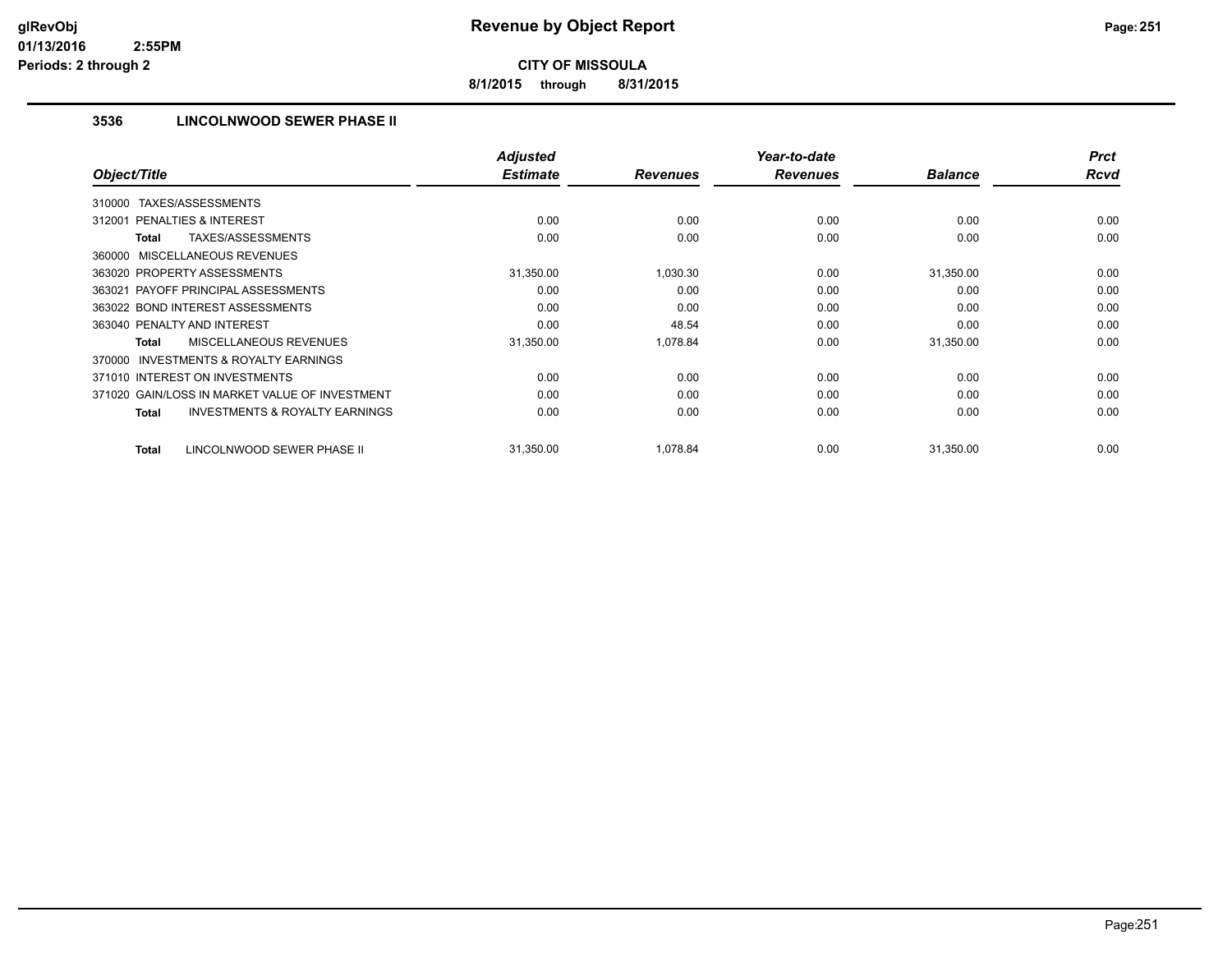# Revenue by Object Report

**CITY OF MISSOULA**

**8/1/2015 through 8/31/2015**

glRevObj
01/13/2016 2:55PM
Periods: 2 through 2

### 3536 LINCOLNWOOD SEWER PHASE II

| Object/Title | Adjusted Estimate | Revenues | Year-to-date Revenues | Balance | Prct Rcvd |
|---|---|---|---|---|---|
| 310000 TAXES/ASSESSMENTS | | | | | |
| 312001 PENALTIES & INTEREST | 0.00 | 0.00 | 0.00 | 0.00 | 0.00 |
| **Total** TAXES/ASSESSMENTS | 0.00 | 0.00 | 0.00 | 0.00 | 0.00 |
| 360000 MISCELLANEOUS REVENUES | | | | | |
| 363020 PROPERTY ASSESSMENTS | 31,350.00 | 1,030.30 | 0.00 | 31,350.00 | 0.00 |
| 363021 PAYOFF PRINCIPAL ASSESSMENTS | 0.00 | 0.00 | 0.00 | 0.00 | 0.00 |
| 363022 BOND INTEREST ASSESSMENTS | 0.00 | 0.00 | 0.00 | 0.00 | 0.00 |
| 363040 PENALTY AND INTEREST | 0.00 | 48.54 | 0.00 | 0.00 | 0.00 |
| **Total** MISCELLANEOUS REVENUES | 31,350.00 | 1,078.84 | 0.00 | 31,350.00 | 0.00 |
| 370000 INVESTMENTS & ROYALTY EARNINGS | | | | | |
| 371010 INTEREST ON INVESTMENTS | 0.00 | 0.00 | 0.00 | 0.00 | 0.00 |
| 371020 GAIN/LOSS IN MARKET VALUE OF INVESTMENT | 0.00 | 0.00 | 0.00 | 0.00 | 0.00 |
| **Total** INVESTMENTS & ROYALTY EARNINGS | 0.00 | 0.00 | 0.00 | 0.00 | 0.00 |
| **Total** LINCOLNWOOD SEWER PHASE II | 31,350.00 | 1,078.84 | 0.00 | 31,350.00 | 0.00 |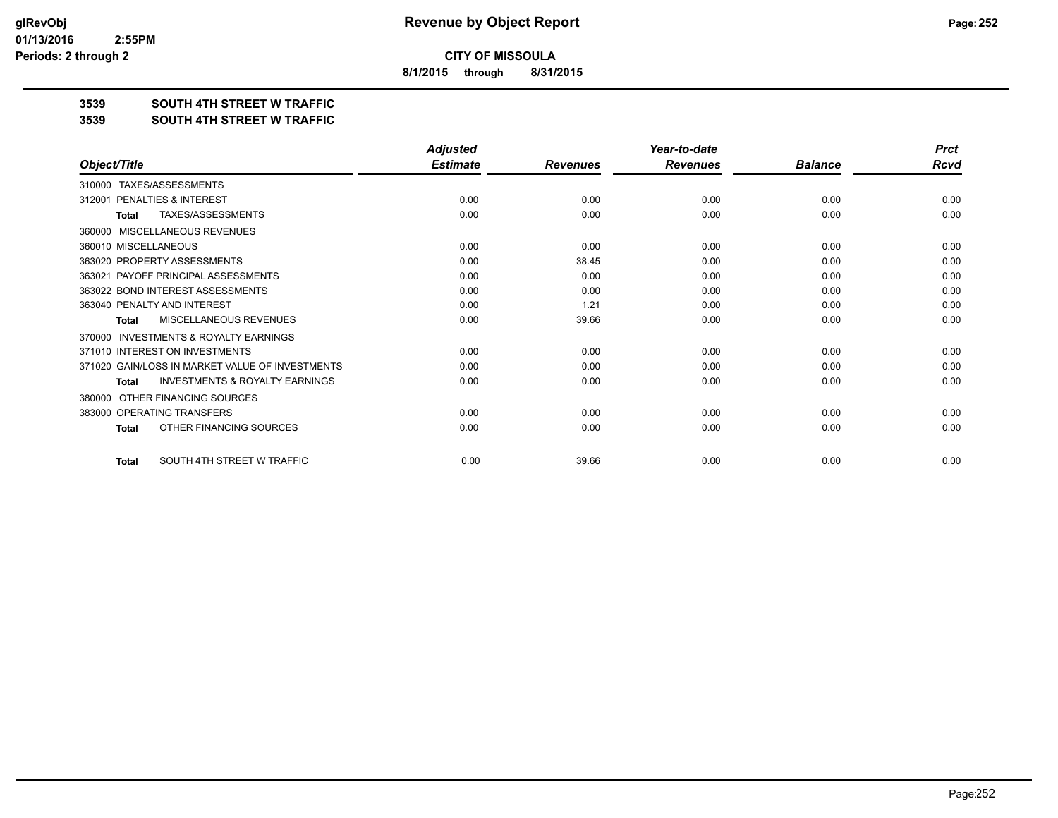**CITY OF MISSOULA**

**8/1/2015 through 8/31/2015**

## 3539 SOUTH 4TH STREET W TRAFFIC

## 3539 SOUTH 4TH STREET W TRAFFIC

| Object/Title | Adjusted Estimate | Revenues | Year-to-date Revenues | Balance | Prct Rcvd |
|---|---|---|---|---|---|
| 310000 TAXES/ASSESSMENTS | | | | | |
| 312001 PENALTIES & INTEREST | 0.00 | 0.00 | 0.00 | 0.00 | 0.00 |
| **Total** TAXES/ASSESSMENTS | 0.00 | 0.00 | 0.00 | 0.00 | 0.00 |
| 360000 MISCELLANEOUS REVENUES | | | | | |
| 360010 MISCELLANEOUS | 0.00 | 0.00 | 0.00 | 0.00 | 0.00 |
| 363020 PROPERTY ASSESSMENTS | 0.00 | 38.45 | 0.00 | 0.00 | 0.00 |
| 363021 PAYOFF PRINCIPAL ASSESSMENTS | 0.00 | 0.00 | 0.00 | 0.00 | 0.00 |
| 363022 BOND INTEREST ASSESSMENTS | 0.00 | 0.00 | 0.00 | 0.00 | 0.00 |
| 363040 PENALTY AND INTEREST | 0.00 | 1.21 | 0.00 | 0.00 | 0.00 |
| **Total** MISCELLANEOUS REVENUES | 0.00 | 39.66 | 0.00 | 0.00 | 0.00 |
| 370000 INVESTMENTS & ROYALTY EARNINGS | | | | | |
| 371010 INTEREST ON INVESTMENTS | 0.00 | 0.00 | 0.00 | 0.00 | 0.00 |
| 371020 GAIN/LOSS IN MARKET VALUE OF INVESTMENTS | 0.00 | 0.00 | 0.00 | 0.00 | 0.00 |
| **Total** INVESTMENTS & ROYALTY EARNINGS | 0.00 | 0.00 | 0.00 | 0.00 | 0.00 |
| 380000 OTHER FINANCING SOURCES | | | | | |
| 383000 OPERATING TRANSFERS | 0.00 | 0.00 | 0.00 | 0.00 | 0.00 |
| **Total** OTHER FINANCING SOURCES | 0.00 | 0.00 | 0.00 | 0.00 | 0.00 |
| **Total** SOUTH 4TH STREET W TRAFFIC | 0.00 | 39.66 | 0.00 | 0.00 | 0.00 |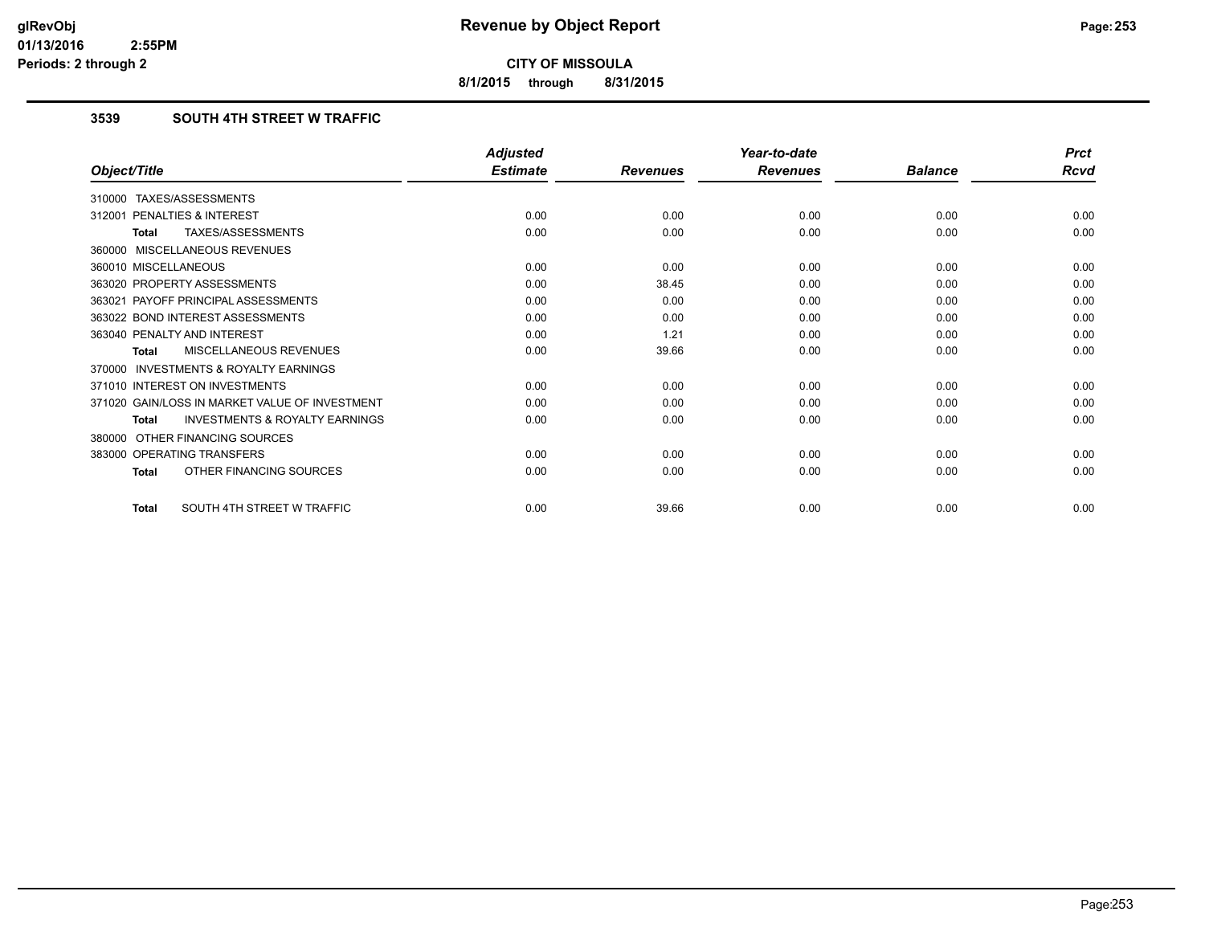**CITY OF MISSOULA**

**8/1/2015 through 8/31/2015**

## 3539 SOUTH 4TH STREET W TRAFFIC

| Object/Title | Adjusted Estimate | Revenues | Year-to-date Revenues | Balance | Prct Rcvd |
|---|---|---|---|---|---|
| 310000 TAXES/ASSESSMENTS | | | | | |
| 312001 PENALTIES & INTEREST | 0.00 | 0.00 | 0.00 | 0.00 | 0.00 |
| **Total** TAXES/ASSESSMENTS | 0.00 | 0.00 | 0.00 | 0.00 | 0.00 |
| 360000 MISCELLANEOUS REVENUES | | | | | |
| 360010 MISCELLANEOUS | 0.00 | 0.00 | 0.00 | 0.00 | 0.00 |
| 363020 PROPERTY ASSESSMENTS | 0.00 | 38.45 | 0.00 | 0.00 | 0.00 |
| 363021 PAYOFF PRINCIPAL ASSESSMENTS | 0.00 | 0.00 | 0.00 | 0.00 | 0.00 |
| 363022 BOND INTEREST ASSESSMENTS | 0.00 | 0.00 | 0.00 | 0.00 | 0.00 |
| 363040 PENALTY AND INTEREST | 0.00 | 1.21 | 0.00 | 0.00 | 0.00 |
| **Total** MISCELLANEOUS REVENUES | 0.00 | 39.66 | 0.00 | 0.00 | 0.00 |
| 370000 INVESTMENTS & ROYALTY EARNINGS | | | | | |
| 371010 INTEREST ON INVESTMENTS | 0.00 | 0.00 | 0.00 | 0.00 | 0.00 |
| 371020 GAIN/LOSS IN MARKET VALUE OF INVESTMENT | 0.00 | 0.00 | 0.00 | 0.00 | 0.00 |
| **Total** INVESTMENTS & ROYALTY EARNINGS | 0.00 | 0.00 | 0.00 | 0.00 | 0.00 |
| 380000 OTHER FINANCING SOURCES | | | | | |
| 383000 OPERATING TRANSFERS | 0.00 | 0.00 | 0.00 | 0.00 | 0.00 |
| **Total** OTHER FINANCING SOURCES | 0.00 | 0.00 | 0.00 | 0.00 | 0.00 |
| **Total** SOUTH 4TH STREET W TRAFFIC | 0.00 | 39.66 | 0.00 | 0.00 | 0.00 |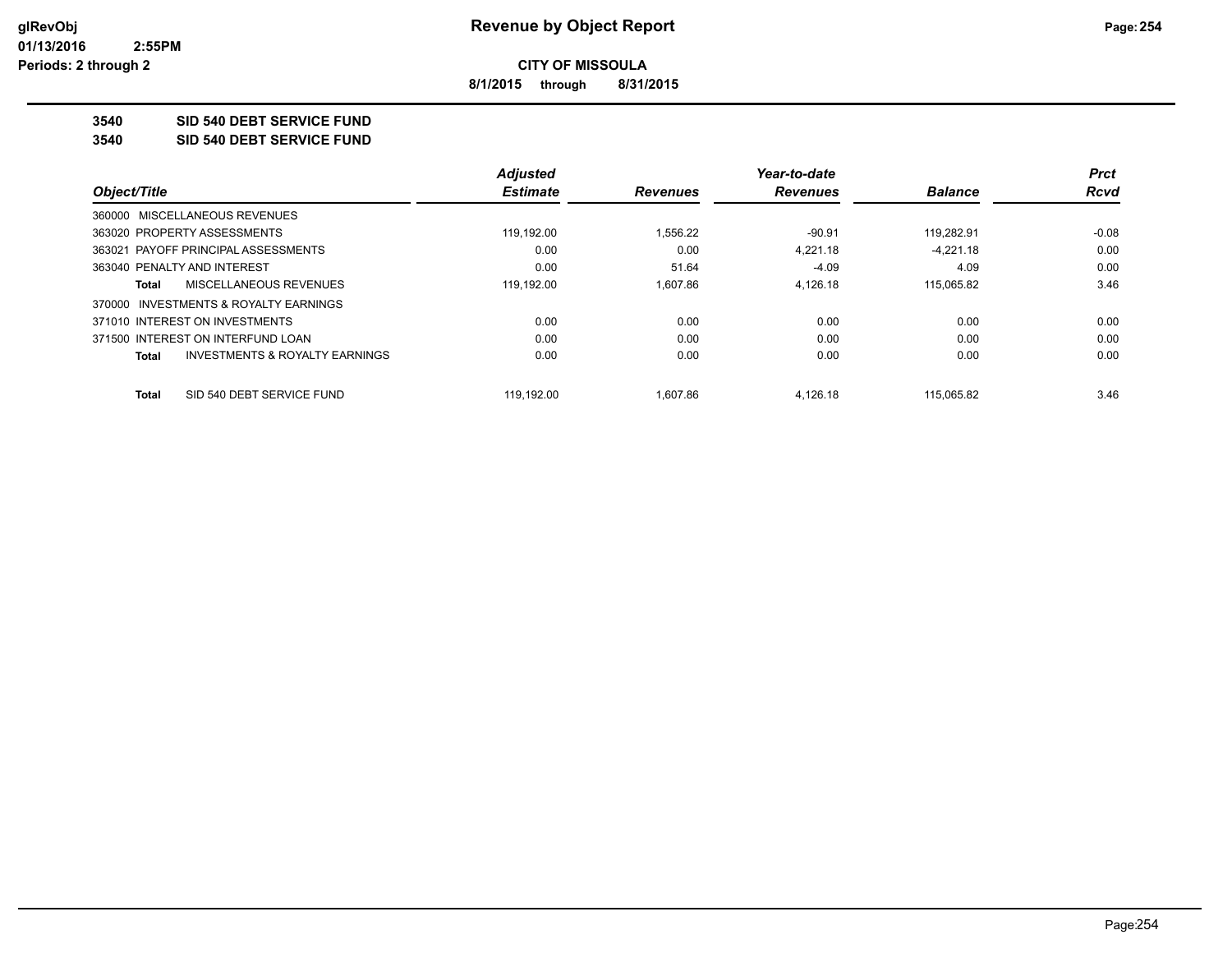# Revenue by Object Report

**CITY OF MISSOULA**

**8/1/2015 through 8/31/2015**

glRevObj
01/13/2016 2:55PM
Periods: 2 through 2

## 3540 SID 540 DEBT SERVICE FUND

## 3540 SID 540 DEBT SERVICE FUND

| Object/Title | Adjusted Estimate | Revenues | Year-to-date Revenues | Balance | Prct Rcvd |
|---|---|---|---|---|---|
| 360000 MISCELLANEOUS REVENUES | | | | | |
| 363020 PROPERTY ASSESSMENTS | 119,192.00 | 1,556.22 | -90.91 | 119,282.91 | -0.08 |
| 363021 PAYOFF PRINCIPAL ASSESSMENTS | 0.00 | 0.00 | 4,221.18 | -4,221.18 | 0.00 |
| 363040 PENALTY AND INTEREST | 0.00 | 51.64 | -4.09 | 4.09 | 0.00 |
| **Total** MISCELLANEOUS REVENUES | 119,192.00 | 1,607.86 | 4,126.18 | 115,065.82 | 3.46 |
| 370000 INVESTMENTS & ROYALTY EARNINGS | | | | | |
| 371010 INTEREST ON INVESTMENTS | 0.00 | 0.00 | 0.00 | 0.00 | 0.00 |
| 371500 INTEREST ON INTERFUND LOAN | 0.00 | 0.00 | 0.00 | 0.00 | 0.00 |
| **Total** INVESTMENTS & ROYALTY EARNINGS | 0.00 | 0.00 | 0.00 | 0.00 | 0.00 |
| **Total** SID 540 DEBT SERVICE FUND | 119,192.00 | 1,607.86 | 4,126.18 | 115,065.82 | 3.46 |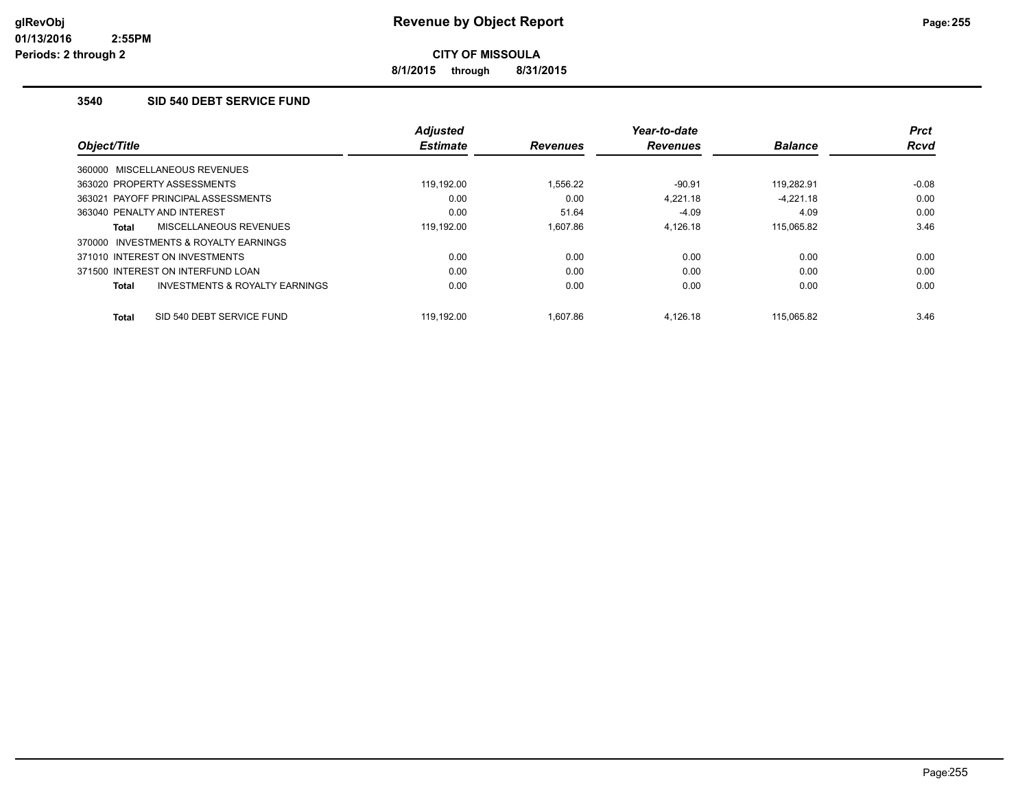# Revenue by Object Report

**CITY OF MISSOULA**

**8/1/2015 through 8/31/2015**

glRevObj
01/13/2016 2:55PM
Periods: 2 through 2

### 3540 SID 540 DEBT SERVICE FUND

| Object/Title | Adjusted Estimate | Revenues | Year-to-date Revenues | Balance | Prct Rcvd |
|---|---|---|---|---|---|
| 360000 MISCELLANEOUS REVENUES | | | | | |
| 363020 PROPERTY ASSESSMENTS | 119,192.00 | 1,556.22 | -90.91 | 119,282.91 | -0.08 |
| 363021 PAYOFF PRINCIPAL ASSESSMENTS | 0.00 | 0.00 | 4,221.18 | -4,221.18 | 0.00 |
| 363040 PENALTY AND INTEREST | 0.00 | 51.64 | -4.09 | 4.09 | 0.00 |
| **Total** MISCELLANEOUS REVENUES | 119,192.00 | 1,607.86 | 4,126.18 | 115,065.82 | 3.46 |
| 370000 INVESTMENTS & ROYALTY EARNINGS | | | | | |
| 371010 INTEREST ON INVESTMENTS | 0.00 | 0.00 | 0.00 | 0.00 | 0.00 |
| 371500 INTEREST ON INTERFUND LOAN | 0.00 | 0.00 | 0.00 | 0.00 | 0.00 |
| **Total** INVESTMENTS & ROYALTY EARNINGS | 0.00 | 0.00 | 0.00 | 0.00 | 0.00 |
| **Total** SID 540 DEBT SERVICE FUND | 119,192.00 | 1,607.86 | 4,126.18 | 115,065.82 | 3.46 |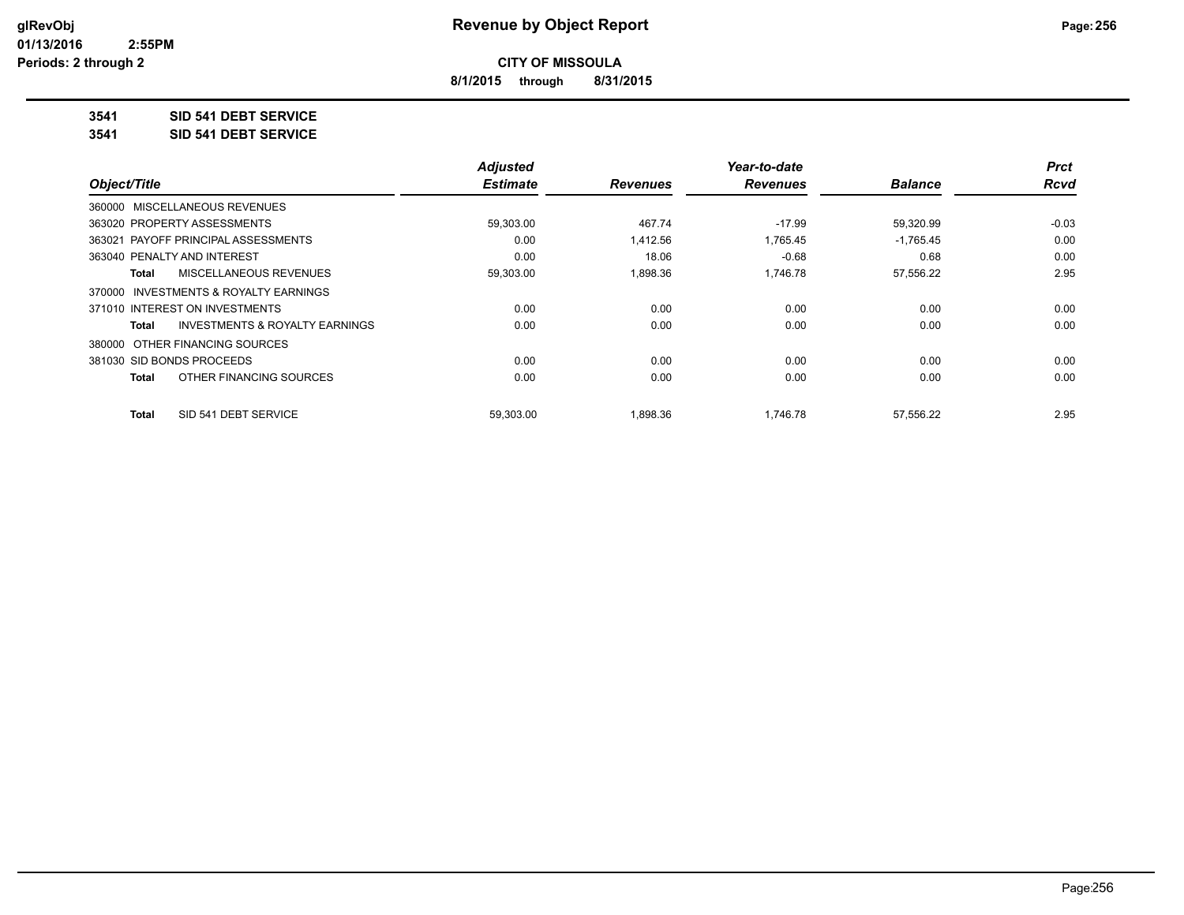**CITY OF MISSOULA**

**8/1/2015 through 8/31/2015**

**3541 SID 541 DEBT SERVICE**

**3541 SID 541 DEBT SERVICE**

| Object/Title | Adjusted Estimate | Revenues | Year-to-date Revenues | Balance | Prct Rcvd |
|---|---|---|---|---|---|
| 360000 MISCELLANEOUS REVENUES | | | | | |
| 363020 PROPERTY ASSESSMENTS | 59,303.00 | 467.74 | -17.99 | 59,320.99 | -0.03 |
| 363021 PAYOFF PRINCIPAL ASSESSMENTS | 0.00 | 1,412.56 | 1,765.45 | -1,765.45 | 0.00 |
| 363040 PENALTY AND INTEREST | 0.00 | 18.06 | -0.68 | 0.68 | 0.00 |
| **Total** MISCELLANEOUS REVENUES | 59,303.00 | 1,898.36 | 1,746.78 | 57,556.22 | 2.95 |
| 370000 INVESTMENTS & ROYALTY EARNINGS | | | | | |
| 371010 INTEREST ON INVESTMENTS | 0.00 | 0.00 | 0.00 | 0.00 | 0.00 |
| **Total** INVESTMENTS & ROYALTY EARNINGS | 0.00 | 0.00 | 0.00 | 0.00 | 0.00 |
| 380000 OTHER FINANCING SOURCES | | | | | |
| 381030 SID BONDS PROCEEDS | 0.00 | 0.00 | 0.00 | 0.00 | 0.00 |
| **Total** OTHER FINANCING SOURCES | 0.00 | 0.00 | 0.00 | 0.00 | 0.00 |
| **Total** SID 541 DEBT SERVICE | 59,303.00 | 1,898.36 | 1,746.78 | 57,556.22 | 2.95 |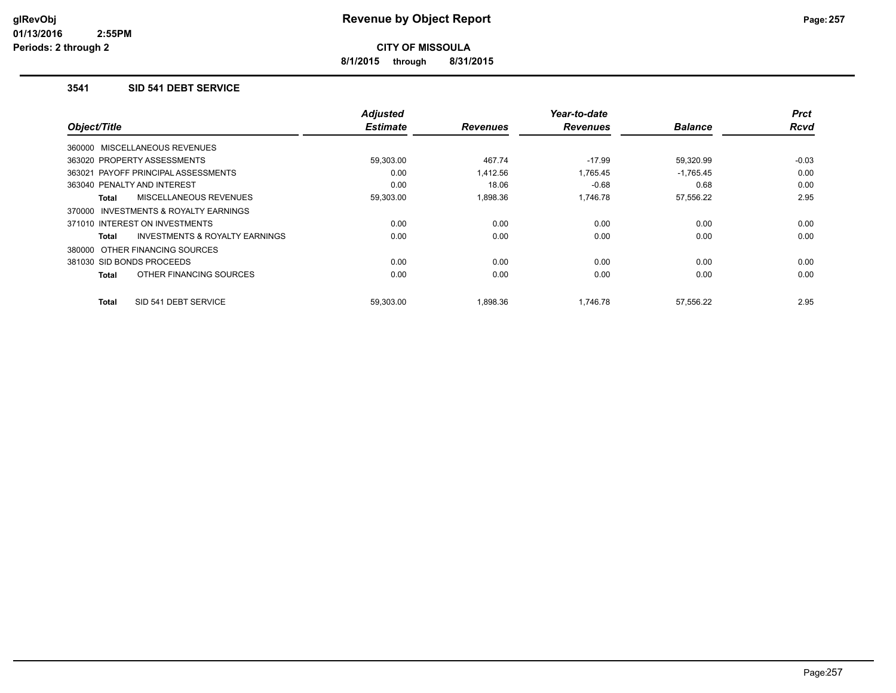**CITY OF MISSOULA**

**8/1/2015 through 8/31/2015**

### 3541 SID 541 DEBT SERVICE

| Object/Title | Adjusted Estimate | Revenues | Year-to-date Revenues | Balance | Prct Rcvd |
|---|---|---|---|---|---|
| 360000 MISCELLANEOUS REVENUES | | | | | |
| 363020 PROPERTY ASSESSMENTS | 59,303.00 | 467.74 | -17.99 | 59,320.99 | -0.03 |
| 363021 PAYOFF PRINCIPAL ASSESSMENTS | 0.00 | 1,412.56 | 1,765.45 | -1,765.45 | 0.00 |
| 363040 PENALTY AND INTEREST | 0.00 | 18.06 | -0.68 | 0.68 | 0.00 |
| **Total** MISCELLANEOUS REVENUES | 59,303.00 | 1,898.36 | 1,746.78 | 57,556.22 | 2.95 |
| 370000 INVESTMENTS & ROYALTY EARNINGS | | | | | |
| 371010 INTEREST ON INVESTMENTS | 0.00 | 0.00 | 0.00 | 0.00 | 0.00 |
| **Total** INVESTMENTS & ROYALTY EARNINGS | 0.00 | 0.00 | 0.00 | 0.00 | 0.00 |
| 380000 OTHER FINANCING SOURCES | | | | | |
| 381030 SID BONDS PROCEEDS | 0.00 | 0.00 | 0.00 | 0.00 | 0.00 |
| **Total** OTHER FINANCING SOURCES | 0.00 | 0.00 | 0.00 | 0.00 | 0.00 |
| **Total** SID 541 DEBT SERVICE | 59,303.00 | 1,898.36 | 1,746.78 | 57,556.22 | 2.95 |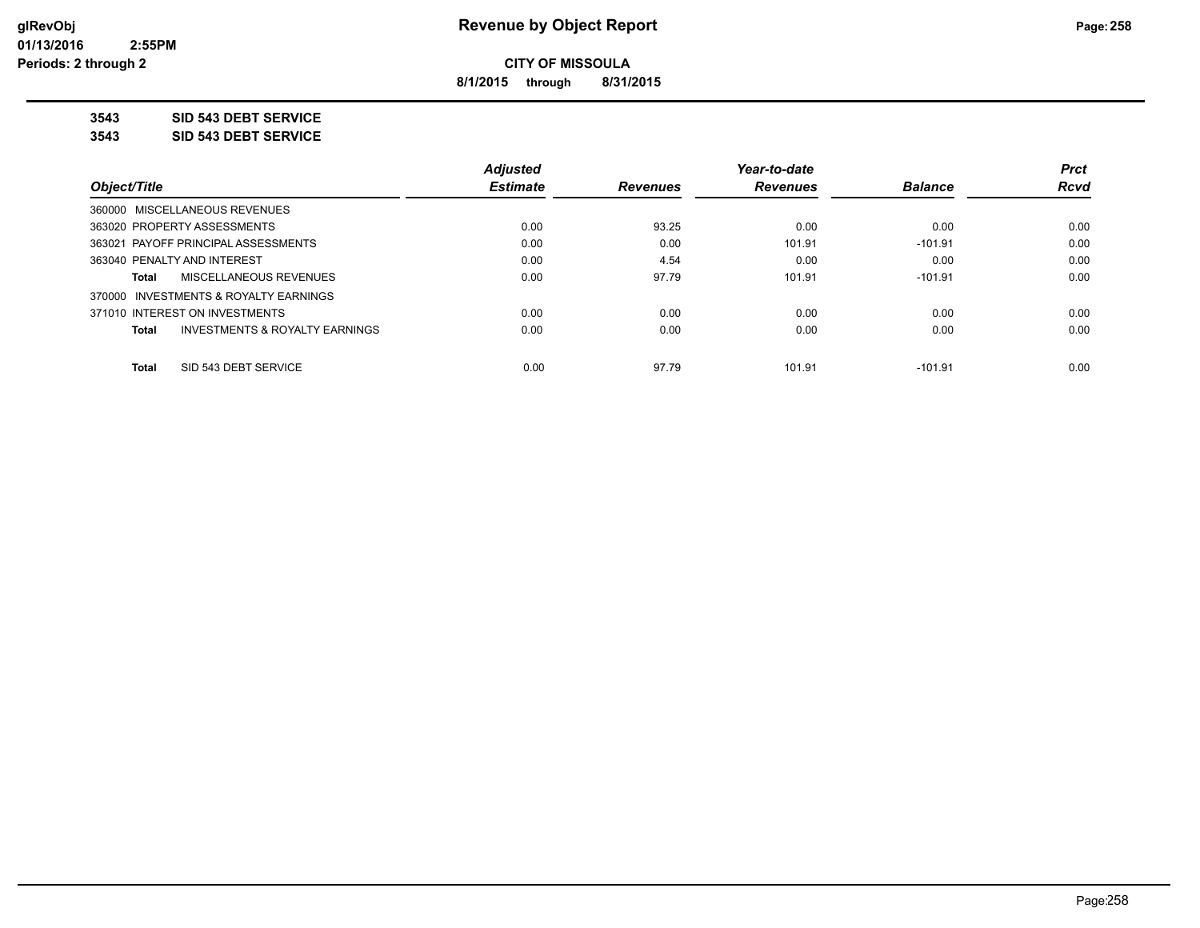**Revenue by Object Report**

**CITY OF MISSOULA**

**8/1/2015 through 8/31/2015**

glRevObj
01/13/2016 2:55PM
Periods: 2 through 2

**3543 SID 543 DEBT SERVICE**

**3543 SID 543 DEBT SERVICE**

| Object/Title | Adjusted Estimate | Revenues | Year-to-date Revenues | Balance | Prct Rcvd |
|---|---|---|---|---|---|
| 360000 MISCELLANEOUS REVENUES | | | | | |
| 363020 PROPERTY ASSESSMENTS | 0.00 | 93.25 | 0.00 | 0.00 | 0.00 |
| 363021 PAYOFF PRINCIPAL ASSESSMENTS | 0.00 | 0.00 | 101.91 | -101.91 | 0.00 |
| 363040 PENALTY AND INTEREST | 0.00 | 4.54 | 0.00 | 0.00 | 0.00 |
| **Total** MISCELLANEOUS REVENUES | 0.00 | 97.79 | 101.91 | -101.91 | 0.00 |
| 370000 INVESTMENTS & ROYALTY EARNINGS | | | | | |
| 371010 INTEREST ON INVESTMENTS | 0.00 | 0.00 | 0.00 | 0.00 | 0.00 |
| **Total** INVESTMENTS & ROYALTY EARNINGS | 0.00 | 0.00 | 0.00 | 0.00 | 0.00 |
| **Total** SID 543 DEBT SERVICE | 0.00 | 97.79 | 101.91 | -101.91 | 0.00 |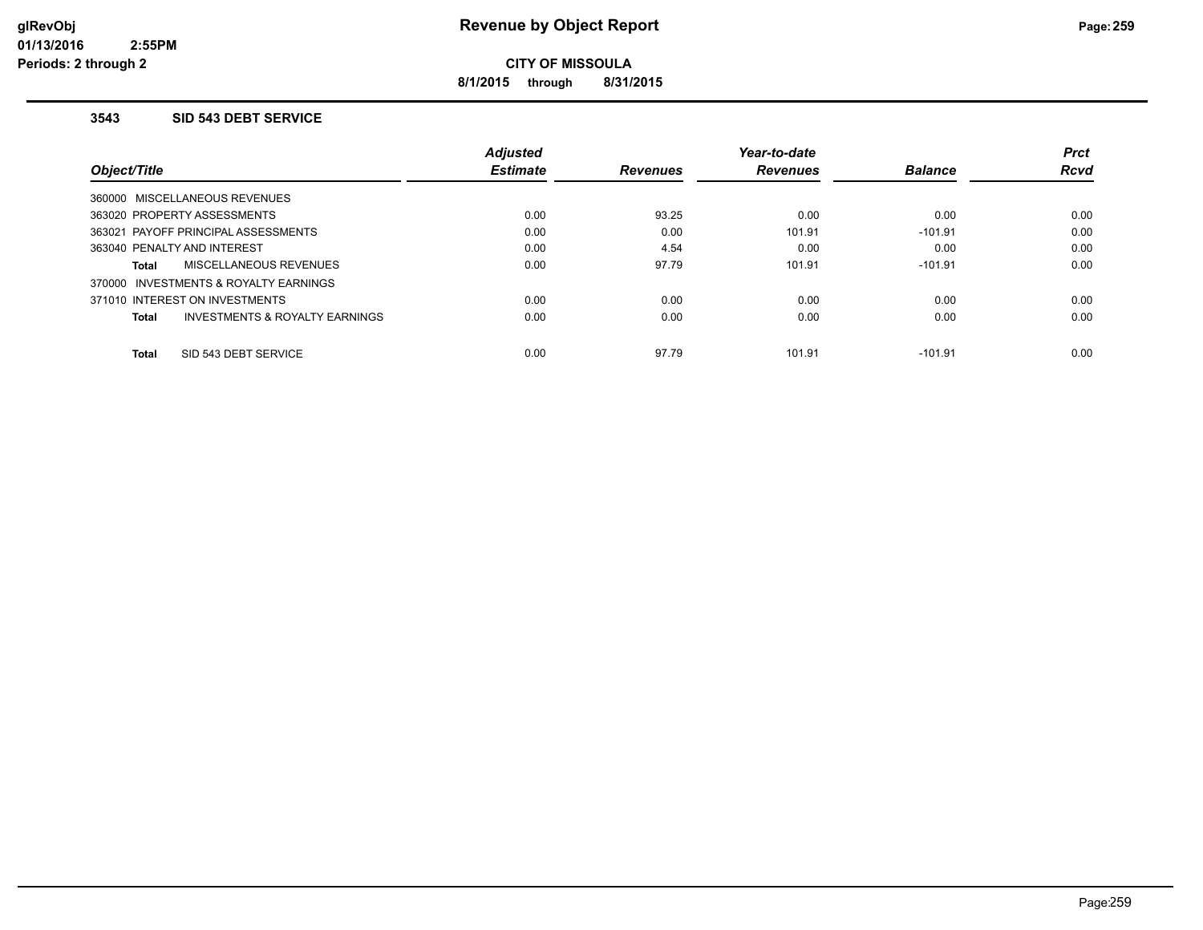# Revenue by Object Report

**CITY OF MISSOULA**

**8/1/2015 through 8/31/2015**

### 3543 SID 543 DEBT SERVICE

| Object/Title | Adjusted Estimate | Revenues | Year-to-date Revenues | Balance | Prct Rcvd |
|---|---|---|---|---|---|
| 360000 MISCELLANEOUS REVENUES | | | | | |
| 363020 PROPERTY ASSESSMENTS | 0.00 | 93.25 | 0.00 | 0.00 | 0.00 |
| 363021 PAYOFF PRINCIPAL ASSESSMENTS | 0.00 | 0.00 | 101.91 | -101.91 | 0.00 |
| 363040 PENALTY AND INTEREST | 0.00 | 4.54 | 0.00 | 0.00 | 0.00 |
| **Total** MISCELLANEOUS REVENUES | 0.00 | 97.79 | 101.91 | -101.91 | 0.00 |
| 370000 INVESTMENTS & ROYALTY EARNINGS | | | | | |
| 371010 INTEREST ON INVESTMENTS | 0.00 | 0.00 | 0.00 | 0.00 | 0.00 |
| **Total** INVESTMENTS & ROYALTY EARNINGS | 0.00 | 0.00 | 0.00 | 0.00 | 0.00 |
| **Total** SID 543 DEBT SERVICE | 0.00 | 97.79 | 101.91 | -101.91 | 0.00 |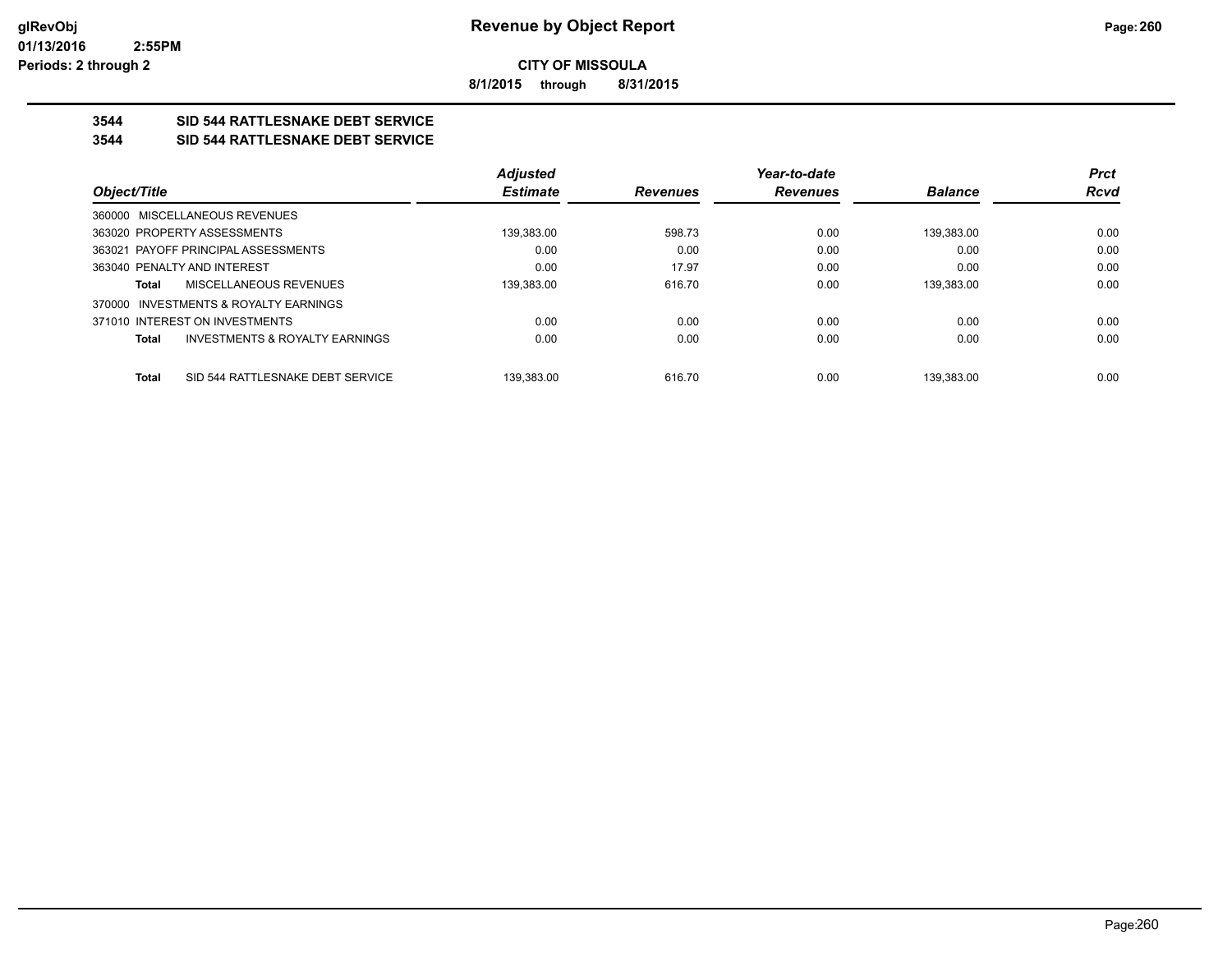**CITY OF MISSOULA**

**8/1/2015 through 8/31/2015**

**Revenue by Object Report**

glRevObj
01/13/2016 2:55PM
Periods: 2 through 2

### 3544 SID 544 RATTLESNAKE DEBT SERVICE
### 3544 SID 544 RATTLESNAKE DEBT SERVICE

| Object/Title | Adjusted Estimate | Revenues | Year-to-date Revenues | Balance | Prct Rcvd |
|---|---|---|---|---|---|
| 360000 MISCELLANEOUS REVENUES | | | | | |
| 363020 PROPERTY ASSESSMENTS | 139,383.00 | 598.73 | 0.00 | 139,383.00 | 0.00 |
| 363021 PAYOFF PRINCIPAL ASSESSMENTS | 0.00 | 0.00 | 0.00 | 0.00 | 0.00 |
| 363040 PENALTY AND INTEREST | 0.00 | 17.97 | 0.00 | 0.00 | 0.00 |
| **Total** MISCELLANEOUS REVENUES | 139,383.00 | 616.70 | 0.00 | 139,383.00 | 0.00 |
| 370000 INVESTMENTS & ROYALTY EARNINGS | | | | | |
| 371010 INTEREST ON INVESTMENTS | 0.00 | 0.00 | 0.00 | 0.00 | 0.00 |
| **Total** INVESTMENTS & ROYALTY EARNINGS | 0.00 | 0.00 | 0.00 | 0.00 | 0.00 |
| **Total** SID 544 RATTLESNAKE DEBT SERVICE | 139,383.00 | 616.70 | 0.00 | 139,383.00 | 0.00 |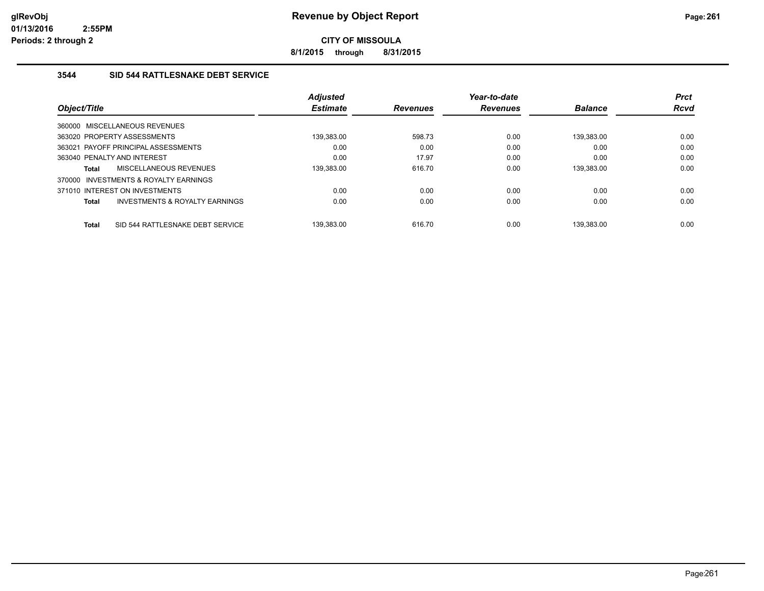# Revenue by Object Report

**CITY OF MISSOULA**

**8/1/2015 through 8/31/2015**

glRevObj
01/13/2016 2:55PM
Periods: 2 through 2

### 3544 SID 544 RATTLESNAKE DEBT SERVICE

| Object/Title | Adjusted Estimate | Revenues | Year-to-date Revenues | Balance | Prct Rcvd |
|---|---|---|---|---|---|
| 360000 MISCELLANEOUS REVENUES | | | | | |
| 363020 PROPERTY ASSESSMENTS | 139,383.00 | 598.73 | 0.00 | 139,383.00 | 0.00 |
| 363021 PAYOFF PRINCIPAL ASSESSMENTS | 0.00 | 0.00 | 0.00 | 0.00 | 0.00 |
| 363040 PENALTY AND INTEREST | 0.00 | 17.97 | 0.00 | 0.00 | 0.00 |
| **Total** MISCELLANEOUS REVENUES | 139,383.00 | 616.70 | 0.00 | 139,383.00 | 0.00 |
| 370000 INVESTMENTS & ROYALTY EARNINGS | | | | | |
| 371010 INTEREST ON INVESTMENTS | 0.00 | 0.00 | 0.00 | 0.00 | 0.00 |
| **Total** INVESTMENTS & ROYALTY EARNINGS | 0.00 | 0.00 | 0.00 | 0.00 | 0.00 |
| **Total** SID 544 RATTLESNAKE DEBT SERVICE | 139,383.00 | 616.70 | 0.00 | 139,383.00 | 0.00 |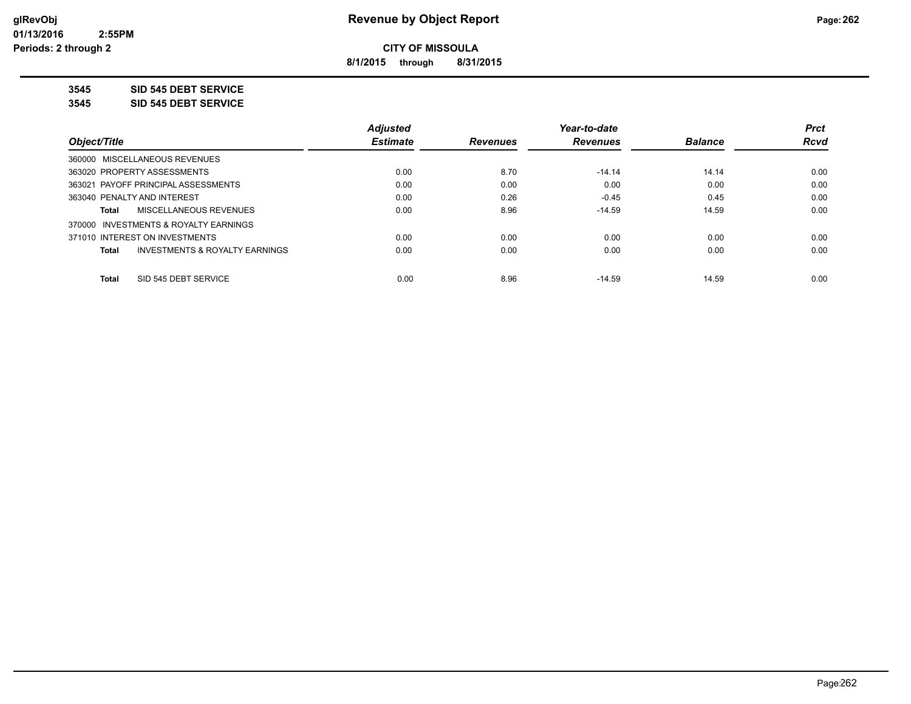**CITY OF MISSOULA**

**8/1/2015 through 8/31/2015**

**3545 SID 545 DEBT SERVICE**

**3545 SID 545 DEBT SERVICE**

| Object/Title | Adjusted Estimate | Revenues | Year-to-date Revenues | Balance | Prct Rcvd |
|---|---|---|---|---|---|
| 360000 MISCELLANEOUS REVENUES | | | | | |
| 363020 PROPERTY ASSESSMENTS | 0.00 | 8.70 | -14.14 | 14.14 | 0.00 |
| 363021 PAYOFF PRINCIPAL ASSESSMENTS | 0.00 | 0.00 | 0.00 | 0.00 | 0.00 |
| 363040 PENALTY AND INTEREST | 0.00 | 0.26 | -0.45 | 0.45 | 0.00 |
| **Total** MISCELLANEOUS REVENUES | 0.00 | 8.96 | -14.59 | 14.59 | 0.00 |
| 370000 INVESTMENTS & ROYALTY EARNINGS | | | | | |
| 371010 INTEREST ON INVESTMENTS | 0.00 | 0.00 | 0.00 | 0.00 | 0.00 |
| **Total** INVESTMENTS & ROYALTY EARNINGS | 0.00 | 0.00 | 0.00 | 0.00 | 0.00 |
| **Total** SID 545 DEBT SERVICE | 0.00 | 8.96 | -14.59 | 14.59 | 0.00 |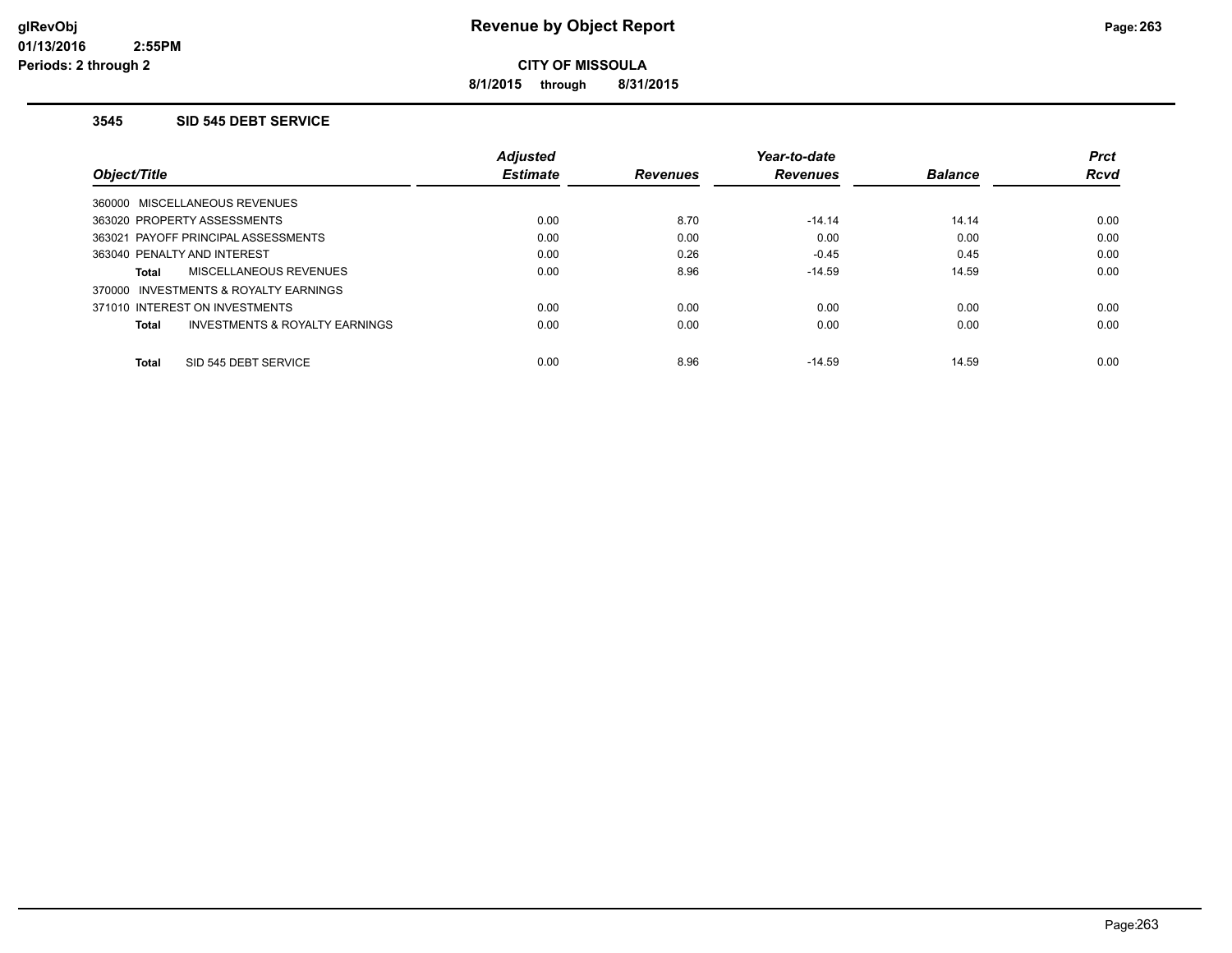# Revenue by Object Report

**CITY OF MISSOULA**

**8/1/2015 through 8/31/2015**

glRevObj
01/13/2016 2:55PM
Periods: 2 through 2

### 3545 SID 545 DEBT SERVICE

| Object/Title | Adjusted Estimate | Revenues | Year-to-date Revenues | Balance | Prct Rcvd |
|---|---|---|---|---|---|
| 360000 MISCELLANEOUS REVENUES | | | | | |
| 363020 PROPERTY ASSESSMENTS | 0.00 | 8.70 | -14.14 | 14.14 | 0.00 |
| 363021 PAYOFF PRINCIPAL ASSESSMENTS | 0.00 | 0.00 | 0.00 | 0.00 | 0.00 |
| 363040 PENALTY AND INTEREST | 0.00 | 0.26 | -0.45 | 0.45 | 0.00 |
| **Total** MISCELLANEOUS REVENUES | 0.00 | 8.96 | -14.59 | 14.59 | 0.00 |
| 370000 INVESTMENTS & ROYALTY EARNINGS | | | | | |
| 371010 INTEREST ON INVESTMENTS | 0.00 | 0.00 | 0.00 | 0.00 | 0.00 |
| **Total** INVESTMENTS & ROYALTY EARNINGS | 0.00 | 0.00 | 0.00 | 0.00 | 0.00 |
| **Total** SID 545 DEBT SERVICE | 0.00 | 8.96 | -14.59 | 14.59 | 0.00 |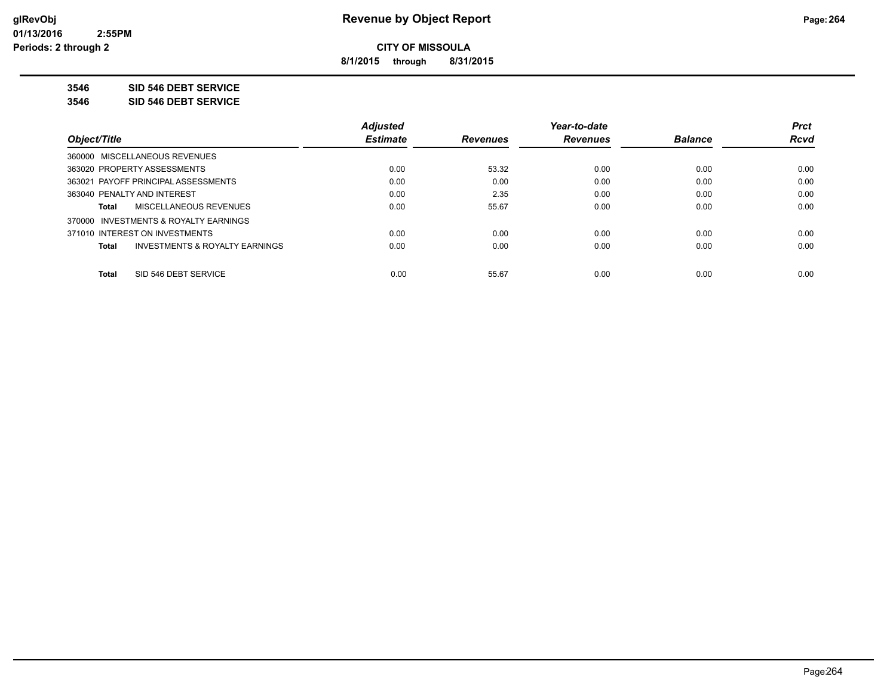# Revenue by Object Report

**CITY OF MISSOULA**

**8/1/2015 through 8/31/2015**

glRevObj
01/13/2016 2:55PM
Periods: 2 through 2

**3546 SID 546 DEBT SERVICE**

**3546 SID 546 DEBT SERVICE**

| Object/Title | Adjusted Estimate | Revenues | Year-to-date Revenues | Balance | Prct Rcvd |
|---|---|---|---|---|---|
| 360000 MISCELLANEOUS REVENUES | | | | | |
| 363020 PROPERTY ASSESSMENTS | 0.00 | 53.32 | 0.00 | 0.00 | 0.00 |
| 363021 PAYOFF PRINCIPAL ASSESSMENTS | 0.00 | 0.00 | 0.00 | 0.00 | 0.00 |
| 363040 PENALTY AND INTEREST | 0.00 | 2.35 | 0.00 | 0.00 | 0.00 |
| **Total** MISCELLANEOUS REVENUES | 0.00 | 55.67 | 0.00 | 0.00 | 0.00 |
| 370000 INVESTMENTS & ROYALTY EARNINGS | | | | | |
| 371010 INTEREST ON INVESTMENTS | 0.00 | 0.00 | 0.00 | 0.00 | 0.00 |
| **Total** INVESTMENTS & ROYALTY EARNINGS | 0.00 | 0.00 | 0.00 | 0.00 | 0.00 |
| **Total** SID 546 DEBT SERVICE | 0.00 | 55.67 | 0.00 | 0.00 | 0.00 |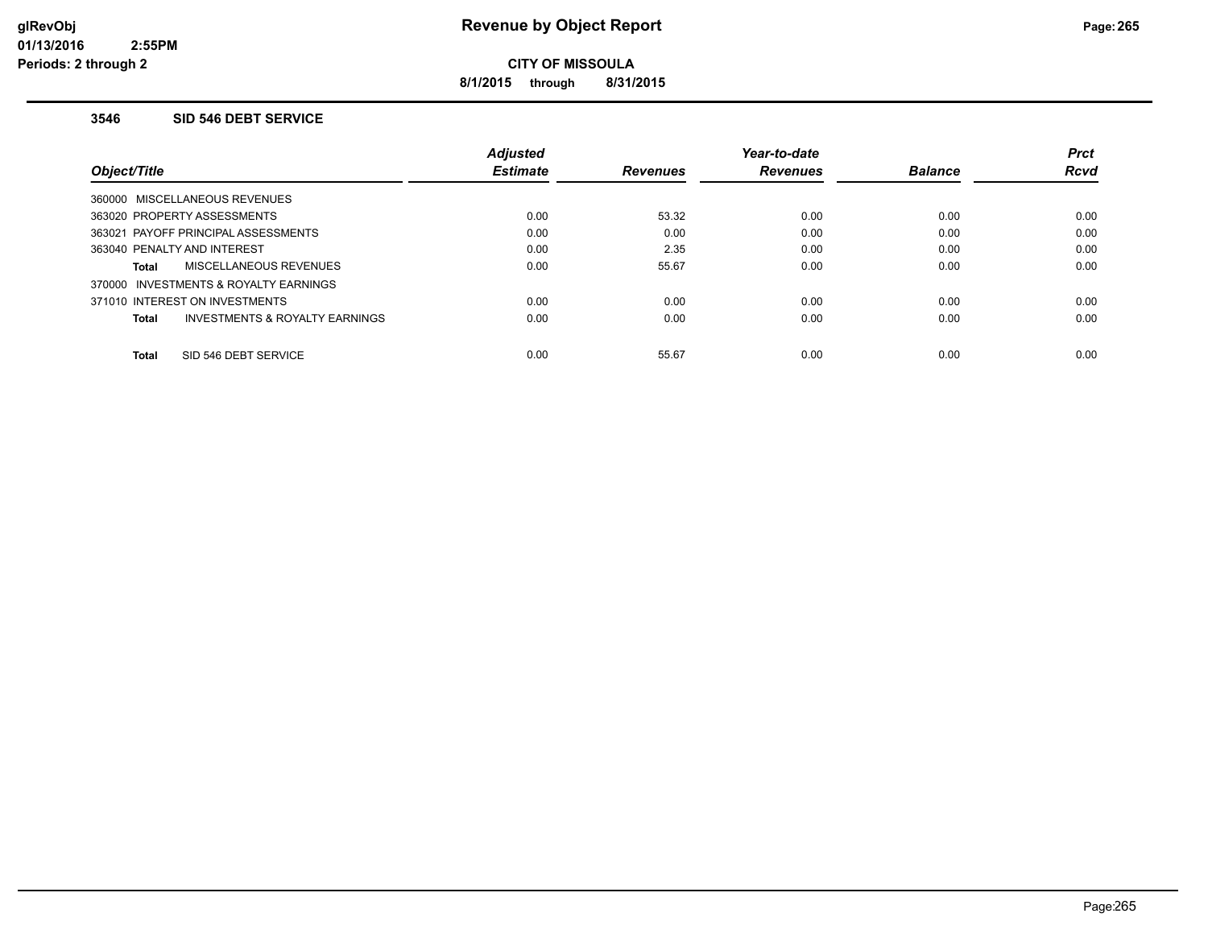# Revenue by Object Report

**CITY OF MISSOULA**

**8/1/2015 through 8/31/2015**

glRevObj
01/13/2016 2:55PM
Periods: 2 through 2

### 3546 SID 546 DEBT SERVICE

| Object/Title | Adjusted Estimate | Revenues | Year-to-date Revenues | Balance | Prct Rcvd |
|---|---|---|---|---|---|
| 360000 MISCELLANEOUS REVENUES | | | | | |
| 363020 PROPERTY ASSESSMENTS | 0.00 | 53.32 | 0.00 | 0.00 | 0.00 |
| 363021 PAYOFF PRINCIPAL ASSESSMENTS | 0.00 | 0.00 | 0.00 | 0.00 | 0.00 |
| 363040 PENALTY AND INTEREST | 0.00 | 2.35 | 0.00 | 0.00 | 0.00 |
| **Total** MISCELLANEOUS REVENUES | 0.00 | 55.67 | 0.00 | 0.00 | 0.00 |
| 370000 INVESTMENTS & ROYALTY EARNINGS | | | | | |
| 371010 INTEREST ON INVESTMENTS | 0.00 | 0.00 | 0.00 | 0.00 | 0.00 |
| **Total** INVESTMENTS & ROYALTY EARNINGS | 0.00 | 0.00 | 0.00 | 0.00 | 0.00 |
| **Total** SID 546 DEBT SERVICE | 0.00 | 55.67 | 0.00 | 0.00 | 0.00 |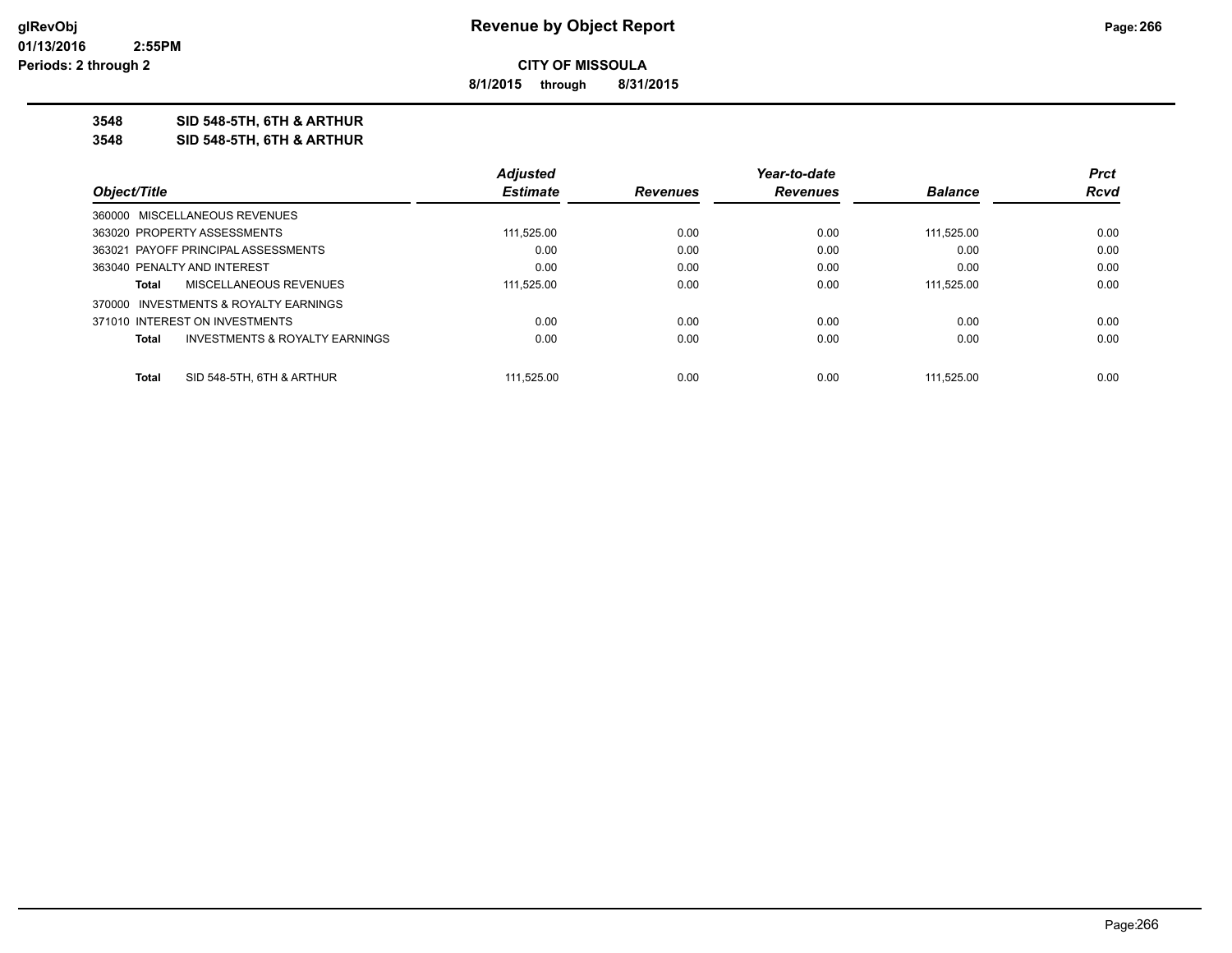**CITY OF MISSOULA**

**8/1/2015 through 8/31/2015**

## 3548 SID 548-5TH, 6TH & ARTHUR

## 3548 SID 548-5TH, 6TH & ARTHUR

| Object/Title | | Adjusted Estimate | Revenues | Year-to-date Revenues | Balance | Prct Rcvd |
|---|---|---|---|---|---|---|
| 360000 MISCELLANEOUS REVENUES | | | | | | |
| 363020 PROPERTY ASSESSMENTS | | 111,525.00 | 0.00 | 0.00 | 111,525.00 | 0.00 |
| 363021 PAYOFF PRINCIPAL ASSESSMENTS | | 0.00 | 0.00 | 0.00 | 0.00 | 0.00 |
| 363040 PENALTY AND INTEREST | | 0.00 | 0.00 | 0.00 | 0.00 | 0.00 |
| **Total** | MISCELLANEOUS REVENUES | 111,525.00 | 0.00 | 0.00 | 111,525.00 | 0.00 |
| 370000 INVESTMENTS & ROYALTY EARNINGS | | | | | | |
| 371010 INTEREST ON INVESTMENTS | | 0.00 | 0.00 | 0.00 | 0.00 | 0.00 |
| **Total** | INVESTMENTS & ROYALTY EARNINGS | 0.00 | 0.00 | 0.00 | 0.00 | 0.00 |
| **Total** | SID 548-5TH, 6TH & ARTHUR | 111,525.00 | 0.00 | 0.00 | 111,525.00 | 0.00 |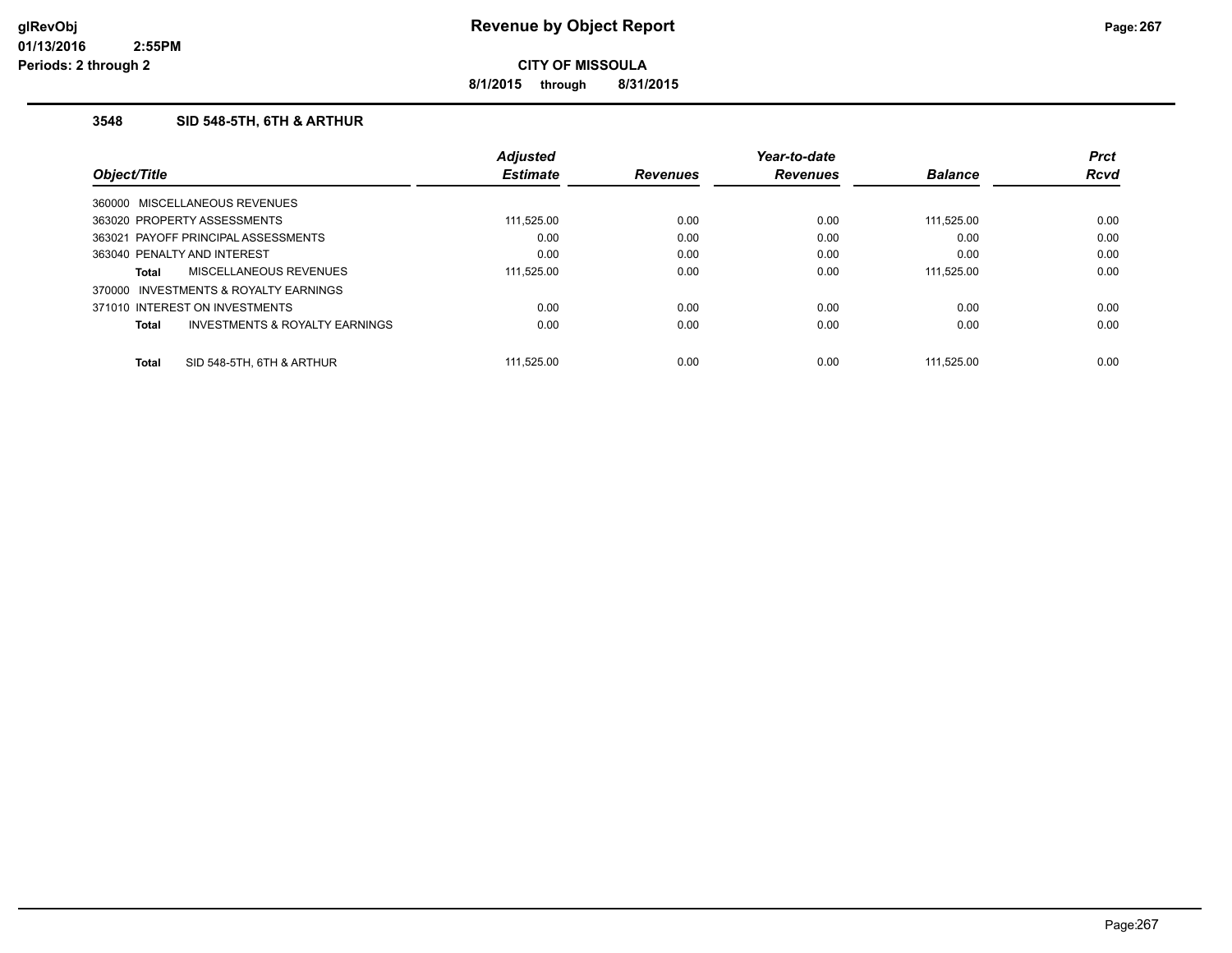# Revenue by Object Report

**CITY OF MISSOULA**

**8/1/2015 through 8/31/2015**

glRevObj
01/13/2016 2:55PM
Periods: 2 through 2

### 3548 SID 548-5TH, 6TH & ARTHUR

| Object/Title | Adjusted Estimate | Revenues | Year-to-date Revenues | Balance | Prct Rcvd |
|---|---|---|---|---|---|
| 360000 MISCELLANEOUS REVENUES | | | | | |
| 363020 PROPERTY ASSESSMENTS | 111,525.00 | 0.00 | 0.00 | 111,525.00 | 0.00 |
| 363021 PAYOFF PRINCIPAL ASSESSMENTS | 0.00 | 0.00 | 0.00 | 0.00 | 0.00 |
| 363040 PENALTY AND INTEREST | 0.00 | 0.00 | 0.00 | 0.00 | 0.00 |
| **Total** MISCELLANEOUS REVENUES | 111,525.00 | 0.00 | 0.00 | 111,525.00 | 0.00 |
| 370000 INVESTMENTS & ROYALTY EARNINGS | | | | | |
| 371010 INTEREST ON INVESTMENTS | 0.00 | 0.00 | 0.00 | 0.00 | 0.00 |
| **Total** INVESTMENTS & ROYALTY EARNINGS | 0.00 | 0.00 | 0.00 | 0.00 | 0.00 |
| **Total** SID 548-5TH, 6TH & ARTHUR | 111,525.00 | 0.00 | 0.00 | 111,525.00 | 0.00 |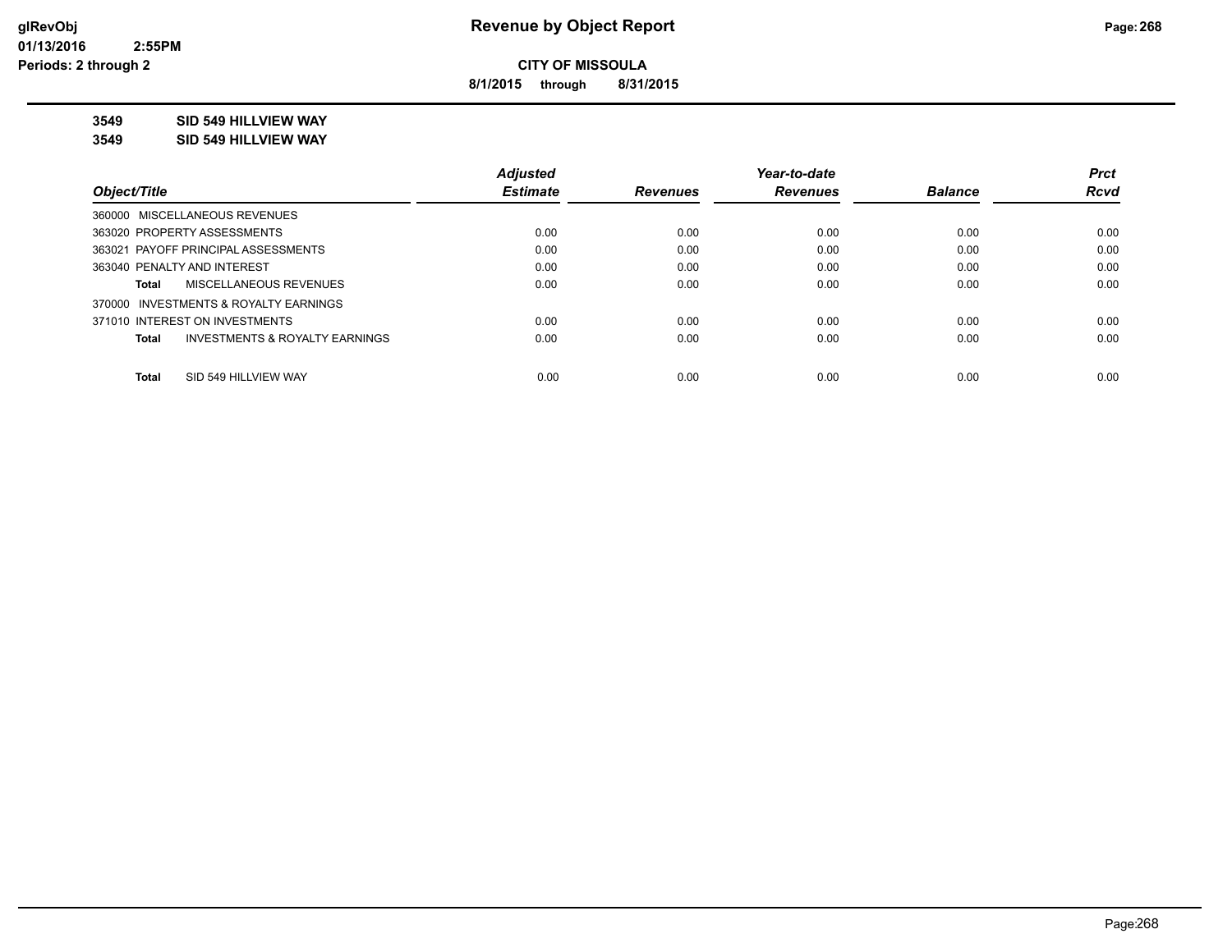**CITY OF MISSOULA**

**8/1/2015 through 8/31/2015**

**3549 SID 549 HILLVIEW WAY**

**3549 SID 549 HILLVIEW WAY**

| Object/Title | Adjusted Estimate | Revenues | Year-to-date Revenues | Balance | Prct Rcvd |
|---|---|---|---|---|---|
| 360000 MISCELLANEOUS REVENUES | | | | | |
| 363020 PROPERTY ASSESSMENTS | 0.00 | 0.00 | 0.00 | 0.00 | 0.00 |
| 363021 PAYOFF PRINCIPAL ASSESSMENTS | 0.00 | 0.00 | 0.00 | 0.00 | 0.00 |
| 363040 PENALTY AND INTEREST | 0.00 | 0.00 | 0.00 | 0.00 | 0.00 |
| **Total** MISCELLANEOUS REVENUES | 0.00 | 0.00 | 0.00 | 0.00 | 0.00 |
| 370000 INVESTMENTS & ROYALTY EARNINGS | | | | | |
| 371010 INTEREST ON INVESTMENTS | 0.00 | 0.00 | 0.00 | 0.00 | 0.00 |
| **Total** INVESTMENTS & ROYALTY EARNINGS | 0.00 | 0.00 | 0.00 | 0.00 | 0.00 |
| **Total** SID 549 HILLVIEW WAY | 0.00 | 0.00 | 0.00 | 0.00 | 0.00 |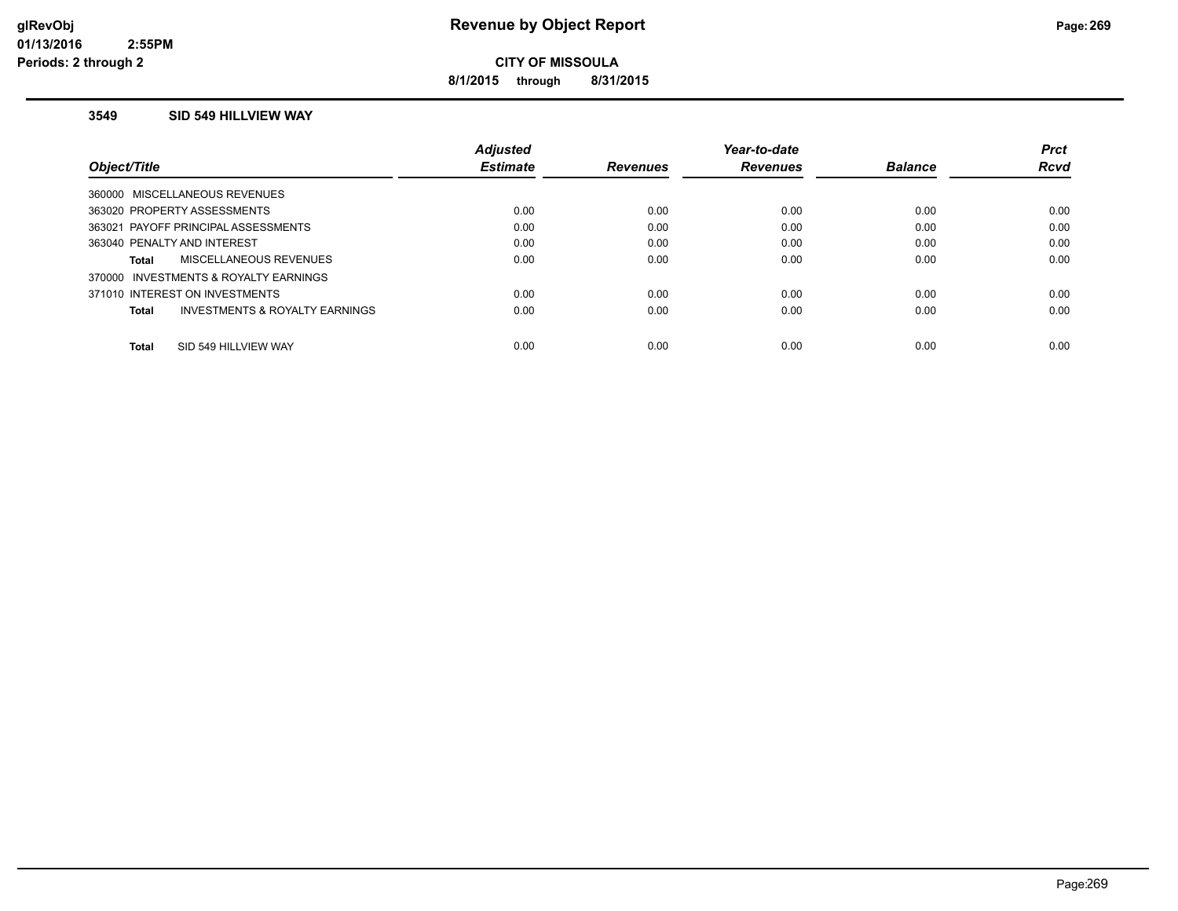# Revenue by Object Report

**CITY OF MISSOULA**

**8/1/2015 through 8/31/2015**

glRevObj
01/13/2016 2:55PM
Periods: 2 through 2

### 3549 SID 549 HILLVIEW WAY

| Object/Title | Adjusted Estimate | Revenues | Year-to-date Revenues | Balance | Prct Rcvd |
|---|---|---|---|---|---|
| 360000 MISCELLANEOUS REVENUES | | | | | |
| 363020 PROPERTY ASSESSMENTS | 0.00 | 0.00 | 0.00 | 0.00 | 0.00 |
| 363021 PAYOFF PRINCIPAL ASSESSMENTS | 0.00 | 0.00 | 0.00 | 0.00 | 0.00 |
| 363040 PENALTY AND INTEREST | 0.00 | 0.00 | 0.00 | 0.00 | 0.00 |
| **Total** MISCELLANEOUS REVENUES | 0.00 | 0.00 | 0.00 | 0.00 | 0.00 |
| 370000 INVESTMENTS & ROYALTY EARNINGS | | | | | |
| 371010 INTEREST ON INVESTMENTS | 0.00 | 0.00 | 0.00 | 0.00 | 0.00 |
| **Total** INVESTMENTS & ROYALTY EARNINGS | 0.00 | 0.00 | 0.00 | 0.00 | 0.00 |
| **Total** SID 549 HILLVIEW WAY | 0.00 | 0.00 | 0.00 | 0.00 | 0.00 |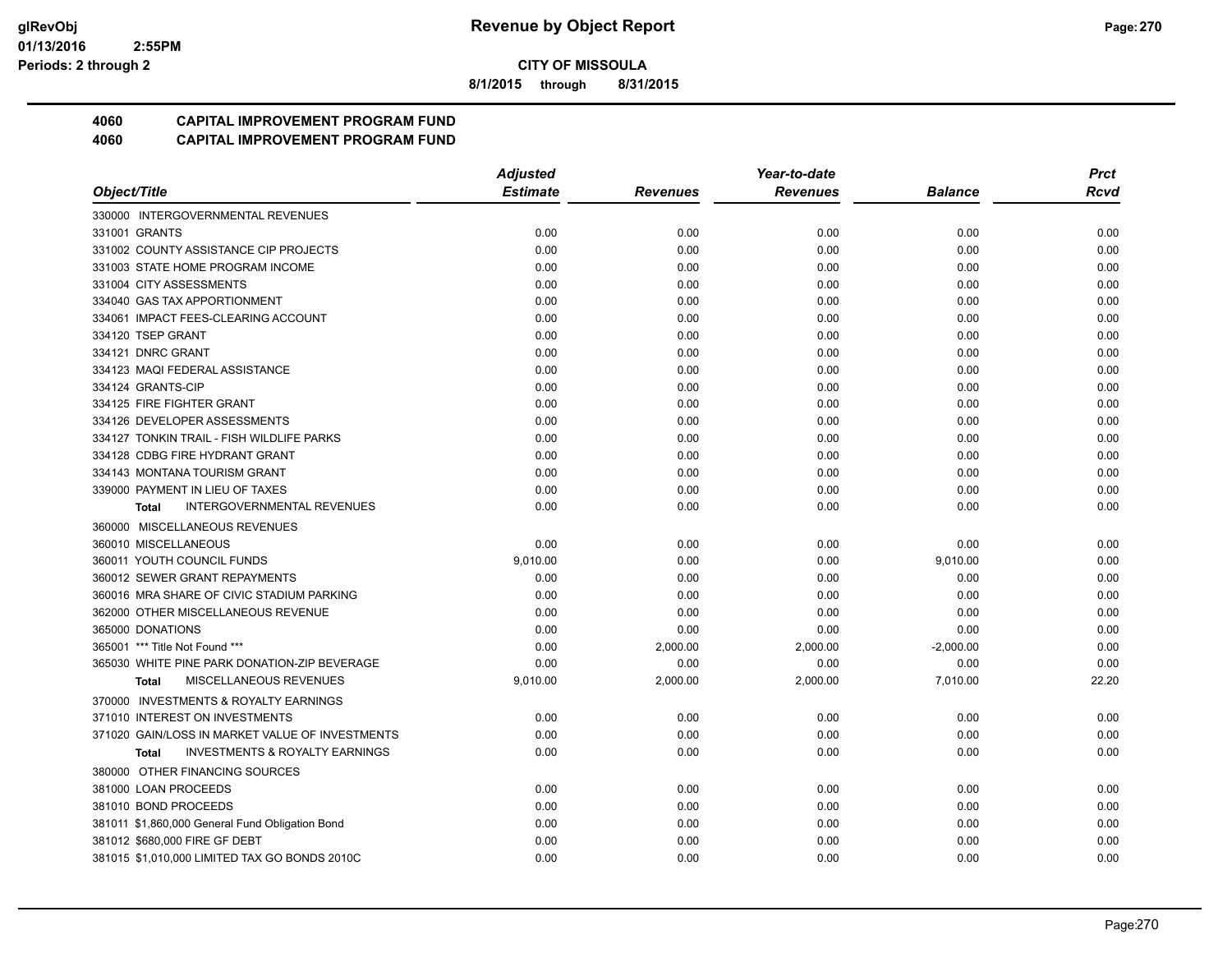**CITY OF MISSOULA**

**8/1/2015 through 8/31/2015**

**4060 CAPITAL IMPROVEMENT PROGRAM FUND**

**4060 CAPITAL IMPROVEMENT PROGRAM FUND**

| Object/Title | Adjusted Estimate | Revenues | Year-to-date Revenues | Balance | Prct Rcvd |
|---|---|---|---|---|---|
| 330000 INTERGOVERNMENTAL REVENUES | | | | | |
| 331001 GRANTS | 0.00 | 0.00 | 0.00 | 0.00 | 0.00 |
| 331002 COUNTY ASSISTANCE CIP PROJECTS | 0.00 | 0.00 | 0.00 | 0.00 | 0.00 |
| 331003 STATE HOME PROGRAM INCOME | 0.00 | 0.00 | 0.00 | 0.00 | 0.00 |
| 331004 CITY ASSESSMENTS | 0.00 | 0.00 | 0.00 | 0.00 | 0.00 |
| 334040 GAS TAX APPORTIONMENT | 0.00 | 0.00 | 0.00 | 0.00 | 0.00 |
| 334061 IMPACT FEES-CLEARING ACCOUNT | 0.00 | 0.00 | 0.00 | 0.00 | 0.00 |
| 334120 TSEP GRANT | 0.00 | 0.00 | 0.00 | 0.00 | 0.00 |
| 334121 DNRC GRANT | 0.00 | 0.00 | 0.00 | 0.00 | 0.00 |
| 334123 MAQI FEDERAL ASSISTANCE | 0.00 | 0.00 | 0.00 | 0.00 | 0.00 |
| 334124 GRANTS-CIP | 0.00 | 0.00 | 0.00 | 0.00 | 0.00 |
| 334125 FIRE FIGHTER GRANT | 0.00 | 0.00 | 0.00 | 0.00 | 0.00 |
| 334126 DEVELOPER ASSESSMENTS | 0.00 | 0.00 | 0.00 | 0.00 | 0.00 |
| 334127 TONKIN TRAIL - FISH WILDLIFE PARKS | 0.00 | 0.00 | 0.00 | 0.00 | 0.00 |
| 334128 CDBG FIRE HYDRANT GRANT | 0.00 | 0.00 | 0.00 | 0.00 | 0.00 |
| 334143 MONTANA TOURISM GRANT | 0.00 | 0.00 | 0.00 | 0.00 | 0.00 |
| 339000 PAYMENT IN LIEU OF TAXES | 0.00 | 0.00 | 0.00 | 0.00 | 0.00 |
| **Total** INTERGOVERNMENTAL REVENUES | 0.00 | 0.00 | 0.00 | 0.00 | 0.00 |
| 360000 MISCELLANEOUS REVENUES | | | | | |
| 360010 MISCELLANEOUS | 0.00 | 0.00 | 0.00 | 0.00 | 0.00 |
| 360011 YOUTH COUNCIL FUNDS | 9,010.00 | 0.00 | 0.00 | 9,010.00 | 0.00 |
| 360012 SEWER GRANT REPAYMENTS | 0.00 | 0.00 | 0.00 | 0.00 | 0.00 |
| 360016 MRA SHARE OF CIVIC STADIUM PARKING | 0.00 | 0.00 | 0.00 | 0.00 | 0.00 |
| 362000 OTHER MISCELLANEOUS REVENUE | 0.00 | 0.00 | 0.00 | 0.00 | 0.00 |
| 365000 DONATIONS | 0.00 | 0.00 | 0.00 | 0.00 | 0.00 |
| 365001 *** Title Not Found *** | 0.00 | 2,000.00 | 2,000.00 | -2,000.00 | 0.00 |
| 365030 WHITE PINE PARK DONATION-ZIP BEVERAGE | 0.00 | 0.00 | 0.00 | 0.00 | 0.00 |
| **Total** MISCELLANEOUS REVENUES | 9,010.00 | 2,000.00 | 2,000.00 | 7,010.00 | 22.20 |
| 370000 INVESTMENTS & ROYALTY EARNINGS | | | | | |
| 371010 INTEREST ON INVESTMENTS | 0.00 | 0.00 | 0.00 | 0.00 | 0.00 |
| 371020 GAIN/LOSS IN MARKET VALUE OF INVESTMENTS | 0.00 | 0.00 | 0.00 | 0.00 | 0.00 |
| **Total** INVESTMENTS & ROYALTY EARNINGS | 0.00 | 0.00 | 0.00 | 0.00 | 0.00 |
| 380000 OTHER FINANCING SOURCES | | | | | |
| 381000 LOAN PROCEEDS | 0.00 | 0.00 | 0.00 | 0.00 | 0.00 |
| 381010 BOND PROCEEDS | 0.00 | 0.00 | 0.00 | 0.00 | 0.00 |
| 381011 $1,860,000 General Fund Obligation Bond | 0.00 | 0.00 | 0.00 | 0.00 | 0.00 |
| 381012 $680,000 FIRE GF DEBT | 0.00 | 0.00 | 0.00 | 0.00 | 0.00 |
| 381015 $1,010,000 LIMITED TAX GO BONDS 2010C | 0.00 | 0.00 | 0.00 | 0.00 | 0.00 |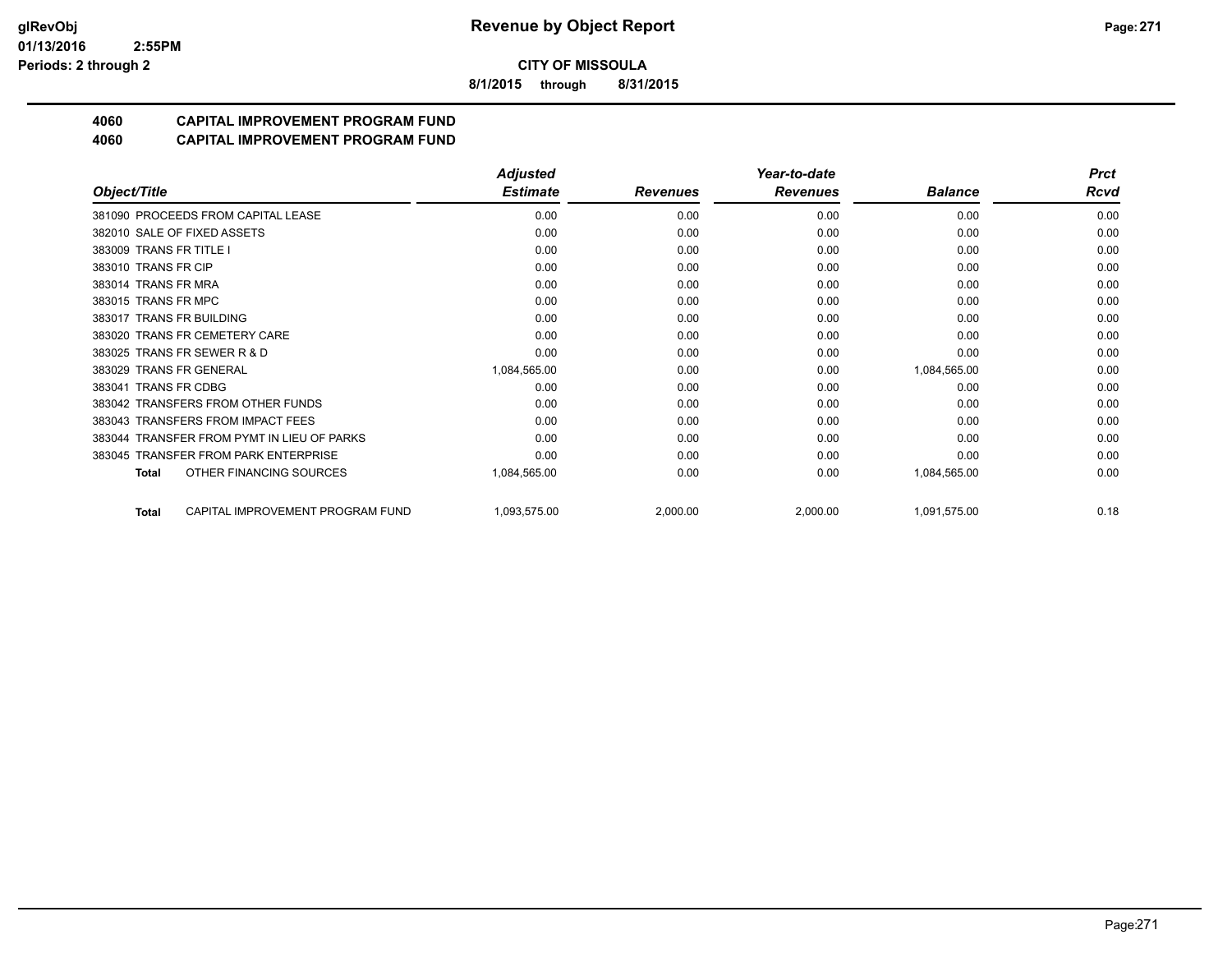**CITY OF MISSOULA**

**8/1/2015 through 8/31/2015**

## 4060 CAPITAL IMPROVEMENT PROGRAM FUND
## 4060 CAPITAL IMPROVEMENT PROGRAM FUND

| Object/Title | Adjusted Estimate | Revenues | Year-to-date Revenues | Balance | Prct Rcvd |
|---|---|---|---|---|---|
| 381090 PROCEEDS FROM CAPITAL LEASE | 0.00 | 0.00 | 0.00 | 0.00 | 0.00 |
| 382010 SALE OF FIXED ASSETS | 0.00 | 0.00 | 0.00 | 0.00 | 0.00 |
| 383009 TRANS FR TITLE I | 0.00 | 0.00 | 0.00 | 0.00 | 0.00 |
| 383010 TRANS FR CIP | 0.00 | 0.00 | 0.00 | 0.00 | 0.00 |
| 383014 TRANS FR MRA | 0.00 | 0.00 | 0.00 | 0.00 | 0.00 |
| 383015 TRANS FR MPC | 0.00 | 0.00 | 0.00 | 0.00 | 0.00 |
| 383017 TRANS FR BUILDING | 0.00 | 0.00 | 0.00 | 0.00 | 0.00 |
| 383020 TRANS FR CEMETERY CARE | 0.00 | 0.00 | 0.00 | 0.00 | 0.00 |
| 383025 TRANS FR SEWER R & D | 0.00 | 0.00 | 0.00 | 0.00 | 0.00 |
| 383029 TRANS FR GENERAL | 1,084,565.00 | 0.00 | 0.00 | 1,084,565.00 | 0.00 |
| 383041 TRANS FR CDBG | 0.00 | 0.00 | 0.00 | 0.00 | 0.00 |
| 383042 TRANSFERS FROM OTHER FUNDS | 0.00 | 0.00 | 0.00 | 0.00 | 0.00 |
| 383043 TRANSFERS FROM IMPACT FEES | 0.00 | 0.00 | 0.00 | 0.00 | 0.00 |
| 383044 TRANSFER FROM PYMT IN LIEU OF PARKS | 0.00 | 0.00 | 0.00 | 0.00 | 0.00 |
| 383045 TRANSFER FROM PARK ENTERPRISE | 0.00 | 0.00 | 0.00 | 0.00 | 0.00 |
| **Total** OTHER FINANCING SOURCES | 1,084,565.00 | 0.00 | 0.00 | 1,084,565.00 | 0.00 |
| **Total** CAPITAL IMPROVEMENT PROGRAM FUND | 1,093,575.00 | 2,000.00 | 2,000.00 | 1,091,575.00 | 0.18 |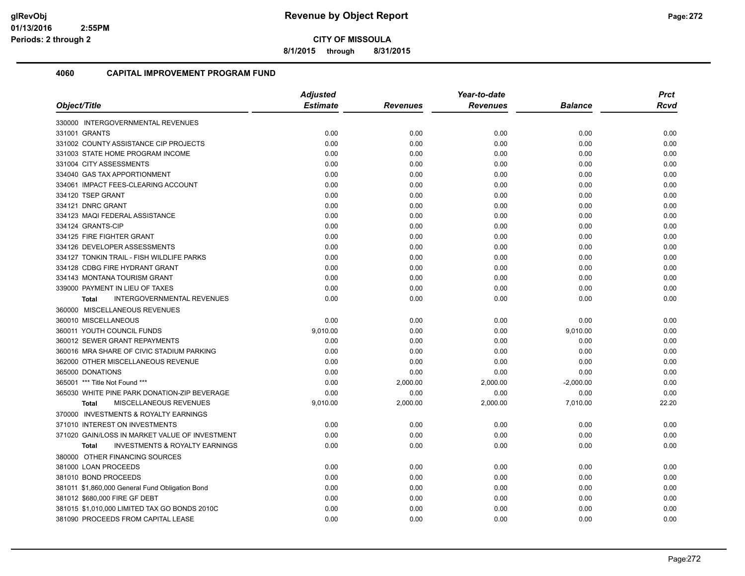**Revenue by Object Report**

**CITY OF MISSOULA**

**8/1/2015 through 8/31/2015**

## 4060 CAPITAL IMPROVEMENT PROGRAM FUND

| Object/Title | Adjusted Estimate | Revenues | Year-to-date Revenues | Balance | Prct Rcvd |
|---|---|---|---|---|---|
| 330000 INTERGOVERNMENTAL REVENUES | | | | | |
| 331001 GRANTS | 0.00 | 0.00 | 0.00 | 0.00 | 0.00 |
| 331002 COUNTY ASSISTANCE CIP PROJECTS | 0.00 | 0.00 | 0.00 | 0.00 | 0.00 |
| 331003 STATE HOME PROGRAM INCOME | 0.00 | 0.00 | 0.00 | 0.00 | 0.00 |
| 331004 CITY ASSESSMENTS | 0.00 | 0.00 | 0.00 | 0.00 | 0.00 |
| 334040 GAS TAX APPORTIONMENT | 0.00 | 0.00 | 0.00 | 0.00 | 0.00 |
| 334061 IMPACT FEES-CLEARING ACCOUNT | 0.00 | 0.00 | 0.00 | 0.00 | 0.00 |
| 334120 TSEP GRANT | 0.00 | 0.00 | 0.00 | 0.00 | 0.00 |
| 334121 DNRC GRANT | 0.00 | 0.00 | 0.00 | 0.00 | 0.00 |
| 334123 MAQI FEDERAL ASSISTANCE | 0.00 | 0.00 | 0.00 | 0.00 | 0.00 |
| 334124 GRANTS-CIP | 0.00 | 0.00 | 0.00 | 0.00 | 0.00 |
| 334125 FIRE FIGHTER GRANT | 0.00 | 0.00 | 0.00 | 0.00 | 0.00 |
| 334126 DEVELOPER ASSESSMENTS | 0.00 | 0.00 | 0.00 | 0.00 | 0.00 |
| 334127 TONKIN TRAIL - FISH WILDLIFE PARKS | 0.00 | 0.00 | 0.00 | 0.00 | 0.00 |
| 334128 CDBG FIRE HYDRANT GRANT | 0.00 | 0.00 | 0.00 | 0.00 | 0.00 |
| 334143 MONTANA TOURISM GRANT | 0.00 | 0.00 | 0.00 | 0.00 | 0.00 |
| 339000 PAYMENT IN LIEU OF TAXES | 0.00 | 0.00 | 0.00 | 0.00 | 0.00 |
| **Total** INTERGOVERNMENTAL REVENUES | 0.00 | 0.00 | 0.00 | 0.00 | 0.00 |
| 360000 MISCELLANEOUS REVENUES | | | | | |
| 360010 MISCELLANEOUS | 0.00 | 0.00 | 0.00 | 0.00 | 0.00 |
| 360011 YOUTH COUNCIL FUNDS | 9,010.00 | 0.00 | 0.00 | 9,010.00 | 0.00 |
| 360012 SEWER GRANT REPAYMENTS | 0.00 | 0.00 | 0.00 | 0.00 | 0.00 |
| 360016 MRA SHARE OF CIVIC STADIUM PARKING | 0.00 | 0.00 | 0.00 | 0.00 | 0.00 |
| 362000 OTHER MISCELLANEOUS REVENUE | 0.00 | 0.00 | 0.00 | 0.00 | 0.00 |
| 365000 DONATIONS | 0.00 | 0.00 | 0.00 | 0.00 | 0.00 |
| 365001 *** Title Not Found *** | 0.00 | 2,000.00 | 2,000.00 | -2,000.00 | 0.00 |
| 365030 WHITE PINE PARK DONATION-ZIP BEVERAGE | 0.00 | 0.00 | 0.00 | 0.00 | 0.00 |
| **Total** MISCELLANEOUS REVENUES | 9,010.00 | 2,000.00 | 2,000.00 | 7,010.00 | 22.20 |
| 370000 INVESTMENTS & ROYALTY EARNINGS | | | | | |
| 371010 INTEREST ON INVESTMENTS | 0.00 | 0.00 | 0.00 | 0.00 | 0.00 |
| 371020 GAIN/LOSS IN MARKET VALUE OF INVESTMENT | 0.00 | 0.00 | 0.00 | 0.00 | 0.00 |
| **Total** INVESTMENTS & ROYALTY EARNINGS | 0.00 | 0.00 | 0.00 | 0.00 | 0.00 |
| 380000 OTHER FINANCING SOURCES | | | | | |
| 381000 LOAN PROCEEDS | 0.00 | 0.00 | 0.00 | 0.00 | 0.00 |
| 381010 BOND PROCEEDS | 0.00 | 0.00 | 0.00 | 0.00 | 0.00 |
| 381011 $1,860,000 General Fund Obligation Bond | 0.00 | 0.00 | 0.00 | 0.00 | 0.00 |
| 381012 $680,000 FIRE GF DEBT | 0.00 | 0.00 | 0.00 | 0.00 | 0.00 |
| 381015 $1,010,000 LIMITED TAX GO BONDS 2010C | 0.00 | 0.00 | 0.00 | 0.00 | 0.00 |
| 381090 PROCEEDS FROM CAPITAL LEASE | 0.00 | 0.00 | 0.00 | 0.00 | 0.00 |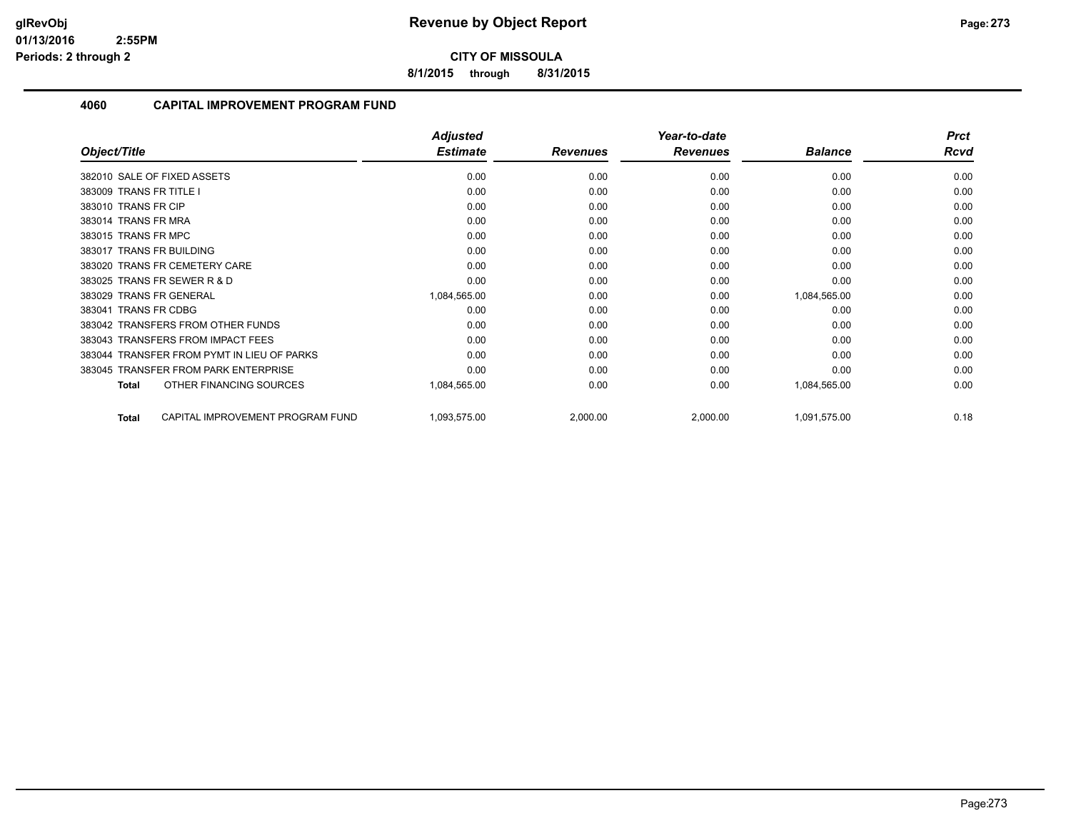# Revenue by Object Report

**CITY OF MISSOULA**

**8/1/2015 through 8/31/2015**

## 4060 CAPITAL IMPROVEMENT PROGRAM FUND

| Object/Title | Adjusted Estimate | Revenues | Year-to-date Revenues | Balance | Prct Rcvd |
|---|---|---|---|---|---|
| 382010 SALE OF FIXED ASSETS | 0.00 | 0.00 | 0.00 | 0.00 | 0.00 |
| 383009 TRANS FR TITLE I | 0.00 | 0.00 | 0.00 | 0.00 | 0.00 |
| 383010 TRANS FR CIP | 0.00 | 0.00 | 0.00 | 0.00 | 0.00 |
| 383014 TRANS FR MRA | 0.00 | 0.00 | 0.00 | 0.00 | 0.00 |
| 383015 TRANS FR MPC | 0.00 | 0.00 | 0.00 | 0.00 | 0.00 |
| 383017 TRANS FR BUILDING | 0.00 | 0.00 | 0.00 | 0.00 | 0.00 |
| 383020 TRANS FR CEMETERY CARE | 0.00 | 0.00 | 0.00 | 0.00 | 0.00 |
| 383025 TRANS FR SEWER R & D | 0.00 | 0.00 | 0.00 | 0.00 | 0.00 |
| 383029 TRANS FR GENERAL | 1,084,565.00 | 0.00 | 0.00 | 1,084,565.00 | 0.00 |
| 383041 TRANS FR CDBG | 0.00 | 0.00 | 0.00 | 0.00 | 0.00 |
| 383042 TRANSFERS FROM OTHER FUNDS | 0.00 | 0.00 | 0.00 | 0.00 | 0.00 |
| 383043 TRANSFERS FROM IMPACT FEES | 0.00 | 0.00 | 0.00 | 0.00 | 0.00 |
| 383044 TRANSFER FROM PYMT IN LIEU OF PARKS | 0.00 | 0.00 | 0.00 | 0.00 | 0.00 |
| 383045 TRANSFER FROM PARK ENTERPRISE | 0.00 | 0.00 | 0.00 | 0.00 | 0.00 |
| **Total** OTHER FINANCING SOURCES | 1,084,565.00 | 0.00 | 0.00 | 1,084,565.00 | 0.00 |
| **Total** CAPITAL IMPROVEMENT PROGRAM FUND | 1,093,575.00 | 2,000.00 | 2,000.00 | 1,091,575.00 | 0.18 |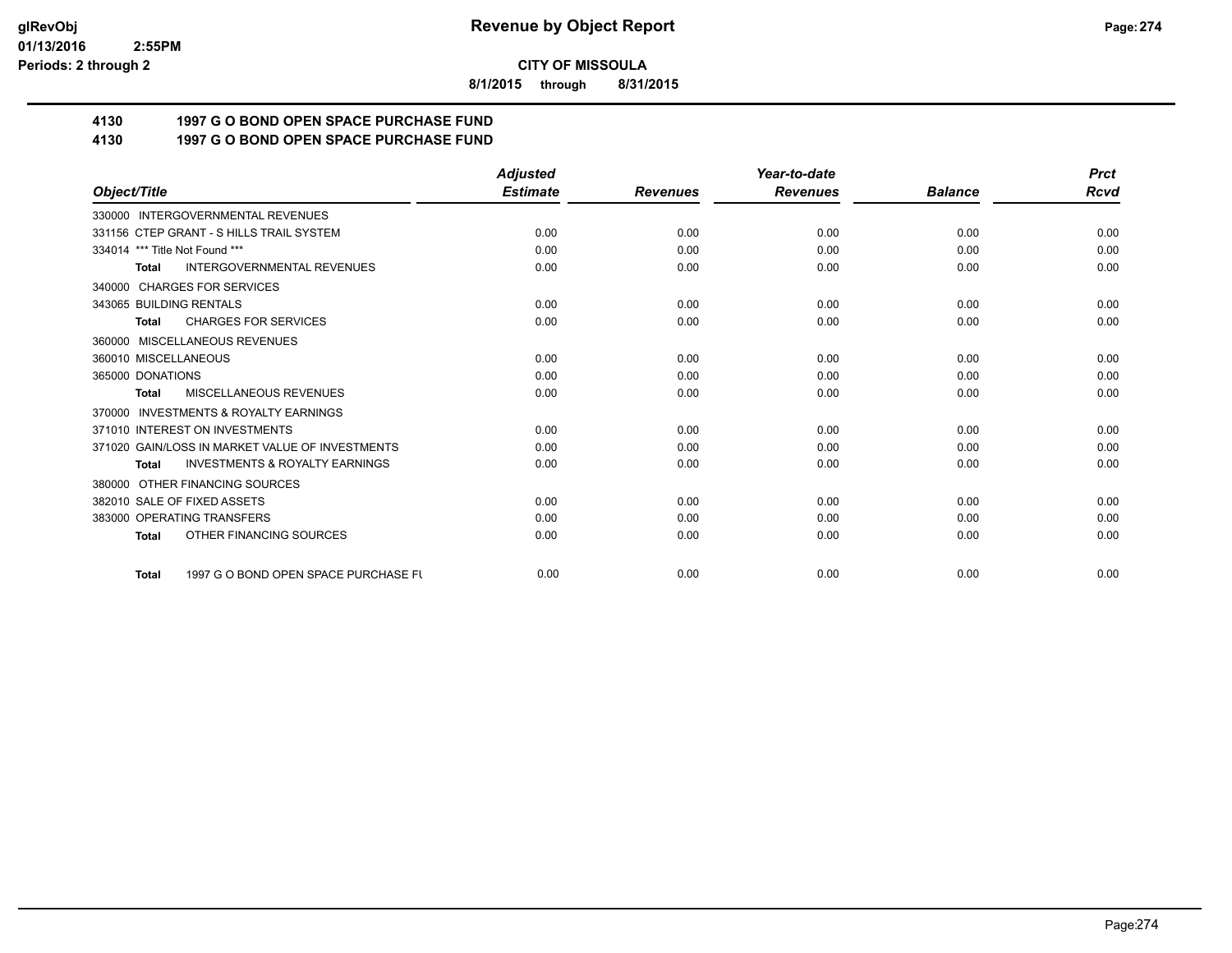**glRevObj**
**01/13/2016 2:55PM**
**Periods: 2 through 2**

# Revenue by Object Report

**CITY OF MISSOULA**

**8/1/2015 through 8/31/2015**

## 4130 1997 G O BOND OPEN SPACE PURCHASE FUND
## 4130 1997 G O BOND OPEN SPACE PURCHASE FUND

| *Object/Title* | *Adjusted Estimate* | *Revenues* | *Year-to-date Revenues* | *Balance* | *Prct Rcvd* |
|---|---|---|---|---|---|
| 330000 INTERGOVERNMENTAL REVENUES | | | | | |
| 331156 CTEP GRANT - S HILLS TRAIL SYSTEM | 0.00 | 0.00 | 0.00 | 0.00 | 0.00 |
| 334014 *** Title Not Found *** | 0.00 | 0.00 | 0.00 | 0.00 | 0.00 |
| **Total** INTERGOVERNMENTAL REVENUES | 0.00 | 0.00 | 0.00 | 0.00 | 0.00 |
| 340000 CHARGES FOR SERVICES | | | | | |
| 343065 BUILDING RENTALS | 0.00 | 0.00 | 0.00 | 0.00 | 0.00 |
| **Total** CHARGES FOR SERVICES | 0.00 | 0.00 | 0.00 | 0.00 | 0.00 |
| 360000 MISCELLANEOUS REVENUES | | | | | |
| 360010 MISCELLANEOUS | 0.00 | 0.00 | 0.00 | 0.00 | 0.00 |
| 365000 DONATIONS | 0.00 | 0.00 | 0.00 | 0.00 | 0.00 |
| **Total** MISCELLANEOUS REVENUES | 0.00 | 0.00 | 0.00 | 0.00 | 0.00 |
| 370000 INVESTMENTS & ROYALTY EARNINGS | | | | | |
| 371010 INTEREST ON INVESTMENTS | 0.00 | 0.00 | 0.00 | 0.00 | 0.00 |
| 371020 GAIN/LOSS IN MARKET VALUE OF INVESTMENTS | 0.00 | 0.00 | 0.00 | 0.00 | 0.00 |
| **Total** INVESTMENTS & ROYALTY EARNINGS | 0.00 | 0.00 | 0.00 | 0.00 | 0.00 |
| 380000 OTHER FINANCING SOURCES | | | | | |
| 382010 SALE OF FIXED ASSETS | 0.00 | 0.00 | 0.00 | 0.00 | 0.00 |
| 383000 OPERATING TRANSFERS | 0.00 | 0.00 | 0.00 | 0.00 | 0.00 |
| **Total** OTHER FINANCING SOURCES | 0.00 | 0.00 | 0.00 | 0.00 | 0.00 |
| **Total** 1997 G O BOND OPEN SPACE PURCHASE FU | 0.00 | 0.00 | 0.00 | 0.00 | 0.00 |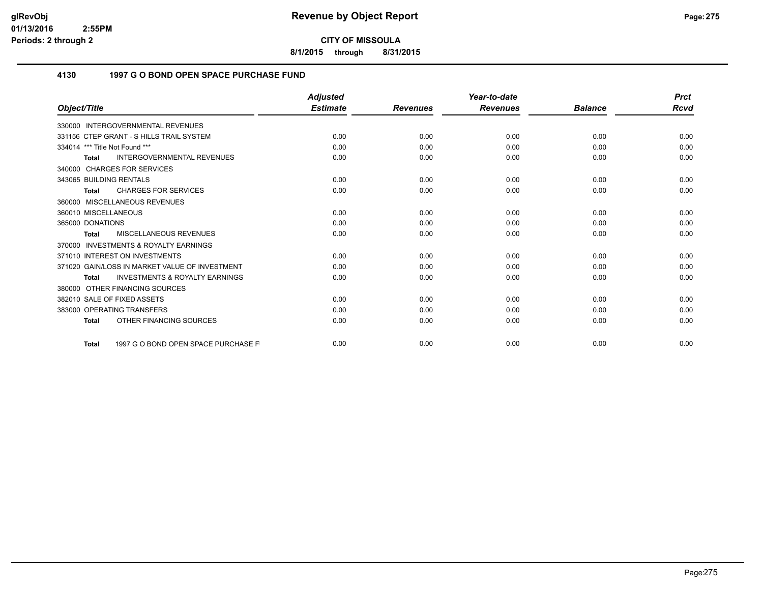# Revenue by Object Report

**CITY OF MISSOULA**

**8/1/2015 through 8/31/2015**

### 4130 1997 G O BOND OPEN SPACE PURCHASE FUND

| Object/Title | Adjusted Estimate | Revenues | Year-to-date Revenues | Balance | Prct Rcvd |
|---|---|---|---|---|---|
| 330000 INTERGOVERNMENTAL REVENUES | | | | | |
| 331156 CTEP GRANT - S HILLS TRAIL SYSTEM | 0.00 | 0.00 | 0.00 | 0.00 | 0.00 |
| 334014 *** Title Not Found *** | 0.00 | 0.00 | 0.00 | 0.00 | 0.00 |
| **Total** INTERGOVERNMENTAL REVENUES | 0.00 | 0.00 | 0.00 | 0.00 | 0.00 |
| 340000 CHARGES FOR SERVICES | | | | | |
| 343065 BUILDING RENTALS | 0.00 | 0.00 | 0.00 | 0.00 | 0.00 |
| **Total** CHARGES FOR SERVICES | 0.00 | 0.00 | 0.00 | 0.00 | 0.00 |
| 360000 MISCELLANEOUS REVENUES | | | | | |
| 360010 MISCELLANEOUS | 0.00 | 0.00 | 0.00 | 0.00 | 0.00 |
| 365000 DONATIONS | 0.00 | 0.00 | 0.00 | 0.00 | 0.00 |
| **Total** MISCELLANEOUS REVENUES | 0.00 | 0.00 | 0.00 | 0.00 | 0.00 |
| 370000 INVESTMENTS & ROYALTY EARNINGS | | | | | |
| 371010 INTEREST ON INVESTMENTS | 0.00 | 0.00 | 0.00 | 0.00 | 0.00 |
| 371020 GAIN/LOSS IN MARKET VALUE OF INVESTMENT | 0.00 | 0.00 | 0.00 | 0.00 | 0.00 |
| **Total** INVESTMENTS & ROYALTY EARNINGS | 0.00 | 0.00 | 0.00 | 0.00 | 0.00 |
| 380000 OTHER FINANCING SOURCES | | | | | |
| 382010 SALE OF FIXED ASSETS | 0.00 | 0.00 | 0.00 | 0.00 | 0.00 |
| 383000 OPERATING TRANSFERS | 0.00 | 0.00 | 0.00 | 0.00 | 0.00 |
| **Total** OTHER FINANCING SOURCES | 0.00 | 0.00 | 0.00 | 0.00 | 0.00 |
| **Total** 1997 G O BOND OPEN SPACE PURCHASE F | 0.00 | 0.00 | 0.00 | 0.00 | 0.00 |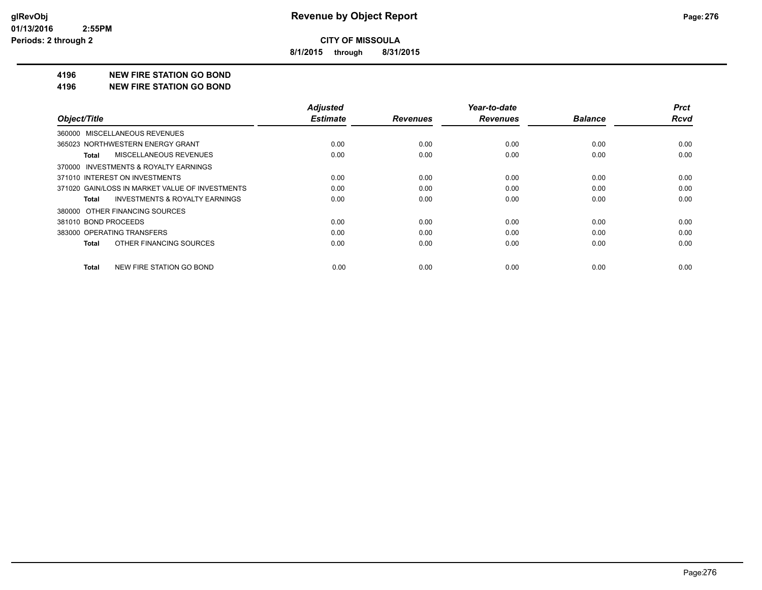**CITY OF MISSOULA**

**8/1/2015 through 8/31/2015**

**4196 NEW FIRE STATION GO BOND**

**4196 NEW FIRE STATION GO BOND**

| Object/Title | Adjusted Estimate | Revenues | Year-to-date Revenues | Balance | Prct Rcvd |
|---|---|---|---|---|---|
| 360000 MISCELLANEOUS REVENUES | | | | | |
| 365023 NORTHWESTERN ENERGY GRANT | 0.00 | 0.00 | 0.00 | 0.00 | 0.00 |
| **Total** MISCELLANEOUS REVENUES | 0.00 | 0.00 | 0.00 | 0.00 | 0.00 |
| 370000 INVESTMENTS & ROYALTY EARNINGS | | | | | |
| 371010 INTEREST ON INVESTMENTS | 0.00 | 0.00 | 0.00 | 0.00 | 0.00 |
| 371020 GAIN/LOSS IN MARKET VALUE OF INVESTMENTS | 0.00 | 0.00 | 0.00 | 0.00 | 0.00 |
| **Total** INVESTMENTS & ROYALTY EARNINGS | 0.00 | 0.00 | 0.00 | 0.00 | 0.00 |
| 380000 OTHER FINANCING SOURCES | | | | | |
| 381010 BOND PROCEEDS | 0.00 | 0.00 | 0.00 | 0.00 | 0.00 |
| 383000 OPERATING TRANSFERS | 0.00 | 0.00 | 0.00 | 0.00 | 0.00 |
| **Total** OTHER FINANCING SOURCES | 0.00 | 0.00 | 0.00 | 0.00 | 0.00 |
| **Total** NEW FIRE STATION GO BOND | 0.00 | 0.00 | 0.00 | 0.00 | 0.00 |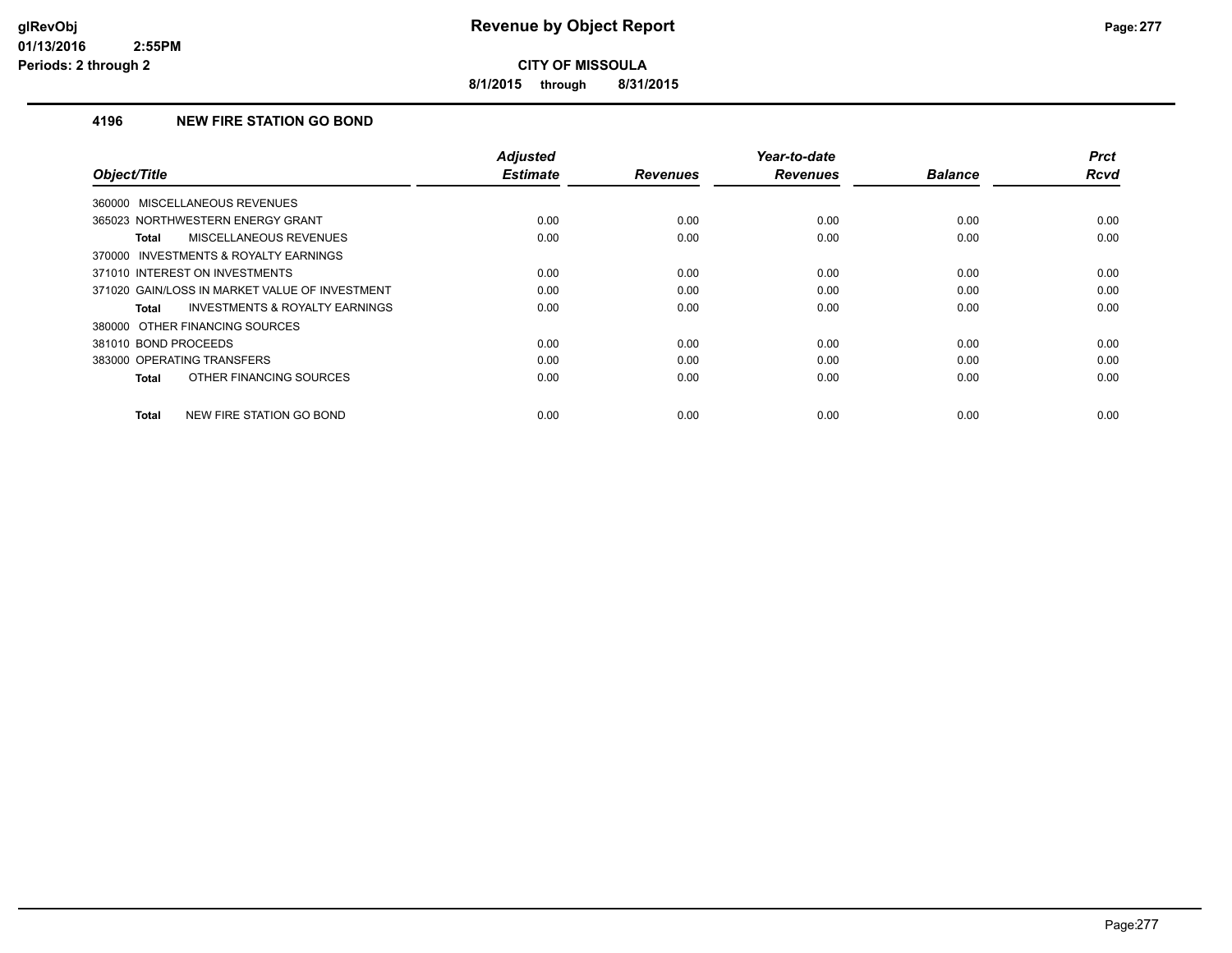**CITY OF MISSOULA**

**8/1/2015 through 8/31/2015**

### 4196 NEW FIRE STATION GO BOND

| Object/Title | Adjusted Estimate | Revenues | Year-to-date Revenues | Balance | Prct Rcvd |
|---|---|---|---|---|---|
| 360000 MISCELLANEOUS REVENUES | | | | | |
| 365023 NORTHWESTERN ENERGY GRANT | 0.00 | 0.00 | 0.00 | 0.00 | 0.00 |
| **Total** MISCELLANEOUS REVENUES | 0.00 | 0.00 | 0.00 | 0.00 | 0.00 |
| 370000 INVESTMENTS & ROYALTY EARNINGS | | | | | |
| 371010 INTEREST ON INVESTMENTS | 0.00 | 0.00 | 0.00 | 0.00 | 0.00 |
| 371020 GAIN/LOSS IN MARKET VALUE OF INVESTMENT | 0.00 | 0.00 | 0.00 | 0.00 | 0.00 |
| **Total** INVESTMENTS & ROYALTY EARNINGS | 0.00 | 0.00 | 0.00 | 0.00 | 0.00 |
| 380000 OTHER FINANCING SOURCES | | | | | |
| 381010 BOND PROCEEDS | 0.00 | 0.00 | 0.00 | 0.00 | 0.00 |
| 383000 OPERATING TRANSFERS | 0.00 | 0.00 | 0.00 | 0.00 | 0.00 |
| **Total** OTHER FINANCING SOURCES | 0.00 | 0.00 | 0.00 | 0.00 | 0.00 |
| **Total** NEW FIRE STATION GO BOND | 0.00 | 0.00 | 0.00 | 0.00 | 0.00 |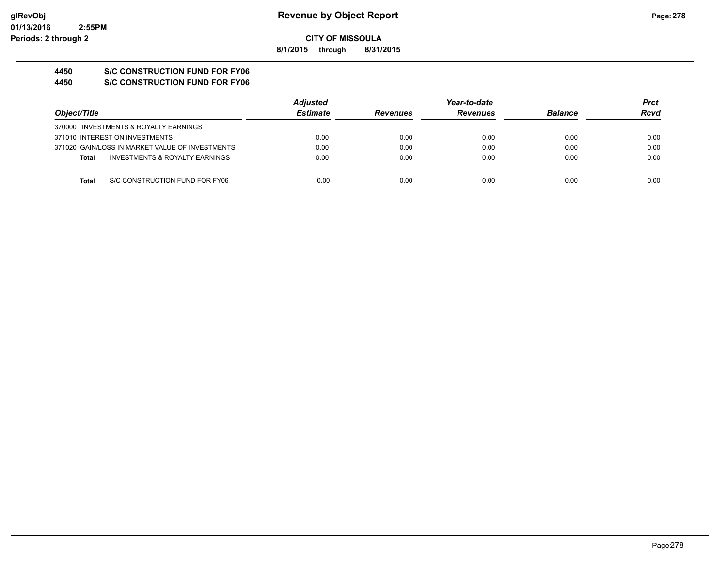# Revenue by Object Report

**CITY OF MISSOULA**

**8/1/2015 through 8/31/2015**

glRevObj
01/13/2016 2:55PM
Periods: 2 through 2

**4450 S/C CONSTRUCTION FUND FOR FY06**

**4450 S/C CONSTRUCTION FUND FOR FY06**

| Object/Title | Adjusted Estimate | Revenues | Year-to-date Revenues | Balance | Prct Rcvd |
|---|---|---|---|---|---|
| 370000 INVESTMENTS & ROYALTY EARNINGS | | | | | |
| 371010 INTEREST ON INVESTMENTS | 0.00 | 0.00 | 0.00 | 0.00 | 0.00 |
| 371020 GAIN/LOSS IN MARKET VALUE OF INVESTMENTS | 0.00 | 0.00 | 0.00 | 0.00 | 0.00 |
| **Total** INVESTMENTS & ROYALTY EARNINGS | 0.00 | 0.00 | 0.00 | 0.00 | 0.00 |
| **Total** S/C CONSTRUCTION FUND FOR FY06 | 0.00 | 0.00 | 0.00 | 0.00 | 0.00 |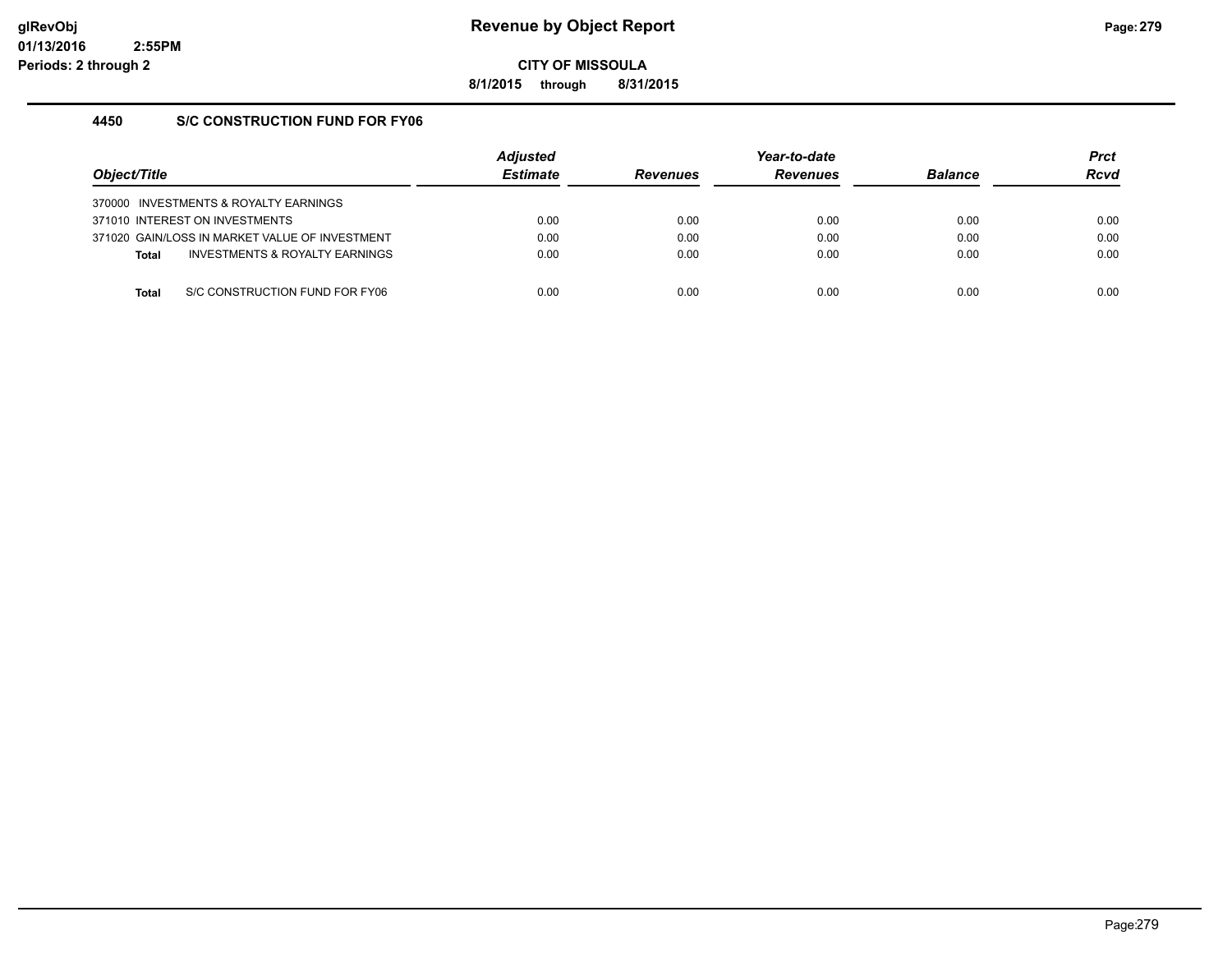# Revenue by Object Report

**CITY OF MISSOULA**

**8/1/2015 through 8/31/2015**

glRevObj
01/13/2016 2:55PM
Periods: 2 through 2

### 4450 S/C CONSTRUCTION FUND FOR FY06

| Object/Title | Adjusted Estimate | Revenues | Year-to-date Revenues | Balance | Prct Rcvd |
|---|---|---|---|---|---|
| 370000 INVESTMENTS & ROYALTY EARNINGS | | | | | |
| 371010 INTEREST ON INVESTMENTS | 0.00 | 0.00 | 0.00 | 0.00 | 0.00 |
| 371020 GAIN/LOSS IN MARKET VALUE OF INVESTMENT | 0.00 | 0.00 | 0.00 | 0.00 | 0.00 |
| **Total** INVESTMENTS & ROYALTY EARNINGS | 0.00 | 0.00 | 0.00 | 0.00 | 0.00 |
| **Total** S/C CONSTRUCTION FUND FOR FY06 | 0.00 | 0.00 | 0.00 | 0.00 | 0.00 |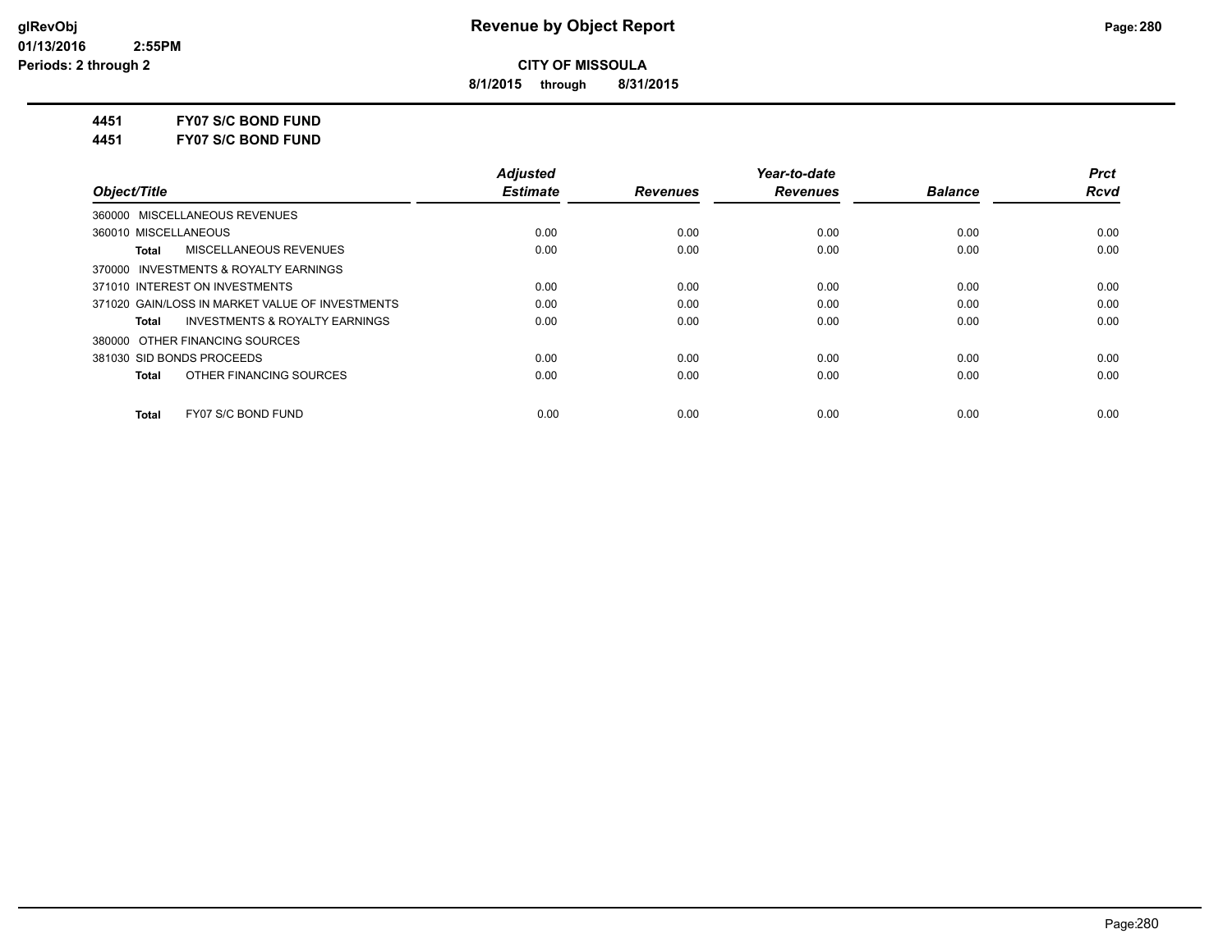**Revenue by Object Report**

**CITY OF MISSOULA**

**8/1/2015 through 8/31/2015**

**4451 FY07 S/C BOND FUND**

**4451 FY07 S/C BOND FUND**

| Object/Title | Adjusted Estimate | Revenues | Year-to-date Revenues | Balance | Prct Rcvd |
|---|---|---|---|---|---|
| 360000 MISCELLANEOUS REVENUES | | | | | |
| 360010 MISCELLANEOUS | 0.00 | 0.00 | 0.00 | 0.00 | 0.00 |
| **Total** MISCELLANEOUS REVENUES | 0.00 | 0.00 | 0.00 | 0.00 | 0.00 |
| 370000 INVESTMENTS & ROYALTY EARNINGS | | | | | |
| 371010 INTEREST ON INVESTMENTS | 0.00 | 0.00 | 0.00 | 0.00 | 0.00 |
| 371020 GAIN/LOSS IN MARKET VALUE OF INVESTMENTS | 0.00 | 0.00 | 0.00 | 0.00 | 0.00 |
| **Total** INVESTMENTS & ROYALTY EARNINGS | 0.00 | 0.00 | 0.00 | 0.00 | 0.00 |
| 380000 OTHER FINANCING SOURCES | | | | | |
| 381030 SID BONDS PROCEEDS | 0.00 | 0.00 | 0.00 | 0.00 | 0.00 |
| **Total** OTHER FINANCING SOURCES | 0.00 | 0.00 | 0.00 | 0.00 | 0.00 |
| **Total** FY07 S/C BOND FUND | 0.00 | 0.00 | 0.00 | 0.00 | 0.00 |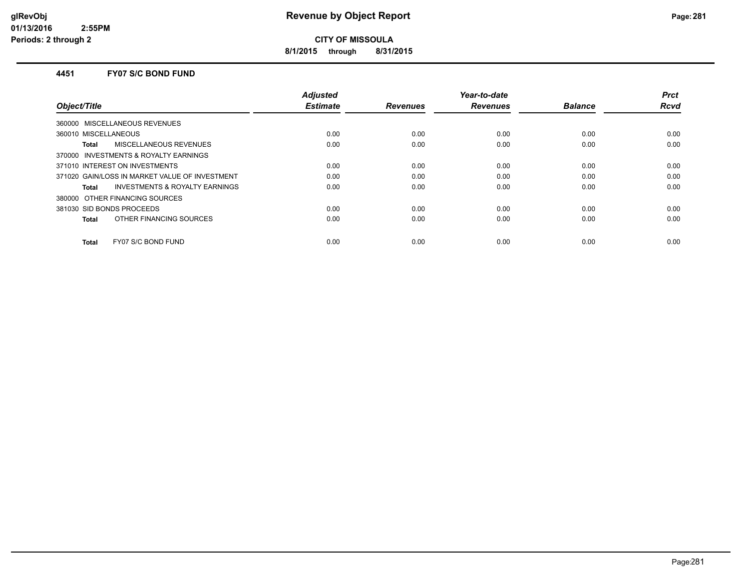# Revenue by Object Report

**CITY OF MISSOULA**

**8/1/2015 through 8/31/2015**

### 4451 FY07 S/C BOND FUND

| Object/Title | Adjusted Estimate | Revenues | Year-to-date Revenues | Balance | Prct Rcvd |
|---|---|---|---|---|---|
| 360000 MISCELLANEOUS REVENUES | | | | | |
| 360010 MISCELLANEOUS | 0.00 | 0.00 | 0.00 | 0.00 | 0.00 |
| **Total** MISCELLANEOUS REVENUES | 0.00 | 0.00 | 0.00 | 0.00 | 0.00 |
| 370000 INVESTMENTS & ROYALTY EARNINGS | | | | | |
| 371010 INTEREST ON INVESTMENTS | 0.00 | 0.00 | 0.00 | 0.00 | 0.00 |
| 371020 GAIN/LOSS IN MARKET VALUE OF INVESTMENT | 0.00 | 0.00 | 0.00 | 0.00 | 0.00 |
| **Total** INVESTMENTS & ROYALTY EARNINGS | 0.00 | 0.00 | 0.00 | 0.00 | 0.00 |
| 380000 OTHER FINANCING SOURCES | | | | | |
| 381030 SID BONDS PROCEEDS | 0.00 | 0.00 | 0.00 | 0.00 | 0.00 |
| **Total** OTHER FINANCING SOURCES | 0.00 | 0.00 | 0.00 | 0.00 | 0.00 |
| **Total** FY07 S/C BOND FUND | 0.00 | 0.00 | 0.00 | 0.00 | 0.00 |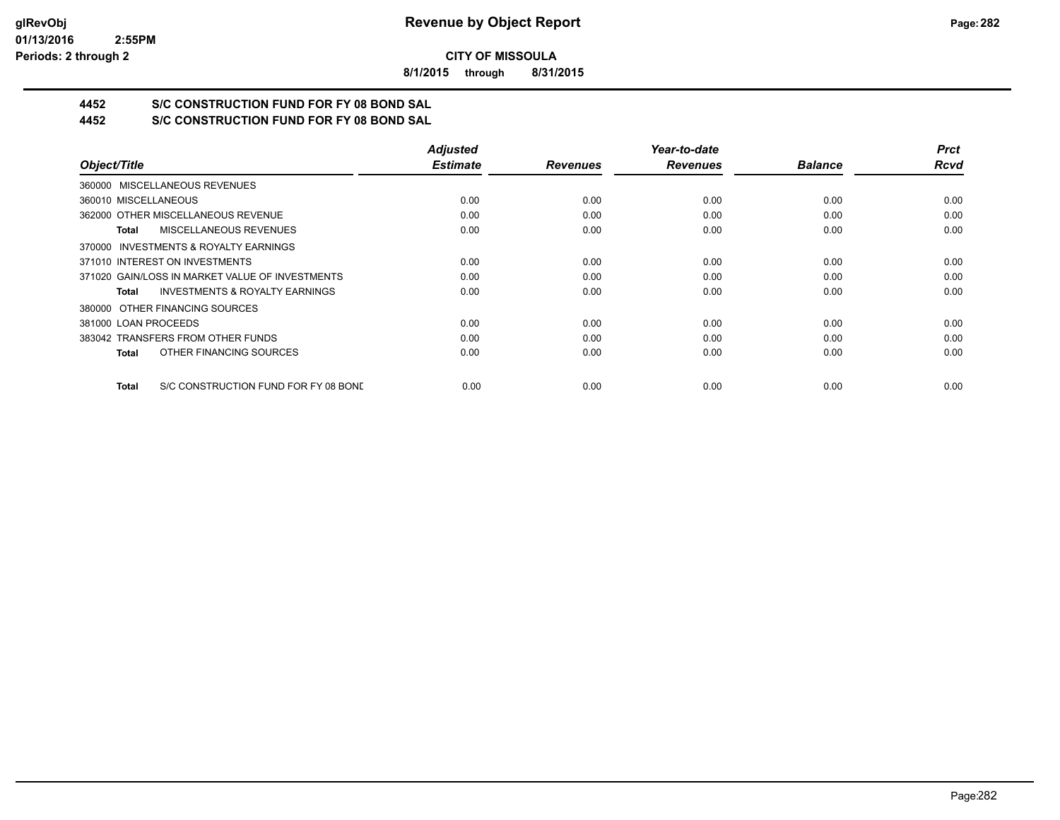**Revenue by Object Report**

**CITY OF MISSOULA**

**8/1/2015 through 8/31/2015**

glRevObj
01/13/2016 2:55PM
Periods: 2 through 2

## 4452 S/C CONSTRUCTION FUND FOR FY 08 BOND SAL
## 4452 S/C CONSTRUCTION FUND FOR FY 08 BOND SAL

| Object/Title | Adjusted Estimate | Revenues | Year-to-date Revenues | Balance | Prct Rcvd |
|---|---|---|---|---|---|
| 360000 MISCELLANEOUS REVENUES | | | | | |
| 360010 MISCELLANEOUS | 0.00 | 0.00 | 0.00 | 0.00 | 0.00 |
| 362000 OTHER MISCELLANEOUS REVENUE | 0.00 | 0.00 | 0.00 | 0.00 | 0.00 |
| **Total** MISCELLANEOUS REVENUES | 0.00 | 0.00 | 0.00 | 0.00 | 0.00 |
| 370000 INVESTMENTS & ROYALTY EARNINGS | | | | | |
| 371010 INTEREST ON INVESTMENTS | 0.00 | 0.00 | 0.00 | 0.00 | 0.00 |
| 371020 GAIN/LOSS IN MARKET VALUE OF INVESTMENTS | 0.00 | 0.00 | 0.00 | 0.00 | 0.00 |
| **Total** INVESTMENTS & ROYALTY EARNINGS | 0.00 | 0.00 | 0.00 | 0.00 | 0.00 |
| 380000 OTHER FINANCING SOURCES | | | | | |
| 381000 LOAN PROCEEDS | 0.00 | 0.00 | 0.00 | 0.00 | 0.00 |
| 383042 TRANSFERS FROM OTHER FUNDS | 0.00 | 0.00 | 0.00 | 0.00 | 0.00 |
| **Total** OTHER FINANCING SOURCES | 0.00 | 0.00 | 0.00 | 0.00 | 0.00 |
| **Total** S/C CONSTRUCTION FUND FOR FY 08 BONE | 0.00 | 0.00 | 0.00 | 0.00 | 0.00 |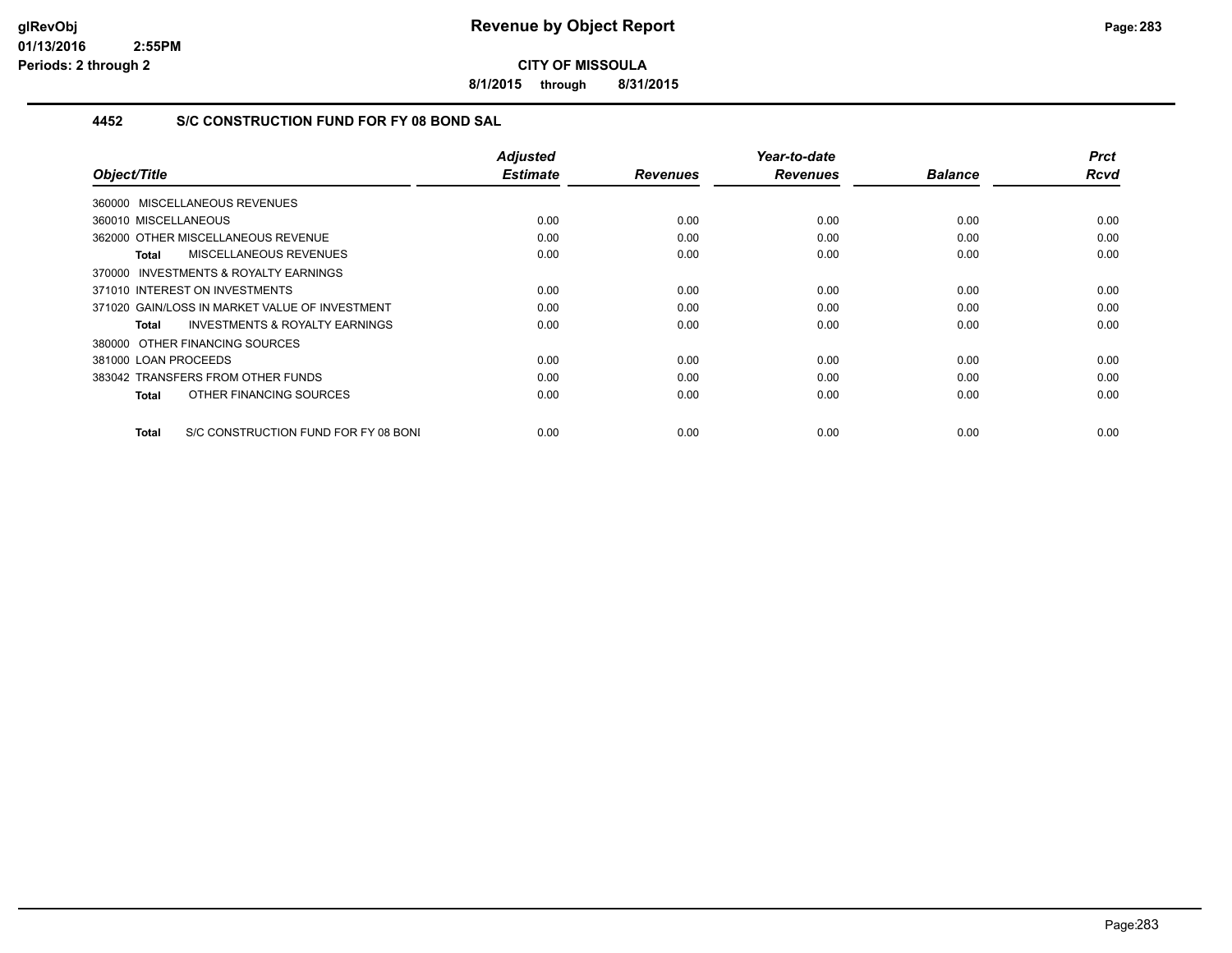**CITY OF MISSOULA**

**8/1/2015 through 8/31/2015**

### 4452 S/C CONSTRUCTION FUND FOR FY 08 BOND SAL

| Object/Title | Adjusted Estimate | Revenues | Year-to-date Revenues | Balance | Prct Rcvd |
|---|---|---|---|---|---|
| 360000 MISCELLANEOUS REVENUES | | | | | |
| 360010 MISCELLANEOUS | 0.00 | 0.00 | 0.00 | 0.00 | 0.00 |
| 362000 OTHER MISCELLANEOUS REVENUE | 0.00 | 0.00 | 0.00 | 0.00 | 0.00 |
| **Total** MISCELLANEOUS REVENUES | 0.00 | 0.00 | 0.00 | 0.00 | 0.00 |
| 370000 INVESTMENTS & ROYALTY EARNINGS | | | | | |
| 371010 INTEREST ON INVESTMENTS | 0.00 | 0.00 | 0.00 | 0.00 | 0.00 |
| 371020 GAIN/LOSS IN MARKET VALUE OF INVESTMENT | 0.00 | 0.00 | 0.00 | 0.00 | 0.00 |
| **Total** INVESTMENTS & ROYALTY EARNINGS | 0.00 | 0.00 | 0.00 | 0.00 | 0.00 |
| 380000 OTHER FINANCING SOURCES | | | | | |
| 381000 LOAN PROCEEDS | 0.00 | 0.00 | 0.00 | 0.00 | 0.00 |
| 383042 TRANSFERS FROM OTHER FUNDS | 0.00 | 0.00 | 0.00 | 0.00 | 0.00 |
| **Total** OTHER FINANCING SOURCES | 0.00 | 0.00 | 0.00 | 0.00 | 0.00 |
| **Total** S/C CONSTRUCTION FUND FOR FY 08 BONI | 0.00 | 0.00 | 0.00 | 0.00 | 0.00 |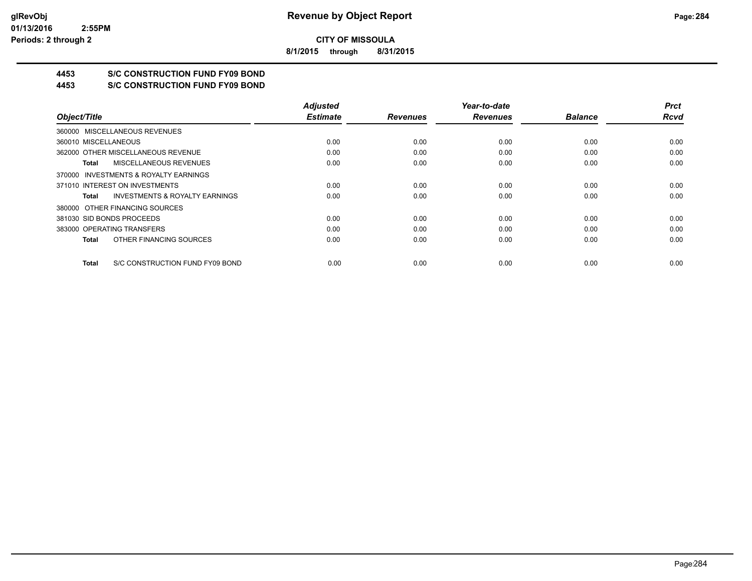**CITY OF MISSOULA**

**8/1/2015 through 8/31/2015**

## 4453 S/C CONSTRUCTION FUND FY09 BOND
## 4453 S/C CONSTRUCTION FUND FY09 BOND

| Object/Title | Adjusted Estimate | Revenues | Year-to-date Revenues | Balance | Prct Rcvd |
|---|---|---|---|---|---|
| 360000 MISCELLANEOUS REVENUES | | | | | |
| 360010 MISCELLANEOUS | 0.00 | 0.00 | 0.00 | 0.00 | 0.00 |
| 362000 OTHER MISCELLANEOUS REVENUE | 0.00 | 0.00 | 0.00 | 0.00 | 0.00 |
| **Total** MISCELLANEOUS REVENUES | 0.00 | 0.00 | 0.00 | 0.00 | 0.00 |
| 370000 INVESTMENTS & ROYALTY EARNINGS | | | | | |
| 371010 INTEREST ON INVESTMENTS | 0.00 | 0.00 | 0.00 | 0.00 | 0.00 |
| **Total** INVESTMENTS & ROYALTY EARNINGS | 0.00 | 0.00 | 0.00 | 0.00 | 0.00 |
| 380000 OTHER FINANCING SOURCES | | | | | |
| 381030 SID BONDS PROCEEDS | 0.00 | 0.00 | 0.00 | 0.00 | 0.00 |
| 383000 OPERATING TRANSFERS | 0.00 | 0.00 | 0.00 | 0.00 | 0.00 |
| **Total** OTHER FINANCING SOURCES | 0.00 | 0.00 | 0.00 | 0.00 | 0.00 |
| **Total** S/C CONSTRUCTION FUND FY09 BOND | 0.00 | 0.00 | 0.00 | 0.00 | 0.00 |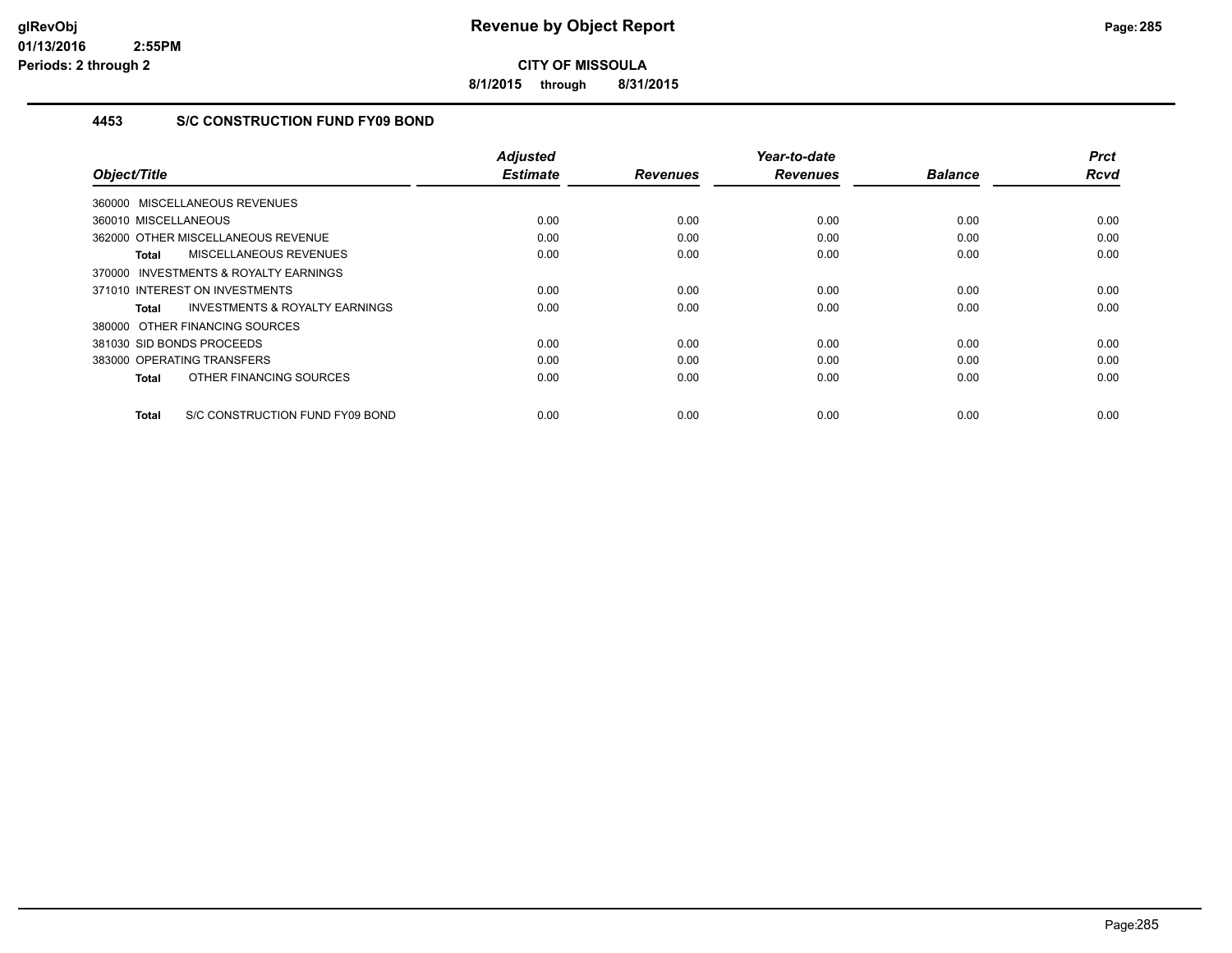# Revenue by Object Report

**CITY OF MISSOULA**

**8/1/2015 through 8/31/2015**

glRevObj
01/13/2016 2:55PM
Periods: 2 through 2

## 4453 S/C CONSTRUCTION FUND FY09 BOND

| Object/Title | Adjusted Estimate | Revenues | Year-to-date Revenues | Balance | Prct Rcvd |
|---|---|---|---|---|---|
| 360000 MISCELLANEOUS REVENUES | | | | | |
| 360010 MISCELLANEOUS | 0.00 | 0.00 | 0.00 | 0.00 | 0.00 |
| 362000 OTHER MISCELLANEOUS REVENUE | 0.00 | 0.00 | 0.00 | 0.00 | 0.00 |
| **Total** MISCELLANEOUS REVENUES | 0.00 | 0.00 | 0.00 | 0.00 | 0.00 |
| 370000 INVESTMENTS & ROYALTY EARNINGS | | | | | |
| 371010 INTEREST ON INVESTMENTS | 0.00 | 0.00 | 0.00 | 0.00 | 0.00 |
| **Total** INVESTMENTS & ROYALTY EARNINGS | 0.00 | 0.00 | 0.00 | 0.00 | 0.00 |
| 380000 OTHER FINANCING SOURCES | | | | | |
| 381030 SID BONDS PROCEEDS | 0.00 | 0.00 | 0.00 | 0.00 | 0.00 |
| 383000 OPERATING TRANSFERS | 0.00 | 0.00 | 0.00 | 0.00 | 0.00 |
| **Total** OTHER FINANCING SOURCES | 0.00 | 0.00 | 0.00 | 0.00 | 0.00 |
| **Total** S/C CONSTRUCTION FUND FY09 BOND | 0.00 | 0.00 | 0.00 | 0.00 | 0.00 |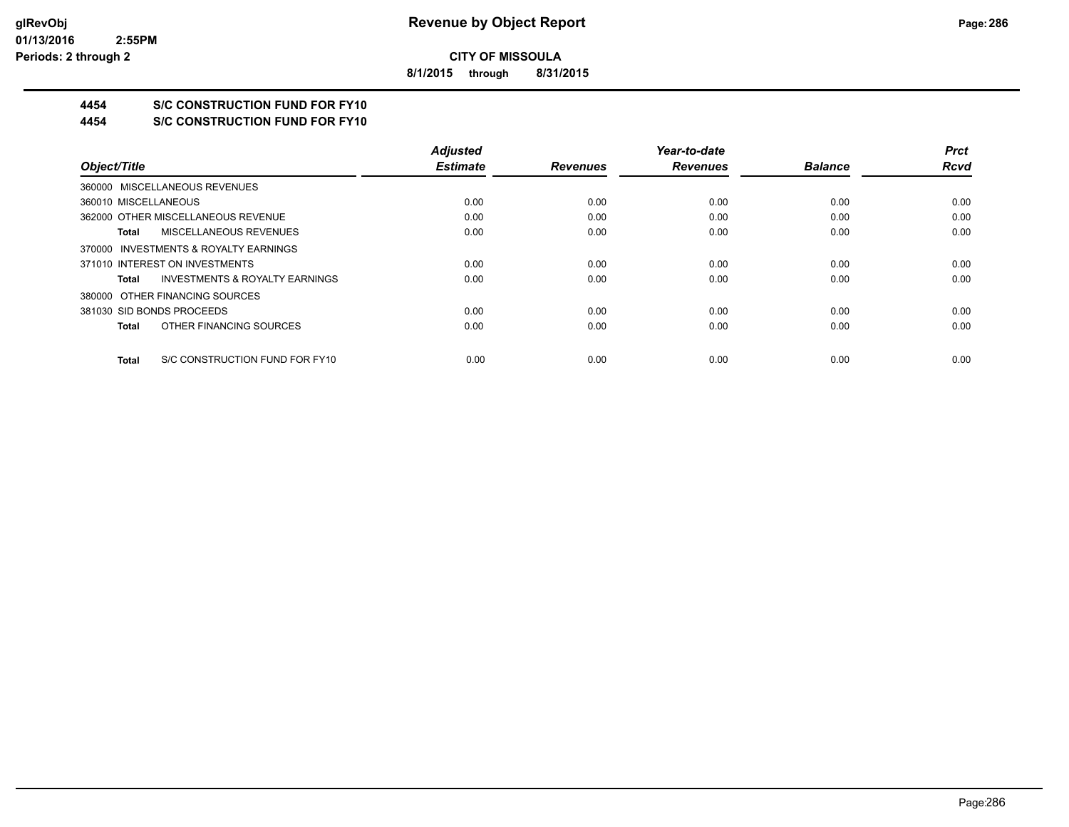**CITY OF MISSOULA**

**8/1/2015 through 8/31/2015**

## 4454 S/C CONSTRUCTION FUND FOR FY10

## 4454 S/C CONSTRUCTION FUND FOR FY10

| Object/Title | Adjusted Estimate | Revenues | Year-to-date Revenues | Balance | Prct Rcvd |
|---|---|---|---|---|---|
| 360000 MISCELLANEOUS REVENUES | | | | | |
| 360010 MISCELLANEOUS | 0.00 | 0.00 | 0.00 | 0.00 | 0.00 |
| 362000 OTHER MISCELLANEOUS REVENUE | 0.00 | 0.00 | 0.00 | 0.00 | 0.00 |
| **Total** MISCELLANEOUS REVENUES | 0.00 | 0.00 | 0.00 | 0.00 | 0.00 |
| 370000 INVESTMENTS & ROYALTY EARNINGS | | | | | |
| 371010 INTEREST ON INVESTMENTS | 0.00 | 0.00 | 0.00 | 0.00 | 0.00 |
| **Total** INVESTMENTS & ROYALTY EARNINGS | 0.00 | 0.00 | 0.00 | 0.00 | 0.00 |
| 380000 OTHER FINANCING SOURCES | | | | | |
| 381030 SID BONDS PROCEEDS | 0.00 | 0.00 | 0.00 | 0.00 | 0.00 |
| **Total** OTHER FINANCING SOURCES | 0.00 | 0.00 | 0.00 | 0.00 | 0.00 |
| **Total** S/C CONSTRUCTION FUND FOR FY10 | 0.00 | 0.00 | 0.00 | 0.00 | 0.00 |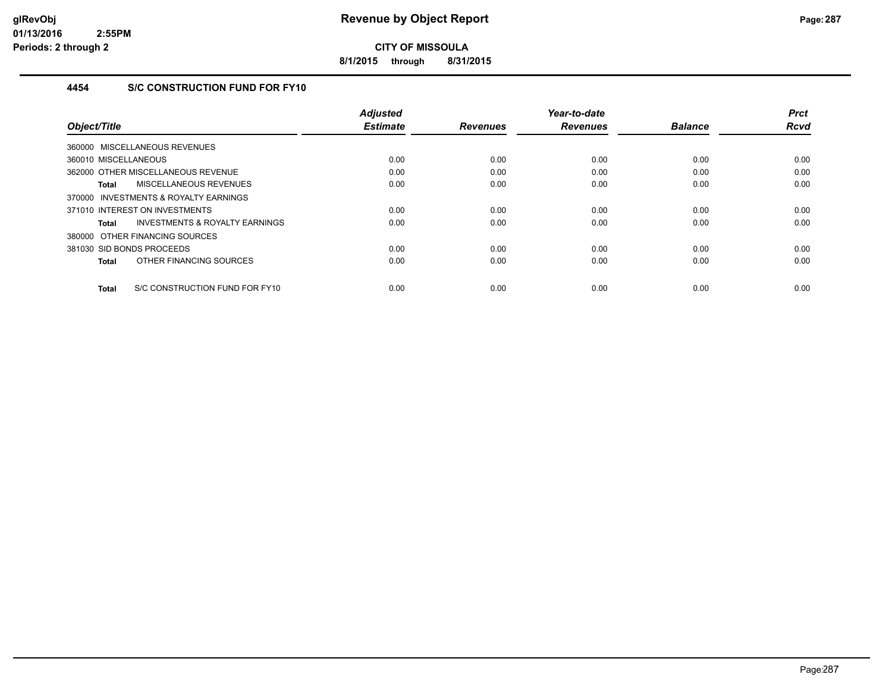# Revenue by Object Report

**CITY OF MISSOULA**

**8/1/2015 through 8/31/2015**

### 4454 S/C CONSTRUCTION FUND FOR FY10

| Object/Title | Adjusted Estimate | Revenues | Year-to-date Revenues | Balance | Prct Rcvd |
|---|---|---|---|---|---|
| 360000 MISCELLANEOUS REVENUES | | | | | |
| 360010 MISCELLANEOUS | 0.00 | 0.00 | 0.00 | 0.00 | 0.00 |
| 362000 OTHER MISCELLANEOUS REVENUE | 0.00 | 0.00 | 0.00 | 0.00 | 0.00 |
| **Total** MISCELLANEOUS REVENUES | 0.00 | 0.00 | 0.00 | 0.00 | 0.00 |
| 370000 INVESTMENTS & ROYALTY EARNINGS | | | | | |
| 371010 INTEREST ON INVESTMENTS | 0.00 | 0.00 | 0.00 | 0.00 | 0.00 |
| **Total** INVESTMENTS & ROYALTY EARNINGS | 0.00 | 0.00 | 0.00 | 0.00 | 0.00 |
| 380000 OTHER FINANCING SOURCES | | | | | |
| 381030 SID BONDS PROCEEDS | 0.00 | 0.00 | 0.00 | 0.00 | 0.00 |
| **Total** OTHER FINANCING SOURCES | 0.00 | 0.00 | 0.00 | 0.00 | 0.00 |
| **Total** S/C CONSTRUCTION FUND FOR FY10 | 0.00 | 0.00 | 0.00 | 0.00 | 0.00 |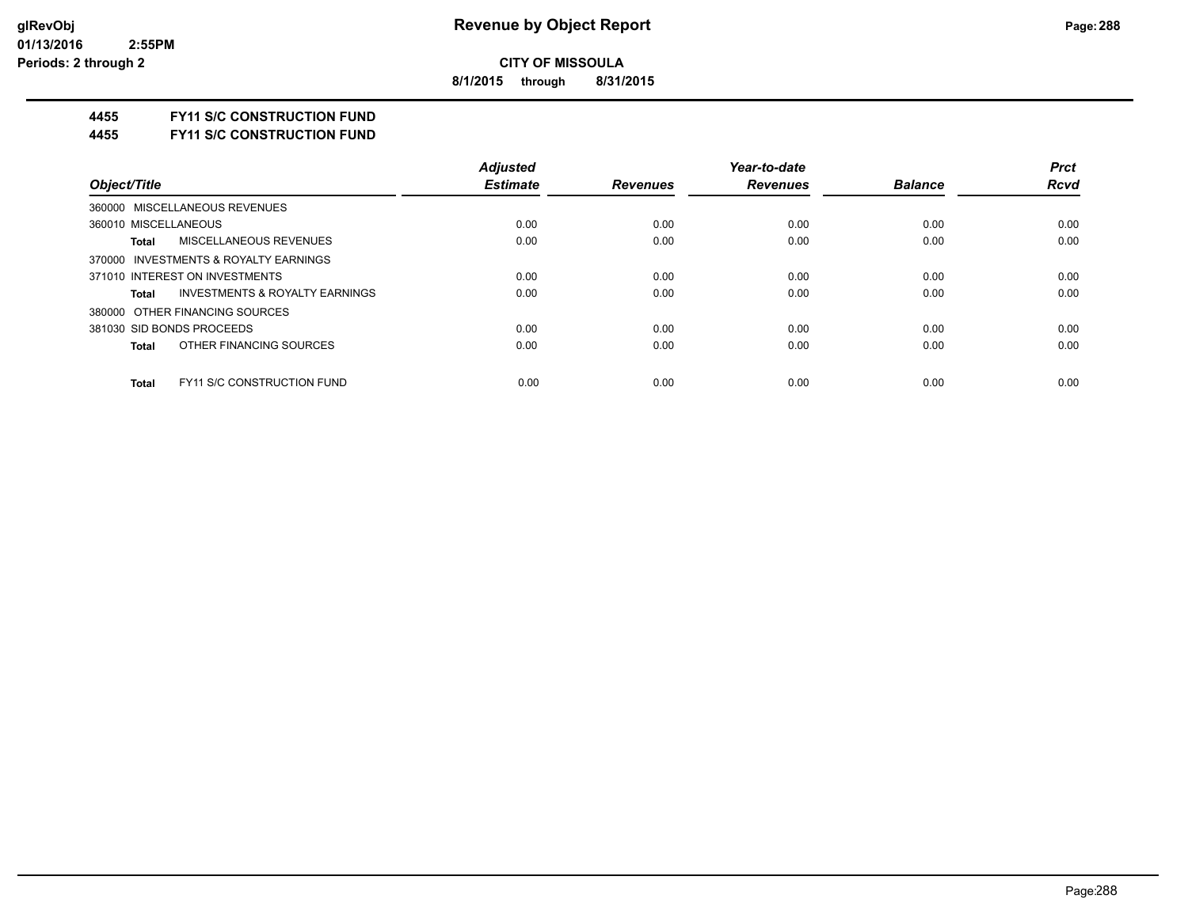**CITY OF MISSOULA**

**8/1/2015 through 8/31/2015**

**4455 FY11 S/C CONSTRUCTION FUND**

**4455 FY11 S/C CONSTRUCTION FUND**

| Object/Title | Adjusted Estimate | Revenues | Year-to-date Revenues | Balance | Prct Rcvd |
|---|---|---|---|---|---|
| 360000 MISCELLANEOUS REVENUES | | | | | |
| 360010 MISCELLANEOUS | 0.00 | 0.00 | 0.00 | 0.00 | 0.00 |
| **Total** MISCELLANEOUS REVENUES | 0.00 | 0.00 | 0.00 | 0.00 | 0.00 |
| 370000 INVESTMENTS & ROYALTY EARNINGS | | | | | |
| 371010 INTEREST ON INVESTMENTS | 0.00 | 0.00 | 0.00 | 0.00 | 0.00 |
| **Total** INVESTMENTS & ROYALTY EARNINGS | 0.00 | 0.00 | 0.00 | 0.00 | 0.00 |
| 380000 OTHER FINANCING SOURCES | | | | | |
| 381030 SID BONDS PROCEEDS | 0.00 | 0.00 | 0.00 | 0.00 | 0.00 |
| **Total** OTHER FINANCING SOURCES | 0.00 | 0.00 | 0.00 | 0.00 | 0.00 |
| **Total** FY11 S/C CONSTRUCTION FUND | 0.00 | 0.00 | 0.00 | 0.00 | 0.00 |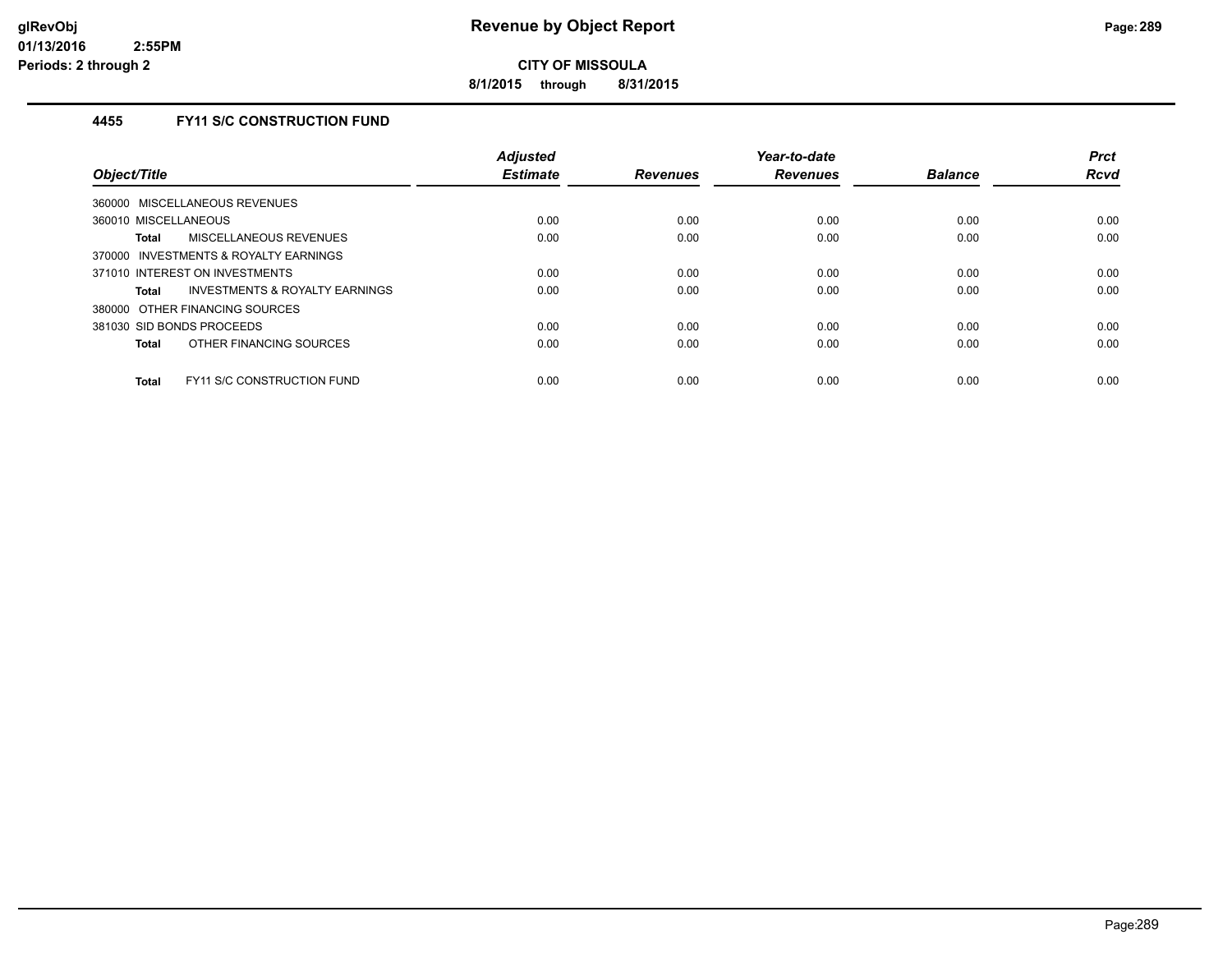# Revenue by Object Report

**CITY OF MISSOULA**

**8/1/2015 through 8/31/2015**

glRevObj
01/13/2016 2:55PM
Periods: 2 through 2

### 4455 FY11 S/C CONSTRUCTION FUND

| Object/Title | Adjusted Estimate | Revenues | Year-to-date Revenues | Balance | Prct Rcvd |
|---|---|---|---|---|---|
| 360000 MISCELLANEOUS REVENUES | | | | | |
| 360010 MISCELLANEOUS | 0.00 | 0.00 | 0.00 | 0.00 | 0.00 |
| **Total** MISCELLANEOUS REVENUES | 0.00 | 0.00 | 0.00 | 0.00 | 0.00 |
| 370000 INVESTMENTS & ROYALTY EARNINGS | | | | | |
| 371010 INTEREST ON INVESTMENTS | 0.00 | 0.00 | 0.00 | 0.00 | 0.00 |
| **Total** INVESTMENTS & ROYALTY EARNINGS | 0.00 | 0.00 | 0.00 | 0.00 | 0.00 |
| 380000 OTHER FINANCING SOURCES | | | | | |
| 381030 SID BONDS PROCEEDS | 0.00 | 0.00 | 0.00 | 0.00 | 0.00 |
| **Total** OTHER FINANCING SOURCES | 0.00 | 0.00 | 0.00 | 0.00 | 0.00 |
| **Total** FY11 S/C CONSTRUCTION FUND | 0.00 | 0.00 | 0.00 | 0.00 | 0.00 |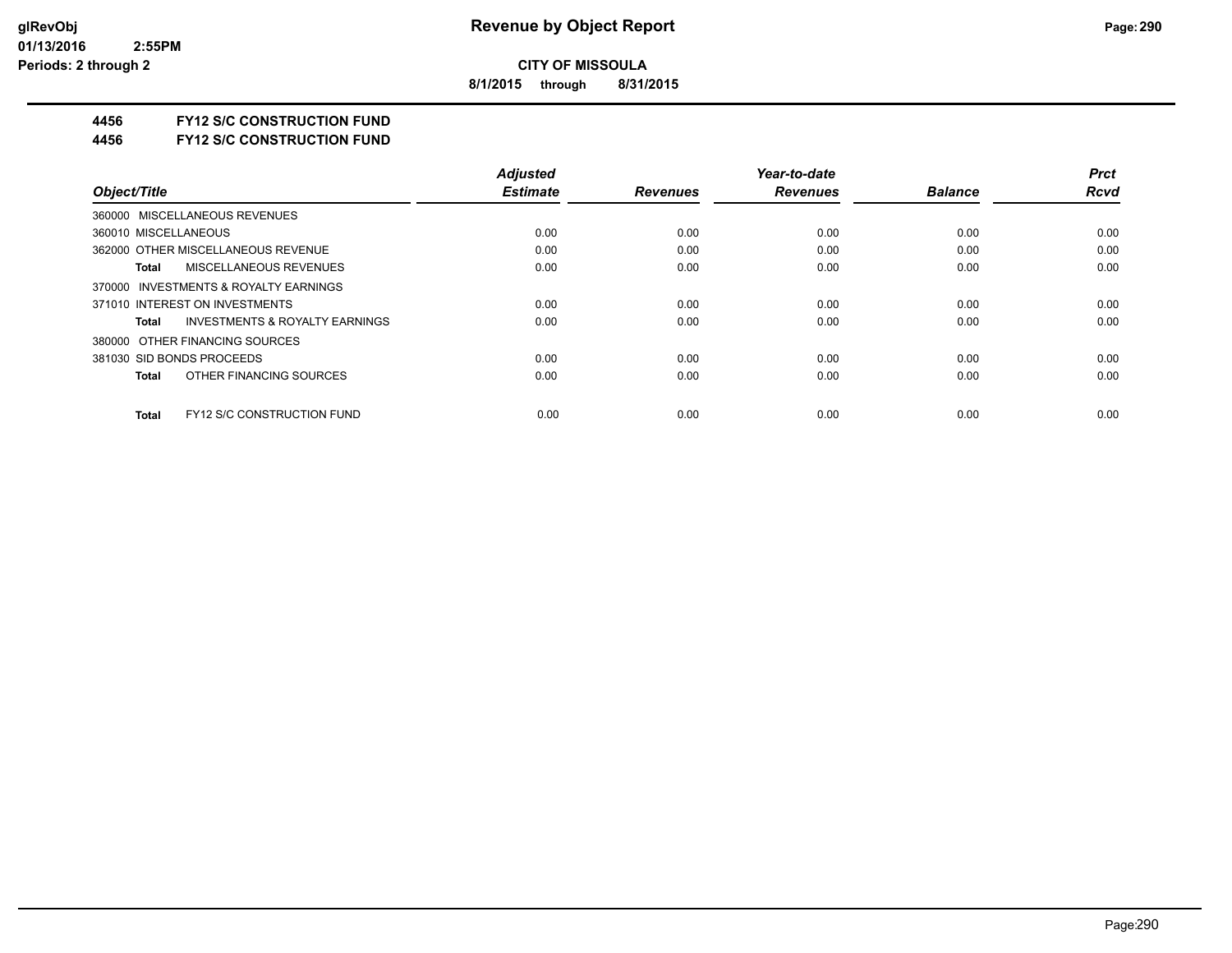**CITY OF MISSOULA**

**8/1/2015 through 8/31/2015**

**4456 FY12 S/C CONSTRUCTION FUND**

**4456 FY12 S/C CONSTRUCTION FUND**

| Object/Title | Adjusted Estimate | Revenues | Year-to-date Revenues | Balance | Prct Rcvd |
|---|---|---|---|---|---|
| 360000 MISCELLANEOUS REVENUES | | | | | |
| 360010 MISCELLANEOUS | 0.00 | 0.00 | 0.00 | 0.00 | 0.00 |
| 362000 OTHER MISCELLANEOUS REVENUE | 0.00 | 0.00 | 0.00 | 0.00 | 0.00 |
| **Total** MISCELLANEOUS REVENUES | 0.00 | 0.00 | 0.00 | 0.00 | 0.00 |
| 370000 INVESTMENTS & ROYALTY EARNINGS | | | | | |
| 371010 INTEREST ON INVESTMENTS | 0.00 | 0.00 | 0.00 | 0.00 | 0.00 |
| **Total** INVESTMENTS & ROYALTY EARNINGS | 0.00 | 0.00 | 0.00 | 0.00 | 0.00 |
| 380000 OTHER FINANCING SOURCES | | | | | |
| 381030 SID BONDS PROCEEDS | 0.00 | 0.00 | 0.00 | 0.00 | 0.00 |
| **Total** OTHER FINANCING SOURCES | 0.00 | 0.00 | 0.00 | 0.00 | 0.00 |
| **Total** FY12 S/C CONSTRUCTION FUND | 0.00 | 0.00 | 0.00 | 0.00 | 0.00 |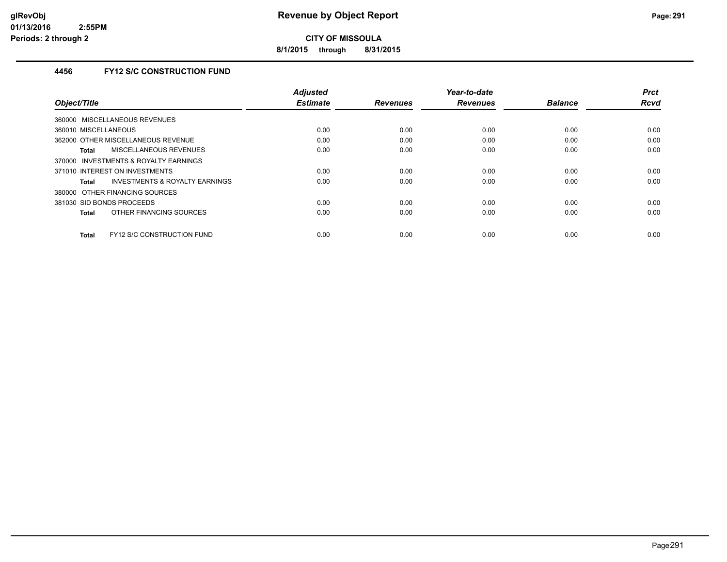# Revenue by Object Report

**CITY OF MISSOULA**

**8/1/2015 through 8/31/2015**

glRevObj
01/13/2016 2:55PM
Periods: 2 through 2

## 4456 FY12 S/C CONSTRUCTION FUND

| Object/Title | Adjusted Estimate | Revenues | Year-to-date Revenues | Balance | Prct Rcvd |
|---|---|---|---|---|---|
| 360000 MISCELLANEOUS REVENUES | | | | | |
| 360010 MISCELLANEOUS | 0.00 | 0.00 | 0.00 | 0.00 | 0.00 |
| 362000 OTHER MISCELLANEOUS REVENUE | 0.00 | 0.00 | 0.00 | 0.00 | 0.00 |
| **Total** MISCELLANEOUS REVENUES | 0.00 | 0.00 | 0.00 | 0.00 | 0.00 |
| 370000 INVESTMENTS & ROYALTY EARNINGS | | | | | |
| 371010 INTEREST ON INVESTMENTS | 0.00 | 0.00 | 0.00 | 0.00 | 0.00 |
| **Total** INVESTMENTS & ROYALTY EARNINGS | 0.00 | 0.00 | 0.00 | 0.00 | 0.00 |
| 380000 OTHER FINANCING SOURCES | | | | | |
| 381030 SID BONDS PROCEEDS | 0.00 | 0.00 | 0.00 | 0.00 | 0.00 |
| **Total** OTHER FINANCING SOURCES | 0.00 | 0.00 | 0.00 | 0.00 | 0.00 |
| **Total** FY12 S/C CONSTRUCTION FUND | 0.00 | 0.00 | 0.00 | 0.00 | 0.00 |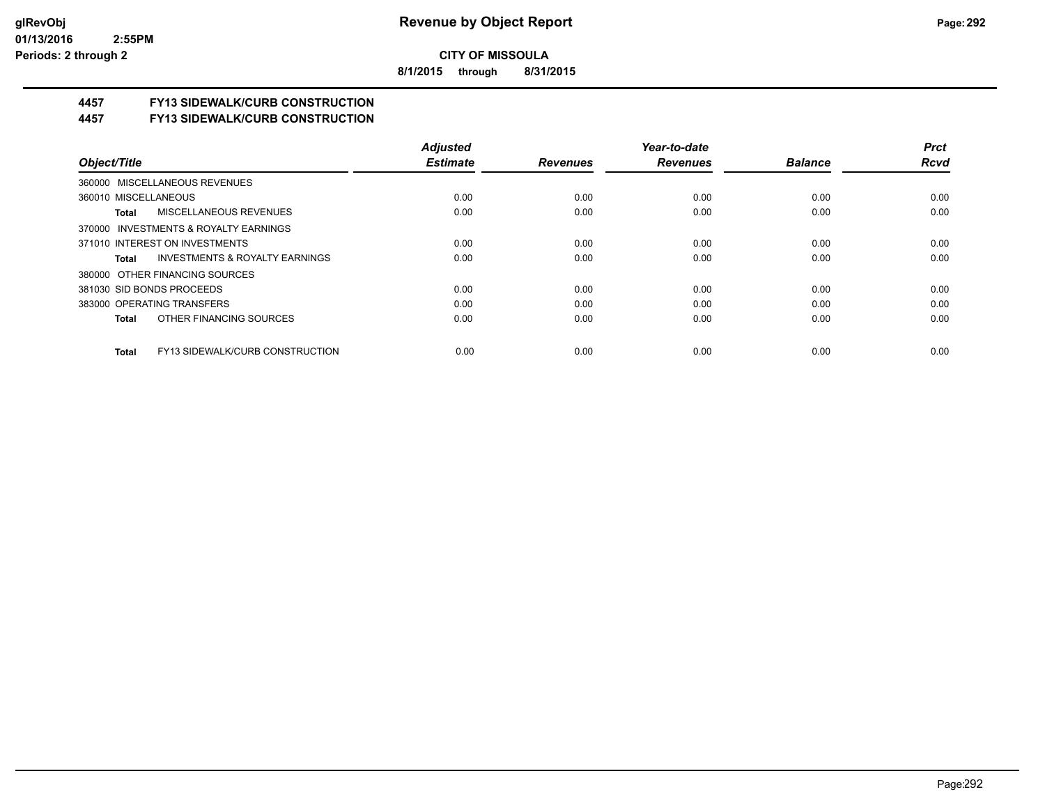**CITY OF MISSOULA**

**8/1/2015 through 8/31/2015**

## 4457 FY13 SIDEWALK/CURB CONSTRUCTION

## 4457 FY13 SIDEWALK/CURB CONSTRUCTION

| Object/Title | Adjusted Estimate | Revenues | Year-to-date Revenues | Balance | Prct Rcvd |
|---|---|---|---|---|---|
| 360000 MISCELLANEOUS REVENUES | | | | | |
| 360010 MISCELLANEOUS | 0.00 | 0.00 | 0.00 | 0.00 | 0.00 |
| **Total** MISCELLANEOUS REVENUES | 0.00 | 0.00 | 0.00 | 0.00 | 0.00 |
| 370000 INVESTMENTS & ROYALTY EARNINGS | | | | | |
| 371010 INTEREST ON INVESTMENTS | 0.00 | 0.00 | 0.00 | 0.00 | 0.00 |
| **Total** INVESTMENTS & ROYALTY EARNINGS | 0.00 | 0.00 | 0.00 | 0.00 | 0.00 |
| 380000 OTHER FINANCING SOURCES | | | | | |
| 381030 SID BONDS PROCEEDS | 0.00 | 0.00 | 0.00 | 0.00 | 0.00 |
| 383000 OPERATING TRANSFERS | 0.00 | 0.00 | 0.00 | 0.00 | 0.00 |
| **Total** OTHER FINANCING SOURCES | 0.00 | 0.00 | 0.00 | 0.00 | 0.00 |
| **Total** FY13 SIDEWALK/CURB CONSTRUCTION | 0.00 | 0.00 | 0.00 | 0.00 | 0.00 |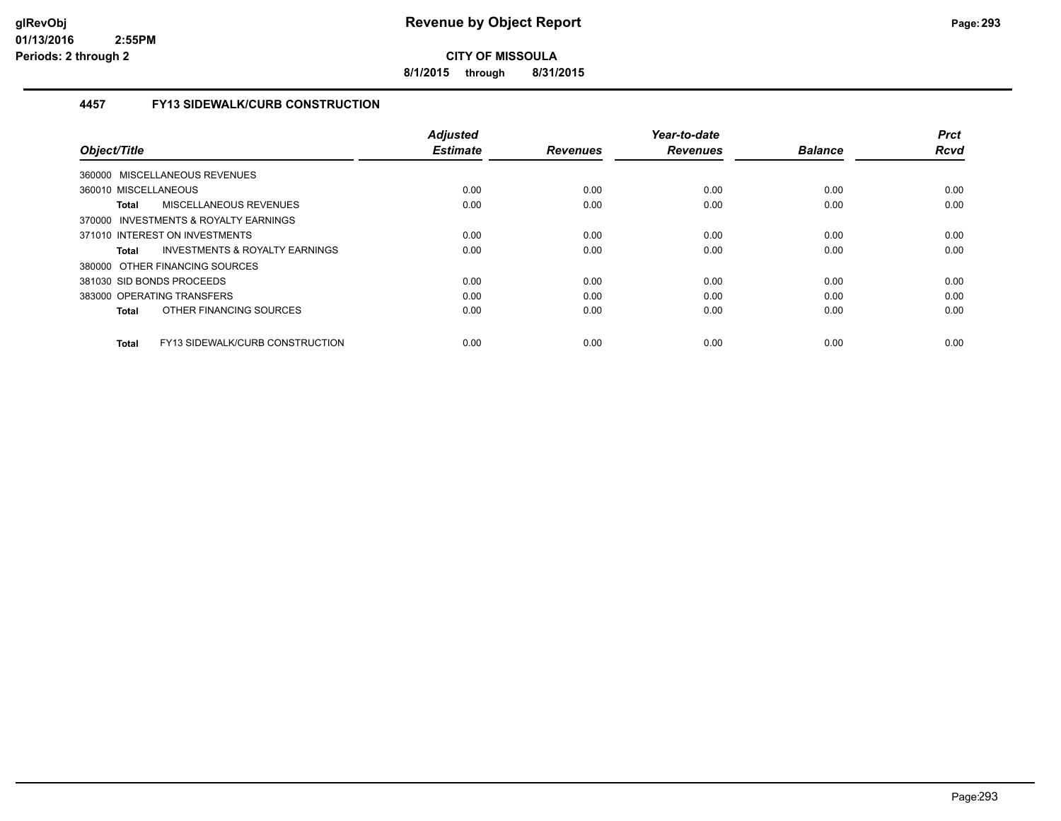**CITY OF MISSOULA**

**8/1/2015 through 8/31/2015**

### 4457 FY13 SIDEWALK/CURB CONSTRUCTION

| Object/Title | Adjusted Estimate | Revenues | Year-to-date Revenues | Balance | Prct Rcvd |
|---|---|---|---|---|---|
| 360000 MISCELLANEOUS REVENUES | | | | | |
| 360010 MISCELLANEOUS | 0.00 | 0.00 | 0.00 | 0.00 | 0.00 |
| **Total** MISCELLANEOUS REVENUES | 0.00 | 0.00 | 0.00 | 0.00 | 0.00 |
| 370000 INVESTMENTS & ROYALTY EARNINGS | | | | | |
| 371010 INTEREST ON INVESTMENTS | 0.00 | 0.00 | 0.00 | 0.00 | 0.00 |
| **Total** INVESTMENTS & ROYALTY EARNINGS | 0.00 | 0.00 | 0.00 | 0.00 | 0.00 |
| 380000 OTHER FINANCING SOURCES | | | | | |
| 381030 SID BONDS PROCEEDS | 0.00 | 0.00 | 0.00 | 0.00 | 0.00 |
| 383000 OPERATING TRANSFERS | 0.00 | 0.00 | 0.00 | 0.00 | 0.00 |
| **Total** OTHER FINANCING SOURCES | 0.00 | 0.00 | 0.00 | 0.00 | 0.00 |
| **Total** FY13 SIDEWALK/CURB CONSTRUCTION | 0.00 | 0.00 | 0.00 | 0.00 | 0.00 |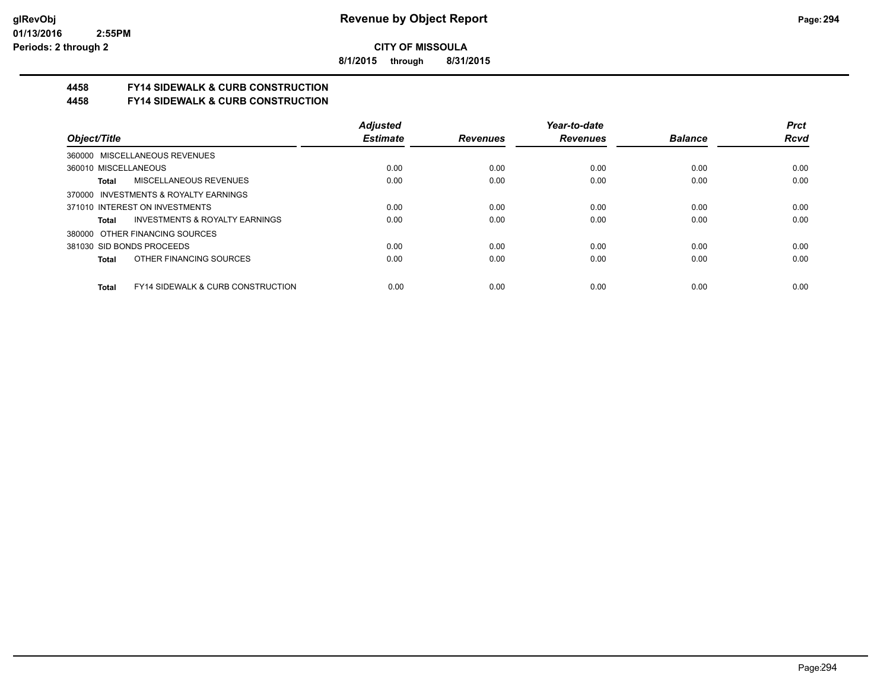**CITY OF MISSOULA**

**8/1/2015 through 8/31/2015**

# 4458 FY14 SIDEWALK & CURB CONSTRUCTION
# 4458 FY14 SIDEWALK & CURB CONSTRUCTION

| Object/Title | Adjusted Estimate | Revenues | Year-to-date Revenues | Balance | Prct Rcvd |
|---|---|---|---|---|---|
| 360000 MISCELLANEOUS REVENUES | | | | | |
| 360010 MISCELLANEOUS | 0.00 | 0.00 | 0.00 | 0.00 | 0.00 |
| **Total** MISCELLANEOUS REVENUES | 0.00 | 0.00 | 0.00 | 0.00 | 0.00 |
| 370000 INVESTMENTS & ROYALTY EARNINGS | | | | | |
| 371010 INTEREST ON INVESTMENTS | 0.00 | 0.00 | 0.00 | 0.00 | 0.00 |
| **Total** INVESTMENTS & ROYALTY EARNINGS | 0.00 | 0.00 | 0.00 | 0.00 | 0.00 |
| 380000 OTHER FINANCING SOURCES | | | | | |
| 381030 SID BONDS PROCEEDS | 0.00 | 0.00 | 0.00 | 0.00 | 0.00 |
| **Total** OTHER FINANCING SOURCES | 0.00 | 0.00 | 0.00 | 0.00 | 0.00 |
| **Total** FY14 SIDEWALK & CURB CONSTRUCTION | 0.00 | 0.00 | 0.00 | 0.00 | 0.00 |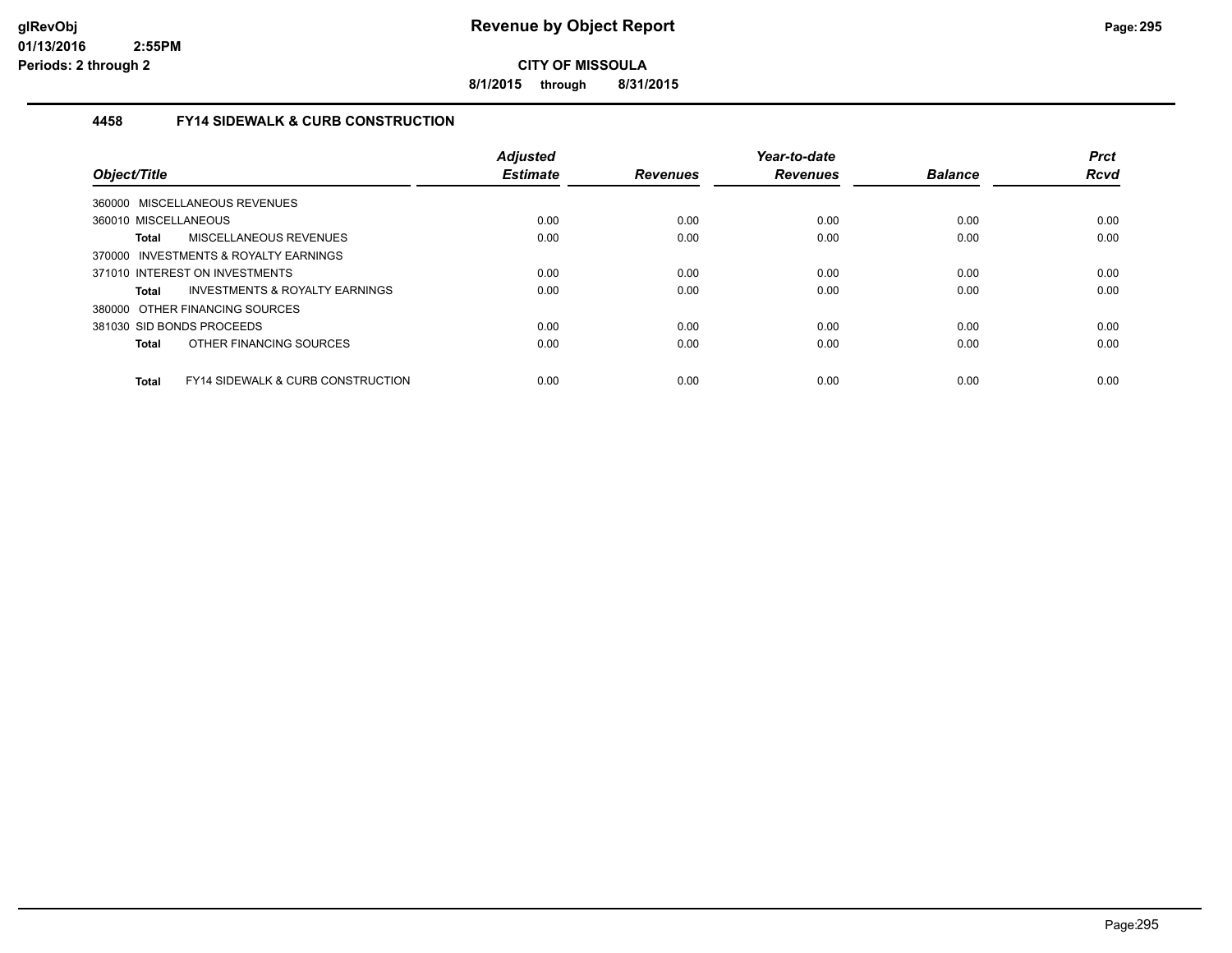# Revenue by Object Report

**CITY OF MISSOULA**

**8/1/2015 through 8/31/2015**

### 4458 FY14 SIDEWALK & CURB CONSTRUCTION

| Object/Title | Adjusted Estimate | Revenues | Year-to-date Revenues | Balance | Prct Rcvd |
|---|---|---|---|---|---|
| 360000 MISCELLANEOUS REVENUES | | | | | |
| 360010 MISCELLANEOUS | 0.00 | 0.00 | 0.00 | 0.00 | 0.00 |
| **Total** MISCELLANEOUS REVENUES | 0.00 | 0.00 | 0.00 | 0.00 | 0.00 |
| 370000 INVESTMENTS & ROYALTY EARNINGS | | | | | |
| 371010 INTEREST ON INVESTMENTS | 0.00 | 0.00 | 0.00 | 0.00 | 0.00 |
| **Total** INVESTMENTS & ROYALTY EARNINGS | 0.00 | 0.00 | 0.00 | 0.00 | 0.00 |
| 380000 OTHER FINANCING SOURCES | | | | | |
| 381030 SID BONDS PROCEEDS | 0.00 | 0.00 | 0.00 | 0.00 | 0.00 |
| **Total** OTHER FINANCING SOURCES | 0.00 | 0.00 | 0.00 | 0.00 | 0.00 |
| **Total** FY14 SIDEWALK & CURB CONSTRUCTION | 0.00 | 0.00 | 0.00 | 0.00 | 0.00 |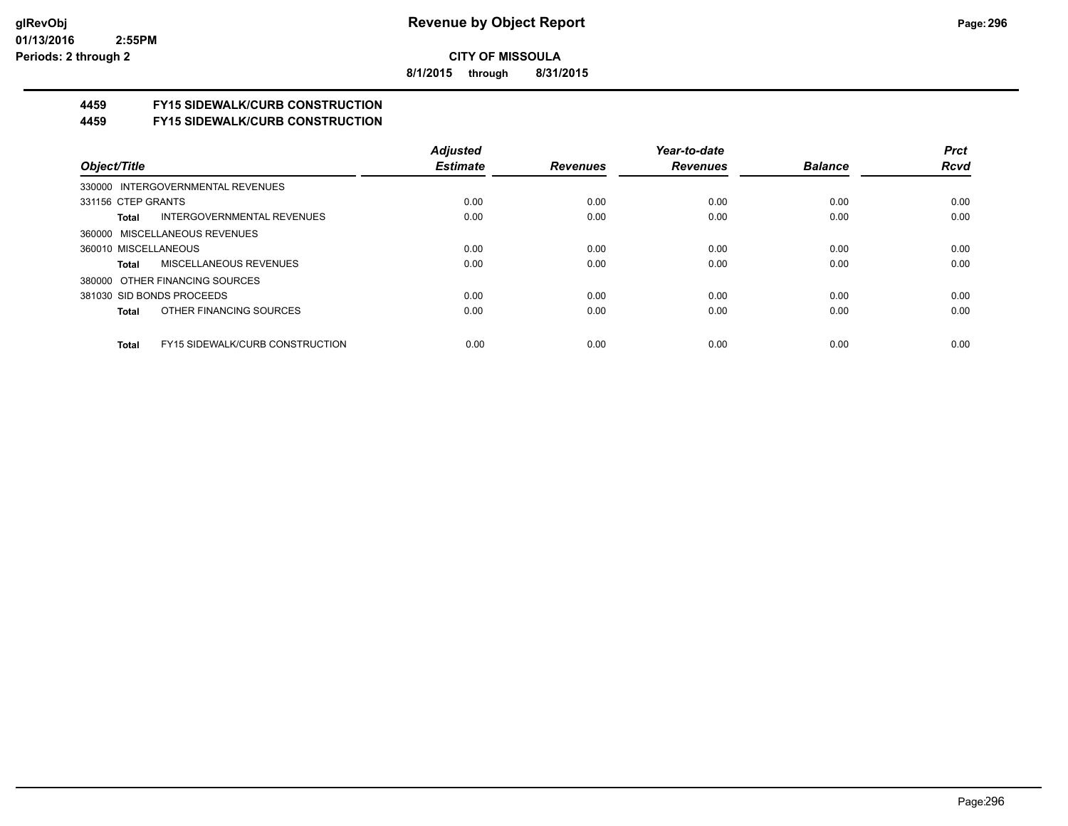# Revenue by Object Report

**CITY OF MISSOULA**

**8/1/2015 through 8/31/2015**

## 4459 FY15 SIDEWALK/CURB CONSTRUCTION
## 4459 FY15 SIDEWALK/CURB CONSTRUCTION

| Object/Title | Adjusted Estimate | Revenues | Year-to-date Revenues | Balance | Prct Rcvd |
|---|---|---|---|---|---|
| 330000 INTERGOVERNMENTAL REVENUES | | | | | |
| 331156 CTEP GRANTS | 0.00 | 0.00 | 0.00 | 0.00 | 0.00 |
| **Total** INTERGOVERNMENTAL REVENUES | 0.00 | 0.00 | 0.00 | 0.00 | 0.00 |
| 360000 MISCELLANEOUS REVENUES | | | | | |
| 360010 MISCELLANEOUS | 0.00 | 0.00 | 0.00 | 0.00 | 0.00 |
| **Total** MISCELLANEOUS REVENUES | 0.00 | 0.00 | 0.00 | 0.00 | 0.00 |
| 380000 OTHER FINANCING SOURCES | | | | | |
| 381030 SID BONDS PROCEEDS | 0.00 | 0.00 | 0.00 | 0.00 | 0.00 |
| **Total** OTHER FINANCING SOURCES | 0.00 | 0.00 | 0.00 | 0.00 | 0.00 |
| **Total** FY15 SIDEWALK/CURB CONSTRUCTION | 0.00 | 0.00 | 0.00 | 0.00 | 0.00 |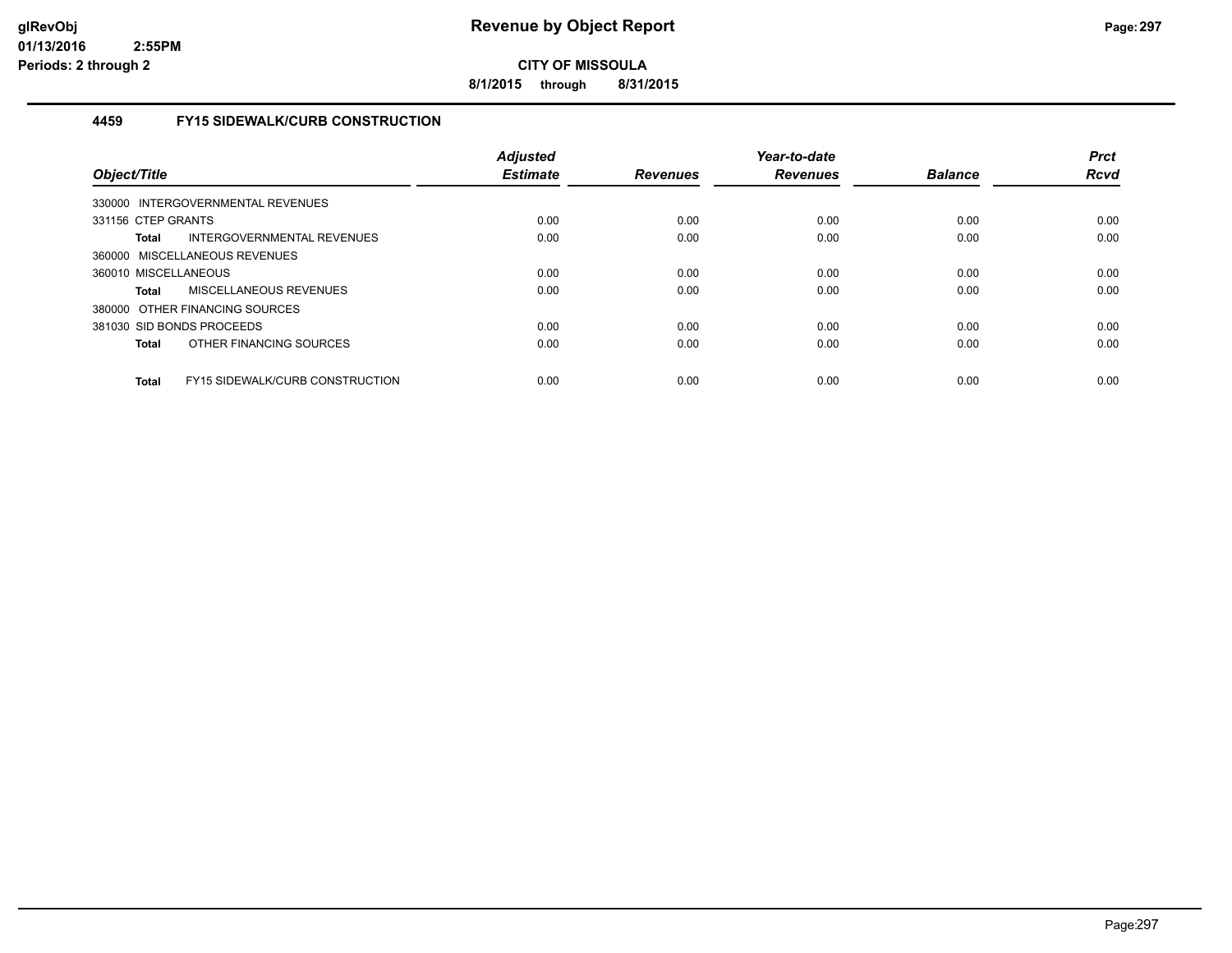# Revenue by Object Report

**CITY OF MISSOULA**

**8/1/2015 through 8/31/2015**

### 4459 FY15 SIDEWALK/CURB CONSTRUCTION

| Object/Title | Adjusted Estimate | Revenues | Year-to-date Revenues | Balance | Prct Rcvd |
|---|---|---|---|---|---|
| 330000 INTERGOVERNMENTAL REVENUES | | | | | |
| 331156 CTEP GRANTS | 0.00 | 0.00 | 0.00 | 0.00 | 0.00 |
| **Total** INTERGOVERNMENTAL REVENUES | 0.00 | 0.00 | 0.00 | 0.00 | 0.00 |
| 360000 MISCELLANEOUS REVENUES | | | | | |
| 360010 MISCELLANEOUS | 0.00 | 0.00 | 0.00 | 0.00 | 0.00 |
| **Total** MISCELLANEOUS REVENUES | 0.00 | 0.00 | 0.00 | 0.00 | 0.00 |
| 380000 OTHER FINANCING SOURCES | | | | | |
| 381030 SID BONDS PROCEEDS | 0.00 | 0.00 | 0.00 | 0.00 | 0.00 |
| **Total** OTHER FINANCING SOURCES | 0.00 | 0.00 | 0.00 | 0.00 | 0.00 |
| **Total** FY15 SIDEWALK/CURB CONSTRUCTION | 0.00 | 0.00 | 0.00 | 0.00 | 0.00 |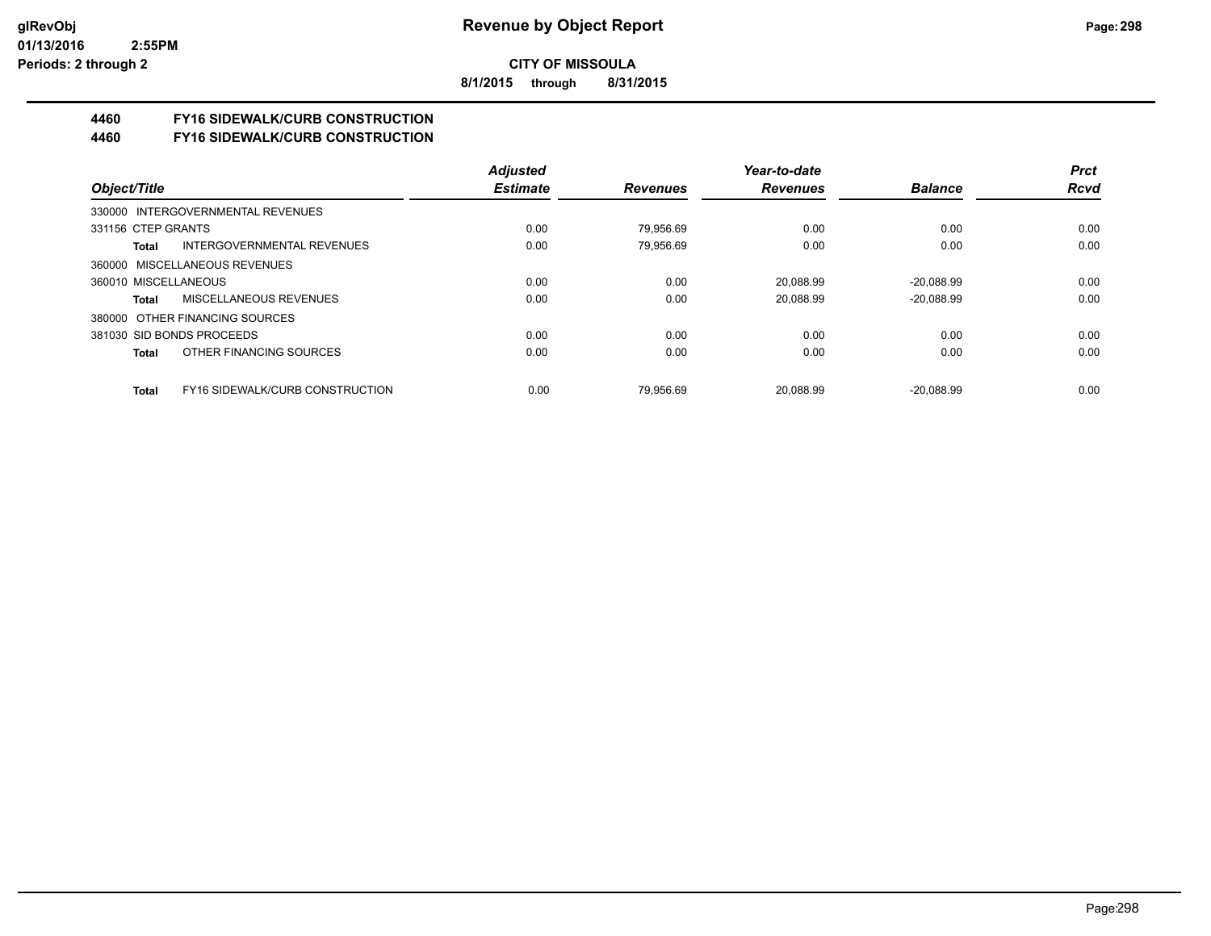**glRevObj**
**01/13/2016 2:55PM**
**Periods: 2 through 2**

# Revenue by Object Report

**CITY OF MISSOULA**

**8/1/2015 through 8/31/2015**

## 4460 FY16 SIDEWALK/CURB CONSTRUCTION
## 4460 FY16 SIDEWALK/CURB CONSTRUCTION

| Object/Title | Adjusted Estimate | Revenues | Year-to-date Revenues | Balance | Prct Rcvd |
|---|---|---|---|---|---|
| 330000 INTERGOVERNMENTAL REVENUES | | | | | |
| 331156 CTEP GRANTS | 0.00 | 79,956.69 | 0.00 | 0.00 | 0.00 |
| **Total** INTERGOVERNMENTAL REVENUES | 0.00 | 79,956.69 | 0.00 | 0.00 | 0.00 |
| 360000 MISCELLANEOUS REVENUES | | | | | |
| 360010 MISCELLANEOUS | 0.00 | 0.00 | 20,088.99 | -20,088.99 | 0.00 |
| **Total** MISCELLANEOUS REVENUES | 0.00 | 0.00 | 20,088.99 | -20,088.99 | 0.00 |
| 380000 OTHER FINANCING SOURCES | | | | | |
| 381030 SID BONDS PROCEEDS | 0.00 | 0.00 | 0.00 | 0.00 | 0.00 |
| **Total** OTHER FINANCING SOURCES | 0.00 | 0.00 | 0.00 | 0.00 | 0.00 |
| **Total** FY16 SIDEWALK/CURB CONSTRUCTION | 0.00 | 79,956.69 | 20,088.99 | -20,088.99 | 0.00 |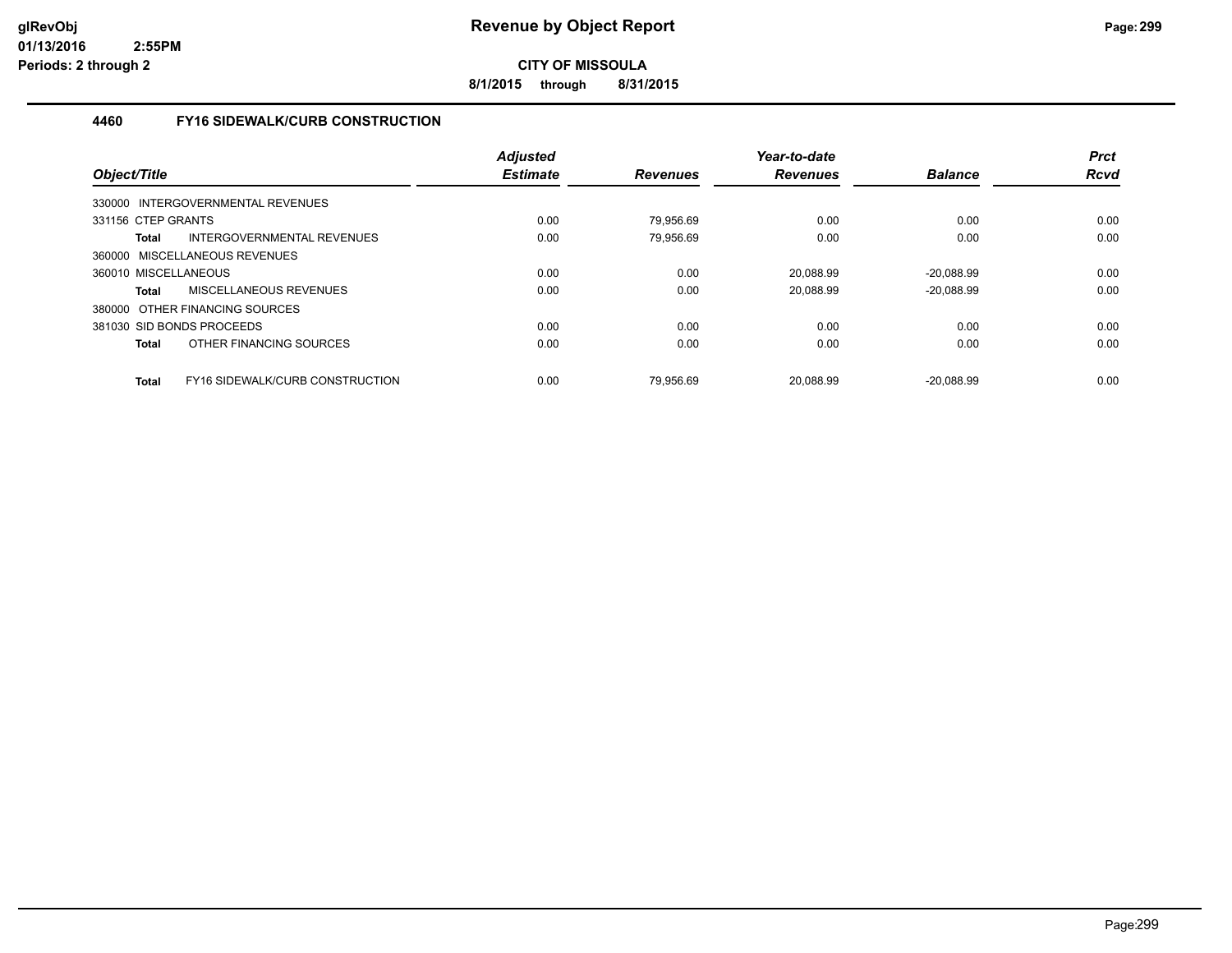# Revenue by Object Report

## CITY OF MISSOULA

**8/1/2015 through 8/31/2015**

### 4460 FY16 SIDEWALK/CURB CONSTRUCTION

| Object/Title | Adjusted Estimate | Revenues | Year-to-date Revenues | Balance | Prct Rcvd |
|---|---|---|---|---|---|
| 330000 INTERGOVERNMENTAL REVENUES | | | | | |
| 331156 CTEP GRANTS | 0.00 | 79,956.69 | 0.00 | 0.00 | 0.00 |
| **Total** INTERGOVERNMENTAL REVENUES | 0.00 | 79,956.69 | 0.00 | 0.00 | 0.00 |
| 360000 MISCELLANEOUS REVENUES | | | | | |
| 360010 MISCELLANEOUS | 0.00 | 0.00 | 20,088.99 | -20,088.99 | 0.00 |
| **Total** MISCELLANEOUS REVENUES | 0.00 | 0.00 | 20,088.99 | -20,088.99 | 0.00 |
| 380000 OTHER FINANCING SOURCES | | | | | |
| 381030 SID BONDS PROCEEDS | 0.00 | 0.00 | 0.00 | 0.00 | 0.00 |
| **Total** OTHER FINANCING SOURCES | 0.00 | 0.00 | 0.00 | 0.00 | 0.00 |
| **Total** FY16 SIDEWALK/CURB CONSTRUCTION | 0.00 | 79,956.69 | 20,088.99 | -20,088.99 | 0.00 |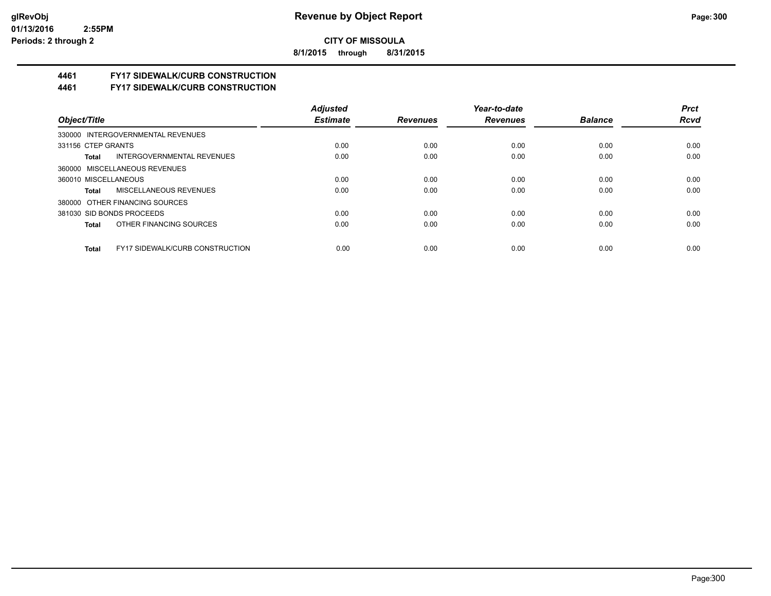**CITY OF MISSOULA**

**8/1/2015 through 8/31/2015**

**4461 FY17 SIDEWALK/CURB CONSTRUCTION**

**4461 FY17 SIDEWALK/CURB CONSTRUCTION**

| Object/Title | Adjusted Estimate | Revenues | Year-to-date Revenues | Balance | Prct Rcvd |
|---|---|---|---|---|---|
| 330000 INTERGOVERNMENTAL REVENUES | | | | | |
| 331156 CTEP GRANTS | 0.00 | 0.00 | 0.00 | 0.00 | 0.00 |
| **Total** INTERGOVERNMENTAL REVENUES | 0.00 | 0.00 | 0.00 | 0.00 | 0.00 |
| 360000 MISCELLANEOUS REVENUES | | | | | |
| 360010 MISCELLANEOUS | 0.00 | 0.00 | 0.00 | 0.00 | 0.00 |
| **Total** MISCELLANEOUS REVENUES | 0.00 | 0.00 | 0.00 | 0.00 | 0.00 |
| 380000 OTHER FINANCING SOURCES | | | | | |
| 381030 SID BONDS PROCEEDS | 0.00 | 0.00 | 0.00 | 0.00 | 0.00 |
| **Total** OTHER FINANCING SOURCES | 0.00 | 0.00 | 0.00 | 0.00 | 0.00 |
| **Total** FY17 SIDEWALK/CURB CONSTRUCTION | 0.00 | 0.00 | 0.00 | 0.00 | 0.00 |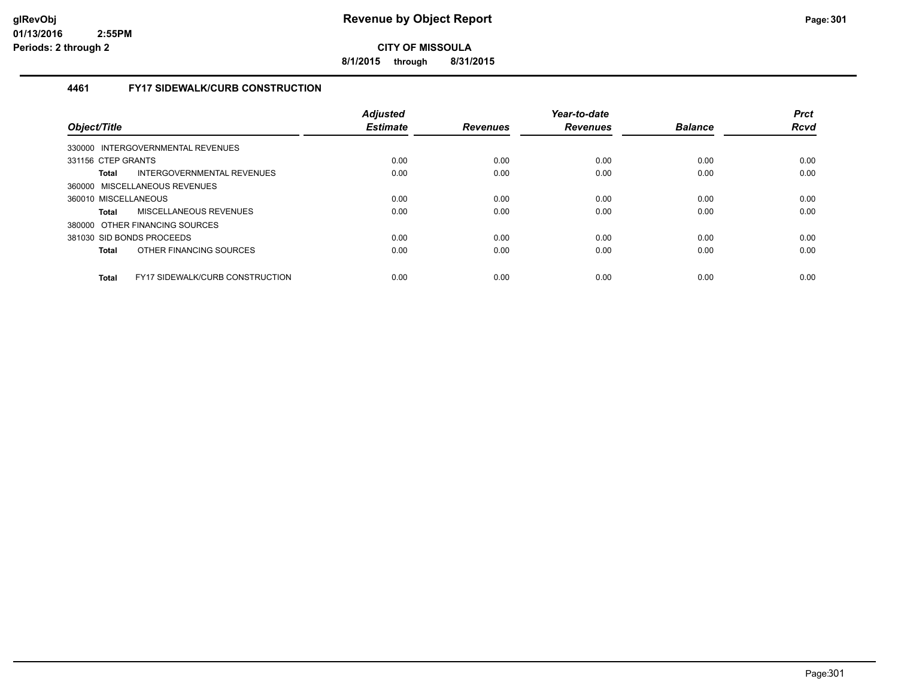# Revenue by Object Report

**CITY OF MISSOULA**

**8/1/2015 through 8/31/2015**

### 4461 FY17 SIDEWALK/CURB CONSTRUCTION

| Object/Title | Adjusted Estimate | Revenues | Year-to-date Revenues | Balance | Prct Rcvd |
|---|---|---|---|---|---|
| 330000 INTERGOVERNMENTAL REVENUES | | | | | |
| 331156 CTEP GRANTS | 0.00 | 0.00 | 0.00 | 0.00 | 0.00 |
| **Total** INTERGOVERNMENTAL REVENUES | 0.00 | 0.00 | 0.00 | 0.00 | 0.00 |
| 360000 MISCELLANEOUS REVENUES | | | | | |
| 360010 MISCELLANEOUS | 0.00 | 0.00 | 0.00 | 0.00 | 0.00 |
| **Total** MISCELLANEOUS REVENUES | 0.00 | 0.00 | 0.00 | 0.00 | 0.00 |
| 380000 OTHER FINANCING SOURCES | | | | | |
| 381030 SID BONDS PROCEEDS | 0.00 | 0.00 | 0.00 | 0.00 | 0.00 |
| **Total** OTHER FINANCING SOURCES | 0.00 | 0.00 | 0.00 | 0.00 | 0.00 |
| **Total** FY17 SIDEWALK/CURB CONSTRUCTION | 0.00 | 0.00 | 0.00 | 0.00 | 0.00 |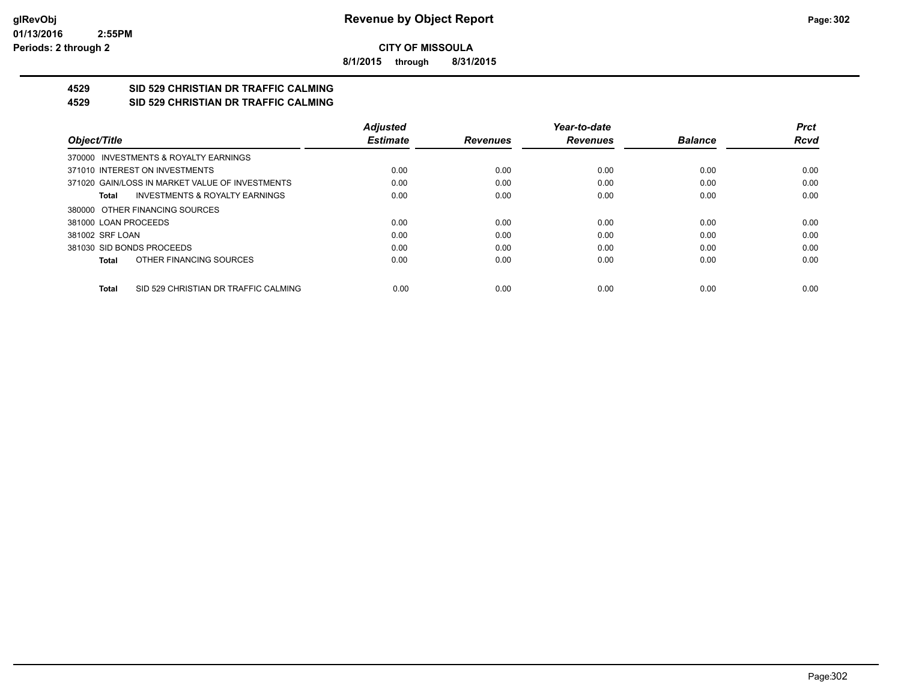**CITY OF MISSOULA**

**8/1/2015 through 8/31/2015**

## 4529 SID 529 CHRISTIAN DR TRAFFIC CALMING
## 4529 SID 529 CHRISTIAN DR TRAFFIC CALMING

| Object/Title | Adjusted Estimate | Revenues | Year-to-date Revenues | Balance | Prct Rcvd |
|---|---|---|---|---|---|
| 370000 INVESTMENTS & ROYALTY EARNINGS | | | | | |
| 371010 INTEREST ON INVESTMENTS | 0.00 | 0.00 | 0.00 | 0.00 | 0.00 |
| 371020 GAIN/LOSS IN MARKET VALUE OF INVESTMENTS | 0.00 | 0.00 | 0.00 | 0.00 | 0.00 |
| **Total** INVESTMENTS & ROYALTY EARNINGS | 0.00 | 0.00 | 0.00 | 0.00 | 0.00 |
| 380000 OTHER FINANCING SOURCES | | | | | |
| 381000 LOAN PROCEEDS | 0.00 | 0.00 | 0.00 | 0.00 | 0.00 |
| 381002 SRF LOAN | 0.00 | 0.00 | 0.00 | 0.00 | 0.00 |
| 381030 SID BONDS PROCEEDS | 0.00 | 0.00 | 0.00 | 0.00 | 0.00 |
| **Total** OTHER FINANCING SOURCES | 0.00 | 0.00 | 0.00 | 0.00 | 0.00 |
| **Total** SID 529 CHRISTIAN DR TRAFFIC CALMING | 0.00 | 0.00 | 0.00 | 0.00 | 0.00 |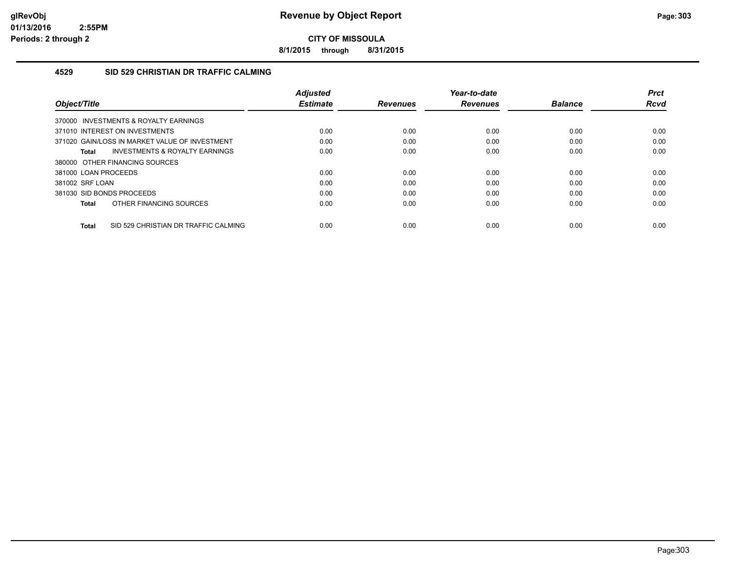**CITY OF MISSOULA**

**8/1/2015 through 8/31/2015**

## 4529 SID 529 CHRISTIAN DR TRAFFIC CALMING

| Object/Title | Adjusted Estimate | Revenues | Year-to-date Revenues | Balance | Prct Rcvd |
|---|---|---|---|---|---|
| 370000 INVESTMENTS & ROYALTY EARNINGS | | | | | |
| 371010 INTEREST ON INVESTMENTS | 0.00 | 0.00 | 0.00 | 0.00 | 0.00 |
| 371020 GAIN/LOSS IN MARKET VALUE OF INVESTMENT | 0.00 | 0.00 | 0.00 | 0.00 | 0.00 |
| **Total** INVESTMENTS & ROYALTY EARNINGS | 0.00 | 0.00 | 0.00 | 0.00 | 0.00 |
| 380000 OTHER FINANCING SOURCES | | | | | |
| 381000 LOAN PROCEEDS | 0.00 | 0.00 | 0.00 | 0.00 | 0.00 |
| 381002 SRF LOAN | 0.00 | 0.00 | 0.00 | 0.00 | 0.00 |
| 381030 SID BONDS PROCEEDS | 0.00 | 0.00 | 0.00 | 0.00 | 0.00 |
| **Total** OTHER FINANCING SOURCES | 0.00 | 0.00 | 0.00 | 0.00 | 0.00 |
| **Total** SID 529 CHRISTIAN DR TRAFFIC CALMING | 0.00 | 0.00 | 0.00 | 0.00 | 0.00 |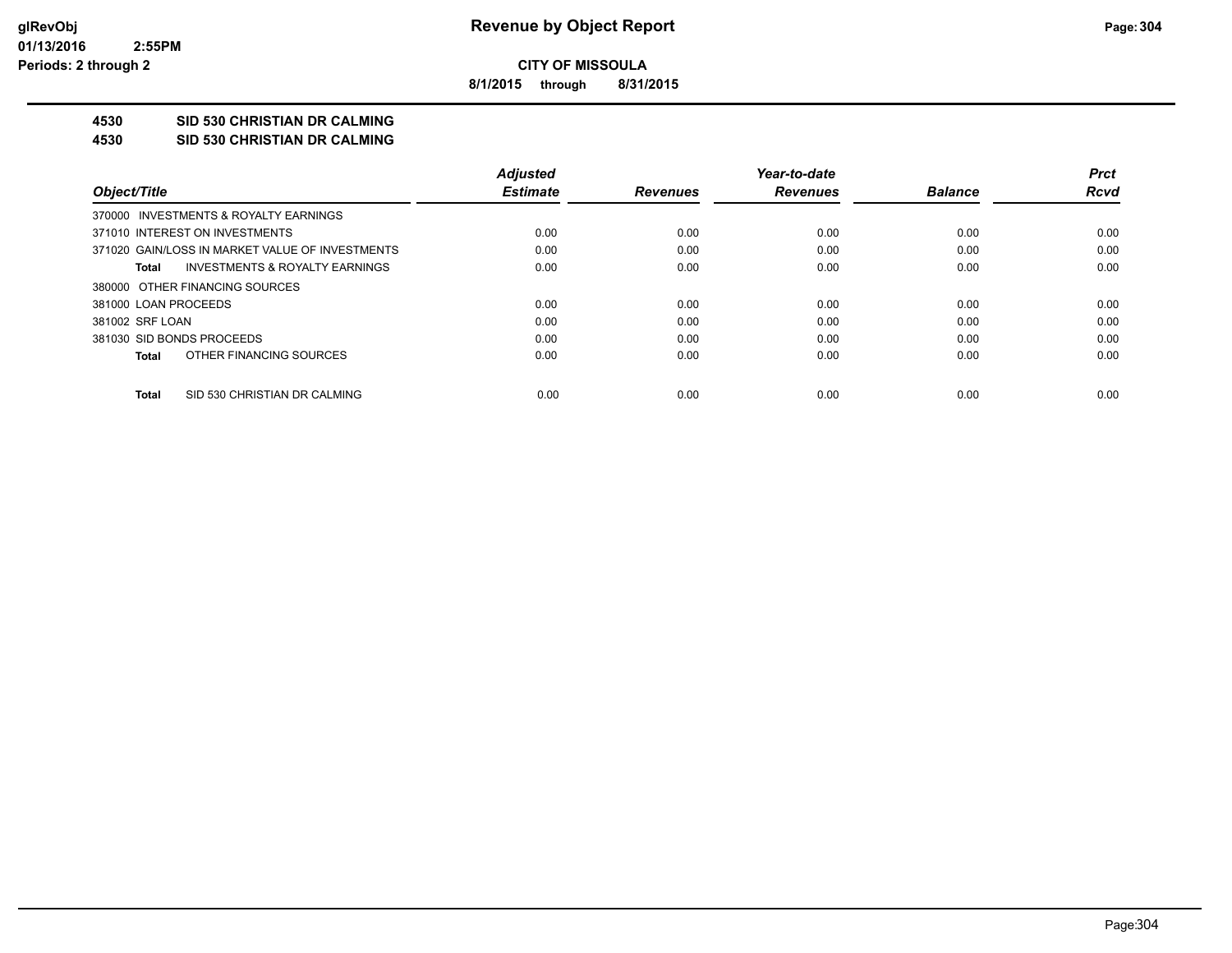# Revenue by Object Report

**CITY OF MISSOULA**

**8/1/2015 through 8/31/2015**

**4530 SID 530 CHRISTIAN DR CALMING**

**4530 SID 530 CHRISTIAN DR CALMING**

| Object/Title | Adjusted Estimate | Revenues | Year-to-date Revenues | Balance | Prct Rcvd |
|---|---|---|---|---|---|
| 370000 INVESTMENTS & ROYALTY EARNINGS | | | | | |
| 371010 INTEREST ON INVESTMENTS | 0.00 | 0.00 | 0.00 | 0.00 | 0.00 |
| 371020 GAIN/LOSS IN MARKET VALUE OF INVESTMENTS | 0.00 | 0.00 | 0.00 | 0.00 | 0.00 |
| **Total** INVESTMENTS & ROYALTY EARNINGS | 0.00 | 0.00 | 0.00 | 0.00 | 0.00 |
| 380000 OTHER FINANCING SOURCES | | | | | |
| 381000 LOAN PROCEEDS | 0.00 | 0.00 | 0.00 | 0.00 | 0.00 |
| 381002 SRF LOAN | 0.00 | 0.00 | 0.00 | 0.00 | 0.00 |
| 381030 SID BONDS PROCEEDS | 0.00 | 0.00 | 0.00 | 0.00 | 0.00 |
| **Total** OTHER FINANCING SOURCES | 0.00 | 0.00 | 0.00 | 0.00 | 0.00 |
| **Total** SID 530 CHRISTIAN DR CALMING | 0.00 | 0.00 | 0.00 | 0.00 | 0.00 |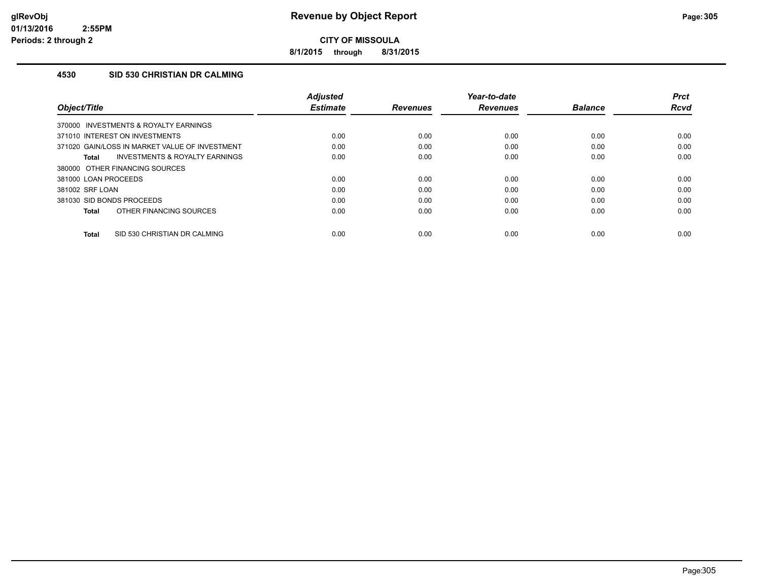# Revenue by Object Report

**CITY OF MISSOULA**

**8/1/2015 through 8/31/2015**

glRevObj
01/13/2016 2:55PM
Periods: 2 through 2

### 4530 SID 530 CHRISTIAN DR CALMING

| Object/Title | Adjusted Estimate | Revenues | Year-to-date Revenues | Balance | Prct Rcvd |
|---|---|---|---|---|---|
| 370000 INVESTMENTS & ROYALTY EARNINGS | | | | | |
| 371010 INTEREST ON INVESTMENTS | 0.00 | 0.00 | 0.00 | 0.00 | 0.00 |
| 371020 GAIN/LOSS IN MARKET VALUE OF INVESTMENT | 0.00 | 0.00 | 0.00 | 0.00 | 0.00 |
| **Total** INVESTMENTS & ROYALTY EARNINGS | 0.00 | 0.00 | 0.00 | 0.00 | 0.00 |
| 380000 OTHER FINANCING SOURCES | | | | | |
| 381000 LOAN PROCEEDS | 0.00 | 0.00 | 0.00 | 0.00 | 0.00 |
| 381002 SRF LOAN | 0.00 | 0.00 | 0.00 | 0.00 | 0.00 |
| 381030 SID BONDS PROCEEDS | 0.00 | 0.00 | 0.00 | 0.00 | 0.00 |
| **Total** OTHER FINANCING SOURCES | 0.00 | 0.00 | 0.00 | 0.00 | 0.00 |
| **Total** SID 530 CHRISTIAN DR CALMING | 0.00 | 0.00 | 0.00 | 0.00 | 0.00 |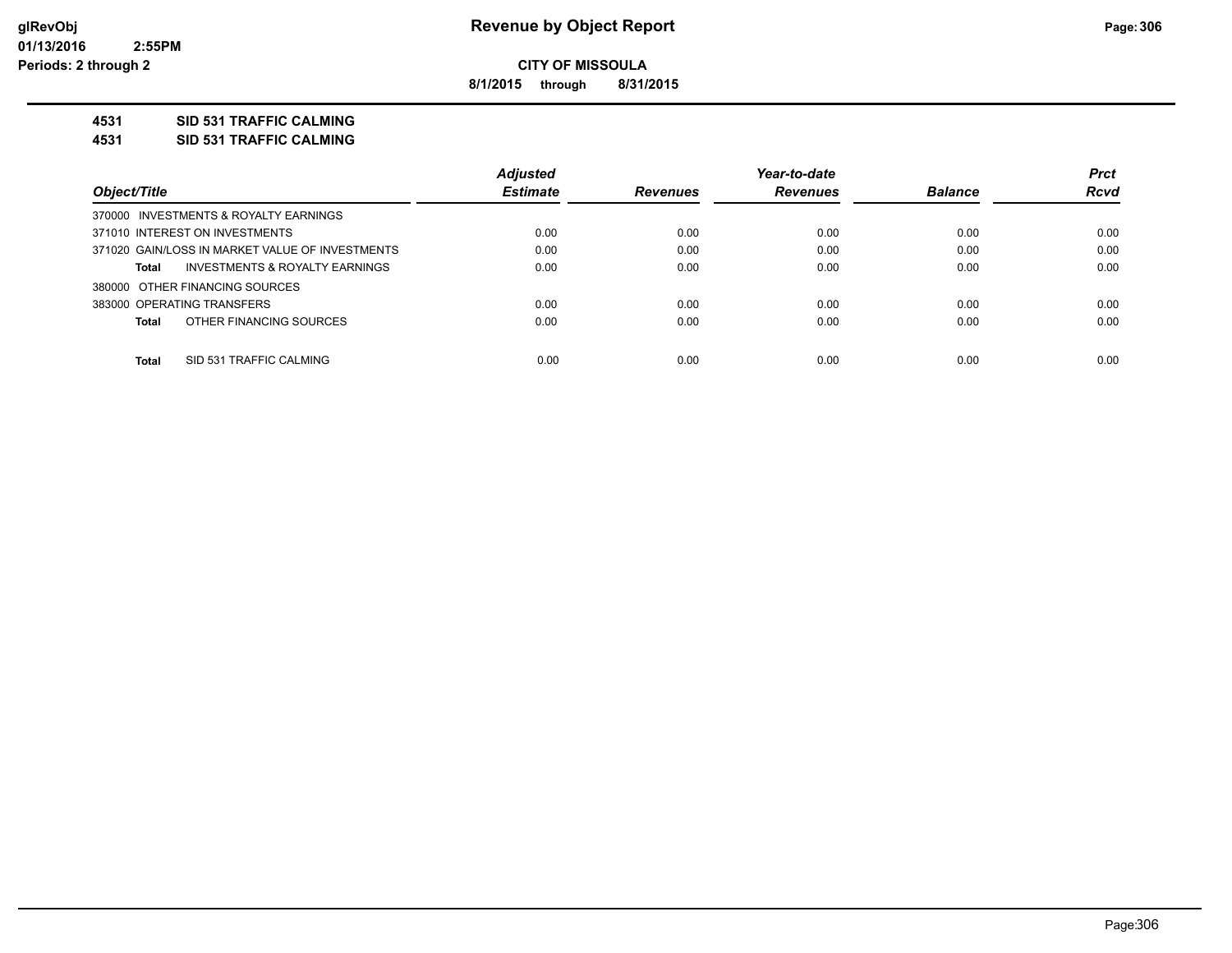**Revenue by Object Report**

**CITY OF MISSOULA**

**8/1/2015 through 8/31/2015**

glRevObj
01/13/2016 2:55PM
Periods: 2 through 2

## 4531 SID 531 TRAFFIC CALMING
## 4531 SID 531 TRAFFIC CALMING

| Object/Title | Adjusted Estimate | Revenues | Year-to-date Revenues | Balance | Prct Rcvd |
|---|---|---|---|---|---|
| 370000 INVESTMENTS & ROYALTY EARNINGS | | | | | |
| 371010 INTEREST ON INVESTMENTS | 0.00 | 0.00 | 0.00 | 0.00 | 0.00 |
| 371020 GAIN/LOSS IN MARKET VALUE OF INVESTMENTS | 0.00 | 0.00 | 0.00 | 0.00 | 0.00 |
| **Total** INVESTMENTS & ROYALTY EARNINGS | 0.00 | 0.00 | 0.00 | 0.00 | 0.00 |
| 380000 OTHER FINANCING SOURCES | | | | | |
| 383000 OPERATING TRANSFERS | 0.00 | 0.00 | 0.00 | 0.00 | 0.00 |
| **Total** OTHER FINANCING SOURCES | 0.00 | 0.00 | 0.00 | 0.00 | 0.00 |
| **Total** SID 531 TRAFFIC CALMING | 0.00 | 0.00 | 0.00 | 0.00 | 0.00 |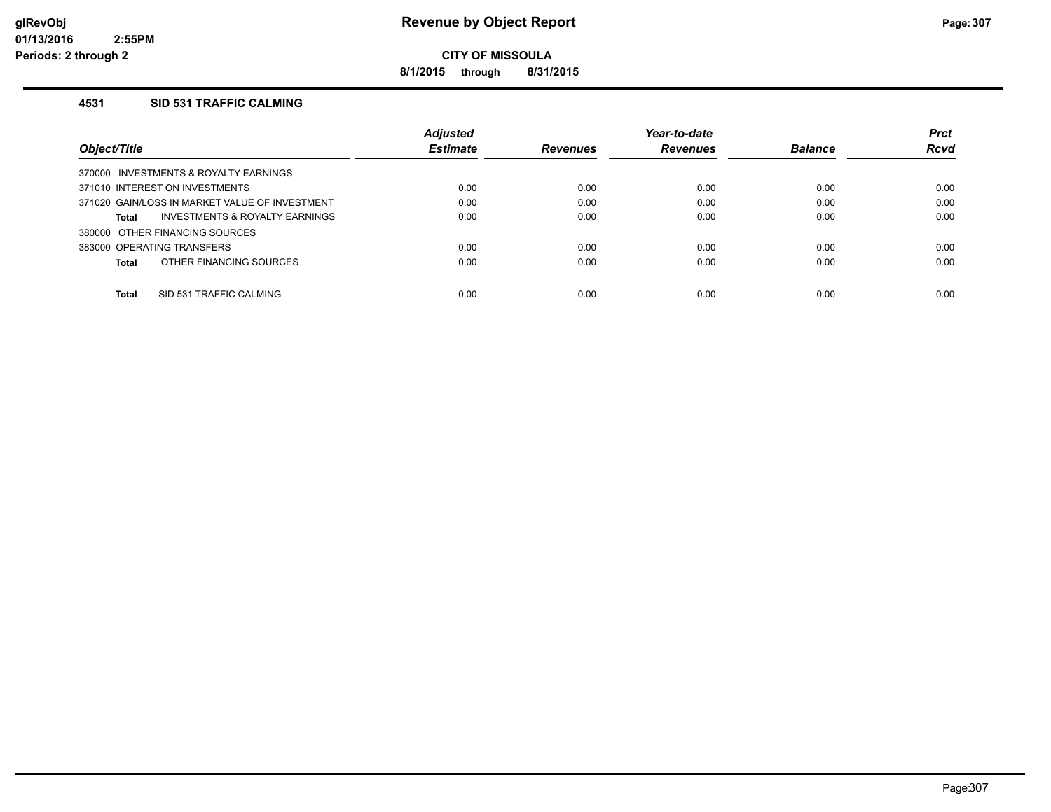# Revenue by Object Report

**CITY OF MISSOULA**

**8/1/2015 through 8/31/2015**

### 4531 SID 531 TRAFFIC CALMING

| Object/Title | Adjusted Estimate | Revenues | Year-to-date Revenues | Balance | Prct Rcvd |
|---|---|---|---|---|---|
| 370000 INVESTMENTS & ROYALTY EARNINGS | | | | | |
| 371010 INTEREST ON INVESTMENTS | 0.00 | 0.00 | 0.00 | 0.00 | 0.00 |
| 371020 GAIN/LOSS IN MARKET VALUE OF INVESTMENT | 0.00 | 0.00 | 0.00 | 0.00 | 0.00 |
| **Total** INVESTMENTS & ROYALTY EARNINGS | 0.00 | 0.00 | 0.00 | 0.00 | 0.00 |
| 380000 OTHER FINANCING SOURCES | | | | | |
| 383000 OPERATING TRANSFERS | 0.00 | 0.00 | 0.00 | 0.00 | 0.00 |
| **Total** OTHER FINANCING SOURCES | 0.00 | 0.00 | 0.00 | 0.00 | 0.00 |
| **Total** SID 531 TRAFFIC CALMING | 0.00 | 0.00 | 0.00 | 0.00 | 0.00 |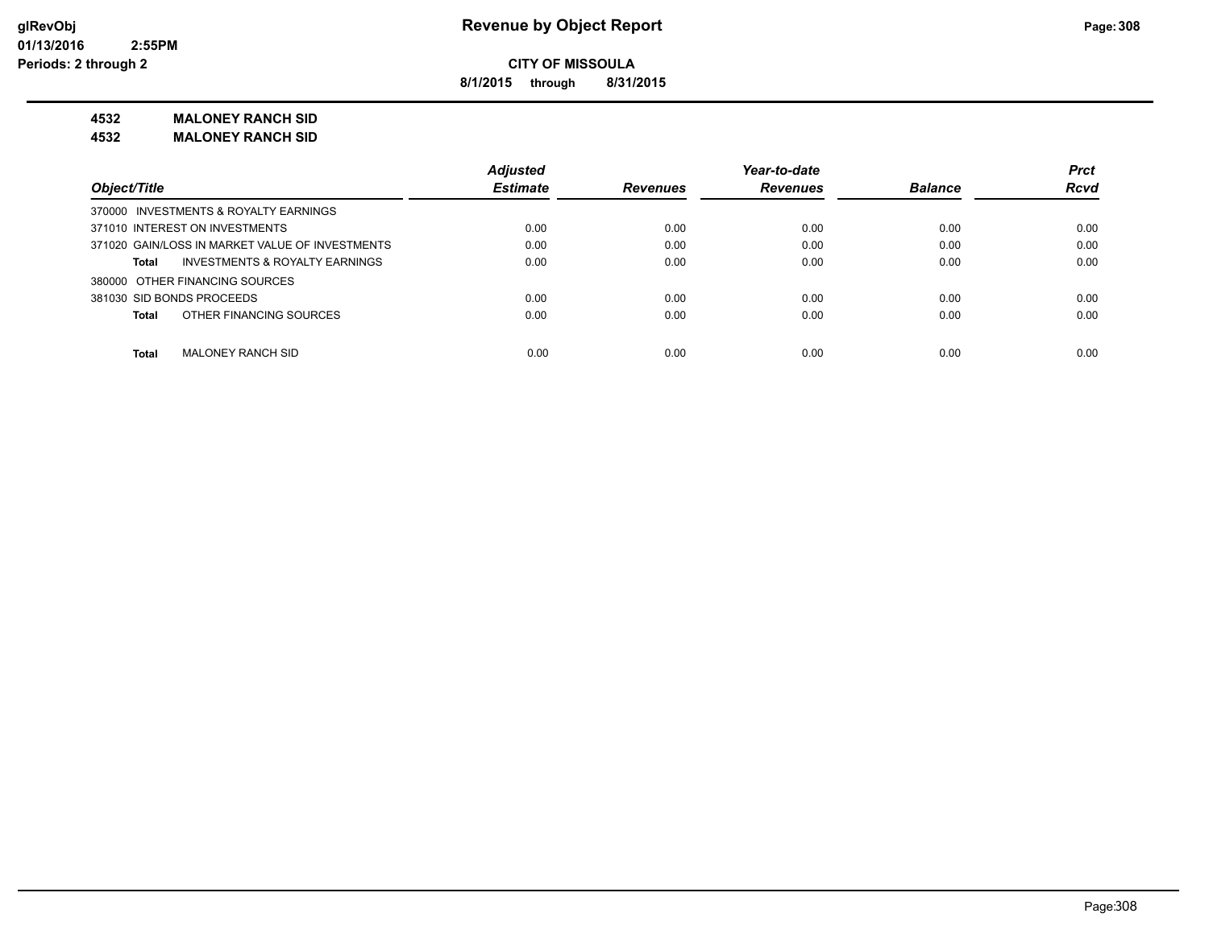**CITY OF MISSOULA**

**8/1/2015 through 8/31/2015**

**4532 MALONEY RANCH SID**

**4532 MALONEY RANCH SID**

| Object/Title | Adjusted Estimate | Revenues | Year-to-date Revenues | Balance | Prct Rcvd |
|---|---|---|---|---|---|
| 370000 INVESTMENTS & ROYALTY EARNINGS | | | | | |
| 371010 INTEREST ON INVESTMENTS | 0.00 | 0.00 | 0.00 | 0.00 | 0.00 |
| 371020 GAIN/LOSS IN MARKET VALUE OF INVESTMENTS | 0.00 | 0.00 | 0.00 | 0.00 | 0.00 |
| **Total** INVESTMENTS & ROYALTY EARNINGS | 0.00 | 0.00 | 0.00 | 0.00 | 0.00 |
| 380000 OTHER FINANCING SOURCES | | | | | |
| 381030 SID BONDS PROCEEDS | 0.00 | 0.00 | 0.00 | 0.00 | 0.00 |
| **Total** OTHER FINANCING SOURCES | 0.00 | 0.00 | 0.00 | 0.00 | 0.00 |
| **Total** MALONEY RANCH SID | 0.00 | 0.00 | 0.00 | 0.00 | 0.00 |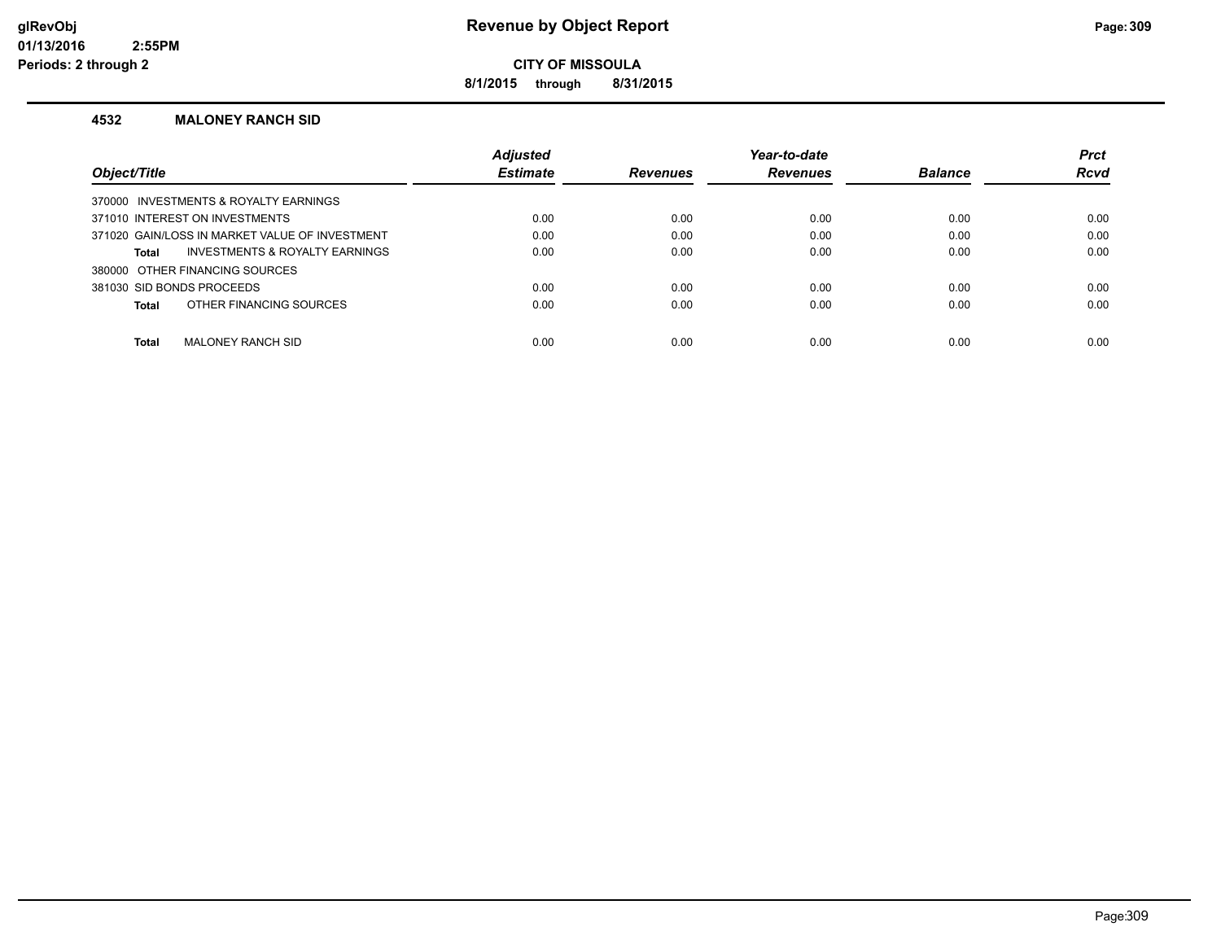# Revenue by Object Report

**CITY OF MISSOULA**

**8/1/2015 through 8/31/2015**

glRevObj
01/13/2016 2:55PM
Periods: 2 through 2

### 4532 MALONEY RANCH SID

| Object/Title | Adjusted Estimate | Revenues | Year-to-date Revenues | Balance | Prct Rcvd |
|---|---|---|---|---|---|
| 370000 INVESTMENTS & ROYALTY EARNINGS | | | | | |
| 371010 INTEREST ON INVESTMENTS | 0.00 | 0.00 | 0.00 | 0.00 | 0.00 |
| 371020 GAIN/LOSS IN MARKET VALUE OF INVESTMENT | 0.00 | 0.00 | 0.00 | 0.00 | 0.00 |
| **Total** INVESTMENTS & ROYALTY EARNINGS | 0.00 | 0.00 | 0.00 | 0.00 | 0.00 |
| 380000 OTHER FINANCING SOURCES | | | | | |
| 381030 SID BONDS PROCEEDS | 0.00 | 0.00 | 0.00 | 0.00 | 0.00 |
| **Total** OTHER FINANCING SOURCES | 0.00 | 0.00 | 0.00 | 0.00 | 0.00 |
| **Total** MALONEY RANCH SID | 0.00 | 0.00 | 0.00 | 0.00 | 0.00 |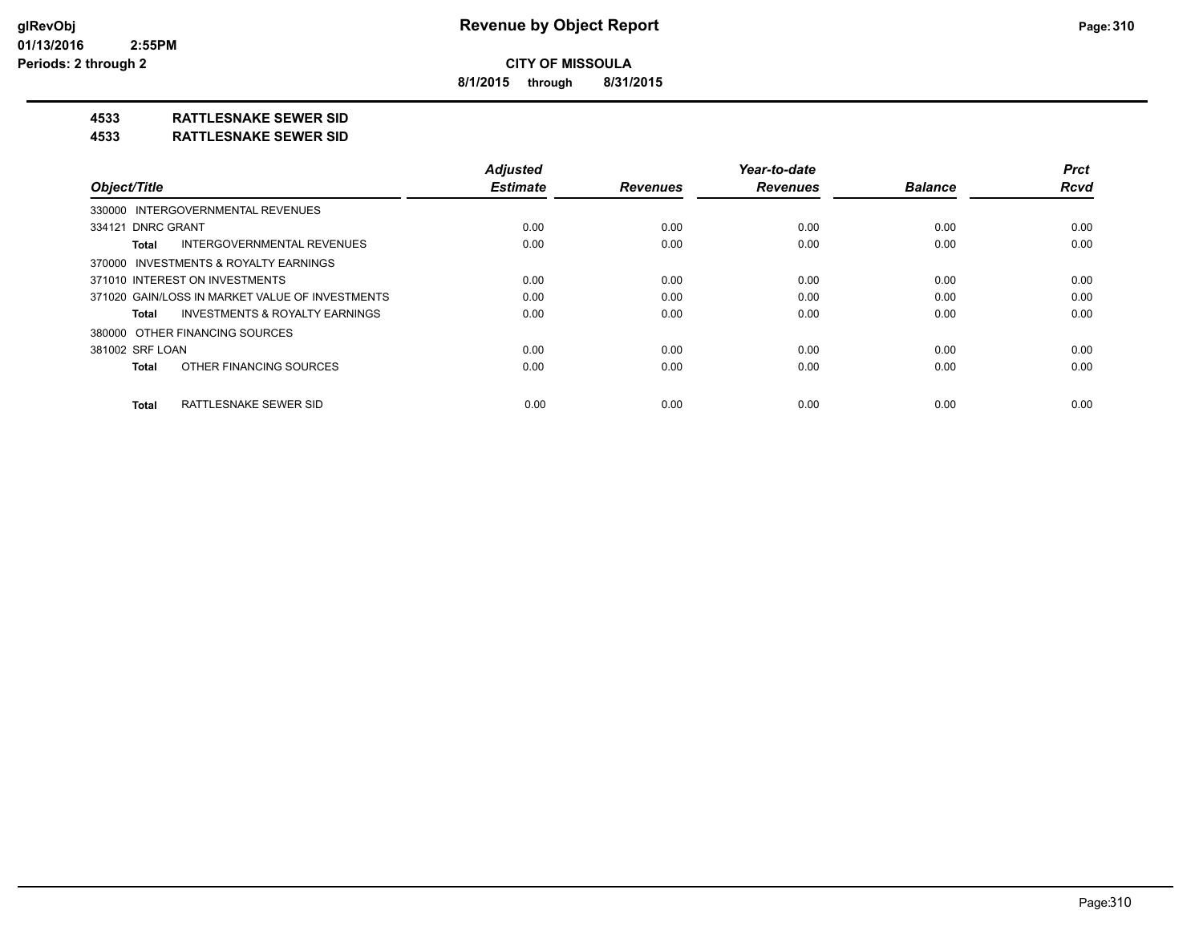**CITY OF MISSOULA**

**8/1/2015 through 8/31/2015**

**4533 RATTLESNAKE SEWER SID**

**4533 RATTLESNAKE SEWER SID**

| Object/Title | Adjusted Estimate | Revenues | Year-to-date Revenues | Balance | Prct Rcvd |
|---|---|---|---|---|---|
| 330000 INTERGOVERNMENTAL REVENUES | | | | | |
| 334121 DNRC GRANT | 0.00 | 0.00 | 0.00 | 0.00 | 0.00 |
| **Total** INTERGOVERNMENTAL REVENUES | 0.00 | 0.00 | 0.00 | 0.00 | 0.00 |
| 370000 INVESTMENTS & ROYALTY EARNINGS | | | | | |
| 371010 INTEREST ON INVESTMENTS | 0.00 | 0.00 | 0.00 | 0.00 | 0.00 |
| 371020 GAIN/LOSS IN MARKET VALUE OF INVESTMENTS | 0.00 | 0.00 | 0.00 | 0.00 | 0.00 |
| **Total** INVESTMENTS & ROYALTY EARNINGS | 0.00 | 0.00 | 0.00 | 0.00 | 0.00 |
| 380000 OTHER FINANCING SOURCES | | | | | |
| 381002 SRF LOAN | 0.00 | 0.00 | 0.00 | 0.00 | 0.00 |
| **Total** OTHER FINANCING SOURCES | 0.00 | 0.00 | 0.00 | 0.00 | 0.00 |
| **Total** RATTLESNAKE SEWER SID | 0.00 | 0.00 | 0.00 | 0.00 | 0.00 |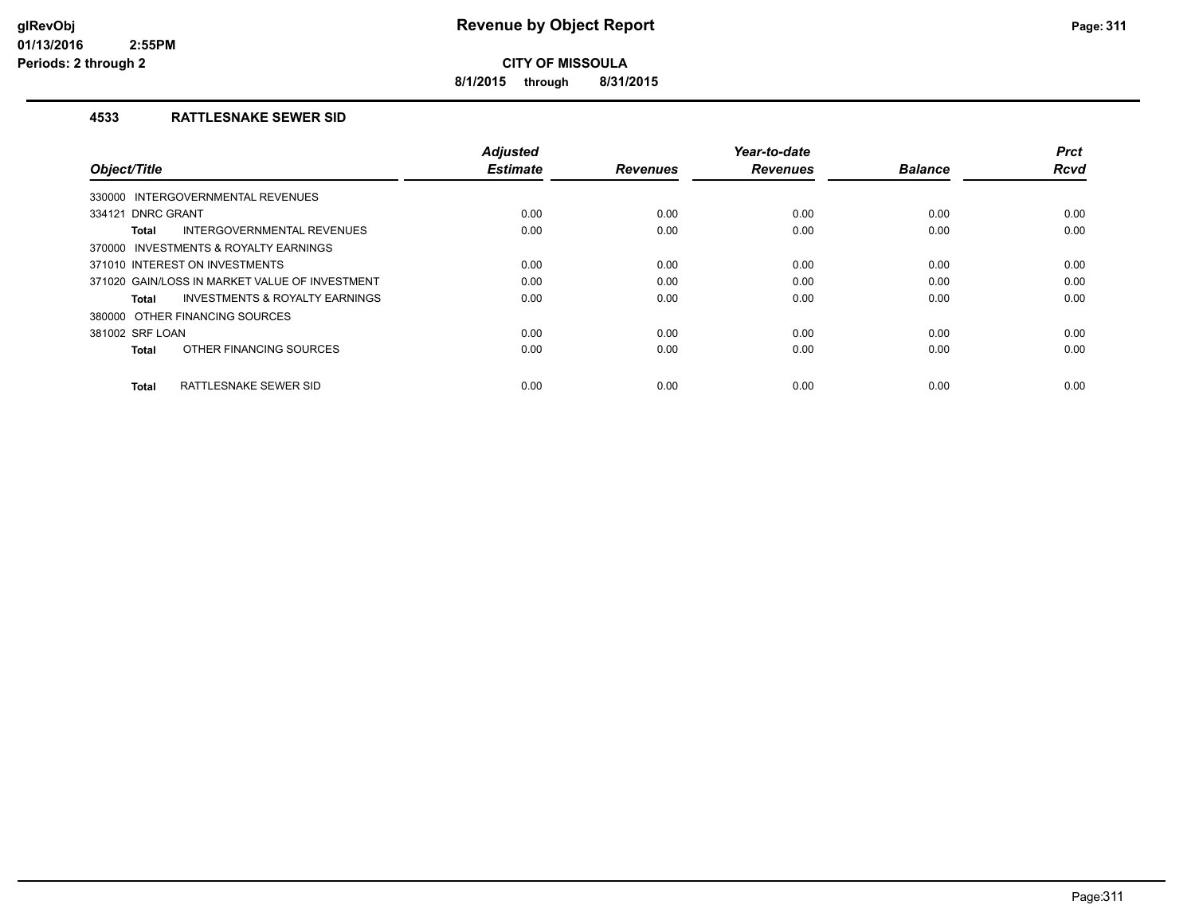**Revenue by Object Report**

**CITY OF MISSOULA**

**8/1/2015 through 8/31/2015**

## 4533 RATTLESNAKE SEWER SID

| Object/Title | Adjusted Estimate | Revenues | Year-to-date Revenues | Balance | Prct Rcvd |
|---|---|---|---|---|---|
| 330000 INTERGOVERNMENTAL REVENUES | | | | | |
| 334121 DNRC GRANT | 0.00 | 0.00 | 0.00 | 0.00 | 0.00 |
| **Total** INTERGOVERNMENTAL REVENUES | 0.00 | 0.00 | 0.00 | 0.00 | 0.00 |
| 370000 INVESTMENTS & ROYALTY EARNINGS | | | | | |
| 371010 INTEREST ON INVESTMENTS | 0.00 | 0.00 | 0.00 | 0.00 | 0.00 |
| 371020 GAIN/LOSS IN MARKET VALUE OF INVESTMENT | 0.00 | 0.00 | 0.00 | 0.00 | 0.00 |
| **Total** INVESTMENTS & ROYALTY EARNINGS | 0.00 | 0.00 | 0.00 | 0.00 | 0.00 |
| 380000 OTHER FINANCING SOURCES | | | | | |
| 381002 SRF LOAN | 0.00 | 0.00 | 0.00 | 0.00 | 0.00 |
| **Total** OTHER FINANCING SOURCES | 0.00 | 0.00 | 0.00 | 0.00 | 0.00 |
| **Total** RATTLESNAKE SEWER SID | 0.00 | 0.00 | 0.00 | 0.00 | 0.00 |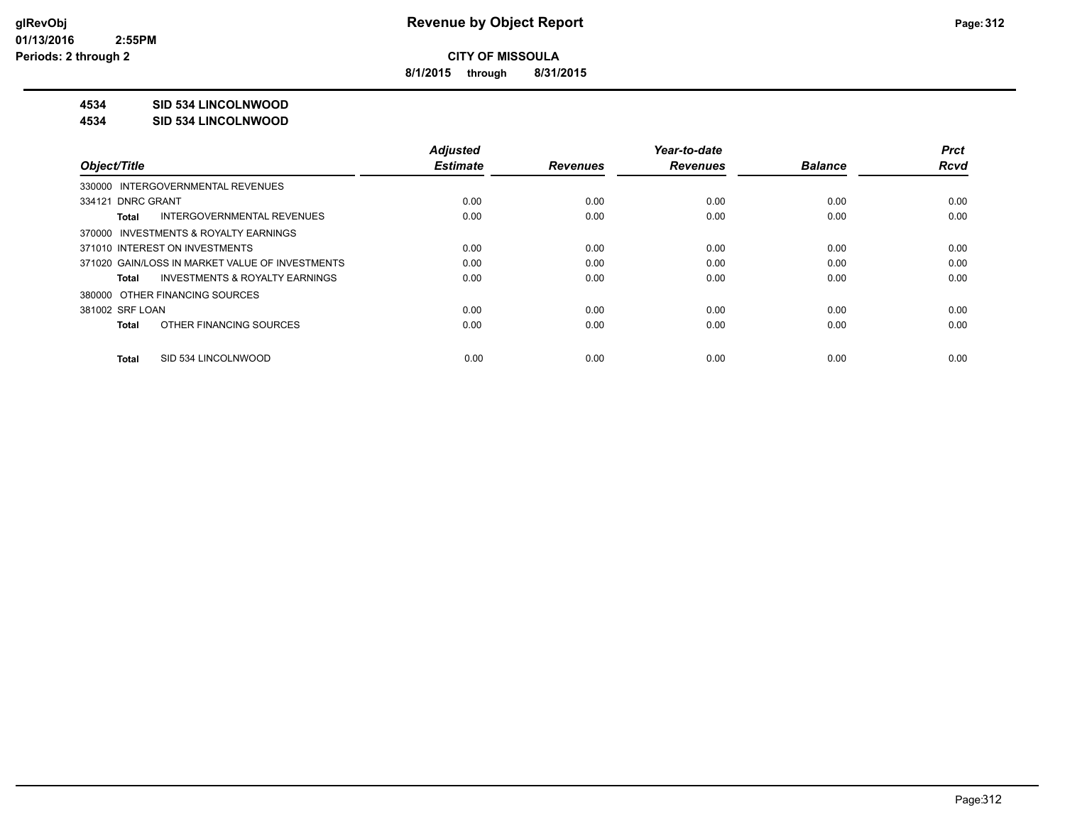**CITY OF MISSOULA**

**8/1/2015 through 8/31/2015**

**4534 SID 534 LINCOLNWOOD**

**4534 SID 534 LINCOLNWOOD**

| Object/Title | Adjusted Estimate | Revenues | Year-to-date Revenues | Balance | Prct Rcvd |
|---|---|---|---|---|---|
| 330000 INTERGOVERNMENTAL REVENUES | | | | | |
| 334121 DNRC GRANT | 0.00 | 0.00 | 0.00 | 0.00 | 0.00 |
| **Total** INTERGOVERNMENTAL REVENUES | 0.00 | 0.00 | 0.00 | 0.00 | 0.00 |
| 370000 INVESTMENTS & ROYALTY EARNINGS | | | | | |
| 371010 INTEREST ON INVESTMENTS | 0.00 | 0.00 | 0.00 | 0.00 | 0.00 |
| 371020 GAIN/LOSS IN MARKET VALUE OF INVESTMENTS | 0.00 | 0.00 | 0.00 | 0.00 | 0.00 |
| **Total** INVESTMENTS & ROYALTY EARNINGS | 0.00 | 0.00 | 0.00 | 0.00 | 0.00 |
| 380000 OTHER FINANCING SOURCES | | | | | |
| 381002 SRF LOAN | 0.00 | 0.00 | 0.00 | 0.00 | 0.00 |
| **Total** OTHER FINANCING SOURCES | 0.00 | 0.00 | 0.00 | 0.00 | 0.00 |
| **Total** SID 534 LINCOLNWOOD | 0.00 | 0.00 | 0.00 | 0.00 | 0.00 |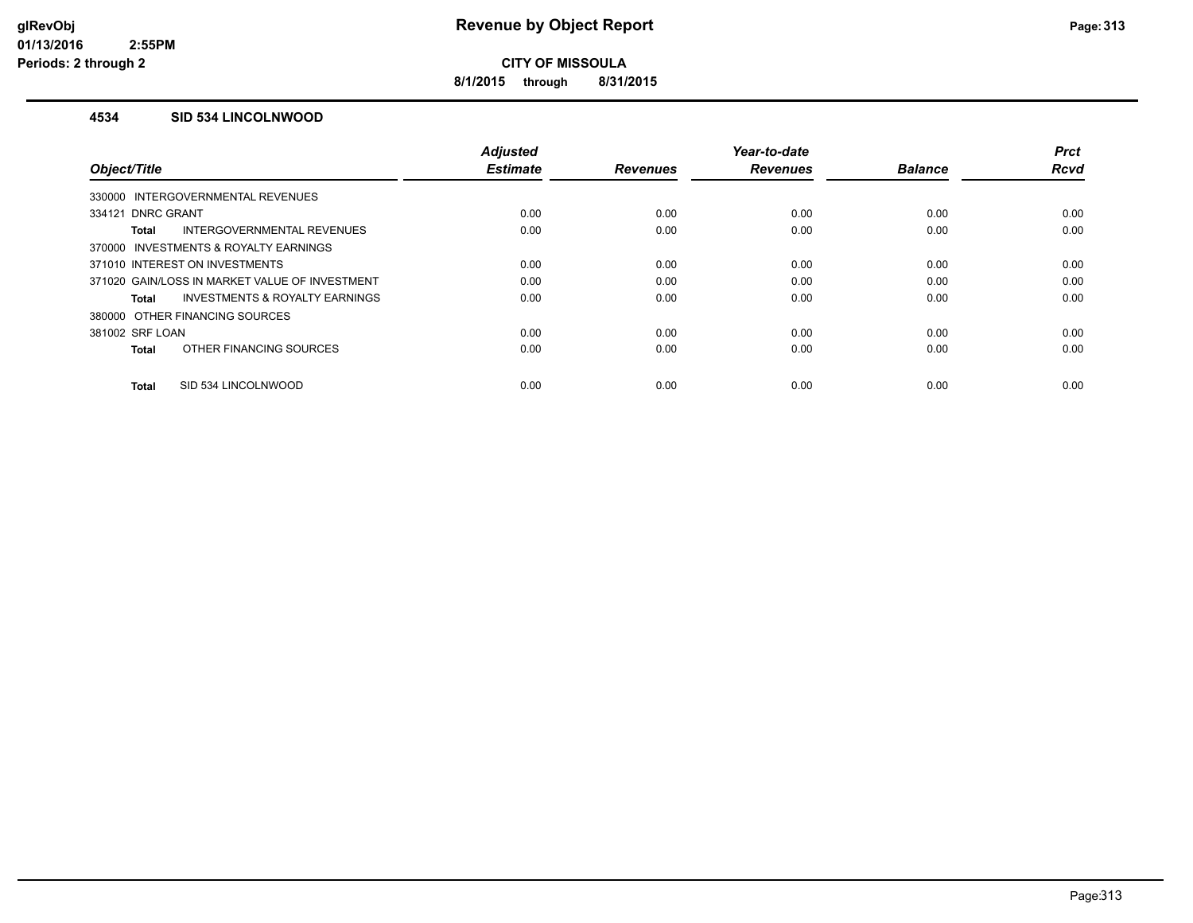**CITY OF MISSOULA**

**8/1/2015 through 8/31/2015**

## 4534 SID 534 LINCOLNWOOD

| Object/Title | Adjusted Estimate | Revenues | Year-to-date Revenues | Balance | Prct Rcvd |
|---|---|---|---|---|---|
| 330000 INTERGOVERNMENTAL REVENUES | | | | | |
| 334121 DNRC GRANT | 0.00 | 0.00 | 0.00 | 0.00 | 0.00 |
| **Total** INTERGOVERNMENTAL REVENUES | 0.00 | 0.00 | 0.00 | 0.00 | 0.00 |
| 370000 INVESTMENTS & ROYALTY EARNINGS | | | | | |
| 371010 INTEREST ON INVESTMENTS | 0.00 | 0.00 | 0.00 | 0.00 | 0.00 |
| 371020 GAIN/LOSS IN MARKET VALUE OF INVESTMENT | 0.00 | 0.00 | 0.00 | 0.00 | 0.00 |
| **Total** INVESTMENTS & ROYALTY EARNINGS | 0.00 | 0.00 | 0.00 | 0.00 | 0.00 |
| 380000 OTHER FINANCING SOURCES | | | | | |
| 381002 SRF LOAN | 0.00 | 0.00 | 0.00 | 0.00 | 0.00 |
| **Total** OTHER FINANCING SOURCES | 0.00 | 0.00 | 0.00 | 0.00 | 0.00 |
| **Total** SID 534 LINCOLNWOOD | 0.00 | 0.00 | 0.00 | 0.00 | 0.00 |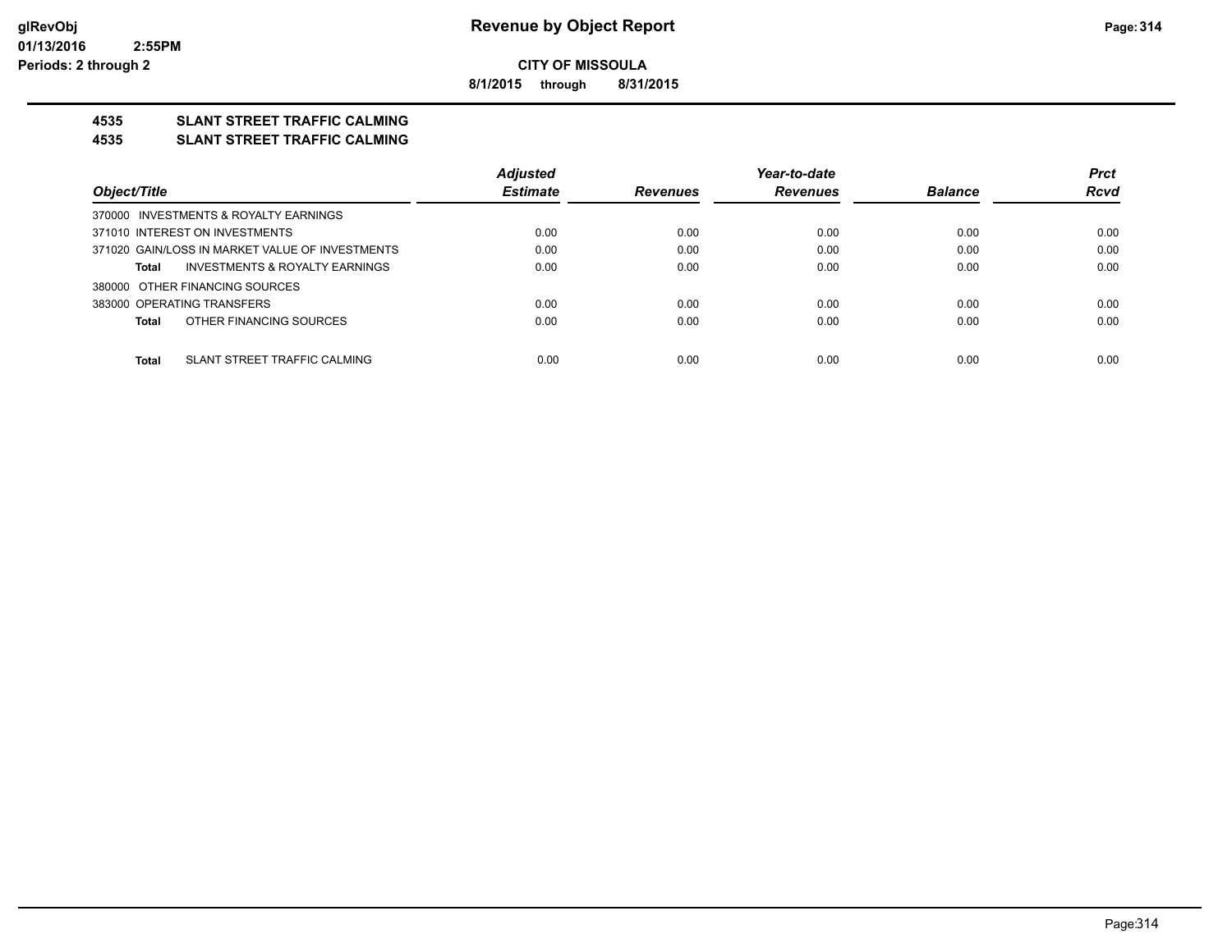# Revenue by Object Report

**CITY OF MISSOULA**

**8/1/2015 through 8/31/2015**

## 4535 SLANT STREET TRAFFIC CALMING
## 4535 SLANT STREET TRAFFIC CALMING

| Object/Title | Adjusted Estimate | Revenues | Year-to-date Revenues | Balance | Prct Rcvd |
|---|---|---|---|---|---|
| 370000 INVESTMENTS & ROYALTY EARNINGS | | | | | |
| 371010 INTEREST ON INVESTMENTS | 0.00 | 0.00 | 0.00 | 0.00 | 0.00 |
| 371020 GAIN/LOSS IN MARKET VALUE OF INVESTMENTS | 0.00 | 0.00 | 0.00 | 0.00 | 0.00 |
| **Total** INVESTMENTS & ROYALTY EARNINGS | 0.00 | 0.00 | 0.00 | 0.00 | 0.00 |
| 380000 OTHER FINANCING SOURCES | | | | | |
| 383000 OPERATING TRANSFERS | 0.00 | 0.00 | 0.00 | 0.00 | 0.00 |
| **Total** OTHER FINANCING SOURCES | 0.00 | 0.00 | 0.00 | 0.00 | 0.00 |
| **Total** SLANT STREET TRAFFIC CALMING | 0.00 | 0.00 | 0.00 | 0.00 | 0.00 |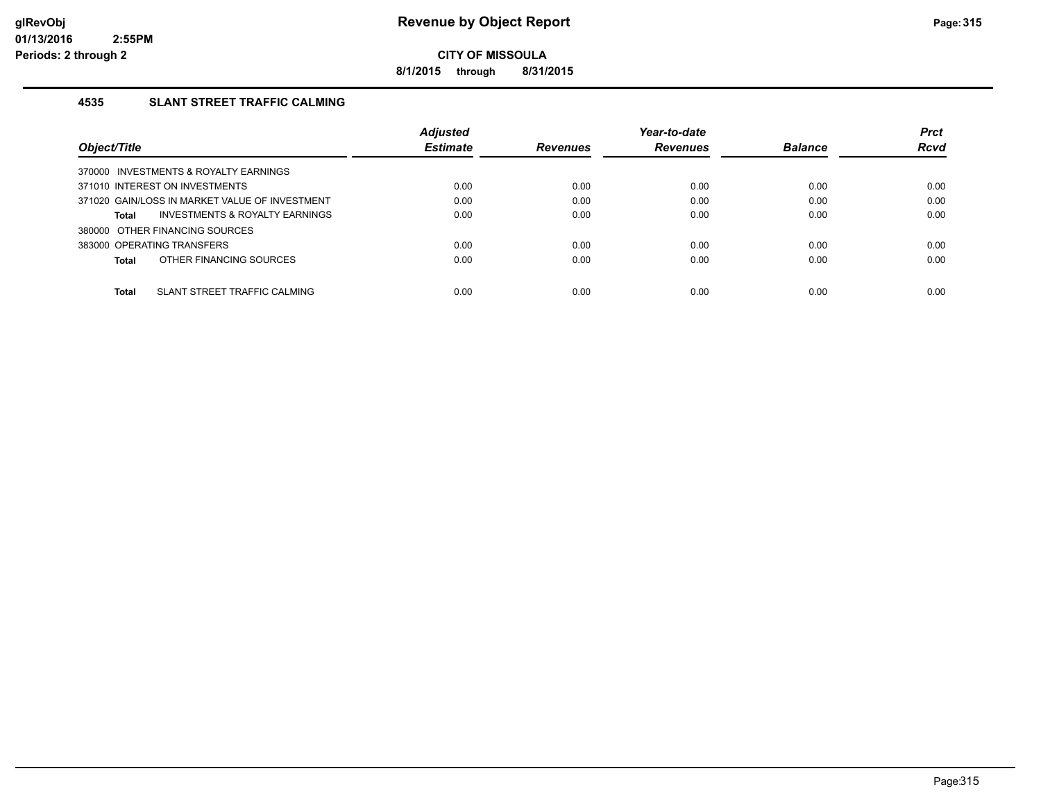**CITY OF MISSOULA**

**8/1/2015 through 8/31/2015**

### 4535 SLANT STREET TRAFFIC CALMING

| Object/Title | Adjusted Estimate | Revenues | Year-to-date Revenues | Balance | Prct Rcvd |
|---|---|---|---|---|---|
| 370000 INVESTMENTS & ROYALTY EARNINGS | | | | | |
| 371010 INTEREST ON INVESTMENTS | 0.00 | 0.00 | 0.00 | 0.00 | 0.00 |
| 371020 GAIN/LOSS IN MARKET VALUE OF INVESTMENT | 0.00 | 0.00 | 0.00 | 0.00 | 0.00 |
| **Total** INVESTMENTS & ROYALTY EARNINGS | 0.00 | 0.00 | 0.00 | 0.00 | 0.00 |
| 380000 OTHER FINANCING SOURCES | | | | | |
| 383000 OPERATING TRANSFERS | 0.00 | 0.00 | 0.00 | 0.00 | 0.00 |
| **Total** OTHER FINANCING SOURCES | 0.00 | 0.00 | 0.00 | 0.00 | 0.00 |
| **Total** SLANT STREET TRAFFIC CALMING | 0.00 | 0.00 | 0.00 | 0.00 | 0.00 |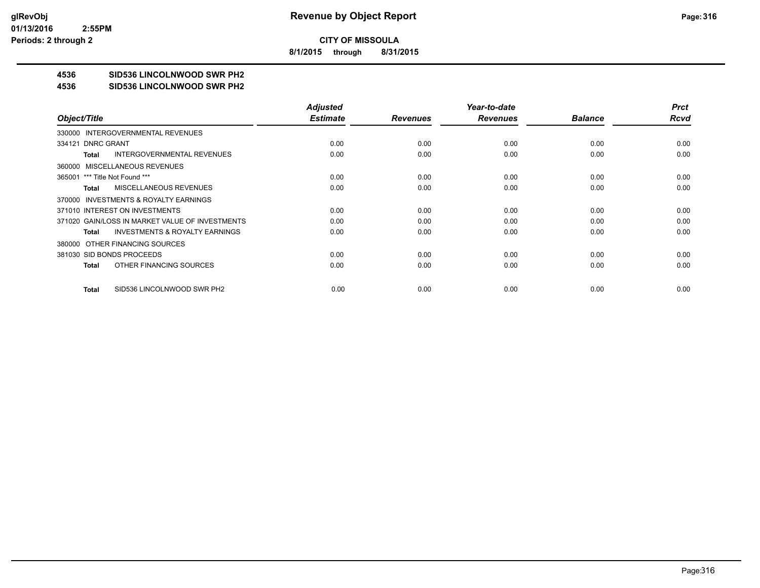# Revenue by Object Report

**CITY OF MISSOULA**

**8/1/2015 through 8/31/2015**

glRevObj
01/13/2016 2:55PM
Periods: 2 through 2

## 4536 SID536 LINCOLNWOOD SWR PH2
## 4536 SID536 LINCOLNWOOD SWR PH2

| Object/Title | Adjusted Estimate | Revenues | Year-to-date Revenues | Balance | Prct Rcvd |
|---|---|---|---|---|---|
| 330000 INTERGOVERNMENTAL REVENUES | | | | | |
| 334121 DNRC GRANT | 0.00 | 0.00 | 0.00 | 0.00 | 0.00 |
| **Total** INTERGOVERNMENTAL REVENUES | 0.00 | 0.00 | 0.00 | 0.00 | 0.00 |
| 360000 MISCELLANEOUS REVENUES | | | | | |
| 365001 *** Title Not Found *** | 0.00 | 0.00 | 0.00 | 0.00 | 0.00 |
| **Total** MISCELLANEOUS REVENUES | 0.00 | 0.00 | 0.00 | 0.00 | 0.00 |
| 370000 INVESTMENTS & ROYALTY EARNINGS | | | | | |
| 371010 INTEREST ON INVESTMENTS | 0.00 | 0.00 | 0.00 | 0.00 | 0.00 |
| 371020 GAIN/LOSS IN MARKET VALUE OF INVESTMENTS | 0.00 | 0.00 | 0.00 | 0.00 | 0.00 |
| **Total** INVESTMENTS & ROYALTY EARNINGS | 0.00 | 0.00 | 0.00 | 0.00 | 0.00 |
| 380000 OTHER FINANCING SOURCES | | | | | |
| 381030 SID BONDS PROCEEDS | 0.00 | 0.00 | 0.00 | 0.00 | 0.00 |
| **Total** OTHER FINANCING SOURCES | 0.00 | 0.00 | 0.00 | 0.00 | 0.00 |
| **Total** SID536 LINCOLNWOOD SWR PH2 | 0.00 | 0.00 | 0.00 | 0.00 | 0.00 |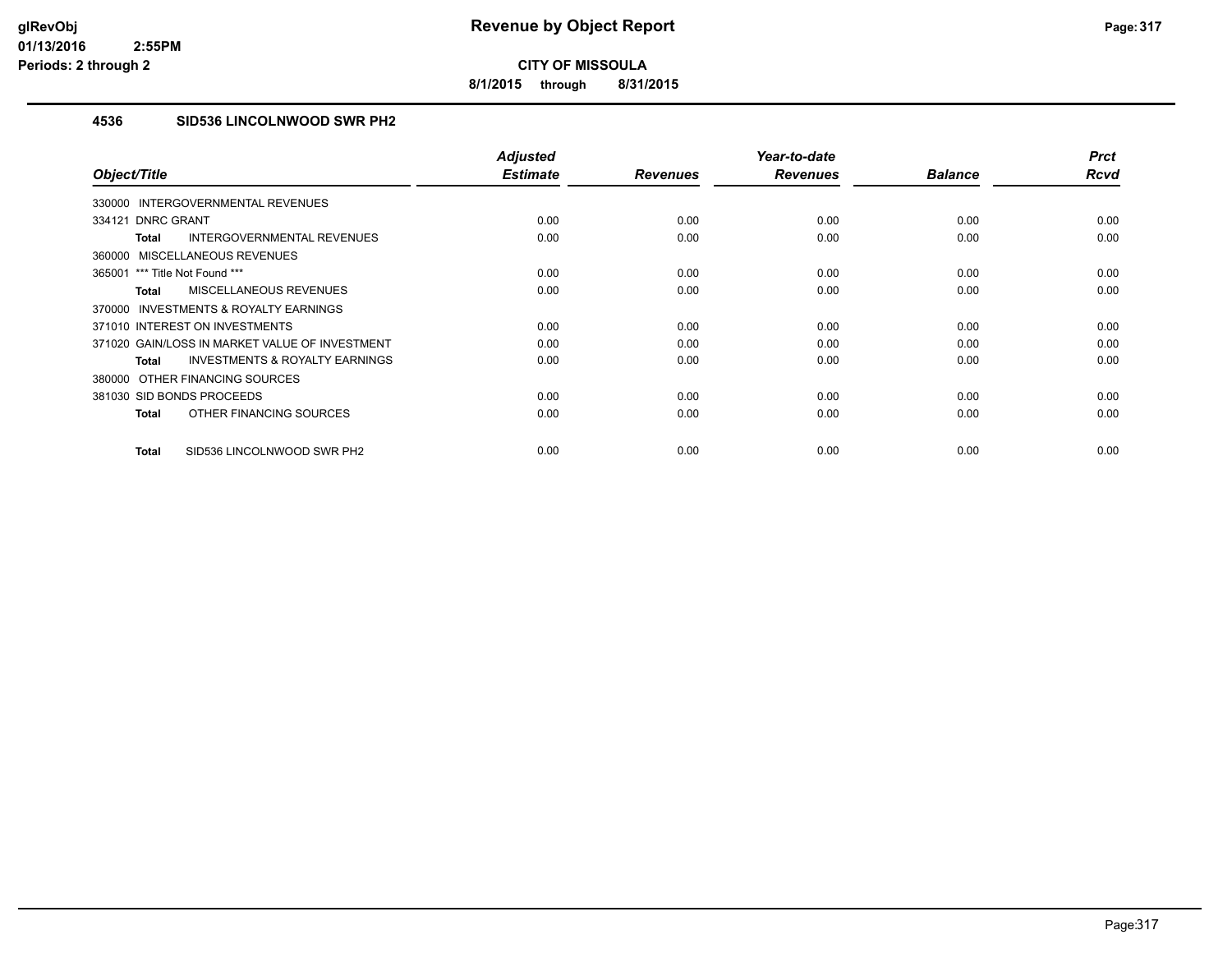# Revenue by Object Report

**CITY OF MISSOULA**

**8/1/2015 through 8/31/2015**

### 4536 SID536 LINCOLNWOOD SWR PH2

| Object/Title | Adjusted Estimate | Revenues | Year-to-date Revenues | Balance | Prct Rcvd |
|---|---|---|---|---|---|
| 330000 INTERGOVERNMENTAL REVENUES | | | | | |
| 334121 DNRC GRANT | 0.00 | 0.00 | 0.00 | 0.00 | 0.00 |
| **Total** INTERGOVERNMENTAL REVENUES | 0.00 | 0.00 | 0.00 | 0.00 | 0.00 |
| 360000 MISCELLANEOUS REVENUES | | | | | |
| 365001 *** Title Not Found *** | 0.00 | 0.00 | 0.00 | 0.00 | 0.00 |
| **Total** MISCELLANEOUS REVENUES | 0.00 | 0.00 | 0.00 | 0.00 | 0.00 |
| 370000 INVESTMENTS & ROYALTY EARNINGS | | | | | |
| 371010 INTEREST ON INVESTMENTS | 0.00 | 0.00 | 0.00 | 0.00 | 0.00 |
| 371020 GAIN/LOSS IN MARKET VALUE OF INVESTMENT | 0.00 | 0.00 | 0.00 | 0.00 | 0.00 |
| **Total** INVESTMENTS & ROYALTY EARNINGS | 0.00 | 0.00 | 0.00 | 0.00 | 0.00 |
| 380000 OTHER FINANCING SOURCES | | | | | |
| 381030 SID BONDS PROCEEDS | 0.00 | 0.00 | 0.00 | 0.00 | 0.00 |
| **Total** OTHER FINANCING SOURCES | 0.00 | 0.00 | 0.00 | 0.00 | 0.00 |
| **Total** SID536 LINCOLNWOOD SWR PH2 | 0.00 | 0.00 | 0.00 | 0.00 | 0.00 |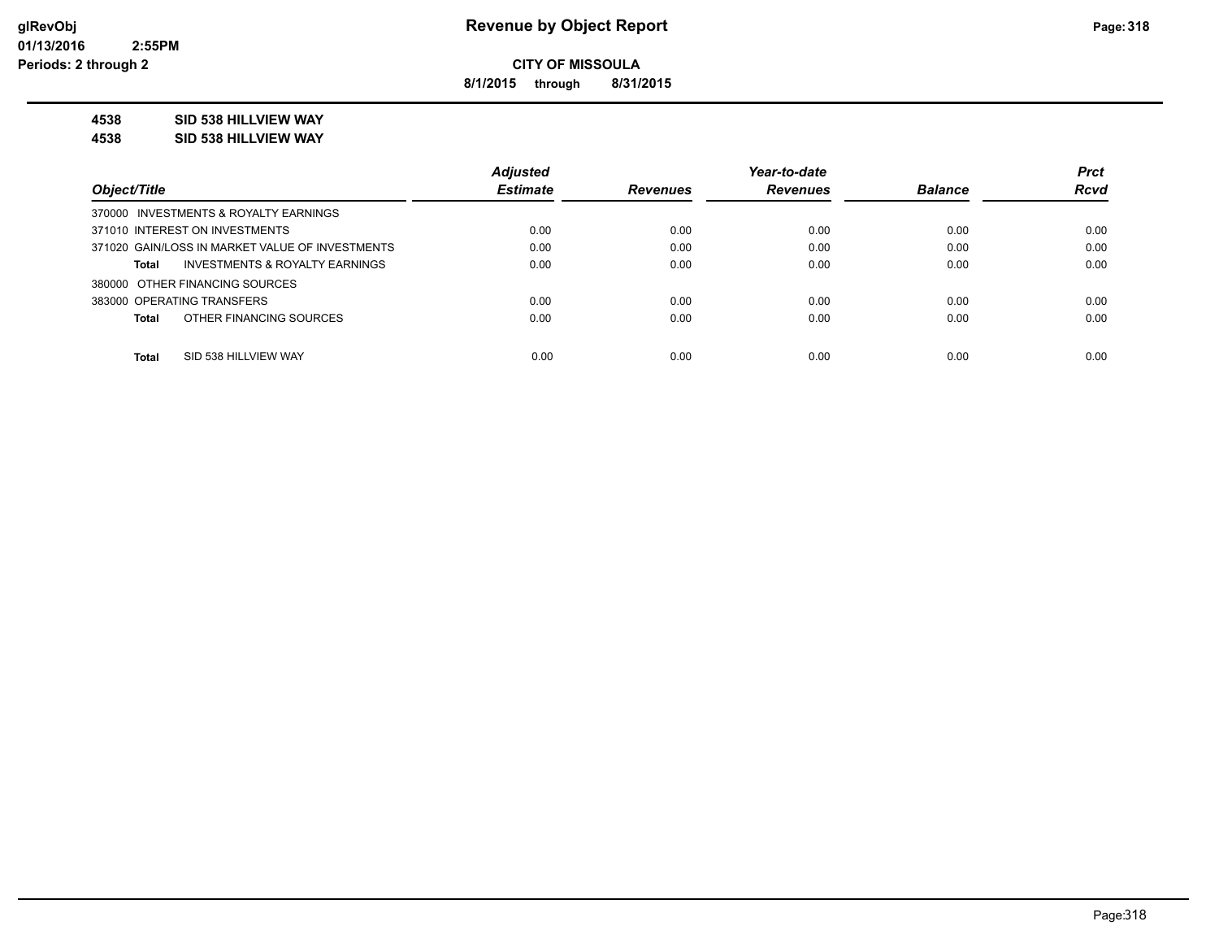glRevObj
01/13/2016 2:55PM
Periods: 2 through 2

# Revenue by Object Report

**CITY OF MISSOULA**

**8/1/2015 through 8/31/2015**

**4538 SID 538 HILLVIEW WAY**
**4538 SID 538 HILLVIEW WAY**

| Object/Title | Adjusted Estimate | Revenues | Year-to-date Revenues | Balance | Prct Rcvd |
|---|---|---|---|---|---|
| 370000 INVESTMENTS & ROYALTY EARNINGS | | | | | |
| 371010 INTEREST ON INVESTMENTS | 0.00 | 0.00 | 0.00 | 0.00 | 0.00 |
| 371020 GAIN/LOSS IN MARKET VALUE OF INVESTMENTS | 0.00 | 0.00 | 0.00 | 0.00 | 0.00 |
| **Total** INVESTMENTS & ROYALTY EARNINGS | 0.00 | 0.00 | 0.00 | 0.00 | 0.00 |
| 380000 OTHER FINANCING SOURCES | | | | | |
| 383000 OPERATING TRANSFERS | 0.00 | 0.00 | 0.00 | 0.00 | 0.00 |
| **Total** OTHER FINANCING SOURCES | 0.00 | 0.00 | 0.00 | 0.00 | 0.00 |
| **Total** SID 538 HILLVIEW WAY | 0.00 | 0.00 | 0.00 | 0.00 | 0.00 |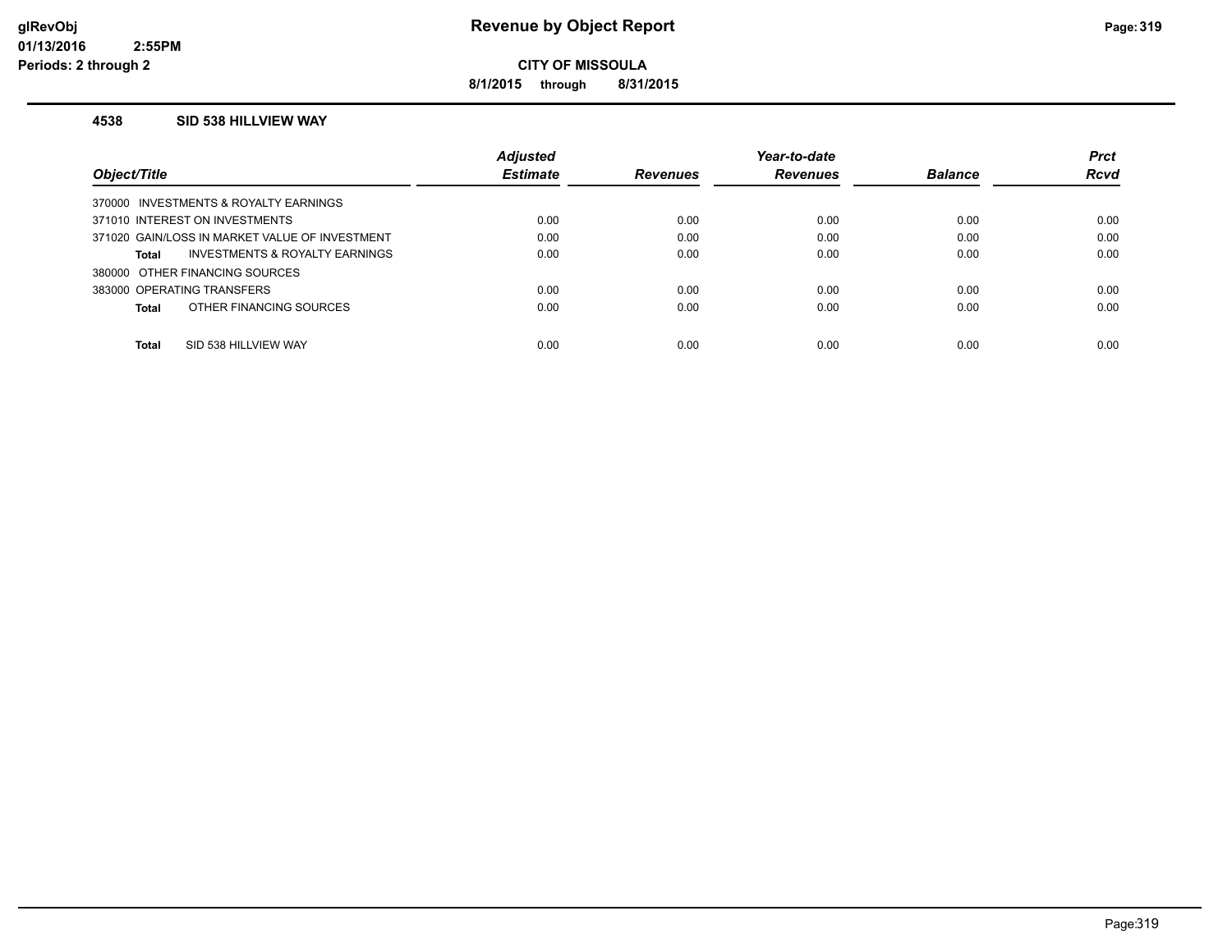# Revenue by Object Report

**CITY OF MISSOULA**

**8/1/2015 through 8/31/2015**

glRevObj
01/13/2016 2:55PM
Periods: 2 through 2

### 4538 SID 538 HILLVIEW WAY

| Object/Title | Adjusted Estimate | Revenues | Year-to-date Revenues | Balance | Prct Rcvd |
|---|---|---|---|---|---|
| 370000 INVESTMENTS & ROYALTY EARNINGS | | | | | |
| 371010 INTEREST ON INVESTMENTS | 0.00 | 0.00 | 0.00 | 0.00 | 0.00 |
| 371020 GAIN/LOSS IN MARKET VALUE OF INVESTMENT | 0.00 | 0.00 | 0.00 | 0.00 | 0.00 |
| **Total** INVESTMENTS & ROYALTY EARNINGS | 0.00 | 0.00 | 0.00 | 0.00 | 0.00 |
| 380000 OTHER FINANCING SOURCES | | | | | |
| 383000 OPERATING TRANSFERS | 0.00 | 0.00 | 0.00 | 0.00 | 0.00 |
| **Total** OTHER FINANCING SOURCES | 0.00 | 0.00 | 0.00 | 0.00 | 0.00 |
| **Total** SID 538 HILLVIEW WAY | 0.00 | 0.00 | 0.00 | 0.00 | 0.00 |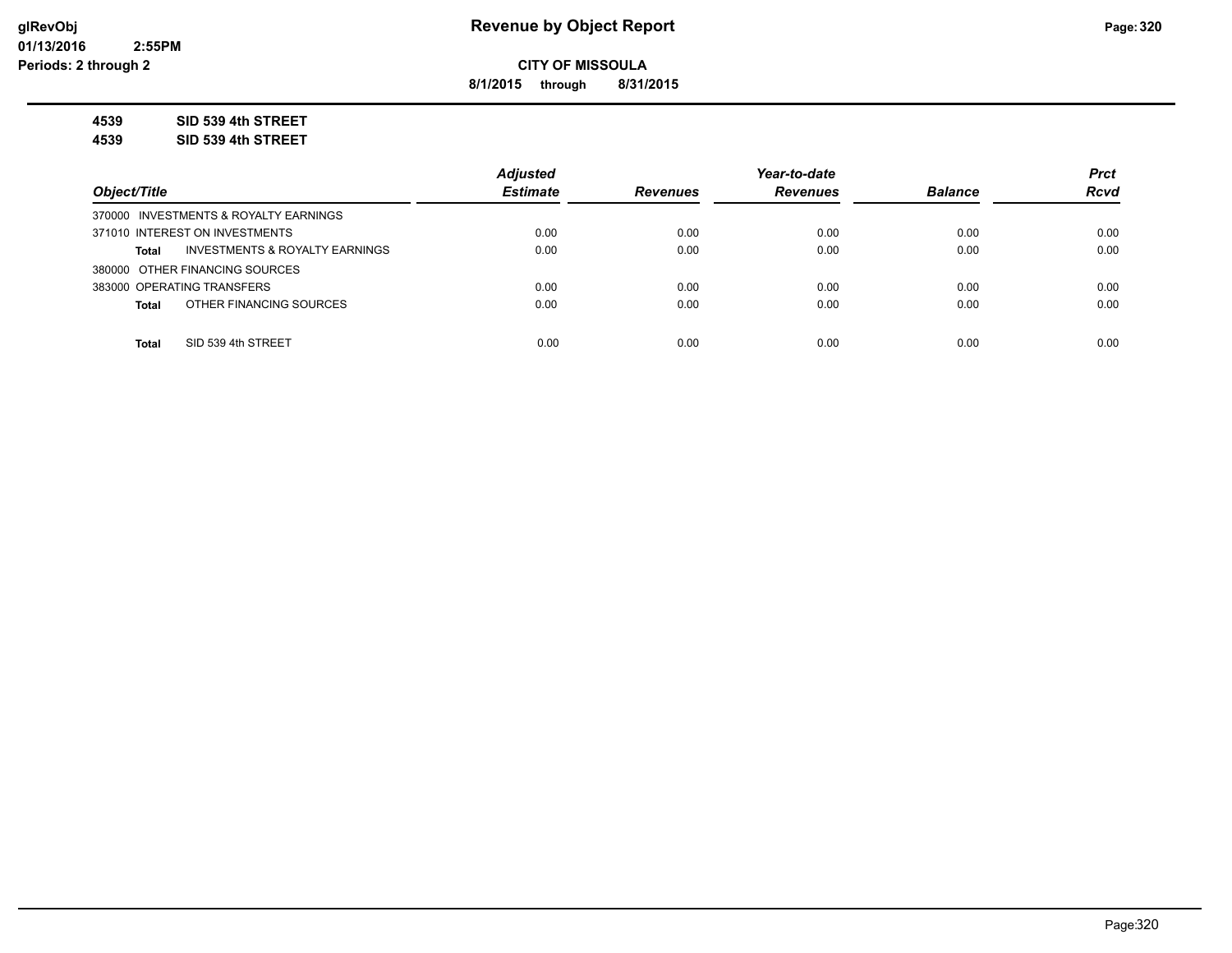**CITY OF MISSOULA**

**8/1/2015 through 8/31/2015**

**4539 SID 539 4th STREET**

**4539 SID 539 4th STREET**

| Object/Title | Adjusted Estimate | Revenues | Year-to-date Revenues | Balance | Prct Rcvd |
|---|---|---|---|---|---|
| 370000 INVESTMENTS & ROYALTY EARNINGS | | | | | |
| 371010 INTEREST ON INVESTMENTS | 0.00 | 0.00 | 0.00 | 0.00 | 0.00 |
| **Total** INVESTMENTS & ROYALTY EARNINGS | 0.00 | 0.00 | 0.00 | 0.00 | 0.00 |
| 380000 OTHER FINANCING SOURCES | | | | | |
| 383000 OPERATING TRANSFERS | 0.00 | 0.00 | 0.00 | 0.00 | 0.00 |
| **Total** OTHER FINANCING SOURCES | 0.00 | 0.00 | 0.00 | 0.00 | 0.00 |
| **Total** SID 539 4th STREET | 0.00 | 0.00 | 0.00 | 0.00 | 0.00 |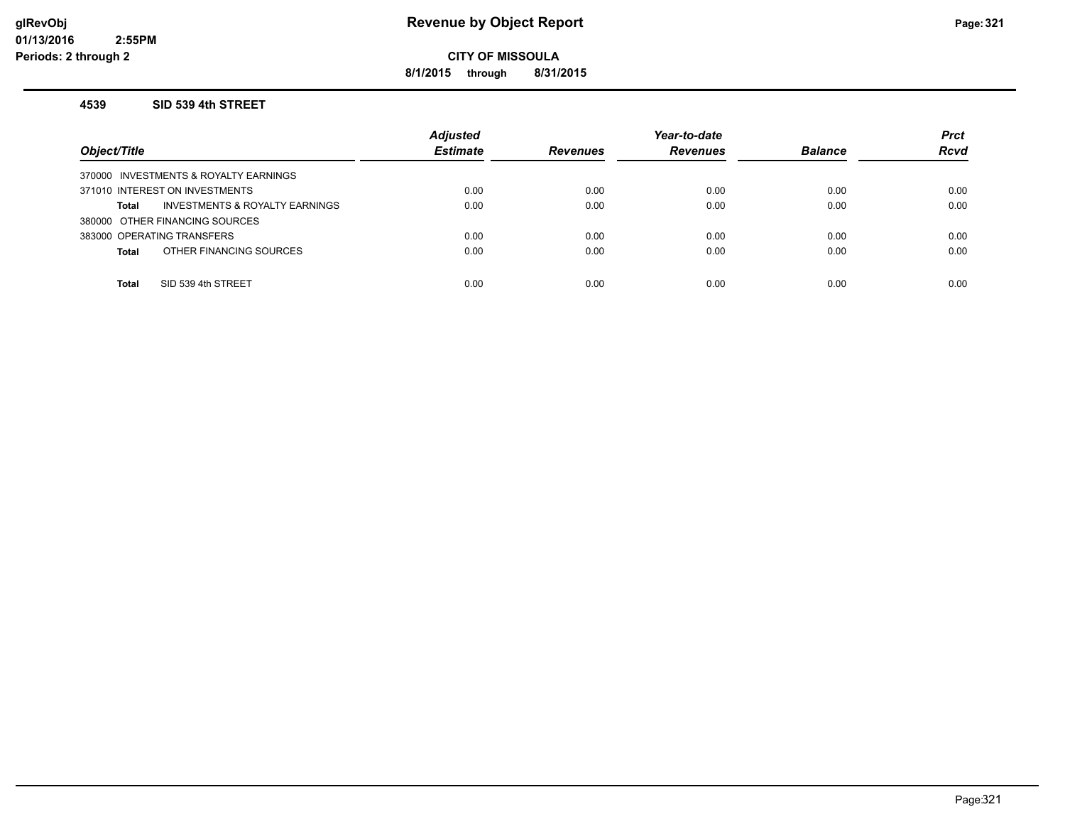# Revenue by Object Report

**CITY OF MISSOULA**

**8/1/2015 through 8/31/2015**

glRevObj
01/13/2016 2:55PM
Periods: 2 through 2

### 4539 SID 539 4th STREET

| Object/Title | Adjusted Estimate | Revenues | Year-to-date Revenues | Balance | Prct Rcvd |
|---|---|---|---|---|---|
| 370000 INVESTMENTS & ROYALTY EARNINGS | | | | | |
| 371010 INTEREST ON INVESTMENTS | 0.00 | 0.00 | 0.00 | 0.00 | 0.00 |
| **Total** INVESTMENTS & ROYALTY EARNINGS | 0.00 | 0.00 | 0.00 | 0.00 | 0.00 |
| 380000 OTHER FINANCING SOURCES | | | | | |
| 383000 OPERATING TRANSFERS | 0.00 | 0.00 | 0.00 | 0.00 | 0.00 |
| **Total** OTHER FINANCING SOURCES | 0.00 | 0.00 | 0.00 | 0.00 | 0.00 |
| **Total** SID 539 4th STREET | 0.00 | 0.00 | 0.00 | 0.00 | 0.00 |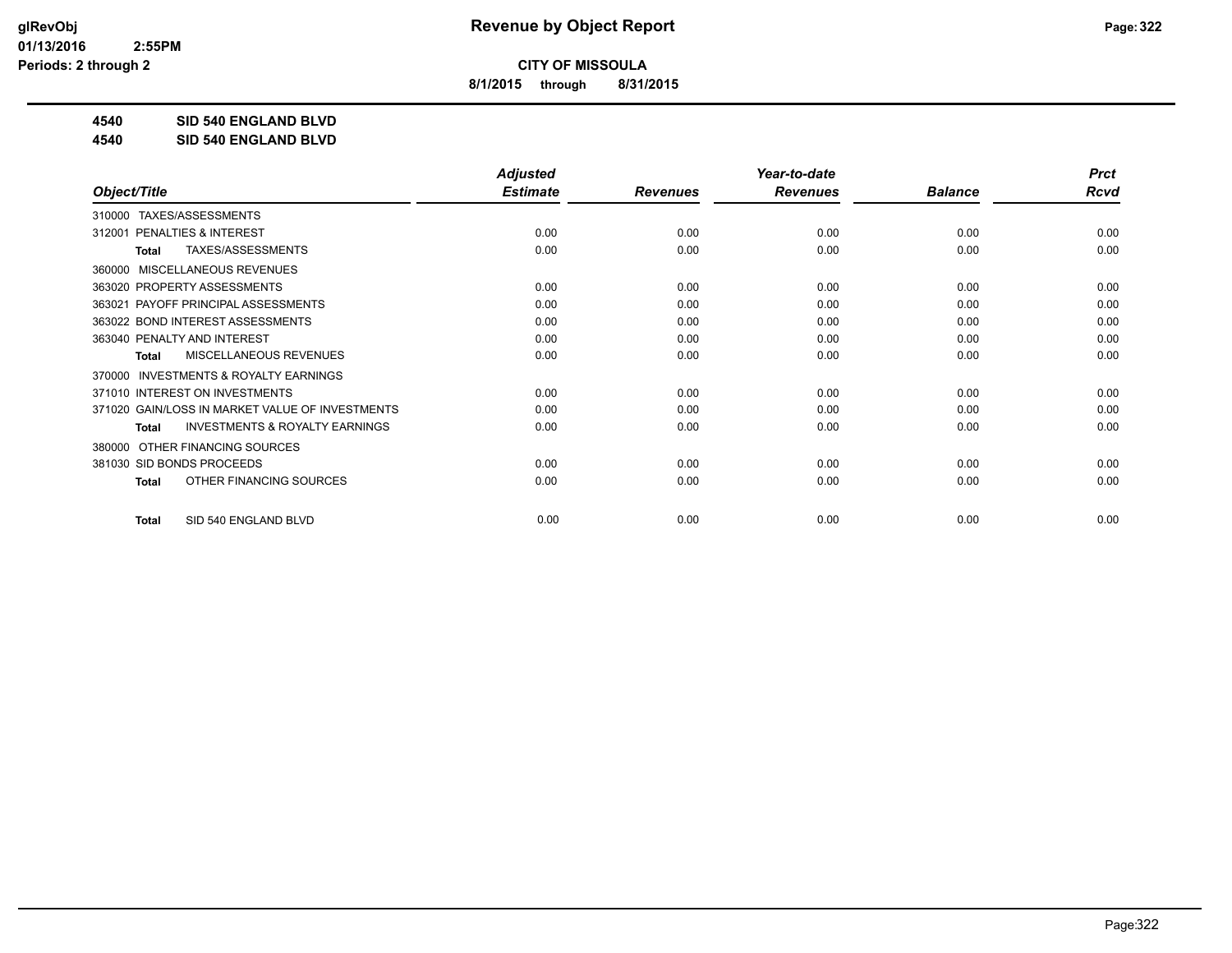# Revenue by Object Report

**CITY OF MISSOULA**

**8/1/2015 through 8/31/2015**

**4540 SID 540 ENGLAND BLVD**

**4540 SID 540 ENGLAND BLVD**

| Object/Title | Adjusted Estimate | Revenues | Year-to-date Revenues | Balance | Prct Rcvd |
|---|---|---|---|---|---|
| 310000 TAXES/ASSESSMENTS | | | | | |
| 312001 PENALTIES & INTEREST | 0.00 | 0.00 | 0.00 | 0.00 | 0.00 |
| **Total** TAXES/ASSESSMENTS | 0.00 | 0.00 | 0.00 | 0.00 | 0.00 |
| 360000 MISCELLANEOUS REVENUES | | | | | |
| 363020 PROPERTY ASSESSMENTS | 0.00 | 0.00 | 0.00 | 0.00 | 0.00 |
| 363021 PAYOFF PRINCIPAL ASSESSMENTS | 0.00 | 0.00 | 0.00 | 0.00 | 0.00 |
| 363022 BOND INTEREST ASSESSMENTS | 0.00 | 0.00 | 0.00 | 0.00 | 0.00 |
| 363040 PENALTY AND INTEREST | 0.00 | 0.00 | 0.00 | 0.00 | 0.00 |
| **Total** MISCELLANEOUS REVENUES | 0.00 | 0.00 | 0.00 | 0.00 | 0.00 |
| 370000 INVESTMENTS & ROYALTY EARNINGS | | | | | |
| 371010 INTEREST ON INVESTMENTS | 0.00 | 0.00 | 0.00 | 0.00 | 0.00 |
| 371020 GAIN/LOSS IN MARKET VALUE OF INVESTMENTS | 0.00 | 0.00 | 0.00 | 0.00 | 0.00 |
| **Total** INVESTMENTS & ROYALTY EARNINGS | 0.00 | 0.00 | 0.00 | 0.00 | 0.00 |
| 380000 OTHER FINANCING SOURCES | | | | | |
| 381030 SID BONDS PROCEEDS | 0.00 | 0.00 | 0.00 | 0.00 | 0.00 |
| **Total** OTHER FINANCING SOURCES | 0.00 | 0.00 | 0.00 | 0.00 | 0.00 |
| **Total** SID 540 ENGLAND BLVD | 0.00 | 0.00 | 0.00 | 0.00 | 0.00 |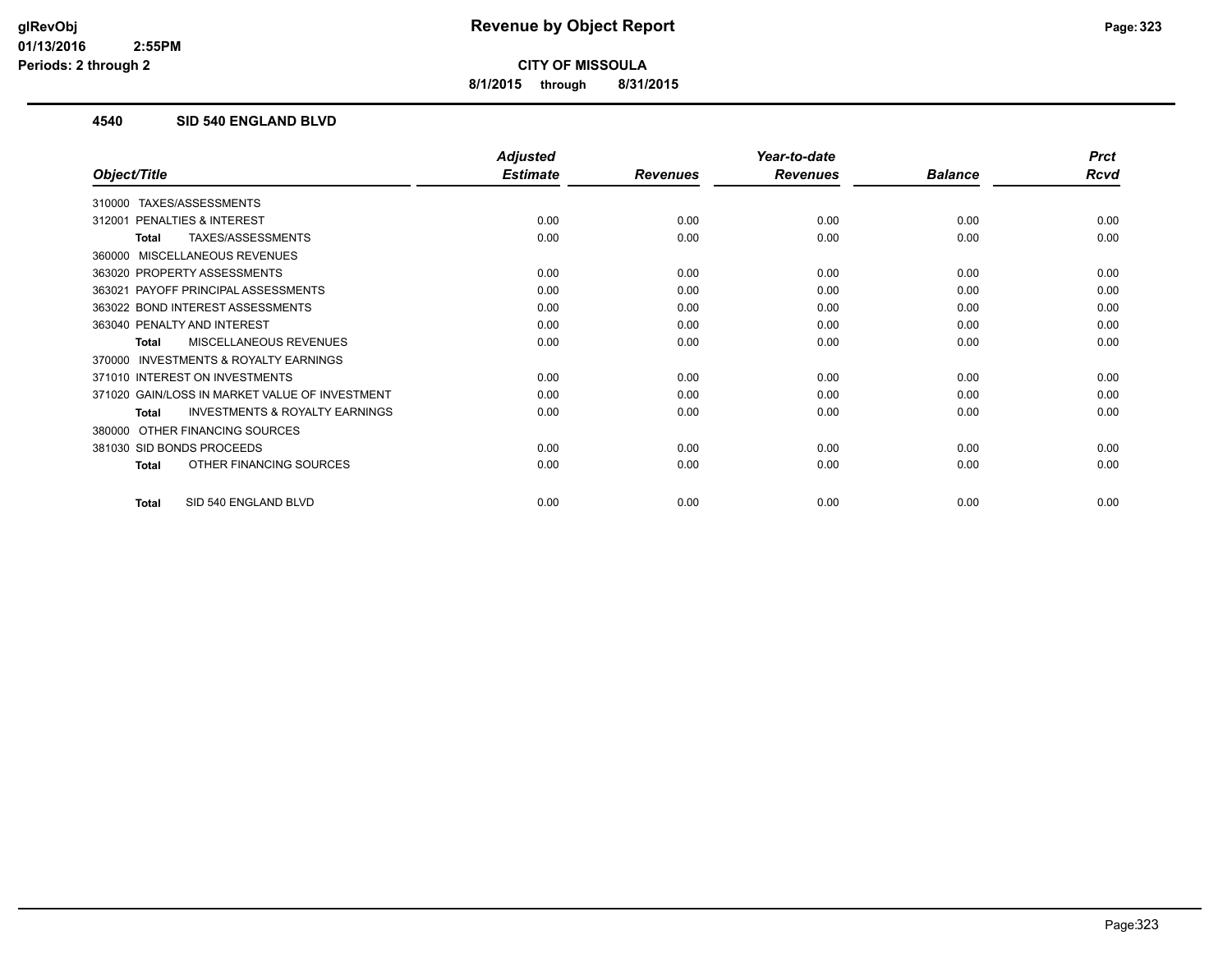CITY OF MISSOULA

8/1/2015 through 8/31/2015

#### 4540 SID 540 ENGLAND BLVD

| Object/Title | Adjusted Estimate | Revenues | Year-to-date Revenues | Balance | Prct Rcvd |
|---|---|---|---|---|---|
| 310000 TAXES/ASSESSMENTS | | | | | |
| 312001 PENALTIES & INTEREST | 0.00 | 0.00 | 0.00 | 0.00 | 0.00 |
| **Total** TAXES/ASSESSMENTS | 0.00 | 0.00 | 0.00 | 0.00 | 0.00 |
| 360000 MISCELLANEOUS REVENUES | | | | | |
| 363020 PROPERTY ASSESSMENTS | 0.00 | 0.00 | 0.00 | 0.00 | 0.00 |
| 363021 PAYOFF PRINCIPAL ASSESSMENTS | 0.00 | 0.00 | 0.00 | 0.00 | 0.00 |
| 363022 BOND INTEREST ASSESSMENTS | 0.00 | 0.00 | 0.00 | 0.00 | 0.00 |
| 363040 PENALTY AND INTEREST | 0.00 | 0.00 | 0.00 | 0.00 | 0.00 |
| **Total** MISCELLANEOUS REVENUES | 0.00 | 0.00 | 0.00 | 0.00 | 0.00 |
| 370000 INVESTMENTS & ROYALTY EARNINGS | | | | | |
| 371010 INTEREST ON INVESTMENTS | 0.00 | 0.00 | 0.00 | 0.00 | 0.00 |
| 371020 GAIN/LOSS IN MARKET VALUE OF INVESTMENT | 0.00 | 0.00 | 0.00 | 0.00 | 0.00 |
| **Total** INVESTMENTS & ROYALTY EARNINGS | 0.00 | 0.00 | 0.00 | 0.00 | 0.00 |
| 380000 OTHER FINANCING SOURCES | | | | | |
| 381030 SID BONDS PROCEEDS | 0.00 | 0.00 | 0.00 | 0.00 | 0.00 |
| **Total** OTHER FINANCING SOURCES | 0.00 | 0.00 | 0.00 | 0.00 | 0.00 |
| **Total** SID 540 ENGLAND BLVD | 0.00 | 0.00 | 0.00 | 0.00 | 0.00 |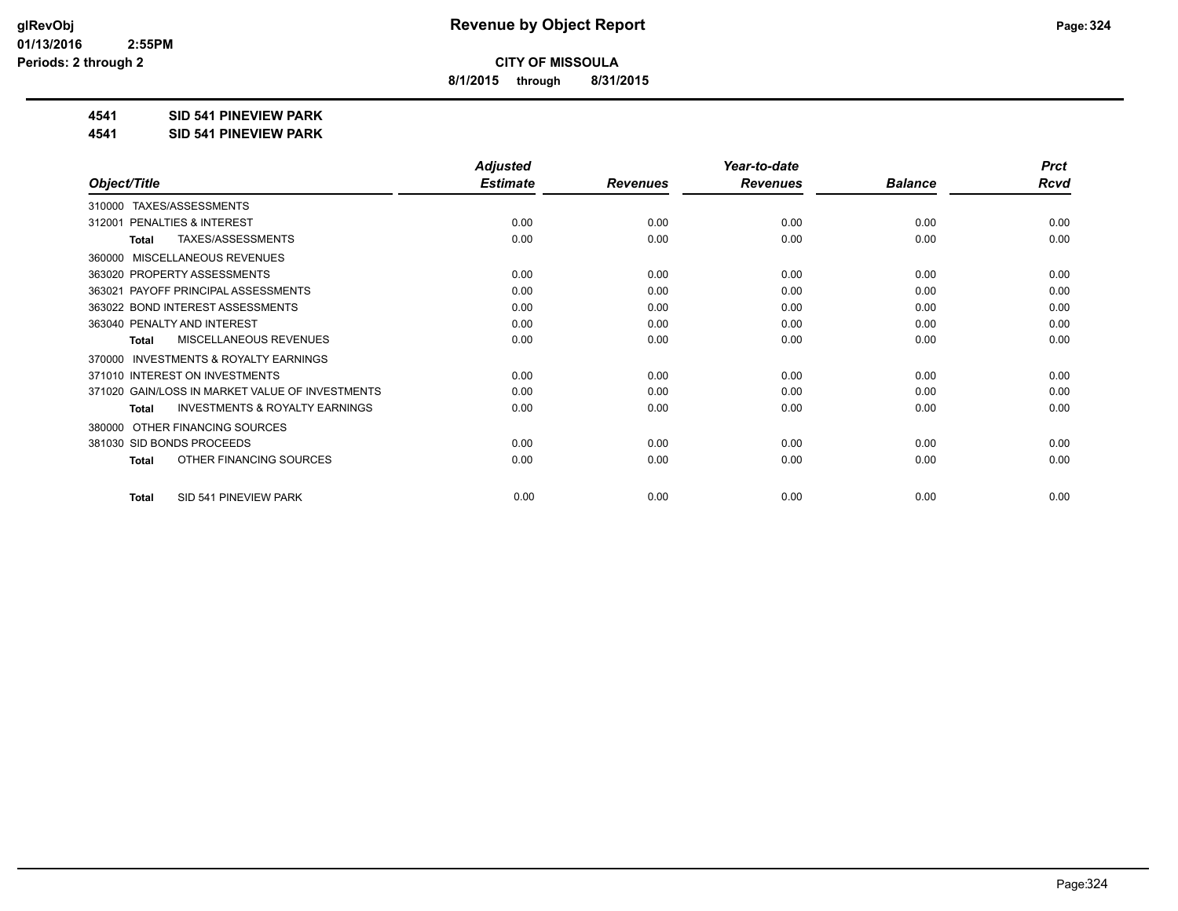**CITY OF MISSOULA**

**8/1/2015 through 8/31/2015**

**4541 SID 541 PINEVIEW PARK**

**4541 SID 541 PINEVIEW PARK**

| Object/Title | Adjusted Estimate | Revenues | Year-to-date Revenues | Balance | Prct Rcvd |
|---|---|---|---|---|---|
| 310000 TAXES/ASSESSMENTS | | | | | |
| 312001 PENALTIES & INTEREST | 0.00 | 0.00 | 0.00 | 0.00 | 0.00 |
| **Total** TAXES/ASSESSMENTS | 0.00 | 0.00 | 0.00 | 0.00 | 0.00 |
| 360000 MISCELLANEOUS REVENUES | | | | | |
| 363020 PROPERTY ASSESSMENTS | 0.00 | 0.00 | 0.00 | 0.00 | 0.00 |
| 363021 PAYOFF PRINCIPAL ASSESSMENTS | 0.00 | 0.00 | 0.00 | 0.00 | 0.00 |
| 363022 BOND INTEREST ASSESSMENTS | 0.00 | 0.00 | 0.00 | 0.00 | 0.00 |
| 363040 PENALTY AND INTEREST | 0.00 | 0.00 | 0.00 | 0.00 | 0.00 |
| **Total** MISCELLANEOUS REVENUES | 0.00 | 0.00 | 0.00 | 0.00 | 0.00 |
| 370000 INVESTMENTS & ROYALTY EARNINGS | | | | | |
| 371010 INTEREST ON INVESTMENTS | 0.00 | 0.00 | 0.00 | 0.00 | 0.00 |
| 371020 GAIN/LOSS IN MARKET VALUE OF INVESTMENTS | 0.00 | 0.00 | 0.00 | 0.00 | 0.00 |
| **Total** INVESTMENTS & ROYALTY EARNINGS | 0.00 | 0.00 | 0.00 | 0.00 | 0.00 |
| 380000 OTHER FINANCING SOURCES | | | | | |
| 381030 SID BONDS PROCEEDS | 0.00 | 0.00 | 0.00 | 0.00 | 0.00 |
| **Total** OTHER FINANCING SOURCES | 0.00 | 0.00 | 0.00 | 0.00 | 0.00 |
| **Total** SID 541 PINEVIEW PARK | 0.00 | 0.00 | 0.00 | 0.00 | 0.00 |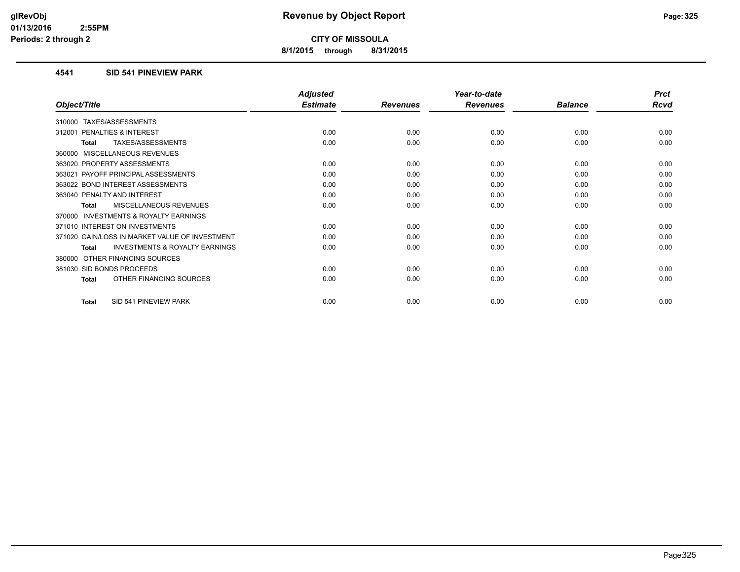**CITY OF MISSOULA**

**8/1/2015 through 8/31/2015**

### 4541 SID 541 PINEVIEW PARK

| Object/Title | Adjusted Estimate | Revenues | Year-to-date Revenues | Balance | Prct Rcvd |
|---|---|---|---|---|---|
| 310000 TAXES/ASSESSMENTS | | | | | |
| 312001 PENALTIES & INTEREST | 0.00 | 0.00 | 0.00 | 0.00 | 0.00 |
| **Total** TAXES/ASSESSMENTS | 0.00 | 0.00 | 0.00 | 0.00 | 0.00 |
| 360000 MISCELLANEOUS REVENUES | | | | | |
| 363020 PROPERTY ASSESSMENTS | 0.00 | 0.00 | 0.00 | 0.00 | 0.00 |
| 363021 PAYOFF PRINCIPAL ASSESSMENTS | 0.00 | 0.00 | 0.00 | 0.00 | 0.00 |
| 363022 BOND INTEREST ASSESSMENTS | 0.00 | 0.00 | 0.00 | 0.00 | 0.00 |
| 363040 PENALTY AND INTEREST | 0.00 | 0.00 | 0.00 | 0.00 | 0.00 |
| **Total** MISCELLANEOUS REVENUES | 0.00 | 0.00 | 0.00 | 0.00 | 0.00 |
| 370000 INVESTMENTS & ROYALTY EARNINGS | | | | | |
| 371010 INTEREST ON INVESTMENTS | 0.00 | 0.00 | 0.00 | 0.00 | 0.00 |
| 371020 GAIN/LOSS IN MARKET VALUE OF INVESTMENT | 0.00 | 0.00 | 0.00 | 0.00 | 0.00 |
| **Total** INVESTMENTS & ROYALTY EARNINGS | 0.00 | 0.00 | 0.00 | 0.00 | 0.00 |
| 380000 OTHER FINANCING SOURCES | | | | | |
| 381030 SID BONDS PROCEEDS | 0.00 | 0.00 | 0.00 | 0.00 | 0.00 |
| **Total** OTHER FINANCING SOURCES | 0.00 | 0.00 | 0.00 | 0.00 | 0.00 |
| **Total** SID 541 PINEVIEW PARK | 0.00 | 0.00 | 0.00 | 0.00 | 0.00 |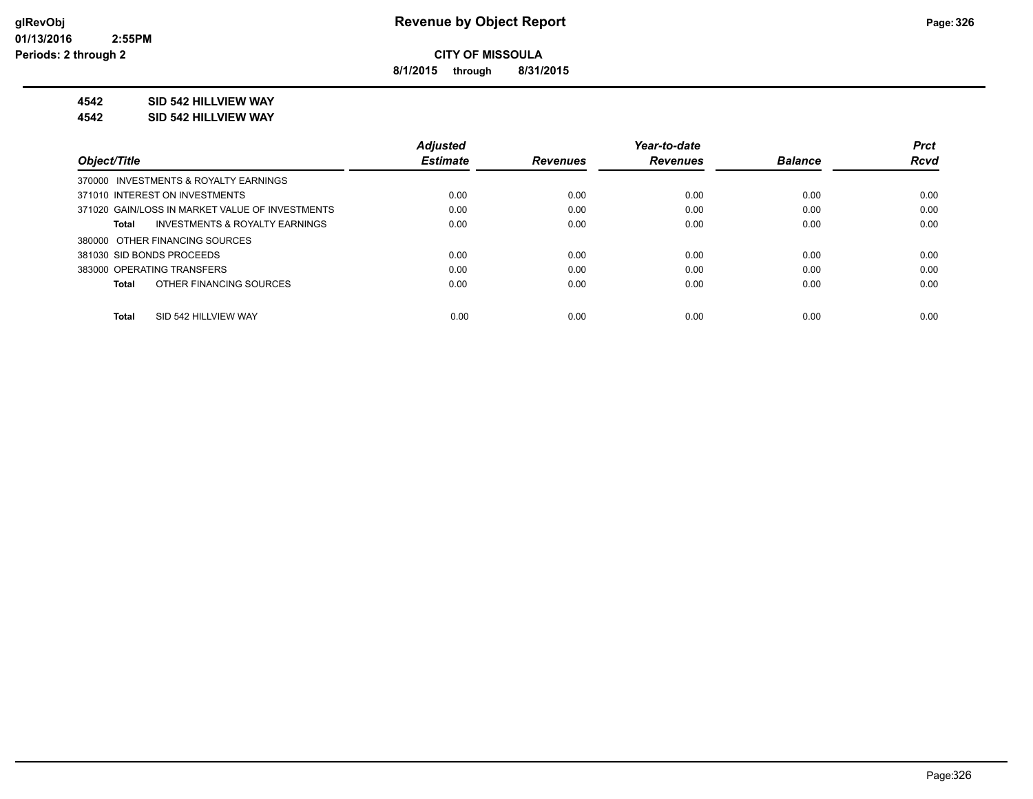**CITY OF MISSOULA**

**8/1/2015 through 8/31/2015**

**4542 SID 542 HILLVIEW WAY**

**4542 SID 542 HILLVIEW WAY**

| Object/Title | Adjusted Estimate | Revenues | Year-to-date Revenues | Balance | Prct Rcvd |
|---|---|---|---|---|---|
| 370000 INVESTMENTS & ROYALTY EARNINGS | | | | | |
| 371010 INTEREST ON INVESTMENTS | 0.00 | 0.00 | 0.00 | 0.00 | 0.00 |
| 371020 GAIN/LOSS IN MARKET VALUE OF INVESTMENTS | 0.00 | 0.00 | 0.00 | 0.00 | 0.00 |
| **Total** INVESTMENTS & ROYALTY EARNINGS | 0.00 | 0.00 | 0.00 | 0.00 | 0.00 |
| 380000 OTHER FINANCING SOURCES | | | | | |
| 381030 SID BONDS PROCEEDS | 0.00 | 0.00 | 0.00 | 0.00 | 0.00 |
| 383000 OPERATING TRANSFERS | 0.00 | 0.00 | 0.00 | 0.00 | 0.00 |
| **Total** OTHER FINANCING SOURCES | 0.00 | 0.00 | 0.00 | 0.00 | 0.00 |
| **Total** SID 542 HILLVIEW WAY | 0.00 | 0.00 | 0.00 | 0.00 | 0.00 |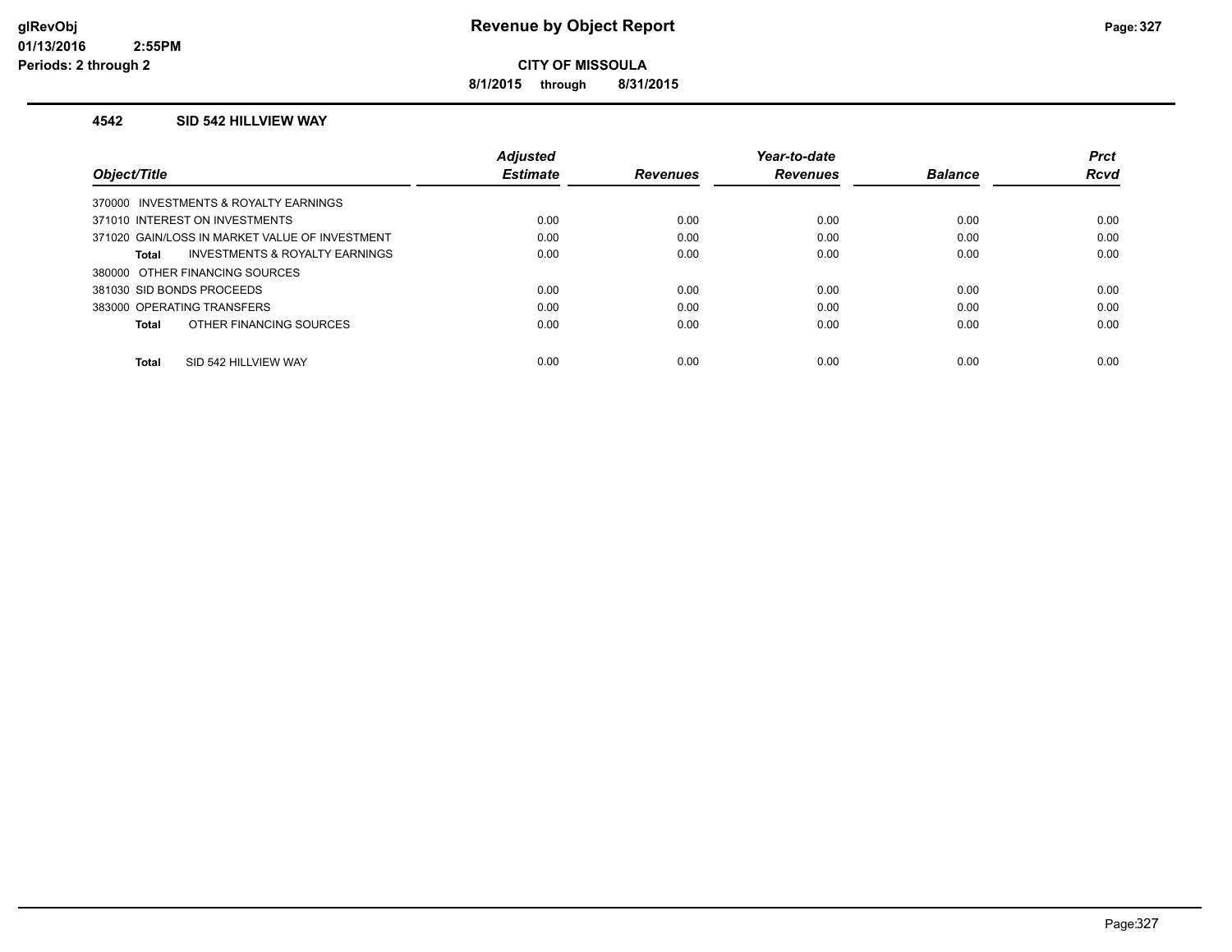# Revenue by Object Report

**CITY OF MISSOULA**

**8/1/2015 through 8/31/2015**

glRevObj
01/13/2016 2:55PM
Periods: 2 through 2

### 4542 SID 542 HILLVIEW WAY

| Object/Title | Adjusted Estimate | Revenues | Year-to-date Revenues | Balance | Prct Rcvd |
|---|---|---|---|---|---|
| 370000 INVESTMENTS & ROYALTY EARNINGS | | | | | |
| 371010 INTEREST ON INVESTMENTS | 0.00 | 0.00 | 0.00 | 0.00 | 0.00 |
| 371020 GAIN/LOSS IN MARKET VALUE OF INVESTMENT | 0.00 | 0.00 | 0.00 | 0.00 | 0.00 |
| **Total** INVESTMENTS & ROYALTY EARNINGS | 0.00 | 0.00 | 0.00 | 0.00 | 0.00 |
| 380000 OTHER FINANCING SOURCES | | | | | |
| 381030 SID BONDS PROCEEDS | 0.00 | 0.00 | 0.00 | 0.00 | 0.00 |
| 383000 OPERATING TRANSFERS | 0.00 | 0.00 | 0.00 | 0.00 | 0.00 |
| **Total** OTHER FINANCING SOURCES | 0.00 | 0.00 | 0.00 | 0.00 | 0.00 |
| **Total** SID 542 HILLVIEW WAY | 0.00 | 0.00 | 0.00 | 0.00 | 0.00 |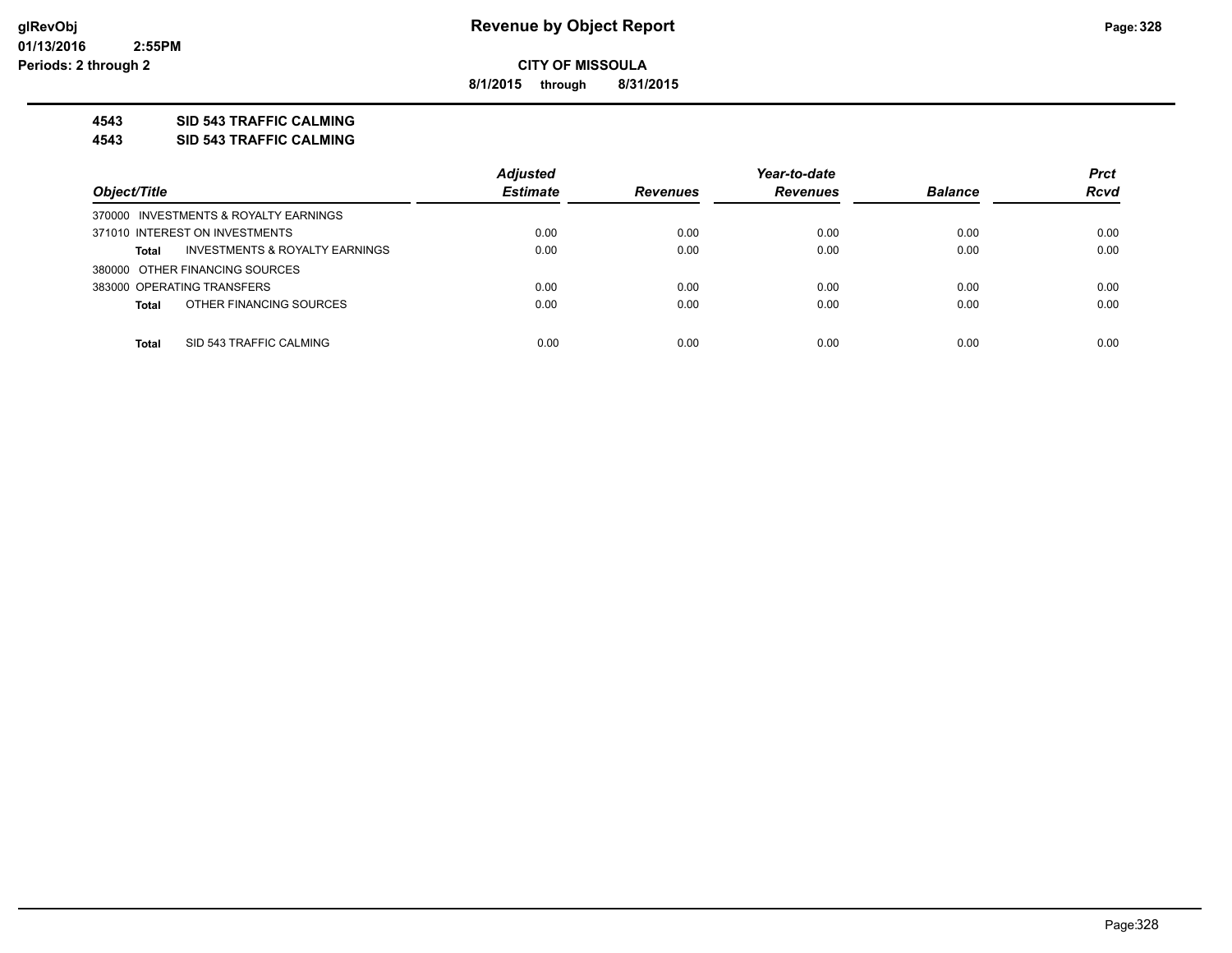**CITY OF MISSOULA**

**8/1/2015 through 8/31/2015**

**4543 SID 543 TRAFFIC CALMING**

**4543 SID 543 TRAFFIC CALMING**

| Object/Title | Adjusted Estimate | Revenues | Year-to-date Revenues | Balance | Prct Rcvd |
|---|---|---|---|---|---|
| 370000 INVESTMENTS & ROYALTY EARNINGS | | | | | |
| 371010 INTEREST ON INVESTMENTS | 0.00 | 0.00 | 0.00 | 0.00 | 0.00 |
| **Total** INVESTMENTS & ROYALTY EARNINGS | 0.00 | 0.00 | 0.00 | 0.00 | 0.00 |
| 380000 OTHER FINANCING SOURCES | | | | | |
| 383000 OPERATING TRANSFERS | 0.00 | 0.00 | 0.00 | 0.00 | 0.00 |
| **Total** OTHER FINANCING SOURCES | 0.00 | 0.00 | 0.00 | 0.00 | 0.00 |
| **Total** SID 543 TRAFFIC CALMING | 0.00 | 0.00 | 0.00 | 0.00 | 0.00 |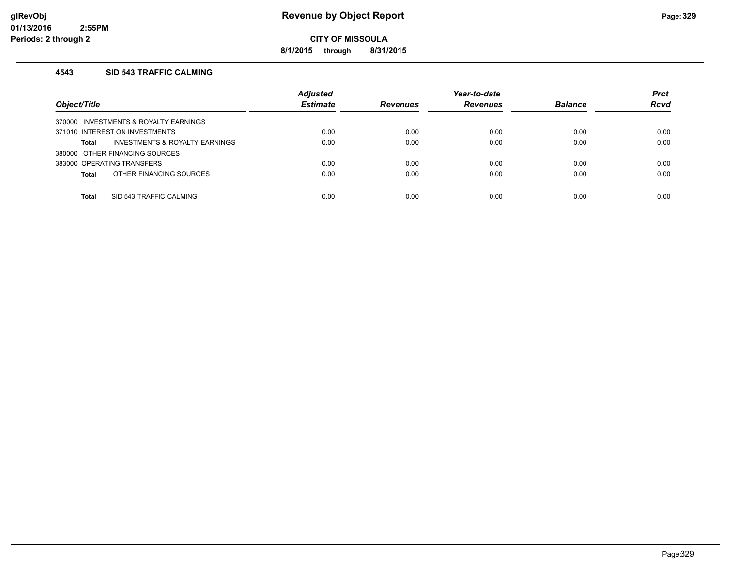**Revenue by Object Report**

**CITY OF MISSOULA**

**8/1/2015 through 8/31/2015**

glRevObj
01/13/2016 2:55PM
Periods: 2 through 2

### 4543 SID 543 TRAFFIC CALMING

| Object/Title | Adjusted Estimate | Revenues | Year-to-date Revenues | Balance | Prct Rcvd |
|---|---|---|---|---|---|
| 370000 INVESTMENTS & ROYALTY EARNINGS | | | | | |
| 371010 INTEREST ON INVESTMENTS | 0.00 | 0.00 | 0.00 | 0.00 | 0.00 |
| **Total** INVESTMENTS & ROYALTY EARNINGS | 0.00 | 0.00 | 0.00 | 0.00 | 0.00 |
| 380000 OTHER FINANCING SOURCES | | | | | |
| 383000 OPERATING TRANSFERS | 0.00 | 0.00 | 0.00 | 0.00 | 0.00 |
| **Total** OTHER FINANCING SOURCES | 0.00 | 0.00 | 0.00 | 0.00 | 0.00 |
| **Total** SID 543 TRAFFIC CALMING | 0.00 | 0.00 | 0.00 | 0.00 | 0.00 |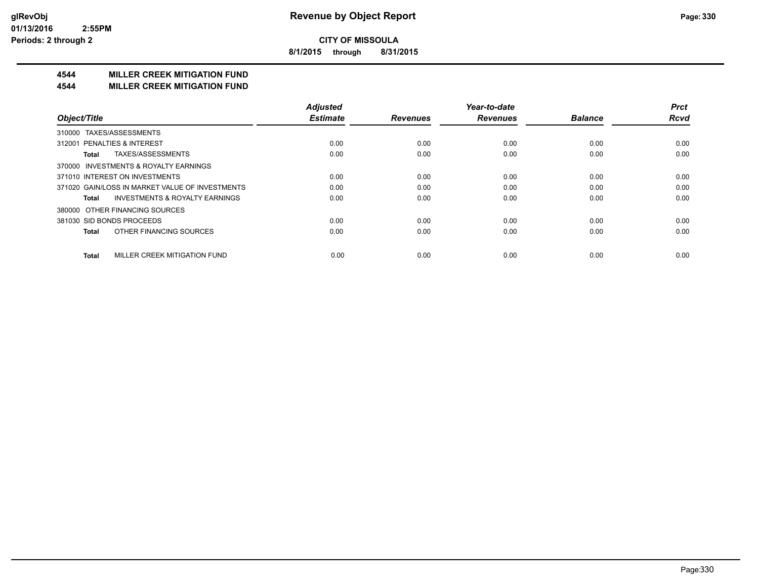**CITY OF MISSOULA**

**8/1/2015 through 8/31/2015**

**Revenue by Object Report**

glRevObj
01/13/2016 2:55PM
Periods: 2 through 2

## 4544 MILLER CREEK MITIGATION FUND
## 4544 MILLER CREEK MITIGATION FUND

| Object/Title | Adjusted Estimate | Revenues | Year-to-date Revenues | Balance | Prct Rcvd |
|---|---|---|---|---|---|
| 310000 TAXES/ASSESSMENTS | | | | | |
| 312001 PENALTIES & INTEREST | 0.00 | 0.00 | 0.00 | 0.00 | 0.00 |
| **Total** TAXES/ASSESSMENTS | 0.00 | 0.00 | 0.00 | 0.00 | 0.00 |
| 370000 INVESTMENTS & ROYALTY EARNINGS | | | | | |
| 371010 INTEREST ON INVESTMENTS | 0.00 | 0.00 | 0.00 | 0.00 | 0.00 |
| 371020 GAIN/LOSS IN MARKET VALUE OF INVESTMENTS | 0.00 | 0.00 | 0.00 | 0.00 | 0.00 |
| **Total** INVESTMENTS & ROYALTY EARNINGS | 0.00 | 0.00 | 0.00 | 0.00 | 0.00 |
| 380000 OTHER FINANCING SOURCES | | | | | |
| 381030 SID BONDS PROCEEDS | 0.00 | 0.00 | 0.00 | 0.00 | 0.00 |
| **Total** OTHER FINANCING SOURCES | 0.00 | 0.00 | 0.00 | 0.00 | 0.00 |
| **Total** MILLER CREEK MITIGATION FUND | 0.00 | 0.00 | 0.00 | 0.00 | 0.00 |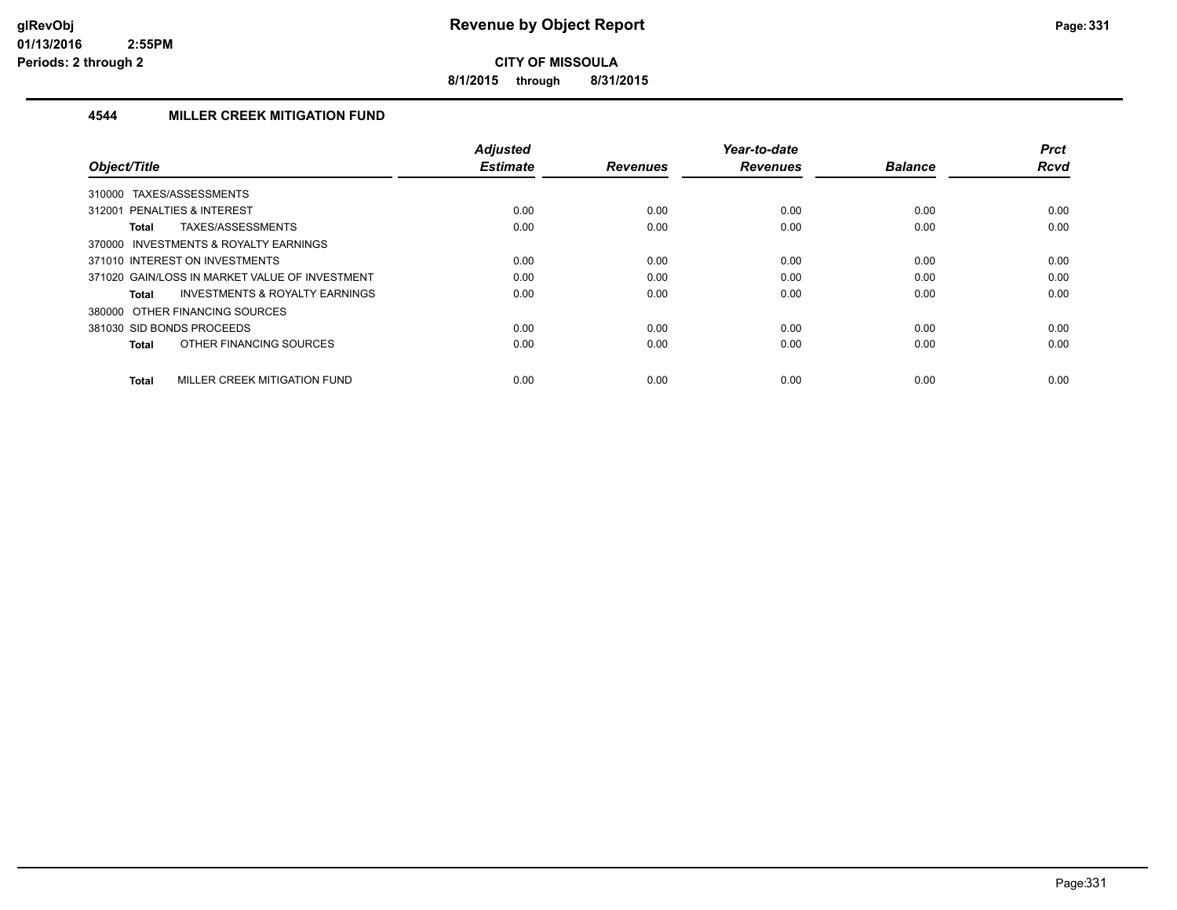**Revenue by Object Report**

**CITY OF MISSOULA**

**8/1/2015 through 8/31/2015**

## 4544 MILLER CREEK MITIGATION FUND

| Object/Title | Adjusted Estimate | Revenues | Year-to-date Revenues | Balance | Prct Rcvd |
|---|---|---|---|---|---|
| 310000 TAXES/ASSESSMENTS | | | | | |
| 312001 PENALTIES & INTEREST | 0.00 | 0.00 | 0.00 | 0.00 | 0.00 |
| **Total** TAXES/ASSESSMENTS | 0.00 | 0.00 | 0.00 | 0.00 | 0.00 |
| 370000 INVESTMENTS & ROYALTY EARNINGS | | | | | |
| 371010 INTEREST ON INVESTMENTS | 0.00 | 0.00 | 0.00 | 0.00 | 0.00 |
| 371020 GAIN/LOSS IN MARKET VALUE OF INVESTMENT | 0.00 | 0.00 | 0.00 | 0.00 | 0.00 |
| **Total** INVESTMENTS & ROYALTY EARNINGS | 0.00 | 0.00 | 0.00 | 0.00 | 0.00 |
| 380000 OTHER FINANCING SOURCES | | | | | |
| 381030 SID BONDS PROCEEDS | 0.00 | 0.00 | 0.00 | 0.00 | 0.00 |
| **Total** OTHER FINANCING SOURCES | 0.00 | 0.00 | 0.00 | 0.00 | 0.00 |
| **Total** MILLER CREEK MITIGATION FUND | 0.00 | 0.00 | 0.00 | 0.00 | 0.00 |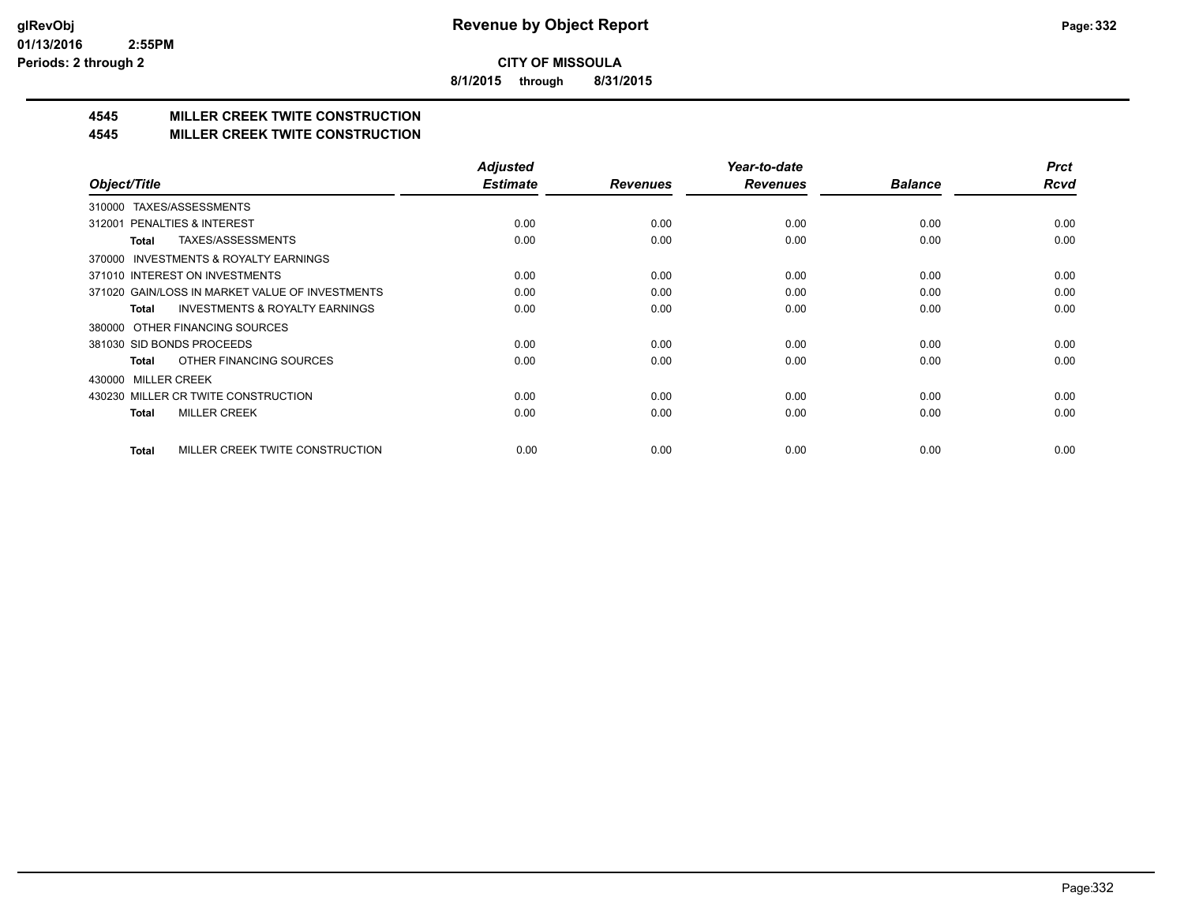**CITY OF MISSOULA**

**8/1/2015 through 8/31/2015**

## 4545 MILLER CREEK TWITE CONSTRUCTION
## 4545 MILLER CREEK TWITE CONSTRUCTION

| Object/Title | Adjusted Estimate | Revenues | Year-to-date Revenues | Balance | Prct Rcvd |
|---|---|---|---|---|---|
| 310000 TAXES/ASSESSMENTS | | | | | |
| 312001 PENALTIES & INTEREST | 0.00 | 0.00 | 0.00 | 0.00 | 0.00 |
| **Total** TAXES/ASSESSMENTS | 0.00 | 0.00 | 0.00 | 0.00 | 0.00 |
| 370000 INVESTMENTS & ROYALTY EARNINGS | | | | | |
| 371010 INTEREST ON INVESTMENTS | 0.00 | 0.00 | 0.00 | 0.00 | 0.00 |
| 371020 GAIN/LOSS IN MARKET VALUE OF INVESTMENTS | 0.00 | 0.00 | 0.00 | 0.00 | 0.00 |
| **Total** INVESTMENTS & ROYALTY EARNINGS | 0.00 | 0.00 | 0.00 | 0.00 | 0.00 |
| 380000 OTHER FINANCING SOURCES | | | | | |
| 381030 SID BONDS PROCEEDS | 0.00 | 0.00 | 0.00 | 0.00 | 0.00 |
| **Total** OTHER FINANCING SOURCES | 0.00 | 0.00 | 0.00 | 0.00 | 0.00 |
| 430000 MILLER CREEK | | | | | |
| 430230 MILLER CR TWITE CONSTRUCTION | 0.00 | 0.00 | 0.00 | 0.00 | 0.00 |
| **Total** MILLER CREEK | 0.00 | 0.00 | 0.00 | 0.00 | 0.00 |
| **Total** MILLER CREEK TWITE CONSTRUCTION | 0.00 | 0.00 | 0.00 | 0.00 | 0.00 |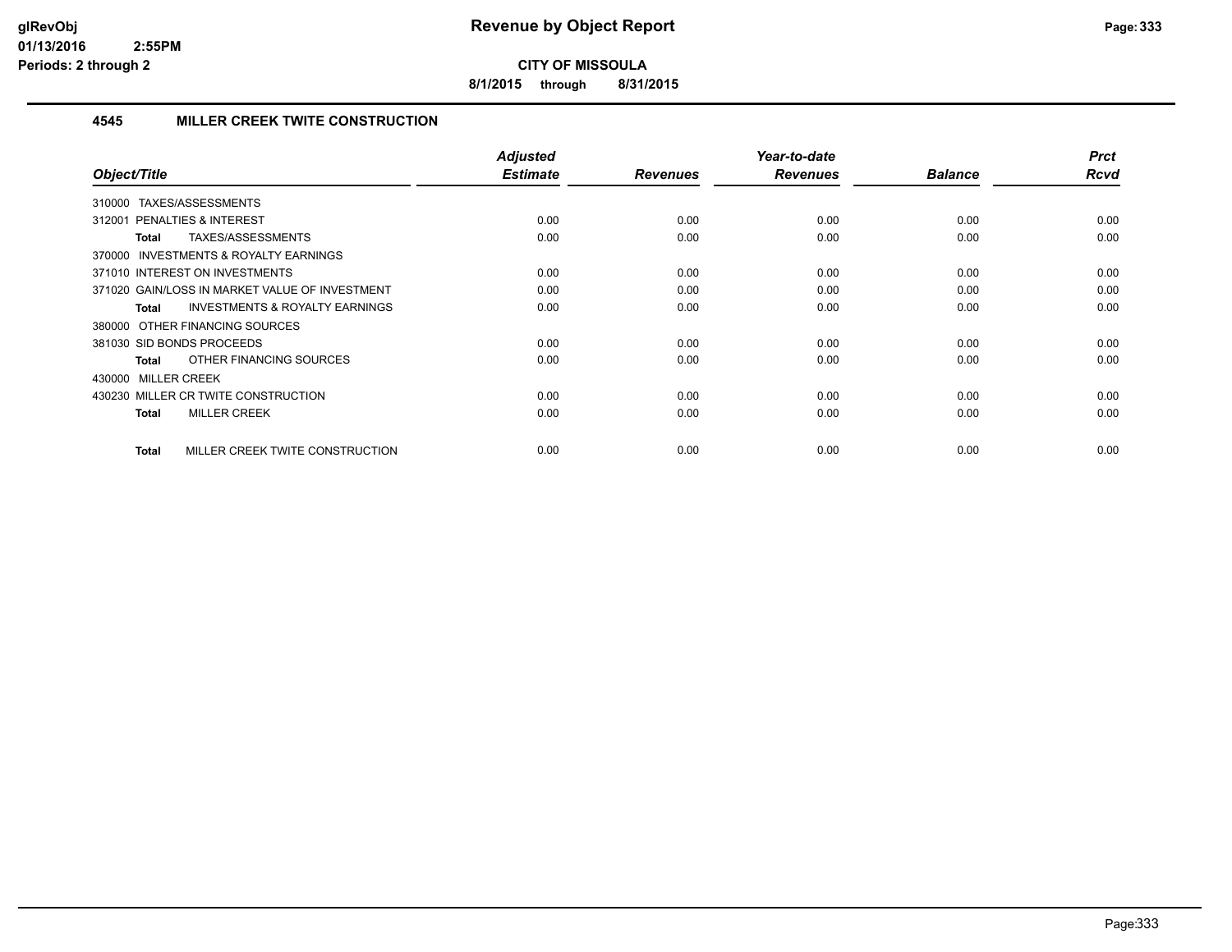# Revenue by Object Report

**CITY OF MISSOULA**

**8/1/2015 through 8/31/2015**

glRevObj
01/13/2016 2:55PM
Periods: 2 through 2

### 4545 MILLER CREEK TWITE CONSTRUCTION

| Object/Title | Adjusted Estimate | Revenues | Year-to-date Revenues | Balance | Prct Rcvd |
|---|---|---|---|---|---|
| 310000 TAXES/ASSESSMENTS | | | | | |
| 312001 PENALTIES & INTEREST | 0.00 | 0.00 | 0.00 | 0.00 | 0.00 |
| **Total** TAXES/ASSESSMENTS | 0.00 | 0.00 | 0.00 | 0.00 | 0.00 |
| 370000 INVESTMENTS & ROYALTY EARNINGS | | | | | |
| 371010 INTEREST ON INVESTMENTS | 0.00 | 0.00 | 0.00 | 0.00 | 0.00 |
| 371020 GAIN/LOSS IN MARKET VALUE OF INVESTMENT | 0.00 | 0.00 | 0.00 | 0.00 | 0.00 |
| **Total** INVESTMENTS & ROYALTY EARNINGS | 0.00 | 0.00 | 0.00 | 0.00 | 0.00 |
| 380000 OTHER FINANCING SOURCES | | | | | |
| 381030 SID BONDS PROCEEDS | 0.00 | 0.00 | 0.00 | 0.00 | 0.00 |
| **Total** OTHER FINANCING SOURCES | 0.00 | 0.00 | 0.00 | 0.00 | 0.00 |
| 430000 MILLER CREEK | | | | | |
| 430230 MILLER CR TWITE CONSTRUCTION | 0.00 | 0.00 | 0.00 | 0.00 | 0.00 |
| **Total** MILLER CREEK | 0.00 | 0.00 | 0.00 | 0.00 | 0.00 |
| **Total** MILLER CREEK TWITE CONSTRUCTION | 0.00 | 0.00 | 0.00 | 0.00 | 0.00 |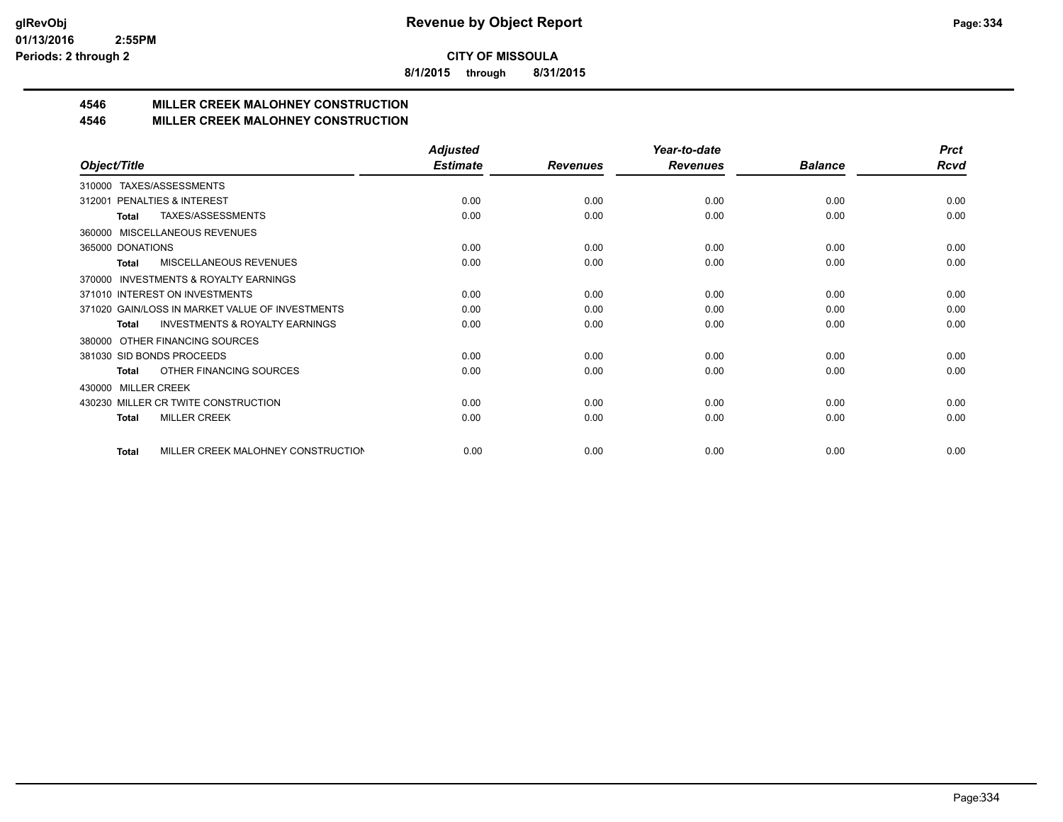**CITY OF MISSOULA**

**8/1/2015 through 8/31/2015**

## 4546 MILLER CREEK MALOHNEY CONSTRUCTION
## 4546 MILLER CREEK MALOHNEY CONSTRUCTION

| Object/Title | Adjusted Estimate | Revenues | Year-to-date Revenues | Balance | Prct Rcvd |
|---|---|---|---|---|---|
| 310000 TAXES/ASSESSMENTS | | | | | |
| 312001 PENALTIES & INTEREST | 0.00 | 0.00 | 0.00 | 0.00 | 0.00 |
| **Total** TAXES/ASSESSMENTS | 0.00 | 0.00 | 0.00 | 0.00 | 0.00 |
| 360000 MISCELLANEOUS REVENUES | | | | | |
| 365000 DONATIONS | 0.00 | 0.00 | 0.00 | 0.00 | 0.00 |
| **Total** MISCELLANEOUS REVENUES | 0.00 | 0.00 | 0.00 | 0.00 | 0.00 |
| 370000 INVESTMENTS & ROYALTY EARNINGS | | | | | |
| 371010 INTEREST ON INVESTMENTS | 0.00 | 0.00 | 0.00 | 0.00 | 0.00 |
| 371020 GAIN/LOSS IN MARKET VALUE OF INVESTMENTS | 0.00 | 0.00 | 0.00 | 0.00 | 0.00 |
| **Total** INVESTMENTS & ROYALTY EARNINGS | 0.00 | 0.00 | 0.00 | 0.00 | 0.00 |
| 380000 OTHER FINANCING SOURCES | | | | | |
| 381030 SID BONDS PROCEEDS | 0.00 | 0.00 | 0.00 | 0.00 | 0.00 |
| **Total** OTHER FINANCING SOURCES | 0.00 | 0.00 | 0.00 | 0.00 | 0.00 |
| 430000 MILLER CREEK | | | | | |
| 430230 MILLER CR TWITE CONSTRUCTION | 0.00 | 0.00 | 0.00 | 0.00 | 0.00 |
| **Total** MILLER CREEK | 0.00 | 0.00 | 0.00 | 0.00 | 0.00 |
| **Total** MILLER CREEK MALOHNEY CONSTRUCTION | 0.00 | 0.00 | 0.00 | 0.00 | 0.00 |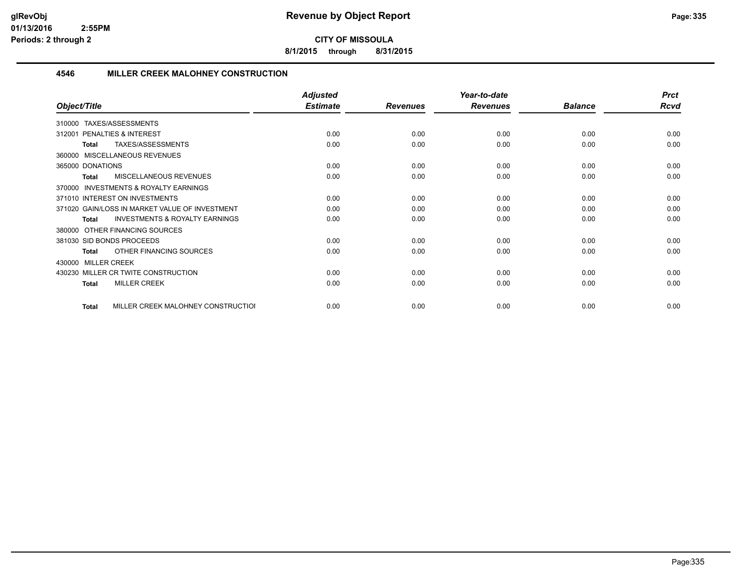**CITY OF MISSOULA**

**8/1/2015 through 8/31/2015**

## 4546 MILLER CREEK MALOHNEY CONSTRUCTION

| Object/Title | Adjusted Estimate | Revenues | Year-to-date Revenues | Balance | Prct Rcvd |
|---|---|---|---|---|---|
| 310000 TAXES/ASSESSMENTS | | | | | |
| 312001 PENALTIES & INTEREST | 0.00 | 0.00 | 0.00 | 0.00 | 0.00 |
| **Total** TAXES/ASSESSMENTS | 0.00 | 0.00 | 0.00 | 0.00 | 0.00 |
| 360000 MISCELLANEOUS REVENUES | | | | | |
| 365000 DONATIONS | 0.00 | 0.00 | 0.00 | 0.00 | 0.00 |
| **Total** MISCELLANEOUS REVENUES | 0.00 | 0.00 | 0.00 | 0.00 | 0.00 |
| 370000 INVESTMENTS & ROYALTY EARNINGS | | | | | |
| 371010 INTEREST ON INVESTMENTS | 0.00 | 0.00 | 0.00 | 0.00 | 0.00 |
| 371020 GAIN/LOSS IN MARKET VALUE OF INVESTMENT | 0.00 | 0.00 | 0.00 | 0.00 | 0.00 |
| **Total** INVESTMENTS & ROYALTY EARNINGS | 0.00 | 0.00 | 0.00 | 0.00 | 0.00 |
| 380000 OTHER FINANCING SOURCES | | | | | |
| 381030 SID BONDS PROCEEDS | 0.00 | 0.00 | 0.00 | 0.00 | 0.00 |
| **Total** OTHER FINANCING SOURCES | 0.00 | 0.00 | 0.00 | 0.00 | 0.00 |
| 430000 MILLER CREEK | | | | | |
| 430230 MILLER CR TWITE CONSTRUCTION | 0.00 | 0.00 | 0.00 | 0.00 | 0.00 |
| **Total** MILLER CREEK | 0.00 | 0.00 | 0.00 | 0.00 | 0.00 |
| **Total** MILLER CREEK MALOHNEY CONSTRUCTIOI | 0.00 | 0.00 | 0.00 | 0.00 | 0.00 |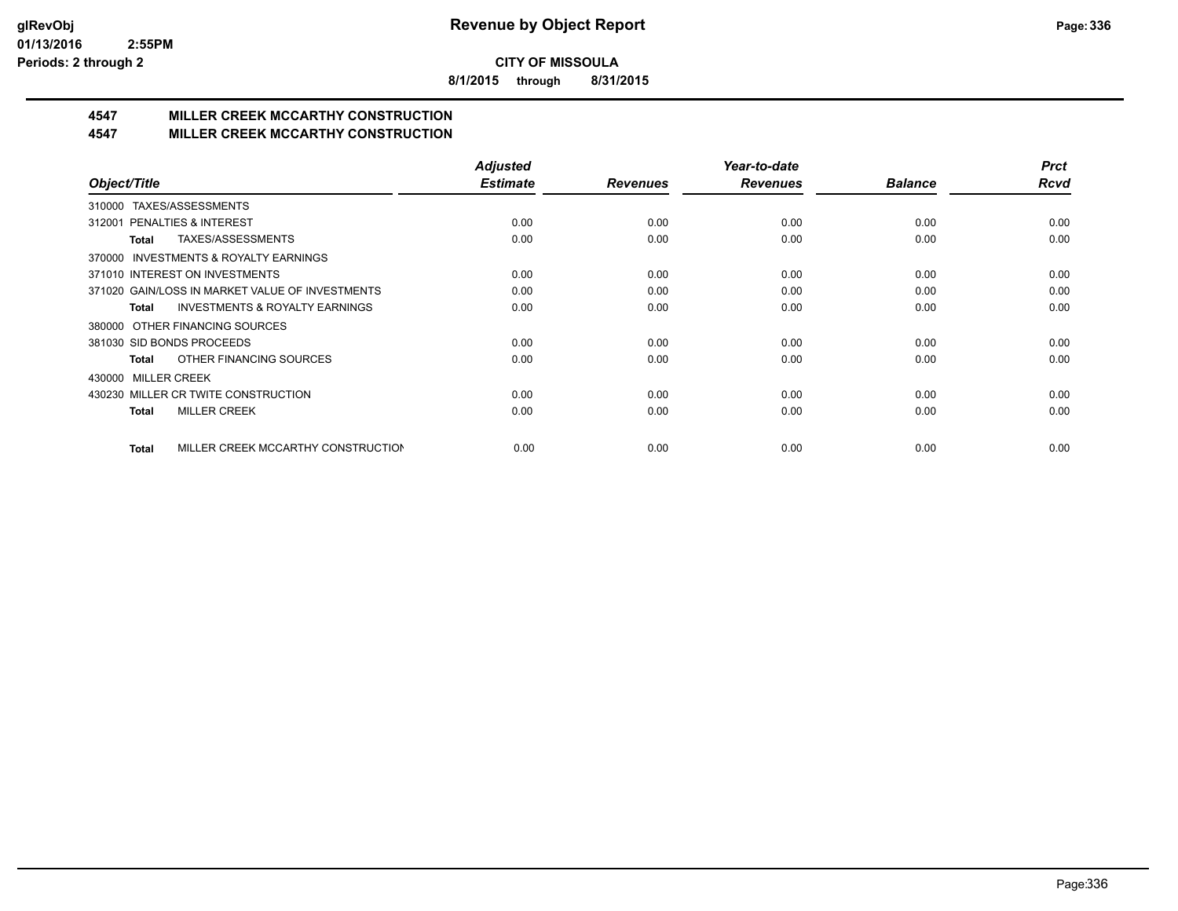# Revenue by Object Report

**CITY OF MISSOULA**

**8/1/2015 through 8/31/2015**

glRevObj
01/13/2016 2:55PM
Periods: 2 through 2

## 4547 MILLER CREEK MCCARTHY CONSTRUCTION
## 4547 MILLER CREEK MCCARTHY CONSTRUCTION

| Object/Title | Adjusted Estimate | Revenues | Year-to-date Revenues | Balance | Prct Rcvd |
|---|---|---|---|---|---|
| 310000 TAXES/ASSESSMENTS | | | | | |
| 312001 PENALTIES & INTEREST | 0.00 | 0.00 | 0.00 | 0.00 | 0.00 |
| **Total** TAXES/ASSESSMENTS | 0.00 | 0.00 | 0.00 | 0.00 | 0.00 |
| 370000 INVESTMENTS & ROYALTY EARNINGS | | | | | |
| 371010 INTEREST ON INVESTMENTS | 0.00 | 0.00 | 0.00 | 0.00 | 0.00 |
| 371020 GAIN/LOSS IN MARKET VALUE OF INVESTMENTS | 0.00 | 0.00 | 0.00 | 0.00 | 0.00 |
| **Total** INVESTMENTS & ROYALTY EARNINGS | 0.00 | 0.00 | 0.00 | 0.00 | 0.00 |
| 380000 OTHER FINANCING SOURCES | | | | | |
| 381030 SID BONDS PROCEEDS | 0.00 | 0.00 | 0.00 | 0.00 | 0.00 |
| **Total** OTHER FINANCING SOURCES | 0.00 | 0.00 | 0.00 | 0.00 | 0.00 |
| 430000 MILLER CREEK | | | | | |
| 430230 MILLER CR TWITE CONSTRUCTION | 0.00 | 0.00 | 0.00 | 0.00 | 0.00 |
| **Total** MILLER CREEK | 0.00 | 0.00 | 0.00 | 0.00 | 0.00 |
| **Total** MILLER CREEK MCCARTHY CONSTRUCTION | 0.00 | 0.00 | 0.00 | 0.00 | 0.00 |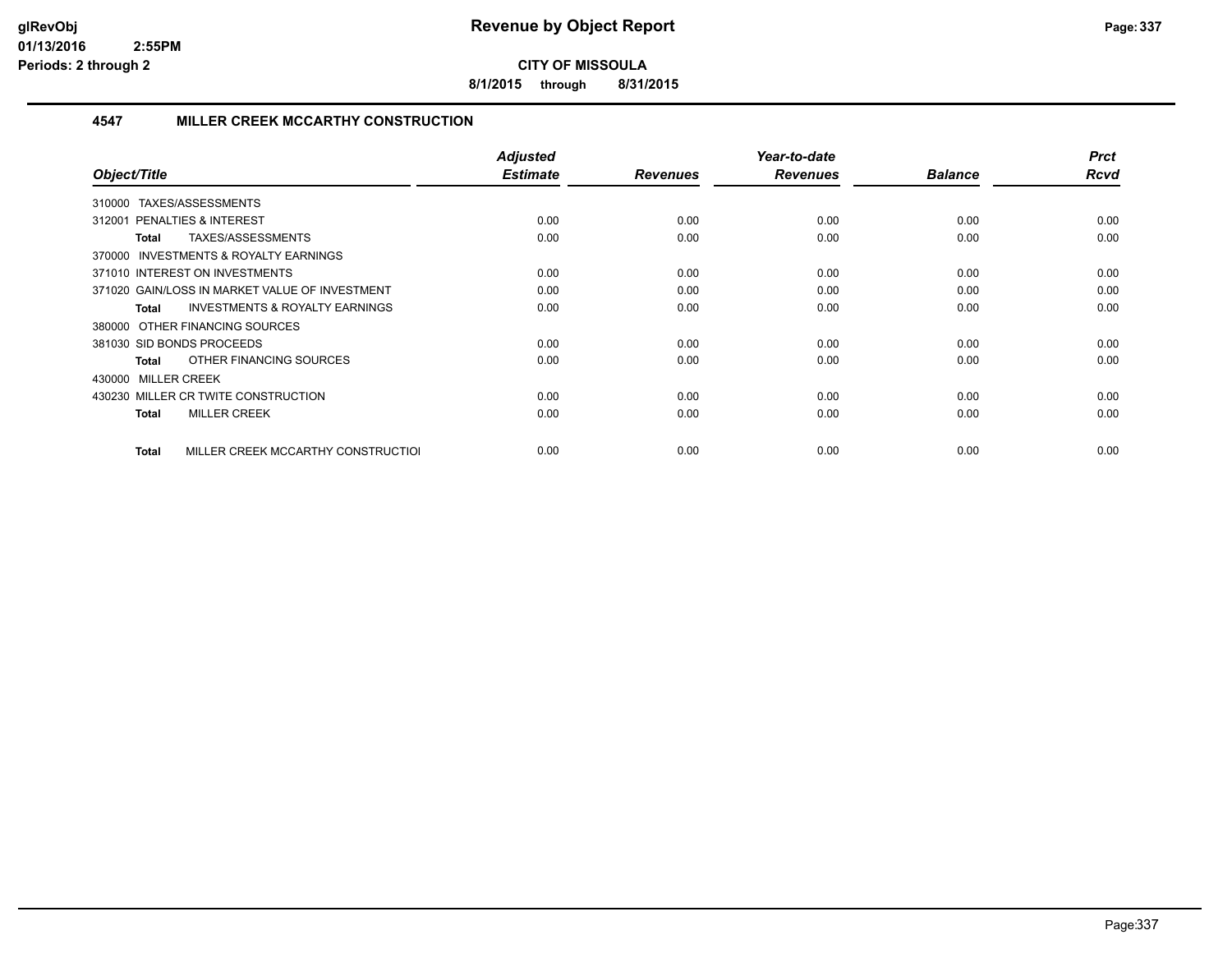# Revenue by Object Report

**CITY OF MISSOULA**

**8/1/2015 through 8/31/2015**

glRevObj
01/13/2016 2:55PM
Periods: 2 through 2

### 4547 MILLER CREEK MCCARTHY CONSTRUCTION

| Object/Title | Adjusted Estimate | Revenues | Year-to-date Revenues | Balance | Prct Rcvd |
|---|---|---|---|---|---|
| 310000 TAXES/ASSESSMENTS | | | | | |
| 312001 PENALTIES & INTEREST | 0.00 | 0.00 | 0.00 | 0.00 | 0.00 |
| **Total** TAXES/ASSESSMENTS | 0.00 | 0.00 | 0.00 | 0.00 | 0.00 |
| 370000 INVESTMENTS & ROYALTY EARNINGS | | | | | |
| 371010 INTEREST ON INVESTMENTS | 0.00 | 0.00 | 0.00 | 0.00 | 0.00 |
| 371020 GAIN/LOSS IN MARKET VALUE OF INVESTMENT | 0.00 | 0.00 | 0.00 | 0.00 | 0.00 |
| **Total** INVESTMENTS & ROYALTY EARNINGS | 0.00 | 0.00 | 0.00 | 0.00 | 0.00 |
| 380000 OTHER FINANCING SOURCES | | | | | |
| 381030 SID BONDS PROCEEDS | 0.00 | 0.00 | 0.00 | 0.00 | 0.00 |
| **Total** OTHER FINANCING SOURCES | 0.00 | 0.00 | 0.00 | 0.00 | 0.00 |
| 430000 MILLER CREEK | | | | | |
| 430230 MILLER CR TWITE CONSTRUCTION | 0.00 | 0.00 | 0.00 | 0.00 | 0.00 |
| **Total** MILLER CREEK | 0.00 | 0.00 | 0.00 | 0.00 | 0.00 |
| **Total** MILLER CREEK MCCARTHY CONSTRUCTIOI | 0.00 | 0.00 | 0.00 | 0.00 | 0.00 |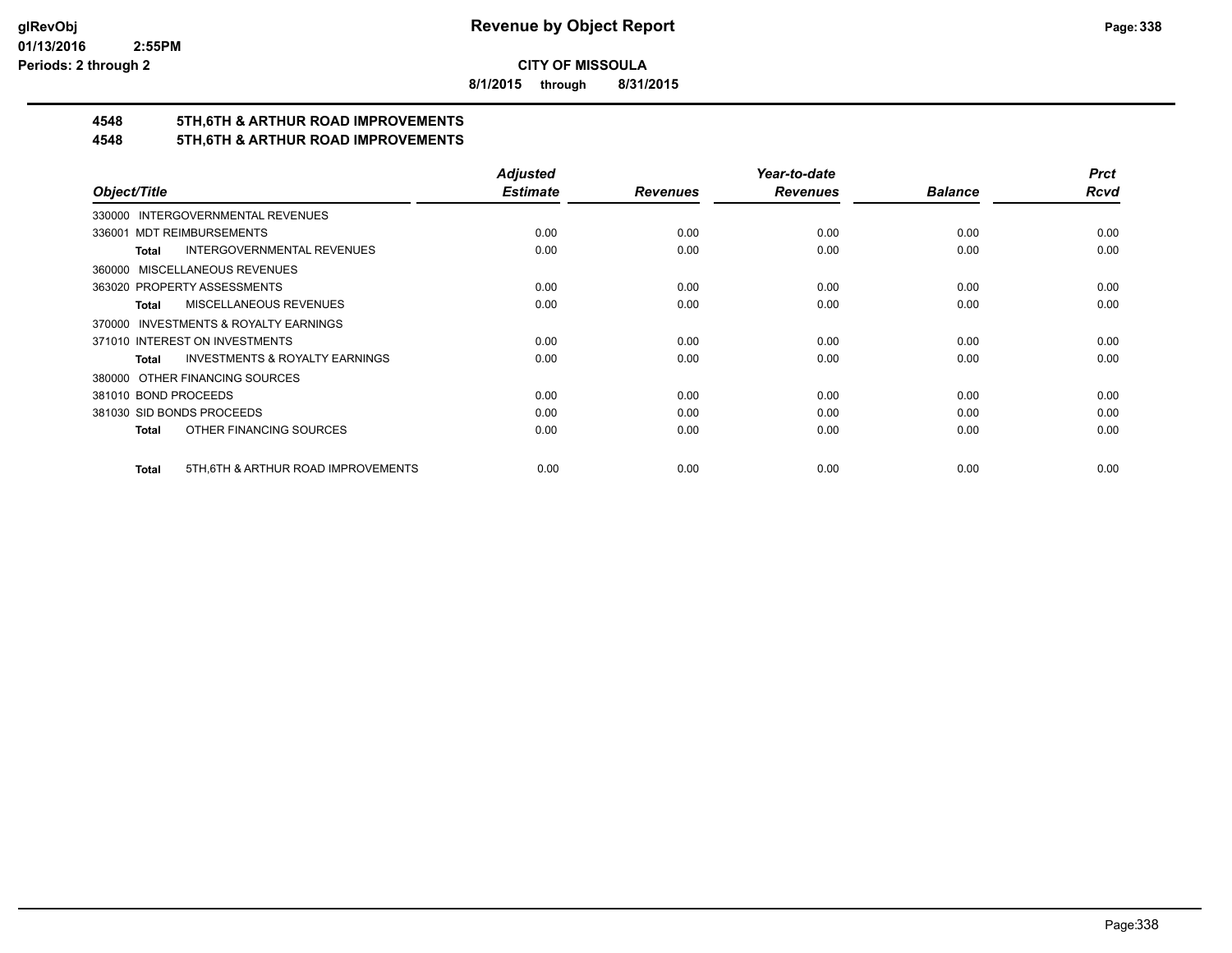# Revenue by Object Report

**CITY OF MISSOULA**

**8/1/2015 through 8/31/2015**

## 4548 5TH,6TH & ARTHUR ROAD IMPROVEMENTS
## 4548 5TH,6TH & ARTHUR ROAD IMPROVEMENTS

| Object/Title | Adjusted Estimate | Revenues | Year-to-date Revenues | Balance | Prct Rcvd |
|---|---|---|---|---|---|
| 330000 INTERGOVERNMENTAL REVENUES | | | | | |
| 336001 MDT REIMBURSEMENTS | 0.00 | 0.00 | 0.00 | 0.00 | 0.00 |
| **Total** INTERGOVERNMENTAL REVENUES | 0.00 | 0.00 | 0.00 | 0.00 | 0.00 |
| 360000 MISCELLANEOUS REVENUES | | | | | |
| 363020 PROPERTY ASSESSMENTS | 0.00 | 0.00 | 0.00 | 0.00 | 0.00 |
| **Total** MISCELLANEOUS REVENUES | 0.00 | 0.00 | 0.00 | 0.00 | 0.00 |
| 370000 INVESTMENTS & ROYALTY EARNINGS | | | | | |
| 371010 INTEREST ON INVESTMENTS | 0.00 | 0.00 | 0.00 | 0.00 | 0.00 |
| **Total** INVESTMENTS & ROYALTY EARNINGS | 0.00 | 0.00 | 0.00 | 0.00 | 0.00 |
| 380000 OTHER FINANCING SOURCES | | | | | |
| 381010 BOND PROCEEDS | 0.00 | 0.00 | 0.00 | 0.00 | 0.00 |
| 381030 SID BONDS PROCEEDS | 0.00 | 0.00 | 0.00 | 0.00 | 0.00 |
| **Total** OTHER FINANCING SOURCES | 0.00 | 0.00 | 0.00 | 0.00 | 0.00 |
| **Total** 5TH,6TH & ARTHUR ROAD IMPROVEMENTS | 0.00 | 0.00 | 0.00 | 0.00 | 0.00 |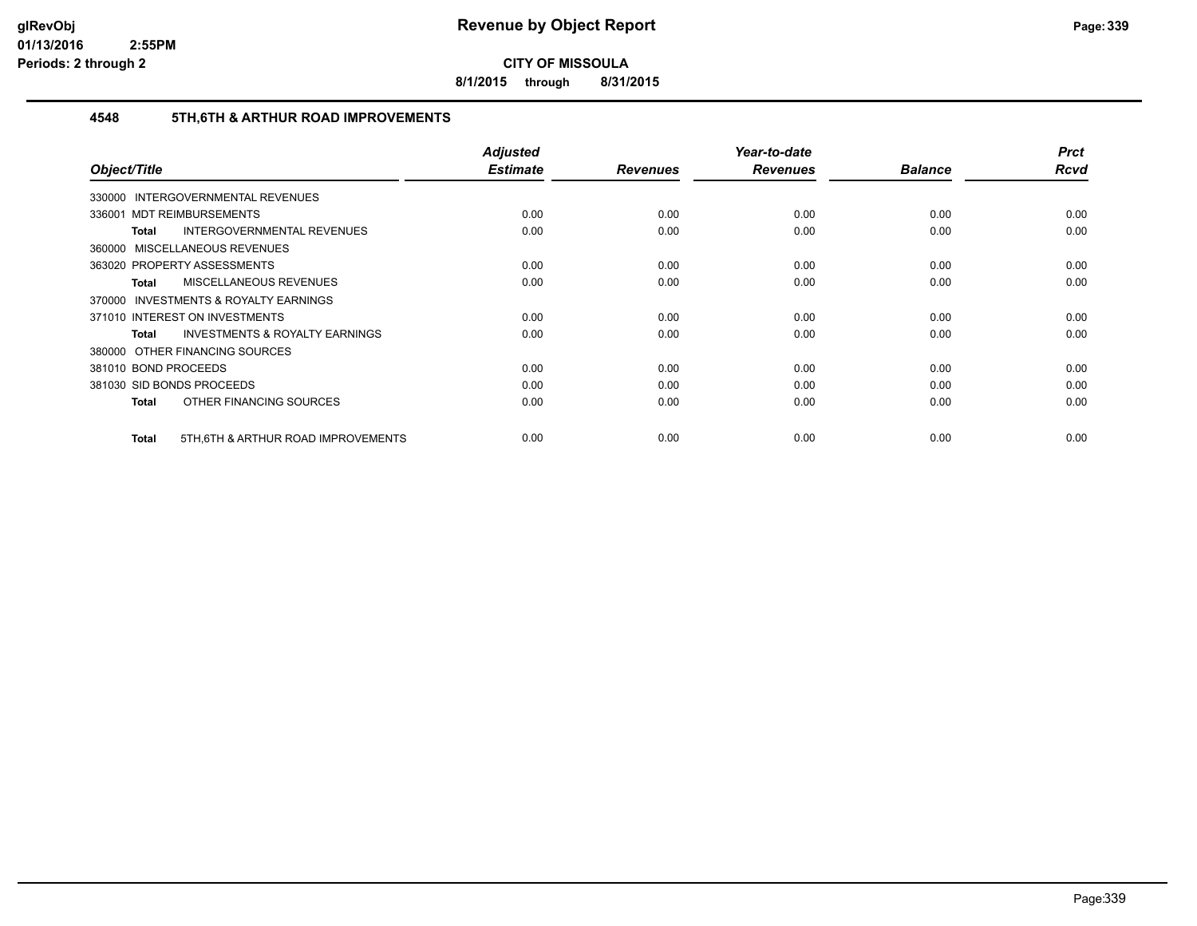# Revenue by Object Report

**CITY OF MISSOULA**

**8/1/2015 through 8/31/2015**

glRevObj
01/13/2016 2:55PM
Periods: 2 through 2

### 4548 5TH,6TH & ARTHUR ROAD IMPROVEMENTS

| Object/Title | Adjusted Estimate | Revenues | Year-to-date Revenues | Balance | Prct Rcvd |
|---|---|---|---|---|---|
| 330000 INTERGOVERNMENTAL REVENUES | | | | | |
| 336001 MDT REIMBURSEMENTS | 0.00 | 0.00 | 0.00 | 0.00 | 0.00 |
| **Total** INTERGOVERNMENTAL REVENUES | 0.00 | 0.00 | 0.00 | 0.00 | 0.00 |
| 360000 MISCELLANEOUS REVENUES | | | | | |
| 363020 PROPERTY ASSESSMENTS | 0.00 | 0.00 | 0.00 | 0.00 | 0.00 |
| **Total** MISCELLANEOUS REVENUES | 0.00 | 0.00 | 0.00 | 0.00 | 0.00 |
| 370000 INVESTMENTS & ROYALTY EARNINGS | | | | | |
| 371010 INTEREST ON INVESTMENTS | 0.00 | 0.00 | 0.00 | 0.00 | 0.00 |
| **Total** INVESTMENTS & ROYALTY EARNINGS | 0.00 | 0.00 | 0.00 | 0.00 | 0.00 |
| 380000 OTHER FINANCING SOURCES | | | | | |
| 381010 BOND PROCEEDS | 0.00 | 0.00 | 0.00 | 0.00 | 0.00 |
| 381030 SID BONDS PROCEEDS | 0.00 | 0.00 | 0.00 | 0.00 | 0.00 |
| **Total** OTHER FINANCING SOURCES | 0.00 | 0.00 | 0.00 | 0.00 | 0.00 |
| **Total** 5TH,6TH & ARTHUR ROAD IMPROVEMENTS | 0.00 | 0.00 | 0.00 | 0.00 | 0.00 |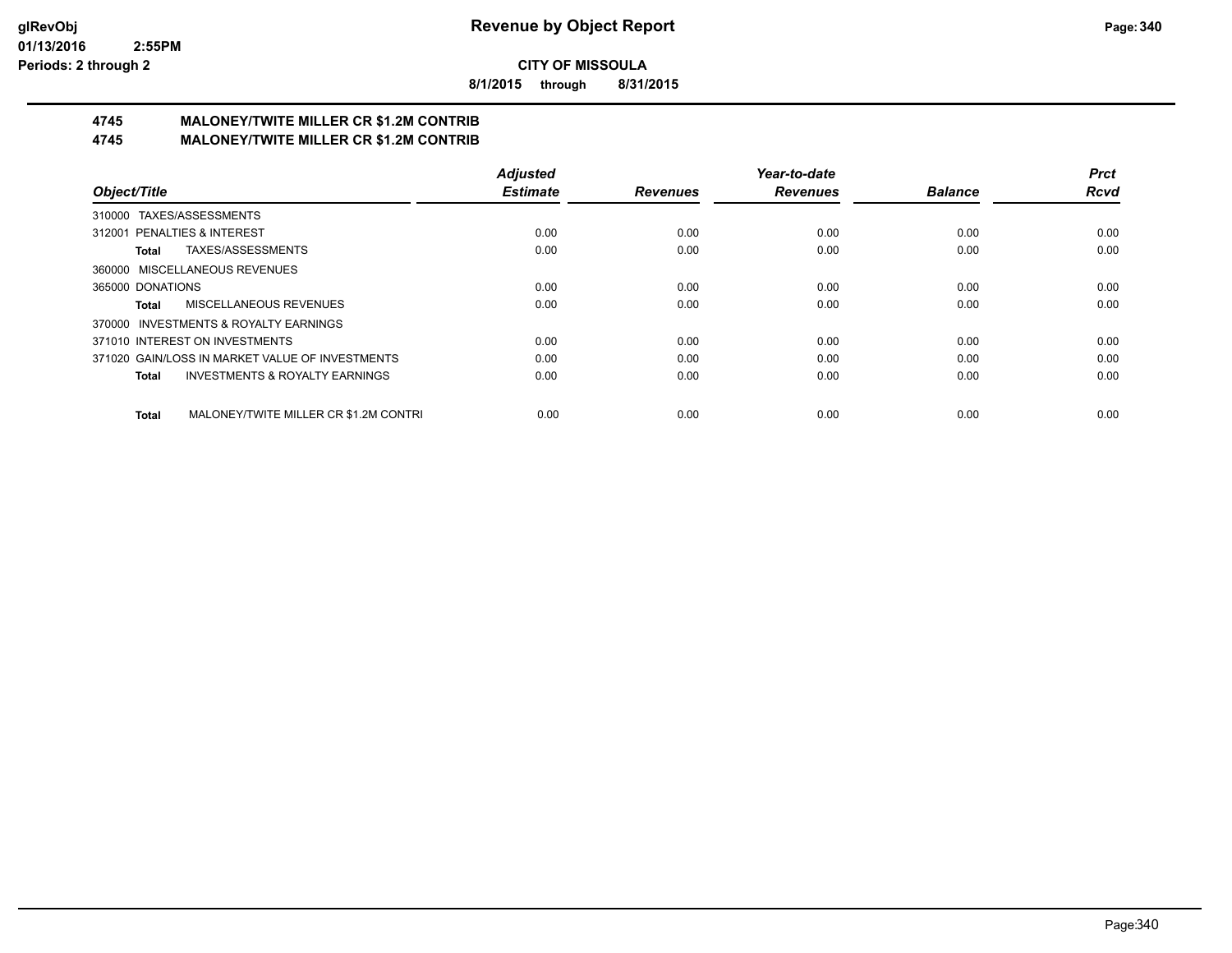**Revenue by Object Report**

**CITY OF MISSOULA**

**8/1/2015 through 8/31/2015**

glRevObj
01/13/2016 2:55PM
Periods: 2 through 2

## 4745 MALONEY/TWITE MILLER CR $1.2M CONTRIB
## 4745 MALONEY/TWITE MILLER CR $1.2M CONTRIB

| Object/Title | Adjusted Estimate | Revenues | Year-to-date Revenues | Balance | Prct Rcvd |
|---|---|---|---|---|---|
| 310000 TAXES/ASSESSMENTS | | | | | |
| 312001 PENALTIES & INTEREST | 0.00 | 0.00 | 0.00 | 0.00 | 0.00 |
| **Total** TAXES/ASSESSMENTS | 0.00 | 0.00 | 0.00 | 0.00 | 0.00 |
| 360000 MISCELLANEOUS REVENUES | | | | | |
| 365000 DONATIONS | 0.00 | 0.00 | 0.00 | 0.00 | 0.00 |
| **Total** MISCELLANEOUS REVENUES | 0.00 | 0.00 | 0.00 | 0.00 | 0.00 |
| 370000 INVESTMENTS & ROYALTY EARNINGS | | | | | |
| 371010 INTEREST ON INVESTMENTS | 0.00 | 0.00 | 0.00 | 0.00 | 0.00 |
| 371020 GAIN/LOSS IN MARKET VALUE OF INVESTMENTS | 0.00 | 0.00 | 0.00 | 0.00 | 0.00 |
| **Total** INVESTMENTS & ROYALTY EARNINGS | 0.00 | 0.00 | 0.00 | 0.00 | 0.00 |
| **Total** MALONEY/TWITE MILLER CR $1.2M CONTRI | 0.00 | 0.00 | 0.00 | 0.00 | 0.00 |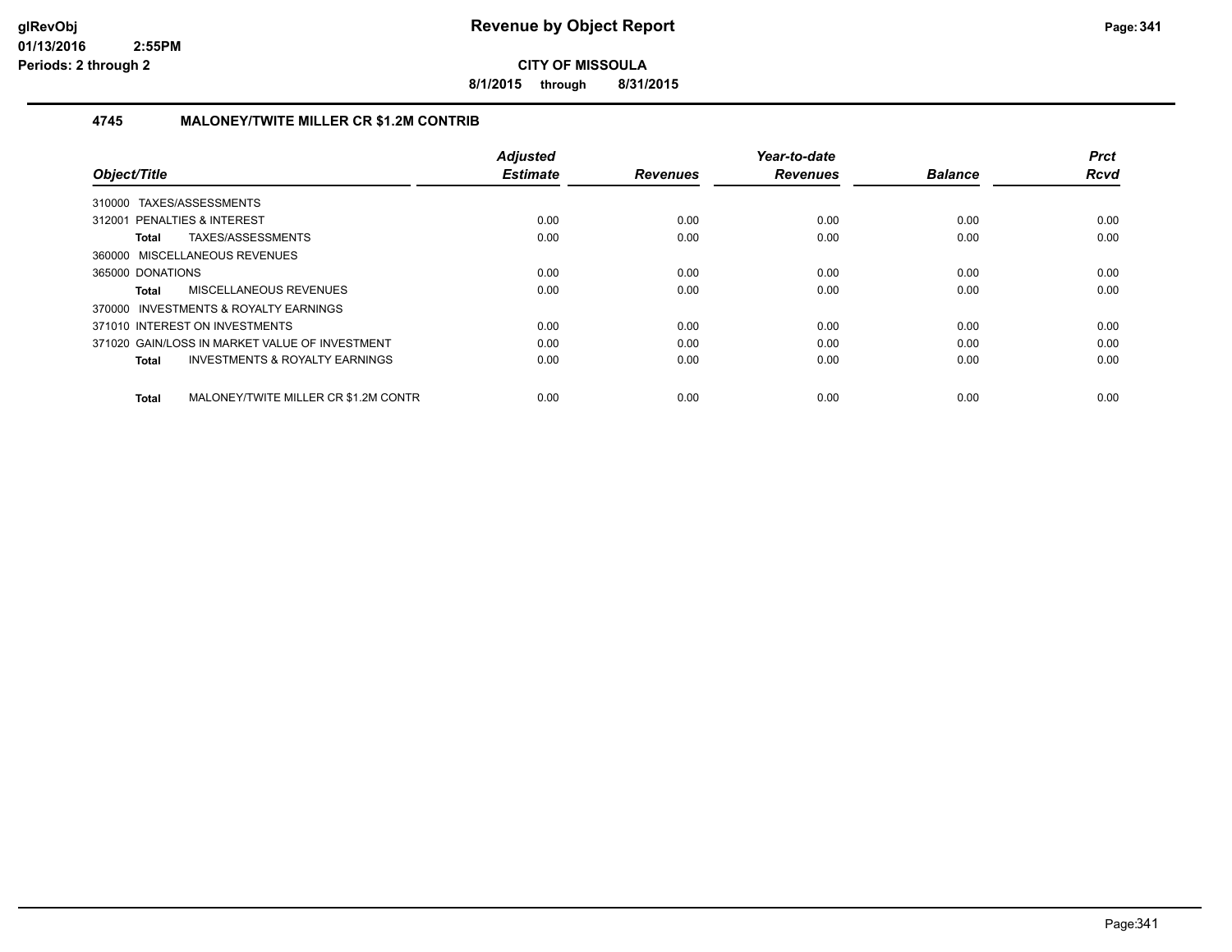# Revenue by Object Report

**CITY OF MISSOULA**

**8/1/2015 through 8/31/2015**

glRevObj
01/13/2016 2:55PM
Periods: 2 through 2

## 4745 MALONEY/TWITE MILLER CR $1.2M CONTRIB

| Object/Title | Adjusted Estimate | Revenues | Year-to-date Revenues | Balance | Prct Rcvd |
|---|---|---|---|---|---|
| 310000 TAXES/ASSESSMENTS | | | | | |
| 312001 PENALTIES & INTEREST | 0.00 | 0.00 | 0.00 | 0.00 | 0.00 |
| **Total** TAXES/ASSESSMENTS | 0.00 | 0.00 | 0.00 | 0.00 | 0.00 |
| 360000 MISCELLANEOUS REVENUES | | | | | |
| 365000 DONATIONS | 0.00 | 0.00 | 0.00 | 0.00 | 0.00 |
| **Total** MISCELLANEOUS REVENUES | 0.00 | 0.00 | 0.00 | 0.00 | 0.00 |
| 370000 INVESTMENTS & ROYALTY EARNINGS | | | | | |
| 371010 INTEREST ON INVESTMENTS | 0.00 | 0.00 | 0.00 | 0.00 | 0.00 |
| 371020 GAIN/LOSS IN MARKET VALUE OF INVESTMENT | 0.00 | 0.00 | 0.00 | 0.00 | 0.00 |
| **Total** INVESTMENTS & ROYALTY EARNINGS | 0.00 | 0.00 | 0.00 | 0.00 | 0.00 |
| **Total** MALONEY/TWITE MILLER CR $1.2M CONTR | 0.00 | 0.00 | 0.00 | 0.00 | 0.00 |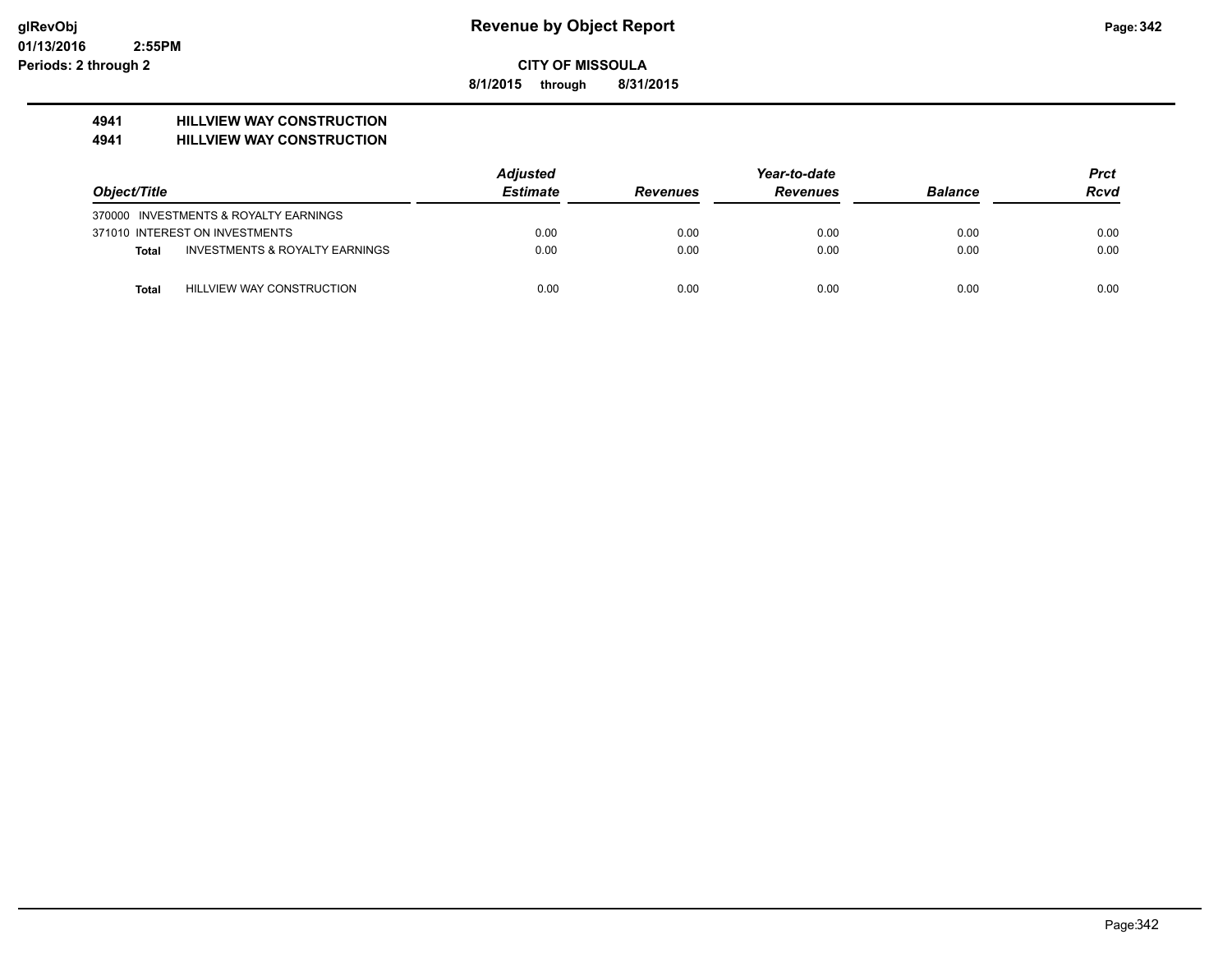# Revenue by Object Report

**CITY OF MISSOULA**

**8/1/2015 through 8/31/2015**

glRevObj
01/13/2016 2:55PM
Periods: 2 through 2

**4941 HILLVIEW WAY CONSTRUCTION**

**4941 HILLVIEW WAY CONSTRUCTION**

| Object/Title | Adjusted Estimate | Revenues | Year-to-date Revenues | Balance | Prct Rcvd |
|---|---|---|---|---|---|
| 370000 INVESTMENTS & ROYALTY EARNINGS | | | | | |
| 371010 INTEREST ON INVESTMENTS | 0.00 | 0.00 | 0.00 | 0.00 | 0.00 |
| **Total** INVESTMENTS & ROYALTY EARNINGS | 0.00 | 0.00 | 0.00 | 0.00 | 0.00 |
| **Total** HILLVIEW WAY CONSTRUCTION | 0.00 | 0.00 | 0.00 | 0.00 | 0.00 |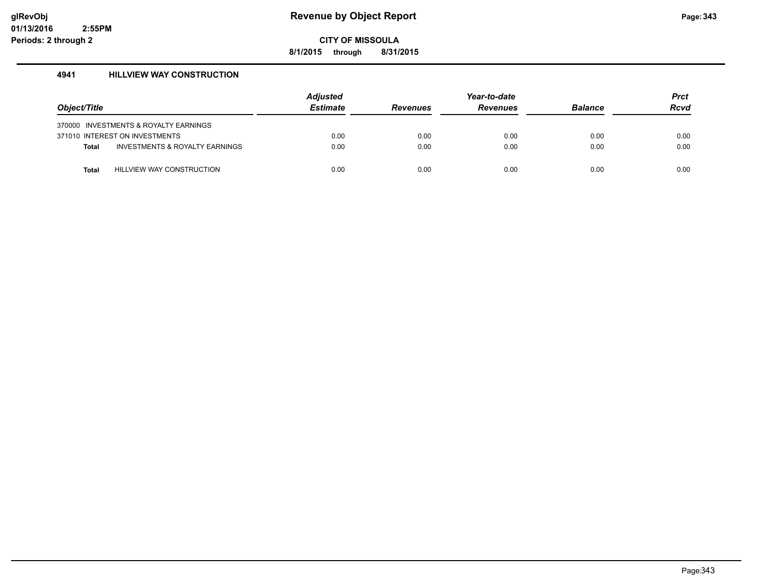# Revenue by Object Report

**CITY OF MISSOULA**

**8/1/2015 through 8/31/2015**

glRevObj
01/13/2016 2:55PM
Periods: 2 through 2

## 4941 HILLVIEW WAY CONSTRUCTION

| Object/Title | | Adjusted Estimate | Revenues | Year-to-date Revenues | Balance | Prct Rcvd |
|---|---|---|---|---|---|---|
| 370000 | INVESTMENTS & ROYALTY EARNINGS | | | | | |
| 371010 | INTEREST ON INVESTMENTS | 0.00 | 0.00 | 0.00 | 0.00 | 0.00 |
| **Total** | INVESTMENTS & ROYALTY EARNINGS | 0.00 | 0.00 | 0.00 | 0.00 | 0.00 |
| **Total** | HILLVIEW WAY CONSTRUCTION | 0.00 | 0.00 | 0.00 | 0.00 | 0.00 |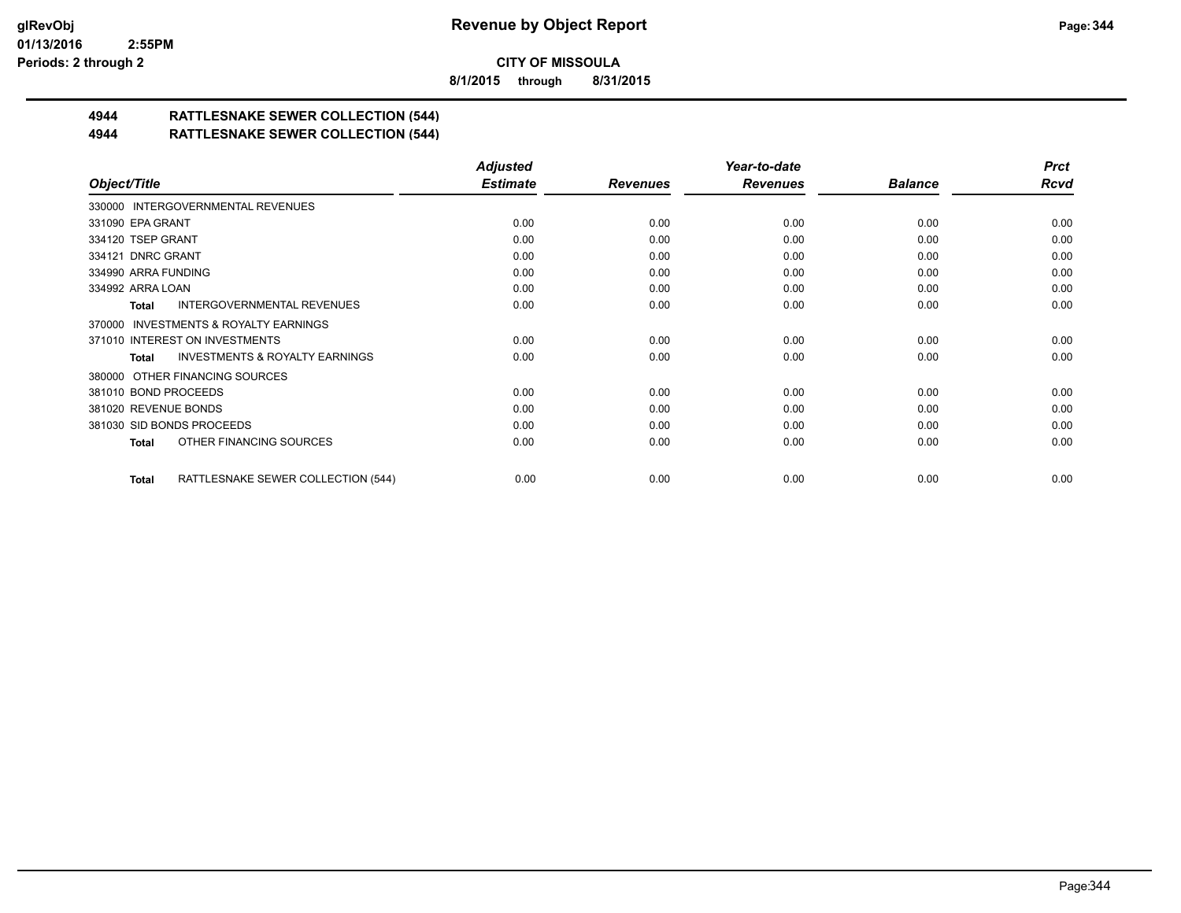# Revenue by Object Report

**CITY OF MISSOULA**

**8/1/2015 through 8/31/2015**

## 4944 RATTLESNAKE SEWER COLLECTION (544)

## 4944 RATTLESNAKE SEWER COLLECTION (544)

| Object/Title | Adjusted Estimate | Revenues | Year-to-date Revenues | Balance | Prct Rcvd |
|---|---|---|---|---|---|
| 330000 INTERGOVERNMENTAL REVENUES | | | | | |
| 331090 EPA GRANT | 0.00 | 0.00 | 0.00 | 0.00 | 0.00 |
| 334120 TSEP GRANT | 0.00 | 0.00 | 0.00 | 0.00 | 0.00 |
| 334121 DNRC GRANT | 0.00 | 0.00 | 0.00 | 0.00 | 0.00 |
| 334990 ARRA FUNDING | 0.00 | 0.00 | 0.00 | 0.00 | 0.00 |
| 334992 ARRA LOAN | 0.00 | 0.00 | 0.00 | 0.00 | 0.00 |
| **Total** INTERGOVERNMENTAL REVENUES | 0.00 | 0.00 | 0.00 | 0.00 | 0.00 |
| 370000 INVESTMENTS & ROYALTY EARNINGS | | | | | |
| 371010 INTEREST ON INVESTMENTS | 0.00 | 0.00 | 0.00 | 0.00 | 0.00 |
| **Total** INVESTMENTS & ROYALTY EARNINGS | 0.00 | 0.00 | 0.00 | 0.00 | 0.00 |
| 380000 OTHER FINANCING SOURCES | | | | | |
| 381010 BOND PROCEEDS | 0.00 | 0.00 | 0.00 | 0.00 | 0.00 |
| 381020 REVENUE BONDS | 0.00 | 0.00 | 0.00 | 0.00 | 0.00 |
| 381030 SID BONDS PROCEEDS | 0.00 | 0.00 | 0.00 | 0.00 | 0.00 |
| **Total** OTHER FINANCING SOURCES | 0.00 | 0.00 | 0.00 | 0.00 | 0.00 |
| **Total** RATTLESNAKE SEWER COLLECTION (544) | 0.00 | 0.00 | 0.00 | 0.00 | 0.00 |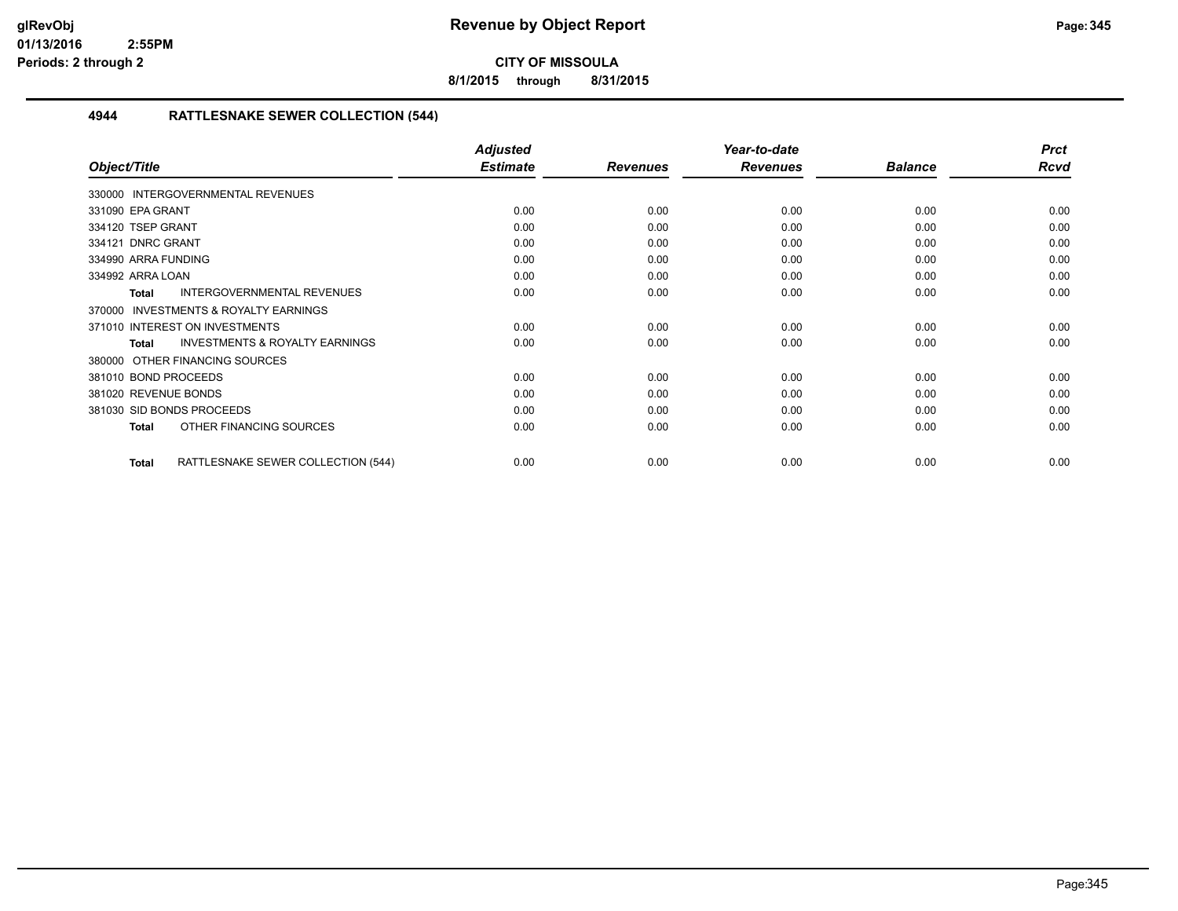**CITY OF MISSOULA**

**8/1/2015 through 8/31/2015**

## 4944 RATTLESNAKE SEWER COLLECTION (544)

| Object/Title | Adjusted Estimate | Revenues | Year-to-date Revenues | Balance | Prct Rcvd |
|---|---|---|---|---|---|
| 330000 INTERGOVERNMENTAL REVENUES | | | | | |
| 331090 EPA GRANT | 0.00 | 0.00 | 0.00 | 0.00 | 0.00 |
| 334120 TSEP GRANT | 0.00 | 0.00 | 0.00 | 0.00 | 0.00 |
| 334121 DNRC GRANT | 0.00 | 0.00 | 0.00 | 0.00 | 0.00 |
| 334990 ARRA FUNDING | 0.00 | 0.00 | 0.00 | 0.00 | 0.00 |
| 334992 ARRA LOAN | 0.00 | 0.00 | 0.00 | 0.00 | 0.00 |
| **Total** INTERGOVERNMENTAL REVENUES | 0.00 | 0.00 | 0.00 | 0.00 | 0.00 |
| 370000 INVESTMENTS & ROYALTY EARNINGS | | | | | |
| 371010 INTEREST ON INVESTMENTS | 0.00 | 0.00 | 0.00 | 0.00 | 0.00 |
| **Total** INVESTMENTS & ROYALTY EARNINGS | 0.00 | 0.00 | 0.00 | 0.00 | 0.00 |
| 380000 OTHER FINANCING SOURCES | | | | | |
| 381010 BOND PROCEEDS | 0.00 | 0.00 | 0.00 | 0.00 | 0.00 |
| 381020 REVENUE BONDS | 0.00 | 0.00 | 0.00 | 0.00 | 0.00 |
| 381030 SID BONDS PROCEEDS | 0.00 | 0.00 | 0.00 | 0.00 | 0.00 |
| **Total** OTHER FINANCING SOURCES | 0.00 | 0.00 | 0.00 | 0.00 | 0.00 |
| **Total** RATTLESNAKE SEWER COLLECTION (544) | 0.00 | 0.00 | 0.00 | 0.00 | 0.00 |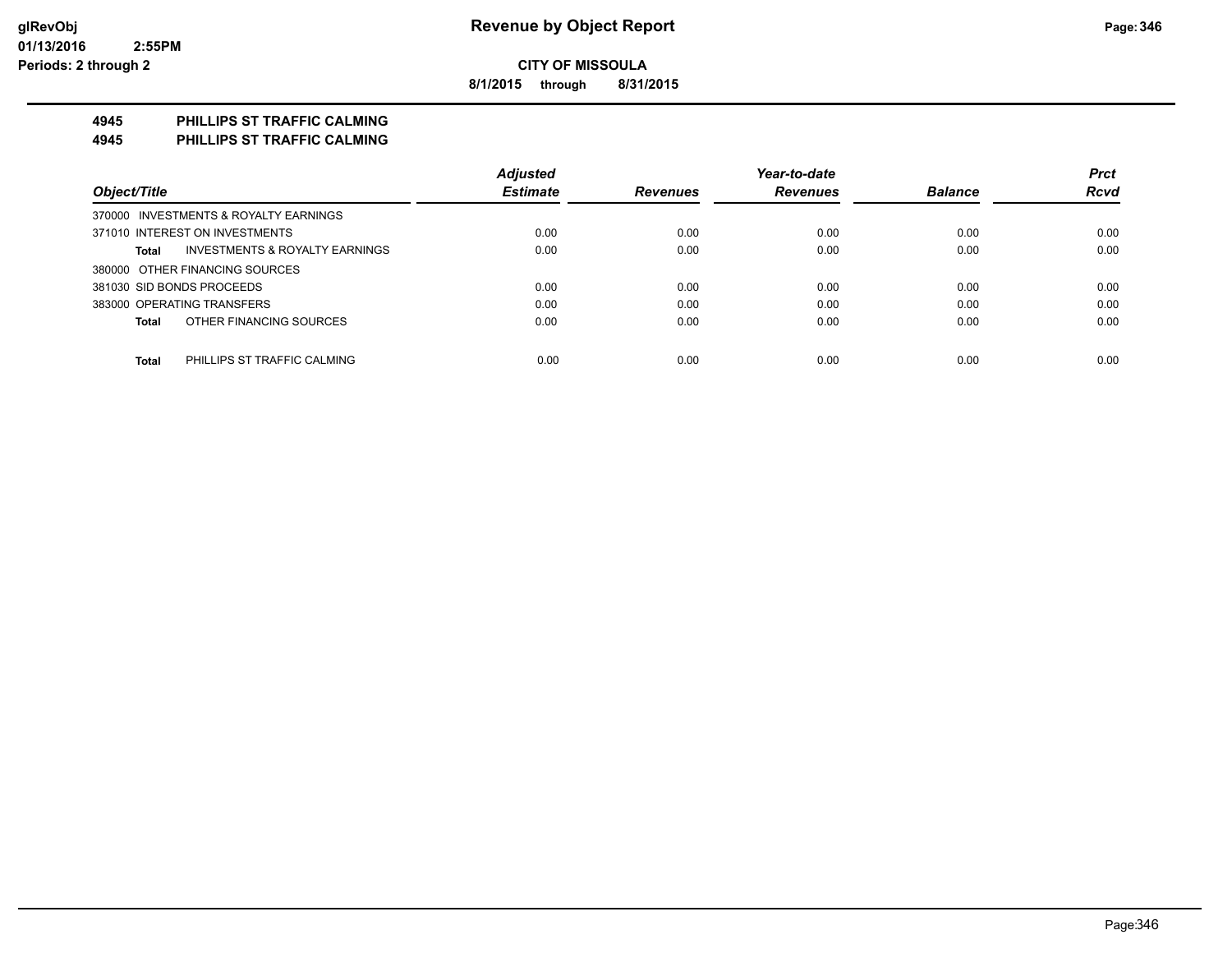**Revenue by Object Report**

**CITY OF MISSOULA**

**8/1/2015 through 8/31/2015**

glRevObj
01/13/2016 2:55PM
Periods: 2 through 2

## 4945 PHILLIPS ST TRAFFIC CALMING
## 4945 PHILLIPS ST TRAFFIC CALMING

| Object/Title | Adjusted Estimate | Revenues | Year-to-date Revenues | Balance | Prct Rcvd |
|---|---|---|---|---|---|
| 370000 INVESTMENTS & ROYALTY EARNINGS | | | | | |
| 371010 INTEREST ON INVESTMENTS | 0.00 | 0.00 | 0.00 | 0.00 | 0.00 |
| **Total** INVESTMENTS & ROYALTY EARNINGS | 0.00 | 0.00 | 0.00 | 0.00 | 0.00 |
| 380000 OTHER FINANCING SOURCES | | | | | |
| 381030 SID BONDS PROCEEDS | 0.00 | 0.00 | 0.00 | 0.00 | 0.00 |
| 383000 OPERATING TRANSFERS | 0.00 | 0.00 | 0.00 | 0.00 | 0.00 |
| **Total** OTHER FINANCING SOURCES | 0.00 | 0.00 | 0.00 | 0.00 | 0.00 |
| **Total** PHILLIPS ST TRAFFIC CALMING | 0.00 | 0.00 | 0.00 | 0.00 | 0.00 |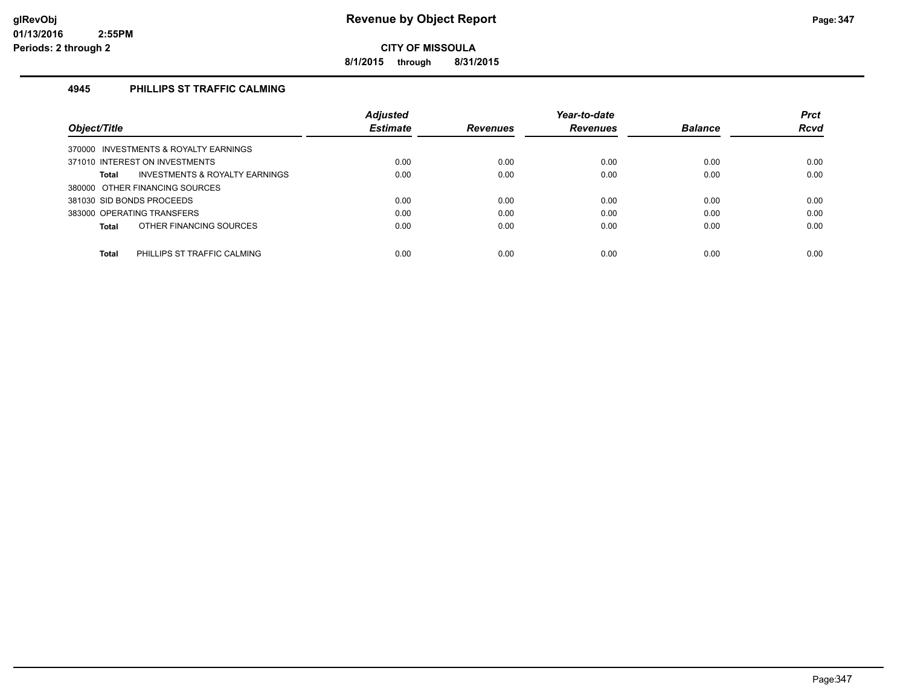**Revenue by Object Report**

**CITY OF MISSOULA**

**8/1/2015 through 8/31/2015**

glRevObj
01/13/2016 2:55PM
Periods: 2 through 2

### 4945 PHILLIPS ST TRAFFIC CALMING

| Object/Title | | Adjusted Estimate | Revenues | Year-to-date Revenues | Balance | Prct Rcvd |
|---|---|---|---|---|---|---|
| 370000 INVESTMENTS & ROYALTY EARNINGS | | | | | | |
| 371010 INTEREST ON INVESTMENTS | | 0.00 | 0.00 | 0.00 | 0.00 | 0.00 |
| **Total** | INVESTMENTS & ROYALTY EARNINGS | 0.00 | 0.00 | 0.00 | 0.00 | 0.00 |
| 380000 OTHER FINANCING SOURCES | | | | | | |
| 381030 SID BONDS PROCEEDS | | 0.00 | 0.00 | 0.00 | 0.00 | 0.00 |
| 383000 OPERATING TRANSFERS | | 0.00 | 0.00 | 0.00 | 0.00 | 0.00 |
| **Total** | OTHER FINANCING SOURCES | 0.00 | 0.00 | 0.00 | 0.00 | 0.00 |
| **Total** | PHILLIPS ST TRAFFIC CALMING | 0.00 | 0.00 | 0.00 | 0.00 | 0.00 |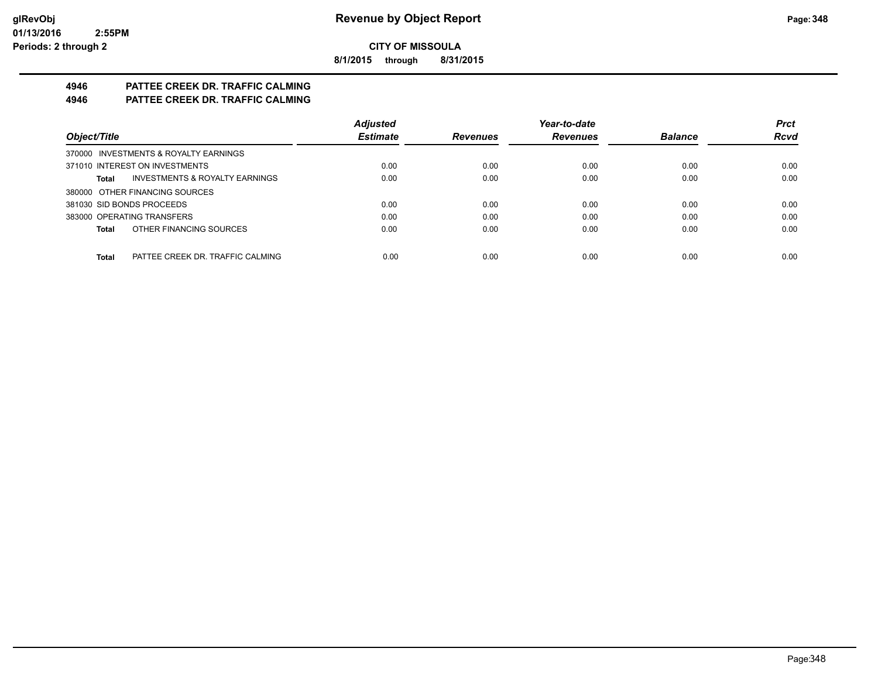**CITY OF MISSOULA**

**8/1/2015 through 8/31/2015**

**4946 PATTEE CREEK DR. TRAFFIC CALMING**

**4946 PATTEE CREEK DR. TRAFFIC CALMING**

| Object/Title | Adjusted Estimate | Revenues | Year-to-date Revenues | Balance | Prct Rcvd |
|---|---|---|---|---|---|
| 370000 INVESTMENTS & ROYALTY EARNINGS | | | | | |
| 371010 INTEREST ON INVESTMENTS | 0.00 | 0.00 | 0.00 | 0.00 | 0.00 |
| **Total** INVESTMENTS & ROYALTY EARNINGS | 0.00 | 0.00 | 0.00 | 0.00 | 0.00 |
| 380000 OTHER FINANCING SOURCES | | | | | |
| 381030 SID BONDS PROCEEDS | 0.00 | 0.00 | 0.00 | 0.00 | 0.00 |
| 383000 OPERATING TRANSFERS | 0.00 | 0.00 | 0.00 | 0.00 | 0.00 |
| **Total** OTHER FINANCING SOURCES | 0.00 | 0.00 | 0.00 | 0.00 | 0.00 |
| **Total** PATTEE CREEK DR. TRAFFIC CALMING | 0.00 | 0.00 | 0.00 | 0.00 | 0.00 |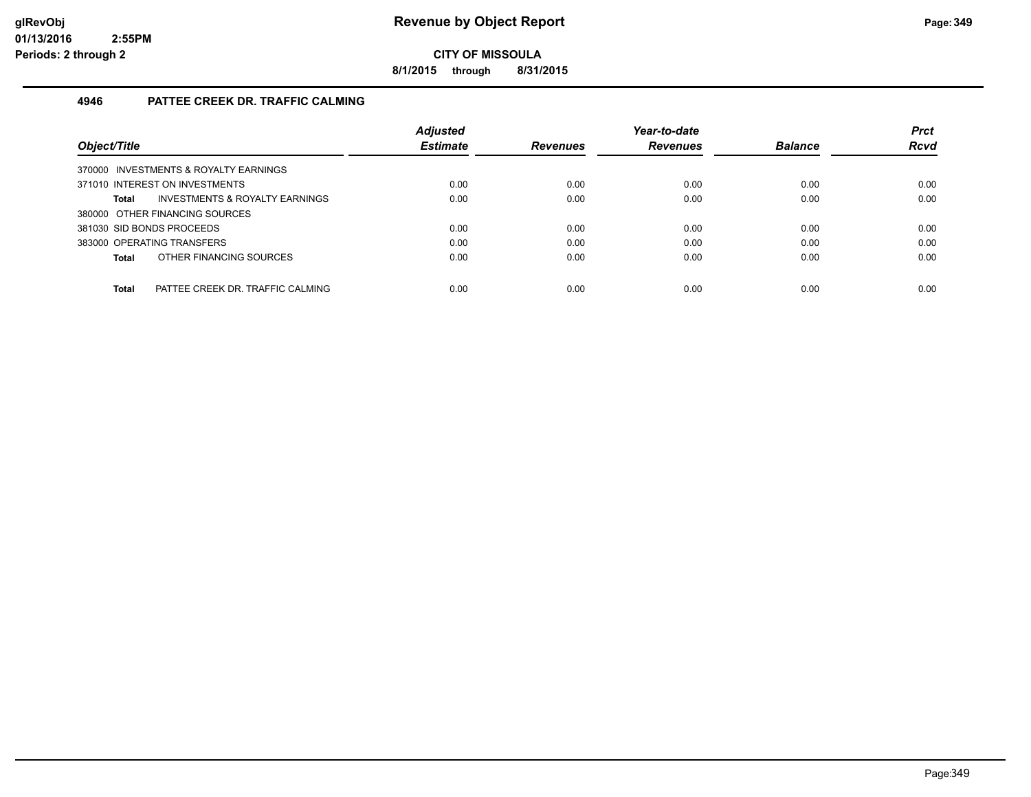# Revenue by Object Report

glRevObj
01/13/2016 2:55PM
Periods: 2 through 2

**CITY OF MISSOULA**

**8/1/2015 through 8/31/2015**

## 4946 PATTEE CREEK DR. TRAFFIC CALMING

| Object/Title | Adjusted Estimate | Revenues | Year-to-date Revenues | Balance | Prct Rcvd |
|---|---|---|---|---|---|
| 370000 INVESTMENTS & ROYALTY EARNINGS | | | | | |
| 371010 INTEREST ON INVESTMENTS | 0.00 | 0.00 | 0.00 | 0.00 | 0.00 |
| **Total** INVESTMENTS & ROYALTY EARNINGS | 0.00 | 0.00 | 0.00 | 0.00 | 0.00 |
| 380000 OTHER FINANCING SOURCES | | | | | |
| 381030 SID BONDS PROCEEDS | 0.00 | 0.00 | 0.00 | 0.00 | 0.00 |
| 383000 OPERATING TRANSFERS | 0.00 | 0.00 | 0.00 | 0.00 | 0.00 |
| **Total** OTHER FINANCING SOURCES | 0.00 | 0.00 | 0.00 | 0.00 | 0.00 |
| **Total** PATTEE CREEK DR. TRAFFIC CALMING | 0.00 | 0.00 | 0.00 | 0.00 | 0.00 |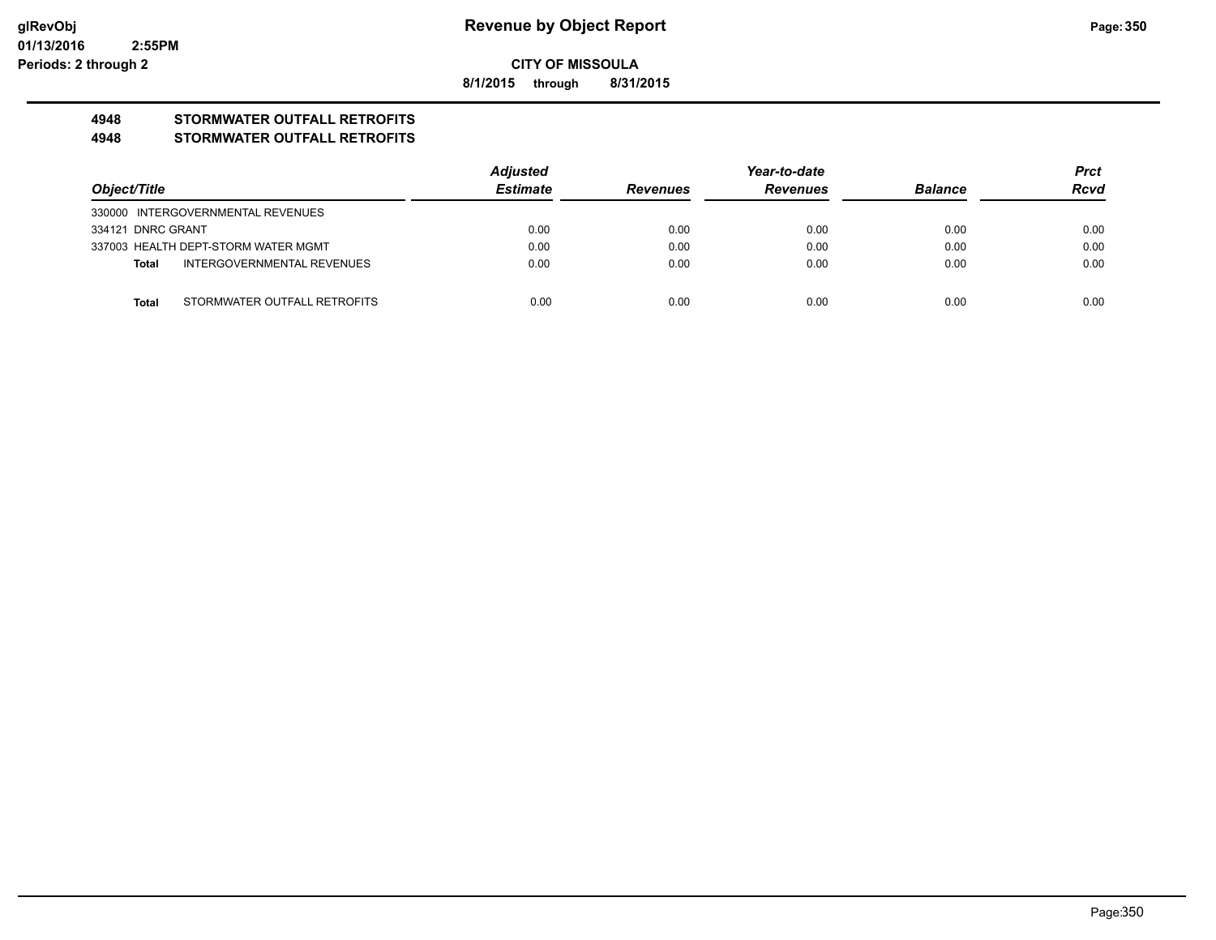**CITY OF MISSOULA**

**8/1/2015 through 8/31/2015**

## 4948 STORMWATER OUTFALL RETROFITS
## 4948 STORMWATER OUTFALL RETROFITS

| Object/Title | Adjusted Estimate | Revenues | Year-to-date Revenues | Balance | Prct Rcvd |
|---|---|---|---|---|---|
| 330000 INTERGOVERNMENTAL REVENUES | | | | | |
| 334121 DNRC GRANT | 0.00 | 0.00 | 0.00 | 0.00 | 0.00 |
| 337003 HEALTH DEPT-STORM WATER MGMT | 0.00 | 0.00 | 0.00 | 0.00 | 0.00 |
| **Total** INTERGOVERNMENTAL REVENUES | 0.00 | 0.00 | 0.00 | 0.00 | 0.00 |
| **Total** STORMWATER OUTFALL RETROFITS | 0.00 | 0.00 | 0.00 | 0.00 | 0.00 |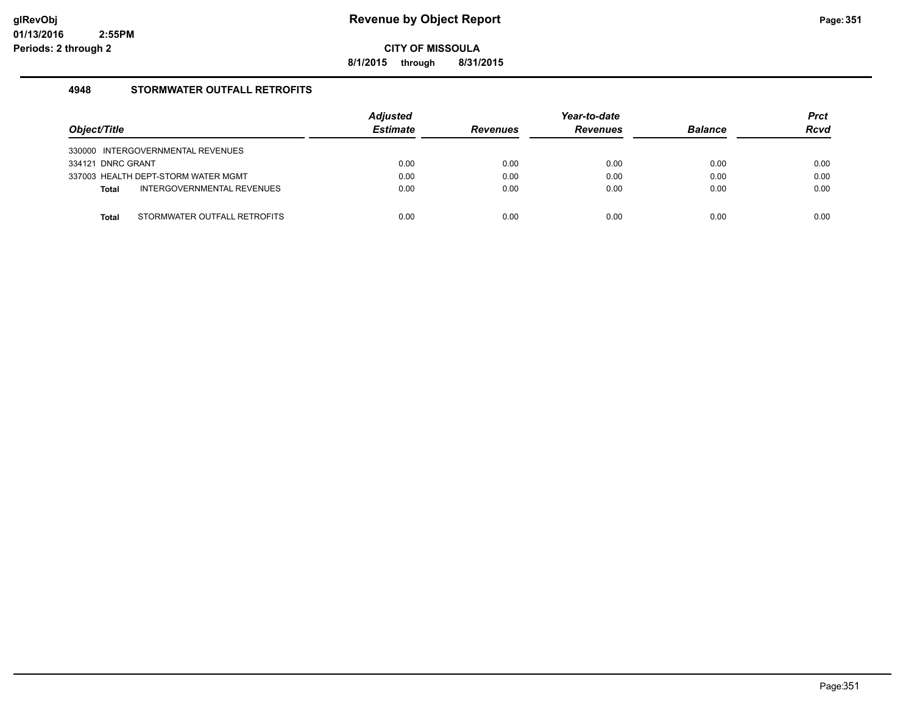# Revenue by Object Report

**CITY OF MISSOULA**

**8/1/2015 through 8/31/2015**

glRevObj
01/13/2016 2:55PM
Periods: 2 through 2

## 4948 STORMWATER OUTFALL RETROFITS

| Object/Title | Adjusted Estimate | Revenues | Year-to-date Revenues | Balance | Prct Rcvd |
|---|---|---|---|---|---|
| 330000 INTERGOVERNMENTAL REVENUES | | | | | |
| 334121 DNRC GRANT | 0.00 | 0.00 | 0.00 | 0.00 | 0.00 |
| 337003 HEALTH DEPT-STORM WATER MGMT | 0.00 | 0.00 | 0.00 | 0.00 | 0.00 |
| **Total** INTERGOVERNMENTAL REVENUES | 0.00 | 0.00 | 0.00 | 0.00 | 0.00 |
| **Total** STORMWATER OUTFALL RETROFITS | 0.00 | 0.00 | 0.00 | 0.00 | 0.00 |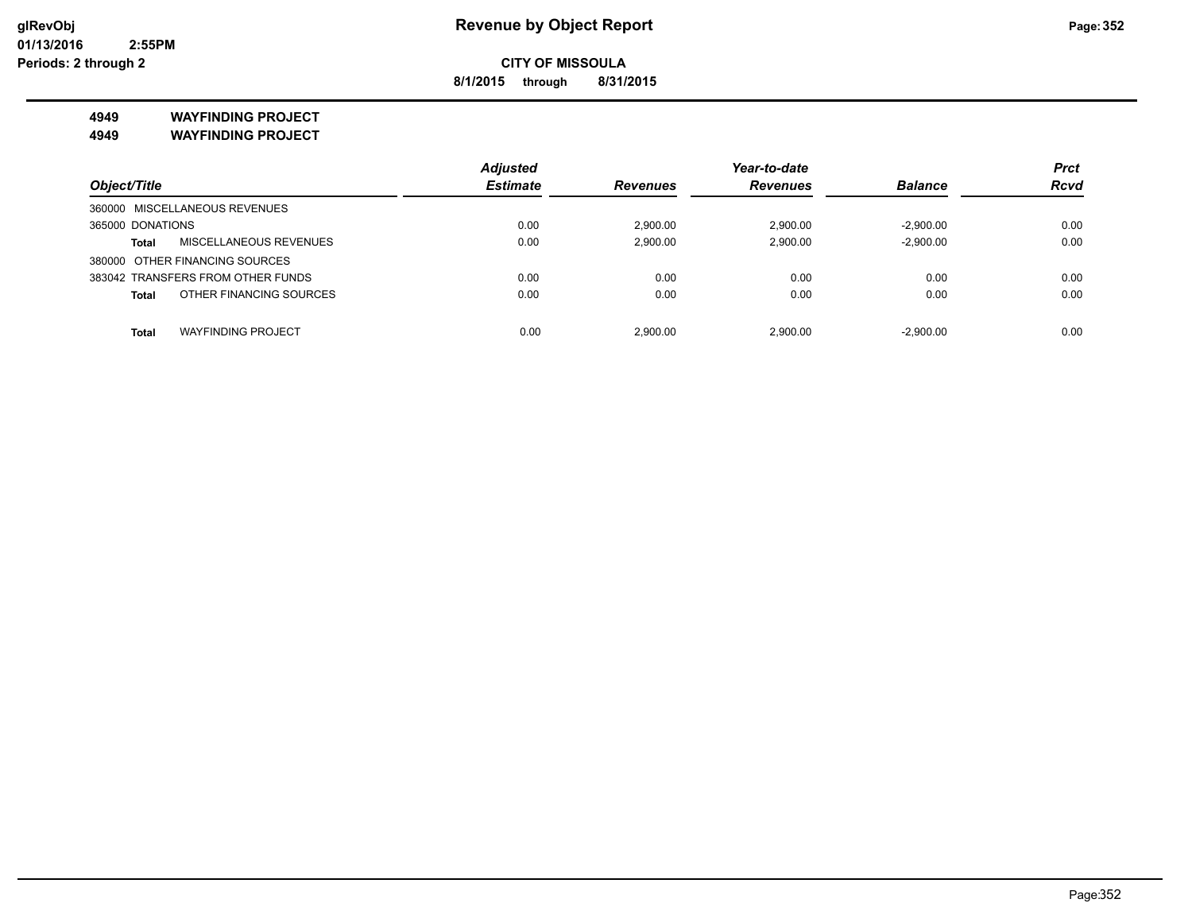# Revenue by Object Report

**CITY OF MISSOULA**

**8/1/2015 through 8/31/2015**

glRevObj
01/13/2016 2:55PM
Periods: 2 through 2

**4949 WAYFINDING PROJECT**
**4949 WAYFINDING PROJECT**

| Object/Title | Adjusted Estimate | Revenues | Year-to-date Revenues | Balance | Prct Rcvd |
|---|---|---|---|---|---|
| 360000 MISCELLANEOUS REVENUES | | | | | |
| 365000 DONATIONS | 0.00 | 2,900.00 | 2,900.00 | -2,900.00 | 0.00 |
| **Total** MISCELLANEOUS REVENUES | 0.00 | 2,900.00 | 2,900.00 | -2,900.00 | 0.00 |
| 380000 OTHER FINANCING SOURCES | | | | | |
| 383042 TRANSFERS FROM OTHER FUNDS | 0.00 | 0.00 | 0.00 | 0.00 | 0.00 |
| **Total** OTHER FINANCING SOURCES | 0.00 | 0.00 | 0.00 | 0.00 | 0.00 |
| **Total** WAYFINDING PROJECT | 0.00 | 2,900.00 | 2,900.00 | -2,900.00 | 0.00 |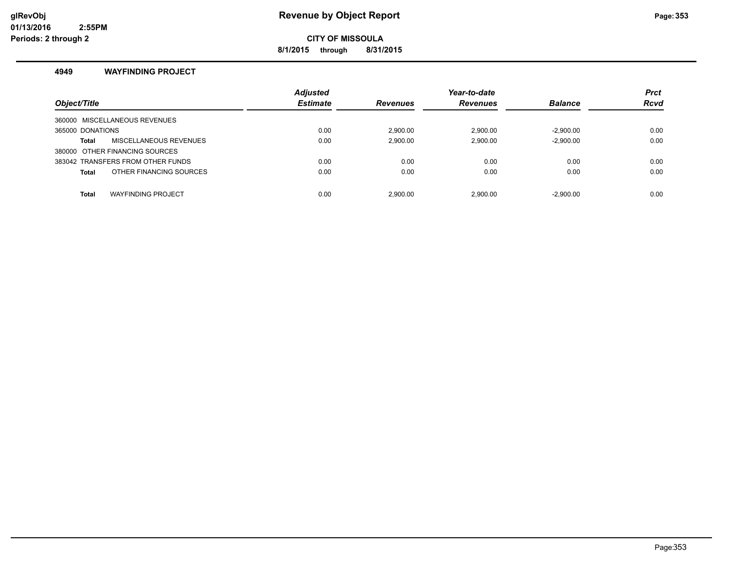**Revenue by Object Report**

**CITY OF MISSOULA**

**8/1/2015 through 8/31/2015**

### 4949 WAYFINDING PROJECT

| Object/Title | Adjusted Estimate | Revenues | Year-to-date Revenues | Balance | Prct Rcvd |
|---|---|---|---|---|---|
| 360000 MISCELLANEOUS REVENUES | | | | | |
| 365000 DONATIONS | 0.00 | 2,900.00 | 2,900.00 | -2,900.00 | 0.00 |
| **Total** MISCELLANEOUS REVENUES | 0.00 | 2,900.00 | 2,900.00 | -2,900.00 | 0.00 |
| 380000 OTHER FINANCING SOURCES | | | | | |
| 383042 TRANSFERS FROM OTHER FUNDS | 0.00 | 0.00 | 0.00 | 0.00 | 0.00 |
| **Total** OTHER FINANCING SOURCES | 0.00 | 0.00 | 0.00 | 0.00 | 0.00 |
| **Total** WAYFINDING PROJECT | 0.00 | 2,900.00 | 2,900.00 | -2,900.00 | 0.00 |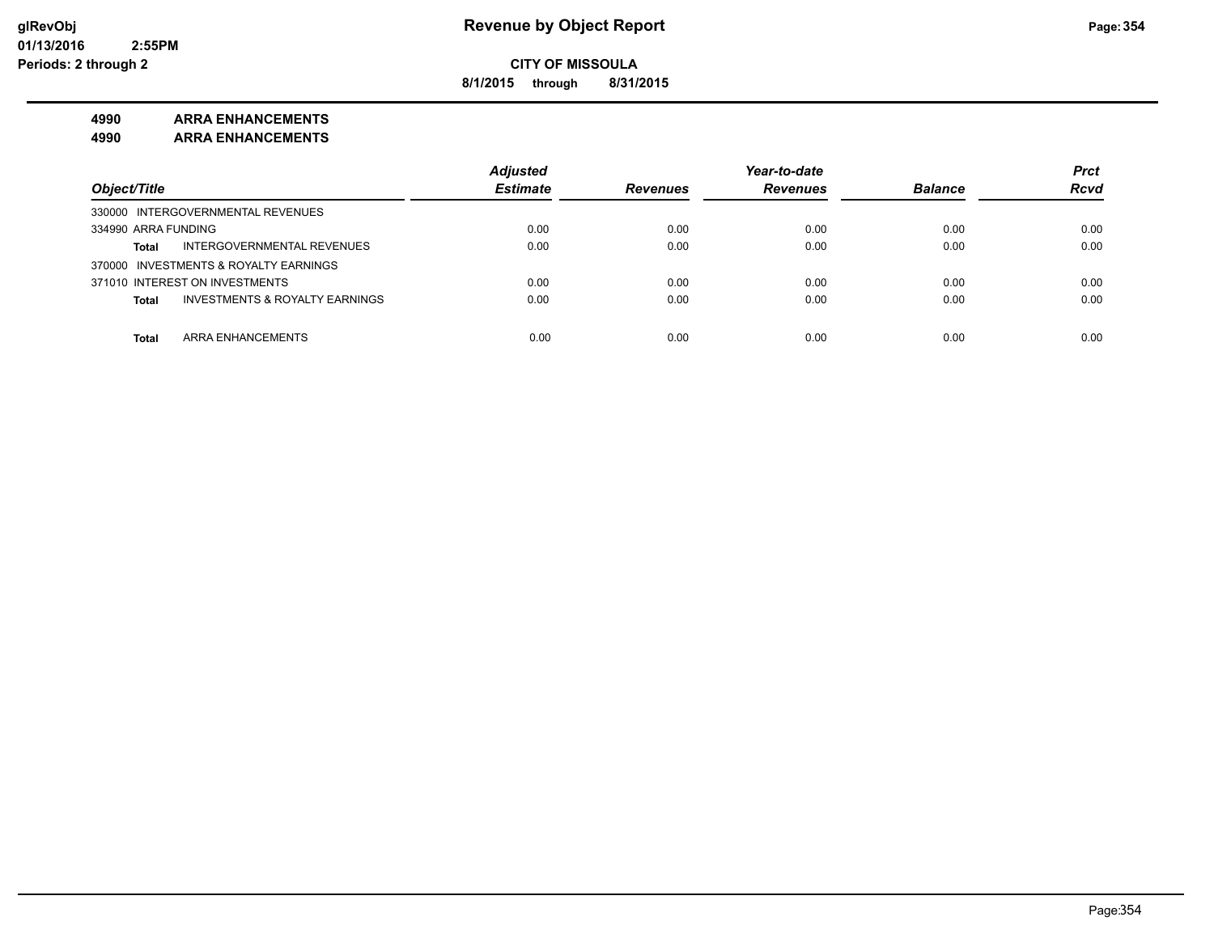**CITY OF MISSOULA**

**8/1/2015 through 8/31/2015**

**4990 ARRA ENHANCEMENTS**

**4990 ARRA ENHANCEMENTS**

| Object/Title | Adjusted Estimate | Revenues | Year-to-date Revenues | Balance | Prct Rcvd |
|---|---|---|---|---|---|
| 330000 INTERGOVERNMENTAL REVENUES | | | | | |
| 334990 ARRA FUNDING | 0.00 | 0.00 | 0.00 | 0.00 | 0.00 |
| **Total** INTERGOVERNMENTAL REVENUES | 0.00 | 0.00 | 0.00 | 0.00 | 0.00 |
| 370000 INVESTMENTS & ROYALTY EARNINGS | | | | | |
| 371010 INTEREST ON INVESTMENTS | 0.00 | 0.00 | 0.00 | 0.00 | 0.00 |
| **Total** INVESTMENTS & ROYALTY EARNINGS | 0.00 | 0.00 | 0.00 | 0.00 | 0.00 |
| **Total** ARRA ENHANCEMENTS | 0.00 | 0.00 | 0.00 | 0.00 | 0.00 |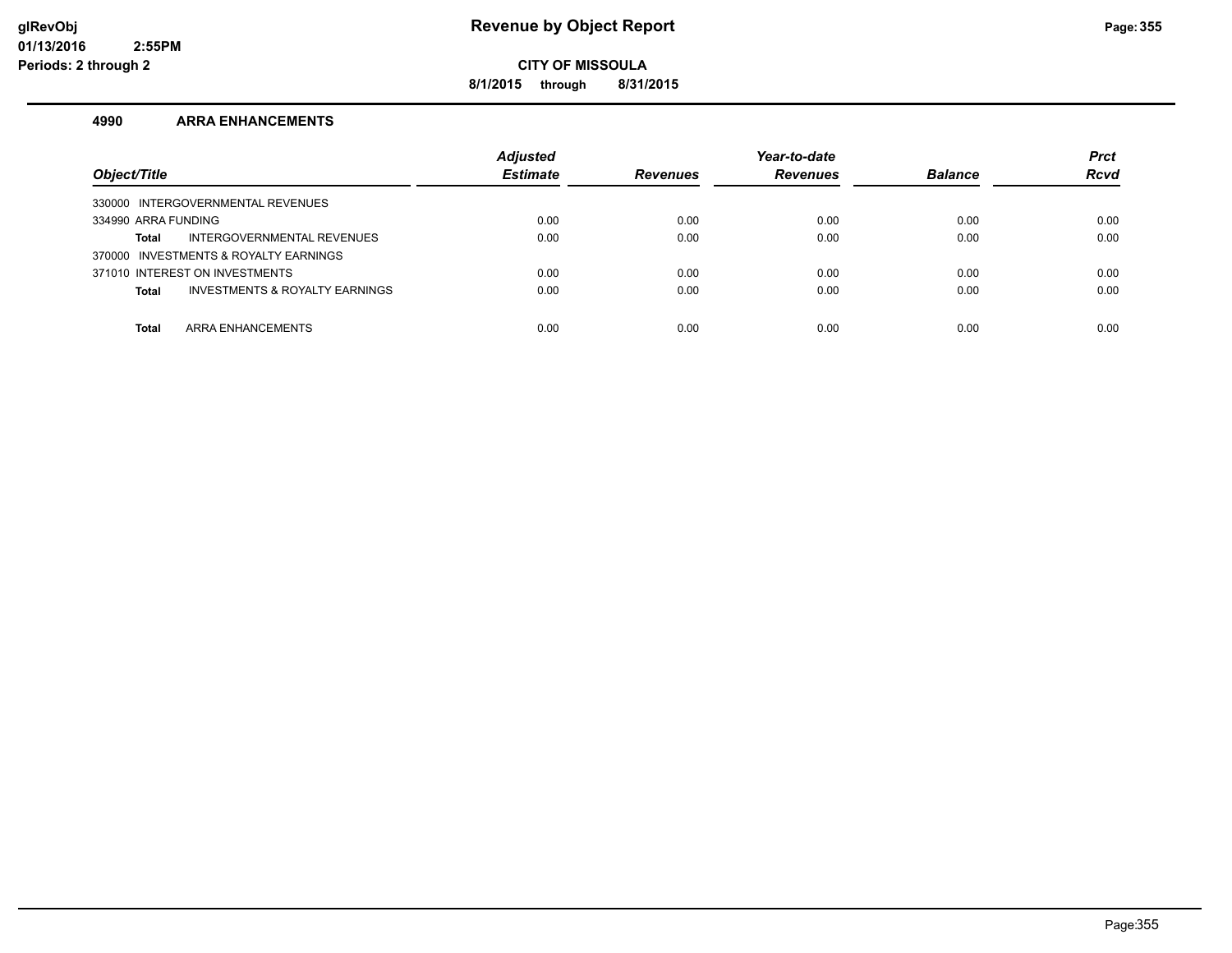**CITY OF MISSOULA**

**8/1/2015 through 8/31/2015**

### 4990 ARRA ENHANCEMENTS

| Object/Title | Adjusted Estimate | Revenues | Year-to-date Revenues | Balance | Prct Rcvd |
|---|---|---|---|---|---|
| 330000 INTERGOVERNMENTAL REVENUES | | | | | |
| 334990 ARRA FUNDING | 0.00 | 0.00 | 0.00 | 0.00 | 0.00 |
| **Total** INTERGOVERNMENTAL REVENUES | 0.00 | 0.00 | 0.00 | 0.00 | 0.00 |
| 370000 INVESTMENTS & ROYALTY EARNINGS | | | | | |
| 371010 INTEREST ON INVESTMENTS | 0.00 | 0.00 | 0.00 | 0.00 | 0.00 |
| **Total** INVESTMENTS & ROYALTY EARNINGS | 0.00 | 0.00 | 0.00 | 0.00 | 0.00 |
| **Total** ARRA ENHANCEMENTS | 0.00 | 0.00 | 0.00 | 0.00 | 0.00 |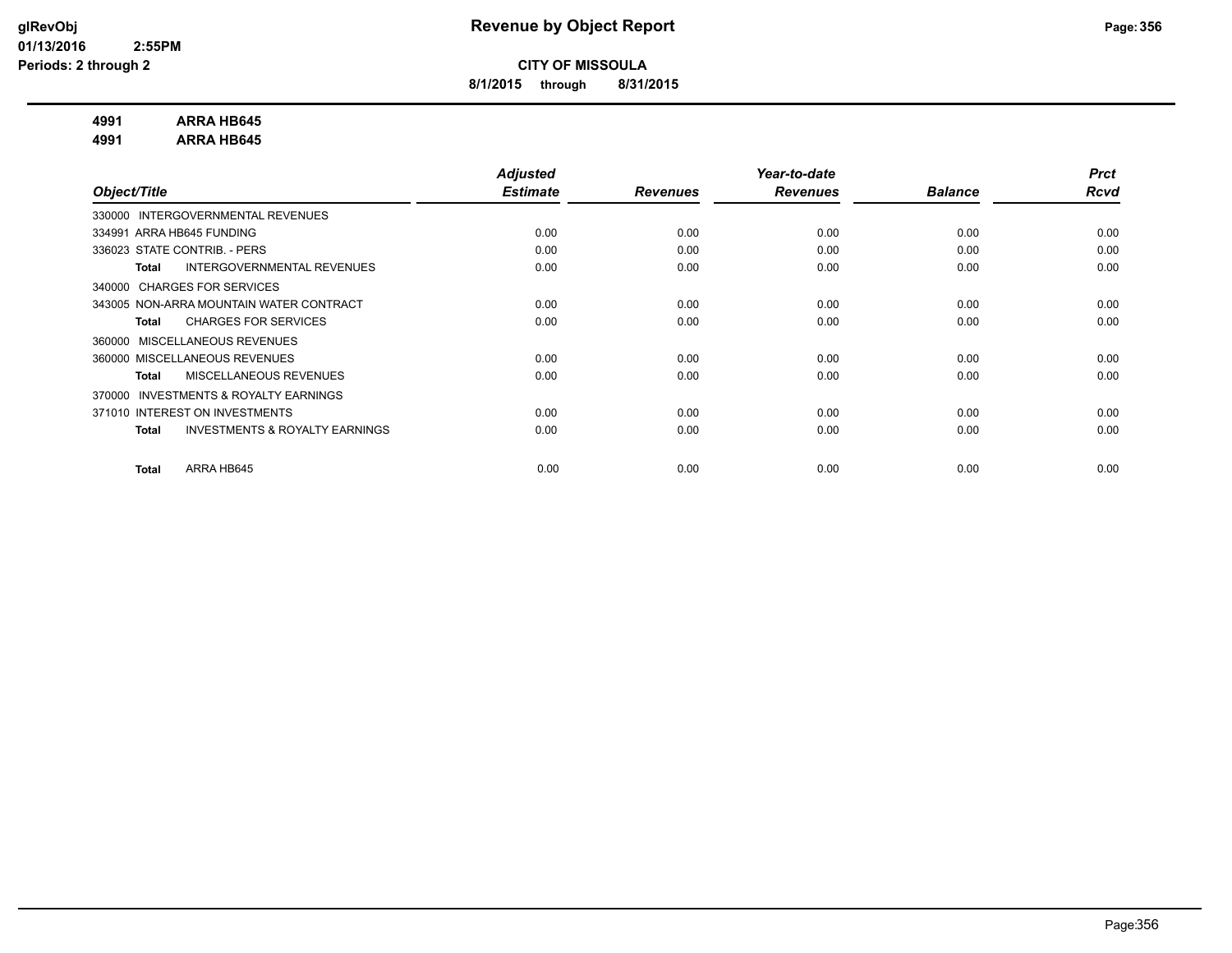# Revenue by Object Report

**CITY OF MISSOULA**

**8/1/2015 through 8/31/2015**

glRevObj
01/13/2016 2:55PM
Periods: 2 through 2

**4991 ARRA HB645**
**4991 ARRA HB645**

| Object/Title | Adjusted Estimate | Revenues | Year-to-date Revenues | Balance | Prct Rcvd |
|---|---|---|---|---|---|
| 330000 INTERGOVERNMENTAL REVENUES | | | | | |
| 334991 ARRA HB645 FUNDING | 0.00 | 0.00 | 0.00 | 0.00 | 0.00 |
| 336023 STATE CONTRIB. - PERS | 0.00 | 0.00 | 0.00 | 0.00 | 0.00 |
| **Total** INTERGOVERNMENTAL REVENUES | 0.00 | 0.00 | 0.00 | 0.00 | 0.00 |
| 340000 CHARGES FOR SERVICES | | | | | |
| 343005 NON-ARRA MOUNTAIN WATER CONTRACT | 0.00 | 0.00 | 0.00 | 0.00 | 0.00 |
| **Total** CHARGES FOR SERVICES | 0.00 | 0.00 | 0.00 | 0.00 | 0.00 |
| 360000 MISCELLANEOUS REVENUES | | | | | |
| 360000 MISCELLANEOUS REVENUES | 0.00 | 0.00 | 0.00 | 0.00 | 0.00 |
| **Total** MISCELLANEOUS REVENUES | 0.00 | 0.00 | 0.00 | 0.00 | 0.00 |
| 370000 INVESTMENTS & ROYALTY EARNINGS | | | | | |
| 371010 INTEREST ON INVESTMENTS | 0.00 | 0.00 | 0.00 | 0.00 | 0.00 |
| **Total** INVESTMENTS & ROYALTY EARNINGS | 0.00 | 0.00 | 0.00 | 0.00 | 0.00 |
| **Total** ARRA HB645 | 0.00 | 0.00 | 0.00 | 0.00 | 0.00 |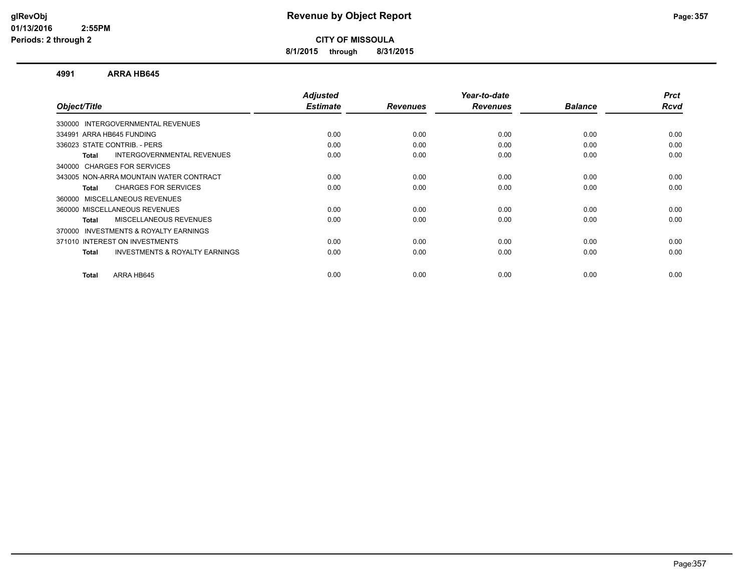# Revenue by Object Report

**CITY OF MISSOULA**

**8/1/2015 through 8/31/2015**

glRevObj
01/13/2016 2:55PM
Periods: 2 through 2

## 4991 ARRA HB645

| Object/Title | Adjusted Estimate | Revenues | Year-to-date Revenues | Balance | Prct Rcvd |
|---|---|---|---|---|---|
| 330000 INTERGOVERNMENTAL REVENUES | | | | | |
| 334991 ARRA HB645 FUNDING | 0.00 | 0.00 | 0.00 | 0.00 | 0.00 |
| 336023 STATE CONTRIB. - PERS | 0.00 | 0.00 | 0.00 | 0.00 | 0.00 |
| **Total** INTERGOVERNMENTAL REVENUES | 0.00 | 0.00 | 0.00 | 0.00 | 0.00 |
| 340000 CHARGES FOR SERVICES | | | | | |
| 343005 NON-ARRA MOUNTAIN WATER CONTRACT | 0.00 | 0.00 | 0.00 | 0.00 | 0.00 |
| **Total** CHARGES FOR SERVICES | 0.00 | 0.00 | 0.00 | 0.00 | 0.00 |
| 360000 MISCELLANEOUS REVENUES | | | | | |
| 360000 MISCELLANEOUS REVENUES | 0.00 | 0.00 | 0.00 | 0.00 | 0.00 |
| **Total** MISCELLANEOUS REVENUES | 0.00 | 0.00 | 0.00 | 0.00 | 0.00 |
| 370000 INVESTMENTS & ROYALTY EARNINGS | | | | | |
| 371010 INTEREST ON INVESTMENTS | 0.00 | 0.00 | 0.00 | 0.00 | 0.00 |
| **Total** INVESTMENTS & ROYALTY EARNINGS | 0.00 | 0.00 | 0.00 | 0.00 | 0.00 |
| **Total** ARRA HB645 | 0.00 | 0.00 | 0.00 | 0.00 | 0.00 |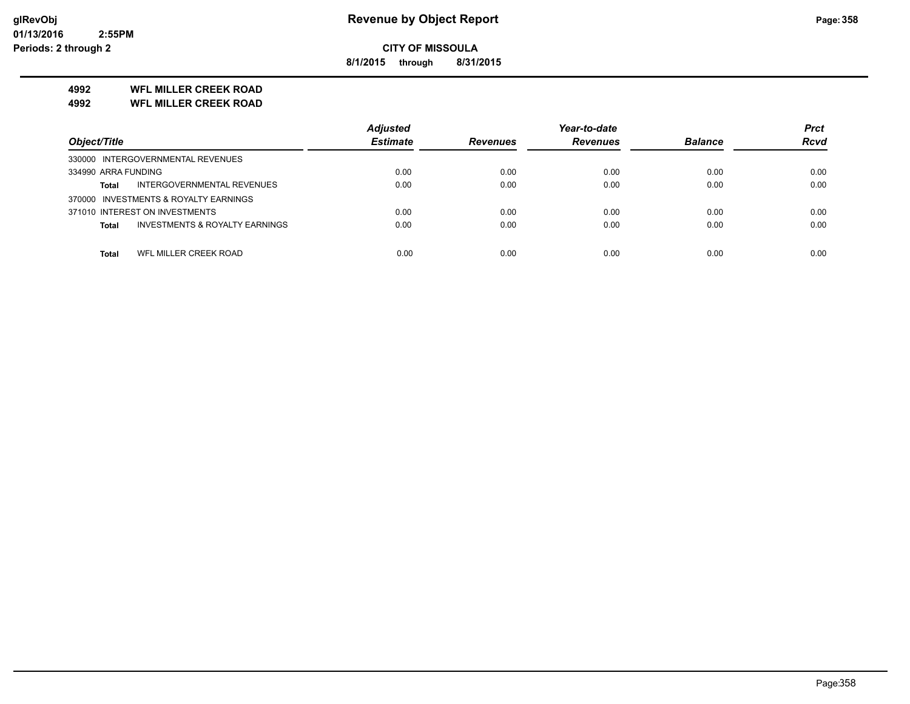# Revenue by Object Report

**CITY OF MISSOULA**

**8/1/2015 through 8/31/2015**

**4992 WFL MILLER CREEK ROAD**

**4992 WFL MILLER CREEK ROAD**

| Object/Title | | Adjusted Estimate | Revenues | Year-to-date Revenues | Balance | Prct Rcvd |
|---|---|---|---|---|---|---|
| 330000 INTERGOVERNMENTAL REVENUES | | | | | | |
| 334990 ARRA FUNDING | | 0.00 | 0.00 | 0.00 | 0.00 | 0.00 |
| Total | INTERGOVERNMENTAL REVENUES | 0.00 | 0.00 | 0.00 | 0.00 | 0.00 |
| 370000 INVESTMENTS & ROYALTY EARNINGS | | | | | | |
| 371010 INTEREST ON INVESTMENTS | | 0.00 | 0.00 | 0.00 | 0.00 | 0.00 |
| Total | INVESTMENTS & ROYALTY EARNINGS | 0.00 | 0.00 | 0.00 | 0.00 | 0.00 |
| Total | WFL MILLER CREEK ROAD | 0.00 | 0.00 | 0.00 | 0.00 | 0.00 |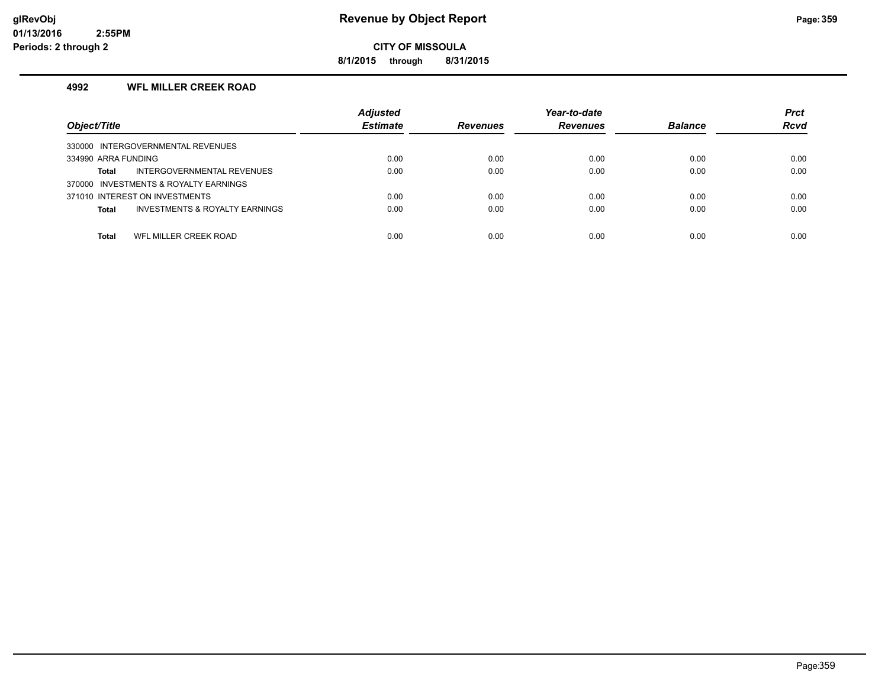# Revenue by Object Report

**CITY OF MISSOULA**

**8/1/2015 through 8/31/2015**

glRevObj
01/13/2016 2:55PM
Periods: 2 through 2

### 4992 WFL MILLER CREEK ROAD

| Object/Title | Adjusted Estimate | Revenues | Year-to-date Revenues | Balance | Prct Rcvd |
|---|---|---|---|---|---|
| 330000 INTERGOVERNMENTAL REVENUES | | | | | |
| 334990 ARRA FUNDING | 0.00 | 0.00 | 0.00 | 0.00 | 0.00 |
| **Total** INTERGOVERNMENTAL REVENUES | 0.00 | 0.00 | 0.00 | 0.00 | 0.00 |
| 370000 INVESTMENTS & ROYALTY EARNINGS | | | | | |
| 371010 INTEREST ON INVESTMENTS | 0.00 | 0.00 | 0.00 | 0.00 | 0.00 |
| **Total** INVESTMENTS & ROYALTY EARNINGS | 0.00 | 0.00 | 0.00 | 0.00 | 0.00 |
| **Total** WFL MILLER CREEK ROAD | 0.00 | 0.00 | 0.00 | 0.00 | 0.00 |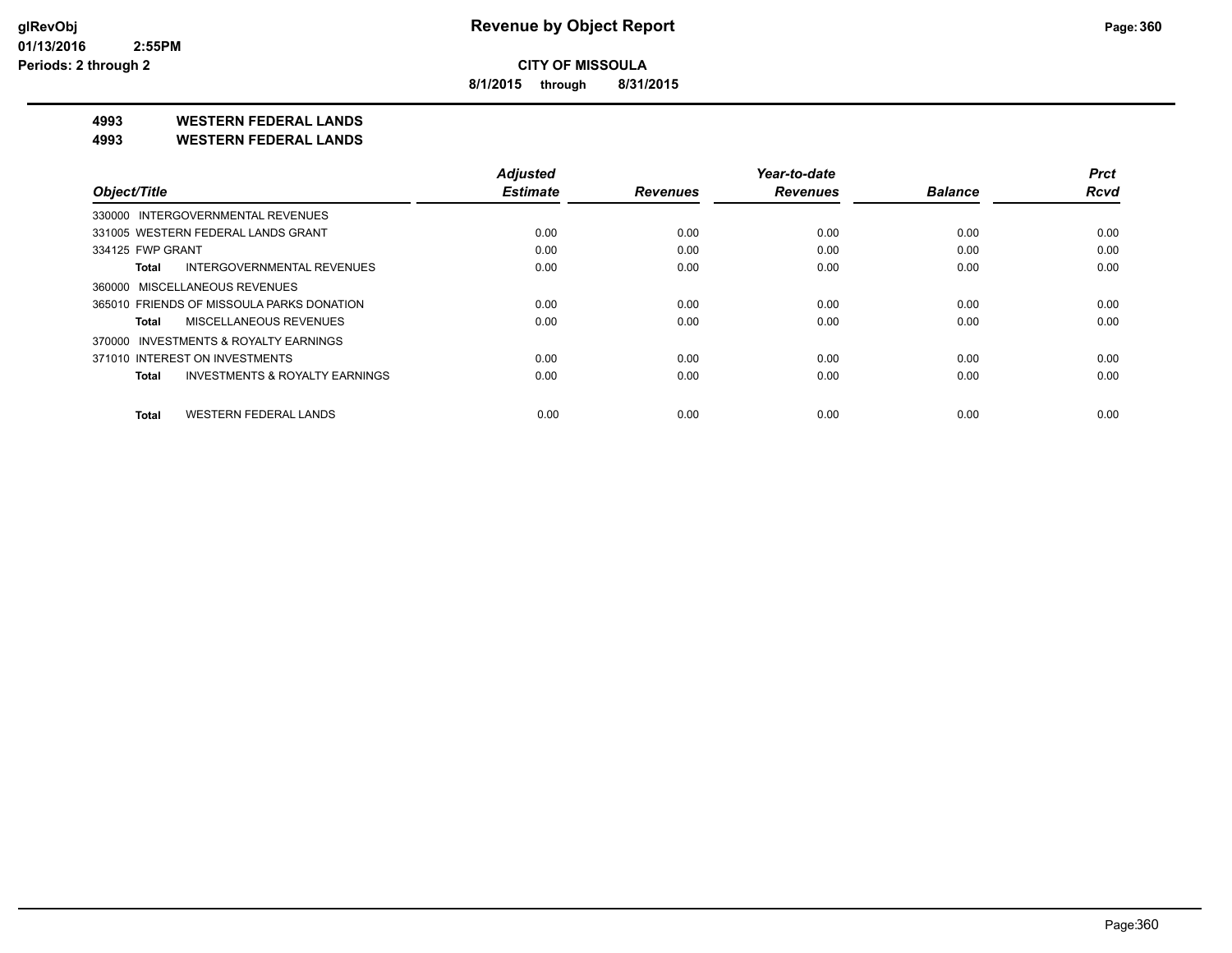# Revenue by Object Report

**CITY OF MISSOULA**

**8/1/2015 through 8/31/2015**

**4993 WESTERN FEDERAL LANDS**

**4993 WESTERN FEDERAL LANDS**

| Object/Title | Adjusted Estimate | Revenues | Year-to-date Revenues | Balance | Prct Rcvd |
|---|---|---|---|---|---|
| 330000 INTERGOVERNMENTAL REVENUES | | | | | |
| 331005 WESTERN FEDERAL LANDS GRANT | 0.00 | 0.00 | 0.00 | 0.00 | 0.00 |
| 334125 FWP GRANT | 0.00 | 0.00 | 0.00 | 0.00 | 0.00 |
| **Total** INTERGOVERNMENTAL REVENUES | 0.00 | 0.00 | 0.00 | 0.00 | 0.00 |
| 360000 MISCELLANEOUS REVENUES | | | | | |
| 365010 FRIENDS OF MISSOULA PARKS DONATION | 0.00 | 0.00 | 0.00 | 0.00 | 0.00 |
| **Total** MISCELLANEOUS REVENUES | 0.00 | 0.00 | 0.00 | 0.00 | 0.00 |
| 370000 INVESTMENTS & ROYALTY EARNINGS | | | | | |
| 371010 INTEREST ON INVESTMENTS | 0.00 | 0.00 | 0.00 | 0.00 | 0.00 |
| **Total** INVESTMENTS & ROYALTY EARNINGS | 0.00 | 0.00 | 0.00 | 0.00 | 0.00 |
| **Total** WESTERN FEDERAL LANDS | 0.00 | 0.00 | 0.00 | 0.00 | 0.00 |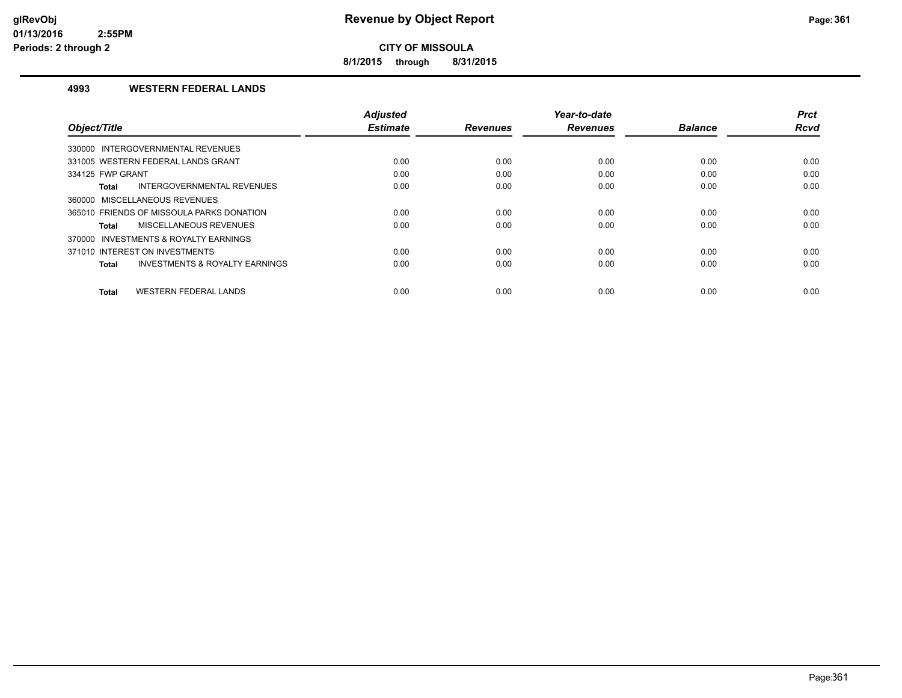**Revenue by Object Report**

**CITY OF MISSOULA**

**8/1/2015 through 8/31/2015**

### 4993 WESTERN FEDERAL LANDS

| Object/Title | Adjusted Estimate | Revenues | Year-to-date Revenues | Balance | Prct Rcvd |
|---|---|---|---|---|---|
| 330000 INTERGOVERNMENTAL REVENUES | | | | | |
| 331005 WESTERN FEDERAL LANDS GRANT | 0.00 | 0.00 | 0.00 | 0.00 | 0.00 |
| 334125 FWP GRANT | 0.00 | 0.00 | 0.00 | 0.00 | 0.00 |
| **Total** INTERGOVERNMENTAL REVENUES | 0.00 | 0.00 | 0.00 | 0.00 | 0.00 |
| 360000 MISCELLANEOUS REVENUES | | | | | |
| 365010 FRIENDS OF MISSOULA PARKS DONATION | 0.00 | 0.00 | 0.00 | 0.00 | 0.00 |
| **Total** MISCELLANEOUS REVENUES | 0.00 | 0.00 | 0.00 | 0.00 | 0.00 |
| 370000 INVESTMENTS & ROYALTY EARNINGS | | | | | |
| 371010 INTEREST ON INVESTMENTS | 0.00 | 0.00 | 0.00 | 0.00 | 0.00 |
| **Total** INVESTMENTS & ROYALTY EARNINGS | 0.00 | 0.00 | 0.00 | 0.00 | 0.00 |
| **Total** WESTERN FEDERAL LANDS | 0.00 | 0.00 | 0.00 | 0.00 | 0.00 |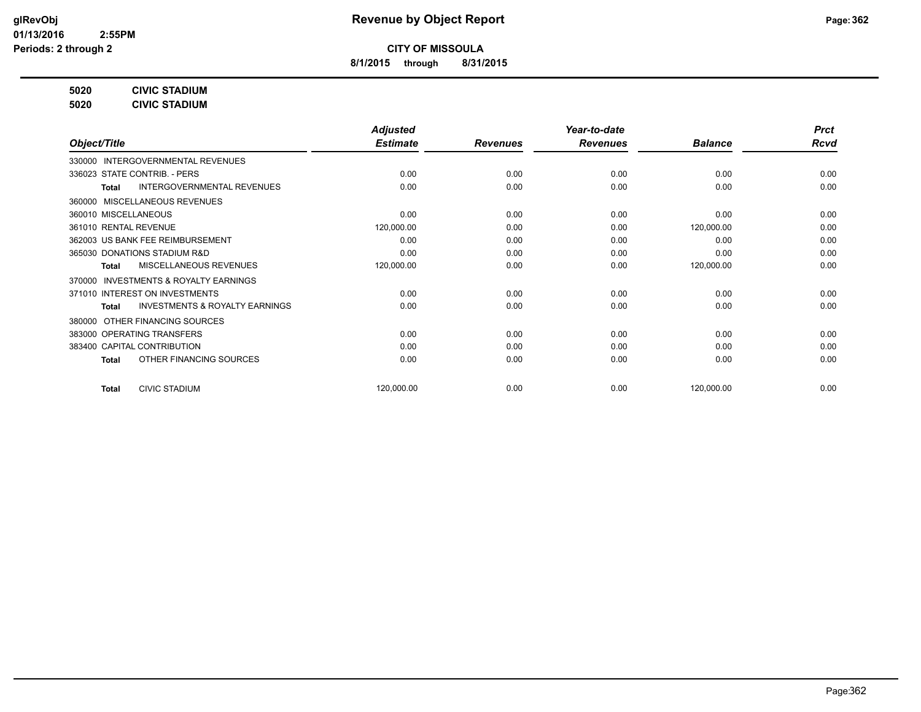# Revenue by Object Report

**CITY OF MISSOULA**

**8/1/2015 through 8/31/2015**

**5020 CIVIC STADIUM**
**5020 CIVIC STADIUM**

| Object/Title | Adjusted Estimate | Revenues | Year-to-date Revenues | Balance | Prct Rcvd |
|---|---|---|---|---|---|
| 330000 INTERGOVERNMENTAL REVENUES | | | | | |
| 336023 STATE CONTRIB. - PERS | 0.00 | 0.00 | 0.00 | 0.00 | 0.00 |
| **Total** INTERGOVERNMENTAL REVENUES | 0.00 | 0.00 | 0.00 | 0.00 | 0.00 |
| 360000 MISCELLANEOUS REVENUES | | | | | |
| 360010 MISCELLANEOUS | 0.00 | 0.00 | 0.00 | 0.00 | 0.00 |
| 361010 RENTAL REVENUE | 120,000.00 | 0.00 | 0.00 | 120,000.00 | 0.00 |
| 362003 US BANK FEE REIMBURSEMENT | 0.00 | 0.00 | 0.00 | 0.00 | 0.00 |
| 365030 DONATIONS STADIUM R&D | 0.00 | 0.00 | 0.00 | 0.00 | 0.00 |
| **Total** MISCELLANEOUS REVENUES | 120,000.00 | 0.00 | 0.00 | 120,000.00 | 0.00 |
| 370000 INVESTMENTS & ROYALTY EARNINGS | | | | | |
| 371010 INTEREST ON INVESTMENTS | 0.00 | 0.00 | 0.00 | 0.00 | 0.00 |
| **Total** INVESTMENTS & ROYALTY EARNINGS | 0.00 | 0.00 | 0.00 | 0.00 | 0.00 |
| 380000 OTHER FINANCING SOURCES | | | | | |
| 383000 OPERATING TRANSFERS | 0.00 | 0.00 | 0.00 | 0.00 | 0.00 |
| 383400 CAPITAL CONTRIBUTION | 0.00 | 0.00 | 0.00 | 0.00 | 0.00 |
| **Total** OTHER FINANCING SOURCES | 0.00 | 0.00 | 0.00 | 0.00 | 0.00 |
| **Total** CIVIC STADIUM | 120,000.00 | 0.00 | 0.00 | 120,000.00 | 0.00 |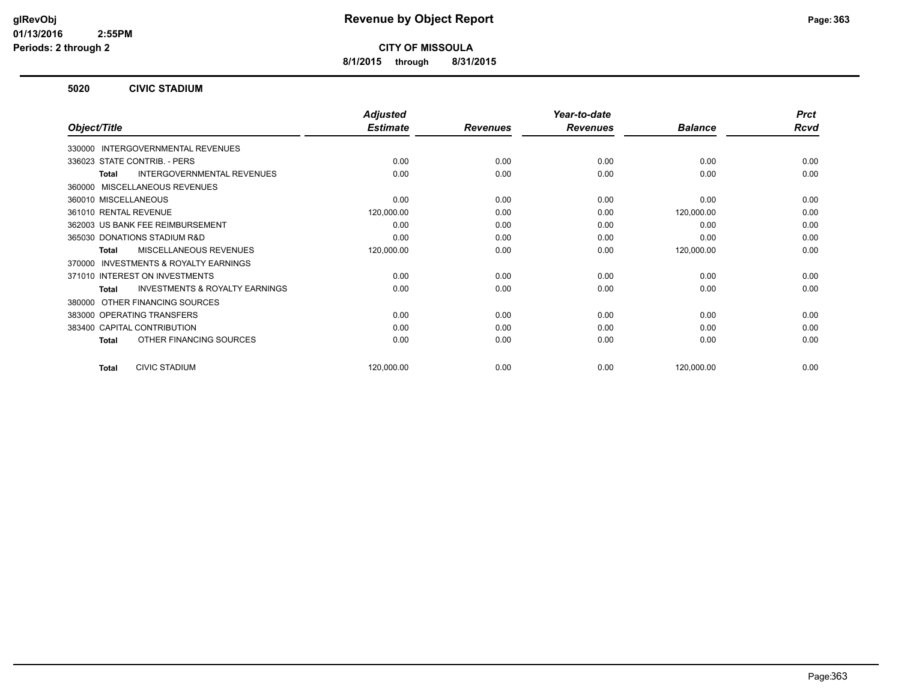# Revenue by Object Report

**CITY OF MISSOULA**

**8/1/2015 through 8/31/2015**

glRevObj
01/13/2016 2:55PM
Periods: 2 through 2

## 5020 CIVIC STADIUM

| Object/Title | Adjusted Estimate | Revenues | Year-to-date Revenues | Balance | Prct Rcvd |
|---|---|---|---|---|---|
| 330000 INTERGOVERNMENTAL REVENUES | | | | | |
| 336023 STATE CONTRIB. - PERS | 0.00 | 0.00 | 0.00 | 0.00 | 0.00 |
| **Total** INTERGOVERNMENTAL REVENUES | 0.00 | 0.00 | 0.00 | 0.00 | 0.00 |
| 360000 MISCELLANEOUS REVENUES | | | | | |
| 360010 MISCELLANEOUS | 0.00 | 0.00 | 0.00 | 0.00 | 0.00 |
| 361010 RENTAL REVENUE | 120,000.00 | 0.00 | 0.00 | 120,000.00 | 0.00 |
| 362003 US BANK FEE REIMBURSEMENT | 0.00 | 0.00 | 0.00 | 0.00 | 0.00 |
| 365030 DONATIONS STADIUM R&D | 0.00 | 0.00 | 0.00 | 0.00 | 0.00 |
| **Total** MISCELLANEOUS REVENUES | 120,000.00 | 0.00 | 0.00 | 120,000.00 | 0.00 |
| 370000 INVESTMENTS & ROYALTY EARNINGS | | | | | |
| 371010 INTEREST ON INVESTMENTS | 0.00 | 0.00 | 0.00 | 0.00 | 0.00 |
| **Total** INVESTMENTS & ROYALTY EARNINGS | 0.00 | 0.00 | 0.00 | 0.00 | 0.00 |
| 380000 OTHER FINANCING SOURCES | | | | | |
| 383000 OPERATING TRANSFERS | 0.00 | 0.00 | 0.00 | 0.00 | 0.00 |
| 383400 CAPITAL CONTRIBUTION | 0.00 | 0.00 | 0.00 | 0.00 | 0.00 |
| **Total** OTHER FINANCING SOURCES | 0.00 | 0.00 | 0.00 | 0.00 | 0.00 |
| **Total** CIVIC STADIUM | 120,000.00 | 0.00 | 0.00 | 120,000.00 | 0.00 |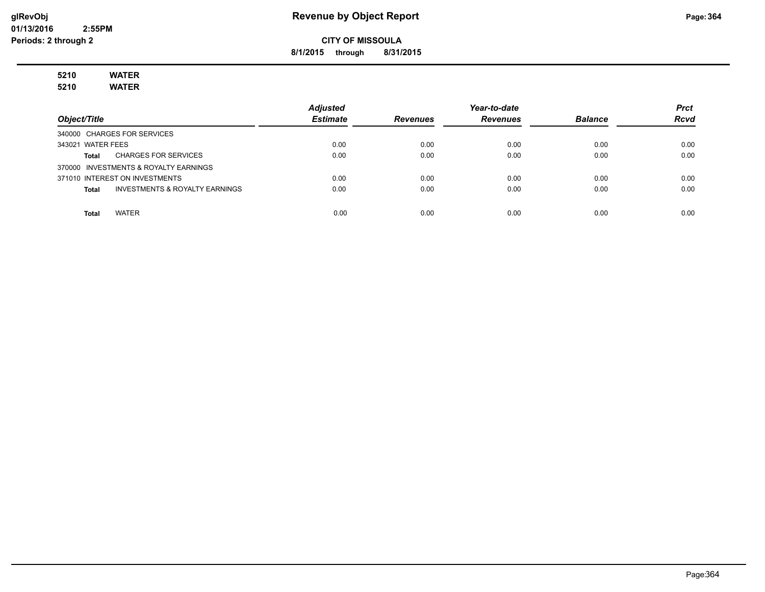**Revenue by Object Report**

**CITY OF MISSOULA**

**8/1/2015 through 8/31/2015**

glRevObj
01/13/2016 2:55PM
Periods: 2 through 2

**5210 WATER**
**5210 WATER**

| Object/Title | Adjusted Estimate | Revenues | Year-to-date Revenues | Balance | Prct Rcvd |
|---|---|---|---|---|---|
| 340000 CHARGES FOR SERVICES | | | | | |
| 343021 WATER FEES | 0.00 | 0.00 | 0.00 | 0.00 | 0.00 |
| **Total** CHARGES FOR SERVICES | 0.00 | 0.00 | 0.00 | 0.00 | 0.00 |
| 370000 INVESTMENTS & ROYALTY EARNINGS | | | | | |
| 371010 INTEREST ON INVESTMENTS | 0.00 | 0.00 | 0.00 | 0.00 | 0.00 |
| **Total** INVESTMENTS & ROYALTY EARNINGS | 0.00 | 0.00 | 0.00 | 0.00 | 0.00 |
| **Total** WATER | 0.00 | 0.00 | 0.00 | 0.00 | 0.00 |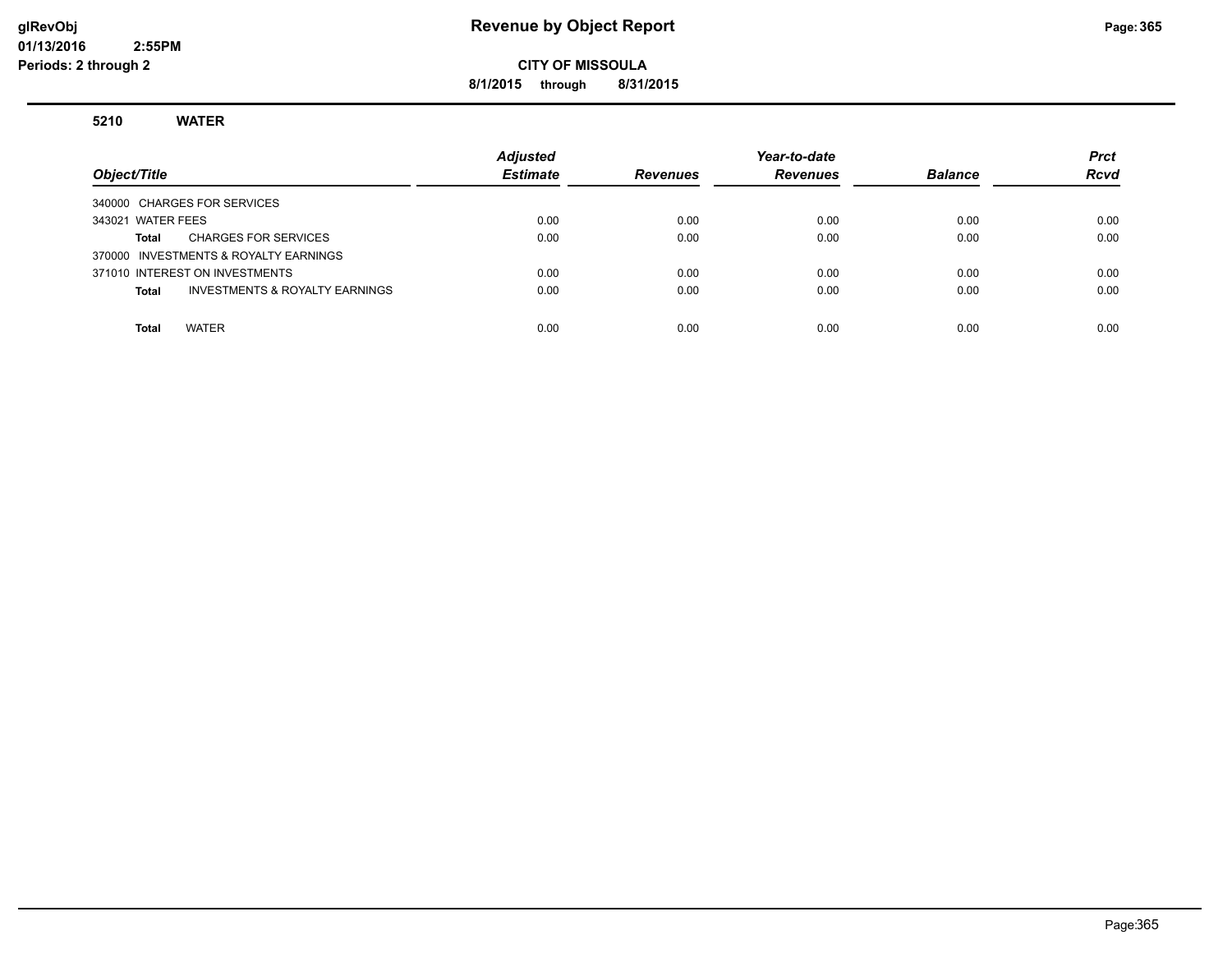**glRevObj**
**01/13/2016 2:55PM**
**Periods: 2 through 2**

# Revenue by Object Report

**CITY OF MISSOULA**

**8/1/2015 through 8/31/2015**

## 5210 WATER

| Object/Title | Adjusted Estimate | Revenues | Year-to-date Revenues | Balance | Prct Rcvd |
|---|---|---|---|---|---|
| 340000 CHARGES FOR SERVICES | | | | | |
| 343021 WATER FEES | 0.00 | 0.00 | 0.00 | 0.00 | 0.00 |
| **Total** CHARGES FOR SERVICES | 0.00 | 0.00 | 0.00 | 0.00 | 0.00 |
| 370000 INVESTMENTS & ROYALTY EARNINGS | | | | | |
| 371010 INTEREST ON INVESTMENTS | 0.00 | 0.00 | 0.00 | 0.00 | 0.00 |
| **Total** INVESTMENTS & ROYALTY EARNINGS | 0.00 | 0.00 | 0.00 | 0.00 | 0.00 |
| **Total** WATER | 0.00 | 0.00 | 0.00 | 0.00 | 0.00 |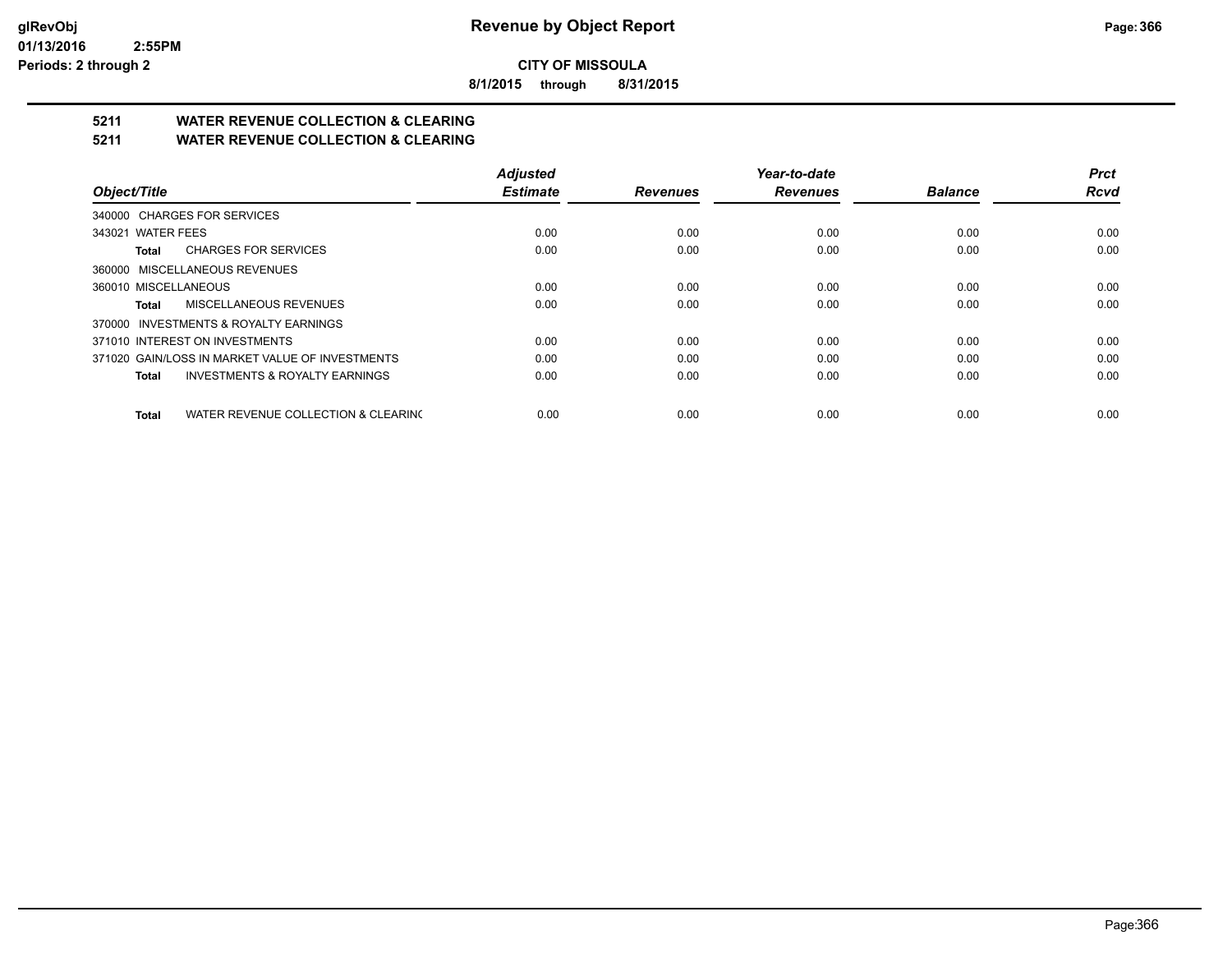**CITY OF MISSOULA**

**8/1/2015 through 8/31/2015**

## 5211 WATER REVENUE COLLECTION & CLEARING
## 5211 WATER REVENUE COLLECTION & CLEARING

| Object/Title | Adjusted Estimate | Revenues | Year-to-date Revenues | Balance | Prct Rcvd |
|---|---|---|---|---|---|
| 340000 CHARGES FOR SERVICES | | | | | |
| 343021 WATER FEES | 0.00 | 0.00 | 0.00 | 0.00 | 0.00 |
| **Total** CHARGES FOR SERVICES | 0.00 | 0.00 | 0.00 | 0.00 | 0.00 |
| 360000 MISCELLANEOUS REVENUES | | | | | |
| 360010 MISCELLANEOUS | 0.00 | 0.00 | 0.00 | 0.00 | 0.00 |
| **Total** MISCELLANEOUS REVENUES | 0.00 | 0.00 | 0.00 | 0.00 | 0.00 |
| 370000 INVESTMENTS & ROYALTY EARNINGS | | | | | |
| 371010 INTEREST ON INVESTMENTS | 0.00 | 0.00 | 0.00 | 0.00 | 0.00 |
| 371020 GAIN/LOSS IN MARKET VALUE OF INVESTMENTS | 0.00 | 0.00 | 0.00 | 0.00 | 0.00 |
| **Total** INVESTMENTS & ROYALTY EARNINGS | 0.00 | 0.00 | 0.00 | 0.00 | 0.00 |
| **Total** WATER REVENUE COLLECTION & CLEARINC | 0.00 | 0.00 | 0.00 | 0.00 | 0.00 |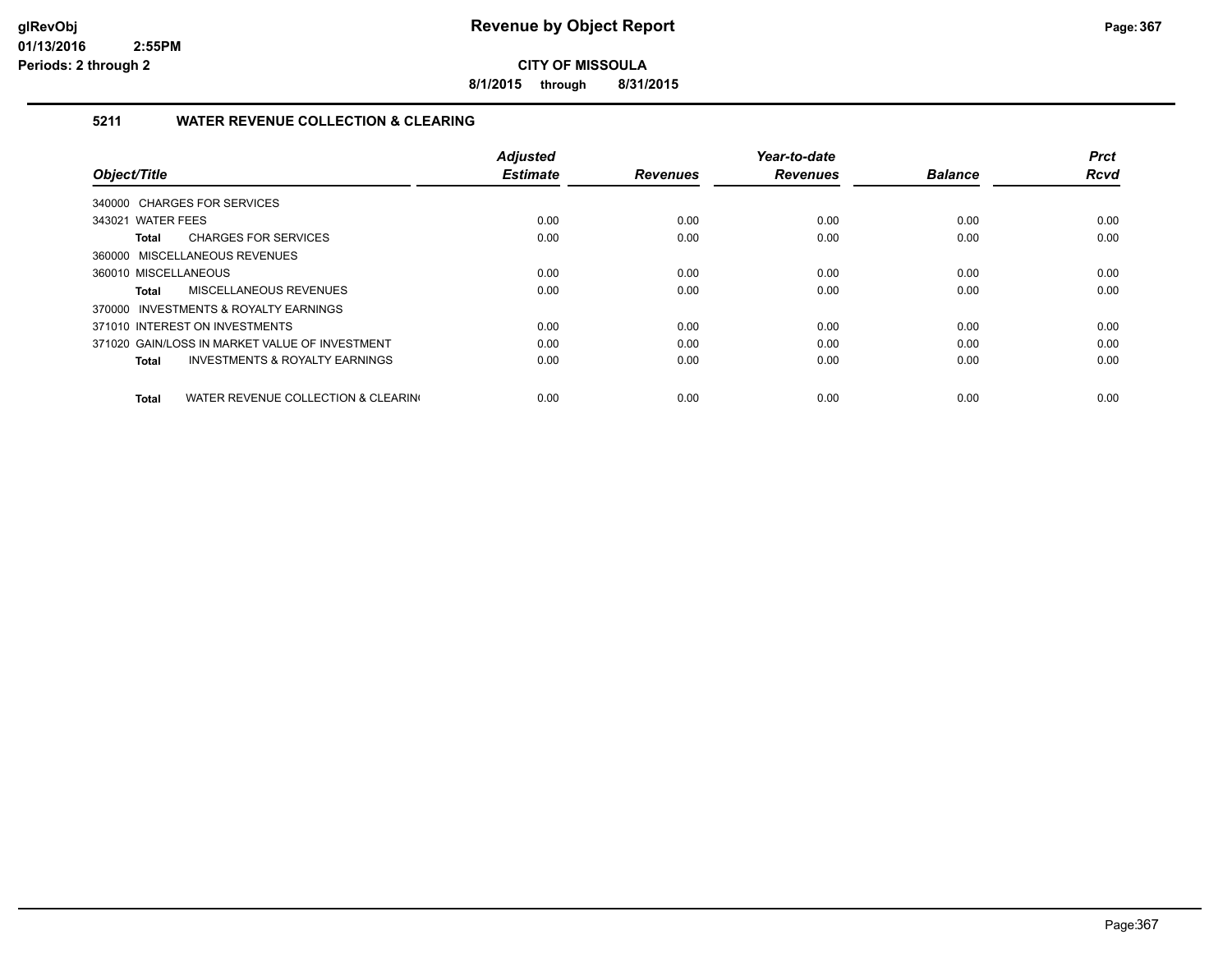# Revenue by Object Report

**CITY OF MISSOULA**

**8/1/2015 through 8/31/2015**

glRevObj
01/13/2016 2:55PM
Periods: 2 through 2

## 5211 WATER REVENUE COLLECTION & CLEARING

| Object/Title | Adjusted Estimate | Revenues | Year-to-date Revenues | Balance | Prct Rcvd |
|---|---|---|---|---|---|
| 340000 CHARGES FOR SERVICES | | | | | |
| 343021 WATER FEES | 0.00 | 0.00 | 0.00 | 0.00 | 0.00 |
| **Total** CHARGES FOR SERVICES | 0.00 | 0.00 | 0.00 | 0.00 | 0.00 |
| 360000 MISCELLANEOUS REVENUES | | | | | |
| 360010 MISCELLANEOUS | 0.00 | 0.00 | 0.00 | 0.00 | 0.00 |
| **Total** MISCELLANEOUS REVENUES | 0.00 | 0.00 | 0.00 | 0.00 | 0.00 |
| 370000 INVESTMENTS & ROYALTY EARNINGS | | | | | |
| 371010 INTEREST ON INVESTMENTS | 0.00 | 0.00 | 0.00 | 0.00 | 0.00 |
| 371020 GAIN/LOSS IN MARKET VALUE OF INVESTMENT | 0.00 | 0.00 | 0.00 | 0.00 | 0.00 |
| **Total** INVESTMENTS & ROYALTY EARNINGS | 0.00 | 0.00 | 0.00 | 0.00 | 0.00 |
| **Total** WATER REVENUE COLLECTION & CLEARIN( | 0.00 | 0.00 | 0.00 | 0.00 | 0.00 |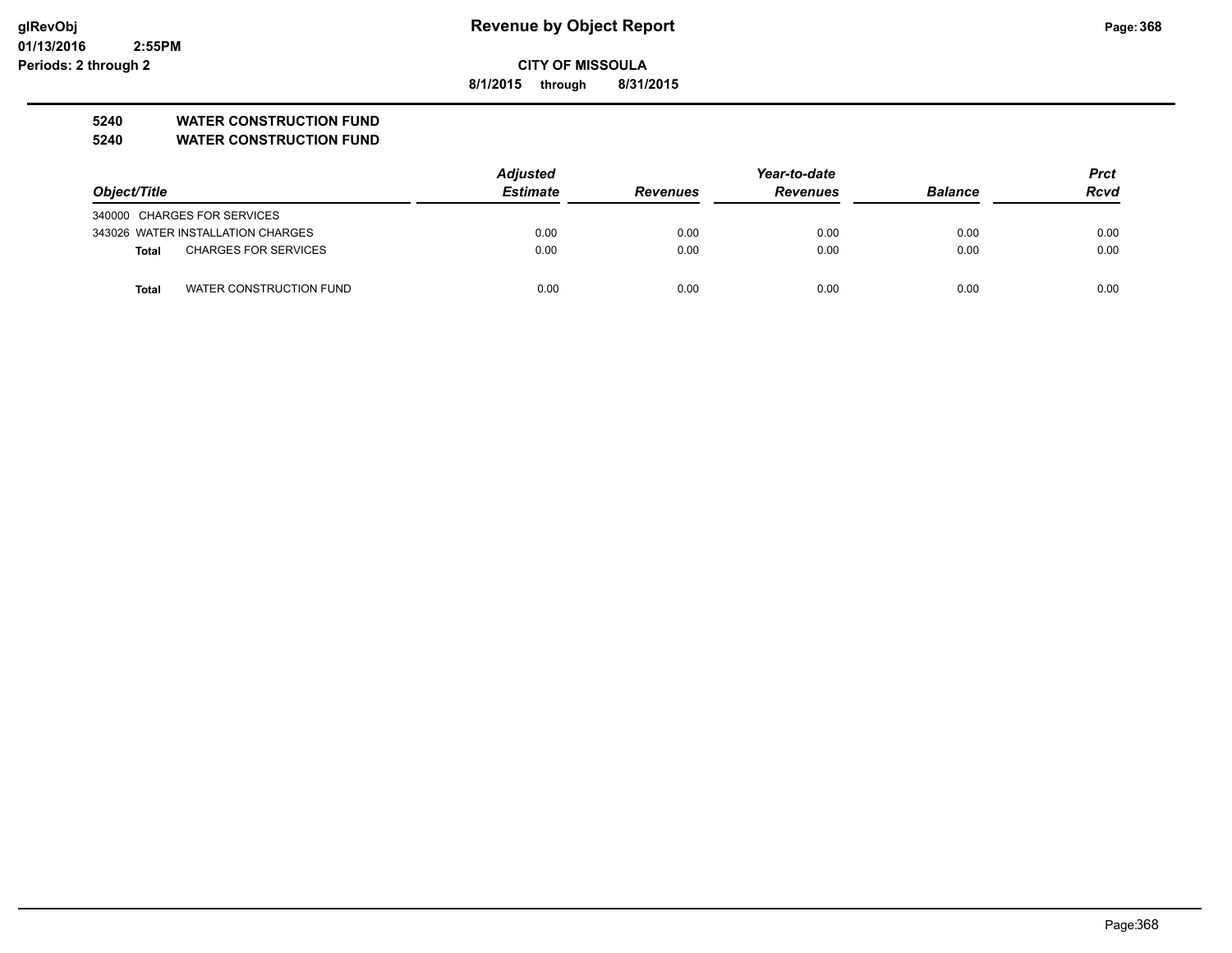# Revenue by Object Report

**CITY OF MISSOULA**

**8/1/2015 through 8/31/2015**

glRevObj
01/13/2016 2:55PM
Periods: 2 through 2

**5240 WATER CONSTRUCTION FUND**
**5240 WATER CONSTRUCTION FUND**

| Object/Title | Adjusted Estimate | Revenues | Year-to-date Revenues | Balance | Prct Rcvd |
|---|---|---|---|---|---|
| 340000 CHARGES FOR SERVICES | | | | | |
| 343026 WATER INSTALLATION CHARGES | 0.00 | 0.00 | 0.00 | 0.00 | 0.00 |
| **Total** CHARGES FOR SERVICES | 0.00 | 0.00 | 0.00 | 0.00 | 0.00 |
| **Total** WATER CONSTRUCTION FUND | 0.00 | 0.00 | 0.00 | 0.00 | 0.00 |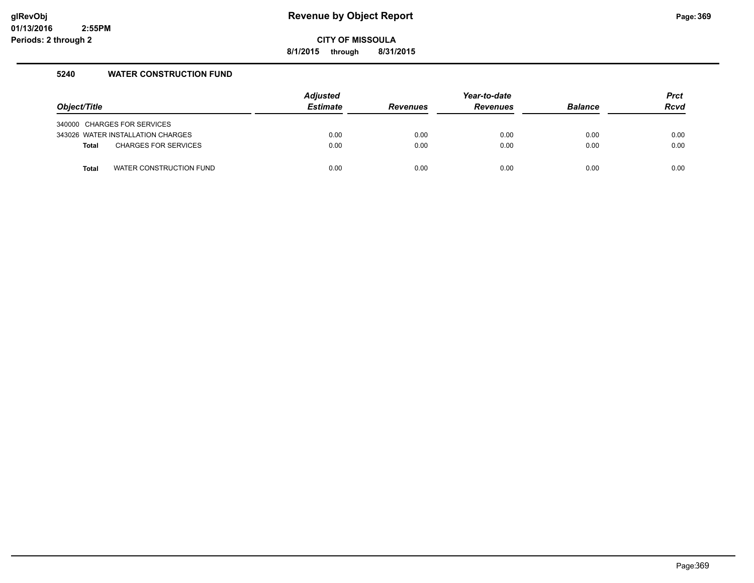# Revenue by Object Report

**CITY OF MISSOULA**

**8/1/2015 through 8/31/2015**

glRevObj
01/13/2016 2:55PM
Periods: 2 through 2

### 5240 WATER CONSTRUCTION FUND

| Object/Title | Adjusted Estimate | Revenues | Year-to-date Revenues | Balance | Prct Rcvd |
|---|---|---|---|---|---|
| 340000 CHARGES FOR SERVICES | | | | | |
| 343026 WATER INSTALLATION CHARGES | 0.00 | 0.00 | 0.00 | 0.00 | 0.00 |
| **Total** CHARGES FOR SERVICES | 0.00 | 0.00 | 0.00 | 0.00 | 0.00 |
| **Total** WATER CONSTRUCTION FUND | 0.00 | 0.00 | 0.00 | 0.00 | 0.00 |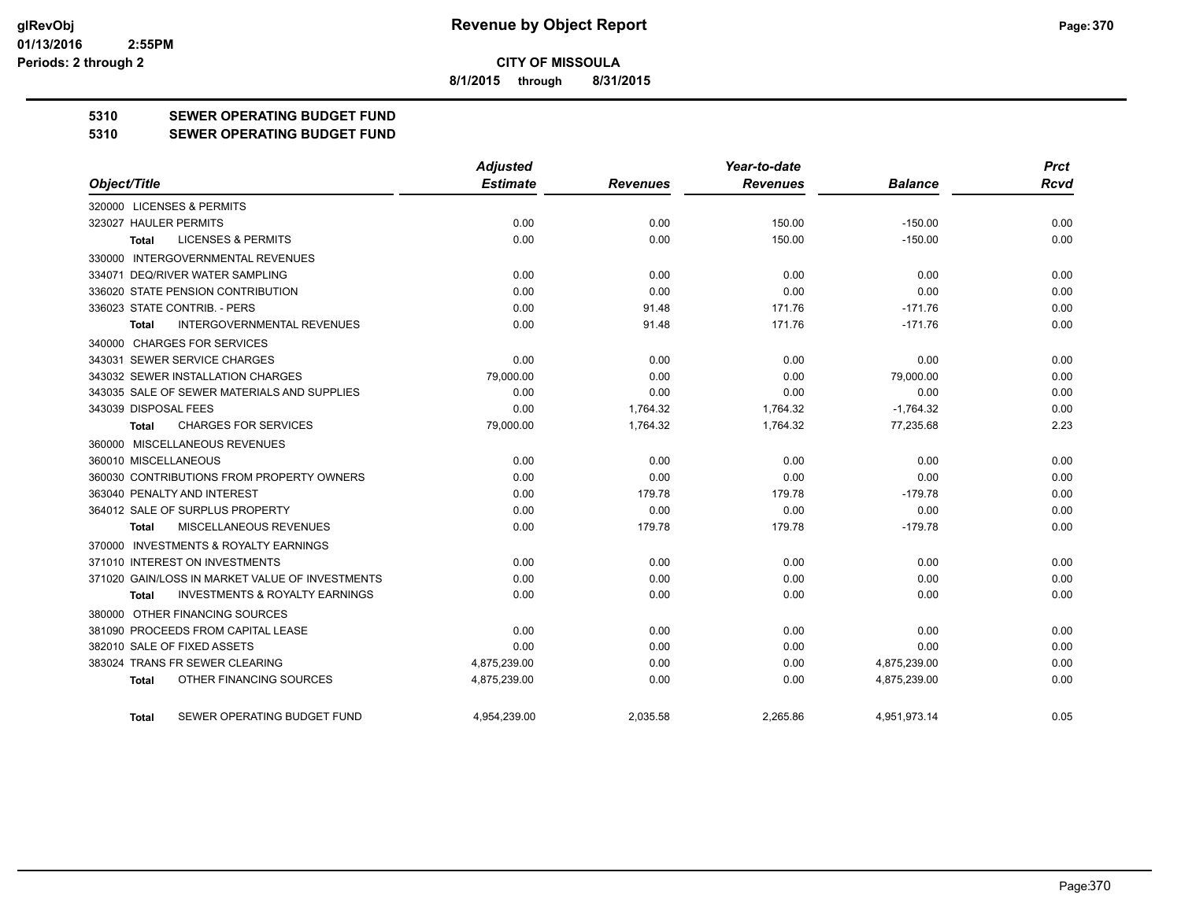**CITY OF MISSOULA**

**8/1/2015 through 8/31/2015**

## 5310 SEWER OPERATING BUDGET FUND

## 5310 SEWER OPERATING BUDGET FUND

| Object/Title | Adjusted Estimate | Revenues | Year-to-date Revenues | Balance | Prct Rcvd |
|---|---|---|---|---|---|
| 320000 LICENSES & PERMITS | | | | | |
| 323027 HAULER PERMITS | 0.00 | 0.00 | 150.00 | -150.00 | 0.00 |
| **Total** LICENSES & PERMITS | 0.00 | 0.00 | 150.00 | -150.00 | 0.00 |
| 330000 INTERGOVERNMENTAL REVENUES | | | | | |
| 334071 DEQ/RIVER WATER SAMPLING | 0.00 | 0.00 | 0.00 | 0.00 | 0.00 |
| 336020 STATE PENSION CONTRIBUTION | 0.00 | 0.00 | 0.00 | 0.00 | 0.00 |
| 336023 STATE CONTRIB. - PERS | 0.00 | 91.48 | 171.76 | -171.76 | 0.00 |
| **Total** INTERGOVERNMENTAL REVENUES | 0.00 | 91.48 | 171.76 | -171.76 | 0.00 |
| 340000 CHARGES FOR SERVICES | | | | | |
| 343031 SEWER SERVICE CHARGES | 0.00 | 0.00 | 0.00 | 0.00 | 0.00 |
| 343032 SEWER INSTALLATION CHARGES | 79,000.00 | 0.00 | 0.00 | 79,000.00 | 0.00 |
| 343035 SALE OF SEWER MATERIALS AND SUPPLIES | 0.00 | 0.00 | 0.00 | 0.00 | 0.00 |
| 343039 DISPOSAL FEES | 0.00 | 1,764.32 | 1,764.32 | -1,764.32 | 0.00 |
| **Total** CHARGES FOR SERVICES | 79,000.00 | 1,764.32 | 1,764.32 | 77,235.68 | 2.23 |
| 360000 MISCELLANEOUS REVENUES | | | | | |
| 360010 MISCELLANEOUS | 0.00 | 0.00 | 0.00 | 0.00 | 0.00 |
| 360030 CONTRIBUTIONS FROM PROPERTY OWNERS | 0.00 | 0.00 | 0.00 | 0.00 | 0.00 |
| 363040 PENALTY AND INTEREST | 0.00 | 179.78 | 179.78 | -179.78 | 0.00 |
| 364012 SALE OF SURPLUS PROPERTY | 0.00 | 0.00 | 0.00 | 0.00 | 0.00 |
| **Total** MISCELLANEOUS REVENUES | 0.00 | 179.78 | 179.78 | -179.78 | 0.00 |
| 370000 INVESTMENTS & ROYALTY EARNINGS | | | | | |
| 371010 INTEREST ON INVESTMENTS | 0.00 | 0.00 | 0.00 | 0.00 | 0.00 |
| 371020 GAIN/LOSS IN MARKET VALUE OF INVESTMENTS | 0.00 | 0.00 | 0.00 | 0.00 | 0.00 |
| **Total** INVESTMENTS & ROYALTY EARNINGS | 0.00 | 0.00 | 0.00 | 0.00 | 0.00 |
| 380000 OTHER FINANCING SOURCES | | | | | |
| 381090 PROCEEDS FROM CAPITAL LEASE | 0.00 | 0.00 | 0.00 | 0.00 | 0.00 |
| 382010 SALE OF FIXED ASSETS | 0.00 | 0.00 | 0.00 | 0.00 | 0.00 |
| 383024 TRANS FR SEWER CLEARING | 4,875,239.00 | 0.00 | 0.00 | 4,875,239.00 | 0.00 |
| **Total** OTHER FINANCING SOURCES | 4,875,239.00 | 0.00 | 0.00 | 4,875,239.00 | 0.00 |
| **Total** SEWER OPERATING BUDGET FUND | 4,954,239.00 | 2,035.58 | 2,265.86 | 4,951,973.14 | 0.05 |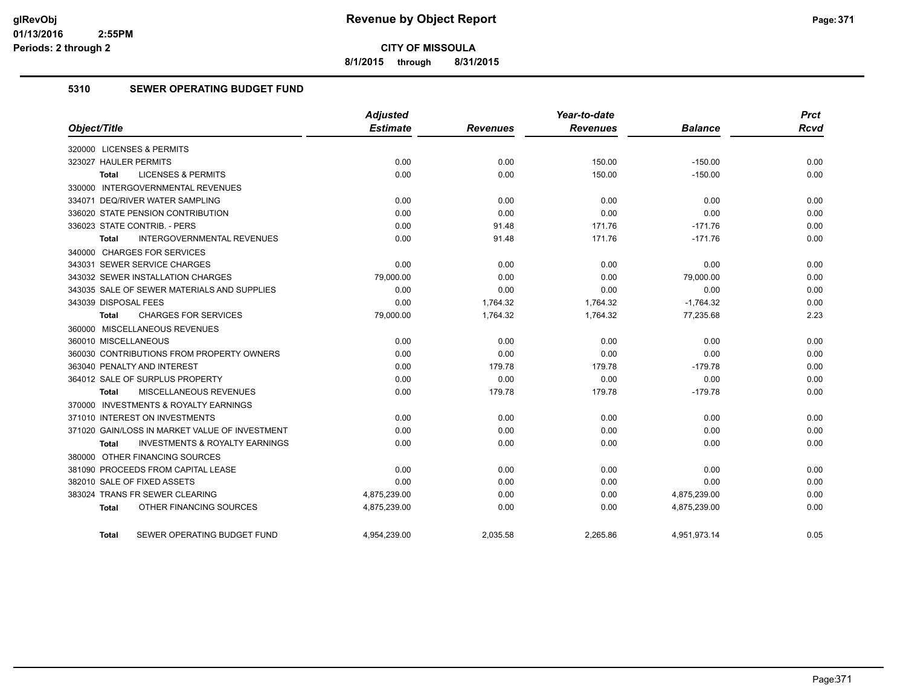# Revenue by Object Report

**CITY OF MISSOULA**

**8/1/2015 through 8/31/2015**

glRevObj
01/13/2016 2:55PM
Periods: 2 through 2

## 5310 SEWER OPERATING BUDGET FUND

| Object/Title | Adjusted Estimate | Revenues | Year-to-date Revenues | Balance | Prct Rcvd |
|---|---|---|---|---|---|
| 320000 LICENSES & PERMITS | | | | | |
| 323027 HAULER PERMITS | 0.00 | 0.00 | 150.00 | -150.00 | 0.00 |
| **Total** LICENSES & PERMITS | 0.00 | 0.00 | 150.00 | -150.00 | 0.00 |
| 330000 INTERGOVERNMENTAL REVENUES | | | | | |
| 334071 DEQ/RIVER WATER SAMPLING | 0.00 | 0.00 | 0.00 | 0.00 | 0.00 |
| 336020 STATE PENSION CONTRIBUTION | 0.00 | 0.00 | 0.00 | 0.00 | 0.00 |
| 336023 STATE CONTRIB. - PERS | 0.00 | 91.48 | 171.76 | -171.76 | 0.00 |
| **Total** INTERGOVERNMENTAL REVENUES | 0.00 | 91.48 | 171.76 | -171.76 | 0.00 |
| 340000 CHARGES FOR SERVICES | | | | | |
| 343031 SEWER SERVICE CHARGES | 0.00 | 0.00 | 0.00 | 0.00 | 0.00 |
| 343032 SEWER INSTALLATION CHARGES | 79,000.00 | 0.00 | 0.00 | 79,000.00 | 0.00 |
| 343035 SALE OF SEWER MATERIALS AND SUPPLIES | 0.00 | 0.00 | 0.00 | 0.00 | 0.00 |
| 343039 DISPOSAL FEES | 0.00 | 1,764.32 | 1,764.32 | -1,764.32 | 0.00 |
| **Total** CHARGES FOR SERVICES | 79,000.00 | 1,764.32 | 1,764.32 | 77,235.68 | 2.23 |
| 360000 MISCELLANEOUS REVENUES | | | | | |
| 360010 MISCELLANEOUS | 0.00 | 0.00 | 0.00 | 0.00 | 0.00 |
| 360030 CONTRIBUTIONS FROM PROPERTY OWNERS | 0.00 | 0.00 | 0.00 | 0.00 | 0.00 |
| 363040 PENALTY AND INTEREST | 0.00 | 179.78 | 179.78 | -179.78 | 0.00 |
| 364012 SALE OF SURPLUS PROPERTY | 0.00 | 0.00 | 0.00 | 0.00 | 0.00 |
| **Total** MISCELLANEOUS REVENUES | 0.00 | 179.78 | 179.78 | -179.78 | 0.00 |
| 370000 INVESTMENTS & ROYALTY EARNINGS | | | | | |
| 371010 INTEREST ON INVESTMENTS | 0.00 | 0.00 | 0.00 | 0.00 | 0.00 |
| 371020 GAIN/LOSS IN MARKET VALUE OF INVESTMENT | 0.00 | 0.00 | 0.00 | 0.00 | 0.00 |
| **Total** INVESTMENTS & ROYALTY EARNINGS | 0.00 | 0.00 | 0.00 | 0.00 | 0.00 |
| 380000 OTHER FINANCING SOURCES | | | | | |
| 381090 PROCEEDS FROM CAPITAL LEASE | 0.00 | 0.00 | 0.00 | 0.00 | 0.00 |
| 382010 SALE OF FIXED ASSETS | 0.00 | 0.00 | 0.00 | 0.00 | 0.00 |
| 383024 TRANS FR SEWER CLEARING | 4,875,239.00 | 0.00 | 0.00 | 4,875,239.00 | 0.00 |
| **Total** OTHER FINANCING SOURCES | 4,875,239.00 | 0.00 | 0.00 | 4,875,239.00 | 0.00 |
| **Total** SEWER OPERATING BUDGET FUND | 4,954,239.00 | 2,035.58 | 2,265.86 | 4,951,973.14 | 0.05 |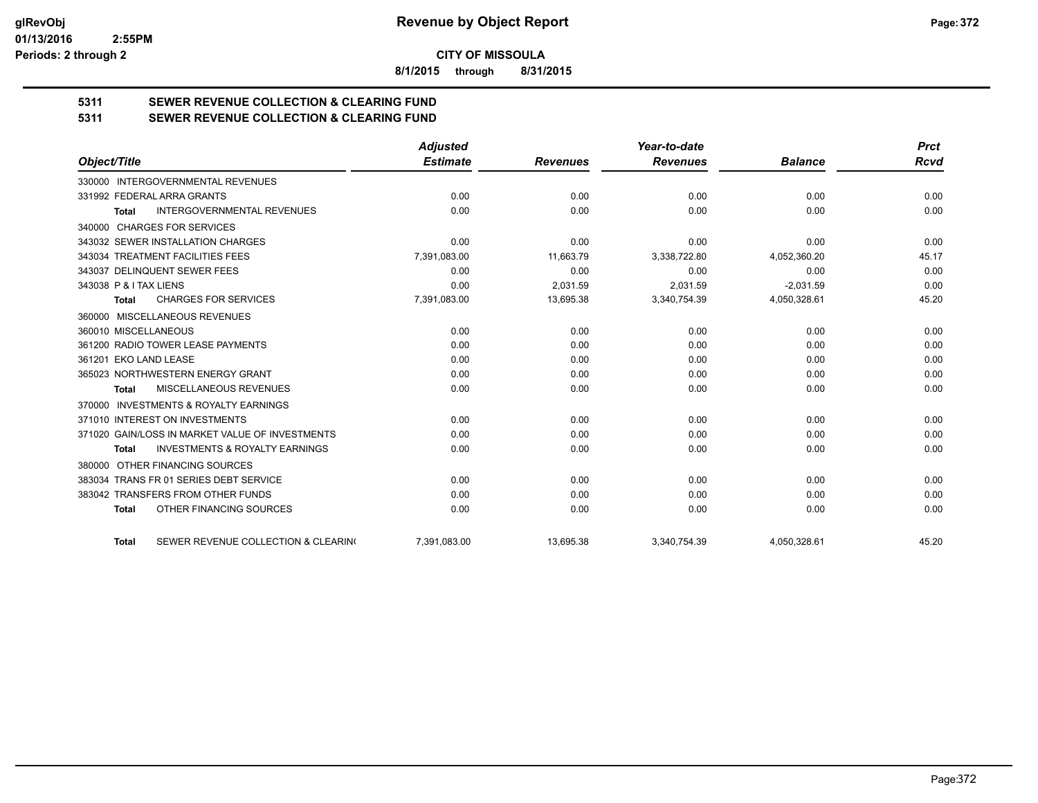# Revenue by Object Report

glRevObj
01/13/2016 2:55PM
Periods: 2 through 2

**CITY OF MISSOULA**

**8/1/2015 through 8/31/2015**

## 5311 SEWER REVENUE COLLECTION & CLEARING FUND
## 5311 SEWER REVENUE COLLECTION & CLEARING FUND

| Object/Title | Adjusted Estimate | Revenues | Year-to-date Revenues | Balance | Prct Rcvd |
|---|---|---|---|---|---|
| 330000 INTERGOVERNMENTAL REVENUES | | | | | |
| 331992 FEDERAL ARRA GRANTS | 0.00 | 0.00 | 0.00 | 0.00 | 0.00 |
| **Total** INTERGOVERNMENTAL REVENUES | 0.00 | 0.00 | 0.00 | 0.00 | 0.00 |
| 340000 CHARGES FOR SERVICES | | | | | |
| 343032 SEWER INSTALLATION CHARGES | 0.00 | 0.00 | 0.00 | 0.00 | 0.00 |
| 343034 TREATMENT FACILITIES FEES | 7,391,083.00 | 11,663.79 | 3,338,722.80 | 4,052,360.20 | 45.17 |
| 343037 DELINQUENT SEWER FEES | 0.00 | 0.00 | 0.00 | 0.00 | 0.00 |
| 343038 P & I TAX LIENS | 0.00 | 2,031.59 | 2,031.59 | -2,031.59 | 0.00 |
| **Total** CHARGES FOR SERVICES | 7,391,083.00 | 13,695.38 | 3,340,754.39 | 4,050,328.61 | 45.20 |
| 360000 MISCELLANEOUS REVENUES | | | | | |
| 360010 MISCELLANEOUS | 0.00 | 0.00 | 0.00 | 0.00 | 0.00 |
| 361200 RADIO TOWER LEASE PAYMENTS | 0.00 | 0.00 | 0.00 | 0.00 | 0.00 |
| 361201 EKO LAND LEASE | 0.00 | 0.00 | 0.00 | 0.00 | 0.00 |
| 365023 NORTHWESTERN ENERGY GRANT | 0.00 | 0.00 | 0.00 | 0.00 | 0.00 |
| **Total** MISCELLANEOUS REVENUES | 0.00 | 0.00 | 0.00 | 0.00 | 0.00 |
| 370000 INVESTMENTS & ROYALTY EARNINGS | | | | | |
| 371010 INTEREST ON INVESTMENTS | 0.00 | 0.00 | 0.00 | 0.00 | 0.00 |
| 371020 GAIN/LOSS IN MARKET VALUE OF INVESTMENTS | 0.00 | 0.00 | 0.00 | 0.00 | 0.00 |
| **Total** INVESTMENTS & ROYALTY EARNINGS | 0.00 | 0.00 | 0.00 | 0.00 | 0.00 |
| 380000 OTHER FINANCING SOURCES | | | | | |
| 383034 TRANS FR 01 SERIES DEBT SERVICE | 0.00 | 0.00 | 0.00 | 0.00 | 0.00 |
| 383042 TRANSFERS FROM OTHER FUNDS | 0.00 | 0.00 | 0.00 | 0.00 | 0.00 |
| **Total** OTHER FINANCING SOURCES | 0.00 | 0.00 | 0.00 | 0.00 | 0.00 |
| **Total** SEWER REVENUE COLLECTION & CLEARIN( | 7,391,083.00 | 13,695.38 | 3,340,754.39 | 4,050,328.61 | 45.20 |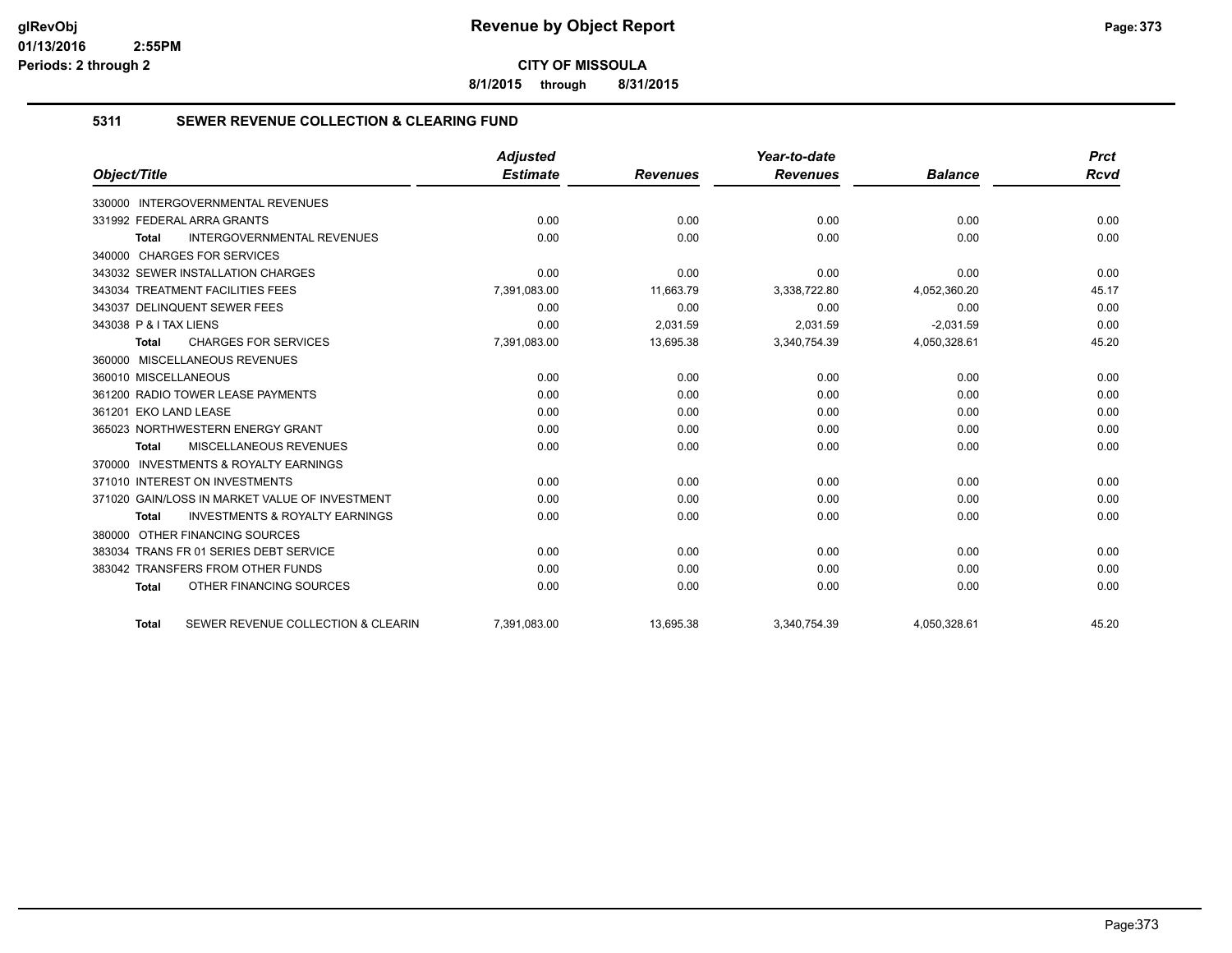**CITY OF MISSOULA**

**8/1/2015 through 8/31/2015**

### 5311 SEWER REVENUE COLLECTION & CLEARING FUND

| Object/Title | Adjusted Estimate | Revenues | Year-to-date Revenues | Balance | Prct Rcvd |
|---|---|---|---|---|---|
| 330000 INTERGOVERNMENTAL REVENUES | | | | | |
| 331992 FEDERAL ARRA GRANTS | 0.00 | 0.00 | 0.00 | 0.00 | 0.00 |
| **Total** INTERGOVERNMENTAL REVENUES | 0.00 | 0.00 | 0.00 | 0.00 | 0.00 |
| 340000 CHARGES FOR SERVICES | | | | | |
| 343032 SEWER INSTALLATION CHARGES | 0.00 | 0.00 | 0.00 | 0.00 | 0.00 |
| 343034 TREATMENT FACILITIES FEES | 7,391,083.00 | 11,663.79 | 3,338,722.80 | 4,052,360.20 | 45.17 |
| 343037 DELINQUENT SEWER FEES | 0.00 | 0.00 | 0.00 | 0.00 | 0.00 |
| 343038 P & I TAX LIENS | 0.00 | 2,031.59 | 2,031.59 | -2,031.59 | 0.00 |
| **Total** CHARGES FOR SERVICES | 7,391,083.00 | 13,695.38 | 3,340,754.39 | 4,050,328.61 | 45.20 |
| 360000 MISCELLANEOUS REVENUES | | | | | |
| 360010 MISCELLANEOUS | 0.00 | 0.00 | 0.00 | 0.00 | 0.00 |
| 361200 RADIO TOWER LEASE PAYMENTS | 0.00 | 0.00 | 0.00 | 0.00 | 0.00 |
| 361201 EKO LAND LEASE | 0.00 | 0.00 | 0.00 | 0.00 | 0.00 |
| 365023 NORTHWESTERN ENERGY GRANT | 0.00 | 0.00 | 0.00 | 0.00 | 0.00 |
| **Total** MISCELLANEOUS REVENUES | 0.00 | 0.00 | 0.00 | 0.00 | 0.00 |
| 370000 INVESTMENTS & ROYALTY EARNINGS | | | | | |
| 371010 INTEREST ON INVESTMENTS | 0.00 | 0.00 | 0.00 | 0.00 | 0.00 |
| 371020 GAIN/LOSS IN MARKET VALUE OF INVESTMENT | 0.00 | 0.00 | 0.00 | 0.00 | 0.00 |
| **Total** INVESTMENTS & ROYALTY EARNINGS | 0.00 | 0.00 | 0.00 | 0.00 | 0.00 |
| 380000 OTHER FINANCING SOURCES | | | | | |
| 383034 TRANS FR 01 SERIES DEBT SERVICE | 0.00 | 0.00 | 0.00 | 0.00 | 0.00 |
| 383042 TRANSFERS FROM OTHER FUNDS | 0.00 | 0.00 | 0.00 | 0.00 | 0.00 |
| **Total** OTHER FINANCING SOURCES | 0.00 | 0.00 | 0.00 | 0.00 | 0.00 |
| **Total** SEWER REVENUE COLLECTION & CLEARIN | 7,391,083.00 | 13,695.38 | 3,340,754.39 | 4,050,328.61 | 45.20 |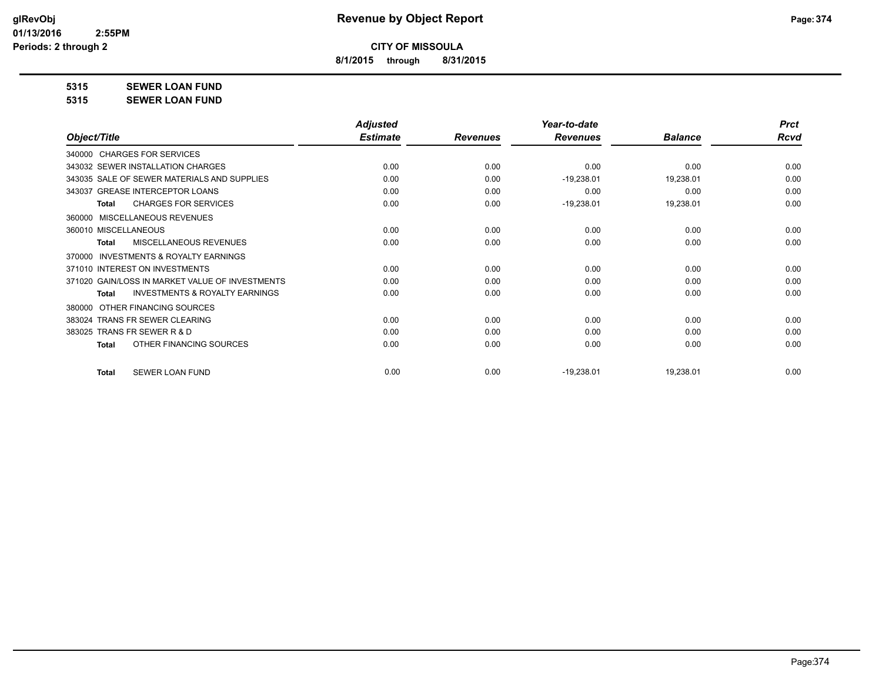# Revenue by Object Report

**CITY OF MISSOULA**

**8/1/2015 through 8/31/2015**

**5315 SEWER LOAN FUND**

**5315 SEWER LOAN FUND**

| Object/Title | Adjusted Estimate | Revenues | Year-to-date Revenues | Balance | Prct Rcvd |
|---|---|---|---|---|---|
| 340000 CHARGES FOR SERVICES | | | | | |
| 343032 SEWER INSTALLATION CHARGES | 0.00 | 0.00 | 0.00 | 0.00 | 0.00 |
| 343035 SALE OF SEWER MATERIALS AND SUPPLIES | 0.00 | 0.00 | -19,238.01 | 19,238.01 | 0.00 |
| 343037 GREASE INTERCEPTOR LOANS | 0.00 | 0.00 | 0.00 | 0.00 | 0.00 |
| **Total** CHARGES FOR SERVICES | 0.00 | 0.00 | -19,238.01 | 19,238.01 | 0.00 |
| 360000 MISCELLANEOUS REVENUES | | | | | |
| 360010 MISCELLANEOUS | 0.00 | 0.00 | 0.00 | 0.00 | 0.00 |
| **Total** MISCELLANEOUS REVENUES | 0.00 | 0.00 | 0.00 | 0.00 | 0.00 |
| 370000 INVESTMENTS & ROYALTY EARNINGS | | | | | |
| 371010 INTEREST ON INVESTMENTS | 0.00 | 0.00 | 0.00 | 0.00 | 0.00 |
| 371020 GAIN/LOSS IN MARKET VALUE OF INVESTMENTS | 0.00 | 0.00 | 0.00 | 0.00 | 0.00 |
| **Total** INVESTMENTS & ROYALTY EARNINGS | 0.00 | 0.00 | 0.00 | 0.00 | 0.00 |
| 380000 OTHER FINANCING SOURCES | | | | | |
| 383024 TRANS FR SEWER CLEARING | 0.00 | 0.00 | 0.00 | 0.00 | 0.00 |
| 383025 TRANS FR SEWER R & D | 0.00 | 0.00 | 0.00 | 0.00 | 0.00 |
| **Total** OTHER FINANCING SOURCES | 0.00 | 0.00 | 0.00 | 0.00 | 0.00 |
| **Total** SEWER LOAN FUND | 0.00 | 0.00 | -19,238.01 | 19,238.01 | 0.00 |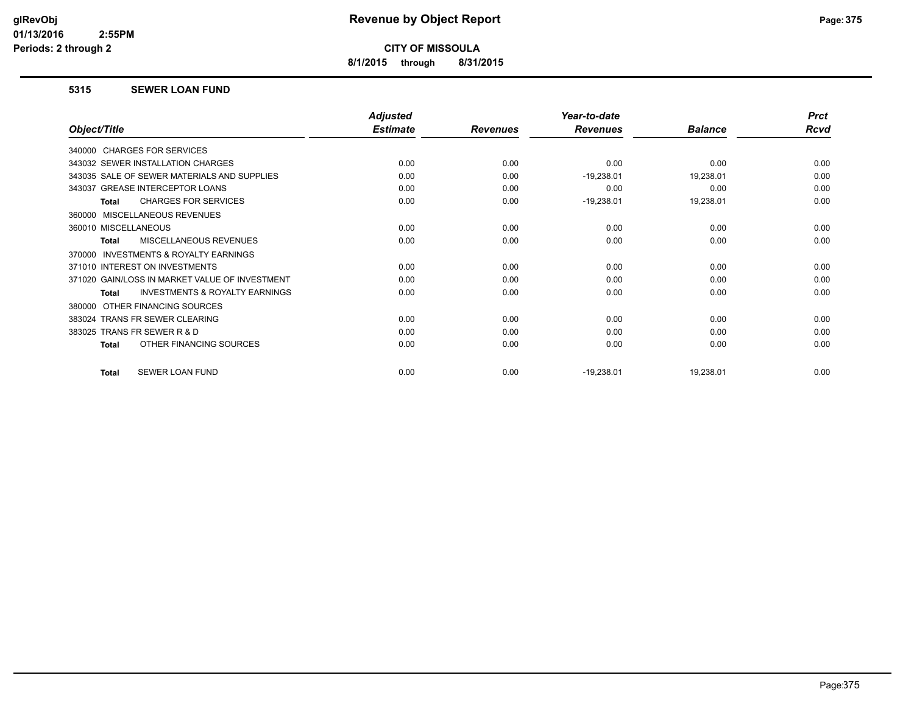# Revenue by Object Report

**CITY OF MISSOULA**

**8/1/2015 through 8/31/2015**

glRevObj
01/13/2016 2:55PM
Periods: 2 through 2

## 5315 SEWER LOAN FUND

| Object/Title | Adjusted Estimate | Revenues | Year-to-date Revenues | Balance | Prct Rcvd |
|---|---|---|---|---|---|
| 340000 CHARGES FOR SERVICES | | | | | |
| 343032 SEWER INSTALLATION CHARGES | 0.00 | 0.00 | 0.00 | 0.00 | 0.00 |
| 343035 SALE OF SEWER MATERIALS AND SUPPLIES | 0.00 | 0.00 | -19,238.01 | 19,238.01 | 0.00 |
| 343037 GREASE INTERCEPTOR LOANS | 0.00 | 0.00 | 0.00 | 0.00 | 0.00 |
| **Total** CHARGES FOR SERVICES | 0.00 | 0.00 | -19,238.01 | 19,238.01 | 0.00 |
| 360000 MISCELLANEOUS REVENUES | | | | | |
| 360010 MISCELLANEOUS | 0.00 | 0.00 | 0.00 | 0.00 | 0.00 |
| **Total** MISCELLANEOUS REVENUES | 0.00 | 0.00 | 0.00 | 0.00 | 0.00 |
| 370000 INVESTMENTS & ROYALTY EARNINGS | | | | | |
| 371010 INTEREST ON INVESTMENTS | 0.00 | 0.00 | 0.00 | 0.00 | 0.00 |
| 371020 GAIN/LOSS IN MARKET VALUE OF INVESTMENT | 0.00 | 0.00 | 0.00 | 0.00 | 0.00 |
| **Total** INVESTMENTS & ROYALTY EARNINGS | 0.00 | 0.00 | 0.00 | 0.00 | 0.00 |
| 380000 OTHER FINANCING SOURCES | | | | | |
| 383024 TRANS FR SEWER CLEARING | 0.00 | 0.00 | 0.00 | 0.00 | 0.00 |
| 383025 TRANS FR SEWER R & D | 0.00 | 0.00 | 0.00 | 0.00 | 0.00 |
| **Total** OTHER FINANCING SOURCES | 0.00 | 0.00 | 0.00 | 0.00 | 0.00 |
| **Total** SEWER LOAN FUND | 0.00 | 0.00 | -19,238.01 | 19,238.01 | 0.00 |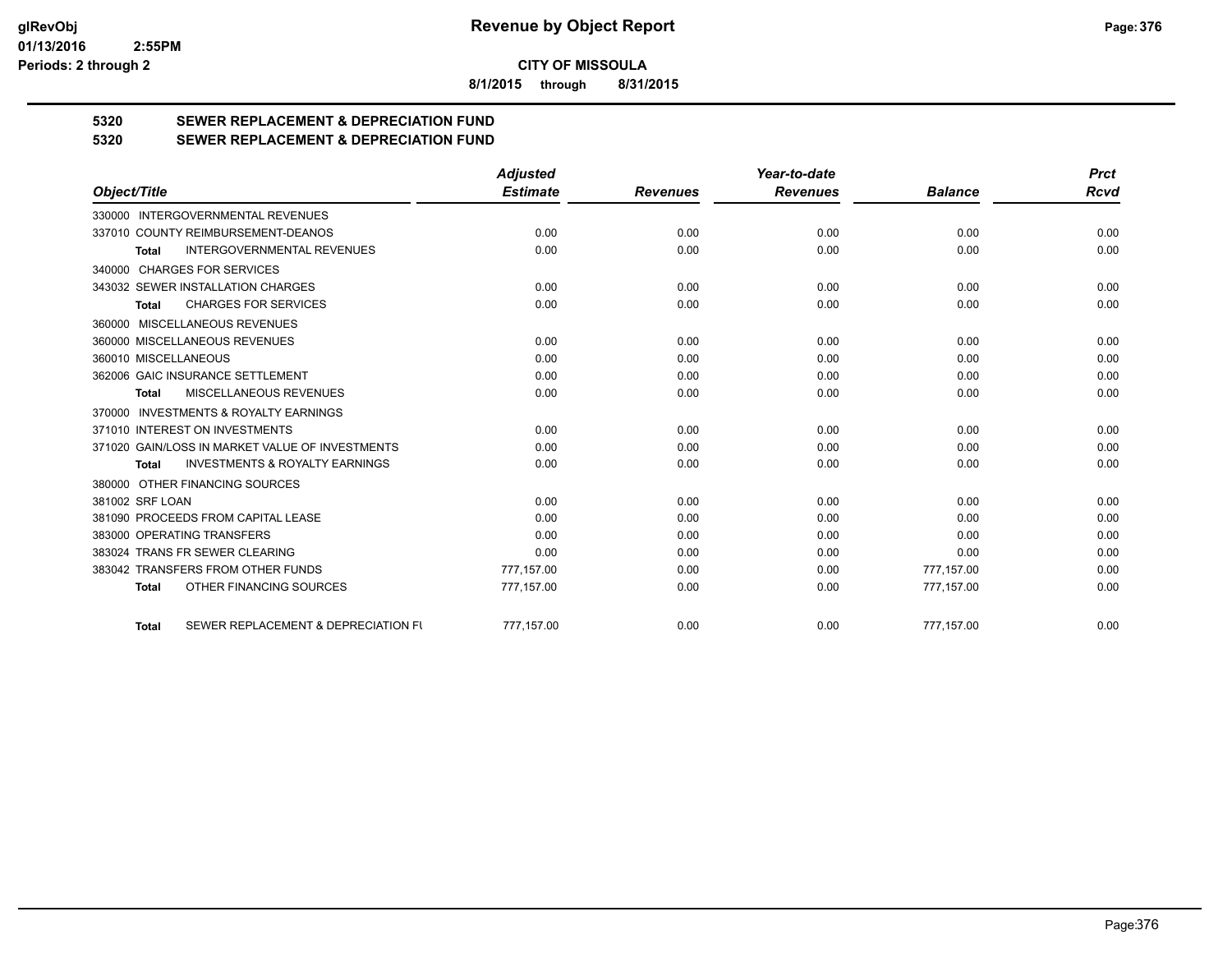**CITY OF MISSOULA**

**8/1/2015 through 8/31/2015**

## 5320 SEWER REPLACEMENT & DEPRECIATION FUND
## 5320 SEWER REPLACEMENT & DEPRECIATION FUND

| Object/Title | Adjusted Estimate | Revenues | Year-to-date Revenues | Balance | Prct Rcvd |
|---|---|---|---|---|---|
| 330000 INTERGOVERNMENTAL REVENUES | | | | | |
| 337010 COUNTY REIMBURSEMENT-DEANOS | 0.00 | 0.00 | 0.00 | 0.00 | 0.00 |
| **Total** INTERGOVERNMENTAL REVENUES | 0.00 | 0.00 | 0.00 | 0.00 | 0.00 |
| 340000 CHARGES FOR SERVICES | | | | | |
| 343032 SEWER INSTALLATION CHARGES | 0.00 | 0.00 | 0.00 | 0.00 | 0.00 |
| **Total** CHARGES FOR SERVICES | 0.00 | 0.00 | 0.00 | 0.00 | 0.00 |
| 360000 MISCELLANEOUS REVENUES | | | | | |
| 360000 MISCELLANEOUS REVENUES | 0.00 | 0.00 | 0.00 | 0.00 | 0.00 |
| 360010 MISCELLANEOUS | 0.00 | 0.00 | 0.00 | 0.00 | 0.00 |
| 362006 GAIC INSURANCE SETTLEMENT | 0.00 | 0.00 | 0.00 | 0.00 | 0.00 |
| **Total** MISCELLANEOUS REVENUES | 0.00 | 0.00 | 0.00 | 0.00 | 0.00 |
| 370000 INVESTMENTS & ROYALTY EARNINGS | | | | | |
| 371010 INTEREST ON INVESTMENTS | 0.00 | 0.00 | 0.00 | 0.00 | 0.00 |
| 371020 GAIN/LOSS IN MARKET VALUE OF INVESTMENTS | 0.00 | 0.00 | 0.00 | 0.00 | 0.00 |
| **Total** INVESTMENTS & ROYALTY EARNINGS | 0.00 | 0.00 | 0.00 | 0.00 | 0.00 |
| 380000 OTHER FINANCING SOURCES | | | | | |
| 381002 SRF LOAN | 0.00 | 0.00 | 0.00 | 0.00 | 0.00 |
| 381090 PROCEEDS FROM CAPITAL LEASE | 0.00 | 0.00 | 0.00 | 0.00 | 0.00 |
| 383000 OPERATING TRANSFERS | 0.00 | 0.00 | 0.00 | 0.00 | 0.00 |
| 383024 TRANS FR SEWER CLEARING | 0.00 | 0.00 | 0.00 | 0.00 | 0.00 |
| 383042 TRANSFERS FROM OTHER FUNDS | 777,157.00 | 0.00 | 0.00 | 777,157.00 | 0.00 |
| **Total** OTHER FINANCING SOURCES | 777,157.00 | 0.00 | 0.00 | 777,157.00 | 0.00 |
| **Total** SEWER REPLACEMENT & DEPRECIATION FU | 777,157.00 | 0.00 | 0.00 | 777,157.00 | 0.00 |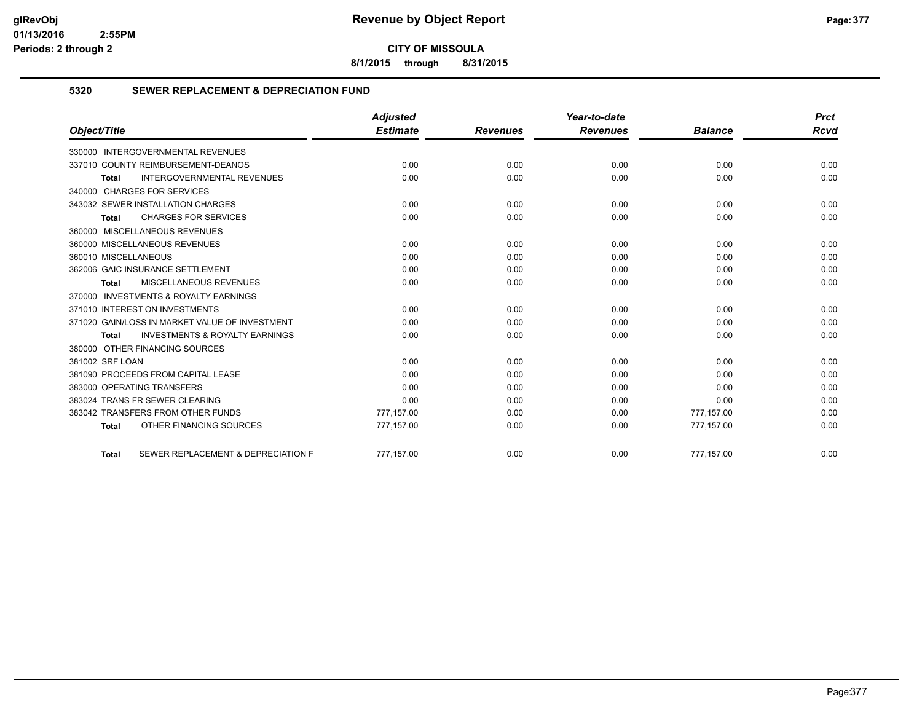**Revenue by Object Report**

**CITY OF MISSOULA**

**8/1/2015 through 8/31/2015**

## 5320 SEWER REPLACEMENT & DEPRECIATION FUND

| Object/Title | Adjusted Estimate | Revenues | Year-to-date Revenues | Balance | Prct Rcvd |
|---|---|---|---|---|---|
| 330000 INTERGOVERNMENTAL REVENUES | | | | | |
| 337010 COUNTY REIMBURSEMENT-DEANOS | 0.00 | 0.00 | 0.00 | 0.00 | 0.00 |
| **Total** INTERGOVERNMENTAL REVENUES | 0.00 | 0.00 | 0.00 | 0.00 | 0.00 |
| 340000 CHARGES FOR SERVICES | | | | | |
| 343032 SEWER INSTALLATION CHARGES | 0.00 | 0.00 | 0.00 | 0.00 | 0.00 |
| **Total** CHARGES FOR SERVICES | 0.00 | 0.00 | 0.00 | 0.00 | 0.00 |
| 360000 MISCELLANEOUS REVENUES | | | | | |
| 360000 MISCELLANEOUS REVENUES | 0.00 | 0.00 | 0.00 | 0.00 | 0.00 |
| 360010 MISCELLANEOUS | 0.00 | 0.00 | 0.00 | 0.00 | 0.00 |
| 362006 GAIC INSURANCE SETTLEMENT | 0.00 | 0.00 | 0.00 | 0.00 | 0.00 |
| **Total** MISCELLANEOUS REVENUES | 0.00 | 0.00 | 0.00 | 0.00 | 0.00 |
| 370000 INVESTMENTS & ROYALTY EARNINGS | | | | | |
| 371010 INTEREST ON INVESTMENTS | 0.00 | 0.00 | 0.00 | 0.00 | 0.00 |
| 371020 GAIN/LOSS IN MARKET VALUE OF INVESTMENT | 0.00 | 0.00 | 0.00 | 0.00 | 0.00 |
| **Total** INVESTMENTS & ROYALTY EARNINGS | 0.00 | 0.00 | 0.00 | 0.00 | 0.00 |
| 380000 OTHER FINANCING SOURCES | | | | | |
| 381002 SRF LOAN | 0.00 | 0.00 | 0.00 | 0.00 | 0.00 |
| 381090 PROCEEDS FROM CAPITAL LEASE | 0.00 | 0.00 | 0.00 | 0.00 | 0.00 |
| 383000 OPERATING TRANSFERS | 0.00 | 0.00 | 0.00 | 0.00 | 0.00 |
| 383024 TRANS FR SEWER CLEARING | 0.00 | 0.00 | 0.00 | 0.00 | 0.00 |
| 383042 TRANSFERS FROM OTHER FUNDS | 777,157.00 | 0.00 | 0.00 | 777,157.00 | 0.00 |
| **Total** OTHER FINANCING SOURCES | 777,157.00 | 0.00 | 0.00 | 777,157.00 | 0.00 |
| **Total** SEWER REPLACEMENT & DEPRECIATION F | 777,157.00 | 0.00 | 0.00 | 777,157.00 | 0.00 |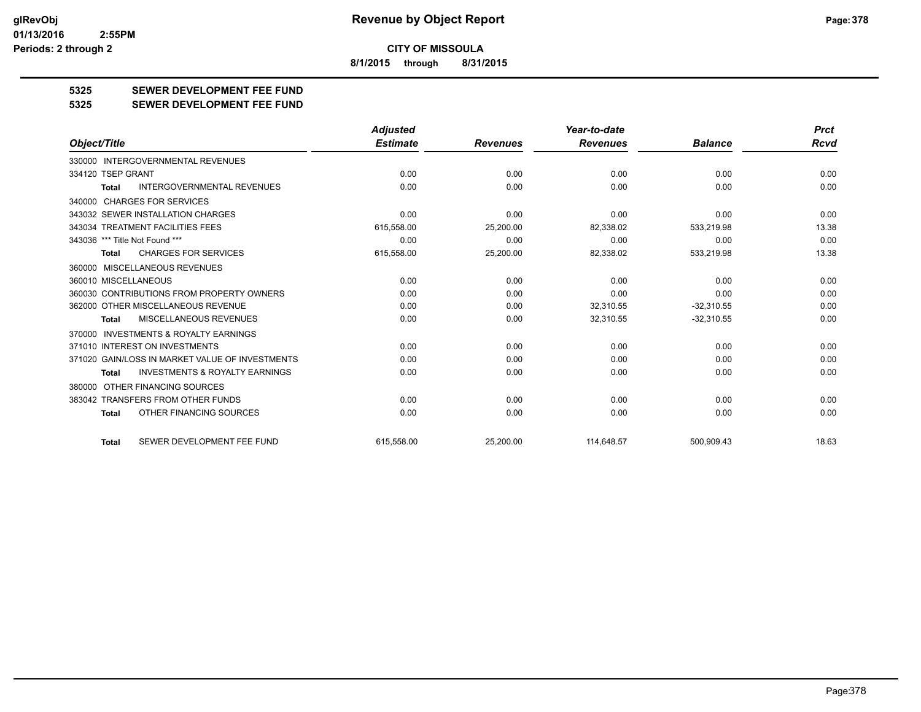**CITY OF MISSOULA**

**8/1/2015 through 8/31/2015**

**Revenue by Object Report**

glRevObj
01/13/2016 2:55PM
Periods: 2 through 2

## 5325 SEWER DEVELOPMENT FEE FUND
## 5325 SEWER DEVELOPMENT FEE FUND

| Object/Title | Adjusted Estimate | Revenues | Year-to-date Revenues | Balance | Prct Rcvd |
|---|---|---|---|---|---|
| 330000 INTERGOVERNMENTAL REVENUES | | | | | |
| 334120 TSEP GRANT | 0.00 | 0.00 | 0.00 | 0.00 | 0.00 |
| **Total** INTERGOVERNMENTAL REVENUES | 0.00 | 0.00 | 0.00 | 0.00 | 0.00 |
| 340000 CHARGES FOR SERVICES | | | | | |
| 343032 SEWER INSTALLATION CHARGES | 0.00 | 0.00 | 0.00 | 0.00 | 0.00 |
| 343034 TREATMENT FACILITIES FEES | 615,558.00 | 25,200.00 | 82,338.02 | 533,219.98 | 13.38 |
| 343036 *** Title Not Found *** | 0.00 | 0.00 | 0.00 | 0.00 | 0.00 |
| **Total** CHARGES FOR SERVICES | 615,558.00 | 25,200.00 | 82,338.02 | 533,219.98 | 13.38 |
| 360000 MISCELLANEOUS REVENUES | | | | | |
| 360010 MISCELLANEOUS | 0.00 | 0.00 | 0.00 | 0.00 | 0.00 |
| 360030 CONTRIBUTIONS FROM PROPERTY OWNERS | 0.00 | 0.00 | 0.00 | 0.00 | 0.00 |
| 362000 OTHER MISCELLANEOUS REVENUE | 0.00 | 0.00 | 32,310.55 | -32,310.55 | 0.00 |
| **Total** MISCELLANEOUS REVENUES | 0.00 | 0.00 | 32,310.55 | -32,310.55 | 0.00 |
| 370000 INVESTMENTS & ROYALTY EARNINGS | | | | | |
| 371010 INTEREST ON INVESTMENTS | 0.00 | 0.00 | 0.00 | 0.00 | 0.00 |
| 371020 GAIN/LOSS IN MARKET VALUE OF INVESTMENTS | 0.00 | 0.00 | 0.00 | 0.00 | 0.00 |
| **Total** INVESTMENTS & ROYALTY EARNINGS | 0.00 | 0.00 | 0.00 | 0.00 | 0.00 |
| 380000 OTHER FINANCING SOURCES | | | | | |
| 383042 TRANSFERS FROM OTHER FUNDS | 0.00 | 0.00 | 0.00 | 0.00 | 0.00 |
| **Total** OTHER FINANCING SOURCES | 0.00 | 0.00 | 0.00 | 0.00 | 0.00 |
| **Total** SEWER DEVELOPMENT FEE FUND | 615,558.00 | 25,200.00 | 114,648.57 | 500,909.43 | 18.63 |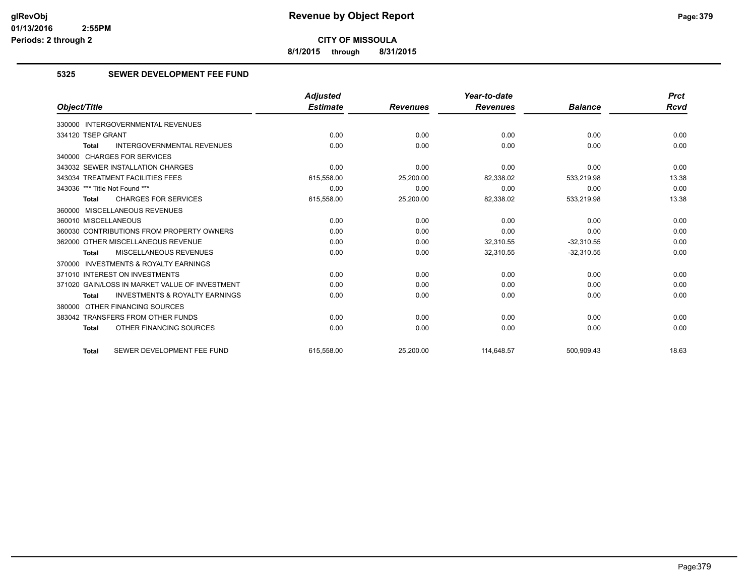# Revenue by Object Report

**CITY OF MISSOULA**

**8/1/2015 through 8/31/2015**

glRevObj
01/13/2016 2:55PM
Periods: 2 through 2

## 5325 SEWER DEVELOPMENT FEE FUND

| Object/Title | Adjusted Estimate | Revenues | Year-to-date Revenues | Balance | Prct Rcvd |
|---|---|---|---|---|---|
| 330000 INTERGOVERNMENTAL REVENUES | | | | | |
| 334120 TSEP GRANT | 0.00 | 0.00 | 0.00 | 0.00 | 0.00 |
| **Total** INTERGOVERNMENTAL REVENUES | 0.00 | 0.00 | 0.00 | 0.00 | 0.00 |
| 340000 CHARGES FOR SERVICES | | | | | |
| 343032 SEWER INSTALLATION CHARGES | 0.00 | 0.00 | 0.00 | 0.00 | 0.00 |
| 343034 TREATMENT FACILITIES FEES | 615,558.00 | 25,200.00 | 82,338.02 | 533,219.98 | 13.38 |
| 343036 *** Title Not Found *** | 0.00 | 0.00 | 0.00 | 0.00 | 0.00 |
| **Total** CHARGES FOR SERVICES | 615,558.00 | 25,200.00 | 82,338.02 | 533,219.98 | 13.38 |
| 360000 MISCELLANEOUS REVENUES | | | | | |
| 360010 MISCELLANEOUS | 0.00 | 0.00 | 0.00 | 0.00 | 0.00 |
| 360030 CONTRIBUTIONS FROM PROPERTY OWNERS | 0.00 | 0.00 | 0.00 | 0.00 | 0.00 |
| 362000 OTHER MISCELLANEOUS REVENUE | 0.00 | 0.00 | 32,310.55 | -32,310.55 | 0.00 |
| **Total** MISCELLANEOUS REVENUES | 0.00 | 0.00 | 32,310.55 | -32,310.55 | 0.00 |
| 370000 INVESTMENTS & ROYALTY EARNINGS | | | | | |
| 371010 INTEREST ON INVESTMENTS | 0.00 | 0.00 | 0.00 | 0.00 | 0.00 |
| 371020 GAIN/LOSS IN MARKET VALUE OF INVESTMENT | 0.00 | 0.00 | 0.00 | 0.00 | 0.00 |
| **Total** INVESTMENTS & ROYALTY EARNINGS | 0.00 | 0.00 | 0.00 | 0.00 | 0.00 |
| 380000 OTHER FINANCING SOURCES | | | | | |
| 383042 TRANSFERS FROM OTHER FUNDS | 0.00 | 0.00 | 0.00 | 0.00 | 0.00 |
| **Total** OTHER FINANCING SOURCES | 0.00 | 0.00 | 0.00 | 0.00 | 0.00 |
| **Total** SEWER DEVELOPMENT FEE FUND | 615,558.00 | 25,200.00 | 114,648.57 | 500,909.43 | 18.63 |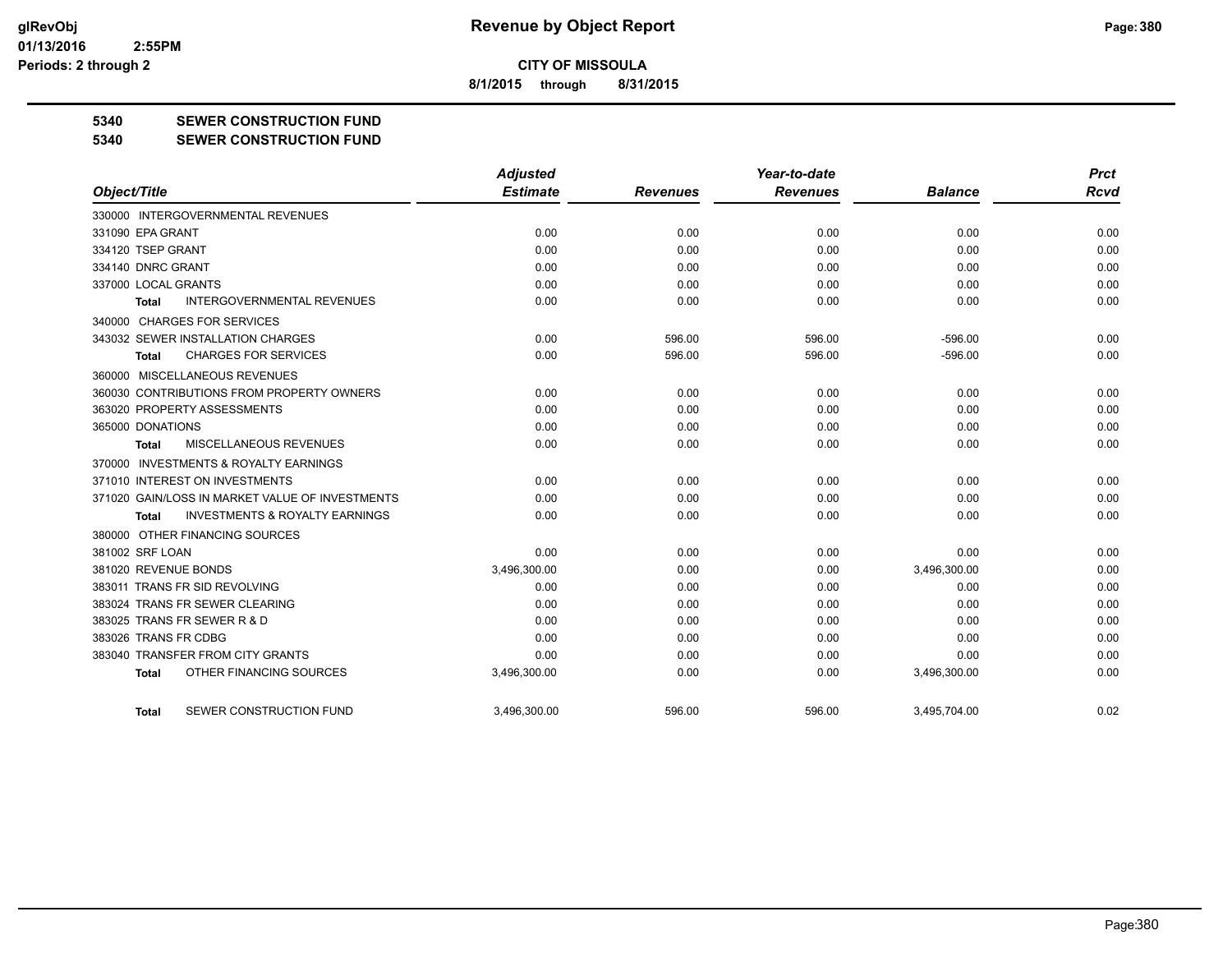**glRevObj**
**01/13/2016 2:55PM**
**Periods: 2 through 2**

# Revenue by Object Report

**CITY OF MISSOULA**

**8/1/2015 through 8/31/2015**

## 5340 SEWER CONSTRUCTION FUND
## 5340 SEWER CONSTRUCTION FUND

| Object/Title | Adjusted Estimate | Revenues | Year-to-date Revenues | Balance | Prct Rcvd |
|---|---|---|---|---|---|
| 330000 INTERGOVERNMENTAL REVENUES | | | | | |
| 331090 EPA GRANT | 0.00 | 0.00 | 0.00 | 0.00 | 0.00 |
| 334120 TSEP GRANT | 0.00 | 0.00 | 0.00 | 0.00 | 0.00 |
| 334140 DNRC GRANT | 0.00 | 0.00 | 0.00 | 0.00 | 0.00 |
| 337000 LOCAL GRANTS | 0.00 | 0.00 | 0.00 | 0.00 | 0.00 |
| **Total** INTERGOVERNMENTAL REVENUES | 0.00 | 0.00 | 0.00 | 0.00 | 0.00 |
| 340000 CHARGES FOR SERVICES | | | | | |
| 343032 SEWER INSTALLATION CHARGES | 0.00 | 596.00 | 596.00 | -596.00 | 0.00 |
| **Total** CHARGES FOR SERVICES | 0.00 | 596.00 | 596.00 | -596.00 | 0.00 |
| 360000 MISCELLANEOUS REVENUES | | | | | |
| 360030 CONTRIBUTIONS FROM PROPERTY OWNERS | 0.00 | 0.00 | 0.00 | 0.00 | 0.00 |
| 363020 PROPERTY ASSESSMENTS | 0.00 | 0.00 | 0.00 | 0.00 | 0.00 |
| 365000 DONATIONS | 0.00 | 0.00 | 0.00 | 0.00 | 0.00 |
| **Total** MISCELLANEOUS REVENUES | 0.00 | 0.00 | 0.00 | 0.00 | 0.00 |
| 370000 INVESTMENTS & ROYALTY EARNINGS | | | | | |
| 371010 INTEREST ON INVESTMENTS | 0.00 | 0.00 | 0.00 | 0.00 | 0.00 |
| 371020 GAIN/LOSS IN MARKET VALUE OF INVESTMENTS | 0.00 | 0.00 | 0.00 | 0.00 | 0.00 |
| **Total** INVESTMENTS & ROYALTY EARNINGS | 0.00 | 0.00 | 0.00 | 0.00 | 0.00 |
| 380000 OTHER FINANCING SOURCES | | | | | |
| 381002 SRF LOAN | 0.00 | 0.00 | 0.00 | 0.00 | 0.00 |
| 381020 REVENUE BONDS | 3,496,300.00 | 0.00 | 0.00 | 3,496,300.00 | 0.00 |
| 383011 TRANS FR SID REVOLVING | 0.00 | 0.00 | 0.00 | 0.00 | 0.00 |
| 383024 TRANS FR SEWER CLEARING | 0.00 | 0.00 | 0.00 | 0.00 | 0.00 |
| 383025 TRANS FR SEWER R & D | 0.00 | 0.00 | 0.00 | 0.00 | 0.00 |
| 383026 TRANS FR CDBG | 0.00 | 0.00 | 0.00 | 0.00 | 0.00 |
| 383040 TRANSFER FROM CITY GRANTS | 0.00 | 0.00 | 0.00 | 0.00 | 0.00 |
| **Total** OTHER FINANCING SOURCES | 3,496,300.00 | 0.00 | 0.00 | 3,496,300.00 | 0.00 |
| **Total** SEWER CONSTRUCTION FUND | 3,496,300.00 | 596.00 | 596.00 | 3,495,704.00 | 0.02 |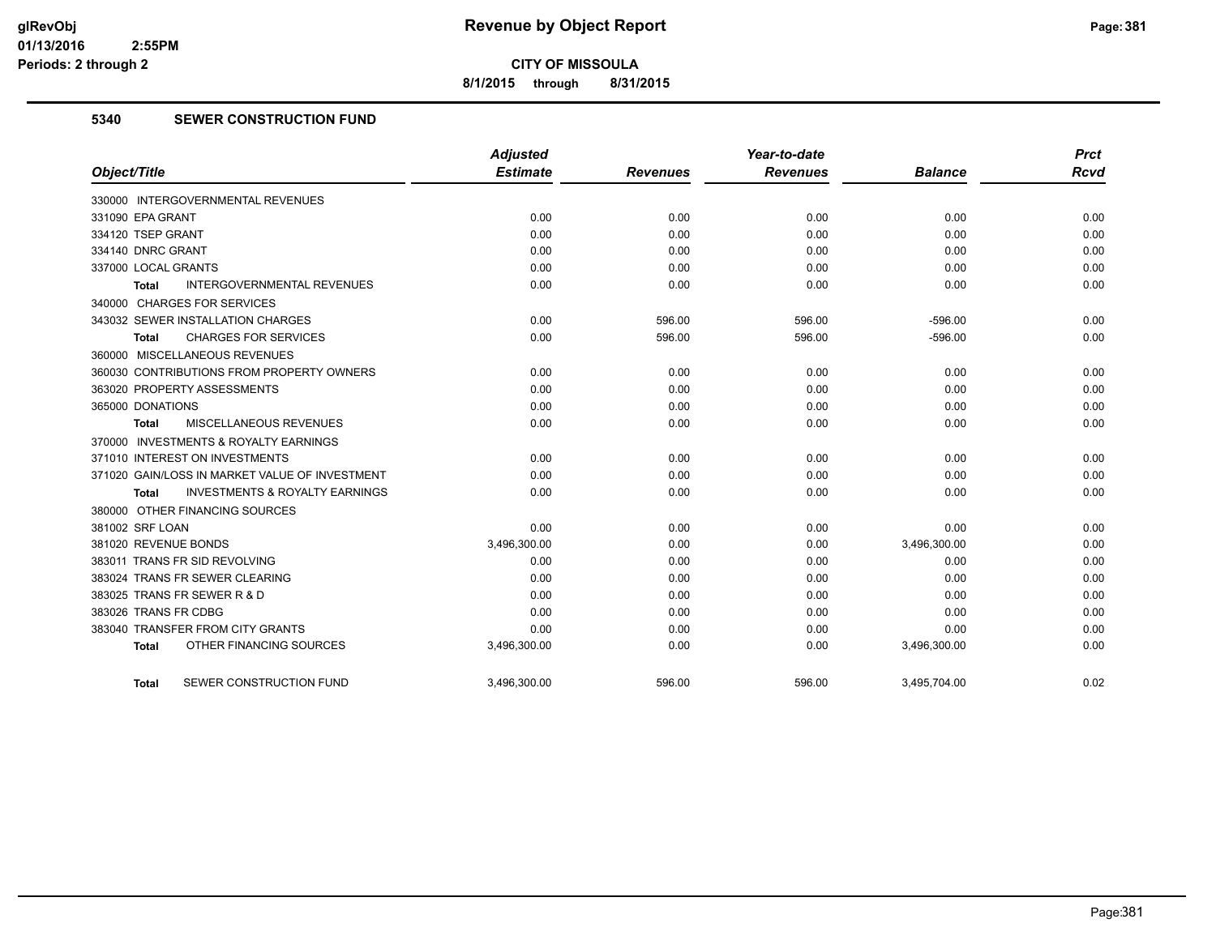# Revenue by Object Report

**CITY OF MISSOULA**

**8/1/2015 through 8/31/2015**

glRevObj
01/13/2016 2:55PM
Periods: 2 through 2

## 5340 SEWER CONSTRUCTION FUND

| Object/Title | Adjusted Estimate | Revenues | Year-to-date Revenues | Balance | Prct Rcvd |
|---|---|---|---|---|---|
| 330000 INTERGOVERNMENTAL REVENUES | | | | | |
| 331090 EPA GRANT | 0.00 | 0.00 | 0.00 | 0.00 | 0.00 |
| 334120 TSEP GRANT | 0.00 | 0.00 | 0.00 | 0.00 | 0.00 |
| 334140 DNRC GRANT | 0.00 | 0.00 | 0.00 | 0.00 | 0.00 |
| 337000 LOCAL GRANTS | 0.00 | 0.00 | 0.00 | 0.00 | 0.00 |
| **Total** INTERGOVERNMENTAL REVENUES | 0.00 | 0.00 | 0.00 | 0.00 | 0.00 |
| 340000 CHARGES FOR SERVICES | | | | | |
| 343032 SEWER INSTALLATION CHARGES | 0.00 | 596.00 | 596.00 | -596.00 | 0.00 |
| **Total** CHARGES FOR SERVICES | 0.00 | 596.00 | 596.00 | -596.00 | 0.00 |
| 360000 MISCELLANEOUS REVENUES | | | | | |
| 360030 CONTRIBUTIONS FROM PROPERTY OWNERS | 0.00 | 0.00 | 0.00 | 0.00 | 0.00 |
| 363020 PROPERTY ASSESSMENTS | 0.00 | 0.00 | 0.00 | 0.00 | 0.00 |
| 365000 DONATIONS | 0.00 | 0.00 | 0.00 | 0.00 | 0.00 |
| **Total** MISCELLANEOUS REVENUES | 0.00 | 0.00 | 0.00 | 0.00 | 0.00 |
| 370000 INVESTMENTS & ROYALTY EARNINGS | | | | | |
| 371010 INTEREST ON INVESTMENTS | 0.00 | 0.00 | 0.00 | 0.00 | 0.00 |
| 371020 GAIN/LOSS IN MARKET VALUE OF INVESTMENT | 0.00 | 0.00 | 0.00 | 0.00 | 0.00 |
| **Total** INVESTMENTS & ROYALTY EARNINGS | 0.00 | 0.00 | 0.00 | 0.00 | 0.00 |
| 380000 OTHER FINANCING SOURCES | | | | | |
| 381002 SRF LOAN | 0.00 | 0.00 | 0.00 | 0.00 | 0.00 |
| 381020 REVENUE BONDS | 3,496,300.00 | 0.00 | 0.00 | 3,496,300.00 | 0.00 |
| 383011 TRANS FR SID REVOLVING | 0.00 | 0.00 | 0.00 | 0.00 | 0.00 |
| 383024 TRANS FR SEWER CLEARING | 0.00 | 0.00 | 0.00 | 0.00 | 0.00 |
| 383025 TRANS FR SEWER R & D | 0.00 | 0.00 | 0.00 | 0.00 | 0.00 |
| 383026 TRANS FR CDBG | 0.00 | 0.00 | 0.00 | 0.00 | 0.00 |
| 383040 TRANSFER FROM CITY GRANTS | 0.00 | 0.00 | 0.00 | 0.00 | 0.00 |
| **Total** OTHER FINANCING SOURCES | 3,496,300.00 | 0.00 | 0.00 | 3,496,300.00 | 0.00 |
| **Total** SEWER CONSTRUCTION FUND | 3,496,300.00 | 596.00 | 596.00 | 3,495,704.00 | 0.02 |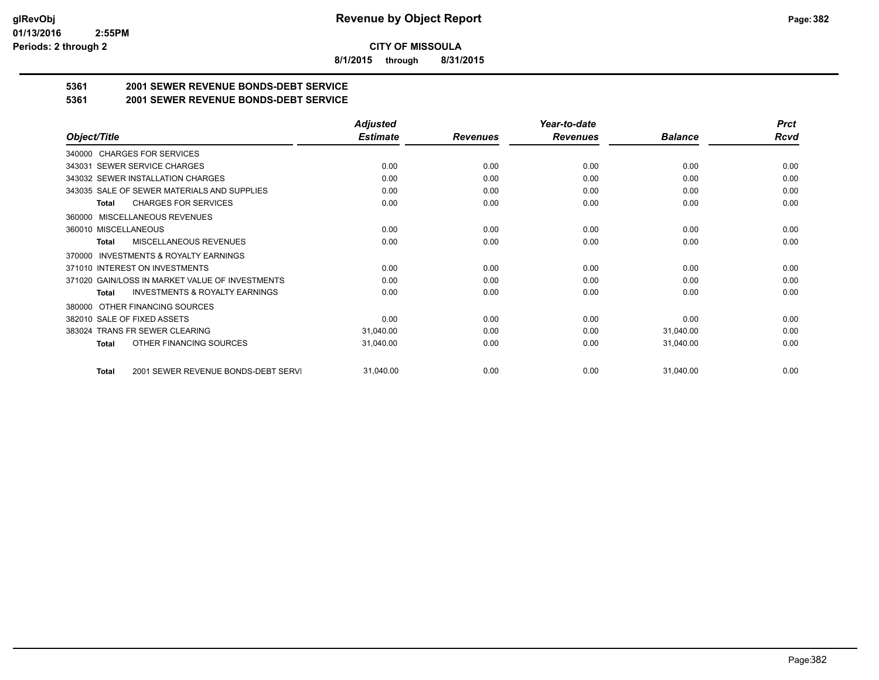**CITY OF MISSOULA**

**8/1/2015 through 8/31/2015**

**Revenue by Object Report**

**Periods: 2 through 2**

## 5361 2001 SEWER REVENUE BONDS-DEBT SERVICE

## 5361 2001 SEWER REVENUE BONDS-DEBT SERVICE

| Object/Title | Adjusted Estimate | Revenues | Year-to-date Revenues | Balance | Prct Rcvd |
|---|---|---|---|---|---|
| 340000 CHARGES FOR SERVICES | | | | | |
| 343031 SEWER SERVICE CHARGES | 0.00 | 0.00 | 0.00 | 0.00 | 0.00 |
| 343032 SEWER INSTALLATION CHARGES | 0.00 | 0.00 | 0.00 | 0.00 | 0.00 |
| 343035 SALE OF SEWER MATERIALS AND SUPPLIES | 0.00 | 0.00 | 0.00 | 0.00 | 0.00 |
| **Total** CHARGES FOR SERVICES | 0.00 | 0.00 | 0.00 | 0.00 | 0.00 |
| 360000 MISCELLANEOUS REVENUES | | | | | |
| 360010 MISCELLANEOUS | 0.00 | 0.00 | 0.00 | 0.00 | 0.00 |
| **Total** MISCELLANEOUS REVENUES | 0.00 | 0.00 | 0.00 | 0.00 | 0.00 |
| 370000 INVESTMENTS & ROYALTY EARNINGS | | | | | |
| 371010 INTEREST ON INVESTMENTS | 0.00 | 0.00 | 0.00 | 0.00 | 0.00 |
| 371020 GAIN/LOSS IN MARKET VALUE OF INVESTMENTS | 0.00 | 0.00 | 0.00 | 0.00 | 0.00 |
| **Total** INVESTMENTS & ROYALTY EARNINGS | 0.00 | 0.00 | 0.00 | 0.00 | 0.00 |
| 380000 OTHER FINANCING SOURCES | | | | | |
| 382010 SALE OF FIXED ASSETS | 0.00 | 0.00 | 0.00 | 0.00 | 0.00 |
| 383024 TRANS FR SEWER CLEARING | 31,040.00 | 0.00 | 0.00 | 31,040.00 | 0.00 |
| **Total** OTHER FINANCING SOURCES | 31,040.00 | 0.00 | 0.00 | 31,040.00 | 0.00 |
| **Total** 2001 SEWER REVENUE BONDS-DEBT SERVI | 31,040.00 | 0.00 | 0.00 | 31,040.00 | 0.00 |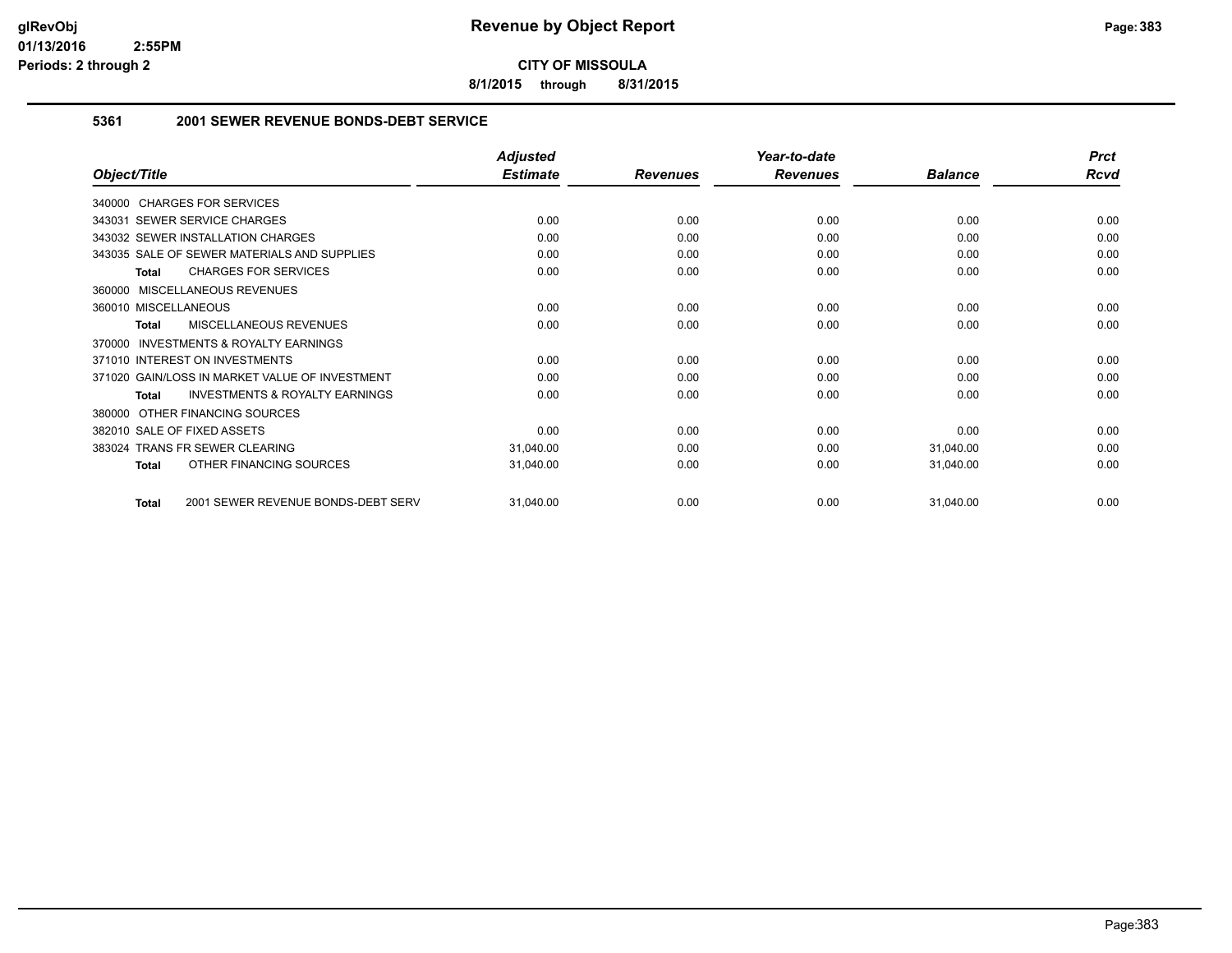**CITY OF MISSOULA**

**8/1/2015 through 8/31/2015**

## 5361 2001 SEWER REVENUE BONDS-DEBT SERVICE

| Object/Title | Adjusted Estimate | Revenues | Year-to-date Revenues | Balance | Prct Rcvd |
|---|---|---|---|---|---|
| 340000 CHARGES FOR SERVICES | | | | | |
| 343031 SEWER SERVICE CHARGES | 0.00 | 0.00 | 0.00 | 0.00 | 0.00 |
| 343032 SEWER INSTALLATION CHARGES | 0.00 | 0.00 | 0.00 | 0.00 | 0.00 |
| 343035 SALE OF SEWER MATERIALS AND SUPPLIES | 0.00 | 0.00 | 0.00 | 0.00 | 0.00 |
| **Total** CHARGES FOR SERVICES | 0.00 | 0.00 | 0.00 | 0.00 | 0.00 |
| 360000 MISCELLANEOUS REVENUES | | | | | |
| 360010 MISCELLANEOUS | 0.00 | 0.00 | 0.00 | 0.00 | 0.00 |
| **Total** MISCELLANEOUS REVENUES | 0.00 | 0.00 | 0.00 | 0.00 | 0.00 |
| 370000 INVESTMENTS & ROYALTY EARNINGS | | | | | |
| 371010 INTEREST ON INVESTMENTS | 0.00 | 0.00 | 0.00 | 0.00 | 0.00 |
| 371020 GAIN/LOSS IN MARKET VALUE OF INVESTMENT | 0.00 | 0.00 | 0.00 | 0.00 | 0.00 |
| **Total** INVESTMENTS & ROYALTY EARNINGS | 0.00 | 0.00 | 0.00 | 0.00 | 0.00 |
| 380000 OTHER FINANCING SOURCES | | | | | |
| 382010 SALE OF FIXED ASSETS | 0.00 | 0.00 | 0.00 | 0.00 | 0.00 |
| 383024 TRANS FR SEWER CLEARING | 31,040.00 | 0.00 | 0.00 | 31,040.00 | 0.00 |
| **Total** OTHER FINANCING SOURCES | 31,040.00 | 0.00 | 0.00 | 31,040.00 | 0.00 |
| **Total** 2001 SEWER REVENUE BONDS-DEBT SERV | 31,040.00 | 0.00 | 0.00 | 31,040.00 | 0.00 |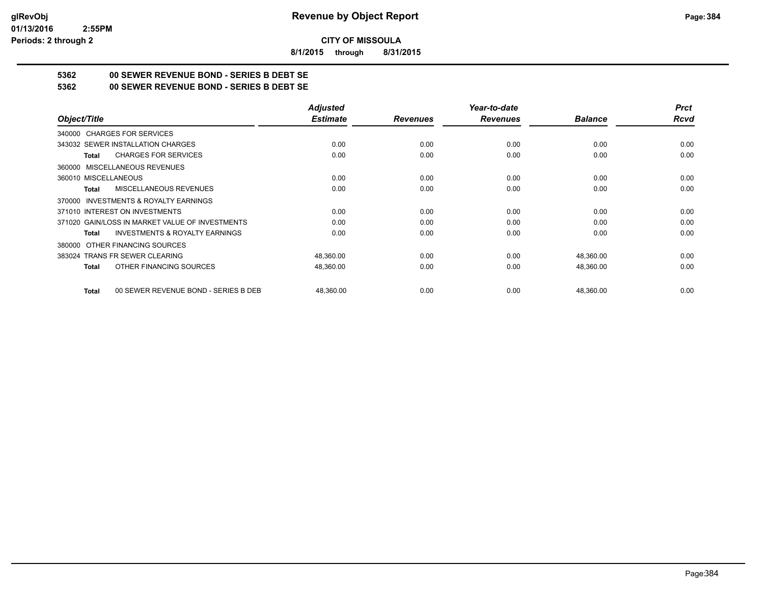**CITY OF MISSOULA**

**8/1/2015 through 8/31/2015**

**5362 00 SEWER REVENUE BOND - SERIES B DEBT SE**

**5362 00 SEWER REVENUE BOND - SERIES B DEBT SE**

| Object/Title | Adjusted Estimate | Revenues | Year-to-date Revenues | Balance | Prct Rcvd |
|---|---|---|---|---|---|
| 340000 CHARGES FOR SERVICES | | | | | |
| 343032 SEWER INSTALLATION CHARGES | 0.00 | 0.00 | 0.00 | 0.00 | 0.00 |
| **Total** CHARGES FOR SERVICES | 0.00 | 0.00 | 0.00 | 0.00 | 0.00 |
| 360000 MISCELLANEOUS REVENUES | | | | | |
| 360010 MISCELLANEOUS | 0.00 | 0.00 | 0.00 | 0.00 | 0.00 |
| **Total** MISCELLANEOUS REVENUES | 0.00 | 0.00 | 0.00 | 0.00 | 0.00 |
| 370000 INVESTMENTS & ROYALTY EARNINGS | | | | | |
| 371010 INTEREST ON INVESTMENTS | 0.00 | 0.00 | 0.00 | 0.00 | 0.00 |
| 371020 GAIN/LOSS IN MARKET VALUE OF INVESTMENTS | 0.00 | 0.00 | 0.00 | 0.00 | 0.00 |
| **Total** INVESTMENTS & ROYALTY EARNINGS | 0.00 | 0.00 | 0.00 | 0.00 | 0.00 |
| 380000 OTHER FINANCING SOURCES | | | | | |
| 383024 TRANS FR SEWER CLEARING | 48,360.00 | 0.00 | 0.00 | 48,360.00 | 0.00 |
| **Total** OTHER FINANCING SOURCES | 48,360.00 | 0.00 | 0.00 | 48,360.00 | 0.00 |
| **Total** 00 SEWER REVENUE BOND - SERIES B DEBT | 48,360.00 | 0.00 | 0.00 | 48,360.00 | 0.00 |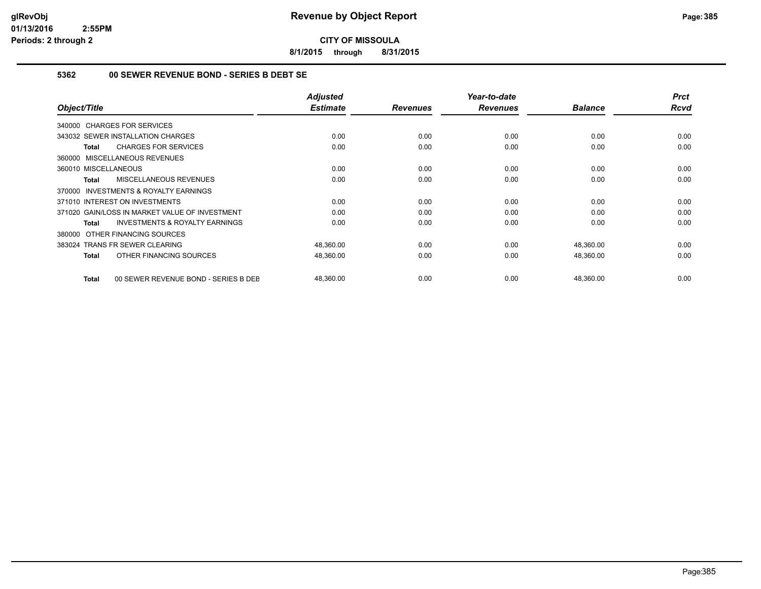**CITY OF MISSOULA**

**8/1/2015 through 8/31/2015**

### 5362 00 SEWER REVENUE BOND - SERIES B DEBT SE

| Object/Title | Adjusted Estimate | Revenues | Year-to-date Revenues | Balance | Prct Rcvd |
|---|---|---|---|---|---|
| 340000 CHARGES FOR SERVICES | | | | | |
| 343032 SEWER INSTALLATION CHARGES | 0.00 | 0.00 | 0.00 | 0.00 | 0.00 |
| **Total** CHARGES FOR SERVICES | 0.00 | 0.00 | 0.00 | 0.00 | 0.00 |
| 360000 MISCELLANEOUS REVENUES | | | | | |
| 360010 MISCELLANEOUS | 0.00 | 0.00 | 0.00 | 0.00 | 0.00 |
| **Total** MISCELLANEOUS REVENUES | 0.00 | 0.00 | 0.00 | 0.00 | 0.00 |
| 370000 INVESTMENTS & ROYALTY EARNINGS | | | | | |
| 371010 INTEREST ON INVESTMENTS | 0.00 | 0.00 | 0.00 | 0.00 | 0.00 |
| 371020 GAIN/LOSS IN MARKET VALUE OF INVESTMENT | 0.00 | 0.00 | 0.00 | 0.00 | 0.00 |
| **Total** INVESTMENTS & ROYALTY EARNINGS | 0.00 | 0.00 | 0.00 | 0.00 | 0.00 |
| 380000 OTHER FINANCING SOURCES | | | | | |
| 383024 TRANS FR SEWER CLEARING | 48,360.00 | 0.00 | 0.00 | 48,360.00 | 0.00 |
| **Total** OTHER FINANCING SOURCES | 48,360.00 | 0.00 | 0.00 | 48,360.00 | 0.00 |
| **Total** 00 SEWER REVENUE BOND - SERIES B DEB | 48,360.00 | 0.00 | 0.00 | 48,360.00 | 0.00 |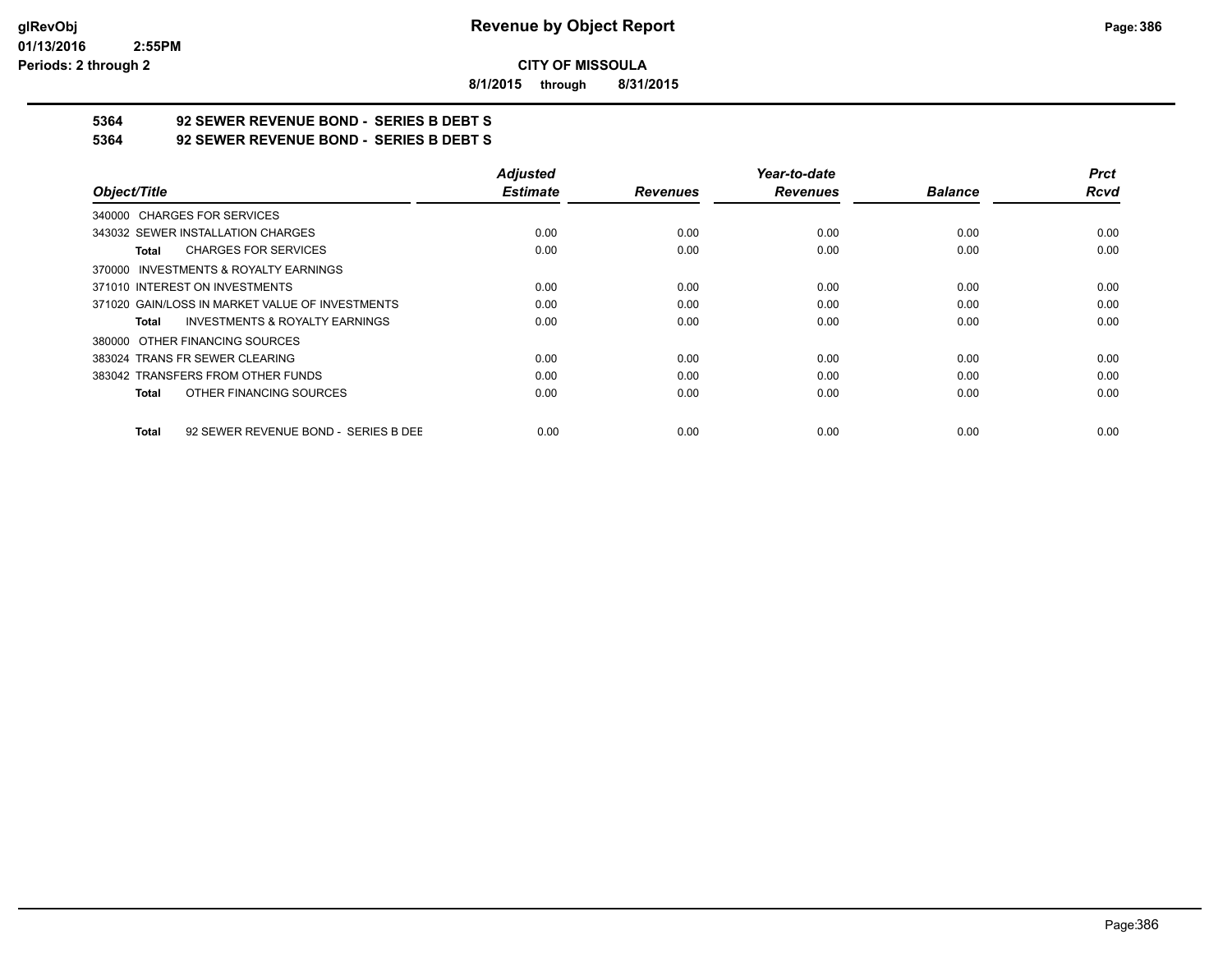**Revenue by Object Report**

**CITY OF MISSOULA**

**8/1/2015 through 8/31/2015**

glRevObj
01/13/2016 2:55PM
Periods: 2 through 2

## 5364 92 SEWER REVENUE BOND - SERIES B DEBT S
## 5364 92 SEWER REVENUE BOND - SERIES B DEBT S

| Object/Title | Adjusted Estimate | Revenues | Year-to-date Revenues | Balance | Prct Rcvd |
|---|---|---|---|---|---|
| 340000 CHARGES FOR SERVICES | | | | | |
| 343032 SEWER INSTALLATION CHARGES | 0.00 | 0.00 | 0.00 | 0.00 | 0.00 |
| **Total** CHARGES FOR SERVICES | 0.00 | 0.00 | 0.00 | 0.00 | 0.00 |
| 370000 INVESTMENTS & ROYALTY EARNINGS | | | | | |
| 371010 INTEREST ON INVESTMENTS | 0.00 | 0.00 | 0.00 | 0.00 | 0.00 |
| 371020 GAIN/LOSS IN MARKET VALUE OF INVESTMENTS | 0.00 | 0.00 | 0.00 | 0.00 | 0.00 |
| **Total** INVESTMENTS & ROYALTY EARNINGS | 0.00 | 0.00 | 0.00 | 0.00 | 0.00 |
| 380000 OTHER FINANCING SOURCES | | | | | |
| 383024 TRANS FR SEWER CLEARING | 0.00 | 0.00 | 0.00 | 0.00 | 0.00 |
| 383042 TRANSFERS FROM OTHER FUNDS | 0.00 | 0.00 | 0.00 | 0.00 | 0.00 |
| **Total** OTHER FINANCING SOURCES | 0.00 | 0.00 | 0.00 | 0.00 | 0.00 |
| **Total** 92 SEWER REVENUE BOND - SERIES B DEE | 0.00 | 0.00 | 0.00 | 0.00 | 0.00 |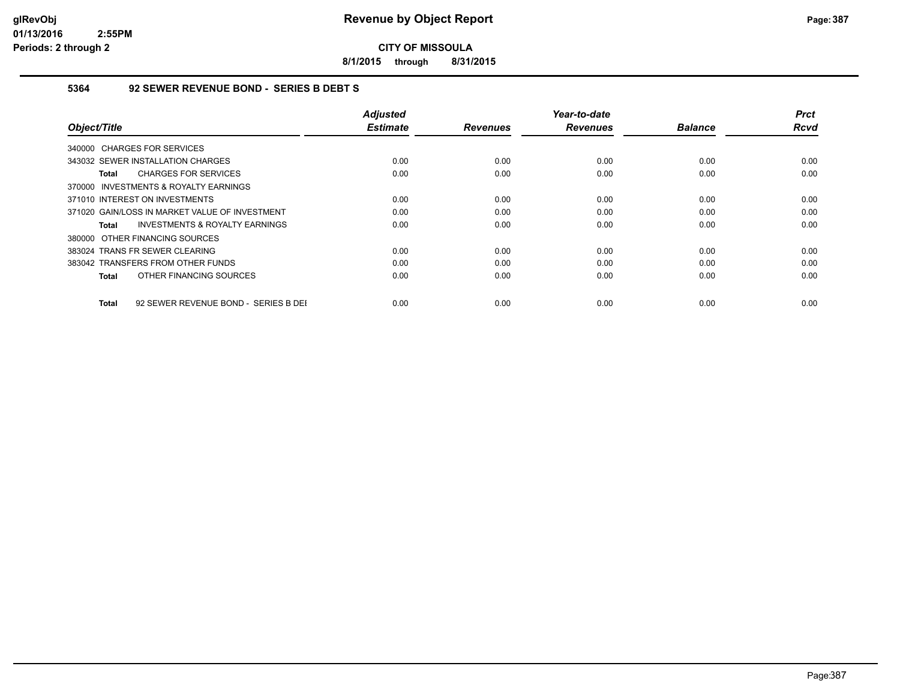**CITY OF MISSOULA**

**8/1/2015 through 8/31/2015**

### 5364 92 SEWER REVENUE BOND - SERIES B DEBT S

| Object/Title | | Adjusted Estimate | Revenues | Year-to-date Revenues | Balance | Prct Rcvd |
|---|---|---|---|---|---|---|
| 340000 CHARGES FOR SERVICES | | | | | | |
| 343032 SEWER INSTALLATION CHARGES | | 0.00 | 0.00 | 0.00 | 0.00 | 0.00 |
| **Total** | CHARGES FOR SERVICES | 0.00 | 0.00 | 0.00 | 0.00 | 0.00 |
| 370000 INVESTMENTS & ROYALTY EARNINGS | | | | | | |
| 371010 INTEREST ON INVESTMENTS | | 0.00 | 0.00 | 0.00 | 0.00 | 0.00 |
| 371020 GAIN/LOSS IN MARKET VALUE OF INVESTMENT | | 0.00 | 0.00 | 0.00 | 0.00 | 0.00 |
| **Total** | INVESTMENTS & ROYALTY EARNINGS | 0.00 | 0.00 | 0.00 | 0.00 | 0.00 |
| 380000 OTHER FINANCING SOURCES | | | | | | |
| 383024 TRANS FR SEWER CLEARING | | 0.00 | 0.00 | 0.00 | 0.00 | 0.00 |
| 383042 TRANSFERS FROM OTHER FUNDS | | 0.00 | 0.00 | 0.00 | 0.00 | 0.00 |
| **Total** | OTHER FINANCING SOURCES | 0.00 | 0.00 | 0.00 | 0.00 | 0.00 |
| **Total** | 92 SEWER REVENUE BOND - SERIES B DEI | 0.00 | 0.00 | 0.00 | 0.00 | 0.00 |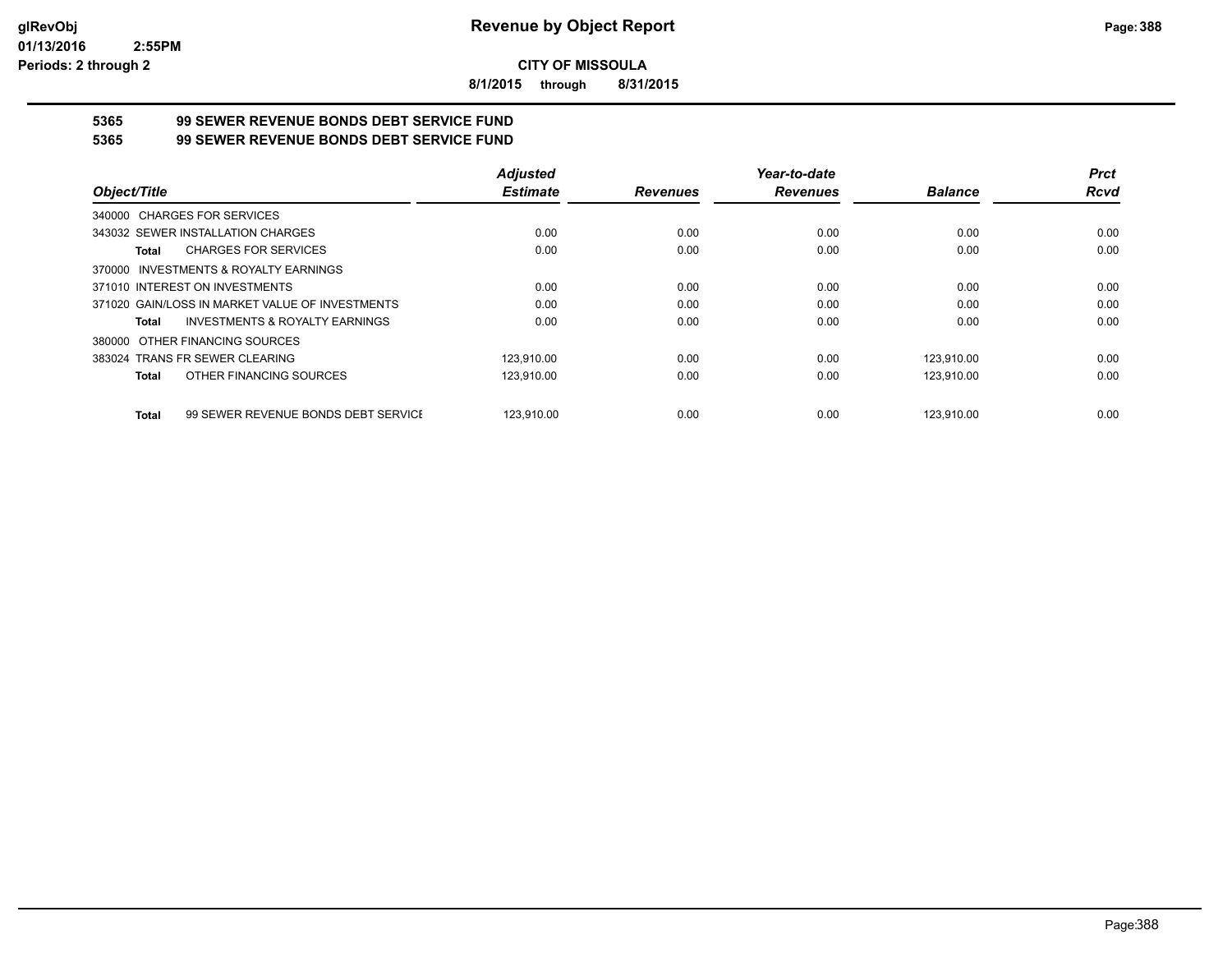# Revenue by Object Report

## CITY OF MISSOULA

**8/1/2015 through 8/31/2015**

### 5365 99 SEWER REVENUE BONDS DEBT SERVICE FUND

### 5365 99 SEWER REVENUE BONDS DEBT SERVICE FUND

| Object/Title | Adjusted Estimate | Revenues | Year-to-date Revenues | Balance | Prct Rcvd |
|---|---|---|---|---|---|
| 340000 CHARGES FOR SERVICES | | | | | |
| 343032 SEWER INSTALLATION CHARGES | 0.00 | 0.00 | 0.00 | 0.00 | 0.00 |
| **Total** CHARGES FOR SERVICES | 0.00 | 0.00 | 0.00 | 0.00 | 0.00 |
| 370000 INVESTMENTS & ROYALTY EARNINGS | | | | | |
| 371010 INTEREST ON INVESTMENTS | 0.00 | 0.00 | 0.00 | 0.00 | 0.00 |
| 371020 GAIN/LOSS IN MARKET VALUE OF INVESTMENTS | 0.00 | 0.00 | 0.00 | 0.00 | 0.00 |
| **Total** INVESTMENTS & ROYALTY EARNINGS | 0.00 | 0.00 | 0.00 | 0.00 | 0.00 |
| 380000 OTHER FINANCING SOURCES | | | | | |
| 383024 TRANS FR SEWER CLEARING | 123,910.00 | 0.00 | 0.00 | 123,910.00 | 0.00 |
| **Total** OTHER FINANCING SOURCES | 123,910.00 | 0.00 | 0.00 | 123,910.00 | 0.00 |
| **Total** 99 SEWER REVENUE BONDS DEBT SERVICE | 123,910.00 | 0.00 | 0.00 | 123,910.00 | 0.00 |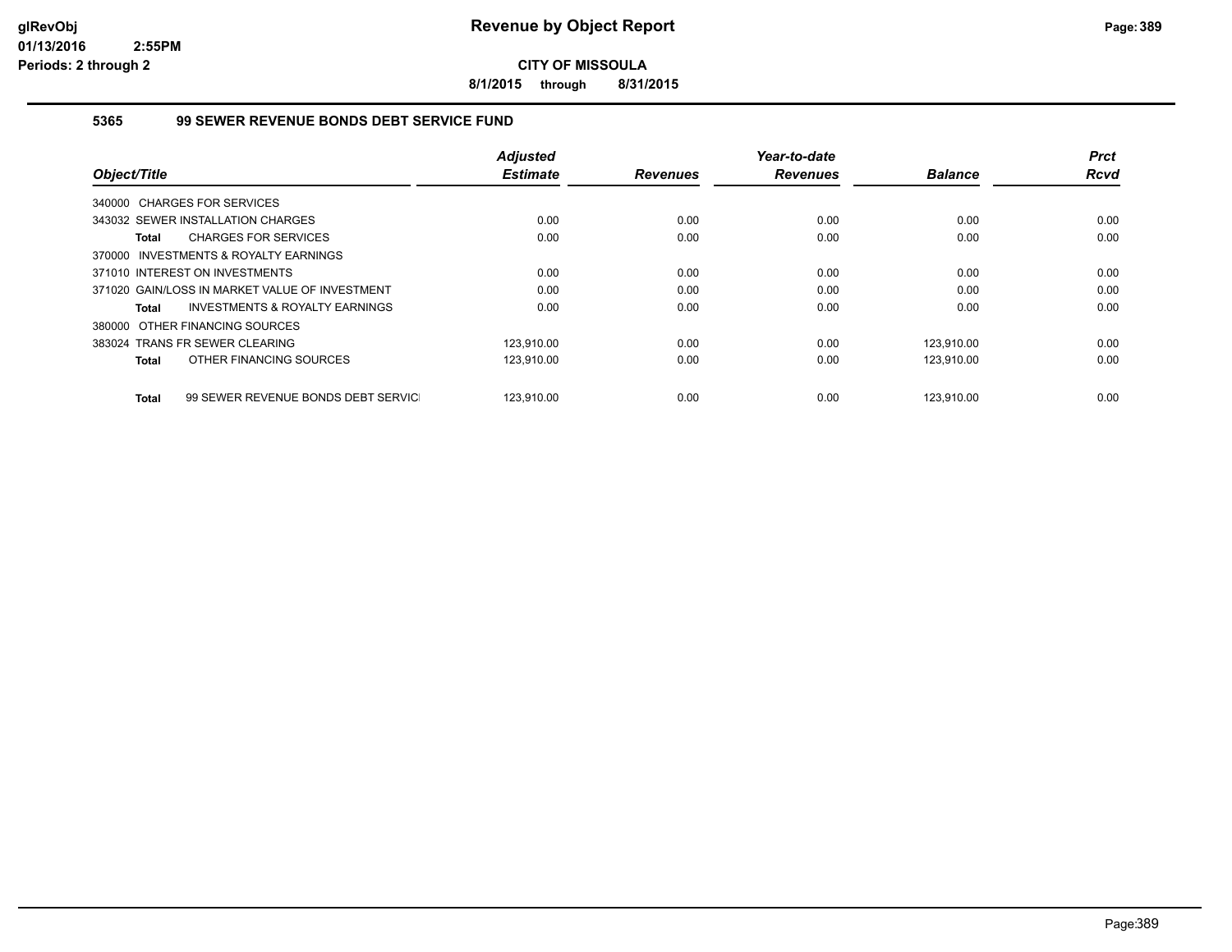# Revenue by Object Report

**CITY OF MISSOULA**

**8/1/2015 through 8/31/2015**

glRevObj
01/13/2016 2:55PM
Periods: 2 through 2

## 5365 99 SEWER REVENUE BONDS DEBT SERVICE FUND

| Object/Title | Adjusted Estimate | Revenues | Year-to-date Revenues | Balance | Prct Rcvd |
|---|---|---|---|---|---|
| 340000 CHARGES FOR SERVICES | | | | | |
| 343032 SEWER INSTALLATION CHARGES | 0.00 | 0.00 | 0.00 | 0.00 | 0.00 |
| **Total** CHARGES FOR SERVICES | 0.00 | 0.00 | 0.00 | 0.00 | 0.00 |
| 370000 INVESTMENTS & ROYALTY EARNINGS | | | | | |
| 371010 INTEREST ON INVESTMENTS | 0.00 | 0.00 | 0.00 | 0.00 | 0.00 |
| 371020 GAIN/LOSS IN MARKET VALUE OF INVESTMENT | 0.00 | 0.00 | 0.00 | 0.00 | 0.00 |
| **Total** INVESTMENTS & ROYALTY EARNINGS | 0.00 | 0.00 | 0.00 | 0.00 | 0.00 |
| 380000 OTHER FINANCING SOURCES | | | | | |
| 383024 TRANS FR SEWER CLEARING | 123,910.00 | 0.00 | 0.00 | 123,910.00 | 0.00 |
| **Total** OTHER FINANCING SOURCES | 123,910.00 | 0.00 | 0.00 | 123,910.00 | 0.00 |
| **Total** 99 SEWER REVENUE BONDS DEBT SERVIC | 123,910.00 | 0.00 | 0.00 | 123,910.00 | 0.00 |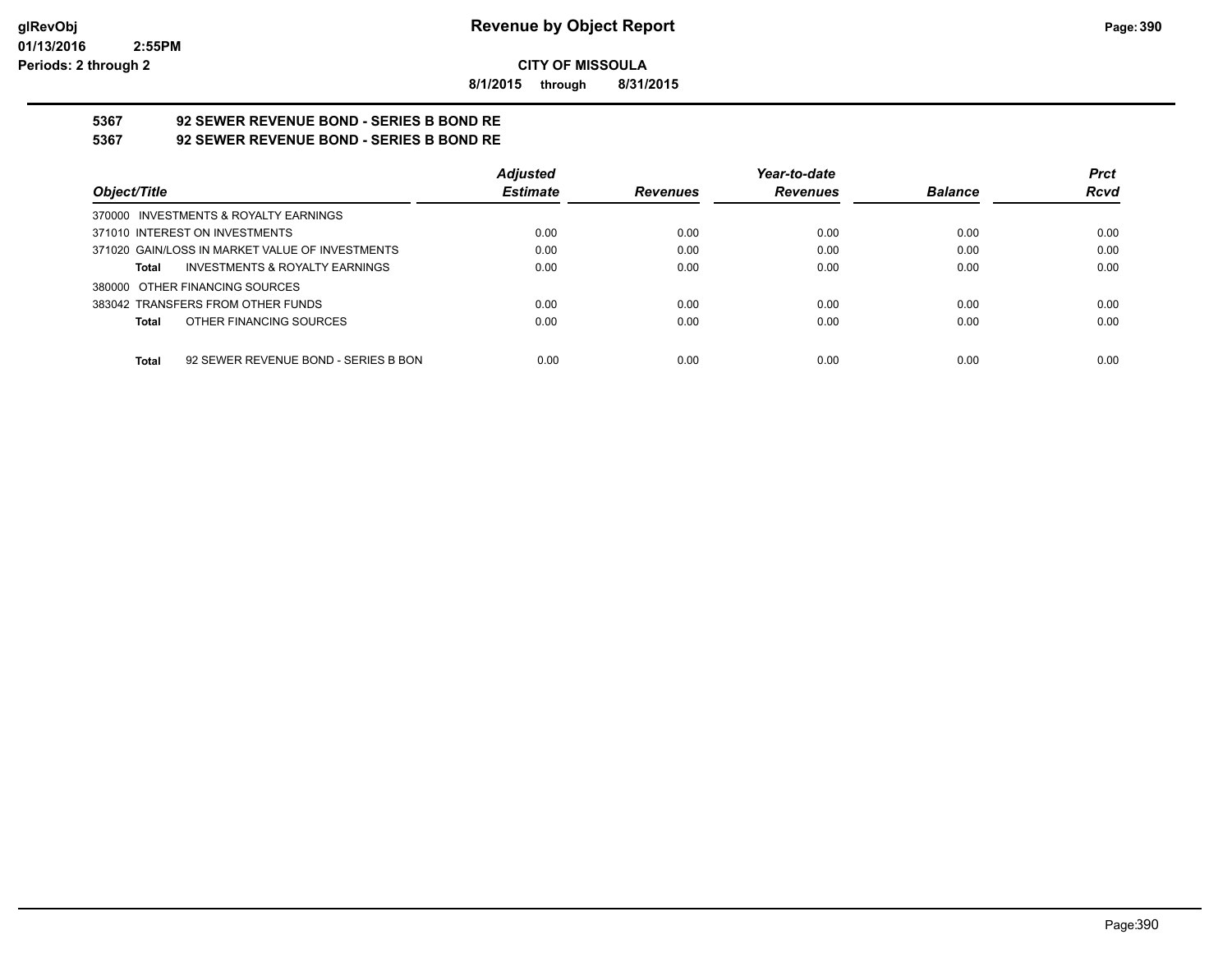**Revenue by Object Report**

**CITY OF MISSOULA**

**8/1/2015 through 8/31/2015**

glRevObj
01/13/2016 2:55PM
Periods: 2 through 2

## 5367 92 SEWER REVENUE BOND - SERIES B BOND RE
## 5367 92 SEWER REVENUE BOND - SERIES B BOND RE

| Object/Title | Adjusted Estimate | Revenues | Year-to-date Revenues | Balance | Prct Rcvd |
|---|---|---|---|---|---|
| 370000 INVESTMENTS & ROYALTY EARNINGS | | | | | |
| 371010 INTEREST ON INVESTMENTS | 0.00 | 0.00 | 0.00 | 0.00 | 0.00 |
| 371020 GAIN/LOSS IN MARKET VALUE OF INVESTMENTS | 0.00 | 0.00 | 0.00 | 0.00 | 0.00 |
| **Total** INVESTMENTS & ROYALTY EARNINGS | 0.00 | 0.00 | 0.00 | 0.00 | 0.00 |
| 380000 OTHER FINANCING SOURCES | | | | | |
| 383042 TRANSFERS FROM OTHER FUNDS | 0.00 | 0.00 | 0.00 | 0.00 | 0.00 |
| **Total** OTHER FINANCING SOURCES | 0.00 | 0.00 | 0.00 | 0.00 | 0.00 |
| **Total** 92 SEWER REVENUE BOND - SERIES B BON | 0.00 | 0.00 | 0.00 | 0.00 | 0.00 |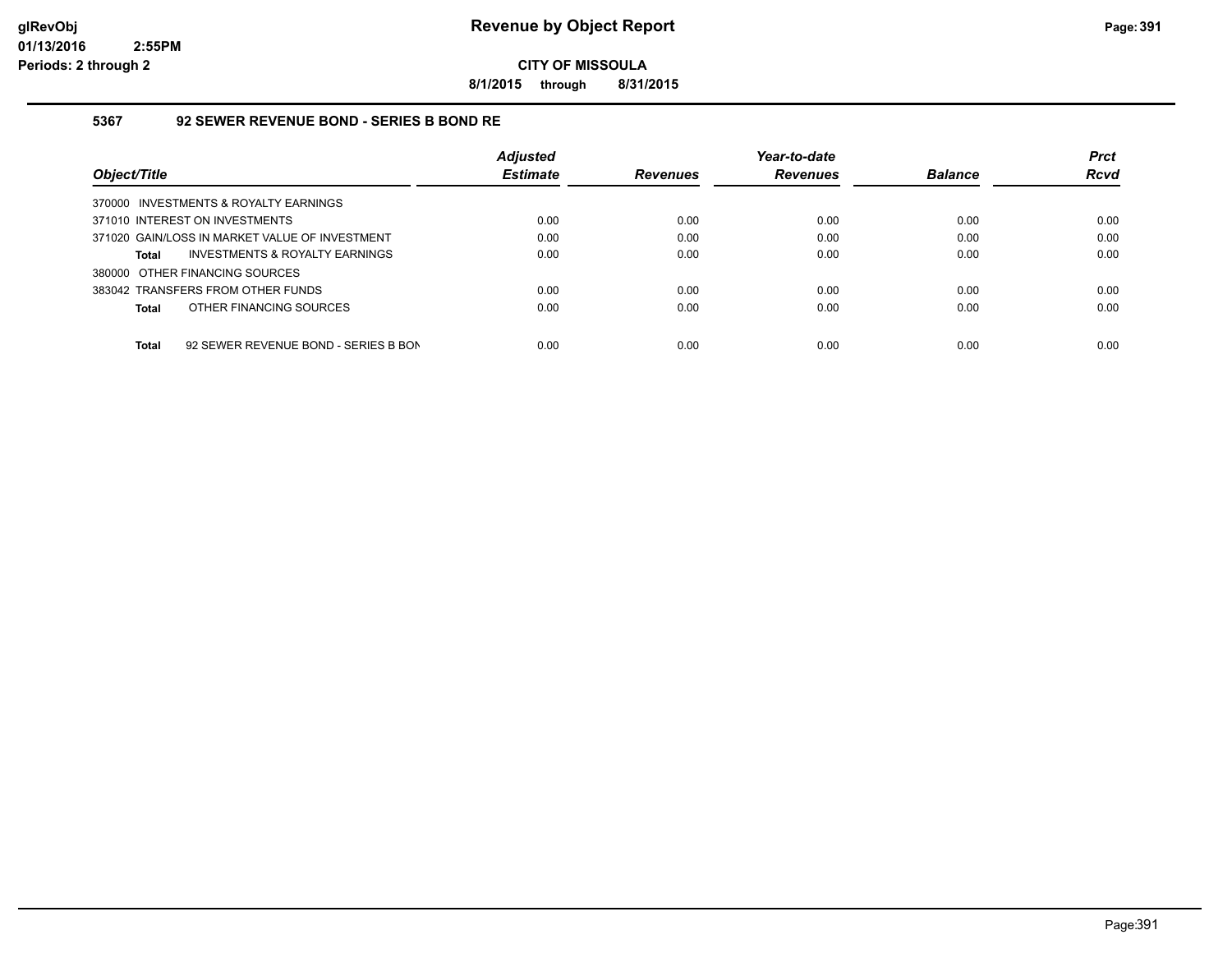# Revenue by Object Report

glRevObj
01/13/2016 2:55PM
Periods: 2 through 2

**CITY OF MISSOULA**

**8/1/2015 through 8/31/2015**

## 5367 92 SEWER REVENUE BOND - SERIES B BOND RE

| Object/Title | Adjusted Estimate | Revenues | Year-to-date Revenues | Balance | Prct Rcvd |
|---|---|---|---|---|---|
| 370000 INVESTMENTS & ROYALTY EARNINGS | | | | | |
| 371010 INTEREST ON INVESTMENTS | 0.00 | 0.00 | 0.00 | 0.00 | 0.00 |
| 371020 GAIN/LOSS IN MARKET VALUE OF INVESTMENT | 0.00 | 0.00 | 0.00 | 0.00 | 0.00 |
| **Total** INVESTMENTS & ROYALTY EARNINGS | 0.00 | 0.00 | 0.00 | 0.00 | 0.00 |
| 380000 OTHER FINANCING SOURCES | | | | | |
| 383042 TRANSFERS FROM OTHER FUNDS | 0.00 | 0.00 | 0.00 | 0.00 | 0.00 |
| **Total** OTHER FINANCING SOURCES | 0.00 | 0.00 | 0.00 | 0.00 | 0.00 |
| **Total** 92 SEWER REVENUE BOND - SERIES B BON | 0.00 | 0.00 | 0.00 | 0.00 | 0.00 |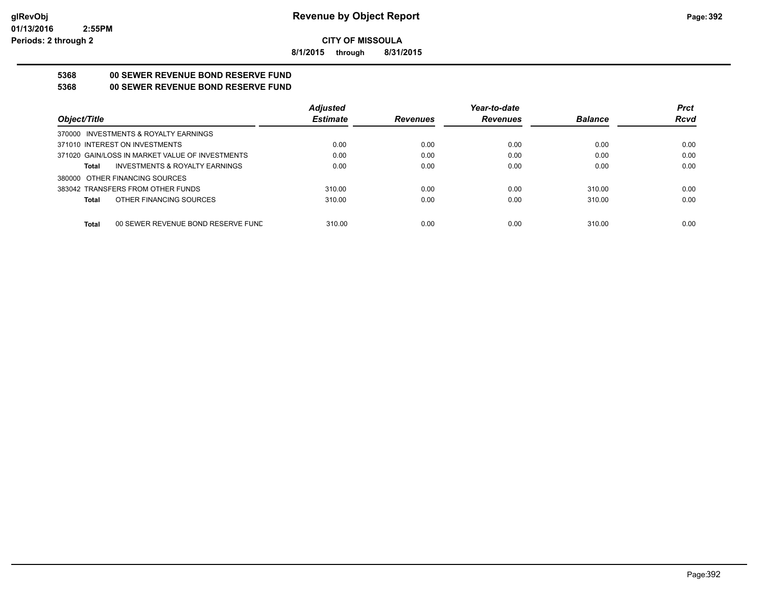**Revenue by Object Report**

**CITY OF MISSOULA**

**8/1/2015 through 8/31/2015**

glRevObj
01/13/2016 2:55PM
Periods: 2 through 2

**5368 00 SEWER REVENUE BOND RESERVE FUND**

**5368 00 SEWER REVENUE BOND RESERVE FUND**

| Object/Title | Adjusted Estimate | Revenues | Year-to-date Revenues | Balance | Prct Rcvd |
|---|---|---|---|---|---|
| 370000 INVESTMENTS & ROYALTY EARNINGS | | | | | |
| 371010 INTEREST ON INVESTMENTS | 0.00 | 0.00 | 0.00 | 0.00 | 0.00 |
| 371020 GAIN/LOSS IN MARKET VALUE OF INVESTMENTS | 0.00 | 0.00 | 0.00 | 0.00 | 0.00 |
| **Total** INVESTMENTS & ROYALTY EARNINGS | 0.00 | 0.00 | 0.00 | 0.00 | 0.00 |
| 380000 OTHER FINANCING SOURCES | | | | | |
| 383042 TRANSFERS FROM OTHER FUNDS | 310.00 | 0.00 | 0.00 | 310.00 | 0.00 |
| **Total** OTHER FINANCING SOURCES | 310.00 | 0.00 | 0.00 | 310.00 | 0.00 |
| **Total** 00 SEWER REVENUE BOND RESERVE FUND | 310.00 | 0.00 | 0.00 | 310.00 | 0.00 |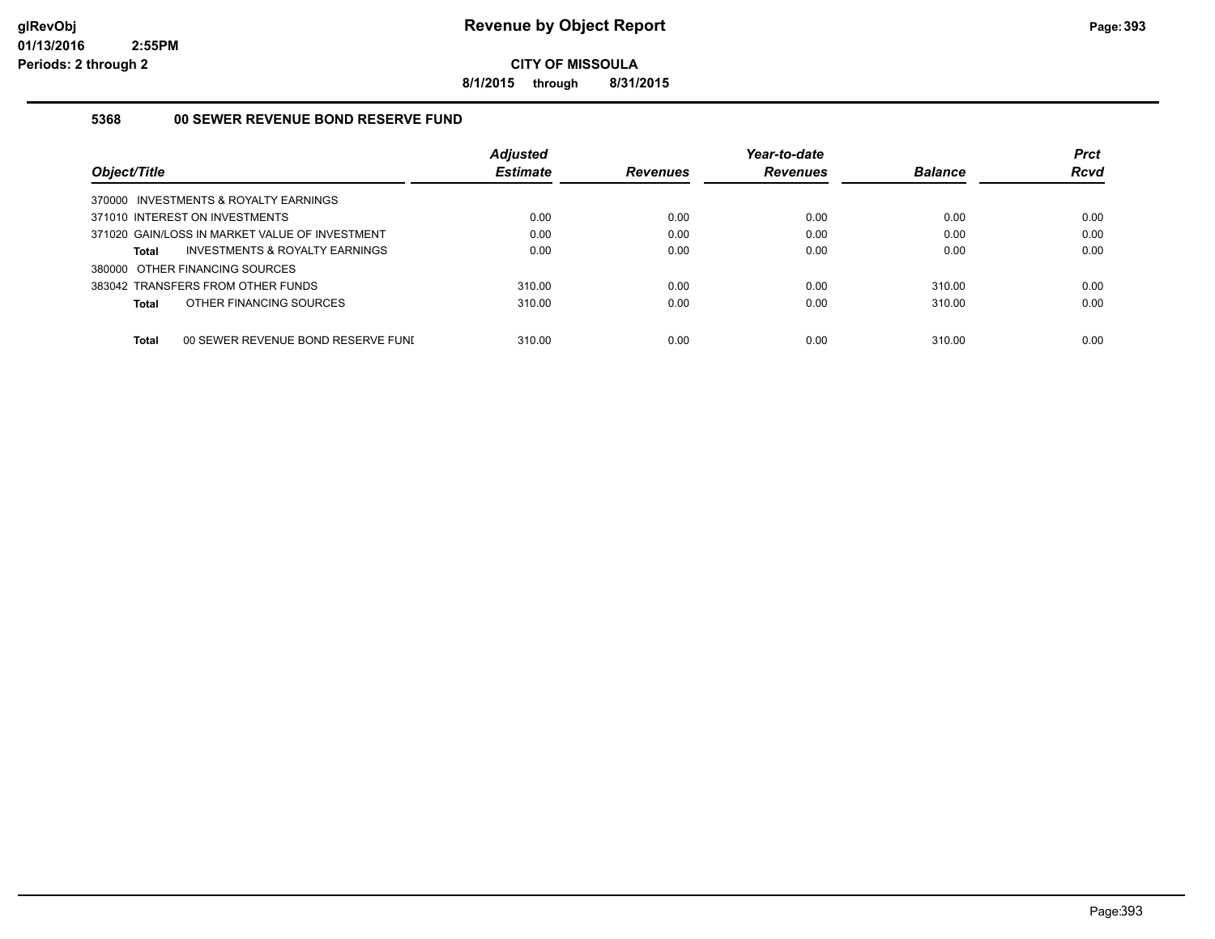**Revenue by Object Report**

**CITY OF MISSOULA**

**8/1/2015 through 8/31/2015**

glRevObj
01/13/2016 2:55PM
Periods: 2 through 2

### 5368 00 SEWER REVENUE BOND RESERVE FUND

| Object/Title | Adjusted Estimate | Revenues | Year-to-date Revenues | Balance | Prct Rcvd |
|---|---|---|---|---|---|
| 370000 INVESTMENTS & ROYALTY EARNINGS | | | | | |
| 371010 INTEREST ON INVESTMENTS | 0.00 | 0.00 | 0.00 | 0.00 | 0.00 |
| 371020 GAIN/LOSS IN MARKET VALUE OF INVESTMENT | 0.00 | 0.00 | 0.00 | 0.00 | 0.00 |
| **Total** INVESTMENTS & ROYALTY EARNINGS | 0.00 | 0.00 | 0.00 | 0.00 | 0.00 |
| 380000 OTHER FINANCING SOURCES | | | | | |
| 383042 TRANSFERS FROM OTHER FUNDS | 310.00 | 0.00 | 0.00 | 310.00 | 0.00 |
| **Total** OTHER FINANCING SOURCES | 310.00 | 0.00 | 0.00 | 310.00 | 0.00 |
| **Total** 00 SEWER REVENUE BOND RESERVE FUNI | 310.00 | 0.00 | 0.00 | 310.00 | 0.00 |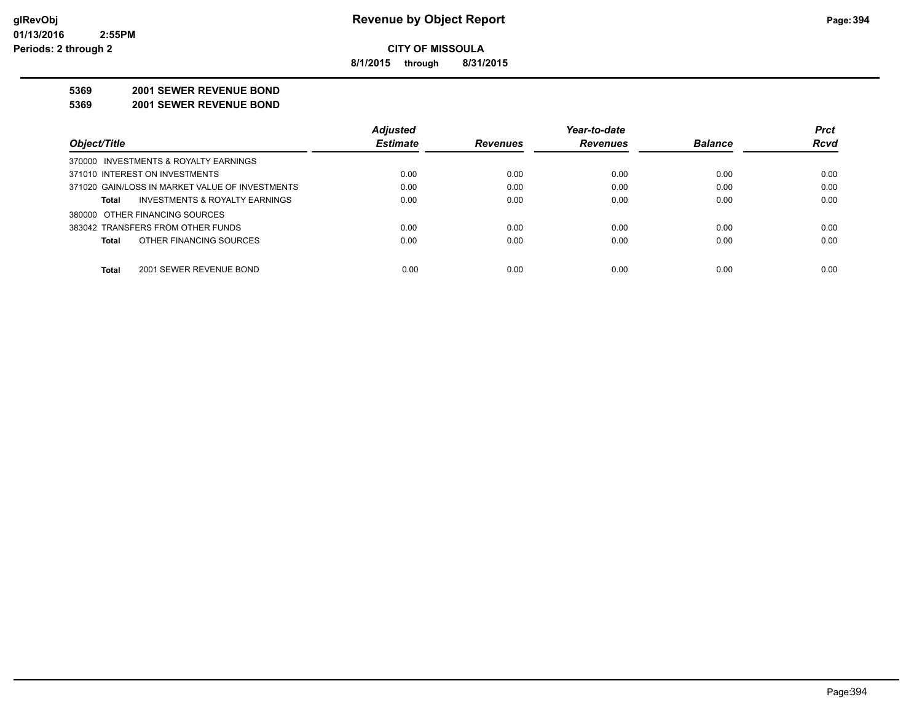**CITY OF MISSOULA**

**8/1/2015 through 8/31/2015**

**5369 2001 SEWER REVENUE BOND**

**5369 2001 SEWER REVENUE BOND**

| Object/Title | Adjusted Estimate | Revenues | Year-to-date Revenues | Balance | Prct Rcvd |
|---|---|---|---|---|---|
| 370000 INVESTMENTS & ROYALTY EARNINGS | | | | | |
| 371010 INTEREST ON INVESTMENTS | 0.00 | 0.00 | 0.00 | 0.00 | 0.00 |
| 371020 GAIN/LOSS IN MARKET VALUE OF INVESTMENTS | 0.00 | 0.00 | 0.00 | 0.00 | 0.00 |
| **Total** INVESTMENTS & ROYALTY EARNINGS | 0.00 | 0.00 | 0.00 | 0.00 | 0.00 |
| 380000 OTHER FINANCING SOURCES | | | | | |
| 383042 TRANSFERS FROM OTHER FUNDS | 0.00 | 0.00 | 0.00 | 0.00 | 0.00 |
| **Total** OTHER FINANCING SOURCES | 0.00 | 0.00 | 0.00 | 0.00 | 0.00 |
| **Total** 2001 SEWER REVENUE BOND | 0.00 | 0.00 | 0.00 | 0.00 | 0.00 |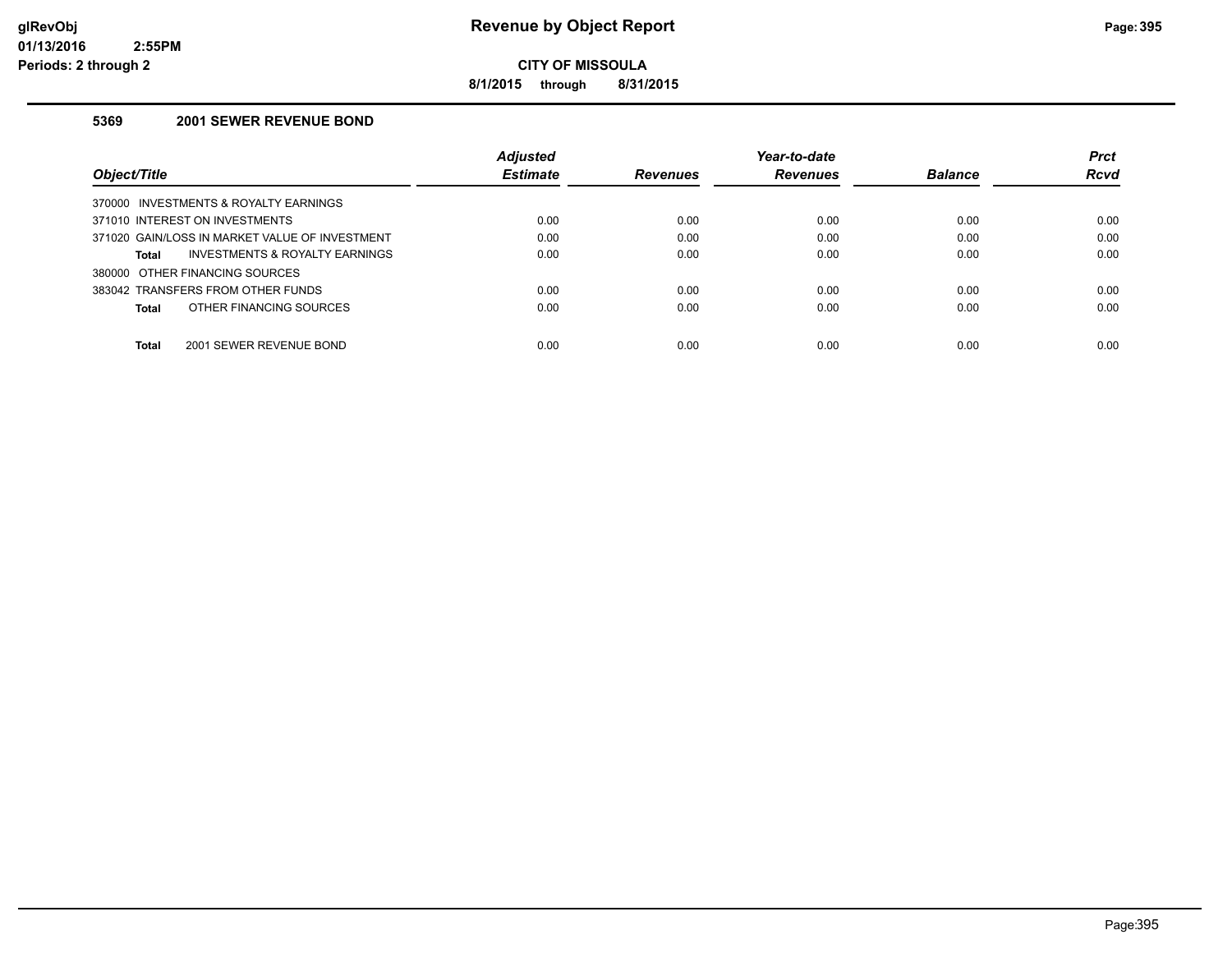# Revenue by Object Report

**CITY OF MISSOULA**

**8/1/2015 through 8/31/2015**

glRevObj
01/13/2016 2:55PM
Periods: 2 through 2

### 5369 2001 SEWER REVENUE BOND

| Object/Title | Adjusted Estimate | Revenues | Year-to-date Revenues | Balance | Prct Rcvd |
|---|---|---|---|---|---|
| 370000 INVESTMENTS & ROYALTY EARNINGS | | | | | |
| 371010 INTEREST ON INVESTMENTS | 0.00 | 0.00 | 0.00 | 0.00 | 0.00 |
| 371020 GAIN/LOSS IN MARKET VALUE OF INVESTMENT | 0.00 | 0.00 | 0.00 | 0.00 | 0.00 |
| **Total** INVESTMENTS & ROYALTY EARNINGS | 0.00 | 0.00 | 0.00 | 0.00 | 0.00 |
| 380000 OTHER FINANCING SOURCES | | | | | |
| 383042 TRANSFERS FROM OTHER FUNDS | 0.00 | 0.00 | 0.00 | 0.00 | 0.00 |
| **Total** OTHER FINANCING SOURCES | 0.00 | 0.00 | 0.00 | 0.00 | 0.00 |
| **Total** 2001 SEWER REVENUE BOND | 0.00 | 0.00 | 0.00 | 0.00 | 0.00 |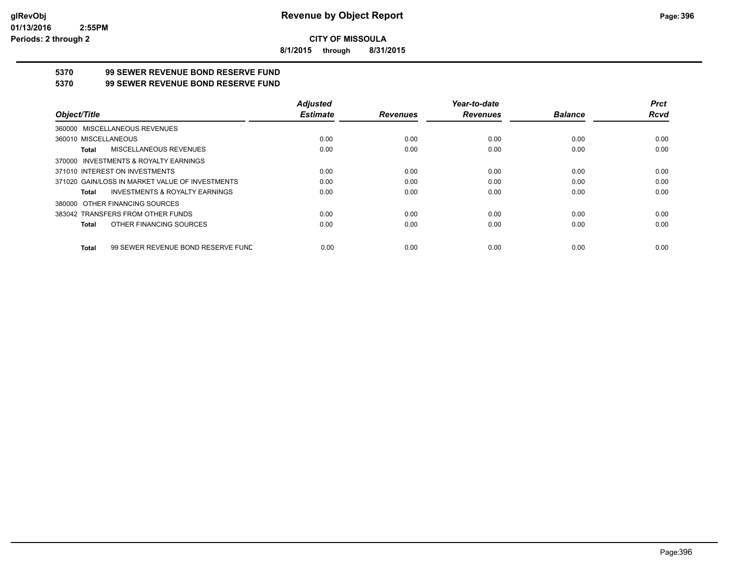**CITY OF MISSOULA**

**8/1/2015 through 8/31/2015**

**5370 99 SEWER REVENUE BOND RESERVE FUND**

**5370 99 SEWER REVENUE BOND RESERVE FUND**

| Object/Title | Adjusted Estimate | Revenues | Year-to-date Revenues | Balance | Prct Rcvd |
|---|---|---|---|---|---|
| 360000 MISCELLANEOUS REVENUES | | | | | |
| 360010 MISCELLANEOUS | 0.00 | 0.00 | 0.00 | 0.00 | 0.00 |
| **Total** MISCELLANEOUS REVENUES | 0.00 | 0.00 | 0.00 | 0.00 | 0.00 |
| 370000 INVESTMENTS & ROYALTY EARNINGS | | | | | |
| 371010 INTEREST ON INVESTMENTS | 0.00 | 0.00 | 0.00 | 0.00 | 0.00 |
| 371020 GAIN/LOSS IN MARKET VALUE OF INVESTMENTS | 0.00 | 0.00 | 0.00 | 0.00 | 0.00 |
| **Total** INVESTMENTS & ROYALTY EARNINGS | 0.00 | 0.00 | 0.00 | 0.00 | 0.00 |
| 380000 OTHER FINANCING SOURCES | | | | | |
| 383042 TRANSFERS FROM OTHER FUNDS | 0.00 | 0.00 | 0.00 | 0.00 | 0.00 |
| **Total** OTHER FINANCING SOURCES | 0.00 | 0.00 | 0.00 | 0.00 | 0.00 |
| **Total** 99 SEWER REVENUE BOND RESERVE FUND | 0.00 | 0.00 | 0.00 | 0.00 | 0.00 |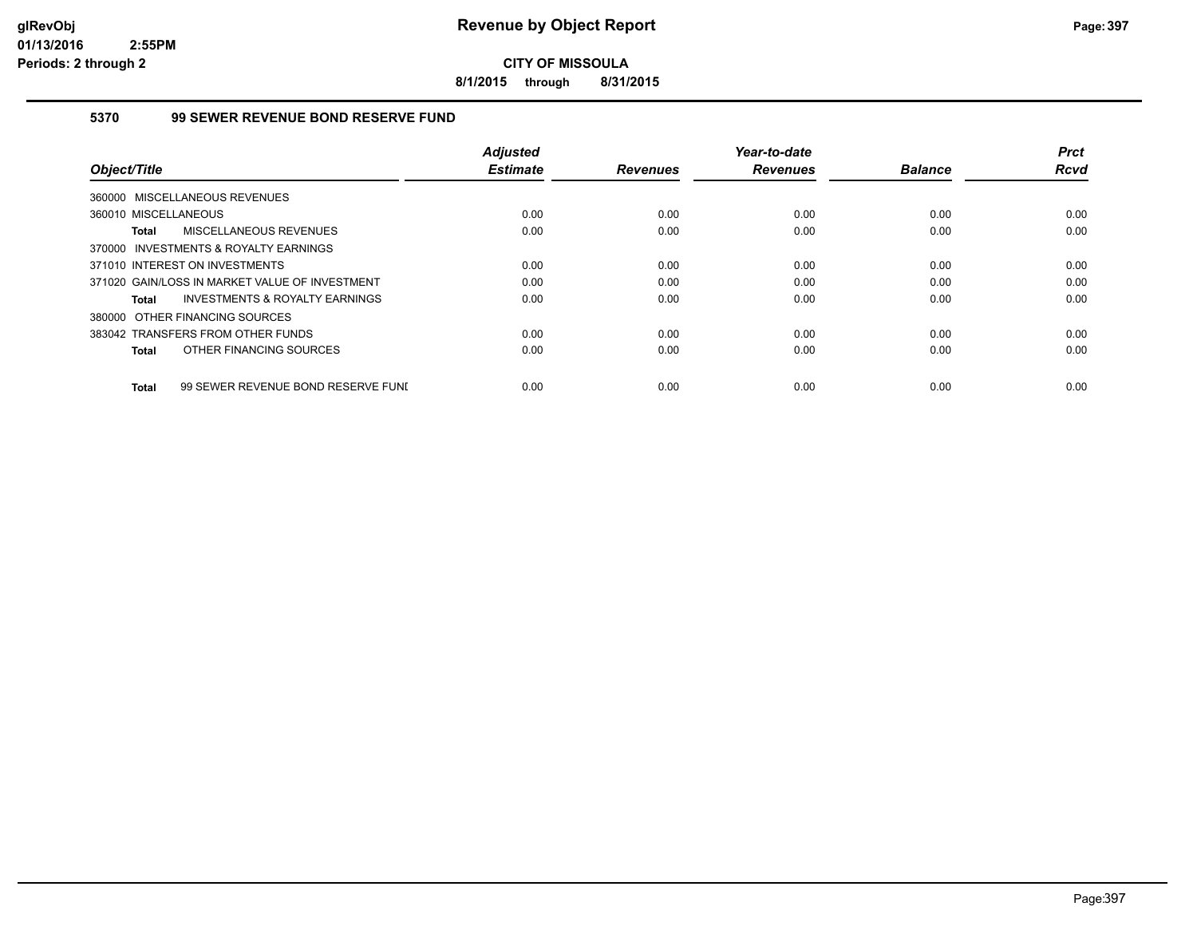# Revenue by Object Report

## CITY OF MISSOULA

**8/1/2015 through 8/31/2015**

### 5370 99 SEWER REVENUE BOND RESERVE FUND

| Object/Title | Adjusted Estimate | Revenues | Year-to-date Revenues | Balance | Prct Rcvd |
|---|---|---|---|---|---|
| 360000 MISCELLANEOUS REVENUES | | | | | |
| 360010 MISCELLANEOUS | 0.00 | 0.00 | 0.00 | 0.00 | 0.00 |
| **Total** MISCELLANEOUS REVENUES | 0.00 | 0.00 | 0.00 | 0.00 | 0.00 |
| 370000 INVESTMENTS & ROYALTY EARNINGS | | | | | |
| 371010 INTEREST ON INVESTMENTS | 0.00 | 0.00 | 0.00 | 0.00 | 0.00 |
| 371020 GAIN/LOSS IN MARKET VALUE OF INVESTMENT | 0.00 | 0.00 | 0.00 | 0.00 | 0.00 |
| **Total** INVESTMENTS & ROYALTY EARNINGS | 0.00 | 0.00 | 0.00 | 0.00 | 0.00 |
| 380000 OTHER FINANCING SOURCES | | | | | |
| 383042 TRANSFERS FROM OTHER FUNDS | 0.00 | 0.00 | 0.00 | 0.00 | 0.00 |
| **Total** OTHER FINANCING SOURCES | 0.00 | 0.00 | 0.00 | 0.00 | 0.00 |
| **Total** 99 SEWER REVENUE BOND RESERVE FUNI | 0.00 | 0.00 | 0.00 | 0.00 | 0.00 |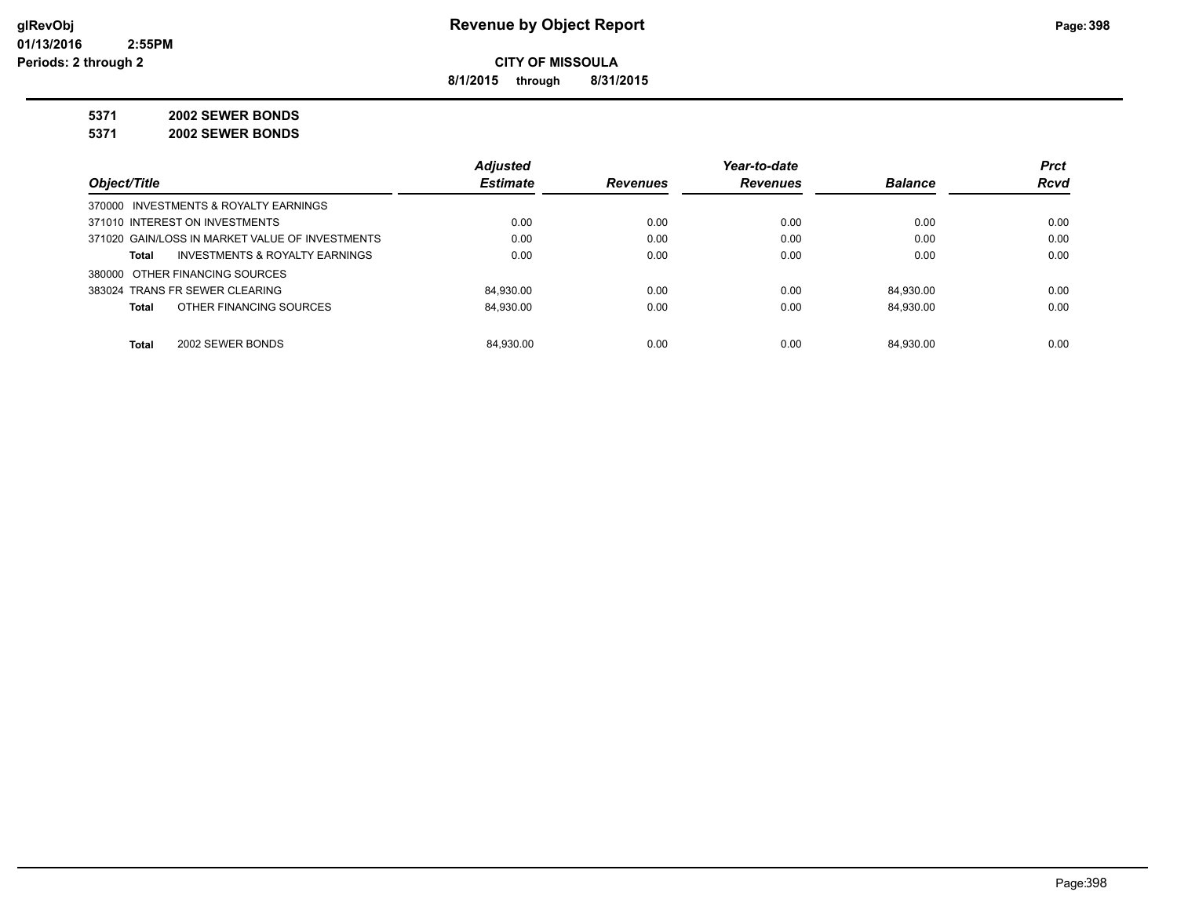**glRevObj**
**01/13/2016 2:55PM**
**Periods: 2 through 2**

# Revenue by Object Report

**CITY OF MISSOULA**

**8/1/2015 through 8/31/2015**

**5371 2002 SEWER BONDS**

**5371 2002 SEWER BONDS**

| Object/Title | Adjusted Estimate | Revenues | Year-to-date Revenues | Balance | Prct Rcvd |
|---|---|---|---|---|---|
| 370000 INVESTMENTS & ROYALTY EARNINGS | | | | | |
| 371010 INTEREST ON INVESTMENTS | 0.00 | 0.00 | 0.00 | 0.00 | 0.00 |
| 371020 GAIN/LOSS IN MARKET VALUE OF INVESTMENTS | 0.00 | 0.00 | 0.00 | 0.00 | 0.00 |
| **Total** INVESTMENTS & ROYALTY EARNINGS | 0.00 | 0.00 | 0.00 | 0.00 | 0.00 |
| 380000 OTHER FINANCING SOURCES | | | | | |
| 383024 TRANS FR SEWER CLEARING | 84,930.00 | 0.00 | 0.00 | 84,930.00 | 0.00 |
| **Total** OTHER FINANCING SOURCES | 84,930.00 | 0.00 | 0.00 | 84,930.00 | 0.00 |
| **Total** 2002 SEWER BONDS | 84,930.00 | 0.00 | 0.00 | 84,930.00 | 0.00 |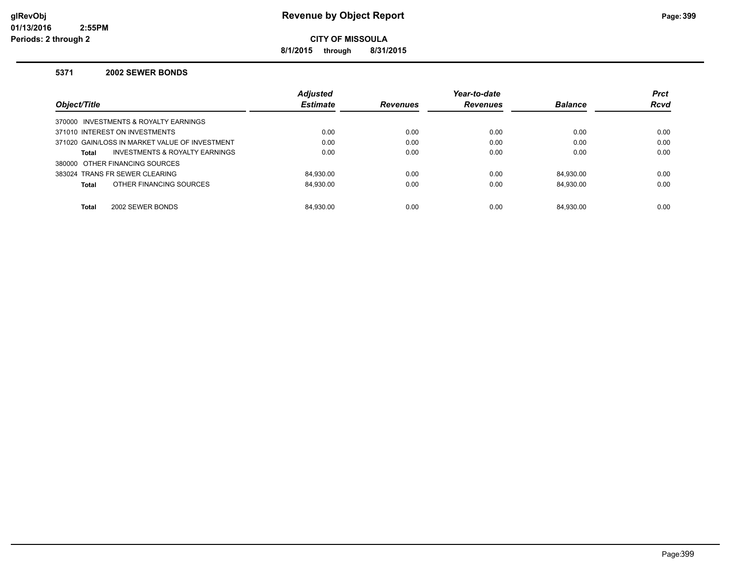# Revenue by Object Report

**CITY OF MISSOULA**

**8/1/2015 through 8/31/2015**

### 5371 2002 SEWER BONDS

| Object/Title | Adjusted Estimate | Revenues | Year-to-date Revenues | Balance | Prct Rcvd |
|---|---|---|---|---|---|
| 370000 INVESTMENTS & ROYALTY EARNINGS | | | | | |
| 371010 INTEREST ON INVESTMENTS | 0.00 | 0.00 | 0.00 | 0.00 | 0.00 |
| 371020 GAIN/LOSS IN MARKET VALUE OF INVESTMENT | 0.00 | 0.00 | 0.00 | 0.00 | 0.00 |
| **Total** INVESTMENTS & ROYALTY EARNINGS | 0.00 | 0.00 | 0.00 | 0.00 | 0.00 |
| 380000 OTHER FINANCING SOURCES | | | | | |
| 383024 TRANS FR SEWER CLEARING | 84,930.00 | 0.00 | 0.00 | 84,930.00 | 0.00 |
| **Total** OTHER FINANCING SOURCES | 84,930.00 | 0.00 | 0.00 | 84,930.00 | 0.00 |
| **Total** 2002 SEWER BONDS | 84,930.00 | 0.00 | 0.00 | 84,930.00 | 0.00 |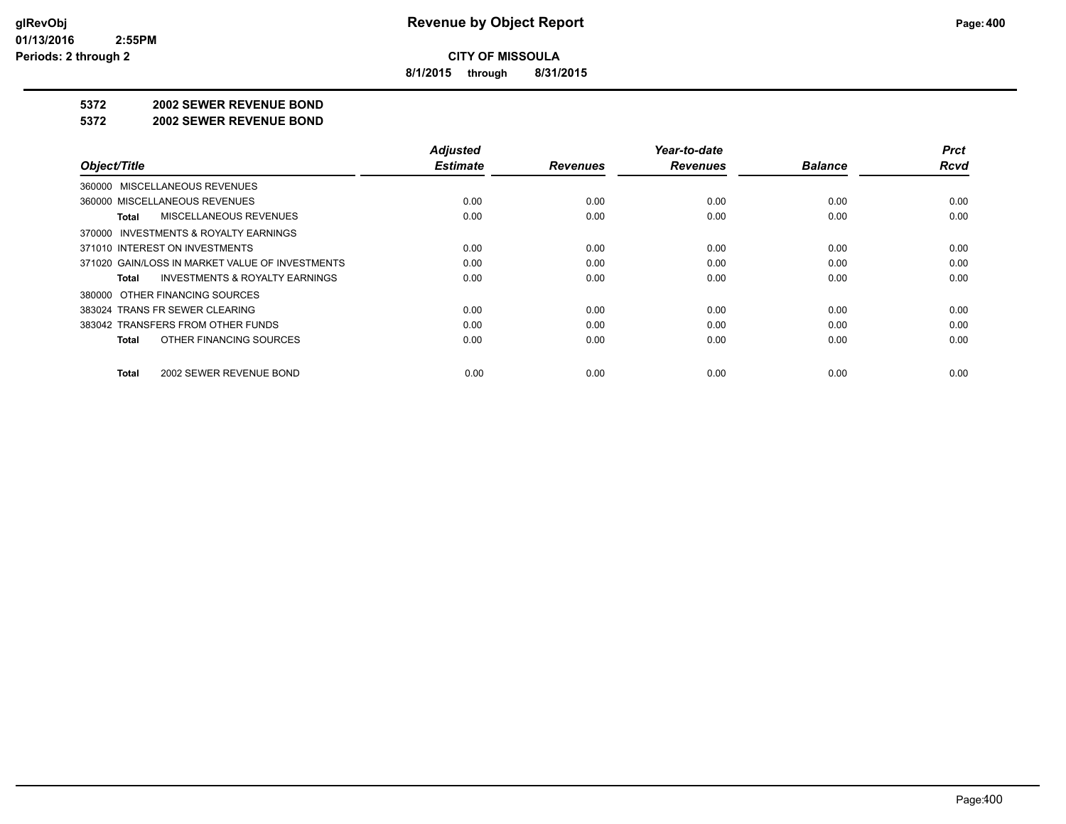**CITY OF MISSOULA**

**8/1/2015 through 8/31/2015**

**5372 2002 SEWER REVENUE BOND**

**5372 2002 SEWER REVENUE BOND**

| Object/Title | Adjusted Estimate | Revenues | Year-to-date Revenues | Balance | Prct Rcvd |
|---|---|---|---|---|---|
| 360000 MISCELLANEOUS REVENUES | | | | | |
| 360000 MISCELLANEOUS REVENUES | 0.00 | 0.00 | 0.00 | 0.00 | 0.00 |
| **Total** MISCELLANEOUS REVENUES | 0.00 | 0.00 | 0.00 | 0.00 | 0.00 |
| 370000 INVESTMENTS & ROYALTY EARNINGS | | | | | |
| 371010 INTEREST ON INVESTMENTS | 0.00 | 0.00 | 0.00 | 0.00 | 0.00 |
| 371020 GAIN/LOSS IN MARKET VALUE OF INVESTMENTS | 0.00 | 0.00 | 0.00 | 0.00 | 0.00 |
| **Total** INVESTMENTS & ROYALTY EARNINGS | 0.00 | 0.00 | 0.00 | 0.00 | 0.00 |
| 380000 OTHER FINANCING SOURCES | | | | | |
| 383024 TRANS FR SEWER CLEARING | 0.00 | 0.00 | 0.00 | 0.00 | 0.00 |
| 383042 TRANSFERS FROM OTHER FUNDS | 0.00 | 0.00 | 0.00 | 0.00 | 0.00 |
| **Total** OTHER FINANCING SOURCES | 0.00 | 0.00 | 0.00 | 0.00 | 0.00 |
| **Total** 2002 SEWER REVENUE BOND | 0.00 | 0.00 | 0.00 | 0.00 | 0.00 |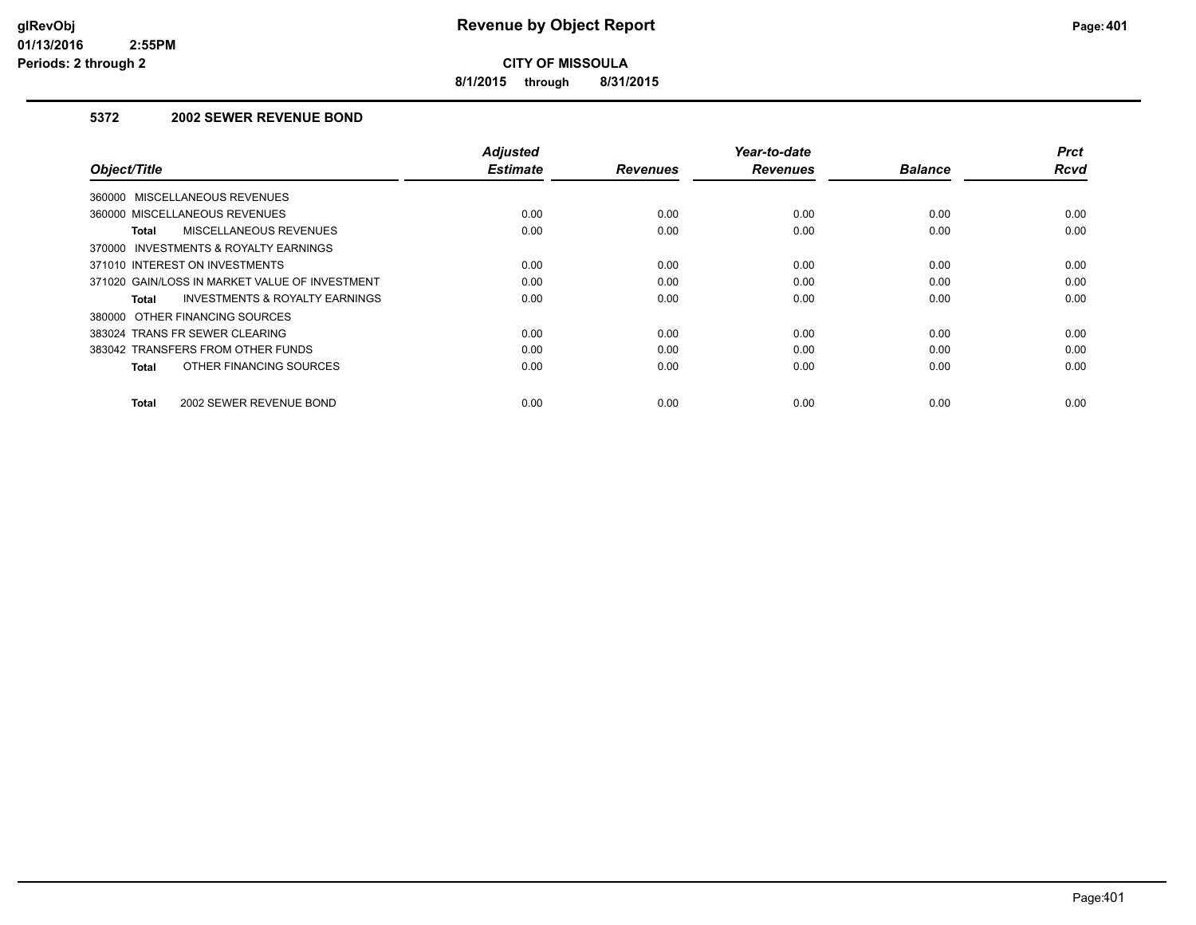# Revenue by Object Report

**CITY OF MISSOULA**

**8/1/2015 through 8/31/2015**

glRevObj
01/13/2016 2:55PM
Periods: 2 through 2

### 5372 2002 SEWER REVENUE BOND

| Object/Title | Adjusted Estimate | Revenues | Year-to-date Revenues | Balance | Prct Rcvd |
|---|---|---|---|---|---|
| 360000 MISCELLANEOUS REVENUES | | | | | |
| 360000 MISCELLANEOUS REVENUES | 0.00 | 0.00 | 0.00 | 0.00 | 0.00 |
| **Total** MISCELLANEOUS REVENUES | 0.00 | 0.00 | 0.00 | 0.00 | 0.00 |
| 370000 INVESTMENTS & ROYALTY EARNINGS | | | | | |
| 371010 INTEREST ON INVESTMENTS | 0.00 | 0.00 | 0.00 | 0.00 | 0.00 |
| 371020 GAIN/LOSS IN MARKET VALUE OF INVESTMENT | 0.00 | 0.00 | 0.00 | 0.00 | 0.00 |
| **Total** INVESTMENTS & ROYALTY EARNINGS | 0.00 | 0.00 | 0.00 | 0.00 | 0.00 |
| 380000 OTHER FINANCING SOURCES | | | | | |
| 383024 TRANS FR SEWER CLEARING | 0.00 | 0.00 | 0.00 | 0.00 | 0.00 |
| 383042 TRANSFERS FROM OTHER FUNDS | 0.00 | 0.00 | 0.00 | 0.00 | 0.00 |
| **Total** OTHER FINANCING SOURCES | 0.00 | 0.00 | 0.00 | 0.00 | 0.00 |
| **Total** 2002 SEWER REVENUE BOND | 0.00 | 0.00 | 0.00 | 0.00 | 0.00 |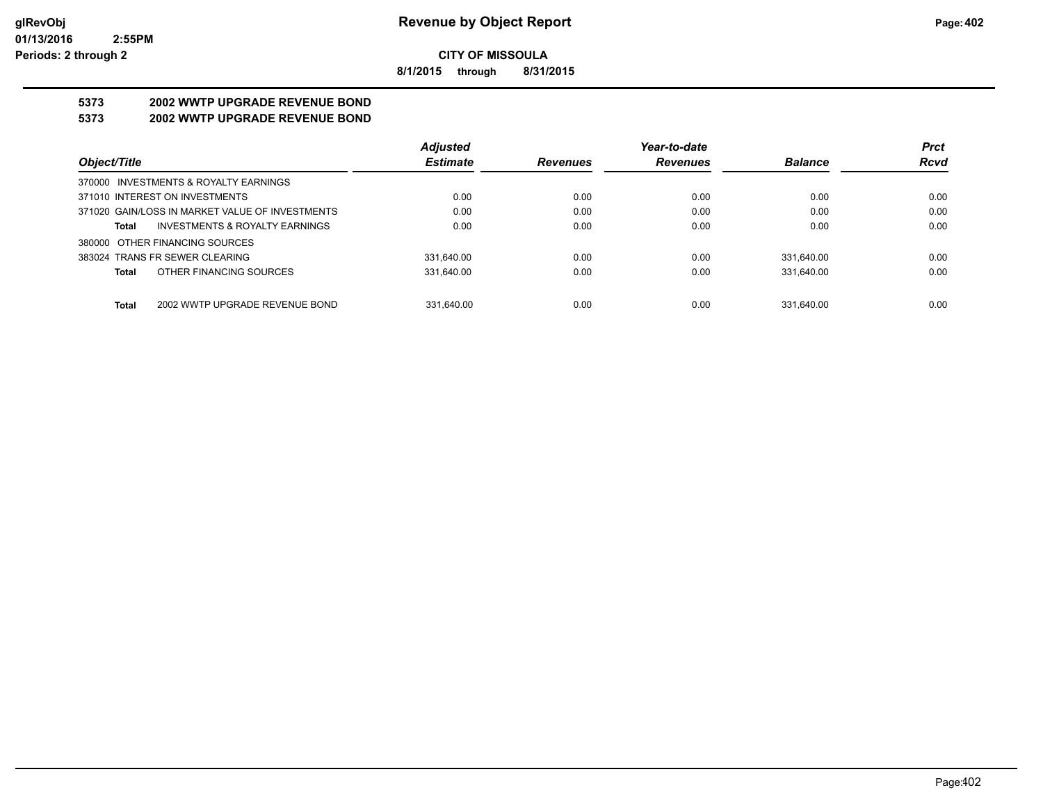**CITY OF MISSOULA**

**8/1/2015 through 8/31/2015**

## 5373 2002 WWTP UPGRADE REVENUE BOND

## 5373 2002 WWTP UPGRADE REVENUE BOND

| Object/Title | Adjusted Estimate | Revenues | Year-to-date Revenues | Balance | Prct Rcvd |
|---|---|---|---|---|---|
| 370000 INVESTMENTS & ROYALTY EARNINGS | | | | | |
| 371010 INTEREST ON INVESTMENTS | 0.00 | 0.00 | 0.00 | 0.00 | 0.00 |
| 371020 GAIN/LOSS IN MARKET VALUE OF INVESTMENTS | 0.00 | 0.00 | 0.00 | 0.00 | 0.00 |
| **Total** INVESTMENTS & ROYALTY EARNINGS | 0.00 | 0.00 | 0.00 | 0.00 | 0.00 |
| 380000 OTHER FINANCING SOURCES | | | | | |
| 383024 TRANS FR SEWER CLEARING | 331,640.00 | 0.00 | 0.00 | 331,640.00 | 0.00 |
| **Total** OTHER FINANCING SOURCES | 331,640.00 | 0.00 | 0.00 | 331,640.00 | 0.00 |
| **Total** 2002 WWTP UPGRADE REVENUE BOND | 331,640.00 | 0.00 | 0.00 | 331,640.00 | 0.00 |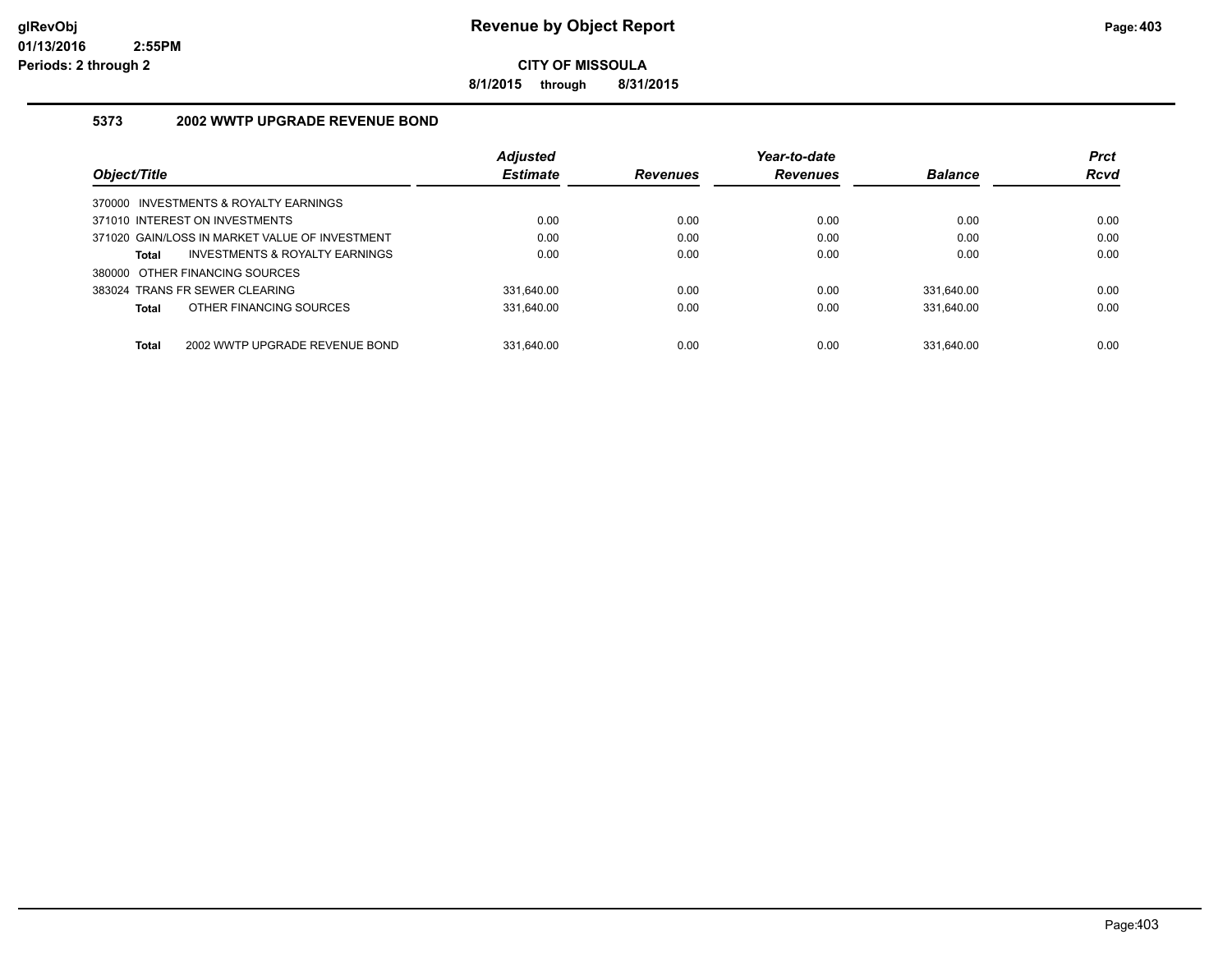# Revenue by Object Report

**CITY OF MISSOULA**

**8/1/2015 through 8/31/2015**

glRevObj
01/13/2016 2:55PM
Periods: 2 through 2

### 5373 2002 WWTP UPGRADE REVENUE BOND

| Object/Title | Adjusted Estimate | Revenues | Year-to-date Revenues | Balance | Prct Rcvd |
|---|---|---|---|---|---|
| 370000 INVESTMENTS & ROYALTY EARNINGS | | | | | |
| 371010 INTEREST ON INVESTMENTS | 0.00 | 0.00 | 0.00 | 0.00 | 0.00 |
| 371020 GAIN/LOSS IN MARKET VALUE OF INVESTMENT | 0.00 | 0.00 | 0.00 | 0.00 | 0.00 |
| **Total** INVESTMENTS & ROYALTY EARNINGS | 0.00 | 0.00 | 0.00 | 0.00 | 0.00 |
| 380000 OTHER FINANCING SOURCES | | | | | |
| 383024 TRANS FR SEWER CLEARING | 331,640.00 | 0.00 | 0.00 | 331,640.00 | 0.00 |
| **Total** OTHER FINANCING SOURCES | 331,640.00 | 0.00 | 0.00 | 331,640.00 | 0.00 |
| **Total** 2002 WWTP UPGRADE REVENUE BOND | 331,640.00 | 0.00 | 0.00 | 331,640.00 | 0.00 |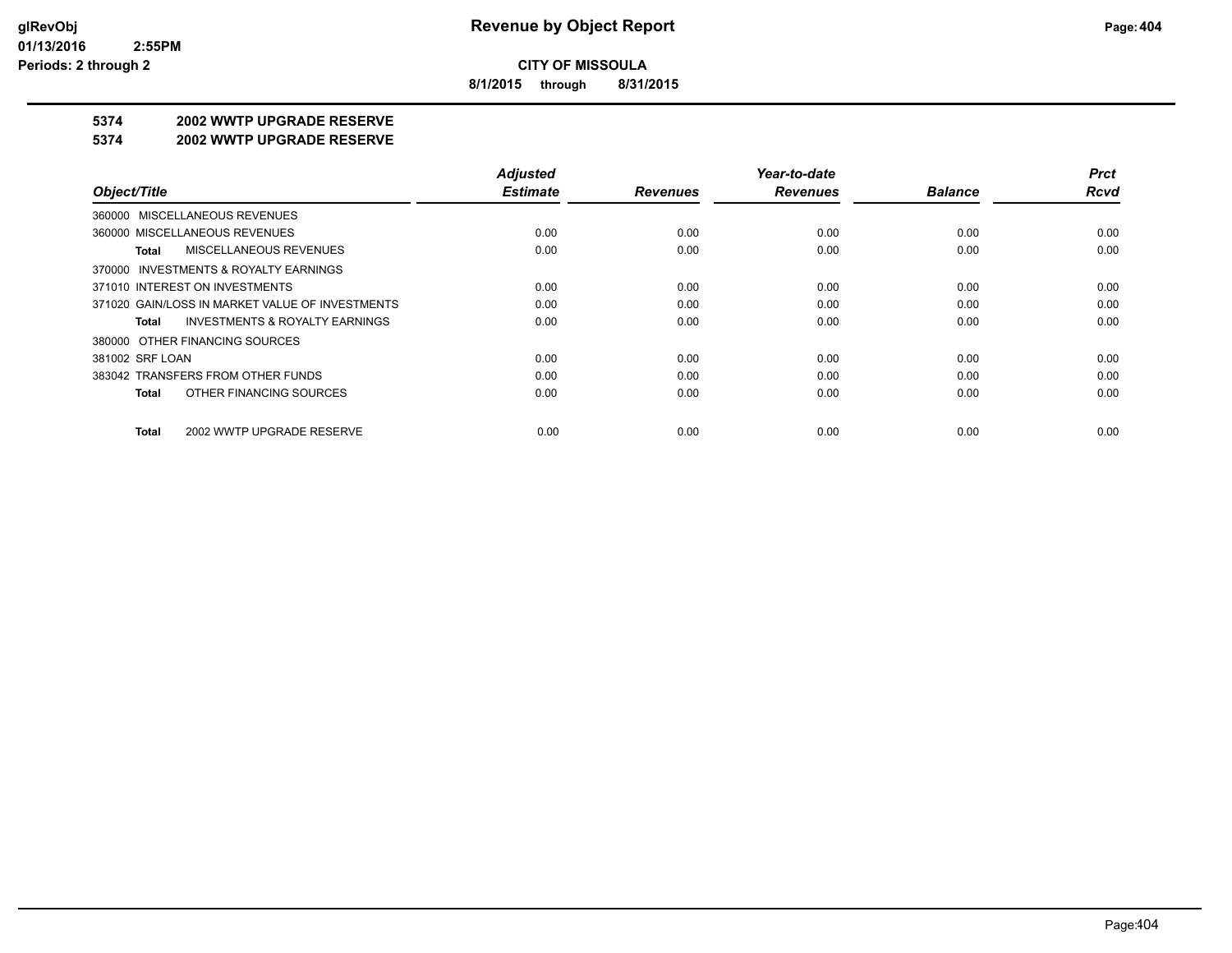**CITY OF MISSOULA**

**8/1/2015 through 8/31/2015**

**5374 2002 WWTP UPGRADE RESERVE**

**5374 2002 WWTP UPGRADE RESERVE**

| Object/Title | Adjusted Estimate | Revenues | Year-to-date Revenues | Balance | Prct Rcvd |
|---|---|---|---|---|---|
| 360000 MISCELLANEOUS REVENUES | | | | | |
| 360000 MISCELLANEOUS REVENUES | 0.00 | 0.00 | 0.00 | 0.00 | 0.00 |
| **Total** MISCELLANEOUS REVENUES | 0.00 | 0.00 | 0.00 | 0.00 | 0.00 |
| 370000 INVESTMENTS & ROYALTY EARNINGS | | | | | |
| 371010 INTEREST ON INVESTMENTS | 0.00 | 0.00 | 0.00 | 0.00 | 0.00 |
| 371020 GAIN/LOSS IN MARKET VALUE OF INVESTMENTS | 0.00 | 0.00 | 0.00 | 0.00 | 0.00 |
| **Total** INVESTMENTS & ROYALTY EARNINGS | 0.00 | 0.00 | 0.00 | 0.00 | 0.00 |
| 380000 OTHER FINANCING SOURCES | | | | | |
| 381002 SRF LOAN | 0.00 | 0.00 | 0.00 | 0.00 | 0.00 |
| 383042 TRANSFERS FROM OTHER FUNDS | 0.00 | 0.00 | 0.00 | 0.00 | 0.00 |
| **Total** OTHER FINANCING SOURCES | 0.00 | 0.00 | 0.00 | 0.00 | 0.00 |
| **Total** 2002 WWTP UPGRADE RESERVE | 0.00 | 0.00 | 0.00 | 0.00 | 0.00 |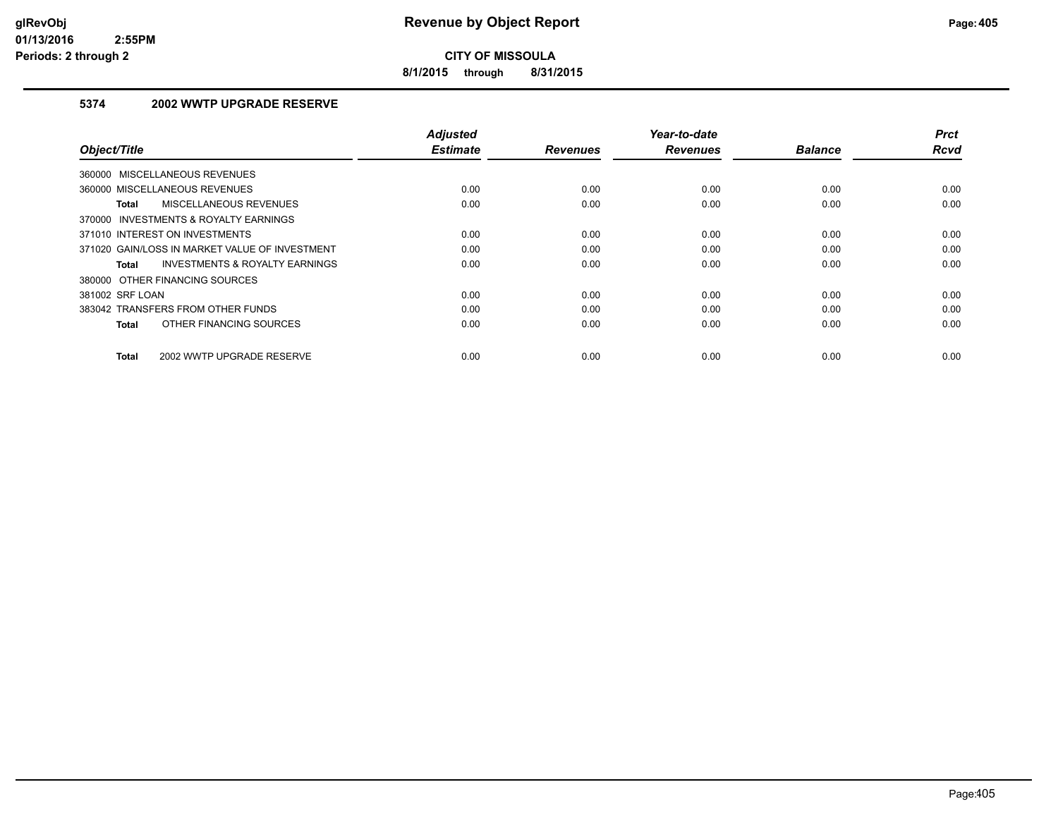**CITY OF MISSOULA**

**8/1/2015 through 8/31/2015**

### 5374 2002 WWTP UPGRADE RESERVE

| Object/Title | Adjusted Estimate | Revenues | Year-to-date Revenues | Balance | Prct Rcvd |
|---|---|---|---|---|---|
| 360000 MISCELLANEOUS REVENUES | | | | | |
| 360000 MISCELLANEOUS REVENUES | 0.00 | 0.00 | 0.00 | 0.00 | 0.00 |
| **Total** MISCELLANEOUS REVENUES | 0.00 | 0.00 | 0.00 | 0.00 | 0.00 |
| 370000 INVESTMENTS & ROYALTY EARNINGS | | | | | |
| 371010 INTEREST ON INVESTMENTS | 0.00 | 0.00 | 0.00 | 0.00 | 0.00 |
| 371020 GAIN/LOSS IN MARKET VALUE OF INVESTMENT | 0.00 | 0.00 | 0.00 | 0.00 | 0.00 |
| **Total** INVESTMENTS & ROYALTY EARNINGS | 0.00 | 0.00 | 0.00 | 0.00 | 0.00 |
| 380000 OTHER FINANCING SOURCES | | | | | |
| 381002 SRF LOAN | 0.00 | 0.00 | 0.00 | 0.00 | 0.00 |
| 383042 TRANSFERS FROM OTHER FUNDS | 0.00 | 0.00 | 0.00 | 0.00 | 0.00 |
| **Total** OTHER FINANCING SOURCES | 0.00 | 0.00 | 0.00 | 0.00 | 0.00 |
| **Total** 2002 WWTP UPGRADE RESERVE | 0.00 | 0.00 | 0.00 | 0.00 | 0.00 |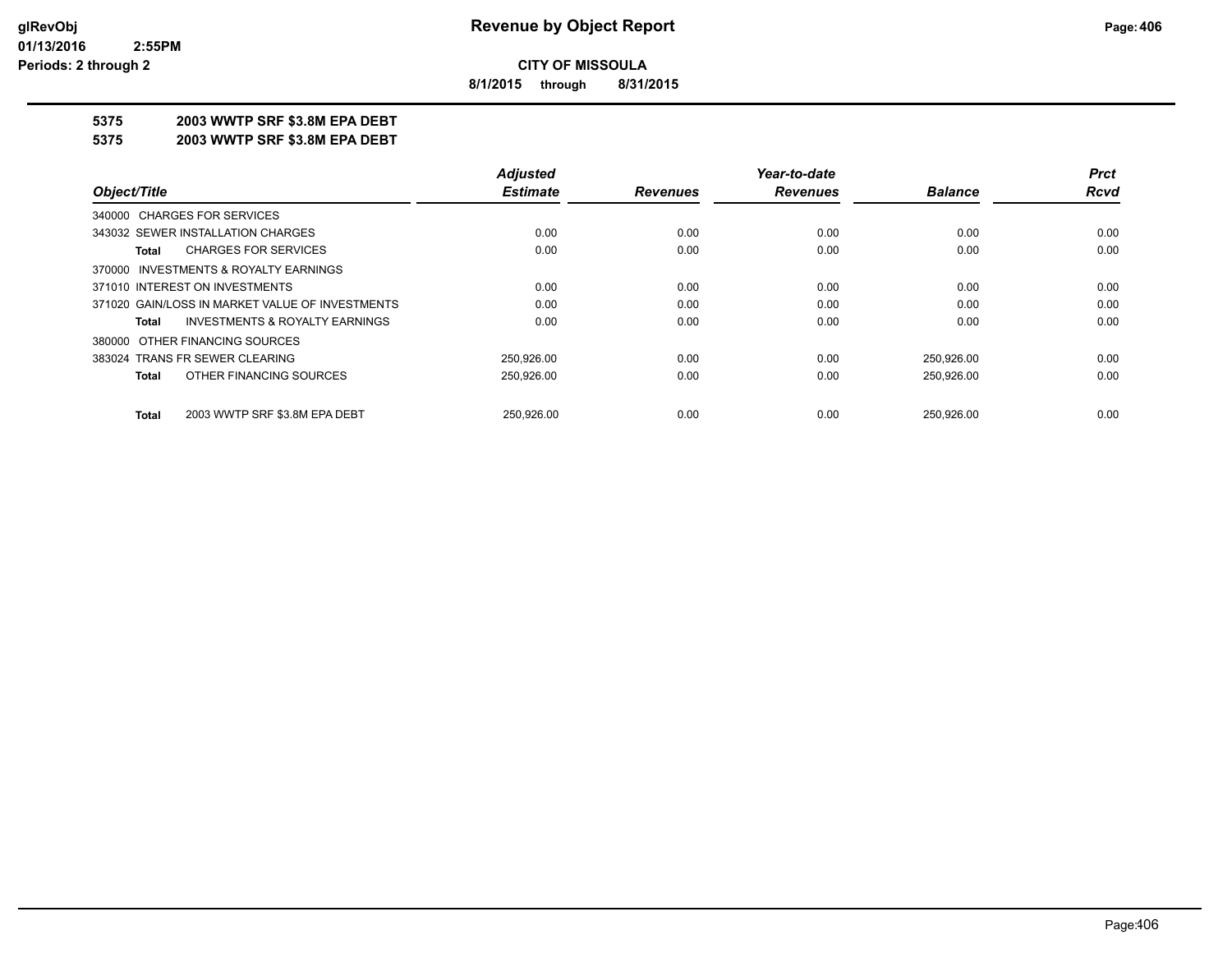# Revenue by Object Report

**CITY OF MISSOULA**

**8/1/2015 through 8/31/2015**

glRevObj
01/13/2016 2:55PM
Periods: 2 through 2

**5375 2003 WWTP SRF $3.8M EPA DEBT**
**5375 2003 WWTP SRF $3.8M EPA DEBT**

| Object/Title | Adjusted Estimate | Revenues | Year-to-date Revenues | Balance | Prct Rcvd |
|---|---|---|---|---|---|
| 340000 CHARGES FOR SERVICES | | | | | |
| 343032 SEWER INSTALLATION CHARGES | 0.00 | 0.00 | 0.00 | 0.00 | 0.00 |
| **Total** CHARGES FOR SERVICES | 0.00 | 0.00 | 0.00 | 0.00 | 0.00 |
| 370000 INVESTMENTS & ROYALTY EARNINGS | | | | | |
| 371010 INTEREST ON INVESTMENTS | 0.00 | 0.00 | 0.00 | 0.00 | 0.00 |
| 371020 GAIN/LOSS IN MARKET VALUE OF INVESTMENTS | 0.00 | 0.00 | 0.00 | 0.00 | 0.00 |
| **Total** INVESTMENTS & ROYALTY EARNINGS | 0.00 | 0.00 | 0.00 | 0.00 | 0.00 |
| 380000 OTHER FINANCING SOURCES | | | | | |
| 383024 TRANS FR SEWER CLEARING | 250,926.00 | 0.00 | 0.00 | 250,926.00 | 0.00 |
| **Total** OTHER FINANCING SOURCES | 250,926.00 | 0.00 | 0.00 | 250,926.00 | 0.00 |
| **Total** 2003 WWTP SRF $3.8M EPA DEBT | 250,926.00 | 0.00 | 0.00 | 250,926.00 | 0.00 |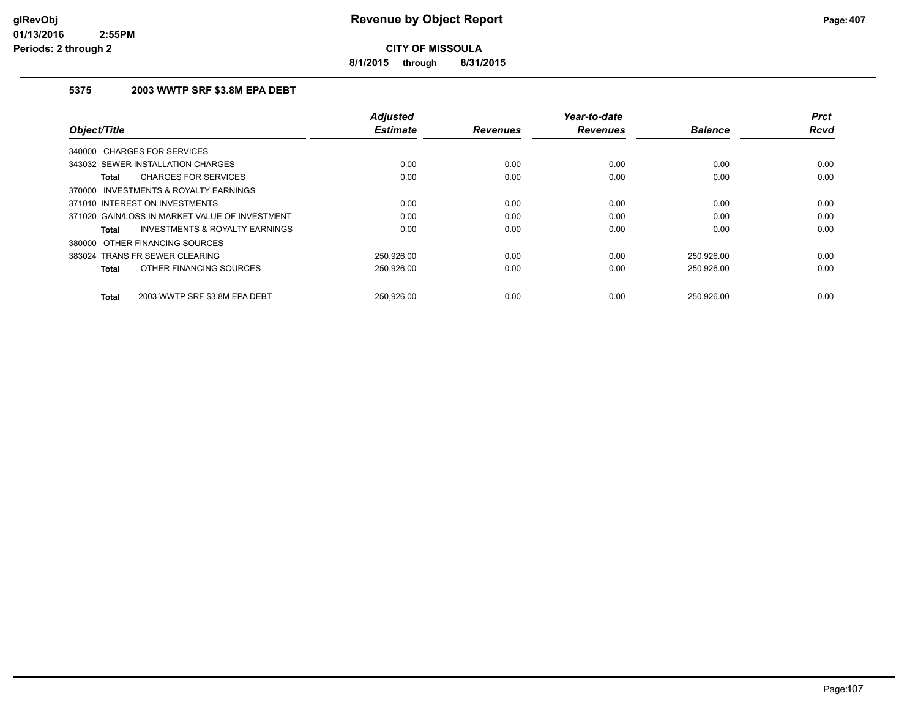# Revenue by Object Report

**CITY OF MISSOULA**

**8/1/2015 through 8/31/2015**

### 5375 2003 WWTP SRF $3.8M EPA DEBT

| Object/Title | Adjusted Estimate | Revenues | Year-to-date Revenues | Balance | Prct Rcvd |
|---|---|---|---|---|---|
| 340000 CHARGES FOR SERVICES | | | | | |
| 343032 SEWER INSTALLATION CHARGES | 0.00 | 0.00 | 0.00 | 0.00 | 0.00 |
| **Total** CHARGES FOR SERVICES | 0.00 | 0.00 | 0.00 | 0.00 | 0.00 |
| 370000 INVESTMENTS & ROYALTY EARNINGS | | | | | |
| 371010 INTEREST ON INVESTMENTS | 0.00 | 0.00 | 0.00 | 0.00 | 0.00 |
| 371020 GAIN/LOSS IN MARKET VALUE OF INVESTMENT | 0.00 | 0.00 | 0.00 | 0.00 | 0.00 |
| **Total** INVESTMENTS & ROYALTY EARNINGS | 0.00 | 0.00 | 0.00 | 0.00 | 0.00 |
| 380000 OTHER FINANCING SOURCES | | | | | |
| 383024 TRANS FR SEWER CLEARING | 250,926.00 | 0.00 | 0.00 | 250,926.00 | 0.00 |
| **Total** OTHER FINANCING SOURCES | 250,926.00 | 0.00 | 0.00 | 250,926.00 | 0.00 |
| **Total** 2003 WWTP SRF $3.8M EPA DEBT | 250,926.00 | 0.00 | 0.00 | 250,926.00 | 0.00 |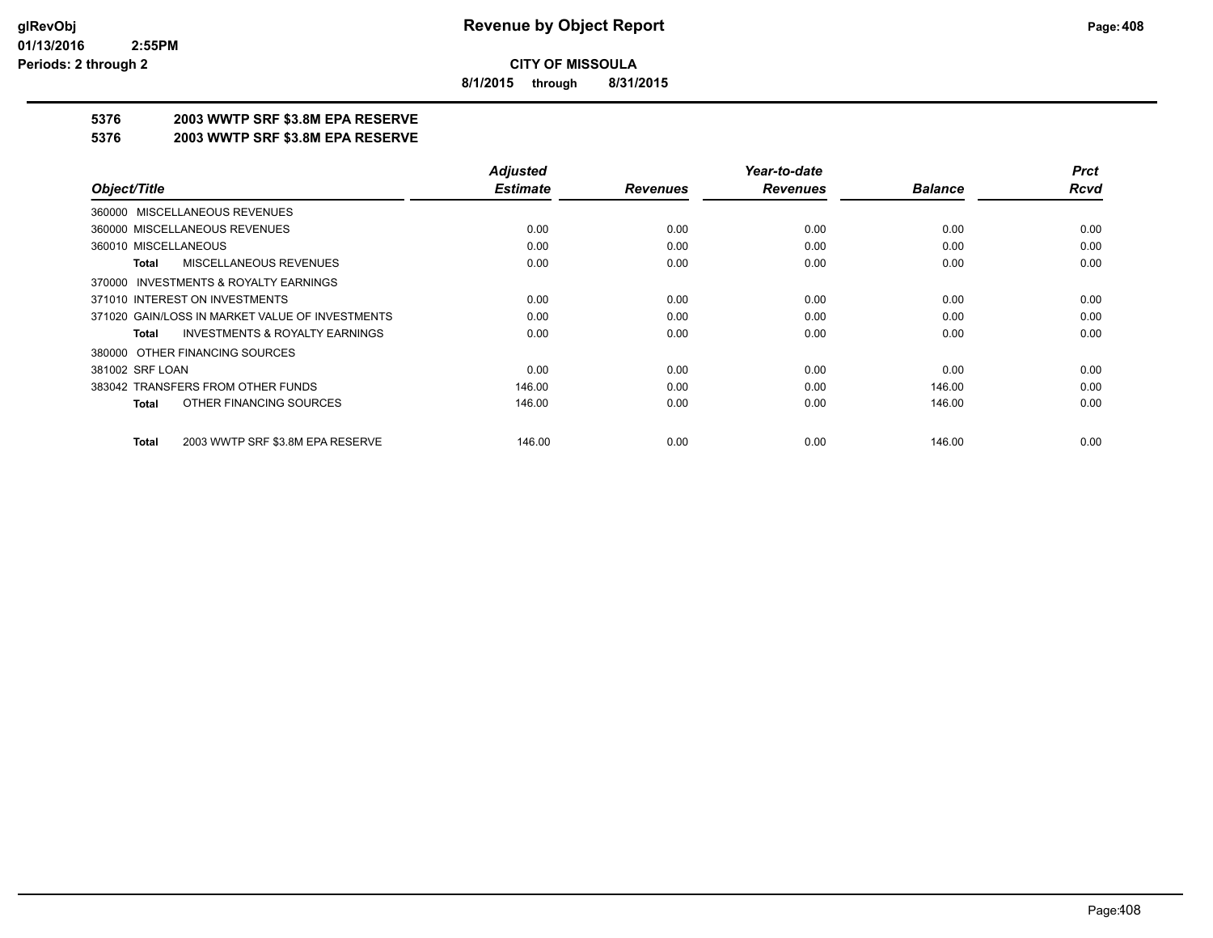**Revenue by Object Report**

**CITY OF MISSOULA**

**8/1/2015 through 8/31/2015**

glRevObj
01/13/2016 2:55PM
Periods: 2 through 2

## 5376 2003 WWTP SRF $3.8M EPA RESERVE

## 5376 2003 WWTP SRF $3.8M EPA RESERVE

| Object/Title | Adjusted Estimate | Revenues | Year-to-date Revenues | Balance | Prct Rcvd |
|---|---|---|---|---|---|
| 360000 MISCELLANEOUS REVENUES | | | | | |
| 360000 MISCELLANEOUS REVENUES | 0.00 | 0.00 | 0.00 | 0.00 | 0.00 |
| 360010 MISCELLANEOUS | 0.00 | 0.00 | 0.00 | 0.00 | 0.00 |
| **Total** MISCELLANEOUS REVENUES | 0.00 | 0.00 | 0.00 | 0.00 | 0.00 |
| 370000 INVESTMENTS & ROYALTY EARNINGS | | | | | |
| 371010 INTEREST ON INVESTMENTS | 0.00 | 0.00 | 0.00 | 0.00 | 0.00 |
| 371020 GAIN/LOSS IN MARKET VALUE OF INVESTMENTS | 0.00 | 0.00 | 0.00 | 0.00 | 0.00 |
| **Total** INVESTMENTS & ROYALTY EARNINGS | 0.00 | 0.00 | 0.00 | 0.00 | 0.00 |
| 380000 OTHER FINANCING SOURCES | | | | | |
| 381002 SRF LOAN | 0.00 | 0.00 | 0.00 | 0.00 | 0.00 |
| 383042 TRANSFERS FROM OTHER FUNDS | 146.00 | 0.00 | 0.00 | 146.00 | 0.00 |
| **Total** OTHER FINANCING SOURCES | 146.00 | 0.00 | 0.00 | 146.00 | 0.00 |
| **Total** 2003 WWTP SRF $3.8M EPA RESERVE | 146.00 | 0.00 | 0.00 | 146.00 | 0.00 |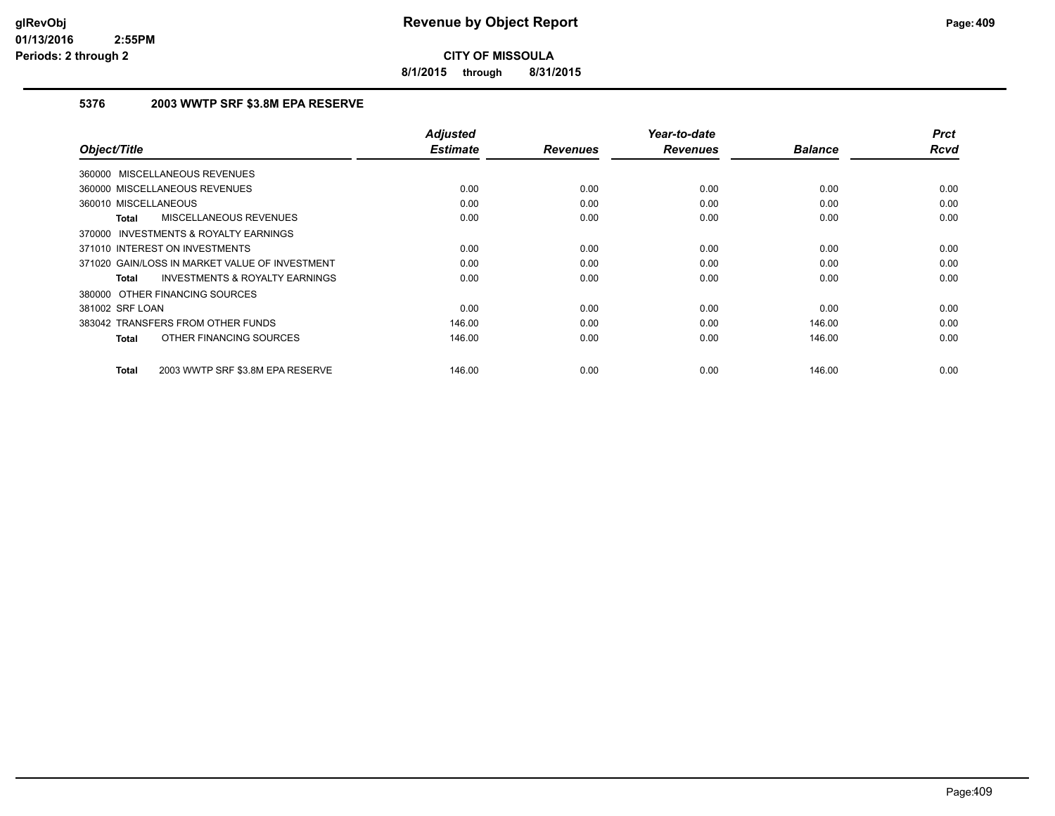**CITY OF MISSOULA**

**8/1/2015 through 8/31/2015**

### 5376 2003 WWTP SRF $3.8M EPA RESERVE

| Object/Title | Adjusted Estimate | Revenues | Year-to-date Revenues | Balance | Prct Rcvd |
|---|---|---|---|---|---|
| 360000 MISCELLANEOUS REVENUES | | | | | |
| 360000 MISCELLANEOUS REVENUES | 0.00 | 0.00 | 0.00 | 0.00 | 0.00 |
| 360010 MISCELLANEOUS | 0.00 | 0.00 | 0.00 | 0.00 | 0.00 |
| **Total** MISCELLANEOUS REVENUES | 0.00 | 0.00 | 0.00 | 0.00 | 0.00 |
| 370000 INVESTMENTS & ROYALTY EARNINGS | | | | | |
| 371010 INTEREST ON INVESTMENTS | 0.00 | 0.00 | 0.00 | 0.00 | 0.00 |
| 371020 GAIN/LOSS IN MARKET VALUE OF INVESTMENT | 0.00 | 0.00 | 0.00 | 0.00 | 0.00 |
| **Total** INVESTMENTS & ROYALTY EARNINGS | 0.00 | 0.00 | 0.00 | 0.00 | 0.00 |
| 380000 OTHER FINANCING SOURCES | | | | | |
| 381002 SRF LOAN | 0.00 | 0.00 | 0.00 | 0.00 | 0.00 |
| 383042 TRANSFERS FROM OTHER FUNDS | 146.00 | 0.00 | 0.00 | 146.00 | 0.00 |
| **Total** OTHER FINANCING SOURCES | 146.00 | 0.00 | 0.00 | 146.00 | 0.00 |
| **Total** 2003 WWTP SRF $3.8M EPA RESERVE | 146.00 | 0.00 | 0.00 | 146.00 | 0.00 |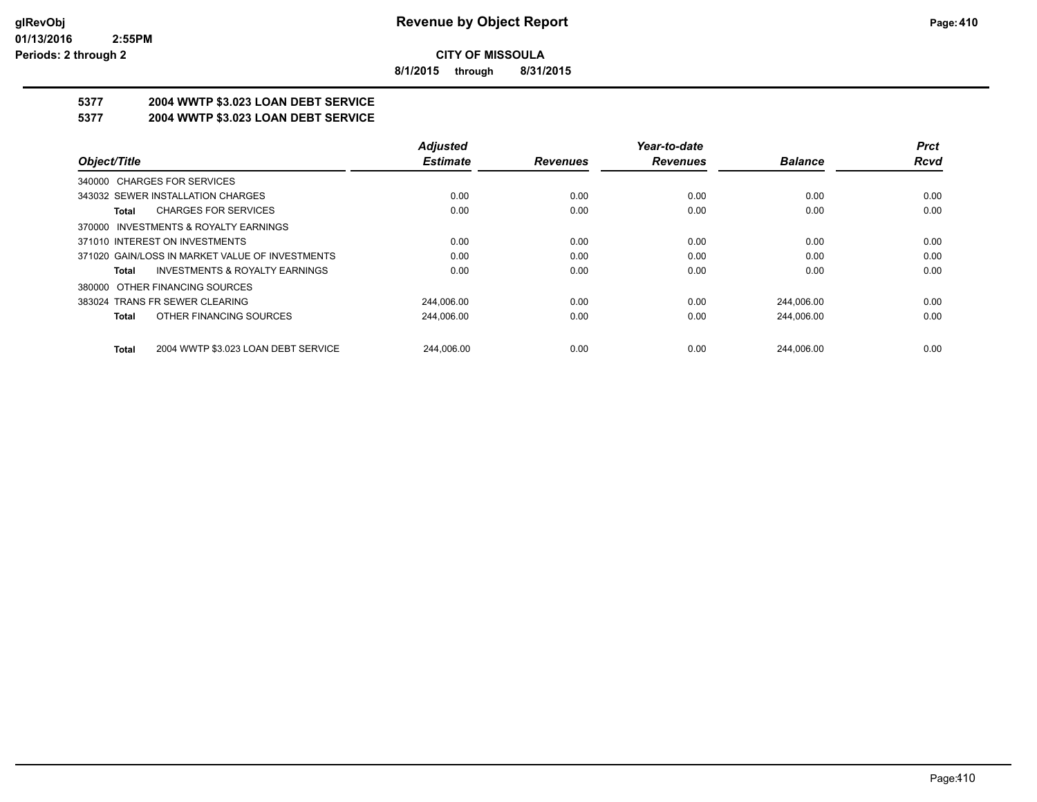**Revenue by Object Report**

**CITY OF MISSOULA**

**8/1/2015 through 8/31/2015**

glRevObj
01/13/2016 2:55PM
Periods: 2 through 2

## 5377 2004 WWTP $3.023 LOAN DEBT SERVICE
## 5377 2004 WWTP $3.023 LOAN DEBT SERVICE

| Object/Title | Adjusted Estimate | Revenues | Year-to-date Revenues | Balance | Prct Rcvd |
|---|---|---|---|---|---|
| 340000 CHARGES FOR SERVICES | | | | | |
| 343032 SEWER INSTALLATION CHARGES | 0.00 | 0.00 | 0.00 | 0.00 | 0.00 |
| **Total** CHARGES FOR SERVICES | 0.00 | 0.00 | 0.00 | 0.00 | 0.00 |
| 370000 INVESTMENTS & ROYALTY EARNINGS | | | | | |
| 371010 INTEREST ON INVESTMENTS | 0.00 | 0.00 | 0.00 | 0.00 | 0.00 |
| 371020 GAIN/LOSS IN MARKET VALUE OF INVESTMENTS | 0.00 | 0.00 | 0.00 | 0.00 | 0.00 |
| **Total** INVESTMENTS & ROYALTY EARNINGS | 0.00 | 0.00 | 0.00 | 0.00 | 0.00 |
| 380000 OTHER FINANCING SOURCES | | | | | |
| 383024 TRANS FR SEWER CLEARING | 244,006.00 | 0.00 | 0.00 | 244,006.00 | 0.00 |
| **Total** OTHER FINANCING SOURCES | 244,006.00 | 0.00 | 0.00 | 244,006.00 | 0.00 |
| **Total** 2004 WWTP $3.023 LOAN DEBT SERVICE | 244,006.00 | 0.00 | 0.00 | 244,006.00 | 0.00 |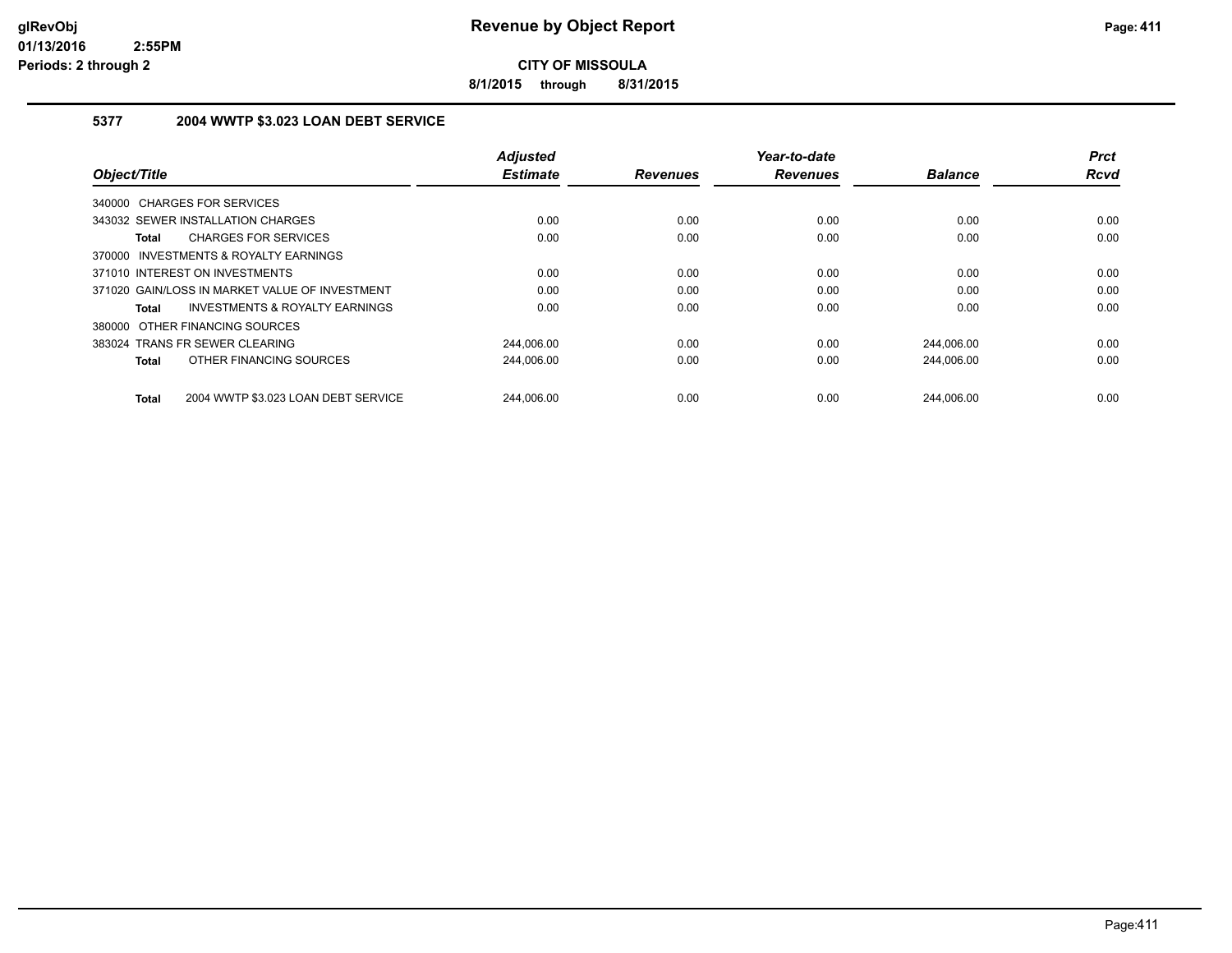# Revenue by Object Report

**CITY OF MISSOULA**

**8/1/2015 through 8/31/2015**

glRevObj
01/13/2016 2:55PM
Periods: 2 through 2

### 5377 2004 WWTP $3.023 LOAN DEBT SERVICE

| Object/Title | Adjusted Estimate | Revenues | Year-to-date Revenues | Balance | Prct Rcvd |
|---|---|---|---|---|---|
| 340000 CHARGES FOR SERVICES | | | | | |
| 343032 SEWER INSTALLATION CHARGES | 0.00 | 0.00 | 0.00 | 0.00 | 0.00 |
| **Total** CHARGES FOR SERVICES | 0.00 | 0.00 | 0.00 | 0.00 | 0.00 |
| 370000 INVESTMENTS & ROYALTY EARNINGS | | | | | |
| 371010 INTEREST ON INVESTMENTS | 0.00 | 0.00 | 0.00 | 0.00 | 0.00 |
| 371020 GAIN/LOSS IN MARKET VALUE OF INVESTMENT | 0.00 | 0.00 | 0.00 | 0.00 | 0.00 |
| **Total** INVESTMENTS & ROYALTY EARNINGS | 0.00 | 0.00 | 0.00 | 0.00 | 0.00 |
| 380000 OTHER FINANCING SOURCES | | | | | |
| 383024 TRANS FR SEWER CLEARING | 244,006.00 | 0.00 | 0.00 | 244,006.00 | 0.00 |
| **Total** OTHER FINANCING SOURCES | 244,006.00 | 0.00 | 0.00 | 244,006.00 | 0.00 |
| **Total** 2004 WWTP $3.023 LOAN DEBT SERVICE | 244,006.00 | 0.00 | 0.00 | 244,006.00 | 0.00 |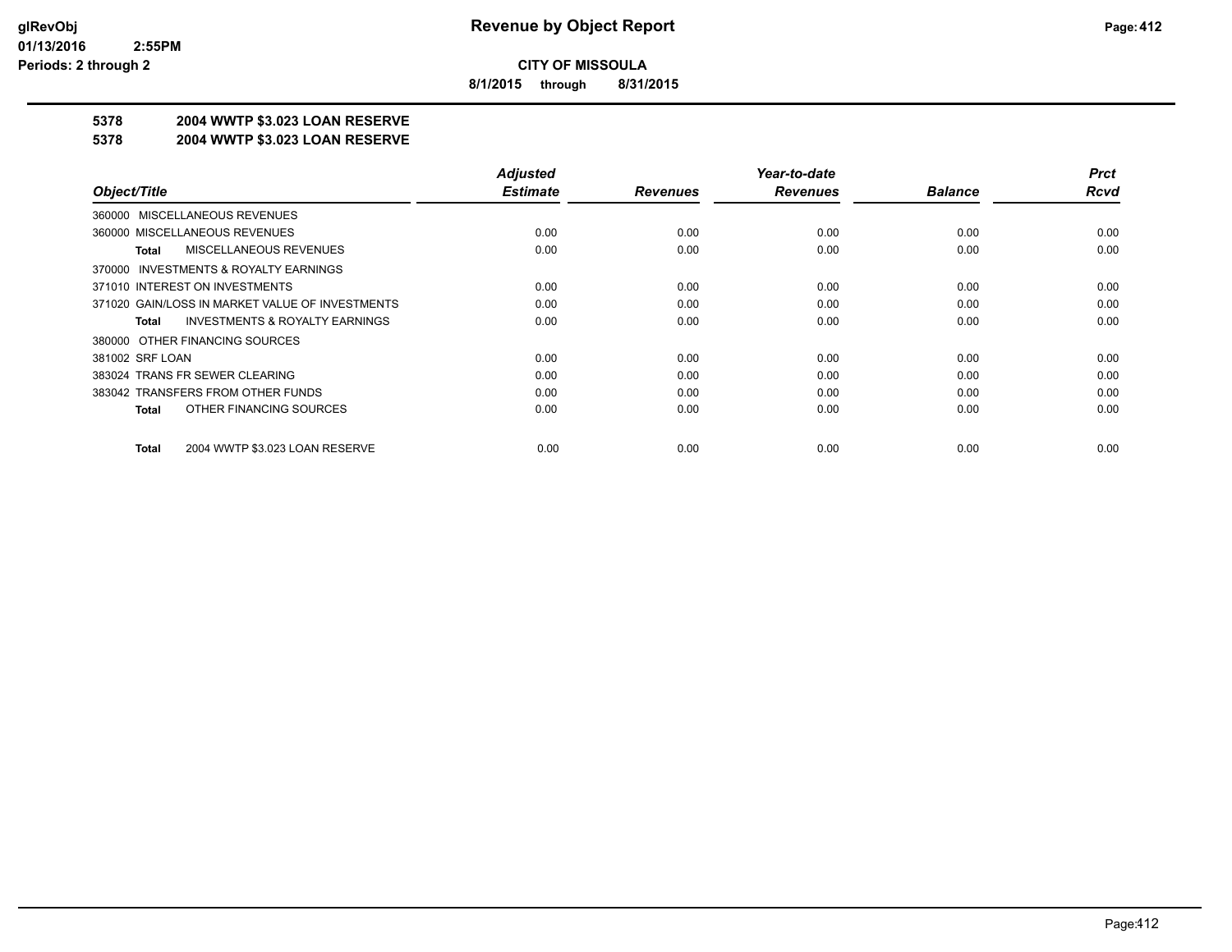**CITY OF MISSOULA**

**8/1/2015 through 8/31/2015**

**5378 2004 WWTP $3.023 LOAN RESERVE**

**5378 2004 WWTP $3.023 LOAN RESERVE**

| Object/Title | Adjusted Estimate | Revenues | Year-to-date Revenues | Balance | Prct Rcvd |
|---|---|---|---|---|---|
| 360000 MISCELLANEOUS REVENUES | | | | | |
| 360000 MISCELLANEOUS REVENUES | 0.00 | 0.00 | 0.00 | 0.00 | 0.00 |
| **Total** MISCELLANEOUS REVENUES | 0.00 | 0.00 | 0.00 | 0.00 | 0.00 |
| 370000 INVESTMENTS & ROYALTY EARNINGS | | | | | |
| 371010 INTEREST ON INVESTMENTS | 0.00 | 0.00 | 0.00 | 0.00 | 0.00 |
| 371020 GAIN/LOSS IN MARKET VALUE OF INVESTMENTS | 0.00 | 0.00 | 0.00 | 0.00 | 0.00 |
| **Total** INVESTMENTS & ROYALTY EARNINGS | 0.00 | 0.00 | 0.00 | 0.00 | 0.00 |
| 380000 OTHER FINANCING SOURCES | | | | | |
| 381002 SRF LOAN | 0.00 | 0.00 | 0.00 | 0.00 | 0.00 |
| 383024 TRANS FR SEWER CLEARING | 0.00 | 0.00 | 0.00 | 0.00 | 0.00 |
| 383042 TRANSFERS FROM OTHER FUNDS | 0.00 | 0.00 | 0.00 | 0.00 | 0.00 |
| **Total** OTHER FINANCING SOURCES | 0.00 | 0.00 | 0.00 | 0.00 | 0.00 |
| **Total** 2004 WWTP $3.023 LOAN RESERVE | 0.00 | 0.00 | 0.00 | 0.00 | 0.00 |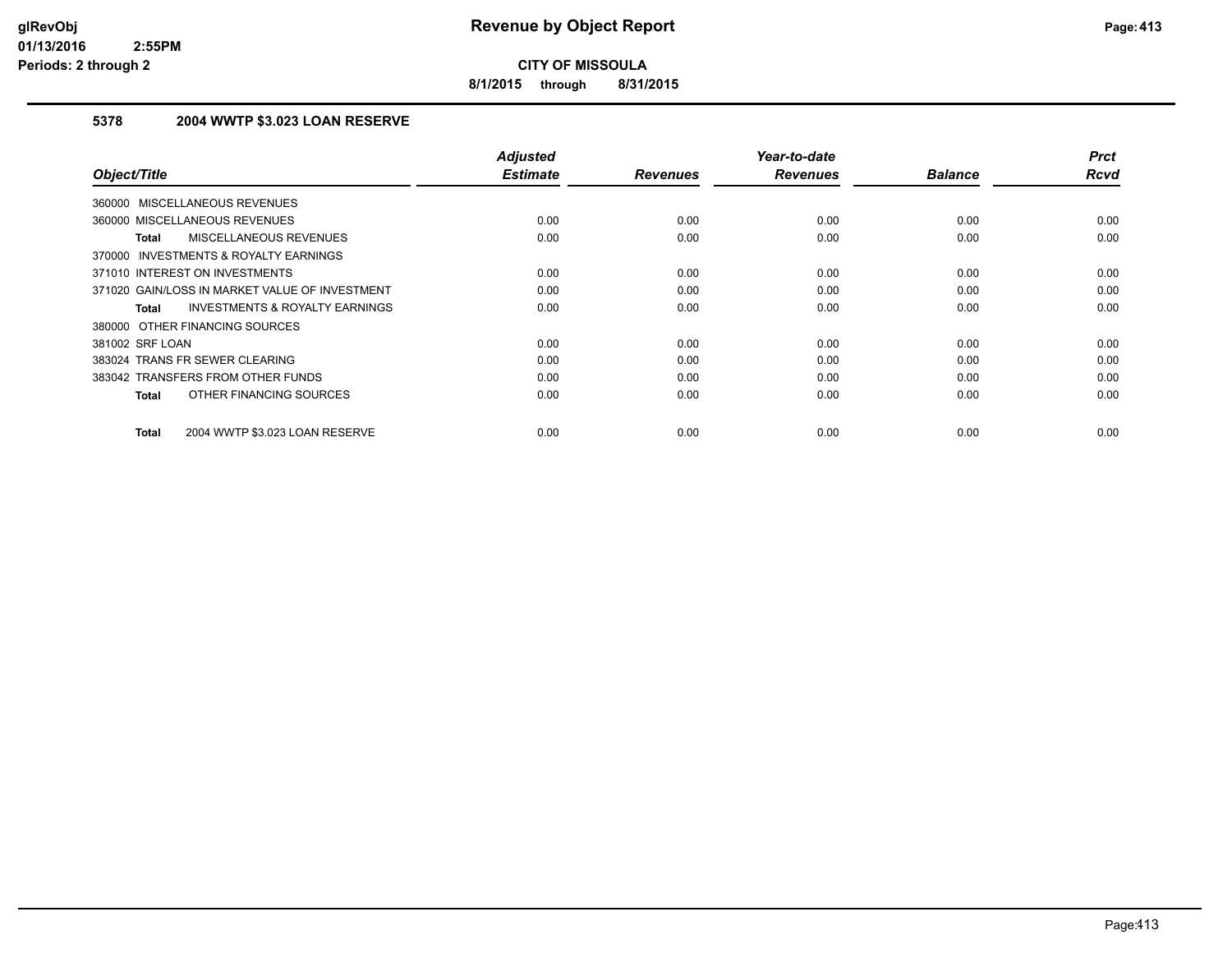**CITY OF MISSOULA**

**8/1/2015 through 8/31/2015**

### 5378 2004 WWTP $3.023 LOAN RESERVE

| Object/Title | Adjusted Estimate | Revenues | Year-to-date Revenues | Balance | Prct Rcvd |
|---|---|---|---|---|---|
| 360000 MISCELLANEOUS REVENUES | | | | | |
| 360000 MISCELLANEOUS REVENUES | 0.00 | 0.00 | 0.00 | 0.00 | 0.00 |
| **Total** MISCELLANEOUS REVENUES | 0.00 | 0.00 | 0.00 | 0.00 | 0.00 |
| 370000 INVESTMENTS & ROYALTY EARNINGS | | | | | |
| 371010 INTEREST ON INVESTMENTS | 0.00 | 0.00 | 0.00 | 0.00 | 0.00 |
| 371020 GAIN/LOSS IN MARKET VALUE OF INVESTMENT | 0.00 | 0.00 | 0.00 | 0.00 | 0.00 |
| **Total** INVESTMENTS & ROYALTY EARNINGS | 0.00 | 0.00 | 0.00 | 0.00 | 0.00 |
| 380000 OTHER FINANCING SOURCES | | | | | |
| 381002 SRF LOAN | 0.00 | 0.00 | 0.00 | 0.00 | 0.00 |
| 383024 TRANS FR SEWER CLEARING | 0.00 | 0.00 | 0.00 | 0.00 | 0.00 |
| 383042 TRANSFERS FROM OTHER FUNDS | 0.00 | 0.00 | 0.00 | 0.00 | 0.00 |
| **Total** OTHER FINANCING SOURCES | 0.00 | 0.00 | 0.00 | 0.00 | 0.00 |
| **Total** 2004 WWTP $3.023 LOAN RESERVE | 0.00 | 0.00 | 0.00 | 0.00 | 0.00 |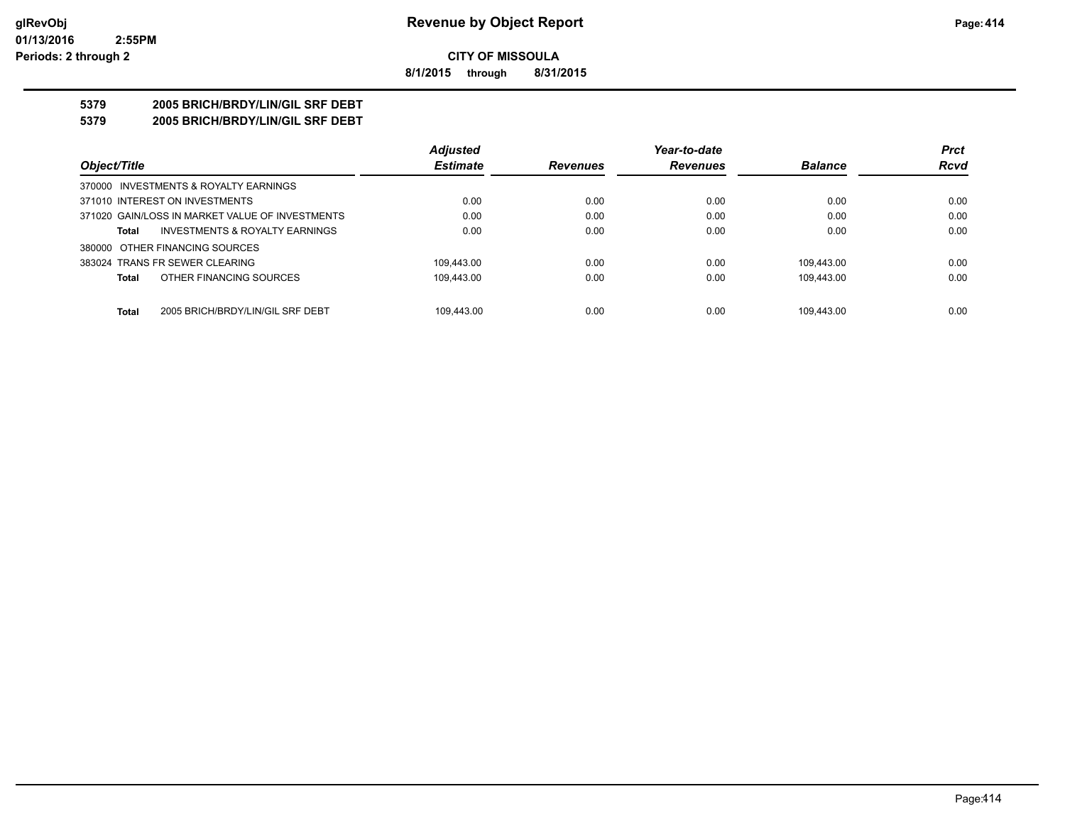**CITY OF MISSOULA**

**8/1/2015 through 8/31/2015**

**5379 2005 BRICH/BRDY/LIN/GIL SRF DEBT**

**5379 2005 BRICH/BRDY/LIN/GIL SRF DEBT**

| Object/Title | Adjusted Estimate | Revenues | Year-to-date Revenues | Balance | Prct Rcvd |
|---|---|---|---|---|---|
| 370000 INVESTMENTS & ROYALTY EARNINGS | | | | | |
| 371010 INTEREST ON INVESTMENTS | 0.00 | 0.00 | 0.00 | 0.00 | 0.00 |
| 371020 GAIN/LOSS IN MARKET VALUE OF INVESTMENTS | 0.00 | 0.00 | 0.00 | 0.00 | 0.00 |
| **Total** INVESTMENTS & ROYALTY EARNINGS | 0.00 | 0.00 | 0.00 | 0.00 | 0.00 |
| 380000 OTHER FINANCING SOURCES | | | | | |
| 383024 TRANS FR SEWER CLEARING | 109,443.00 | 0.00 | 0.00 | 109,443.00 | 0.00 |
| **Total** OTHER FINANCING SOURCES | 109,443.00 | 0.00 | 0.00 | 109,443.00 | 0.00 |
| **Total** 2005 BRICH/BRDY/LIN/GIL SRF DEBT | 109,443.00 | 0.00 | 0.00 | 109,443.00 | 0.00 |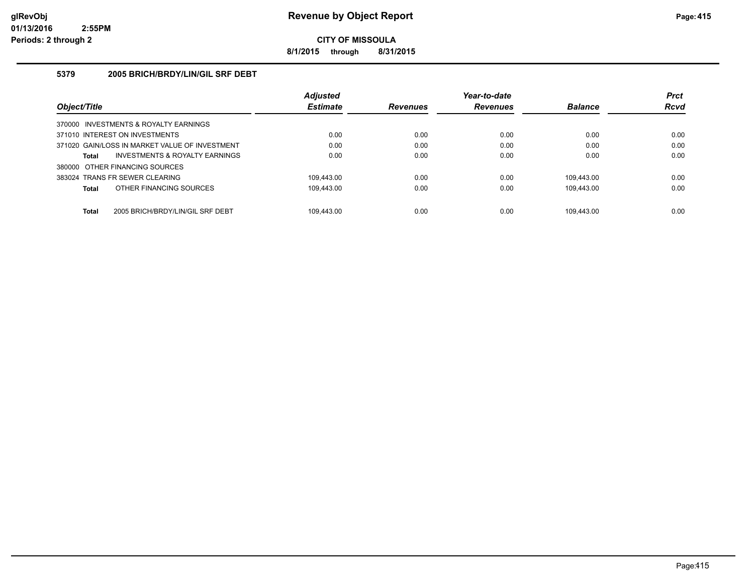**CITY OF MISSOULA**

**8/1/2015 through 8/31/2015**

### 5379 2005 BRICH/BRDY/LIN/GIL SRF DEBT

| Object/Title | Adjusted Estimate | Revenues | Year-to-date Revenues | Balance | Prct Rcvd |
|---|---|---|---|---|---|
| 370000 INVESTMENTS & ROYALTY EARNINGS | | | | | |
| 371010 INTEREST ON INVESTMENTS | 0.00 | 0.00 | 0.00 | 0.00 | 0.00 |
| 371020 GAIN/LOSS IN MARKET VALUE OF INVESTMENT | 0.00 | 0.00 | 0.00 | 0.00 | 0.00 |
| **Total** INVESTMENTS & ROYALTY EARNINGS | 0.00 | 0.00 | 0.00 | 0.00 | 0.00 |
| 380000 OTHER FINANCING SOURCES | | | | | |
| 383024 TRANS FR SEWER CLEARING | 109,443.00 | 0.00 | 0.00 | 109,443.00 | 0.00 |
| **Total** OTHER FINANCING SOURCES | 109,443.00 | 0.00 | 0.00 | 109,443.00 | 0.00 |
| **Total** 2005 BRICH/BRDY/LIN/GIL SRF DEBT | 109,443.00 | 0.00 | 0.00 | 109,443.00 | 0.00 |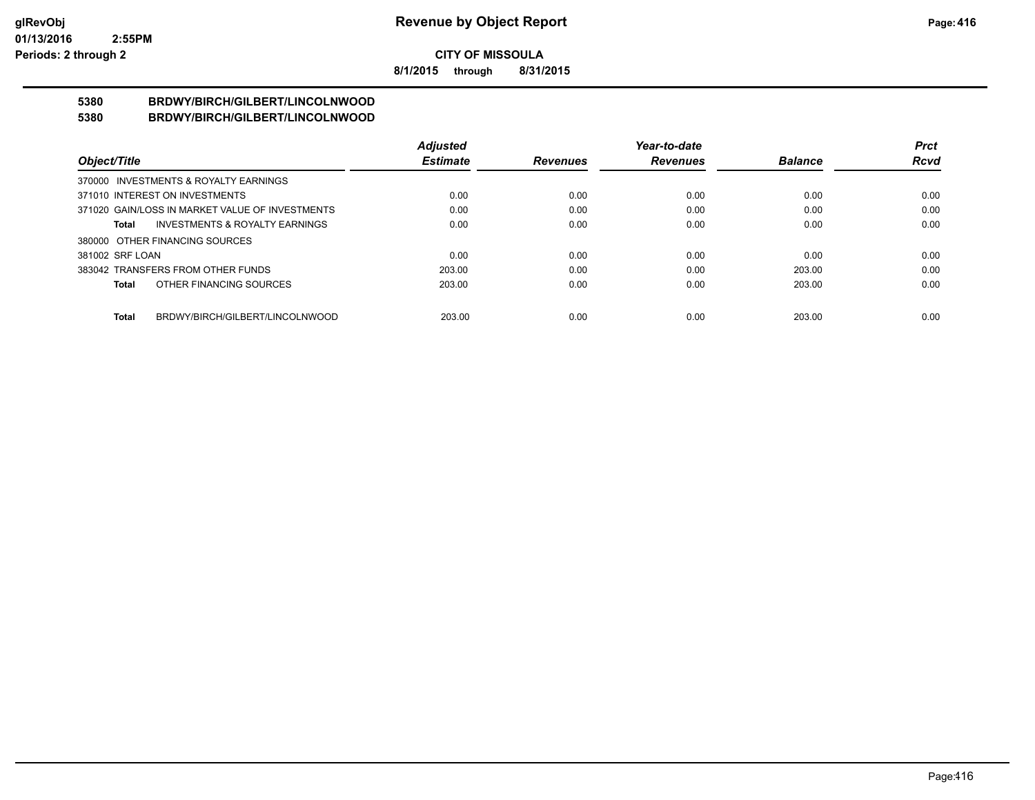**Revenue by Object Report**

**CITY OF MISSOULA**

**8/1/2015 through 8/31/2015**

glRevObj
01/13/2016 2:55PM
Periods: 2 through 2

## 5380 BRDWY/BIRCH/GILBERT/LINCOLNWOOD
## 5380 BRDWY/BIRCH/GILBERT/LINCOLNWOOD

| Object/Title | Adjusted Estimate | Revenues | Year-to-date Revenues | Balance | Prct Rcvd |
|---|---|---|---|---|---|
| 370000 INVESTMENTS & ROYALTY EARNINGS | | | | | |
| 371010 INTEREST ON INVESTMENTS | 0.00 | 0.00 | 0.00 | 0.00 | 0.00 |
| 371020 GAIN/LOSS IN MARKET VALUE OF INVESTMENTS | 0.00 | 0.00 | 0.00 | 0.00 | 0.00 |
| **Total** INVESTMENTS & ROYALTY EARNINGS | 0.00 | 0.00 | 0.00 | 0.00 | 0.00 |
| 380000 OTHER FINANCING SOURCES | | | | | |
| 381002 SRF LOAN | 0.00 | 0.00 | 0.00 | 0.00 | 0.00 |
| 383042 TRANSFERS FROM OTHER FUNDS | 203.00 | 0.00 | 0.00 | 203.00 | 0.00 |
| **Total** OTHER FINANCING SOURCES | 203.00 | 0.00 | 0.00 | 203.00 | 0.00 |
| **Total** BRDWY/BIRCH/GILBERT/LINCOLNWOOD | 203.00 | 0.00 | 0.00 | 203.00 | 0.00 |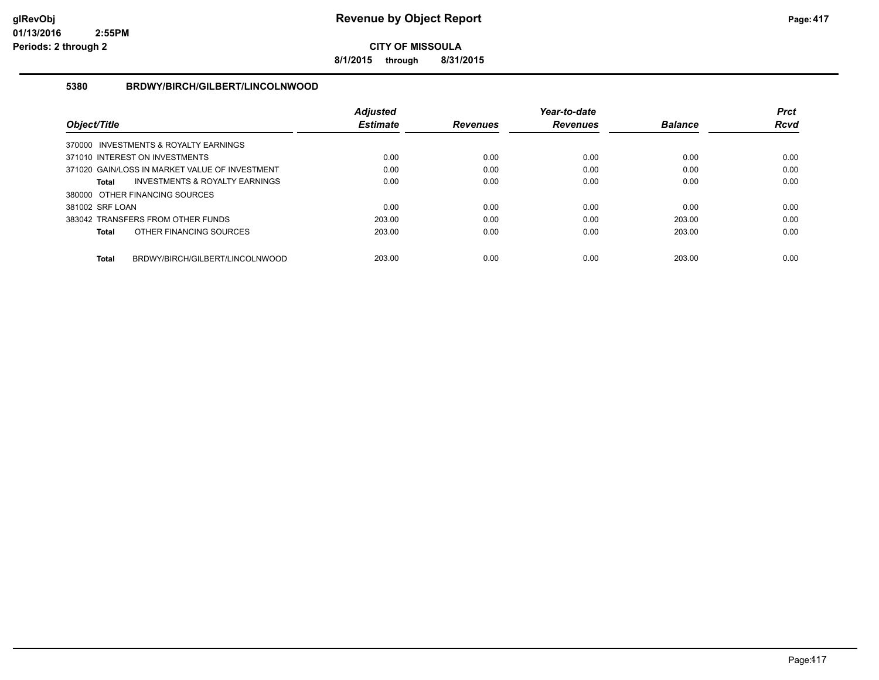# Revenue by Object Report

**CITY OF MISSOULA**

**8/1/2015 through 8/31/2015**

### 5380 BRDWY/BIRCH/GILBERT/LINCOLNWOOD

| Object/Title | Adjusted Estimate | Revenues | Year-to-date Revenues | Balance | Prct Rcvd |
|---|---|---|---|---|---|
| 370000 INVESTMENTS & ROYALTY EARNINGS | | | | | |
| 371010 INTEREST ON INVESTMENTS | 0.00 | 0.00 | 0.00 | 0.00 | 0.00 |
| 371020 GAIN/LOSS IN MARKET VALUE OF INVESTMENT | 0.00 | 0.00 | 0.00 | 0.00 | 0.00 |
| **Total** INVESTMENTS & ROYALTY EARNINGS | 0.00 | 0.00 | 0.00 | 0.00 | 0.00 |
| 380000 OTHER FINANCING SOURCES | | | | | |
| 381002 SRF LOAN | 0.00 | 0.00 | 0.00 | 0.00 | 0.00 |
| 383042 TRANSFERS FROM OTHER FUNDS | 203.00 | 0.00 | 0.00 | 203.00 | 0.00 |
| **Total** OTHER FINANCING SOURCES | 203.00 | 0.00 | 0.00 | 203.00 | 0.00 |
| **Total** BRDWY/BIRCH/GILBERT/LINCOLNWOOD | 203.00 | 0.00 | 0.00 | 203.00 | 0.00 |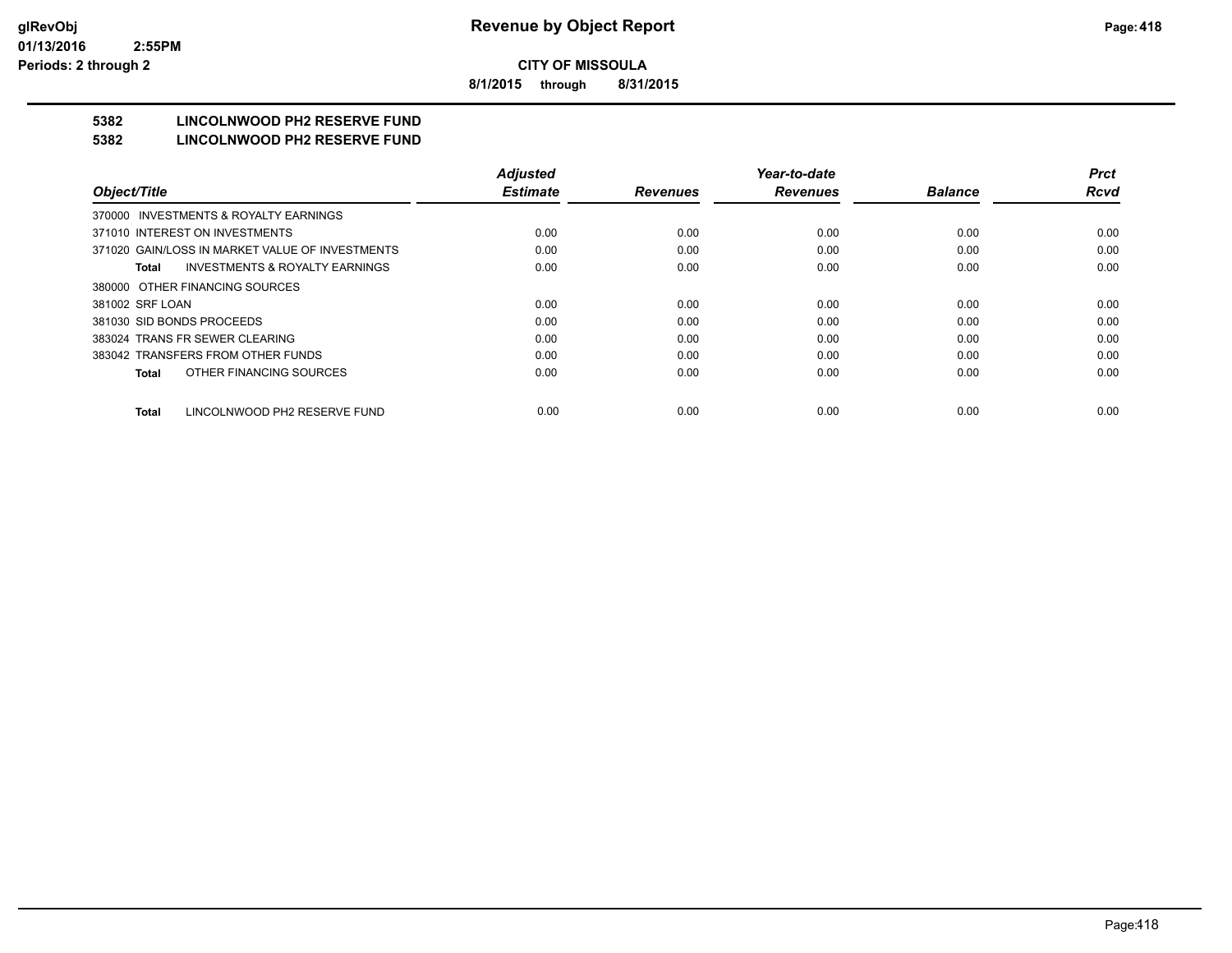**CITY OF MISSOULA**

**8/1/2015 through 8/31/2015**

**5382 LINCOLNWOOD PH2 RESERVE FUND**

**5382 LINCOLNWOOD PH2 RESERVE FUND**

| Object/Title | Adjusted Estimate | Revenues | Year-to-date Revenues | Balance | Prct Rcvd |
|---|---|---|---|---|---|
| 370000 INVESTMENTS & ROYALTY EARNINGS | | | | | |
| 371010 INTEREST ON INVESTMENTS | 0.00 | 0.00 | 0.00 | 0.00 | 0.00 |
| 371020 GAIN/LOSS IN MARKET VALUE OF INVESTMENTS | 0.00 | 0.00 | 0.00 | 0.00 | 0.00 |
| **Total** INVESTMENTS & ROYALTY EARNINGS | 0.00 | 0.00 | 0.00 | 0.00 | 0.00 |
| 380000 OTHER FINANCING SOURCES | | | | | |
| 381002 SRF LOAN | 0.00 | 0.00 | 0.00 | 0.00 | 0.00 |
| 381030 SID BONDS PROCEEDS | 0.00 | 0.00 | 0.00 | 0.00 | 0.00 |
| 383024 TRANS FR SEWER CLEARING | 0.00 | 0.00 | 0.00 | 0.00 | 0.00 |
| 383042 TRANSFERS FROM OTHER FUNDS | 0.00 | 0.00 | 0.00 | 0.00 | 0.00 |
| **Total** OTHER FINANCING SOURCES | 0.00 | 0.00 | 0.00 | 0.00 | 0.00 |
| **Total** LINCOLNWOOD PH2 RESERVE FUND | 0.00 | 0.00 | 0.00 | 0.00 | 0.00 |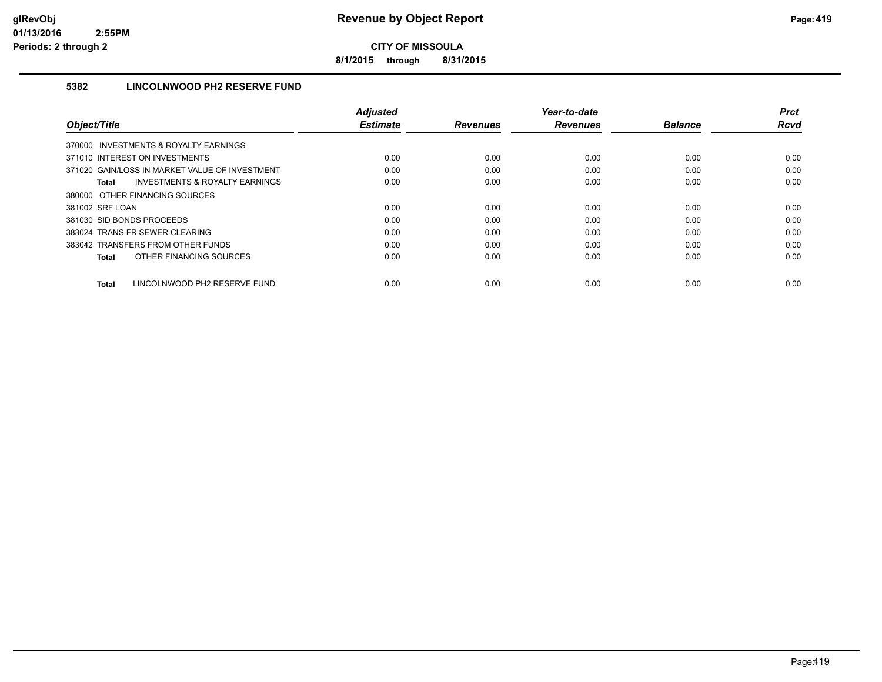# Revenue by Object Report

**CITY OF MISSOULA**

**8/1/2015 through 8/31/2015**

### 5382 LINCOLNWOOD PH2 RESERVE FUND

| Object/Title | Adjusted Estimate | Revenues | Year-to-date Revenues | Balance | Prct Rcvd |
|---|---|---|---|---|---|
| 370000 INVESTMENTS & ROYALTY EARNINGS | | | | | |
| 371010 INTEREST ON INVESTMENTS | 0.00 | 0.00 | 0.00 | 0.00 | 0.00 |
| 371020 GAIN/LOSS IN MARKET VALUE OF INVESTMENT | 0.00 | 0.00 | 0.00 | 0.00 | 0.00 |
| **Total** INVESTMENTS & ROYALTY EARNINGS | 0.00 | 0.00 | 0.00 | 0.00 | 0.00 |
| 380000 OTHER FINANCING SOURCES | | | | | |
| 381002 SRF LOAN | 0.00 | 0.00 | 0.00 | 0.00 | 0.00 |
| 381030 SID BONDS PROCEEDS | 0.00 | 0.00 | 0.00 | 0.00 | 0.00 |
| 383024 TRANS FR SEWER CLEARING | 0.00 | 0.00 | 0.00 | 0.00 | 0.00 |
| 383042 TRANSFERS FROM OTHER FUNDS | 0.00 | 0.00 | 0.00 | 0.00 | 0.00 |
| **Total** OTHER FINANCING SOURCES | 0.00 | 0.00 | 0.00 | 0.00 | 0.00 |
| **Total** LINCOLNWOOD PH2 RESERVE FUND | 0.00 | 0.00 | 0.00 | 0.00 | 0.00 |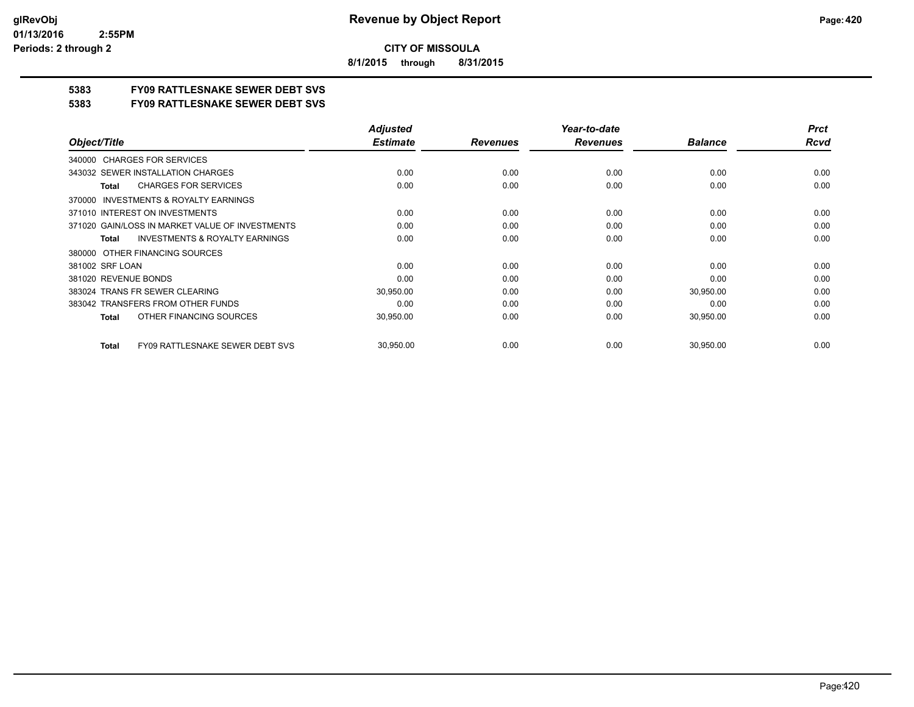**CITY OF MISSOULA**

**8/1/2015 through 8/31/2015**

# 5383 FY09 RATTLESNAKE SEWER DEBT SVS

## 5383 FY09 RATTLESNAKE SEWER DEBT SVS

| Object/Title | Adjusted Estimate | Revenues | Year-to-date Revenues | Balance | Prct Rcvd |
|---|---|---|---|---|---|
| 340000 CHARGES FOR SERVICES | | | | | |
| 343032 SEWER INSTALLATION CHARGES | 0.00 | 0.00 | 0.00 | 0.00 | 0.00 |
| **Total** CHARGES FOR SERVICES | 0.00 | 0.00 | 0.00 | 0.00 | 0.00 |
| 370000 INVESTMENTS & ROYALTY EARNINGS | | | | | |
| 371010 INTEREST ON INVESTMENTS | 0.00 | 0.00 | 0.00 | 0.00 | 0.00 |
| 371020 GAIN/LOSS IN MARKET VALUE OF INVESTMENTS | 0.00 | 0.00 | 0.00 | 0.00 | 0.00 |
| **Total** INVESTMENTS & ROYALTY EARNINGS | 0.00 | 0.00 | 0.00 | 0.00 | 0.00 |
| 380000 OTHER FINANCING SOURCES | | | | | |
| 381002 SRF LOAN | 0.00 | 0.00 | 0.00 | 0.00 | 0.00 |
| 381020 REVENUE BONDS | 0.00 | 0.00 | 0.00 | 0.00 | 0.00 |
| 383024 TRANS FR SEWER CLEARING | 30,950.00 | 0.00 | 0.00 | 30,950.00 | 0.00 |
| 383042 TRANSFERS FROM OTHER FUNDS | 0.00 | 0.00 | 0.00 | 0.00 | 0.00 |
| **Total** OTHER FINANCING SOURCES | 30,950.00 | 0.00 | 0.00 | 30,950.00 | 0.00 |
| **Total** FY09 RATTLESNAKE SEWER DEBT SVS | 30,950.00 | 0.00 | 0.00 | 30,950.00 | 0.00 |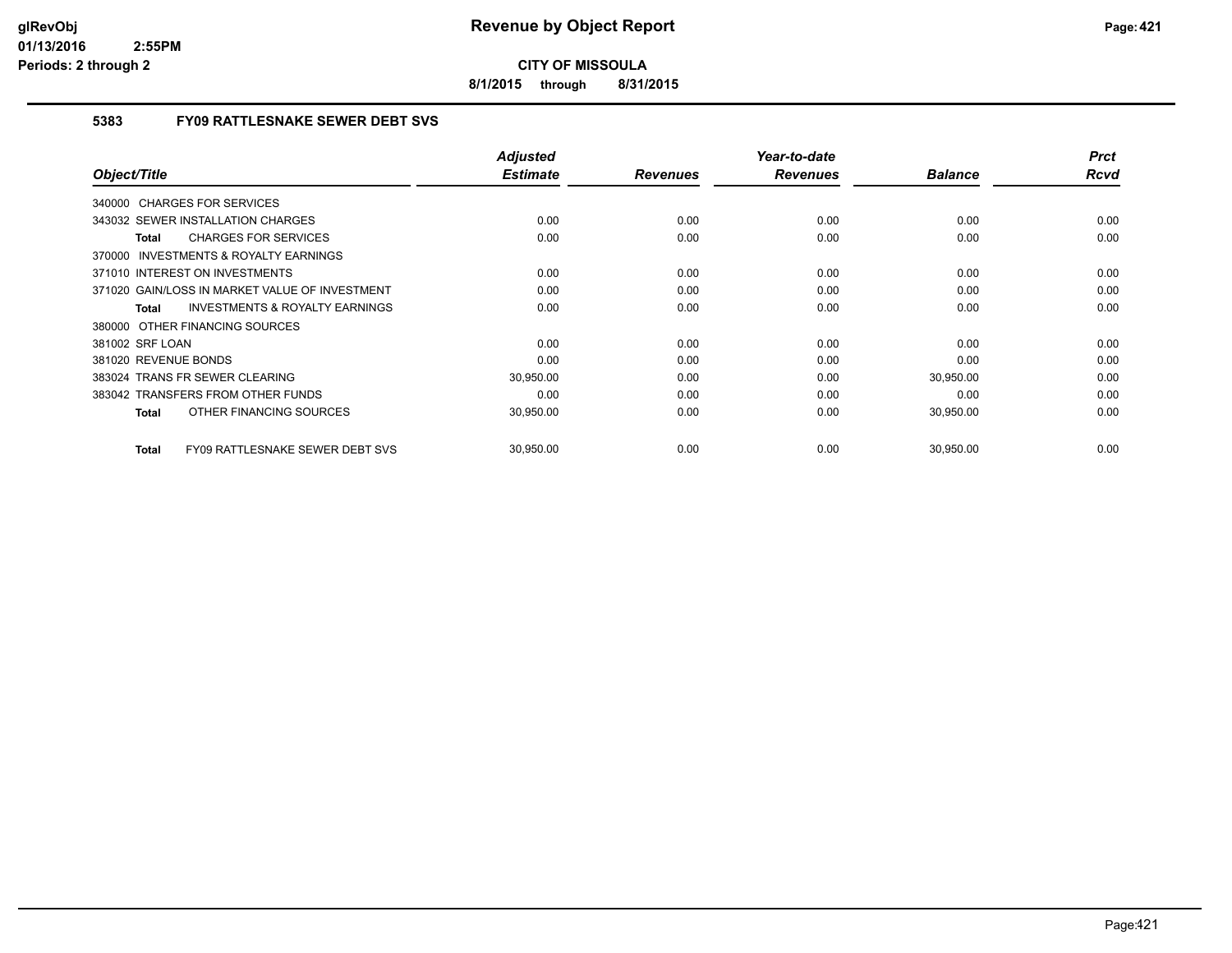# Revenue by Object Report

**CITY OF MISSOULA**

**8/1/2015 through 8/31/2015**

glRevObj
01/13/2016 2:55PM
Periods: 2 through 2

### 5383 FY09 RATTLESNAKE SEWER DEBT SVS

| Object/Title | Adjusted Estimate | Revenues | Year-to-date Revenues | Balance | Prct Rcvd |
|---|---|---|---|---|---|
| 340000 CHARGES FOR SERVICES | | | | | |
| 343032 SEWER INSTALLATION CHARGES | 0.00 | 0.00 | 0.00 | 0.00 | 0.00 |
| **Total** CHARGES FOR SERVICES | 0.00 | 0.00 | 0.00 | 0.00 | 0.00 |
| 370000 INVESTMENTS & ROYALTY EARNINGS | | | | | |
| 371010 INTEREST ON INVESTMENTS | 0.00 | 0.00 | 0.00 | 0.00 | 0.00 |
| 371020 GAIN/LOSS IN MARKET VALUE OF INVESTMENT | 0.00 | 0.00 | 0.00 | 0.00 | 0.00 |
| **Total** INVESTMENTS & ROYALTY EARNINGS | 0.00 | 0.00 | 0.00 | 0.00 | 0.00 |
| 380000 OTHER FINANCING SOURCES | | | | | |
| 381002 SRF LOAN | 0.00 | 0.00 | 0.00 | 0.00 | 0.00 |
| 381020 REVENUE BONDS | 0.00 | 0.00 | 0.00 | 0.00 | 0.00 |
| 383024 TRANS FR SEWER CLEARING | 30,950.00 | 0.00 | 0.00 | 30,950.00 | 0.00 |
| 383042 TRANSFERS FROM OTHER FUNDS | 0.00 | 0.00 | 0.00 | 0.00 | 0.00 |
| **Total** OTHER FINANCING SOURCES | 30,950.00 | 0.00 | 0.00 | 30,950.00 | 0.00 |
| **Total** FY09 RATTLESNAKE SEWER DEBT SVS | 30,950.00 | 0.00 | 0.00 | 30,950.00 | 0.00 |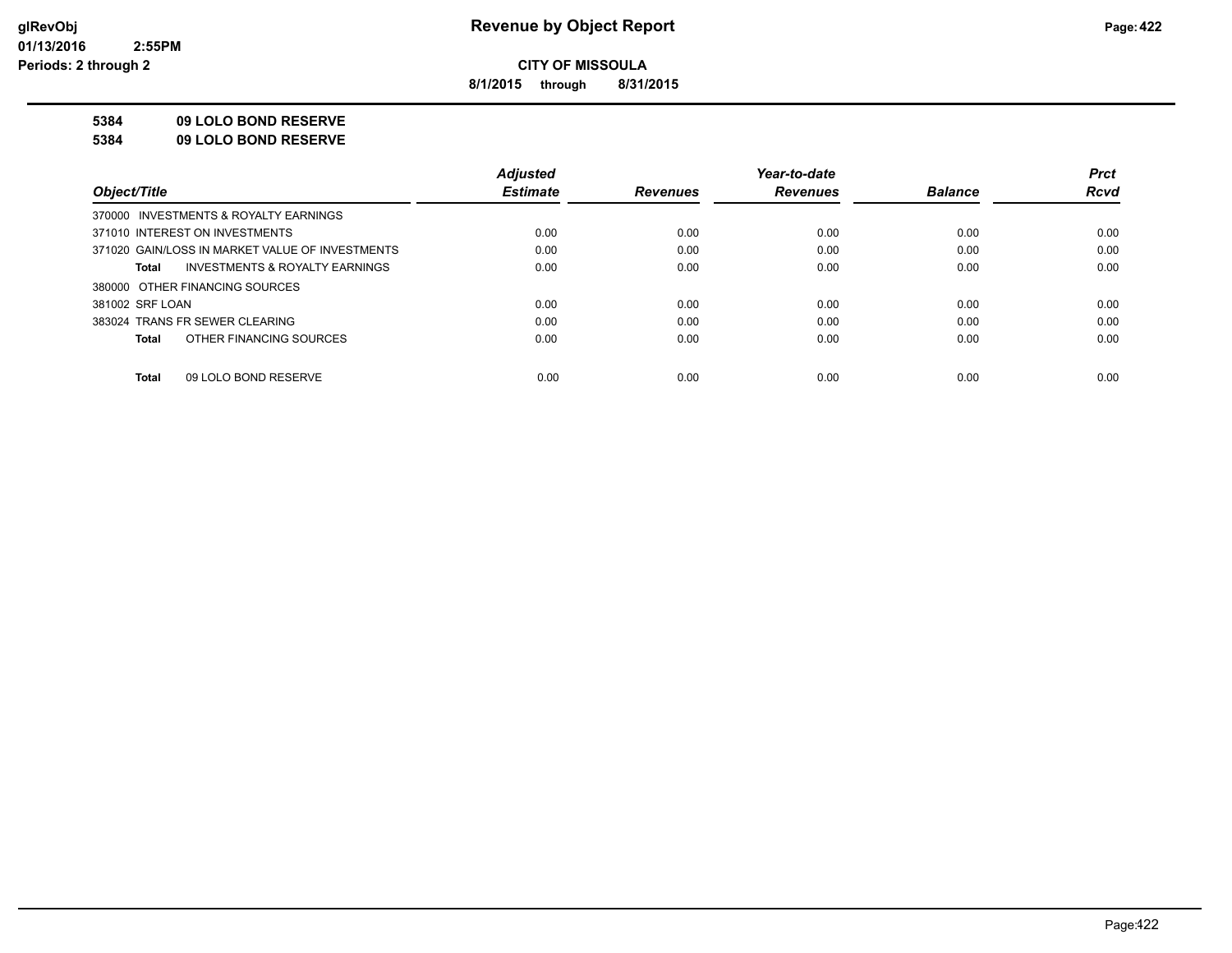**Revenue by Object Report**

**CITY OF MISSOULA**

**8/1/2015 through 8/31/2015**

glRevObj
01/13/2016 2:55PM
Periods: 2 through 2

**5384 09 LOLO BOND RESERVE**

**5384 09 LOLO BOND RESERVE**

| Object/Title | Adjusted Estimate | Revenues | Year-to-date Revenues | Balance | Prct Rcvd |
|---|---|---|---|---|---|
| 370000 INVESTMENTS & ROYALTY EARNINGS | | | | | |
| 371010 INTEREST ON INVESTMENTS | 0.00 | 0.00 | 0.00 | 0.00 | 0.00 |
| 371020 GAIN/LOSS IN MARKET VALUE OF INVESTMENTS | 0.00 | 0.00 | 0.00 | 0.00 | 0.00 |
| **Total** INVESTMENTS & ROYALTY EARNINGS | 0.00 | 0.00 | 0.00 | 0.00 | 0.00 |
| 380000 OTHER FINANCING SOURCES | | | | | |
| 381002 SRF LOAN | 0.00 | 0.00 | 0.00 | 0.00 | 0.00 |
| 383024 TRANS FR SEWER CLEARING | 0.00 | 0.00 | 0.00 | 0.00 | 0.00 |
| **Total** OTHER FINANCING SOURCES | 0.00 | 0.00 | 0.00 | 0.00 | 0.00 |
| **Total** 09 LOLO BOND RESERVE | 0.00 | 0.00 | 0.00 | 0.00 | 0.00 |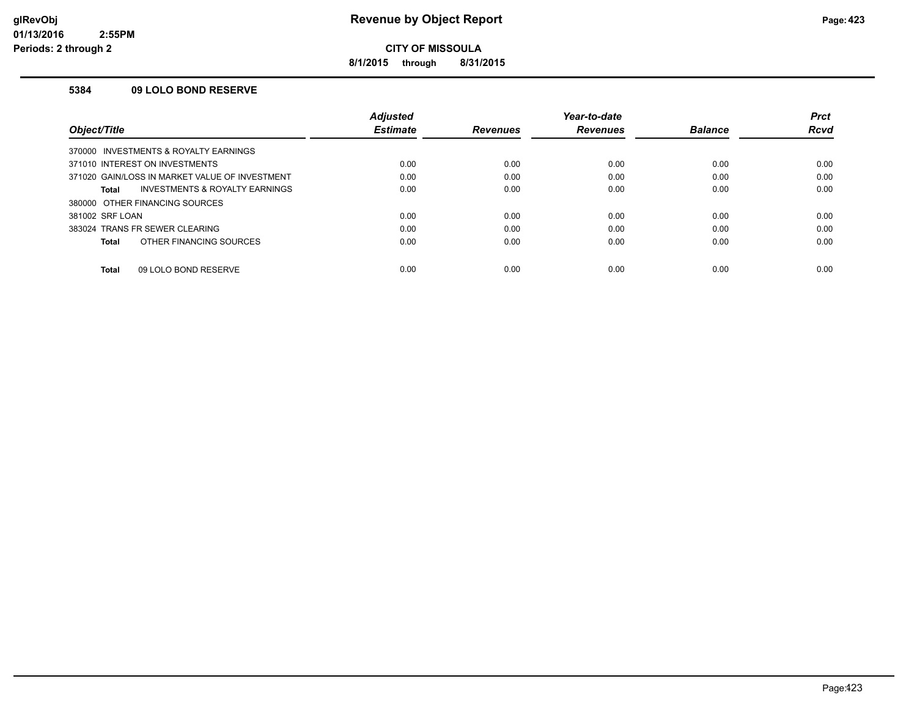# Revenue by Object Report

**CITY OF MISSOULA**

**8/1/2015 through 8/31/2015**

glRevObj
01/13/2016 2:55PM
Periods: 2 through 2

### 5384 09 LOLO BOND RESERVE

| Object/Title | Adjusted Estimate | Revenues | Year-to-date Revenues | Balance | Prct Rcvd |
|---|---|---|---|---|---|
| 370000 INVESTMENTS & ROYALTY EARNINGS | | | | | |
| 371010 INTEREST ON INVESTMENTS | 0.00 | 0.00 | 0.00 | 0.00 | 0.00 |
| 371020 GAIN/LOSS IN MARKET VALUE OF INVESTMENT | 0.00 | 0.00 | 0.00 | 0.00 | 0.00 |
| **Total** INVESTMENTS & ROYALTY EARNINGS | 0.00 | 0.00 | 0.00 | 0.00 | 0.00 |
| 380000 OTHER FINANCING SOURCES | | | | | |
| 381002 SRF LOAN | 0.00 | 0.00 | 0.00 | 0.00 | 0.00 |
| 383024 TRANS FR SEWER CLEARING | 0.00 | 0.00 | 0.00 | 0.00 | 0.00 |
| **Total** OTHER FINANCING SOURCES | 0.00 | 0.00 | 0.00 | 0.00 | 0.00 |
| **Total** 09 LOLO BOND RESERVE | 0.00 | 0.00 | 0.00 | 0.00 | 0.00 |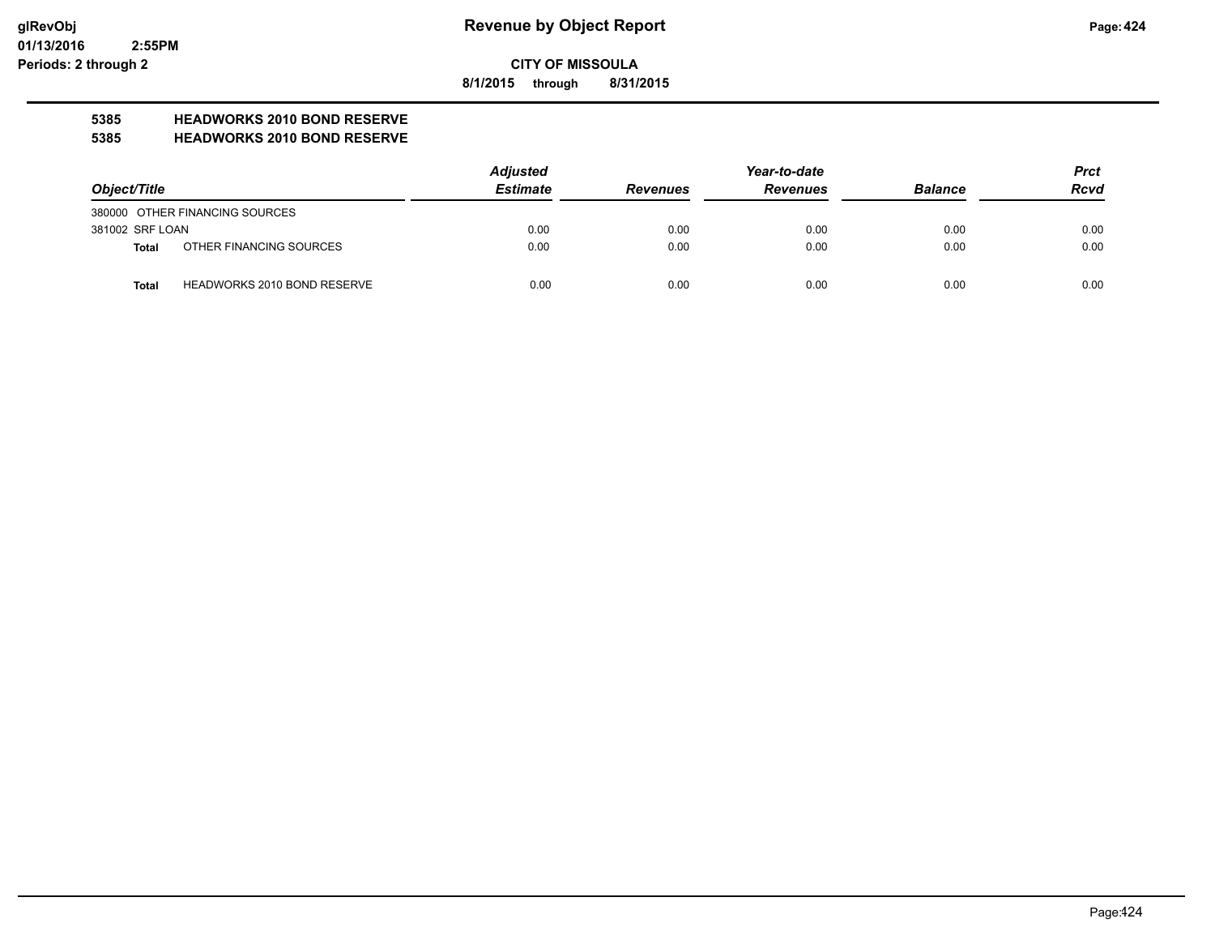**Revenue by Object Report**

**CITY OF MISSOULA**

**8/1/2015 through 8/31/2015**

glRevObj
01/13/2016 2:55PM
Periods: 2 through 2

## 5385 HEADWORKS 2010 BOND RESERVE
## 5385 HEADWORKS 2010 BOND RESERVE

| Object/Title | | Adjusted Estimate | Revenues | Year-to-date Revenues | Balance | Prct Rcvd |
|---|---|---|---|---|---|---|
| 380000 OTHER FINANCING SOURCES | | | | | | |
| 381002 SRF LOAN | | 0.00 | 0.00 | 0.00 | 0.00 | 0.00 |
| **Total** | OTHER FINANCING SOURCES | 0.00 | 0.00 | 0.00 | 0.00 | 0.00 |
| **Total** | HEADWORKS 2010 BOND RESERVE | 0.00 | 0.00 | 0.00 | 0.00 | 0.00 |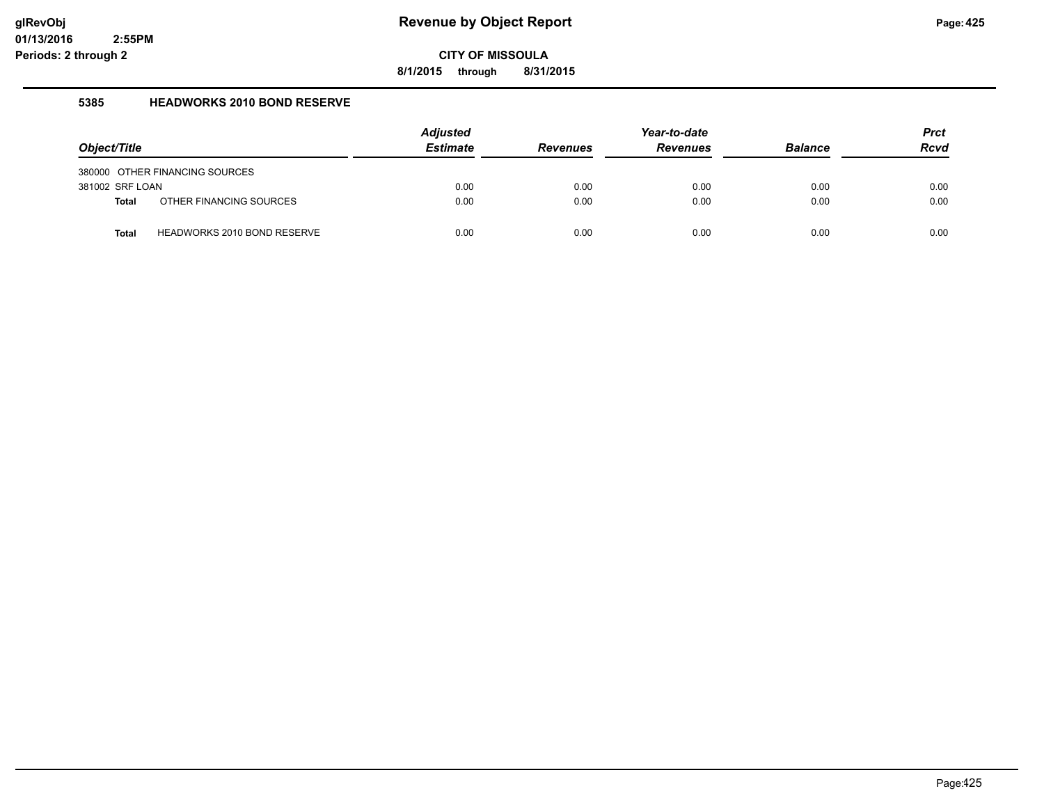# Revenue by Object Report

**CITY OF MISSOULA**

**8/1/2015 through 8/31/2015**

### 5385 HEADWORKS 2010 BOND RESERVE

| Object/Title | | Adjusted Estimate | Revenues | Year-to-date Revenues | Balance | Prct Rcvd |
|---|---|---|---|---|---|---|
| 380000 OTHER FINANCING SOURCES | | | | | | |
| 381002 SRF LOAN | | 0.00 | 0.00 | 0.00 | 0.00 | 0.00 |
| **Total** | OTHER FINANCING SOURCES | 0.00 | 0.00 | 0.00 | 0.00 | 0.00 |
| **Total** | HEADWORKS 2010 BOND RESERVE | 0.00 | 0.00 | 0.00 | 0.00 | 0.00 |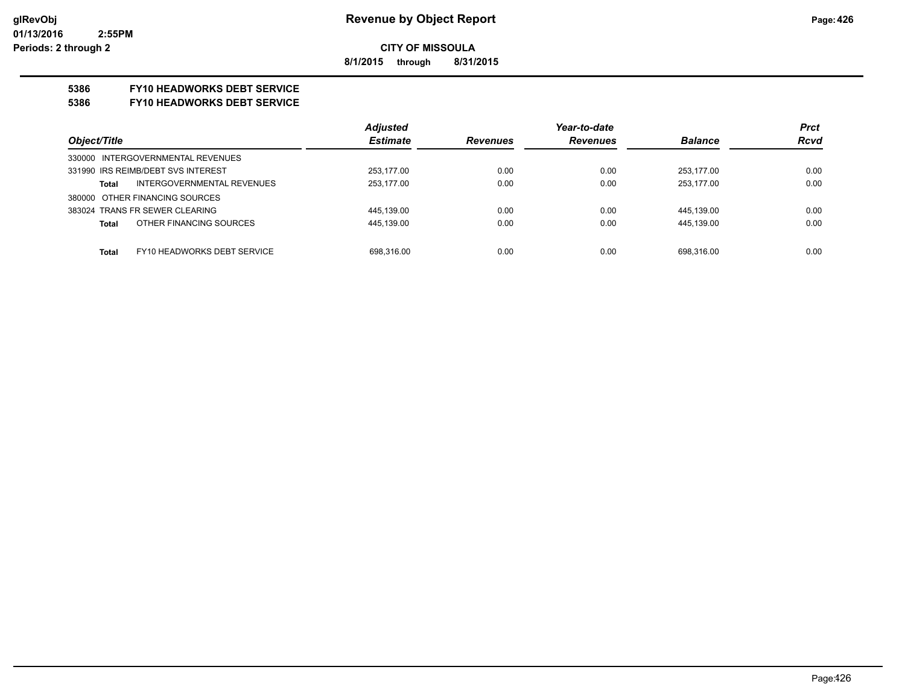**Revenue by Object Report**

**CITY OF MISSOULA**

**8/1/2015 through 8/31/2015**

**5386 FY10 HEADWORKS DEBT SERVICE**

**5386 FY10 HEADWORKS DEBT SERVICE**

| Object/Title | Adjusted Estimate | Revenues | Year-to-date Revenues | Balance | Prct Rcvd |
|---|---|---|---|---|---|
| 330000 INTERGOVERNMENTAL REVENUES | | | | | |
| 331990 IRS REIMB/DEBT SVS INTEREST | 253,177.00 | 0.00 | 0.00 | 253,177.00 | 0.00 |
| **Total** INTERGOVERNMENTAL REVENUES | 253,177.00 | 0.00 | 0.00 | 253,177.00 | 0.00 |
| 380000 OTHER FINANCING SOURCES | | | | | |
| 383024 TRANS FR SEWER CLEARING | 445,139.00 | 0.00 | 0.00 | 445,139.00 | 0.00 |
| **Total** OTHER FINANCING SOURCES | 445,139.00 | 0.00 | 0.00 | 445,139.00 | 0.00 |
| **Total** FY10 HEADWORKS DEBT SERVICE | 698,316.00 | 0.00 | 0.00 | 698,316.00 | 0.00 |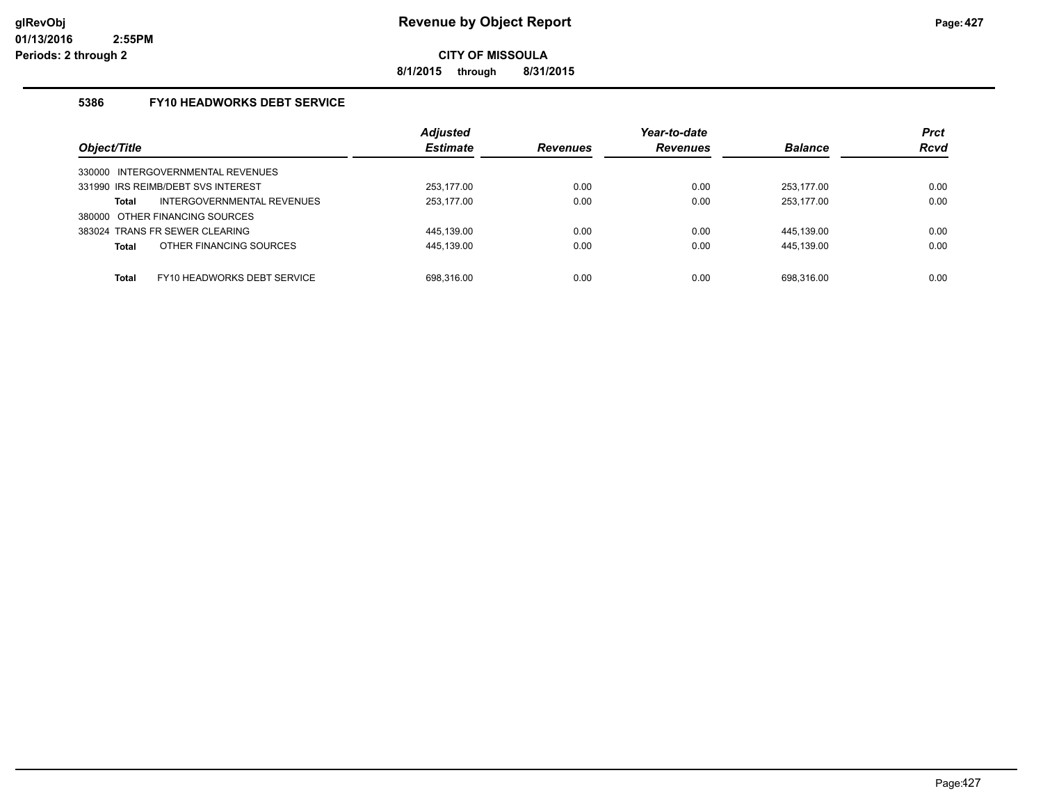# Revenue by Object Report

**CITY OF MISSOULA**

**8/1/2015 through 8/31/2015**

glRevObj
01/13/2016 2:55PM
Periods: 2 through 2

### 5386 FY10 HEADWORKS DEBT SERVICE

| Object/Title | Adjusted Estimate | Revenues | Year-to-date Revenues | Balance | Prct Rcvd |
|---|---|---|---|---|---|
| 330000 INTERGOVERNMENTAL REVENUES | | | | | |
| 331990 IRS REIMB/DEBT SVS INTEREST | 253,177.00 | 0.00 | 0.00 | 253,177.00 | 0.00 |
| **Total** INTERGOVERNMENTAL REVENUES | 253,177.00 | 0.00 | 0.00 | 253,177.00 | 0.00 |
| 380000 OTHER FINANCING SOURCES | | | | | |
| 383024 TRANS FR SEWER CLEARING | 445,139.00 | 0.00 | 0.00 | 445,139.00 | 0.00 |
| **Total** OTHER FINANCING SOURCES | 445,139.00 | 0.00 | 0.00 | 445,139.00 | 0.00 |
| **Total** FY10 HEADWORKS DEBT SERVICE | 698,316.00 | 0.00 | 0.00 | 698,316.00 | 0.00 |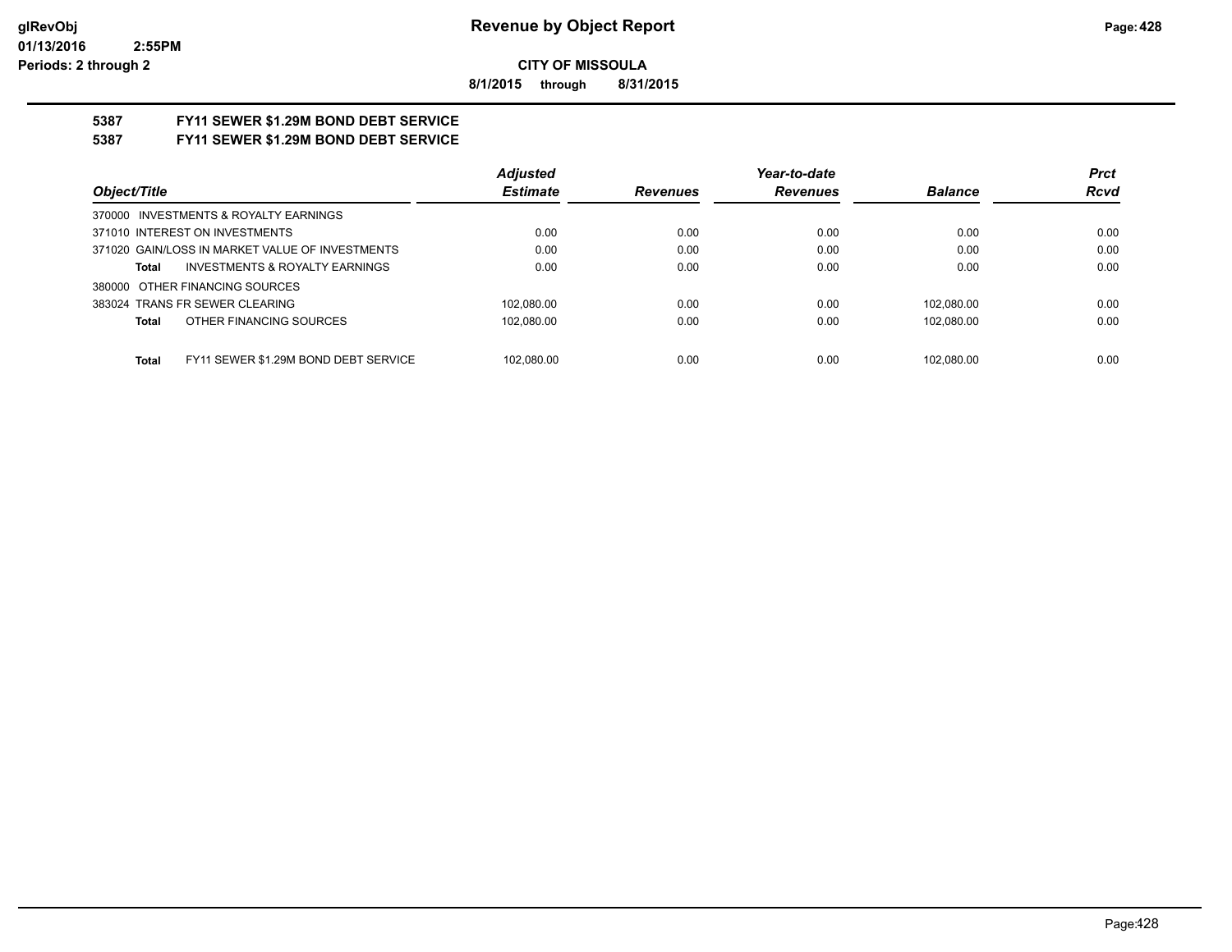# Revenue by Object Report

**CITY OF MISSOULA**

**8/1/2015 through 8/31/2015**

glRevObj
01/13/2016 2:55PM
Periods: 2 through 2

## 5387 FY11 SEWER $1.29M BOND DEBT SERVICE

## 5387 FY11 SEWER $1.29M BOND DEBT SERVICE

| Object/Title | Adjusted Estimate | Revenues | Year-to-date Revenues | Balance | Prct Rcvd |
|---|---|---|---|---|---|
| 370000 INVESTMENTS & ROYALTY EARNINGS | | | | | |
| 371010 INTEREST ON INVESTMENTS | 0.00 | 0.00 | 0.00 | 0.00 | 0.00 |
| 371020 GAIN/LOSS IN MARKET VALUE OF INVESTMENTS | 0.00 | 0.00 | 0.00 | 0.00 | 0.00 |
| **Total** INVESTMENTS & ROYALTY EARNINGS | 0.00 | 0.00 | 0.00 | 0.00 | 0.00 |
| 380000 OTHER FINANCING SOURCES | | | | | |
| 383024 TRANS FR SEWER CLEARING | 102,080.00 | 0.00 | 0.00 | 102,080.00 | 0.00 |
| **Total** OTHER FINANCING SOURCES | 102,080.00 | 0.00 | 0.00 | 102,080.00 | 0.00 |
| **Total** FY11 SEWER $1.29M BOND DEBT SERVICE | 102,080.00 | 0.00 | 0.00 | 102,080.00 | 0.00 |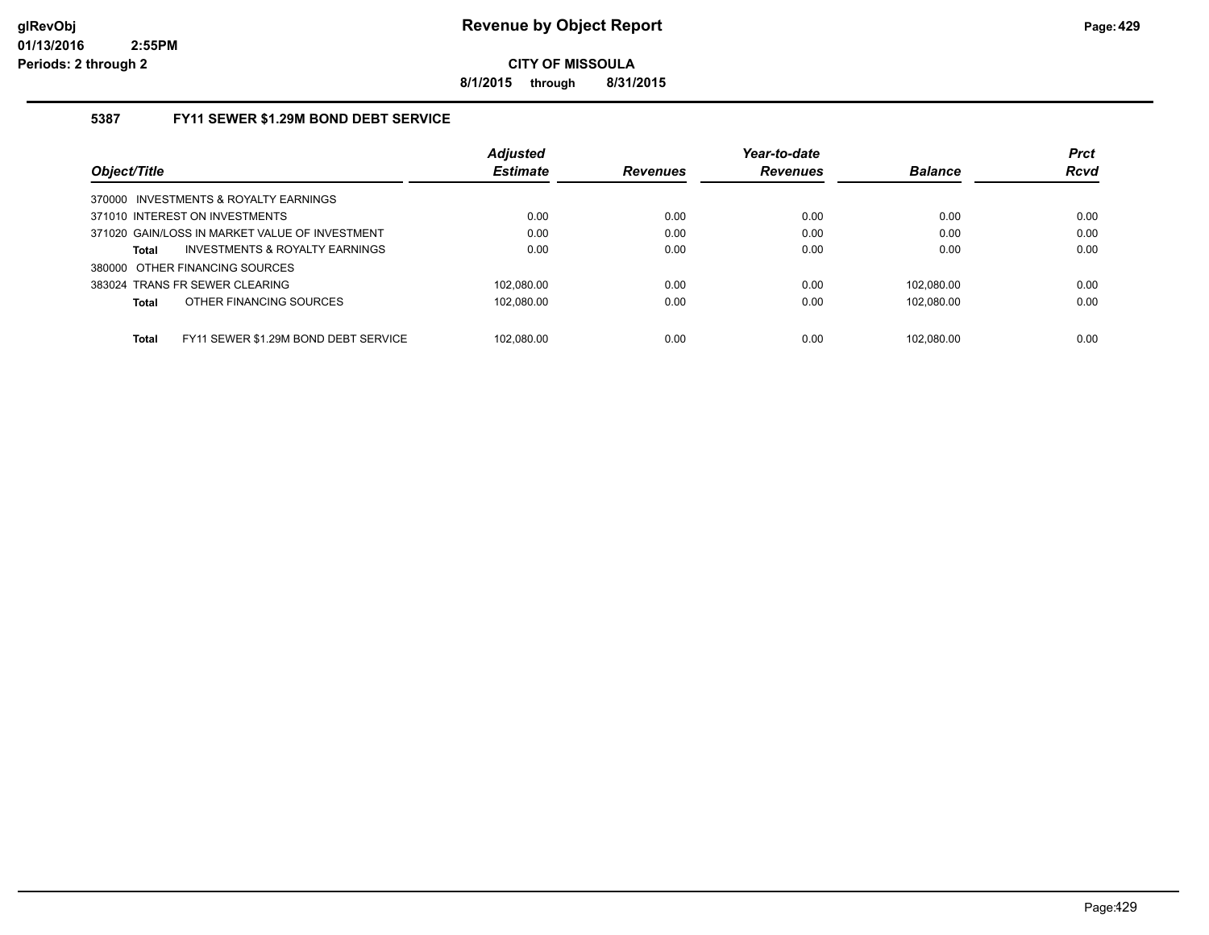# Revenue by Object Report

**CITY OF MISSOULA**

**8/1/2015 through 8/31/2015**

## 5387 FY11 SEWER $1.29M BOND DEBT SERVICE

| Object/Title | Adjusted Estimate | Revenues | Year-to-date Revenues | Balance | Prct Rcvd |
|---|---|---|---|---|---|
| 370000 INVESTMENTS & ROYALTY EARNINGS | | | | | |
| 371010 INTEREST ON INVESTMENTS | 0.00 | 0.00 | 0.00 | 0.00 | 0.00 |
| 371020 GAIN/LOSS IN MARKET VALUE OF INVESTMENT | 0.00 | 0.00 | 0.00 | 0.00 | 0.00 |
| **Total** INVESTMENTS & ROYALTY EARNINGS | 0.00 | 0.00 | 0.00 | 0.00 | 0.00 |
| 380000 OTHER FINANCING SOURCES | | | | | |
| 383024 TRANS FR SEWER CLEARING | 102,080.00 | 0.00 | 0.00 | 102,080.00 | 0.00 |
| **Total** OTHER FINANCING SOURCES | 102,080.00 | 0.00 | 0.00 | 102,080.00 | 0.00 |
| **Total** FY11 SEWER $1.29M BOND DEBT SERVICE | 102,080.00 | 0.00 | 0.00 | 102,080.00 | 0.00 |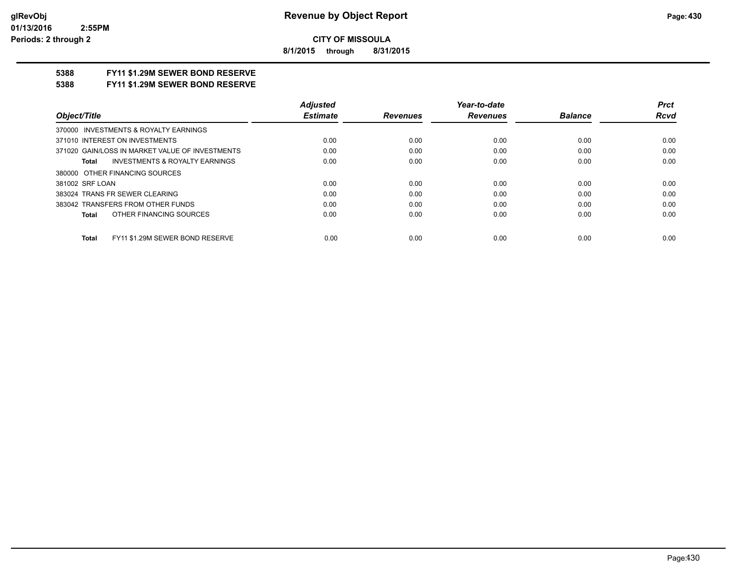**Revenue by Object Report**

**CITY OF MISSOULA**

**8/1/2015 through 8/31/2015**

glRevObj
01/13/2016 2:55PM
Periods: 2 through 2

## 5388 FY11 $1.29M SEWER BOND RESERVE
## 5388 FY11 $1.29M SEWER BOND RESERVE

| Object/Title | Adjusted Estimate | Revenues | Year-to-date Revenues | Balance | Prct Rcvd |
|---|---|---|---|---|---|
| 370000 INVESTMENTS & ROYALTY EARNINGS | | | | | |
| 371010 INTEREST ON INVESTMENTS | 0.00 | 0.00 | 0.00 | 0.00 | 0.00 |
| 371020 GAIN/LOSS IN MARKET VALUE OF INVESTMENTS | 0.00 | 0.00 | 0.00 | 0.00 | 0.00 |
| **Total** INVESTMENTS & ROYALTY EARNINGS | 0.00 | 0.00 | 0.00 | 0.00 | 0.00 |
| 380000 OTHER FINANCING SOURCES | | | | | |
| 381002 SRF LOAN | 0.00 | 0.00 | 0.00 | 0.00 | 0.00 |
| 383024 TRANS FR SEWER CLEARING | 0.00 | 0.00 | 0.00 | 0.00 | 0.00 |
| 383042 TRANSFERS FROM OTHER FUNDS | 0.00 | 0.00 | 0.00 | 0.00 | 0.00 |
| **Total** OTHER FINANCING SOURCES | 0.00 | 0.00 | 0.00 | 0.00 | 0.00 |
| **Total** FY11 $1.29M SEWER BOND RESERVE | 0.00 | 0.00 | 0.00 | 0.00 | 0.00 |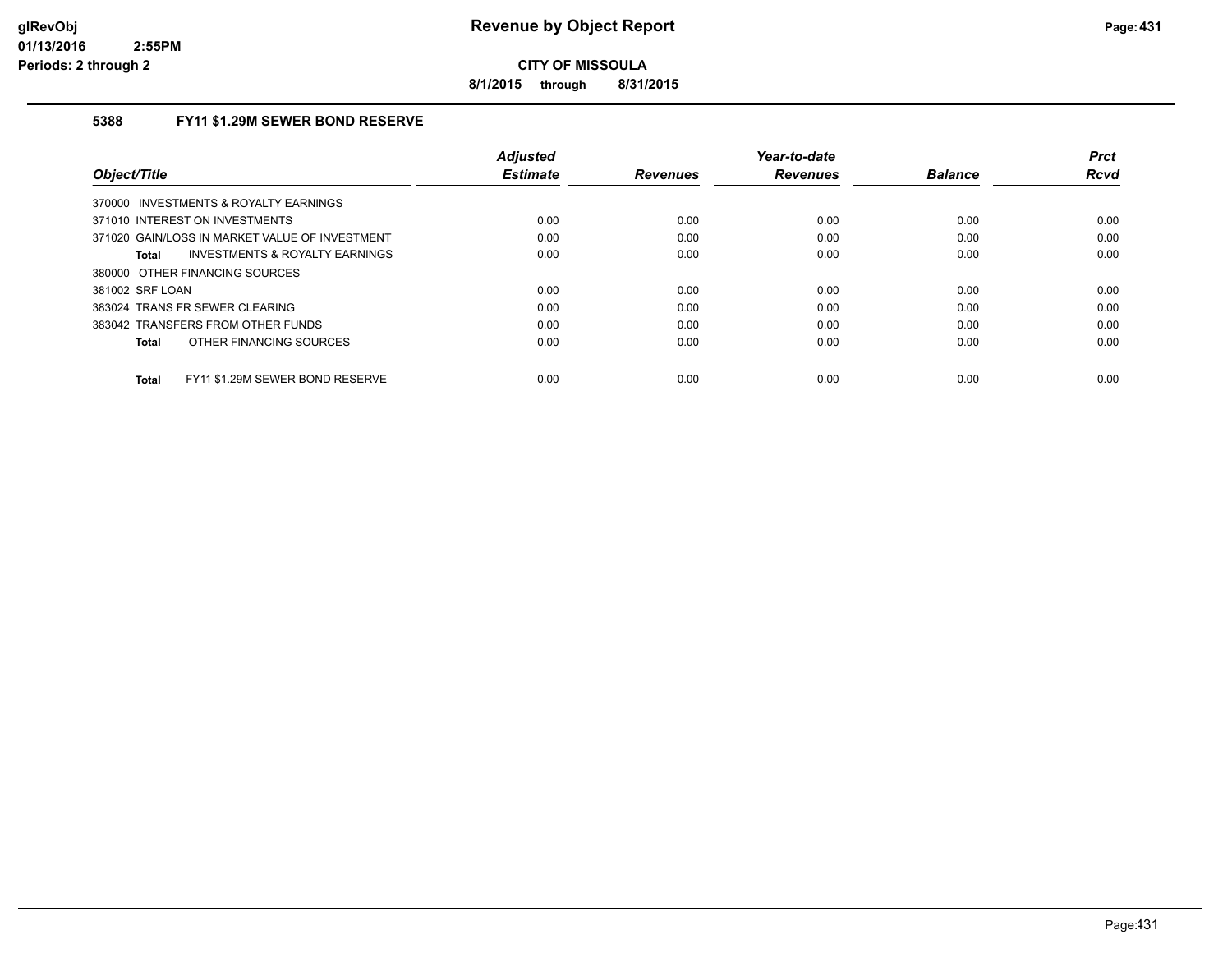# Revenue by Object Report

**CITY OF MISSOULA**

**8/1/2015 through 8/31/2015**

### 5388 FY11 $1.29M SEWER BOND RESERVE

| Object/Title | Adjusted Estimate | Revenues | Year-to-date Revenues | Balance | Prct Rcvd |
|---|---|---|---|---|---|
| 370000 INVESTMENTS & ROYALTY EARNINGS | | | | | |
| 371010 INTEREST ON INVESTMENTS | 0.00 | 0.00 | 0.00 | 0.00 | 0.00 |
| 371020 GAIN/LOSS IN MARKET VALUE OF INVESTMENT | 0.00 | 0.00 | 0.00 | 0.00 | 0.00 |
| **Total** INVESTMENTS & ROYALTY EARNINGS | 0.00 | 0.00 | 0.00 | 0.00 | 0.00 |
| 380000 OTHER FINANCING SOURCES | | | | | |
| 381002 SRF LOAN | 0.00 | 0.00 | 0.00 | 0.00 | 0.00 |
| 383024 TRANS FR SEWER CLEARING | 0.00 | 0.00 | 0.00 | 0.00 | 0.00 |
| 383042 TRANSFERS FROM OTHER FUNDS | 0.00 | 0.00 | 0.00 | 0.00 | 0.00 |
| **Total** OTHER FINANCING SOURCES | 0.00 | 0.00 | 0.00 | 0.00 | 0.00 |
| **Total** FY11 $1.29M SEWER BOND RESERVE | 0.00 | 0.00 | 0.00 | 0.00 | 0.00 |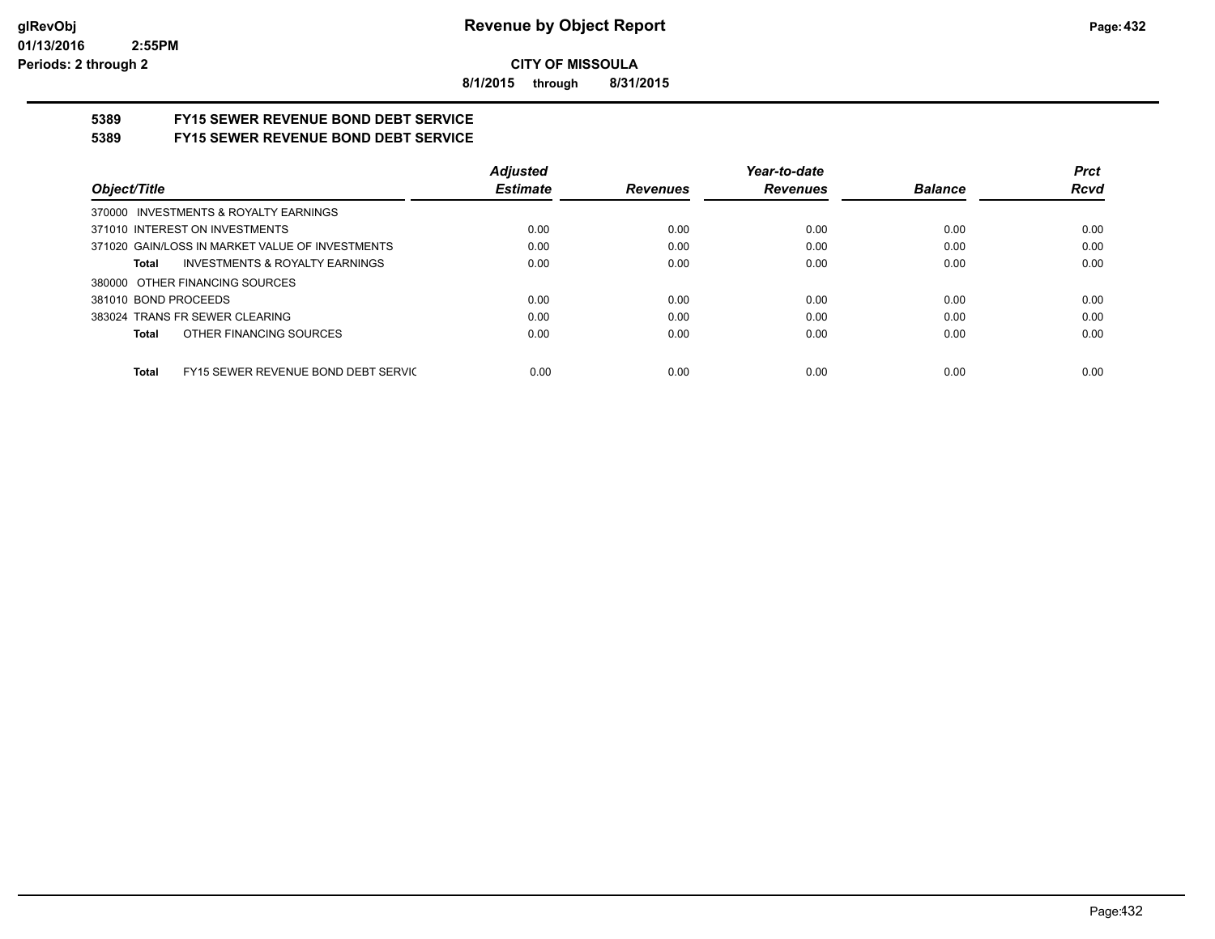**CITY OF MISSOULA**

**8/1/2015 through 8/31/2015**

## 5389 FY15 SEWER REVENUE BOND DEBT SERVICE

## 5389 FY15 SEWER REVENUE BOND DEBT SERVICE

| Object/Title | Adjusted Estimate | Revenues | Year-to-date Revenues | Balance | Prct Rcvd |
|---|---|---|---|---|---|
| 370000 INVESTMENTS & ROYALTY EARNINGS | | | | | |
| 371010 INTEREST ON INVESTMENTS | 0.00 | 0.00 | 0.00 | 0.00 | 0.00 |
| 371020 GAIN/LOSS IN MARKET VALUE OF INVESTMENTS | 0.00 | 0.00 | 0.00 | 0.00 | 0.00 |
| **Total** INVESTMENTS & ROYALTY EARNINGS | 0.00 | 0.00 | 0.00 | 0.00 | 0.00 |
| 380000 OTHER FINANCING SOURCES | | | | | |
| 381010 BOND PROCEEDS | 0.00 | 0.00 | 0.00 | 0.00 | 0.00 |
| 383024 TRANS FR SEWER CLEARING | 0.00 | 0.00 | 0.00 | 0.00 | 0.00 |
| **Total** OTHER FINANCING SOURCES | 0.00 | 0.00 | 0.00 | 0.00 | 0.00 |
| **Total** FY15 SEWER REVENUE BOND DEBT SERVIC | 0.00 | 0.00 | 0.00 | 0.00 | 0.00 |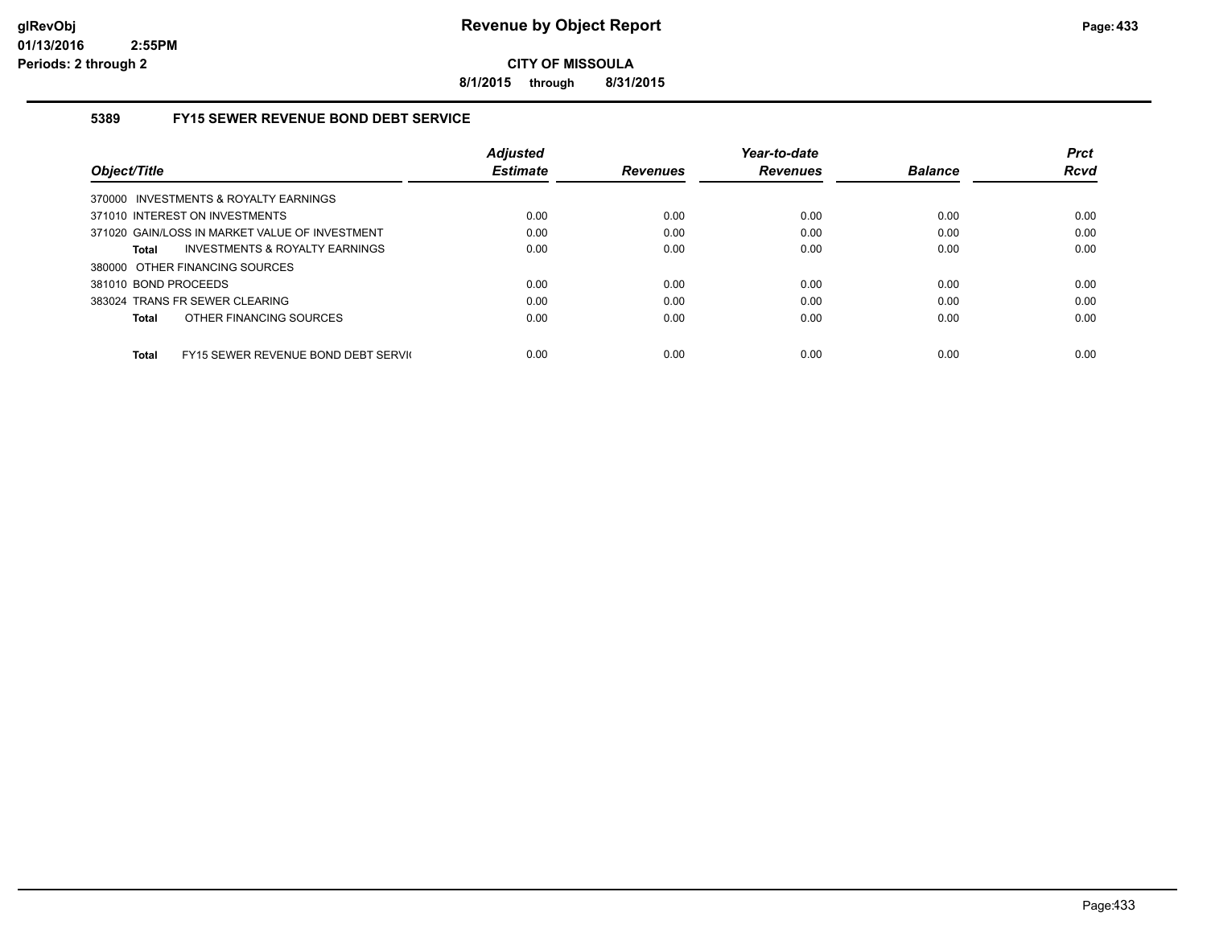**CITY OF MISSOULA**

**8/1/2015 through 8/31/2015**

### 5389 FY15 SEWER REVENUE BOND DEBT SERVICE

| Object/Title | Adjusted Estimate | Revenues | Year-to-date Revenues | Balance | Prct Rcvd |
|---|---|---|---|---|---|
| 370000 INVESTMENTS & ROYALTY EARNINGS | | | | | |
| 371010 INTEREST ON INVESTMENTS | 0.00 | 0.00 | 0.00 | 0.00 | 0.00 |
| 371020 GAIN/LOSS IN MARKET VALUE OF INVESTMENT | 0.00 | 0.00 | 0.00 | 0.00 | 0.00 |
| **Total** INVESTMENTS & ROYALTY EARNINGS | 0.00 | 0.00 | 0.00 | 0.00 | 0.00 |
| 380000 OTHER FINANCING SOURCES | | | | | |
| 381010 BOND PROCEEDS | 0.00 | 0.00 | 0.00 | 0.00 | 0.00 |
| 383024 TRANS FR SEWER CLEARING | 0.00 | 0.00 | 0.00 | 0.00 | 0.00 |
| **Total** OTHER FINANCING SOURCES | 0.00 | 0.00 | 0.00 | 0.00 | 0.00 |
| **Total** FY15 SEWER REVENUE BOND DEBT SERVI( | 0.00 | 0.00 | 0.00 | 0.00 | 0.00 |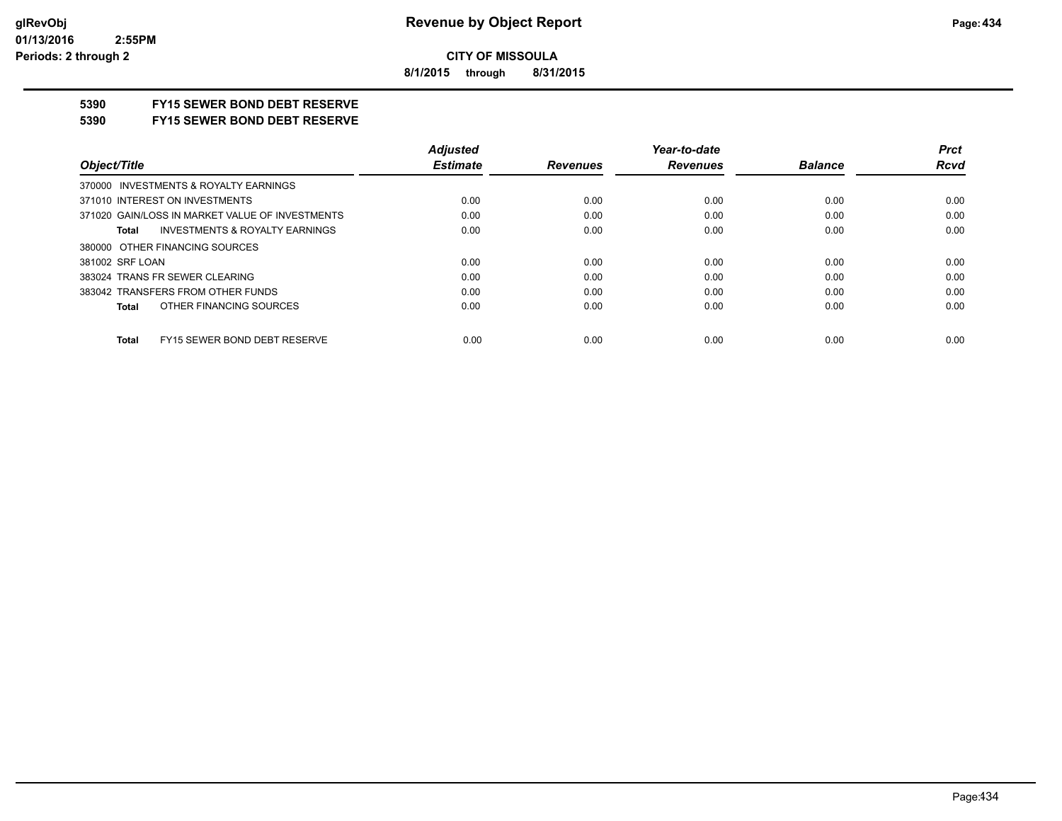**Revenue by Object Report**

**CITY OF MISSOULA**

**8/1/2015 through 8/31/2015**

**glRevObj**
**01/13/2016 2:55PM**
**Periods: 2 through 2**

## 5390 FY15 SEWER BOND DEBT RESERVE

## 5390 FY15 SEWER BOND DEBT RESERVE

| Object/Title | Adjusted Estimate | Revenues | Year-to-date Revenues | Balance | Prct Rcvd |
|---|---|---|---|---|---|
| 370000 INVESTMENTS & ROYALTY EARNINGS | | | | | |
| 371010 INTEREST ON INVESTMENTS | 0.00 | 0.00 | 0.00 | 0.00 | 0.00 |
| 371020 GAIN/LOSS IN MARKET VALUE OF INVESTMENTS | 0.00 | 0.00 | 0.00 | 0.00 | 0.00 |
| **Total** INVESTMENTS & ROYALTY EARNINGS | 0.00 | 0.00 | 0.00 | 0.00 | 0.00 |
| 380000 OTHER FINANCING SOURCES | | | | | |
| 381002 SRF LOAN | 0.00 | 0.00 | 0.00 | 0.00 | 0.00 |
| 383024 TRANS FR SEWER CLEARING | 0.00 | 0.00 | 0.00 | 0.00 | 0.00 |
| 383042 TRANSFERS FROM OTHER FUNDS | 0.00 | 0.00 | 0.00 | 0.00 | 0.00 |
| **Total** OTHER FINANCING SOURCES | 0.00 | 0.00 | 0.00 | 0.00 | 0.00 |
| **Total** FY15 SEWER BOND DEBT RESERVE | 0.00 | 0.00 | 0.00 | 0.00 | 0.00 |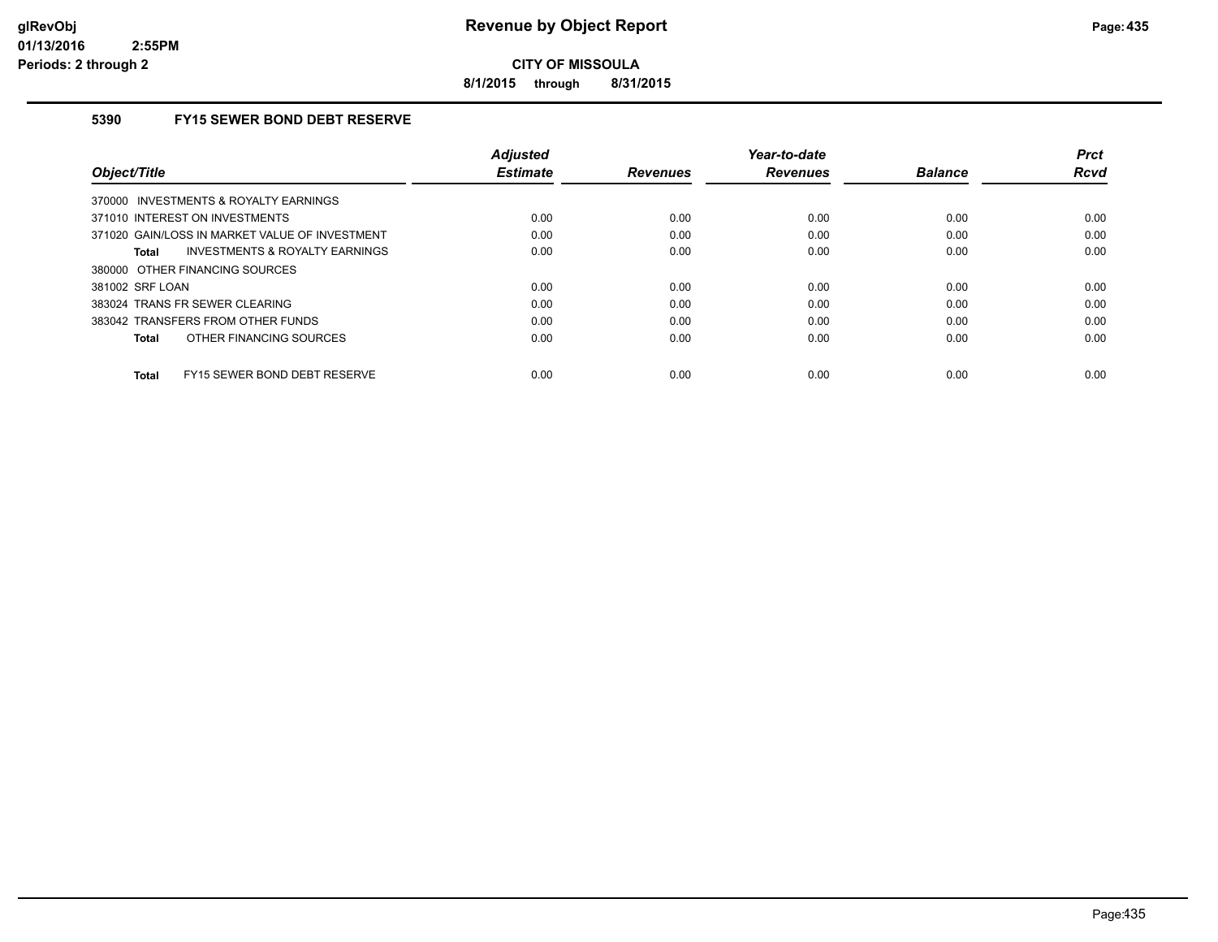# Revenue by Object Report

**CITY OF MISSOULA**

**8/1/2015 through 8/31/2015**

glRevObj
01/13/2016 2:55PM
Periods: 2 through 2

### 5390 FY15 SEWER BOND DEBT RESERVE

| Object/Title | Adjusted Estimate | Revenues | Year-to-date Revenues | Balance | Prct Rcvd |
|---|---|---|---|---|---|
| 370000 INVESTMENTS & ROYALTY EARNINGS | | | | | |
| 371010 INTEREST ON INVESTMENTS | 0.00 | 0.00 | 0.00 | 0.00 | 0.00 |
| 371020 GAIN/LOSS IN MARKET VALUE OF INVESTMENT | 0.00 | 0.00 | 0.00 | 0.00 | 0.00 |
| **Total** INVESTMENTS & ROYALTY EARNINGS | 0.00 | 0.00 | 0.00 | 0.00 | 0.00 |
| 380000 OTHER FINANCING SOURCES | | | | | |
| 381002 SRF LOAN | 0.00 | 0.00 | 0.00 | 0.00 | 0.00 |
| 383024 TRANS FR SEWER CLEARING | 0.00 | 0.00 | 0.00 | 0.00 | 0.00 |
| 383042 TRANSFERS FROM OTHER FUNDS | 0.00 | 0.00 | 0.00 | 0.00 | 0.00 |
| **Total** OTHER FINANCING SOURCES | 0.00 | 0.00 | 0.00 | 0.00 | 0.00 |
| **Total** FY15 SEWER BOND DEBT RESERVE | 0.00 | 0.00 | 0.00 | 0.00 | 0.00 |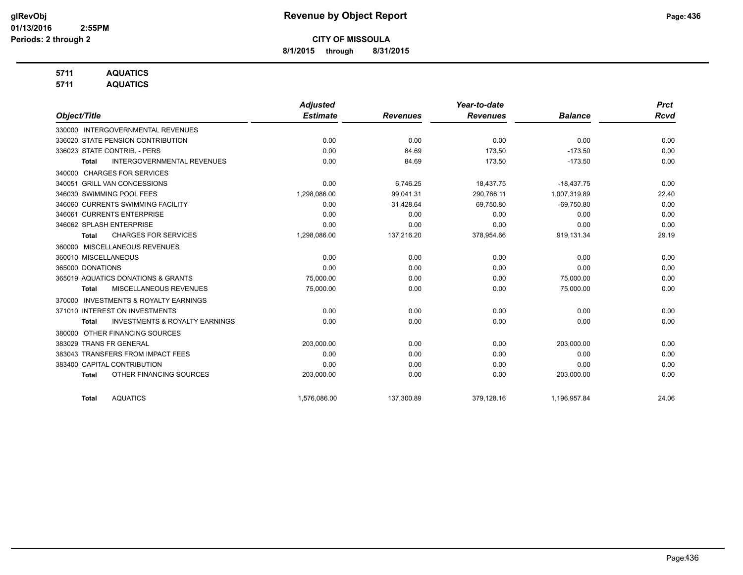# Revenue by Object Report

**CITY OF MISSOULA**

**8/1/2015 through 8/31/2015**

glRevObj
01/13/2016 2:55PM
Periods: 2 through 2

**5711 AQUATICS**
**5711 AQUATICS**

| Object/Title | Adjusted Estimate | Revenues | Year-to-date Revenues | Balance | Prct Rcvd |
|---|---|---|---|---|---|
| 330000 INTERGOVERNMENTAL REVENUES | | | | | |
| 336020 STATE PENSION CONTRIBUTION | 0.00 | 0.00 | 0.00 | 0.00 | 0.00 |
| 336023 STATE CONTRIB. - PERS | 0.00 | 84.69 | 173.50 | -173.50 | 0.00 |
| **Total** INTERGOVERNMENTAL REVENUES | 0.00 | 84.69 | 173.50 | -173.50 | 0.00 |
| 340000 CHARGES FOR SERVICES | | | | | |
| 340051 GRILL VAN CONCESSIONS | 0.00 | 6,746.25 | 18,437.75 | -18,437.75 | 0.00 |
| 346030 SWIMMING POOL FEES | 1,298,086.00 | 99,041.31 | 290,766.11 | 1,007,319.89 | 22.40 |
| 346060 CURRENTS SWIMMING FACILITY | 0.00 | 31,428.64 | 69,750.80 | -69,750.80 | 0.00 |
| 346061 CURRENTS ENTERPRISE | 0.00 | 0.00 | 0.00 | 0.00 | 0.00 |
| 346062 SPLASH ENTERPRISE | 0.00 | 0.00 | 0.00 | 0.00 | 0.00 |
| **Total** CHARGES FOR SERVICES | 1,298,086.00 | 137,216.20 | 378,954.66 | 919,131.34 | 29.19 |
| 360000 MISCELLANEOUS REVENUES | | | | | |
| 360010 MISCELLANEOUS | 0.00 | 0.00 | 0.00 | 0.00 | 0.00 |
| 365000 DONATIONS | 0.00 | 0.00 | 0.00 | 0.00 | 0.00 |
| 365019 AQUATICS DONATIONS & GRANTS | 75,000.00 | 0.00 | 0.00 | 75,000.00 | 0.00 |
| **Total** MISCELLANEOUS REVENUES | 75,000.00 | 0.00 | 0.00 | 75,000.00 | 0.00 |
| 370000 INVESTMENTS & ROYALTY EARNINGS | | | | | |
| 371010 INTEREST ON INVESTMENTS | 0.00 | 0.00 | 0.00 | 0.00 | 0.00 |
| **Total** INVESTMENTS & ROYALTY EARNINGS | 0.00 | 0.00 | 0.00 | 0.00 | 0.00 |
| 380000 OTHER FINANCING SOURCES | | | | | |
| 383029 TRANS FR GENERAL | 203,000.00 | 0.00 | 0.00 | 203,000.00 | 0.00 |
| 383043 TRANSFERS FROM IMPACT FEES | 0.00 | 0.00 | 0.00 | 0.00 | 0.00 |
| 383400 CAPITAL CONTRIBUTION | 0.00 | 0.00 | 0.00 | 0.00 | 0.00 |
| **Total** OTHER FINANCING SOURCES | 203,000.00 | 0.00 | 0.00 | 203,000.00 | 0.00 |
| **Total** AQUATICS | 1,576,086.00 | 137,300.89 | 379,128.16 | 1,196,957.84 | 24.06 |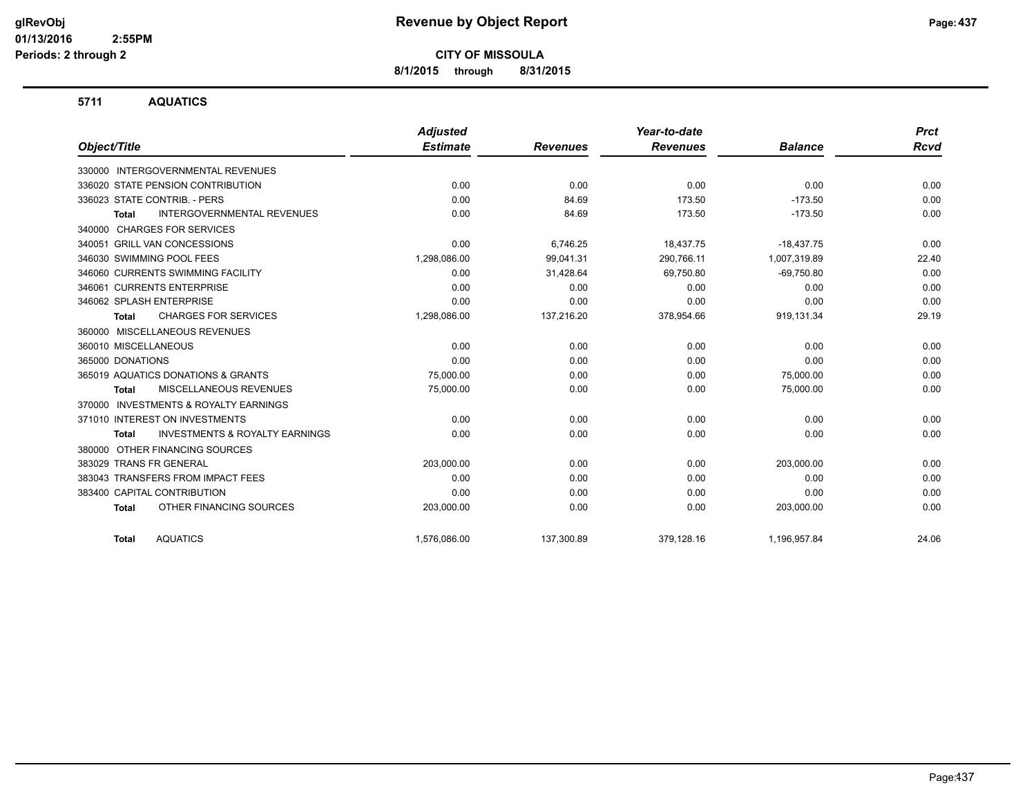**CITY OF MISSOULA**

**8/1/2015 through 8/31/2015**

## 5711 AQUATICS

| Object/Title | Adjusted Estimate | Revenues | Year-to-date Revenues | Balance | Prct Rcvd |
|---|---|---|---|---|---|
| 330000 INTERGOVERNMENTAL REVENUES | | | | | |
| 336020 STATE PENSION CONTRIBUTION | 0.00 | 0.00 | 0.00 | 0.00 | 0.00 |
| 336023 STATE CONTRIB. - PERS | 0.00 | 84.69 | 173.50 | -173.50 | 0.00 |
| **Total** INTERGOVERNMENTAL REVENUES | 0.00 | 84.69 | 173.50 | -173.50 | 0.00 |
| 340000 CHARGES FOR SERVICES | | | | | |
| 340051 GRILL VAN CONCESSIONS | 0.00 | 6,746.25 | 18,437.75 | -18,437.75 | 0.00 |
| 346030 SWIMMING POOL FEES | 1,298,086.00 | 99,041.31 | 290,766.11 | 1,007,319.89 | 22.40 |
| 346060 CURRENTS SWIMMING FACILITY | 0.00 | 31,428.64 | 69,750.80 | -69,750.80 | 0.00 |
| 346061 CURRENTS ENTERPRISE | 0.00 | 0.00 | 0.00 | 0.00 | 0.00 |
| 346062 SPLASH ENTERPRISE | 0.00 | 0.00 | 0.00 | 0.00 | 0.00 |
| **Total** CHARGES FOR SERVICES | 1,298,086.00 | 137,216.20 | 378,954.66 | 919,131.34 | 29.19 |
| 360000 MISCELLANEOUS REVENUES | | | | | |
| 360010 MISCELLANEOUS | 0.00 | 0.00 | 0.00 | 0.00 | 0.00 |
| 365000 DONATIONS | 0.00 | 0.00 | 0.00 | 0.00 | 0.00 |
| 365019 AQUATICS DONATIONS & GRANTS | 75,000.00 | 0.00 | 0.00 | 75,000.00 | 0.00 |
| **Total** MISCELLANEOUS REVENUES | 75,000.00 | 0.00 | 0.00 | 75,000.00 | 0.00 |
| 370000 INVESTMENTS & ROYALTY EARNINGS | | | | | |
| 371010 INTEREST ON INVESTMENTS | 0.00 | 0.00 | 0.00 | 0.00 | 0.00 |
| **Total** INVESTMENTS & ROYALTY EARNINGS | 0.00 | 0.00 | 0.00 | 0.00 | 0.00 |
| 380000 OTHER FINANCING SOURCES | | | | | |
| 383029 TRANS FR GENERAL | 203,000.00 | 0.00 | 0.00 | 203,000.00 | 0.00 |
| 383043 TRANSFERS FROM IMPACT FEES | 0.00 | 0.00 | 0.00 | 0.00 | 0.00 |
| 383400 CAPITAL CONTRIBUTION | 0.00 | 0.00 | 0.00 | 0.00 | 0.00 |
| **Total** OTHER FINANCING SOURCES | 203,000.00 | 0.00 | 0.00 | 203,000.00 | 0.00 |
| **Total** AQUATICS | 1,576,086.00 | 137,300.89 | 379,128.16 | 1,196,957.84 | 24.06 |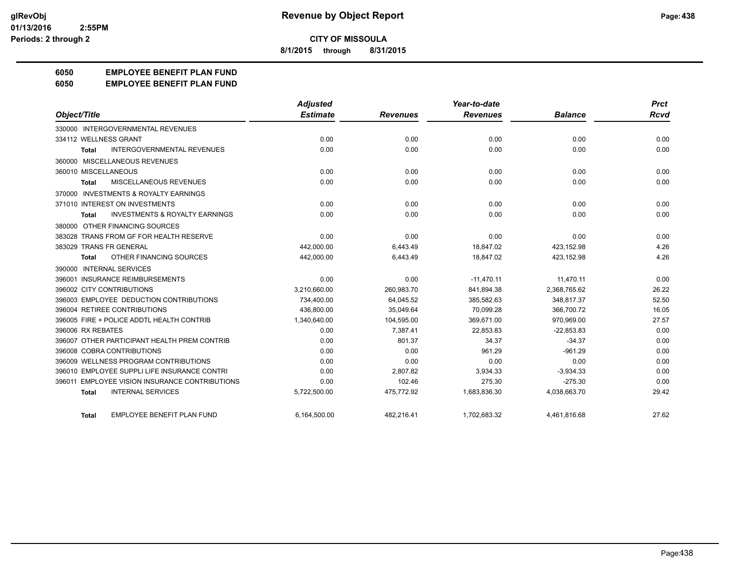# Revenue by Object Report

**CITY OF MISSOULA**

**8/1/2015 through 8/31/2015**

glRevObj
01/13/2016 2:55PM
Periods: 2 through 2

## 6050 EMPLOYEE BENEFIT PLAN FUND
## 6050 EMPLOYEE BENEFIT PLAN FUND

| Object/Title | Adjusted Estimate | Revenues | Year-to-date Revenues | Balance | Prct Rcvd |
|---|---|---|---|---|---|
| 330000 INTERGOVERNMENTAL REVENUES | | | | | |
| 334112 WELLNESS GRANT | 0.00 | 0.00 | 0.00 | 0.00 | 0.00 |
| **Total** INTERGOVERNMENTAL REVENUES | 0.00 | 0.00 | 0.00 | 0.00 | 0.00 |
| 360000 MISCELLANEOUS REVENUES | | | | | |
| 360010 MISCELLANEOUS | 0.00 | 0.00 | 0.00 | 0.00 | 0.00 |
| **Total** MISCELLANEOUS REVENUES | 0.00 | 0.00 | 0.00 | 0.00 | 0.00 |
| 370000 INVESTMENTS & ROYALTY EARNINGS | | | | | |
| 371010 INTEREST ON INVESTMENTS | 0.00 | 0.00 | 0.00 | 0.00 | 0.00 |
| **Total** INVESTMENTS & ROYALTY EARNINGS | 0.00 | 0.00 | 0.00 | 0.00 | 0.00 |
| 380000 OTHER FINANCING SOURCES | | | | | |
| 383028 TRANS FROM GF FOR HEALTH RESERVE | 0.00 | 0.00 | 0.00 | 0.00 | 0.00 |
| 383029 TRANS FR GENERAL | 442,000.00 | 6,443.49 | 18,847.02 | 423,152.98 | 4.26 |
| **Total** OTHER FINANCING SOURCES | 442,000.00 | 6,443.49 | 18,847.02 | 423,152.98 | 4.26 |
| 390000 INTERNAL SERVICES | | | | | |
| 396001 INSURANCE REIMBURSEMENTS | 0.00 | 0.00 | -11,470.11 | 11,470.11 | 0.00 |
| 396002 CITY CONTRIBUTIONS | 3,210,660.00 | 260,983.70 | 841,894.38 | 2,368,765.62 | 26.22 |
| 396003 EMPLOYEE DEDUCTION CONTRIBUTIONS | 734,400.00 | 64,045.52 | 385,582.63 | 348,817.37 | 52.50 |
| 396004 RETIREE CONTRIBUTIONS | 436,800.00 | 35,049.64 | 70,099.28 | 366,700.72 | 16.05 |
| 396005 FIRE + POLICE ADDTL HEALTH CONTRIB | 1,340,640.00 | 104,595.00 | 369,671.00 | 970,969.00 | 27.57 |
| 396006 RX REBATES | 0.00 | 7,387.41 | 22,853.83 | -22,853.83 | 0.00 |
| 396007 OTHER PARTICIPANT HEALTH PREM CONTRIB | 0.00 | 801.37 | 34.37 | -34.37 | 0.00 |
| 396008 COBRA CONTRIBUTIONS | 0.00 | 0.00 | 961.29 | -961.29 | 0.00 |
| 396009 WELLNESS PROGRAM CONTRIBUTIONS | 0.00 | 0.00 | 0.00 | 0.00 | 0.00 |
| 396010 EMPLOYEE SUPPLI LIFE INSURANCE CONTRI | 0.00 | 2,807.82 | 3,934.33 | -3,934.33 | 0.00 |
| 396011 EMPLOYEE VISION INSURANCE CONTRIBUTIONS | 0.00 | 102.46 | 275.30 | -275.30 | 0.00 |
| **Total** INTERNAL SERVICES | 5,722,500.00 | 475,772.92 | 1,683,836.30 | 4,038,663.70 | 29.42 |
| **Total** EMPLOYEE BENEFIT PLAN FUND | 6,164,500.00 | 482,216.41 | 1,702,683.32 | 4,461,816.68 | 27.62 |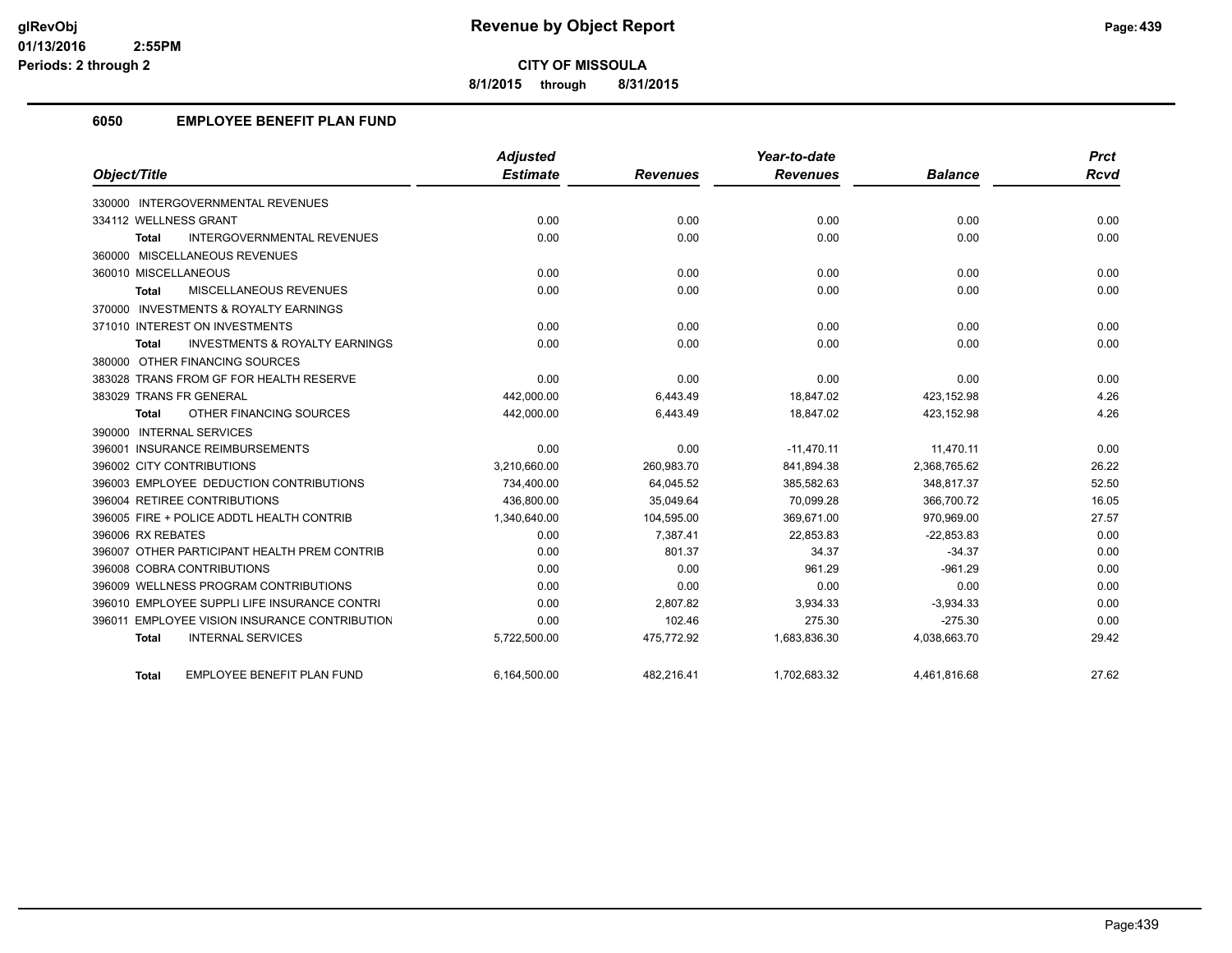**CITY OF MISSOULA**

**8/1/2015 through 8/31/2015**

## 6050 EMPLOYEE BENEFIT PLAN FUND

| Object/Title | Adjusted Estimate | Revenues | Year-to-date Revenues | Balance | Prct Rcvd |
|---|---|---|---|---|---|
| 330000 INTERGOVERNMENTAL REVENUES | | | | | |
| 334112 WELLNESS GRANT | 0.00 | 0.00 | 0.00 | 0.00 | 0.00 |
| **Total** INTERGOVERNMENTAL REVENUES | 0.00 | 0.00 | 0.00 | 0.00 | 0.00 |
| 360000 MISCELLANEOUS REVENUES | | | | | |
| 360010 MISCELLANEOUS | 0.00 | 0.00 | 0.00 | 0.00 | 0.00 |
| **Total** MISCELLANEOUS REVENUES | 0.00 | 0.00 | 0.00 | 0.00 | 0.00 |
| 370000 INVESTMENTS & ROYALTY EARNINGS | | | | | |
| 371010 INTEREST ON INVESTMENTS | 0.00 | 0.00 | 0.00 | 0.00 | 0.00 |
| **Total** INVESTMENTS & ROYALTY EARNINGS | 0.00 | 0.00 | 0.00 | 0.00 | 0.00 |
| 380000 OTHER FINANCING SOURCES | | | | | |
| 383028 TRANS FROM GF FOR HEALTH RESERVE | 0.00 | 0.00 | 0.00 | 0.00 | 0.00 |
| 383029 TRANS FR GENERAL | 442,000.00 | 6,443.49 | 18,847.02 | 423,152.98 | 4.26 |
| **Total** OTHER FINANCING SOURCES | 442,000.00 | 6,443.49 | 18,847.02 | 423,152.98 | 4.26 |
| 390000 INTERNAL SERVICES | | | | | |
| 396001 INSURANCE REIMBURSEMENTS | 0.00 | 0.00 | -11,470.11 | 11,470.11 | 0.00 |
| 396002 CITY CONTRIBUTIONS | 3,210,660.00 | 260,983.70 | 841,894.38 | 2,368,765.62 | 26.22 |
| 396003 EMPLOYEE DEDUCTION CONTRIBUTIONS | 734,400.00 | 64,045.52 | 385,582.63 | 348,817.37 | 52.50 |
| 396004 RETIREE CONTRIBUTIONS | 436,800.00 | 35,049.64 | 70,099.28 | 366,700.72 | 16.05 |
| 396005 FIRE + POLICE ADDTL HEALTH CONTRIB | 1,340,640.00 | 104,595.00 | 369,671.00 | 970,969.00 | 27.57 |
| 396006 RX REBATES | 0.00 | 7,387.41 | 22,853.83 | -22,853.83 | 0.00 |
| 396007 OTHER PARTICIPANT HEALTH PREM CONTRIB | 0.00 | 801.37 | 34.37 | -34.37 | 0.00 |
| 396008 COBRA CONTRIBUTIONS | 0.00 | 0.00 | 961.29 | -961.29 | 0.00 |
| 396009 WELLNESS PROGRAM CONTRIBUTIONS | 0.00 | 0.00 | 0.00 | 0.00 | 0.00 |
| 396010 EMPLOYEE SUPPLI LIFE INSURANCE CONTRI | 0.00 | 2,807.82 | 3,934.33 | -3,934.33 | 0.00 |
| 396011 EMPLOYEE VISION INSURANCE CONTRIBUTION | 0.00 | 102.46 | 275.30 | -275.30 | 0.00 |
| **Total** INTERNAL SERVICES | 5,722,500.00 | 475,772.92 | 1,683,836.30 | 4,038,663.70 | 29.42 |
| **Total** EMPLOYEE BENEFIT PLAN FUND | 6,164,500.00 | 482,216.41 | 1,702,683.32 | 4,461,816.68 | 27.62 |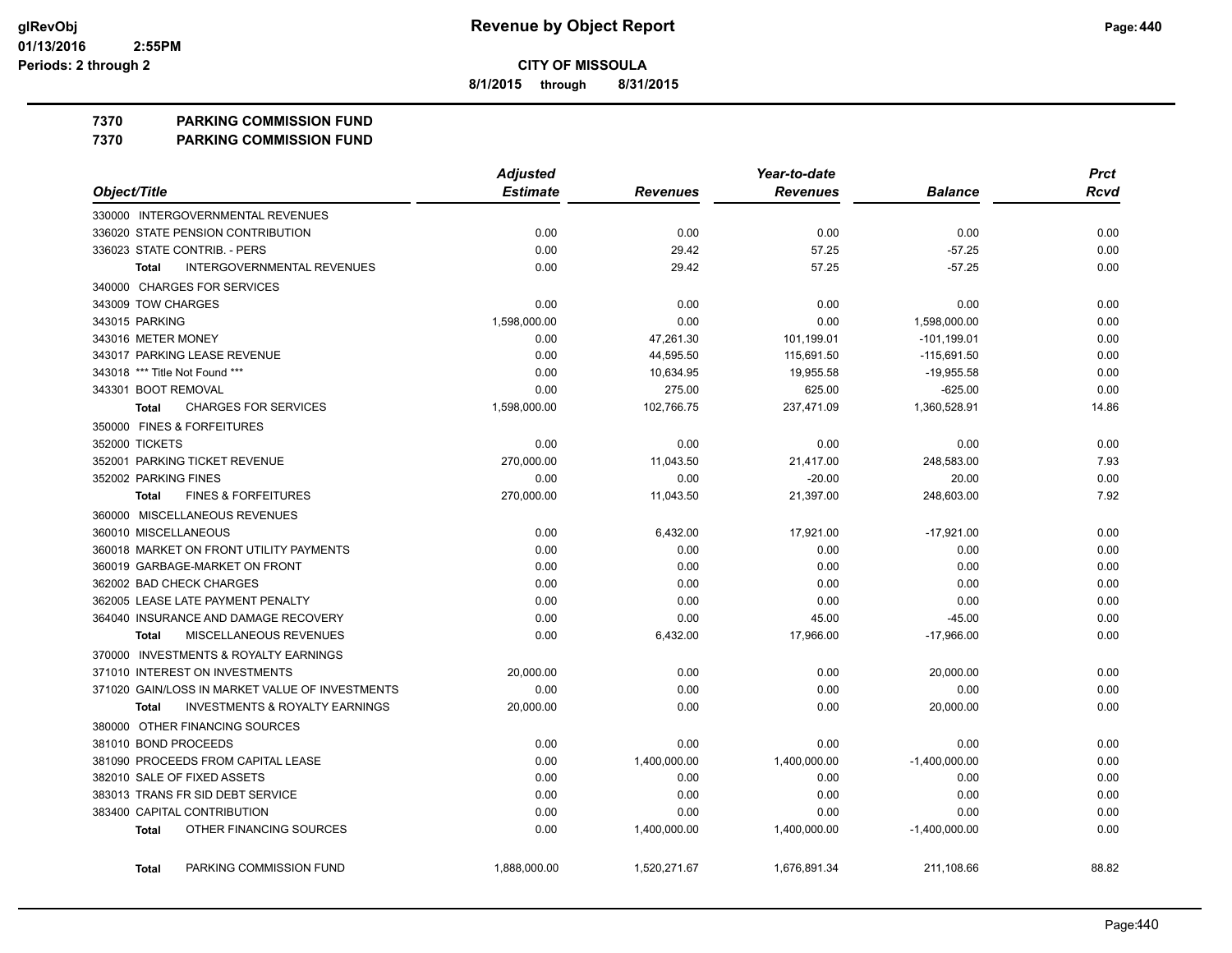# Revenue by Object Report

**CITY OF MISSOULA**

8/1/2015 through 8/31/2015

glRevObj
01/13/2016 2:55PM
Periods: 2 through 2

**7370 PARKING COMMISSION FUND**
**7370 PARKING COMMISSION FUND**

| Object/Title | Adjusted Estimate | Revenues | Year-to-date Revenues | Balance | Prct Rcvd |
|---|---|---|---|---|---|
| 330000 INTERGOVERNMENTAL REVENUES | | | | | |
| 336020 STATE PENSION CONTRIBUTION | 0.00 | 0.00 | 0.00 | 0.00 | 0.00 |
| 336023 STATE CONTRIB. - PERS | 0.00 | 29.42 | 57.25 | -57.25 | 0.00 |
| **Total** INTERGOVERNMENTAL REVENUES | 0.00 | 29.42 | 57.25 | -57.25 | 0.00 |
| 340000 CHARGES FOR SERVICES | | | | | |
| 343009 TOW CHARGES | 0.00 | 0.00 | 0.00 | 0.00 | 0.00 |
| 343015 PARKING | 1,598,000.00 | 0.00 | 0.00 | 1,598,000.00 | 0.00 |
| 343016 METER MONEY | 0.00 | 47,261.30 | 101,199.01 | -101,199.01 | 0.00 |
| 343017 PARKING LEASE REVENUE | 0.00 | 44,595.50 | 115,691.50 | -115,691.50 | 0.00 |
| 343018 *** Title Not Found *** | 0.00 | 10,634.95 | 19,955.58 | -19,955.58 | 0.00 |
| 343301 BOOT REMOVAL | 0.00 | 275.00 | 625.00 | -625.00 | 0.00 |
| **Total** CHARGES FOR SERVICES | 1,598,000.00 | 102,766.75 | 237,471.09 | 1,360,528.91 | 14.86 |
| 350000 FINES & FORFEITURES | | | | | |
| 352000 TICKETS | 0.00 | 0.00 | 0.00 | 0.00 | 0.00 |
| 352001 PARKING TICKET REVENUE | 270,000.00 | 11,043.50 | 21,417.00 | 248,583.00 | 7.93 |
| 352002 PARKING FINES | 0.00 | 0.00 | -20.00 | 20.00 | 0.00 |
| **Total** FINES & FORFEITURES | 270,000.00 | 11,043.50 | 21,397.00 | 248,603.00 | 7.92 |
| 360000 MISCELLANEOUS REVENUES | | | | | |
| 360010 MISCELLANEOUS | 0.00 | 6,432.00 | 17,921.00 | -17,921.00 | 0.00 |
| 360018 MARKET ON FRONT UTILITY PAYMENTS | 0.00 | 0.00 | 0.00 | 0.00 | 0.00 |
| 360019 GARBAGE-MARKET ON FRONT | 0.00 | 0.00 | 0.00 | 0.00 | 0.00 |
| 362002 BAD CHECK CHARGES | 0.00 | 0.00 | 0.00 | 0.00 | 0.00 |
| 362005 LEASE LATE PAYMENT PENALTY | 0.00 | 0.00 | 0.00 | 0.00 | 0.00 |
| 364040 INSURANCE AND DAMAGE RECOVERY | 0.00 | 0.00 | 45.00 | -45.00 | 0.00 |
| **Total** MISCELLANEOUS REVENUES | 0.00 | 6,432.00 | 17,966.00 | -17,966.00 | 0.00 |
| 370000 INVESTMENTS & ROYALTY EARNINGS | | | | | |
| 371010 INTEREST ON INVESTMENTS | 20,000.00 | 0.00 | 0.00 | 20,000.00 | 0.00 |
| 371020 GAIN/LOSS IN MARKET VALUE OF INVESTMENTS | 0.00 | 0.00 | 0.00 | 0.00 | 0.00 |
| **Total** INVESTMENTS & ROYALTY EARNINGS | 20,000.00 | 0.00 | 0.00 | 20,000.00 | 0.00 |
| 380000 OTHER FINANCING SOURCES | | | | | |
| 381010 BOND PROCEEDS | 0.00 | 0.00 | 0.00 | 0.00 | 0.00 |
| 381090 PROCEEDS FROM CAPITAL LEASE | 0.00 | 1,400,000.00 | 1,400,000.00 | -1,400,000.00 | 0.00 |
| 382010 SALE OF FIXED ASSETS | 0.00 | 0.00 | 0.00 | 0.00 | 0.00 |
| 383013 TRANS FR SID DEBT SERVICE | 0.00 | 0.00 | 0.00 | 0.00 | 0.00 |
| 383400 CAPITAL CONTRIBUTION | 0.00 | 0.00 | 0.00 | 0.00 | 0.00 |
| **Total** OTHER FINANCING SOURCES | 0.00 | 1,400,000.00 | 1,400,000.00 | -1,400,000.00 | 0.00 |
| **Total** PARKING COMMISSION FUND | 1,888,000.00 | 1,520,271.67 | 1,676,891.34 | 211,108.66 | 88.82 |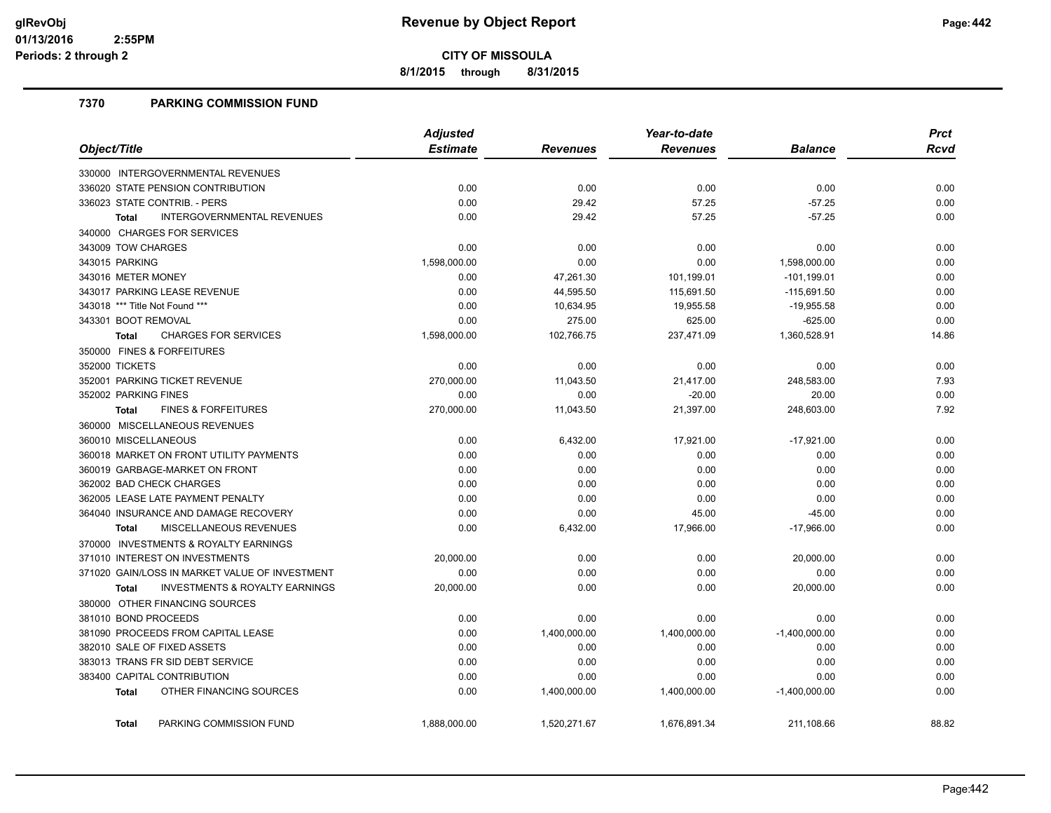# Revenue by Object Report

**CITY OF MISSOULA**

**8/1/2015 through 8/31/2015**

glRevObj
01/13/2016 2:55PM
Periods: 2 through 2

## 7370 PARKING COMMISSION FUND

| Object/Title | Adjusted Estimate | Revenues | Year-to-date Revenues | Balance | Prct Rcvd |
|---|---|---|---|---|---|
| 330000 INTERGOVERNMENTAL REVENUES | | | | | |
| 336020 STATE PENSION CONTRIBUTION | 0.00 | 0.00 | 0.00 | 0.00 | 0.00 |
| 336023 STATE CONTRIB. - PERS | 0.00 | 29.42 | 57.25 | -57.25 | 0.00 |
| **Total** INTERGOVERNMENTAL REVENUES | 0.00 | 29.42 | 57.25 | -57.25 | 0.00 |
| 340000 CHARGES FOR SERVICES | | | | | |
| 343009 TOW CHARGES | 0.00 | 0.00 | 0.00 | 0.00 | 0.00 |
| 343015 PARKING | 1,598,000.00 | 0.00 | 0.00 | 1,598,000.00 | 0.00 |
| 343016 METER MONEY | 0.00 | 47,261.30 | 101,199.01 | -101,199.01 | 0.00 |
| 343017 PARKING LEASE REVENUE | 0.00 | 44,595.50 | 115,691.50 | -115,691.50 | 0.00 |
| 343018 *** Title Not Found *** | 0.00 | 10,634.95 | 19,955.58 | -19,955.58 | 0.00 |
| 343301 BOOT REMOVAL | 0.00 | 275.00 | 625.00 | -625.00 | 0.00 |
| **Total** CHARGES FOR SERVICES | 1,598,000.00 | 102,766.75 | 237,471.09 | 1,360,528.91 | 14.86 |
| 350000 FINES & FORFEITURES | | | | | |
| 352000 TICKETS | 0.00 | 0.00 | 0.00 | 0.00 | 0.00 |
| 352001 PARKING TICKET REVENUE | 270,000.00 | 11,043.50 | 21,417.00 | 248,583.00 | 7.93 |
| 352002 PARKING FINES | 0.00 | 0.00 | -20.00 | 20.00 | 0.00 |
| **Total** FINES & FORFEITURES | 270,000.00 | 11,043.50 | 21,397.00 | 248,603.00 | 7.92 |
| 360000 MISCELLANEOUS REVENUES | | | | | |
| 360010 MISCELLANEOUS | 0.00 | 6,432.00 | 17,921.00 | -17,921.00 | 0.00 |
| 360018 MARKET ON FRONT UTILITY PAYMENTS | 0.00 | 0.00 | 0.00 | 0.00 | 0.00 |
| 360019 GARBAGE-MARKET ON FRONT | 0.00 | 0.00 | 0.00 | 0.00 | 0.00 |
| 362002 BAD CHECK CHARGES | 0.00 | 0.00 | 0.00 | 0.00 | 0.00 |
| 362005 LEASE LATE PAYMENT PENALTY | 0.00 | 0.00 | 0.00 | 0.00 | 0.00 |
| 364040 INSURANCE AND DAMAGE RECOVERY | 0.00 | 0.00 | 45.00 | -45.00 | 0.00 |
| **Total** MISCELLANEOUS REVENUES | 0.00 | 6,432.00 | 17,966.00 | -17,966.00 | 0.00 |
| 370000 INVESTMENTS & ROYALTY EARNINGS | | | | | |
| 371010 INTEREST ON INVESTMENTS | 20,000.00 | 0.00 | 0.00 | 20,000.00 | 0.00 |
| 371020 GAIN/LOSS IN MARKET VALUE OF INVESTMENT | 0.00 | 0.00 | 0.00 | 0.00 | 0.00 |
| **Total** INVESTMENTS & ROYALTY EARNINGS | 20,000.00 | 0.00 | 0.00 | 20,000.00 | 0.00 |
| 380000 OTHER FINANCING SOURCES | | | | | |
| 381010 BOND PROCEEDS | 0.00 | 0.00 | 0.00 | 0.00 | 0.00 |
| 381090 PROCEEDS FROM CAPITAL LEASE | 0.00 | 1,400,000.00 | 1,400,000.00 | -1,400,000.00 | 0.00 |
| 382010 SALE OF FIXED ASSETS | 0.00 | 0.00 | 0.00 | 0.00 | 0.00 |
| 383013 TRANS FR SID DEBT SERVICE | 0.00 | 0.00 | 0.00 | 0.00 | 0.00 |
| 383400 CAPITAL CONTRIBUTION | 0.00 | 0.00 | 0.00 | 0.00 | 0.00 |
| **Total** OTHER FINANCING SOURCES | 0.00 | 1,400,000.00 | 1,400,000.00 | -1,400,000.00 | 0.00 |
| **Total** PARKING COMMISSION FUND | 1,888,000.00 | 1,520,271.67 | 1,676,891.34 | 211,108.66 | 88.82 |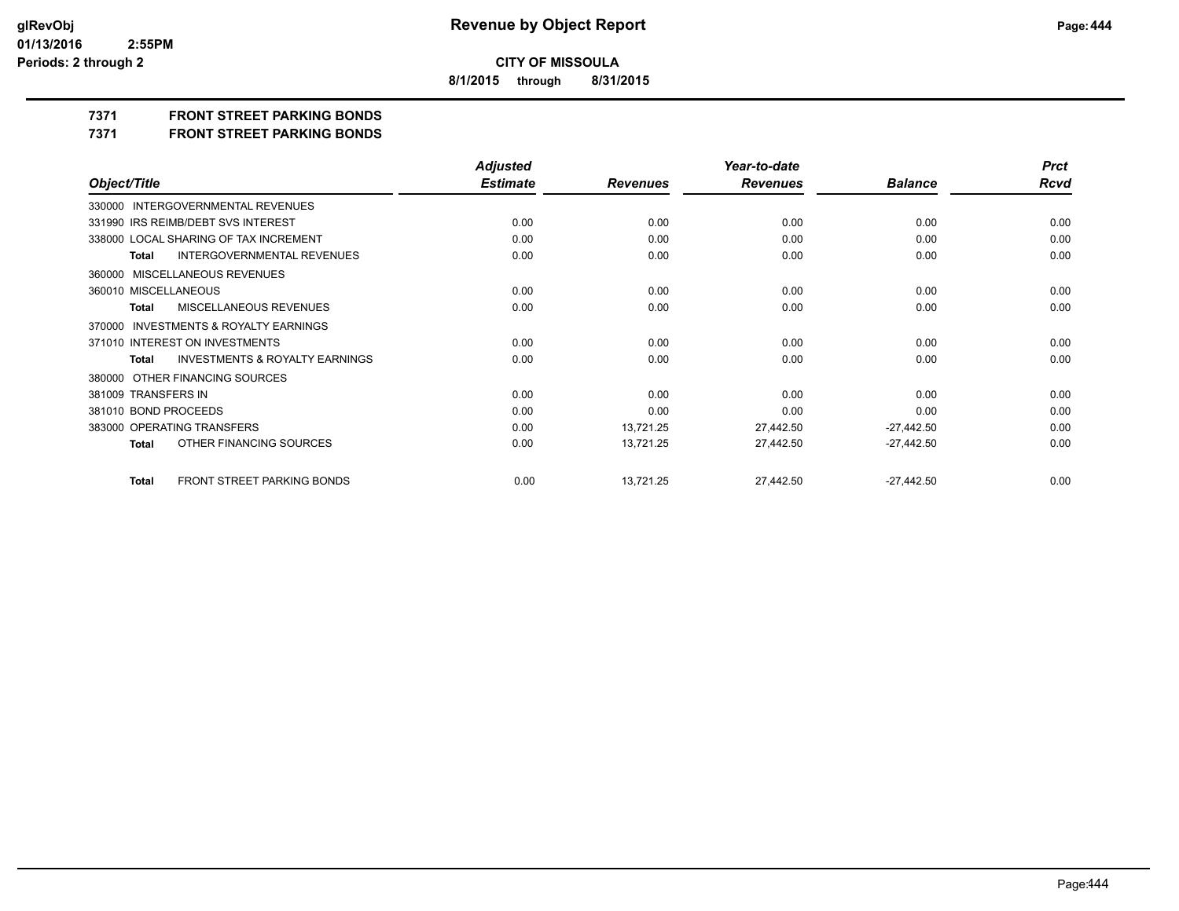**CITY OF MISSOULA**

**8/1/2015 through 8/31/2015**

# 7371 FRONT STREET PARKING BONDS

## 7371 FRONT STREET PARKING BONDS

| Object/Title | Adjusted Estimate | Revenues | Year-to-date Revenues | Balance | Prct Rcvd |
|---|---|---|---|---|---|
| 330000 INTERGOVERNMENTAL REVENUES | | | | | |
| 331990 IRS REIMB/DEBT SVS INTEREST | 0.00 | 0.00 | 0.00 | 0.00 | 0.00 |
| 338000 LOCAL SHARING OF TAX INCREMENT | 0.00 | 0.00 | 0.00 | 0.00 | 0.00 |
| Total INTERGOVERNMENTAL REVENUES | 0.00 | 0.00 | 0.00 | 0.00 | 0.00 |
| 360000 MISCELLANEOUS REVENUES | | | | | |
| 360010 MISCELLANEOUS | 0.00 | 0.00 | 0.00 | 0.00 | 0.00 |
| Total MISCELLANEOUS REVENUES | 0.00 | 0.00 | 0.00 | 0.00 | 0.00 |
| 370000 INVESTMENTS & ROYALTY EARNINGS | | | | | |
| 371010 INTEREST ON INVESTMENTS | 0.00 | 0.00 | 0.00 | 0.00 | 0.00 |
| Total INVESTMENTS & ROYALTY EARNINGS | 0.00 | 0.00 | 0.00 | 0.00 | 0.00 |
| 380000 OTHER FINANCING SOURCES | | | | | |
| 381009 TRANSFERS IN | 0.00 | 0.00 | 0.00 | 0.00 | 0.00 |
| 381010 BOND PROCEEDS | 0.00 | 0.00 | 0.00 | 0.00 | 0.00 |
| 383000 OPERATING TRANSFERS | 0.00 | 13,721.25 | 27,442.50 | -27,442.50 | 0.00 |
| Total OTHER FINANCING SOURCES | 0.00 | 13,721.25 | 27,442.50 | -27,442.50 | 0.00 |
| Total FRONT STREET PARKING BONDS | 0.00 | 13,721.25 | 27,442.50 | -27,442.50 | 0.00 |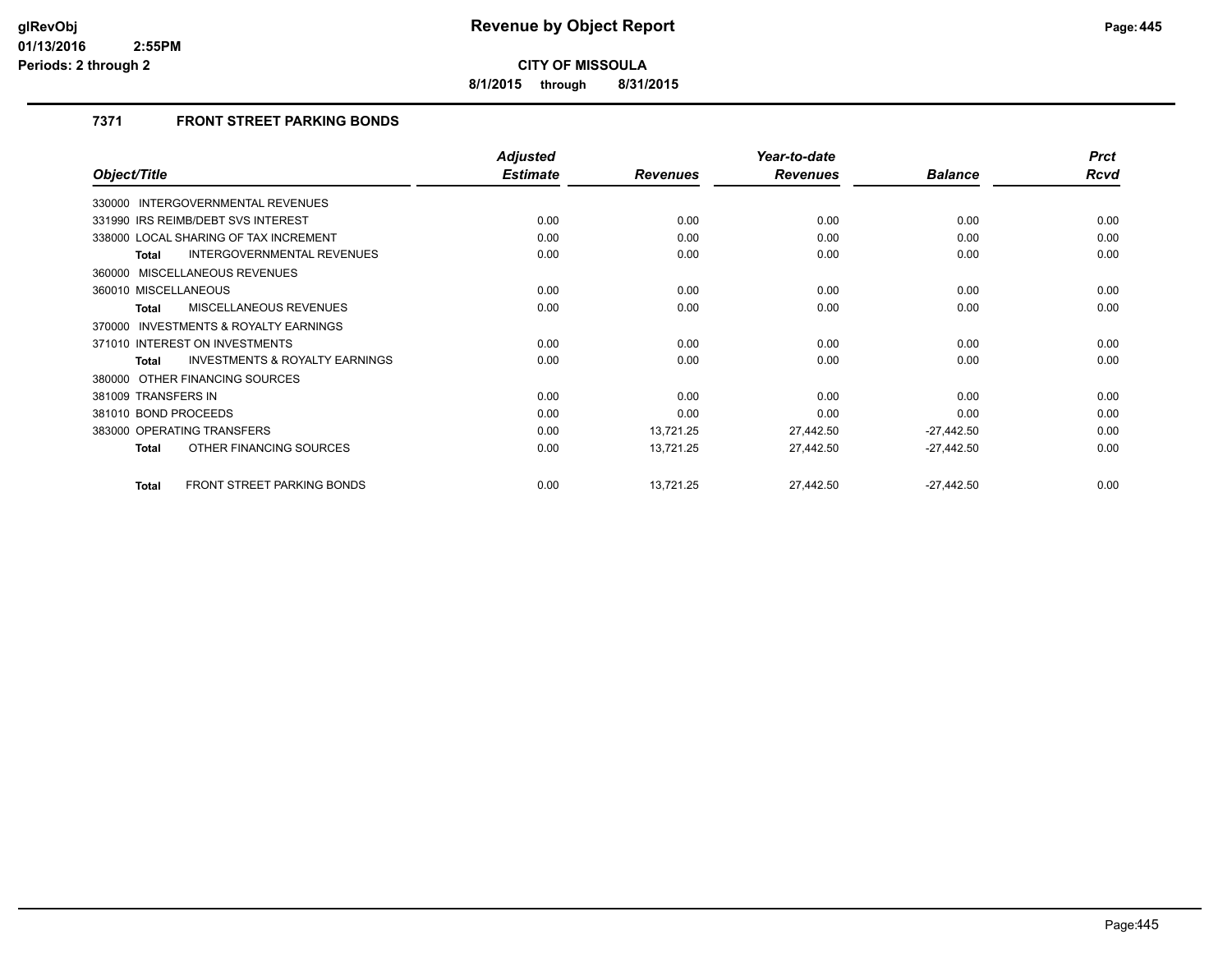# Revenue by Object Report

**CITY OF MISSOULA**

**8/1/2015 through 8/31/2015**

### 7371 FRONT STREET PARKING BONDS

| Object/Title | Adjusted Estimate | Revenues | Year-to-date Revenues | Balance | Prct Rcvd |
|---|---|---|---|---|---|
| 330000 INTERGOVERNMENTAL REVENUES | | | | | |
| 331990 IRS REIMB/DEBT SVS INTEREST | 0.00 | 0.00 | 0.00 | 0.00 | 0.00 |
| 338000 LOCAL SHARING OF TAX INCREMENT | 0.00 | 0.00 | 0.00 | 0.00 | 0.00 |
| **Total** INTERGOVERNMENTAL REVENUES | 0.00 | 0.00 | 0.00 | 0.00 | 0.00 |
| 360000 MISCELLANEOUS REVENUES | | | | | |
| 360010 MISCELLANEOUS | 0.00 | 0.00 | 0.00 | 0.00 | 0.00 |
| **Total** MISCELLANEOUS REVENUES | 0.00 | 0.00 | 0.00 | 0.00 | 0.00 |
| 370000 INVESTMENTS & ROYALTY EARNINGS | | | | | |
| 371010 INTEREST ON INVESTMENTS | 0.00 | 0.00 | 0.00 | 0.00 | 0.00 |
| **Total** INVESTMENTS & ROYALTY EARNINGS | 0.00 | 0.00 | 0.00 | 0.00 | 0.00 |
| 380000 OTHER FINANCING SOURCES | | | | | |
| 381009 TRANSFERS IN | 0.00 | 0.00 | 0.00 | 0.00 | 0.00 |
| 381010 BOND PROCEEDS | 0.00 | 0.00 | 0.00 | 0.00 | 0.00 |
| 383000 OPERATING TRANSFERS | 0.00 | 13,721.25 | 27,442.50 | -27,442.50 | 0.00 |
| **Total** OTHER FINANCING SOURCES | 0.00 | 13,721.25 | 27,442.50 | -27,442.50 | 0.00 |
| **Total** FRONT STREET PARKING BONDS | 0.00 | 13,721.25 | 27,442.50 | -27,442.50 | 0.00 |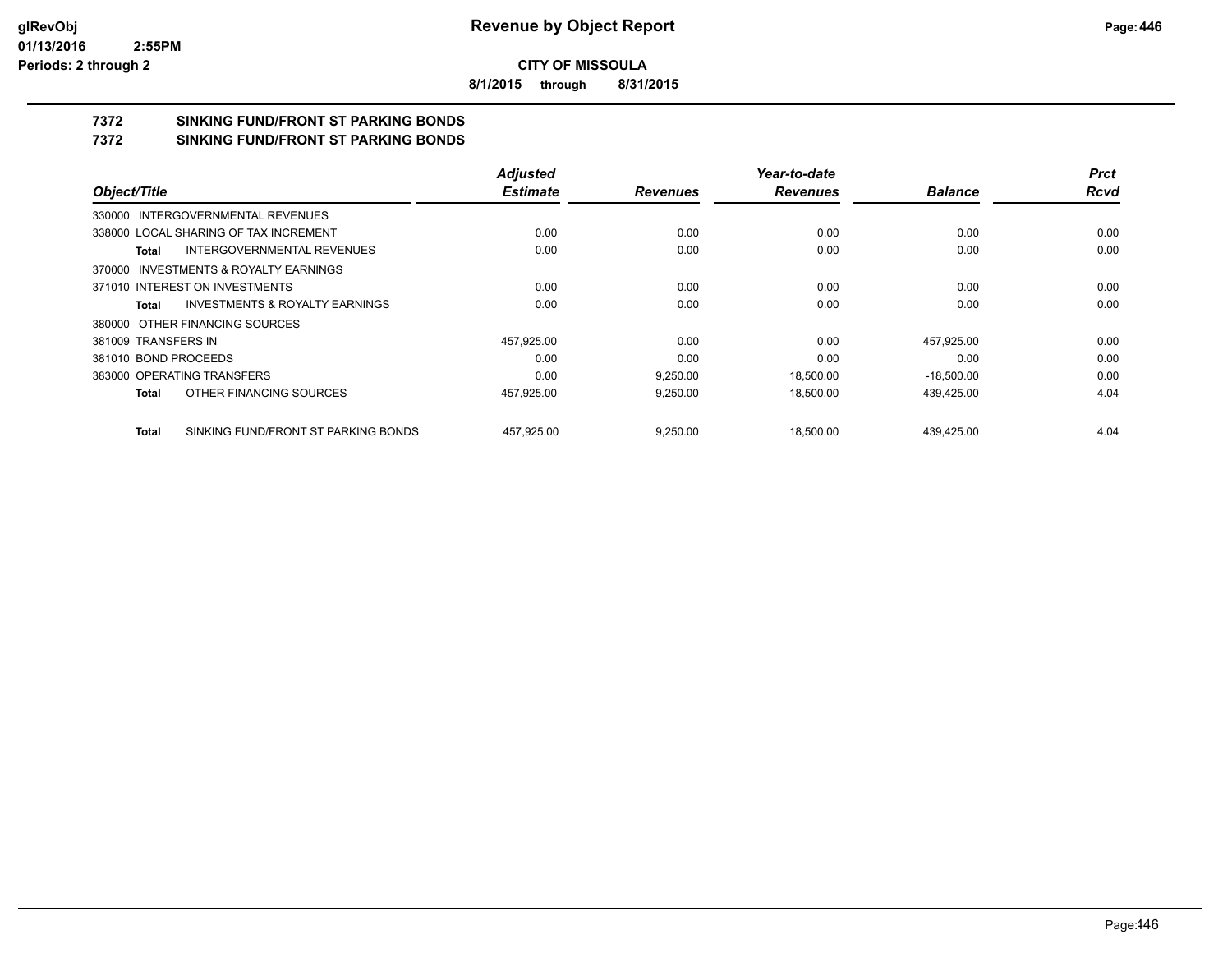**Revenue by Object Report**

**CITY OF MISSOULA**

**8/1/2015 through 8/31/2015**

glRevObj
01/13/2016 2:55PM
Periods: 2 through 2

## 7372 SINKING FUND/FRONT ST PARKING BONDS
## 7372 SINKING FUND/FRONT ST PARKING BONDS

| Object/Title | | Adjusted Estimate | Revenues | Year-to-date Revenues | Balance | Prct Rcvd |
|---|---|---|---|---|---|---|
| 330000 INTERGOVERNMENTAL REVENUES | | | | | | |
| 338000 LOCAL SHARING OF TAX INCREMENT | | 0.00 | 0.00 | 0.00 | 0.00 | 0.00 |
| **Total** | INTERGOVERNMENTAL REVENUES | 0.00 | 0.00 | 0.00 | 0.00 | 0.00 |
| 370000 INVESTMENTS & ROYALTY EARNINGS | | | | | | |
| 371010 INTEREST ON INVESTMENTS | | 0.00 | 0.00 | 0.00 | 0.00 | 0.00 |
| **Total** | INVESTMENTS & ROYALTY EARNINGS | 0.00 | 0.00 | 0.00 | 0.00 | 0.00 |
| 380000 OTHER FINANCING SOURCES | | | | | | |
| 381009 TRANSFERS IN | | 457,925.00 | 0.00 | 0.00 | 457,925.00 | 0.00 |
| 381010 BOND PROCEEDS | | 0.00 | 0.00 | 0.00 | 0.00 | 0.00 |
| 383000 OPERATING TRANSFERS | | 0.00 | 9,250.00 | 18,500.00 | -18,500.00 | 0.00 |
| **Total** | OTHER FINANCING SOURCES | 457,925.00 | 9,250.00 | 18,500.00 | 439,425.00 | 4.04 |
| **Total** | SINKING FUND/FRONT ST PARKING BONDS | 457,925.00 | 9,250.00 | 18,500.00 | 439,425.00 | 4.04 |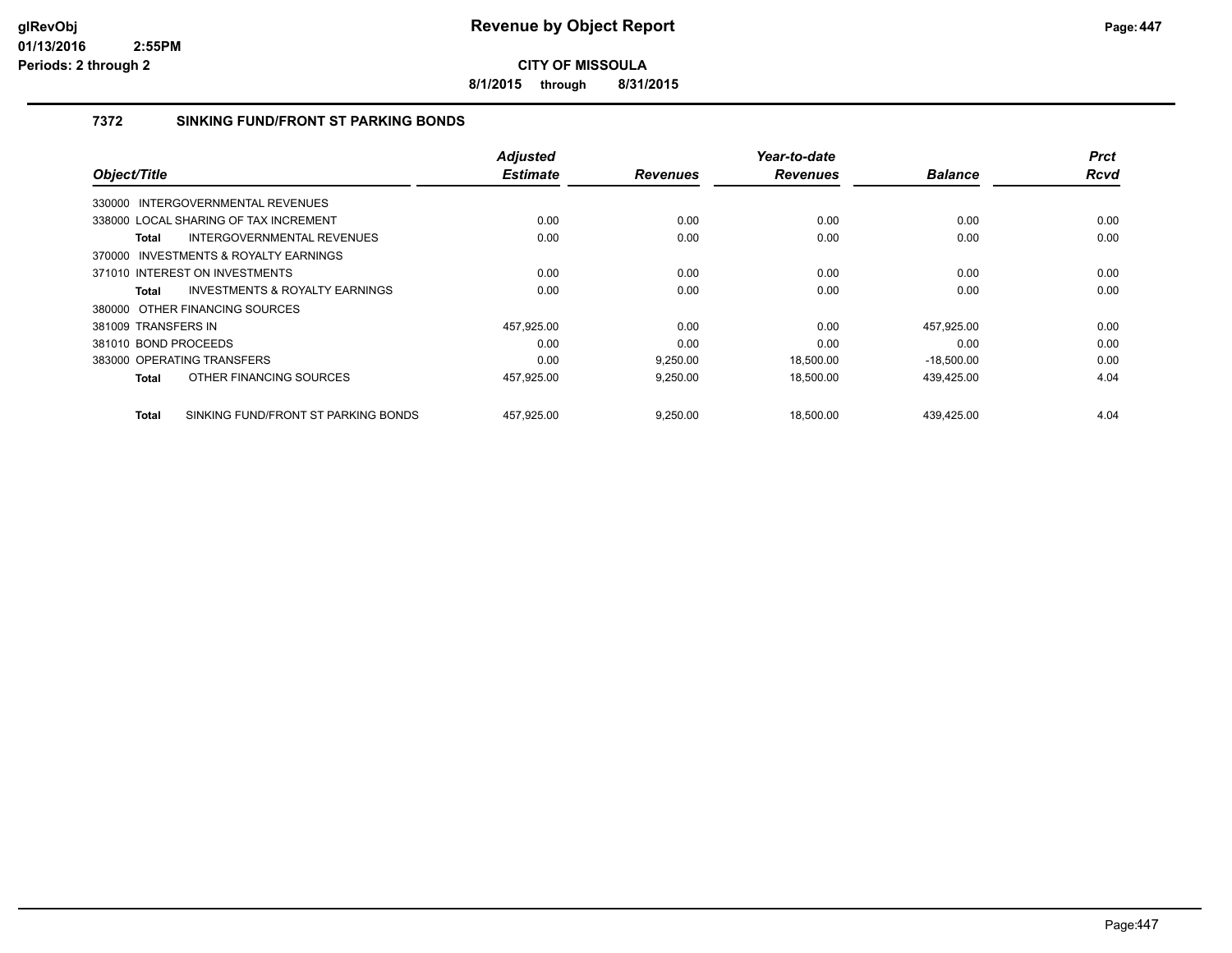# Revenue by Object Report

**CITY OF MISSOULA**

**8/1/2015 through 8/31/2015**

glRevObj
01/13/2016 2:55PM
Periods: 2 through 2

## 7372 SINKING FUND/FRONT ST PARKING BONDS

| Object/Title | Adjusted Estimate | Revenues | Year-to-date Revenues | Balance | Prct Rcvd |
|---|---|---|---|---|---|
| 330000 INTERGOVERNMENTAL REVENUES | | | | | |
| 338000 LOCAL SHARING OF TAX INCREMENT | 0.00 | 0.00 | 0.00 | 0.00 | 0.00 |
| **Total** INTERGOVERNMENTAL REVENUES | 0.00 | 0.00 | 0.00 | 0.00 | 0.00 |
| 370000 INVESTMENTS & ROYALTY EARNINGS | | | | | |
| 371010 INTEREST ON INVESTMENTS | 0.00 | 0.00 | 0.00 | 0.00 | 0.00 |
| **Total** INVESTMENTS & ROYALTY EARNINGS | 0.00 | 0.00 | 0.00 | 0.00 | 0.00 |
| 380000 OTHER FINANCING SOURCES | | | | | |
| 381009 TRANSFERS IN | 457,925.00 | 0.00 | 0.00 | 457,925.00 | 0.00 |
| 381010 BOND PROCEEDS | 0.00 | 0.00 | 0.00 | 0.00 | 0.00 |
| 383000 OPERATING TRANSFERS | 0.00 | 9,250.00 | 18,500.00 | -18,500.00 | 0.00 |
| **Total** OTHER FINANCING SOURCES | 457,925.00 | 9,250.00 | 18,500.00 | 439,425.00 | 4.04 |
| **Total** SINKING FUND/FRONT ST PARKING BONDS | 457,925.00 | 9,250.00 | 18,500.00 | 439,425.00 | 4.04 |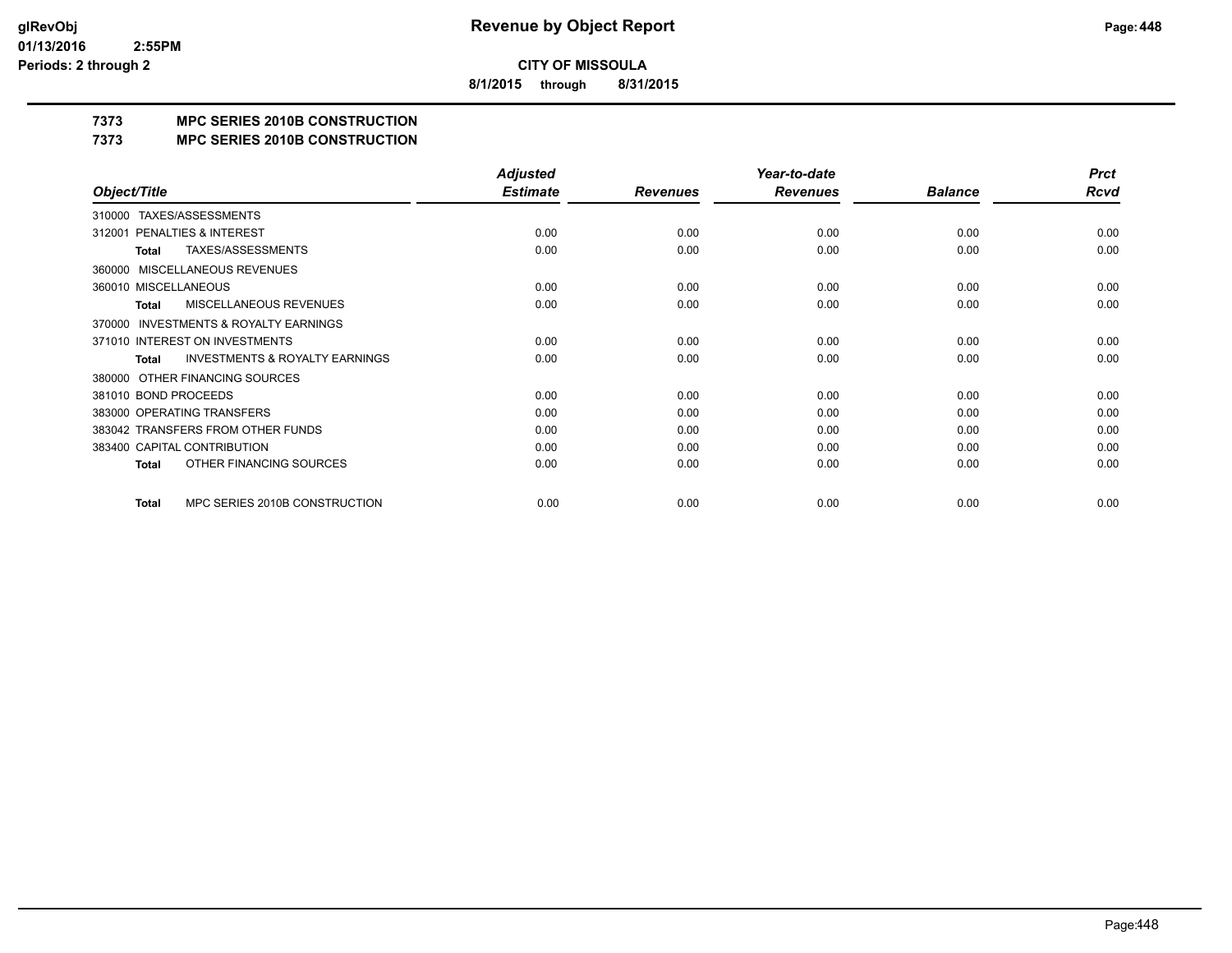**Revenue by Object Report**

**CITY OF MISSOULA**

**8/1/2015 through 8/31/2015**

**7373 MPC SERIES 2010B CONSTRUCTION**

**7373 MPC SERIES 2010B CONSTRUCTION**

| Object/Title | Adjusted Estimate | Revenues | Year-to-date Revenues | Balance | Prct Rcvd |
|---|---|---|---|---|---|
| 310000 TAXES/ASSESSMENTS | | | | | |
| 312001 PENALTIES & INTEREST | 0.00 | 0.00 | 0.00 | 0.00 | 0.00 |
| **Total** TAXES/ASSESSMENTS | 0.00 | 0.00 | 0.00 | 0.00 | 0.00 |
| 360000 MISCELLANEOUS REVENUES | | | | | |
| 360010 MISCELLANEOUS | 0.00 | 0.00 | 0.00 | 0.00 | 0.00 |
| **Total** MISCELLANEOUS REVENUES | 0.00 | 0.00 | 0.00 | 0.00 | 0.00 |
| 370000 INVESTMENTS & ROYALTY EARNINGS | | | | | |
| 371010 INTEREST ON INVESTMENTS | 0.00 | 0.00 | 0.00 | 0.00 | 0.00 |
| **Total** INVESTMENTS & ROYALTY EARNINGS | 0.00 | 0.00 | 0.00 | 0.00 | 0.00 |
| 380000 OTHER FINANCING SOURCES | | | | | |
| 381010 BOND PROCEEDS | 0.00 | 0.00 | 0.00 | 0.00 | 0.00 |
| 383000 OPERATING TRANSFERS | 0.00 | 0.00 | 0.00 | 0.00 | 0.00 |
| 383042 TRANSFERS FROM OTHER FUNDS | 0.00 | 0.00 | 0.00 | 0.00 | 0.00 |
| 383400 CAPITAL CONTRIBUTION | 0.00 | 0.00 | 0.00 | 0.00 | 0.00 |
| **Total** OTHER FINANCING SOURCES | 0.00 | 0.00 | 0.00 | 0.00 | 0.00 |
| **Total** MPC SERIES 2010B CONSTRUCTION | 0.00 | 0.00 | 0.00 | 0.00 | 0.00 |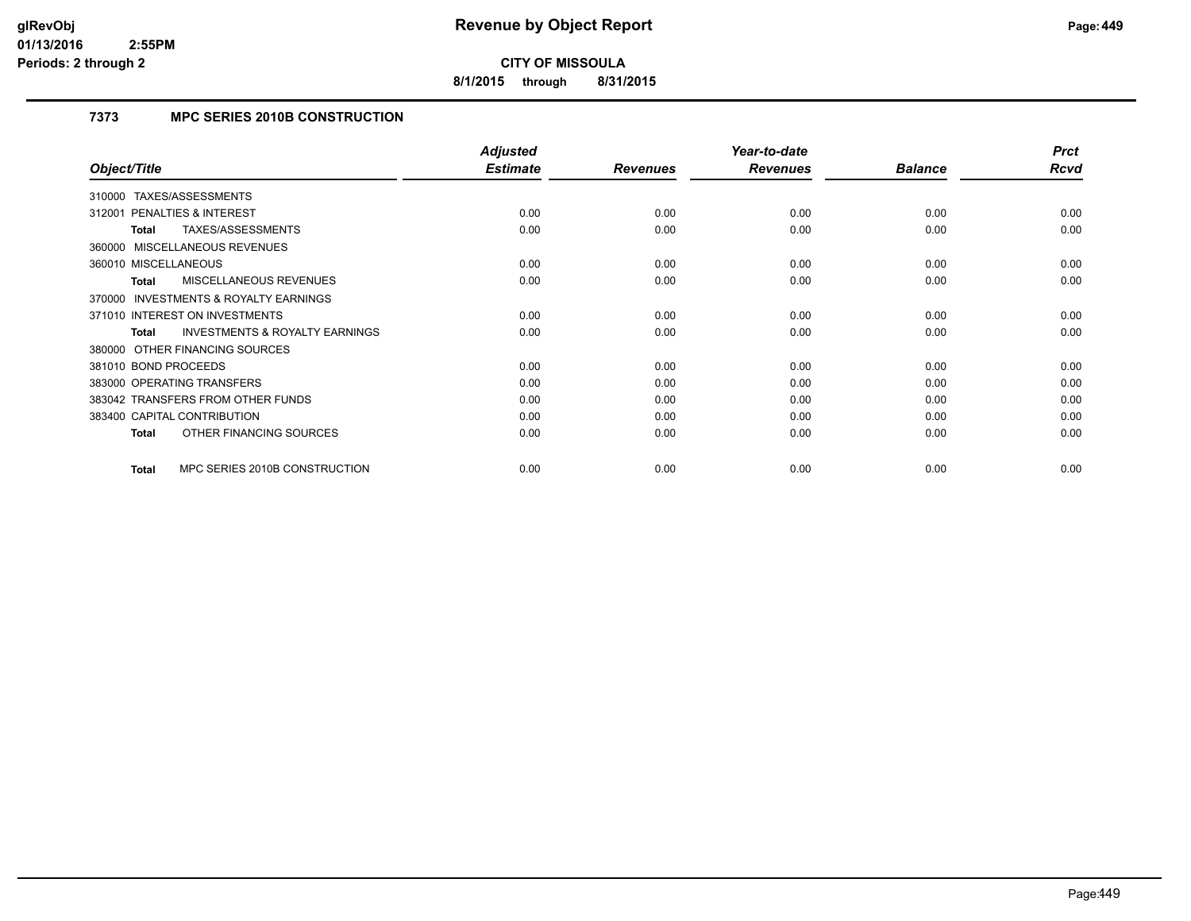**CITY OF MISSOULA**

**8/1/2015 through 8/31/2015**

## 7373 MPC SERIES 2010B CONSTRUCTION

| Object/Title | Adjusted Estimate | Revenues | Year-to-date Revenues | Balance | Prct Rcvd |
|---|---|---|---|---|---|
| 310000 TAXES/ASSESSMENTS | | | | | |
| 312001 PENALTIES & INTEREST | 0.00 | 0.00 | 0.00 | 0.00 | 0.00 |
| **Total** TAXES/ASSESSMENTS | 0.00 | 0.00 | 0.00 | 0.00 | 0.00 |
| 360000 MISCELLANEOUS REVENUES | | | | | |
| 360010 MISCELLANEOUS | 0.00 | 0.00 | 0.00 | 0.00 | 0.00 |
| **Total** MISCELLANEOUS REVENUES | 0.00 | 0.00 | 0.00 | 0.00 | 0.00 |
| 370000 INVESTMENTS & ROYALTY EARNINGS | | | | | |
| 371010 INTEREST ON INVESTMENTS | 0.00 | 0.00 | 0.00 | 0.00 | 0.00 |
| **Total** INVESTMENTS & ROYALTY EARNINGS | 0.00 | 0.00 | 0.00 | 0.00 | 0.00 |
| 380000 OTHER FINANCING SOURCES | | | | | |
| 381010 BOND PROCEEDS | 0.00 | 0.00 | 0.00 | 0.00 | 0.00 |
| 383000 OPERATING TRANSFERS | 0.00 | 0.00 | 0.00 | 0.00 | 0.00 |
| 383042 TRANSFERS FROM OTHER FUNDS | 0.00 | 0.00 | 0.00 | 0.00 | 0.00 |
| 383400 CAPITAL CONTRIBUTION | 0.00 | 0.00 | 0.00 | 0.00 | 0.00 |
| **Total** OTHER FINANCING SOURCES | 0.00 | 0.00 | 0.00 | 0.00 | 0.00 |
| **Total** MPC SERIES 2010B CONSTRUCTION | 0.00 | 0.00 | 0.00 | 0.00 | 0.00 |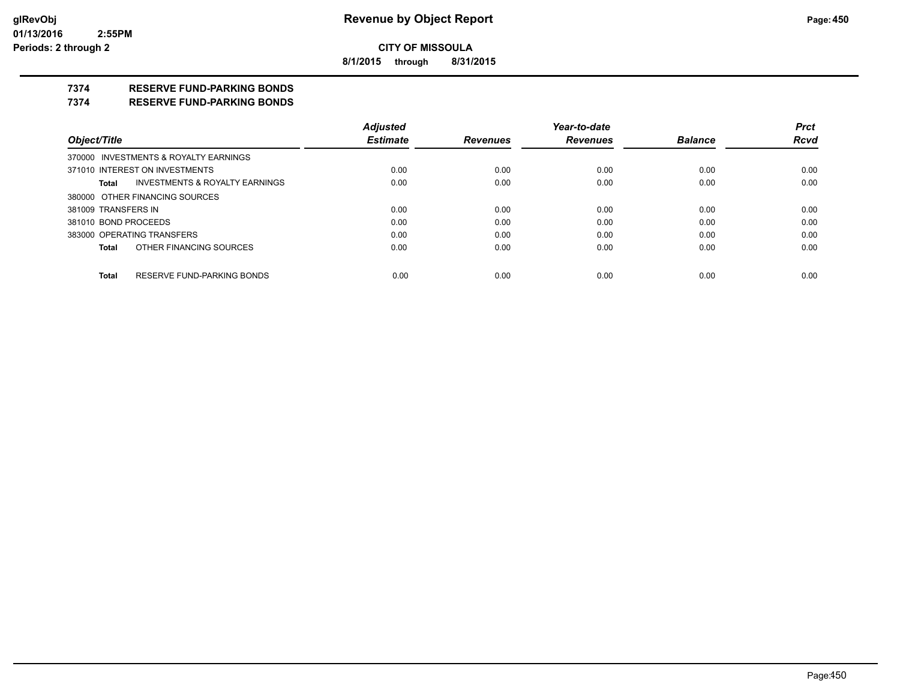# Revenue by Object Report

**CITY OF MISSOULA**

**8/1/2015 through 8/31/2015**

glRevObj
01/13/2016 2:55PM
Periods: 2 through 2

## 7374 RESERVE FUND-PARKING BONDS

### 7374 RESERVE FUND-PARKING BONDS

| Object/Title | Adjusted Estimate | Revenues | Year-to-date Revenues | Balance | Prct Rcvd |
|---|---|---|---|---|---|
| 370000 INVESTMENTS & ROYALTY EARNINGS | | | | | |
| 371010 INTEREST ON INVESTMENTS | 0.00 | 0.00 | 0.00 | 0.00 | 0.00 |
| **Total** INVESTMENTS & ROYALTY EARNINGS | 0.00 | 0.00 | 0.00 | 0.00 | 0.00 |
| 380000 OTHER FINANCING SOURCES | | | | | |
| 381009 TRANSFERS IN | 0.00 | 0.00 | 0.00 | 0.00 | 0.00 |
| 381010 BOND PROCEEDS | 0.00 | 0.00 | 0.00 | 0.00 | 0.00 |
| 383000 OPERATING TRANSFERS | 0.00 | 0.00 | 0.00 | 0.00 | 0.00 |
| **Total** OTHER FINANCING SOURCES | 0.00 | 0.00 | 0.00 | 0.00 | 0.00 |
| **Total** RESERVE FUND-PARKING BONDS | 0.00 | 0.00 | 0.00 | 0.00 | 0.00 |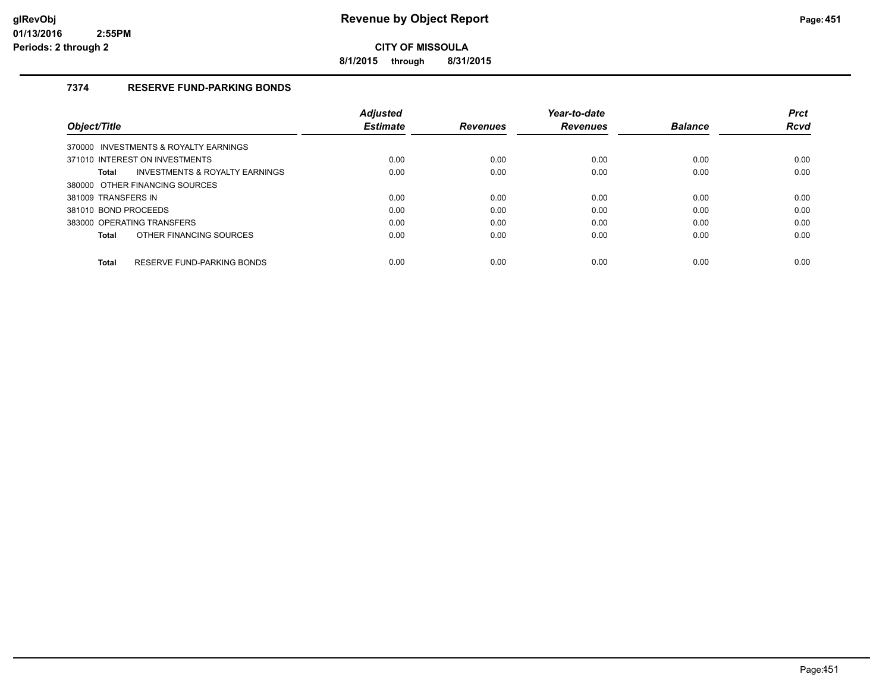# Revenue by Object Report

**CITY OF MISSOULA**

**8/1/2015 through 8/31/2015**

### 7374 RESERVE FUND-PARKING BONDS

| Object/Title | Adjusted Estimate | Revenues | Year-to-date Revenues | Balance | Prct Rcvd |
|---|---|---|---|---|---|
| 370000 INVESTMENTS & ROYALTY EARNINGS | | | | | |
| 371010 INTEREST ON INVESTMENTS | 0.00 | 0.00 | 0.00 | 0.00 | 0.00 |
| **Total** INVESTMENTS & ROYALTY EARNINGS | 0.00 | 0.00 | 0.00 | 0.00 | 0.00 |
| 380000 OTHER FINANCING SOURCES | | | | | |
| 381009 TRANSFERS IN | 0.00 | 0.00 | 0.00 | 0.00 | 0.00 |
| 381010 BOND PROCEEDS | 0.00 | 0.00 | 0.00 | 0.00 | 0.00 |
| 383000 OPERATING TRANSFERS | 0.00 | 0.00 | 0.00 | 0.00 | 0.00 |
| **Total** OTHER FINANCING SOURCES | 0.00 | 0.00 | 0.00 | 0.00 | 0.00 |
| **Total** RESERVE FUND-PARKING BONDS | 0.00 | 0.00 | 0.00 | 0.00 | 0.00 |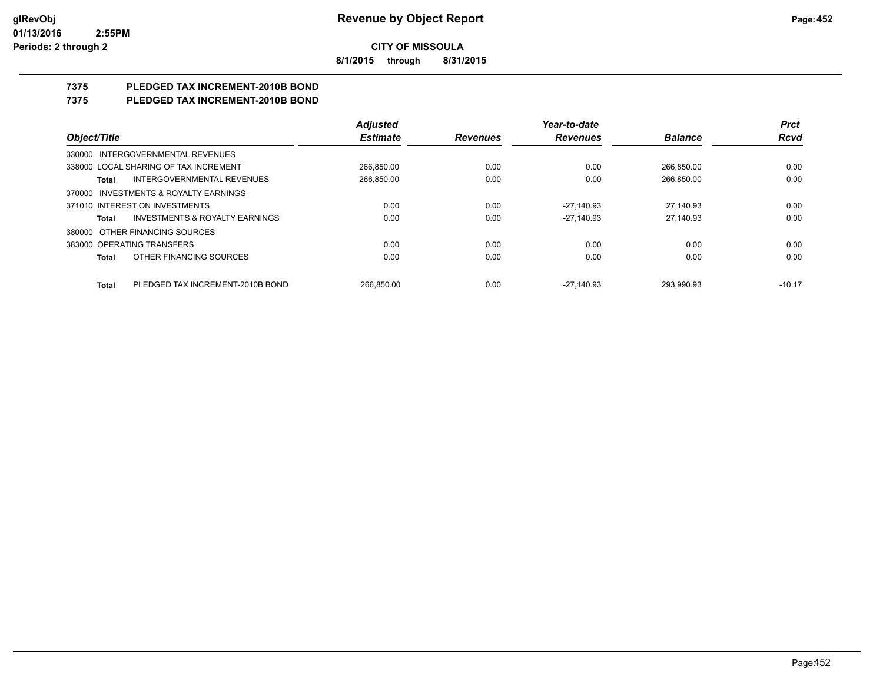**CITY OF MISSOULA**

**8/1/2015 through 8/31/2015**

# 7375 PLEDGED TAX INCREMENT-2010B BOND

## 7375 PLEDGED TAX INCREMENT-2010B BOND

| Object/Title | | Adjusted Estimate | Revenues | Year-to-date Revenues | Balance | Prct Rcvd |
|---|---|---|---|---|---|---|
| 330000 INTERGOVERNMENTAL REVENUES | | | | | | |
| 338000 LOCAL SHARING OF TAX INCREMENT | | 266,850.00 | 0.00 | 0.00 | 266,850.00 | 0.00 |
| Total | INTERGOVERNMENTAL REVENUES | 266,850.00 | 0.00 | 0.00 | 266,850.00 | 0.00 |
| 370000 INVESTMENTS & ROYALTY EARNINGS | | | | | | |
| 371010 INTEREST ON INVESTMENTS | | 0.00 | 0.00 | -27,140.93 | 27,140.93 | 0.00 |
| Total | INVESTMENTS & ROYALTY EARNINGS | 0.00 | 0.00 | -27,140.93 | 27,140.93 | 0.00 |
| 380000 OTHER FINANCING SOURCES | | | | | | |
| 383000 OPERATING TRANSFERS | | 0.00 | 0.00 | 0.00 | 0.00 | 0.00 |
| Total | OTHER FINANCING SOURCES | 0.00 | 0.00 | 0.00 | 0.00 | 0.00 |
| Total | PLEDGED TAX INCREMENT-2010B BOND | 266,850.00 | 0.00 | -27,140.93 | 293,990.93 | -10.17 |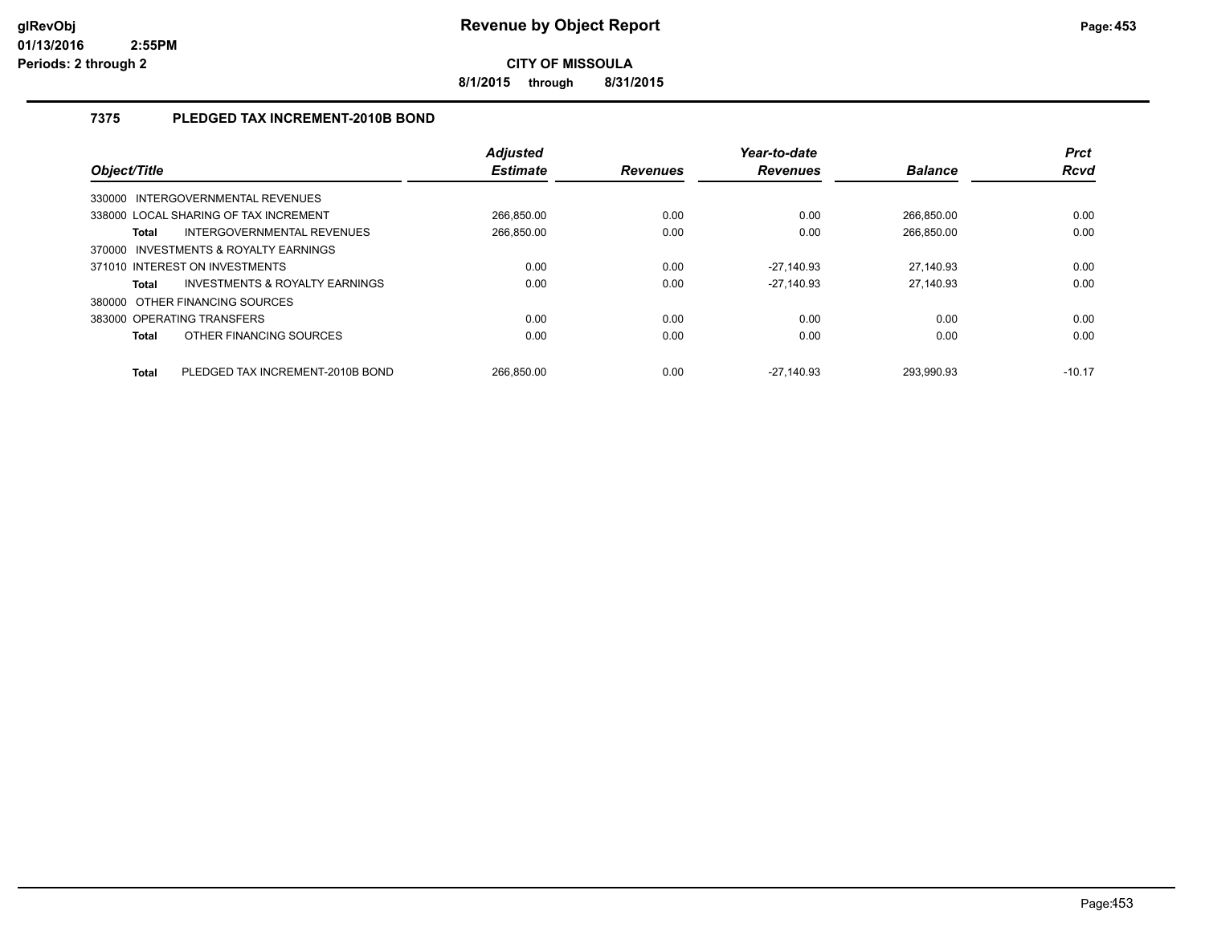**CITY OF MISSOULA**

**8/1/2015 through 8/31/2015**

### 7375 PLEDGED TAX INCREMENT-2010B BOND

| Object/Title | Adjusted Estimate | Revenues | Year-to-date Revenues | Balance | Prct Rcvd |
|---|---|---|---|---|---|
| 330000 INTERGOVERNMENTAL REVENUES | | | | | |
| 338000 LOCAL SHARING OF TAX INCREMENT | 266,850.00 | 0.00 | 0.00 | 266,850.00 | 0.00 |
| **Total** INTERGOVERNMENTAL REVENUES | 266,850.00 | 0.00 | 0.00 | 266,850.00 | 0.00 |
| 370000 INVESTMENTS & ROYALTY EARNINGS | | | | | |
| 371010 INTEREST ON INVESTMENTS | 0.00 | 0.00 | -27,140.93 | 27,140.93 | 0.00 |
| **Total** INVESTMENTS & ROYALTY EARNINGS | 0.00 | 0.00 | -27,140.93 | 27,140.93 | 0.00 |
| 380000 OTHER FINANCING SOURCES | | | | | |
| 383000 OPERATING TRANSFERS | 0.00 | 0.00 | 0.00 | 0.00 | 0.00 |
| **Total** OTHER FINANCING SOURCES | 0.00 | 0.00 | 0.00 | 0.00 | 0.00 |
| **Total** PLEDGED TAX INCREMENT-2010B BOND | 266,850.00 | 0.00 | -27,140.93 | 293,990.93 | -10.17 |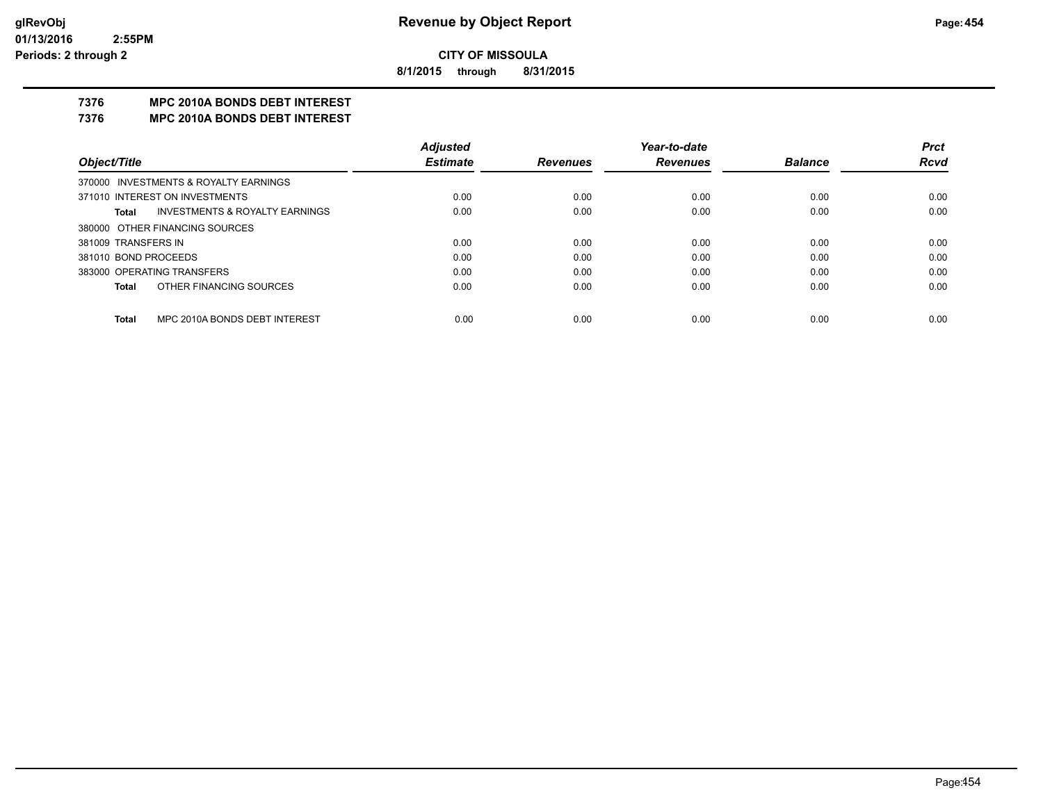**CITY OF MISSOULA**

**8/1/2015 through 8/31/2015**

## 7376 MPC 2010A BONDS DEBT INTEREST

## 7376 MPC 2010A BONDS DEBT INTEREST

| Object/Title | Adjusted Estimate | Revenues | Year-to-date Revenues | Balance | Prct Rcvd |
|---|---|---|---|---|---|
| 370000 INVESTMENTS & ROYALTY EARNINGS | | | | | |
| 371010 INTEREST ON INVESTMENTS | 0.00 | 0.00 | 0.00 | 0.00 | 0.00 |
| **Total** INVESTMENTS & ROYALTY EARNINGS | 0.00 | 0.00 | 0.00 | 0.00 | 0.00 |
| 380000 OTHER FINANCING SOURCES | | | | | |
| 381009 TRANSFERS IN | 0.00 | 0.00 | 0.00 | 0.00 | 0.00 |
| 381010 BOND PROCEEDS | 0.00 | 0.00 | 0.00 | 0.00 | 0.00 |
| 383000 OPERATING TRANSFERS | 0.00 | 0.00 | 0.00 | 0.00 | 0.00 |
| **Total** OTHER FINANCING SOURCES | 0.00 | 0.00 | 0.00 | 0.00 | 0.00 |
| **Total** MPC 2010A BONDS DEBT INTEREST | 0.00 | 0.00 | 0.00 | 0.00 | 0.00 |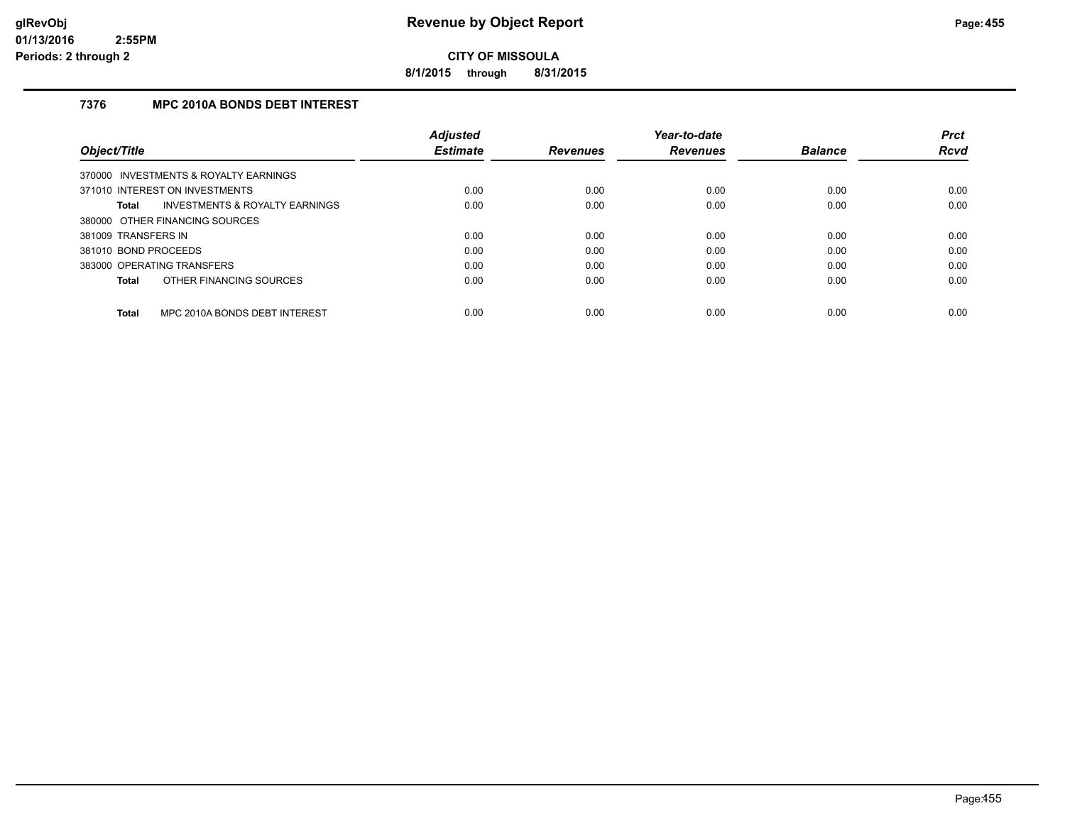# CITY OF MISSOULA

**8/1/2015 through 8/31/2015**

## 7376 MPC 2010A BONDS DEBT INTEREST

| Object/Title | Adjusted Estimate | Revenues | Year-to-date Revenues | Balance | Prct Rcvd |
|---|---|---|---|---|---|
| 370000 INVESTMENTS & ROYALTY EARNINGS | | | | | |
| 371010 INTEREST ON INVESTMENTS | 0.00 | 0.00 | 0.00 | 0.00 | 0.00 |
| **Total** INVESTMENTS & ROYALTY EARNINGS | 0.00 | 0.00 | 0.00 | 0.00 | 0.00 |
| 380000 OTHER FINANCING SOURCES | | | | | |
| 381009 TRANSFERS IN | 0.00 | 0.00 | 0.00 | 0.00 | 0.00 |
| 381010 BOND PROCEEDS | 0.00 | 0.00 | 0.00 | 0.00 | 0.00 |
| 383000 OPERATING TRANSFERS | 0.00 | 0.00 | 0.00 | 0.00 | 0.00 |
| **Total** OTHER FINANCING SOURCES | 0.00 | 0.00 | 0.00 | 0.00 | 0.00 |
| **Total** MPC 2010A BONDS DEBT INTEREST | 0.00 | 0.00 | 0.00 | 0.00 | 0.00 |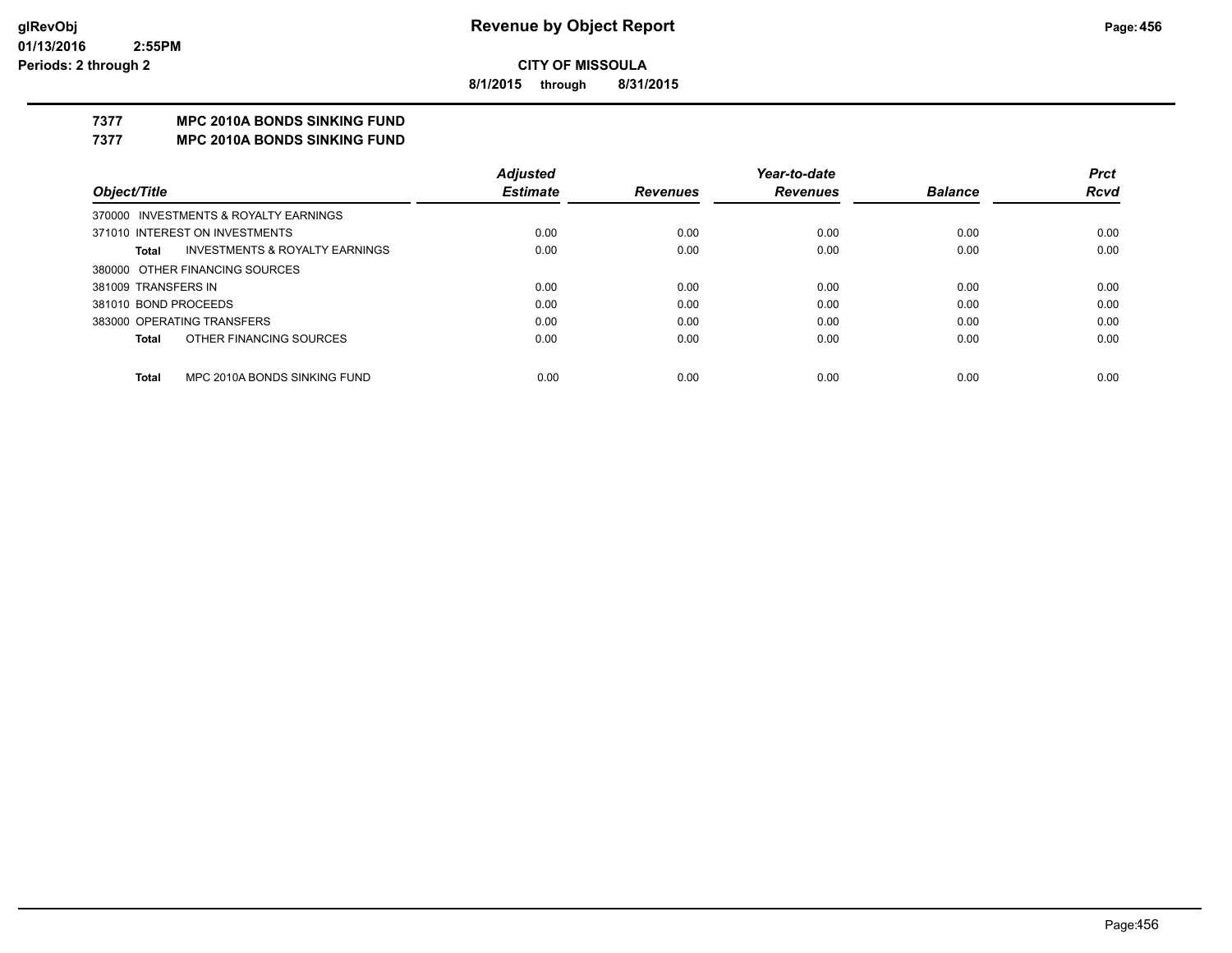**Revenue by Object Report**

**CITY OF MISSOULA**

**8/1/2015 through 8/31/2015**

glRevObj
01/13/2016 2:55PM
Periods: 2 through 2

## 7377 MPC 2010A BONDS SINKING FUND
## 7377 MPC 2010A BONDS SINKING FUND

| Object/Title | Adjusted Estimate | Revenues | Year-to-date Revenues | Balance | Prct Rcvd |
|---|---|---|---|---|---|
| 370000 INVESTMENTS & ROYALTY EARNINGS | | | | | |
| 371010 INTEREST ON INVESTMENTS | 0.00 | 0.00 | 0.00 | 0.00 | 0.00 |
| **Total** INVESTMENTS & ROYALTY EARNINGS | 0.00 | 0.00 | 0.00 | 0.00 | 0.00 |
| 380000 OTHER FINANCING SOURCES | | | | | |
| 381009 TRANSFERS IN | 0.00 | 0.00 | 0.00 | 0.00 | 0.00 |
| 381010 BOND PROCEEDS | 0.00 | 0.00 | 0.00 | 0.00 | 0.00 |
| 383000 OPERATING TRANSFERS | 0.00 | 0.00 | 0.00 | 0.00 | 0.00 |
| **Total** OTHER FINANCING SOURCES | 0.00 | 0.00 | 0.00 | 0.00 | 0.00 |
| **Total** MPC 2010A BONDS SINKING FUND | 0.00 | 0.00 | 0.00 | 0.00 | 0.00 |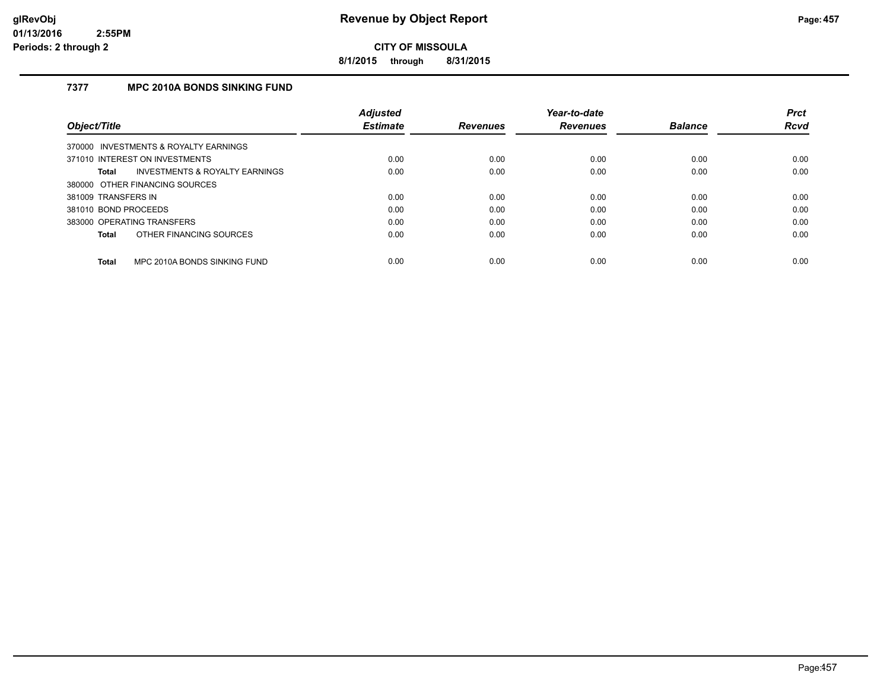# Revenue by Object Report

**CITY OF MISSOULA**

**8/1/2015 through 8/31/2015**

glRevObj
01/13/2016 2:55PM
Periods: 2 through 2

## 7377 MPC 2010A BONDS SINKING FUND

| Object/Title | Adjusted Estimate | Revenues | Year-to-date Revenues | Balance | Prct Rcvd |
|---|---|---|---|---|---|
| 370000 INVESTMENTS & ROYALTY EARNINGS | | | | | |
| 371010 INTEREST ON INVESTMENTS | 0.00 | 0.00 | 0.00 | 0.00 | 0.00 |
| **Total** INVESTMENTS & ROYALTY EARNINGS | 0.00 | 0.00 | 0.00 | 0.00 | 0.00 |
| 380000 OTHER FINANCING SOURCES | | | | | |
| 381009 TRANSFERS IN | 0.00 | 0.00 | 0.00 | 0.00 | 0.00 |
| 381010 BOND PROCEEDS | 0.00 | 0.00 | 0.00 | 0.00 | 0.00 |
| 383000 OPERATING TRANSFERS | 0.00 | 0.00 | 0.00 | 0.00 | 0.00 |
| **Total** OTHER FINANCING SOURCES | 0.00 | 0.00 | 0.00 | 0.00 | 0.00 |
| **Total** MPC 2010A BONDS SINKING FUND | 0.00 | 0.00 | 0.00 | 0.00 | 0.00 |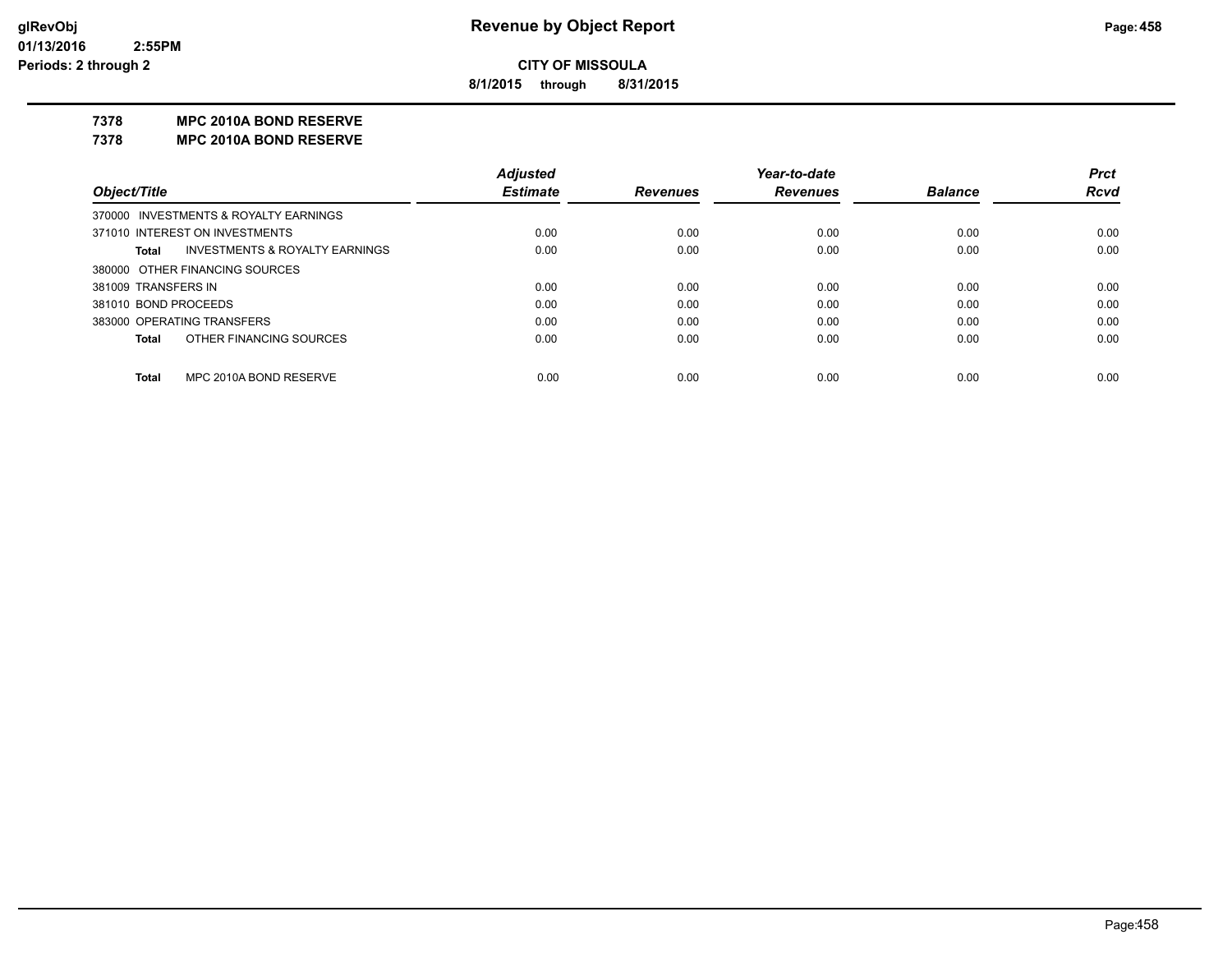# Revenue by Object Report

**CITY OF MISSOULA**

**8/1/2015 through 8/31/2015**

**7378 MPC 2010A BOND RESERVE**

**7378 MPC 2010A BOND RESERVE**

| Object/Title | Adjusted Estimate | Revenues | Year-to-date Revenues | Balance | Prct Rcvd |
|---|---|---|---|---|---|
| 370000 INVESTMENTS & ROYALTY EARNINGS | | | | | |
| 371010 INTEREST ON INVESTMENTS | 0.00 | 0.00 | 0.00 | 0.00 | 0.00 |
| **Total** INVESTMENTS & ROYALTY EARNINGS | 0.00 | 0.00 | 0.00 | 0.00 | 0.00 |
| 380000 OTHER FINANCING SOURCES | | | | | |
| 381009 TRANSFERS IN | 0.00 | 0.00 | 0.00 | 0.00 | 0.00 |
| 381010 BOND PROCEEDS | 0.00 | 0.00 | 0.00 | 0.00 | 0.00 |
| 383000 OPERATING TRANSFERS | 0.00 | 0.00 | 0.00 | 0.00 | 0.00 |
| **Total** OTHER FINANCING SOURCES | 0.00 | 0.00 | 0.00 | 0.00 | 0.00 |
| **Total** MPC 2010A BOND RESERVE | 0.00 | 0.00 | 0.00 | 0.00 | 0.00 |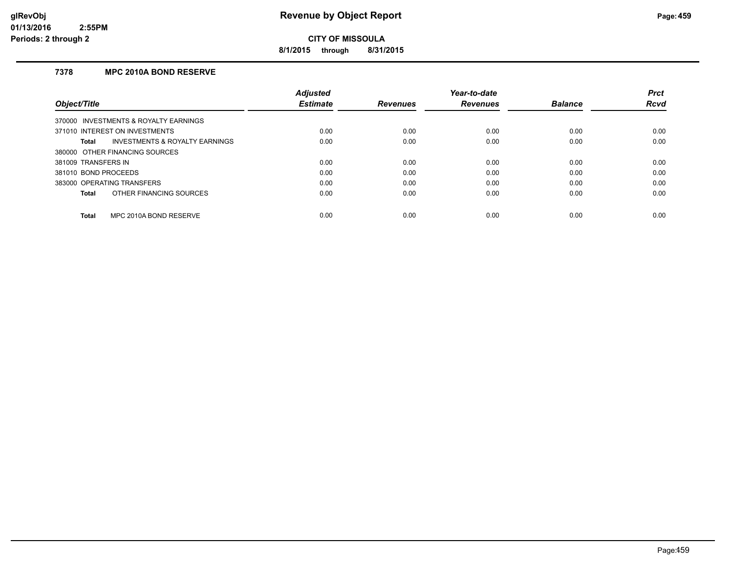**glRevObj**
**01/13/2016 2:55PM**
**Periods: 2 through 2**

# Revenue by Object Report

**CITY OF MISSOULA**

**8/1/2015 through 8/31/2015**

## 7378 MPC 2010A BOND RESERVE

| Object/Title | Adjusted Estimate | Revenues | Year-to-date Revenues | Balance | Prct Rcvd |
|---|---|---|---|---|---|
| 370000 INVESTMENTS & ROYALTY EARNINGS | | | | | |
| 371010 INTEREST ON INVESTMENTS | 0.00 | 0.00 | 0.00 | 0.00 | 0.00 |
| **Total** INVESTMENTS & ROYALTY EARNINGS | 0.00 | 0.00 | 0.00 | 0.00 | 0.00 |
| 380000 OTHER FINANCING SOURCES | | | | | |
| 381009 TRANSFERS IN | 0.00 | 0.00 | 0.00 | 0.00 | 0.00 |
| 381010 BOND PROCEEDS | 0.00 | 0.00 | 0.00 | 0.00 | 0.00 |
| 383000 OPERATING TRANSFERS | 0.00 | 0.00 | 0.00 | 0.00 | 0.00 |
| **Total** OTHER FINANCING SOURCES | 0.00 | 0.00 | 0.00 | 0.00 | 0.00 |
| **Total** MPC 2010A BOND RESERVE | 0.00 | 0.00 | 0.00 | 0.00 | 0.00 |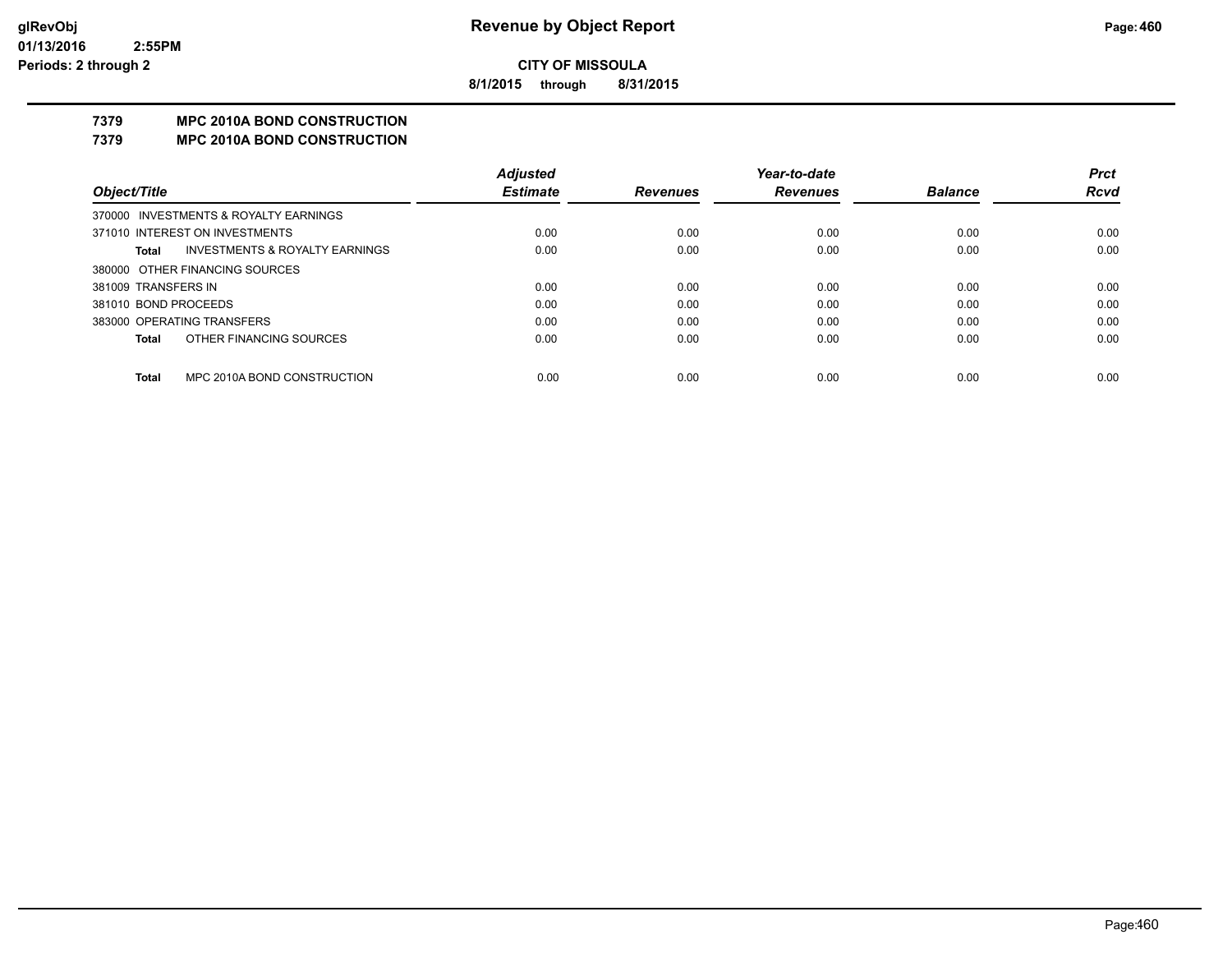# Revenue by Object Report

**CITY OF MISSOULA**

**8/1/2015 through 8/31/2015**

glRevObj
01/13/2016 2:55PM
Periods: 2 through 2

## 7379 MPC 2010A BOND CONSTRUCTION
## 7379 MPC 2010A BOND CONSTRUCTION

| Object/Title | Adjusted Estimate | Revenues | Year-to-date Revenues | Balance | Prct Rcvd |
|---|---|---|---|---|---|
| 370000 INVESTMENTS & ROYALTY EARNINGS | | | | | |
| 371010 INTEREST ON INVESTMENTS | 0.00 | 0.00 | 0.00 | 0.00 | 0.00 |
| **Total** INVESTMENTS & ROYALTY EARNINGS | 0.00 | 0.00 | 0.00 | 0.00 | 0.00 |
| 380000 OTHER FINANCING SOURCES | | | | | |
| 381009 TRANSFERS IN | 0.00 | 0.00 | 0.00 | 0.00 | 0.00 |
| 381010 BOND PROCEEDS | 0.00 | 0.00 | 0.00 | 0.00 | 0.00 |
| 383000 OPERATING TRANSFERS | 0.00 | 0.00 | 0.00 | 0.00 | 0.00 |
| **Total** OTHER FINANCING SOURCES | 0.00 | 0.00 | 0.00 | 0.00 | 0.00 |
| **Total** MPC 2010A BOND CONSTRUCTION | 0.00 | 0.00 | 0.00 | 0.00 | 0.00 |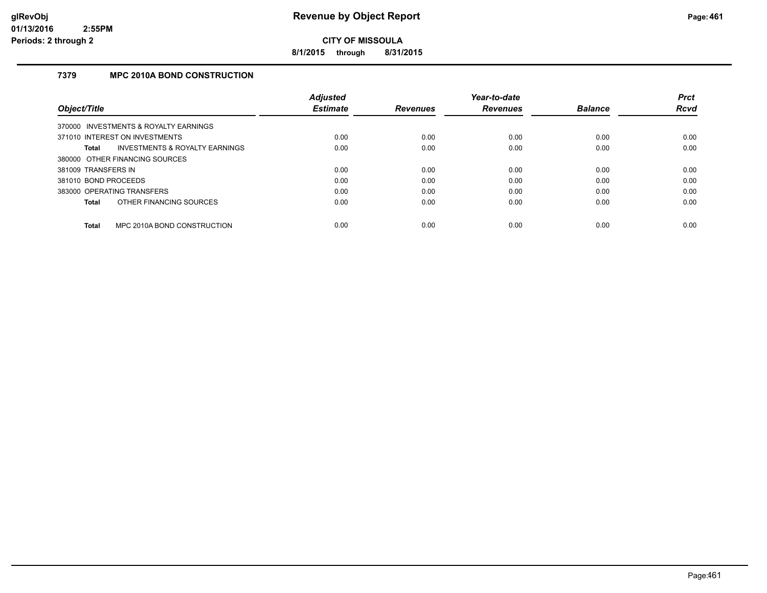# Revenue by Object Report

**CITY OF MISSOULA**

**8/1/2015 through 8/31/2015**

glRevObj
01/13/2016 2:55PM
Periods: 2 through 2

### 7379 MPC 2010A BOND CONSTRUCTION

| Object/Title | Adjusted Estimate | Revenues | Year-to-date Revenues | Balance | Prct Rcvd |
|---|---|---|---|---|---|
| 370000 INVESTMENTS & ROYALTY EARNINGS | | | | | |
| 371010 INTEREST ON INVESTMENTS | 0.00 | 0.00 | 0.00 | 0.00 | 0.00 |
| **Total** INVESTMENTS & ROYALTY EARNINGS | 0.00 | 0.00 | 0.00 | 0.00 | 0.00 |
| 380000 OTHER FINANCING SOURCES | | | | | |
| 381009 TRANSFERS IN | 0.00 | 0.00 | 0.00 | 0.00 | 0.00 |
| 381010 BOND PROCEEDS | 0.00 | 0.00 | 0.00 | 0.00 | 0.00 |
| 383000 OPERATING TRANSFERS | 0.00 | 0.00 | 0.00 | 0.00 | 0.00 |
| **Total** OTHER FINANCING SOURCES | 0.00 | 0.00 | 0.00 | 0.00 | 0.00 |
| **Total** MPC 2010A BOND CONSTRUCTION | 0.00 | 0.00 | 0.00 | 0.00 | 0.00 |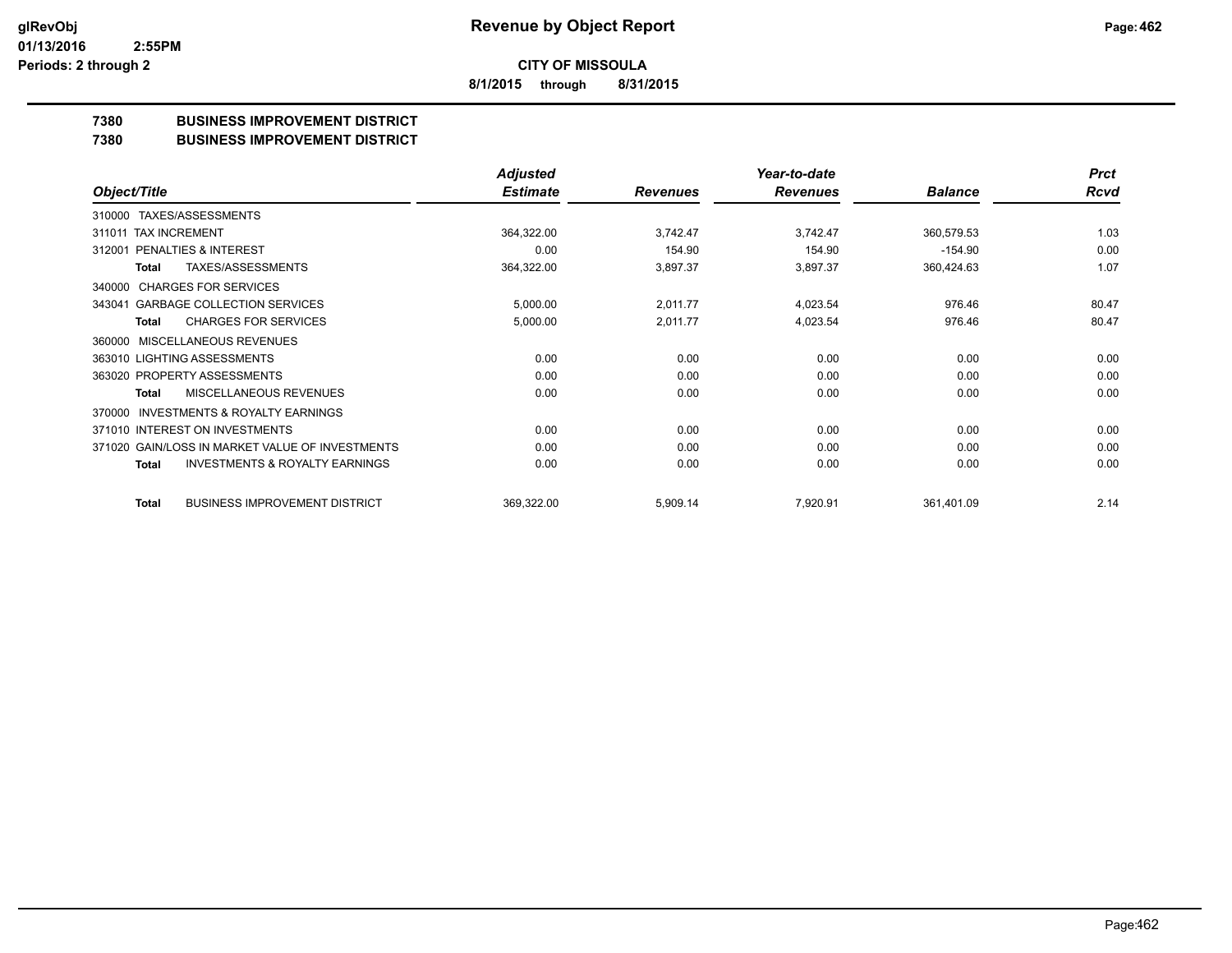**Revenue by Object Report**

**CITY OF MISSOULA**

**8/1/2015 through 8/31/2015**

glRevObj
01/13/2016 2:55PM
Periods: 2 through 2

## 7380 BUSINESS IMPROVEMENT DISTRICT
## 7380 BUSINESS IMPROVEMENT DISTRICT

| Object/Title | Adjusted Estimate | Revenues | Year-to-date Revenues | Balance | Prct Rcvd |
|---|---|---|---|---|---|
| 310000 TAXES/ASSESSMENTS | | | | | |
| 311011 TAX INCREMENT | 364,322.00 | 3,742.47 | 3,742.47 | 360,579.53 | 1.03 |
| 312001 PENALTIES & INTEREST | 0.00 | 154.90 | 154.90 | -154.90 | 0.00 |
| **Total** TAXES/ASSESSMENTS | 364,322.00 | 3,897.37 | 3,897.37 | 360,424.63 | 1.07 |
| 340000 CHARGES FOR SERVICES | | | | | |
| 343041 GARBAGE COLLECTION SERVICES | 5,000.00 | 2,011.77 | 4,023.54 | 976.46 | 80.47 |
| **Total** CHARGES FOR SERVICES | 5,000.00 | 2,011.77 | 4,023.54 | 976.46 | 80.47 |
| 360000 MISCELLANEOUS REVENUES | | | | | |
| 363010 LIGHTING ASSESSMENTS | 0.00 | 0.00 | 0.00 | 0.00 | 0.00 |
| 363020 PROPERTY ASSESSMENTS | 0.00 | 0.00 | 0.00 | 0.00 | 0.00 |
| **Total** MISCELLANEOUS REVENUES | 0.00 | 0.00 | 0.00 | 0.00 | 0.00 |
| 370000 INVESTMENTS & ROYALTY EARNINGS | | | | | |
| 371010 INTEREST ON INVESTMENTS | 0.00 | 0.00 | 0.00 | 0.00 | 0.00 |
| 371020 GAIN/LOSS IN MARKET VALUE OF INVESTMENTS | 0.00 | 0.00 | 0.00 | 0.00 | 0.00 |
| **Total** INVESTMENTS & ROYALTY EARNINGS | 0.00 | 0.00 | 0.00 | 0.00 | 0.00 |
| **Total** BUSINESS IMPROVEMENT DISTRICT | 369,322.00 | 5,909.14 | 7,920.91 | 361,401.09 | 2.14 |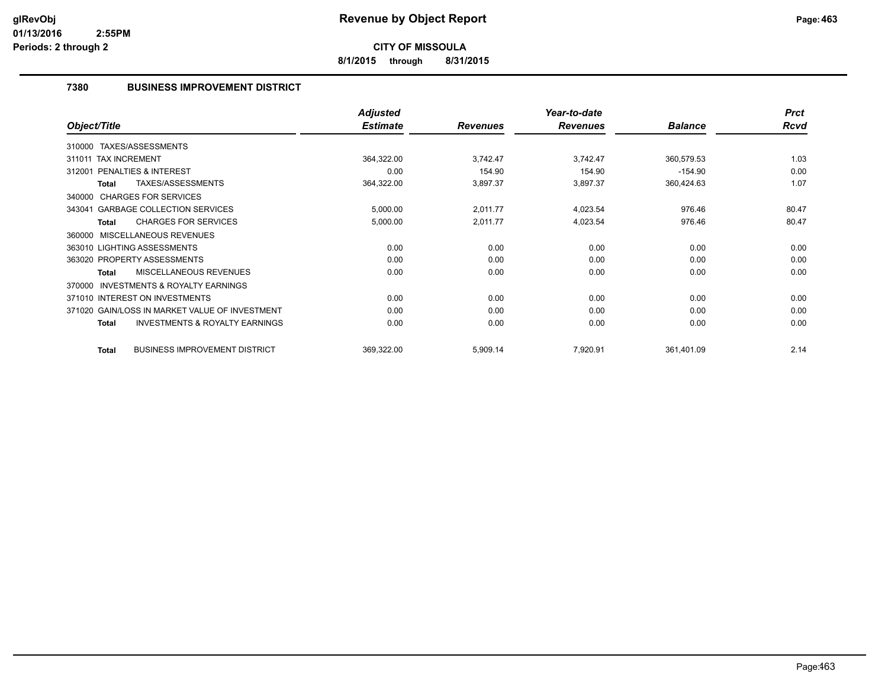**Revenue by Object Report**

**CITY OF MISSOULA**

**8/1/2015 through 8/31/2015**

### 7380 BUSINESS IMPROVEMENT DISTRICT

| Object/Title | Adjusted Estimate | Revenues | Year-to-date Revenues | Balance | Prct Rcvd |
|---|---|---|---|---|---|
| 310000 TAXES/ASSESSMENTS | | | | | |
| 311011 TAX INCREMENT | 364,322.00 | 3,742.47 | 3,742.47 | 360,579.53 | 1.03 |
| 312001 PENALTIES & INTEREST | 0.00 | 154.90 | 154.90 | -154.90 | 0.00 |
| **Total** TAXES/ASSESSMENTS | 364,322.00 | 3,897.37 | 3,897.37 | 360,424.63 | 1.07 |
| 340000 CHARGES FOR SERVICES | | | | | |
| 343041 GARBAGE COLLECTION SERVICES | 5,000.00 | 2,011.77 | 4,023.54 | 976.46 | 80.47 |
| **Total** CHARGES FOR SERVICES | 5,000.00 | 2,011.77 | 4,023.54 | 976.46 | 80.47 |
| 360000 MISCELLANEOUS REVENUES | | | | | |
| 363010 LIGHTING ASSESSMENTS | 0.00 | 0.00 | 0.00 | 0.00 | 0.00 |
| 363020 PROPERTY ASSESSMENTS | 0.00 | 0.00 | 0.00 | 0.00 | 0.00 |
| **Total** MISCELLANEOUS REVENUES | 0.00 | 0.00 | 0.00 | 0.00 | 0.00 |
| 370000 INVESTMENTS & ROYALTY EARNINGS | | | | | |
| 371010 INTEREST ON INVESTMENTS | 0.00 | 0.00 | 0.00 | 0.00 | 0.00 |
| 371020 GAIN/LOSS IN MARKET VALUE OF INVESTMENT | 0.00 | 0.00 | 0.00 | 0.00 | 0.00 |
| **Total** INVESTMENTS & ROYALTY EARNINGS | 0.00 | 0.00 | 0.00 | 0.00 | 0.00 |
| **Total** BUSINESS IMPROVEMENT DISTRICT | 369,322.00 | 5,909.14 | 7,920.91 | 361,401.09 | 2.14 |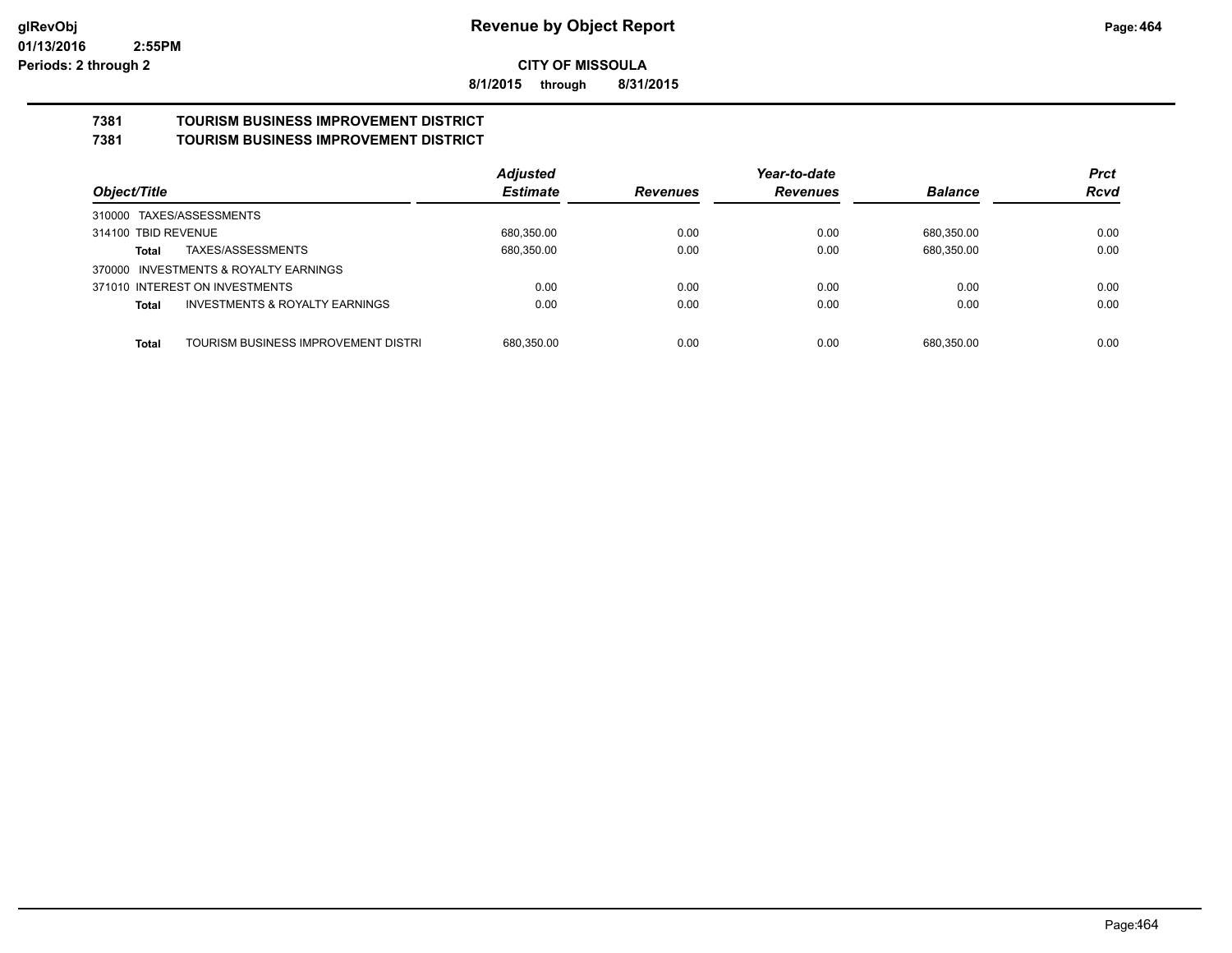# Revenue by Object Report

glRevObj
01/13/2016 2:55PM
Periods: 2 through 2

**CITY OF MISSOULA**

**8/1/2015 through 8/31/2015**

## 7381 TOURISM BUSINESS IMPROVEMENT DISTRICT
## 7381 TOURISM BUSINESS IMPROVEMENT DISTRICT

| Object/Title | | Adjusted Estimate | Revenues | Year-to-date Revenues | Balance | Prct Rcvd |
|---|---|---|---|---|---|---|
| 310000 TAXES/ASSESSMENTS | | | | | | |
| 314100 TBID REVENUE | | 680,350.00 | 0.00 | 0.00 | 680,350.00 | 0.00 |
| **Total** | TAXES/ASSESSMENTS | 680,350.00 | 0.00 | 0.00 | 680,350.00 | 0.00 |
| 370000 INVESTMENTS & ROYALTY EARNINGS | | | | | | |
| 371010 INTEREST ON INVESTMENTS | | 0.00 | 0.00 | 0.00 | 0.00 | 0.00 |
| **Total** | INVESTMENTS & ROYALTY EARNINGS | 0.00 | 0.00 | 0.00 | 0.00 | 0.00 |
| **Total** | TOURISM BUSINESS IMPROVEMENT DISTRI | 680,350.00 | 0.00 | 0.00 | 680,350.00 | 0.00 |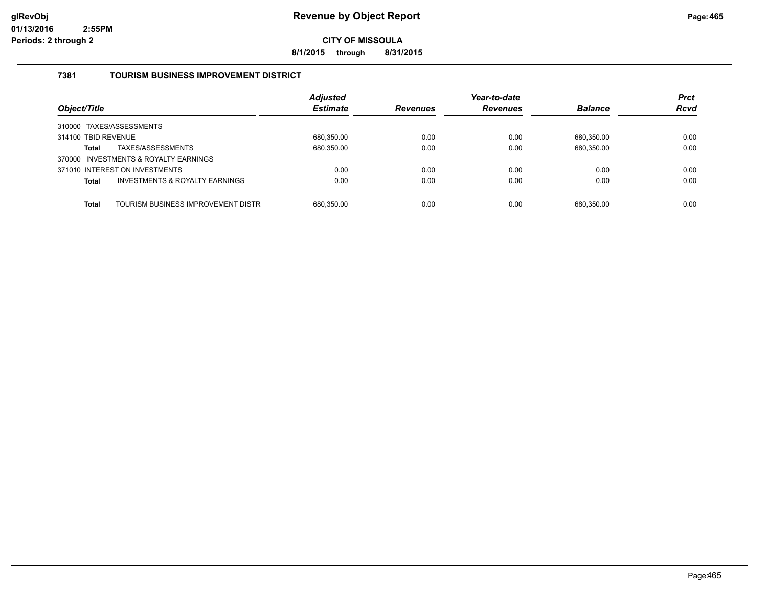# Revenue by Object Report

**CITY OF MISSOULA**

**8/1/2015 through 8/31/2015**

glRevObj
01/13/2016 2:55PM
Periods: 2 through 2

### 7381 TOURISM BUSINESS IMPROVEMENT DISTRICT

| Object/Title | Adjusted Estimate | Revenues | Year-to-date Revenues | Balance | Prct Rcvd |
|---|---|---|---|---|---|
| 310000 TAXES/ASSESSMENTS | | | | | |
| 314100 TBID REVENUE | 680,350.00 | 0.00 | 0.00 | 680,350.00 | 0.00 |
| **Total** TAXES/ASSESSMENTS | 680,350.00 | 0.00 | 0.00 | 680,350.00 | 0.00 |
| 370000 INVESTMENTS & ROYALTY EARNINGS | | | | | |
| 371010 INTEREST ON INVESTMENTS | 0.00 | 0.00 | 0.00 | 0.00 | 0.00 |
| **Total** INVESTMENTS & ROYALTY EARNINGS | 0.00 | 0.00 | 0.00 | 0.00 | 0.00 |
| **Total** TOURISM BUSINESS IMPROVEMENT DISTR | 680,350.00 | 0.00 | 0.00 | 680,350.00 | 0.00 |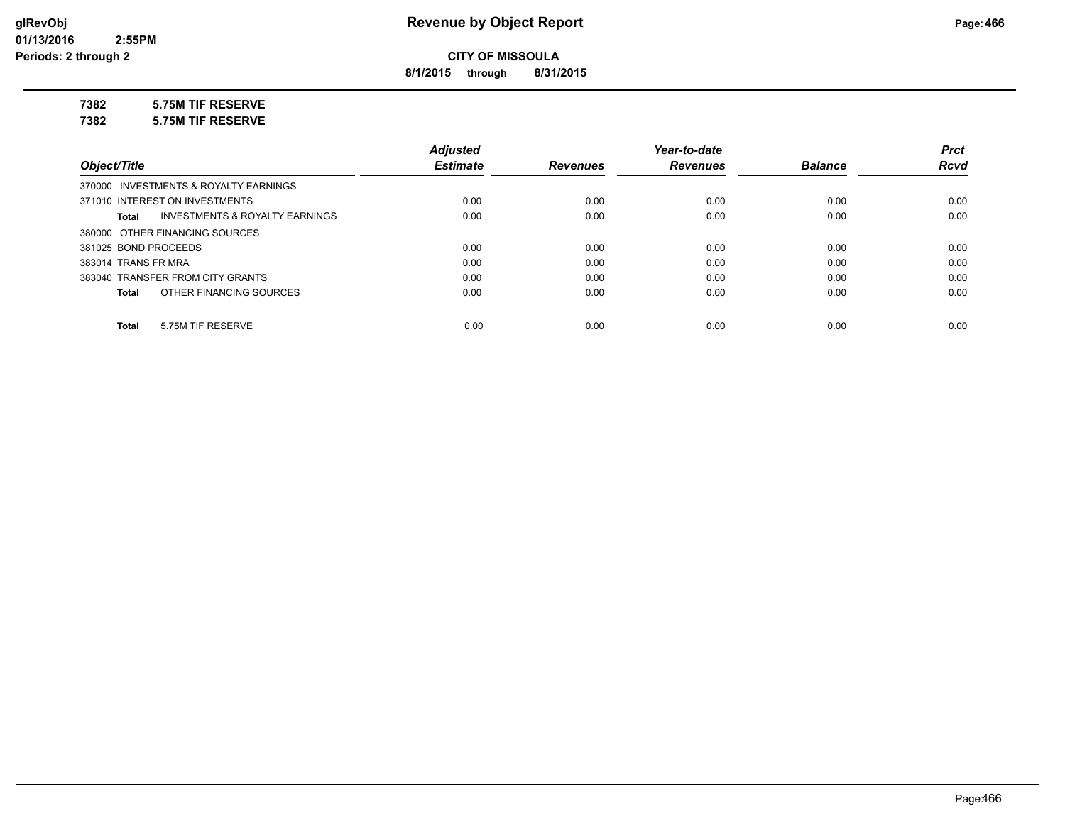# Revenue by Object Report

**CITY OF MISSOULA**

**8/1/2015 through 8/31/2015**

glRevObj
01/13/2016 2:55PM
Periods: 2 through 2

**7382 5.75M TIF RESERVE**

**7382 5.75M TIF RESERVE**

| Object/Title | Adjusted Estimate | Revenues | Year-to-date Revenues | Balance | Prct Rcvd |
|---|---|---|---|---|---|
| 370000 INVESTMENTS & ROYALTY EARNINGS | | | | | |
| 371010 INTEREST ON INVESTMENTS | 0.00 | 0.00 | 0.00 | 0.00 | 0.00 |
| **Total** INVESTMENTS & ROYALTY EARNINGS | 0.00 | 0.00 | 0.00 | 0.00 | 0.00 |
| 380000 OTHER FINANCING SOURCES | | | | | |
| 381025 BOND PROCEEDS | 0.00 | 0.00 | 0.00 | 0.00 | 0.00 |
| 383014 TRANS FR MRA | 0.00 | 0.00 | 0.00 | 0.00 | 0.00 |
| 383040 TRANSFER FROM CITY GRANTS | 0.00 | 0.00 | 0.00 | 0.00 | 0.00 |
| **Total** OTHER FINANCING SOURCES | 0.00 | 0.00 | 0.00 | 0.00 | 0.00 |
| **Total** 5.75M TIF RESERVE | 0.00 | 0.00 | 0.00 | 0.00 | 0.00 |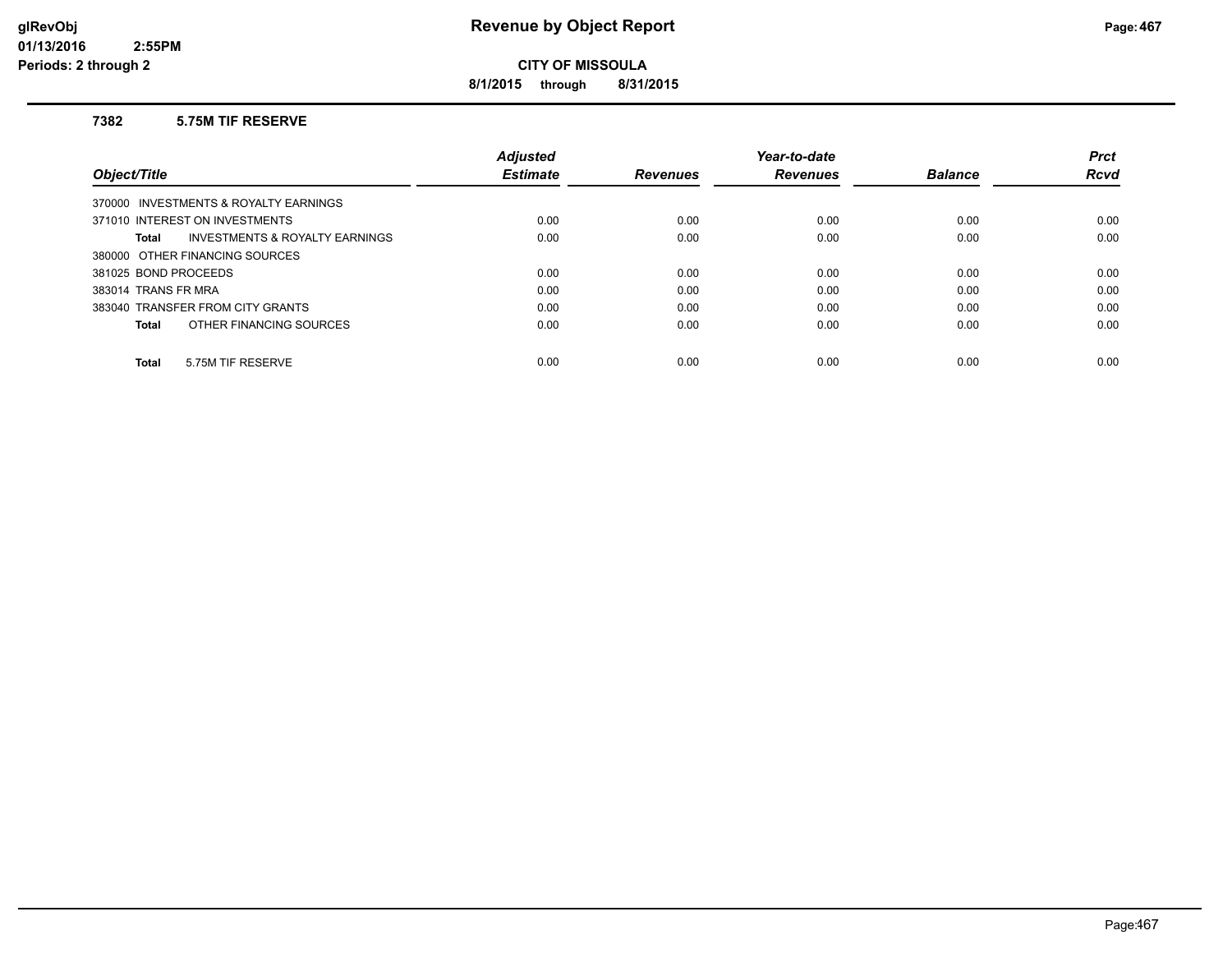# Revenue by Object Report

**CITY OF MISSOULA**

**8/1/2015 through 8/31/2015**

### 7382 5.75M TIF RESERVE

| Object/Title | Adjusted Estimate | Revenues | Year-to-date Revenues | Balance | Prct Rcvd |
|---|---|---|---|---|---|
| 370000 INVESTMENTS & ROYALTY EARNINGS | | | | | |
| 371010 INTEREST ON INVESTMENTS | 0.00 | 0.00 | 0.00 | 0.00 | 0.00 |
| **Total** INVESTMENTS & ROYALTY EARNINGS | 0.00 | 0.00 | 0.00 | 0.00 | 0.00 |
| 380000 OTHER FINANCING SOURCES | | | | | |
| 381025 BOND PROCEEDS | 0.00 | 0.00 | 0.00 | 0.00 | 0.00 |
| 383014 TRANS FR MRA | 0.00 | 0.00 | 0.00 | 0.00 | 0.00 |
| 383040 TRANSFER FROM CITY GRANTS | 0.00 | 0.00 | 0.00 | 0.00 | 0.00 |
| **Total** OTHER FINANCING SOURCES | 0.00 | 0.00 | 0.00 | 0.00 | 0.00 |
| **Total** 5.75M TIF RESERVE | 0.00 | 0.00 | 0.00 | 0.00 | 0.00 |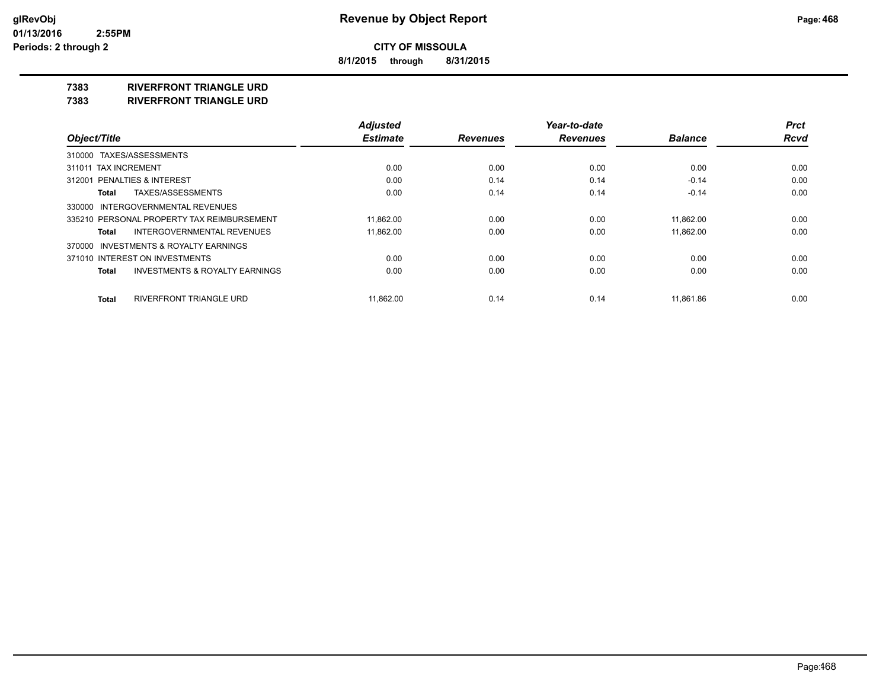**CITY OF MISSOULA**

**8/1/2015 through 8/31/2015**

**Revenue by Object Report**

glRevObj
01/13/2016 2:55PM
Periods: 2 through 2

## 7383 RIVERFRONT TRIANGLE URD
## 7383 RIVERFRONT TRIANGLE URD

| Object/Title | Adjusted Estimate | Revenues | Year-to-date Revenues | Balance | Prct Rcvd |
|---|---|---|---|---|---|
| 310000 TAXES/ASSESSMENTS | | | | | |
| 311011 TAX INCREMENT | 0.00 | 0.00 | 0.00 | 0.00 | 0.00 |
| 312001 PENALTIES & INTEREST | 0.00 | 0.14 | 0.14 | -0.14 | 0.00 |
| **Total** TAXES/ASSESSMENTS | 0.00 | 0.14 | 0.14 | -0.14 | 0.00 |
| 330000 INTERGOVERNMENTAL REVENUES | | | | | |
| 335210 PERSONAL PROPERTY TAX REIMBURSEMENT | 11,862.00 | 0.00 | 0.00 | 11,862.00 | 0.00 |
| **Total** INTERGOVERNMENTAL REVENUES | 11,862.00 | 0.00 | 0.00 | 11,862.00 | 0.00 |
| 370000 INVESTMENTS & ROYALTY EARNINGS | | | | | |
| 371010 INTEREST ON INVESTMENTS | 0.00 | 0.00 | 0.00 | 0.00 | 0.00 |
| **Total** INVESTMENTS & ROYALTY EARNINGS | 0.00 | 0.00 | 0.00 | 0.00 | 0.00 |
| **Total** RIVERFRONT TRIANGLE URD | 11,862.00 | 0.14 | 0.14 | 11,861.86 | 0.00 |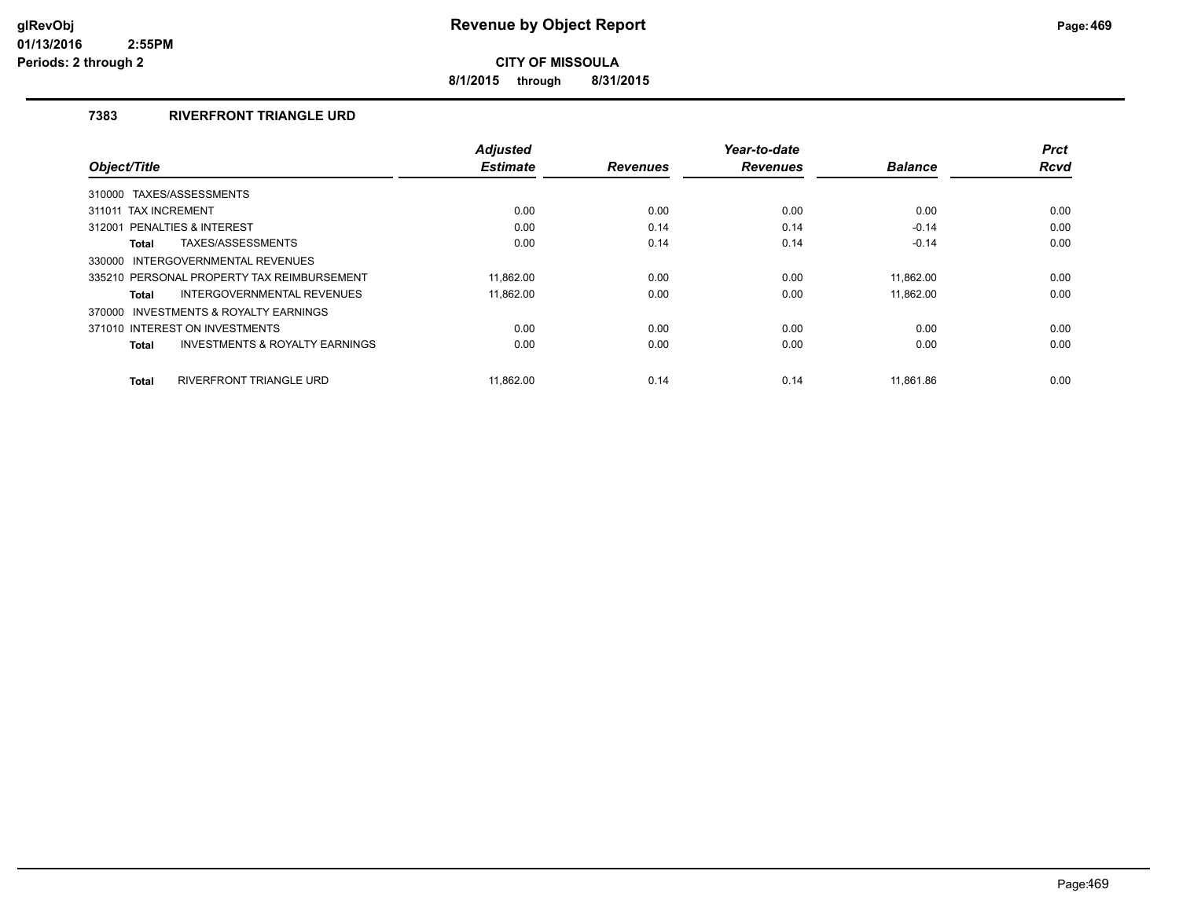# Revenue by Object Report

**CITY OF MISSOULA**

**8/1/2015 through 8/31/2015**

### 7383 RIVERFRONT TRIANGLE URD

| Object/Title | Adjusted Estimate | Revenues | Year-to-date Revenues | Balance | Prct Rcvd |
|---|---|---|---|---|---|
| 310000 TAXES/ASSESSMENTS | | | | | |
| 311011 TAX INCREMENT | 0.00 | 0.00 | 0.00 | 0.00 | 0.00 |
| 312001 PENALTIES & INTEREST | 0.00 | 0.14 | 0.14 | -0.14 | 0.00 |
| **Total** TAXES/ASSESSMENTS | 0.00 | 0.14 | 0.14 | -0.14 | 0.00 |
| 330000 INTERGOVERNMENTAL REVENUES | | | | | |
| 335210 PERSONAL PROPERTY TAX REIMBURSEMENT | 11,862.00 | 0.00 | 0.00 | 11,862.00 | 0.00 |
| **Total** INTERGOVERNMENTAL REVENUES | 11,862.00 | 0.00 | 0.00 | 11,862.00 | 0.00 |
| 370000 INVESTMENTS & ROYALTY EARNINGS | | | | | |
| 371010 INTEREST ON INVESTMENTS | 0.00 | 0.00 | 0.00 | 0.00 | 0.00 |
| **Total** INVESTMENTS & ROYALTY EARNINGS | 0.00 | 0.00 | 0.00 | 0.00 | 0.00 |
| **Total** RIVERFRONT TRIANGLE URD | 11,862.00 | 0.14 | 0.14 | 11,861.86 | 0.00 |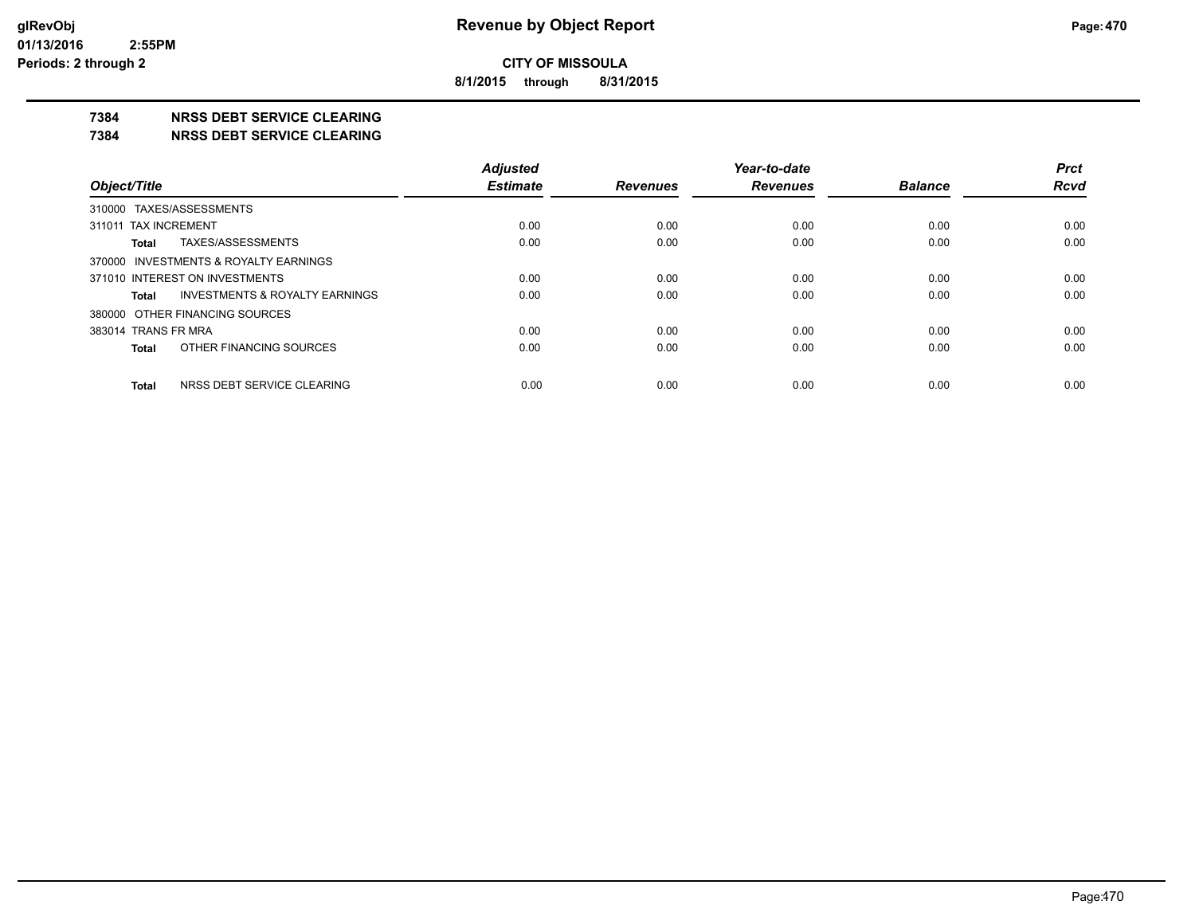**CITY OF MISSOULA**

**8/1/2015 through 8/31/2015**

## 7384 NRSS DEBT SERVICE CLEARING
## 7384 NRSS DEBT SERVICE CLEARING

| Object/Title | Adjusted Estimate | Revenues | Year-to-date Revenues | Balance | Prct Rcvd |
|---|---|---|---|---|---|
| 310000 TAXES/ASSESSMENTS | | | | | |
| 311011 TAX INCREMENT | 0.00 | 0.00 | 0.00 | 0.00 | 0.00 |
| **Total** TAXES/ASSESSMENTS | 0.00 | 0.00 | 0.00 | 0.00 | 0.00 |
| 370000 INVESTMENTS & ROYALTY EARNINGS | | | | | |
| 371010 INTEREST ON INVESTMENTS | 0.00 | 0.00 | 0.00 | 0.00 | 0.00 |
| **Total** INVESTMENTS & ROYALTY EARNINGS | 0.00 | 0.00 | 0.00 | 0.00 | 0.00 |
| 380000 OTHER FINANCING SOURCES | | | | | |
| 383014 TRANS FR MRA | 0.00 | 0.00 | 0.00 | 0.00 | 0.00 |
| **Total** OTHER FINANCING SOURCES | 0.00 | 0.00 | 0.00 | 0.00 | 0.00 |
| **Total** NRSS DEBT SERVICE CLEARING | 0.00 | 0.00 | 0.00 | 0.00 | 0.00 |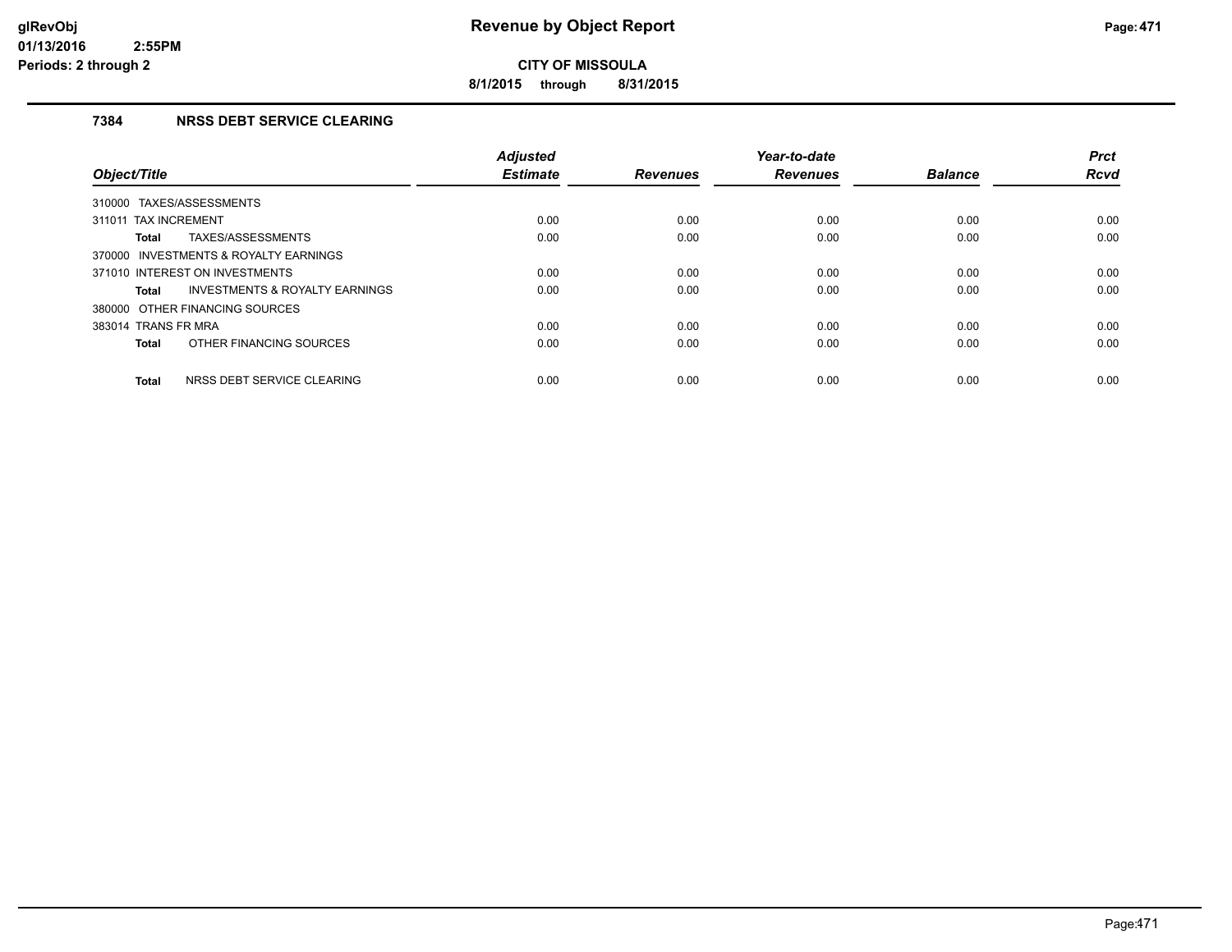# Revenue by Object Report

**CITY OF MISSOULA**

**8/1/2015 through 8/31/2015**

glRevObj
01/13/2016 2:55PM
Periods: 2 through 2

### 7384 NRSS DEBT SERVICE CLEARING

| Object/Title | Adjusted Estimate | Revenues | Year-to-date Revenues | Balance | Prct Rcvd |
|---|---|---|---|---|---|
| 310000 TAXES/ASSESSMENTS | | | | | |
| 311011 TAX INCREMENT | 0.00 | 0.00 | 0.00 | 0.00 | 0.00 |
| **Total** TAXES/ASSESSMENTS | 0.00 | 0.00 | 0.00 | 0.00 | 0.00 |
| 370000 INVESTMENTS & ROYALTY EARNINGS | | | | | |
| 371010 INTEREST ON INVESTMENTS | 0.00 | 0.00 | 0.00 | 0.00 | 0.00 |
| **Total** INVESTMENTS & ROYALTY EARNINGS | 0.00 | 0.00 | 0.00 | 0.00 | 0.00 |
| 380000 OTHER FINANCING SOURCES | | | | | |
| 383014 TRANS FR MRA | 0.00 | 0.00 | 0.00 | 0.00 | 0.00 |
| **Total** OTHER FINANCING SOURCES | 0.00 | 0.00 | 0.00 | 0.00 | 0.00 |
| **Total** NRSS DEBT SERVICE CLEARING | 0.00 | 0.00 | 0.00 | 0.00 | 0.00 |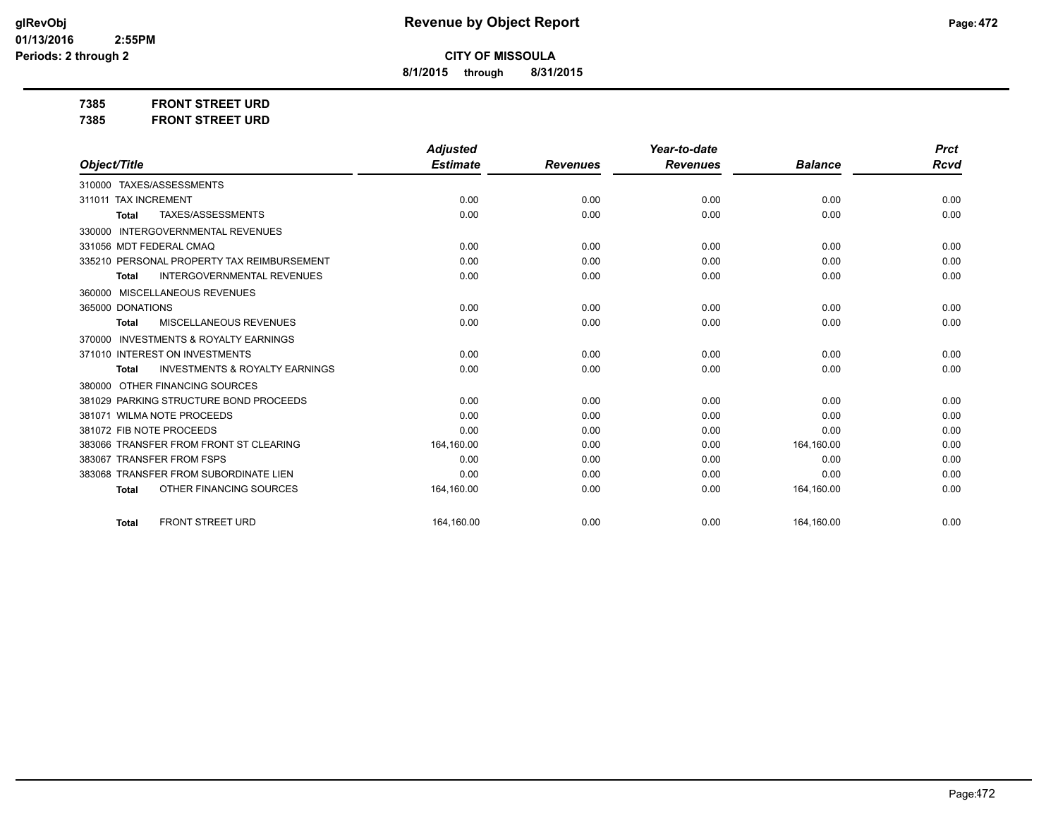# Revenue by Object Report

**CITY OF MISSOULA**

**8/1/2015 through 8/31/2015**

glRevObj
01/13/2016 2:55PM
Periods: 2 through 2

**7385 FRONT STREET URD**

**7385 FRONT STREET URD**

| Object/Title | Adjusted Estimate | Revenues | Year-to-date Revenues | Balance | Prct Rcvd |
|---|---|---|---|---|---|
| 310000 TAXES/ASSESSMENTS | | | | | |
| 311011 TAX INCREMENT | 0.00 | 0.00 | 0.00 | 0.00 | 0.00 |
| **Total** TAXES/ASSESSMENTS | 0.00 | 0.00 | 0.00 | 0.00 | 0.00 |
| 330000 INTERGOVERNMENTAL REVENUES | | | | | |
| 331056 MDT FEDERAL CMAQ | 0.00 | 0.00 | 0.00 | 0.00 | 0.00 |
| 335210 PERSONAL PROPERTY TAX REIMBURSEMENT | 0.00 | 0.00 | 0.00 | 0.00 | 0.00 |
| **Total** INTERGOVERNMENTAL REVENUES | 0.00 | 0.00 | 0.00 | 0.00 | 0.00 |
| 360000 MISCELLANEOUS REVENUES | | | | | |
| 365000 DONATIONS | 0.00 | 0.00 | 0.00 | 0.00 | 0.00 |
| **Total** MISCELLANEOUS REVENUES | 0.00 | 0.00 | 0.00 | 0.00 | 0.00 |
| 370000 INVESTMENTS & ROYALTY EARNINGS | | | | | |
| 371010 INTEREST ON INVESTMENTS | 0.00 | 0.00 | 0.00 | 0.00 | 0.00 |
| **Total** INVESTMENTS & ROYALTY EARNINGS | 0.00 | 0.00 | 0.00 | 0.00 | 0.00 |
| 380000 OTHER FINANCING SOURCES | | | | | |
| 381029 PARKING STRUCTURE BOND PROCEEDS | 0.00 | 0.00 | 0.00 | 0.00 | 0.00 |
| 381071 WILMA NOTE PROCEEDS | 0.00 | 0.00 | 0.00 | 0.00 | 0.00 |
| 381072 FIB NOTE PROCEEDS | 0.00 | 0.00 | 0.00 | 0.00 | 0.00 |
| 383066 TRANSFER FROM FRONT ST CLEARING | 164,160.00 | 0.00 | 0.00 | 164,160.00 | 0.00 |
| 383067 TRANSFER FROM FSPS | 0.00 | 0.00 | 0.00 | 0.00 | 0.00 |
| 383068 TRANSFER FROM SUBORDINATE LIEN | 0.00 | 0.00 | 0.00 | 0.00 | 0.00 |
| **Total** OTHER FINANCING SOURCES | 164,160.00 | 0.00 | 0.00 | 164,160.00 | 0.00 |
| **Total** FRONT STREET URD | 164,160.00 | 0.00 | 0.00 | 164,160.00 | 0.00 |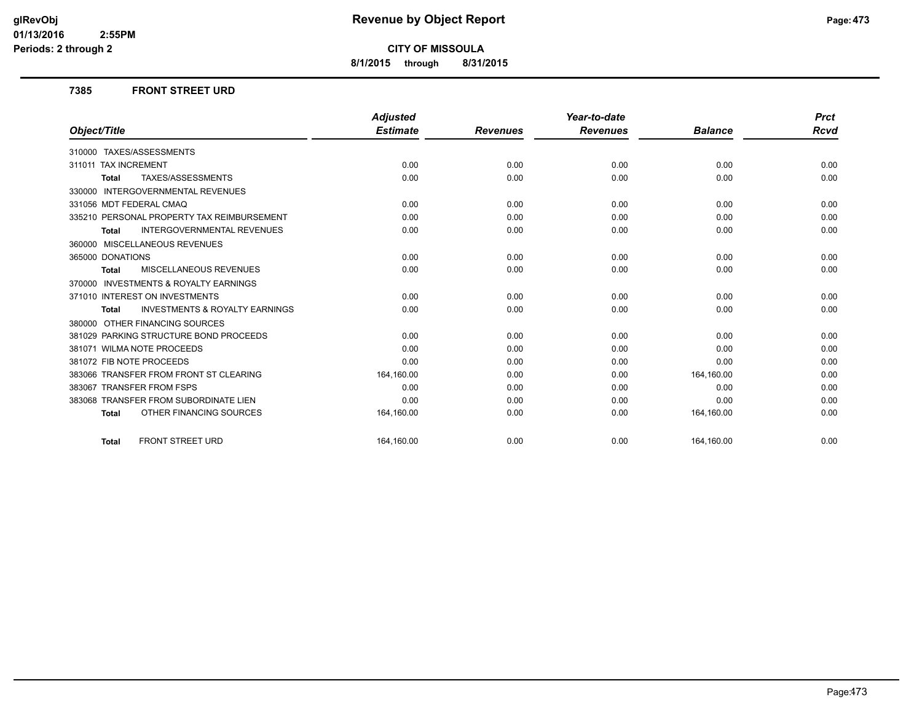# Revenue by Object Report

**CITY OF MISSOULA**

**8/1/2015 through 8/31/2015**

### 7385 FRONT STREET URD

| Object/Title | Adjusted Estimate | Revenues | Year-to-date Revenues | Balance | Prct Rcvd |
|---|---|---|---|---|---|
| 310000 TAXES/ASSESSMENTS | | | | | |
| 311011 TAX INCREMENT | 0.00 | 0.00 | 0.00 | 0.00 | 0.00 |
| **Total** TAXES/ASSESSMENTS | 0.00 | 0.00 | 0.00 | 0.00 | 0.00 |
| 330000 INTERGOVERNMENTAL REVENUES | | | | | |
| 331056 MDT FEDERAL CMAQ | 0.00 | 0.00 | 0.00 | 0.00 | 0.00 |
| 335210 PERSONAL PROPERTY TAX REIMBURSEMENT | 0.00 | 0.00 | 0.00 | 0.00 | 0.00 |
| **Total** INTERGOVERNMENTAL REVENUES | 0.00 | 0.00 | 0.00 | 0.00 | 0.00 |
| 360000 MISCELLANEOUS REVENUES | | | | | |
| 365000 DONATIONS | 0.00 | 0.00 | 0.00 | 0.00 | 0.00 |
| **Total** MISCELLANEOUS REVENUES | 0.00 | 0.00 | 0.00 | 0.00 | 0.00 |
| 370000 INVESTMENTS & ROYALTY EARNINGS | | | | | |
| 371010 INTEREST ON INVESTMENTS | 0.00 | 0.00 | 0.00 | 0.00 | 0.00 |
| **Total** INVESTMENTS & ROYALTY EARNINGS | 0.00 | 0.00 | 0.00 | 0.00 | 0.00 |
| 380000 OTHER FINANCING SOURCES | | | | | |
| 381029 PARKING STRUCTURE BOND PROCEEDS | 0.00 | 0.00 | 0.00 | 0.00 | 0.00 |
| 381071 WILMA NOTE PROCEEDS | 0.00 | 0.00 | 0.00 | 0.00 | 0.00 |
| 381072 FIB NOTE PROCEEDS | 0.00 | 0.00 | 0.00 | 0.00 | 0.00 |
| 383066 TRANSFER FROM FRONT ST CLEARING | 164,160.00 | 0.00 | 0.00 | 164,160.00 | 0.00 |
| 383067 TRANSFER FROM FSPS | 0.00 | 0.00 | 0.00 | 0.00 | 0.00 |
| 383068 TRANSFER FROM SUBORDINATE LIEN | 0.00 | 0.00 | 0.00 | 0.00 | 0.00 |
| **Total** OTHER FINANCING SOURCES | 164,160.00 | 0.00 | 0.00 | 164,160.00 | 0.00 |
| **Total** FRONT STREET URD | 164,160.00 | 0.00 | 0.00 | 164,160.00 | 0.00 |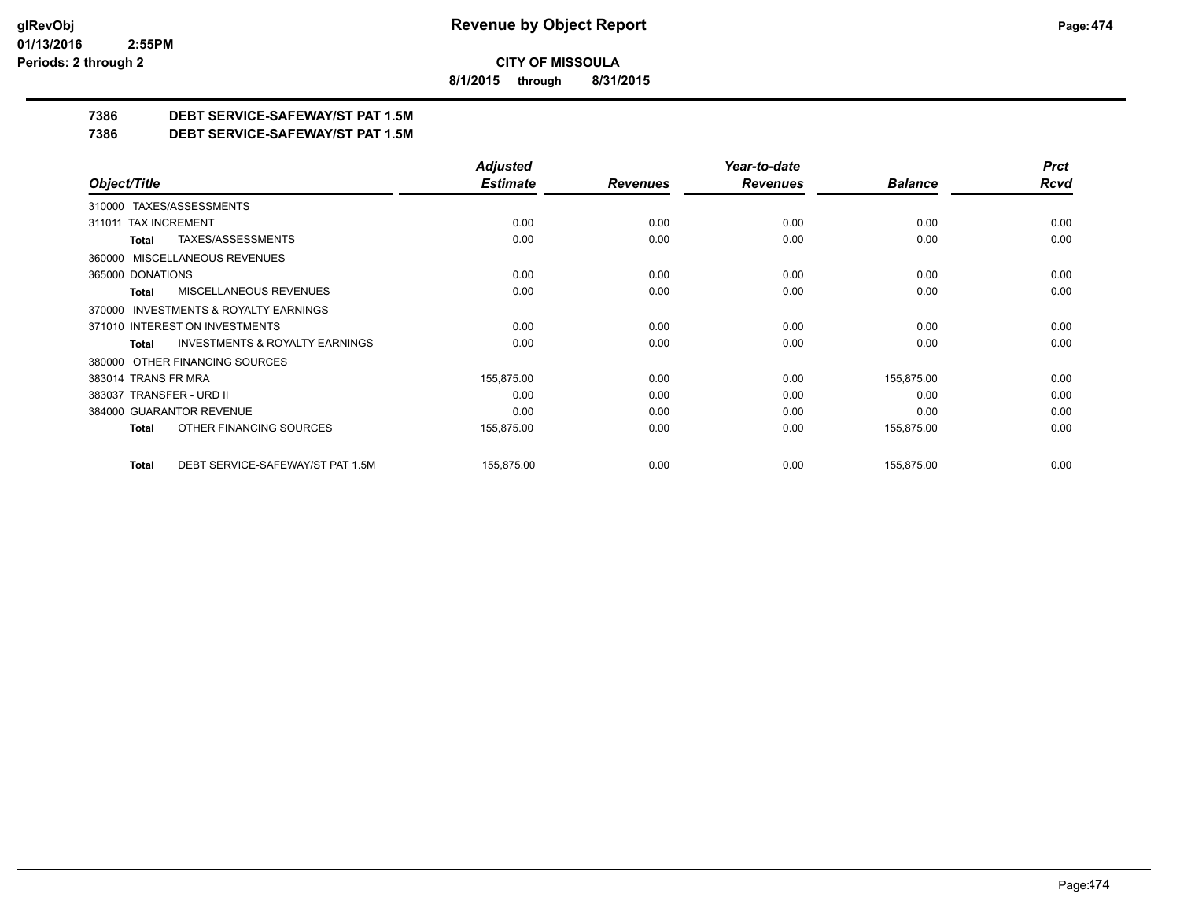**CITY OF MISSOULA**

**8/1/2015 through 8/31/2015**

**7386 DEBT SERVICE-SAFEWAY/ST PAT 1.5M**

**7386 DEBT SERVICE-SAFEWAY/ST PAT 1.5M**

| Object/Title | Adjusted Estimate | Revenues | Year-to-date Revenues | Balance | Prct Rcvd |
|---|---|---|---|---|---|
| 310000 TAXES/ASSESSMENTS | | | | | |
| 311011 TAX INCREMENT | 0.00 | 0.00 | 0.00 | 0.00 | 0.00 |
| **Total** TAXES/ASSESSMENTS | 0.00 | 0.00 | 0.00 | 0.00 | 0.00 |
| 360000 MISCELLANEOUS REVENUES | | | | | |
| 365000 DONATIONS | 0.00 | 0.00 | 0.00 | 0.00 | 0.00 |
| **Total** MISCELLANEOUS REVENUES | 0.00 | 0.00 | 0.00 | 0.00 | 0.00 |
| 370000 INVESTMENTS & ROYALTY EARNINGS | | | | | |
| 371010 INTEREST ON INVESTMENTS | 0.00 | 0.00 | 0.00 | 0.00 | 0.00 |
| **Total** INVESTMENTS & ROYALTY EARNINGS | 0.00 | 0.00 | 0.00 | 0.00 | 0.00 |
| 380000 OTHER FINANCING SOURCES | | | | | |
| 383014 TRANS FR MRA | 155,875.00 | 0.00 | 0.00 | 155,875.00 | 0.00 |
| 383037 TRANSFER - URD II | 0.00 | 0.00 | 0.00 | 0.00 | 0.00 |
| 384000 GUARANTOR REVENUE | 0.00 | 0.00 | 0.00 | 0.00 | 0.00 |
| **Total** OTHER FINANCING SOURCES | 155,875.00 | 0.00 | 0.00 | 155,875.00 | 0.00 |
| **Total** DEBT SERVICE-SAFEWAY/ST PAT 1.5M | 155,875.00 | 0.00 | 0.00 | 155,875.00 | 0.00 |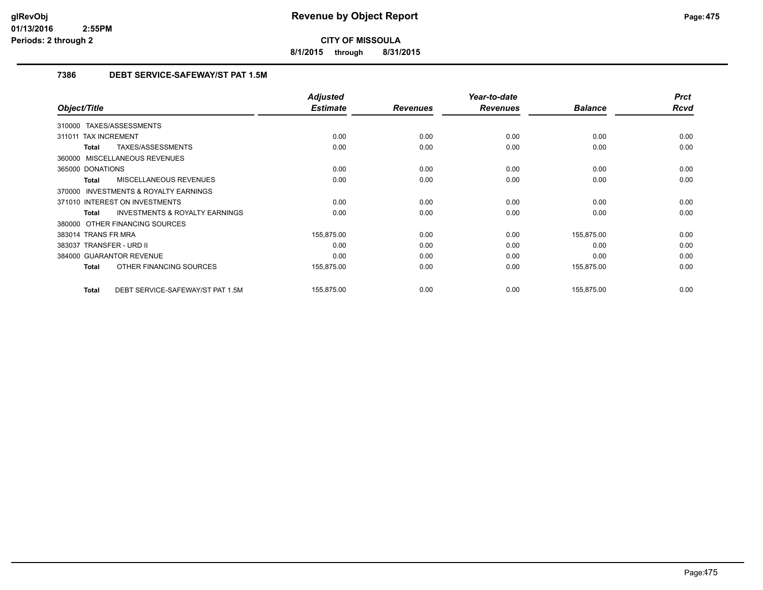**CITY OF MISSOULA**

**8/1/2015 through 8/31/2015**

### 7386 DEBT SERVICE-SAFEWAY/ST PAT 1.5M

| Object/Title | Adjusted Estimate | Revenues | Year-to-date Revenues | Balance | Prct Rcvd |
|---|---|---|---|---|---|
| 310000 TAXES/ASSESSMENTS | | | | | |
| 311011 TAX INCREMENT | 0.00 | 0.00 | 0.00 | 0.00 | 0.00 |
| **Total** TAXES/ASSESSMENTS | 0.00 | 0.00 | 0.00 | 0.00 | 0.00 |
| 360000 MISCELLANEOUS REVENUES | | | | | |
| 365000 DONATIONS | 0.00 | 0.00 | 0.00 | 0.00 | 0.00 |
| **Total** MISCELLANEOUS REVENUES | 0.00 | 0.00 | 0.00 | 0.00 | 0.00 |
| 370000 INVESTMENTS & ROYALTY EARNINGS | | | | | |
| 371010 INTEREST ON INVESTMENTS | 0.00 | 0.00 | 0.00 | 0.00 | 0.00 |
| **Total** INVESTMENTS & ROYALTY EARNINGS | 0.00 | 0.00 | 0.00 | 0.00 | 0.00 |
| 380000 OTHER FINANCING SOURCES | | | | | |
| 383014 TRANS FR MRA | 155,875.00 | 0.00 | 0.00 | 155,875.00 | 0.00 |
| 383037 TRANSFER - URD II | 0.00 | 0.00 | 0.00 | 0.00 | 0.00 |
| 384000 GUARANTOR REVENUE | 0.00 | 0.00 | 0.00 | 0.00 | 0.00 |
| **Total** OTHER FINANCING SOURCES | 155,875.00 | 0.00 | 0.00 | 155,875.00 | 0.00 |
| **Total** DEBT SERVICE-SAFEWAY/ST PAT 1.5M | 155,875.00 | 0.00 | 0.00 | 155,875.00 | 0.00 |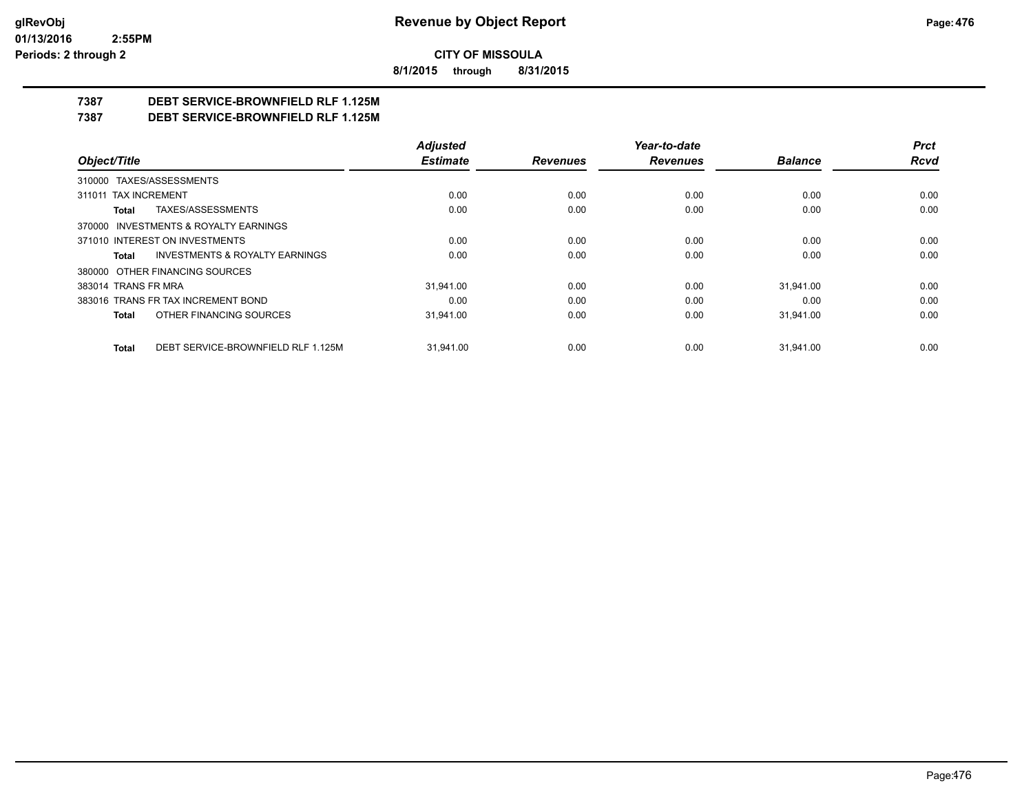**Revenue by Object Report**

**CITY OF MISSOULA**

**8/1/2015 through 8/31/2015**

glRevObj
01/13/2016 2:55PM
Periods: 2 through 2

**7387 DEBT SERVICE-BROWNFIELD RLF 1.125M**

**7387 DEBT SERVICE-BROWNFIELD RLF 1.125M**

| Object/Title | Adjusted Estimate | Revenues | Year-to-date Revenues | Balance | Prct Rcvd |
|---|---|---|---|---|---|
| 310000 TAXES/ASSESSMENTS | | | | | |
| 311011 TAX INCREMENT | 0.00 | 0.00 | 0.00 | 0.00 | 0.00 |
| **Total** TAXES/ASSESSMENTS | 0.00 | 0.00 | 0.00 | 0.00 | 0.00 |
| 370000 INVESTMENTS & ROYALTY EARNINGS | | | | | |
| 371010 INTEREST ON INVESTMENTS | 0.00 | 0.00 | 0.00 | 0.00 | 0.00 |
| **Total** INVESTMENTS & ROYALTY EARNINGS | 0.00 | 0.00 | 0.00 | 0.00 | 0.00 |
| 380000 OTHER FINANCING SOURCES | | | | | |
| 383014 TRANS FR MRA | 31,941.00 | 0.00 | 0.00 | 31,941.00 | 0.00 |
| 383016 TRANS FR TAX INCREMENT BOND | 0.00 | 0.00 | 0.00 | 0.00 | 0.00 |
| **Total** OTHER FINANCING SOURCES | 31,941.00 | 0.00 | 0.00 | 31,941.00 | 0.00 |
| **Total** DEBT SERVICE-BROWNFIELD RLF 1.125M | 31,941.00 | 0.00 | 0.00 | 31,941.00 | 0.00 |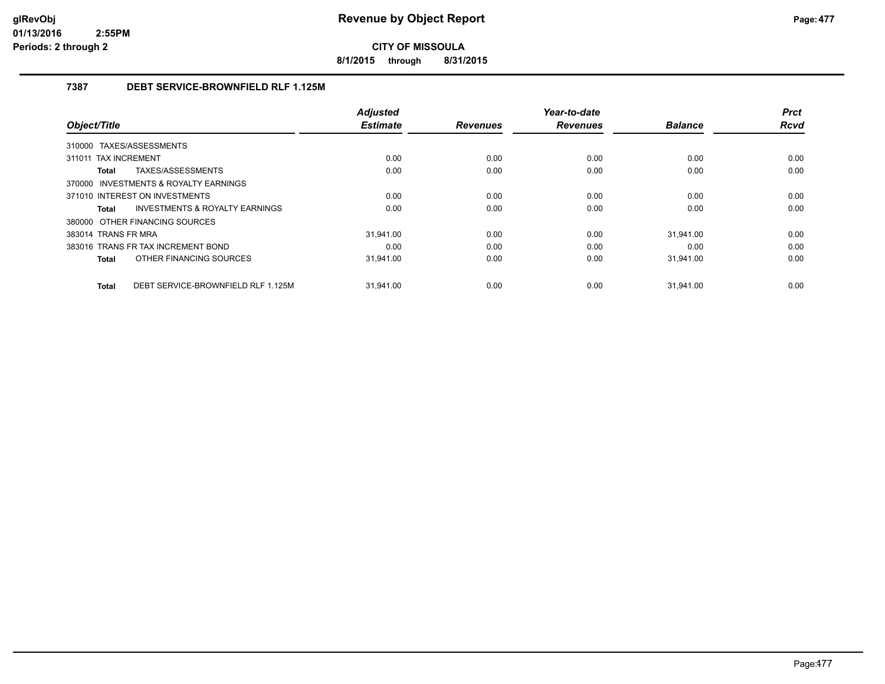# Revenue by Object Report

**CITY OF MISSOULA**

**8/1/2015 through 8/31/2015**

glRevObj
01/13/2016 2:55PM
Periods: 2 through 2

## 7387 DEBT SERVICE-BROWNFIELD RLF 1.125M

| Object/Title | Adjusted Estimate | Revenues | Year-to-date Revenues | Balance | Prct Rcvd |
|---|---|---|---|---|---|
| 310000 TAXES/ASSESSMENTS | | | | | |
| 311011 TAX INCREMENT | 0.00 | 0.00 | 0.00 | 0.00 | 0.00 |
| **Total** TAXES/ASSESSMENTS | 0.00 | 0.00 | 0.00 | 0.00 | 0.00 |
| 370000 INVESTMENTS & ROYALTY EARNINGS | | | | | |
| 371010 INTEREST ON INVESTMENTS | 0.00 | 0.00 | 0.00 | 0.00 | 0.00 |
| **Total** INVESTMENTS & ROYALTY EARNINGS | 0.00 | 0.00 | 0.00 | 0.00 | 0.00 |
| 380000 OTHER FINANCING SOURCES | | | | | |
| 383014 TRANS FR MRA | 31,941.00 | 0.00 | 0.00 | 31,941.00 | 0.00 |
| 383016 TRANS FR TAX INCREMENT BOND | 0.00 | 0.00 | 0.00 | 0.00 | 0.00 |
| **Total** OTHER FINANCING SOURCES | 31,941.00 | 0.00 | 0.00 | 31,941.00 | 0.00 |
| **Total** DEBT SERVICE-BROWNFIELD RLF 1.125M | 31,941.00 | 0.00 | 0.00 | 31,941.00 | 0.00 |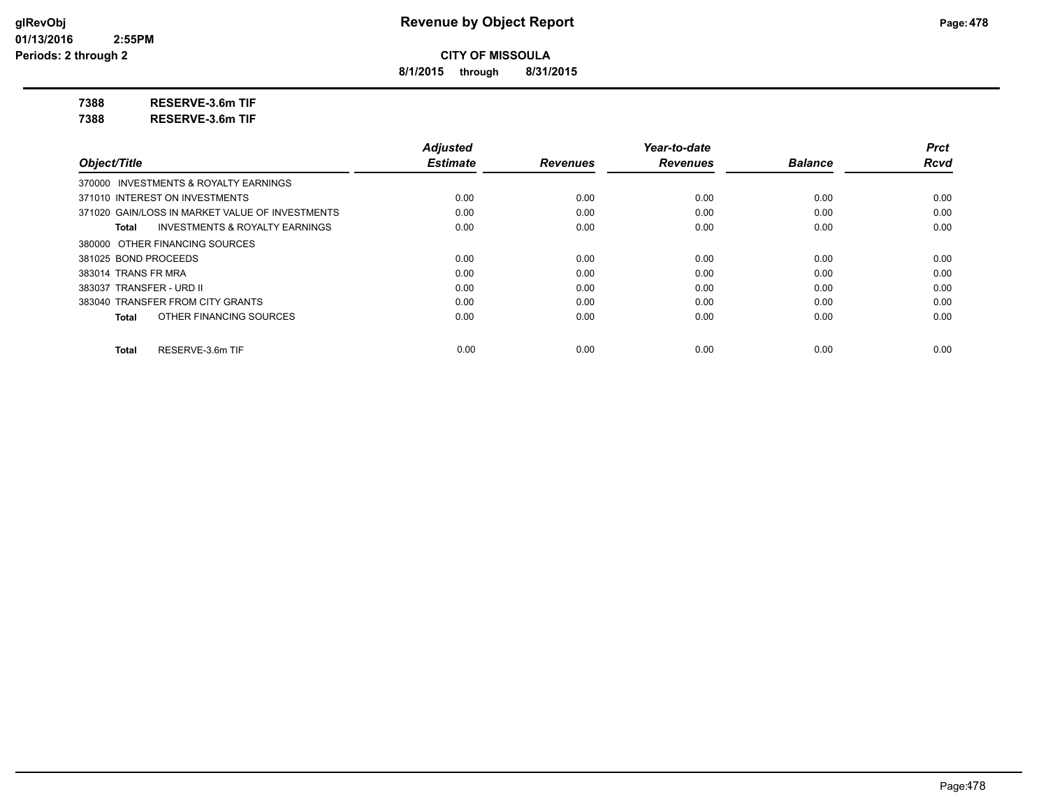# Revenue by Object Report

**CITY OF MISSOULA**

**8/1/2015 through 8/31/2015**

**7388 RESERVE-3.6m TIF**

**7388 RESERVE-3.6m TIF**

| Object/Title | Adjusted Estimate | Revenues | Year-to-date Revenues | Balance | Prct Rcvd |
|---|---|---|---|---|---|
| 370000 INVESTMENTS & ROYALTY EARNINGS | | | | | |
| 371010 INTEREST ON INVESTMENTS | 0.00 | 0.00 | 0.00 | 0.00 | 0.00 |
| 371020 GAIN/LOSS IN MARKET VALUE OF INVESTMENTS | 0.00 | 0.00 | 0.00 | 0.00 | 0.00 |
| **Total** INVESTMENTS & ROYALTY EARNINGS | 0.00 | 0.00 | 0.00 | 0.00 | 0.00 |
| 380000 OTHER FINANCING SOURCES | | | | | |
| 381025 BOND PROCEEDS | 0.00 | 0.00 | 0.00 | 0.00 | 0.00 |
| 383014 TRANS FR MRA | 0.00 | 0.00 | 0.00 | 0.00 | 0.00 |
| 383037 TRANSFER - URD II | 0.00 | 0.00 | 0.00 | 0.00 | 0.00 |
| 383040 TRANSFER FROM CITY GRANTS | 0.00 | 0.00 | 0.00 | 0.00 | 0.00 |
| **Total** OTHER FINANCING SOURCES | 0.00 | 0.00 | 0.00 | 0.00 | 0.00 |
| **Total** RESERVE-3.6m TIF | 0.00 | 0.00 | 0.00 | 0.00 | 0.00 |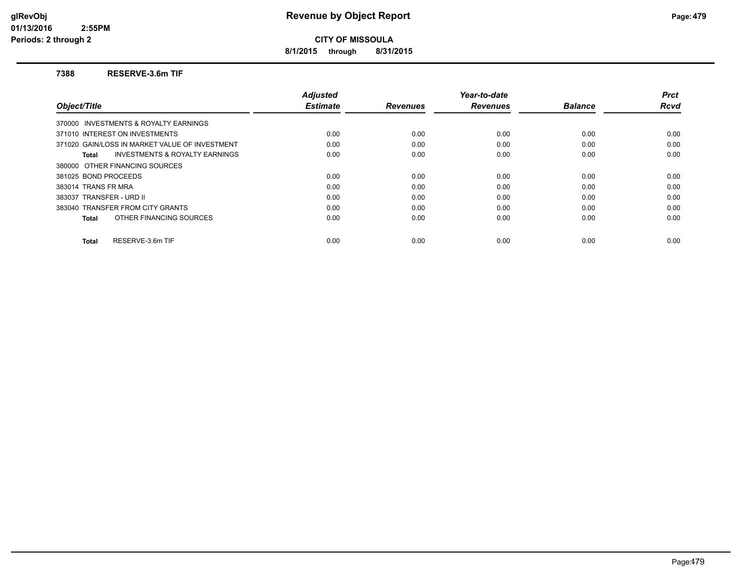# Revenue by Object Report

**CITY OF MISSOULA**

**8/1/2015 through 8/31/2015**

glRevObj
01/13/2016 2:55PM
Periods: 2 through 2

### 7388 RESERVE-3.6m TIF

| Object/Title | Adjusted Estimate | Revenues | Year-to-date Revenues | Balance | Prct Rcvd |
|---|---|---|---|---|---|
| 370000 INVESTMENTS & ROYALTY EARNINGS | | | | | |
| 371010 INTEREST ON INVESTMENTS | 0.00 | 0.00 | 0.00 | 0.00 | 0.00 |
| 371020 GAIN/LOSS IN MARKET VALUE OF INVESTMENT | 0.00 | 0.00 | 0.00 | 0.00 | 0.00 |
| **Total** INVESTMENTS & ROYALTY EARNINGS | 0.00 | 0.00 | 0.00 | 0.00 | 0.00 |
| 380000 OTHER FINANCING SOURCES | | | | | |
| 381025 BOND PROCEEDS | 0.00 | 0.00 | 0.00 | 0.00 | 0.00 |
| 383014 TRANS FR MRA | 0.00 | 0.00 | 0.00 | 0.00 | 0.00 |
| 383037 TRANSFER - URD II | 0.00 | 0.00 | 0.00 | 0.00 | 0.00 |
| 383040 TRANSFER FROM CITY GRANTS | 0.00 | 0.00 | 0.00 | 0.00 | 0.00 |
| **Total** OTHER FINANCING SOURCES | 0.00 | 0.00 | 0.00 | 0.00 | 0.00 |
| **Total** RESERVE-3.6m TIF | 0.00 | 0.00 | 0.00 | 0.00 | 0.00 |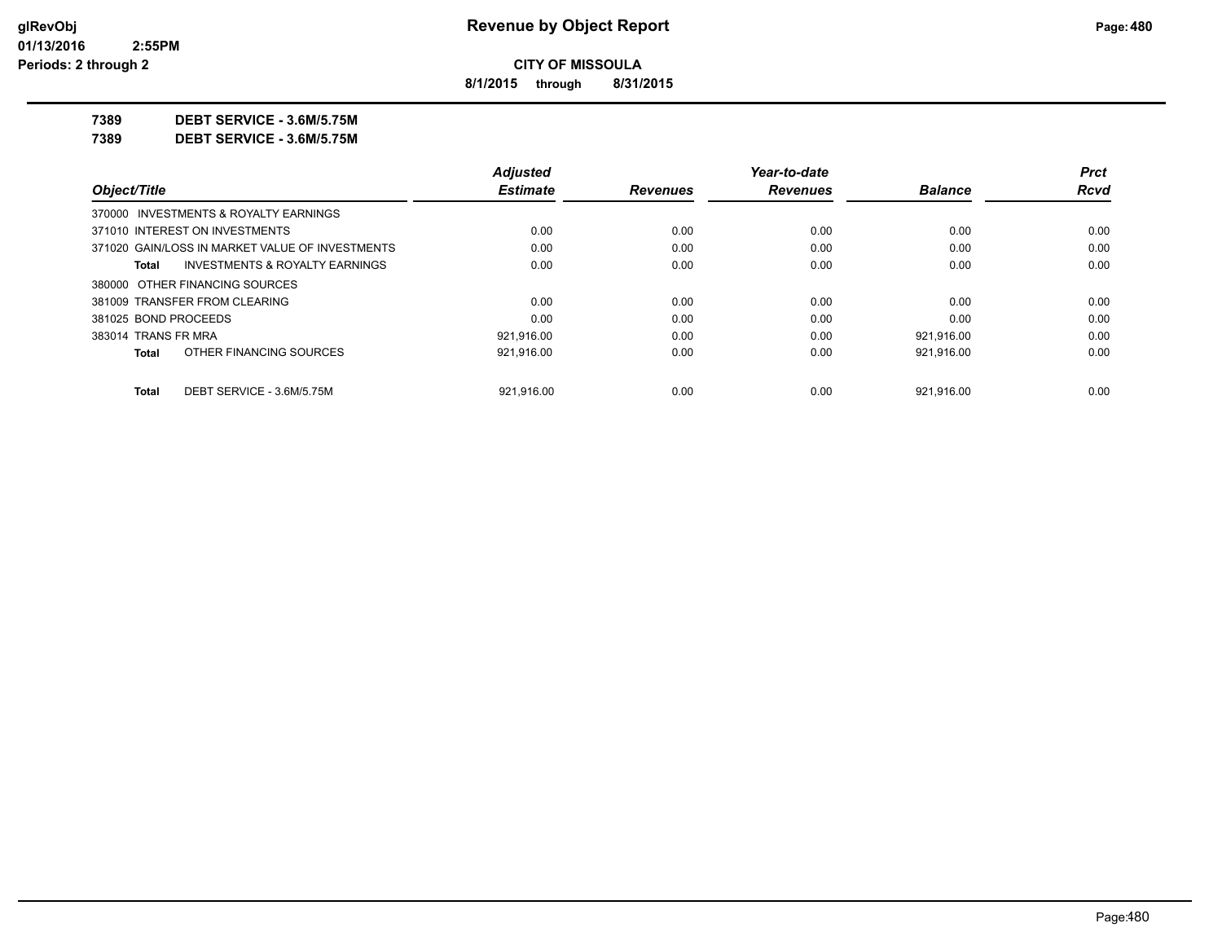**Revenue by Object Report**

**CITY OF MISSOULA**

**8/1/2015 through 8/31/2015**

**7389 DEBT SERVICE - 3.6M/5.75M**

**7389 DEBT SERVICE - 3.6M/5.75M**

| Object/Title | Adjusted Estimate | Revenues | Year-to-date Revenues | Balance | Prct Rcvd |
|---|---|---|---|---|---|
| 370000 INVESTMENTS & ROYALTY EARNINGS | | | | | |
| 371010 INTEREST ON INVESTMENTS | 0.00 | 0.00 | 0.00 | 0.00 | 0.00 |
| 371020 GAIN/LOSS IN MARKET VALUE OF INVESTMENTS | 0.00 | 0.00 | 0.00 | 0.00 | 0.00 |
| **Total** INVESTMENTS & ROYALTY EARNINGS | 0.00 | 0.00 | 0.00 | 0.00 | 0.00 |
| 380000 OTHER FINANCING SOURCES | | | | | |
| 381009 TRANSFER FROM CLEARING | 0.00 | 0.00 | 0.00 | 0.00 | 0.00 |
| 381025 BOND PROCEEDS | 0.00 | 0.00 | 0.00 | 0.00 | 0.00 |
| 383014 TRANS FR MRA | 921,916.00 | 0.00 | 0.00 | 921,916.00 | 0.00 |
| **Total** OTHER FINANCING SOURCES | 921,916.00 | 0.00 | 0.00 | 921,916.00 | 0.00 |
| **Total** DEBT SERVICE - 3.6M/5.75M | 921,916.00 | 0.00 | 0.00 | 921,916.00 | 0.00 |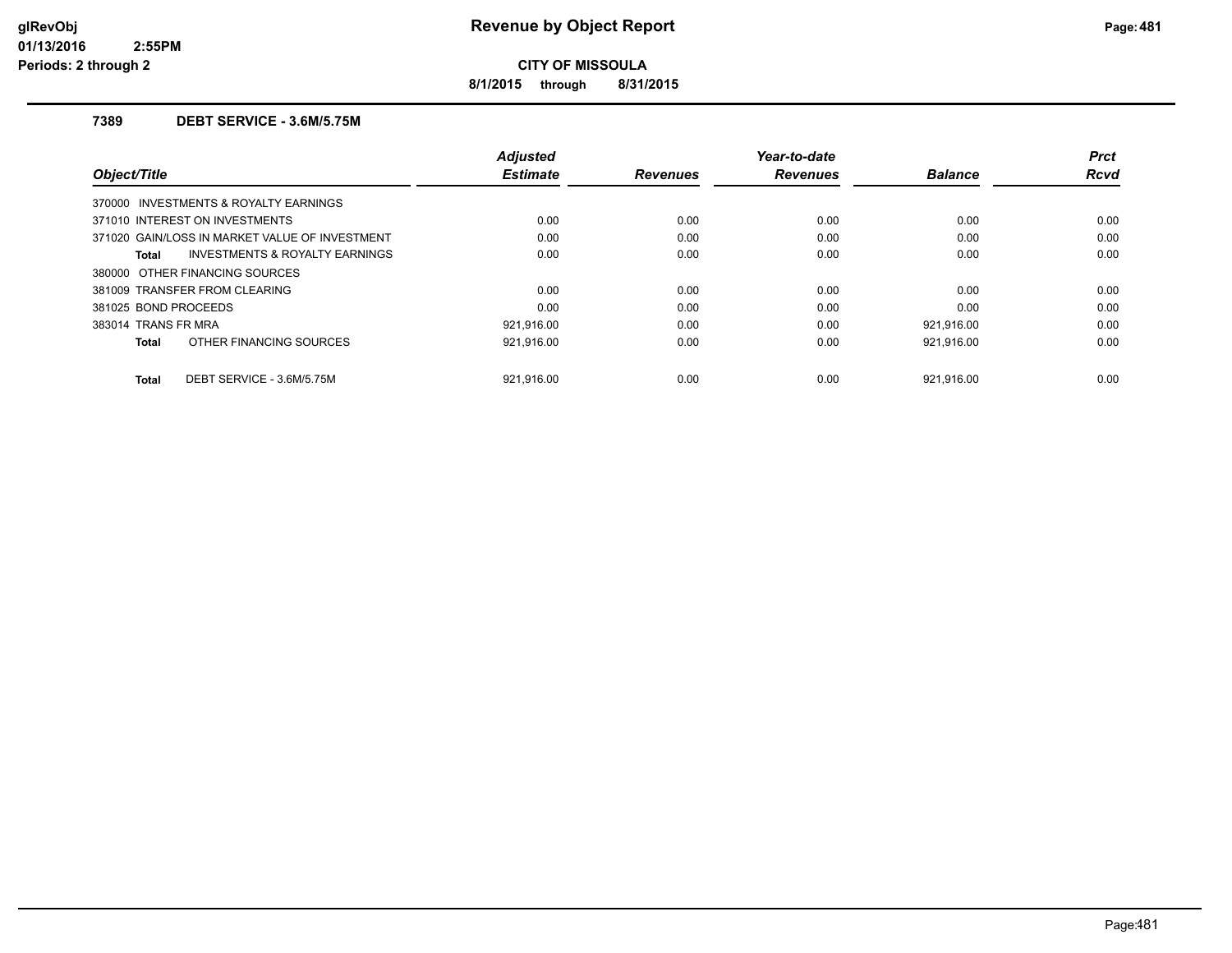# Revenue by Object Report

**CITY OF MISSOULA**

**8/1/2015 through 8/31/2015**

glRevObj
01/13/2016 2:55PM
Periods: 2 through 2

### 7389 DEBT SERVICE - 3.6M/5.75M

| Object/Title | Adjusted Estimate | Revenues | Year-to-date Revenues | Balance | Prct Rcvd |
|---|---|---|---|---|---|
| 370000 INVESTMENTS & ROYALTY EARNINGS | | | | | |
| 371010 INTEREST ON INVESTMENTS | 0.00 | 0.00 | 0.00 | 0.00 | 0.00 |
| 371020 GAIN/LOSS IN MARKET VALUE OF INVESTMENT | 0.00 | 0.00 | 0.00 | 0.00 | 0.00 |
| **Total** INVESTMENTS & ROYALTY EARNINGS | 0.00 | 0.00 | 0.00 | 0.00 | 0.00 |
| 380000 OTHER FINANCING SOURCES | | | | | |
| 381009 TRANSFER FROM CLEARING | 0.00 | 0.00 | 0.00 | 0.00 | 0.00 |
| 381025 BOND PROCEEDS | 0.00 | 0.00 | 0.00 | 0.00 | 0.00 |
| 383014 TRANS FR MRA | 921,916.00 | 0.00 | 0.00 | 921,916.00 | 0.00 |
| **Total** OTHER FINANCING SOURCES | 921,916.00 | 0.00 | 0.00 | 921,916.00 | 0.00 |
| **Total** DEBT SERVICE - 3.6M/5.75M | 921,916.00 | 0.00 | 0.00 | 921,916.00 | 0.00 |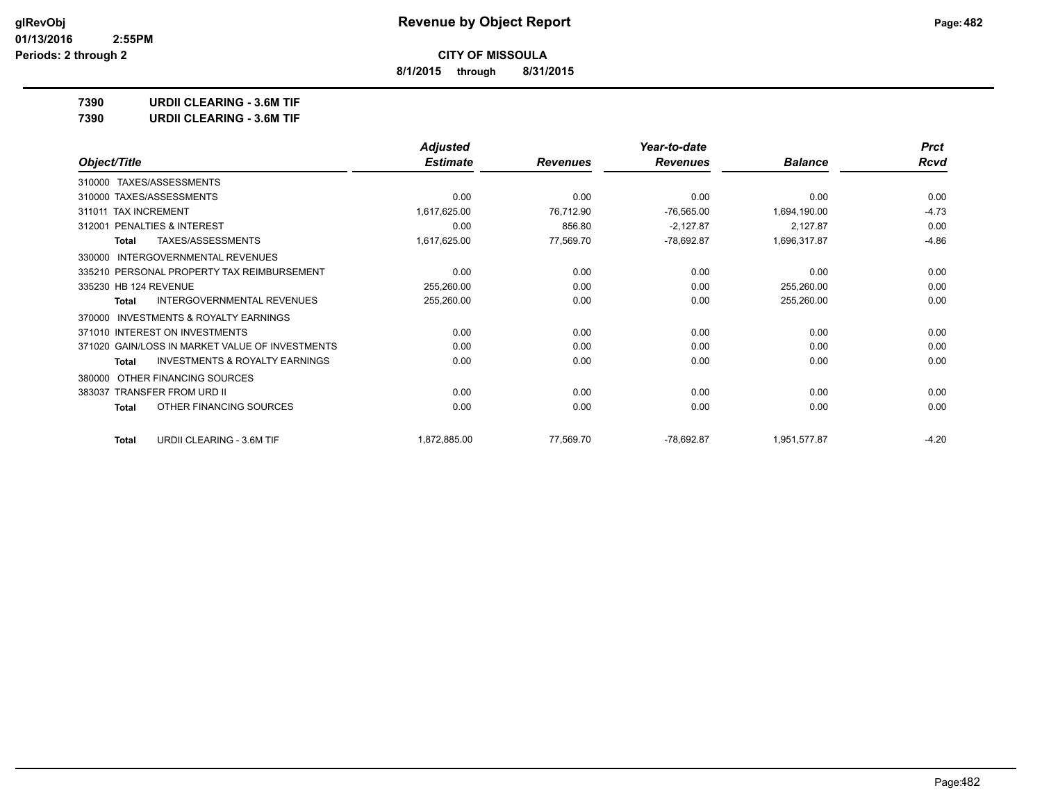**Revenue by Object Report**

**CITY OF MISSOULA**

**8/1/2015 through 8/31/2015**

glRevObj
01/13/2016 2:55PM
Periods: 2 through 2

**7390 URDII CLEARING - 3.6M TIF**

**7390 URDII CLEARING - 3.6M TIF**

| Object/Title | Adjusted Estimate | Revenues | Year-to-date Revenues | Balance | Prct Rcvd |
|---|---|---|---|---|---|
| 310000 TAXES/ASSESSMENTS | | | | | |
| 310000 TAXES/ASSESSMENTS | 0.00 | 0.00 | 0.00 | 0.00 | 0.00 |
| 311011 TAX INCREMENT | 1,617,625.00 | 76,712.90 | -76,565.00 | 1,694,190.00 | -4.73 |
| 312001 PENALTIES & INTEREST | 0.00 | 856.80 | -2,127.87 | 2,127.87 | 0.00 |
| Total TAXES/ASSESSMENTS | 1,617,625.00 | 77,569.70 | -78,692.87 | 1,696,317.87 | -4.86 |
| 330000 INTERGOVERNMENTAL REVENUES | | | | | |
| 335210 PERSONAL PROPERTY TAX REIMBURSEMENT | 0.00 | 0.00 | 0.00 | 0.00 | 0.00 |
| 335230 HB 124 REVENUE | 255,260.00 | 0.00 | 0.00 | 255,260.00 | 0.00 |
| Total INTERGOVERNMENTAL REVENUES | 255,260.00 | 0.00 | 0.00 | 255,260.00 | 0.00 |
| 370000 INVESTMENTS & ROYALTY EARNINGS | | | | | |
| 371010 INTEREST ON INVESTMENTS | 0.00 | 0.00 | 0.00 | 0.00 | 0.00 |
| 371020 GAIN/LOSS IN MARKET VALUE OF INVESTMENTS | 0.00 | 0.00 | 0.00 | 0.00 | 0.00 |
| Total INVESTMENTS & ROYALTY EARNINGS | 0.00 | 0.00 | 0.00 | 0.00 | 0.00 |
| 380000 OTHER FINANCING SOURCES | | | | | |
| 383037 TRANSFER FROM URD II | 0.00 | 0.00 | 0.00 | 0.00 | 0.00 |
| Total OTHER FINANCING SOURCES | 0.00 | 0.00 | 0.00 | 0.00 | 0.00 |
| Total URDII CLEARING - 3.6M TIF | 1,872,885.00 | 77,569.70 | -78,692.87 | 1,951,577.87 | -4.20 |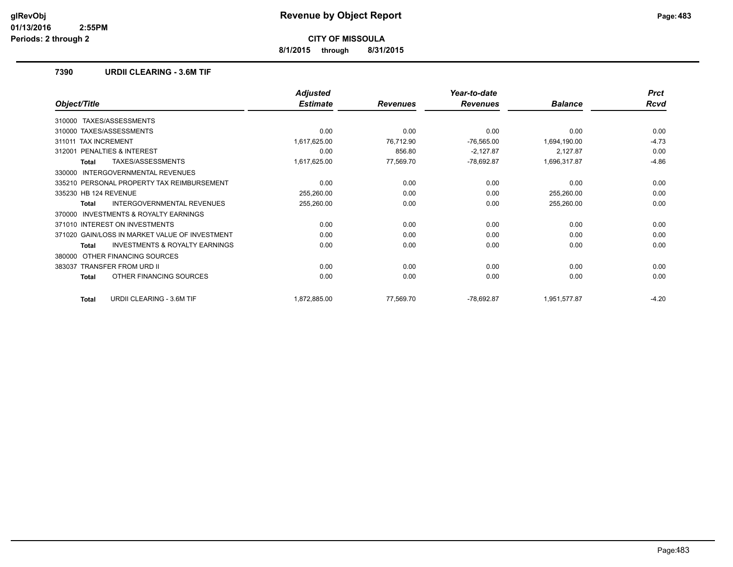**Revenue by Object Report**

**CITY OF MISSOULA**

**8/1/2015 through 8/31/2015**

Periods: 2 through 2

### 7390 URDII CLEARING - 3.6M TIF

| Object/Title | Adjusted Estimate | Revenues | Year-to-date Revenues | Balance | Prct Rcvd |
|---|---|---|---|---|---|
| 310000 TAXES/ASSESSMENTS | | | | | |
| 310000 TAXES/ASSESSMENTS | 0.00 | 0.00 | 0.00 | 0.00 | 0.00 |
| 311011 TAX INCREMENT | 1,617,625.00 | 76,712.90 | -76,565.00 | 1,694,190.00 | -4.73 |
| 312001 PENALTIES & INTEREST | 0.00 | 856.80 | -2,127.87 | 2,127.87 | 0.00 |
| **Total** TAXES/ASSESSMENTS | 1,617,625.00 | 77,569.70 | -78,692.87 | 1,696,317.87 | -4.86 |
| 330000 INTERGOVERNMENTAL REVENUES | | | | | |
| 335210 PERSONAL PROPERTY TAX REIMBURSEMENT | 0.00 | 0.00 | 0.00 | 0.00 | 0.00 |
| 335230 HB 124 REVENUE | 255,260.00 | 0.00 | 0.00 | 255,260.00 | 0.00 |
| **Total** INTERGOVERNMENTAL REVENUES | 255,260.00 | 0.00 | 0.00 | 255,260.00 | 0.00 |
| 370000 INVESTMENTS & ROYALTY EARNINGS | | | | | |
| 371010 INTEREST ON INVESTMENTS | 0.00 | 0.00 | 0.00 | 0.00 | 0.00 |
| 371020 GAIN/LOSS IN MARKET VALUE OF INVESTMENT | 0.00 | 0.00 | 0.00 | 0.00 | 0.00 |
| **Total** INVESTMENTS & ROYALTY EARNINGS | 0.00 | 0.00 | 0.00 | 0.00 | 0.00 |
| 380000 OTHER FINANCING SOURCES | | | | | |
| 383037 TRANSFER FROM URD II | 0.00 | 0.00 | 0.00 | 0.00 | 0.00 |
| **Total** OTHER FINANCING SOURCES | 0.00 | 0.00 | 0.00 | 0.00 | 0.00 |
| **Total** URDII CLEARING - 3.6M TIF | 1,872,885.00 | 77,569.70 | -78,692.87 | 1,951,577.87 | -4.20 |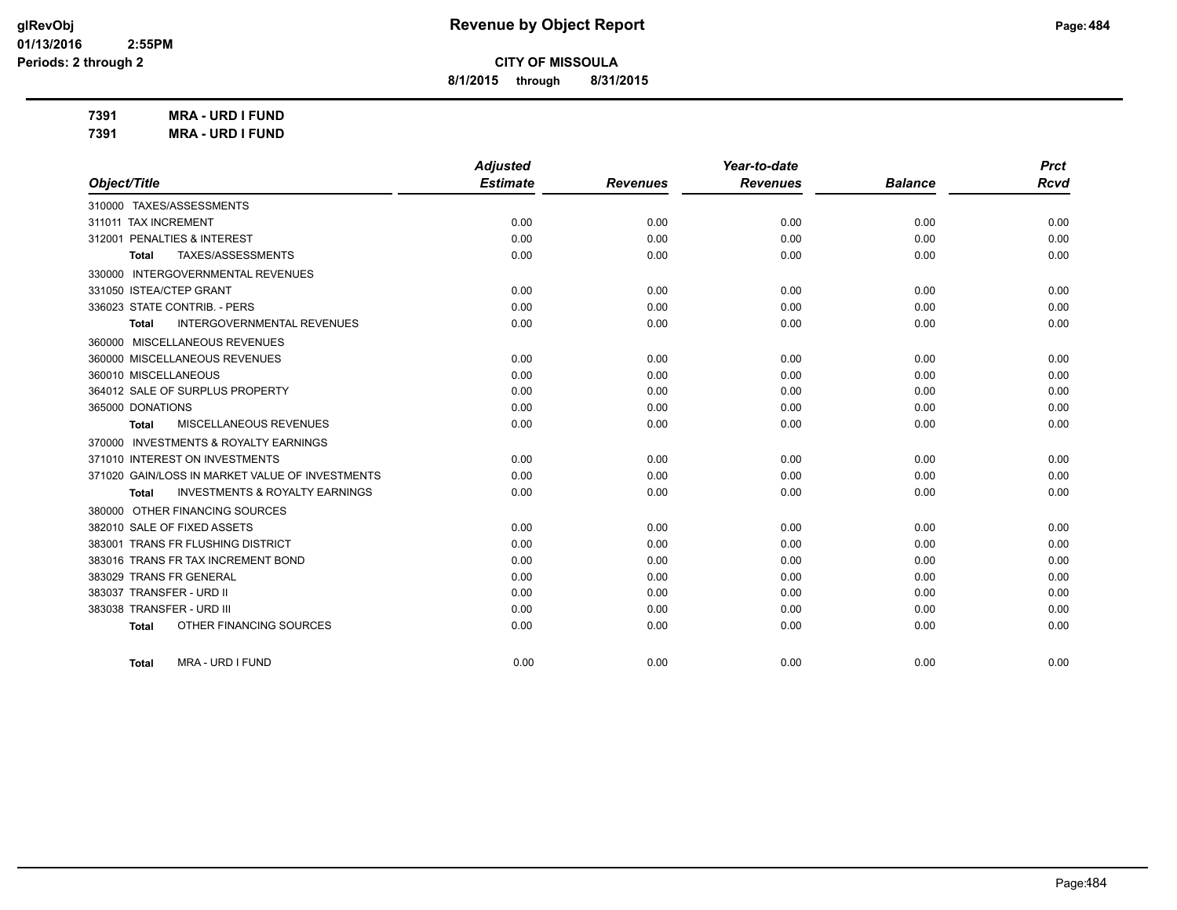# Revenue by Object Report

**CITY OF MISSOULA**

**8/1/2015 through 8/31/2015**

glRevObj
01/13/2016 2:55PM
Periods: 2 through 2

**7391 MRA - URD I FUND**

**7391 MRA - URD I FUND**

| Object/Title | Adjusted Estimate | Revenues | Year-to-date Revenues | Balance | Prct Rcvd |
|---|---|---|---|---|---|
| 310000 TAXES/ASSESSMENTS | | | | | |
| 311011 TAX INCREMENT | 0.00 | 0.00 | 0.00 | 0.00 | 0.00 |
| 312001 PENALTIES & INTEREST | 0.00 | 0.00 | 0.00 | 0.00 | 0.00 |
| **Total** TAXES/ASSESSMENTS | 0.00 | 0.00 | 0.00 | 0.00 | 0.00 |
| 330000 INTERGOVERNMENTAL REVENUES | | | | | |
| 331050 ISTEA/CTEP GRANT | 0.00 | 0.00 | 0.00 | 0.00 | 0.00 |
| 336023 STATE CONTRIB. - PERS | 0.00 | 0.00 | 0.00 | 0.00 | 0.00 |
| **Total** INTERGOVERNMENTAL REVENUES | 0.00 | 0.00 | 0.00 | 0.00 | 0.00 |
| 360000 MISCELLANEOUS REVENUES | | | | | |
| 360000 MISCELLANEOUS REVENUES | 0.00 | 0.00 | 0.00 | 0.00 | 0.00 |
| 360010 MISCELLANEOUS | 0.00 | 0.00 | 0.00 | 0.00 | 0.00 |
| 364012 SALE OF SURPLUS PROPERTY | 0.00 | 0.00 | 0.00 | 0.00 | 0.00 |
| 365000 DONATIONS | 0.00 | 0.00 | 0.00 | 0.00 | 0.00 |
| **Total** MISCELLANEOUS REVENUES | 0.00 | 0.00 | 0.00 | 0.00 | 0.00 |
| 370000 INVESTMENTS & ROYALTY EARNINGS | | | | | |
| 371010 INTEREST ON INVESTMENTS | 0.00 | 0.00 | 0.00 | 0.00 | 0.00 |
| 371020 GAIN/LOSS IN MARKET VALUE OF INVESTMENTS | 0.00 | 0.00 | 0.00 | 0.00 | 0.00 |
| **Total** INVESTMENTS & ROYALTY EARNINGS | 0.00 | 0.00 | 0.00 | 0.00 | 0.00 |
| 380000 OTHER FINANCING SOURCES | | | | | |
| 382010 SALE OF FIXED ASSETS | 0.00 | 0.00 | 0.00 | 0.00 | 0.00 |
| 383001 TRANS FR FLUSHING DISTRICT | 0.00 | 0.00 | 0.00 | 0.00 | 0.00 |
| 383016 TRANS FR TAX INCREMENT BOND | 0.00 | 0.00 | 0.00 | 0.00 | 0.00 |
| 383029 TRANS FR GENERAL | 0.00 | 0.00 | 0.00 | 0.00 | 0.00 |
| 383037 TRANSFER - URD II | 0.00 | 0.00 | 0.00 | 0.00 | 0.00 |
| 383038 TRANSFER - URD III | 0.00 | 0.00 | 0.00 | 0.00 | 0.00 |
| **Total** OTHER FINANCING SOURCES | 0.00 | 0.00 | 0.00 | 0.00 | 0.00 |
| **Total** MRA - URD I FUND | 0.00 | 0.00 | 0.00 | 0.00 | 0.00 |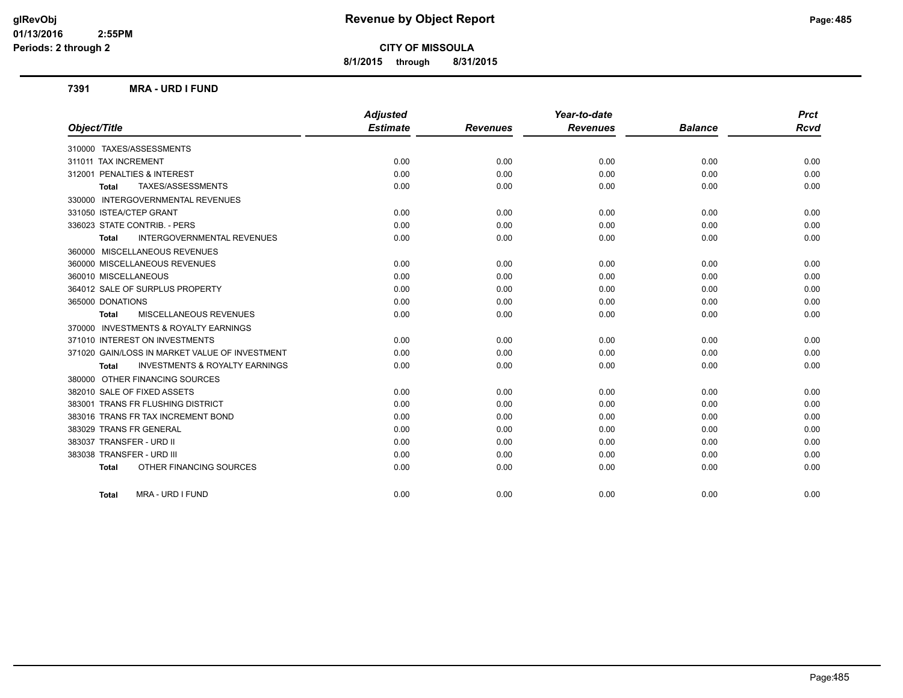# Revenue by Object Report

**CITY OF MISSOULA**

**8/1/2015 through 8/31/2015**

glRevObj
01/13/2016 2:55PM
Periods: 2 through 2

## 7391 MRA - URD I FUND

| Object/Title | Adjusted Estimate | Revenues | Year-to-date Revenues | Balance | Prct Rcvd |
|---|---|---|---|---|---|
| 310000 TAXES/ASSESSMENTS | | | | | |
| 311011 TAX INCREMENT | 0.00 | 0.00 | 0.00 | 0.00 | 0.00 |
| 312001 PENALTIES & INTEREST | 0.00 | 0.00 | 0.00 | 0.00 | 0.00 |
| **Total** TAXES/ASSESSMENTS | 0.00 | 0.00 | 0.00 | 0.00 | 0.00 |
| 330000 INTERGOVERNMENTAL REVENUES | | | | | |
| 331050 ISTEA/CTEP GRANT | 0.00 | 0.00 | 0.00 | 0.00 | 0.00 |
| 336023 STATE CONTRIB. - PERS | 0.00 | 0.00 | 0.00 | 0.00 | 0.00 |
| **Total** INTERGOVERNMENTAL REVENUES | 0.00 | 0.00 | 0.00 | 0.00 | 0.00 |
| 360000 MISCELLANEOUS REVENUES | | | | | |
| 360000 MISCELLANEOUS REVENUES | 0.00 | 0.00 | 0.00 | 0.00 | 0.00 |
| 360010 MISCELLANEOUS | 0.00 | 0.00 | 0.00 | 0.00 | 0.00 |
| 364012 SALE OF SURPLUS PROPERTY | 0.00 | 0.00 | 0.00 | 0.00 | 0.00 |
| 365000 DONATIONS | 0.00 | 0.00 | 0.00 | 0.00 | 0.00 |
| **Total** MISCELLANEOUS REVENUES | 0.00 | 0.00 | 0.00 | 0.00 | 0.00 |
| 370000 INVESTMENTS & ROYALTY EARNINGS | | | | | |
| 371010 INTEREST ON INVESTMENTS | 0.00 | 0.00 | 0.00 | 0.00 | 0.00 |
| 371020 GAIN/LOSS IN MARKET VALUE OF INVESTMENT | 0.00 | 0.00 | 0.00 | 0.00 | 0.00 |
| **Total** INVESTMENTS & ROYALTY EARNINGS | 0.00 | 0.00 | 0.00 | 0.00 | 0.00 |
| 380000 OTHER FINANCING SOURCES | | | | | |
| 382010 SALE OF FIXED ASSETS | 0.00 | 0.00 | 0.00 | 0.00 | 0.00 |
| 383001 TRANS FR FLUSHING DISTRICT | 0.00 | 0.00 | 0.00 | 0.00 | 0.00 |
| 383016 TRANS FR TAX INCREMENT BOND | 0.00 | 0.00 | 0.00 | 0.00 | 0.00 |
| 383029 TRANS FR GENERAL | 0.00 | 0.00 | 0.00 | 0.00 | 0.00 |
| 383037 TRANSFER - URD II | 0.00 | 0.00 | 0.00 | 0.00 | 0.00 |
| 383038 TRANSFER - URD III | 0.00 | 0.00 | 0.00 | 0.00 | 0.00 |
| **Total** OTHER FINANCING SOURCES | 0.00 | 0.00 | 0.00 | 0.00 | 0.00 |
| **Total** MRA - URD I FUND | 0.00 | 0.00 | 0.00 | 0.00 | 0.00 |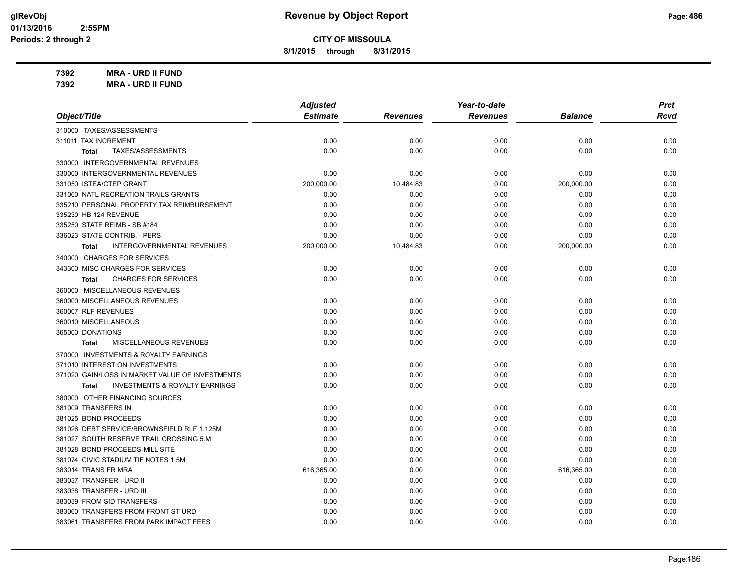# Revenue by Object Report

**CITY OF MISSOULA**

**8/1/2015 through 8/31/2015**

glRevObj
01/13/2016 2:55PM
Periods: 2 through 2

**7392 MRA - URD II FUND**
**7392 MRA - URD II FUND**

| Object/Title | Adjusted Estimate | Revenues | Year-to-date Revenues | Balance | Prct Rcvd |
|---|---|---|---|---|---|
| 310000 TAXES/ASSESSMENTS | | | | | |
| 311011 TAX INCREMENT | 0.00 | 0.00 | 0.00 | 0.00 | 0.00 |
| **Total** TAXES/ASSESSMENTS | 0.00 | 0.00 | 0.00 | 0.00 | 0.00 |
| 330000 INTERGOVERNMENTAL REVENUES | | | | | |
| 330000 INTERGOVERNMENTAL REVENUES | 0.00 | 0.00 | 0.00 | 0.00 | 0.00 |
| 331050 ISTEA/CTEP GRANT | 200,000.00 | 10,484.83 | 0.00 | 200,000.00 | 0.00 |
| 331060 NATL RECREATION TRAILS GRANTS | 0.00 | 0.00 | 0.00 | 0.00 | 0.00 |
| 335210 PERSONAL PROPERTY TAX REIMBURSEMENT | 0.00 | 0.00 | 0.00 | 0.00 | 0.00 |
| 335230 HB 124 REVENUE | 0.00 | 0.00 | 0.00 | 0.00 | 0.00 |
| 335250 STATE REIMB - SB #184 | 0.00 | 0.00 | 0.00 | 0.00 | 0.00 |
| 336023 STATE CONTRIB. - PERS | 0.00 | 0.00 | 0.00 | 0.00 | 0.00 |
| **Total** INTERGOVERNMENTAL REVENUES | 200,000.00 | 10,484.83 | 0.00 | 200,000.00 | 0.00 |
| 340000 CHARGES FOR SERVICES | | | | | |
| 343300 MISC CHARGES FOR SERVICES | 0.00 | 0.00 | 0.00 | 0.00 | 0.00 |
| **Total** CHARGES FOR SERVICES | 0.00 | 0.00 | 0.00 | 0.00 | 0.00 |
| 360000 MISCELLANEOUS REVENUES | | | | | |
| 360000 MISCELLANEOUS REVENUES | 0.00 | 0.00 | 0.00 | 0.00 | 0.00 |
| 360007 RLF REVENUES | 0.00 | 0.00 | 0.00 | 0.00 | 0.00 |
| 360010 MISCELLANEOUS | 0.00 | 0.00 | 0.00 | 0.00 | 0.00 |
| 365000 DONATIONS | 0.00 | 0.00 | 0.00 | 0.00 | 0.00 |
| **Total** MISCELLANEOUS REVENUES | 0.00 | 0.00 | 0.00 | 0.00 | 0.00 |
| 370000 INVESTMENTS & ROYALTY EARNINGS | | | | | |
| 371010 INTEREST ON INVESTMENTS | 0.00 | 0.00 | 0.00 | 0.00 | 0.00 |
| 371020 GAIN/LOSS IN MARKET VALUE OF INVESTMENTS | 0.00 | 0.00 | 0.00 | 0.00 | 0.00 |
| **Total** INVESTMENTS & ROYALTY EARNINGS | 0.00 | 0.00 | 0.00 | 0.00 | 0.00 |
| 380000 OTHER FINANCING SOURCES | | | | | |
| 381009 TRANSFERS IN | 0.00 | 0.00 | 0.00 | 0.00 | 0.00 |
| 381025 BOND PROCEEDS | 0.00 | 0.00 | 0.00 | 0.00 | 0.00 |
| 381026 DEBT SERVICE/BROWNSFIELD RLF 1.125M | 0.00 | 0.00 | 0.00 | 0.00 | 0.00 |
| 381027 SOUTH RESERVE TRAIL CROSSING 5.M | 0.00 | 0.00 | 0.00 | 0.00 | 0.00 |
| 381028 BOND PROCEEDS-MILL SITE | 0.00 | 0.00 | 0.00 | 0.00 | 0.00 |
| 381074 CIVIC STADIUM TIF NOTES 1.5M | 0.00 | 0.00 | 0.00 | 0.00 | 0.00 |
| 383014 TRANS FR MRA | 616,365.00 | 0.00 | 0.00 | 616,365.00 | 0.00 |
| 383037 TRANSFER - URD II | 0.00 | 0.00 | 0.00 | 0.00 | 0.00 |
| 383038 TRANSFER - URD III | 0.00 | 0.00 | 0.00 | 0.00 | 0.00 |
| 383039 FROM SID TRANSFERS | 0.00 | 0.00 | 0.00 | 0.00 | 0.00 |
| 383060 TRANSFERS FROM FRONT ST URD | 0.00 | 0.00 | 0.00 | 0.00 | 0.00 |
| 383061 TRANSFERS FROM PARK IMPACT FEES | 0.00 | 0.00 | 0.00 | 0.00 | 0.00 |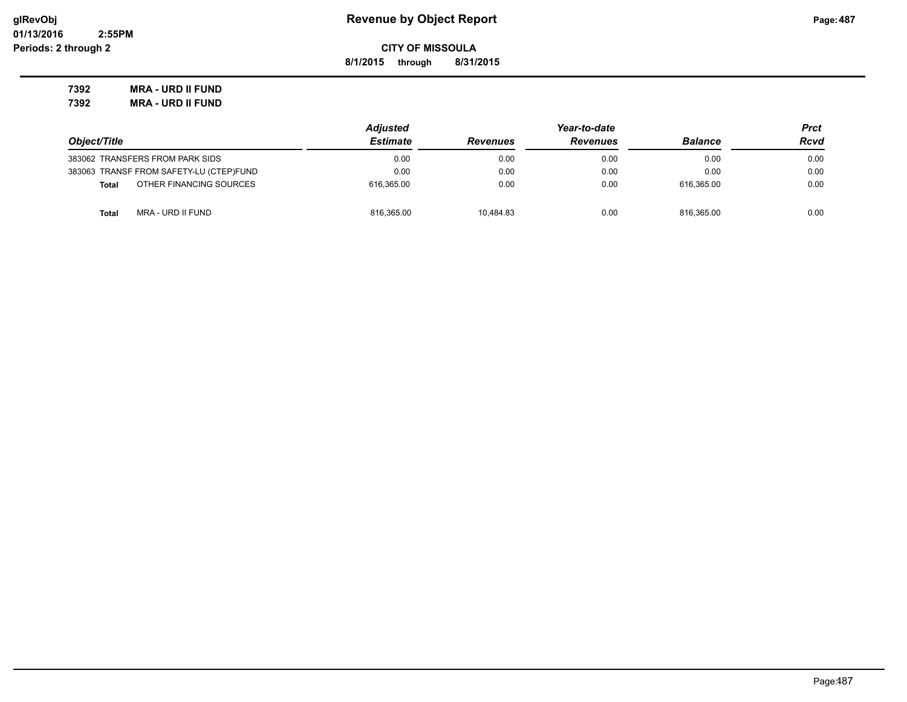# Revenue by Object Report

glRevObj
01/13/2016 2:55PM
Periods: 2 through 2

**CITY OF MISSOULA**

**8/1/2015 through 8/31/2015**

**7392 MRA - URD II FUND**
**7392 MRA - URD II FUND**

| Object/Title | Adjusted Estimate | Revenues | Year-to-date Revenues | Balance | Prct Rcvd |
|---|---|---|---|---|---|
| 383062 TRANSFERS FROM PARK SIDS | 0.00 | 0.00 | 0.00 | 0.00 | 0.00 |
| 383063 TRANSF FROM SAFETY-LU (CTEP)FUND | 0.00 | 0.00 | 0.00 | 0.00 | 0.00 |
| **Total** OTHER FINANCING SOURCES | 616,365.00 | 0.00 | 0.00 | 616,365.00 | 0.00 |
| **Total** MRA - URD II FUND | 816,365.00 | 10,484.83 | 0.00 | 816,365.00 | 0.00 |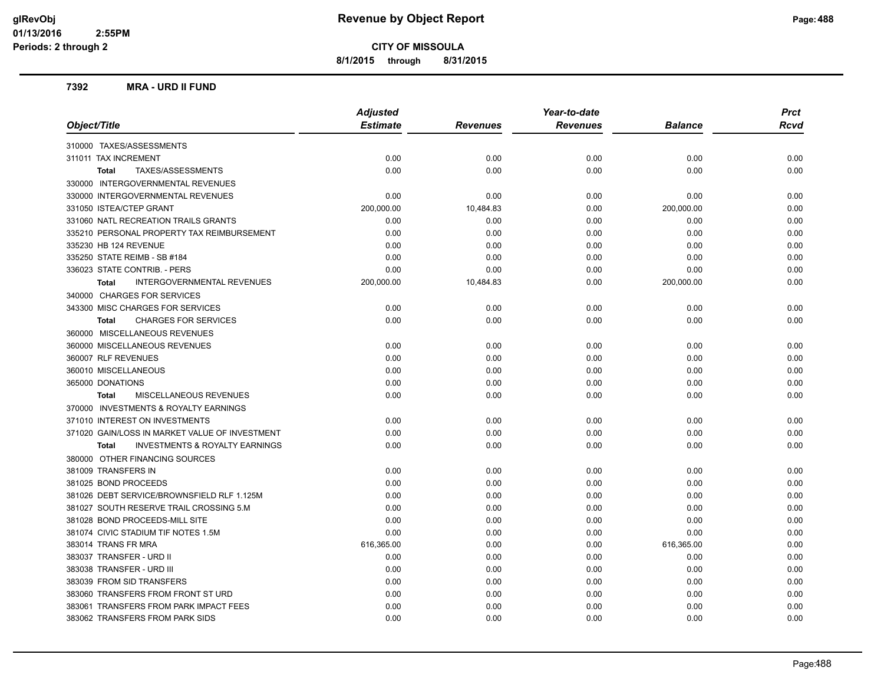# Revenue by Object Report

**CITY OF MISSOULA**

**8/1/2015 through 8/31/2015**

## 7392 MRA - URD II FUND

| Object/Title | Adjusted Estimate | Revenues | Year-to-date Revenues | Balance | Prct Rcvd |
|---|---|---|---|---|---|
| 310000 TAXES/ASSESSMENTS | | | | | |
| 311011 TAX INCREMENT | 0.00 | 0.00 | 0.00 | 0.00 | 0.00 |
| **Total** TAXES/ASSESSMENTS | 0.00 | 0.00 | 0.00 | 0.00 | 0.00 |
| 330000 INTERGOVERNMENTAL REVENUES | | | | | |
| 330000 INTERGOVERNMENTAL REVENUES | 0.00 | 0.00 | 0.00 | 0.00 | 0.00 |
| 331050 ISTEA/CTEP GRANT | 200,000.00 | 10,484.83 | 0.00 | 200,000.00 | 0.00 |
| 331060 NATL RECREATION TRAILS GRANTS | 0.00 | 0.00 | 0.00 | 0.00 | 0.00 |
| 335210 PERSONAL PROPERTY TAX REIMBURSEMENT | 0.00 | 0.00 | 0.00 | 0.00 | 0.00 |
| 335230 HB 124 REVENUE | 0.00 | 0.00 | 0.00 | 0.00 | 0.00 |
| 335250 STATE REIMB - SB #184 | 0.00 | 0.00 | 0.00 | 0.00 | 0.00 |
| 336023 STATE CONTRIB. - PERS | 0.00 | 0.00 | 0.00 | 0.00 | 0.00 |
| **Total** INTERGOVERNMENTAL REVENUES | 200,000.00 | 10,484.83 | 0.00 | 200,000.00 | 0.00 |
| 340000 CHARGES FOR SERVICES | | | | | |
| 343300 MISC CHARGES FOR SERVICES | 0.00 | 0.00 | 0.00 | 0.00 | 0.00 |
| **Total** CHARGES FOR SERVICES | 0.00 | 0.00 | 0.00 | 0.00 | 0.00 |
| 360000 MISCELLANEOUS REVENUES | | | | | |
| 360000 MISCELLANEOUS REVENUES | 0.00 | 0.00 | 0.00 | 0.00 | 0.00 |
| 360007 RLF REVENUES | 0.00 | 0.00 | 0.00 | 0.00 | 0.00 |
| 360010 MISCELLANEOUS | 0.00 | 0.00 | 0.00 | 0.00 | 0.00 |
| 365000 DONATIONS | 0.00 | 0.00 | 0.00 | 0.00 | 0.00 |
| **Total** MISCELLANEOUS REVENUES | 0.00 | 0.00 | 0.00 | 0.00 | 0.00 |
| 370000 INVESTMENTS & ROYALTY EARNINGS | | | | | |
| 371010 INTEREST ON INVESTMENTS | 0.00 | 0.00 | 0.00 | 0.00 | 0.00 |
| 371020 GAIN/LOSS IN MARKET VALUE OF INVESTMENT | 0.00 | 0.00 | 0.00 | 0.00 | 0.00 |
| **Total** INVESTMENTS & ROYALTY EARNINGS | 0.00 | 0.00 | 0.00 | 0.00 | 0.00 |
| 380000 OTHER FINANCING SOURCES | | | | | |
| 381009 TRANSFERS IN | 0.00 | 0.00 | 0.00 | 0.00 | 0.00 |
| 381025 BOND PROCEEDS | 0.00 | 0.00 | 0.00 | 0.00 | 0.00 |
| 381026 DEBT SERVICE/BROWNSFIELD RLF 1.125M | 0.00 | 0.00 | 0.00 | 0.00 | 0.00 |
| 381027 SOUTH RESERVE TRAIL CROSSING 5.M | 0.00 | 0.00 | 0.00 | 0.00 | 0.00 |
| 381028 BOND PROCEEDS-MILL SITE | 0.00 | 0.00 | 0.00 | 0.00 | 0.00 |
| 381074 CIVIC STADIUM TIF NOTES 1.5M | 0.00 | 0.00 | 0.00 | 0.00 | 0.00 |
| 383014 TRANS FR MRA | 616,365.00 | 0.00 | 0.00 | 616,365.00 | 0.00 |
| 383037 TRANSFER - URD II | 0.00 | 0.00 | 0.00 | 0.00 | 0.00 |
| 383038 TRANSFER - URD III | 0.00 | 0.00 | 0.00 | 0.00 | 0.00 |
| 383039 FROM SID TRANSFERS | 0.00 | 0.00 | 0.00 | 0.00 | 0.00 |
| 383060 TRANSFERS FROM FRONT ST URD | 0.00 | 0.00 | 0.00 | 0.00 | 0.00 |
| 383061 TRANSFERS FROM PARK IMPACT FEES | 0.00 | 0.00 | 0.00 | 0.00 | 0.00 |
| 383062 TRANSFERS FROM PARK SIDS | 0.00 | 0.00 | 0.00 | 0.00 | 0.00 |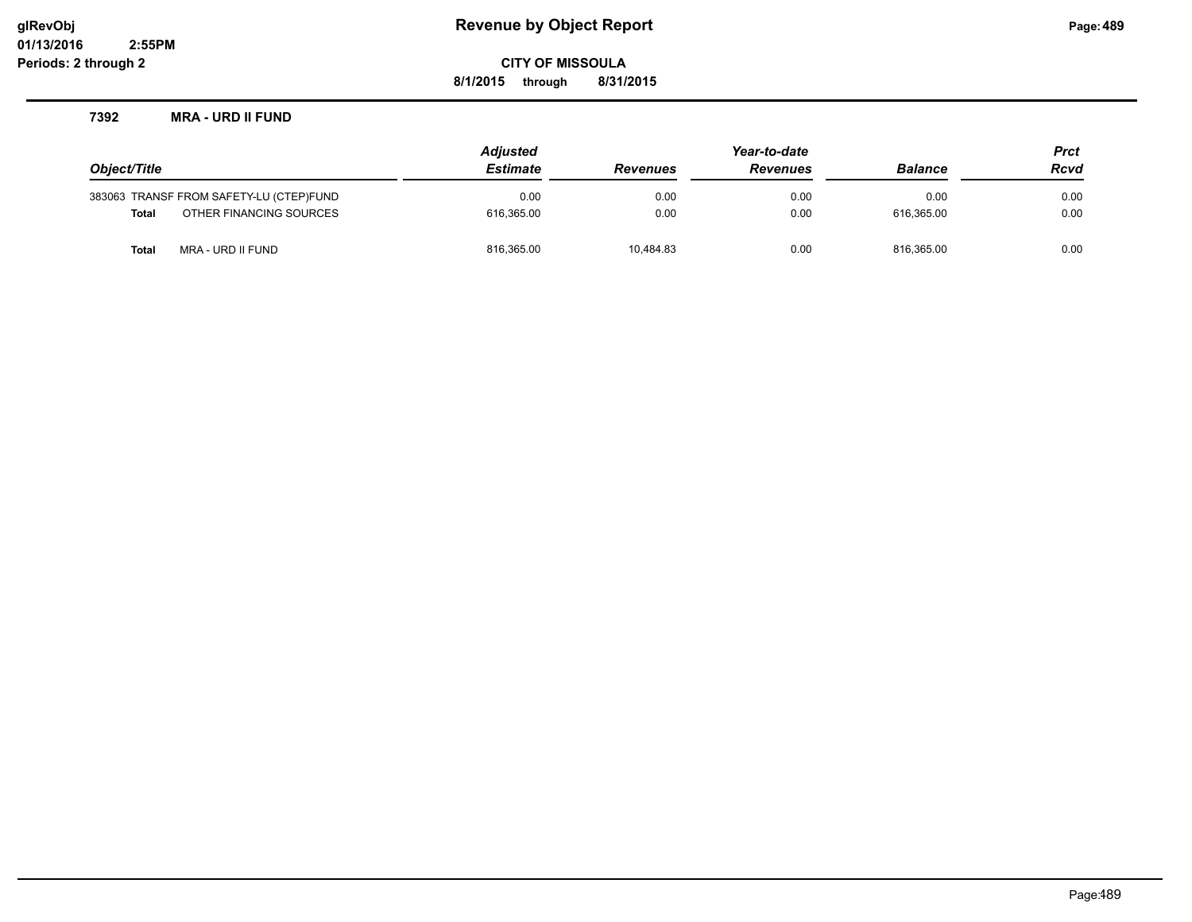# Revenue by Object Report

**CITY OF MISSOULA**

**8/1/2015 through 8/31/2015**

glRevObj
01/13/2016 2:55PM
Periods: 2 through 2

### 7392 MRA - URD II FUND

| Object/Title | Adjusted Estimate | Revenues | Year-to-date Revenues | Balance | Prct Rcvd |
|---|---|---|---|---|---|
| 383063 TRANSF FROM SAFETY-LU (CTEP)FUND | 0.00 | 0.00 | 0.00 | 0.00 | 0.00 |
| **Total** OTHER FINANCING SOURCES | 616,365.00 | 0.00 | 0.00 | 616,365.00 | 0.00 |
| **Total** MRA - URD II FUND | 816,365.00 | 10,484.83 | 0.00 | 816,365.00 | 0.00 |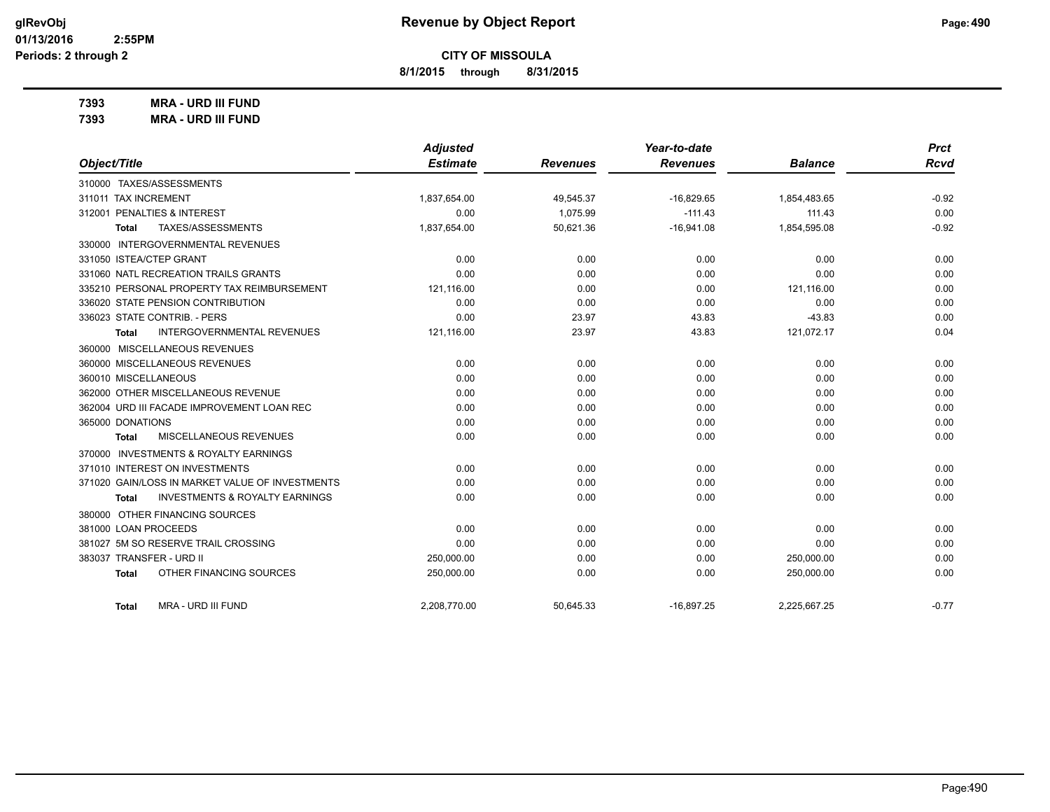# Revenue by Object Report

**CITY OF MISSOULA**

**8/1/2015 through 8/31/2015**

glRevObj
01/13/2016 2:55PM
Periods: 2 through 2

**7393 MRA - URD III FUND**
**7393 MRA - URD III FUND**

| Object/Title | Adjusted Estimate | Revenues | Year-to-date Revenues | Balance | Prct Rcvd |
|---|---|---|---|---|---|
| 310000 TAXES/ASSESSMENTS | | | | | |
| 311011 TAX INCREMENT | 1,837,654.00 | 49,545.37 | -16,829.65 | 1,854,483.65 | -0.92 |
| 312001 PENALTIES & INTEREST | 0.00 | 1,075.99 | -111.43 | 111.43 | 0.00 |
| **Total** TAXES/ASSESSMENTS | 1,837,654.00 | 50,621.36 | -16,941.08 | 1,854,595.08 | -0.92 |
| 330000 INTERGOVERNMENTAL REVENUES | | | | | |
| 331050 ISTEA/CTEP GRANT | 0.00 | 0.00 | 0.00 | 0.00 | 0.00 |
| 331060 NATL RECREATION TRAILS GRANTS | 0.00 | 0.00 | 0.00 | 0.00 | 0.00 |
| 335210 PERSONAL PROPERTY TAX REIMBURSEMENT | 121,116.00 | 0.00 | 0.00 | 121,116.00 | 0.00 |
| 336020 STATE PENSION CONTRIBUTION | 0.00 | 0.00 | 0.00 | 0.00 | 0.00 |
| 336023 STATE CONTRIB. - PERS | 0.00 | 23.97 | 43.83 | -43.83 | 0.00 |
| **Total** INTERGOVERNMENTAL REVENUES | 121,116.00 | 23.97 | 43.83 | 121,072.17 | 0.04 |
| 360000 MISCELLANEOUS REVENUES | | | | | |
| 360000 MISCELLANEOUS REVENUES | 0.00 | 0.00 | 0.00 | 0.00 | 0.00 |
| 360010 MISCELLANEOUS | 0.00 | 0.00 | 0.00 | 0.00 | 0.00 |
| 362000 OTHER MISCELLANEOUS REVENUE | 0.00 | 0.00 | 0.00 | 0.00 | 0.00 |
| 362004 URD III FACADE IMPROVEMENT LOAN REC | 0.00 | 0.00 | 0.00 | 0.00 | 0.00 |
| 365000 DONATIONS | 0.00 | 0.00 | 0.00 | 0.00 | 0.00 |
| **Total** MISCELLANEOUS REVENUES | 0.00 | 0.00 | 0.00 | 0.00 | 0.00 |
| 370000 INVESTMENTS & ROYALTY EARNINGS | | | | | |
| 371010 INTEREST ON INVESTMENTS | 0.00 | 0.00 | 0.00 | 0.00 | 0.00 |
| 371020 GAIN/LOSS IN MARKET VALUE OF INVESTMENTS | 0.00 | 0.00 | 0.00 | 0.00 | 0.00 |
| **Total** INVESTMENTS & ROYALTY EARNINGS | 0.00 | 0.00 | 0.00 | 0.00 | 0.00 |
| 380000 OTHER FINANCING SOURCES | | | | | |
| 381000 LOAN PROCEEDS | 0.00 | 0.00 | 0.00 | 0.00 | 0.00 |
| 381027 5M SO RESERVE TRAIL CROSSING | 0.00 | 0.00 | 0.00 | 0.00 | 0.00 |
| 383037 TRANSFER - URD II | 250,000.00 | 0.00 | 0.00 | 250,000.00 | 0.00 |
| **Total** OTHER FINANCING SOURCES | 250,000.00 | 0.00 | 0.00 | 250,000.00 | 0.00 |
| **Total** MRA - URD III FUND | 2,208,770.00 | 50,645.33 | -16,897.25 | 2,225,667.25 | -0.77 |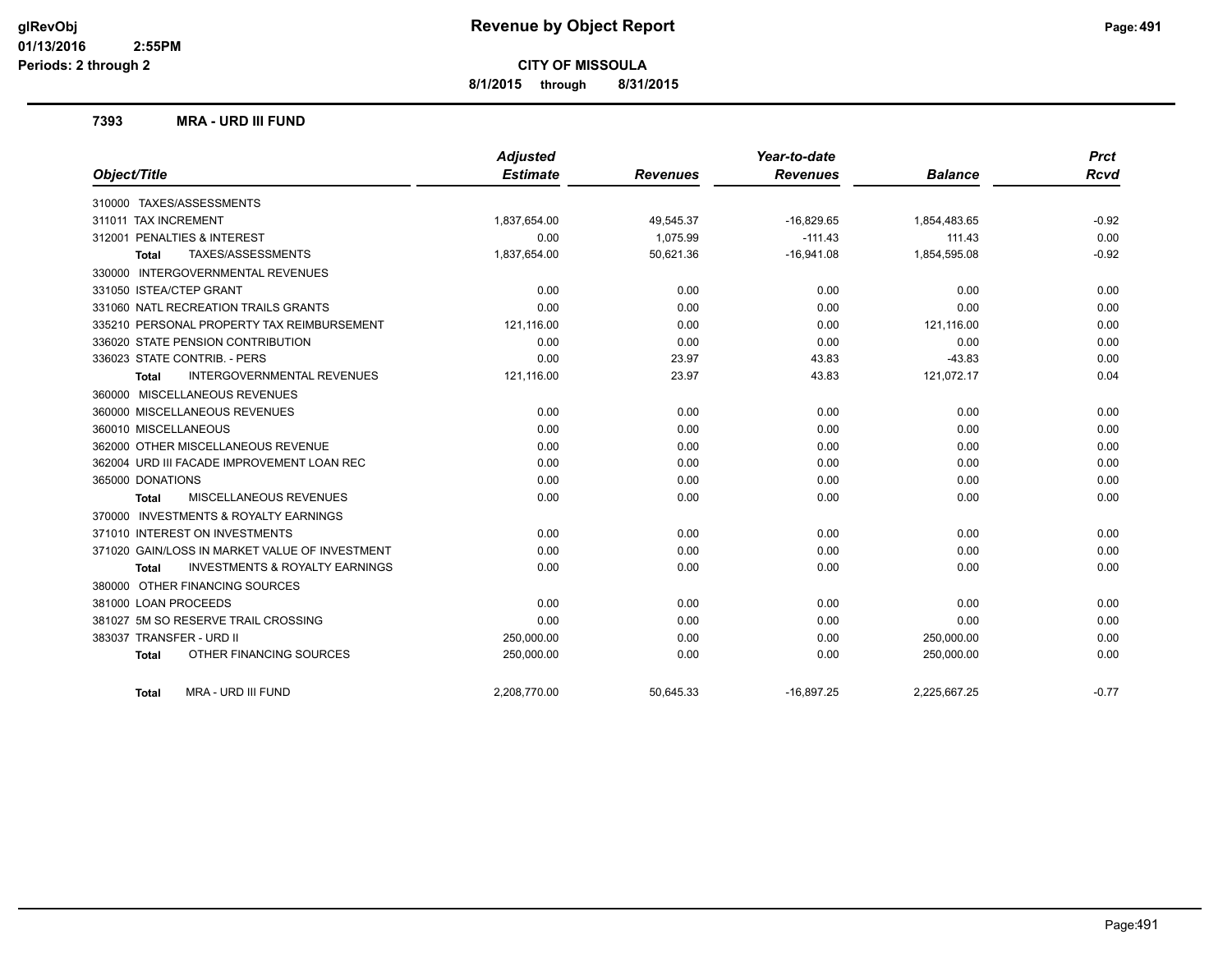# Revenue by Object Report

**CITY OF MISSOULA**

**8/1/2015 through 8/31/2015**

glRevObj
01/13/2016 2:55PM
Periods: 2 through 2

### 7393 MRA - URD III FUND

| Object/Title | Adjusted Estimate | Revenues | Year-to-date Revenues | Balance | Prct Rcvd |
|---|---|---|---|---|---|
| 310000 TAXES/ASSESSMENTS | | | | | |
| 311011 TAX INCREMENT | 1,837,654.00 | 49,545.37 | -16,829.65 | 1,854,483.65 | -0.92 |
| 312001 PENALTIES & INTEREST | 0.00 | 1,075.99 | -111.43 | 111.43 | 0.00 |
| **Total** TAXES/ASSESSMENTS | 1,837,654.00 | 50,621.36 | -16,941.08 | 1,854,595.08 | -0.92 |
| 330000 INTERGOVERNMENTAL REVENUES | | | | | |
| 331050 ISTEA/CTEP GRANT | 0.00 | 0.00 | 0.00 | 0.00 | 0.00 |
| 331060 NATL RECREATION TRAILS GRANTS | 0.00 | 0.00 | 0.00 | 0.00 | 0.00 |
| 335210 PERSONAL PROPERTY TAX REIMBURSEMENT | 121,116.00 | 0.00 | 0.00 | 121,116.00 | 0.00 |
| 336020 STATE PENSION CONTRIBUTION | 0.00 | 0.00 | 0.00 | 0.00 | 0.00 |
| 336023 STATE CONTRIB. - PERS | 0.00 | 23.97 | 43.83 | -43.83 | 0.00 |
| **Total** INTERGOVERNMENTAL REVENUES | 121,116.00 | 23.97 | 43.83 | 121,072.17 | 0.04 |
| 360000 MISCELLANEOUS REVENUES | | | | | |
| 360000 MISCELLANEOUS REVENUES | 0.00 | 0.00 | 0.00 | 0.00 | 0.00 |
| 360010 MISCELLANEOUS | 0.00 | 0.00 | 0.00 | 0.00 | 0.00 |
| 362000 OTHER MISCELLANEOUS REVENUE | 0.00 | 0.00 | 0.00 | 0.00 | 0.00 |
| 362004 URD III FACADE IMPROVEMENT LOAN REC | 0.00 | 0.00 | 0.00 | 0.00 | 0.00 |
| 365000 DONATIONS | 0.00 | 0.00 | 0.00 | 0.00 | 0.00 |
| **Total** MISCELLANEOUS REVENUES | 0.00 | 0.00 | 0.00 | 0.00 | 0.00 |
| 370000 INVESTMENTS & ROYALTY EARNINGS | | | | | |
| 371010 INTEREST ON INVESTMENTS | 0.00 | 0.00 | 0.00 | 0.00 | 0.00 |
| 371020 GAIN/LOSS IN MARKET VALUE OF INVESTMENT | 0.00 | 0.00 | 0.00 | 0.00 | 0.00 |
| **Total** INVESTMENTS & ROYALTY EARNINGS | 0.00 | 0.00 | 0.00 | 0.00 | 0.00 |
| 380000 OTHER FINANCING SOURCES | | | | | |
| 381000 LOAN PROCEEDS | 0.00 | 0.00 | 0.00 | 0.00 | 0.00 |
| 381027 5M SO RESERVE TRAIL CROSSING | 0.00 | 0.00 | 0.00 | 0.00 | 0.00 |
| 383037 TRANSFER - URD II | 250,000.00 | 0.00 | 0.00 | 250,000.00 | 0.00 |
| **Total** OTHER FINANCING SOURCES | 250,000.00 | 0.00 | 0.00 | 250,000.00 | 0.00 |
| **Total** MRA - URD III FUND | 2,208,770.00 | 50,645.33 | -16,897.25 | 2,225,667.25 | -0.77 |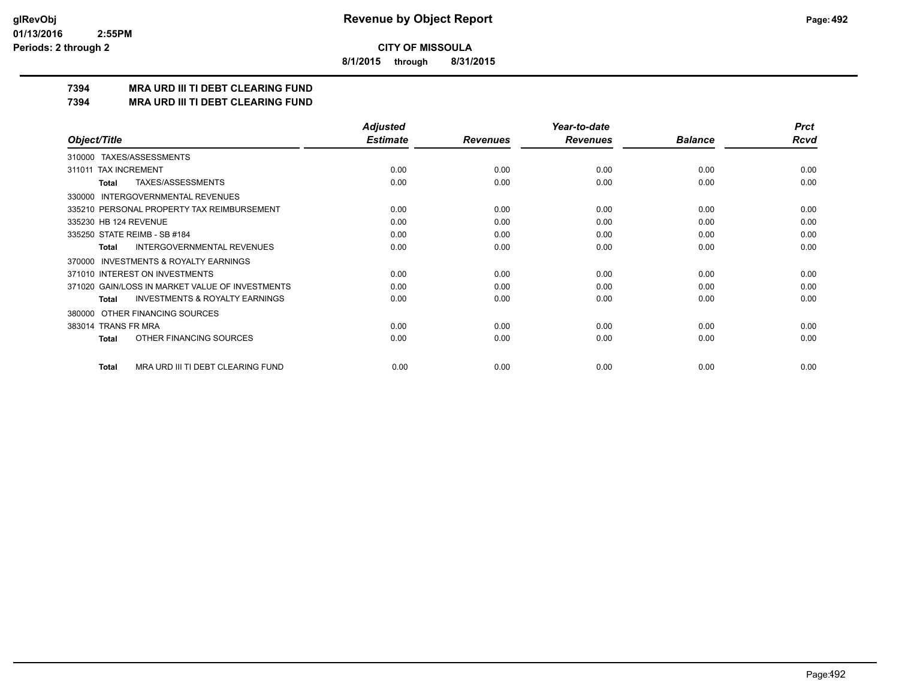**CITY OF MISSOULA**

**8/1/2015 through 8/31/2015**

## 7394 MRA URD III TI DEBT CLEARING FUND
## 7394 MRA URD III TI DEBT CLEARING FUND

| Object/Title | | Adjusted Estimate | Revenues | Year-to-date Revenues | Balance | Prct Rcvd |
|---|---|---|---|---|---|---|
| 310000 TAXES/ASSESSMENTS | | | | | | |
| 311011 TAX INCREMENT | | 0.00 | 0.00 | 0.00 | 0.00 | 0.00 |
| **Total** | TAXES/ASSESSMENTS | 0.00 | 0.00 | 0.00 | 0.00 | 0.00 |
| 330000 INTERGOVERNMENTAL REVENUES | | | | | | |
| 335210 PERSONAL PROPERTY TAX REIMBURSEMENT | | 0.00 | 0.00 | 0.00 | 0.00 | 0.00 |
| 335230 HB 124 REVENUE | | 0.00 | 0.00 | 0.00 | 0.00 | 0.00 |
| 335250 STATE REIMB - SB #184 | | 0.00 | 0.00 | 0.00 | 0.00 | 0.00 |
| **Total** | INTERGOVERNMENTAL REVENUES | 0.00 | 0.00 | 0.00 | 0.00 | 0.00 |
| 370000 INVESTMENTS & ROYALTY EARNINGS | | | | | | |
| 371010 INTEREST ON INVESTMENTS | | 0.00 | 0.00 | 0.00 | 0.00 | 0.00 |
| 371020 GAIN/LOSS IN MARKET VALUE OF INVESTMENTS | | 0.00 | 0.00 | 0.00 | 0.00 | 0.00 |
| **Total** | INVESTMENTS & ROYALTY EARNINGS | 0.00 | 0.00 | 0.00 | 0.00 | 0.00 |
| 380000 OTHER FINANCING SOURCES | | | | | | |
| 383014 TRANS FR MRA | | 0.00 | 0.00 | 0.00 | 0.00 | 0.00 |
| **Total** | OTHER FINANCING SOURCES | 0.00 | 0.00 | 0.00 | 0.00 | 0.00 |
| **Total** | MRA URD III TI DEBT CLEARING FUND | 0.00 | 0.00 | 0.00 | 0.00 | 0.00 |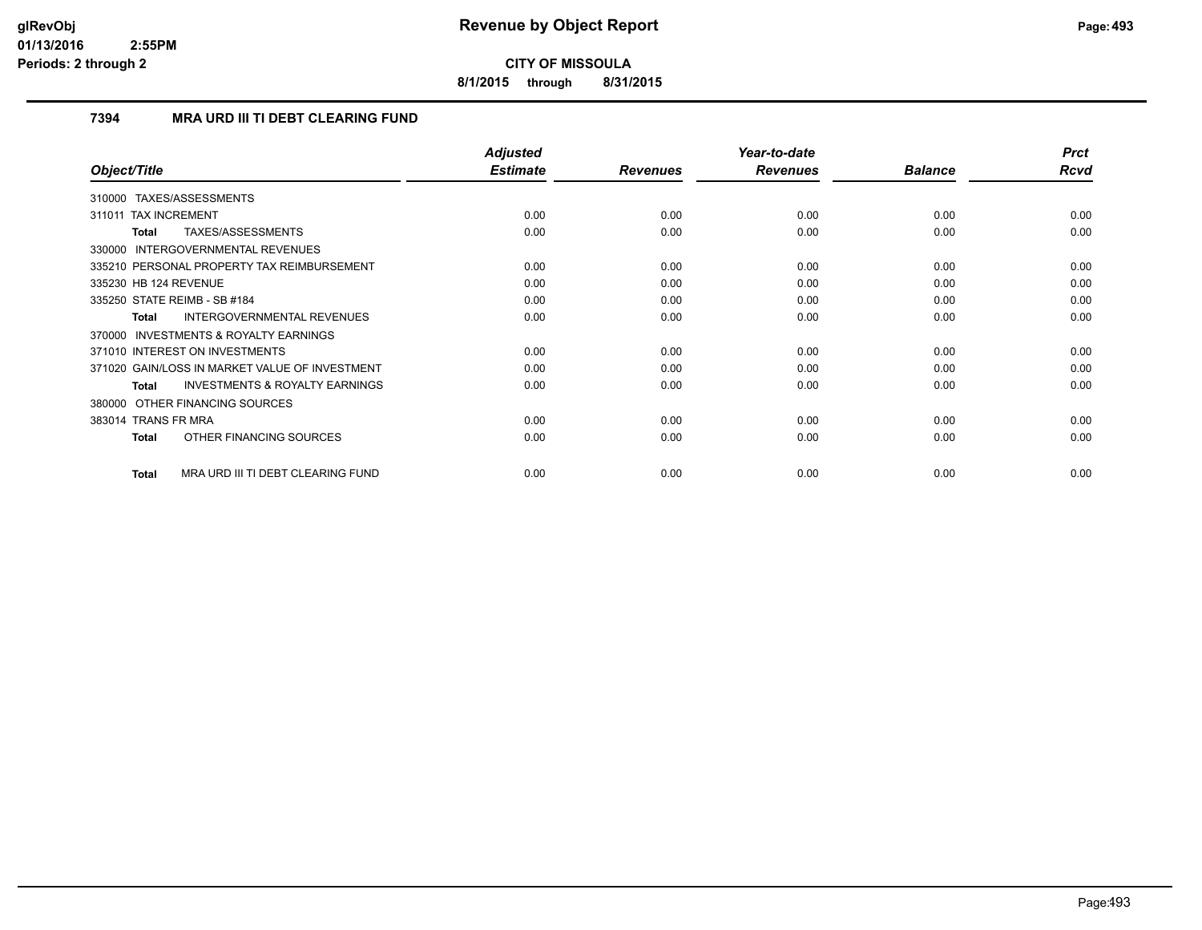# CITY OF MISSOULA

**8/1/2015 through 8/31/2015**

## 7394 MRA URD III TI DEBT CLEARING FUND

| Object/Title | Adjusted Estimate | Revenues | Year-to-date Revenues | Balance | Prct Rcvd |
|---|---|---|---|---|---|
| 310000 TAXES/ASSESSMENTS | | | | | |
| 311011 TAX INCREMENT | 0.00 | 0.00 | 0.00 | 0.00 | 0.00 |
| **Total** TAXES/ASSESSMENTS | 0.00 | 0.00 | 0.00 | 0.00 | 0.00 |
| 330000 INTERGOVERNMENTAL REVENUES | | | | | |
| 335210 PERSONAL PROPERTY TAX REIMBURSEMENT | 0.00 | 0.00 | 0.00 | 0.00 | 0.00 |
| 335230 HB 124 REVENUE | 0.00 | 0.00 | 0.00 | 0.00 | 0.00 |
| 335250 STATE REIMB - SB #184 | 0.00 | 0.00 | 0.00 | 0.00 | 0.00 |
| **Total** INTERGOVERNMENTAL REVENUES | 0.00 | 0.00 | 0.00 | 0.00 | 0.00 |
| 370000 INVESTMENTS & ROYALTY EARNINGS | | | | | |
| 371010 INTEREST ON INVESTMENTS | 0.00 | 0.00 | 0.00 | 0.00 | 0.00 |
| 371020 GAIN/LOSS IN MARKET VALUE OF INVESTMENT | 0.00 | 0.00 | 0.00 | 0.00 | 0.00 |
| **Total** INVESTMENTS & ROYALTY EARNINGS | 0.00 | 0.00 | 0.00 | 0.00 | 0.00 |
| 380000 OTHER FINANCING SOURCES | | | | | |
| 383014 TRANS FR MRA | 0.00 | 0.00 | 0.00 | 0.00 | 0.00 |
| **Total** OTHER FINANCING SOURCES | 0.00 | 0.00 | 0.00 | 0.00 | 0.00 |
| **Total** MRA URD III TI DEBT CLEARING FUND | 0.00 | 0.00 | 0.00 | 0.00 | 0.00 |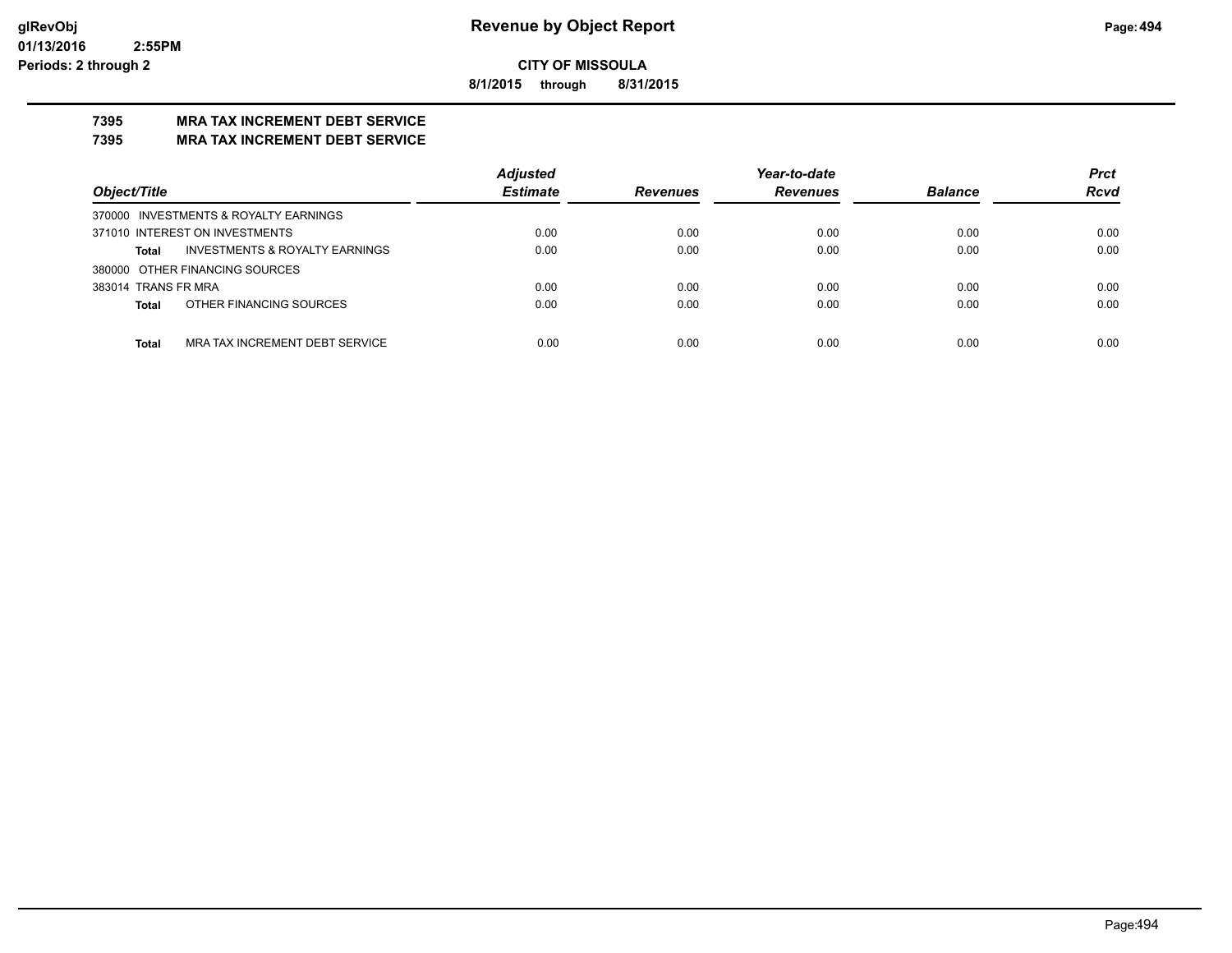glRevObj
01/13/2016 2:55PM
Periods: 2 through 2

# Revenue by Object Report

**CITY OF MISSOULA**

**8/1/2015 through 8/31/2015**

**7395 MRA TAX INCREMENT DEBT SERVICE**

**7395 MRA TAX INCREMENT DEBT SERVICE**

| Object/Title | Adjusted Estimate | Revenues | Year-to-date Revenues | Balance | Prct Rcvd |
|---|---|---|---|---|---|
| 370000 INVESTMENTS & ROYALTY EARNINGS | | | | | |
| 371010 INTEREST ON INVESTMENTS | 0.00 | 0.00 | 0.00 | 0.00 | 0.00 |
| **Total** INVESTMENTS & ROYALTY EARNINGS | 0.00 | 0.00 | 0.00 | 0.00 | 0.00 |
| 380000 OTHER FINANCING SOURCES | | | | | |
| 383014 TRANS FR MRA | 0.00 | 0.00 | 0.00 | 0.00 | 0.00 |
| **Total** OTHER FINANCING SOURCES | 0.00 | 0.00 | 0.00 | 0.00 | 0.00 |
| **Total** MRA TAX INCREMENT DEBT SERVICE | 0.00 | 0.00 | 0.00 | 0.00 | 0.00 |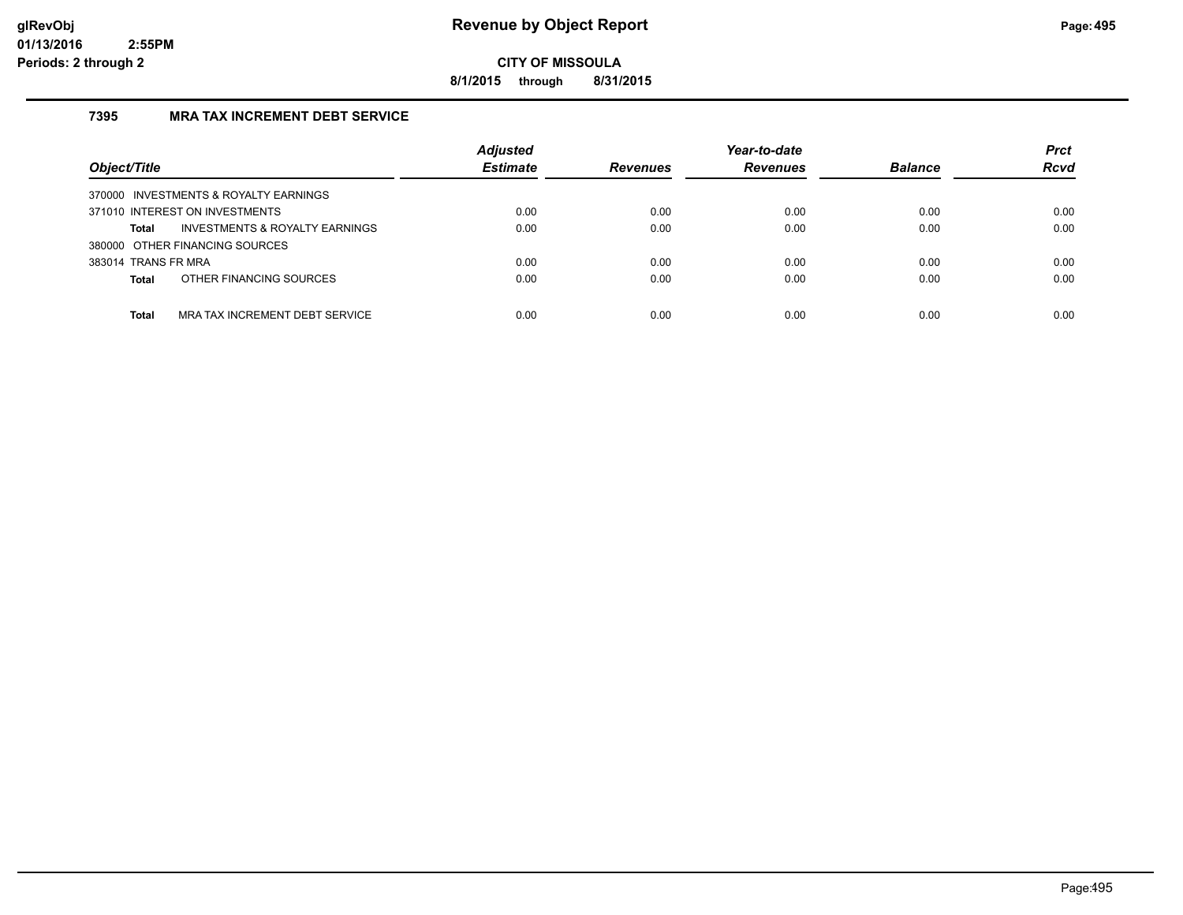# Revenue by Object Report

**CITY OF MISSOULA**

**8/1/2015 through 8/31/2015**

### 7395 MRA TAX INCREMENT DEBT SERVICE

| Object/Title | Adjusted Estimate | Revenues | Year-to-date Revenues | Balance | Prct Rcvd |
|---|---|---|---|---|---|
| 370000 INVESTMENTS & ROYALTY EARNINGS | | | | | |
| 371010 INTEREST ON INVESTMENTS | 0.00 | 0.00 | 0.00 | 0.00 | 0.00 |
| **Total** INVESTMENTS & ROYALTY EARNINGS | 0.00 | 0.00 | 0.00 | 0.00 | 0.00 |
| 380000 OTHER FINANCING SOURCES | | | | | |
| 383014 TRANS FR MRA | 0.00 | 0.00 | 0.00 | 0.00 | 0.00 |
| **Total** OTHER FINANCING SOURCES | 0.00 | 0.00 | 0.00 | 0.00 | 0.00 |
| **Total** MRA TAX INCREMENT DEBT SERVICE | 0.00 | 0.00 | 0.00 | 0.00 | 0.00 |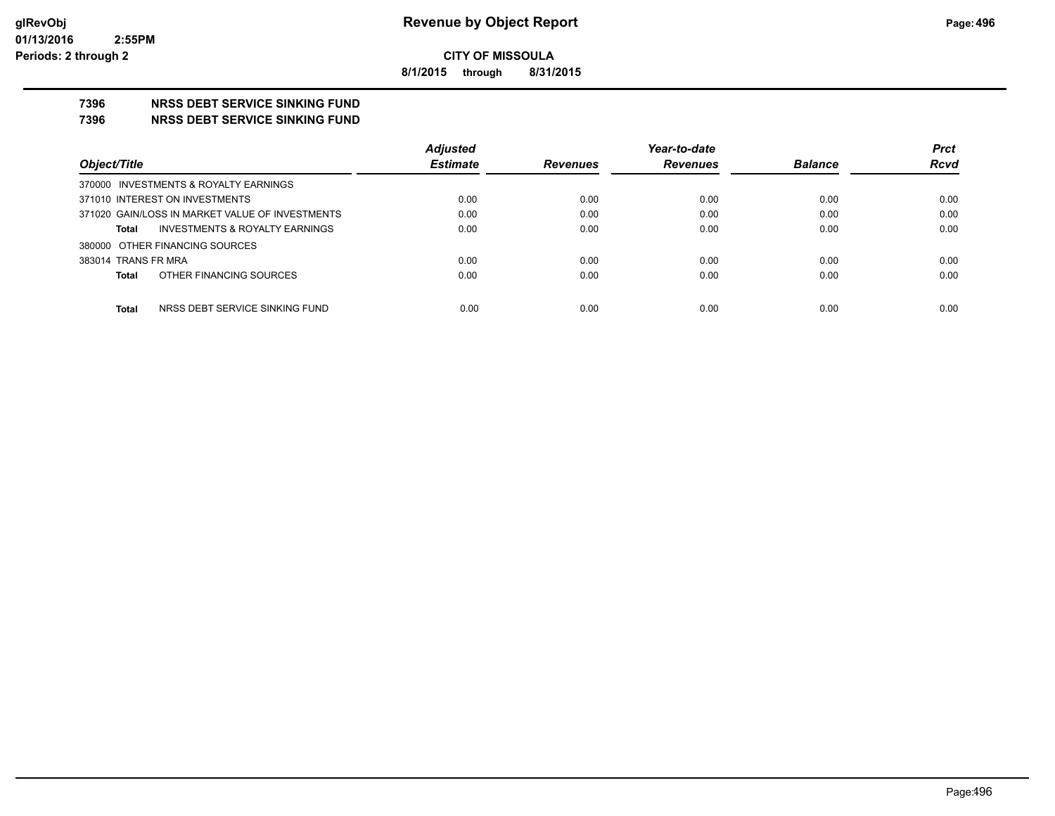# Revenue by Object Report

**CITY OF MISSOULA**

**8/1/2015 through 8/31/2015**

glRevObj
01/13/2016 2:55PM
Periods: 2 through 2

## 7396 NRSS DEBT SERVICE SINKING FUND
## 7396 NRSS DEBT SERVICE SINKING FUND

| Object/Title | Adjusted Estimate | Revenues | Year-to-date Revenues | Balance | Prct Rcvd |
|---|---|---|---|---|---|
| 370000 INVESTMENTS & ROYALTY EARNINGS | | | | | |
| 371010 INTEREST ON INVESTMENTS | 0.00 | 0.00 | 0.00 | 0.00 | 0.00 |
| 371020 GAIN/LOSS IN MARKET VALUE OF INVESTMENTS | 0.00 | 0.00 | 0.00 | 0.00 | 0.00 |
| **Total** INVESTMENTS & ROYALTY EARNINGS | 0.00 | 0.00 | 0.00 | 0.00 | 0.00 |
| 380000 OTHER FINANCING SOURCES | | | | | |
| 383014 TRANS FR MRA | 0.00 | 0.00 | 0.00 | 0.00 | 0.00 |
| **Total** OTHER FINANCING SOURCES | 0.00 | 0.00 | 0.00 | 0.00 | 0.00 |
| **Total** NRSS DEBT SERVICE SINKING FUND | 0.00 | 0.00 | 0.00 | 0.00 | 0.00 |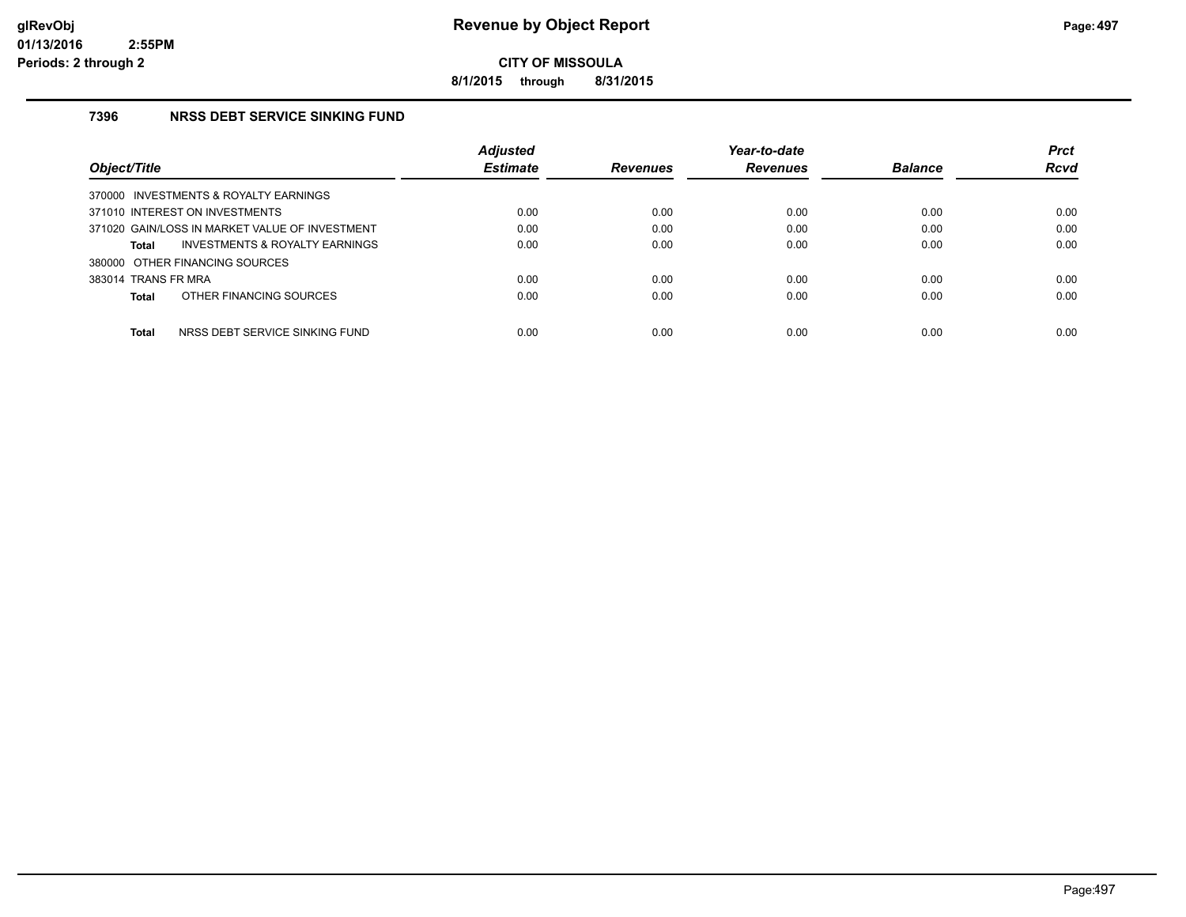# Revenue by Object Report

**CITY OF MISSOULA**

**8/1/2015 through 8/31/2015**

glRevObj
01/13/2016 2:55PM
Periods: 2 through 2

### 7396 NRSS DEBT SERVICE SINKING FUND

| Object/Title | Adjusted Estimate | Revenues | Year-to-date Revenues | Balance | Prct Rcvd |
|---|---|---|---|---|---|
| 370000 INVESTMENTS & ROYALTY EARNINGS | | | | | |
| 371010 INTEREST ON INVESTMENTS | 0.00 | 0.00 | 0.00 | 0.00 | 0.00 |
| 371020 GAIN/LOSS IN MARKET VALUE OF INVESTMENT | 0.00 | 0.00 | 0.00 | 0.00 | 0.00 |
| **Total** INVESTMENTS & ROYALTY EARNINGS | 0.00 | 0.00 | 0.00 | 0.00 | 0.00 |
| 380000 OTHER FINANCING SOURCES | | | | | |
| 383014 TRANS FR MRA | 0.00 | 0.00 | 0.00 | 0.00 | 0.00 |
| **Total** OTHER FINANCING SOURCES | 0.00 | 0.00 | 0.00 | 0.00 | 0.00 |
| **Total** NRSS DEBT SERVICE SINKING FUND | 0.00 | 0.00 | 0.00 | 0.00 | 0.00 |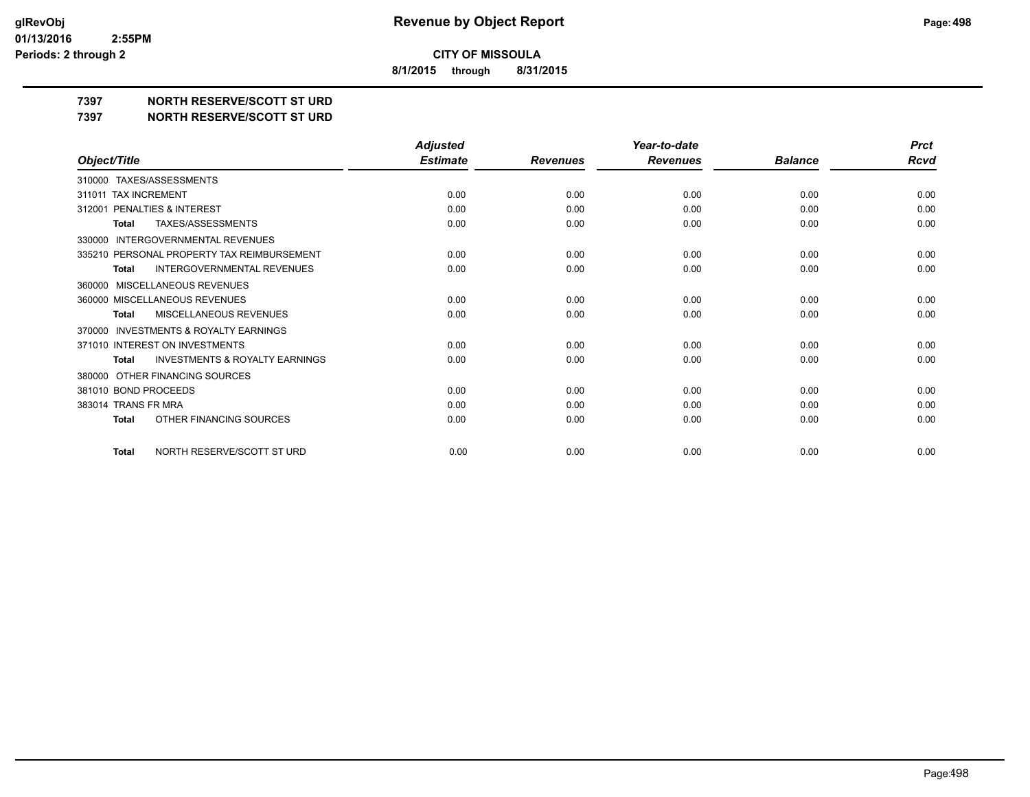**CITY OF MISSOULA**

**8/1/2015 through 8/31/2015**

**7397 NORTH RESERVE/SCOTT ST URD**

**7397 NORTH RESERVE/SCOTT ST URD**

| Object/Title | Adjusted Estimate | Revenues | Year-to-date Revenues | Balance | Prct Rcvd |
|---|---|---|---|---|---|
| 310000 TAXES/ASSESSMENTS | | | | | |
| 311011 TAX INCREMENT | 0.00 | 0.00 | 0.00 | 0.00 | 0.00 |
| 312001 PENALTIES & INTEREST | 0.00 | 0.00 | 0.00 | 0.00 | 0.00 |
| **Total** TAXES/ASSESSMENTS | 0.00 | 0.00 | 0.00 | 0.00 | 0.00 |
| 330000 INTERGOVERNMENTAL REVENUES | | | | | |
| 335210 PERSONAL PROPERTY TAX REIMBURSEMENT | 0.00 | 0.00 | 0.00 | 0.00 | 0.00 |
| **Total** INTERGOVERNMENTAL REVENUES | 0.00 | 0.00 | 0.00 | 0.00 | 0.00 |
| 360000 MISCELLANEOUS REVENUES | | | | | |
| 360000 MISCELLANEOUS REVENUES | 0.00 | 0.00 | 0.00 | 0.00 | 0.00 |
| **Total** MISCELLANEOUS REVENUES | 0.00 | 0.00 | 0.00 | 0.00 | 0.00 |
| 370000 INVESTMENTS & ROYALTY EARNINGS | | | | | |
| 371010 INTEREST ON INVESTMENTS | 0.00 | 0.00 | 0.00 | 0.00 | 0.00 |
| **Total** INVESTMENTS & ROYALTY EARNINGS | 0.00 | 0.00 | 0.00 | 0.00 | 0.00 |
| 380000 OTHER FINANCING SOURCES | | | | | |
| 381010 BOND PROCEEDS | 0.00 | 0.00 | 0.00 | 0.00 | 0.00 |
| 383014 TRANS FR MRA | 0.00 | 0.00 | 0.00 | 0.00 | 0.00 |
| **Total** OTHER FINANCING SOURCES | 0.00 | 0.00 | 0.00 | 0.00 | 0.00 |
| **Total** NORTH RESERVE/SCOTT ST URD | 0.00 | 0.00 | 0.00 | 0.00 | 0.00 |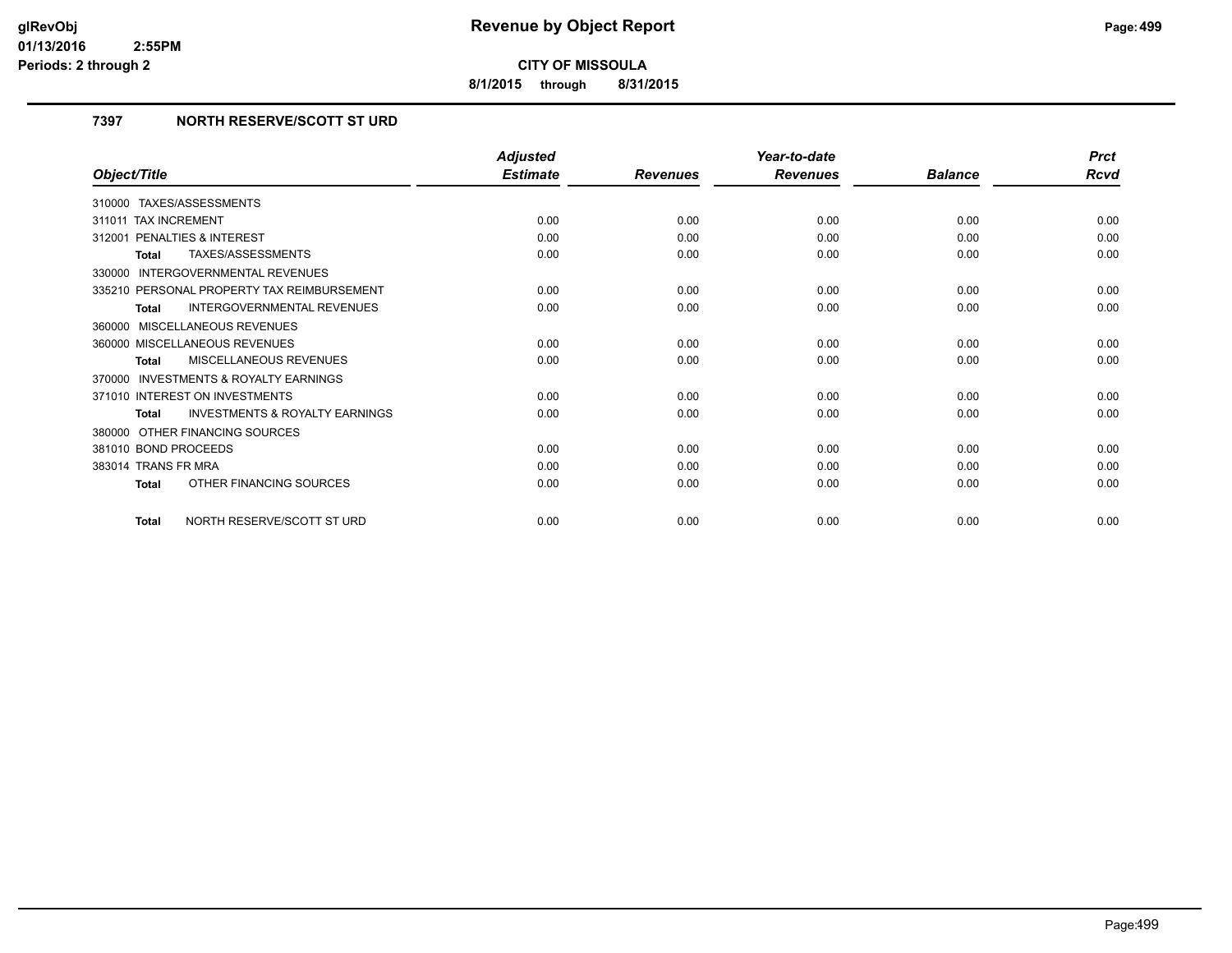# Revenue by Object Report

**CITY OF MISSOULA**

**8/1/2015 through 8/31/2015**

glRevObj
01/13/2016 2:55PM
Periods: 2 through 2

## 7397 NORTH RESERVE/SCOTT ST URD

| Object/Title | Adjusted Estimate | Revenues | Year-to-date Revenues | Balance | Prct Rcvd |
|---|---|---|---|---|---|
| 310000 TAXES/ASSESSMENTS | | | | | |
| 311011 TAX INCREMENT | 0.00 | 0.00 | 0.00 | 0.00 | 0.00 |
| 312001 PENALTIES & INTEREST | 0.00 | 0.00 | 0.00 | 0.00 | 0.00 |
| **Total** TAXES/ASSESSMENTS | 0.00 | 0.00 | 0.00 | 0.00 | 0.00 |
| 330000 INTERGOVERNMENTAL REVENUES | | | | | |
| 335210 PERSONAL PROPERTY TAX REIMBURSEMENT | 0.00 | 0.00 | 0.00 | 0.00 | 0.00 |
| **Total** INTERGOVERNMENTAL REVENUES | 0.00 | 0.00 | 0.00 | 0.00 | 0.00 |
| 360000 MISCELLANEOUS REVENUES | | | | | |
| 360000 MISCELLANEOUS REVENUES | 0.00 | 0.00 | 0.00 | 0.00 | 0.00 |
| **Total** MISCELLANEOUS REVENUES | 0.00 | 0.00 | 0.00 | 0.00 | 0.00 |
| 370000 INVESTMENTS & ROYALTY EARNINGS | | | | | |
| 371010 INTEREST ON INVESTMENTS | 0.00 | 0.00 | 0.00 | 0.00 | 0.00 |
| **Total** INVESTMENTS & ROYALTY EARNINGS | 0.00 | 0.00 | 0.00 | 0.00 | 0.00 |
| 380000 OTHER FINANCING SOURCES | | | | | |
| 381010 BOND PROCEEDS | 0.00 | 0.00 | 0.00 | 0.00 | 0.00 |
| 383014 TRANS FR MRA | 0.00 | 0.00 | 0.00 | 0.00 | 0.00 |
| **Total** OTHER FINANCING SOURCES | 0.00 | 0.00 | 0.00 | 0.00 | 0.00 |
| **Total** NORTH RESERVE/SCOTT ST URD | 0.00 | 0.00 | 0.00 | 0.00 | 0.00 |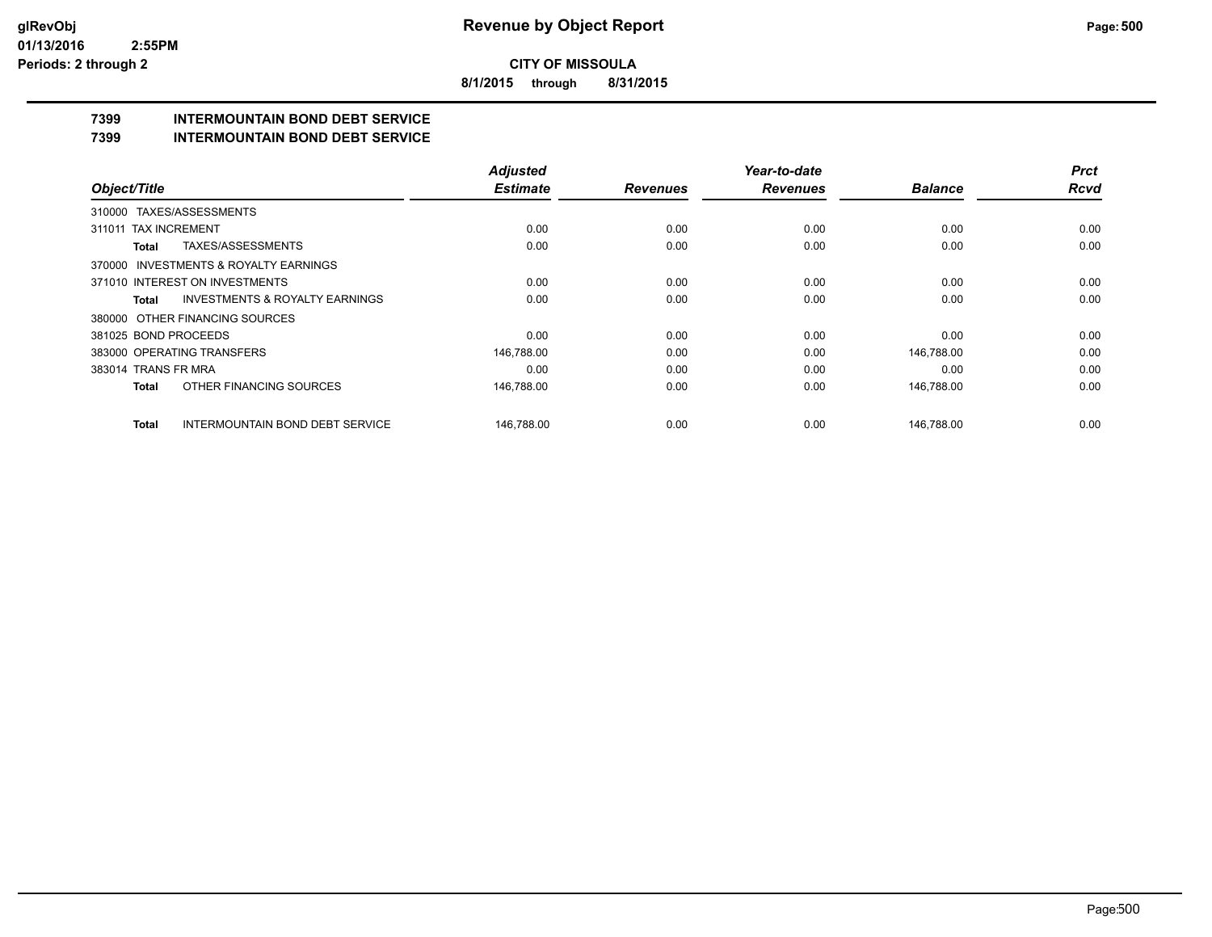**Revenue by Object Report**

**CITY OF MISSOULA**

**8/1/2015 through 8/31/2015**

glRevObj
01/13/2016 2:55PM
Periods: 2 through 2

## 7399 INTERMOUNTAIN BOND DEBT SERVICE
## 7399 INTERMOUNTAIN BOND DEBT SERVICE

| Object/Title | Adjusted Estimate | Revenues | Year-to-date Revenues | Balance | Prct Rcvd |
|---|---|---|---|---|---|
| 310000 TAXES/ASSESSMENTS | | | | | |
| 311011 TAX INCREMENT | 0.00 | 0.00 | 0.00 | 0.00 | 0.00 |
| **Total** TAXES/ASSESSMENTS | 0.00 | 0.00 | 0.00 | 0.00 | 0.00 |
| 370000 INVESTMENTS & ROYALTY EARNINGS | | | | | |
| 371010 INTEREST ON INVESTMENTS | 0.00 | 0.00 | 0.00 | 0.00 | 0.00 |
| **Total** INVESTMENTS & ROYALTY EARNINGS | 0.00 | 0.00 | 0.00 | 0.00 | 0.00 |
| 380000 OTHER FINANCING SOURCES | | | | | |
| 381025 BOND PROCEEDS | 0.00 | 0.00 | 0.00 | 0.00 | 0.00 |
| 383000 OPERATING TRANSFERS | 146,788.00 | 0.00 | 0.00 | 146,788.00 | 0.00 |
| 383014 TRANS FR MRA | 0.00 | 0.00 | 0.00 | 0.00 | 0.00 |
| **Total** OTHER FINANCING SOURCES | 146,788.00 | 0.00 | 0.00 | 146,788.00 | 0.00 |
| **Total** INTERMOUNTAIN BOND DEBT SERVICE | 146,788.00 | 0.00 | 0.00 | 146,788.00 | 0.00 |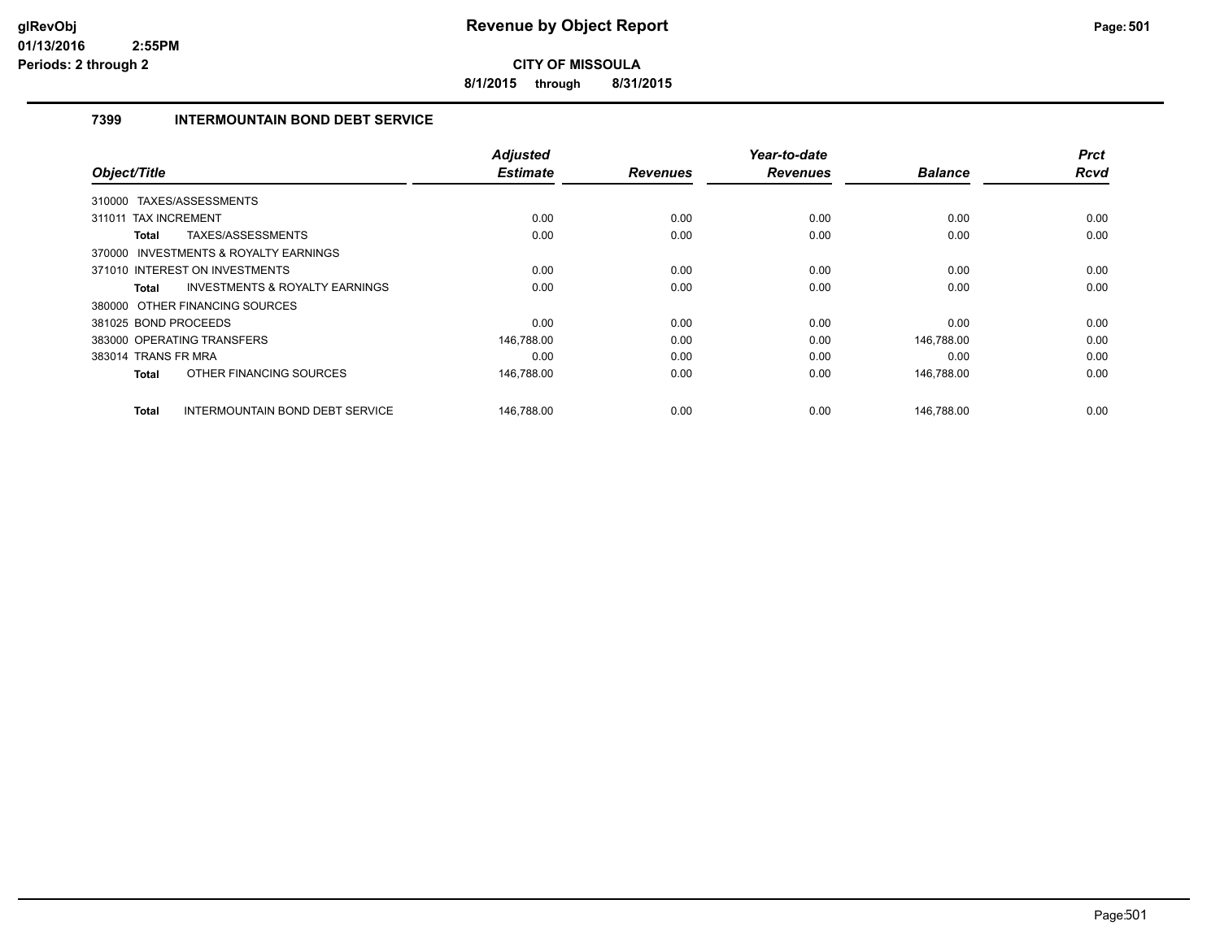**CITY OF MISSOULA**

**8/1/2015 through 8/31/2015**

## 7399 INTERMOUNTAIN BOND DEBT SERVICE

| Object/Title | Adjusted Estimate | Revenues | Year-to-date Revenues | Balance | Prct Rcvd |
|---|---|---|---|---|---|
| 310000 TAXES/ASSESSMENTS | | | | | |
| 311011 TAX INCREMENT | 0.00 | 0.00 | 0.00 | 0.00 | 0.00 |
| **Total** TAXES/ASSESSMENTS | 0.00 | 0.00 | 0.00 | 0.00 | 0.00 |
| 370000 INVESTMENTS & ROYALTY EARNINGS | | | | | |
| 371010 INTEREST ON INVESTMENTS | 0.00 | 0.00 | 0.00 | 0.00 | 0.00 |
| **Total** INVESTMENTS & ROYALTY EARNINGS | 0.00 | 0.00 | 0.00 | 0.00 | 0.00 |
| 380000 OTHER FINANCING SOURCES | | | | | |
| 381025 BOND PROCEEDS | 0.00 | 0.00 | 0.00 | 0.00 | 0.00 |
| 383000 OPERATING TRANSFERS | 146,788.00 | 0.00 | 0.00 | 146,788.00 | 0.00 |
| 383014 TRANS FR MRA | 0.00 | 0.00 | 0.00 | 0.00 | 0.00 |
| **Total** OTHER FINANCING SOURCES | 146,788.00 | 0.00 | 0.00 | 146,788.00 | 0.00 |
| **Total** INTERMOUNTAIN BOND DEBT SERVICE | 146,788.00 | 0.00 | 0.00 | 146,788.00 | 0.00 |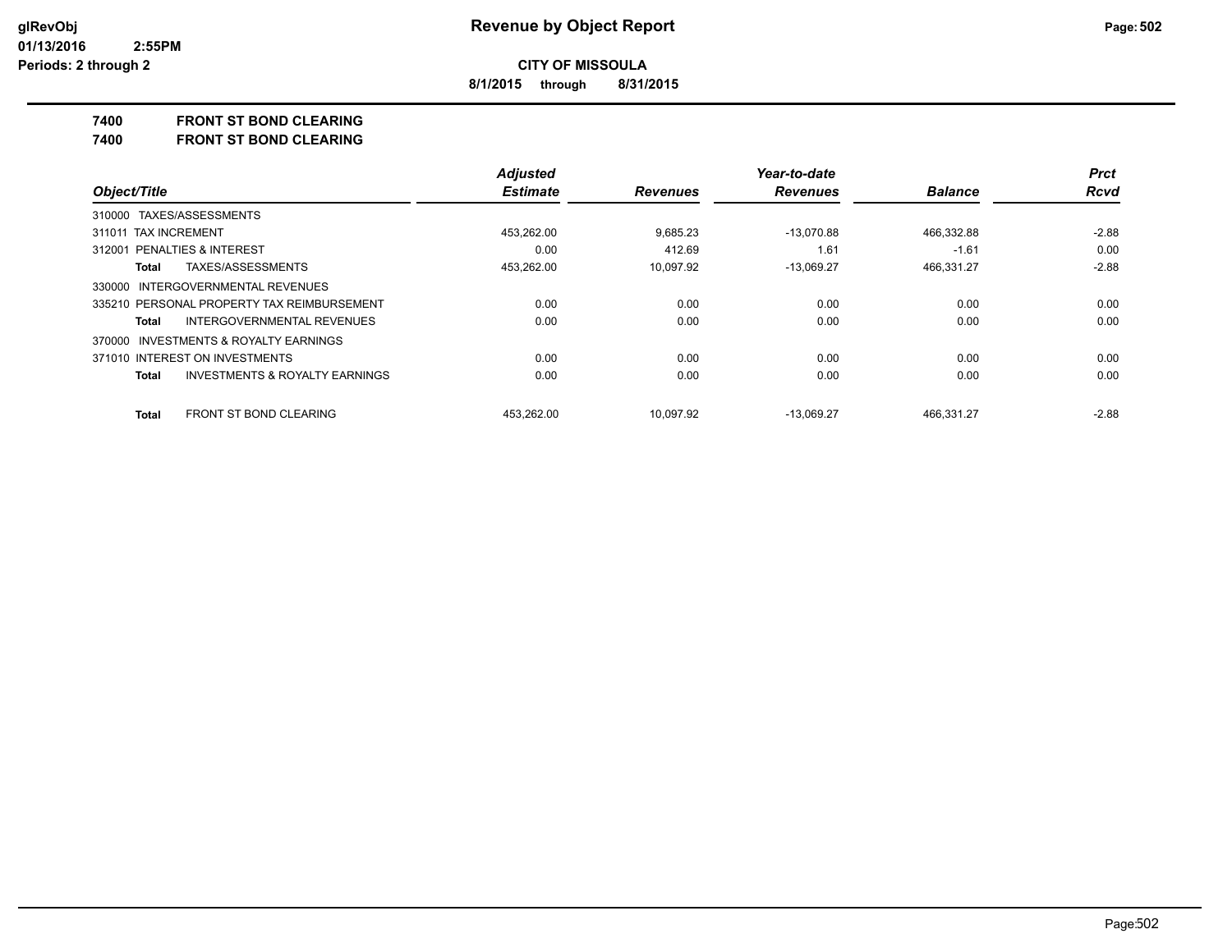**Revenue by Object Report**

**CITY OF MISSOULA**

**8/1/2015 through 8/31/2015**

glRevObj
01/13/2016 2:55PM
Periods: 2 through 2

## 7400 FRONT ST BOND CLEARING
## 7400 FRONT ST BOND CLEARING

| Object/Title | Adjusted Estimate | Revenues | Year-to-date Revenues | Balance | Prct Rcvd |
|---|---|---|---|---|---|
| 310000 TAXES/ASSESSMENTS | | | | | |
| 311011 TAX INCREMENT | 453,262.00 | 9,685.23 | -13,070.88 | 466,332.88 | -2.88 |
| 312001 PENALTIES & INTEREST | 0.00 | 412.69 | 1.61 | -1.61 | 0.00 |
| **Total** TAXES/ASSESSMENTS | 453,262.00 | 10,097.92 | -13,069.27 | 466,331.27 | -2.88 |
| 330000 INTERGOVERNMENTAL REVENUES | | | | | |
| 335210 PERSONAL PROPERTY TAX REIMBURSEMENT | 0.00 | 0.00 | 0.00 | 0.00 | 0.00 |
| **Total** INTERGOVERNMENTAL REVENUES | 0.00 | 0.00 | 0.00 | 0.00 | 0.00 |
| 370000 INVESTMENTS & ROYALTY EARNINGS | | | | | |
| 371010 INTEREST ON INVESTMENTS | 0.00 | 0.00 | 0.00 | 0.00 | 0.00 |
| **Total** INVESTMENTS & ROYALTY EARNINGS | 0.00 | 0.00 | 0.00 | 0.00 | 0.00 |
| **Total** FRONT ST BOND CLEARING | 453,262.00 | 10,097.92 | -13,069.27 | 466,331.27 | -2.88 |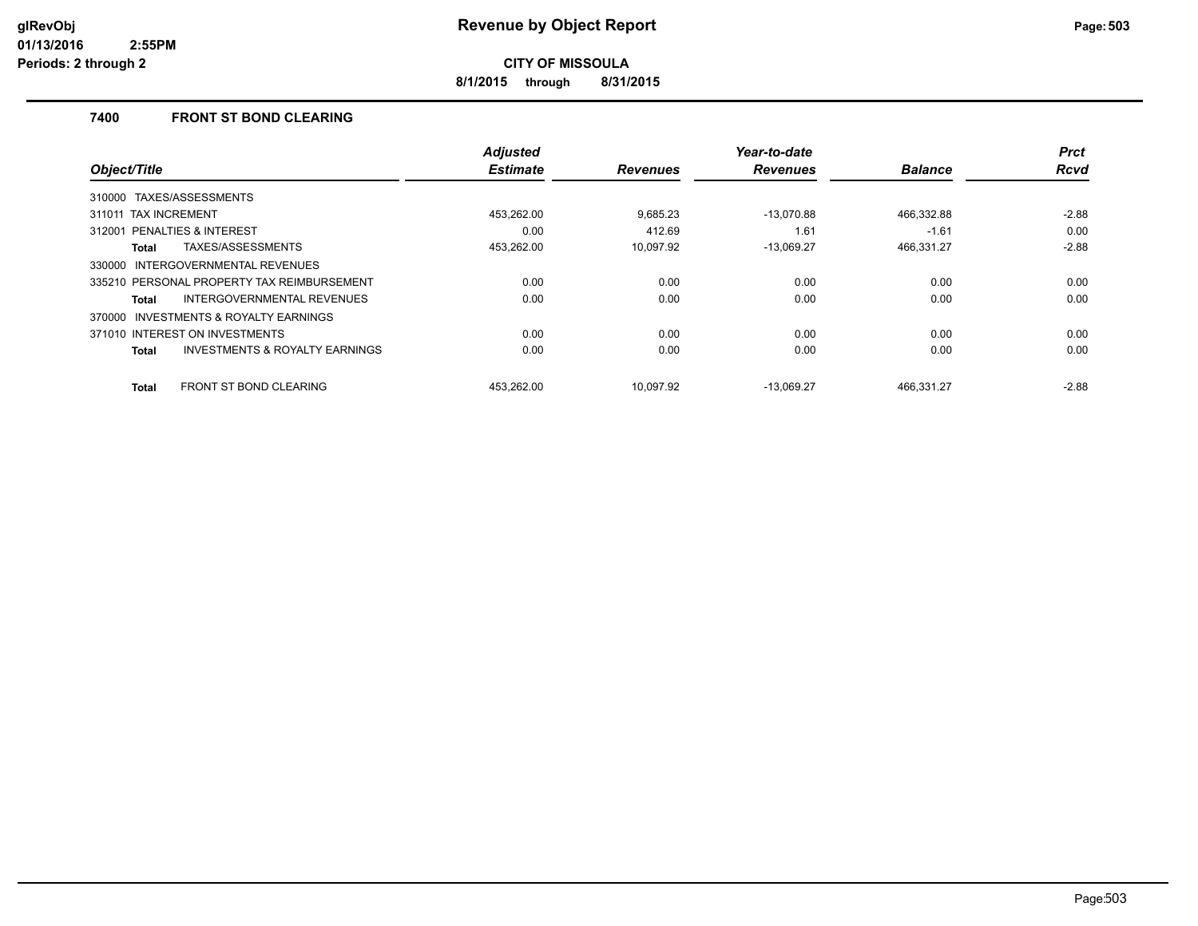# Revenue by Object Report

**CITY OF MISSOULA**

**8/1/2015 through 8/31/2015**

glRevObj
01/13/2016 2:55PM
Periods: 2 through 2

### 7400 FRONT ST BOND CLEARING

| Object/Title | Adjusted Estimate | Revenues | Year-to-date Revenues | Balance | Prct Rcvd |
|---|---|---|---|---|---|
| 310000 TAXES/ASSESSMENTS | | | | | |
| 311011 TAX INCREMENT | 453,262.00 | 9,685.23 | -13,070.88 | 466,332.88 | -2.88 |
| 312001 PENALTIES & INTEREST | 0.00 | 412.69 | 1.61 | -1.61 | 0.00 |
| **Total** TAXES/ASSESSMENTS | 453,262.00 | 10,097.92 | -13,069.27 | 466,331.27 | -2.88 |
| 330000 INTERGOVERNMENTAL REVENUES | | | | | |
| 335210 PERSONAL PROPERTY TAX REIMBURSEMENT | 0.00 | 0.00 | 0.00 | 0.00 | 0.00 |
| **Total** INTERGOVERNMENTAL REVENUES | 0.00 | 0.00 | 0.00 | 0.00 | 0.00 |
| 370000 INVESTMENTS & ROYALTY EARNINGS | | | | | |
| 371010 INTEREST ON INVESTMENTS | 0.00 | 0.00 | 0.00 | 0.00 | 0.00 |
| **Total** INVESTMENTS & ROYALTY EARNINGS | 0.00 | 0.00 | 0.00 | 0.00 | 0.00 |
| **Total** FRONT ST BOND CLEARING | 453,262.00 | 10,097.92 | -13,069.27 | 466,331.27 | -2.88 |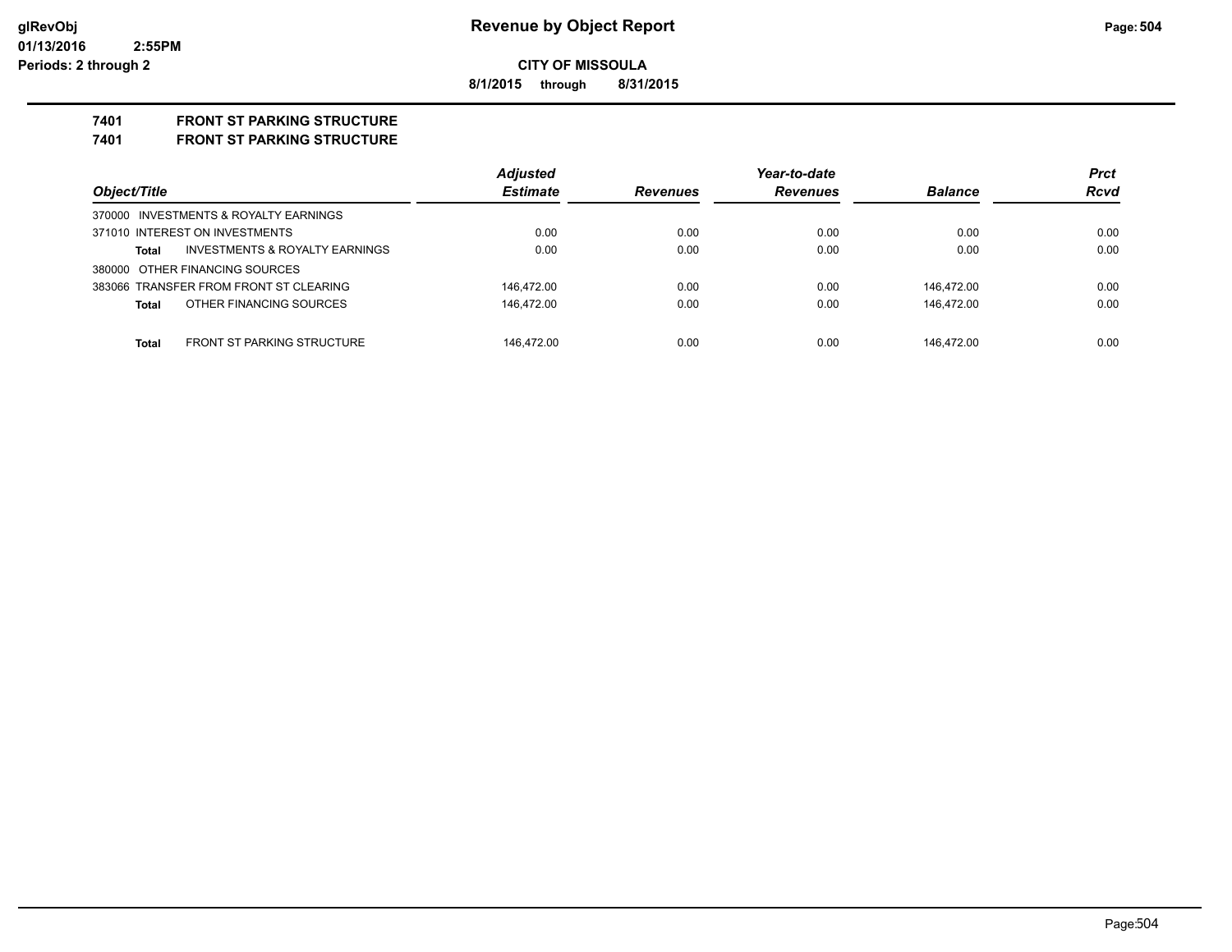**Revenue by Object Report**

**CITY OF MISSOULA**

**8/1/2015 through 8/31/2015**

glRevObj
01/13/2016 2:55PM
Periods: 2 through 2

## 7401 FRONT ST PARKING STRUCTURE

## 7401 FRONT ST PARKING STRUCTURE

| Object/Title | Adjusted Estimate | Revenues | Year-to-date Revenues | Balance | Prct Rcvd |
|---|---|---|---|---|---|
| 370000 INVESTMENTS & ROYALTY EARNINGS | | | | | |
| 371010 INTEREST ON INVESTMENTS | 0.00 | 0.00 | 0.00 | 0.00 | 0.00 |
| **Total** INVESTMENTS & ROYALTY EARNINGS | 0.00 | 0.00 | 0.00 | 0.00 | 0.00 |
| 380000 OTHER FINANCING SOURCES | | | | | |
| 383066 TRANSFER FROM FRONT ST CLEARING | 146,472.00 | 0.00 | 0.00 | 146,472.00 | 0.00 |
| **Total** OTHER FINANCING SOURCES | 146,472.00 | 0.00 | 0.00 | 146,472.00 | 0.00 |
| **Total** FRONT ST PARKING STRUCTURE | 146,472.00 | 0.00 | 0.00 | 146,472.00 | 0.00 |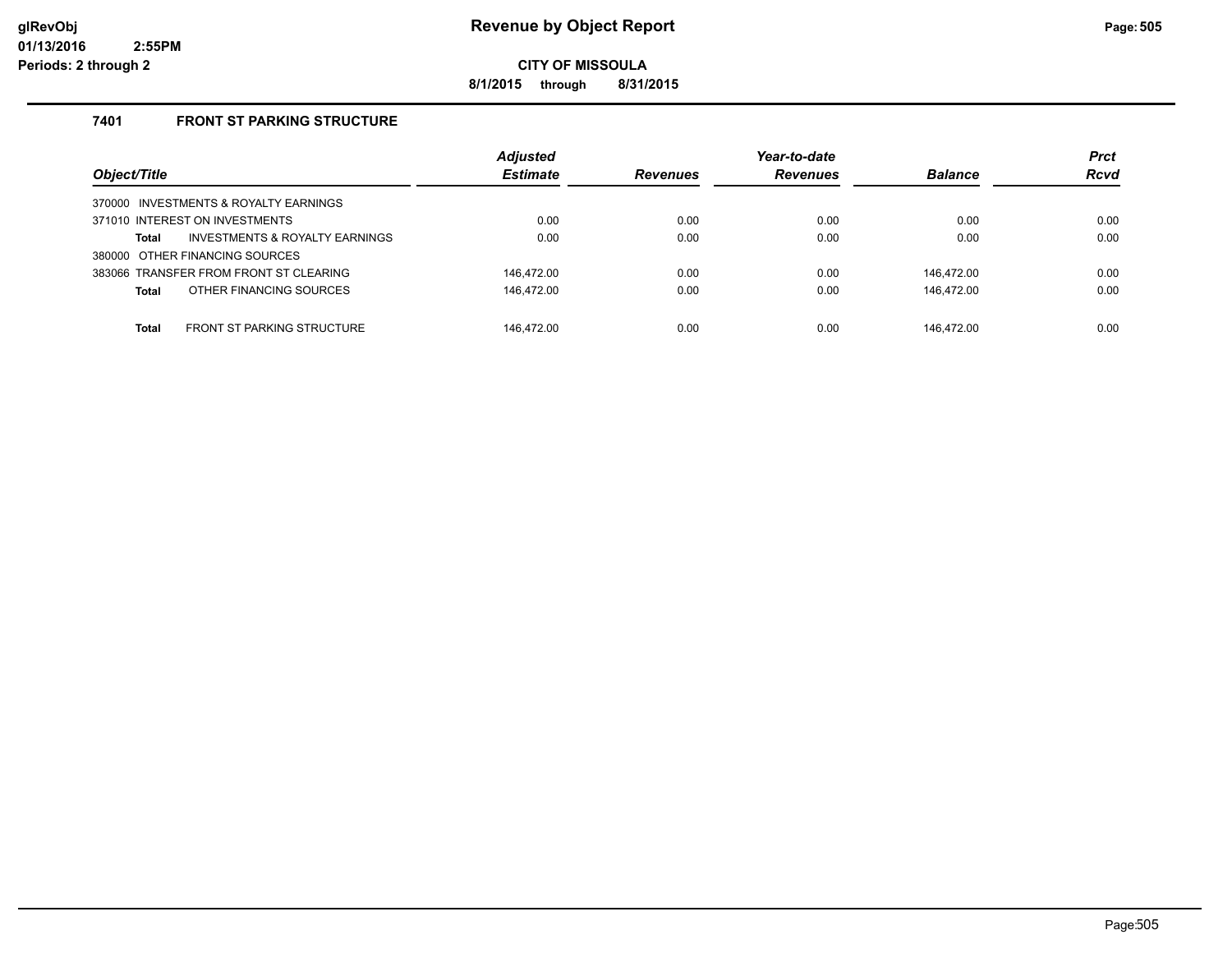# Revenue by Object Report

**CITY OF MISSOULA**

**8/1/2015 through 8/31/2015**

glRevObj
01/13/2016 2:55PM
Periods: 2 through 2

### 7401 FRONT ST PARKING STRUCTURE

| Object/Title | Adjusted Estimate | Revenues | Year-to-date Revenues | Balance | Prct Rcvd |
|---|---|---|---|---|---|
| 370000 INVESTMENTS & ROYALTY EARNINGS | | | | | |
| 371010 INTEREST ON INVESTMENTS | 0.00 | 0.00 | 0.00 | 0.00 | 0.00 |
| **Total** INVESTMENTS & ROYALTY EARNINGS | 0.00 | 0.00 | 0.00 | 0.00 | 0.00 |
| 380000 OTHER FINANCING SOURCES | | | | | |
| 383066 TRANSFER FROM FRONT ST CLEARING | 146,472.00 | 0.00 | 0.00 | 146,472.00 | 0.00 |
| **Total** OTHER FINANCING SOURCES | 146,472.00 | 0.00 | 0.00 | 146,472.00 | 0.00 |
| **Total** FRONT ST PARKING STRUCTURE | 146,472.00 | 0.00 | 0.00 | 146,472.00 | 0.00 |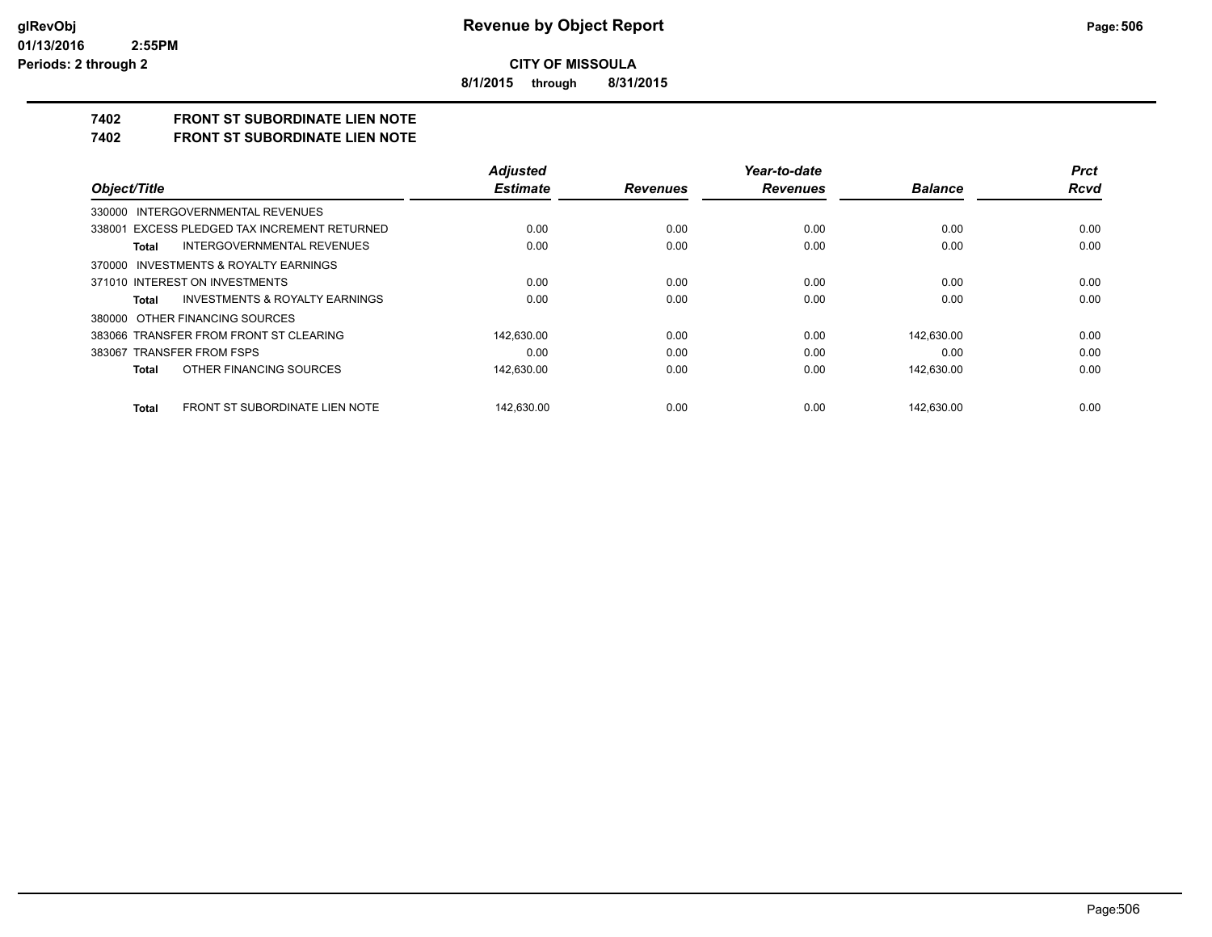# Revenue by Object Report

**CITY OF MISSOULA**

**8/1/2015 through 8/31/2015**

glRevObj
01/13/2016 2:55PM
Periods: 2 through 2

## 7402 FRONT ST SUBORDINATE LIEN NOTE

## 7402 FRONT ST SUBORDINATE LIEN NOTE

| Object/Title | Adjusted Estimate | Revenues | Year-to-date Revenues | Balance | Prct Rcvd |
|---|---|---|---|---|---|
| 330000 INTERGOVERNMENTAL REVENUES | | | | | |
| 338001 EXCESS PLEDGED TAX INCREMENT RETURNED | 0.00 | 0.00 | 0.00 | 0.00 | 0.00 |
| **Total** INTERGOVERNMENTAL REVENUES | 0.00 | 0.00 | 0.00 | 0.00 | 0.00 |
| 370000 INVESTMENTS & ROYALTY EARNINGS | | | | | |
| 371010 INTEREST ON INVESTMENTS | 0.00 | 0.00 | 0.00 | 0.00 | 0.00 |
| **Total** INVESTMENTS & ROYALTY EARNINGS | 0.00 | 0.00 | 0.00 | 0.00 | 0.00 |
| 380000 OTHER FINANCING SOURCES | | | | | |
| 383066 TRANSFER FROM FRONT ST CLEARING | 142,630.00 | 0.00 | 0.00 | 142,630.00 | 0.00 |
| 383067 TRANSFER FROM FSPS | 0.00 | 0.00 | 0.00 | 0.00 | 0.00 |
| **Total** OTHER FINANCING SOURCES | 142,630.00 | 0.00 | 0.00 | 142,630.00 | 0.00 |
| **Total** FRONT ST SUBORDINATE LIEN NOTE | 142,630.00 | 0.00 | 0.00 | 142,630.00 | 0.00 |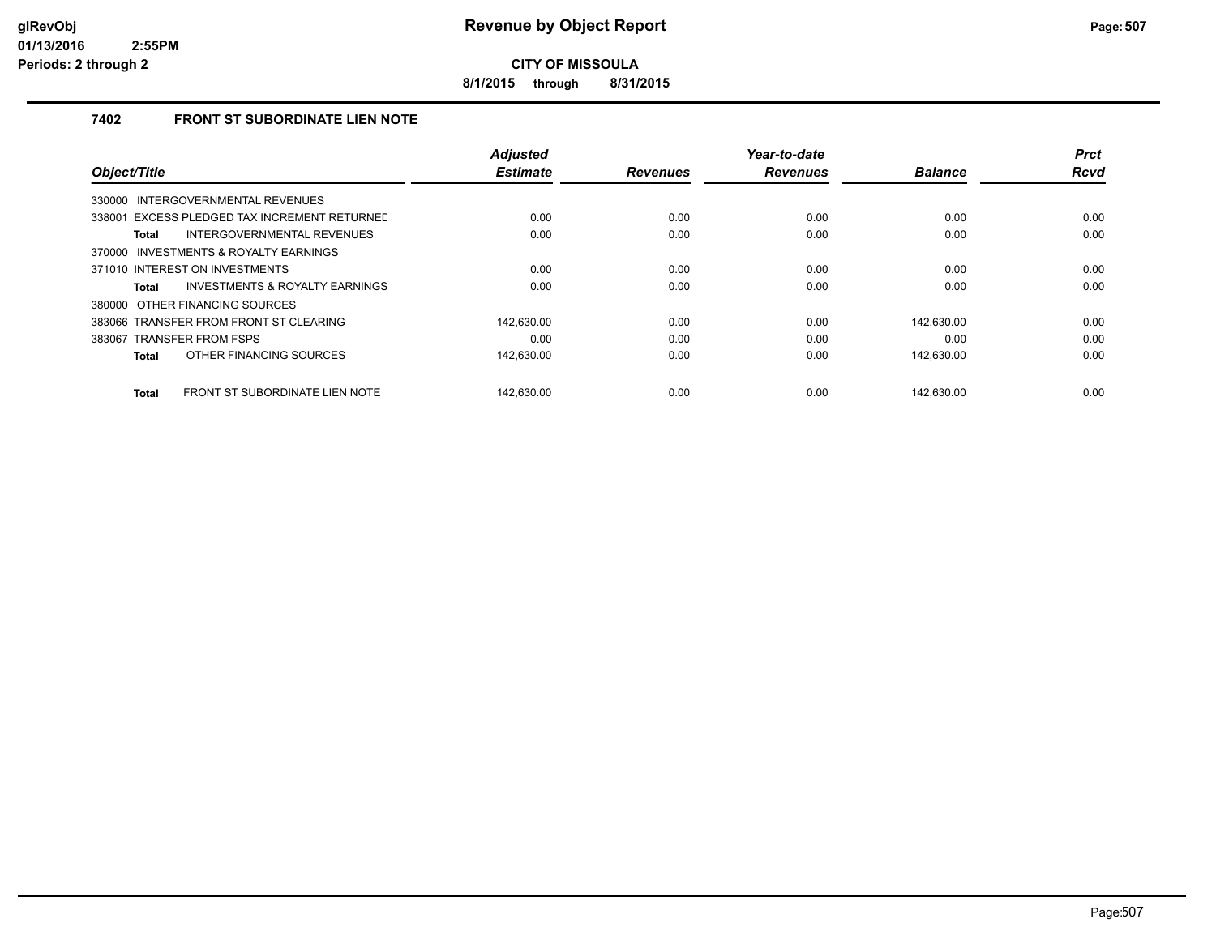# Revenue by Object Report

**CITY OF MISSOULA**

**8/1/2015 through 8/31/2015**

glRevObj
01/13/2016 2:55PM
Periods: 2 through 2

## 7402 FRONT ST SUBORDINATE LIEN NOTE

| Object/Title | Adjusted Estimate | Revenues | Year-to-date Revenues | Balance | Prct Rcvd |
|---|---|---|---|---|---|
| 330000 INTERGOVERNMENTAL REVENUES | | | | | |
| 338001 EXCESS PLEDGED TAX INCREMENT RETURNED | 0.00 | 0.00 | 0.00 | 0.00 | 0.00 |
| **Total** INTERGOVERNMENTAL REVENUES | 0.00 | 0.00 | 0.00 | 0.00 | 0.00 |
| 370000 INVESTMENTS & ROYALTY EARNINGS | | | | | |
| 371010 INTEREST ON INVESTMENTS | 0.00 | 0.00 | 0.00 | 0.00 | 0.00 |
| **Total** INVESTMENTS & ROYALTY EARNINGS | 0.00 | 0.00 | 0.00 | 0.00 | 0.00 |
| 380000 OTHER FINANCING SOURCES | | | | | |
| 383066 TRANSFER FROM FRONT ST CLEARING | 142,630.00 | 0.00 | 0.00 | 142,630.00 | 0.00 |
| 383067 TRANSFER FROM FSPS | 0.00 | 0.00 | 0.00 | 0.00 | 0.00 |
| **Total** OTHER FINANCING SOURCES | 142,630.00 | 0.00 | 0.00 | 142,630.00 | 0.00 |
| **Total** FRONT ST SUBORDINATE LIEN NOTE | 142,630.00 | 0.00 | 0.00 | 142,630.00 | 0.00 |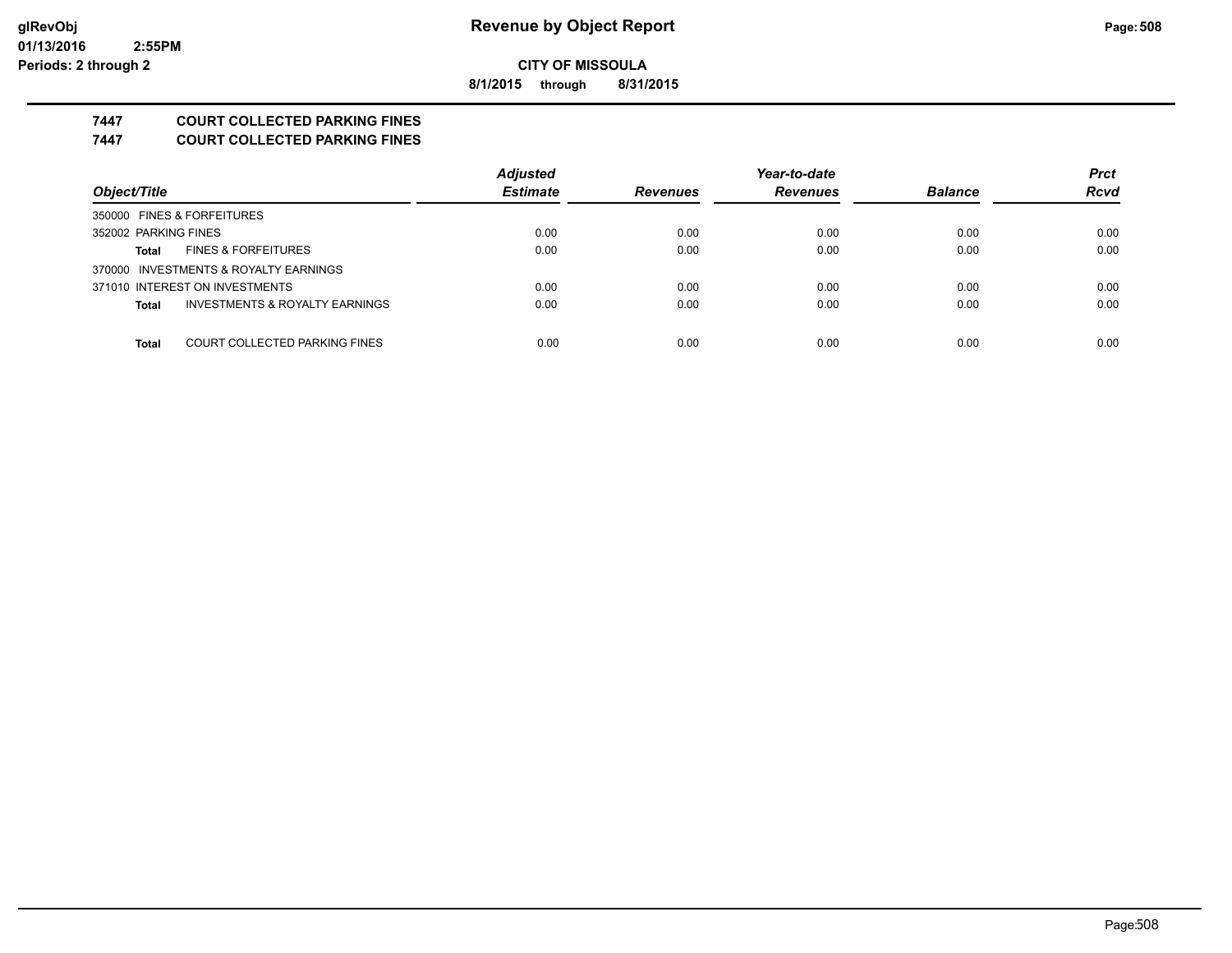# Revenue by Object Report

**CITY OF MISSOULA**

**8/1/2015 through 8/31/2015**

glRevObj
01/13/2016 2:55PM
Periods: 2 through 2

## 7447 COURT COLLECTED PARKING FINES
## 7447 COURT COLLECTED PARKING FINES

| Object/Title | Adjusted Estimate | Revenues | Year-to-date Revenues | Balance | Prct Rcvd |
|---|---|---|---|---|---|
| 350000 FINES & FORFEITURES | | | | | |
| 352002 PARKING FINES | 0.00 | 0.00 | 0.00 | 0.00 | 0.00 |
| **Total** FINES & FORFEITURES | 0.00 | 0.00 | 0.00 | 0.00 | 0.00 |
| 370000 INVESTMENTS & ROYALTY EARNINGS | | | | | |
| 371010 INTEREST ON INVESTMENTS | 0.00 | 0.00 | 0.00 | 0.00 | 0.00 |
| **Total** INVESTMENTS & ROYALTY EARNINGS | 0.00 | 0.00 | 0.00 | 0.00 | 0.00 |
| **Total** COURT COLLECTED PARKING FINES | 0.00 | 0.00 | 0.00 | 0.00 | 0.00 |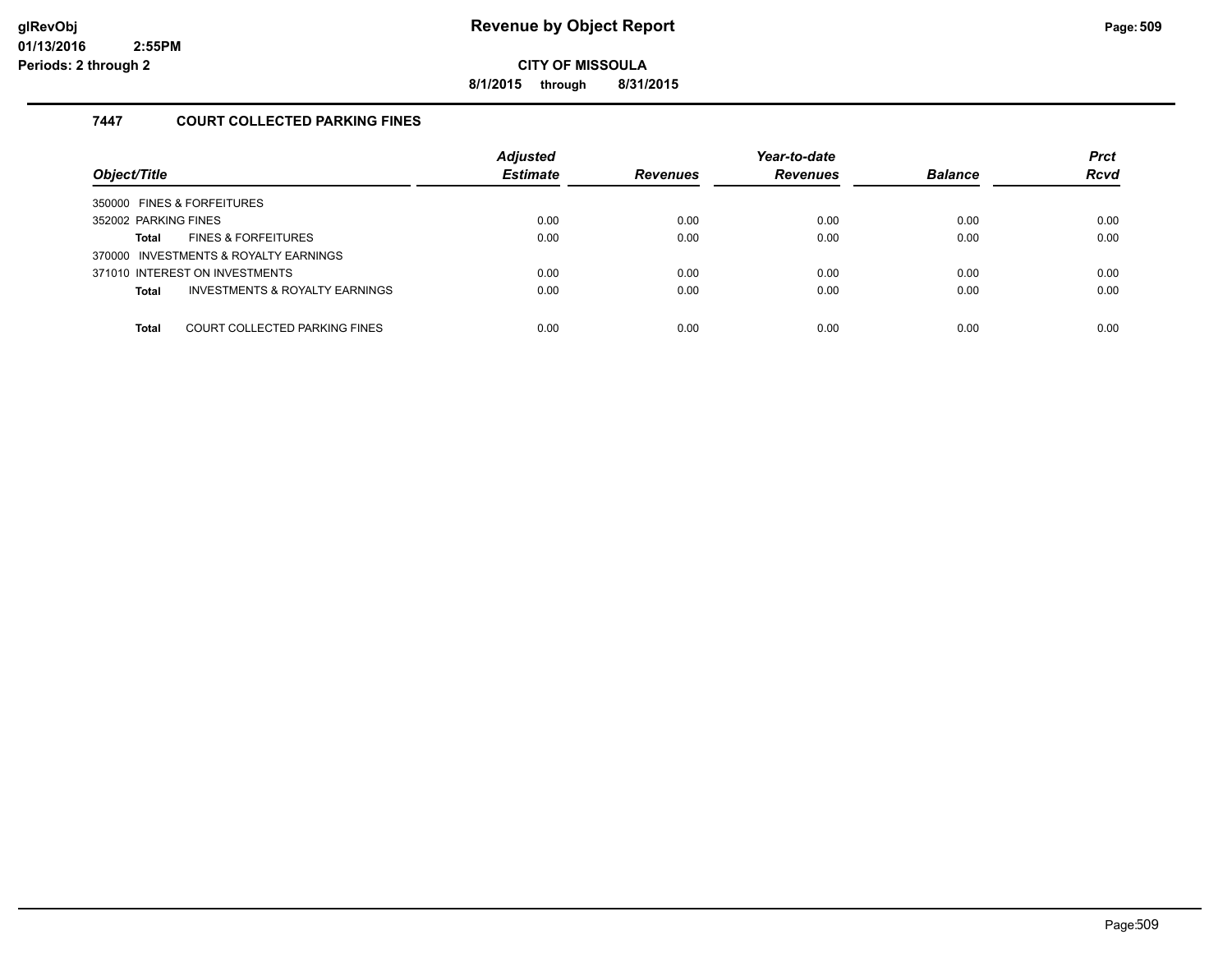# Revenue by Object Report

**CITY OF MISSOULA**

**8/1/2015 through 8/31/2015**

glRevObj
01/13/2016 2:55PM
Periods: 2 through 2

## 7447 COURT COLLECTED PARKING FINES

| Object/Title | Adjusted Estimate | Revenues | Year-to-date Revenues | Balance | Prct Rcvd |
|---|---|---|---|---|---|
| 350000 FINES & FORFEITURES | | | | | |
| 352002 PARKING FINES | 0.00 | 0.00 | 0.00 | 0.00 | 0.00 |
| **Total** FINES & FORFEITURES | 0.00 | 0.00 | 0.00 | 0.00 | 0.00 |
| 370000 INVESTMENTS & ROYALTY EARNINGS | | | | | |
| 371010 INTEREST ON INVESTMENTS | 0.00 | 0.00 | 0.00 | 0.00 | 0.00 |
| **Total** INVESTMENTS & ROYALTY EARNINGS | 0.00 | 0.00 | 0.00 | 0.00 | 0.00 |
| **Total** COURT COLLECTED PARKING FINES | 0.00 | 0.00 | 0.00 | 0.00 | 0.00 |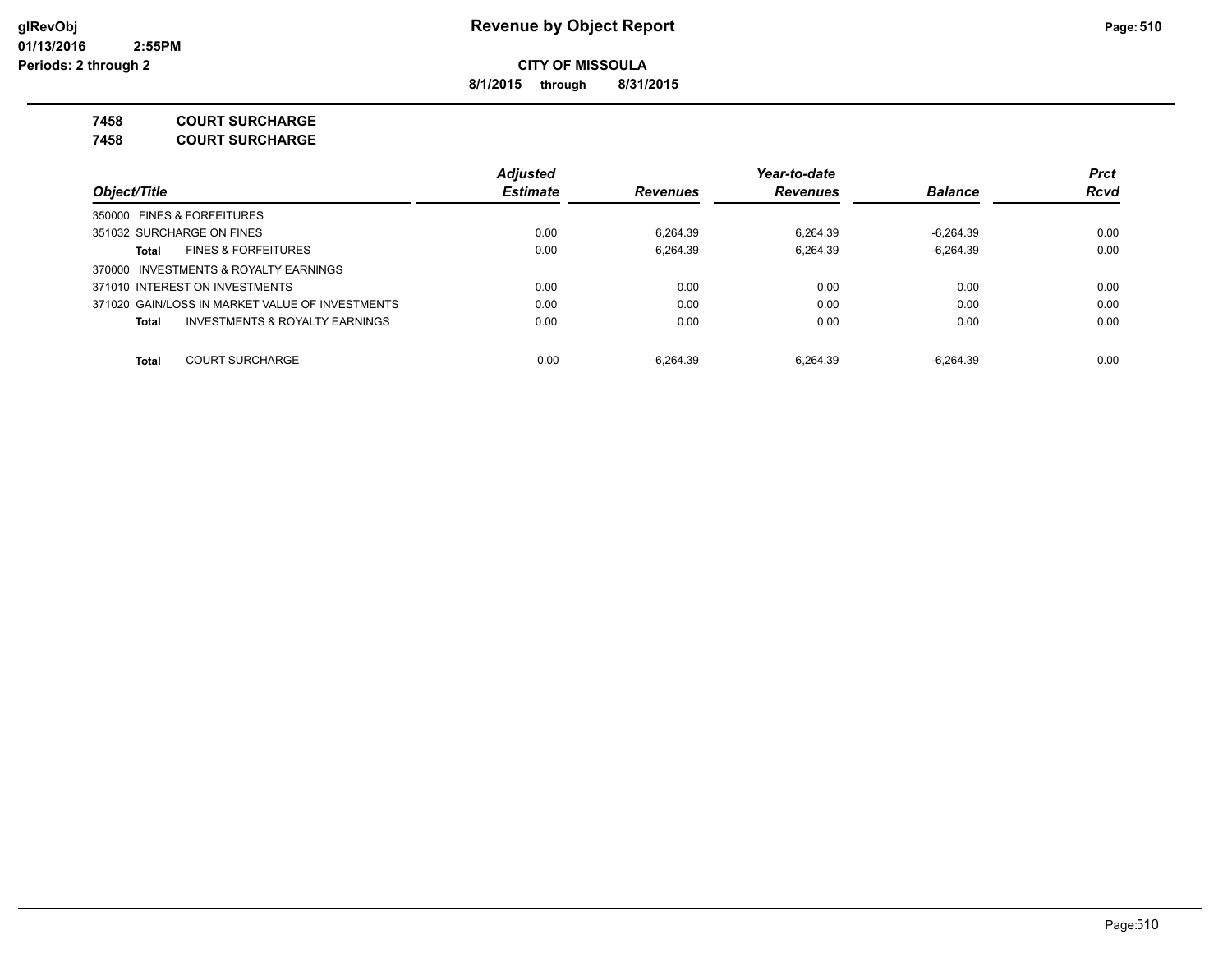**Revenue by Object Report**

**CITY OF MISSOULA**

**8/1/2015 through 8/31/2015**

glRevObj
01/13/2016 2:55PM
Periods: 2 through 2

**7458 COURT SURCHARGE**

**7458 COURT SURCHARGE**

| Object/Title | Adjusted Estimate | Revenues | Year-to-date Revenues | Balance | Prct Rcvd |
|---|---|---|---|---|---|
| 350000 FINES & FORFEITURES | | | | | |
| 351032 SURCHARGE ON FINES | 0.00 | 6,264.39 | 6,264.39 | -6,264.39 | 0.00 |
| **Total** FINES & FORFEITURES | 0.00 | 6,264.39 | 6,264.39 | -6,264.39 | 0.00 |
| 370000 INVESTMENTS & ROYALTY EARNINGS | | | | | |
| 371010 INTEREST ON INVESTMENTS | 0.00 | 0.00 | 0.00 | 0.00 | 0.00 |
| 371020 GAIN/LOSS IN MARKET VALUE OF INVESTMENTS | 0.00 | 0.00 | 0.00 | 0.00 | 0.00 |
| **Total** INVESTMENTS & ROYALTY EARNINGS | 0.00 | 0.00 | 0.00 | 0.00 | 0.00 |
| **Total** COURT SURCHARGE | 0.00 | 6,264.39 | 6,264.39 | -6,264.39 | 0.00 |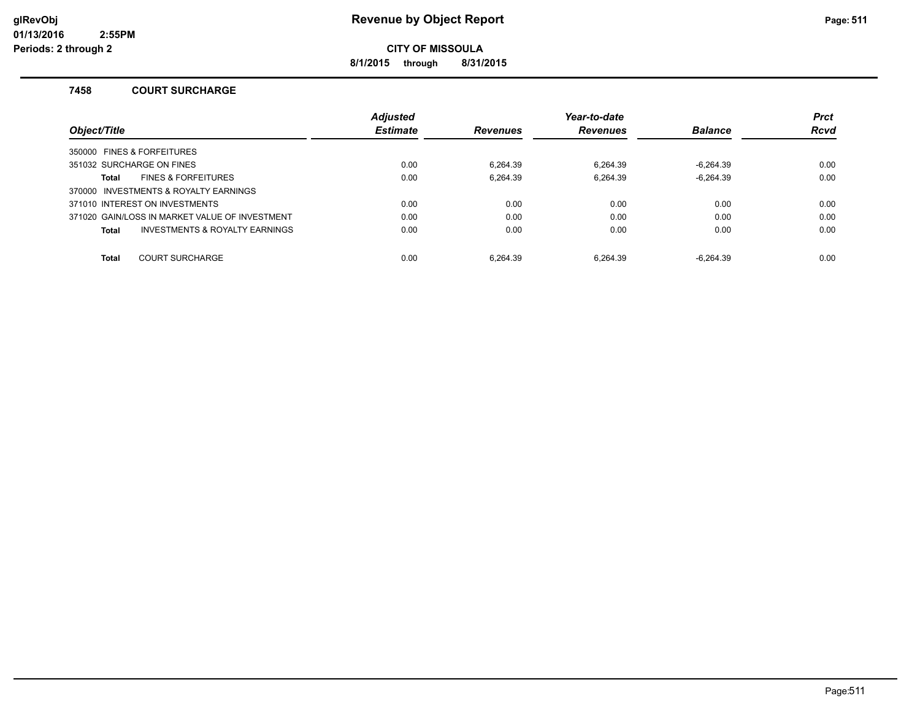# Revenue by Object Report

**CITY OF MISSOULA**

**8/1/2015 through 8/31/2015**

glRevObj
01/13/2016 2:55PM
Periods: 2 through 2

### 7458 COURT SURCHARGE

| Object/Title | Adjusted Estimate | Revenues | Year-to-date Revenues | Balance | Prct Rcvd |
|---|---|---|---|---|---|
| 350000 FINES & FORFEITURES | | | | | |
| 351032 SURCHARGE ON FINES | 0.00 | 6,264.39 | 6,264.39 | -6,264.39 | 0.00 |
| **Total** FINES & FORFEITURES | 0.00 | 6,264.39 | 6,264.39 | -6,264.39 | 0.00 |
| 370000 INVESTMENTS & ROYALTY EARNINGS | | | | | |
| 371010 INTEREST ON INVESTMENTS | 0.00 | 0.00 | 0.00 | 0.00 | 0.00 |
| 371020 GAIN/LOSS IN MARKET VALUE OF INVESTMENT | 0.00 | 0.00 | 0.00 | 0.00 | 0.00 |
| **Total** INVESTMENTS & ROYALTY EARNINGS | 0.00 | 0.00 | 0.00 | 0.00 | 0.00 |
| **Total** COURT SURCHARGE | 0.00 | 6,264.39 | 6,264.39 | -6,264.39 | 0.00 |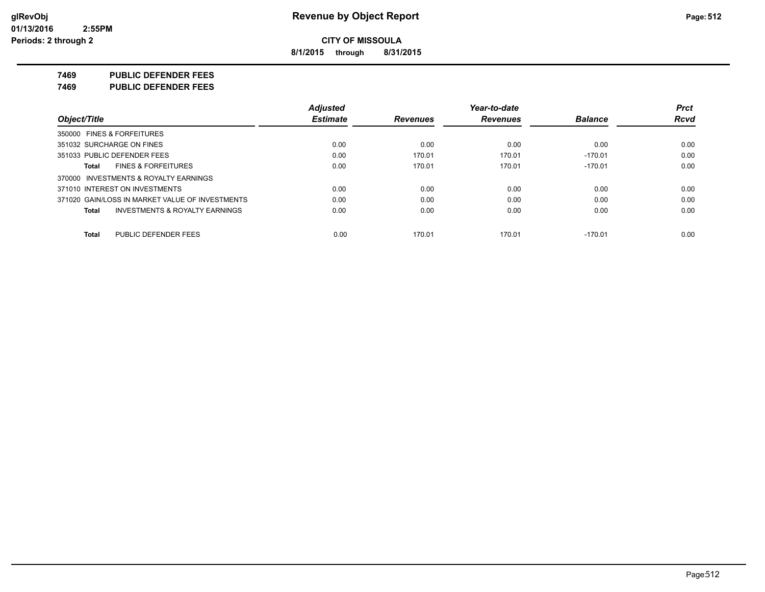# CITY OF MISSOULA

**8/1/2015 through 8/31/2015**

## 7469 PUBLIC DEFENDER FEES
## 7469 PUBLIC DEFENDER FEES

| Object/Title | Adjusted Estimate | Revenues | Year-to-date Revenues | Balance | Prct Rcvd |
|---|---|---|---|---|---|
| 350000 FINES & FORFEITURES | | | | | |
| 351032 SURCHARGE ON FINES | 0.00 | 0.00 | 0.00 | 0.00 | 0.00 |
| 351033 PUBLIC DEFENDER FEES | 0.00 | 170.01 | 170.01 | -170.01 | 0.00 |
| **Total** FINES & FORFEITURES | 0.00 | 170.01 | 170.01 | -170.01 | 0.00 |
| 370000 INVESTMENTS & ROYALTY EARNINGS | | | | | |
| 371010 INTEREST ON INVESTMENTS | 0.00 | 0.00 | 0.00 | 0.00 | 0.00 |
| 371020 GAIN/LOSS IN MARKET VALUE OF INVESTMENTS | 0.00 | 0.00 | 0.00 | 0.00 | 0.00 |
| **Total** INVESTMENTS & ROYALTY EARNINGS | 0.00 | 0.00 | 0.00 | 0.00 | 0.00 |
| **Total** PUBLIC DEFENDER FEES | 0.00 | 170.01 | 170.01 | -170.01 | 0.00 |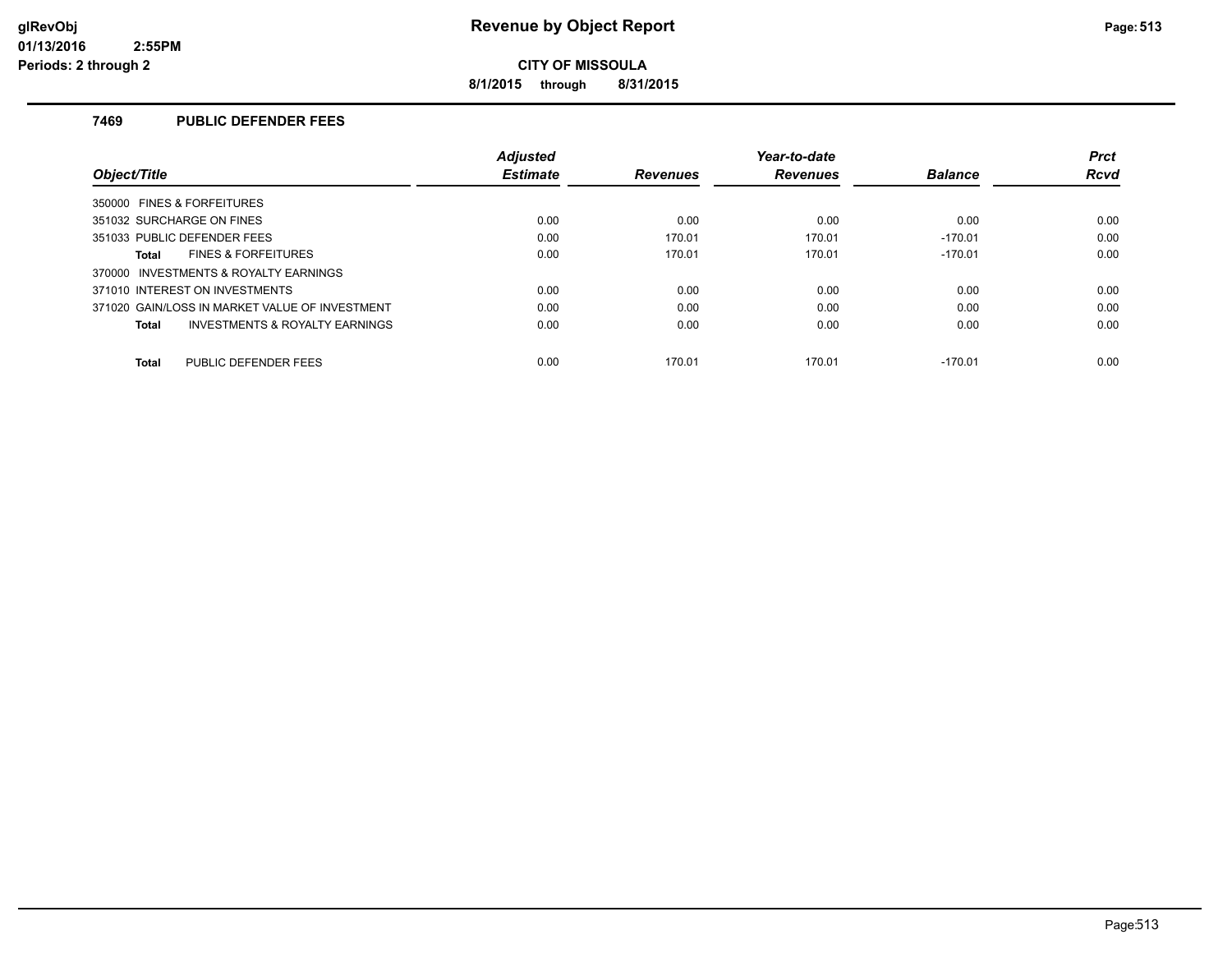# Revenue by Object Report

**CITY OF MISSOULA**

**8/1/2015 through 8/31/2015**

### 7469 PUBLIC DEFENDER FEES

| Object/Title | Adjusted Estimate | Revenues | Year-to-date Revenues | Balance | Prct Rcvd |
|---|---|---|---|---|---|
| 350000 FINES & FORFEITURES | | | | | |
| 351032 SURCHARGE ON FINES | 0.00 | 0.00 | 0.00 | 0.00 | 0.00 |
| 351033 PUBLIC DEFENDER FEES | 0.00 | 170.01 | 170.01 | -170.01 | 0.00 |
| **Total** FINES & FORFEITURES | 0.00 | 170.01 | 170.01 | -170.01 | 0.00 |
| 370000 INVESTMENTS & ROYALTY EARNINGS | | | | | |
| 371010 INTEREST ON INVESTMENTS | 0.00 | 0.00 | 0.00 | 0.00 | 0.00 |
| 371020 GAIN/LOSS IN MARKET VALUE OF INVESTMENT | 0.00 | 0.00 | 0.00 | 0.00 | 0.00 |
| **Total** INVESTMENTS & ROYALTY EARNINGS | 0.00 | 0.00 | 0.00 | 0.00 | 0.00 |
| **Total** PUBLIC DEFENDER FEES | 0.00 | 170.01 | 170.01 | -170.01 | 0.00 |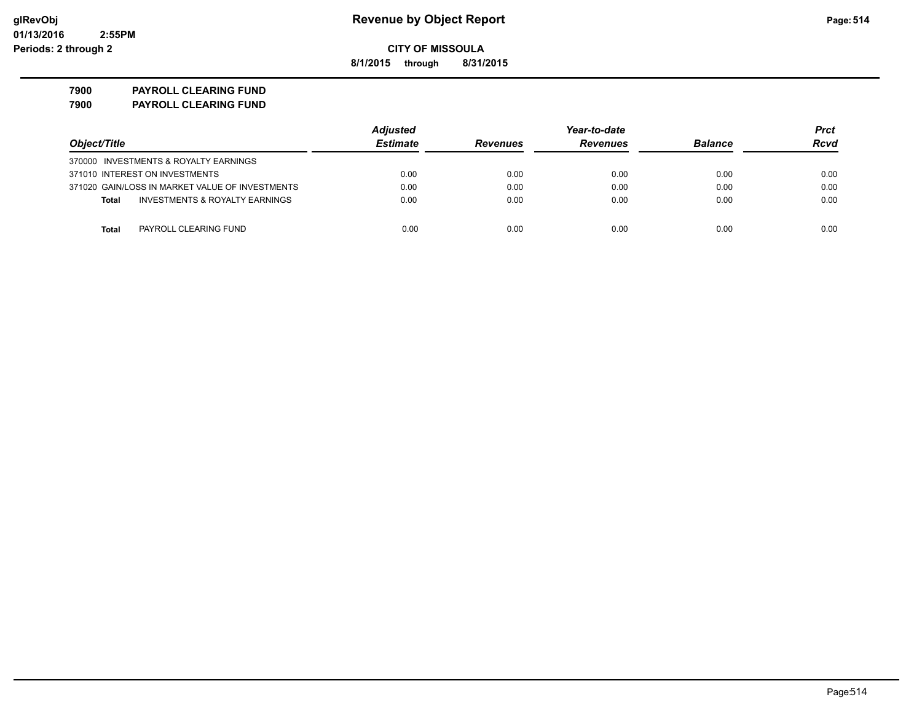# Revenue by Object Report

**CITY OF MISSOULA**

**8/1/2015 through 8/31/2015**

glRevObj
01/13/2016 2:55PM
Periods: 2 through 2

**7900 PAYROLL CLEARING FUND**
**7900 PAYROLL CLEARING FUND**

| Object/Title | Adjusted Estimate | Revenues | Year-to-date Revenues | Balance | Prct Rcvd |
|---|---|---|---|---|---|
| 370000 INVESTMENTS & ROYALTY EARNINGS | | | | | |
| 371010 INTEREST ON INVESTMENTS | 0.00 | 0.00 | 0.00 | 0.00 | 0.00 |
| 371020 GAIN/LOSS IN MARKET VALUE OF INVESTMENTS | 0.00 | 0.00 | 0.00 | 0.00 | 0.00 |
| **Total** INVESTMENTS & ROYALTY EARNINGS | 0.00 | 0.00 | 0.00 | 0.00 | 0.00 |
| **Total** PAYROLL CLEARING FUND | 0.00 | 0.00 | 0.00 | 0.00 | 0.00 |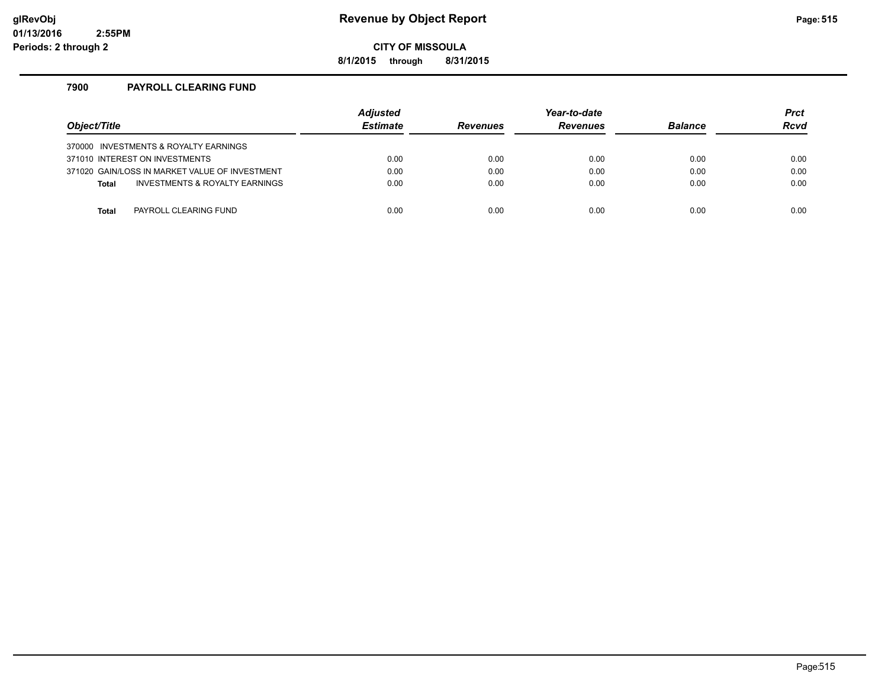# Revenue by Object Report

**CITY OF MISSOULA**

**8/1/2015 through 8/31/2015**

glRevObj
01/13/2016 2:55PM
Periods: 2 through 2

## 7900 PAYROLL CLEARING FUND

| Object/Title | Adjusted Estimate | Revenues | Year-to-date Revenues | Balance | Prct Rcvd |
|---|---|---|---|---|---|
| 370000 INVESTMENTS & ROYALTY EARNINGS | | | | | |
| 371010 INTEREST ON INVESTMENTS | 0.00 | 0.00 | 0.00 | 0.00 | 0.00 |
| 371020 GAIN/LOSS IN MARKET VALUE OF INVESTMENT | 0.00 | 0.00 | 0.00 | 0.00 | 0.00 |
| **Total** INVESTMENTS & ROYALTY EARNINGS | 0.00 | 0.00 | 0.00 | 0.00 | 0.00 |
| | | | | | |
| **Total** PAYROLL CLEARING FUND | 0.00 | 0.00 | 0.00 | 0.00 | 0.00 |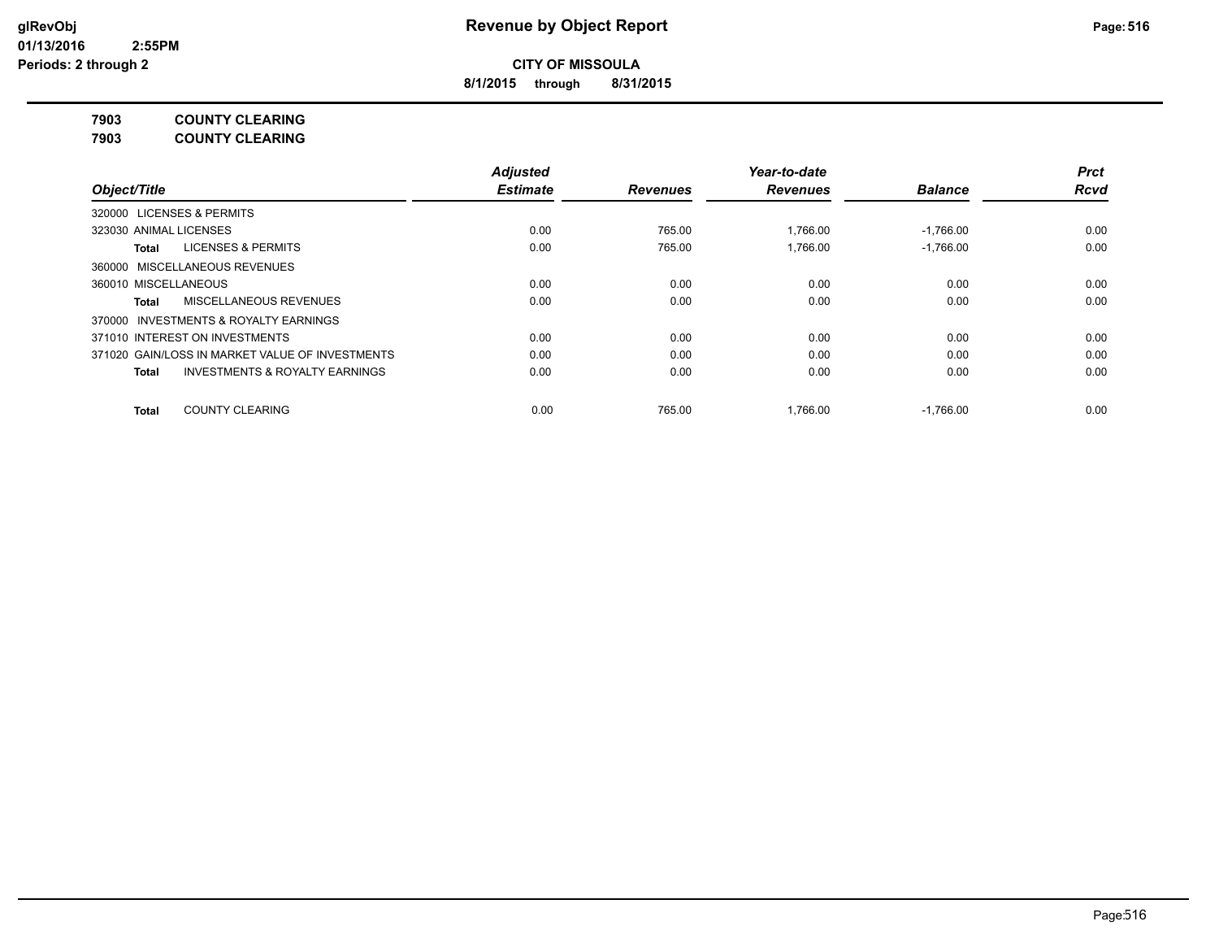**CITY OF MISSOULA**

**8/1/2015 through 8/31/2015**

**7903 COUNTY CLEARING**

**7903 COUNTY CLEARING**

| Object/Title | Adjusted Estimate | Revenues | Year-to-date Revenues | Balance | Prct Rcvd |
|---|---|---|---|---|---|
| 320000 LICENSES & PERMITS | | | | | |
| 323030 ANIMAL LICENSES | 0.00 | 765.00 | 1,766.00 | -1,766.00 | 0.00 |
| **Total** LICENSES & PERMITS | 0.00 | 765.00 | 1,766.00 | -1,766.00 | 0.00 |
| 360000 MISCELLANEOUS REVENUES | | | | | |
| 360010 MISCELLANEOUS | 0.00 | 0.00 | 0.00 | 0.00 | 0.00 |
| **Total** MISCELLANEOUS REVENUES | 0.00 | 0.00 | 0.00 | 0.00 | 0.00 |
| 370000 INVESTMENTS & ROYALTY EARNINGS | | | | | |
| 371010 INTEREST ON INVESTMENTS | 0.00 | 0.00 | 0.00 | 0.00 | 0.00 |
| 371020 GAIN/LOSS IN MARKET VALUE OF INVESTMENTS | 0.00 | 0.00 | 0.00 | 0.00 | 0.00 |
| **Total** INVESTMENTS & ROYALTY EARNINGS | 0.00 | 0.00 | 0.00 | 0.00 | 0.00 |
| **Total** COUNTY CLEARING | 0.00 | 765.00 | 1,766.00 | -1,766.00 | 0.00 |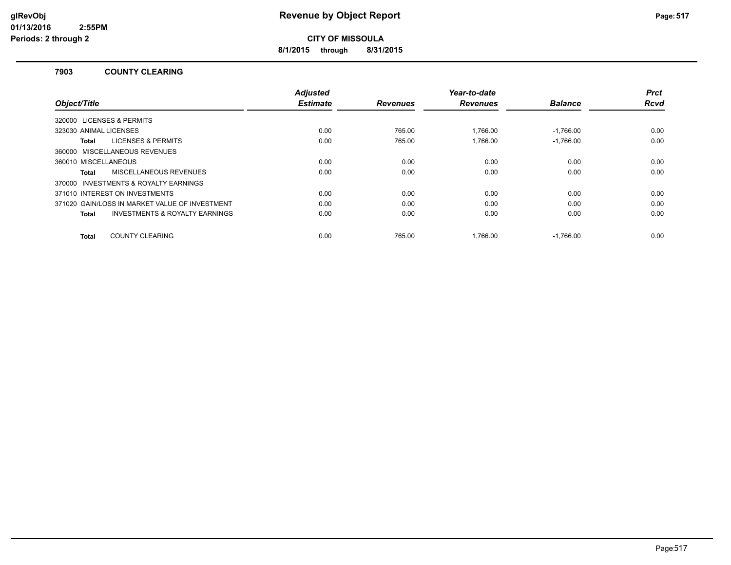# Revenue by Object Report

**CITY OF MISSOULA**

**8/1/2015 through 8/31/2015**

glRevObj
01/13/2016 2:55PM
Periods: 2 through 2

### 7903 COUNTY CLEARING

| Object/Title | Adjusted Estimate | Revenues | Year-to-date Revenues | Balance | Prct Rcvd |
|---|---|---|---|---|---|
| 320000 LICENSES & PERMITS | | | | | |
| 323030 ANIMAL LICENSES | 0.00 | 765.00 | 1,766.00 | -1,766.00 | 0.00 |
| **Total** LICENSES & PERMITS | 0.00 | 765.00 | 1,766.00 | -1,766.00 | 0.00 |
| 360000 MISCELLANEOUS REVENUES | | | | | |
| 360010 MISCELLANEOUS | 0.00 | 0.00 | 0.00 | 0.00 | 0.00 |
| **Total** MISCELLANEOUS REVENUES | 0.00 | 0.00 | 0.00 | 0.00 | 0.00 |
| 370000 INVESTMENTS & ROYALTY EARNINGS | | | | | |
| 371010 INTEREST ON INVESTMENTS | 0.00 | 0.00 | 0.00 | 0.00 | 0.00 |
| 371020 GAIN/LOSS IN MARKET VALUE OF INVESTMENT | 0.00 | 0.00 | 0.00 | 0.00 | 0.00 |
| **Total** INVESTMENTS & ROYALTY EARNINGS | 0.00 | 0.00 | 0.00 | 0.00 | 0.00 |
| **Total** COUNTY CLEARING | 0.00 | 765.00 | 1,766.00 | -1,766.00 | 0.00 |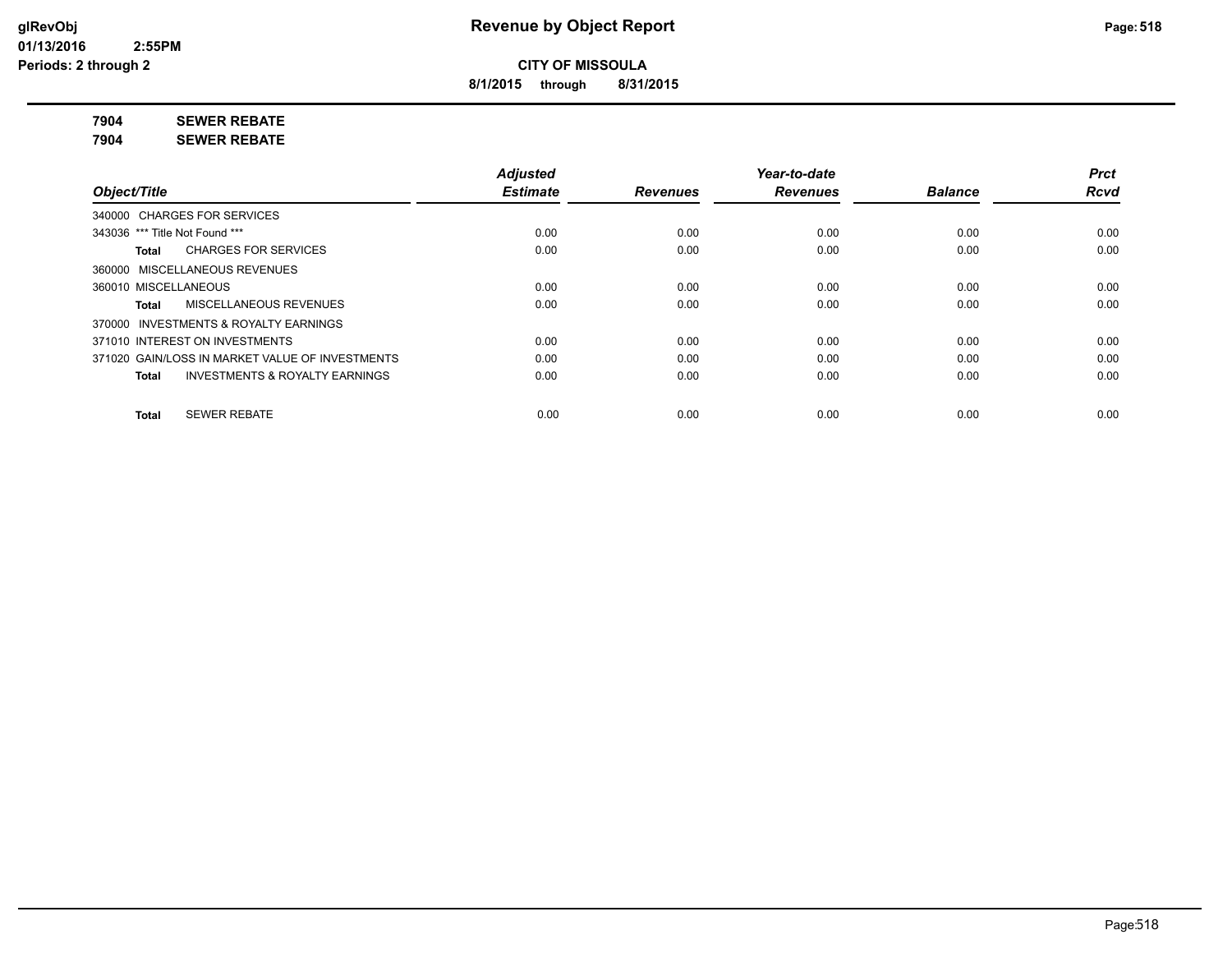# Revenue by Object Report

**CITY OF MISSOULA**

**8/1/2015 through 8/31/2015**

glRevObj
01/13/2016 2:55PM
Periods: 2 through 2

**7904 SEWER REBATE**
**7904 SEWER REBATE**

| Object/Title | Adjusted Estimate | Revenues | Year-to-date Revenues | Balance | Prct Rcvd |
|---|---|---|---|---|---|
| 340000 CHARGES FOR SERVICES | | | | | |
| 343036 *** Title Not Found *** | 0.00 | 0.00 | 0.00 | 0.00 | 0.00 |
| **Total** CHARGES FOR SERVICES | 0.00 | 0.00 | 0.00 | 0.00 | 0.00 |
| 360000 MISCELLANEOUS REVENUES | | | | | |
| 360010 MISCELLANEOUS | 0.00 | 0.00 | 0.00 | 0.00 | 0.00 |
| **Total** MISCELLANEOUS REVENUES | 0.00 | 0.00 | 0.00 | 0.00 | 0.00 |
| 370000 INVESTMENTS & ROYALTY EARNINGS | | | | | |
| 371010 INTEREST ON INVESTMENTS | 0.00 | 0.00 | 0.00 | 0.00 | 0.00 |
| 371020 GAIN/LOSS IN MARKET VALUE OF INVESTMENTS | 0.00 | 0.00 | 0.00 | 0.00 | 0.00 |
| **Total** INVESTMENTS & ROYALTY EARNINGS | 0.00 | 0.00 | 0.00 | 0.00 | 0.00 |
| **Total** SEWER REBATE | 0.00 | 0.00 | 0.00 | 0.00 | 0.00 |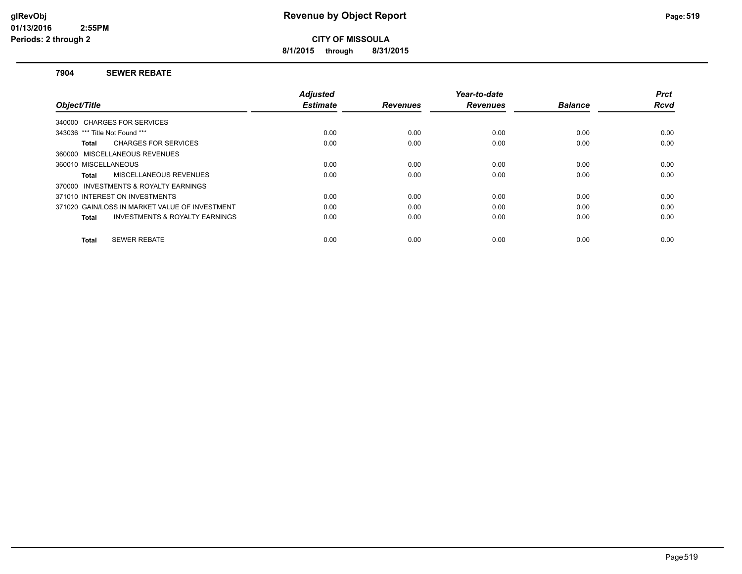# Revenue by Object Report

**CITY OF MISSOULA**

**8/1/2015 through 8/31/2015**

glRevObj
01/13/2016 2:55PM
Periods: 2 through 2

## 7904 SEWER REBATE

| Object/Title | Adjusted Estimate | Revenues | Year-to-date Revenues | Balance | Prct Rcvd |
|---|---|---|---|---|---|
| 340000 CHARGES FOR SERVICES | | | | | |
| 343036 *** Title Not Found *** | 0.00 | 0.00 | 0.00 | 0.00 | 0.00 |
| **Total** CHARGES FOR SERVICES | 0.00 | 0.00 | 0.00 | 0.00 | 0.00 |
| 360000 MISCELLANEOUS REVENUES | | | | | |
| 360010 MISCELLANEOUS | 0.00 | 0.00 | 0.00 | 0.00 | 0.00 |
| **Total** MISCELLANEOUS REVENUES | 0.00 | 0.00 | 0.00 | 0.00 | 0.00 |
| 370000 INVESTMENTS & ROYALTY EARNINGS | | | | | |
| 371010 INTEREST ON INVESTMENTS | 0.00 | 0.00 | 0.00 | 0.00 | 0.00 |
| 371020 GAIN/LOSS IN MARKET VALUE OF INVESTMENT | 0.00 | 0.00 | 0.00 | 0.00 | 0.00 |
| **Total** INVESTMENTS & ROYALTY EARNINGS | 0.00 | 0.00 | 0.00 | 0.00 | 0.00 |
| **Total** SEWER REBATE | 0.00 | 0.00 | 0.00 | 0.00 | 0.00 |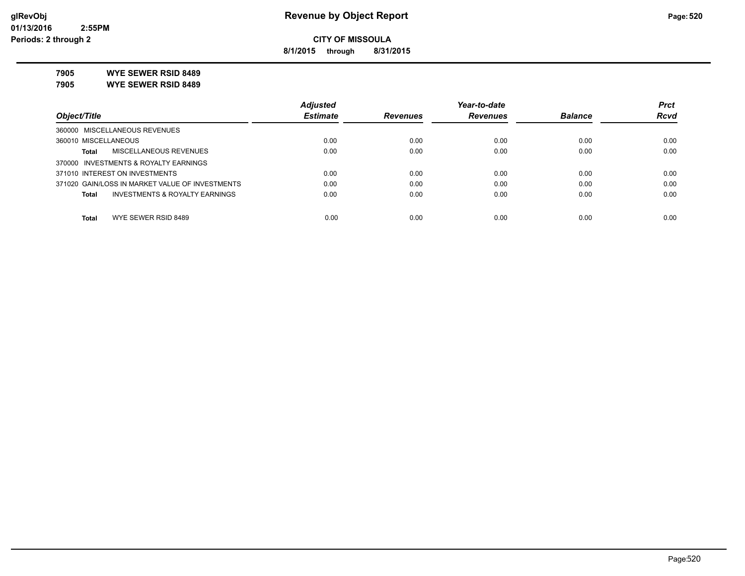**CITY OF MISSOULA**

**8/1/2015 through 8/31/2015**

**7905 WYE SEWER RSID 8489**

**7905 WYE SEWER RSID 8489**

| Object/Title | Adjusted Estimate | Revenues | Year-to-date Revenues | Balance | Prct Rcvd |
|---|---|---|---|---|---|
| 360000 MISCELLANEOUS REVENUES | | | | | |
| 360010 MISCELLANEOUS | 0.00 | 0.00 | 0.00 | 0.00 | 0.00 |
| **Total** MISCELLANEOUS REVENUES | 0.00 | 0.00 | 0.00 | 0.00 | 0.00 |
| 370000 INVESTMENTS & ROYALTY EARNINGS | | | | | |
| 371010 INTEREST ON INVESTMENTS | 0.00 | 0.00 | 0.00 | 0.00 | 0.00 |
| 371020 GAIN/LOSS IN MARKET VALUE OF INVESTMENTS | 0.00 | 0.00 | 0.00 | 0.00 | 0.00 |
| **Total** INVESTMENTS & ROYALTY EARNINGS | 0.00 | 0.00 | 0.00 | 0.00 | 0.00 |
| **Total** WYE SEWER RSID 8489 | 0.00 | 0.00 | 0.00 | 0.00 | 0.00 |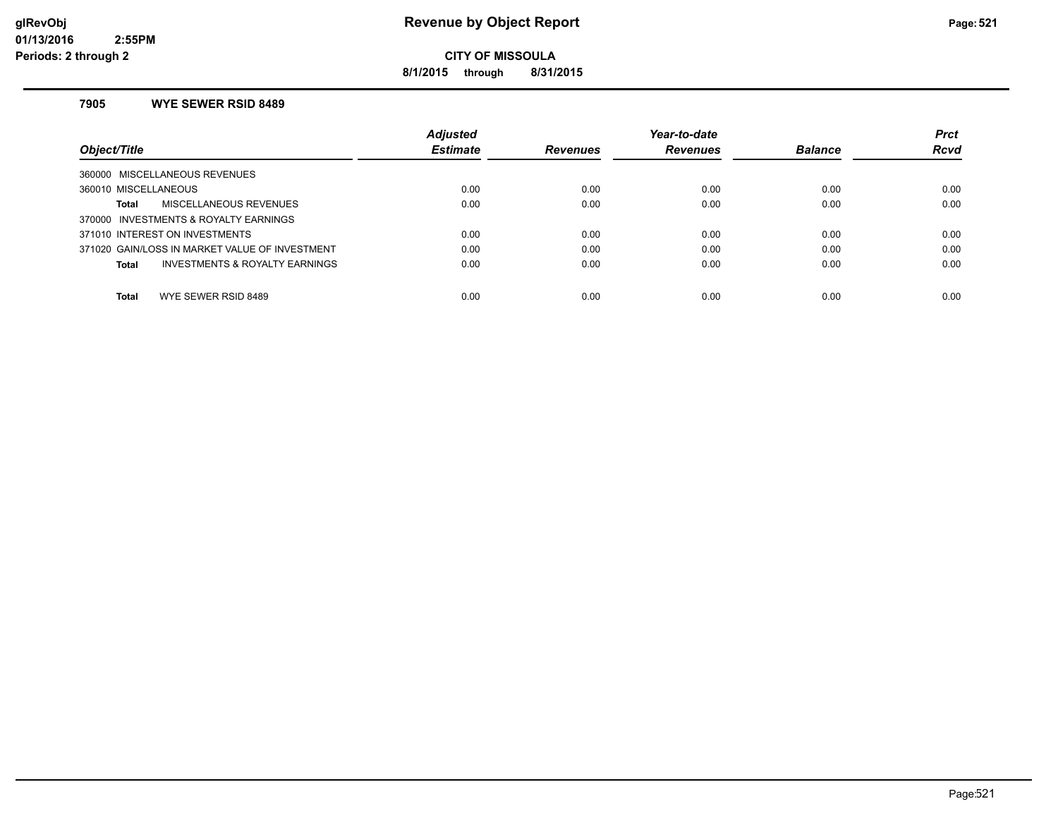# Revenue by Object Report

**CITY OF MISSOULA**

**8/1/2015 through 8/31/2015**

### 7905 WYE SEWER RSID 8489

| Object/Title | Adjusted Estimate | Revenues | Year-to-date Revenues | Balance | Prct Rcvd |
|---|---|---|---|---|---|
| 360000 MISCELLANEOUS REVENUES | | | | | |
| 360010 MISCELLANEOUS | 0.00 | 0.00 | 0.00 | 0.00 | 0.00 |
| **Total** MISCELLANEOUS REVENUES | 0.00 | 0.00 | 0.00 | 0.00 | 0.00 |
| 370000 INVESTMENTS & ROYALTY EARNINGS | | | | | |
| 371010 INTEREST ON INVESTMENTS | 0.00 | 0.00 | 0.00 | 0.00 | 0.00 |
| 371020 GAIN/LOSS IN MARKET VALUE OF INVESTMENT | 0.00 | 0.00 | 0.00 | 0.00 | 0.00 |
| **Total** INVESTMENTS & ROYALTY EARNINGS | 0.00 | 0.00 | 0.00 | 0.00 | 0.00 |
| **Total** WYE SEWER RSID 8489 | 0.00 | 0.00 | 0.00 | 0.00 | 0.00 |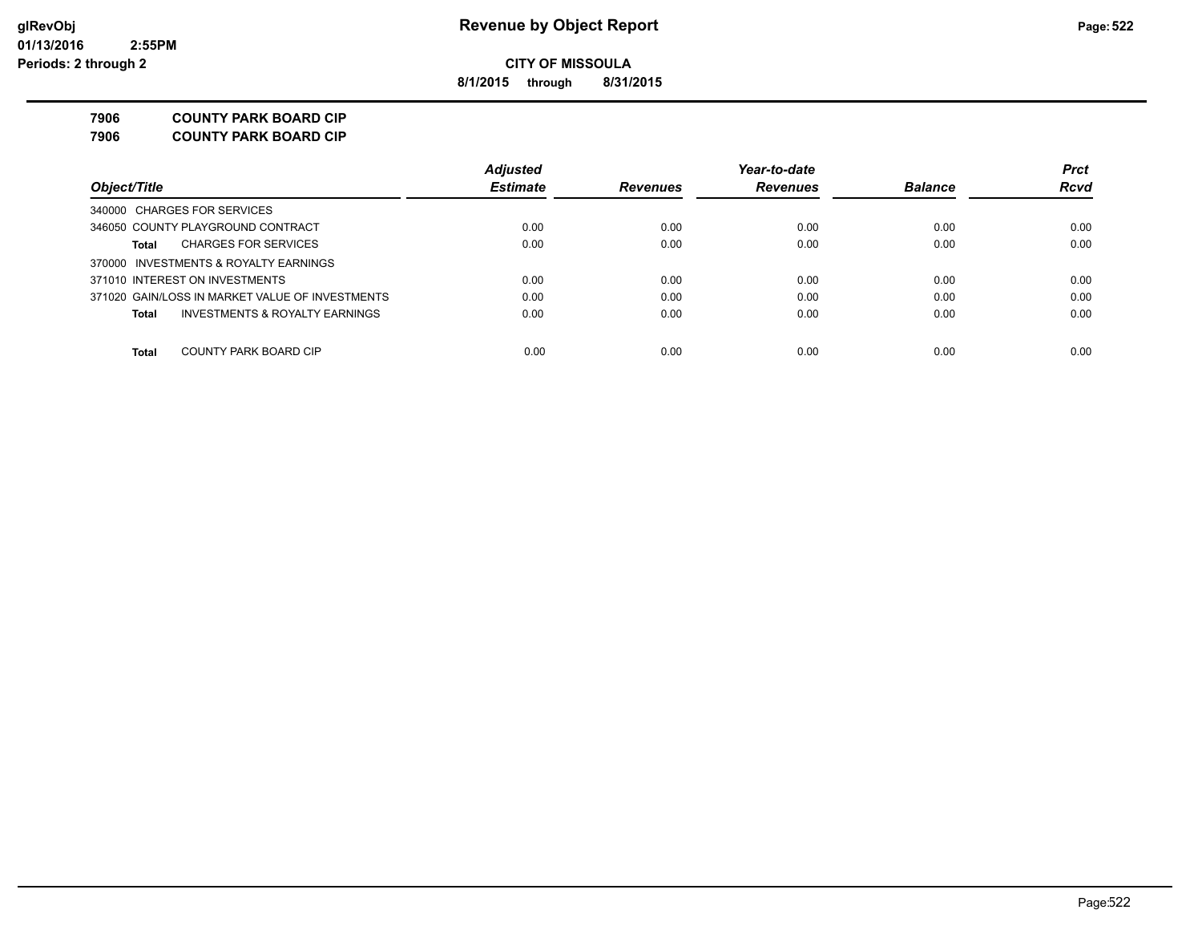**CITY OF MISSOULA**

**8/1/2015 through 8/31/2015**

**7906 COUNTY PARK BOARD CIP**

**7906 COUNTY PARK BOARD CIP**

| Object/Title | Adjusted Estimate | Revenues | Year-to-date Revenues | Balance | Prct Rcvd |
|---|---|---|---|---|---|
| 340000 CHARGES FOR SERVICES | | | | | |
| 346050 COUNTY PLAYGROUND CONTRACT | 0.00 | 0.00 | 0.00 | 0.00 | 0.00 |
| **Total** CHARGES FOR SERVICES | 0.00 | 0.00 | 0.00 | 0.00 | 0.00 |
| 370000 INVESTMENTS & ROYALTY EARNINGS | | | | | |
| 371010 INTEREST ON INVESTMENTS | 0.00 | 0.00 | 0.00 | 0.00 | 0.00 |
| 371020 GAIN/LOSS IN MARKET VALUE OF INVESTMENTS | 0.00 | 0.00 | 0.00 | 0.00 | 0.00 |
| **Total** INVESTMENTS & ROYALTY EARNINGS | 0.00 | 0.00 | 0.00 | 0.00 | 0.00 |
| **Total** COUNTY PARK BOARD CIP | 0.00 | 0.00 | 0.00 | 0.00 | 0.00 |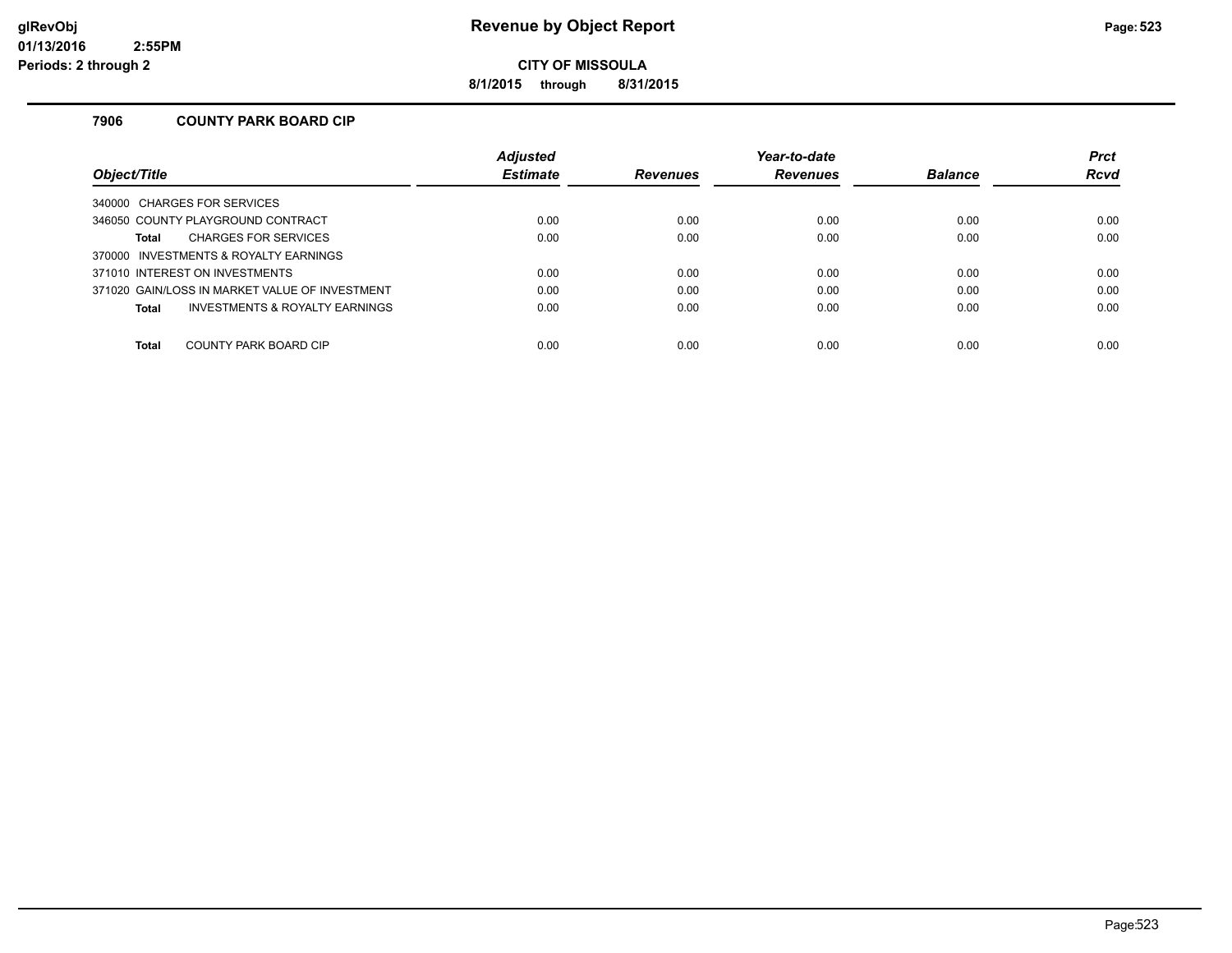# Revenue by Object Report

**CITY OF MISSOULA**

**8/1/2015 through 8/31/2015**

### 7906 COUNTY PARK BOARD CIP

| Object/Title | Adjusted Estimate | Revenues | Year-to-date Revenues | Balance | Prct Rcvd |
|---|---|---|---|---|---|
| 340000 CHARGES FOR SERVICES | | | | | |
| 346050 COUNTY PLAYGROUND CONTRACT | 0.00 | 0.00 | 0.00 | 0.00 | 0.00 |
| **Total** CHARGES FOR SERVICES | 0.00 | 0.00 | 0.00 | 0.00 | 0.00 |
| 370000 INVESTMENTS & ROYALTY EARNINGS | | | | | |
| 371010 INTEREST ON INVESTMENTS | 0.00 | 0.00 | 0.00 | 0.00 | 0.00 |
| 371020 GAIN/LOSS IN MARKET VALUE OF INVESTMENT | 0.00 | 0.00 | 0.00 | 0.00 | 0.00 |
| **Total** INVESTMENTS & ROYALTY EARNINGS | 0.00 | 0.00 | 0.00 | 0.00 | 0.00 |
| **Total** COUNTY PARK BOARD CIP | 0.00 | 0.00 | 0.00 | 0.00 | 0.00 |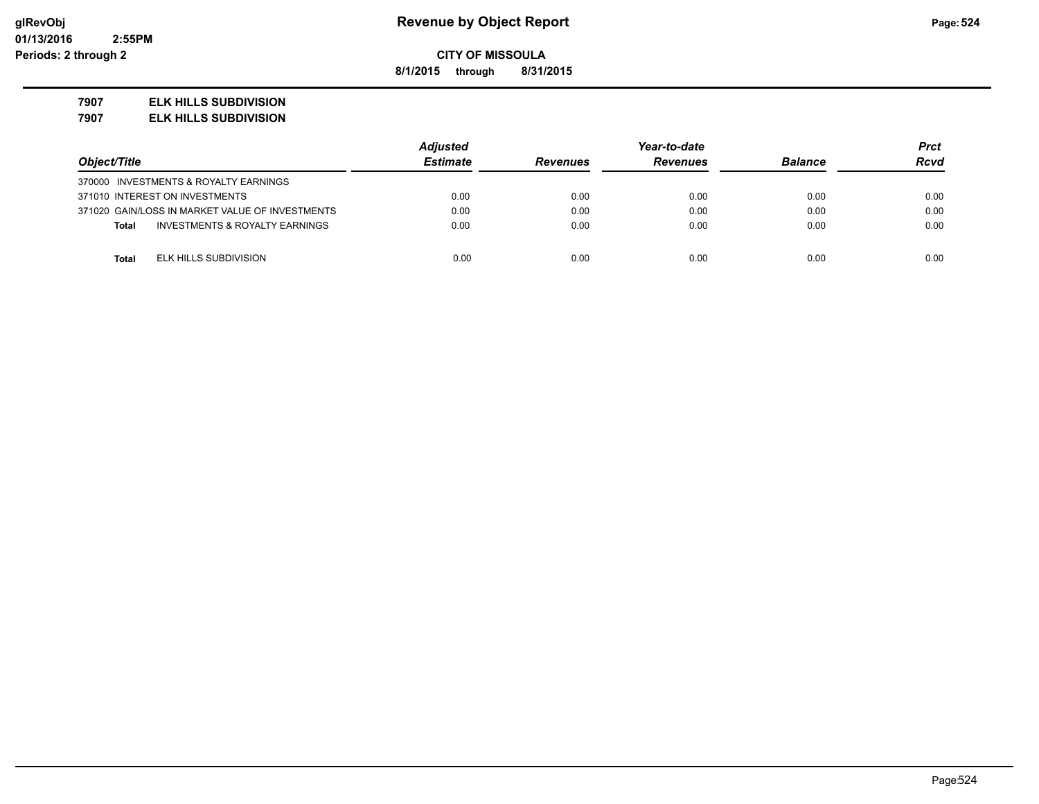# Revenue by Object Report

**CITY OF MISSOULA**

**8/1/2015 through 8/31/2015**

glRevObj
01/13/2016 2:55PM
Periods: 2 through 2

**7907 ELK HILLS SUBDIVISION**
**7907 ELK HILLS SUBDIVISION**

| Object/Title | Adjusted Estimate | Revenues | Year-to-date Revenues | Balance | Prct Rcvd |
|---|---|---|---|---|---|
| 370000 INVESTMENTS & ROYALTY EARNINGS | | | | | |
| 371010 INTEREST ON INVESTMENTS | 0.00 | 0.00 | 0.00 | 0.00 | 0.00 |
| 371020 GAIN/LOSS IN MARKET VALUE OF INVESTMENTS | 0.00 | 0.00 | 0.00 | 0.00 | 0.00 |
| **Total** INVESTMENTS & ROYALTY EARNINGS | 0.00 | 0.00 | 0.00 | 0.00 | 0.00 |
| **Total** ELK HILLS SUBDIVISION | 0.00 | 0.00 | 0.00 | 0.00 | 0.00 |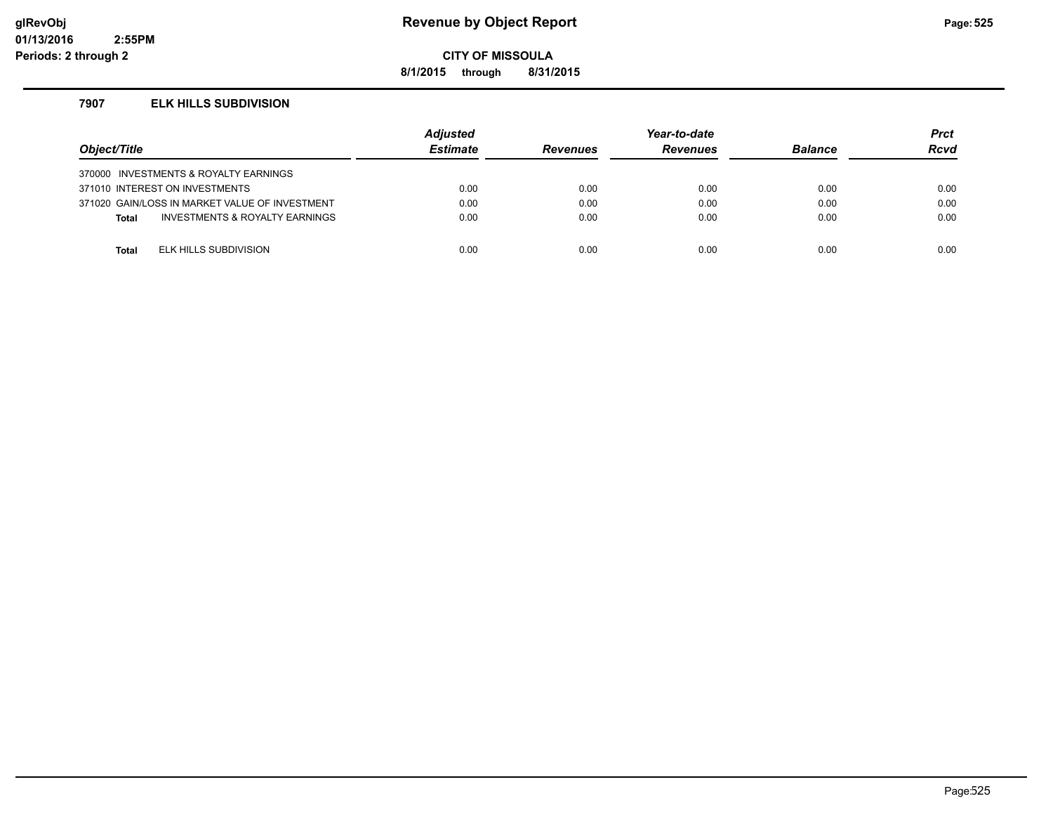# Revenue by Object Report

**CITY OF MISSOULA**

**8/1/2015 through 8/31/2015**

### 7907 ELK HILLS SUBDIVISION

| Object/Title | Adjusted Estimate | Revenues | Year-to-date Revenues | Balance | Prct Rcvd |
|---|---|---|---|---|---|
| 370000 INVESTMENTS & ROYALTY EARNINGS | | | | | |
| 371010 INTEREST ON INVESTMENTS | 0.00 | 0.00 | 0.00 | 0.00 | 0.00 |
| 371020 GAIN/LOSS IN MARKET VALUE OF INVESTMENT | 0.00 | 0.00 | 0.00 | 0.00 | 0.00 |
| **Total** INVESTMENTS & ROYALTY EARNINGS | 0.00 | 0.00 | 0.00 | 0.00 | 0.00 |
| **Total** ELK HILLS SUBDIVISION | 0.00 | 0.00 | 0.00 | 0.00 | 0.00 |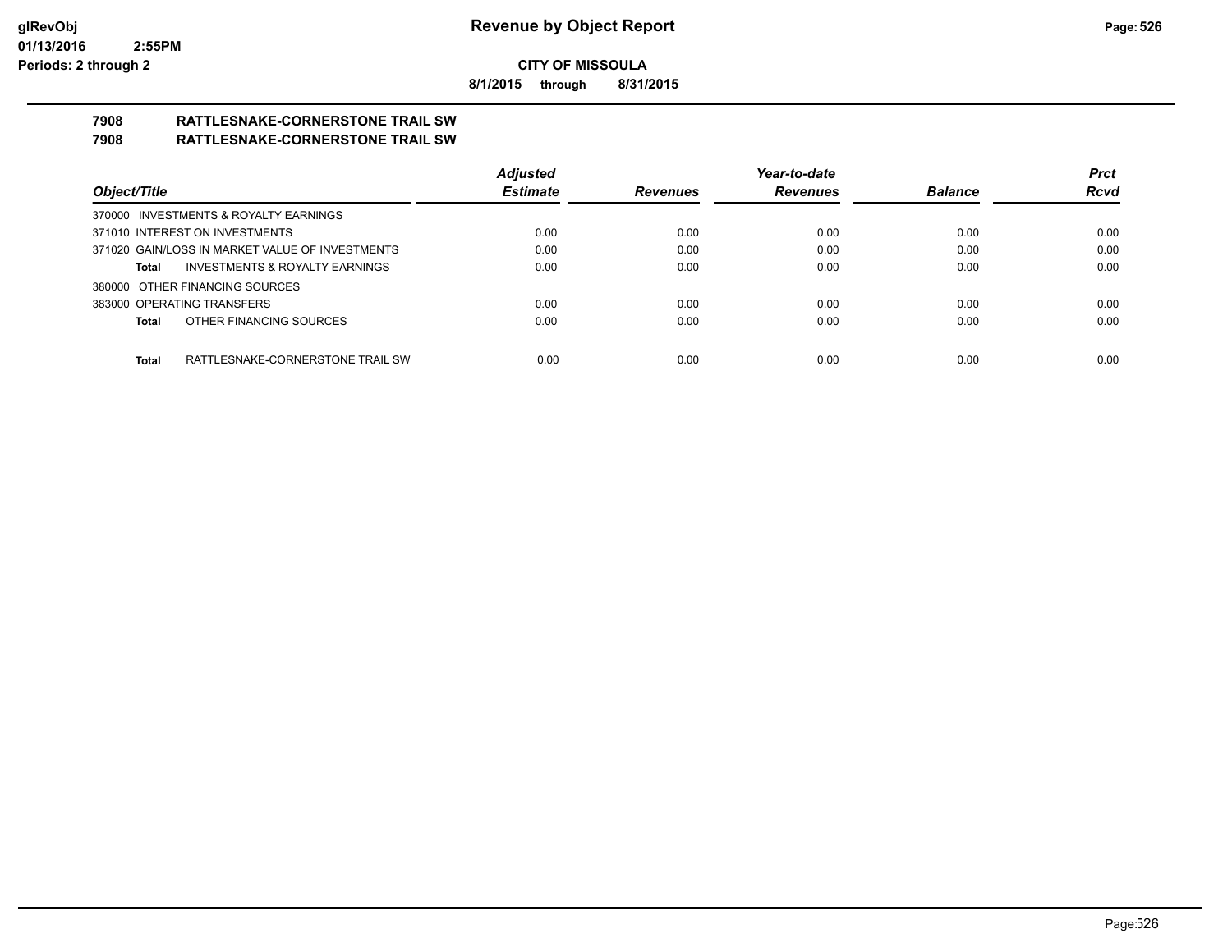## Revenue by Object Report

**CITY OF MISSOULA**

**8/1/2015 through 8/31/2015**

glRevObj
01/13/2016 2:55PM
Periods: 2 through 2

### 7908 RATTLESNAKE-CORNERSTONE TRAIL SW
### 7908 RATTLESNAKE-CORNERSTONE TRAIL SW

| Object/Title | Adjusted Estimate | Revenues | Year-to-date Revenues | Balance | Prct Rcvd |
|---|---|---|---|---|---|
| 370000 INVESTMENTS & ROYALTY EARNINGS | | | | | |
| 371010 INTEREST ON INVESTMENTS | 0.00 | 0.00 | 0.00 | 0.00 | 0.00 |
| 371020 GAIN/LOSS IN MARKET VALUE OF INVESTMENTS | 0.00 | 0.00 | 0.00 | 0.00 | 0.00 |
| **Total** INVESTMENTS & ROYALTY EARNINGS | 0.00 | 0.00 | 0.00 | 0.00 | 0.00 |
| 380000 OTHER FINANCING SOURCES | | | | | |
| 383000 OPERATING TRANSFERS | 0.00 | 0.00 | 0.00 | 0.00 | 0.00 |
| **Total** OTHER FINANCING SOURCES | 0.00 | 0.00 | 0.00 | 0.00 | 0.00 |
| **Total** RATTLESNAKE-CORNERSTONE TRAIL SW | 0.00 | 0.00 | 0.00 | 0.00 | 0.00 |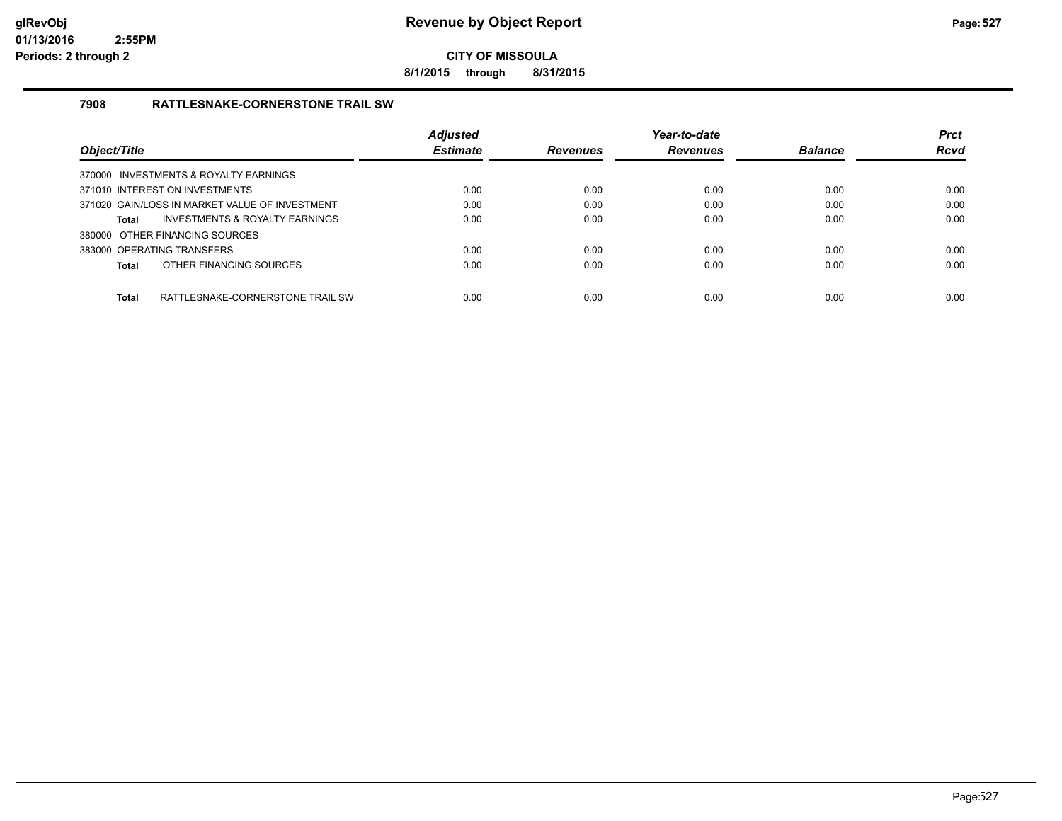**Revenue by Object Report**

**CITY OF MISSOULA**

**8/1/2015 through 8/31/2015**

glRevObj
01/13/2016 2:55PM
Periods: 2 through 2

### 7908 RATTLESNAKE-CORNERSTONE TRAIL SW

| Object/Title | Adjusted Estimate | Revenues | Year-to-date Revenues | Balance | Prct Rcvd |
|---|---|---|---|---|---|
| 370000 INVESTMENTS & ROYALTY EARNINGS | | | | | |
| 371010 INTEREST ON INVESTMENTS | 0.00 | 0.00 | 0.00 | 0.00 | 0.00 |
| 371020 GAIN/LOSS IN MARKET VALUE OF INVESTMENT | 0.00 | 0.00 | 0.00 | 0.00 | 0.00 |
| **Total** INVESTMENTS & ROYALTY EARNINGS | 0.00 | 0.00 | 0.00 | 0.00 | 0.00 |
| 380000 OTHER FINANCING SOURCES | | | | | |
| 383000 OPERATING TRANSFERS | 0.00 | 0.00 | 0.00 | 0.00 | 0.00 |
| **Total** OTHER FINANCING SOURCES | 0.00 | 0.00 | 0.00 | 0.00 | 0.00 |
| **Total** RATTLESNAKE-CORNERSTONE TRAIL SW | 0.00 | 0.00 | 0.00 | 0.00 | 0.00 |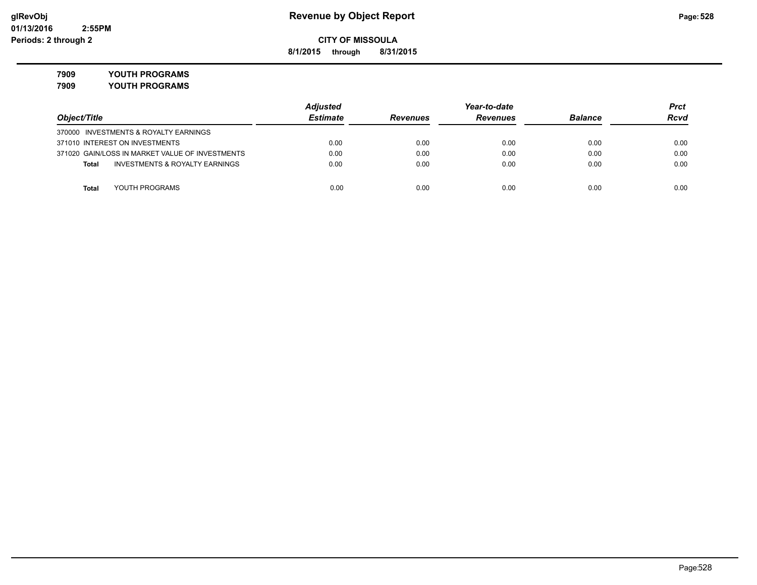**glRevObj**
**01/13/2016 2:55PM**
**Periods: 2 through 2**

# Revenue by Object Report

**CITY OF MISSOULA**

**8/1/2015 through 8/31/2015**

**7909 YOUTH PROGRAMS**
**7909 YOUTH PROGRAMS**

| Object/Title | Adjusted Estimate | Revenues | Year-to-date Revenues | Balance | Prct Rcvd |
|---|---|---|---|---|---|
| 370000 INVESTMENTS & ROYALTY EARNINGS | | | | | |
| 371010 INTEREST ON INVESTMENTS | 0.00 | 0.00 | 0.00 | 0.00 | 0.00 |
| 371020 GAIN/LOSS IN MARKET VALUE OF INVESTMENTS | 0.00 | 0.00 | 0.00 | 0.00 | 0.00 |
| **Total** INVESTMENTS & ROYALTY EARNINGS | 0.00 | 0.00 | 0.00 | 0.00 | 0.00 |
| **Total** YOUTH PROGRAMS | 0.00 | 0.00 | 0.00 | 0.00 | 0.00 |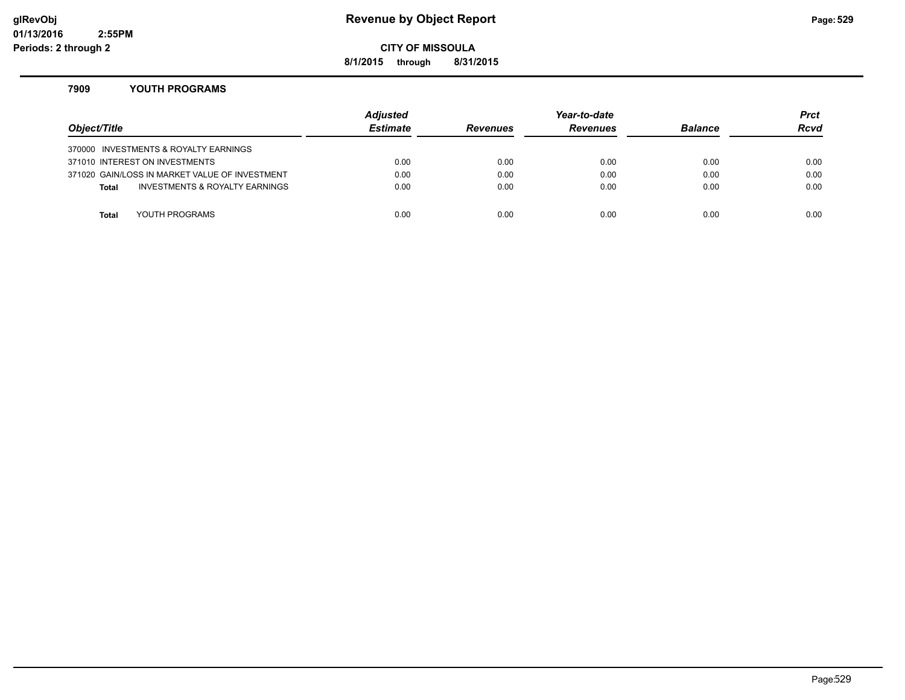# Revenue by Object Report

**CITY OF MISSOULA**

**8/1/2015 through 8/31/2015**

glRevObj
01/13/2016 2:55PM
Periods: 2 through 2

### 7909 YOUTH PROGRAMS

| Object/Title | Adjusted Estimate | Revenues | Year-to-date Revenues | Balance | Prct Rcvd |
|---|---|---|---|---|---|
| 370000 INVESTMENTS & ROYALTY EARNINGS | | | | | |
| 371010 INTEREST ON INVESTMENTS | 0.00 | 0.00 | 0.00 | 0.00 | 0.00 |
| 371020 GAIN/LOSS IN MARKET VALUE OF INVESTMENT | 0.00 | 0.00 | 0.00 | 0.00 | 0.00 |
| **Total** INVESTMENTS & ROYALTY EARNINGS | 0.00 | 0.00 | 0.00 | 0.00 | 0.00 |
| **Total** YOUTH PROGRAMS | 0.00 | 0.00 | 0.00 | 0.00 | 0.00 |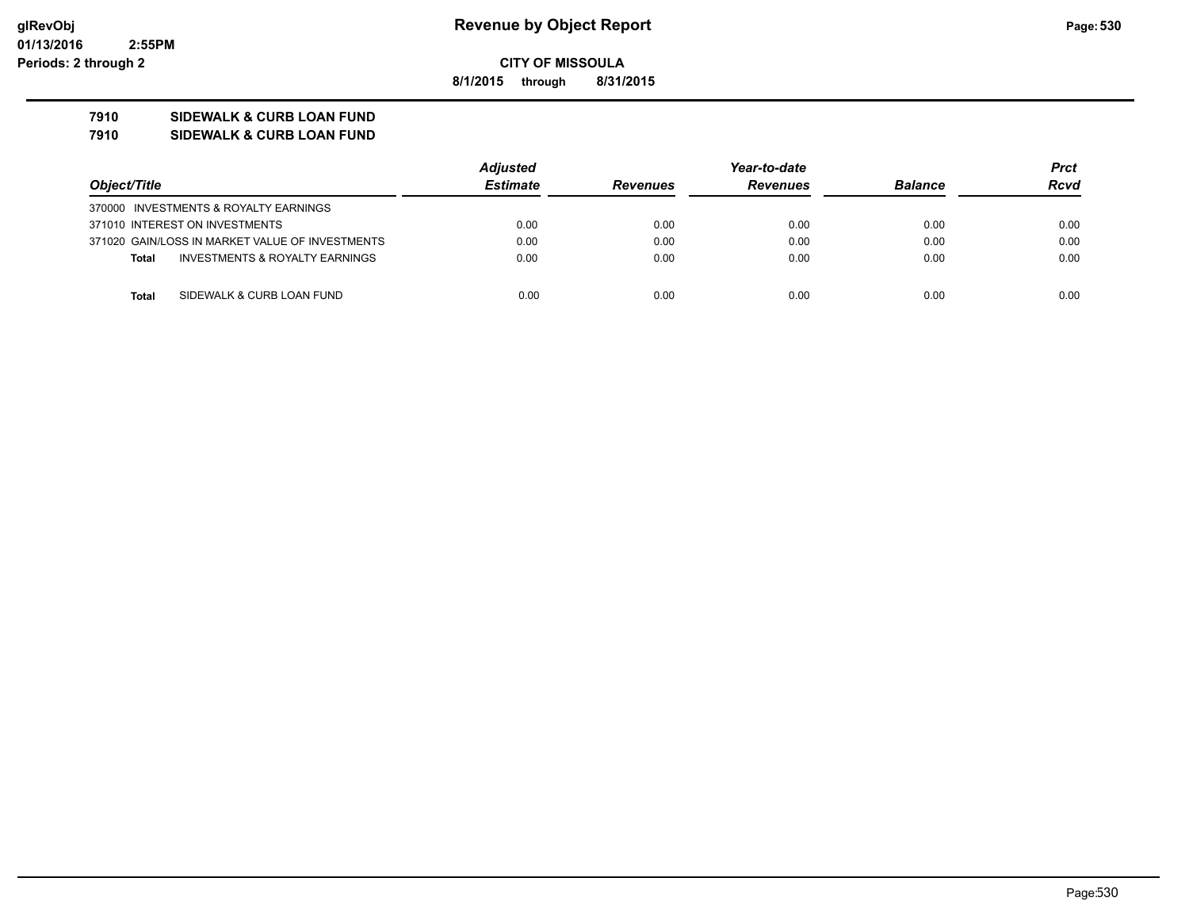# Revenue by Object Report

**CITY OF MISSOULA**

**8/1/2015 through 8/31/2015**

glRevObj
01/13/2016 2:55PM
Periods: 2 through 2

**7910 SIDEWALK & CURB LOAN FUND**
**7910 SIDEWALK & CURB LOAN FUND**

| Object/Title | Adjusted Estimate | Revenues | Year-to-date Revenues | Balance | Prct Rcvd |
|---|---|---|---|---|---|
| 370000 INVESTMENTS & ROYALTY EARNINGS | | | | | |
| 371010 INTEREST ON INVESTMENTS | 0.00 | 0.00 | 0.00 | 0.00 | 0.00 |
| 371020 GAIN/LOSS IN MARKET VALUE OF INVESTMENTS | 0.00 | 0.00 | 0.00 | 0.00 | 0.00 |
| **Total** INVESTMENTS & ROYALTY EARNINGS | 0.00 | 0.00 | 0.00 | 0.00 | 0.00 |
| **Total** SIDEWALK & CURB LOAN FUND | 0.00 | 0.00 | 0.00 | 0.00 | 0.00 |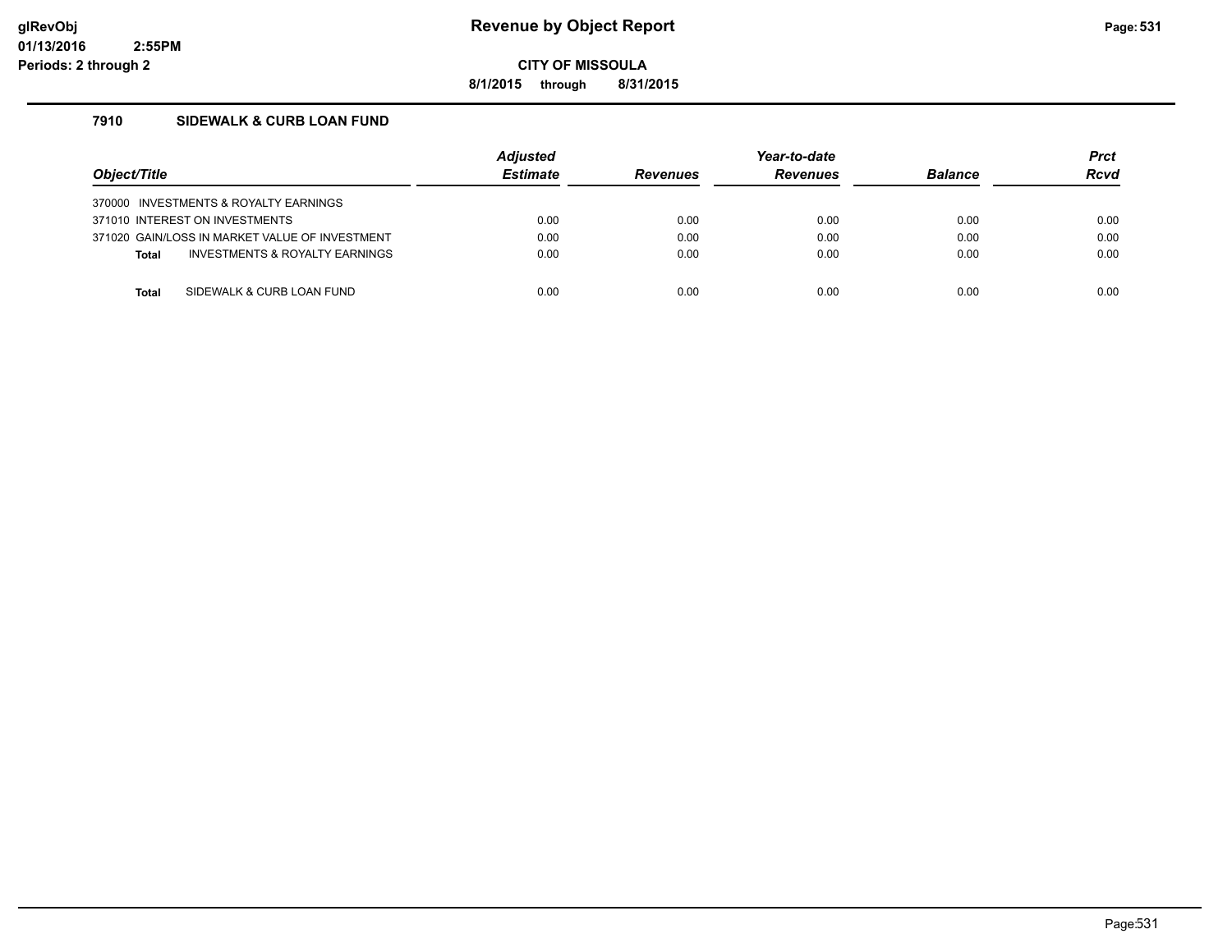# Revenue by Object Report

**CITY OF MISSOULA**

**8/1/2015 through 8/31/2015**

### 7910 SIDEWALK & CURB LOAN FUND

| Object/Title | Adjusted Estimate | Revenues | Year-to-date Revenues | Balance | Prct Rcvd |
|---|---|---|---|---|---|
| 370000 INVESTMENTS & ROYALTY EARNINGS | | | | | |
| 371010 INTEREST ON INVESTMENTS | 0.00 | 0.00 | 0.00 | 0.00 | 0.00 |
| 371020 GAIN/LOSS IN MARKET VALUE OF INVESTMENT | 0.00 | 0.00 | 0.00 | 0.00 | 0.00 |
| **Total** INVESTMENTS & ROYALTY EARNINGS | 0.00 | 0.00 | 0.00 | 0.00 | 0.00 |
| **Total** SIDEWALK & CURB LOAN FUND | 0.00 | 0.00 | 0.00 | 0.00 | 0.00 |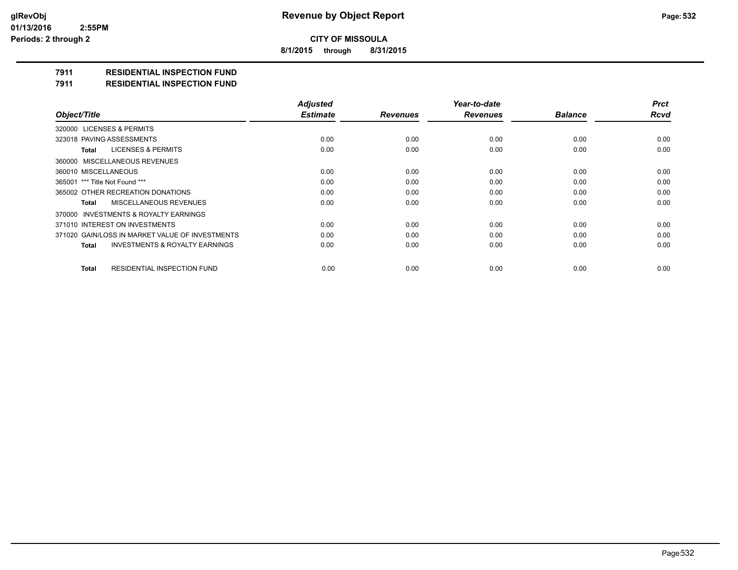# Revenue by Object Report

**CITY OF MISSOULA**

**8/1/2015 through 8/31/2015**

## 7911 RESIDENTIAL INSPECTION FUND
## 7911 RESIDENTIAL INSPECTION FUND

| Object/Title | Adjusted Estimate | Revenues | Year-to-date Revenues | Balance | Prct Rcvd |
|---|---|---|---|---|---|
| 320000 LICENSES & PERMITS | | | | | |
| 323018 PAVING ASSESSMENTS | 0.00 | 0.00 | 0.00 | 0.00 | 0.00 |
| **Total** LICENSES & PERMITS | 0.00 | 0.00 | 0.00 | 0.00 | 0.00 |
| 360000 MISCELLANEOUS REVENUES | | | | | |
| 360010 MISCELLANEOUS | 0.00 | 0.00 | 0.00 | 0.00 | 0.00 |
| 365001 *** Title Not Found *** | 0.00 | 0.00 | 0.00 | 0.00 | 0.00 |
| 365002 OTHER RECREATION DONATIONS | 0.00 | 0.00 | 0.00 | 0.00 | 0.00 |
| **Total** MISCELLANEOUS REVENUES | 0.00 | 0.00 | 0.00 | 0.00 | 0.00 |
| 370000 INVESTMENTS & ROYALTY EARNINGS | | | | | |
| 371010 INTEREST ON INVESTMENTS | 0.00 | 0.00 | 0.00 | 0.00 | 0.00 |
| 371020 GAIN/LOSS IN MARKET VALUE OF INVESTMENTS | 0.00 | 0.00 | 0.00 | 0.00 | 0.00 |
| **Total** INVESTMENTS & ROYALTY EARNINGS | 0.00 | 0.00 | 0.00 | 0.00 | 0.00 |
| **Total** RESIDENTIAL INSPECTION FUND | 0.00 | 0.00 | 0.00 | 0.00 | 0.00 |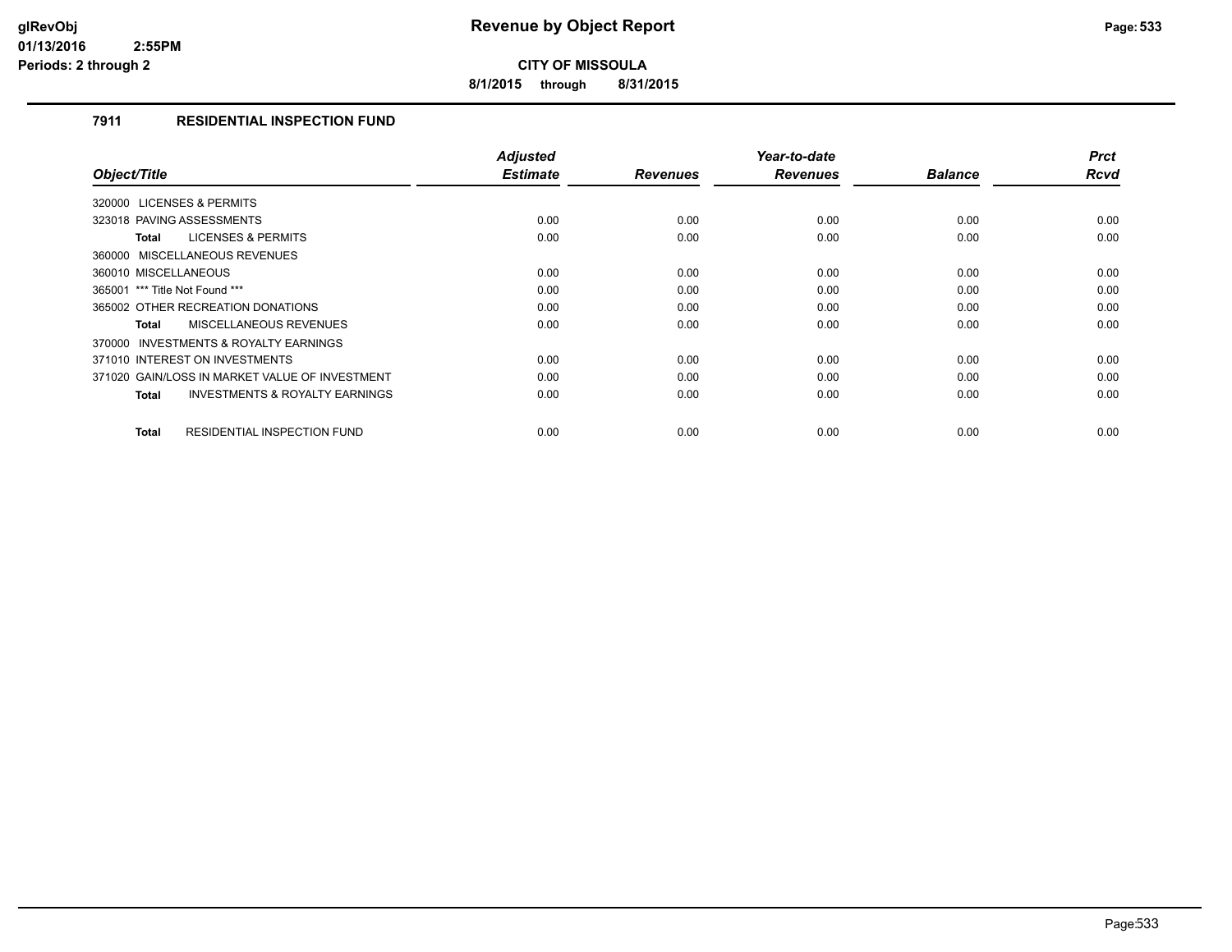# Revenue by Object Report

**CITY OF MISSOULA**

**8/1/2015 through 8/31/2015**

glRevObj
01/13/2016 2:55PM
Periods: 2 through 2

## 7911 RESIDENTIAL INSPECTION FUND

| Object/Title | Adjusted Estimate | Revenues | Year-to-date Revenues | Balance | Prct Rcvd |
|---|---|---|---|---|---|
| 320000 LICENSES & PERMITS | | | | | |
| 323018 PAVING ASSESSMENTS | 0.00 | 0.00 | 0.00 | 0.00 | 0.00 |
| **Total** LICENSES & PERMITS | 0.00 | 0.00 | 0.00 | 0.00 | 0.00 |
| 360000 MISCELLANEOUS REVENUES | | | | | |
| 360010 MISCELLANEOUS | 0.00 | 0.00 | 0.00 | 0.00 | 0.00 |
| 365001 *** Title Not Found *** | 0.00 | 0.00 | 0.00 | 0.00 | 0.00 |
| 365002 OTHER RECREATION DONATIONS | 0.00 | 0.00 | 0.00 | 0.00 | 0.00 |
| **Total** MISCELLANEOUS REVENUES | 0.00 | 0.00 | 0.00 | 0.00 | 0.00 |
| 370000 INVESTMENTS & ROYALTY EARNINGS | | | | | |
| 371010 INTEREST ON INVESTMENTS | 0.00 | 0.00 | 0.00 | 0.00 | 0.00 |
| 371020 GAIN/LOSS IN MARKET VALUE OF INVESTMENT | 0.00 | 0.00 | 0.00 | 0.00 | 0.00 |
| **Total** INVESTMENTS & ROYALTY EARNINGS | 0.00 | 0.00 | 0.00 | 0.00 | 0.00 |
| **Total** RESIDENTIAL INSPECTION FUND | 0.00 | 0.00 | 0.00 | 0.00 | 0.00 |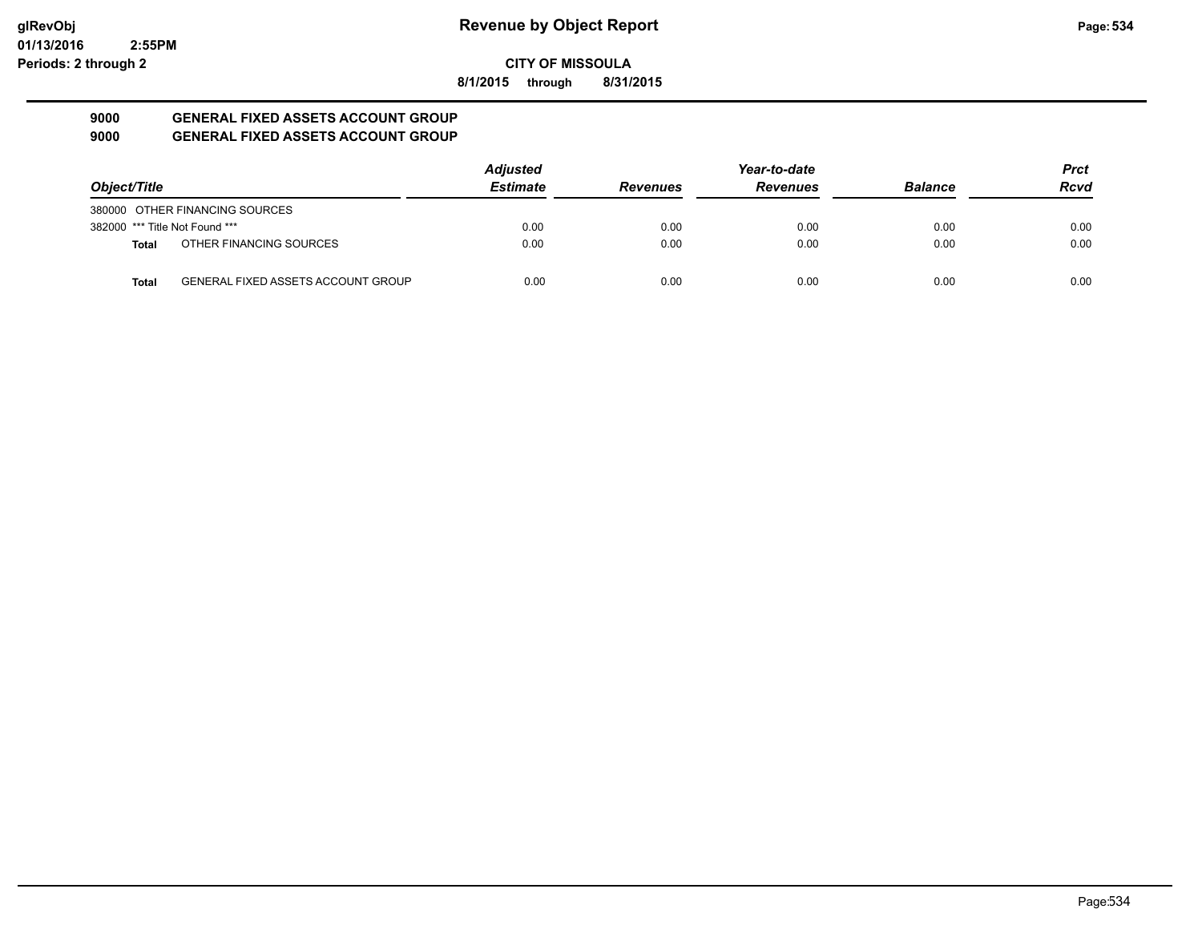# Revenue by Object Report

glRevObj
01/13/2016 2:55PM
Periods: 2 through 2

**CITY OF MISSOULA**

**8/1/2015 through 8/31/2015**

**9000 GENERAL FIXED ASSETS ACCOUNT GROUP**
**9000 GENERAL FIXED ASSETS ACCOUNT GROUP**

| Object/Title | Adjusted Estimate | Revenues | Year-to-date Revenues | Balance | Prct Rcvd |
|---|---|---|---|---|---|
| 380000 OTHER FINANCING SOURCES | | | | | |
| 382000 *** Title Not Found *** | 0.00 | 0.00 | 0.00 | 0.00 | 0.00 |
| **Total** OTHER FINANCING SOURCES | 0.00 | 0.00 | 0.00 | 0.00 | 0.00 |
| **Total** GENERAL FIXED ASSETS ACCOUNT GROUP | 0.00 | 0.00 | 0.00 | 0.00 | 0.00 |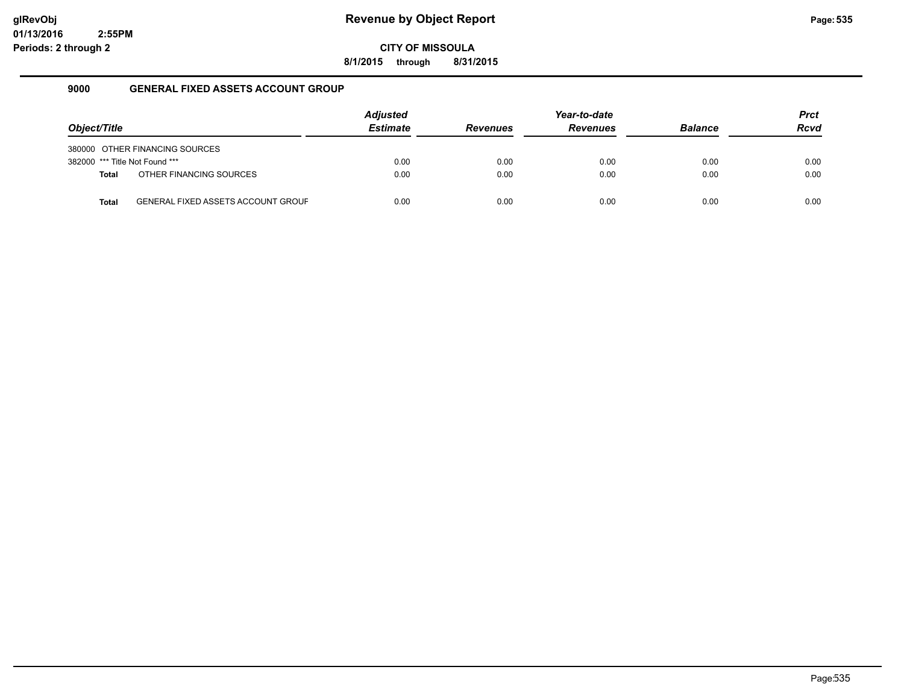# Revenue by Object Report

**CITY OF MISSOULA**

**8/1/2015 through 8/31/2015**

glRevObj
01/13/2016 2:55PM
Periods: 2 through 2

## 9000 GENERAL FIXED ASSETS ACCOUNT GROUP

| Object/Title | Adjusted Estimate | Revenues | Year-to-date Revenues | Balance | Prct Rcvd |
|---|---|---|---|---|---|
| 380000 OTHER FINANCING SOURCES | | | | | |
| 382000 *** Title Not Found *** | 0.00 | 0.00 | 0.00 | 0.00 | 0.00 |
| **Total** OTHER FINANCING SOURCES | 0.00 | 0.00 | 0.00 | 0.00 | 0.00 |
| **Total** GENERAL FIXED ASSETS ACCOUNT GROUF | 0.00 | 0.00 | 0.00 | 0.00 | 0.00 |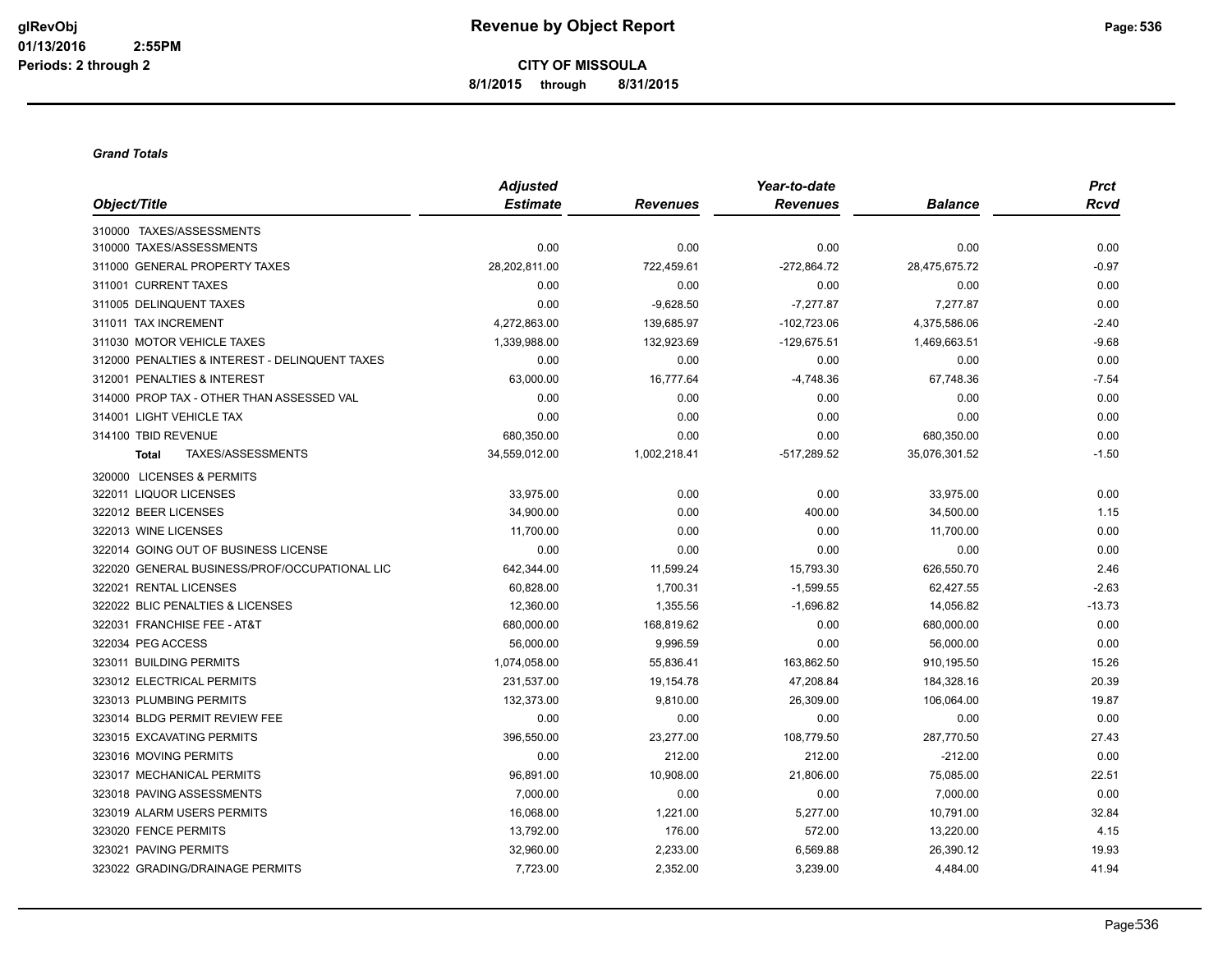# Revenue by Object Report

**CITY OF MISSOULA**

**8/1/2015 through 8/31/2015**

glRevObj
01/13/2016 2:55PM
Periods: 2 through 2

***Grand Totals***

| Object/Title | Adjusted Estimate | Revenues | Year-to-date Revenues | Balance | Prct Rcvd |
|---|---|---|---|---|---|
| 310000 TAXES/ASSESSMENTS | | | | | |
| 310000 TAXES/ASSESSMENTS | 0.00 | 0.00 | 0.00 | 0.00 | 0.00 |
| 311000 GENERAL PROPERTY TAXES | 28,202,811.00 | 722,459.61 | -272,864.72 | 28,475,675.72 | -0.97 |
| 311001 CURRENT TAXES | 0.00 | 0.00 | 0.00 | 0.00 | 0.00 |
| 311005 DELINQUENT TAXES | 0.00 | -9,628.50 | -7,277.87 | 7,277.87 | 0.00 |
| 311011 TAX INCREMENT | 4,272,863.00 | 139,685.97 | -102,723.06 | 4,375,586.06 | -2.40 |
| 311030 MOTOR VEHICLE TAXES | 1,339,988.00 | 132,923.69 | -129,675.51 | 1,469,663.51 | -9.68 |
| 312000 PENALTIES & INTEREST - DELINQUENT TAXES | 0.00 | 0.00 | 0.00 | 0.00 | 0.00 |
| 312001 PENALTIES & INTEREST | 63,000.00 | 16,777.64 | -4,748.36 | 67,748.36 | -7.54 |
| 314000 PROP TAX - OTHER THAN ASSESSED VAL | 0.00 | 0.00 | 0.00 | 0.00 | 0.00 |
| 314001 LIGHT VEHICLE TAX | 0.00 | 0.00 | 0.00 | 0.00 | 0.00 |
| 314100 TBID REVENUE | 680,350.00 | 0.00 | 0.00 | 680,350.00 | 0.00 |
| **Total** TAXES/ASSESSMENTS | 34,559,012.00 | 1,002,218.41 | -517,289.52 | 35,076,301.52 | -1.50 |
| 320000 LICENSES & PERMITS | | | | | |
| 322011 LIQUOR LICENSES | 33,975.00 | 0.00 | 0.00 | 33,975.00 | 0.00 |
| 322012 BEER LICENSES | 34,900.00 | 0.00 | 400.00 | 34,500.00 | 1.15 |
| 322013 WINE LICENSES | 11,700.00 | 0.00 | 0.00 | 11,700.00 | 0.00 |
| 322014 GOING OUT OF BUSINESS LICENSE | 0.00 | 0.00 | 0.00 | 0.00 | 0.00 |
| 322020 GENERAL BUSINESS/PROF/OCCUPATIONAL LIC | 642,344.00 | 11,599.24 | 15,793.30 | 626,550.70 | 2.46 |
| 322021 RENTAL LICENSES | 60,828.00 | 1,700.31 | -1,599.55 | 62,427.55 | -2.63 |
| 322022 BLIC PENALTIES & LICENSES | 12,360.00 | 1,355.56 | -1,696.82 | 14,056.82 | -13.73 |
| 322031 FRANCHISE FEE - AT&T | 680,000.00 | 168,819.62 | 0.00 | 680,000.00 | 0.00 |
| 322034 PEG ACCESS | 56,000.00 | 9,996.59 | 0.00 | 56,000.00 | 0.00 |
| 323011 BUILDING PERMITS | 1,074,058.00 | 55,836.41 | 163,862.50 | 910,195.50 | 15.26 |
| 323012 ELECTRICAL PERMITS | 231,537.00 | 19,154.78 | 47,208.84 | 184,328.16 | 20.39 |
| 323013 PLUMBING PERMITS | 132,373.00 | 9,810.00 | 26,309.00 | 106,064.00 | 19.87 |
| 323014 BLDG PERMIT REVIEW FEE | 0.00 | 0.00 | 0.00 | 0.00 | 0.00 |
| 323015 EXCAVATING PERMITS | 396,550.00 | 23,277.00 | 108,779.50 | 287,770.50 | 27.43 |
| 323016 MOVING PERMITS | 0.00 | 212.00 | 212.00 | -212.00 | 0.00 |
| 323017 MECHANICAL PERMITS | 96,891.00 | 10,908.00 | 21,806.00 | 75,085.00 | 22.51 |
| 323018 PAVING ASSESSMENTS | 7,000.00 | 0.00 | 0.00 | 7,000.00 | 0.00 |
| 323019 ALARM USERS PERMITS | 16,068.00 | 1,221.00 | 5,277.00 | 10,791.00 | 32.84 |
| 323020 FENCE PERMITS | 13,792.00 | 176.00 | 572.00 | 13,220.00 | 4.15 |
| 323021 PAVING PERMITS | 32,960.00 | 2,233.00 | 6,569.88 | 26,390.12 | 19.93 |
| 323022 GRADING/DRAINAGE PERMITS | 7,723.00 | 2,352.00 | 3,239.00 | 4,484.00 | 41.94 |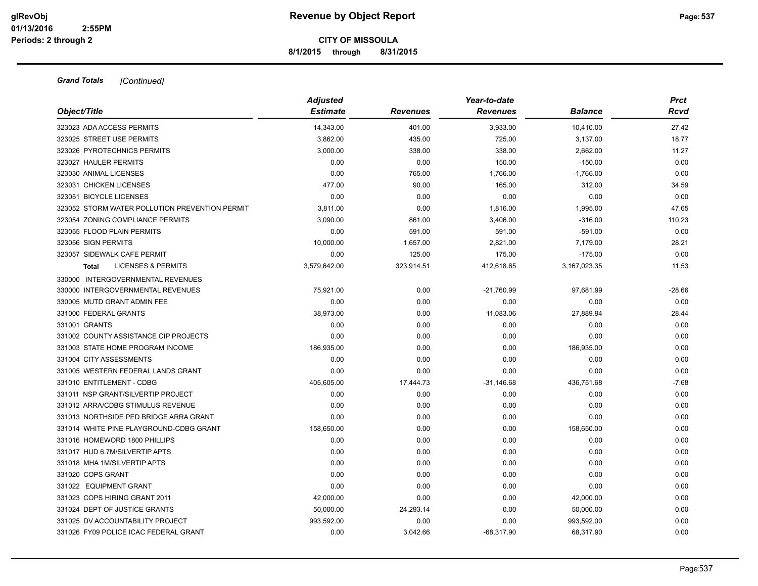**CITY OF MISSOULA**

**8/1/2015 through 8/31/2015**

***Grand Totals*** *[Continued]*

| Object/Title | Adjusted Estimate | Revenues | Year-to-date Revenues | Balance | Prct Rcvd |
|---|---|---|---|---|---|
| 323023 ADA ACCESS PERMITS | 14,343.00 | 401.00 | 3,933.00 | 10,410.00 | 27.42 |
| 323025 STREET USE PERMITS | 3,862.00 | 435.00 | 725.00 | 3,137.00 | 18.77 |
| 323026 PYROTECHNICS PERMITS | 3,000.00 | 338.00 | 338.00 | 2,662.00 | 11.27 |
| 323027 HAULER PERMITS | 0.00 | 0.00 | 150.00 | -150.00 | 0.00 |
| 323030 ANIMAL LICENSES | 0.00 | 765.00 | 1,766.00 | -1,766.00 | 0.00 |
| 323031 CHICKEN LICENSES | 477.00 | 90.00 | 165.00 | 312.00 | 34.59 |
| 323051 BICYCLE LICENSES | 0.00 | 0.00 | 0.00 | 0.00 | 0.00 |
| 323052 STORM WATER POLLUTION PREVENTION PERMIT | 3,811.00 | 0.00 | 1,816.00 | 1,995.00 | 47.65 |
| 323054 ZONING COMPLIANCE PERMITS | 3,090.00 | 861.00 | 3,406.00 | -316.00 | 110.23 |
| 323055 FLOOD PLAIN PERMITS | 0.00 | 591.00 | 591.00 | -591.00 | 0.00 |
| 323056 SIGN PERMITS | 10,000.00 | 1,657.00 | 2,821.00 | 7,179.00 | 28.21 |
| 323057 SIDEWALK CAFE PERMIT | 0.00 | 125.00 | 175.00 | -175.00 | 0.00 |
| **Total** LICENSES & PERMITS | 3,579,642.00 | 323,914.51 | 412,618.65 | 3,167,023.35 | 11.53 |
| 330000 INTERGOVERNMENTAL REVENUES | | | | | |
| 330000 INTERGOVERNMENTAL REVENUES | 75,921.00 | 0.00 | -21,760.99 | 97,681.99 | -28.66 |
| 330005 MUTD GRANT ADMIN FEE | 0.00 | 0.00 | 0.00 | 0.00 | 0.00 |
| 331000 FEDERAL GRANTS | 38,973.00 | 0.00 | 11,083.06 | 27,889.94 | 28.44 |
| 331001 GRANTS | 0.00 | 0.00 | 0.00 | 0.00 | 0.00 |
| 331002 COUNTY ASSISTANCE CIP PROJECTS | 0.00 | 0.00 | 0.00 | 0.00 | 0.00 |
| 331003 STATE HOME PROGRAM INCOME | 186,935.00 | 0.00 | 0.00 | 186,935.00 | 0.00 |
| 331004 CITY ASSESSMENTS | 0.00 | 0.00 | 0.00 | 0.00 | 0.00 |
| 331005 WESTERN FEDERAL LANDS GRANT | 0.00 | 0.00 | 0.00 | 0.00 | 0.00 |
| 331010 ENTITLEMENT - CDBG | 405,605.00 | 17,444.73 | -31,146.68 | 436,751.68 | -7.68 |
| 331011 NSP GRANT/SILVERTIP PROJECT | 0.00 | 0.00 | 0.00 | 0.00 | 0.00 |
| 331012 ARRA/CDBG STIMULUS REVENUE | 0.00 | 0.00 | 0.00 | 0.00 | 0.00 |
| 331013 NORTHSIDE PED BRIDGE ARRA GRANT | 0.00 | 0.00 | 0.00 | 0.00 | 0.00 |
| 331014 WHITE PINE PLAYGROUND-CDBG GRANT | 158,650.00 | 0.00 | 0.00 | 158,650.00 | 0.00 |
| 331016 HOMEWORD 1800 PHILLIPS | 0.00 | 0.00 | 0.00 | 0.00 | 0.00 |
| 331017 HUD 6.7M/SILVERTIP APTS | 0.00 | 0.00 | 0.00 | 0.00 | 0.00 |
| 331018 MHA 1M/SILVERTIP APTS | 0.00 | 0.00 | 0.00 | 0.00 | 0.00 |
| 331020 COPS GRANT | 0.00 | 0.00 | 0.00 | 0.00 | 0.00 |
| 331022 EQUIPMENT GRANT | 0.00 | 0.00 | 0.00 | 0.00 | 0.00 |
| 331023 COPS HIRING GRANT 2011 | 42,000.00 | 0.00 | 0.00 | 42,000.00 | 0.00 |
| 331024 DEPT OF JUSTICE GRANTS | 50,000.00 | 24,293.14 | 0.00 | 50,000.00 | 0.00 |
| 331025 DV ACCOUNTABILITY PROJECT | 993,592.00 | 0.00 | 0.00 | 993,592.00 | 0.00 |
| 331026 FY09 POLICE ICAC FEDERAL GRANT | 0.00 | 3,042.66 | -68,317.90 | 68,317.90 | 0.00 |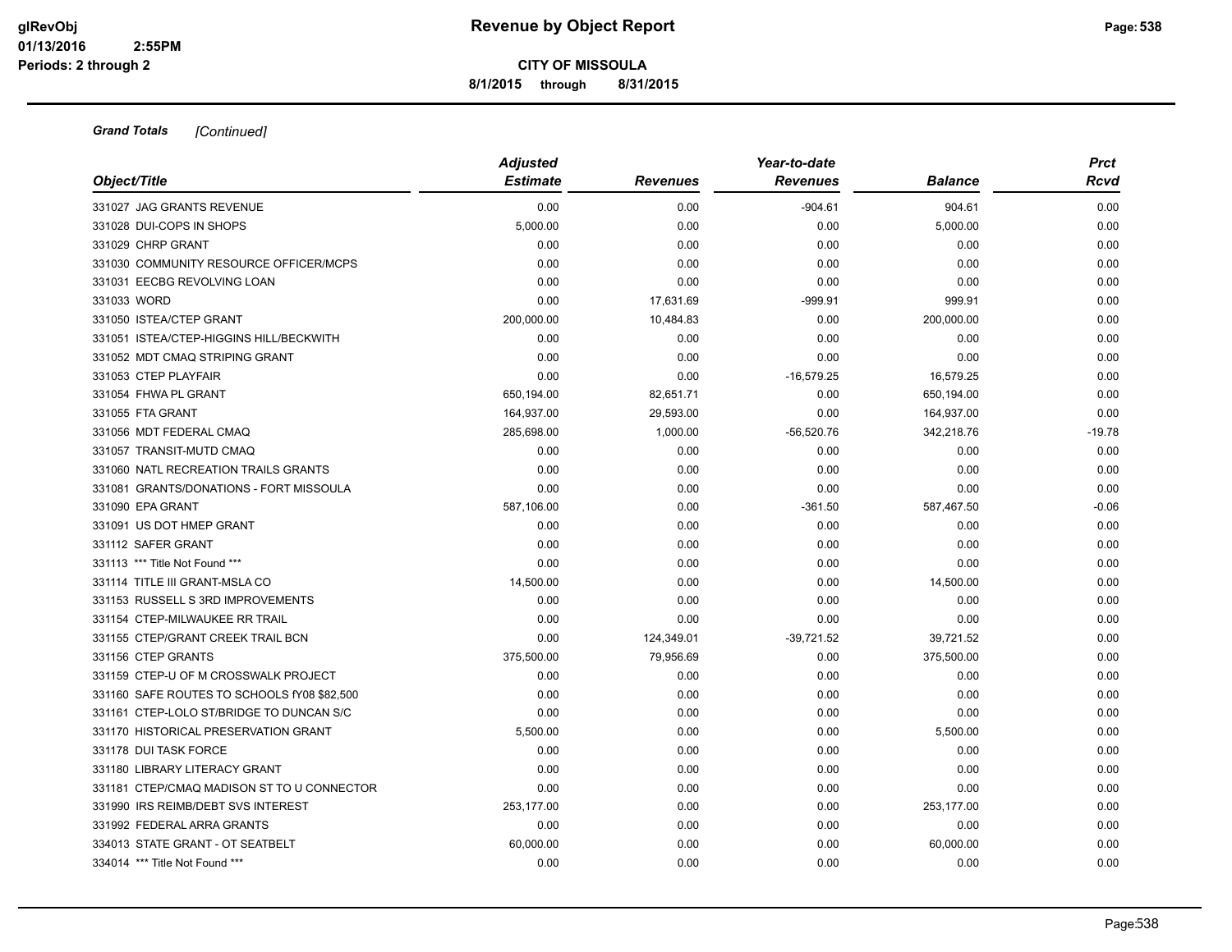# Revenue by Object Report

**CITY OF MISSOULA**

**8/1/2015 through 8/31/2015**

glRevObj
01/13/2016 2:55PM
Periods: 2 through 2

***Grand Totals*** *[Continued]*

| Object/Title | Adjusted Estimate | Revenues | Year-to-date Revenues | Balance | Prct Rcvd |
|---|---|---|---|---|---|
| 331027 JAG GRANTS REVENUE | 0.00 | 0.00 | -904.61 | 904.61 | 0.00 |
| 331028 DUI-COPS IN SHOPS | 5,000.00 | 0.00 | 0.00 | 5,000.00 | 0.00 |
| 331029 CHRP GRANT | 0.00 | 0.00 | 0.00 | 0.00 | 0.00 |
| 331030 COMMUNITY RESOURCE OFFICER/MCPS | 0.00 | 0.00 | 0.00 | 0.00 | 0.00 |
| 331031 EECBG REVOLVING LOAN | 0.00 | 0.00 | 0.00 | 0.00 | 0.00 |
| 331033 WORD | 0.00 | 17,631.69 | -999.91 | 999.91 | 0.00 |
| 331050 ISTEA/CTEP GRANT | 200,000.00 | 10,484.83 | 0.00 | 200,000.00 | 0.00 |
| 331051 ISTEA/CTEP-HIGGINS HILL/BECKWITH | 0.00 | 0.00 | 0.00 | 0.00 | 0.00 |
| 331052 MDT CMAQ STRIPING GRANT | 0.00 | 0.00 | 0.00 | 0.00 | 0.00 |
| 331053 CTEP PLAYFAIR | 0.00 | 0.00 | -16,579.25 | 16,579.25 | 0.00 |
| 331054 FHWA PL GRANT | 650,194.00 | 82,651.71 | 0.00 | 650,194.00 | 0.00 |
| 331055 FTA GRANT | 164,937.00 | 29,593.00 | 0.00 | 164,937.00 | 0.00 |
| 331056 MDT FEDERAL CMAQ | 285,698.00 | 1,000.00 | -56,520.76 | 342,218.76 | -19.78 |
| 331057 TRANSIT-MUTD CMAQ | 0.00 | 0.00 | 0.00 | 0.00 | 0.00 |
| 331060 NATL RECREATION TRAILS GRANTS | 0.00 | 0.00 | 0.00 | 0.00 | 0.00 |
| 331081 GRANTS/DONATIONS - FORT MISSOULA | 0.00 | 0.00 | 0.00 | 0.00 | 0.00 |
| 331090 EPA GRANT | 587,106.00 | 0.00 | -361.50 | 587,467.50 | -0.06 |
| 331091 US DOT HMEP GRANT | 0.00 | 0.00 | 0.00 | 0.00 | 0.00 |
| 331112 SAFER GRANT | 0.00 | 0.00 | 0.00 | 0.00 | 0.00 |
| 331113 *** Title Not Found *** | 0.00 | 0.00 | 0.00 | 0.00 | 0.00 |
| 331114 TITLE III GRANT-MSLA CO | 14,500.00 | 0.00 | 0.00 | 14,500.00 | 0.00 |
| 331153 RUSSELL S 3RD IMPROVEMENTS | 0.00 | 0.00 | 0.00 | 0.00 | 0.00 |
| 331154 CTEP-MILWAUKEE RR TRAIL | 0.00 | 0.00 | 0.00 | 0.00 | 0.00 |
| 331155 CTEP/GRANT CREEK TRAIL BCN | 0.00 | 124,349.01 | -39,721.52 | 39,721.52 | 0.00 |
| 331156 CTEP GRANTS | 375,500.00 | 79,956.69 | 0.00 | 375,500.00 | 0.00 |
| 331159 CTEP-U OF M CROSSWALK PROJECT | 0.00 | 0.00 | 0.00 | 0.00 | 0.00 |
| 331160 SAFE ROUTES TO SCHOOLS fY08 $82,500 | 0.00 | 0.00 | 0.00 | 0.00 | 0.00 |
| 331161 CTEP-LOLO ST/BRIDGE TO DUNCAN S/C | 0.00 | 0.00 | 0.00 | 0.00 | 0.00 |
| 331170 HISTORICAL PRESERVATION GRANT | 5,500.00 | 0.00 | 0.00 | 5,500.00 | 0.00 |
| 331178 DUI TASK FORCE | 0.00 | 0.00 | 0.00 | 0.00 | 0.00 |
| 331180 LIBRARY LITERACY GRANT | 0.00 | 0.00 | 0.00 | 0.00 | 0.00 |
| 331181 CTEP/CMAQ MADISON ST TO U CONNECTOR | 0.00 | 0.00 | 0.00 | 0.00 | 0.00 |
| 331990 IRS REIMB/DEBT SVS INTEREST | 253,177.00 | 0.00 | 0.00 | 253,177.00 | 0.00 |
| 331992 FEDERAL ARRA GRANTS | 0.00 | 0.00 | 0.00 | 0.00 | 0.00 |
| 334013 STATE GRANT - OT SEATBELT | 60,000.00 | 0.00 | 0.00 | 60,000.00 | 0.00 |
| 334014 *** Title Not Found *** | 0.00 | 0.00 | 0.00 | 0.00 | 0.00 |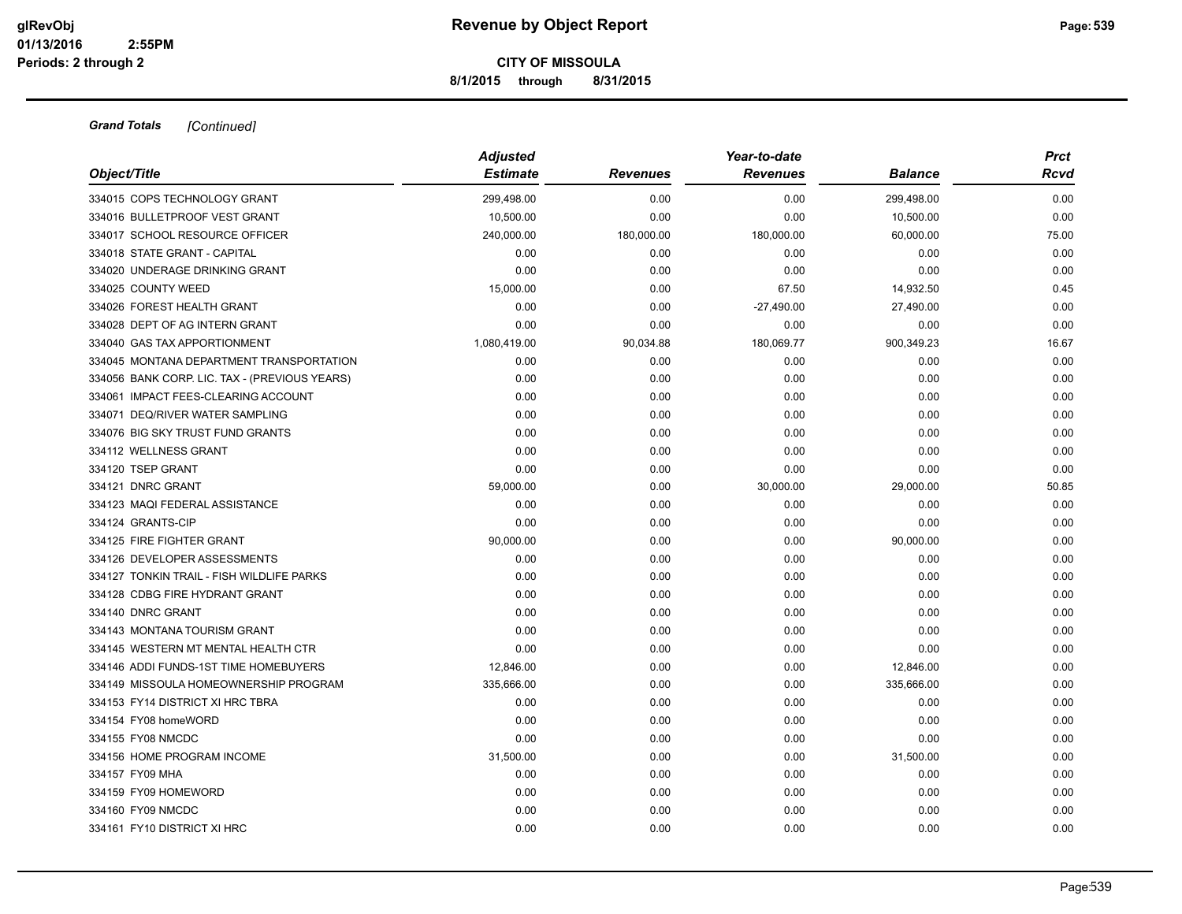**Grand Totals** *[Continued]*

| Object/Title | Adjusted Estimate | Revenues | Year-to-date Revenues | Balance | Prct Rcvd |
|---|---|---|---|---|---|
| 334015 COPS TECHNOLOGY GRANT | 299,498.00 | 0.00 | 0.00 | 299,498.00 | 0.00 |
| 334016 BULLETPROOF VEST GRANT | 10,500.00 | 0.00 | 0.00 | 10,500.00 | 0.00 |
| 334017 SCHOOL RESOURCE OFFICER | 240,000.00 | 180,000.00 | 180,000.00 | 60,000.00 | 75.00 |
| 334018 STATE GRANT - CAPITAL | 0.00 | 0.00 | 0.00 | 0.00 | 0.00 |
| 334020 UNDERAGE DRINKING GRANT | 0.00 | 0.00 | 0.00 | 0.00 | 0.00 |
| 334025 COUNTY WEED | 15,000.00 | 0.00 | 67.50 | 14,932.50 | 0.45 |
| 334026 FOREST HEALTH GRANT | 0.00 | 0.00 | -27,490.00 | 27,490.00 | 0.00 |
| 334028 DEPT OF AG INTERN GRANT | 0.00 | 0.00 | 0.00 | 0.00 | 0.00 |
| 334040 GAS TAX APPORTIONMENT | 1,080,419.00 | 90,034.88 | 180,069.77 | 900,349.23 | 16.67 |
| 334045 MONTANA DEPARTMENT TRANSPORTATION | 0.00 | 0.00 | 0.00 | 0.00 | 0.00 |
| 334056 BANK CORP. LIC. TAX - (PREVIOUS YEARS) | 0.00 | 0.00 | 0.00 | 0.00 | 0.00 |
| 334061 IMPACT FEES-CLEARING ACCOUNT | 0.00 | 0.00 | 0.00 | 0.00 | 0.00 |
| 334071 DEQ/RIVER WATER SAMPLING | 0.00 | 0.00 | 0.00 | 0.00 | 0.00 |
| 334076 BIG SKY TRUST FUND GRANTS | 0.00 | 0.00 | 0.00 | 0.00 | 0.00 |
| 334112 WELLNESS GRANT | 0.00 | 0.00 | 0.00 | 0.00 | 0.00 |
| 334120 TSEP GRANT | 0.00 | 0.00 | 0.00 | 0.00 | 0.00 |
| 334121 DNRC GRANT | 59,000.00 | 0.00 | 30,000.00 | 29,000.00 | 50.85 |
| 334123 MAQI FEDERAL ASSISTANCE | 0.00 | 0.00 | 0.00 | 0.00 | 0.00 |
| 334124 GRANTS-CIP | 0.00 | 0.00 | 0.00 | 0.00 | 0.00 |
| 334125 FIRE FIGHTER GRANT | 90,000.00 | 0.00 | 0.00 | 90,000.00 | 0.00 |
| 334126 DEVELOPER ASSESSMENTS | 0.00 | 0.00 | 0.00 | 0.00 | 0.00 |
| 334127 TONKIN TRAIL - FISH WILDLIFE PARKS | 0.00 | 0.00 | 0.00 | 0.00 | 0.00 |
| 334128 CDBG FIRE HYDRANT GRANT | 0.00 | 0.00 | 0.00 | 0.00 | 0.00 |
| 334140 DNRC GRANT | 0.00 | 0.00 | 0.00 | 0.00 | 0.00 |
| 334143 MONTANA TOURISM GRANT | 0.00 | 0.00 | 0.00 | 0.00 | 0.00 |
| 334145 WESTERN MT MENTAL HEALTH CTR | 0.00 | 0.00 | 0.00 | 0.00 | 0.00 |
| 334146 ADDI FUNDS-1ST TIME HOMEBUYERS | 12,846.00 | 0.00 | 0.00 | 12,846.00 | 0.00 |
| 334149 MISSOULA HOMEOWNERSHIP PROGRAM | 335,666.00 | 0.00 | 0.00 | 335,666.00 | 0.00 |
| 334153 FY14 DISTRICT XI HRC TBRA | 0.00 | 0.00 | 0.00 | 0.00 | 0.00 |
| 334154 FY08 homeWORD | 0.00 | 0.00 | 0.00 | 0.00 | 0.00 |
| 334155 FY08 NMCDC | 0.00 | 0.00 | 0.00 | 0.00 | 0.00 |
| 334156 HOME PROGRAM INCOME | 31,500.00 | 0.00 | 0.00 | 31,500.00 | 0.00 |
| 334157 FY09 MHA | 0.00 | 0.00 | 0.00 | 0.00 | 0.00 |
| 334159 FY09 HOMEWORD | 0.00 | 0.00 | 0.00 | 0.00 | 0.00 |
| 334160 FY09 NMCDC | 0.00 | 0.00 | 0.00 | 0.00 | 0.00 |
| 334161 FY10 DISTRICT XI HRC | 0.00 | 0.00 | 0.00 | 0.00 | 0.00 |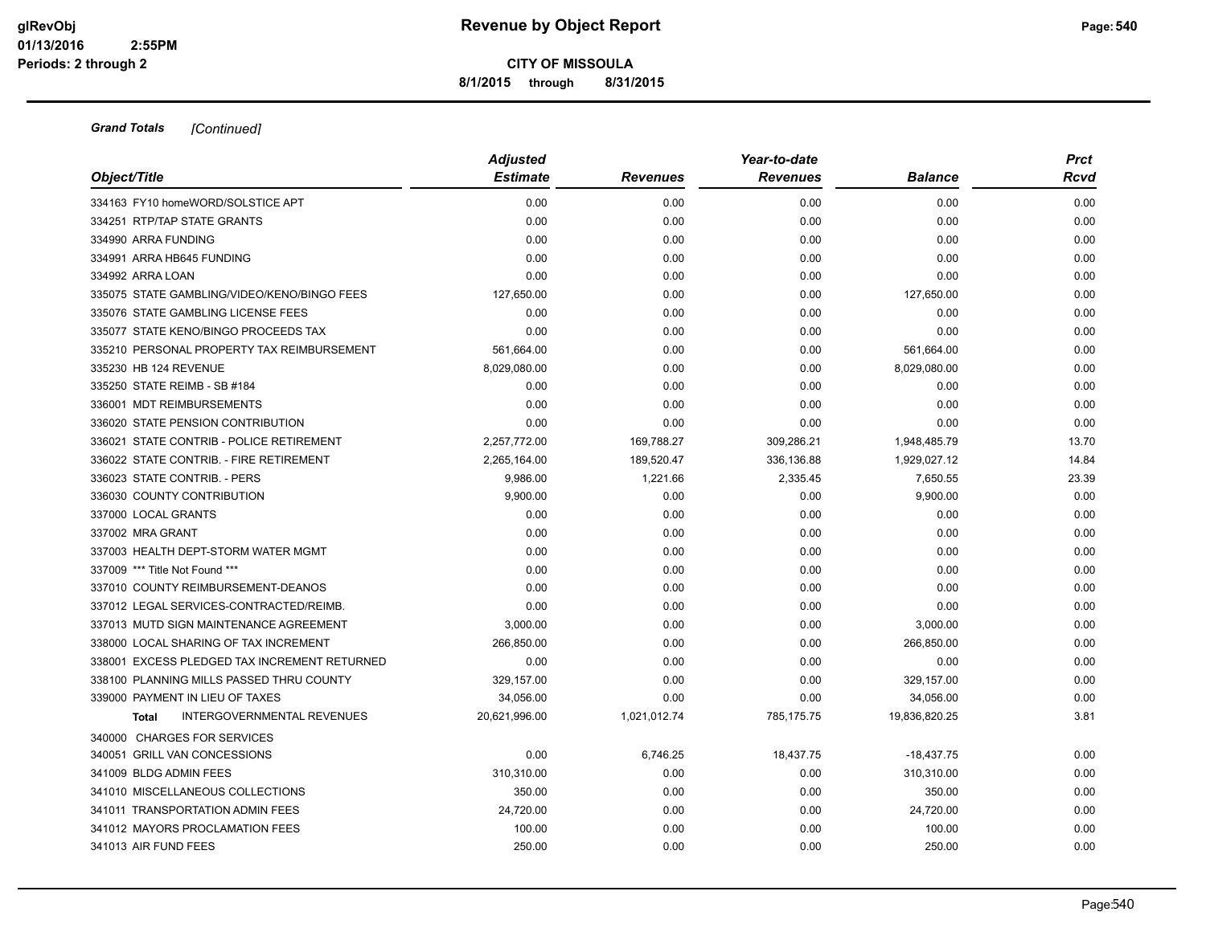# Revenue by Object Report

**CITY OF MISSOULA**

**8/1/2015 through 8/31/2015**

glRevObj
01/13/2016 2:55PM
Periods: 2 through 2

***Grand Totals** [Continued]*

| Object/Title | Adjusted Estimate | Revenues | Year-to-date Revenues | Balance | Prct Rcvd |
|---|---|---|---|---|---|
| 334163 FY10 homeWORD/SOLSTICE APT | 0.00 | 0.00 | 0.00 | 0.00 | 0.00 |
| 334251 RTP/TAP STATE GRANTS | 0.00 | 0.00 | 0.00 | 0.00 | 0.00 |
| 334990 ARRA FUNDING | 0.00 | 0.00 | 0.00 | 0.00 | 0.00 |
| 334991 ARRA HB645 FUNDING | 0.00 | 0.00 | 0.00 | 0.00 | 0.00 |
| 334992 ARRA LOAN | 0.00 | 0.00 | 0.00 | 0.00 | 0.00 |
| 335075 STATE GAMBLING/VIDEO/KENO/BINGO FEES | 127,650.00 | 0.00 | 0.00 | 127,650.00 | 0.00 |
| 335076 STATE GAMBLING LICENSE FEES | 0.00 | 0.00 | 0.00 | 0.00 | 0.00 |
| 335077 STATE KENO/BINGO PROCEEDS TAX | 0.00 | 0.00 | 0.00 | 0.00 | 0.00 |
| 335210 PERSONAL PROPERTY TAX REIMBURSEMENT | 561,664.00 | 0.00 | 0.00 | 561,664.00 | 0.00 |
| 335230 HB 124 REVENUE | 8,029,080.00 | 0.00 | 0.00 | 8,029,080.00 | 0.00 |
| 335250 STATE REIMB - SB #184 | 0.00 | 0.00 | 0.00 | 0.00 | 0.00 |
| 336001 MDT REIMBURSEMENTS | 0.00 | 0.00 | 0.00 | 0.00 | 0.00 |
| 336020 STATE PENSION CONTRIBUTION | 0.00 | 0.00 | 0.00 | 0.00 | 0.00 |
| 336021 STATE CONTRIB - POLICE RETIREMENT | 2,257,772.00 | 169,788.27 | 309,286.21 | 1,948,485.79 | 13.70 |
| 336022 STATE CONTRIB. - FIRE RETIREMENT | 2,265,164.00 | 189,520.47 | 336,136.88 | 1,929,027.12 | 14.84 |
| 336023 STATE CONTRIB. - PERS | 9,986.00 | 1,221.66 | 2,335.45 | 7,650.55 | 23.39 |
| 336030 COUNTY CONTRIBUTION | 9,900.00 | 0.00 | 0.00 | 9,900.00 | 0.00 |
| 337000 LOCAL GRANTS | 0.00 | 0.00 | 0.00 | 0.00 | 0.00 |
| 337002 MRA GRANT | 0.00 | 0.00 | 0.00 | 0.00 | 0.00 |
| 337003 HEALTH DEPT-STORM WATER MGMT | 0.00 | 0.00 | 0.00 | 0.00 | 0.00 |
| 337009 *** Title Not Found *** | 0.00 | 0.00 | 0.00 | 0.00 | 0.00 |
| 337010 COUNTY REIMBURSEMENT-DEANOS | 0.00 | 0.00 | 0.00 | 0.00 | 0.00 |
| 337012 LEGAL SERVICES-CONTRACTED/REIMB. | 0.00 | 0.00 | 0.00 | 0.00 | 0.00 |
| 337013 MUTD SIGN MAINTENANCE AGREEMENT | 3,000.00 | 0.00 | 0.00 | 3,000.00 | 0.00 |
| 338000 LOCAL SHARING OF TAX INCREMENT | 266,850.00 | 0.00 | 0.00 | 266,850.00 | 0.00 |
| 338001 EXCESS PLEDGED TAX INCREMENT RETURNED | 0.00 | 0.00 | 0.00 | 0.00 | 0.00 |
| 338100 PLANNING MILLS PASSED THRU COUNTY | 329,157.00 | 0.00 | 0.00 | 329,157.00 | 0.00 |
| 339000 PAYMENT IN LIEU OF TAXES | 34,056.00 | 0.00 | 0.00 | 34,056.00 | 0.00 |
| **Total** INTERGOVERNMENTAL REVENUES | 20,621,996.00 | 1,021,012.74 | 785,175.75 | 19,836,820.25 | 3.81 |
| 340000 CHARGES FOR SERVICES | | | | | |
| 340051 GRILL VAN CONCESSIONS | 0.00 | 6,746.25 | 18,437.75 | -18,437.75 | 0.00 |
| 341009 BLDG ADMIN FEES | 310,310.00 | 0.00 | 0.00 | 310,310.00 | 0.00 |
| 341010 MISCELLANEOUS COLLECTIONS | 350.00 | 0.00 | 0.00 | 350.00 | 0.00 |
| 341011 TRANSPORTATION ADMIN FEES | 24,720.00 | 0.00 | 0.00 | 24,720.00 | 0.00 |
| 341012 MAYORS PROCLAMATION FEES | 100.00 | 0.00 | 0.00 | 100.00 | 0.00 |
| 341013 AIR FUND FEES | 250.00 | 0.00 | 0.00 | 250.00 | 0.00 |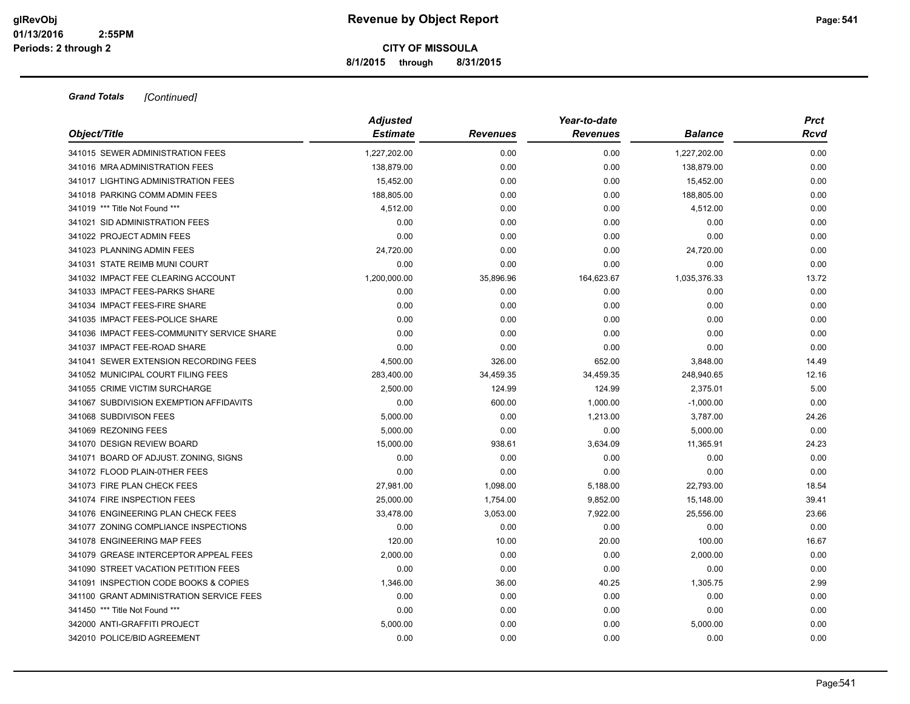**Revenue by Object Report**

**CITY OF MISSOULA**

**8/1/2015 through 8/31/2015**

glRevObj
01/13/2016 2:55PM
Periods: 2 through 2

***Grand Totals*** *[Continued]*

| Object/Title | Adjusted Estimate | Revenues | Year-to-date Revenues | Balance | Prct Rcvd |
|---|---|---|---|---|---|
| 341015 SEWER ADMINISTRATION FEES | 1,227,202.00 | 0.00 | 0.00 | 1,227,202.00 | 0.00 |
| 341016 MRA ADMINISTRATION FEES | 138,879.00 | 0.00 | 0.00 | 138,879.00 | 0.00 |
| 341017 LIGHTING ADMINISTRATION FEES | 15,452.00 | 0.00 | 0.00 | 15,452.00 | 0.00 |
| 341018 PARKING COMM ADMIN FEES | 188,805.00 | 0.00 | 0.00 | 188,805.00 | 0.00 |
| 341019 *** Title Not Found *** | 4,512.00 | 0.00 | 0.00 | 4,512.00 | 0.00 |
| 341021 SID ADMINISTRATION FEES | 0.00 | 0.00 | 0.00 | 0.00 | 0.00 |
| 341022 PROJECT ADMIN FEES | 0.00 | 0.00 | 0.00 | 0.00 | 0.00 |
| 341023 PLANNING ADMIN FEES | 24,720.00 | 0.00 | 0.00 | 24,720.00 | 0.00 |
| 341031 STATE REIMB MUNI COURT | 0.00 | 0.00 | 0.00 | 0.00 | 0.00 |
| 341032 IMPACT FEE CLEARING ACCOUNT | 1,200,000.00 | 35,896.96 | 164,623.67 | 1,035,376.33 | 13.72 |
| 341033 IMPACT FEES-PARKS SHARE | 0.00 | 0.00 | 0.00 | 0.00 | 0.00 |
| 341034 IMPACT FEES-FIRE SHARE | 0.00 | 0.00 | 0.00 | 0.00 | 0.00 |
| 341035 IMPACT FEES-POLICE SHARE | 0.00 | 0.00 | 0.00 | 0.00 | 0.00 |
| 341036 IMPACT FEES-COMMUNITY SERVICE SHARE | 0.00 | 0.00 | 0.00 | 0.00 | 0.00 |
| 341037 IMPACT FEE-ROAD SHARE | 0.00 | 0.00 | 0.00 | 0.00 | 0.00 |
| 341041 SEWER EXTENSION RECORDING FEES | 4,500.00 | 326.00 | 652.00 | 3,848.00 | 14.49 |
| 341052 MUNICIPAL COURT FILING FEES | 283,400.00 | 34,459.35 | 34,459.35 | 248,940.65 | 12.16 |
| 341055 CRIME VICTIM SURCHARGE | 2,500.00 | 124.99 | 124.99 | 2,375.01 | 5.00 |
| 341067 SUBDIVISION EXEMPTION AFFIDAVITS | 0.00 | 600.00 | 1,000.00 | -1,000.00 | 0.00 |
| 341068 SUBDIVISON FEES | 5,000.00 | 0.00 | 1,213.00 | 3,787.00 | 24.26 |
| 341069 REZONING FEES | 5,000.00 | 0.00 | 0.00 | 5,000.00 | 0.00 |
| 341070 DESIGN REVIEW BOARD | 15,000.00 | 938.61 | 3,634.09 | 11,365.91 | 24.23 |
| 341071 BOARD OF ADJUST. ZONING, SIGNS | 0.00 | 0.00 | 0.00 | 0.00 | 0.00 |
| 341072 FLOOD PLAIN-0THER FEES | 0.00 | 0.00 | 0.00 | 0.00 | 0.00 |
| 341073 FIRE PLAN CHECK FEES | 27,981.00 | 1,098.00 | 5,188.00 | 22,793.00 | 18.54 |
| 341074 FIRE INSPECTION FEES | 25,000.00 | 1,754.00 | 9,852.00 | 15,148.00 | 39.41 |
| 341076 ENGINEERING PLAN CHECK FEES | 33,478.00 | 3,053.00 | 7,922.00 | 25,556.00 | 23.66 |
| 341077 ZONING COMPLIANCE INSPECTIONS | 0.00 | 0.00 | 0.00 | 0.00 | 0.00 |
| 341078 ENGINEERING MAP FEES | 120.00 | 10.00 | 20.00 | 100.00 | 16.67 |
| 341079 GREASE INTERCEPTOR APPEAL FEES | 2,000.00 | 0.00 | 0.00 | 2,000.00 | 0.00 |
| 341090 STREET VACATION PETITION FEES | 0.00 | 0.00 | 0.00 | 0.00 | 0.00 |
| 341091 INSPECTION CODE BOOKS & COPIES | 1,346.00 | 36.00 | 40.25 | 1,305.75 | 2.99 |
| 341100 GRANT ADMINISTRATION SERVICE FEES | 0.00 | 0.00 | 0.00 | 0.00 | 0.00 |
| 341450 *** Title Not Found *** | 0.00 | 0.00 | 0.00 | 0.00 | 0.00 |
| 342000 ANTI-GRAFFITI PROJECT | 5,000.00 | 0.00 | 0.00 | 5,000.00 | 0.00 |
| 342010 POLICE/BID AGREEMENT | 0.00 | 0.00 | 0.00 | 0.00 | 0.00 |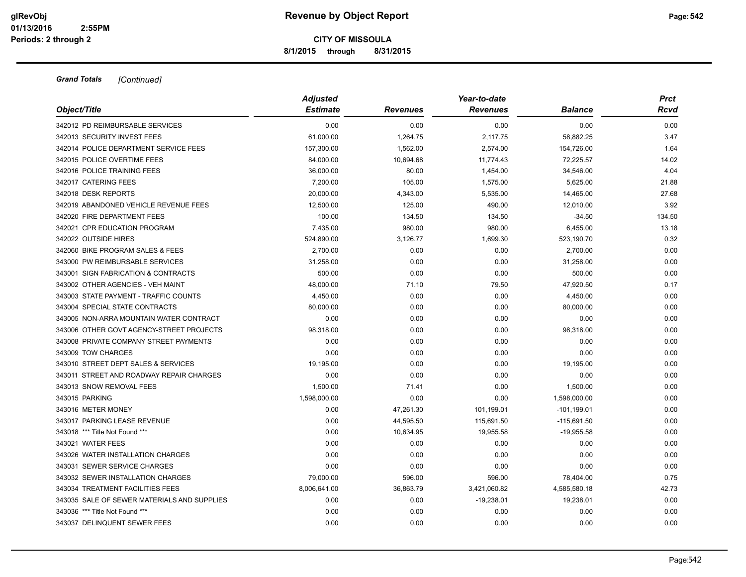**Grand Totals** *[Continued]*

| Object/Title | Adjusted Estimate | Revenues | Year-to-date Revenues | Balance | Prct Rcvd |
|---|---|---|---|---|---|
| 342012 PD REIMBURSABLE SERVICES | 0.00 | 0.00 | 0.00 | 0.00 | 0.00 |
| 342013 SECURITY INVEST FEES | 61,000.00 | 1,264.75 | 2,117.75 | 58,882.25 | 3.47 |
| 342014 POLICE DEPARTMENT SERVICE FEES | 157,300.00 | 1,562.00 | 2,574.00 | 154,726.00 | 1.64 |
| 342015 POLICE OVERTIME FEES | 84,000.00 | 10,694.68 | 11,774.43 | 72,225.57 | 14.02 |
| 342016 POLICE TRAINING FEES | 36,000.00 | 80.00 | 1,454.00 | 34,546.00 | 4.04 |
| 342017 CATERING FEES | 7,200.00 | 105.00 | 1,575.00 | 5,625.00 | 21.88 |
| 342018 DESK REPORTS | 20,000.00 | 4,343.00 | 5,535.00 | 14,465.00 | 27.68 |
| 342019 ABANDONED VEHICLE REVENUE FEES | 12,500.00 | 125.00 | 490.00 | 12,010.00 | 3.92 |
| 342020 FIRE DEPARTMENT FEES | 100.00 | 134.50 | 134.50 | -34.50 | 134.50 |
| 342021 CPR EDUCATION PROGRAM | 7,435.00 | 980.00 | 980.00 | 6,455.00 | 13.18 |
| 342022 OUTSIDE HIRES | 524,890.00 | 3,126.77 | 1,699.30 | 523,190.70 | 0.32 |
| 342060 BIKE PROGRAM SALES & FEES | 2,700.00 | 0.00 | 0.00 | 2,700.00 | 0.00 |
| 343000 PW REIMBURSABLE SERVICES | 31,258.00 | 0.00 | 0.00 | 31,258.00 | 0.00 |
| 343001 SIGN FABRICATION & CONTRACTS | 500.00 | 0.00 | 0.00 | 500.00 | 0.00 |
| 343002 OTHER AGENCIES - VEH MAINT | 48,000.00 | 71.10 | 79.50 | 47,920.50 | 0.17 |
| 343003 STATE PAYMENT - TRAFFIC COUNTS | 4,450.00 | 0.00 | 0.00 | 4,450.00 | 0.00 |
| 343004 SPECIAL STATE CONTRACTS | 80,000.00 | 0.00 | 0.00 | 80,000.00 | 0.00 |
| 343005 NON-ARRA MOUNTAIN WATER CONTRACT | 0.00 | 0.00 | 0.00 | 0.00 | 0.00 |
| 343006 OTHER GOVT AGENCY-STREET PROJECTS | 98,318.00 | 0.00 | 0.00 | 98,318.00 | 0.00 |
| 343008 PRIVATE COMPANY STREET PAYMENTS | 0.00 | 0.00 | 0.00 | 0.00 | 0.00 |
| 343009 TOW CHARGES | 0.00 | 0.00 | 0.00 | 0.00 | 0.00 |
| 343010 STREET DEPT SALES & SERVICES | 19,195.00 | 0.00 | 0.00 | 19,195.00 | 0.00 |
| 343011 STREET AND ROADWAY REPAIR CHARGES | 0.00 | 0.00 | 0.00 | 0.00 | 0.00 |
| 343013 SNOW REMOVAL FEES | 1,500.00 | 71.41 | 0.00 | 1,500.00 | 0.00 |
| 343015 PARKING | 1,598,000.00 | 0.00 | 0.00 | 1,598,000.00 | 0.00 |
| 343016 METER MONEY | 0.00 | 47,261.30 | 101,199.01 | -101,199.01 | 0.00 |
| 343017 PARKING LEASE REVENUE | 0.00 | 44,595.50 | 115,691.50 | -115,691.50 | 0.00 |
| 343018 *** Title Not Found *** | 0.00 | 10,634.95 | 19,955.58 | -19,955.58 | 0.00 |
| 343021 WATER FEES | 0.00 | 0.00 | 0.00 | 0.00 | 0.00 |
| 343026 WATER INSTALLATION CHARGES | 0.00 | 0.00 | 0.00 | 0.00 | 0.00 |
| 343031 SEWER SERVICE CHARGES | 0.00 | 0.00 | 0.00 | 0.00 | 0.00 |
| 343032 SEWER INSTALLATION CHARGES | 79,000.00 | 596.00 | 596.00 | 78,404.00 | 0.75 |
| 343034 TREATMENT FACILITIES FEES | 8,006,641.00 | 36,863.79 | 3,421,060.82 | 4,585,580.18 | 42.73 |
| 343035 SALE OF SEWER MATERIALS AND SUPPLIES | 0.00 | 0.00 | -19,238.01 | 19,238.01 | 0.00 |
| 343036 *** Title Not Found *** | 0.00 | 0.00 | 0.00 | 0.00 | 0.00 |
| 343037 DELINQUENT SEWER FEES | 0.00 | 0.00 | 0.00 | 0.00 | 0.00 |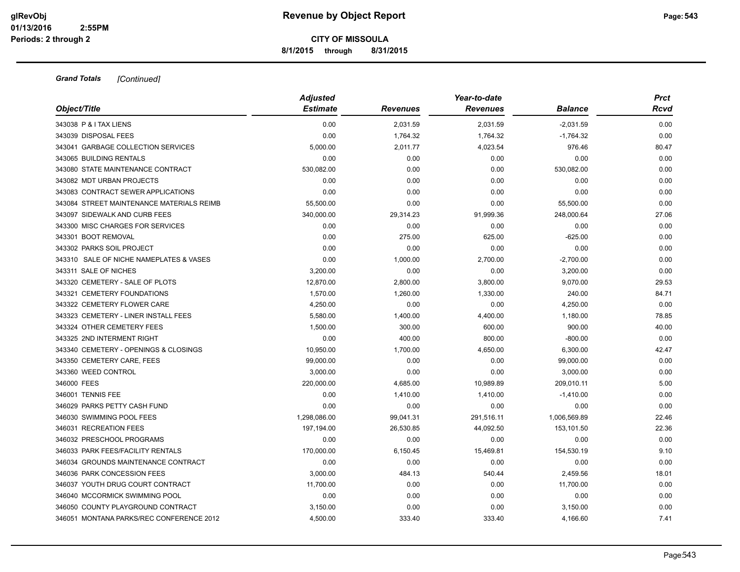**Grand Totals** *[Continued]*

| Object/Title | Adjusted Estimate | Revenues | Year-to-date Revenues | Balance | Prct Rcvd |
|---|---|---|---|---|---|
| 343038 P & I TAX LIENS | 0.00 | 2,031.59 | 2,031.59 | -2,031.59 | 0.00 |
| 343039 DISPOSAL FEES | 0.00 | 1,764.32 | 1,764.32 | -1,764.32 | 0.00 |
| 343041 GARBAGE COLLECTION SERVICES | 5,000.00 | 2,011.77 | 4,023.54 | 976.46 | 80.47 |
| 343065 BUILDING RENTALS | 0.00 | 0.00 | 0.00 | 0.00 | 0.00 |
| 343080 STATE MAINTENANCE CONTRACT | 530,082.00 | 0.00 | 0.00 | 530,082.00 | 0.00 |
| 343082 MDT URBAN PROJECTS | 0.00 | 0.00 | 0.00 | 0.00 | 0.00 |
| 343083 CONTRACT SEWER APPLICATIONS | 0.00 | 0.00 | 0.00 | 0.00 | 0.00 |
| 343084 STREET MAINTENANCE MATERIALS REIMB | 55,500.00 | 0.00 | 0.00 | 55,500.00 | 0.00 |
| 343097 SIDEWALK AND CURB FEES | 340,000.00 | 29,314.23 | 91,999.36 | 248,000.64 | 27.06 |
| 343300 MISC CHARGES FOR SERVICES | 0.00 | 0.00 | 0.00 | 0.00 | 0.00 |
| 343301 BOOT REMOVAL | 0.00 | 275.00 | 625.00 | -625.00 | 0.00 |
| 343302 PARKS SOIL PROJECT | 0.00 | 0.00 | 0.00 | 0.00 | 0.00 |
| 343310 SALE OF NICHE NAMEPLATES & VASES | 0.00 | 1,000.00 | 2,700.00 | -2,700.00 | 0.00 |
| 343311 SALE OF NICHES | 3,200.00 | 0.00 | 0.00 | 3,200.00 | 0.00 |
| 343320 CEMETERY - SALE OF PLOTS | 12,870.00 | 2,800.00 | 3,800.00 | 9,070.00 | 29.53 |
| 343321 CEMETERY FOUNDATIONS | 1,570.00 | 1,260.00 | 1,330.00 | 240.00 | 84.71 |
| 343322 CEMETERY FLOWER CARE | 4,250.00 | 0.00 | 0.00 | 4,250.00 | 0.00 |
| 343323 CEMETERY - LINER INSTALL FEES | 5,580.00 | 1,400.00 | 4,400.00 | 1,180.00 | 78.85 |
| 343324 OTHER CEMETERY FEES | 1,500.00 | 300.00 | 600.00 | 900.00 | 40.00 |
| 343325 2ND INTERMENT RIGHT | 0.00 | 400.00 | 800.00 | -800.00 | 0.00 |
| 343340 CEMETERY - OPENINGS & CLOSINGS | 10,950.00 | 1,700.00 | 4,650.00 | 6,300.00 | 42.47 |
| 343350 CEMETERY CARE, FEES | 99,000.00 | 0.00 | 0.00 | 99,000.00 | 0.00 |
| 343360 WEED CONTROL | 3,000.00 | 0.00 | 0.00 | 3,000.00 | 0.00 |
| 346000 FEES | 220,000.00 | 4,685.00 | 10,989.89 | 209,010.11 | 5.00 |
| 346001 TENNIS FEE | 0.00 | 1,410.00 | 1,410.00 | -1,410.00 | 0.00 |
| 346029 PARKS PETTY CASH FUND | 0.00 | 0.00 | 0.00 | 0.00 | 0.00 |
| 346030 SWIMMING POOL FEES | 1,298,086.00 | 99,041.31 | 291,516.11 | 1,006,569.89 | 22.46 |
| 346031 RECREATION FEES | 197,194.00 | 26,530.85 | 44,092.50 | 153,101.50 | 22.36 |
| 346032 PRESCHOOL PROGRAMS | 0.00 | 0.00 | 0.00 | 0.00 | 0.00 |
| 346033 PARK FEES/FACILITY RENTALS | 170,000.00 | 6,150.45 | 15,469.81 | 154,530.19 | 9.10 |
| 346034 GROUNDS MAINTENANCE CONTRACT | 0.00 | 0.00 | 0.00 | 0.00 | 0.00 |
| 346036 PARK CONCESSION FEES | 3,000.00 | 484.13 | 540.44 | 2,459.56 | 18.01 |
| 346037 YOUTH DRUG COURT CONTRACT | 11,700.00 | 0.00 | 0.00 | 11,700.00 | 0.00 |
| 346040 MCCORMICK SWIMMING POOL | 0.00 | 0.00 | 0.00 | 0.00 | 0.00 |
| 346050 COUNTY PLAYGROUND CONTRACT | 3,150.00 | 0.00 | 0.00 | 3,150.00 | 0.00 |
| 346051 MONTANA PARKS/REC CONFERENCE 2012 | 4,500.00 | 333.40 | 333.40 | 4,166.60 | 7.41 |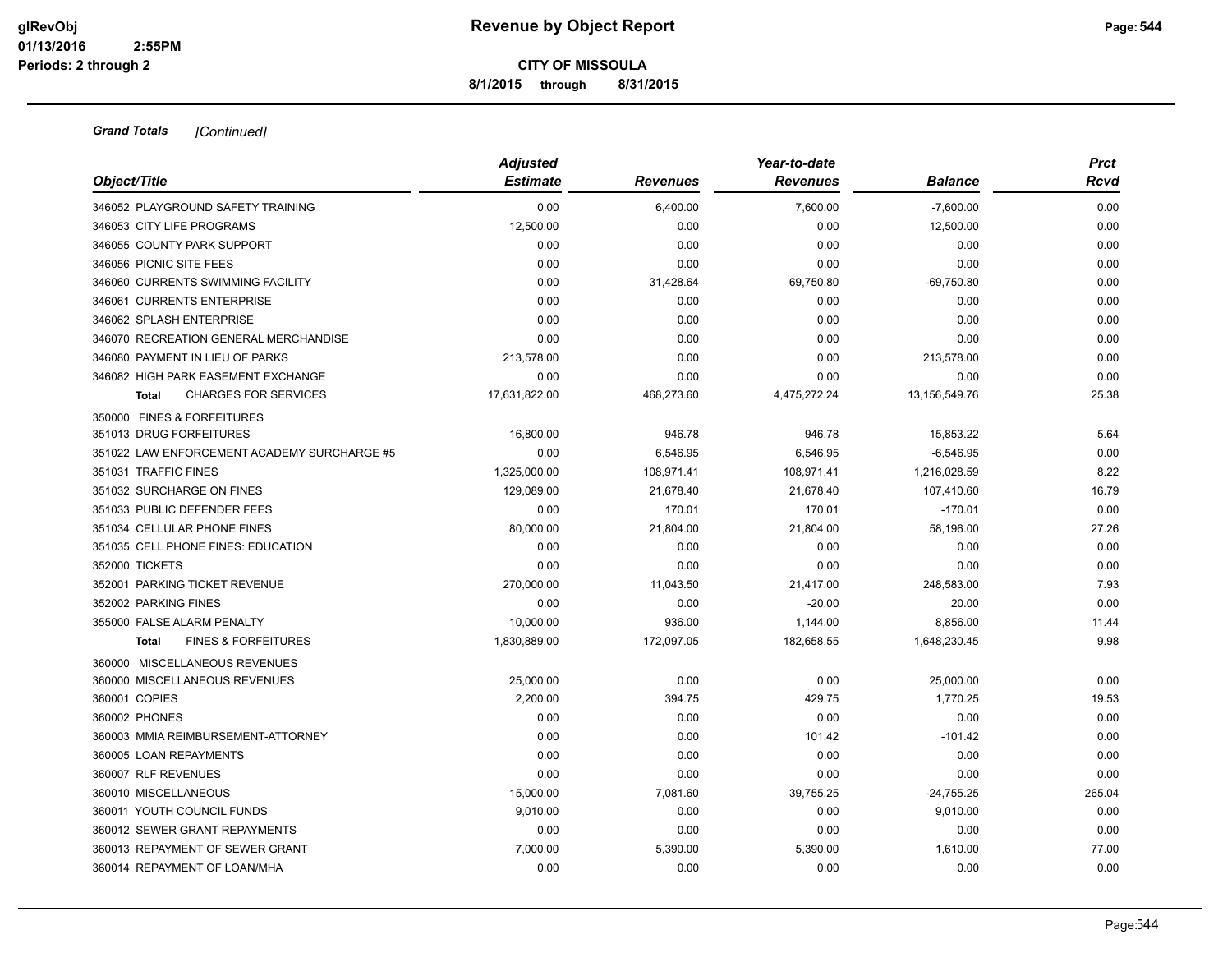**Grand Totals** *[Continued]*

| Object/Title | Adjusted Estimate | Revenues | Year-to-date Revenues | Balance | Prct Rcvd |
|---|---|---|---|---|---|
| 346052 PLAYGROUND SAFETY TRAINING | 0.00 | 6,400.00 | 7,600.00 | -7,600.00 | 0.00 |
| 346053 CITY LIFE PROGRAMS | 12,500.00 | 0.00 | 0.00 | 12,500.00 | 0.00 |
| 346055 COUNTY PARK SUPPORT | 0.00 | 0.00 | 0.00 | 0.00 | 0.00 |
| 346056 PICNIC SITE FEES | 0.00 | 0.00 | 0.00 | 0.00 | 0.00 |
| 346060 CURRENTS SWIMMING FACILITY | 0.00 | 31,428.64 | 69,750.80 | -69,750.80 | 0.00 |
| 346061 CURRENTS ENTERPRISE | 0.00 | 0.00 | 0.00 | 0.00 | 0.00 |
| 346062 SPLASH ENTERPRISE | 0.00 | 0.00 | 0.00 | 0.00 | 0.00 |
| 346070 RECREATION GENERAL MERCHANDISE | 0.00 | 0.00 | 0.00 | 0.00 | 0.00 |
| 346080 PAYMENT IN LIEU OF PARKS | 213,578.00 | 0.00 | 0.00 | 213,578.00 | 0.00 |
| 346082 HIGH PARK EASEMENT EXCHANGE | 0.00 | 0.00 | 0.00 | 0.00 | 0.00 |
| **Total** CHARGES FOR SERVICES | 17,631,822.00 | 468,273.60 | 4,475,272.24 | 13,156,549.76 | 25.38 |
| 350000 FINES & FORFEITURES | | | | | |
| 351013 DRUG FORFEITURES | 16,800.00 | 946.78 | 946.78 | 15,853.22 | 5.64 |
| 351022 LAW ENFORCEMENT ACADEMY SURCHARGE #5 | 0.00 | 6,546.95 | 6,546.95 | -6,546.95 | 0.00 |
| 351031 TRAFFIC FINES | 1,325,000.00 | 108,971.41 | 108,971.41 | 1,216,028.59 | 8.22 |
| 351032 SURCHARGE ON FINES | 129,089.00 | 21,678.40 | 21,678.40 | 107,410.60 | 16.79 |
| 351033 PUBLIC DEFENDER FEES | 0.00 | 170.01 | 170.01 | -170.01 | 0.00 |
| 351034 CELLULAR PHONE FINES | 80,000.00 | 21,804.00 | 21,804.00 | 58,196.00 | 27.26 |
| 351035 CELL PHONE FINES: EDUCATION | 0.00 | 0.00 | 0.00 | 0.00 | 0.00 |
| 352000 TICKETS | 0.00 | 0.00 | 0.00 | 0.00 | 0.00 |
| 352001 PARKING TICKET REVENUE | 270,000.00 | 11,043.50 | 21,417.00 | 248,583.00 | 7.93 |
| 352002 PARKING FINES | 0.00 | 0.00 | -20.00 | 20.00 | 0.00 |
| 355000 FALSE ALARM PENALTY | 10,000.00 | 936.00 | 1,144.00 | 8,856.00 | 11.44 |
| **Total** FINES & FORFEITURES | 1,830,889.00 | 172,097.05 | 182,658.55 | 1,648,230.45 | 9.98 |
| 360000 MISCELLANEOUS REVENUES | | | | | |
| 360000 MISCELLANEOUS REVENUES | 25,000.00 | 0.00 | 0.00 | 25,000.00 | 0.00 |
| 360001 COPIES | 2,200.00 | 394.75 | 429.75 | 1,770.25 | 19.53 |
| 360002 PHONES | 0.00 | 0.00 | 0.00 | 0.00 | 0.00 |
| 360003 MMIA REIMBURSEMENT-ATTORNEY | 0.00 | 0.00 | 101.42 | -101.42 | 0.00 |
| 360005 LOAN REPAYMENTS | 0.00 | 0.00 | 0.00 | 0.00 | 0.00 |
| 360007 RLF REVENUES | 0.00 | 0.00 | 0.00 | 0.00 | 0.00 |
| 360010 MISCELLANEOUS | 15,000.00 | 7,081.60 | 39,755.25 | -24,755.25 | 265.04 |
| 360011 YOUTH COUNCIL FUNDS | 9,010.00 | 0.00 | 0.00 | 9,010.00 | 0.00 |
| 360012 SEWER GRANT REPAYMENTS | 0.00 | 0.00 | 0.00 | 0.00 | 0.00 |
| 360013 REPAYMENT OF SEWER GRANT | 7,000.00 | 5,390.00 | 5,390.00 | 1,610.00 | 77.00 |
| 360014 REPAYMENT OF LOAN/MHA | 0.00 | 0.00 | 0.00 | 0.00 | 0.00 |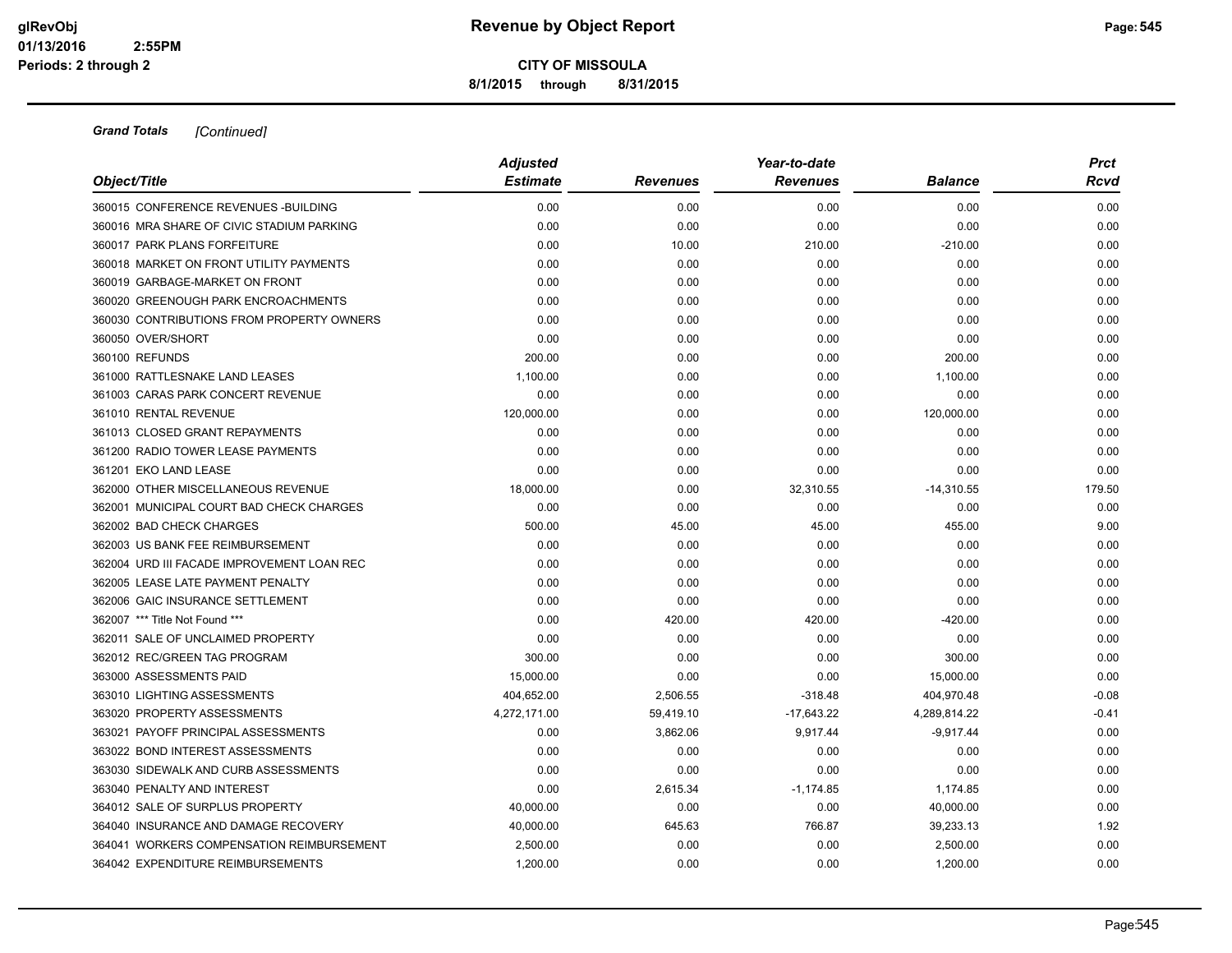**Grand Totals** *[Continued]*

| Object/Title | Adjusted Estimate | Revenues | Year-to-date Revenues | Balance | Prct Rcvd |
|---|---|---|---|---|---|
| 360015 CONFERENCE REVENUES -BUILDING | 0.00 | 0.00 | 0.00 | 0.00 | 0.00 |
| 360016 MRA SHARE OF CIVIC STADIUM PARKING | 0.00 | 0.00 | 0.00 | 0.00 | 0.00 |
| 360017 PARK PLANS FORFEITURE | 0.00 | 10.00 | 210.00 | -210.00 | 0.00 |
| 360018 MARKET ON FRONT UTILITY PAYMENTS | 0.00 | 0.00 | 0.00 | 0.00 | 0.00 |
| 360019 GARBAGE-MARKET ON FRONT | 0.00 | 0.00 | 0.00 | 0.00 | 0.00 |
| 360020 GREENOUGH PARK ENCROACHMENTS | 0.00 | 0.00 | 0.00 | 0.00 | 0.00 |
| 360030 CONTRIBUTIONS FROM PROPERTY OWNERS | 0.00 | 0.00 | 0.00 | 0.00 | 0.00 |
| 360050 OVER/SHORT | 0.00 | 0.00 | 0.00 | 0.00 | 0.00 |
| 360100 REFUNDS | 200.00 | 0.00 | 0.00 | 200.00 | 0.00 |
| 361000 RATTLESNAKE LAND LEASES | 1,100.00 | 0.00 | 0.00 | 1,100.00 | 0.00 |
| 361003 CARAS PARK CONCERT REVENUE | 0.00 | 0.00 | 0.00 | 0.00 | 0.00 |
| 361010 RENTAL REVENUE | 120,000.00 | 0.00 | 0.00 | 120,000.00 | 0.00 |
| 361013 CLOSED GRANT REPAYMENTS | 0.00 | 0.00 | 0.00 | 0.00 | 0.00 |
| 361200 RADIO TOWER LEASE PAYMENTS | 0.00 | 0.00 | 0.00 | 0.00 | 0.00 |
| 361201 EKO LAND LEASE | 0.00 | 0.00 | 0.00 | 0.00 | 0.00 |
| 362000 OTHER MISCELLANEOUS REVENUE | 18,000.00 | 0.00 | 32,310.55 | -14,310.55 | 179.50 |
| 362001 MUNICIPAL COURT BAD CHECK CHARGES | 0.00 | 0.00 | 0.00 | 0.00 | 0.00 |
| 362002 BAD CHECK CHARGES | 500.00 | 45.00 | 45.00 | 455.00 | 9.00 |
| 362003 US BANK FEE REIMBURSEMENT | 0.00 | 0.00 | 0.00 | 0.00 | 0.00 |
| 362004 URD III FACADE IMPROVEMENT LOAN REC | 0.00 | 0.00 | 0.00 | 0.00 | 0.00 |
| 362005 LEASE LATE PAYMENT PENALTY | 0.00 | 0.00 | 0.00 | 0.00 | 0.00 |
| 362006 GAIC INSURANCE SETTLEMENT | 0.00 | 0.00 | 0.00 | 0.00 | 0.00 |
| 362007 *** Title Not Found *** | 0.00 | 420.00 | 420.00 | -420.00 | 0.00 |
| 362011 SALE OF UNCLAIMED PROPERTY | 0.00 | 0.00 | 0.00 | 0.00 | 0.00 |
| 362012 REC/GREEN TAG PROGRAM | 300.00 | 0.00 | 0.00 | 300.00 | 0.00 |
| 363000 ASSESSMENTS PAID | 15,000.00 | 0.00 | 0.00 | 15,000.00 | 0.00 |
| 363010 LIGHTING ASSESSMENTS | 404,652.00 | 2,506.55 | -318.48 | 404,970.48 | -0.08 |
| 363020 PROPERTY ASSESSMENTS | 4,272,171.00 | 59,419.10 | -17,643.22 | 4,289,814.22 | -0.41 |
| 363021 PAYOFF PRINCIPAL ASSESSMENTS | 0.00 | 3,862.06 | 9,917.44 | -9,917.44 | 0.00 |
| 363022 BOND INTEREST ASSESSMENTS | 0.00 | 0.00 | 0.00 | 0.00 | 0.00 |
| 363030 SIDEWALK AND CURB ASSESSMENTS | 0.00 | 0.00 | 0.00 | 0.00 | 0.00 |
| 363040 PENALTY AND INTEREST | 0.00 | 2,615.34 | -1,174.85 | 1,174.85 | 0.00 |
| 364012 SALE OF SURPLUS PROPERTY | 40,000.00 | 0.00 | 0.00 | 40,000.00 | 0.00 |
| 364040 INSURANCE AND DAMAGE RECOVERY | 40,000.00 | 645.63 | 766.87 | 39,233.13 | 1.92 |
| 364041 WORKERS COMPENSATION REIMBURSEMENT | 2,500.00 | 0.00 | 0.00 | 2,500.00 | 0.00 |
| 364042 EXPENDITURE REIMBURSEMENTS | 1,200.00 | 0.00 | 0.00 | 1,200.00 | 0.00 |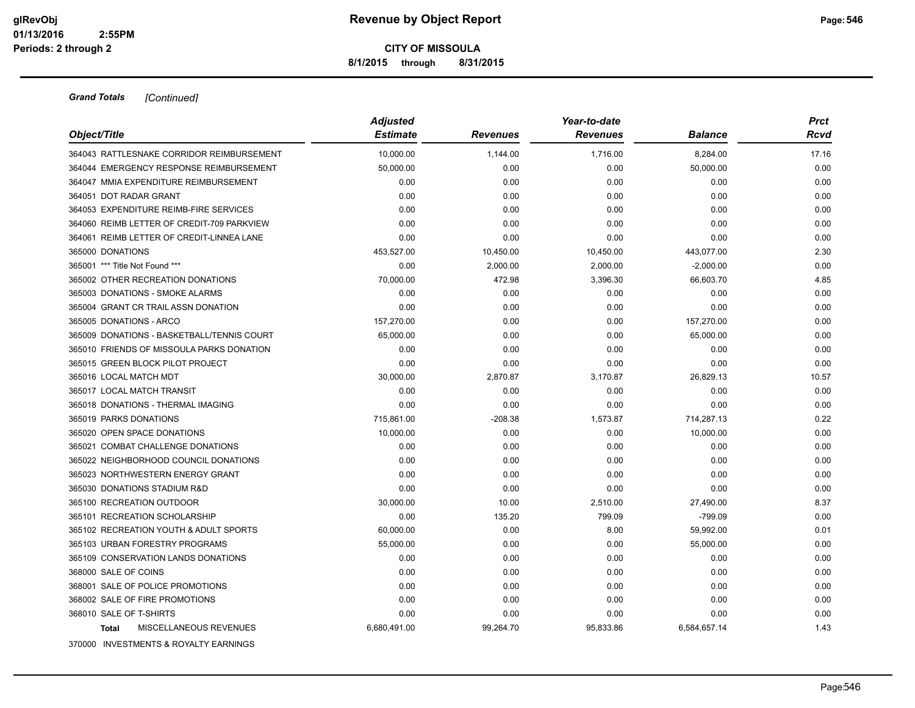# Revenue by Object Report

**CITY OF MISSOULA**

**8/1/2015 through 8/31/2015**

***Grand Totals*** *[Continued]*

| Object/Title | Adjusted Estimate | Revenues | Year-to-date Revenues | Balance | Prct Rcvd |
|---|---|---|---|---|---|
| 364043 RATTLESNAKE CORRIDOR REIMBURSEMENT | 10,000.00 | 1,144.00 | 1,716.00 | 8,284.00 | 17.16 |
| 364044 EMERGENCY RESPONSE REIMBURSEMENT | 50,000.00 | 0.00 | 0.00 | 50,000.00 | 0.00 |
| 364047 MMIA EXPENDITURE REIMBURSEMENT | 0.00 | 0.00 | 0.00 | 0.00 | 0.00 |
| 364051 DOT RADAR GRANT | 0.00 | 0.00 | 0.00 | 0.00 | 0.00 |
| 364053 EXPENDITURE REIMB-FIRE SERVICES | 0.00 | 0.00 | 0.00 | 0.00 | 0.00 |
| 364060 REIMB LETTER OF CREDIT-709 PARKVIEW | 0.00 | 0.00 | 0.00 | 0.00 | 0.00 |
| 364061 REIMB LETTER OF CREDIT-LINNEA LANE | 0.00 | 0.00 | 0.00 | 0.00 | 0.00 |
| 365000 DONATIONS | 453,527.00 | 10,450.00 | 10,450.00 | 443,077.00 | 2.30 |
| 365001 *** Title Not Found *** | 0.00 | 2,000.00 | 2,000.00 | -2,000.00 | 0.00 |
| 365002 OTHER RECREATION DONATIONS | 70,000.00 | 472.98 | 3,396.30 | 66,603.70 | 4.85 |
| 365003 DONATIONS - SMOKE ALARMS | 0.00 | 0.00 | 0.00 | 0.00 | 0.00 |
| 365004 GRANT CR TRAIL ASSN DONATION | 0.00 | 0.00 | 0.00 | 0.00 | 0.00 |
| 365005 DONATIONS - ARCO | 157,270.00 | 0.00 | 0.00 | 157,270.00 | 0.00 |
| 365009 DONATIONS - BASKETBALL/TENNIS COURT | 65,000.00 | 0.00 | 0.00 | 65,000.00 | 0.00 |
| 365010 FRIENDS OF MISSOULA PARKS DONATION | 0.00 | 0.00 | 0.00 | 0.00 | 0.00 |
| 365015 GREEN BLOCK PILOT PROJECT | 0.00 | 0.00 | 0.00 | 0.00 | 0.00 |
| 365016 LOCAL MATCH MDT | 30,000.00 | 2,870.87 | 3,170.87 | 26,829.13 | 10.57 |
| 365017 LOCAL MATCH TRANSIT | 0.00 | 0.00 | 0.00 | 0.00 | 0.00 |
| 365018 DONATIONS - THERMAL IMAGING | 0.00 | 0.00 | 0.00 | 0.00 | 0.00 |
| 365019 PARKS DONATIONS | 715,861.00 | -208.38 | 1,573.87 | 714,287.13 | 0.22 |
| 365020 OPEN SPACE DONATIONS | 10,000.00 | 0.00 | 0.00 | 10,000.00 | 0.00 |
| 365021 COMBAT CHALLENGE DONATIONS | 0.00 | 0.00 | 0.00 | 0.00 | 0.00 |
| 365022 NEIGHBORHOOD COUNCIL DONATIONS | 0.00 | 0.00 | 0.00 | 0.00 | 0.00 |
| 365023 NORTHWESTERN ENERGY GRANT | 0.00 | 0.00 | 0.00 | 0.00 | 0.00 |
| 365030 DONATIONS STADIUM R&D | 0.00 | 0.00 | 0.00 | 0.00 | 0.00 |
| 365100 RECREATION OUTDOOR | 30,000.00 | 10.00 | 2,510.00 | 27,490.00 | 8.37 |
| 365101 RECREATION SCHOLARSHIP | 0.00 | 135.20 | 799.09 | -799.09 | 0.00 |
| 365102 RECREATION YOUTH & ADULT SPORTS | 60,000.00 | 0.00 | 8.00 | 59,992.00 | 0.01 |
| 365103 URBAN FORESTRY PROGRAMS | 55,000.00 | 0.00 | 0.00 | 55,000.00 | 0.00 |
| 365109 CONSERVATION LANDS DONATIONS | 0.00 | 0.00 | 0.00 | 0.00 | 0.00 |
| 368000 SALE OF COINS | 0.00 | 0.00 | 0.00 | 0.00 | 0.00 |
| 368001 SALE OF POLICE PROMOTIONS | 0.00 | 0.00 | 0.00 | 0.00 | 0.00 |
| 368002 SALE OF FIRE PROMOTIONS | 0.00 | 0.00 | 0.00 | 0.00 | 0.00 |
| 368010 SALE OF T-SHIRTS | 0.00 | 0.00 | 0.00 | 0.00 | 0.00 |
| **Total** MISCELLANEOUS REVENUES | 6,680,491.00 | 99,264.70 | 95,833.86 | 6,584,657.14 | 1.43 |

370000 INVESTMENTS & ROYALTY EARNINGS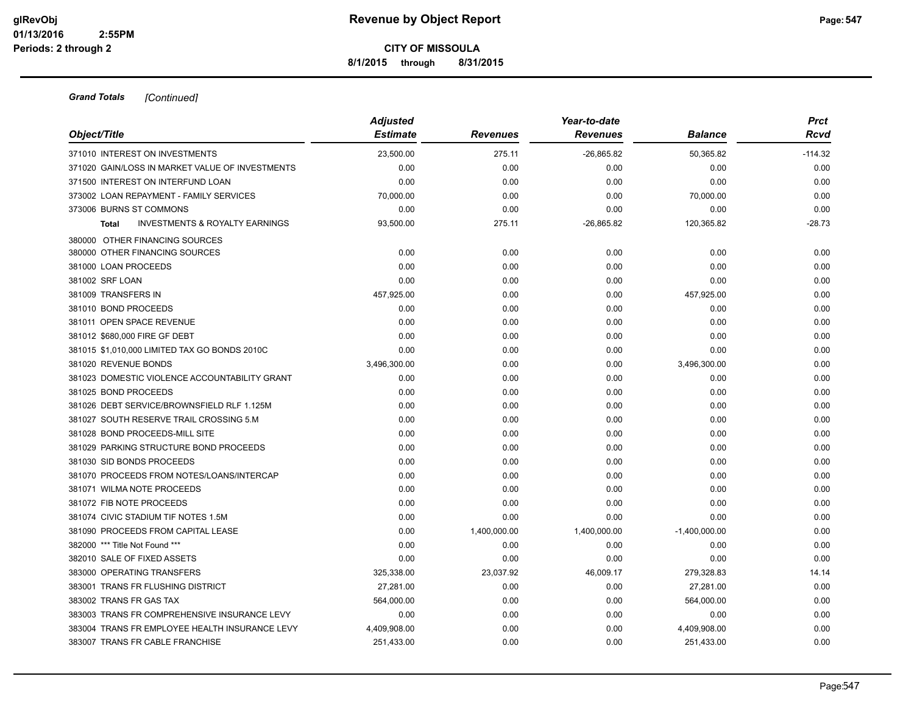**Grand Totals** *[Continued]*

| Object/Title | Adjusted Estimate | Revenues | Year-to-date Revenues | Balance | Prct Rcvd |
|---|---|---|---|---|---|
| 371010 INTEREST ON INVESTMENTS | 23,500.00 | 275.11 | -26,865.82 | 50,365.82 | -114.32 |
| 371020 GAIN/LOSS IN MARKET VALUE OF INVESTMENTS | 0.00 | 0.00 | 0.00 | 0.00 | 0.00 |
| 371500 INTEREST ON INTERFUND LOAN | 0.00 | 0.00 | 0.00 | 0.00 | 0.00 |
| 373002 LOAN REPAYMENT - FAMILY SERVICES | 70,000.00 | 0.00 | 0.00 | 70,000.00 | 0.00 |
| 373006 BURNS ST COMMONS | 0.00 | 0.00 | 0.00 | 0.00 | 0.00 |
| **Total** INVESTMENTS & ROYALTY EARNINGS | 93,500.00 | 275.11 | -26,865.82 | 120,365.82 | -28.73 |
| 380000 OTHER FINANCING SOURCES | | | | | |
| 380000 OTHER FINANCING SOURCES | 0.00 | 0.00 | 0.00 | 0.00 | 0.00 |
| 381000 LOAN PROCEEDS | 0.00 | 0.00 | 0.00 | 0.00 | 0.00 |
| 381002 SRF LOAN | 0.00 | 0.00 | 0.00 | 0.00 | 0.00 |
| 381009 TRANSFERS IN | 457,925.00 | 0.00 | 0.00 | 457,925.00 | 0.00 |
| 381010 BOND PROCEEDS | 0.00 | 0.00 | 0.00 | 0.00 | 0.00 |
| 381011 OPEN SPACE REVENUE | 0.00 | 0.00 | 0.00 | 0.00 | 0.00 |
| 381012 $680,000 FIRE GF DEBT | 0.00 | 0.00 | 0.00 | 0.00 | 0.00 |
| 381015 $1,010,000 LIMITED TAX GO BONDS 2010C | 0.00 | 0.00 | 0.00 | 0.00 | 0.00 |
| 381020 REVENUE BONDS | 3,496,300.00 | 0.00 | 0.00 | 3,496,300.00 | 0.00 |
| 381023 DOMESTIC VIOLENCE ACCOUNTABILITY GRANT | 0.00 | 0.00 | 0.00 | 0.00 | 0.00 |
| 381025 BOND PROCEEDS | 0.00 | 0.00 | 0.00 | 0.00 | 0.00 |
| 381026 DEBT SERVICE/BROWNSFIELD RLF 1.125M | 0.00 | 0.00 | 0.00 | 0.00 | 0.00 |
| 381027 SOUTH RESERVE TRAIL CROSSING 5.M | 0.00 | 0.00 | 0.00 | 0.00 | 0.00 |
| 381028 BOND PROCEEDS-MILL SITE | 0.00 | 0.00 | 0.00 | 0.00 | 0.00 |
| 381029 PARKING STRUCTURE BOND PROCEEDS | 0.00 | 0.00 | 0.00 | 0.00 | 0.00 |
| 381030 SID BONDS PROCEEDS | 0.00 | 0.00 | 0.00 | 0.00 | 0.00 |
| 381070 PROCEEDS FROM NOTES/LOANS/INTERCAP | 0.00 | 0.00 | 0.00 | 0.00 | 0.00 |
| 381071 WILMA NOTE PROCEEDS | 0.00 | 0.00 | 0.00 | 0.00 | 0.00 |
| 381072 FIB NOTE PROCEEDS | 0.00 | 0.00 | 0.00 | 0.00 | 0.00 |
| 381074 CIVIC STADIUM TIF NOTES 1.5M | 0.00 | 0.00 | 0.00 | 0.00 | 0.00 |
| 381090 PROCEEDS FROM CAPITAL LEASE | 0.00 | 1,400,000.00 | 1,400,000.00 | -1,400,000.00 | 0.00 |
| 382000 *** Title Not Found *** | 0.00 | 0.00 | 0.00 | 0.00 | 0.00 |
| 382010 SALE OF FIXED ASSETS | 0.00 | 0.00 | 0.00 | 0.00 | 0.00 |
| 383000 OPERATING TRANSFERS | 325,338.00 | 23,037.92 | 46,009.17 | 279,328.83 | 14.14 |
| 383001 TRANS FR FLUSHING DISTRICT | 27,281.00 | 0.00 | 0.00 | 27,281.00 | 0.00 |
| 383002 TRANS FR GAS TAX | 564,000.00 | 0.00 | 0.00 | 564,000.00 | 0.00 |
| 383003 TRANS FR COMPREHENSIVE INSURANCE LEVY | 0.00 | 0.00 | 0.00 | 0.00 | 0.00 |
| 383004 TRANS FR EMPLOYEE HEALTH INSURANCE LEVY | 4,409,908.00 | 0.00 | 0.00 | 4,409,908.00 | 0.00 |
| 383007 TRANS FR CABLE FRANCHISE | 251,433.00 | 0.00 | 0.00 | 251,433.00 | 0.00 |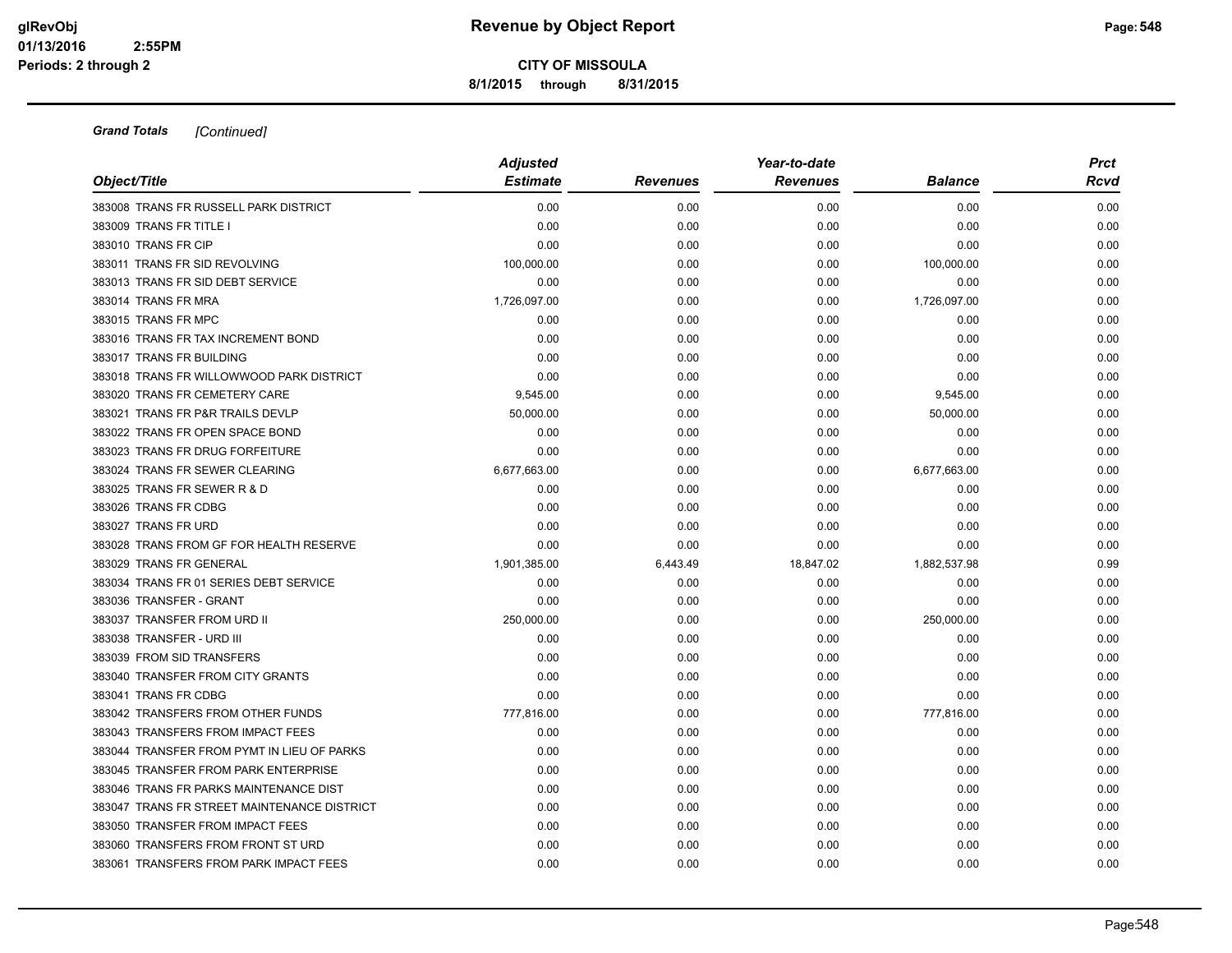**CITY OF MISSOULA**

**8/1/2015 through 8/31/2015**

***Grand Totals*** *[Continued]*

| *Object/Title* | *Adjusted Estimate* | *Revenues* | *Year-to-date Revenues* | *Balance* | *Prct Rcvd* |
|---|---|---|---|---|---|
| 383008 TRANS FR RUSSELL PARK DISTRICT | 0.00 | 0.00 | 0.00 | 0.00 | 0.00 |
| 383009 TRANS FR TITLE I | 0.00 | 0.00 | 0.00 | 0.00 | 0.00 |
| 383010 TRANS FR CIP | 0.00 | 0.00 | 0.00 | 0.00 | 0.00 |
| 383011 TRANS FR SID REVOLVING | 100,000.00 | 0.00 | 0.00 | 100,000.00 | 0.00 |
| 383013 TRANS FR SID DEBT SERVICE | 0.00 | 0.00 | 0.00 | 0.00 | 0.00 |
| 383014 TRANS FR MRA | 1,726,097.00 | 0.00 | 0.00 | 1,726,097.00 | 0.00 |
| 383015 TRANS FR MPC | 0.00 | 0.00 | 0.00 | 0.00 | 0.00 |
| 383016 TRANS FR TAX INCREMENT BOND | 0.00 | 0.00 | 0.00 | 0.00 | 0.00 |
| 383017 TRANS FR BUILDING | 0.00 | 0.00 | 0.00 | 0.00 | 0.00 |
| 383018 TRANS FR WILLOWWOOD PARK DISTRICT | 0.00 | 0.00 | 0.00 | 0.00 | 0.00 |
| 383020 TRANS FR CEMETERY CARE | 9,545.00 | 0.00 | 0.00 | 9,545.00 | 0.00 |
| 383021 TRANS FR P&R TRAILS DEVLP | 50,000.00 | 0.00 | 0.00 | 50,000.00 | 0.00 |
| 383022 TRANS FR OPEN SPACE BOND | 0.00 | 0.00 | 0.00 | 0.00 | 0.00 |
| 383023 TRANS FR DRUG FORFEITURE | 0.00 | 0.00 | 0.00 | 0.00 | 0.00 |
| 383024 TRANS FR SEWER CLEARING | 6,677,663.00 | 0.00 | 0.00 | 6,677,663.00 | 0.00 |
| 383025 TRANS FR SEWER R & D | 0.00 | 0.00 | 0.00 | 0.00 | 0.00 |
| 383026 TRANS FR CDBG | 0.00 | 0.00 | 0.00 | 0.00 | 0.00 |
| 383027 TRANS FR URD | 0.00 | 0.00 | 0.00 | 0.00 | 0.00 |
| 383028 TRANS FROM GF FOR HEALTH RESERVE | 0.00 | 0.00 | 0.00 | 0.00 | 0.00 |
| 383029 TRANS FR GENERAL | 1,901,385.00 | 6,443.49 | 18,847.02 | 1,882,537.98 | 0.99 |
| 383034 TRANS FR 01 SERIES DEBT SERVICE | 0.00 | 0.00 | 0.00 | 0.00 | 0.00 |
| 383036 TRANSFER - GRANT | 0.00 | 0.00 | 0.00 | 0.00 | 0.00 |
| 383037 TRANSFER FROM URD II | 250,000.00 | 0.00 | 0.00 | 250,000.00 | 0.00 |
| 383038 TRANSFER - URD III | 0.00 | 0.00 | 0.00 | 0.00 | 0.00 |
| 383039 FROM SID TRANSFERS | 0.00 | 0.00 | 0.00 | 0.00 | 0.00 |
| 383040 TRANSFER FROM CITY GRANTS | 0.00 | 0.00 | 0.00 | 0.00 | 0.00 |
| 383041 TRANS FR CDBG | 0.00 | 0.00 | 0.00 | 0.00 | 0.00 |
| 383042 TRANSFERS FROM OTHER FUNDS | 777,816.00 | 0.00 | 0.00 | 777,816.00 | 0.00 |
| 383043 TRANSFERS FROM IMPACT FEES | 0.00 | 0.00 | 0.00 | 0.00 | 0.00 |
| 383044 TRANSFER FROM PYMT IN LIEU OF PARKS | 0.00 | 0.00 | 0.00 | 0.00 | 0.00 |
| 383045 TRANSFER FROM PARK ENTERPRISE | 0.00 | 0.00 | 0.00 | 0.00 | 0.00 |
| 383046 TRANS FR PARKS MAINTENANCE DIST | 0.00 | 0.00 | 0.00 | 0.00 | 0.00 |
| 383047 TRANS FR STREET MAINTENANCE DISTRICT | 0.00 | 0.00 | 0.00 | 0.00 | 0.00 |
| 383050 TRANSFER FROM IMPACT FEES | 0.00 | 0.00 | 0.00 | 0.00 | 0.00 |
| 383060 TRANSFERS FROM FRONT ST URD | 0.00 | 0.00 | 0.00 | 0.00 | 0.00 |
| 383061 TRANSFERS FROM PARK IMPACT FEES | 0.00 | 0.00 | 0.00 | 0.00 | 0.00 |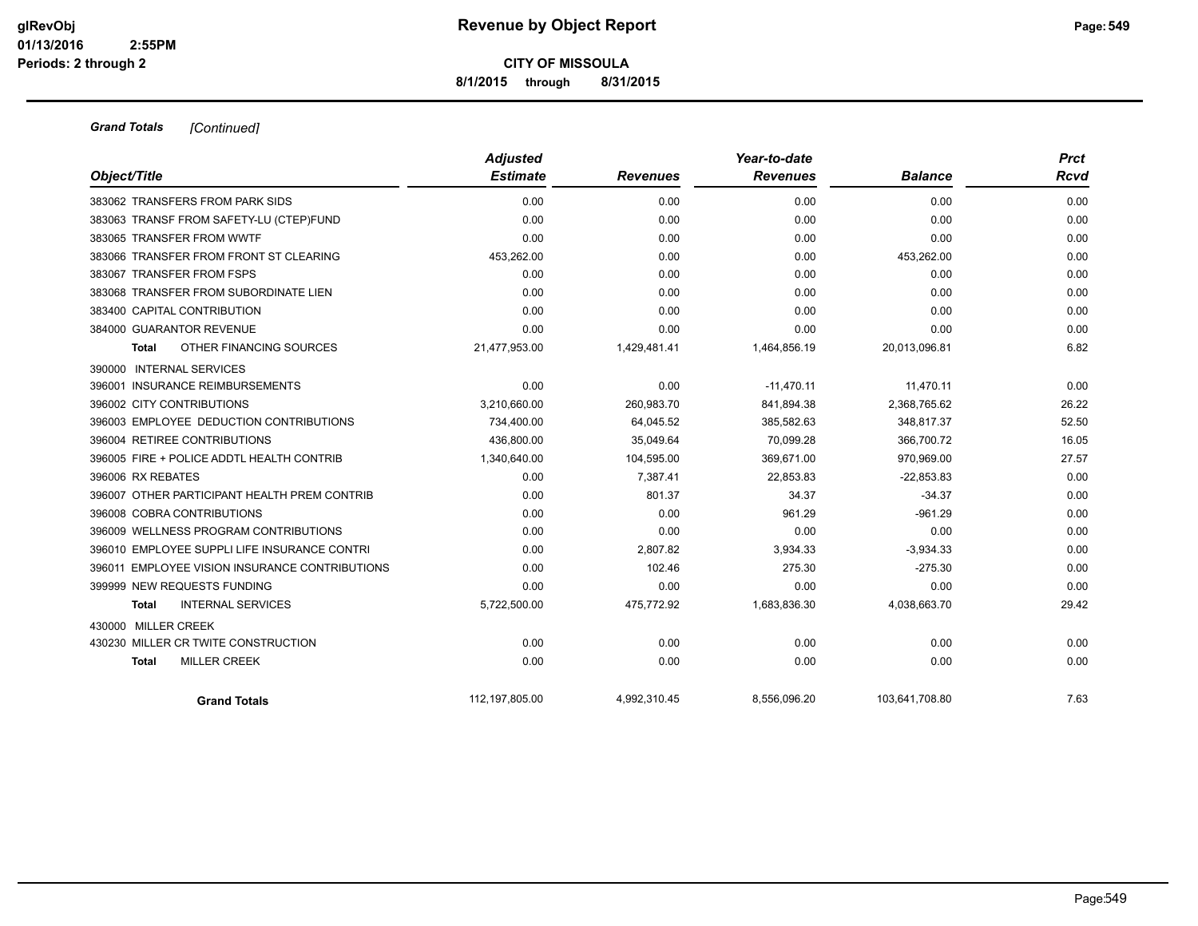**CITY OF MISSOULA**

**8/1/2015 through 8/31/2015**

***Grand Totals*** *[Continued]*

| Object/Title | Adjusted Estimate | Revenues | Year-to-date Revenues | Balance | Prct Rcvd |
|---|---|---|---|---|---|
| 383062 TRANSFERS FROM PARK SIDS | 0.00 | 0.00 | 0.00 | 0.00 | 0.00 |
| 383063 TRANSF FROM SAFETY-LU (CTEP)FUND | 0.00 | 0.00 | 0.00 | 0.00 | 0.00 |
| 383065 TRANSFER FROM WWTF | 0.00 | 0.00 | 0.00 | 0.00 | 0.00 |
| 383066 TRANSFER FROM FRONT ST CLEARING | 453,262.00 | 0.00 | 0.00 | 453,262.00 | 0.00 |
| 383067 TRANSFER FROM FSPS | 0.00 | 0.00 | 0.00 | 0.00 | 0.00 |
| 383068 TRANSFER FROM SUBORDINATE LIEN | 0.00 | 0.00 | 0.00 | 0.00 | 0.00 |
| 383400 CAPITAL CONTRIBUTION | 0.00 | 0.00 | 0.00 | 0.00 | 0.00 |
| 384000 GUARANTOR REVENUE | 0.00 | 0.00 | 0.00 | 0.00 | 0.00 |
| **Total** OTHER FINANCING SOURCES | 21,477,953.00 | 1,429,481.41 | 1,464,856.19 | 20,013,096.81 | 6.82 |
| 390000 INTERNAL SERVICES | | | | | |
| 396001 INSURANCE REIMBURSEMENTS | 0.00 | 0.00 | -11,470.11 | 11,470.11 | 0.00 |
| 396002 CITY CONTRIBUTIONS | 3,210,660.00 | 260,983.70 | 841,894.38 | 2,368,765.62 | 26.22 |
| 396003 EMPLOYEE DEDUCTION CONTRIBUTIONS | 734,400.00 | 64,045.52 | 385,582.63 | 348,817.37 | 52.50 |
| 396004 RETIREE CONTRIBUTIONS | 436,800.00 | 35,049.64 | 70,099.28 | 366,700.72 | 16.05 |
| 396005 FIRE + POLICE ADDTL HEALTH CONTRIB | 1,340,640.00 | 104,595.00 | 369,671.00 | 970,969.00 | 27.57 |
| 396006 RX REBATES | 0.00 | 7,387.41 | 22,853.83 | -22,853.83 | 0.00 |
| 396007 OTHER PARTICIPANT HEALTH PREM CONTRIB | 0.00 | 801.37 | 34.37 | -34.37 | 0.00 |
| 396008 COBRA CONTRIBUTIONS | 0.00 | 0.00 | 961.29 | -961.29 | 0.00 |
| 396009 WELLNESS PROGRAM CONTRIBUTIONS | 0.00 | 0.00 | 0.00 | 0.00 | 0.00 |
| 396010 EMPLOYEE SUPPLI LIFE INSURANCE CONTRI | 0.00 | 2,807.82 | 3,934.33 | -3,934.33 | 0.00 |
| 396011 EMPLOYEE VISION INSURANCE CONTRIBUTIONS | 0.00 | 102.46 | 275.30 | -275.30 | 0.00 |
| 399999 NEW REQUESTS FUNDING | 0.00 | 0.00 | 0.00 | 0.00 | 0.00 |
| **Total** INTERNAL SERVICES | 5,722,500.00 | 475,772.92 | 1,683,836.30 | 4,038,663.70 | 29.42 |
| 430000 MILLER CREEK | | | | | |
| 430230 MILLER CR TWITE CONSTRUCTION | 0.00 | 0.00 | 0.00 | 0.00 | 0.00 |
| **Total** MILLER CREEK | 0.00 | 0.00 | 0.00 | 0.00 | 0.00 |
| **Grand Totals** | 112,197,805.00 | 4,992,310.45 | 8,556,096.20 | 103,641,708.80 | 7.63 |